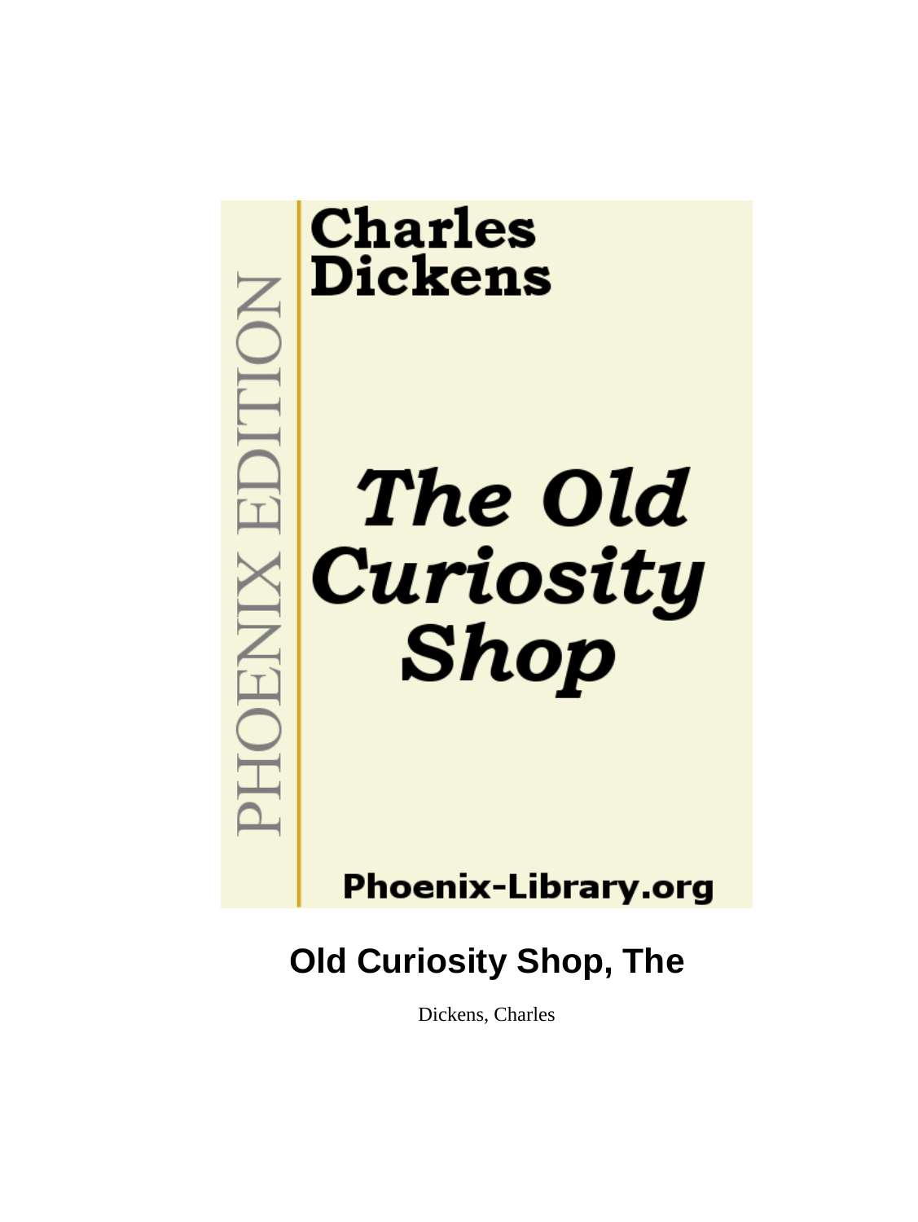PHOENIX EDITION

**Charles Dickens**

***The Old Curiosity Shop***

**Phoenix-Library.org**

# Old Curiosity Shop, The

Dickens, Charles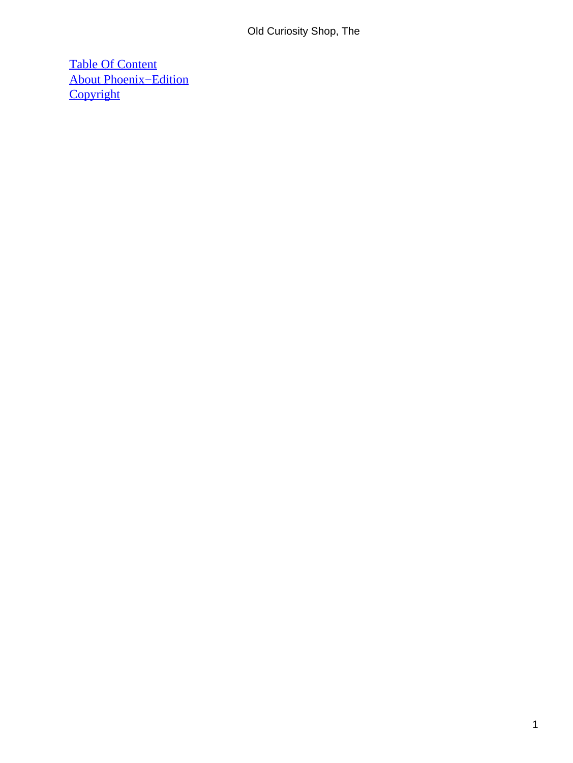Table Of Content
About Phoenix−Edition
Copyright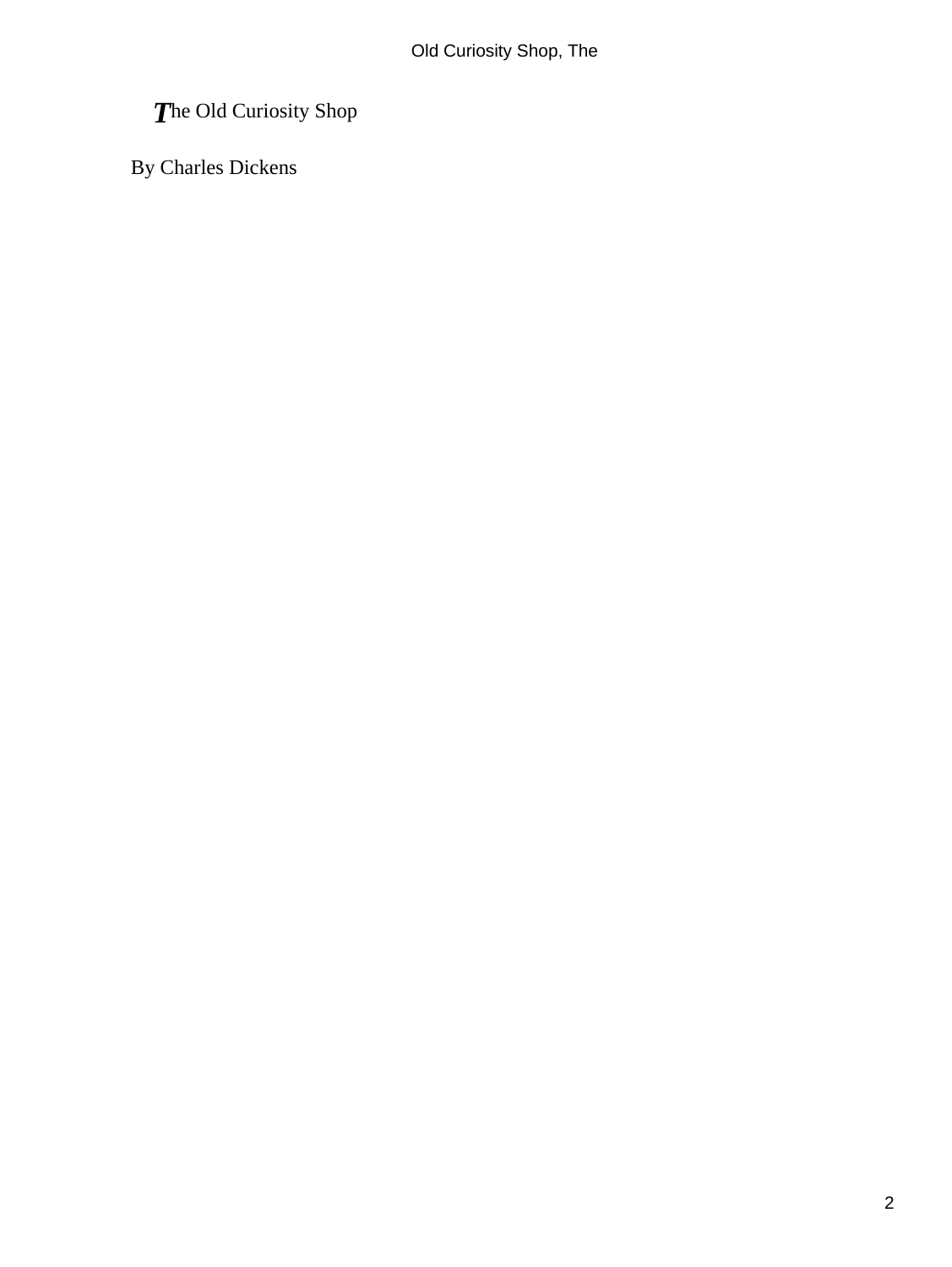# The Old Curiosity Shop

By Charles Dickens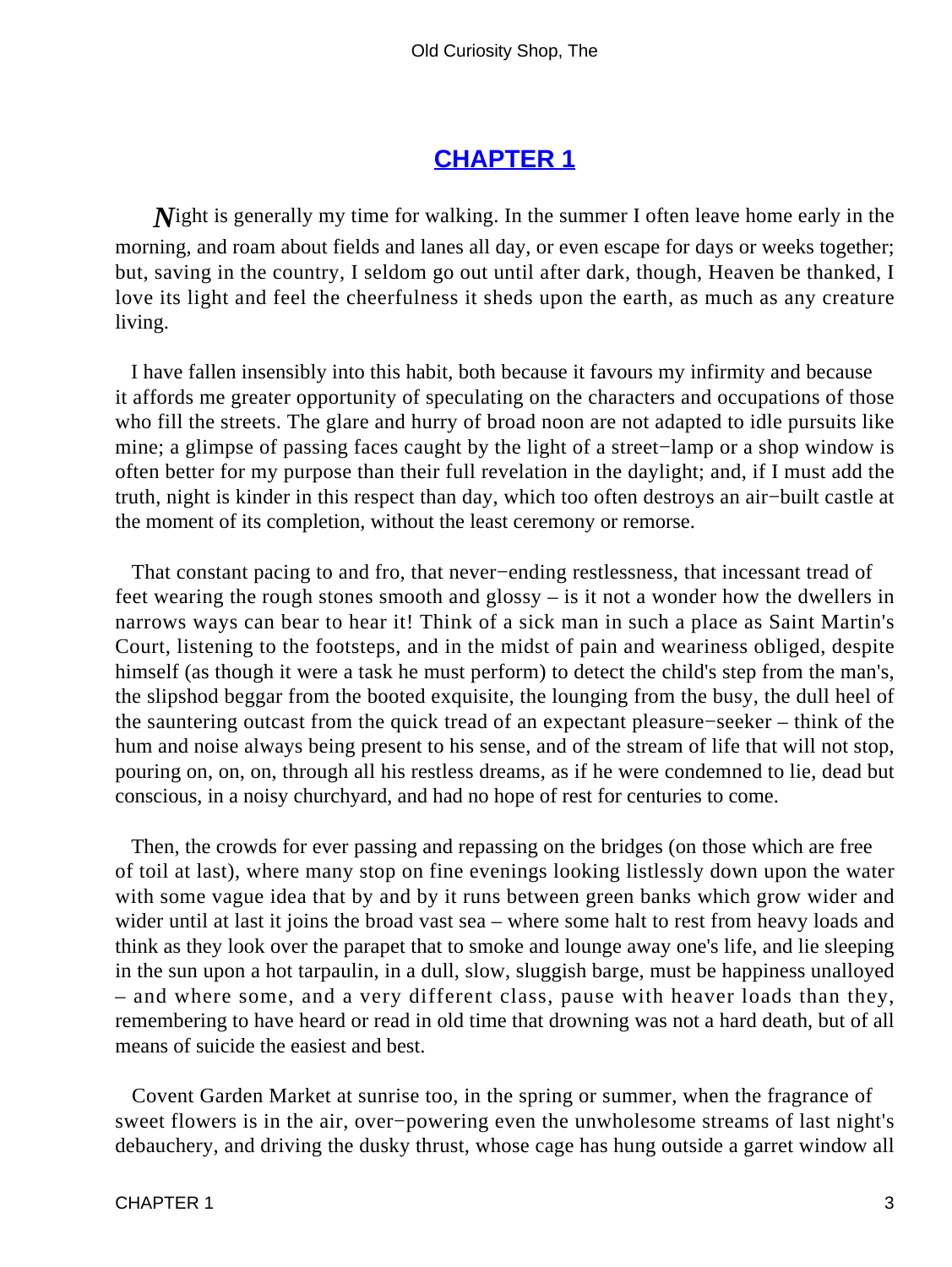## CHAPTER 1

Night is generally my time for walking. In the summer I often leave home early in the morning, and roam about fields and lanes all day, or even escape for days or weeks together; but, saving in the country, I seldom go out until after dark, though, Heaven be thanked, I love its light and feel the cheerfulness it sheds upon the earth, as much as any creature living.

I have fallen insensibly into this habit, both because it favours my infirmity and because it affords me greater opportunity of speculating on the characters and occupations of those who fill the streets. The glare and hurry of broad noon are not adapted to idle pursuits like mine; a glimpse of passing faces caught by the light of a street−lamp or a shop window is often better for my purpose than their full revelation in the daylight; and, if I must add the truth, night is kinder in this respect than day, which too often destroys an air−built castle at the moment of its completion, without the least ceremony or remorse.

That constant pacing to and fro, that never−ending restlessness, that incessant tread of feet wearing the rough stones smooth and glossy – is it not a wonder how the dwellers in narrows ways can bear to hear it! Think of a sick man in such a place as Saint Martin's Court, listening to the footsteps, and in the midst of pain and weariness obliged, despite himself (as though it were a task he must perform) to detect the child's step from the man's, the slipshod beggar from the booted exquisite, the lounging from the busy, the dull heel of the sauntering outcast from the quick tread of an expectant pleasure−seeker – think of the hum and noise always being present to his sense, and of the stream of life that will not stop, pouring on, on, on, through all his restless dreams, as if he were condemned to lie, dead but conscious, in a noisy churchyard, and had no hope of rest for centuries to come.

Then, the crowds for ever passing and repassing on the bridges (on those which are free of toil at last), where many stop on fine evenings looking listlessly down upon the water with some vague idea that by and by it runs between green banks which grow wider and wider until at last it joins the broad vast sea – where some halt to rest from heavy loads and think as they look over the parapet that to smoke and lounge away one's life, and lie sleeping in the sun upon a hot tarpaulin, in a dull, slow, sluggish barge, must be happiness unalloyed – and where some, and a very different class, pause with heaver loads than they, remembering to have heard or read in old time that drowning was not a hard death, but of all means of suicide the easiest and best.

Covent Garden Market at sunrise too, in the spring or summer, when the fragrance of sweet flowers is in the air, over−powering even the unwholesome streams of last night's debauchery, and driving the dusky thrust, whose cage has hung outside a garret window all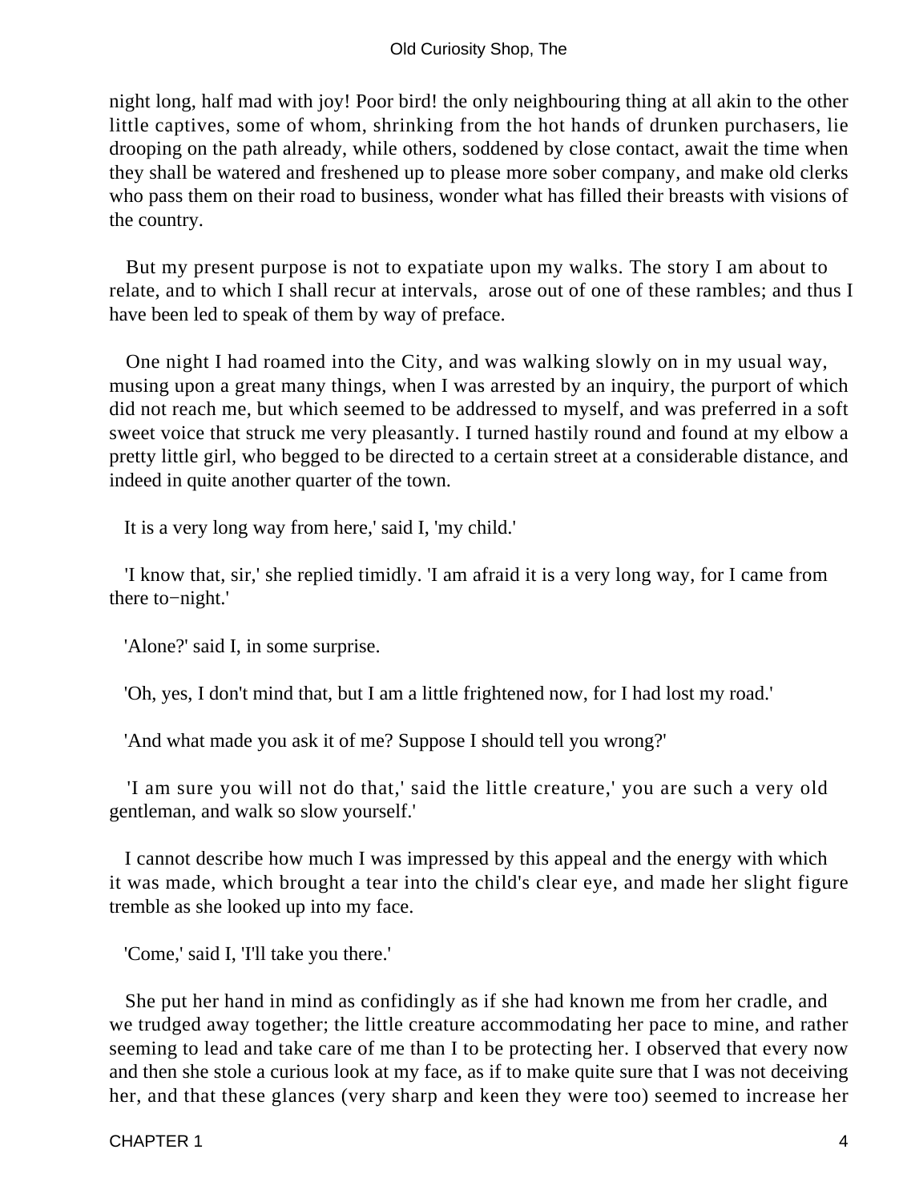night long, half mad with joy! Poor bird! the only neighbouring thing at all akin to the other little captives, some of whom, shrinking from the hot hands of drunken purchasers, lie drooping on the path already, while others, soddened by close contact, await the time when they shall be watered and freshened up to please more sober company, and make old clerks who pass them on their road to business, wonder what has filled their breasts with visions of the country.

But my present purpose is not to expatiate upon my walks. The story I am about to relate, and to which I shall recur at intervals, arose out of one of these rambles; and thus I have been led to speak of them by way of preface.

One night I had roamed into the City, and was walking slowly on in my usual way, musing upon a great many things, when I was arrested by an inquiry, the purport of which did not reach me, but which seemed to be addressed to myself, and was preferred in a soft sweet voice that struck me very pleasantly. I turned hastily round and found at my elbow a pretty little girl, who begged to be directed to a certain street at a considerable distance, and indeed in quite another quarter of the town.

It is a very long way from here,' said I, 'my child.'

'I know that, sir,' she replied timidly. 'I am afraid it is a very long way, for I came from there to−night.'

'Alone?' said I, in some surprise.

'Oh, yes, I don't mind that, but I am a little frightened now, for I had lost my road.'

'And what made you ask it of me? Suppose I should tell you wrong?'

'I am sure you will not do that,' said the little creature,' you are such a very old gentleman, and walk so slow yourself.'

I cannot describe how much I was impressed by this appeal and the energy with which it was made, which brought a tear into the child's clear eye, and made her slight figure tremble as she looked up into my face.

'Come,' said I, 'I'll take you there.'

She put her hand in mind as confidingly as if she had known me from her cradle, and we trudged away together; the little creature accommodating her pace to mine, and rather seeming to lead and take care of me than I to be protecting her. I observed that every now and then she stole a curious look at my face, as if to make quite sure that I was not deceiving her, and that these glances (very sharp and keen they were too) seemed to increase her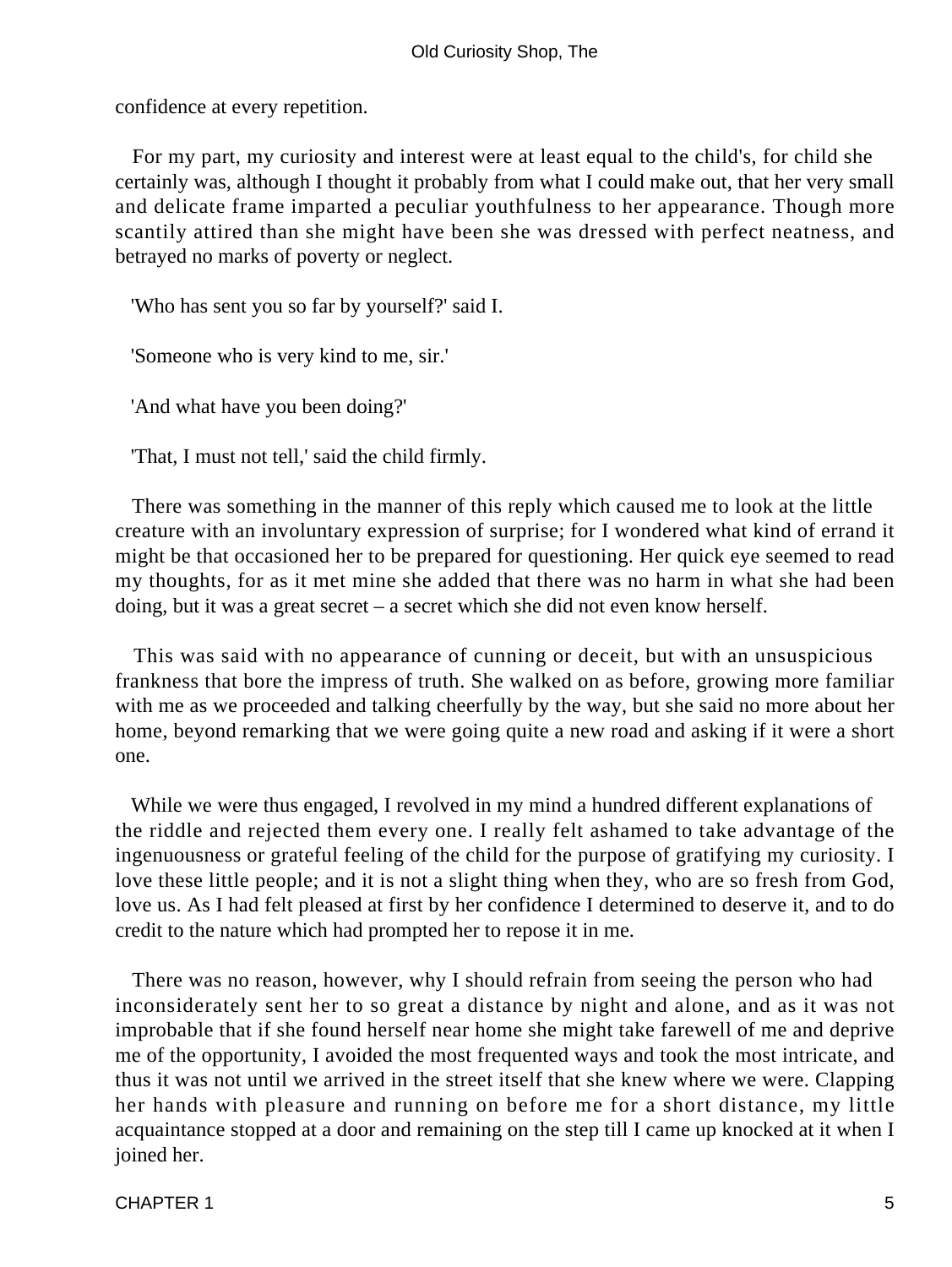confidence at every repetition.

For my part, my curiosity and interest were at least equal to the child's, for child she certainly was, although I thought it probably from what I could make out, that her very small and delicate frame imparted a peculiar youthfulness to her appearance. Though more scantily attired than she might have been she was dressed with perfect neatness, and betrayed no marks of poverty or neglect.

'Who has sent you so far by yourself?' said I.

'Someone who is very kind to me, sir.'

'And what have you been doing?'

'That, I must not tell,' said the child firmly.

There was something in the manner of this reply which caused me to look at the little creature with an involuntary expression of surprise; for I wondered what kind of errand it might be that occasioned her to be prepared for questioning. Her quick eye seemed to read my thoughts, for as it met mine she added that there was no harm in what she had been doing, but it was a great secret – a secret which she did not even know herself.

This was said with no appearance of cunning or deceit, but with an unsuspicious frankness that bore the impress of truth. She walked on as before, growing more familiar with me as we proceeded and talking cheerfully by the way, but she said no more about her home, beyond remarking that we were going quite a new road and asking if it were a short one.

While we were thus engaged, I revolved in my mind a hundred different explanations of the riddle and rejected them every one. I really felt ashamed to take advantage of the ingenuousness or grateful feeling of the child for the purpose of gratifying my curiosity. I love these little people; and it is not a slight thing when they, who are so fresh from God, love us. As I had felt pleased at first by her confidence I determined to deserve it, and to do credit to the nature which had prompted her to repose it in me.

There was no reason, however, why I should refrain from seeing the person who had inconsiderately sent her to so great a distance by night and alone, and as it was not improbable that if she found herself near home she might take farewell of me and deprive me of the opportunity, I avoided the most frequented ways and took the most intricate, and thus it was not until we arrived in the street itself that she knew where we were. Clapping her hands with pleasure and running on before me for a short distance, my little acquaintance stopped at a door and remaining on the step till I came up knocked at it when I joined her.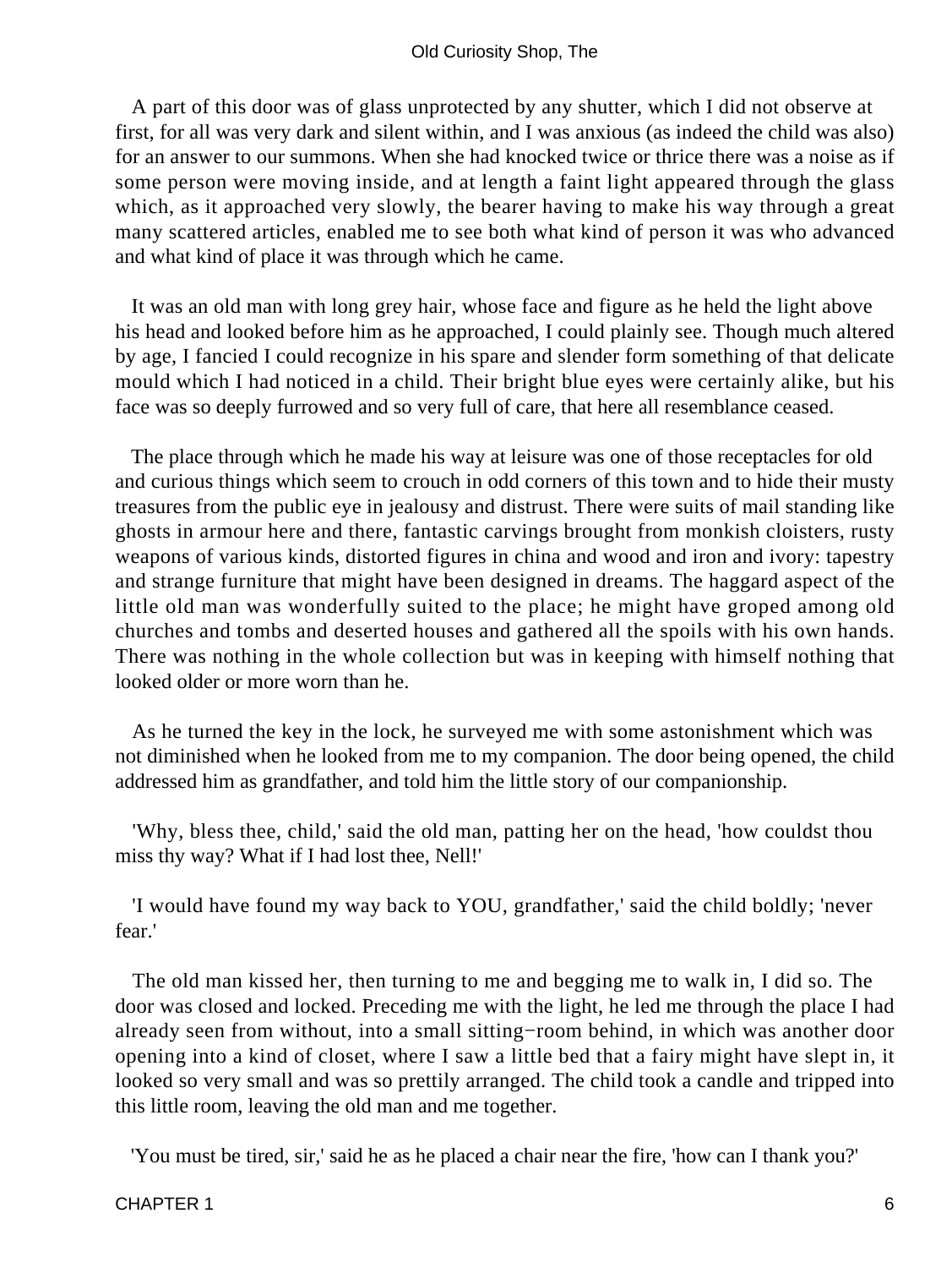A part of this door was of glass unprotected by any shutter, which I did not observe at first, for all was very dark and silent within, and I was anxious (as indeed the child was also) for an answer to our summons. When she had knocked twice or thrice there was a noise as if some person were moving inside, and at length a faint light appeared through the glass which, as it approached very slowly, the bearer having to make his way through a great many scattered articles, enabled me to see both what kind of person it was who advanced and what kind of place it was through which he came.

It was an old man with long grey hair, whose face and figure as he held the light above his head and looked before him as he approached, I could plainly see. Though much altered by age, I fancied I could recognize in his spare and slender form something of that delicate mould which I had noticed in a child. Their bright blue eyes were certainly alike, but his face was so deeply furrowed and so very full of care, that here all resemblance ceased.

The place through which he made his way at leisure was one of those receptacles for old and curious things which seem to crouch in odd corners of this town and to hide their musty treasures from the public eye in jealousy and distrust. There were suits of mail standing like ghosts in armour here and there, fantastic carvings brought from monkish cloisters, rusty weapons of various kinds, distorted figures in china and wood and iron and ivory: tapestry and strange furniture that might have been designed in dreams. The haggard aspect of the little old man was wonderfully suited to the place; he might have groped among old churches and tombs and deserted houses and gathered all the spoils with his own hands. There was nothing in the whole collection but was in keeping with himself nothing that looked older or more worn than he.

As he turned the key in the lock, he surveyed me with some astonishment which was not diminished when he looked from me to my companion. The door being opened, the child addressed him as grandfather, and told him the little story of our companionship.

'Why, bless thee, child,' said the old man, patting her on the head, 'how couldst thou miss thy way? What if I had lost thee, Nell!'

'I would have found my way back to YOU, grandfather,' said the child boldly; 'never fear.'

The old man kissed her, then turning to me and begging me to walk in, I did so. The door was closed and locked. Preceding me with the light, he led me through the place I had already seen from without, into a small sitting−room behind, in which was another door opening into a kind of closet, where I saw a little bed that a fairy might have slept in, it looked so very small and was so prettily arranged. The child took a candle and tripped into this little room, leaving the old man and me together.

'You must be tired, sir,' said he as he placed a chair near the fire, 'how can I thank you?'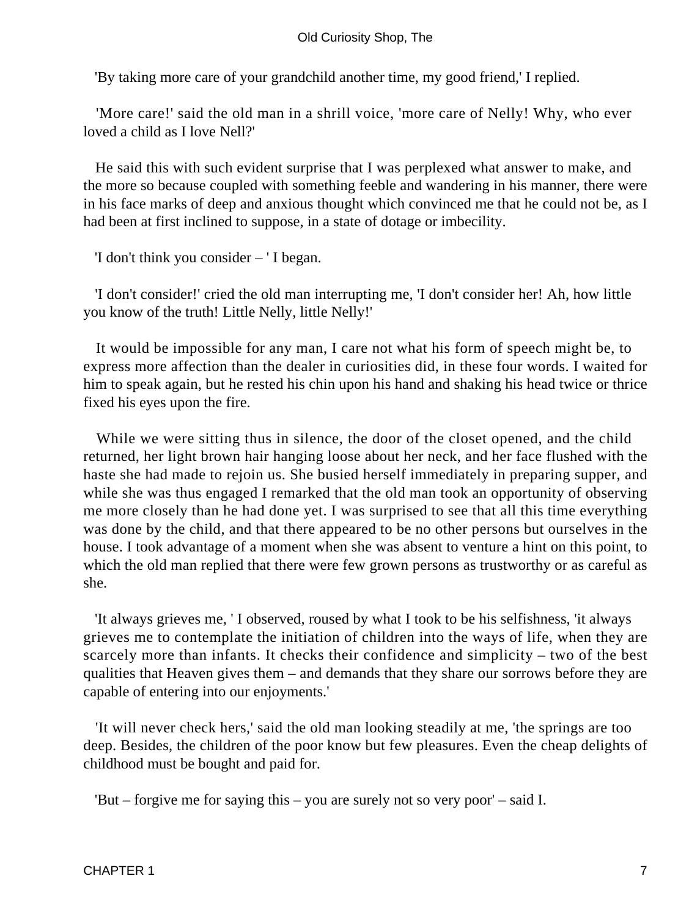'By taking more care of your grandchild another time, my good friend,' I replied.

'More care!' said the old man in a shrill voice, 'more care of Nelly! Why, who ever loved a child as I love Nell?'

He said this with such evident surprise that I was perplexed what answer to make, and the more so because coupled with something feeble and wandering in his manner, there were in his face marks of deep and anxious thought which convinced me that he could not be, as I had been at first inclined to suppose, in a state of dotage or imbecility.

'I don't think you consider – ' I began.

'I don't consider!' cried the old man interrupting me, 'I don't consider her! Ah, how little you know of the truth! Little Nelly, little Nelly!'

It would be impossible for any man, I care not what his form of speech might be, to express more affection than the dealer in curiosities did, in these four words. I waited for him to speak again, but he rested his chin upon his hand and shaking his head twice or thrice fixed his eyes upon the fire.

While we were sitting thus in silence, the door of the closet opened, and the child returned, her light brown hair hanging loose about her neck, and her face flushed with the haste she had made to rejoin us. She busied herself immediately in preparing supper, and while she was thus engaged I remarked that the old man took an opportunity of observing me more closely than he had done yet. I was surprised to see that all this time everything was done by the child, and that there appeared to be no other persons but ourselves in the house. I took advantage of a moment when she was absent to venture a hint on this point, to which the old man replied that there were few grown persons as trustworthy or as careful as she.

'It always grieves me, ' I observed, roused by what I took to be his selfishness, 'it always grieves me to contemplate the initiation of children into the ways of life, when they are scarcely more than infants. It checks their confidence and simplicity – two of the best qualities that Heaven gives them – and demands that they share our sorrows before they are capable of entering into our enjoyments.'

'It will never check hers,' said the old man looking steadily at me, 'the springs are too deep. Besides, the children of the poor know but few pleasures. Even the cheap delights of childhood must be bought and paid for.

'But – forgive me for saying this – you are surely not so very poor' – said I.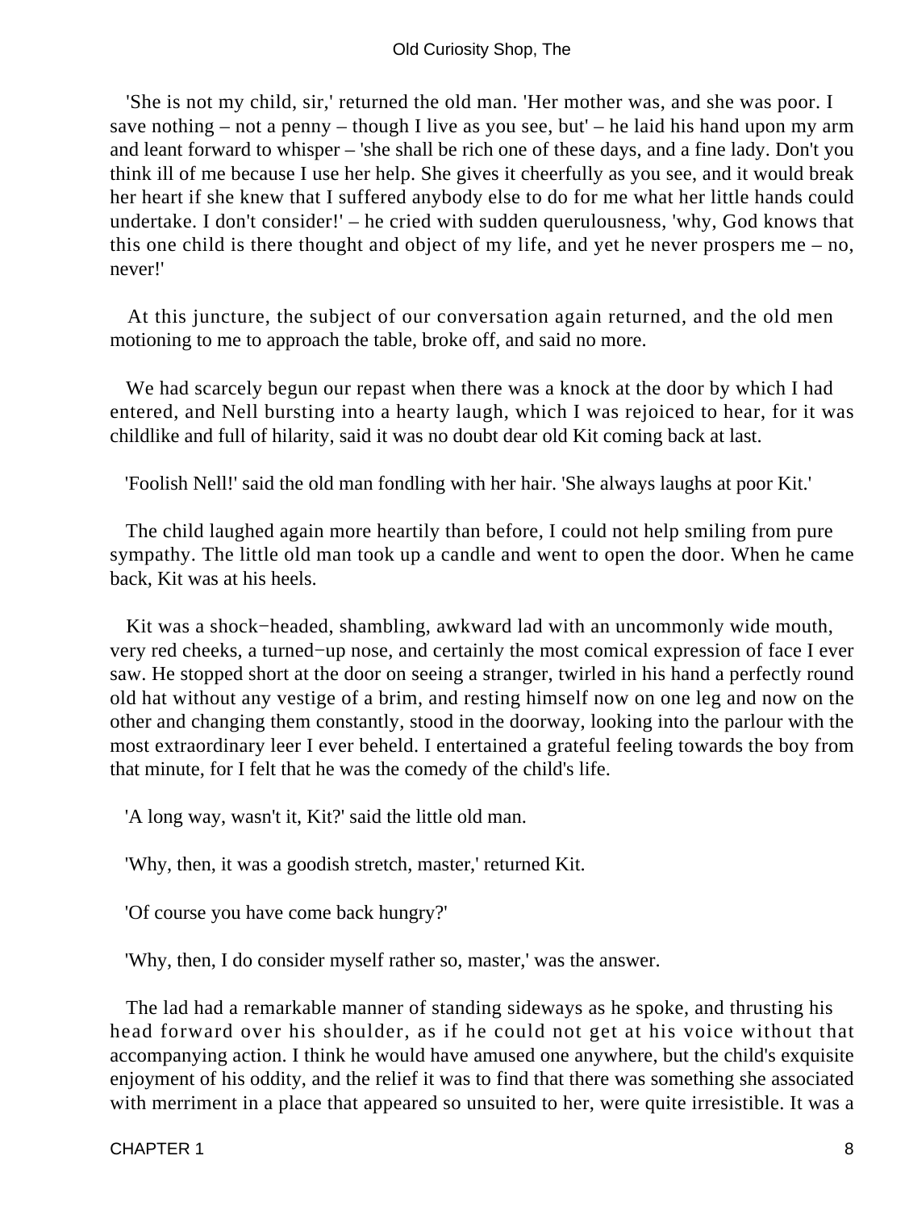'She is not my child, sir,' returned the old man. 'Her mother was, and she was poor. I save nothing – not a penny – though I live as you see, but' – he laid his hand upon my arm and leant forward to whisper – 'she shall be rich one of these days, and a fine lady. Don't you think ill of me because I use her help. She gives it cheerfully as you see, and it would break her heart if she knew that I suffered anybody else to do for me what her little hands could undertake. I don't consider!' – he cried with sudden querulousness, 'why, God knows that this one child is there thought and object of my life, and yet he never prospers me – no, never!'

At this juncture, the subject of our conversation again returned, and the old men motioning to me to approach the table, broke off, and said no more.

We had scarcely begun our repast when there was a knock at the door by which I had entered, and Nell bursting into a hearty laugh, which I was rejoiced to hear, for it was childlike and full of hilarity, said it was no doubt dear old Kit coming back at last.

'Foolish Nell!' said the old man fondling with her hair. 'She always laughs at poor Kit.'

The child laughed again more heartily than before, I could not help smiling from pure sympathy. The little old man took up a candle and went to open the door. When he came back, Kit was at his heels.

Kit was a shock−headed, shambling, awkward lad with an uncommonly wide mouth, very red cheeks, a turned−up nose, and certainly the most comical expression of face I ever saw. He stopped short at the door on seeing a stranger, twirled in his hand a perfectly round old hat without any vestige of a brim, and resting himself now on one leg and now on the other and changing them constantly, stood in the doorway, looking into the parlour with the most extraordinary leer I ever beheld. I entertained a grateful feeling towards the boy from that minute, for I felt that he was the comedy of the child's life.

'A long way, wasn't it, Kit?' said the little old man.

'Why, then, it was a goodish stretch, master,' returned Kit.

'Of course you have come back hungry?'

'Why, then, I do consider myself rather so, master,' was the answer.

The lad had a remarkable manner of standing sideways as he spoke, and thrusting his head forward over his shoulder, as if he could not get at his voice without that accompanying action. I think he would have amused one anywhere, but the child's exquisite enjoyment of his oddity, and the relief it was to find that there was something she associated with merriment in a place that appeared so unsuited to her, were quite irresistible. It was a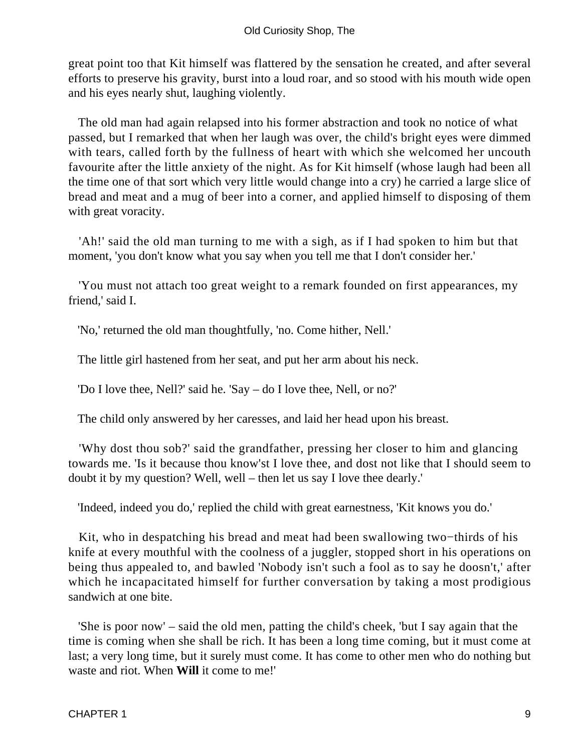great point too that Kit himself was flattered by the sensation he created, and after several efforts to preserve his gravity, burst into a loud roar, and so stood with his mouth wide open and his eyes nearly shut, laughing violently.

The old man had again relapsed into his former abstraction and took no notice of what passed, but I remarked that when her laugh was over, the child's bright eyes were dimmed with tears, called forth by the fullness of heart with which she welcomed her uncouth favourite after the little anxiety of the night. As for Kit himself (whose laugh had been all the time one of that sort which very little would change into a cry) he carried a large slice of bread and meat and a mug of beer into a corner, and applied himself to disposing of them with great voracity.

'Ah!' said the old man turning to me with a sigh, as if I had spoken to him but that moment, 'you don't know what you say when you tell me that I don't consider her.'

'You must not attach too great weight to a remark founded on first appearances, my friend,' said I.

'No,' returned the old man thoughtfully, 'no. Come hither, Nell.'

The little girl hastened from her seat, and put her arm about his neck.

'Do I love thee, Nell?' said he. 'Say – do I love thee, Nell, or no?'

The child only answered by her caresses, and laid her head upon his breast.

'Why dost thou sob?' said the grandfather, pressing her closer to him and glancing towards me. 'Is it because thou know'st I love thee, and dost not like that I should seem to doubt it by my question? Well, well – then let us say I love thee dearly.'

'Indeed, indeed you do,' replied the child with great earnestness, 'Kit knows you do.'

Kit, who in despatching his bread and meat had been swallowing two−thirds of his knife at every mouthful with the coolness of a juggler, stopped short in his operations on being thus appealed to, and bawled 'Nobody isn't such a fool as to say he doosn't,' after which he incapacitated himself for further conversation by taking a most prodigious sandwich at one bite.

'She is poor now' – said the old men, patting the child's cheek, 'but I say again that the time is coming when she shall be rich. It has been a long time coming, but it must come at last; a very long time, but it surely must come. It has come to other men who do nothing but waste and riot. When **Will** it come to me!'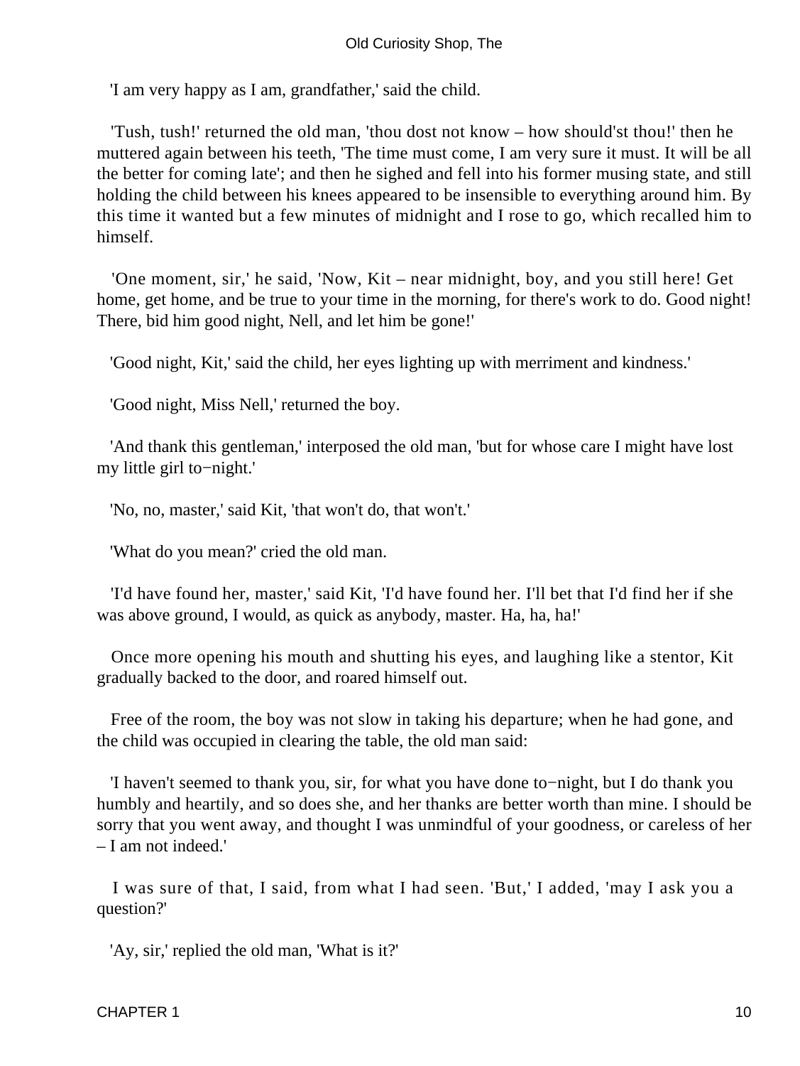'I am very happy as I am, grandfather,' said the child.

'Tush, tush!' returned the old man, 'thou dost not know – how should'st thou!' then he muttered again between his teeth, 'The time must come, I am very sure it must. It will be all the better for coming late'; and then he sighed and fell into his former musing state, and still holding the child between his knees appeared to be insensible to everything around him. By this time it wanted but a few minutes of midnight and I rose to go, which recalled him to himself.

'One moment, sir,' he said, 'Now, Kit – near midnight, boy, and you still here! Get home, get home, and be true to your time in the morning, for there's work to do. Good night! There, bid him good night, Nell, and let him be gone!'

'Good night, Kit,' said the child, her eyes lighting up with merriment and kindness.'

'Good night, Miss Nell,' returned the boy.

'And thank this gentleman,' interposed the old man, 'but for whose care I might have lost my little girl to−night.'

'No, no, master,' said Kit, 'that won't do, that won't.'

'What do you mean?' cried the old man.

'I'd have found her, master,' said Kit, 'I'd have found her. I'll bet that I'd find her if she was above ground, I would, as quick as anybody, master. Ha, ha, ha!'

Once more opening his mouth and shutting his eyes, and laughing like a stentor, Kit gradually backed to the door, and roared himself out.

Free of the room, the boy was not slow in taking his departure; when he had gone, and the child was occupied in clearing the table, the old man said:

'I haven't seemed to thank you, sir, for what you have done to−night, but I do thank you humbly and heartily, and so does she, and her thanks are better worth than mine. I should be sorry that you went away, and thought I was unmindful of your goodness, or careless of her – I am not indeed.'

I was sure of that, I said, from what I had seen. 'But,' I added, 'may I ask you a question?'

'Ay, sir,' replied the old man, 'What is it?'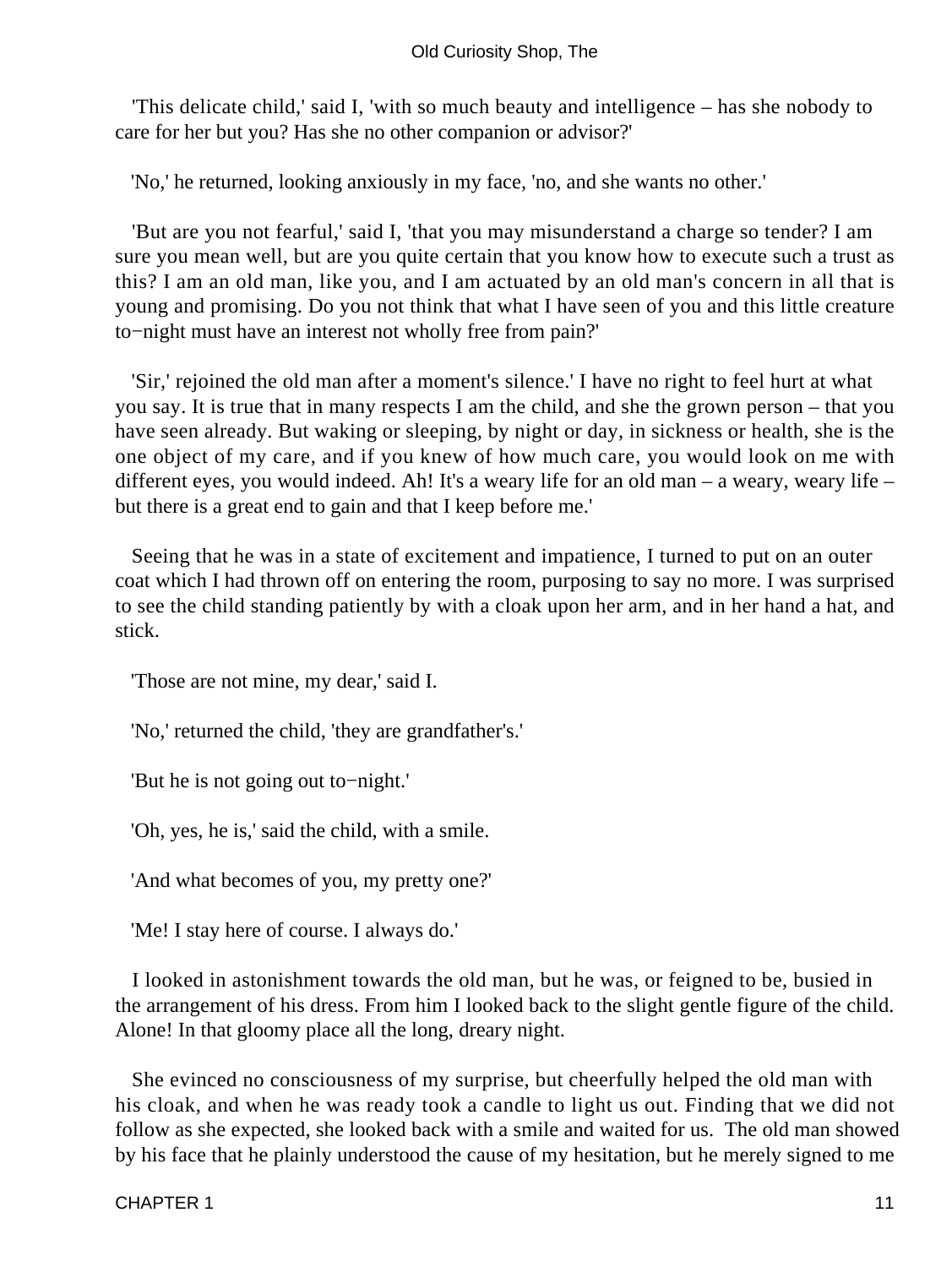'This delicate child,' said I, 'with so much beauty and intelligence – has she nobody to care for her but you? Has she no other companion or advisor?'

'No,' he returned, looking anxiously in my face, 'no, and she wants no other.'

'But are you not fearful,' said I, 'that you may misunderstand a charge so tender? I am sure you mean well, but are you quite certain that you know how to execute such a trust as this? I am an old man, like you, and I am actuated by an old man's concern in all that is young and promising. Do you not think that what I have seen of you and this little creature to−night must have an interest not wholly free from pain?'

'Sir,' rejoined the old man after a moment's silence.' I have no right to feel hurt at what you say. It is true that in many respects I am the child, and she the grown person – that you have seen already. But waking or sleeping, by night or day, in sickness or health, she is the one object of my care, and if you knew of how much care, you would look on me with different eyes, you would indeed. Ah! It's a weary life for an old man – a weary, weary life – but there is a great end to gain and that I keep before me.'

Seeing that he was in a state of excitement and impatience, I turned to put on an outer coat which I had thrown off on entering the room, purposing to say no more. I was surprised to see the child standing patiently by with a cloak upon her arm, and in her hand a hat, and stick.

'Those are not mine, my dear,' said I.

'No,' returned the child, 'they are grandfather's.'

'But he is not going out to−night.'

'Oh, yes, he is,' said the child, with a smile.

'And what becomes of you, my pretty one?'

'Me! I stay here of course. I always do.'

I looked in astonishment towards the old man, but he was, or feigned to be, busied in the arrangement of his dress. From him I looked back to the slight gentle figure of the child. Alone! In that gloomy place all the long, dreary night.

She evinced no consciousness of my surprise, but cheerfully helped the old man with his cloak, and when he was ready took a candle to light us out. Finding that we did not follow as she expected, she looked back with a smile and waited for us. The old man showed by his face that he plainly understood the cause of my hesitation, but he merely signed to me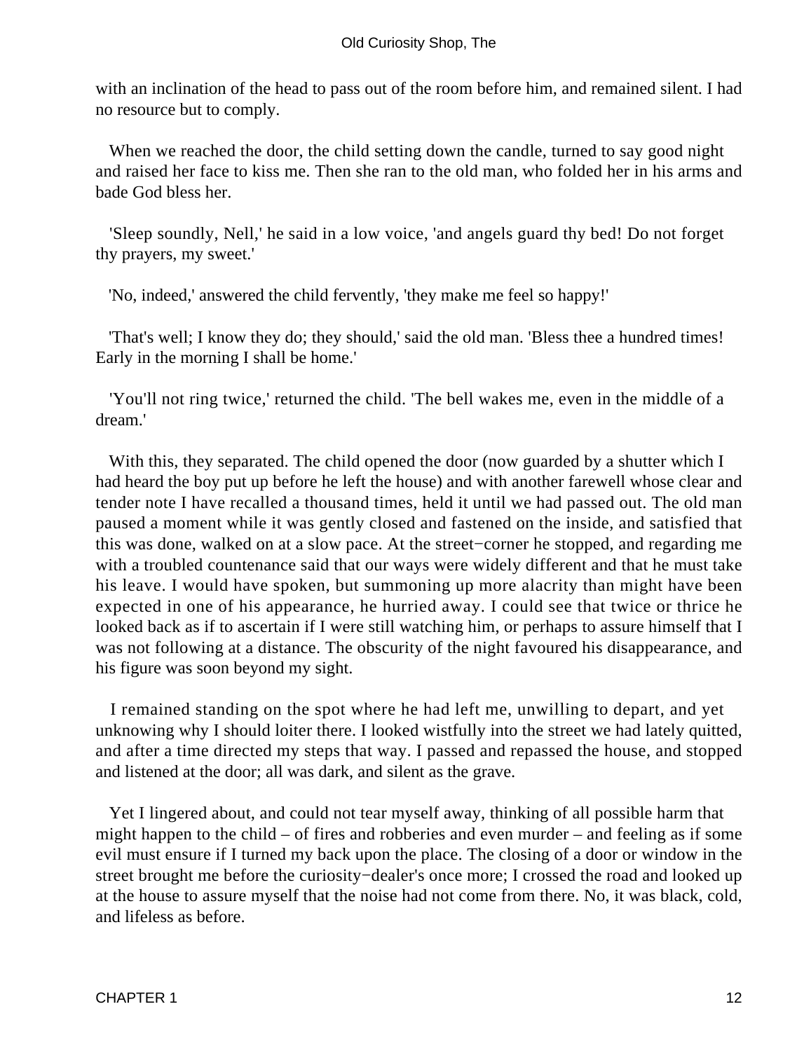with an inclination of the head to pass out of the room before him, and remained silent. I had no resource but to comply.

When we reached the door, the child setting down the candle, turned to say good night and raised her face to kiss me. Then she ran to the old man, who folded her in his arms and bade God bless her.

'Sleep soundly, Nell,' he said in a low voice, 'and angels guard thy bed! Do not forget thy prayers, my sweet.'

'No, indeed,' answered the child fervently, 'they make me feel so happy!'

'That's well; I know they do; they should,' said the old man. 'Bless thee a hundred times! Early in the morning I shall be home.'

'You'll not ring twice,' returned the child. 'The bell wakes me, even in the middle of a dream.'

With this, they separated. The child opened the door (now guarded by a shutter which I had heard the boy put up before he left the house) and with another farewell whose clear and tender note I have recalled a thousand times, held it until we had passed out. The old man paused a moment while it was gently closed and fastened on the inside, and satisfied that this was done, walked on at a slow pace. At the street−corner he stopped, and regarding me with a troubled countenance said that our ways were widely different and that he must take his leave. I would have spoken, but summoning up more alacrity than might have been expected in one of his appearance, he hurried away. I could see that twice or thrice he looked back as if to ascertain if I were still watching him, or perhaps to assure himself that I was not following at a distance. The obscurity of the night favoured his disappearance, and his figure was soon beyond my sight.

I remained standing on the spot where he had left me, unwilling to depart, and yet unknowing why I should loiter there. I looked wistfully into the street we had lately quitted, and after a time directed my steps that way. I passed and repassed the house, and stopped and listened at the door; all was dark, and silent as the grave.

Yet I lingered about, and could not tear myself away, thinking of all possible harm that might happen to the child – of fires and robberies and even murder – and feeling as if some evil must ensure if I turned my back upon the place. The closing of a door or window in the street brought me before the curiosity−dealer's once more; I crossed the road and looked up at the house to assure myself that the noise had not come from there. No, it was black, cold, and lifeless as before.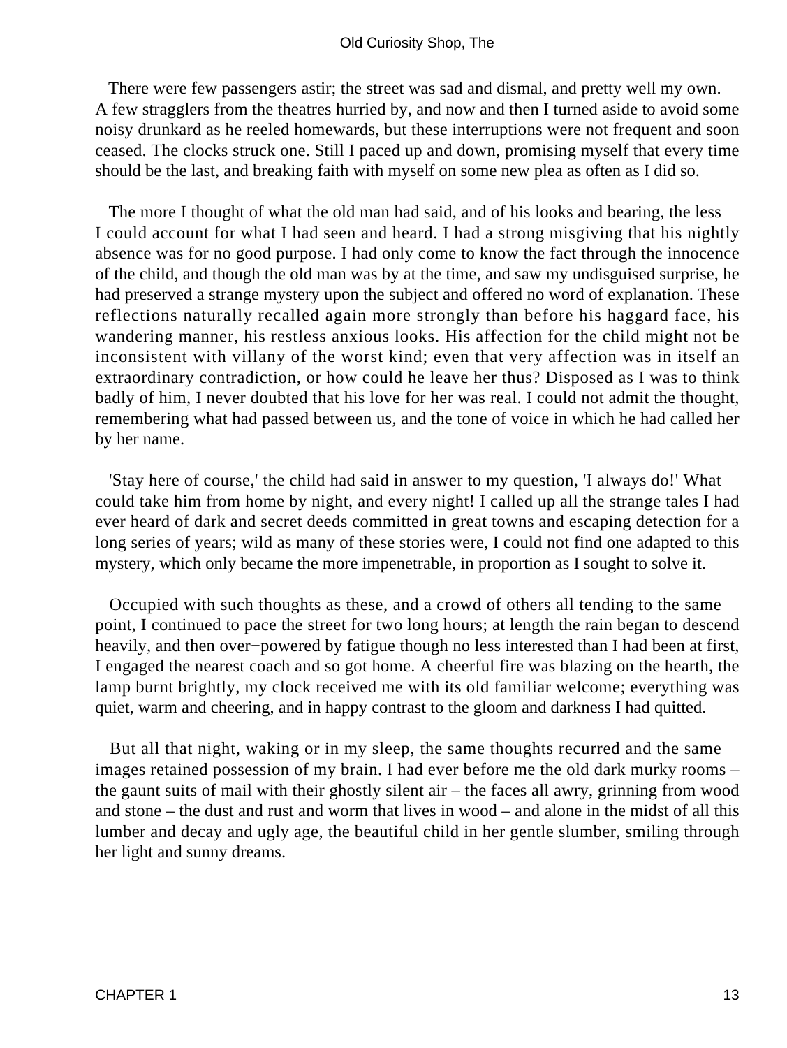There were few passengers astir; the street was sad and dismal, and pretty well my own. A few stragglers from the theatres hurried by, and now and then I turned aside to avoid some noisy drunkard as he reeled homewards, but these interruptions were not frequent and soon ceased. The clocks struck one. Still I paced up and down, promising myself that every time should be the last, and breaking faith with myself on some new plea as often as I did so.

The more I thought of what the old man had said, and of his looks and bearing, the less I could account for what I had seen and heard. I had a strong misgiving that his nightly absence was for no good purpose. I had only come to know the fact through the innocence of the child, and though the old man was by at the time, and saw my undisguised surprise, he had preserved a strange mystery upon the subject and offered no word of explanation. These reflections naturally recalled again more strongly than before his haggard face, his wandering manner, his restless anxious looks. His affection for the child might not be inconsistent with villany of the worst kind; even that very affection was in itself an extraordinary contradiction, or how could he leave her thus? Disposed as I was to think badly of him, I never doubted that his love for her was real. I could not admit the thought, remembering what had passed between us, and the tone of voice in which he had called her by her name.

'Stay here of course,' the child had said in answer to my question, 'I always do!' What could take him from home by night, and every night! I called up all the strange tales I had ever heard of dark and secret deeds committed in great towns and escaping detection for a long series of years; wild as many of these stories were, I could not find one adapted to this mystery, which only became the more impenetrable, in proportion as I sought to solve it.

Occupied with such thoughts as these, and a crowd of others all tending to the same point, I continued to pace the street for two long hours; at length the rain began to descend heavily, and then over−powered by fatigue though no less interested than I had been at first, I engaged the nearest coach and so got home. A cheerful fire was blazing on the hearth, the lamp burnt brightly, my clock received me with its old familiar welcome; everything was quiet, warm and cheering, and in happy contrast to the gloom and darkness I had quitted.

But all that night, waking or in my sleep, the same thoughts recurred and the same images retained possession of my brain. I had ever before me the old dark murky rooms – the gaunt suits of mail with their ghostly silent air – the faces all awry, grinning from wood and stone – the dust and rust and worm that lives in wood – and alone in the midst of all this lumber and decay and ugly age, the beautiful child in her gentle slumber, smiling through her light and sunny dreams.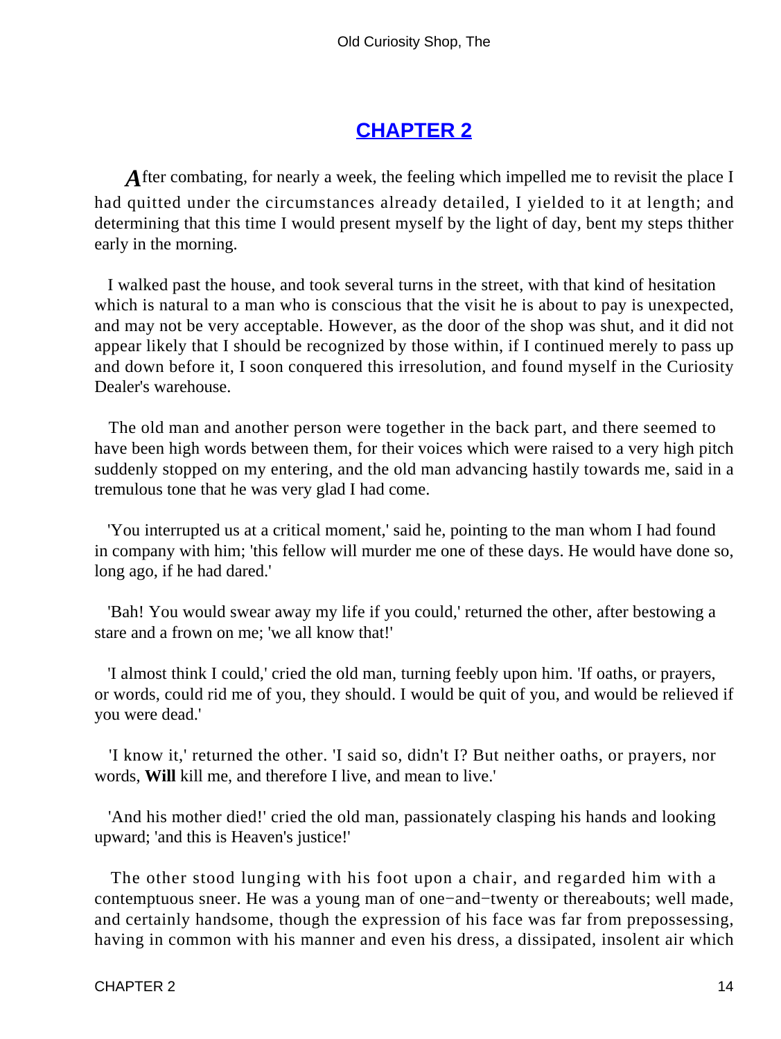## CHAPTER 2

After combating, for nearly a week, the feeling which impelled me to revisit the place I had quitted under the circumstances already detailed, I yielded to it at length; and determining that this time I would present myself by the light of day, bent my steps thither early in the morning.

I walked past the house, and took several turns in the street, with that kind of hesitation which is natural to a man who is conscious that the visit he is about to pay is unexpected, and may not be very acceptable. However, as the door of the shop was shut, and it did not appear likely that I should be recognized by those within, if I continued merely to pass up and down before it, I soon conquered this irresolution, and found myself in the Curiosity Dealer's warehouse.

The old man and another person were together in the back part, and there seemed to have been high words between them, for their voices which were raised to a very high pitch suddenly stopped on my entering, and the old man advancing hastily towards me, said in a tremulous tone that he was very glad I had come.

'You interrupted us at a critical moment,' said he, pointing to the man whom I had found in company with him; 'this fellow will murder me one of these days. He would have done so, long ago, if he had dared.'

'Bah! You would swear away my life if you could,' returned the other, after bestowing a stare and a frown on me; 'we all know that!'

'I almost think I could,' cried the old man, turning feebly upon him. 'If oaths, or prayers, or words, could rid me of you, they should. I would be quit of you, and would be relieved if you were dead.'

'I know it,' returned the other. 'I said so, didn't I? But neither oaths, or prayers, nor words, **Will** kill me, and therefore I live, and mean to live.'

'And his mother died!' cried the old man, passionately clasping his hands and looking upward; 'and this is Heaven's justice!'

The other stood lunging with his foot upon a chair, and regarded him with a contemptuous sneer. He was a young man of one−and−twenty or thereabouts; well made, and certainly handsome, though the expression of his face was far from prepossessing, having in common with his manner and even his dress, a dissipated, insolent air which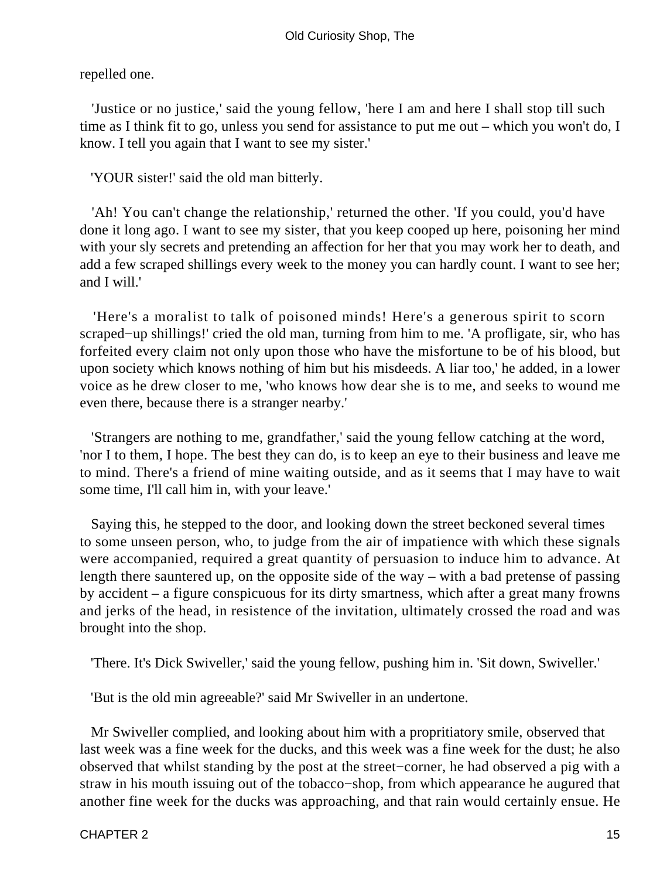repelled one.

'Justice or no justice,' said the young fellow, 'here I am and here I shall stop till such time as I think fit to go, unless you send for assistance to put me out – which you won't do, I know. I tell you again that I want to see my sister.'

'YOUR sister!' said the old man bitterly.

'Ah! You can't change the relationship,' returned the other. 'If you could, you'd have done it long ago. I want to see my sister, that you keep cooped up here, poisoning her mind with your sly secrets and pretending an affection for her that you may work her to death, and add a few scraped shillings every week to the money you can hardly count. I want to see her; and I will.'

'Here's a moralist to talk of poisoned minds! Here's a generous spirit to scorn scraped−up shillings!' cried the old man, turning from him to me. 'A profligate, sir, who has forfeited every claim not only upon those who have the misfortune to be of his blood, but upon society which knows nothing of him but his misdeeds. A liar too,' he added, in a lower voice as he drew closer to me, 'who knows how dear she is to me, and seeks to wound me even there, because there is a stranger nearby.'

'Strangers are nothing to me, grandfather,' said the young fellow catching at the word, 'nor I to them, I hope. The best they can do, is to keep an eye to their business and leave me to mind. There's a friend of mine waiting outside, and as it seems that I may have to wait some time, I'll call him in, with your leave.'

Saying this, he stepped to the door, and looking down the street beckoned several times to some unseen person, who, to judge from the air of impatience with which these signals were accompanied, required a great quantity of persuasion to induce him to advance. At length there sauntered up, on the opposite side of the way – with a bad pretense of passing by accident – a figure conspicuous for its dirty smartness, which after a great many frowns and jerks of the head, in resistence of the invitation, ultimately crossed the road and was brought into the shop.

'There. It's Dick Swiveller,' said the young fellow, pushing him in. 'Sit down, Swiveller.'

'But is the old min agreeable?' said Mr Swiveller in an undertone.

Mr Swiveller complied, and looking about him with a propritiatory smile, observed that last week was a fine week for the ducks, and this week was a fine week for the dust; he also observed that whilst standing by the post at the street−corner, he had observed a pig with a straw in his mouth issuing out of the tobacco−shop, from which appearance he augured that another fine week for the ducks was approaching, and that rain would certainly ensue. He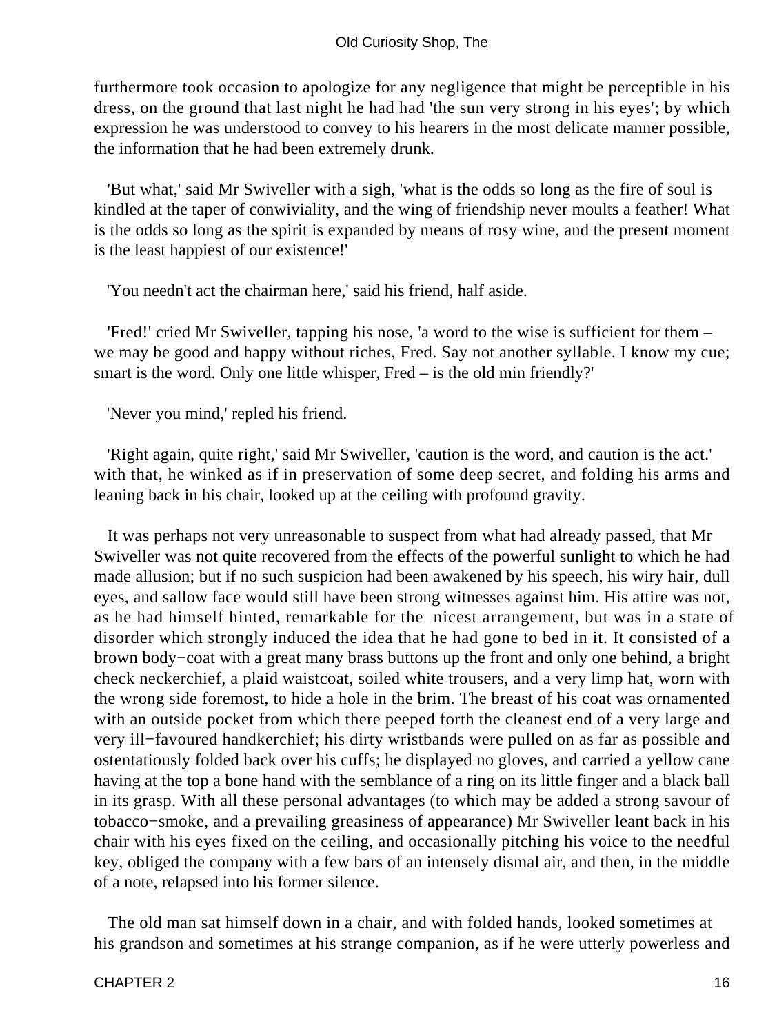furthermore took occasion to apologize for any negligence that might be perceptible in his dress, on the ground that last night he had had 'the sun very strong in his eyes'; by which expression he was understood to convey to his hearers in the most delicate manner possible, the information that he had been extremely drunk.

'But what,' said Mr Swiveller with a sigh, 'what is the odds so long as the fire of soul is kindled at the taper of conwiviality, and the wing of friendship never moults a feather! What is the odds so long as the spirit is expanded by means of rosy wine, and the present moment is the least happiest of our existence!'

'You needn't act the chairman here,' said his friend, half aside.

'Fred!' cried Mr Swiveller, tapping his nose, 'a word to the wise is sufficient for them – we may be good and happy without riches, Fred. Say not another syllable. I know my cue; smart is the word. Only one little whisper, Fred – is the old min friendly?'

'Never you mind,' repled his friend.

'Right again, quite right,' said Mr Swiveller, 'caution is the word, and caution is the act.' with that, he winked as if in preservation of some deep secret, and folding his arms and leaning back in his chair, looked up at the ceiling with profound gravity.

It was perhaps not very unreasonable to suspect from what had already passed, that Mr Swiveller was not quite recovered from the effects of the powerful sunlight to which he had made allusion; but if no such suspicion had been awakened by his speech, his wiry hair, dull eyes, and sallow face would still have been strong witnesses against him. His attire was not, as he had himself hinted, remarkable for the nicest arrangement, but was in a state of disorder which strongly induced the idea that he had gone to bed in it. It consisted of a brown body−coat with a great many brass buttons up the front and only one behind, a bright check neckerchief, a plaid waistcoat, soiled white trousers, and a very limp hat, worn with the wrong side foremost, to hide a hole in the brim. The breast of his coat was ornamented with an outside pocket from which there peeped forth the cleanest end of a very large and very ill−favoured handkerchief; his dirty wristbands were pulled on as far as possible and ostentatiously folded back over his cuffs; he displayed no gloves, and carried a yellow cane having at the top a bone hand with the semblance of a ring on its little finger and a black ball in its grasp. With all these personal advantages (to which may be added a strong savour of tobacco−smoke, and a prevailing greasiness of appearance) Mr Swiveller leant back in his chair with his eyes fixed on the ceiling, and occasionally pitching his voice to the needful key, obliged the company with a few bars of an intensely dismal air, and then, in the middle of a note, relapsed into his former silence.

The old man sat himself down in a chair, and with folded hands, looked sometimes at his grandson and sometimes at his strange companion, as if he were utterly powerless and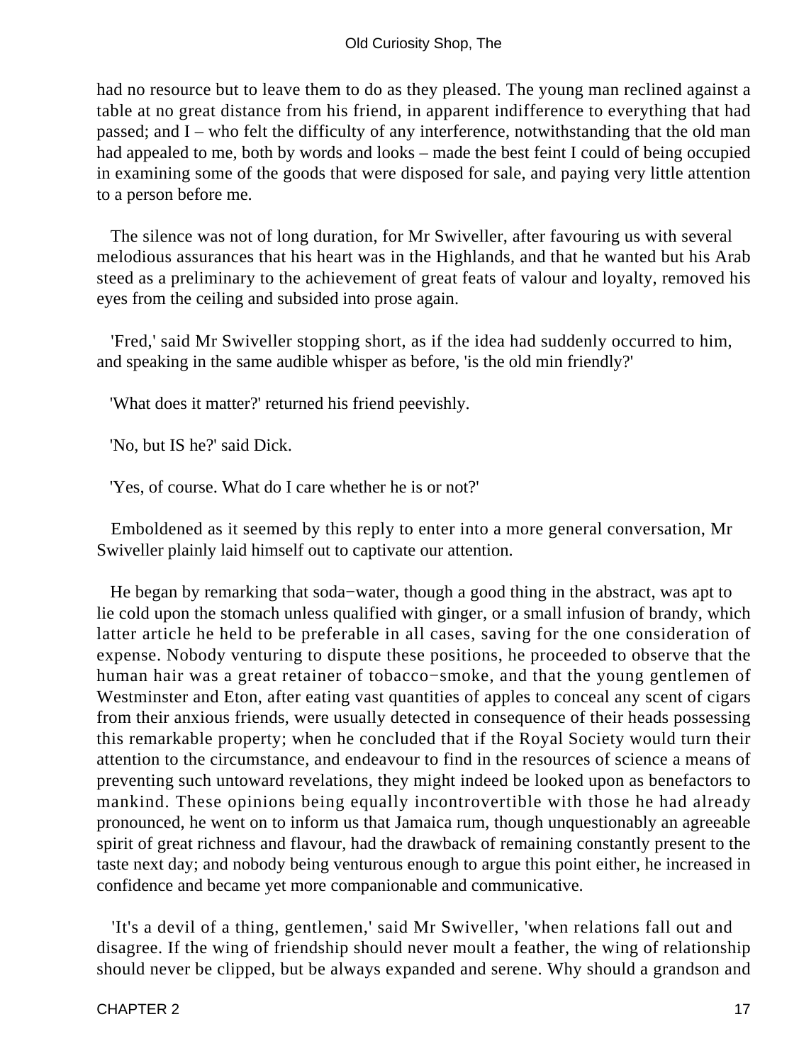had no resource but to leave them to do as they pleased. The young man reclined against a table at no great distance from his friend, in apparent indifference to everything that had passed; and I – who felt the difficulty of any interference, notwithstanding that the old man had appealed to me, both by words and looks – made the best feint I could of being occupied in examining some of the goods that were disposed for sale, and paying very little attention to a person before me.

The silence was not of long duration, for Mr Swiveller, after favouring us with several melodious assurances that his heart was in the Highlands, and that he wanted but his Arab steed as a preliminary to the achievement of great feats of valour and loyalty, removed his eyes from the ceiling and subsided into prose again.

'Fred,' said Mr Swiveller stopping short, as if the idea had suddenly occurred to him, and speaking in the same audible whisper as before, 'is the old min friendly?'

'What does it matter?' returned his friend peevishly.

'No, but IS he?' said Dick.

'Yes, of course. What do I care whether he is or not?'

Emboldened as it seemed by this reply to enter into a more general conversation, Mr Swiveller plainly laid himself out to captivate our attention.

He began by remarking that soda−water, though a good thing in the abstract, was apt to lie cold upon the stomach unless qualified with ginger, or a small infusion of brandy, which latter article he held to be preferable in all cases, saving for the one consideration of expense. Nobody venturing to dispute these positions, he proceeded to observe that the human hair was a great retainer of tobacco−smoke, and that the young gentlemen of Westminster and Eton, after eating vast quantities of apples to conceal any scent of cigars from their anxious friends, were usually detected in consequence of their heads possessing this remarkable property; when he concluded that if the Royal Society would turn their attention to the circumstance, and endeavour to find in the resources of science a means of preventing such untoward revelations, they might indeed be looked upon as benefactors to mankind. These opinions being equally incontrovertible with those he had already pronounced, he went on to inform us that Jamaica rum, though unquestionably an agreeable spirit of great richness and flavour, had the drawback of remaining constantly present to the taste next day; and nobody being venturous enough to argue this point either, he increased in confidence and became yet more companionable and communicative.

'It's a devil of a thing, gentlemen,' said Mr Swiveller, 'when relations fall out and disagree. If the wing of friendship should never moult a feather, the wing of relationship should never be clipped, but be always expanded and serene. Why should a grandson and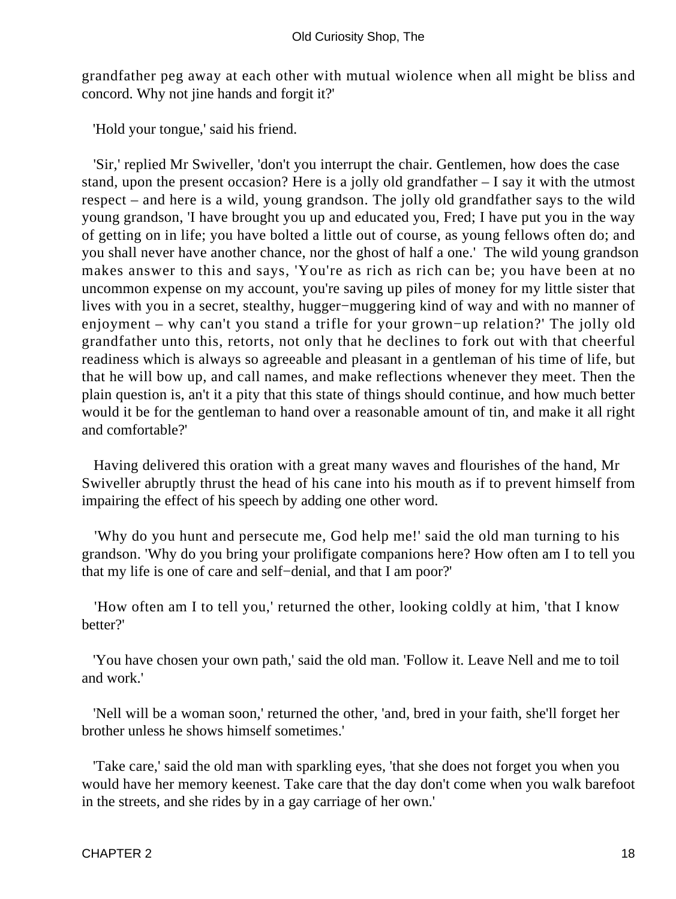grandfather peg away at each other with mutual wiolence when all might be bliss and concord. Why not jine hands and forgit it?'

'Hold your tongue,' said his friend.

'Sir,' replied Mr Swiveller, 'don't you interrupt the chair. Gentlemen, how does the case stand, upon the present occasion? Here is a jolly old grandfather – I say it with the utmost respect – and here is a wild, young grandson. The jolly old grandfather says to the wild young grandson, 'I have brought you up and educated you, Fred; I have put you in the way of getting on in life; you have bolted a little out of course, as young fellows often do; and you shall never have another chance, nor the ghost of half a one.' The wild young grandson makes answer to this and says, 'You're as rich as rich can be; you have been at no uncommon expense on my account, you're saving up piles of money for my little sister that lives with you in a secret, stealthy, hugger−muggering kind of way and with no manner of enjoyment – why can't you stand a trifle for your grown−up relation?' The jolly old grandfather unto this, retorts, not only that he declines to fork out with that cheerful readiness which is always so agreeable and pleasant in a gentleman of his time of life, but that he will bow up, and call names, and make reflections whenever they meet. Then the plain question is, an't it a pity that this state of things should continue, and how much better would it be for the gentleman to hand over a reasonable amount of tin, and make it all right and comfortable?'

Having delivered this oration with a great many waves and flourishes of the hand, Mr Swiveller abruptly thrust the head of his cane into his mouth as if to prevent himself from impairing the effect of his speech by adding one other word.

'Why do you hunt and persecute me, God help me!' said the old man turning to his grandson. 'Why do you bring your profligate companions here? How often am I to tell you that my life is one of care and self−denial, and that I am poor?'

'How often am I to tell you,' returned the other, looking coldly at him, 'that I know better?'

'You have chosen your own path,' said the old man. 'Follow it. Leave Nell and me to toil and work.'

'Nell will be a woman soon,' returned the other, 'and, bred in your faith, she'll forget her brother unless he shows himself sometimes.'

'Take care,' said the old man with sparkling eyes, 'that she does not forget you when you would have her memory keenest. Take care that the day don't come when you walk barefoot in the streets, and she rides by in a gay carriage of her own.'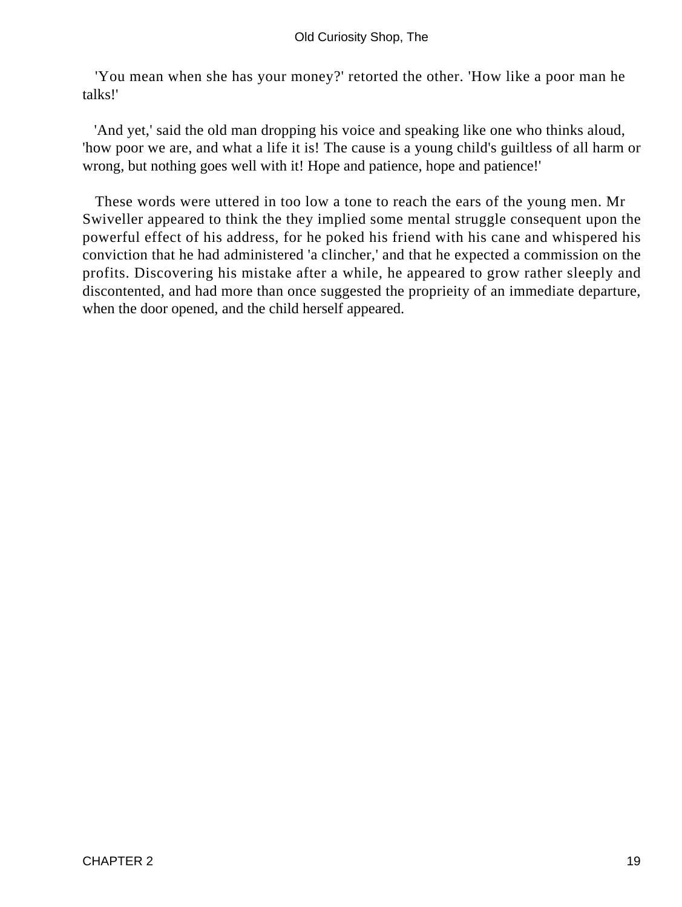'You mean when she has your money?' retorted the other. 'How like a poor man he talks!'

'And yet,' said the old man dropping his voice and speaking like one who thinks aloud, 'how poor we are, and what a life it is! The cause is a young child's guiltless of all harm or wrong, but nothing goes well with it! Hope and patience, hope and patience!'

These words were uttered in too low a tone to reach the ears of the young men. Mr Swiveller appeared to think the they implied some mental struggle consequent upon the powerful effect of his address, for he poked his friend with his cane and whispered his conviction that he had administered 'a clincher,' and that he expected a commission on the profits. Discovering his mistake after a while, he appeared to grow rather sleeply and discontented, and had more than once suggested the proprieity of an immediate departure, when the door opened, and the child herself appeared.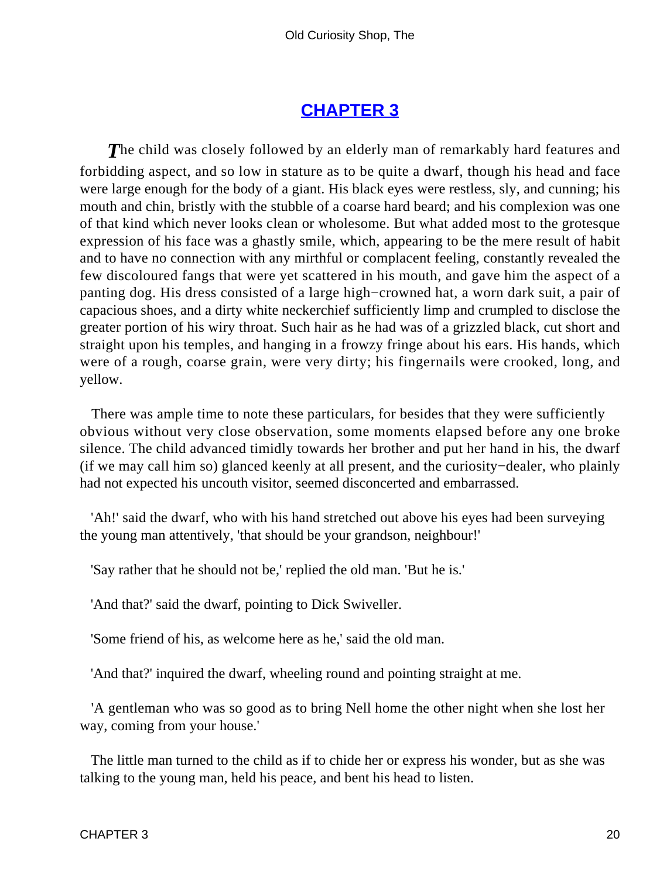## CHAPTER 3

*T*he child was closely followed by an elderly man of remarkably hard features and forbidding aspect, and so low in stature as to be quite a dwarf, though his head and face were large enough for the body of a giant. His black eyes were restless, sly, and cunning; his mouth and chin, bristly with the stubble of a coarse hard beard; and his complexion was one of that kind which never looks clean or wholesome. But what added most to the grotesque expression of his face was a ghastly smile, which, appearing to be the mere result of habit and to have no connection with any mirthful or complacent feeling, constantly revealed the few discoloured fangs that were yet scattered in his mouth, and gave him the aspect of a panting dog. His dress consisted of a large high−crowned hat, a worn dark suit, a pair of capacious shoes, and a dirty white neckerchief sufficiently limp and crumpled to disclose the greater portion of his wiry throat. Such hair as he had was of a grizzled black, cut short and straight upon his temples, and hanging in a frowzy fringe about his ears. His hands, which were of a rough, coarse grain, were very dirty; his fingernails were crooked, long, and yellow.

There was ample time to note these particulars, for besides that they were sufficiently obvious without very close observation, some moments elapsed before any one broke silence. The child advanced timidly towards her brother and put her hand in his, the dwarf (if we may call him so) glanced keenly at all present, and the curiosity−dealer, who plainly had not expected his uncouth visitor, seemed disconcerted and embarrassed.

'Ah!' said the dwarf, who with his hand stretched out above his eyes had been surveying the young man attentively, 'that should be your grandson, neighbour!'

'Say rather that he should not be,' replied the old man. 'But he is.'

'And that?' said the dwarf, pointing to Dick Swiveller.

'Some friend of his, as welcome here as he,' said the old man.

'And that?' inquired the dwarf, wheeling round and pointing straight at me.

'A gentleman who was so good as to bring Nell home the other night when she lost her way, coming from your house.'

The little man turned to the child as if to chide her or express his wonder, but as she was talking to the young man, held his peace, and bent his head to listen.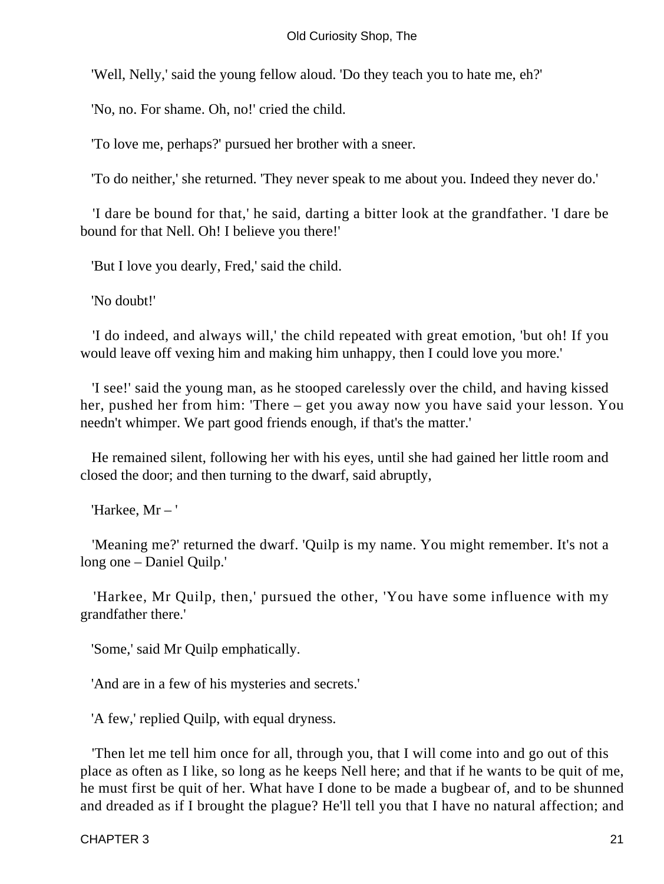'Well, Nelly,' said the young fellow aloud. 'Do they teach you to hate me, eh?'

'No, no. For shame. Oh, no!' cried the child.

'To love me, perhaps?' pursued her brother with a sneer.

'To do neither,' she returned. 'They never speak to me about you. Indeed they never do.'

'I dare be bound for that,' he said, darting a bitter look at the grandfather. 'I dare be bound for that Nell. Oh! I believe you there!'

'But I love you dearly, Fred,' said the child.

'No doubt!'

'I do indeed, and always will,' the child repeated with great emotion, 'but oh! If you would leave off vexing him and making him unhappy, then I could love you more.'

'I see!' said the young man, as he stooped carelessly over the child, and having kissed her, pushed her from him: 'There – get you away now you have said your lesson. You needn't whimper. We part good friends enough, if that's the matter.'

He remained silent, following her with his eyes, until she had gained her little room and closed the door; and then turning to the dwarf, said abruptly,

'Harkee, Mr – '

'Meaning me?' returned the dwarf. 'Quilp is my name. You might remember. It's not a long one – Daniel Quilp.'

'Harkee, Mr Quilp, then,' pursued the other, 'You have some influence with my grandfather there.'

'Some,' said Mr Quilp emphatically.

'And are in a few of his mysteries and secrets.'

'A few,' replied Quilp, with equal dryness.

'Then let me tell him once for all, through you, that I will come into and go out of this place as often as I like, so long as he keeps Nell here; and that if he wants to be quit of me, he must first be quit of her. What have I done to be made a bugbear of, and to be shunned and dreaded as if I brought the plague? He'll tell you that I have no natural affection; and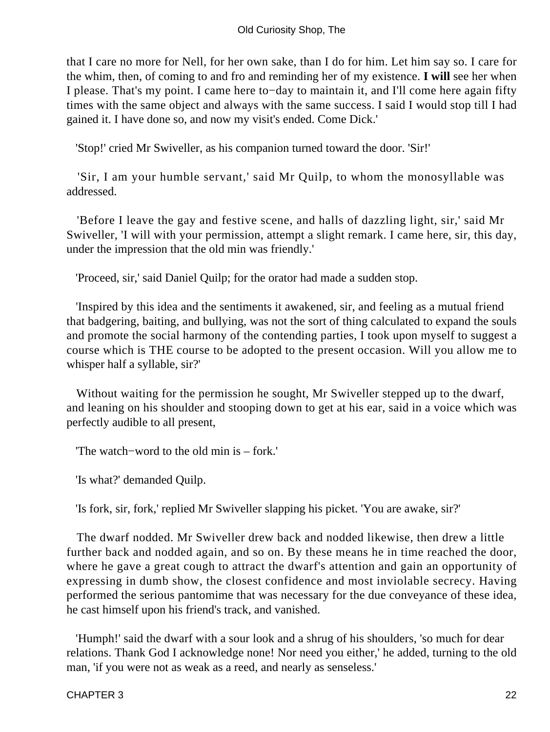that I care no more for Nell, for her own sake, than I do for him. Let him say so. I care for the whim, then, of coming to and fro and reminding her of my existence. **I will** see her when I please. That's my point. I came here to−day to maintain it, and I'll come here again fifty times with the same object and always with the same success. I said I would stop till I had gained it. I have done so, and now my visit's ended. Come Dick.'

'Stop!' cried Mr Swiveller, as his companion turned toward the door. 'Sir!'

'Sir, I am your humble servant,' said Mr Quilp, to whom the monosyllable was addressed.

'Before I leave the gay and festive scene, and halls of dazzling light, sir,' said Mr Swiveller, 'I will with your permission, attempt a slight remark. I came here, sir, this day, under the impression that the old min was friendly.'

'Proceed, sir,' said Daniel Quilp; for the orator had made a sudden stop.

'Inspired by this idea and the sentiments it awakened, sir, and feeling as a mutual friend that badgering, baiting, and bullying, was not the sort of thing calculated to expand the souls and promote the social harmony of the contending parties, I took upon myself to suggest a course which is THE course to be adopted to the present occasion. Will you allow me to whisper half a syllable, sir?'

Without waiting for the permission he sought, Mr Swiveller stepped up to the dwarf, and leaning on his shoulder and stooping down to get at his ear, said in a voice which was perfectly audible to all present,

'The watch−word to the old min is – fork.'

'Is what?' demanded Quilp.

'Is fork, sir, fork,' replied Mr Swiveller slapping his picket. 'You are awake, sir?'

The dwarf nodded. Mr Swiveller drew back and nodded likewise, then drew a little further back and nodded again, and so on. By these means he in time reached the door, where he gave a great cough to attract the dwarf's attention and gain an opportunity of expressing in dumb show, the closest confidence and most inviolable secrecy. Having performed the serious pantomime that was necessary for the due conveyance of these idea, he cast himself upon his friend's track, and vanished.

'Humph!' said the dwarf with a sour look and a shrug of his shoulders, 'so much for dear relations. Thank God I acknowledge none! Nor need you either,' he added, turning to the old man, 'if you were not as weak as a reed, and nearly as senseless.'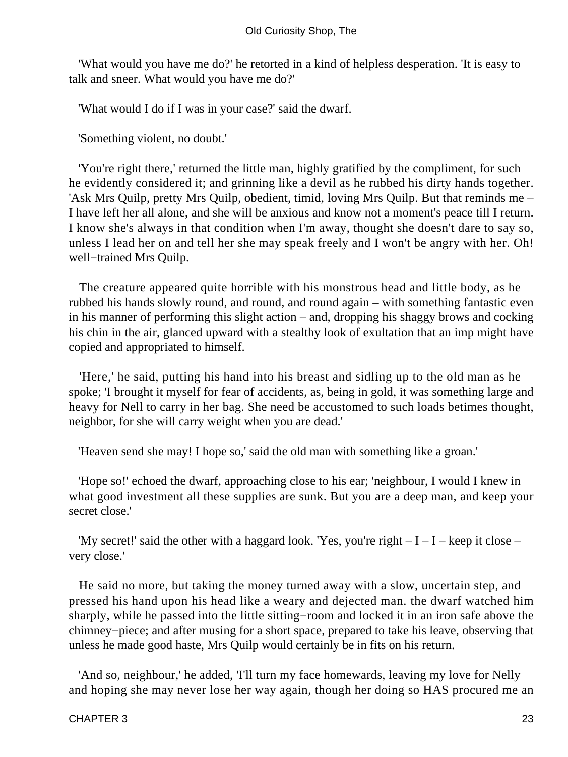'What would you have me do?' he retorted in a kind of helpless desperation. 'It is easy to talk and sneer. What would you have me do?'

'What would I do if I was in your case?' said the dwarf.

'Something violent, no doubt.'

'You're right there,' returned the little man, highly gratified by the compliment, for such he evidently considered it; and grinning like a devil as he rubbed his dirty hands together. 'Ask Mrs Quilp, pretty Mrs Quilp, obedient, timid, loving Mrs Quilp. But that reminds me – I have left her all alone, and she will be anxious and know not a moment's peace till I return. I know she's always in that condition when I'm away, thought she doesn't dare to say so, unless I lead her on and tell her she may speak freely and I won't be angry with her. Oh! well−trained Mrs Quilp.

The creature appeared quite horrible with his monstrous head and little body, as he rubbed his hands slowly round, and round, and round again – with something fantastic even in his manner of performing this slight action – and, dropping his shaggy brows and cocking his chin in the air, glanced upward with a stealthy look of exultation that an imp might have copied and appropriated to himself.

'Here,' he said, putting his hand into his breast and sidling up to the old man as he spoke; 'I brought it myself for fear of accidents, as, being in gold, it was something large and heavy for Nell to carry in her bag. She need be accustomed to such loads betimes thought, neighbor, for she will carry weight when you are dead.'

'Heaven send she may! I hope so,' said the old man with something like a groan.'

'Hope so!' echoed the dwarf, approaching close to his ear; 'neighbour, I would I knew in what good investment all these supplies are sunk. But you are a deep man, and keep your secret close.'

'My secret!' said the other with a haggard look. 'Yes, you're right – I – I – keep it close – very close.'

He said no more, but taking the money turned away with a slow, uncertain step, and pressed his hand upon his head like a weary and dejected man. the dwarf watched him sharply, while he passed into the little sitting−room and locked it in an iron safe above the chimney−piece; and after musing for a short space, prepared to take his leave, observing that unless he made good haste, Mrs Quilp would certainly be in fits on his return.

'And so, neighbour,' he added, 'I'll turn my face homewards, leaving my love for Nelly and hoping she may never lose her way again, though her doing so HAS procured me an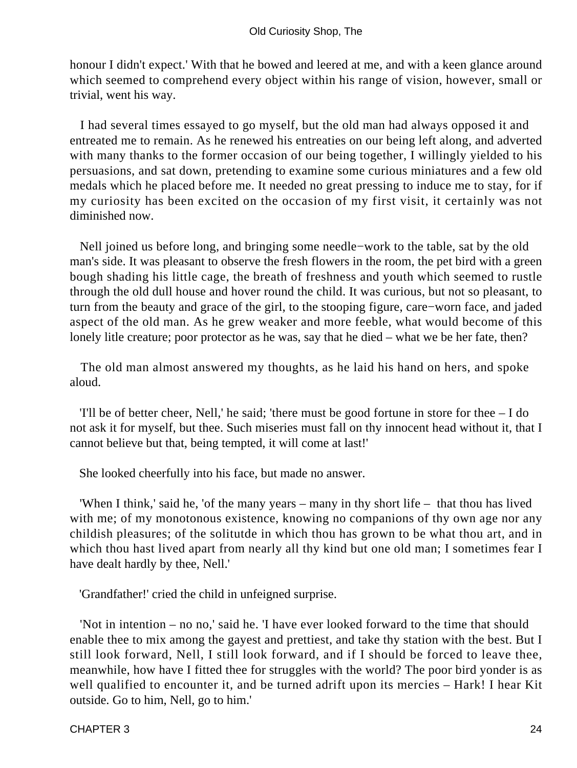honour I didn't expect.' With that he bowed and leered at me, and with a keen glance around which seemed to comprehend every object within his range of vision, however, small or trivial, went his way.

I had several times essayed to go myself, but the old man had always opposed it and entreated me to remain. As he renewed his entreaties on our being left along, and adverted with many thanks to the former occasion of our being together, I willingly yielded to his persuasions, and sat down, pretending to examine some curious miniatures and a few old medals which he placed before me. It needed no great pressing to induce me to stay, for if my curiosity has been excited on the occasion of my first visit, it certainly was not diminished now.

Nell joined us before long, and bringing some needle−work to the table, sat by the old man's side. It was pleasant to observe the fresh flowers in the room, the pet bird with a green bough shading his little cage, the breath of freshness and youth which seemed to rustle through the old dull house and hover round the child. It was curious, but not so pleasant, to turn from the beauty and grace of the girl, to the stooping figure, care−worn face, and jaded aspect of the old man. As he grew weaker and more feeble, what would become of this lonely litle creature; poor protector as he was, say that he died – what we be her fate, then?

The old man almost answered my thoughts, as he laid his hand on hers, and spoke aloud.

'I'll be of better cheer, Nell,' he said; 'there must be good fortune in store for thee – I do not ask it for myself, but thee. Such miseries must fall on thy innocent head without it, that I cannot believe but that, being tempted, it will come at last!'

She looked cheerfully into his face, but made no answer.

'When I think,' said he, 'of the many years – many in thy short life – that thou has lived with me; of my monotonous existence, knowing no companions of thy own age nor any childish pleasures; of the solitutde in which thou has grown to be what thou art, and in which thou hast lived apart from nearly all thy kind but one old man; I sometimes fear I have dealt hardly by thee, Nell.'

'Grandfather!' cried the child in unfeigned surprise.

'Not in intention – no no,' said he. 'I have ever looked forward to the time that should enable thee to mix among the gayest and prettiest, and take thy station with the best. But I still look forward, Nell, I still look forward, and if I should be forced to leave thee, meanwhile, how have I fitted thee for struggles with the world? The poor bird yonder is as well qualified to encounter it, and be turned adrift upon its mercies – Hark! I hear Kit outside. Go to him, Nell, go to him.'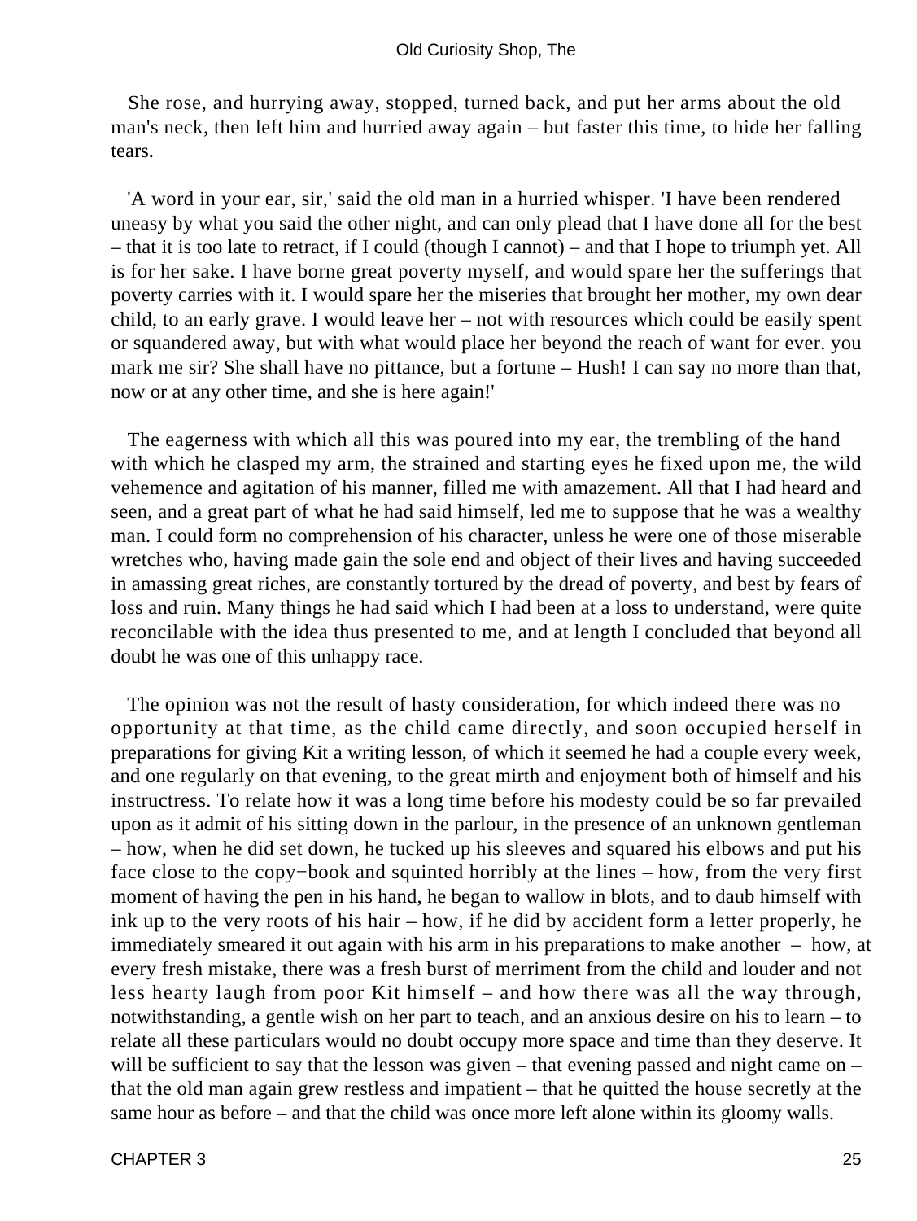She rose, and hurrying away, stopped, turned back, and put her arms about the old man's neck, then left him and hurried away again – but faster this time, to hide her falling tears.

'A word in your ear, sir,' said the old man in a hurried whisper. 'I have been rendered uneasy by what you said the other night, and can only plead that I have done all for the best – that it is too late to retract, if I could (though I cannot) – and that I hope to triumph yet. All is for her sake. I have borne great poverty myself, and would spare her the sufferings that poverty carries with it. I would spare her the miseries that brought her mother, my own dear child, to an early grave. I would leave her – not with resources which could be easily spent or squandered away, but with what would place her beyond the reach of want for ever. you mark me sir? She shall have no pittance, but a fortune – Hush! I can say no more than that, now or at any other time, and she is here again!'

The eagerness with which all this was poured into my ear, the trembling of the hand with which he clasped my arm, the strained and starting eyes he fixed upon me, the wild vehemence and agitation of his manner, filled me with amazement. All that I had heard and seen, and a great part of what he had said himself, led me to suppose that he was a wealthy man. I could form no comprehension of his character, unless he were one of those miserable wretches who, having made gain the sole end and object of their lives and having succeeded in amassing great riches, are constantly tortured by the dread of poverty, and best by fears of loss and ruin. Many things he had said which I had been at a loss to understand, were quite reconcilable with the idea thus presented to me, and at length I concluded that beyond all doubt he was one of this unhappy race.

The opinion was not the result of hasty consideration, for which indeed there was no opportunity at that time, as the child came directly, and soon occupied herself in preparations for giving Kit a writing lesson, of which it seemed he had a couple every week, and one regularly on that evening, to the great mirth and enjoyment both of himself and his instructress. To relate how it was a long time before his modesty could be so far prevailed upon as it admit of his sitting down in the parlour, in the presence of an unknown gentleman – how, when he did set down, he tucked up his sleeves and squared his elbows and put his face close to the copy−book and squinted horribly at the lines – how, from the very first moment of having the pen in his hand, he began to wallow in blots, and to daub himself with ink up to the very roots of his hair – how, if he did by accident form a letter properly, he immediately smeared it out again with his arm in his preparations to make another – how, at every fresh mistake, there was a fresh burst of merriment from the child and louder and not less hearty laugh from poor Kit himself – and how there was all the way through, notwithstanding, a gentle wish on her part to teach, and an anxious desire on his to learn – to relate all these particulars would no doubt occupy more space and time than they deserve. It will be sufficient to say that the lesson was given – that evening passed and night came on – that the old man again grew restless and impatient – that he quitted the house secretly at the same hour as before – and that the child was once more left alone within its gloomy walls.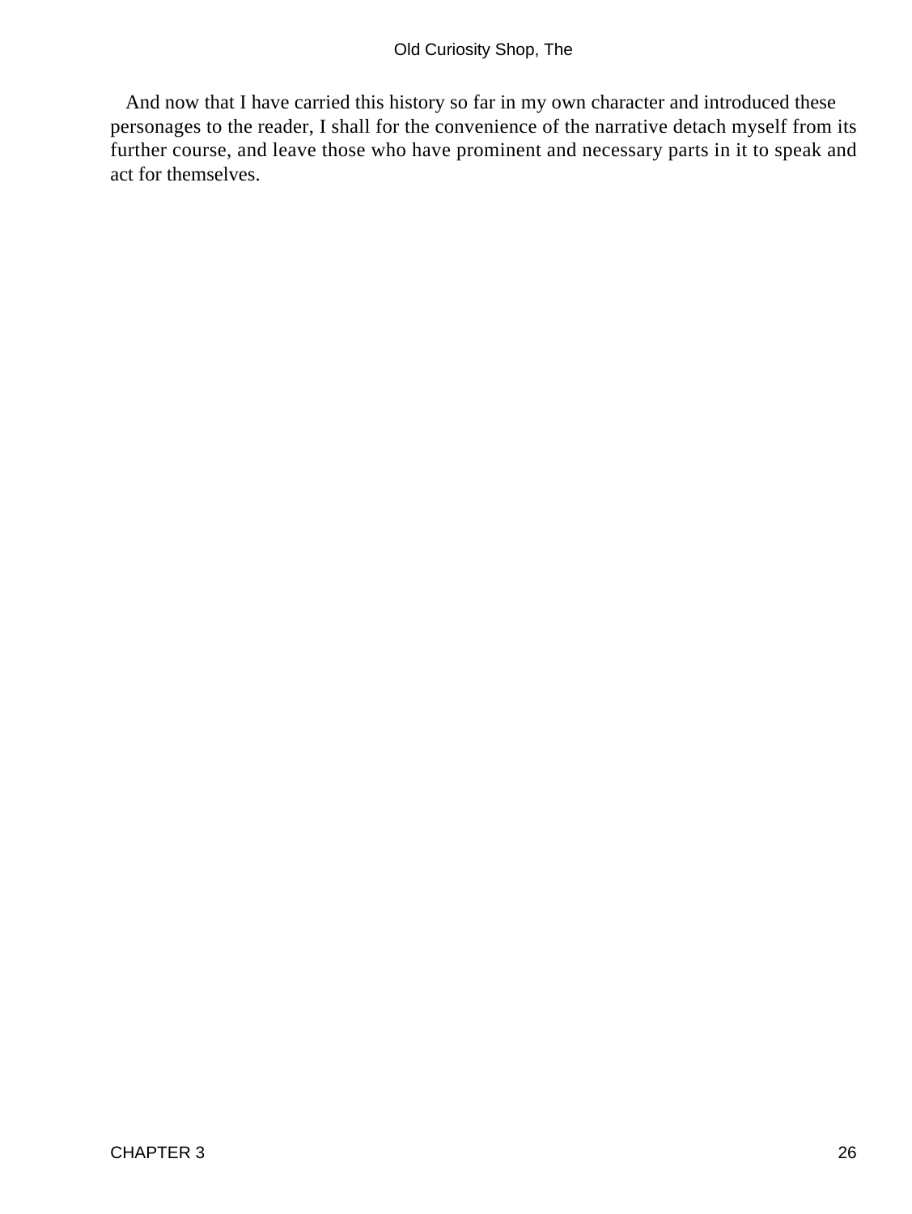And now that I have carried this history so far in my own character and introduced these personages to the reader, I shall for the convenience of the narrative detach myself from its further course, and leave those who have prominent and necessary parts in it to speak and act for themselves.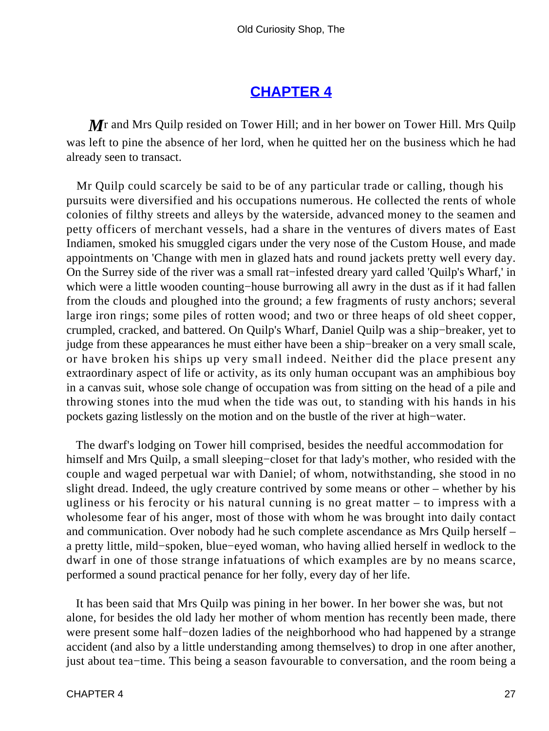## CHAPTER 4

Mr and Mrs Quilp resided on Tower Hill; and in her bower on Tower Hill. Mrs Quilp was left to pine the absence of her lord, when he quitted her on the business which he had already seen to transact.

Mr Quilp could scarcely be said to be of any particular trade or calling, though his pursuits were diversified and his occupations numerous. He collected the rents of whole colonies of filthy streets and alleys by the waterside, advanced money to the seamen and petty officers of merchant vessels, had a share in the ventures of divers mates of East Indiamen, smoked his smuggled cigars under the very nose of the Custom House, and made appointments on 'Change with men in glazed hats and round jackets pretty well every day. On the Surrey side of the river was a small rat−infested dreary yard called 'Quilp's Wharf,' in which were a little wooden counting−house burrowing all awry in the dust as if it had fallen from the clouds and ploughed into the ground; a few fragments of rusty anchors; several large iron rings; some piles of rotten wood; and two or three heaps of old sheet copper, crumpled, cracked, and battered. On Quilp's Wharf, Daniel Quilp was a ship−breaker, yet to judge from these appearances he must either have been a ship−breaker on a very small scale, or have broken his ships up very small indeed. Neither did the place present any extraordinary aspect of life or activity, as its only human occupant was an amphibious boy in a canvas suit, whose sole change of occupation was from sitting on the head of a pile and throwing stones into the mud when the tide was out, to standing with his hands in his pockets gazing listlessly on the motion and on the bustle of the river at high−water.

The dwarf's lodging on Tower hill comprised, besides the needful accommodation for himself and Mrs Quilp, a small sleeping−closet for that lady's mother, who resided with the couple and waged perpetual war with Daniel; of whom, notwithstanding, she stood in no slight dread. Indeed, the ugly creature contrived by some means or other – whether by his ugliness or his ferocity or his natural cunning is no great matter – to impress with a wholesome fear of his anger, most of those with whom he was brought into daily contact and communication. Over nobody had he such complete ascendance as Mrs Quilp herself – a pretty little, mild−spoken, blue−eyed woman, who having allied herself in wedlock to the dwarf in one of those strange infatuations of which examples are by no means scarce, performed a sound practical penance for her folly, every day of her life.

It has been said that Mrs Quilp was pining in her bower. In her bower she was, but not alone, for besides the old lady her mother of whom mention has recently been made, there were present some half−dozen ladies of the neighborhood who had happened by a strange accident (and also by a little understanding among themselves) to drop in one after another, just about tea−time. This being a season favourable to conversation, and the room being a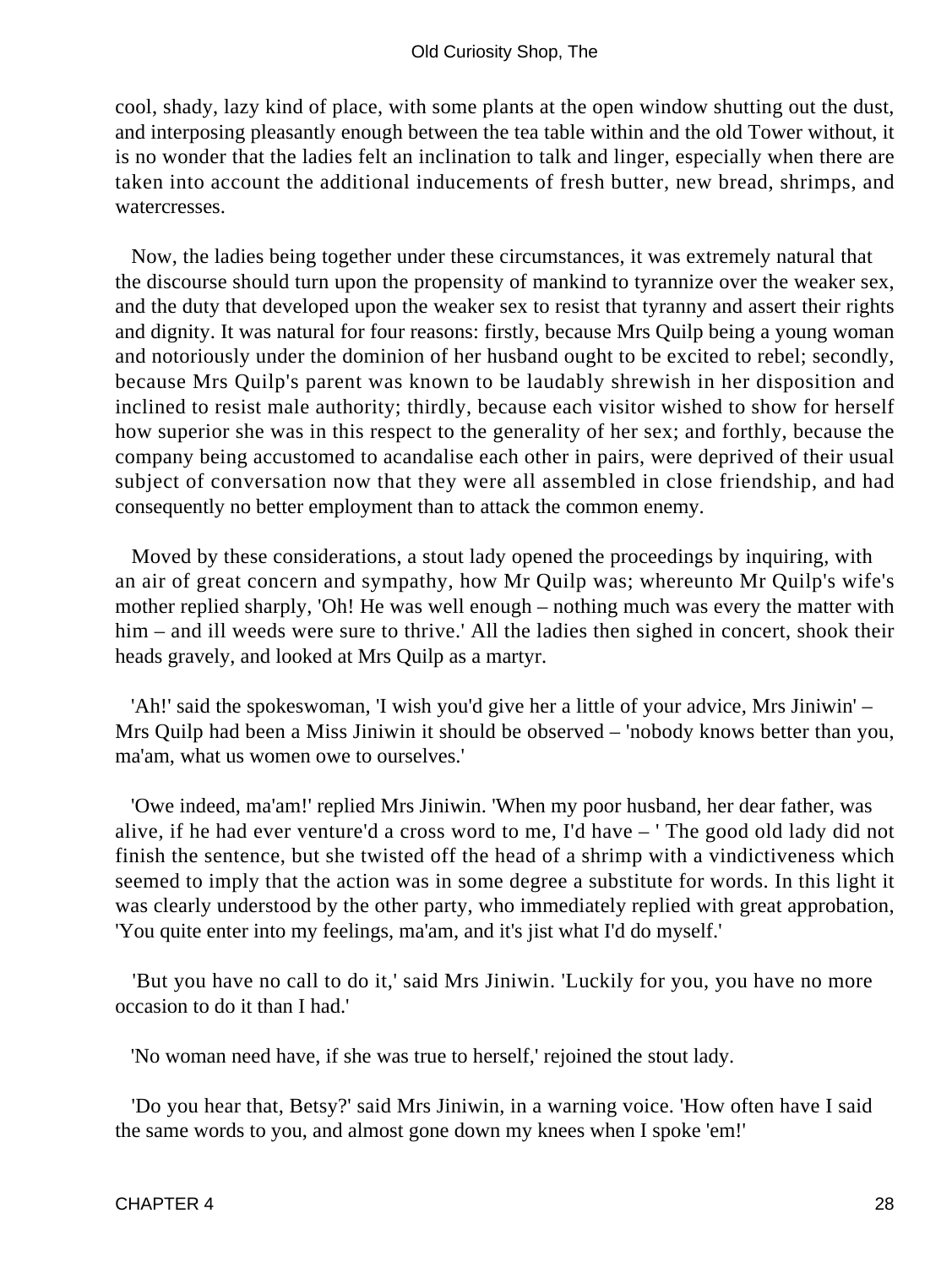cool, shady, lazy kind of place, with some plants at the open window shutting out the dust, and interposing pleasantly enough between the tea table within and the old Tower without, it is no wonder that the ladies felt an inclination to talk and linger, especially when there are taken into account the additional inducements of fresh butter, new bread, shrimps, and watercresses.

Now, the ladies being together under these circumstances, it was extremely natural that the discourse should turn upon the propensity of mankind to tyrannize over the weaker sex, and the duty that developed upon the weaker sex to resist that tyranny and assert their rights and dignity. It was natural for four reasons: firstly, because Mrs Quilp being a young woman and notoriously under the dominion of her husband ought to be excited to rebel; secondly, because Mrs Quilp's parent was known to be laudably shrewish in her disposition and inclined to resist male authority; thirdly, because each visitor wished to show for herself how superior she was in this respect to the generality of her sex; and forthly, because the company being accustomed to acandalise each other in pairs, were deprived of their usual subject of conversation now that they were all assembled in close friendship, and had consequently no better employment than to attack the common enemy.

Moved by these considerations, a stout lady opened the proceedings by inquiring, with an air of great concern and sympathy, how Mr Quilp was; whereunto Mr Quilp's wife's mother replied sharply, 'Oh! He was well enough – nothing much was every the matter with him – and ill weeds were sure to thrive.' All the ladies then sighed in concert, shook their heads gravely, and looked at Mrs Quilp as a martyr.

'Ah!' said the spokeswoman, 'I wish you'd give her a little of your advice, Mrs Jiniwin' – Mrs Quilp had been a Miss Jiniwin it should be observed – 'nobody knows better than you, ma'am, what us women owe to ourselves.'

'Owe indeed, ma'am!' replied Mrs Jiniwin. 'When my poor husband, her dear father, was alive, if he had ever venture'd a cross word to me, I'd have – ' The good old lady did not finish the sentence, but she twisted off the head of a shrimp with a vindictiveness which seemed to imply that the action was in some degree a substitute for words. In this light it was clearly understood by the other party, who immediately replied with great approbation, 'You quite enter into my feelings, ma'am, and it's jist what I'd do myself.'

'But you have no call to do it,' said Mrs Jiniwin. 'Luckily for you, you have no more occasion to do it than I had.'

'No woman need have, if she was true to herself,' rejoined the stout lady.

'Do you hear that, Betsy?' said Mrs Jiniwin, in a warning voice. 'How often have I said the same words to you, and almost gone down my knees when I spoke 'em!'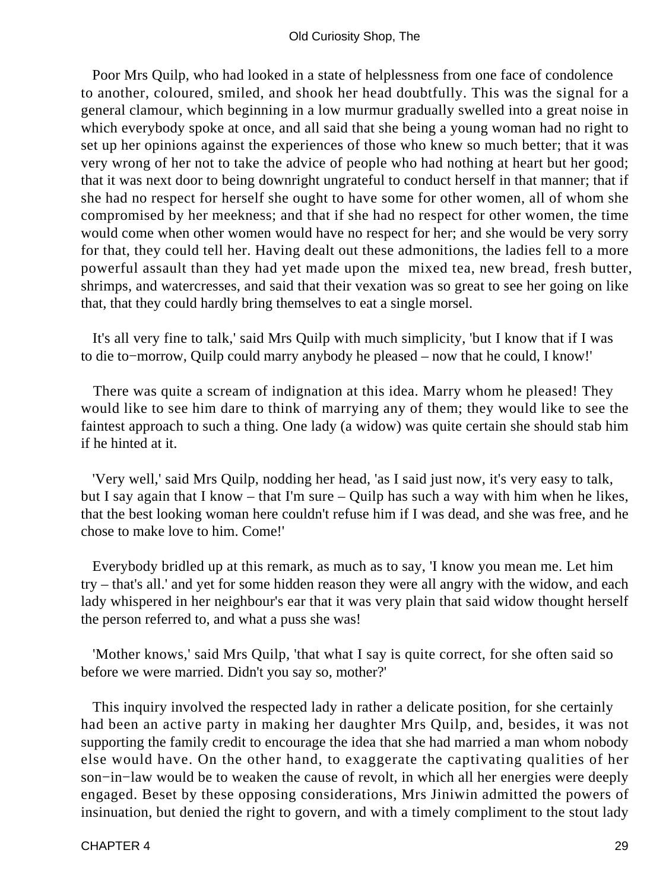Poor Mrs Quilp, who had looked in a state of helplessness from one face of condolence to another, coloured, smiled, and shook her head doubtfully. This was the signal for a general clamour, which beginning in a low murmur gradually swelled into a great noise in which everybody spoke at once, and all said that she being a young woman had no right to set up her opinions against the experiences of those who knew so much better; that it was very wrong of her not to take the advice of people who had nothing at heart but her good; that it was next door to being downright ungrateful to conduct herself in that manner; that if she had no respect for herself she ought to have some for other women, all of whom she compromised by her meekness; and that if she had no respect for other women, the time would come when other women would have no respect for her; and she would be very sorry for that, they could tell her. Having dealt out these admonitions, the ladies fell to a more powerful assault than they had yet made upon the mixed tea, new bread, fresh butter, shrimps, and watercresses, and said that their vexation was so great to see her going on like that, that they could hardly bring themselves to eat a single morsel.

It's all very fine to talk,' said Mrs Quilp with much simplicity, 'but I know that if I was to die to−morrow, Quilp could marry anybody he pleased – now that he could, I know!'

There was quite a scream of indignation at this idea. Marry whom he pleased! They would like to see him dare to think of marrying any of them; they would like to see the faintest approach to such a thing. One lady (a widow) was quite certain she should stab him if he hinted at it.

'Very well,' said Mrs Quilp, nodding her head, 'as I said just now, it's very easy to talk, but I say again that I know – that I'm sure – Quilp has such a way with him when he likes, that the best looking woman here couldn't refuse him if I was dead, and she was free, and he chose to make love to him. Come!'

Everybody bridled up at this remark, as much as to say, 'I know you mean me. Let him try – that's all.' and yet for some hidden reason they were all angry with the widow, and each lady whispered in her neighbour's ear that it was very plain that said widow thought herself the person referred to, and what a puss she was!

'Mother knows,' said Mrs Quilp, 'that what I say is quite correct, for she often said so before we were married. Didn't you say so, mother?'

This inquiry involved the respected lady in rather a delicate position, for she certainly had been an active party in making her daughter Mrs Quilp, and, besides, it was not supporting the family credit to encourage the idea that she had married a man whom nobody else would have. On the other hand, to exaggerate the captivating qualities of her son−in−law would be to weaken the cause of revolt, in which all her energies were deeply engaged. Beset by these opposing considerations, Mrs Jiniwin admitted the powers of insinuation, but denied the right to govern, and with a timely compliment to the stout lady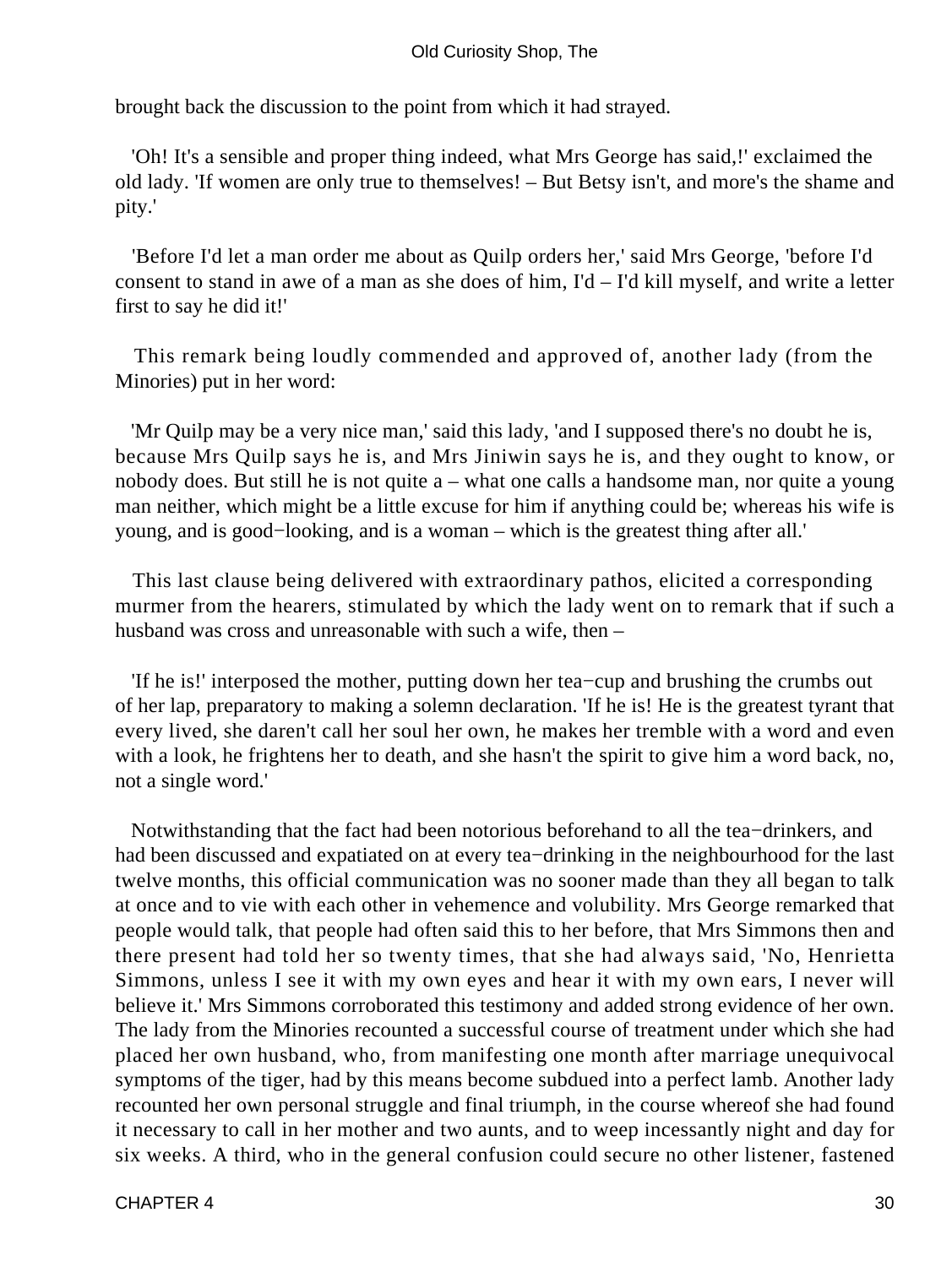brought back the discussion to the point from which it had strayed.

'Oh! It's a sensible and proper thing indeed, what Mrs George has said,!' exclaimed the old lady. 'If women are only true to themselves! – But Betsy isn't, and more's the shame and pity.'

'Before I'd let a man order me about as Quilp orders her,' said Mrs George, 'before I'd consent to stand in awe of a man as she does of him, I'd – I'd kill myself, and write a letter first to say he did it!'

This remark being loudly commended and approved of, another lady (from the Minories) put in her word:

'Mr Quilp may be a very nice man,' said this lady, 'and I supposed there's no doubt he is, because Mrs Quilp says he is, and Mrs Jiniwin says he is, and they ought to know, or nobody does. But still he is not quite a – what one calls a handsome man, nor quite a young man neither, which might be a little excuse for him if anything could be; whereas his wife is young, and is good−looking, and is a woman – which is the greatest thing after all.'

This last clause being delivered with extraordinary pathos, elicited a corresponding murmer from the hearers, stimulated by which the lady went on to remark that if such a husband was cross and unreasonable with such a wife, then –

'If he is!' interposed the mother, putting down her tea−cup and brushing the crumbs out of her lap, preparatory to making a solemn declaration. 'If he is! He is the greatest tyrant that every lived, she daren't call her soul her own, he makes her tremble with a word and even with a look, he frightens her to death, and she hasn't the spirit to give him a word back, no, not a single word.'

Notwithstanding that the fact had been notorious beforehand to all the tea−drinkers, and had been discussed and expatiated on at every tea−drinking in the neighbourhood for the last twelve months, this official communication was no sooner made than they all began to talk at once and to vie with each other in vehemence and volubility. Mrs George remarked that people would talk, that people had often said this to her before, that Mrs Simmons then and there present had told her so twenty times, that she had always said, 'No, Henrietta Simmons, unless I see it with my own eyes and hear it with my own ears, I never will believe it.' Mrs Simmons corroborated this testimony and added strong evidence of her own. The lady from the Minories recounted a successful course of treatment under which she had placed her own husband, who, from manifesting one month after marriage unequivocal symptoms of the tiger, had by this means become subdued into a perfect lamb. Another lady recounted her own personal struggle and final triumph, in the course whereof she had found it necessary to call in her mother and two aunts, and to weep incessantly night and day for six weeks. A third, who in the general confusion could secure no other listener, fastened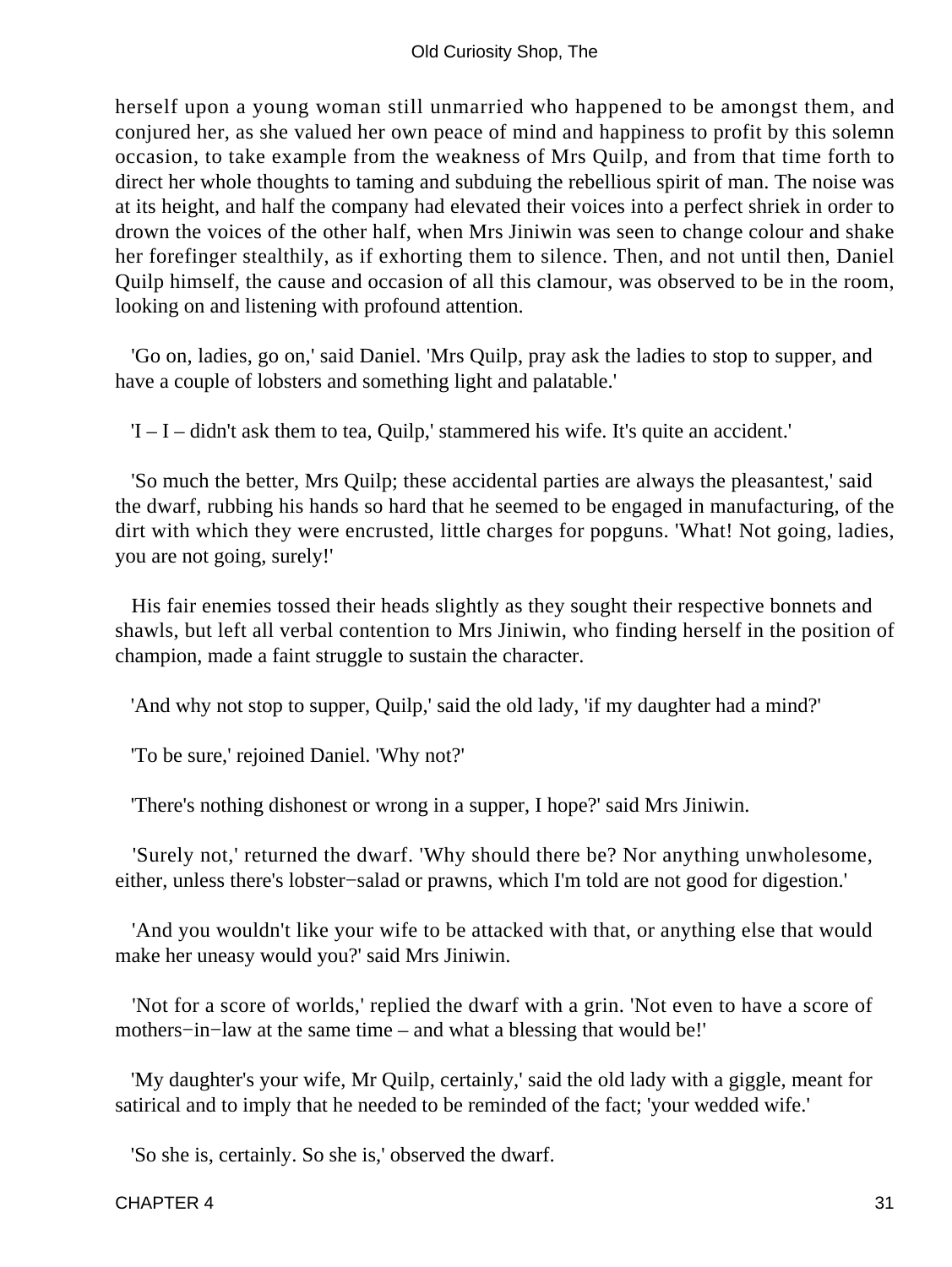herself upon a young woman still unmarried who happened to be amongst them, and conjured her, as she valued her own peace of mind and happiness to profit by this solemn occasion, to take example from the weakness of Mrs Quilp, and from that time forth to direct her whole thoughts to taming and subduing the rebellious spirit of man. The noise was at its height, and half the company had elevated their voices into a perfect shriek in order to drown the voices of the other half, when Mrs Jiniwin was seen to change colour and shake her forefinger stealthily, as if exhorting them to silence. Then, and not until then, Daniel Quilp himself, the cause and occasion of all this clamour, was observed to be in the room, looking on and listening with profound attention.

'Go on, ladies, go on,' said Daniel. 'Mrs Quilp, pray ask the ladies to stop to supper, and have a couple of lobsters and something light and palatable.'

'I – I – didn't ask them to tea, Quilp,' stammered his wife. It's quite an accident.'

'So much the better, Mrs Quilp; these accidental parties are always the pleasantest,' said the dwarf, rubbing his hands so hard that he seemed to be engaged in manufacturing, of the dirt with which they were encrusted, little charges for popguns. 'What! Not going, ladies, you are not going, surely!'

His fair enemies tossed their heads slightly as they sought their respective bonnets and shawls, but left all verbal contention to Mrs Jiniwin, who finding herself in the position of champion, made a faint struggle to sustain the character.

'And why not stop to supper, Quilp,' said the old lady, 'if my daughter had a mind?'

'To be sure,' rejoined Daniel. 'Why not?'

'There's nothing dishonest or wrong in a supper, I hope?' said Mrs Jiniwin.

'Surely not,' returned the dwarf. 'Why should there be? Nor anything unwholesome, either, unless there's lobster−salad or prawns, which I'm told are not good for digestion.'

'And you wouldn't like your wife to be attacked with that, or anything else that would make her uneasy would you?' said Mrs Jiniwin.

'Not for a score of worlds,' replied the dwarf with a grin. 'Not even to have a score of mothers−in−law at the same time – and what a blessing that would be!'

'My daughter's your wife, Mr Quilp, certainly,' said the old lady with a giggle, meant for satirical and to imply that he needed to be reminded of the fact; 'your wedded wife.'

'So she is, certainly. So she is,' observed the dwarf.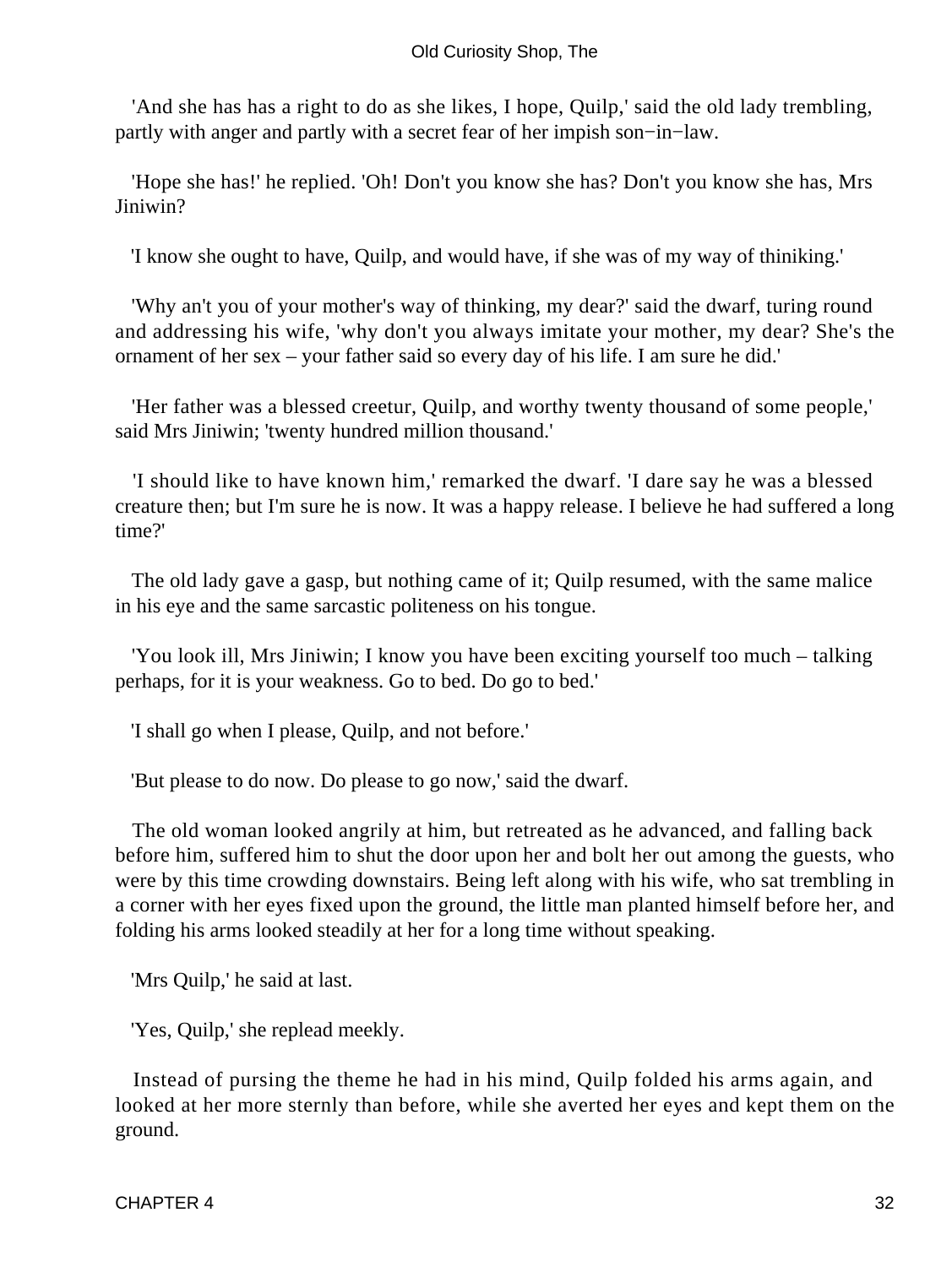'And she has has a right to do as she likes, I hope, Quilp,' said the old lady trembling, partly with anger and partly with a secret fear of her impish son−in−law.

'Hope she has!' he replied. 'Oh! Don't you know she has? Don't you know she has, Mrs Jiniwin?

'I know she ought to have, Quilp, and would have, if she was of my way of thiniking.'

'Why an't you of your mother's way of thinking, my dear?' said the dwarf, turing round and addressing his wife, 'why don't you always imitate your mother, my dear? She's the ornament of her sex – your father said so every day of his life. I am sure he did.'

'Her father was a blessed creetur, Quilp, and worthy twenty thousand of some people,' said Mrs Jiniwin; 'twenty hundred million thousand.'

'I should like to have known him,' remarked the dwarf. 'I dare say he was a blessed creature then; but I'm sure he is now. It was a happy release. I believe he had suffered a long time?'

The old lady gave a gasp, but nothing came of it; Quilp resumed, with the same malice in his eye and the same sarcastic politeness on his tongue.

'You look ill, Mrs Jiniwin; I know you have been exciting yourself too much – talking perhaps, for it is your weakness. Go to bed. Do go to bed.'

'I shall go when I please, Quilp, and not before.'

'But please to do now. Do please to go now,' said the dwarf.

The old woman looked angrily at him, but retreated as he advanced, and falling back before him, suffered him to shut the door upon her and bolt her out among the guests, who were by this time crowding downstairs. Being left along with his wife, who sat trembling in a corner with her eyes fixed upon the ground, the little man planted himself before her, and folding his arms looked steadily at her for a long time without speaking.

'Mrs Quilp,' he said at last.

'Yes, Quilp,' she replead meekly.

Instead of pursing the theme he had in his mind, Quilp folded his arms again, and looked at her more sternly than before, while she averted her eyes and kept them on the ground.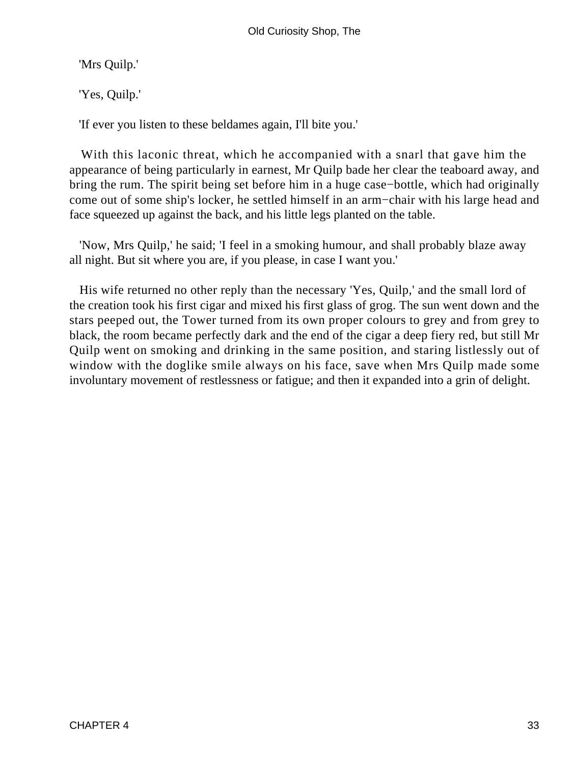'Mrs Quilp.'

'Yes, Quilp.'

'If ever you listen to these beldames again, I'll bite you.'

With this laconic threat, which he accompanied with a snarl that gave him the appearance of being particularly in earnest, Mr Quilp bade her clear the teaboard away, and bring the rum. The spirit being set before him in a huge case−bottle, which had originally come out of some ship's locker, he settled himself in an arm−chair with his large head and face squeezed up against the back, and his little legs planted on the table.

'Now, Mrs Quilp,' he said; 'I feel in a smoking humour, and shall probably blaze away all night. But sit where you are, if you please, in case I want you.'

His wife returned no other reply than the necessary 'Yes, Quilp,' and the small lord of the creation took his first cigar and mixed his first glass of grog. The sun went down and the stars peeped out, the Tower turned from its own proper colours to grey and from grey to black, the room became perfectly dark and the end of the cigar a deep fiery red, but still Mr Quilp went on smoking and drinking in the same position, and staring listlessly out of window with the doglike smile always on his face, save when Mrs Quilp made some involuntary movement of restlessness or fatigue; and then it expanded into a grin of delight.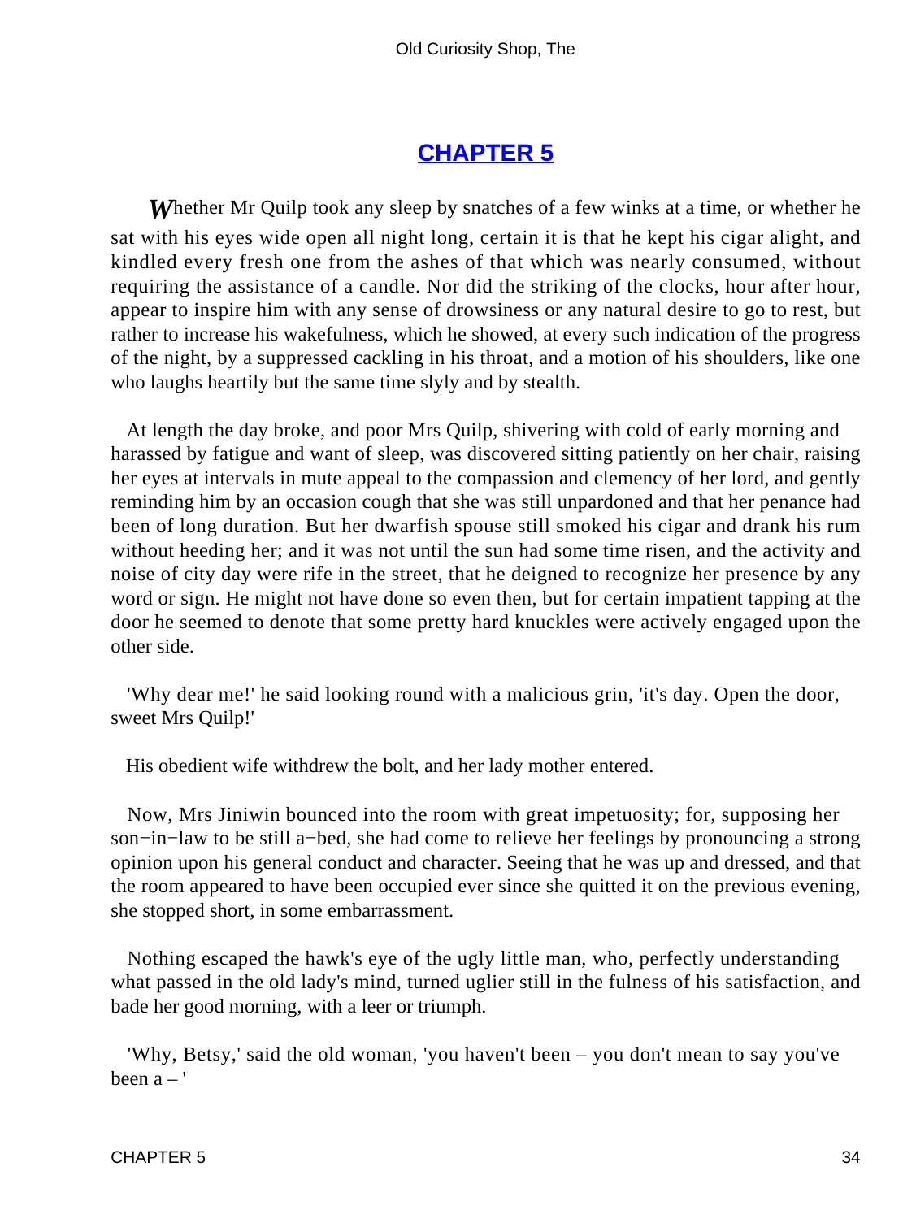## CHAPTER 5

*W*hether Mr Quilp took any sleep by snatches of a few winks at a time, or whether he sat with his eyes wide open all night long, certain it is that he kept his cigar alight, and kindled every fresh one from the ashes of that which was nearly consumed, without requiring the assistance of a candle. Nor did the striking of the clocks, hour after hour, appear to inspire him with any sense of drowsiness or any natural desire to go to rest, but rather to increase his wakefulness, which he showed, at every such indication of the progress of the night, by a suppressed cackling in his throat, and a motion of his shoulders, like one who laughs heartily but the same time slyly and by stealth.

At length the day broke, and poor Mrs Quilp, shivering with cold of early morning and harassed by fatigue and want of sleep, was discovered sitting patiently on her chair, raising her eyes at intervals in mute appeal to the compassion and clemency of her lord, and gently reminding him by an occasion cough that she was still unpardoned and that her penance had been of long duration. But her dwarfish spouse still smoked his cigar and drank his rum without heeding her; and it was not until the sun had some time risen, and the activity and noise of city day were rife in the street, that he deigned to recognize her presence by any word or sign. He might not have done so even then, but for certain impatient tapping at the door he seemed to denote that some pretty hard knuckles were actively engaged upon the other side.

'Why dear me!' he said looking round with a malicious grin, 'it's day. Open the door, sweet Mrs Quilp!'

His obedient wife withdrew the bolt, and her lady mother entered.

Now, Mrs Jiniwin bounced into the room with great impetuosity; for, supposing her son−in−law to be still a−bed, she had come to relieve her feelings by pronouncing a strong opinion upon his general conduct and character. Seeing that he was up and dressed, and that the room appeared to have been occupied ever since she quitted it on the previous evening, she stopped short, in some embarrassment.

Nothing escaped the hawk's eye of the ugly little man, who, perfectly understanding what passed in the old lady's mind, turned uglier still in the fulness of his satisfaction, and bade her good morning, with a leer or triumph.

'Why, Betsy,' said the old woman, 'you haven't been – you don't mean to say you've been a – '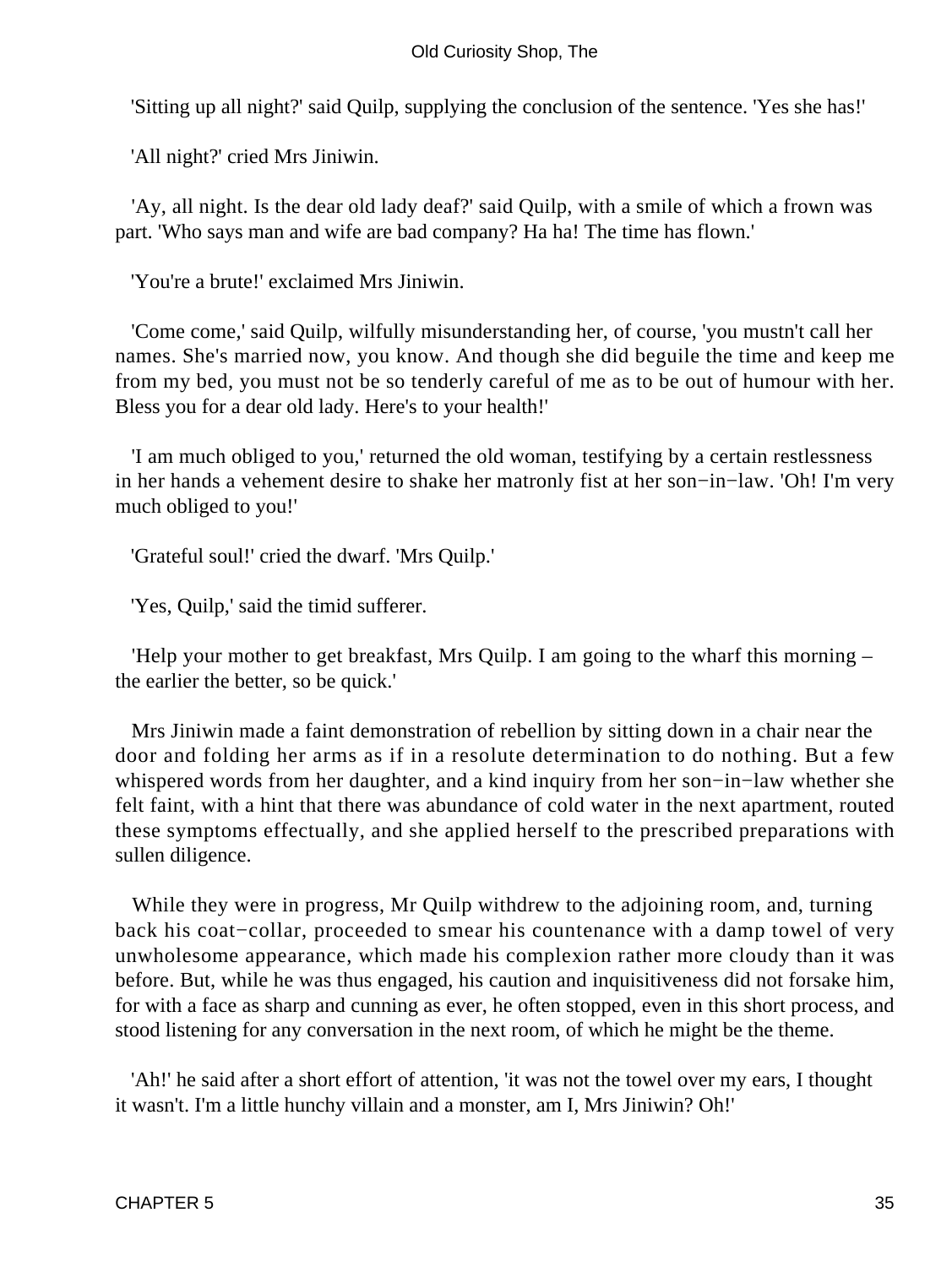'Sitting up all night?' said Quilp, supplying the conclusion of the sentence. 'Yes she has!'

'All night?' cried Mrs Jiniwin.

'Ay, all night. Is the dear old lady deaf?' said Quilp, with a smile of which a frown was part. 'Who says man and wife are bad company? Ha ha! The time has flown.'

'You're a brute!' exclaimed Mrs Jiniwin.

'Come come,' said Quilp, wilfully misunderstanding her, of course, 'you mustn't call her names. She's married now, you know. And though she did beguile the time and keep me from my bed, you must not be so tenderly careful of me as to be out of humour with her. Bless you for a dear old lady. Here's to your health!'

'I am much obliged to you,' returned the old woman, testifying by a certain restlessness in her hands a vehement desire to shake her matronly fist at her son−in−law. 'Oh! I'm very much obliged to you!'

'Grateful soul!' cried the dwarf. 'Mrs Quilp.'

'Yes, Quilp,' said the timid sufferer.

'Help your mother to get breakfast, Mrs Quilp. I am going to the wharf this morning – the earlier the better, so be quick.'

Mrs Jiniwin made a faint demonstration of rebellion by sitting down in a chair near the door and folding her arms as if in a resolute determination to do nothing. But a few whispered words from her daughter, and a kind inquiry from her son−in−law whether she felt faint, with a hint that there was abundance of cold water in the next apartment, routed these symptoms effectually, and she applied herself to the prescribed preparations with sullen diligence.

While they were in progress, Mr Quilp withdrew to the adjoining room, and, turning back his coat−collar, proceeded to smear his countenance with a damp towel of very unwholesome appearance, which made his complexion rather more cloudy than it was before. But, while he was thus engaged, his caution and inquisitiveness did not forsake him, for with a face as sharp and cunning as ever, he often stopped, even in this short process, and stood listening for any conversation in the next room, of which he might be the theme.

'Ah!' he said after a short effort of attention, 'it was not the towel over my ears, I thought it wasn't. I'm a little hunchy villain and a monster, am I, Mrs Jiniwin? Oh!'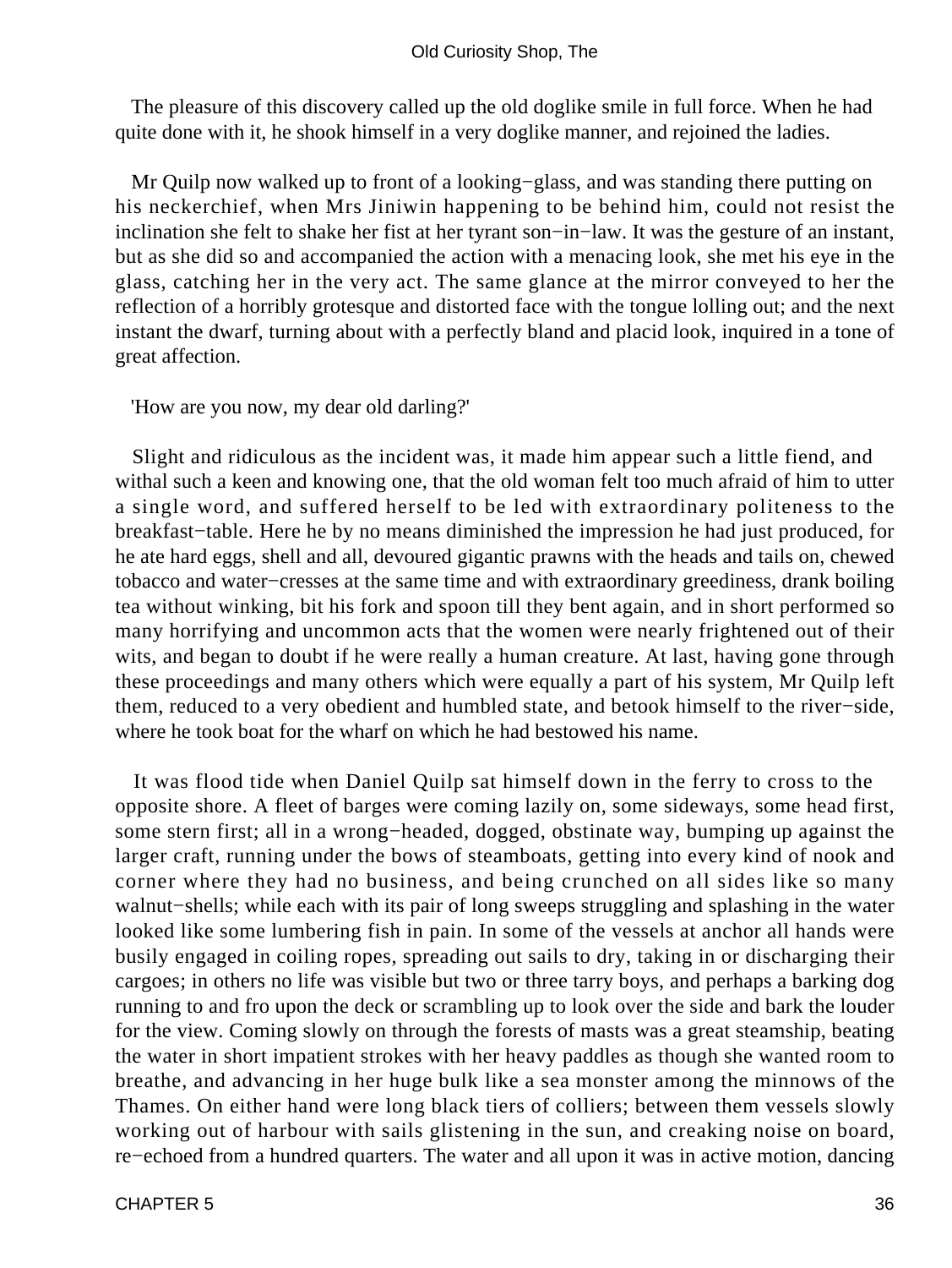The pleasure of this discovery called up the old doglike smile in full force. When he had quite done with it, he shook himself in a very doglike manner, and rejoined the ladies.

Mr Quilp now walked up to front of a looking−glass, and was standing there putting on his neckerchief, when Mrs Jiniwin happening to be behind him, could not resist the inclination she felt to shake her fist at her tyrant son−in−law. It was the gesture of an instant, but as she did so and accompanied the action with a menacing look, she met his eye in the glass, catching her in the very act. The same glance at the mirror conveyed to her the reflection of a horribly grotesque and distorted face with the tongue lolling out; and the next instant the dwarf, turning about with a perfectly bland and placid look, inquired in a tone of great affection.

'How are you now, my dear old darling?'

Slight and ridiculous as the incident was, it made him appear such a little fiend, and withal such a keen and knowing one, that the old woman felt too much afraid of him to utter a single word, and suffered herself to be led with extraordinary politeness to the breakfast−table. Here he by no means diminished the impression he had just produced, for he ate hard eggs, shell and all, devoured gigantic prawns with the heads and tails on, chewed tobacco and water−cresses at the same time and with extraordinary greediness, drank boiling tea without winking, bit his fork and spoon till they bent again, and in short performed so many horrifying and uncommon acts that the women were nearly frightened out of their wits, and began to doubt if he were really a human creature. At last, having gone through these proceedings and many others which were equally a part of his system, Mr Quilp left them, reduced to a very obedient and humbled state, and betook himself to the river−side, where he took boat for the wharf on which he had bestowed his name.

It was flood tide when Daniel Quilp sat himself down in the ferry to cross to the opposite shore. A fleet of barges were coming lazily on, some sideways, some head first, some stern first; all in a wrong−headed, dogged, obstinate way, bumping up against the larger craft, running under the bows of steamboats, getting into every kind of nook and corner where they had no business, and being crunched on all sides like so many walnut−shells; while each with its pair of long sweeps struggling and splashing in the water looked like some lumbering fish in pain. In some of the vessels at anchor all hands were busily engaged in coiling ropes, spreading out sails to dry, taking in or discharging their cargoes; in others no life was visible but two or three tarry boys, and perhaps a barking dog running to and fro upon the deck or scrambling up to look over the side and bark the louder for the view. Coming slowly on through the forests of masts was a great steamship, beating the water in short impatient strokes with her heavy paddles as though she wanted room to breathe, and advancing in her huge bulk like a sea monster among the minnows of the Thames. On either hand were long black tiers of colliers; between them vessels slowly working out of harbour with sails glistening in the sun, and creaking noise on board, re−echoed from a hundred quarters. The water and all upon it was in active motion, dancing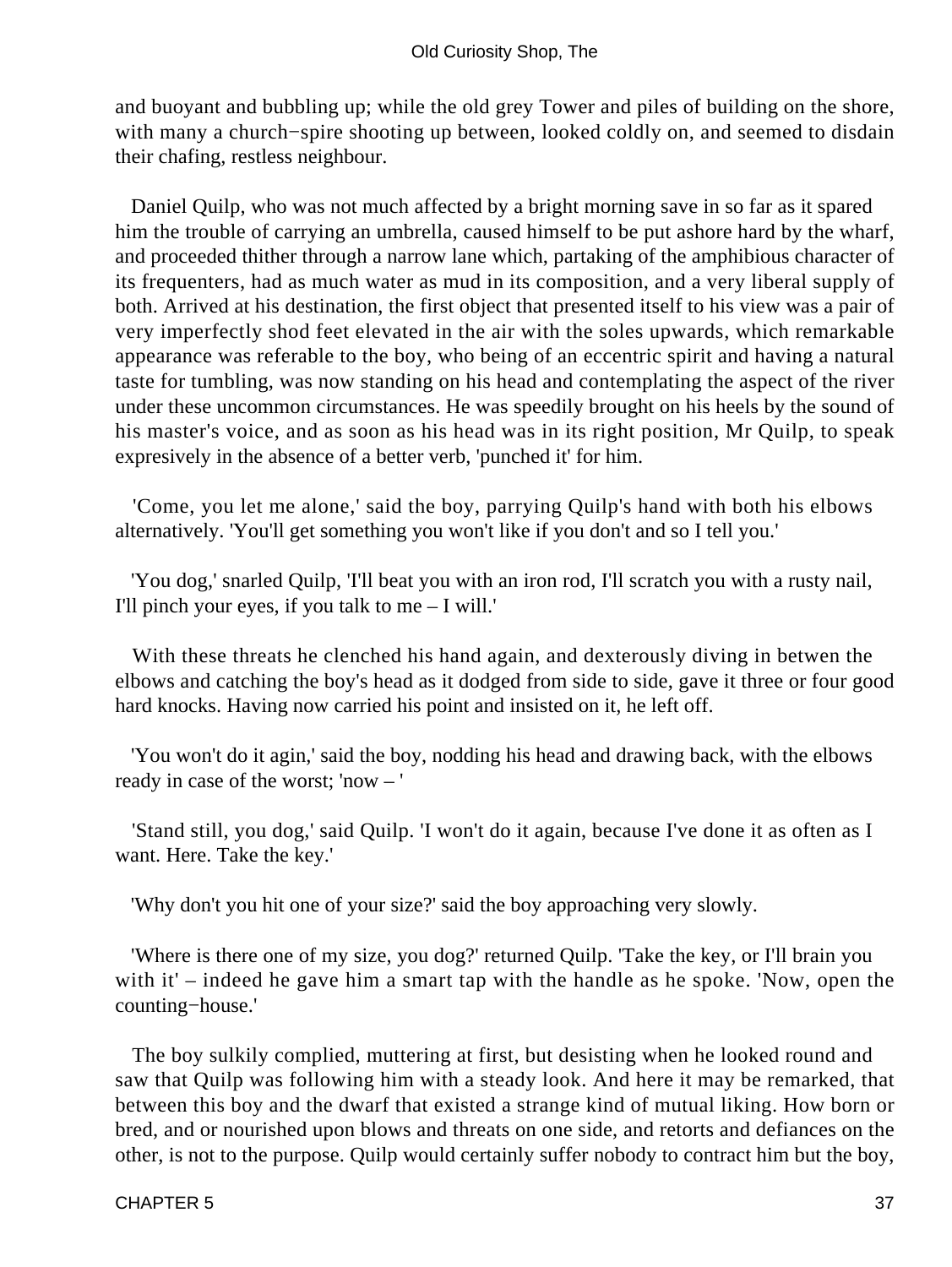and buoyant and bubbling up; while the old grey Tower and piles of building on the shore, with many a church−spire shooting up between, looked coldly on, and seemed to disdain their chafing, restless neighbour.

Daniel Quilp, who was not much affected by a bright morning save in so far as it spared him the trouble of carrying an umbrella, caused himself to be put ashore hard by the wharf, and proceeded thither through a narrow lane which, partaking of the amphibious character of its frequenters, had as much water as mud in its composition, and a very liberal supply of both. Arrived at his destination, the first object that presented itself to his view was a pair of very imperfectly shod feet elevated in the air with the soles upwards, which remarkable appearance was referable to the boy, who being of an eccentric spirit and having a natural taste for tumbling, was now standing on his head and contemplating the aspect of the river under these uncommon circumstances. He was speedily brought on his heels by the sound of his master's voice, and as soon as his head was in its right position, Mr Quilp, to speak expresively in the absence of a better verb, 'punched it' for him.

'Come, you let me alone,' said the boy, parrying Quilp's hand with both his elbows alternatively. 'You'll get something you won't like if you don't and so I tell you.'

'You dog,' snarled Quilp, 'I'll beat you with an iron rod, I'll scratch you with a rusty nail, I'll pinch your eyes, if you talk to me – I will.'

With these threats he clenched his hand again, and dexterously diving in betwen the elbows and catching the boy's head as it dodged from side to side, gave it three or four good hard knocks. Having now carried his point and insisted on it, he left off.

'You won't do it agin,' said the boy, nodding his head and drawing back, with the elbows ready in case of the worst; 'now – '

'Stand still, you dog,' said Quilp. 'I won't do it again, because I've done it as often as I want. Here. Take the key.'

'Why don't you hit one of your size?' said the boy approaching very slowly.

'Where is there one of my size, you dog?' returned Quilp. 'Take the key, or I'll brain you with it' – indeed he gave him a smart tap with the handle as he spoke. 'Now, open the counting−house.'

The boy sulkily complied, muttering at first, but desisting when he looked round and saw that Quilp was following him with a steady look. And here it may be remarked, that between this boy and the dwarf that existed a strange kind of mutual liking. How born or bred, and or nourished upon blows and threats on one side, and retorts and defiances on the other, is not to the purpose. Quilp would certainly suffer nobody to contract him but the boy,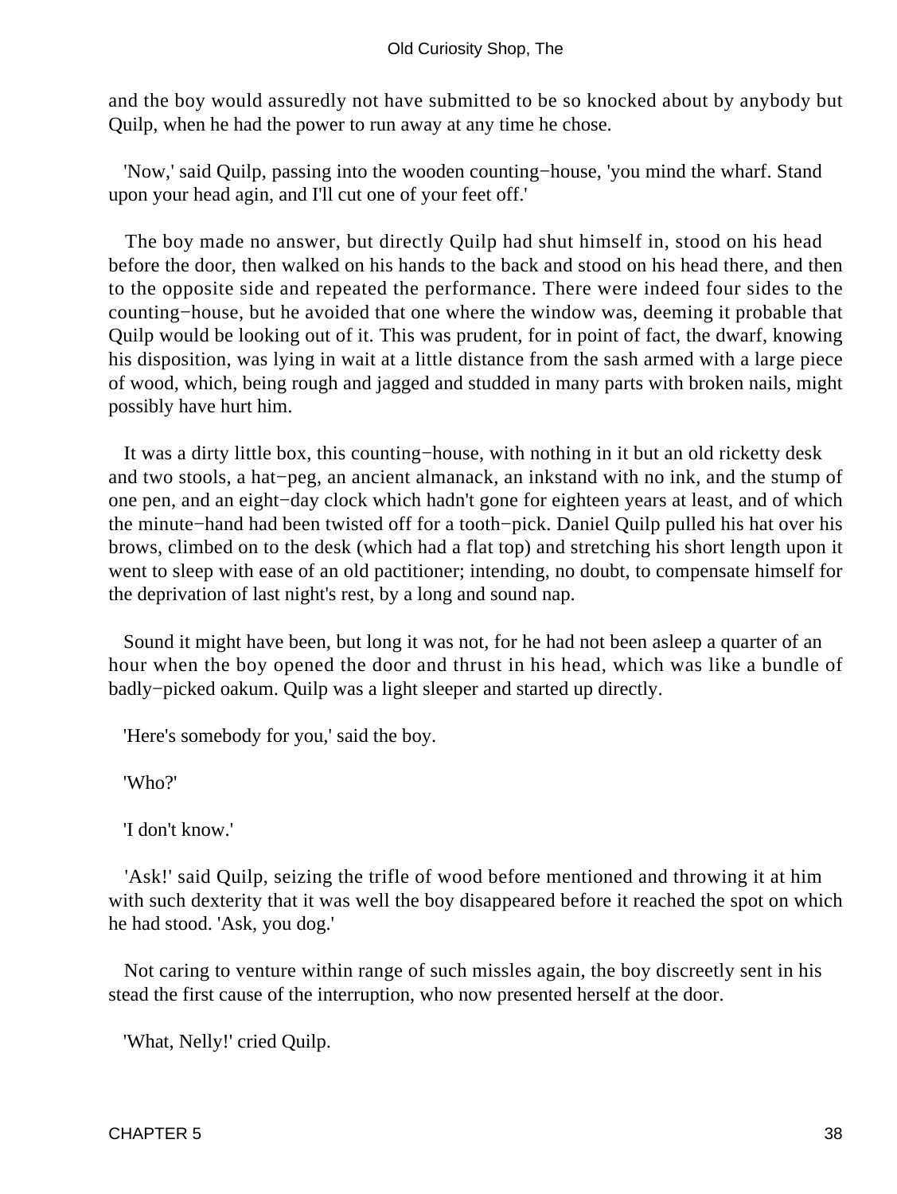and the boy would assuredly not have submitted to be so knocked about by anybody but Quilp, when he had the power to run away at any time he chose.

'Now,' said Quilp, passing into the wooden counting−house, 'you mind the wharf. Stand upon your head agin, and I'll cut one of your feet off.'

The boy made no answer, but directly Quilp had shut himself in, stood on his head before the door, then walked on his hands to the back and stood on his head there, and then to the opposite side and repeated the performance. There were indeed four sides to the counting−house, but he avoided that one where the window was, deeming it probable that Quilp would be looking out of it. This was prudent, for in point of fact, the dwarf, knowing his disposition, was lying in wait at a little distance from the sash armed with a large piece of wood, which, being rough and jagged and studded in many parts with broken nails, might possibly have hurt him.

It was a dirty little box, this counting−house, with nothing in it but an old ricketty desk and two stools, a hat−peg, an ancient almanack, an inkstand with no ink, and the stump of one pen, and an eight−day clock which hadn't gone for eighteen years at least, and of which the minute−hand had been twisted off for a tooth−pick. Daniel Quilp pulled his hat over his brows, climbed on to the desk (which had a flat top) and stretching his short length upon it went to sleep with ease of an old pactitioner; intending, no doubt, to compensate himself for the deprivation of last night's rest, by a long and sound nap.

Sound it might have been, but long it was not, for he had not been asleep a quarter of an hour when the boy opened the door and thrust in his head, which was like a bundle of badly−picked oakum. Quilp was a light sleeper and started up directly.

'Here's somebody for you,' said the boy.

'Who?'

'I don't know.'

'Ask!' said Quilp, seizing the trifle of wood before mentioned and throwing it at him with such dexterity that it was well the boy disappeared before it reached the spot on which he had stood. 'Ask, you dog.'

Not caring to venture within range of such missles again, the boy discreetly sent in his stead the first cause of the interruption, who now presented herself at the door.

'What, Nelly!' cried Quilp.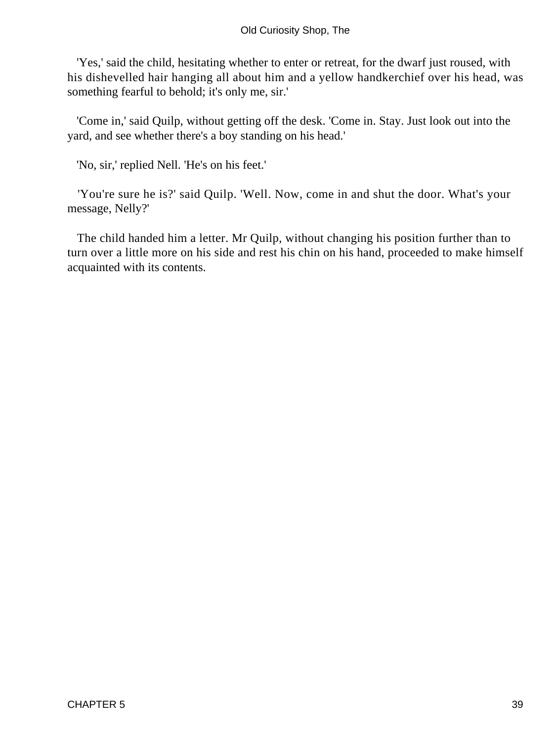'Yes,' said the child, hesitating whether to enter or retreat, for the dwarf just roused, with his dishevelled hair hanging all about him and a yellow handkerchief over his head, was something fearful to behold; it's only me, sir.'

'Come in,' said Quilp, without getting off the desk. 'Come in. Stay. Just look out into the yard, and see whether there's a boy standing on his head.'

'No, sir,' replied Nell. 'He's on his feet.'

'You're sure he is?' said Quilp. 'Well. Now, come in and shut the door. What's your message, Nelly?'

The child handed him a letter. Mr Quilp, without changing his position further than to turn over a little more on his side and rest his chin on his hand, proceeded to make himself acquainted with its contents.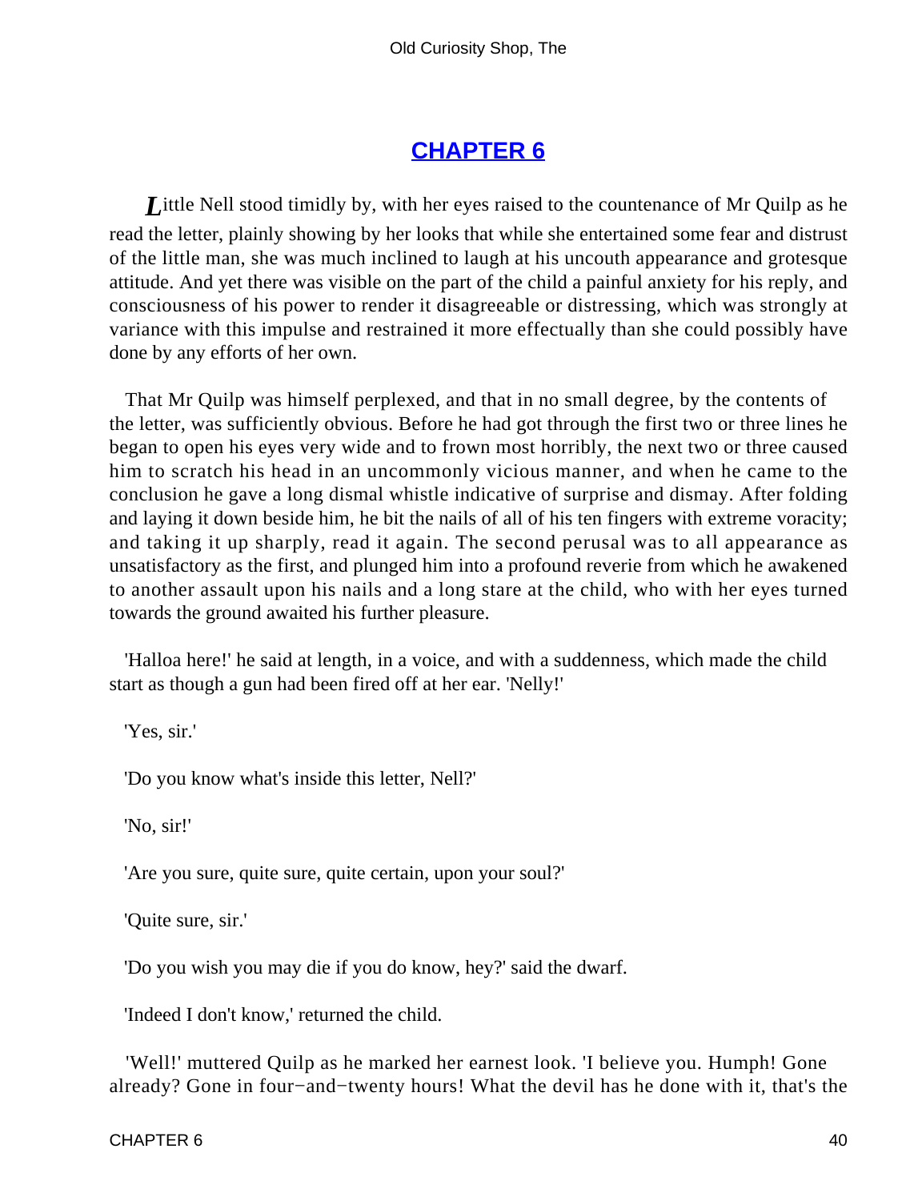## CHAPTER 6

Little Nell stood timidly by, with her eyes raised to the countenance of Mr Quilp as he read the letter, plainly showing by her looks that while she entertained some fear and distrust of the little man, she was much inclined to laugh at his uncouth appearance and grotesque attitude. And yet there was visible on the part of the child a painful anxiety for his reply, and consciousness of his power to render it disagreeable or distressing, which was strongly at variance with this impulse and restrained it more effectually than she could possibly have done by any efforts of her own.

That Mr Quilp was himself perplexed, and that in no small degree, by the contents of the letter, was sufficiently obvious. Before he had got through the first two or three lines he began to open his eyes very wide and to frown most horribly, the next two or three caused him to scratch his head in an uncommonly vicious manner, and when he came to the conclusion he gave a long dismal whistle indicative of surprise and dismay. After folding and laying it down beside him, he bit the nails of all of his ten fingers with extreme voracity; and taking it up sharply, read it again. The second perusal was to all appearance as unsatisfactory as the first, and plunged him into a profound reverie from which he awakened to another assault upon his nails and a long stare at the child, who with her eyes turned towards the ground awaited his further pleasure.

'Halloa here!' he said at length, in a voice, and with a suddenness, which made the child start as though a gun had been fired off at her ear. 'Nelly!'

'Yes, sir.'

'Do you know what's inside this letter, Nell?'

'No, sir!'

'Are you sure, quite sure, quite certain, upon your soul?'

'Quite sure, sir.'

'Do you wish you may die if you do know, hey?' said the dwarf.

'Indeed I don't know,' returned the child.

'Well!' muttered Quilp as he marked her earnest look. 'I believe you. Humph! Gone already? Gone in four−and−twenty hours! What the devil has he done with it, that's the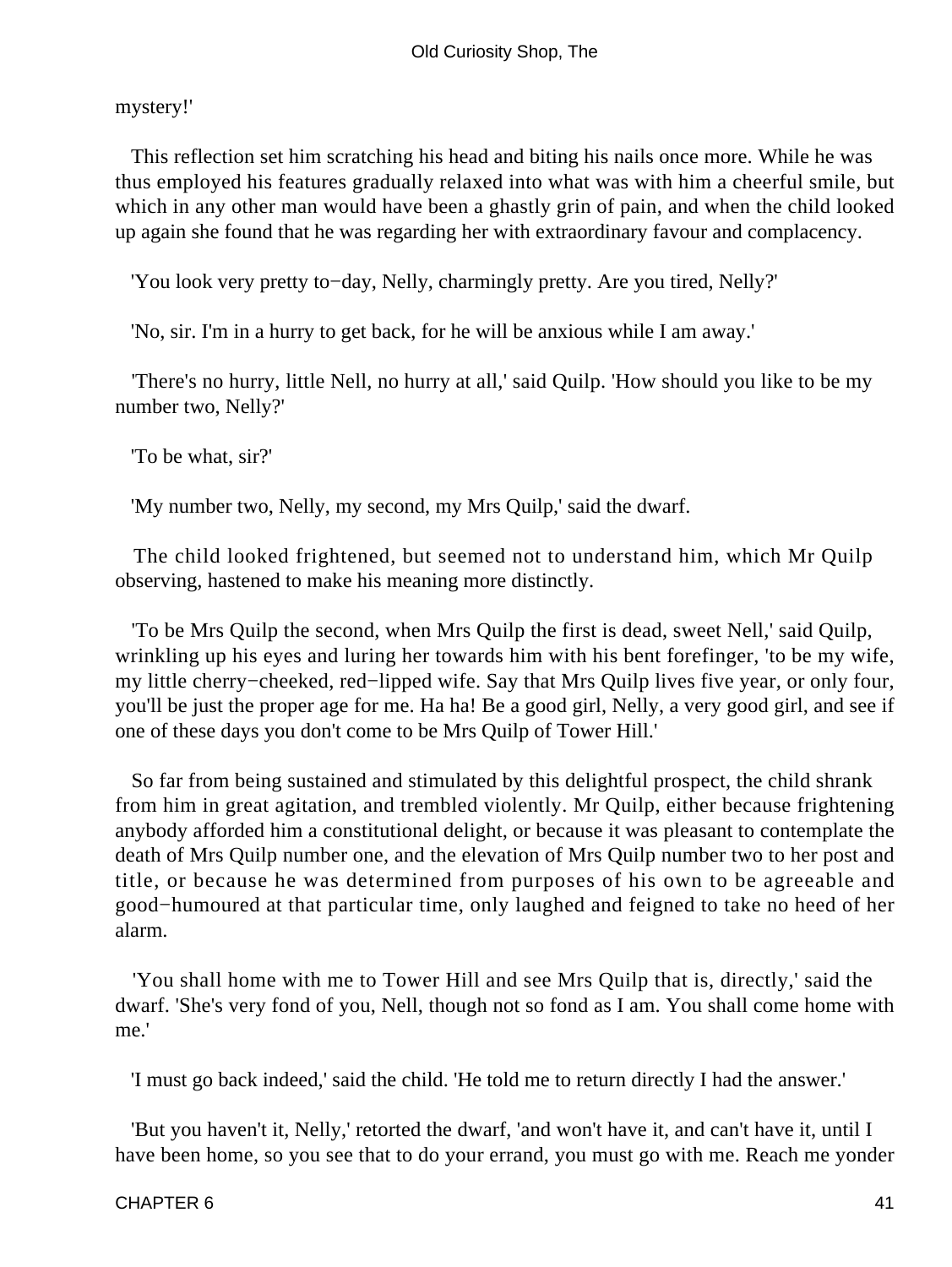mystery!'

This reflection set him scratching his head and biting his nails once more. While he was thus employed his features gradually relaxed into what was with him a cheerful smile, but which in any other man would have been a ghastly grin of pain, and when the child looked up again she found that he was regarding her with extraordinary favour and complacency.

'You look very pretty to−day, Nelly, charmingly pretty. Are you tired, Nelly?'

'No, sir. I'm in a hurry to get back, for he will be anxious while I am away.'

'There's no hurry, little Nell, no hurry at all,' said Quilp. 'How should you like to be my number two, Nelly?'

'To be what, sir?'

'My number two, Nelly, my second, my Mrs Quilp,' said the dwarf.

The child looked frightened, but seemed not to understand him, which Mr Quilp observing, hastened to make his meaning more distinctly.

'To be Mrs Quilp the second, when Mrs Quilp the first is dead, sweet Nell,' said Quilp, wrinkling up his eyes and luring her towards him with his bent forefinger, 'to be my wife, my little cherry−cheeked, red−lipped wife. Say that Mrs Quilp lives five year, or only four, you'll be just the proper age for me. Ha ha! Be a good girl, Nelly, a very good girl, and see if one of these days you don't come to be Mrs Quilp of Tower Hill.'

So far from being sustained and stimulated by this delightful prospect, the child shrank from him in great agitation, and trembled violently. Mr Quilp, either because frightening anybody afforded him a constitutional delight, or because it was pleasant to contemplate the death of Mrs Quilp number one, and the elevation of Mrs Quilp number two to her post and title, or because he was determined from purposes of his own to be agreeable and good−humoured at that particular time, only laughed and feigned to take no heed of her alarm.

'You shall home with me to Tower Hill and see Mrs Quilp that is, directly,' said the dwarf. 'She's very fond of you, Nell, though not so fond as I am. You shall come home with me.'

'I must go back indeed,' said the child. 'He told me to return directly I had the answer.'

'But you haven't it, Nelly,' retorted the dwarf, 'and won't have it, and can't have it, until I have been home, so you see that to do your errand, you must go with me. Reach me yonder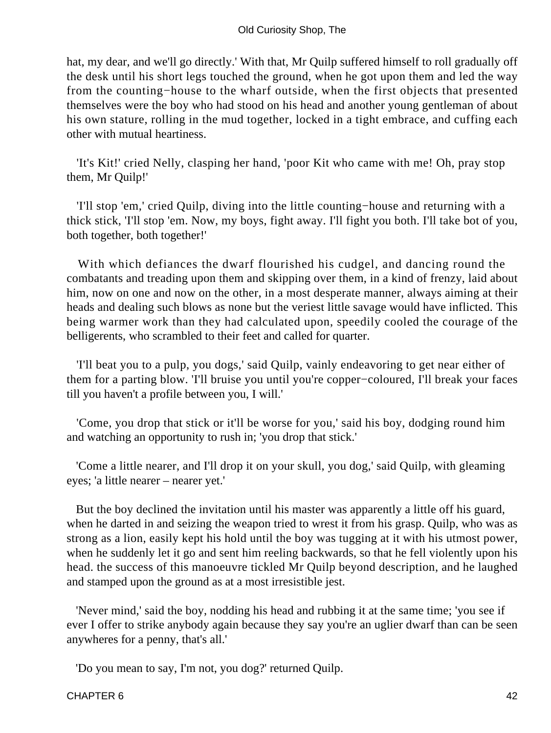hat, my dear, and we'll go directly.' With that, Mr Quilp suffered himself to roll gradually off the desk until his short legs touched the ground, when he got upon them and led the way from the counting−house to the wharf outside, when the first objects that presented themselves were the boy who had stood on his head and another young gentleman of about his own stature, rolling in the mud together, locked in a tight embrace, and cuffing each other with mutual heartiness.

'It's Kit!' cried Nelly, clasping her hand, 'poor Kit who came with me! Oh, pray stop them, Mr Quilp!'

'I'll stop 'em,' cried Quilp, diving into the little counting−house and returning with a thick stick, 'I'll stop 'em. Now, my boys, fight away. I'll fight you both. I'll take bot of you, both together, both together!'

With which defiances the dwarf flourished his cudgel, and dancing round the combatants and treading upon them and skipping over them, in a kind of frenzy, laid about him, now on one and now on the other, in a most desperate manner, always aiming at their heads and dealing such blows as none but the veriest little savage would have inflicted. This being warmer work than they had calculated upon, speedily cooled the courage of the belligerents, who scrambled to their feet and called for quarter.

'I'll beat you to a pulp, you dogs,' said Quilp, vainly endeavoring to get near either of them for a parting blow. 'I'll bruise you until you're copper−coloured, I'll break your faces till you haven't a profile between you, I will.'

'Come, you drop that stick or it'll be worse for you,' said his boy, dodging round him and watching an opportunity to rush in; 'you drop that stick.'

'Come a little nearer, and I'll drop it on your skull, you dog,' said Quilp, with gleaming eyes; 'a little nearer – nearer yet.'

But the boy declined the invitation until his master was apparently a little off his guard, when he darted in and seizing the weapon tried to wrest it from his grasp. Quilp, who was as strong as a lion, easily kept his hold until the boy was tugging at it with his utmost power, when he suddenly let it go and sent him reeling backwards, so that he fell violently upon his head. the success of this manoeuvre tickled Mr Quilp beyond description, and he laughed and stamped upon the ground as at a most irresistible jest.

'Never mind,' said the boy, nodding his head and rubbing it at the same time; 'you see if ever I offer to strike anybody again because they say you're an uglier dwarf than can be seen anywheres for a penny, that's all.'

'Do you mean to say, I'm not, you dog?' returned Quilp.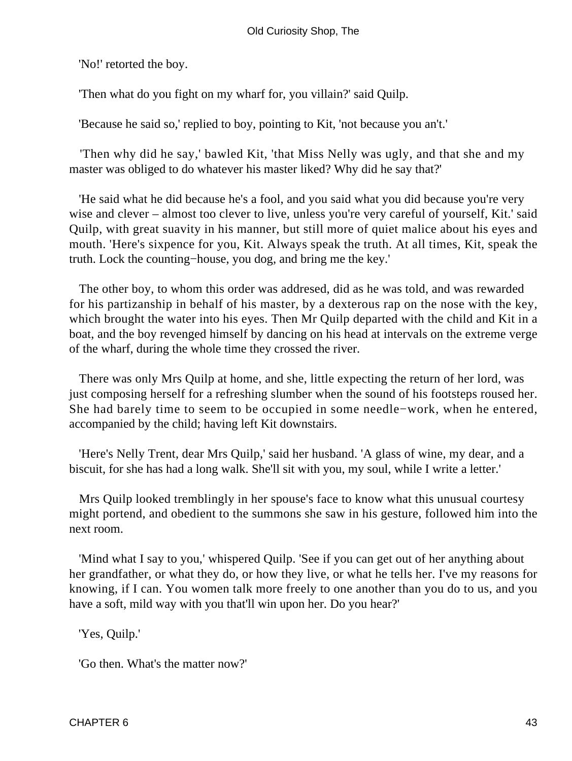'No!' retorted the boy.

'Then what do you fight on my wharf for, you villain?' said Quilp.

'Because he said so,' replied to boy, pointing to Kit, 'not because you an't.'

'Then why did he say,' bawled Kit, 'that Miss Nelly was ugly, and that she and my master was obliged to do whatever his master liked? Why did he say that?'

'He said what he did because he's a fool, and you said what you did because you're very wise and clever – almost too clever to live, unless you're very careful of yourself, Kit.' said Quilp, with great suavity in his manner, but still more of quiet malice about his eyes and mouth. 'Here's sixpence for you, Kit. Always speak the truth. At all times, Kit, speak the truth. Lock the counting−house, you dog, and bring me the key.'

The other boy, to whom this order was addresed, did as he was told, and was rewarded for his partizanship in behalf of his master, by a dexterous rap on the nose with the key, which brought the water into his eyes. Then Mr Quilp departed with the child and Kit in a boat, and the boy revenged himself by dancing on his head at intervals on the extreme verge of the wharf, during the whole time they crossed the river.

There was only Mrs Quilp at home, and she, little expecting the return of her lord, was just composing herself for a refreshing slumber when the sound of his footsteps roused her. She had barely time to seem to be occupied in some needle−work, when he entered, accompanied by the child; having left Kit downstairs.

'Here's Nelly Trent, dear Mrs Quilp,' said her husband. 'A glass of wine, my dear, and a biscuit, for she has had a long walk. She'll sit with you, my soul, while I write a letter.'

Mrs Quilp looked tremblingly in her spouse's face to know what this unusual courtesy might portend, and obedient to the summons she saw in his gesture, followed him into the next room.

'Mind what I say to you,' whispered Quilp. 'See if you can get out of her anything about her grandfather, or what they do, or how they live, or what he tells her. I've my reasons for knowing, if I can. You women talk more freely to one another than you do to us, and you have a soft, mild way with you that'll win upon her. Do you hear?'

'Yes, Quilp.'

'Go then. What's the matter now?'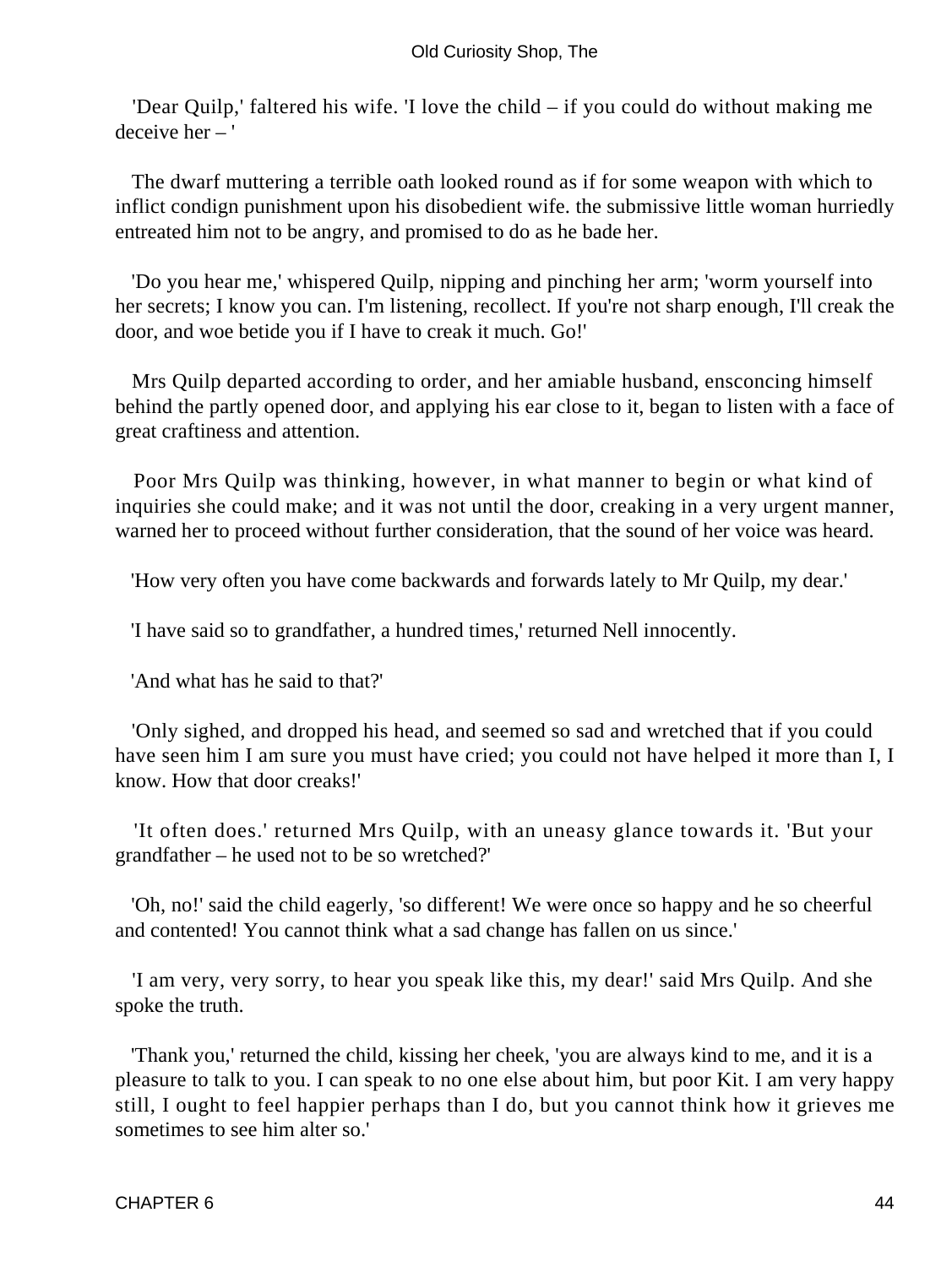'Dear Quilp,' faltered his wife. 'I love the child – if you could do without making me deceive her – '

The dwarf muttering a terrible oath looked round as if for some weapon with which to inflict condign punishment upon his disobedient wife. the submissive little woman hurriedly entreated him not to be angry, and promised to do as he bade her.

'Do you hear me,' whispered Quilp, nipping and pinching her arm; 'worm yourself into her secrets; I know you can. I'm listening, recollect. If you're not sharp enough, I'll creak the door, and woe betide you if I have to creak it much. Go!'

Mrs Quilp departed according to order, and her amiable husband, ensconcing himself behind the partly opened door, and applying his ear close to it, began to listen with a face of great craftiness and attention.

Poor Mrs Quilp was thinking, however, in what manner to begin or what kind of inquiries she could make; and it was not until the door, creaking in a very urgent manner, warned her to proceed without further consideration, that the sound of her voice was heard.

'How very often you have come backwards and forwards lately to Mr Quilp, my dear.'

'I have said so to grandfather, a hundred times,' returned Nell innocently.

'And what has he said to that?'

'Only sighed, and dropped his head, and seemed so sad and wretched that if you could have seen him I am sure you must have cried; you could not have helped it more than I, I know. How that door creaks!'

'It often does.' returned Mrs Quilp, with an uneasy glance towards it. 'But your grandfather – he used not to be so wretched?'

'Oh, no!' said the child eagerly, 'so different! We were once so happy and he so cheerful and contented! You cannot think what a sad change has fallen on us since.'

'I am very, very sorry, to hear you speak like this, my dear!' said Mrs Quilp. And she spoke the truth.

'Thank you,' returned the child, kissing her cheek, 'you are always kind to me, and it is a pleasure to talk to you. I can speak to no one else about him, but poor Kit. I am very happy still, I ought to feel happier perhaps than I do, but you cannot think how it grieves me sometimes to see him alter so.'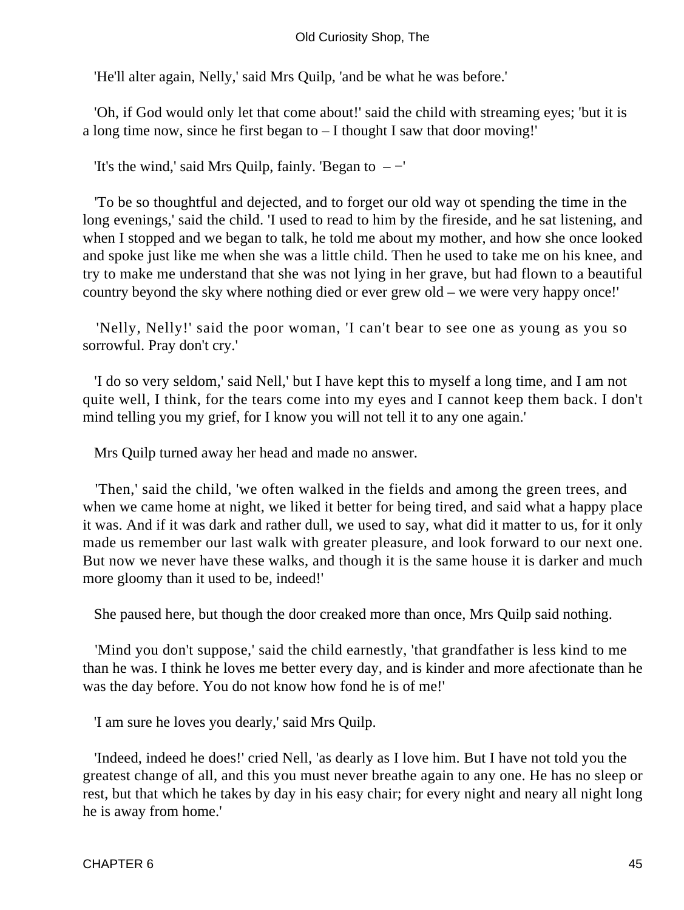'He'll alter again, Nelly,' said Mrs Quilp, 'and be what he was before.'

'Oh, if God would only let that come about!' said the child with streaming eyes; 'but it is a long time now, since he first began to – I thought I saw that door moving!'

'It's the wind,' said Mrs Quilp, fainly. 'Began to – −'

'To be so thoughtful and dejected, and to forget our old way ot spending the time in the long evenings,' said the child. 'I used to read to him by the fireside, and he sat listening, and when I stopped and we began to talk, he told me about my mother, and how she once looked and spoke just like me when she was a little child. Then he used to take me on his knee, and try to make me understand that she was not lying in her grave, but had flown to a beautiful country beyond the sky where nothing died or ever grew old – we were very happy once!'

'Nelly, Nelly!' said the poor woman, 'I can't bear to see one as young as you so sorrowful. Pray don't cry.'

'I do so very seldom,' said Nell,' but I have kept this to myself a long time, and I am not quite well, I think, for the tears come into my eyes and I cannot keep them back. I don't mind telling you my grief, for I know you will not tell it to any one again.'

Mrs Quilp turned away her head and made no answer.

'Then,' said the child, 'we often walked in the fields and among the green trees, and when we came home at night, we liked it better for being tired, and said what a happy place it was. And if it was dark and rather dull, we used to say, what did it matter to us, for it only made us remember our last walk with greater pleasure, and look forward to our next one. But now we never have these walks, and though it is the same house it is darker and much more gloomy than it used to be, indeed!'

She paused here, but though the door creaked more than once, Mrs Quilp said nothing.

'Mind you don't suppose,' said the child earnestly, 'that grandfather is less kind to me than he was. I think he loves me better every day, and is kinder and more afectionate than he was the day before. You do not know how fond he is of me!'

'I am sure he loves you dearly,' said Mrs Quilp.

'Indeed, indeed he does!' cried Nell, 'as dearly as I love him. But I have not told you the greatest change of all, and this you must never breathe again to any one. He has no sleep or rest, but that which he takes by day in his easy chair; for every night and neary all night long he is away from home.'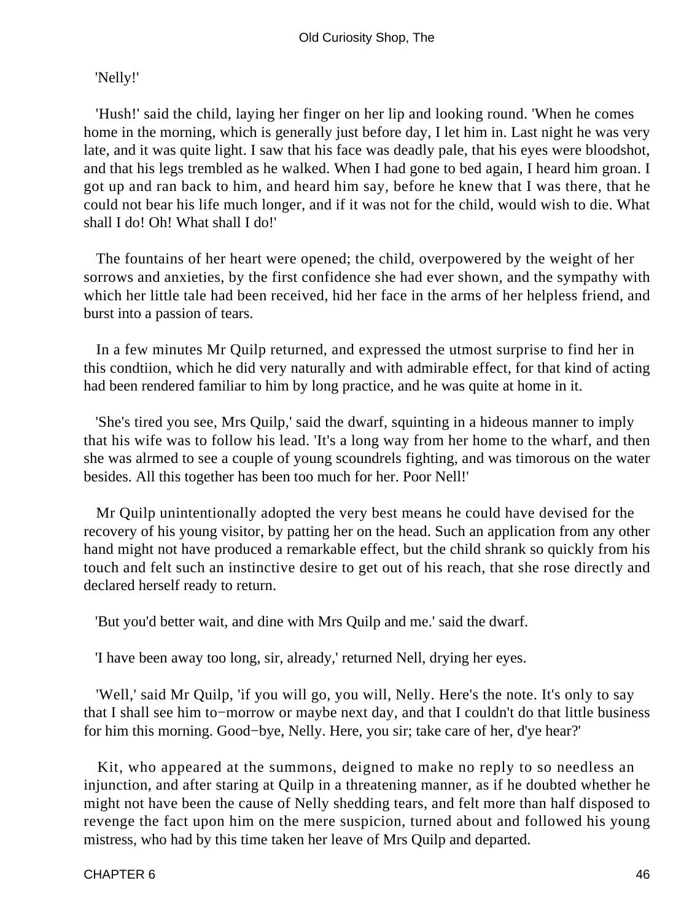'Nelly!'

'Hush!' said the child, laying her finger on her lip and looking round. 'When he comes home in the morning, which is generally just before day, I let him in. Last night he was very late, and it was quite light. I saw that his face was deadly pale, that his eyes were bloodshot, and that his legs trembled as he walked. When I had gone to bed again, I heard him groan. I got up and ran back to him, and heard him say, before he knew that I was there, that he could not bear his life much longer, and if it was not for the child, would wish to die. What shall I do! Oh! What shall I do!'

The fountains of her heart were opened; the child, overpowered by the weight of her sorrows and anxieties, by the first confidence she had ever shown, and the sympathy with which her little tale had been received, hid her face in the arms of her helpless friend, and burst into a passion of tears.

In a few minutes Mr Quilp returned, and expressed the utmost surprise to find her in this condtiion, which he did very naturally and with admirable effect, for that kind of acting had been rendered familiar to him by long practice, and he was quite at home in it.

'She's tired you see, Mrs Quilp,' said the dwarf, squinting in a hideous manner to imply that his wife was to follow his lead. 'It's a long way from her home to the wharf, and then she was alrmed to see a couple of young scoundrels fighting, and was timorous on the water besides. All this together has been too much for her. Poor Nell!'

Mr Quilp unintentionally adopted the very best means he could have devised for the recovery of his young visitor, by patting her on the head. Such an application from any other hand might not have produced a remarkable effect, but the child shrank so quickly from his touch and felt such an instinctive desire to get out of his reach, that she rose directly and declared herself ready to return.

'But you'd better wait, and dine with Mrs Quilp and me.' said the dwarf.

'I have been away too long, sir, already,' returned Nell, drying her eyes.

'Well,' said Mr Quilp, 'if you will go, you will, Nelly. Here's the note. It's only to say that I shall see him to−morrow or maybe next day, and that I couldn't do that little business for him this morning. Good−bye, Nelly. Here, you sir; take care of her, d'ye hear?'

Kit, who appeared at the summons, deigned to make no reply to so needless an injunction, and after staring at Quilp in a threatening manner, as if he doubted whether he might not have been the cause of Nelly shedding tears, and felt more than half disposed to revenge the fact upon him on the mere suspicion, turned about and followed his young mistress, who had by this time taken her leave of Mrs Quilp and departed.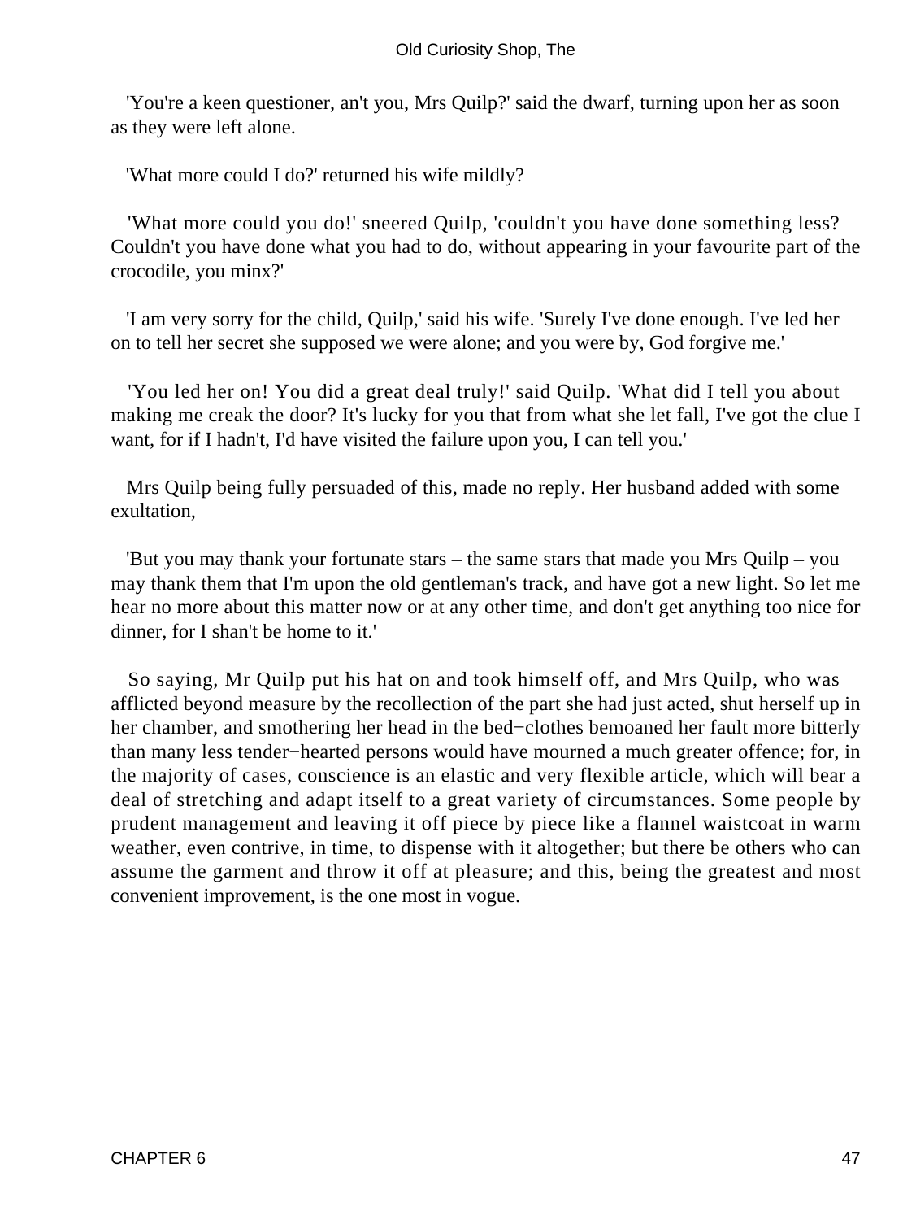'You're a keen questioner, an't you, Mrs Quilp?' said the dwarf, turning upon her as soon as they were left alone.

'What more could I do?' returned his wife mildly?

'What more could you do!' sneered Quilp, 'couldn't you have done something less? Couldn't you have done what you had to do, without appearing in your favourite part of the crocodile, you minx?'

'I am very sorry for the child, Quilp,' said his wife. 'Surely I've done enough. I've led her on to tell her secret she supposed we were alone; and you were by, God forgive me.'

'You led her on! You did a great deal truly!' said Quilp. 'What did I tell you about making me creak the door? It's lucky for you that from what she let fall, I've got the clue I want, for if I hadn't, I'd have visited the failure upon you, I can tell you.'

Mrs Quilp being fully persuaded of this, made no reply. Her husband added with some exultation,

'But you may thank your fortunate stars – the same stars that made you Mrs Quilp – you may thank them that I'm upon the old gentleman's track, and have got a new light. So let me hear no more about this matter now or at any other time, and don't get anything too nice for dinner, for I shan't be home to it.'

So saying, Mr Quilp put his hat on and took himself off, and Mrs Quilp, who was afflicted beyond measure by the recollection of the part she had just acted, shut herself up in her chamber, and smothering her head in the bed−clothes bemoaned her fault more bitterly than many less tender−hearted persons would have mourned a much greater offence; for, in the majority of cases, conscience is an elastic and very flexible article, which will bear a deal of stretching and adapt itself to a great variety of circumstances. Some people by prudent management and leaving it off piece by piece like a flannel waistcoat in warm weather, even contrive, in time, to dispense with it altogether; but there be others who can assume the garment and throw it off at pleasure; and this, being the greatest and most convenient improvement, is the one most in vogue.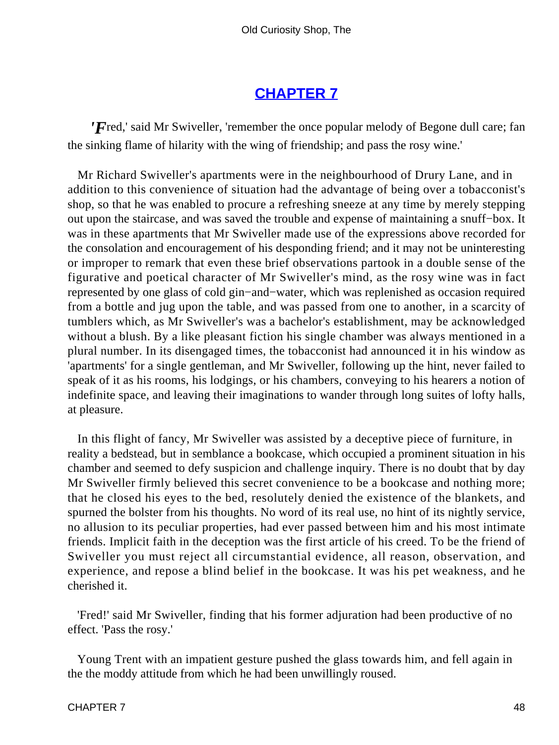# CHAPTER 7

'Fred,' said Mr Swiveller, 'remember the once popular melody of Begone dull care; fan the sinking flame of hilarity with the wing of friendship; and pass the rosy wine.'

Mr Richard Swiveller's apartments were in the neighbourhood of Drury Lane, and in addition to this convenience of situation had the advantage of being over a tobacconist's shop, so that he was enabled to procure a refreshing sneeze at any time by merely stepping out upon the staircase, and was saved the trouble and expense of maintaining a snuff−box. It was in these apartments that Mr Swiveller made use of the expressions above recorded for the consolation and encouragement of his desponding friend; and it may not be uninteresting or improper to remark that even these brief observations partook in a double sense of the figurative and poetical character of Mr Swiveller's mind, as the rosy wine was in fact represented by one glass of cold gin−and−water, which was replenished as occasion required from a bottle and jug upon the table, and was passed from one to another, in a scarcity of tumblers which, as Mr Swiveller's was a bachelor's establishment, may be acknowledged without a blush. By a like pleasant fiction his single chamber was always mentioned in a plural number. In its disengaged times, the tobacconist had announced it in his window as 'apartments' for a single gentleman, and Mr Swiveller, following up the hint, never failed to speak of it as his rooms, his lodgings, or his chambers, conveying to his hearers a notion of indefinite space, and leaving their imaginations to wander through long suites of lofty halls, at pleasure.

In this flight of fancy, Mr Swiveller was assisted by a deceptive piece of furniture, in reality a bedstead, but in semblance a bookcase, which occupied a prominent situation in his chamber and seemed to defy suspicion and challenge inquiry. There is no doubt that by day Mr Swiveller firmly believed this secret convenience to be a bookcase and nothing more; that he closed his eyes to the bed, resolutely denied the existence of the blankets, and spurned the bolster from his thoughts. No word of its real use, no hint of its nightly service, no allusion to its peculiar properties, had ever passed between him and his most intimate friends. Implicit faith in the deception was the first article of his creed. To be the friend of Swiveller you must reject all circumstantial evidence, all reason, observation, and experience, and repose a blind belief in the bookcase. It was his pet weakness, and he cherished it.

'Fred!' said Mr Swiveller, finding that his former adjuration had been productive of no effect. 'Pass the rosy.'

Young Trent with an impatient gesture pushed the glass towards him, and fell again in the the moddy attitude from which he had been unwillingly roused.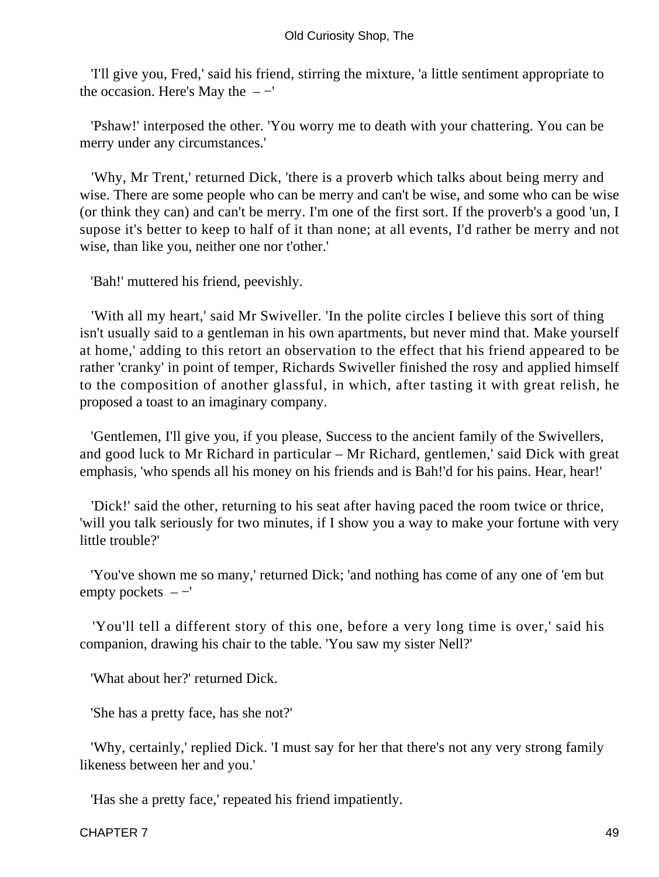'I'll give you, Fred,' said his friend, stirring the mixture, 'a little sentiment appropriate to the occasion. Here's May the – −'

'Pshaw!' interposed the other. 'You worry me to death with your chattering. You can be merry under any circumstances.'

'Why, Mr Trent,' returned Dick, 'there is a proverb which talks about being merry and wise. There are some people who can be merry and can't be wise, and some who can be wise (or think they can) and can't be merry. I'm one of the first sort. If the proverb's a good 'un, I supose it's better to keep to half of it than none; at all events, I'd rather be merry and not wise, than like you, neither one nor t'other.'

'Bah!' muttered his friend, peevishly.

'With all my heart,' said Mr Swiveller. 'In the polite circles I believe this sort of thing isn't usually said to a gentleman in his own apartments, but never mind that. Make yourself at home,' adding to this retort an observation to the effect that his friend appeared to be rather 'cranky' in point of temper, Richards Swiveller finished the rosy and applied himself to the composition of another glassful, in which, after tasting it with great relish, he proposed a toast to an imaginary company.

'Gentlemen, I'll give you, if you please, Success to the ancient family of the Swivellers, and good luck to Mr Richard in particular – Mr Richard, gentlemen,' said Dick with great emphasis, 'who spends all his money on his friends and is Bah!'d for his pains. Hear, hear!'

'Dick!' said the other, returning to his seat after having paced the room twice or thrice, 'will you talk seriously for two minutes, if I show you a way to make your fortune with very little trouble?'

'You've shown me so many,' returned Dick; 'and nothing has come of any one of 'em but empty pockets – −'

'You'll tell a different story of this one, before a very long time is over,' said his companion, drawing his chair to the table. 'You saw my sister Nell?'

'What about her?' returned Dick.

'She has a pretty face, has she not?'

'Why, certainly,' replied Dick. 'I must say for her that there's not any very strong family likeness between her and you.'

'Has she a pretty face,' repeated his friend impatiently.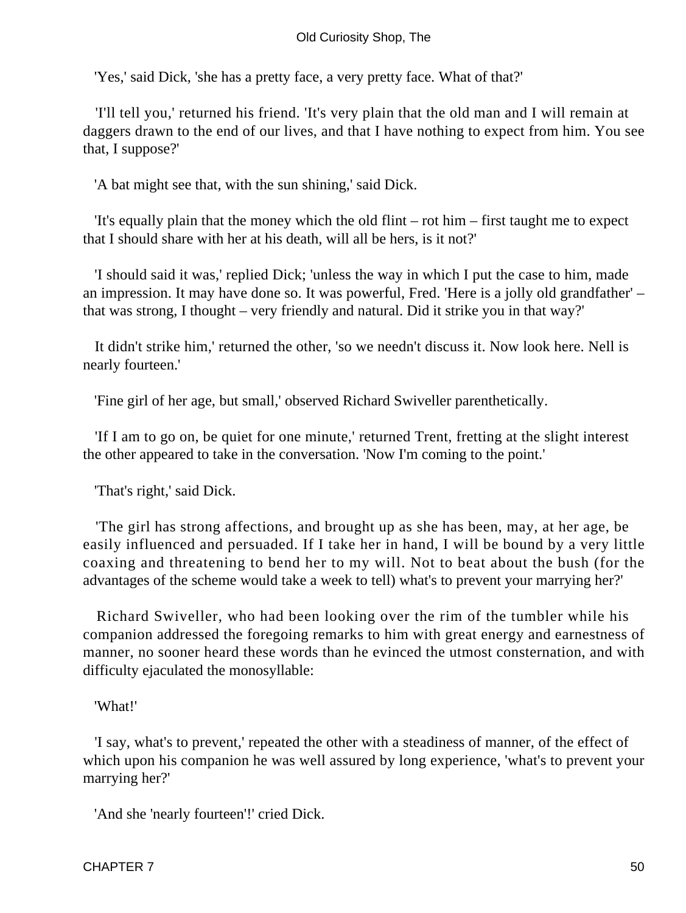'Yes,' said Dick, 'she has a pretty face, a very pretty face. What of that?'

'I'll tell you,' returned his friend. 'It's very plain that the old man and I will remain at daggers drawn to the end of our lives, and that I have nothing to expect from him. You see that, I suppose?'

'A bat might see that, with the sun shining,' said Dick.

'It's equally plain that the money which the old flint – rot him – first taught me to expect that I should share with her at his death, will all be hers, is it not?'

'I should said it was,' replied Dick; 'unless the way in which I put the case to him, made an impression. It may have done so. It was powerful, Fred. 'Here is a jolly old grandfather' – that was strong, I thought – very friendly and natural. Did it strike you in that way?'

It didn't strike him,' returned the other, 'so we needn't discuss it. Now look here. Nell is nearly fourteen.'

'Fine girl of her age, but small,' observed Richard Swiveller parenthetically.

'If I am to go on, be quiet for one minute,' returned Trent, fretting at the slight interest the other appeared to take in the conversation. 'Now I'm coming to the point.'

'That's right,' said Dick.

'The girl has strong affections, and brought up as she has been, may, at her age, be easily influenced and persuaded. If I take her in hand, I will be bound by a very little coaxing and threatening to bend her to my will. Not to beat about the bush (for the advantages of the scheme would take a week to tell) what's to prevent your marrying her?'

Richard Swiveller, who had been looking over the rim of the tumbler while his companion addressed the foregoing remarks to him with great energy and earnestness of manner, no sooner heard these words than he evinced the utmost consternation, and with difficulty ejaculated the monosyllable:

'What!'

'I say, what's to prevent,' repeated the other with a steadiness of manner, of the effect of which upon his companion he was well assured by long experience, 'what's to prevent your marrying her?'

'And she 'nearly fourteen'!' cried Dick.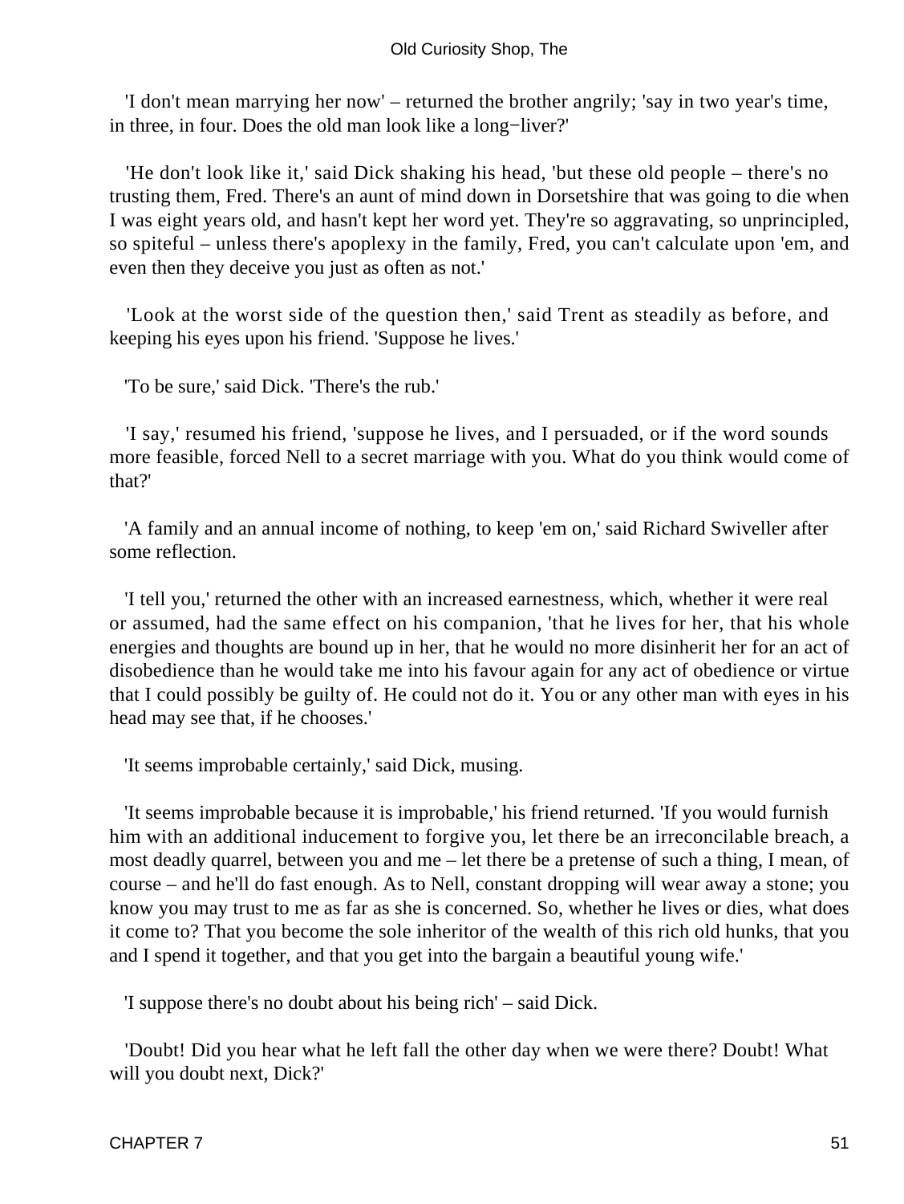'I don't mean marrying her now' – returned the brother angrily; 'say in two year's time, in three, in four. Does the old man look like a long−liver?'

'He don't look like it,' said Dick shaking his head, 'but these old people – there's no trusting them, Fred. There's an aunt of mind down in Dorsetshire that was going to die when I was eight years old, and hasn't kept her word yet. They're so aggravating, so unprincipled, so spiteful – unless there's apoplexy in the family, Fred, you can't calculate upon 'em, and even then they deceive you just as often as not.'

'Look at the worst side of the question then,' said Trent as steadily as before, and keeping his eyes upon his friend. 'Suppose he lives.'

'To be sure,' said Dick. 'There's the rub.'

'I say,' resumed his friend, 'suppose he lives, and I persuaded, or if the word sounds more feasible, forced Nell to a secret marriage with you. What do you think would come of that?'

'A family and an annual income of nothing, to keep 'em on,' said Richard Swiveller after some reflection.

'I tell you,' returned the other with an increased earnestness, which, whether it were real or assumed, had the same effect on his companion, 'that he lives for her, that his whole energies and thoughts are bound up in her, that he would no more disinherit her for an act of disobedience than he would take me into his favour again for any act of obedience or virtue that I could possibly be guilty of. He could not do it. You or any other man with eyes in his head may see that, if he chooses.'

'It seems improbable certainly,' said Dick, musing.

'It seems improbable because it is improbable,' his friend returned. 'If you would furnish him with an additional inducement to forgive you, let there be an irreconcilable breach, a most deadly quarrel, between you and me – let there be a pretense of such a thing, I mean, of course – and he'll do fast enough. As to Nell, constant dropping will wear away a stone; you know you may trust to me as far as she is concerned. So, whether he lives or dies, what does it come to? That you become the sole inheritor of the wealth of this rich old hunks, that you and I spend it together, and that you get into the bargain a beautiful young wife.'

'I suppose there's no doubt about his being rich' – said Dick.

'Doubt! Did you hear what he left fall the other day when we were there? Doubt! What will you doubt next, Dick?'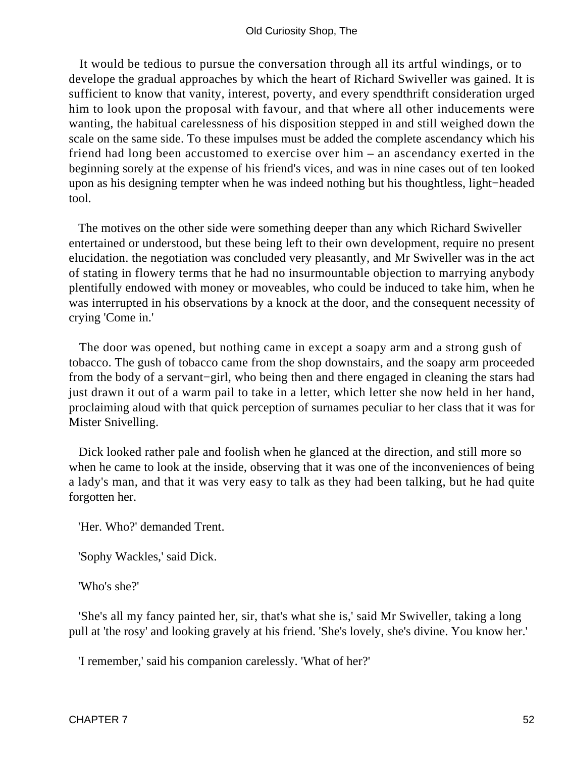It would be tedious to pursue the conversation through all its artful windings, or to develope the gradual approaches by which the heart of Richard Swiveller was gained. It is sufficient to know that vanity, interest, poverty, and every spendthrift consideration urged him to look upon the proposal with favour, and that where all other inducements were wanting, the habitual carelessness of his disposition stepped in and still weighed down the scale on the same side. To these impulses must be added the complete ascendancy which his friend had long been accustomed to exercise over him – an ascendancy exerted in the beginning sorely at the expense of his friend's vices, and was in nine cases out of ten looked upon as his designing tempter when he was indeed nothing but his thoughtless, light−headed tool.

The motives on the other side were something deeper than any which Richard Swiveller entertained or understood, but these being left to their own development, require no present elucidation. the negotiation was concluded very pleasantly, and Mr Swiveller was in the act of stating in flowery terms that he had no insurmountable objection to marrying anybody plentifully endowed with money or moveables, who could be induced to take him, when he was interrupted in his observations by a knock at the door, and the consequent necessity of crying 'Come in.'

The door was opened, but nothing came in except a soapy arm and a strong gush of tobacco. The gush of tobacco came from the shop downstairs, and the soapy arm proceeded from the body of a servant−girl, who being then and there engaged in cleaning the stars had just drawn it out of a warm pail to take in a letter, which letter she now held in her hand, proclaiming aloud with that quick perception of surnames peculiar to her class that it was for Mister Snivelling.

Dick looked rather pale and foolish when he glanced at the direction, and still more so when he came to look at the inside, observing that it was one of the inconveniences of being a lady's man, and that it was very easy to talk as they had been talking, but he had quite forgotten her.

'Her. Who?' demanded Trent.

'Sophy Wackles,' said Dick.

'Who's she?'

'She's all my fancy painted her, sir, that's what she is,' said Mr Swiveller, taking a long pull at 'the rosy' and looking gravely at his friend. 'She's lovely, she's divine. You know her.'

'I remember,' said his companion carelessly. 'What of her?'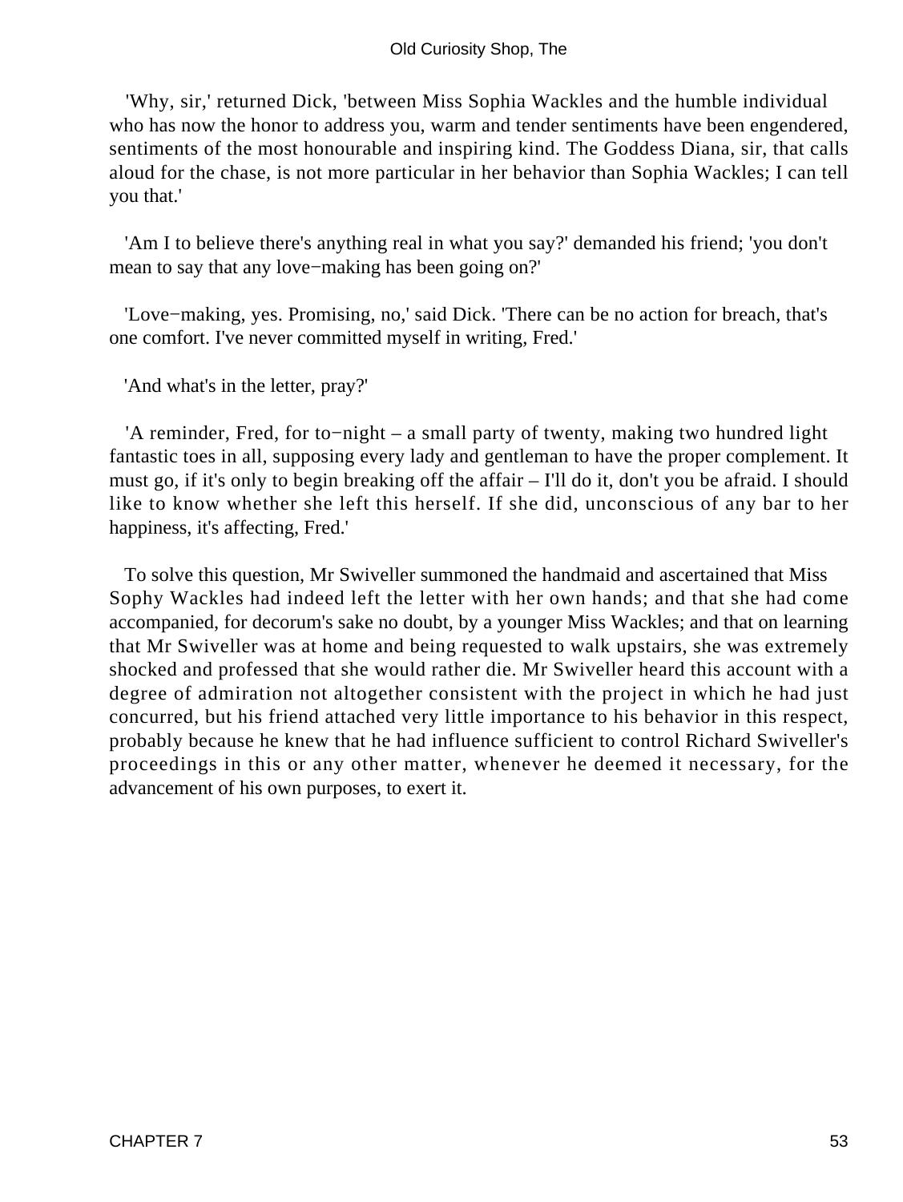'Why, sir,' returned Dick, 'between Miss Sophia Wackles and the humble individual who has now the honor to address you, warm and tender sentiments have been engendered, sentiments of the most honourable and inspiring kind. The Goddess Diana, sir, that calls aloud for the chase, is not more particular in her behavior than Sophia Wackles; I can tell you that.'

'Am I to believe there's anything real in what you say?' demanded his friend; 'you don't mean to say that any love−making has been going on?'

'Love−making, yes. Promising, no,' said Dick. 'There can be no action for breach, that's one comfort. I've never committed myself in writing, Fred.'

'And what's in the letter, pray?'

'A reminder, Fred, for to−night – a small party of twenty, making two hundred light fantastic toes in all, supposing every lady and gentleman to have the proper complement. It must go, if it's only to begin breaking off the affair – I'll do it, don't you be afraid. I should like to know whether she left this herself. If she did, unconscious of any bar to her happiness, it's affecting, Fred.'

To solve this question, Mr Swiveller summoned the handmaid and ascertained that Miss Sophy Wackles had indeed left the letter with her own hands; and that she had come accompanied, for decorum's sake no doubt, by a younger Miss Wackles; and that on learning that Mr Swiveller was at home and being requested to walk upstairs, she was extremely shocked and professed that she would rather die. Mr Swiveller heard this account with a degree of admiration not altogether consistent with the project in which he had just concurred, but his friend attached very little importance to his behavior in this respect, probably because he knew that he had influence sufficient to control Richard Swiveller's proceedings in this or any other matter, whenever he deemed it necessary, for the advancement of his own purposes, to exert it.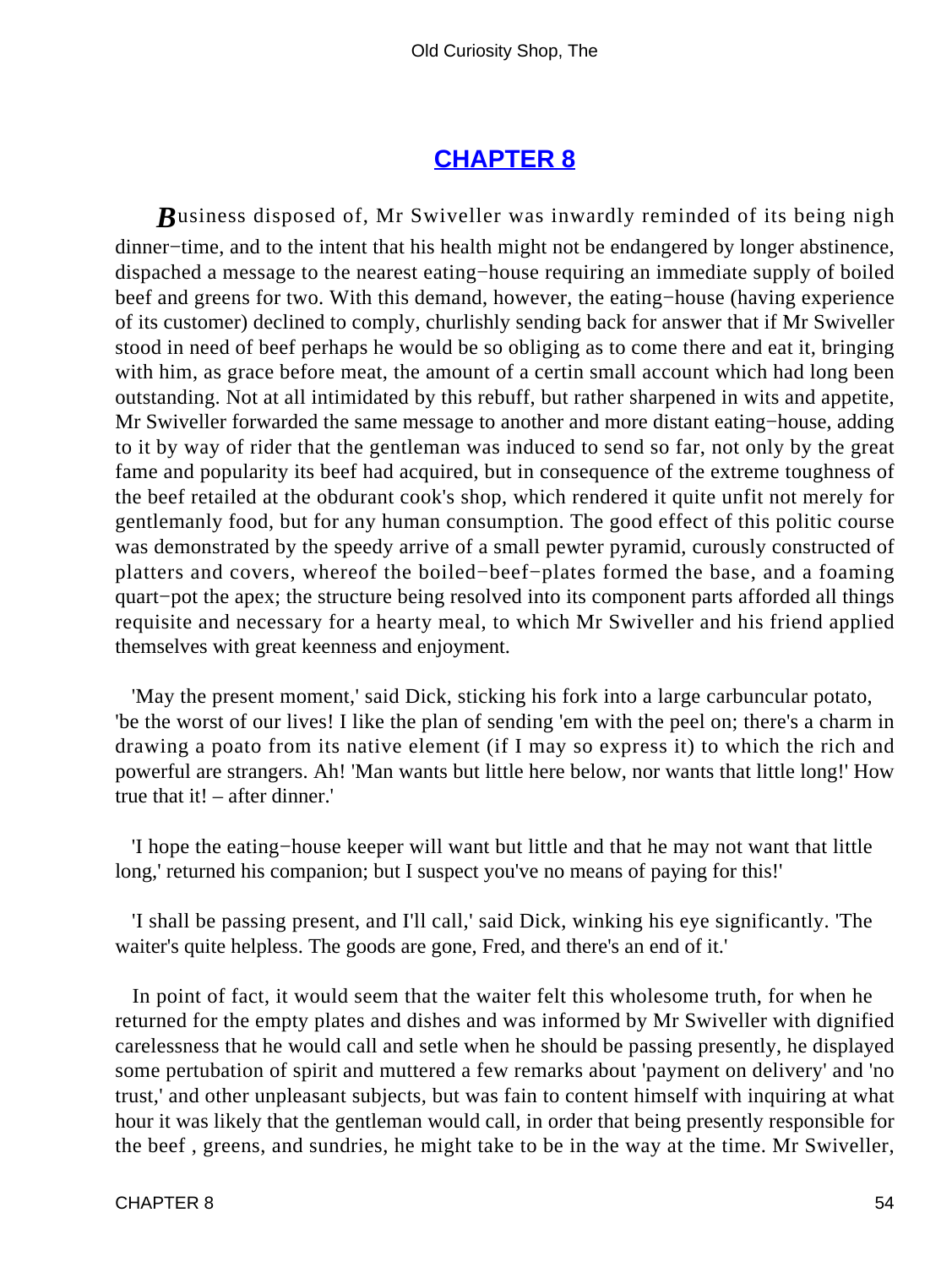## CHAPTER 8

**B**usiness disposed of, Mr Swiveller was inwardly reminded of its being nigh dinner−time, and to the intent that his health might not be endangered by longer abstinence, dispached a message to the nearest eating−house requiring an immediate supply of boiled beef and greens for two. With this demand, however, the eating−house (having experience of its customer) declined to comply, churlishly sending back for answer that if Mr Swiveller stood in need of beef perhaps he would be so obliging as to come there and eat it, bringing with him, as grace before meat, the amount of a certin small account which had long been outstanding. Not at all intimidated by this rebuff, but rather sharpened in wits and appetite, Mr Swiveller forwarded the same message to another and more distant eating−house, adding to it by way of rider that the gentleman was induced to send so far, not only by the great fame and popularity its beef had acquired, but in consequence of the extreme toughness of the beef retailed at the obdurant cook's shop, which rendered it quite unfit not merely for gentlemanly food, but for any human consumption. The good effect of this politic course was demonstrated by the speedy arrive of a small pewter pyramid, curously constructed of platters and covers, whereof the boiled−beef−plates formed the base, and a foaming quart−pot the apex; the structure being resolved into its component parts afforded all things requisite and necessary for a hearty meal, to which Mr Swiveller and his friend applied themselves with great keenness and enjoyment.

'May the present moment,' said Dick, sticking his fork into a large carbuncular potato, 'be the worst of our lives! I like the plan of sending 'em with the peel on; there's a charm in drawing a poato from its native element (if I may so express it) to which the rich and powerful are strangers. Ah! 'Man wants but little here below, nor wants that little long!' How true that it! – after dinner.'

'I hope the eating−house keeper will want but little and that he may not want that little long,' returned his companion; but I suspect you've no means of paying for this!'

'I shall be passing present, and I'll call,' said Dick, winking his eye significantly. 'The waiter's quite helpless. The goods are gone, Fred, and there's an end of it.'

In point of fact, it would seem that the waiter felt this wholesome truth, for when he returned for the empty plates and dishes and was informed by Mr Swiveller with dignified carelessness that he would call and setle when he should be passing presently, he displayed some pertubation of spirit and muttered a few remarks about 'payment on delivery' and 'no trust,' and other unpleasant subjects, but was fain to content himself with inquiring at what hour it was likely that the gentleman would call, in order that being presently responsible for the beef , greens, and sundries, he might take to be in the way at the time. Mr Swiveller,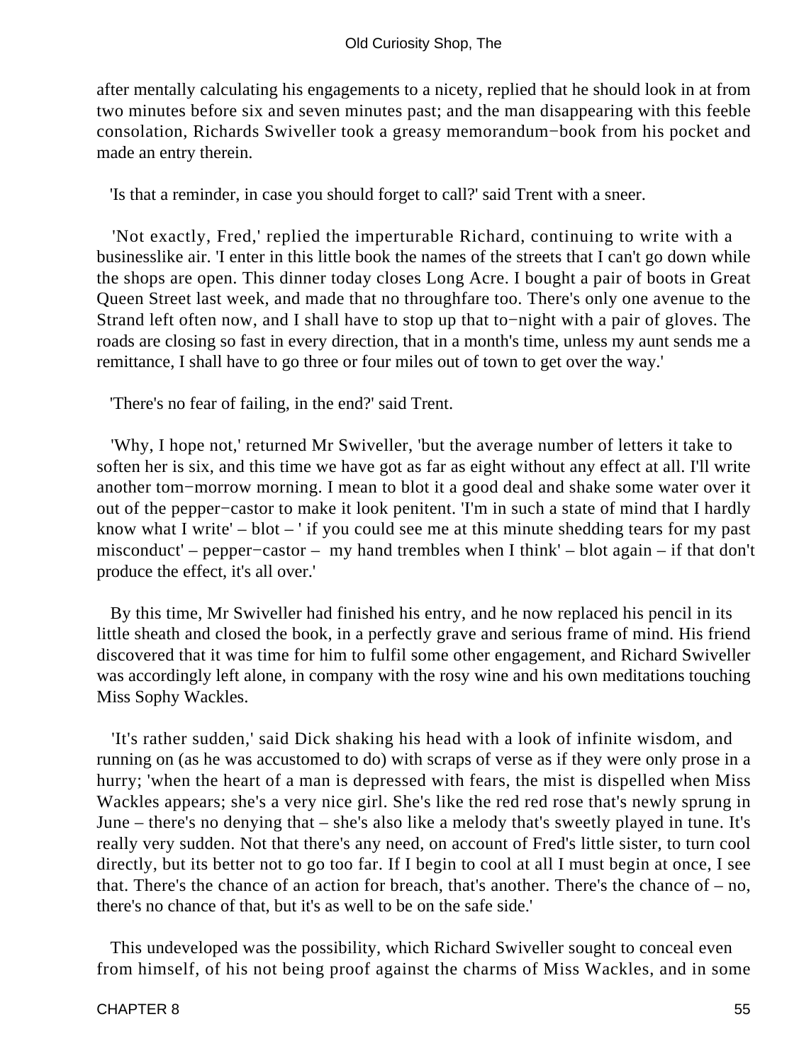after mentally calculating his engagements to a nicety, replied that he should look in at from two minutes before six and seven minutes past; and the man disappearing with this feeble consolation, Richards Swiveller took a greasy memorandum−book from his pocket and made an entry therein.

'Is that a reminder, in case you should forget to call?' said Trent with a sneer.

'Not exactly, Fred,' replied the imperturable Richard, continuing to write with a businesslike air. 'I enter in this little book the names of the streets that I can't go down while the shops are open. This dinner today closes Long Acre. I bought a pair of boots in Great Queen Street last week, and made that no throughfare too. There's only one avenue to the Strand left often now, and I shall have to stop up that to−night with a pair of gloves. The roads are closing so fast in every direction, that in a month's time, unless my aunt sends me a remittance, I shall have to go three or four miles out of town to get over the way.'

'There's no fear of failing, in the end?' said Trent.

'Why, I hope not,' returned Mr Swiveller, 'but the average number of letters it take to soften her is six, and this time we have got as far as eight without any effect at all. I'll write another tom−morrow morning. I mean to blot it a good deal and shake some water over it out of the pepper−castor to make it look penitent. 'I'm in such a state of mind that I hardly know what I write' – blot – ' if you could see me at this minute shedding tears for my past misconduct' – pepper−castor – my hand trembles when I think' – blot again – if that don't produce the effect, it's all over.'

By this time, Mr Swiveller had finished his entry, and he now replaced his pencil in its little sheath and closed the book, in a perfectly grave and serious frame of mind. His friend discovered that it was time for him to fulfil some other engagement, and Richard Swiveller was accordingly left alone, in company with the rosy wine and his own meditations touching Miss Sophy Wackles.

'It's rather sudden,' said Dick shaking his head with a look of infinite wisdom, and running on (as he was accustomed to do) with scraps of verse as if they were only prose in a hurry; 'when the heart of a man is depressed with fears, the mist is dispelled when Miss Wackles appears; she's a very nice girl. She's like the red red rose that's newly sprung in June – there's no denying that – she's also like a melody that's sweetly played in tune. It's really very sudden. Not that there's any need, on account of Fred's little sister, to turn cool directly, but its better not to go too far. If I begin to cool at all I must begin at once, I see that. There's the chance of an action for breach, that's another. There's the chance of – no, there's no chance of that, but it's as well to be on the safe side.'

This undeveloped was the possibility, which Richard Swiveller sought to conceal even from himself, of his not being proof against the charms of Miss Wackles, and in some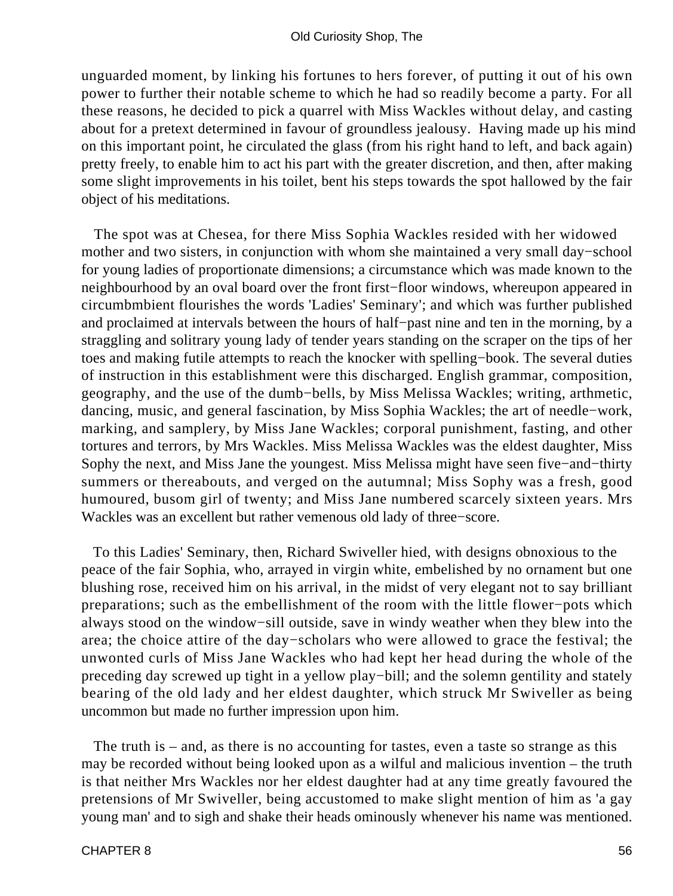unguarded moment, by linking his fortunes to hers forever, of putting it out of his own power to further their notable scheme to which he had so readily become a party. For all these reasons, he decided to pick a quarrel with Miss Wackles without delay, and casting about for a pretext determined in favour of groundless jealousy. Having made up his mind on this important point, he circulated the glass (from his right hand to left, and back again) pretty freely, to enable him to act his part with the greater discretion, and then, after making some slight improvements in his toilet, bent his steps towards the spot hallowed by the fair object of his meditations.

The spot was at Chesea, for there Miss Sophia Wackles resided with her widowed mother and two sisters, in conjunction with whom she maintained a very small day−school for young ladies of proportionate dimensions; a circumstance which was made known to the neighbourhood by an oval board over the front first−floor windows, whereupon appeared in circumbmbient flourishes the words 'Ladies' Seminary'; and which was further published and proclaimed at intervals between the hours of half−past nine and ten in the morning, by a straggling and solitrary young lady of tender years standing on the scraper on the tips of her toes and making futile attempts to reach the knocker with spelling−book. The several duties of instruction in this establishment were this discharged. English grammar, composition, geography, and the use of the dumb−bells, by Miss Melissa Wackles; writing, arthmetic, dancing, music, and general fascination, by Miss Sophia Wackles; the art of needle−work, marking, and samplery, by Miss Jane Wackles; corporal punishment, fasting, and other tortures and terrors, by Mrs Wackles. Miss Melissa Wackles was the eldest daughter, Miss Sophy the next, and Miss Jane the youngest. Miss Melissa might have seen five−and−thirty summers or thereabouts, and verged on the autumnal; Miss Sophy was a fresh, good humoured, busom girl of twenty; and Miss Jane numbered scarcely sixteen years. Mrs Wackles was an excellent but rather vemenous old lady of three−score.

To this Ladies' Seminary, then, Richard Swiveller hied, with designs obnoxious to the peace of the fair Sophia, who, arrayed in virgin white, embelished by no ornament but one blushing rose, received him on his arrival, in the midst of very elegant not to say brilliant preparations; such as the embellishment of the room with the little flower−pots which always stood on the window−sill outside, save in windy weather when they blew into the area; the choice attire of the day−scholars who were allowed to grace the festival; the unwonted curls of Miss Jane Wackles who had kept her head during the whole of the preceding day screwed up tight in a yellow play−bill; and the solemn gentility and stately bearing of the old lady and her eldest daughter, which struck Mr Swiveller as being uncommon but made no further impression upon him.

The truth is – and, as there is no accounting for tastes, even a taste so strange as this may be recorded without being looked upon as a wilful and malicious invention – the truth is that neither Mrs Wackles nor her eldest daughter had at any time greatly favoured the pretensions of Mr Swiveller, being accustomed to make slight mention of him as 'a gay young man' and to sigh and shake their heads ominously whenever his name was mentioned.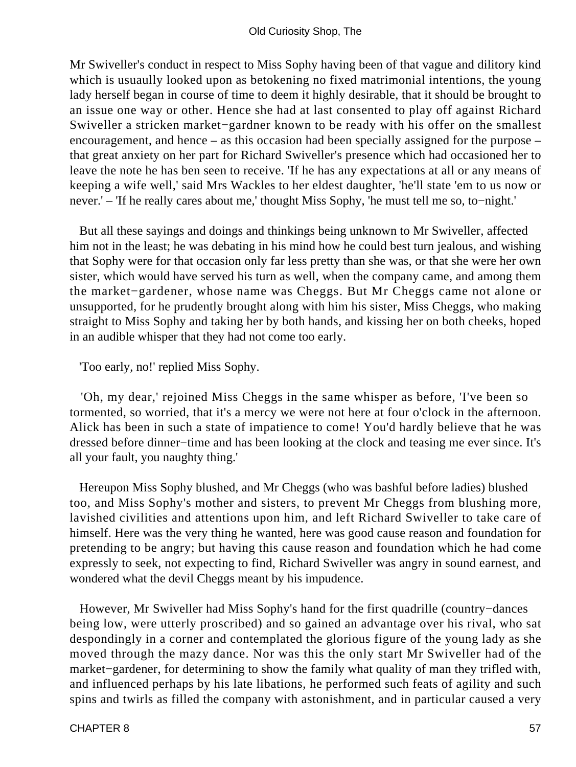Mr Swiveller's conduct in respect to Miss Sophy having been of that vague and dilitory kind which is usuaully looked upon as betokening no fixed matrimonial intentions, the young lady herself began in course of time to deem it highly desirable, that it should be brought to an issue one way or other. Hence she had at last consented to play off against Richard Swiveller a stricken market−gardner known to be ready with his offer on the smallest encouragement, and hence – as this occasion had been specially assigned for the purpose – that great anxiety on her part for Richard Swiveller's presence which had occasioned her to leave the note he has ben seen to receive. 'If he has any expectations at all or any means of keeping a wife well,' said Mrs Wackles to her eldest daughter, 'he'll state 'em to us now or never.' – 'If he really cares about me,' thought Miss Sophy, 'he must tell me so, to−night.'

But all these sayings and doings and thinkings being unknown to Mr Swiveller, affected him not in the least; he was debating in his mind how he could best turn jealous, and wishing that Sophy were for that occasion only far less pretty than she was, or that she were her own sister, which would have served his turn as well, when the company came, and among them the market−gardener, whose name was Cheggs. But Mr Cheggs came not alone or unsupported, for he prudently brought along with him his sister, Miss Cheggs, who making straight to Miss Sophy and taking her by both hands, and kissing her on both cheeks, hoped in an audible whisper that they had not come too early.

'Too early, no!' replied Miss Sophy.

'Oh, my dear,' rejoined Miss Cheggs in the same whisper as before, 'I've been so tormented, so worried, that it's a mercy we were not here at four o'clock in the afternoon. Alick has been in such a state of impatience to come! You'd hardly believe that he was dressed before dinner−time and has been looking at the clock and teasing me ever since. It's all your fault, you naughty thing.'

Hereupon Miss Sophy blushed, and Mr Cheggs (who was bashful before ladies) blushed too, and Miss Sophy's mother and sisters, to prevent Mr Cheggs from blushing more, lavished civilities and attentions upon him, and left Richard Swiveller to take care of himself. Here was the very thing he wanted, here was good cause reason and foundation for pretending to be angry; but having this cause reason and foundation which he had come expressly to seek, not expecting to find, Richard Swiveller was angry in sound earnest, and wondered what the devil Cheggs meant by his impudence.

However, Mr Swiveller had Miss Sophy's hand for the first quadrille (country−dances being low, were utterly proscribed) and so gained an advantage over his rival, who sat despondingly in a corner and contemplated the glorious figure of the young lady as she moved through the mazy dance. Nor was this the only start Mr Swiveller had of the market−gardener, for determining to show the family what quality of man they trifled with, and influenced perhaps by his late libations, he performed such feats of agility and such spins and twirls as filled the company with astonishment, and in particular caused a very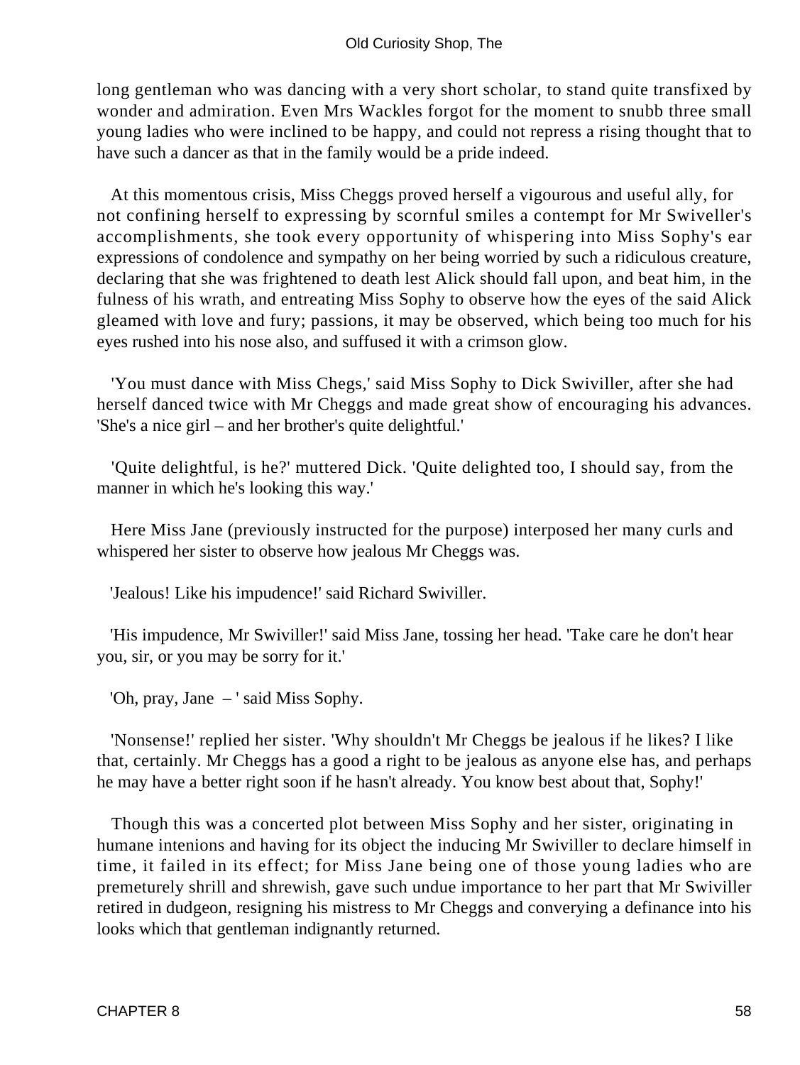long gentleman who was dancing with a very short scholar, to stand quite transfixed by wonder and admiration. Even Mrs Wackles forgot for the moment to snubb three small young ladies who were inclined to be happy, and could not repress a rising thought that to have such a dancer as that in the family would be a pride indeed.

At this momentous crisis, Miss Cheggs proved herself a vigourous and useful ally, for not confining herself to expressing by scornful smiles a contempt for Mr Swiveller's accomplishments, she took every opportunity of whispering into Miss Sophy's ear expressions of condolence and sympathy on her being worried by such a ridiculous creature, declaring that she was frightened to death lest Alick should fall upon, and beat him, in the fulness of his wrath, and entreating Miss Sophy to observe how the eyes of the said Alick gleamed with love and fury; passions, it may be observed, which being too much for his eyes rushed into his nose also, and suffused it with a crimson glow.

'You must dance with Miss Chegs,' said Miss Sophy to Dick Swiviller, after she had herself danced twice with Mr Cheggs and made great show of encouraging his advances. 'She's a nice girl – and her brother's quite delightful.'

'Quite delightful, is he?' muttered Dick. 'Quite delighted too, I should say, from the manner in which he's looking this way.'

Here Miss Jane (previously instructed for the purpose) interposed her many curls and whispered her sister to observe how jealous Mr Cheggs was.

'Jealous! Like his impudence!' said Richard Swiviller.

'His impudence, Mr Swiviller!' said Miss Jane, tossing her head. 'Take care he don't hear you, sir, or you may be sorry for it.'

'Oh, pray, Jane – ' said Miss Sophy.

'Nonsense!' replied her sister. 'Why shouldn't Mr Cheggs be jealous if he likes? I like that, certainly. Mr Cheggs has a good a right to be jealous as anyone else has, and perhaps he may have a better right soon if he hasn't already. You know best about that, Sophy!'

Though this was a concerted plot between Miss Sophy and her sister, originating in humane intenions and having for its object the inducing Mr Swiviller to declare himself in time, it failed in its effect; for Miss Jane being one of those young ladies who are premeturely shrill and shrewish, gave such undue importance to her part that Mr Swiviller retired in dudgeon, resigning his mistress to Mr Cheggs and converying a definance into his looks which that gentleman indignantly returned.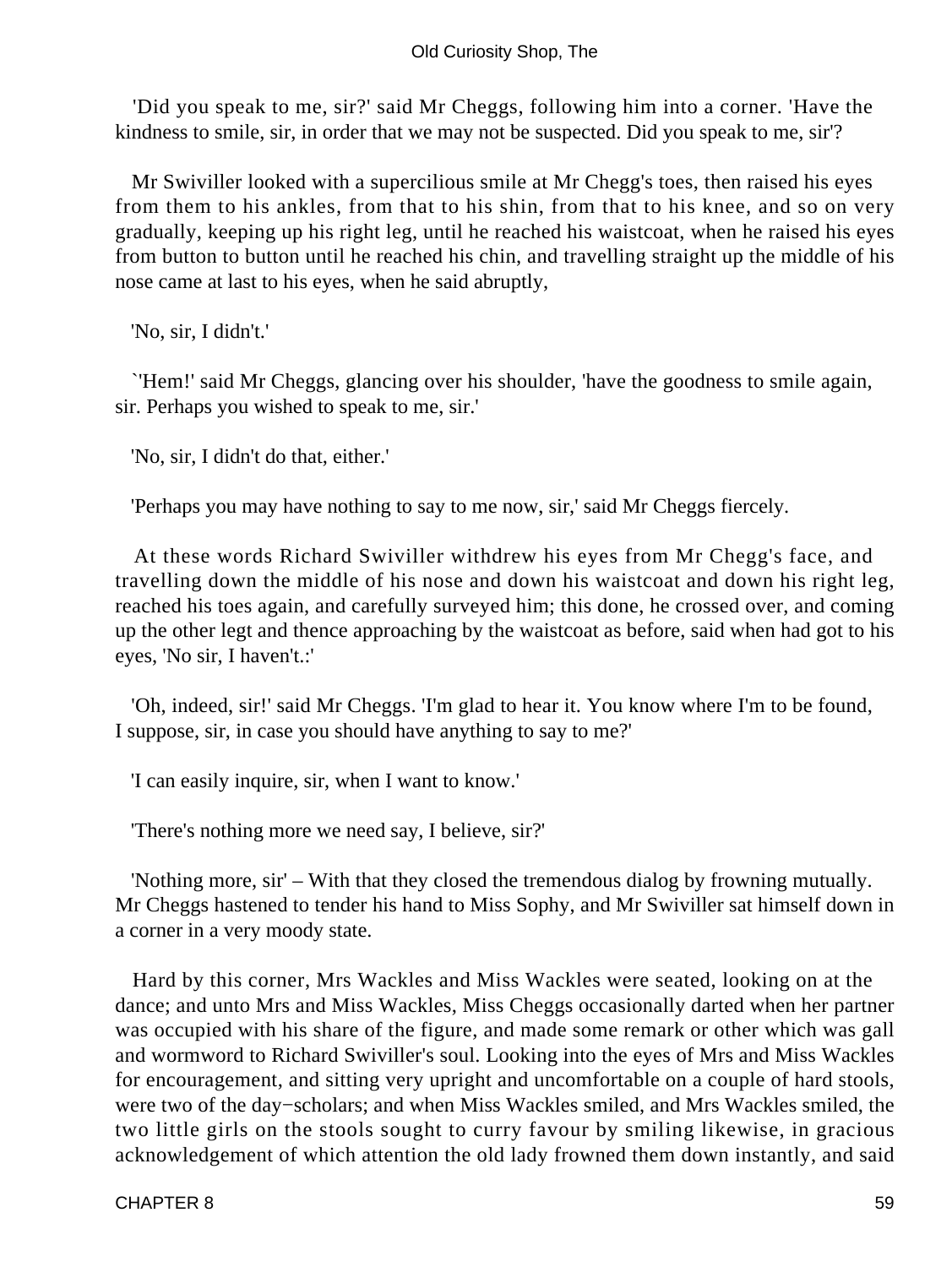'Did you speak to me, sir?' said Mr Cheggs, following him into a corner. 'Have the kindness to smile, sir, in order that we may not be suspected. Did you speak to me, sir'?

Mr Swiviller looked with a supercilious smile at Mr Chegg's toes, then raised his eyes from them to his ankles, from that to his shin, from that to his knee, and so on very gradually, keeping up his right leg, until he reached his waistcoat, when he raised his eyes from button to button until he reached his chin, and travelling straight up the middle of his nose came at last to his eyes, when he said abruptly,

'No, sir, I didn't.'

`'Hem!' said Mr Cheggs, glancing over his shoulder, 'have the goodness to smile again, sir. Perhaps you wished to speak to me, sir.'

'No, sir, I didn't do that, either.'

'Perhaps you may have nothing to say to me now, sir,' said Mr Cheggs fiercely.

At these words Richard Swiviller withdrew his eyes from Mr Chegg's face, and travelling down the middle of his nose and down his waistcoat and down his right leg, reached his toes again, and carefully surveyed him; this done, he crossed over, and coming up the other legt and thence approaching by the waistcoat as before, said when had got to his eyes, 'No sir, I haven't.:'

'Oh, indeed, sir!' said Mr Cheggs. 'I'm glad to hear it. You know where I'm to be found, I suppose, sir, in case you should have anything to say to me?'

'I can easily inquire, sir, when I want to know.'

'There's nothing more we need say, I believe, sir?'

'Nothing more, sir' – With that they closed the tremendous dialog by frowning mutually. Mr Cheggs hastened to tender his hand to Miss Sophy, and Mr Swiviller sat himself down in a corner in a very moody state.

Hard by this corner, Mrs Wackles and Miss Wackles were seated, looking on at the dance; and unto Mrs and Miss Wackles, Miss Cheggs occasionally darted when her partner was occupied with his share of the figure, and made some remark or other which was gall and wormword to Richard Swiviller's soul. Looking into the eyes of Mrs and Miss Wackles for encouragement, and sitting very upright and uncomfortable on a couple of hard stools, were two of the day−scholars; and when Miss Wackles smiled, and Mrs Wackles smiled, the two little girls on the stools sought to curry favour by smiling likewise, in gracious acknowledgement of which attention the old lady frowned them down instantly, and said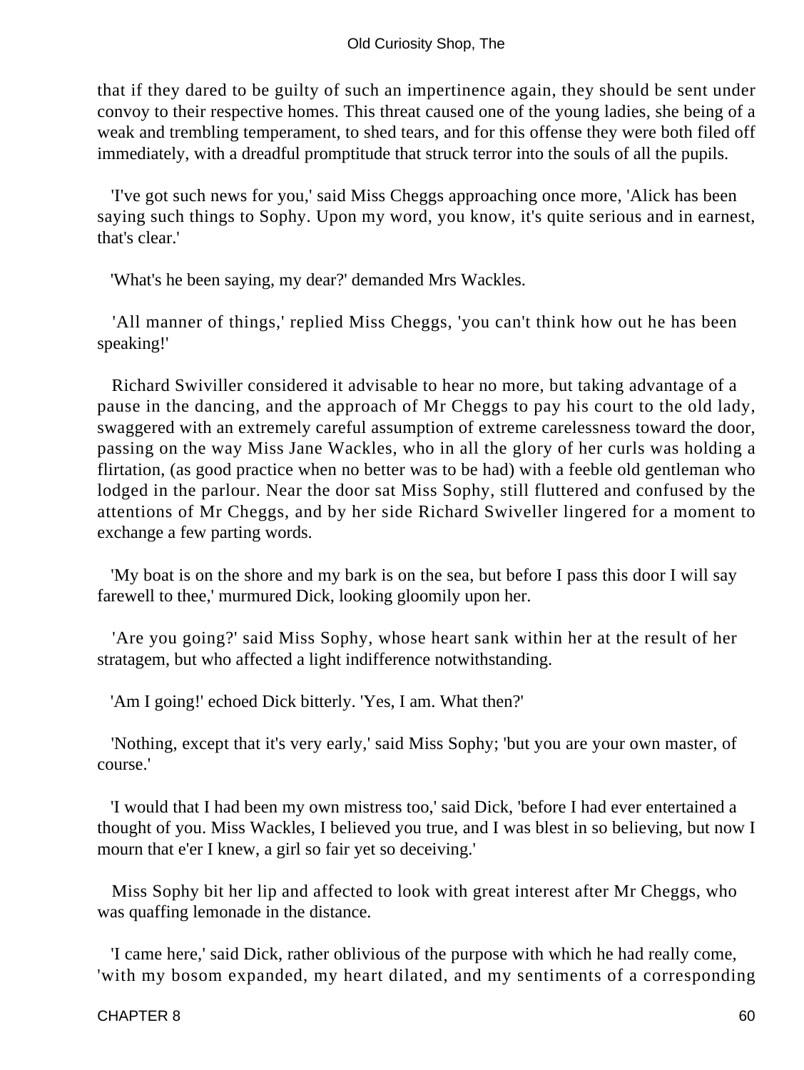that if they dared to be guilty of such an impertinence again, they should be sent under convoy to their respective homes. This threat caused one of the young ladies, she being of a weak and trembling temperament, to shed tears, and for this offense they were both filed off immediately, with a dreadful promptitude that struck terror into the souls of all the pupils.

'I've got such news for you,' said Miss Cheggs approaching once more, 'Alick has been saying such things to Sophy. Upon my word, you know, it's quite serious and in earnest, that's clear.'

'What's he been saying, my dear?' demanded Mrs Wackles.

'All manner of things,' replied Miss Cheggs, 'you can't think how out he has been speaking!'

Richard Swiviller considered it advisable to hear no more, but taking advantage of a pause in the dancing, and the approach of Mr Cheggs to pay his court to the old lady, swaggered with an extremely careful assumption of extreme carelessness toward the door, passing on the way Miss Jane Wackles, who in all the glory of her curls was holding a flirtation, (as good practice when no better was to be had) with a feeble old gentleman who lodged in the parlour. Near the door sat Miss Sophy, still fluttered and confused by the attentions of Mr Cheggs, and by her side Richard Swiveller lingered for a moment to exchange a few parting words.

'My boat is on the shore and my bark is on the sea, but before I pass this door I will say farewell to thee,' murmured Dick, looking gloomily upon her.

'Are you going?' said Miss Sophy, whose heart sank within her at the result of her stratagem, but who affected a light indifference notwithstanding.

'Am I going!' echoed Dick bitterly. 'Yes, I am. What then?'

'Nothing, except that it's very early,' said Miss Sophy; 'but you are your own master, of course.'

'I would that I had been my own mistress too,' said Dick, 'before I had ever entertained a thought of you. Miss Wackles, I believed you true, and I was blest in so believing, but now I mourn that e'er I knew, a girl so fair yet so deceiving.'

Miss Sophy bit her lip and affected to look with great interest after Mr Cheggs, who was quaffing lemonade in the distance.

'I came here,' said Dick, rather oblivious of the purpose with which he had really come, 'with my bosom expanded, my heart dilated, and my sentiments of a corresponding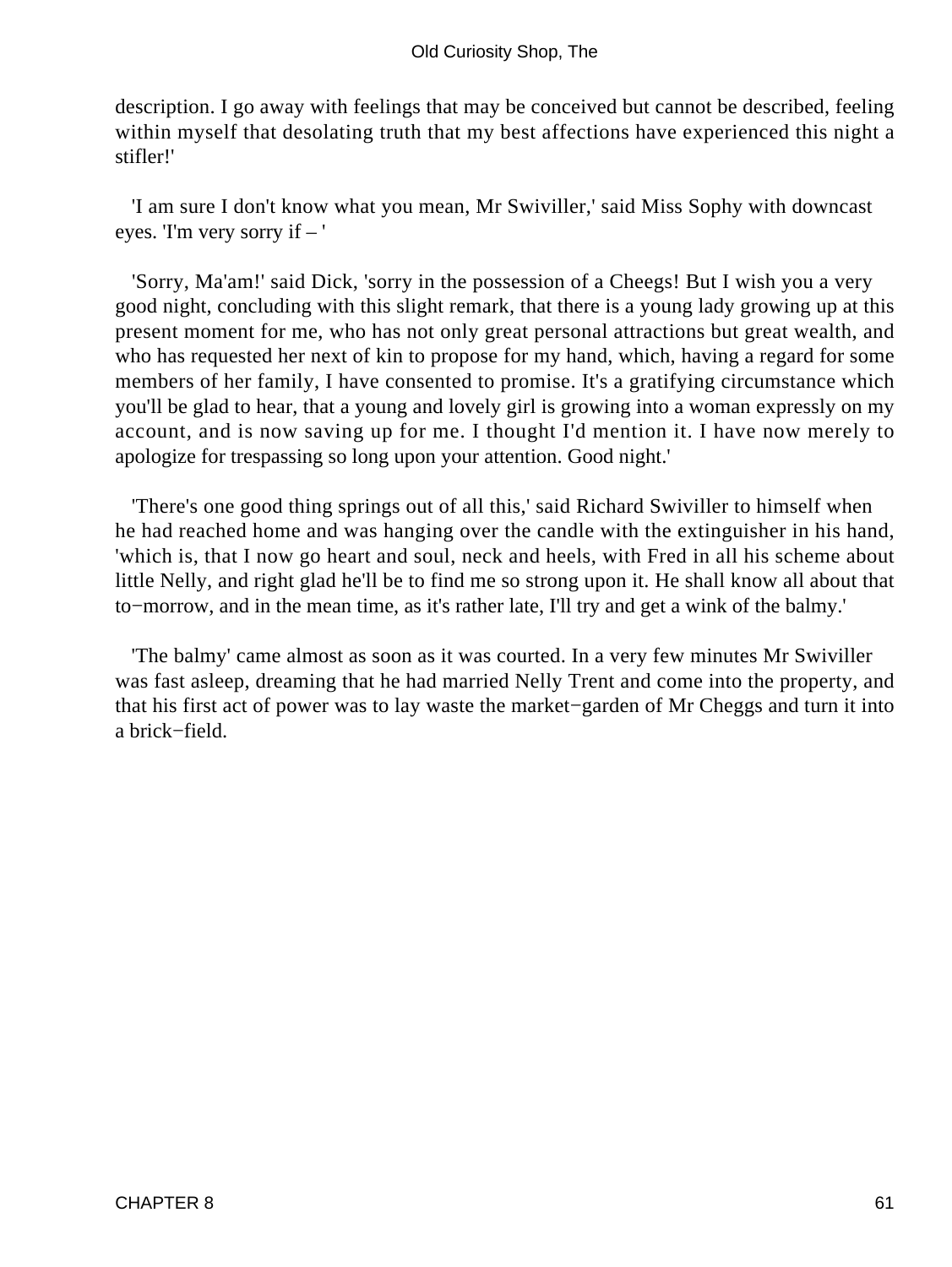description. I go away with feelings that may be conceived but cannot be described, feeling within myself that desolating truth that my best affections have experienced this night a stifler!'

'I am sure I don't know what you mean, Mr Swiviller,' said Miss Sophy with downcast eyes. 'I'm very sorry if – '

'Sorry, Ma'am!' said Dick, 'sorry in the possession of a Cheegs! But I wish you a very good night, concluding with this slight remark, that there is a young lady growing up at this present moment for me, who has not only great personal attractions but great wealth, and who has requested her next of kin to propose for my hand, which, having a regard for some members of her family, I have consented to promise. It's a gratifying circumstance which you'll be glad to hear, that a young and lovely girl is growing into a woman expressly on my account, and is now saving up for me. I thought I'd mention it. I have now merely to apologize for trespassing so long upon your attention. Good night.'

'There's one good thing springs out of all this,' said Richard Swiviller to himself when he had reached home and was hanging over the candle with the extinguisher in his hand, 'which is, that I now go heart and soul, neck and heels, with Fred in all his scheme about little Nelly, and right glad he'll be to find me so strong upon it. He shall know all about that to−morrow, and in the mean time, as it's rather late, I'll try and get a wink of the balmy.'

'The balmy' came almost as soon as it was courted. In a very few minutes Mr Swiviller was fast asleep, dreaming that he had married Nelly Trent and come into the property, and that his first act of power was to lay waste the market−garden of Mr Cheggs and turn it into a brick−field.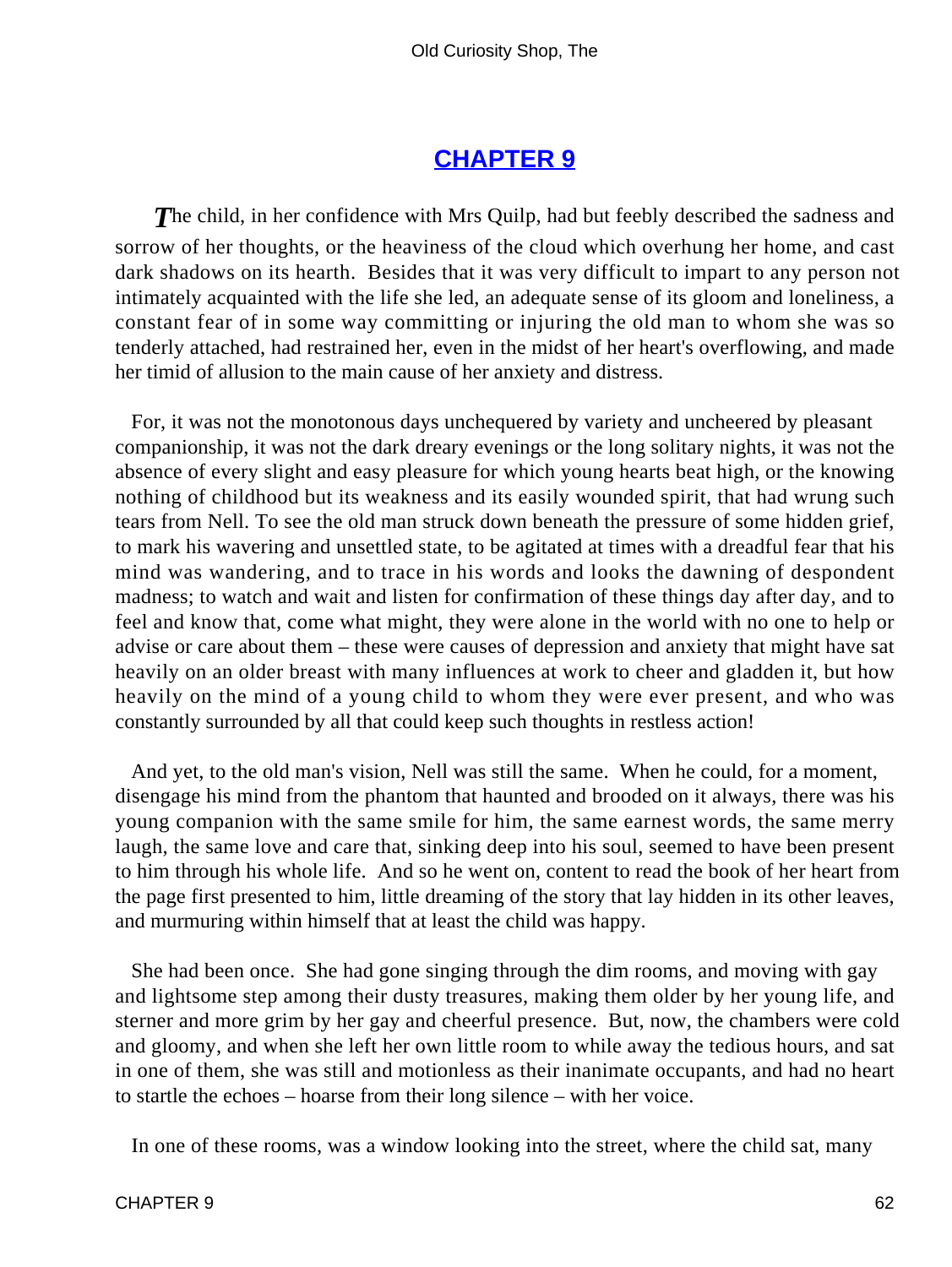## CHAPTER 9

The child, in her confidence with Mrs Quilp, had but feebly described the sadness and sorrow of her thoughts, or the heaviness of the cloud which overhung her home, and cast dark shadows on its hearth. Besides that it was very difficult to impart to any person not intimately acquainted with the life she led, an adequate sense of its gloom and loneliness, a constant fear of in some way committing or injuring the old man to whom she was so tenderly attached, had restrained her, even in the midst of her heart's overflowing, and made her timid of allusion to the main cause of her anxiety and distress.

For, it was not the monotonous days unchequered by variety and uncheered by pleasant companionship, it was not the dark dreary evenings or the long solitary nights, it was not the absence of every slight and easy pleasure for which young hearts beat high, or the knowing nothing of childhood but its weakness and its easily wounded spirit, that had wrung such tears from Nell. To see the old man struck down beneath the pressure of some hidden grief, to mark his wavering and unsettled state, to be agitated at times with a dreadful fear that his mind was wandering, and to trace in his words and looks the dawning of despondent madness; to watch and wait and listen for confirmation of these things day after day, and to feel and know that, come what might, they were alone in the world with no one to help or advise or care about them – these were causes of depression and anxiety that might have sat heavily on an older breast with many influences at work to cheer and gladden it, but how heavily on the mind of a young child to whom they were ever present, and who was constantly surrounded by all that could keep such thoughts in restless action!

And yet, to the old man's vision, Nell was still the same. When he could, for a moment, disengage his mind from the phantom that haunted and brooded on it always, there was his young companion with the same smile for him, the same earnest words, the same merry laugh, the same love and care that, sinking deep into his soul, seemed to have been present to him through his whole life. And so he went on, content to read the book of her heart from the page first presented to him, little dreaming of the story that lay hidden in its other leaves, and murmuring within himself that at least the child was happy.

She had been once. She had gone singing through the dim rooms, and moving with gay and lightsome step among their dusty treasures, making them older by her young life, and sterner and more grim by her gay and cheerful presence. But, now, the chambers were cold and gloomy, and when she left her own little room to while away the tedious hours, and sat in one of them, she was still and motionless as their inanimate occupants, and had no heart to startle the echoes – hoarse from their long silence – with her voice.

In one of these rooms, was a window looking into the street, where the child sat, many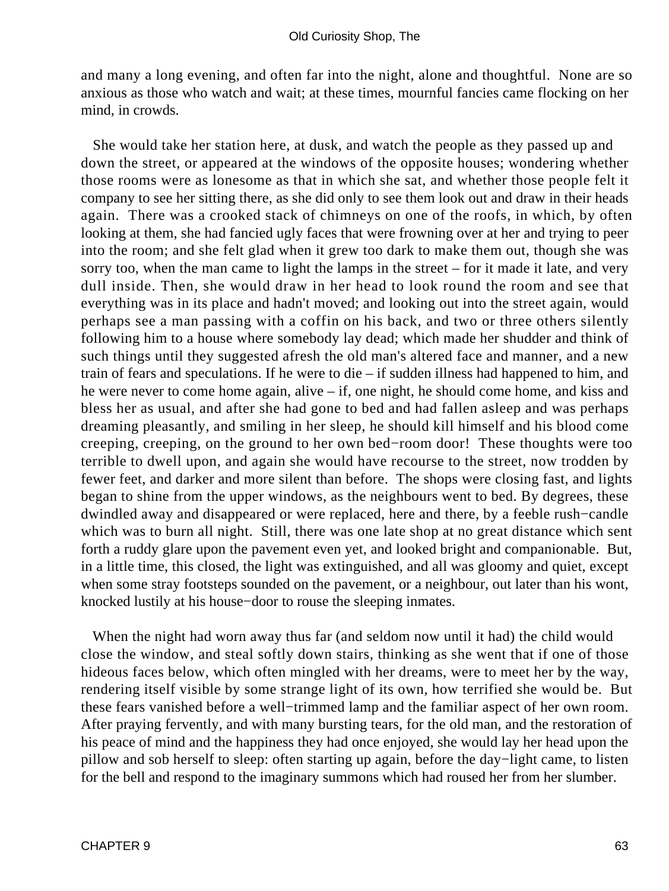and many a long evening, and often far into the night, alone and thoughtful. None are so anxious as those who watch and wait; at these times, mournful fancies came flocking on her mind, in crowds.

She would take her station here, at dusk, and watch the people as they passed up and down the street, or appeared at the windows of the opposite houses; wondering whether those rooms were as lonesome as that in which she sat, and whether those people felt it company to see her sitting there, as she did only to see them look out and draw in their heads again. There was a crooked stack of chimneys on one of the roofs, in which, by often looking at them, she had fancied ugly faces that were frowning over at her and trying to peer into the room; and she felt glad when it grew too dark to make them out, though she was sorry too, when the man came to light the lamps in the street – for it made it late, and very dull inside. Then, she would draw in her head to look round the room and see that everything was in its place and hadn't moved; and looking out into the street again, would perhaps see a man passing with a coffin on his back, and two or three others silently following him to a house where somebody lay dead; which made her shudder and think of such things until they suggested afresh the old man's altered face and manner, and a new train of fears and speculations. If he were to die – if sudden illness had happened to him, and he were never to come home again, alive – if, one night, he should come home, and kiss and bless her as usual, and after she had gone to bed and had fallen asleep and was perhaps dreaming pleasantly, and smiling in her sleep, he should kill himself and his blood come creeping, creeping, on the ground to her own bed−room door! These thoughts were too terrible to dwell upon, and again she would have recourse to the street, now trodden by fewer feet, and darker and more silent than before. The shops were closing fast, and lights began to shine from the upper windows, as the neighbours went to bed. By degrees, these dwindled away and disappeared or were replaced, here and there, by a feeble rush−candle which was to burn all night. Still, there was one late shop at no great distance which sent forth a ruddy glare upon the pavement even yet, and looked bright and companionable. But, in a little time, this closed, the light was extinguished, and all was gloomy and quiet, except when some stray footsteps sounded on the pavement, or a neighbour, out later than his wont, knocked lustily at his house−door to rouse the sleeping inmates.

When the night had worn away thus far (and seldom now until it had) the child would close the window, and steal softly down stairs, thinking as she went that if one of those hideous faces below, which often mingled with her dreams, were to meet her by the way, rendering itself visible by some strange light of its own, how terrified she would be. But these fears vanished before a well−trimmed lamp and the familiar aspect of her own room. After praying fervently, and with many bursting tears, for the old man, and the restoration of his peace of mind and the happiness they had once enjoyed, she would lay her head upon the pillow and sob herself to sleep: often starting up again, before the day−light came, to listen for the bell and respond to the imaginary summons which had roused her from her slumber.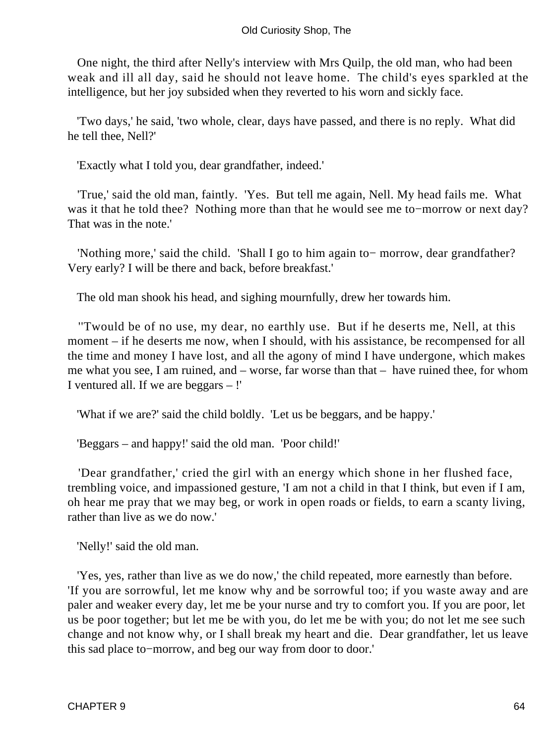One night, the third after Nelly's interview with Mrs Quilp, the old man, who had been weak and ill all day, said he should not leave home. The child's eyes sparkled at the intelligence, but her joy subsided when they reverted to his worn and sickly face.

'Two days,' he said, 'two whole, clear, days have passed, and there is no reply. What did he tell thee, Nell?'

'Exactly what I told you, dear grandfather, indeed.'

'True,' said the old man, faintly. 'Yes. But tell me again, Nell. My head fails me. What was it that he told thee? Nothing more than that he would see me to−morrow or next day? That was in the note.'

'Nothing more,' said the child. 'Shall I go to him again to− morrow, dear grandfather? Very early? I will be there and back, before breakfast.'

The old man shook his head, and sighing mournfully, drew her towards him.

''Twould be of no use, my dear, no earthly use. But if he deserts me, Nell, at this moment – if he deserts me now, when I should, with his assistance, be recompensed for all the time and money I have lost, and all the agony of mind I have undergone, which makes me what you see, I am ruined, and – worse, far worse than that – have ruined thee, for whom I ventured all. If we are beggars – !'

'What if we are?' said the child boldly. 'Let us be beggars, and be happy.'

'Beggars – and happy!' said the old man. 'Poor child!'

'Dear grandfather,' cried the girl with an energy which shone in her flushed face, trembling voice, and impassioned gesture, 'I am not a child in that I think, but even if I am, oh hear me pray that we may beg, or work in open roads or fields, to earn a scanty living, rather than live as we do now.'

'Nelly!' said the old man.

'Yes, yes, rather than live as we do now,' the child repeated, more earnestly than before. 'If you are sorrowful, let me know why and be sorrowful too; if you waste away and are paler and weaker every day, let me be your nurse and try to comfort you. If you are poor, let us be poor together; but let me be with you, do let me be with you; do not let me see such change and not know why, or I shall break my heart and die. Dear grandfather, let us leave this sad place to−morrow, and beg our way from door to door.'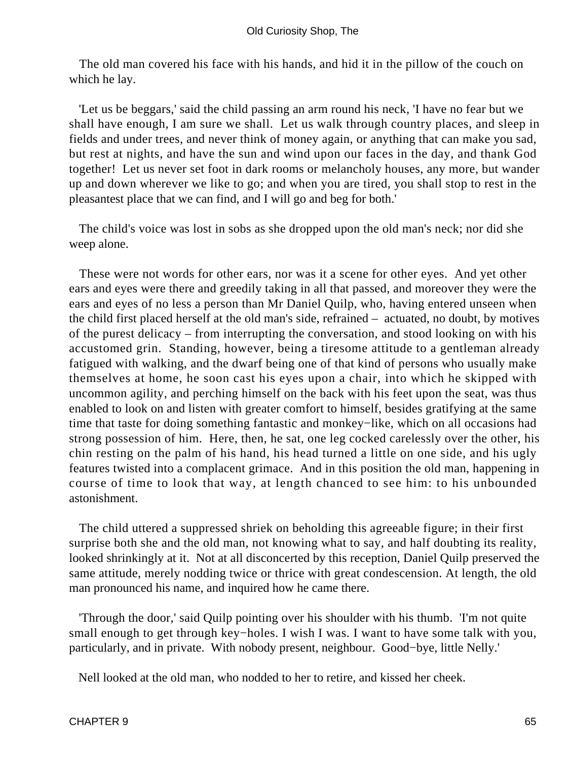The old man covered his face with his hands, and hid it in the pillow of the couch on which he lay.

'Let us be beggars,' said the child passing an arm round his neck, 'I have no fear but we shall have enough, I am sure we shall. Let us walk through country places, and sleep in fields and under trees, and never think of money again, or anything that can make you sad, but rest at nights, and have the sun and wind upon our faces in the day, and thank God together! Let us never set foot in dark rooms or melancholy houses, any more, but wander up and down wherever we like to go; and when you are tired, you shall stop to rest in the pleasantest place that we can find, and I will go and beg for both.'

The child's voice was lost in sobs as she dropped upon the old man's neck; nor did she weep alone.

These were not words for other ears, nor was it a scene for other eyes. And yet other ears and eyes were there and greedily taking in all that passed, and moreover they were the ears and eyes of no less a person than Mr Daniel Quilp, who, having entered unseen when the child first placed herself at the old man's side, refrained – actuated, no doubt, by motives of the purest delicacy – from interrupting the conversation, and stood looking on with his accustomed grin. Standing, however, being a tiresome attitude to a gentleman already fatigued with walking, and the dwarf being one of that kind of persons who usually make themselves at home, he soon cast his eyes upon a chair, into which he skipped with uncommon agility, and perching himself on the back with his feet upon the seat, was thus enabled to look on and listen with greater comfort to himself, besides gratifying at the same time that taste for doing something fantastic and monkey−like, which on all occasions had strong possession of him. Here, then, he sat, one leg cocked carelessly over the other, his chin resting on the palm of his hand, his head turned a little on one side, and his ugly features twisted into a complacent grimace. And in this position the old man, happening in course of time to look that way, at length chanced to see him: to his unbounded astonishment.

The child uttered a suppressed shriek on beholding this agreeable figure; in their first surprise both she and the old man, not knowing what to say, and half doubting its reality, looked shrinkingly at it. Not at all disconcerted by this reception, Daniel Quilp preserved the same attitude, merely nodding twice or thrice with great condescension. At length, the old man pronounced his name, and inquired how he came there.

'Through the door,' said Quilp pointing over his shoulder with his thumb. 'I'm not quite small enough to get through key−holes. I wish I was. I want to have some talk with you, particularly, and in private. With nobody present, neighbour. Good−bye, little Nelly.'

Nell looked at the old man, who nodded to her to retire, and kissed her cheek.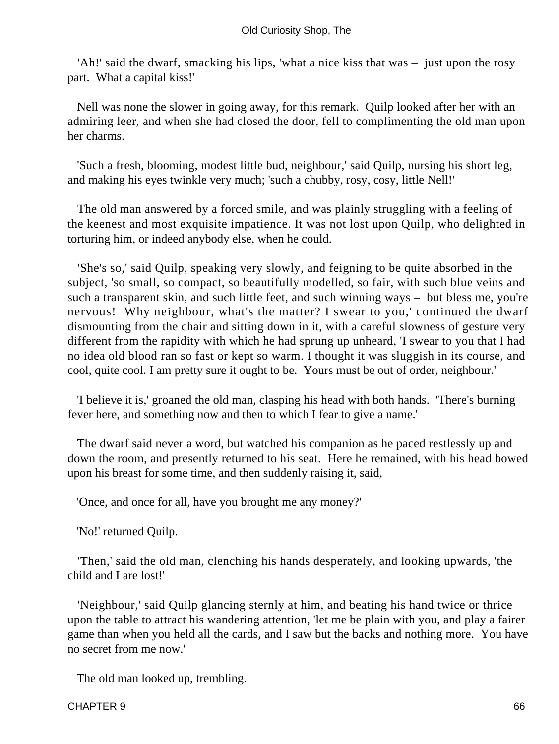'Ah!' said the dwarf, smacking his lips, 'what a nice kiss that was – just upon the rosy part. What a capital kiss!'

Nell was none the slower in going away, for this remark. Quilp looked after her with an admiring leer, and when she had closed the door, fell to complimenting the old man upon her charms.

'Such a fresh, blooming, modest little bud, neighbour,' said Quilp, nursing his short leg, and making his eyes twinkle very much; 'such a chubby, rosy, cosy, little Nell!'

The old man answered by a forced smile, and was plainly struggling with a feeling of the keenest and most exquisite impatience. It was not lost upon Quilp, who delighted in torturing him, or indeed anybody else, when he could.

'She's so,' said Quilp, speaking very slowly, and feigning to be quite absorbed in the subject, 'so small, so compact, so beautifully modelled, so fair, with such blue veins and such a transparent skin, and such little feet, and such winning ways – but bless me, you're nervous! Why neighbour, what's the matter? I swear to you,' continued the dwarf dismounting from the chair and sitting down in it, with a careful slowness of gesture very different from the rapidity with which he had sprung up unheard, 'I swear to you that I had no idea old blood ran so fast or kept so warm. I thought it was sluggish in its course, and cool, quite cool. I am pretty sure it ought to be. Yours must be out of order, neighbour.'

'I believe it is,' groaned the old man, clasping his head with both hands. 'There's burning fever here, and something now and then to which I fear to give a name.'

The dwarf said never a word, but watched his companion as he paced restlessly up and down the room, and presently returned to his seat. Here he remained, with his head bowed upon his breast for some time, and then suddenly raising it, said,

'Once, and once for all, have you brought me any money?'

'No!' returned Quilp.

'Then,' said the old man, clenching his hands desperately, and looking upwards, 'the child and I are lost!'

'Neighbour,' said Quilp glancing sternly at him, and beating his hand twice or thrice upon the table to attract his wandering attention, 'let me be plain with you, and play a fairer game than when you held all the cards, and I saw but the backs and nothing more. You have no secret from me now.'

The old man looked up, trembling.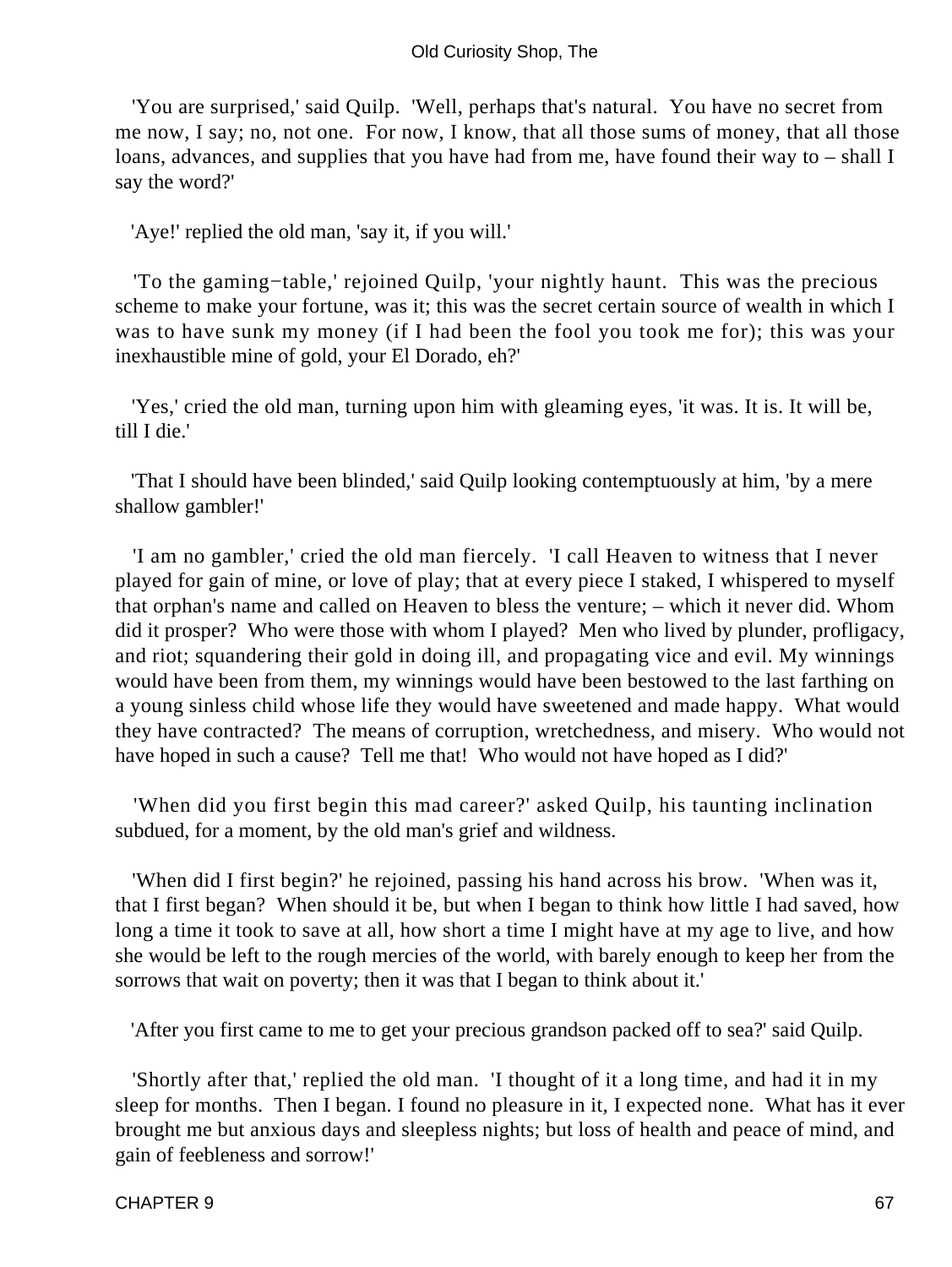'You are surprised,' said Quilp. 'Well, perhaps that's natural. You have no secret from me now, I say; no, not one. For now, I know, that all those sums of money, that all those loans, advances, and supplies that you have had from me, have found their way to – shall I say the word?'

'Aye!' replied the old man, 'say it, if you will.'

'To the gaming−table,' rejoined Quilp, 'your nightly haunt. This was the precious scheme to make your fortune, was it; this was the secret certain source of wealth in which I was to have sunk my money (if I had been the fool you took me for); this was your inexhaustible mine of gold, your El Dorado, eh?'

'Yes,' cried the old man, turning upon him with gleaming eyes, 'it was. It is. It will be, till I die.'

'That I should have been blinded,' said Quilp looking contemptuously at him, 'by a mere shallow gambler!'

'I am no gambler,' cried the old man fiercely. 'I call Heaven to witness that I never played for gain of mine, or love of play; that at every piece I staked, I whispered to myself that orphan's name and called on Heaven to bless the venture; – which it never did. Whom did it prosper? Who were those with whom I played? Men who lived by plunder, profligacy, and riot; squandering their gold in doing ill, and propagating vice and evil. My winnings would have been from them, my winnings would have been bestowed to the last farthing on a young sinless child whose life they would have sweetened and made happy. What would they have contracted? The means of corruption, wretchedness, and misery. Who would not have hoped in such a cause? Tell me that! Who would not have hoped as I did?'

'When did you first begin this mad career?' asked Quilp, his taunting inclination subdued, for a moment, by the old man's grief and wildness.

'When did I first begin?' he rejoined, passing his hand across his brow. 'When was it, that I first began? When should it be, but when I began to think how little I had saved, how long a time it took to save at all, how short a time I might have at my age to live, and how she would be left to the rough mercies of the world, with barely enough to keep her from the sorrows that wait on poverty; then it was that I began to think about it.'

'After you first came to me to get your precious grandson packed off to sea?' said Quilp.

'Shortly after that,' replied the old man. 'I thought of it a long time, and had it in my sleep for months. Then I began. I found no pleasure in it, I expected none. What has it ever brought me but anxious days and sleepless nights; but loss of health and peace of mind, and gain of feebleness and sorrow!'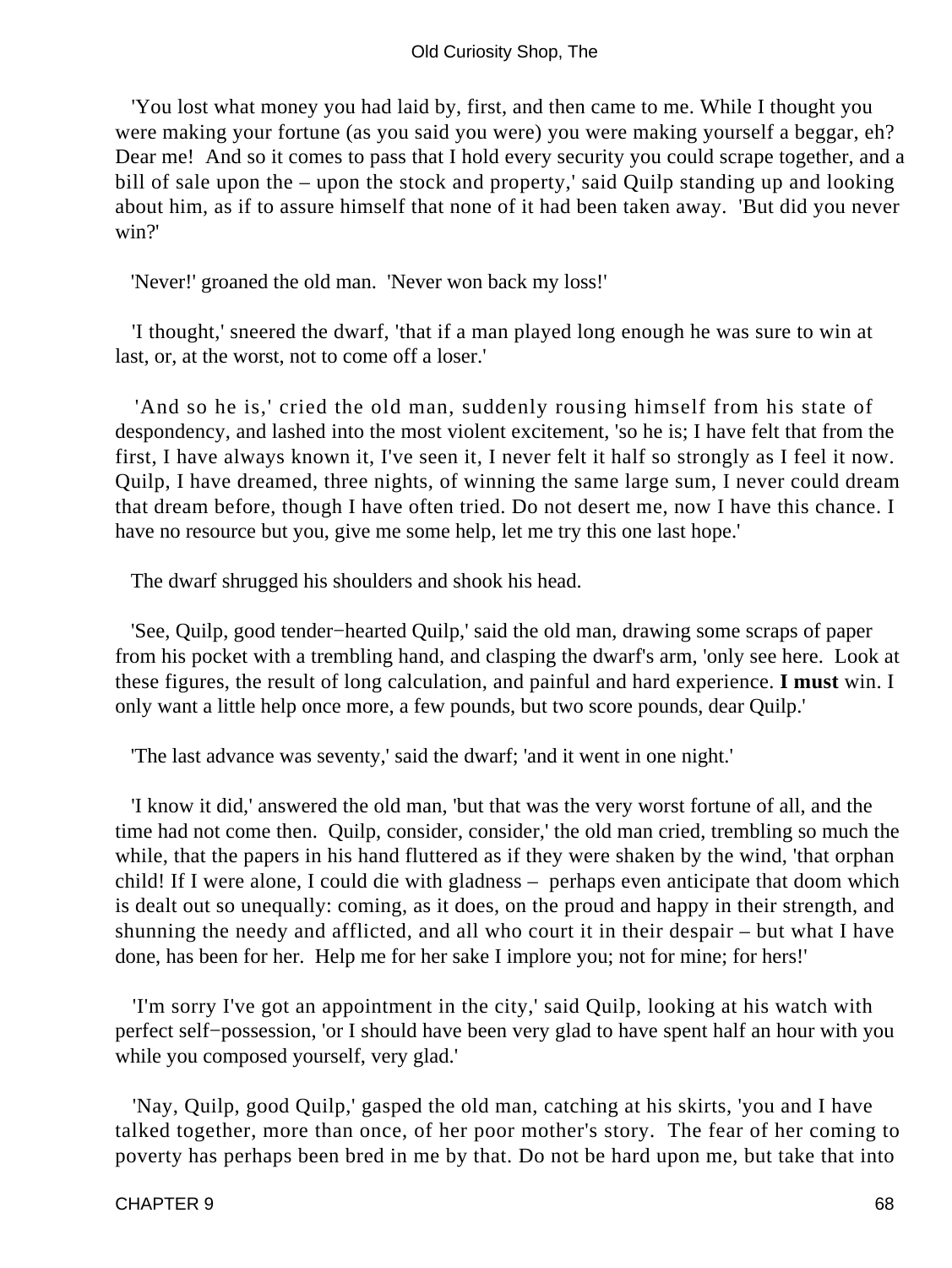'You lost what money you had laid by, first, and then came to me. While I thought you were making your fortune (as you said you were) you were making yourself a beggar, eh? Dear me! And so it comes to pass that I hold every security you could scrape together, and a bill of sale upon the – upon the stock and property,' said Quilp standing up and looking about him, as if to assure himself that none of it had been taken away. 'But did you never win?'

'Never!' groaned the old man. 'Never won back my loss!'

'I thought,' sneered the dwarf, 'that if a man played long enough he was sure to win at last, or, at the worst, not to come off a loser.'

'And so he is,' cried the old man, suddenly rousing himself from his state of despondency, and lashed into the most violent excitement, 'so he is; I have felt that from the first, I have always known it, I've seen it, I never felt it half so strongly as I feel it now. Quilp, I have dreamed, three nights, of winning the same large sum, I never could dream that dream before, though I have often tried. Do not desert me, now I have this chance. I have no resource but you, give me some help, let me try this one last hope.'

The dwarf shrugged his shoulders and shook his head.

'See, Quilp, good tender−hearted Quilp,' said the old man, drawing some scraps of paper from his pocket with a trembling hand, and clasping the dwarf's arm, 'only see here. Look at these figures, the result of long calculation, and painful and hard experience. **I must** win. I only want a little help once more, a few pounds, but two score pounds, dear Quilp.'

'The last advance was seventy,' said the dwarf; 'and it went in one night.'

'I know it did,' answered the old man, 'but that was the very worst fortune of all, and the time had not come then. Quilp, consider, consider,' the old man cried, trembling so much the while, that the papers in his hand fluttered as if they were shaken by the wind, 'that orphan child! If I were alone, I could die with gladness – perhaps even anticipate that doom which is dealt out so unequally: coming, as it does, on the proud and happy in their strength, and shunning the needy and afflicted, and all who court it in their despair – but what I have done, has been for her. Help me for her sake I implore you; not for mine; for hers!'

'I'm sorry I've got an appointment in the city,' said Quilp, looking at his watch with perfect self−possession, 'or I should have been very glad to have spent half an hour with you while you composed yourself, very glad.'

'Nay, Quilp, good Quilp,' gasped the old man, catching at his skirts, 'you and I have talked together, more than once, of her poor mother's story. The fear of her coming to poverty has perhaps been bred in me by that. Do not be hard upon me, but take that into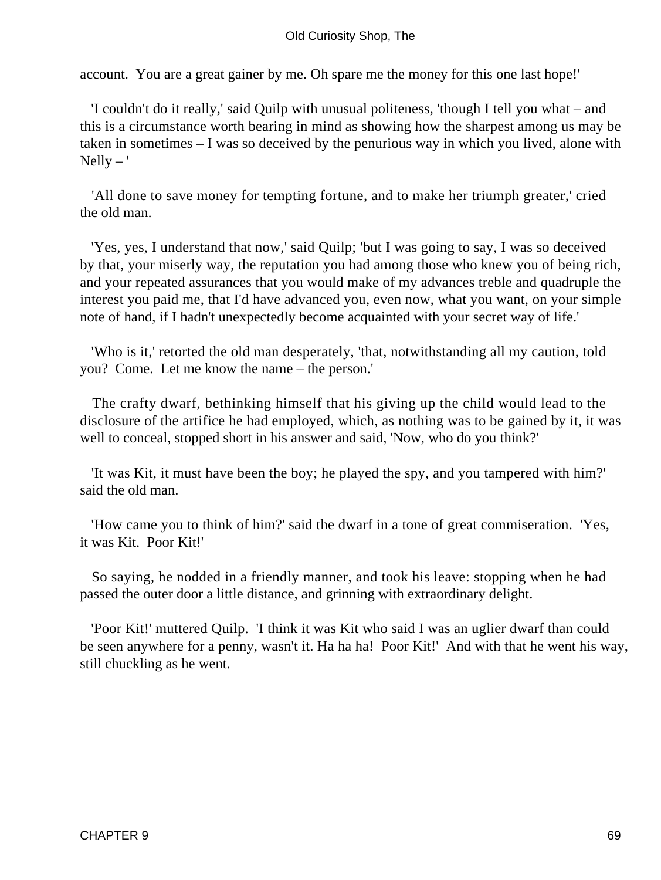account. You are a great gainer by me. Oh spare me the money for this one last hope!'

'I couldn't do it really,' said Quilp with unusual politeness, 'though I tell you what – and this is a circumstance worth bearing in mind as showing how the sharpest among us may be taken in sometimes – I was so deceived by the penurious way in which you lived, alone with Nelly – '

'All done to save money for tempting fortune, and to make her triumph greater,' cried the old man.

'Yes, yes, I understand that now,' said Quilp; 'but I was going to say, I was so deceived by that, your miserly way, the reputation you had among those who knew you of being rich, and your repeated assurances that you would make of my advances treble and quadruple the interest you paid me, that I'd have advanced you, even now, what you want, on your simple note of hand, if I hadn't unexpectedly become acquainted with your secret way of life.'

'Who is it,' retorted the old man desperately, 'that, notwithstanding all my caution, told you? Come. Let me know the name – the person.'

The crafty dwarf, bethinking himself that his giving up the child would lead to the disclosure of the artifice he had employed, which, as nothing was to be gained by it, it was well to conceal, stopped short in his answer and said, 'Now, who do you think?'

'It was Kit, it must have been the boy; he played the spy, and you tampered with him?' said the old man.

'How came you to think of him?' said the dwarf in a tone of great commiseration. 'Yes, it was Kit. Poor Kit!'

So saying, he nodded in a friendly manner, and took his leave: stopping when he had passed the outer door a little distance, and grinning with extraordinary delight.

'Poor Kit!' muttered Quilp. 'I think it was Kit who said I was an uglier dwarf than could be seen anywhere for a penny, wasn't it. Ha ha ha! Poor Kit!' And with that he went his way, still chuckling as he went.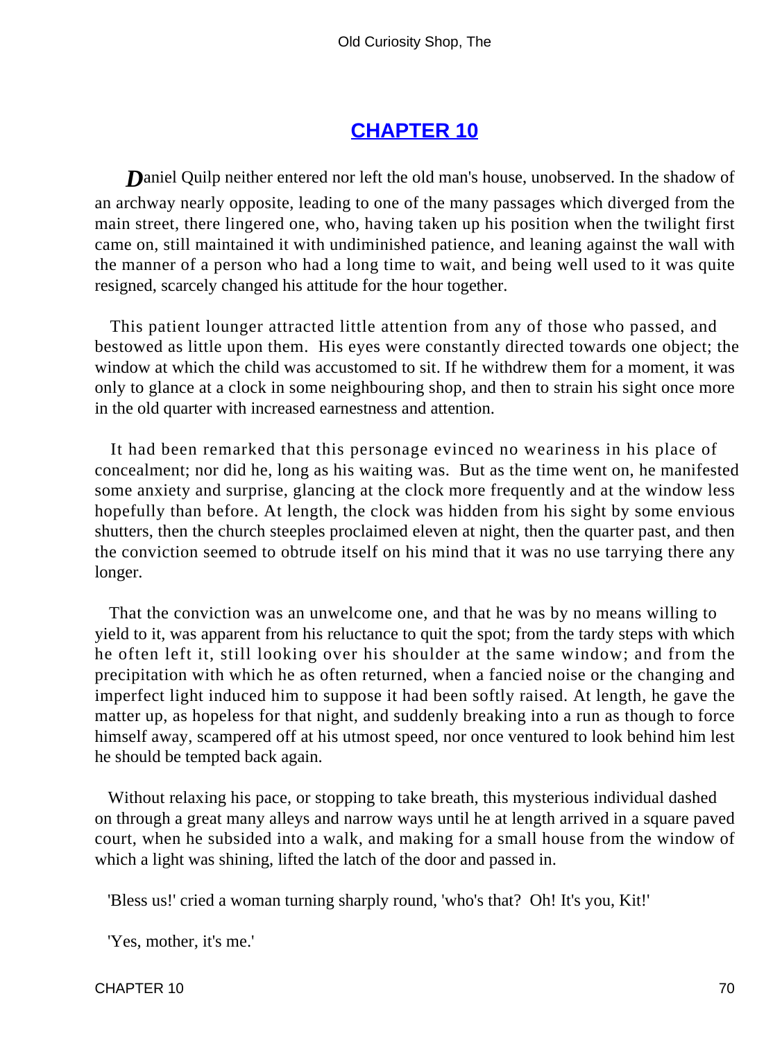## CHAPTER 10

Daniel Quilp neither entered nor left the old man's house, unobserved. In the shadow of an archway nearly opposite, leading to one of the many passages which diverged from the main street, there lingered one, who, having taken up his position when the twilight first came on, still maintained it with undiminished patience, and leaning against the wall with the manner of a person who had a long time to wait, and being well used to it was quite resigned, scarcely changed his attitude for the hour together.

This patient lounger attracted little attention from any of those who passed, and bestowed as little upon them. His eyes were constantly directed towards one object; the window at which the child was accustomed to sit. If he withdrew them for a moment, it was only to glance at a clock in some neighbouring shop, and then to strain his sight once more in the old quarter with increased earnestness and attention.

It had been remarked that this personage evinced no weariness in his place of concealment; nor did he, long as his waiting was. But as the time went on, he manifested some anxiety and surprise, glancing at the clock more frequently and at the window less hopefully than before. At length, the clock was hidden from his sight by some envious shutters, then the church steeples proclaimed eleven at night, then the quarter past, and then the conviction seemed to obtrude itself on his mind that it was no use tarrying there any longer.

That the conviction was an unwelcome one, and that he was by no means willing to yield to it, was apparent from his reluctance to quit the spot; from the tardy steps with which he often left it, still looking over his shoulder at the same window; and from the precipitation with which he as often returned, when a fancied noise or the changing and imperfect light induced him to suppose it had been softly raised. At length, he gave the matter up, as hopeless for that night, and suddenly breaking into a run as though to force himself away, scampered off at his utmost speed, nor once ventured to look behind him lest he should be tempted back again.

Without relaxing his pace, or stopping to take breath, this mysterious individual dashed on through a great many alleys and narrow ways until he at length arrived in a square paved court, when he subsided into a walk, and making for a small house from the window of which a light was shining, lifted the latch of the door and passed in.

'Bless us!' cried a woman turning sharply round, 'who's that? Oh! It's you, Kit!'

'Yes, mother, it's me.'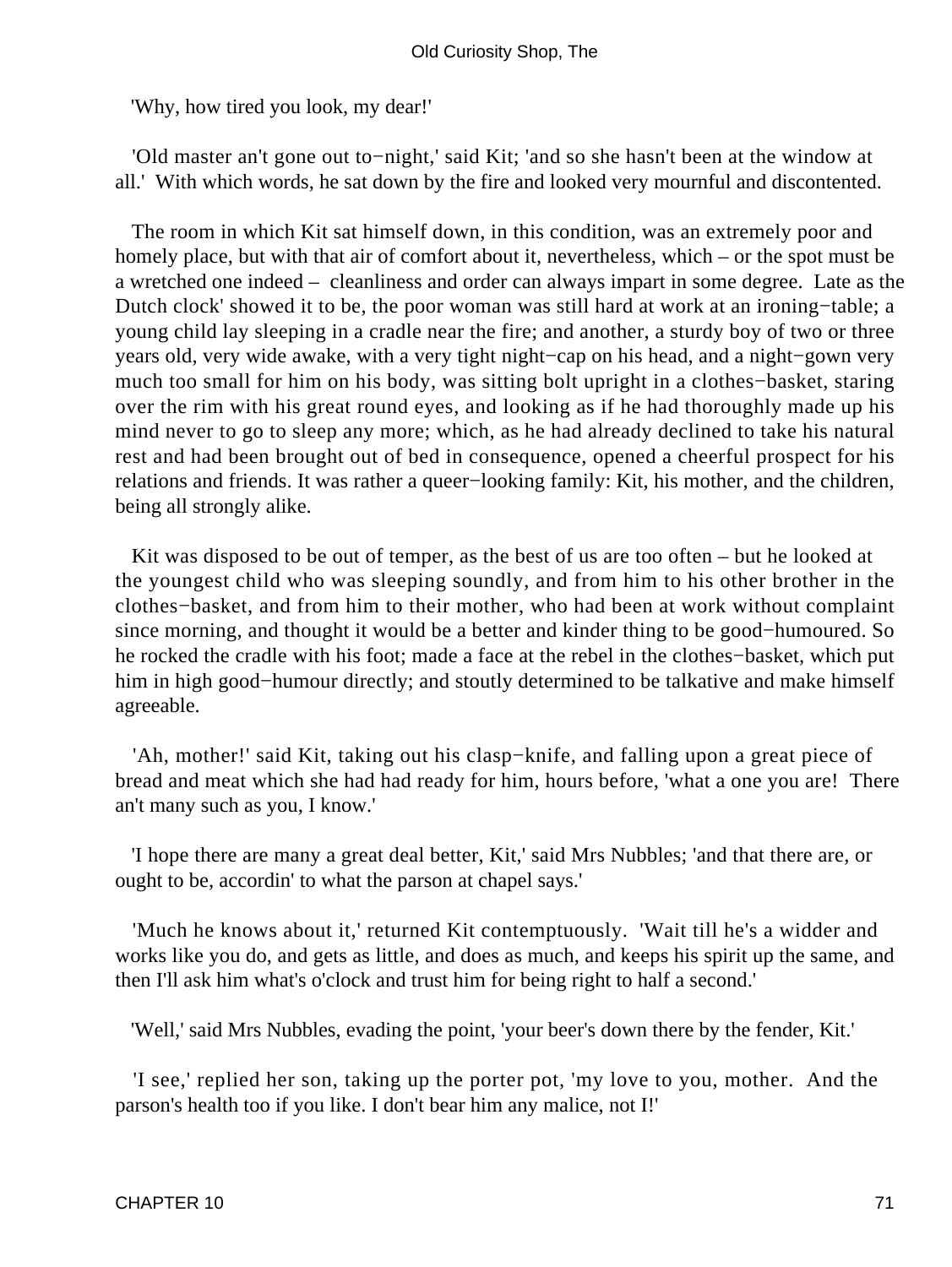'Why, how tired you look, my dear!'

'Old master an't gone out to−night,' said Kit; 'and so she hasn't been at the window at all.' With which words, he sat down by the fire and looked very mournful and discontented.

The room in which Kit sat himself down, in this condition, was an extremely poor and homely place, but with that air of comfort about it, nevertheless, which – or the spot must be a wretched one indeed – cleanliness and order can always impart in some degree. Late as the Dutch clock' showed it to be, the poor woman was still hard at work at an ironing−table; a young child lay sleeping in a cradle near the fire; and another, a sturdy boy of two or three years old, very wide awake, with a very tight night−cap on his head, and a night−gown very much too small for him on his body, was sitting bolt upright in a clothes−basket, staring over the rim with his great round eyes, and looking as if he had thoroughly made up his mind never to go to sleep any more; which, as he had already declined to take his natural rest and had been brought out of bed in consequence, opened a cheerful prospect for his relations and friends. It was rather a queer−looking family: Kit, his mother, and the children, being all strongly alike.

Kit was disposed to be out of temper, as the best of us are too often – but he looked at the youngest child who was sleeping soundly, and from him to his other brother in the clothes−basket, and from him to their mother, who had been at work without complaint since morning, and thought it would be a better and kinder thing to be good−humoured. So he rocked the cradle with his foot; made a face at the rebel in the clothes−basket, which put him in high good−humour directly; and stoutly determined to be talkative and make himself agreeable.

'Ah, mother!' said Kit, taking out his clasp−knife, and falling upon a great piece of bread and meat which she had had ready for him, hours before, 'what a one you are! There an't many such as you, I know.'

'I hope there are many a great deal better, Kit,' said Mrs Nubbles; 'and that there are, or ought to be, accordin' to what the parson at chapel says.'

'Much he knows about it,' returned Kit contemptuously. 'Wait till he's a widder and works like you do, and gets as little, and does as much, and keeps his spirit up the same, and then I'll ask him what's o'clock and trust him for being right to half a second.'

'Well,' said Mrs Nubbles, evading the point, 'your beer's down there by the fender, Kit.'

'I see,' replied her son, taking up the porter pot, 'my love to you, mother. And the parson's health too if you like. I don't bear him any malice, not I!'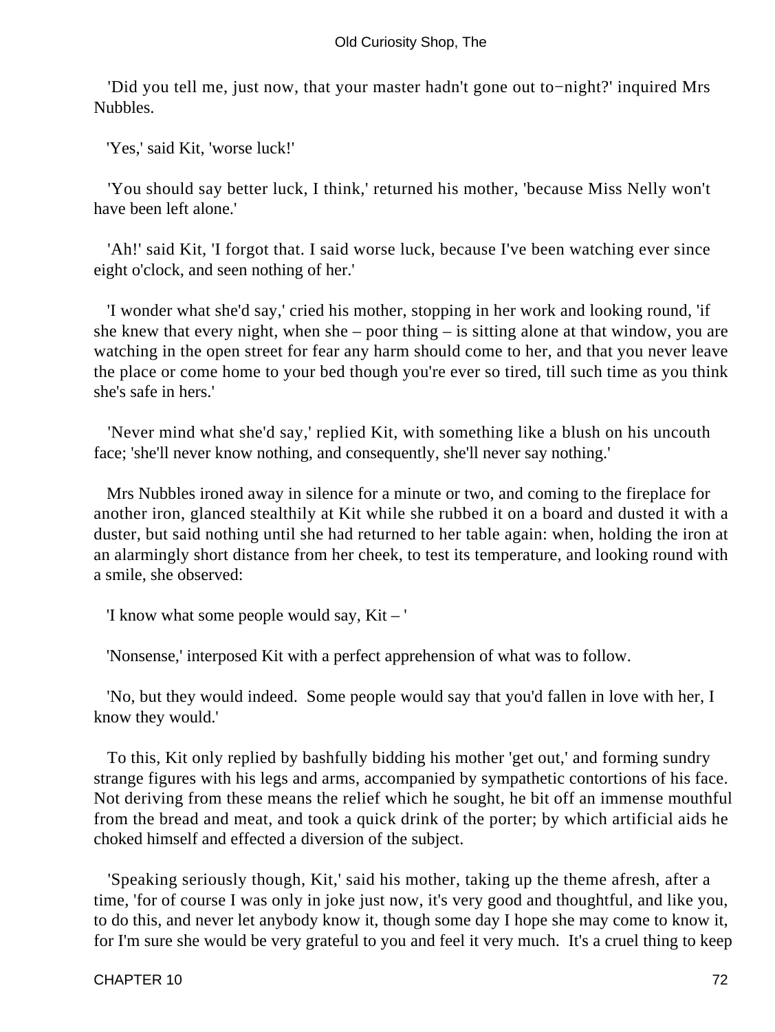'Did you tell me, just now, that your master hadn't gone out to−night?' inquired Mrs Nubbles.

'Yes,' said Kit, 'worse luck!'

'You should say better luck, I think,' returned his mother, 'because Miss Nelly won't have been left alone.'

'Ah!' said Kit, 'I forgot that. I said worse luck, because I've been watching ever since eight o'clock, and seen nothing of her.'

'I wonder what she'd say,' cried his mother, stopping in her work and looking round, 'if she knew that every night, when she – poor thing – is sitting alone at that window, you are watching in the open street for fear any harm should come to her, and that you never leave the place or come home to your bed though you're ever so tired, till such time as you think she's safe in hers.'

'Never mind what she'd say,' replied Kit, with something like a blush on his uncouth face; 'she'll never know nothing, and consequently, she'll never say nothing.'

Mrs Nubbles ironed away in silence for a minute or two, and coming to the fireplace for another iron, glanced stealthily at Kit while she rubbed it on a board and dusted it with a duster, but said nothing until she had returned to her table again: when, holding the iron at an alarmingly short distance from her cheek, to test its temperature, and looking round with a smile, she observed:

'I know what some people would say, Kit – '

'Nonsense,' interposed Kit with a perfect apprehension of what was to follow.

'No, but they would indeed. Some people would say that you'd fallen in love with her, I know they would.'

To this, Kit only replied by bashfully bidding his mother 'get out,' and forming sundry strange figures with his legs and arms, accompanied by sympathetic contortions of his face. Not deriving from these means the relief which he sought, he bit off an immense mouthful from the bread and meat, and took a quick drink of the porter; by which artificial aids he choked himself and effected a diversion of the subject.

'Speaking seriously though, Kit,' said his mother, taking up the theme afresh, after a time, 'for of course I was only in joke just now, it's very good and thoughtful, and like you, to do this, and never let anybody know it, though some day I hope she may come to know it, for I'm sure she would be very grateful to you and feel it very much. It's a cruel thing to keep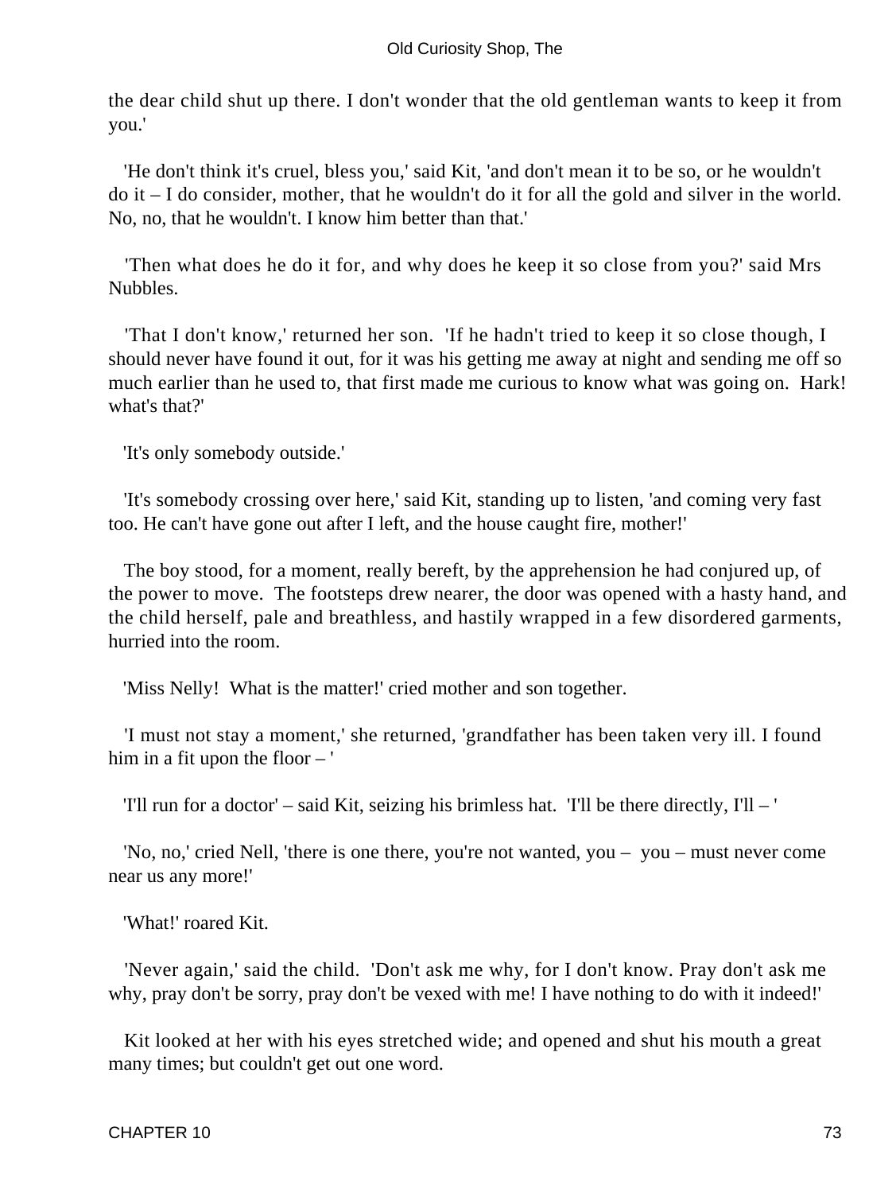the dear child shut up there. I don't wonder that the old gentleman wants to keep it from you.'

'He don't think it's cruel, bless you,' said Kit, 'and don't mean it to be so, or he wouldn't do it – I do consider, mother, that he wouldn't do it for all the gold and silver in the world. No, no, that he wouldn't. I know him better than that.'

'Then what does he do it for, and why does he keep it so close from you?' said Mrs Nubbles.

'That I don't know,' returned her son. 'If he hadn't tried to keep it so close though, I should never have found it out, for it was his getting me away at night and sending me off so much earlier than he used to, that first made me curious to know what was going on. Hark! what's that?'

'It's only somebody outside.'

'It's somebody crossing over here,' said Kit, standing up to listen, 'and coming very fast too. He can't have gone out after I left, and the house caught fire, mother!'

The boy stood, for a moment, really bereft, by the apprehension he had conjured up, of the power to move. The footsteps drew nearer, the door was opened with a hasty hand, and the child herself, pale and breathless, and hastily wrapped in a few disordered garments, hurried into the room.

'Miss Nelly! What is the matter!' cried mother and son together.

'I must not stay a moment,' she returned, 'grandfather has been taken very ill. I found him in a fit upon the floor – '

'I'll run for a doctor' – said Kit, seizing his brimless hat. 'I'll be there directly, I'll – '

'No, no,' cried Nell, 'there is one there, you're not wanted, you – you – must never come near us any more!'

'What!' roared Kit.

'Never again,' said the child. 'Don't ask me why, for I don't know. Pray don't ask me why, pray don't be sorry, pray don't be vexed with me! I have nothing to do with it indeed!'

Kit looked at her with his eyes stretched wide; and opened and shut his mouth a great many times; but couldn't get out one word.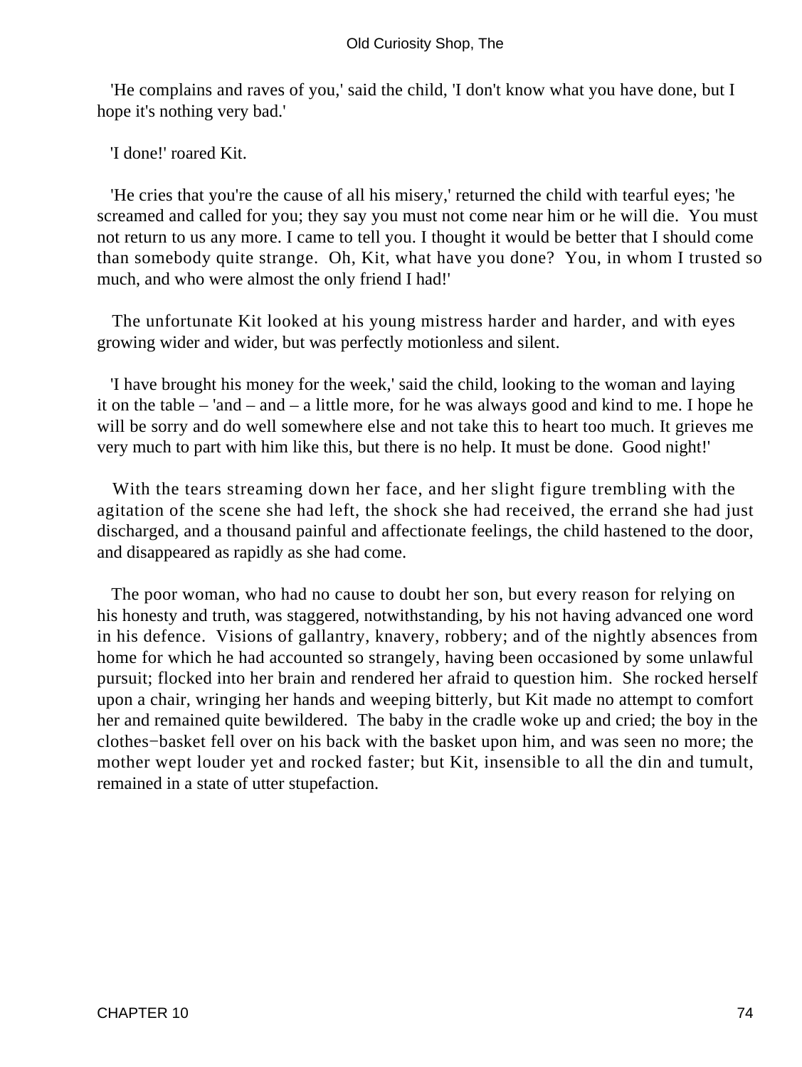'He complains and raves of you,' said the child, 'I don't know what you have done, but I hope it's nothing very bad.'

'I done!' roared Kit.

'He cries that you're the cause of all his misery,' returned the child with tearful eyes; 'he screamed and called for you; they say you must not come near him or he will die. You must not return to us any more. I came to tell you. I thought it would be better that I should come than somebody quite strange. Oh, Kit, what have you done? You, in whom I trusted so much, and who were almost the only friend I had!'

The unfortunate Kit looked at his young mistress harder and harder, and with eyes growing wider and wider, but was perfectly motionless and silent.

'I have brought his money for the week,' said the child, looking to the woman and laying it on the table – 'and – and – a little more, for he was always good and kind to me. I hope he will be sorry and do well somewhere else and not take this to heart too much. It grieves me very much to part with him like this, but there is no help. It must be done. Good night!'

With the tears streaming down her face, and her slight figure trembling with the agitation of the scene she had left, the shock she had received, the errand she had just discharged, and a thousand painful and affectionate feelings, the child hastened to the door, and disappeared as rapidly as she had come.

The poor woman, who had no cause to doubt her son, but every reason for relying on his honesty and truth, was staggered, notwithstanding, by his not having advanced one word in his defence. Visions of gallantry, knavery, robbery; and of the nightly absences from home for which he had accounted so strangely, having been occasioned by some unlawful pursuit; flocked into her brain and rendered her afraid to question him. She rocked herself upon a chair, wringing her hands and weeping bitterly, but Kit made no attempt to comfort her and remained quite bewildered. The baby in the cradle woke up and cried; the boy in the clothes−basket fell over on his back with the basket upon him, and was seen no more; the mother wept louder yet and rocked faster; but Kit, insensible to all the din and tumult, remained in a state of utter stupefaction.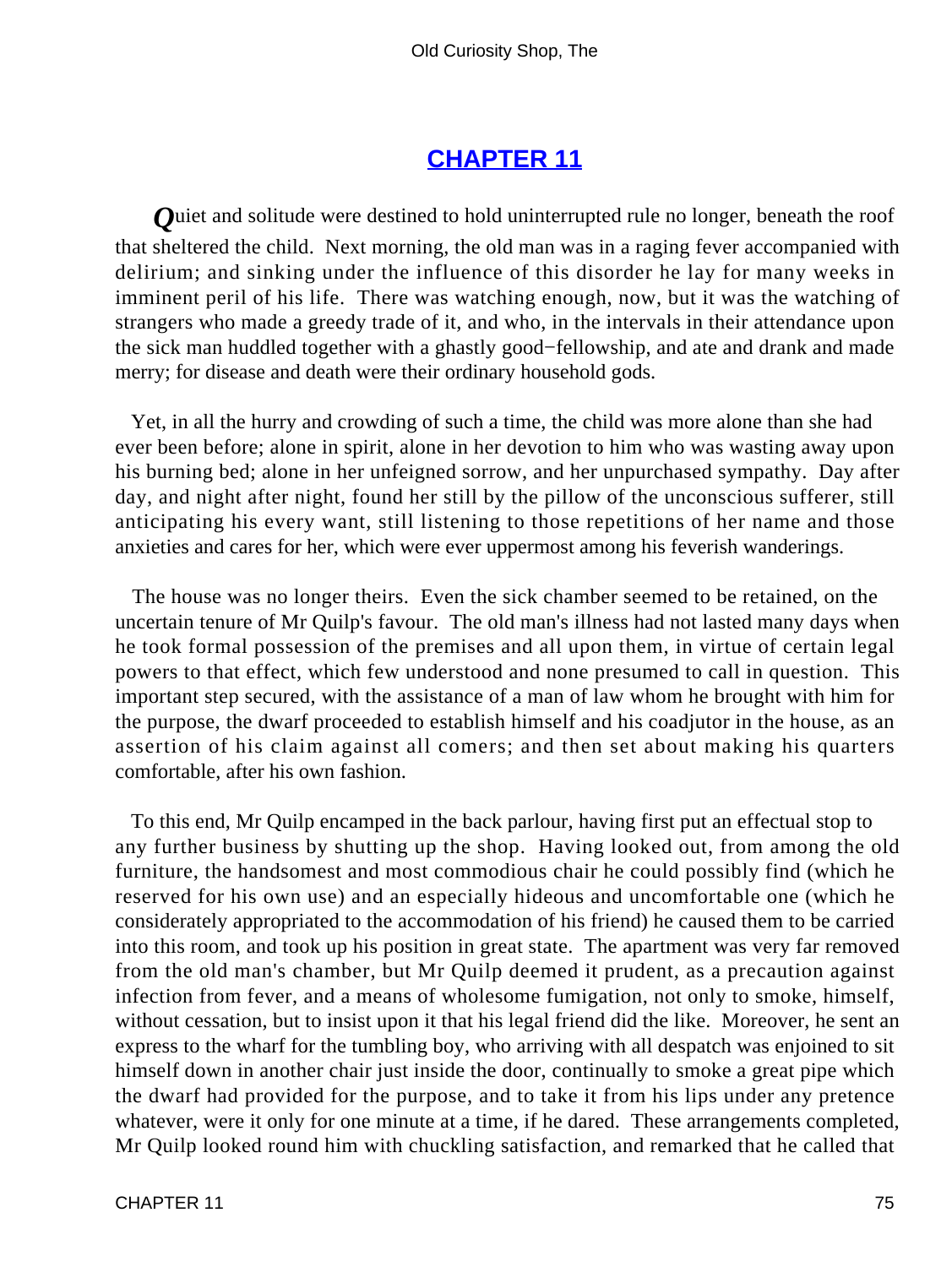## CHAPTER 11

*Q*uiet and solitude were destined to hold uninterrupted rule no longer, beneath the roof that sheltered the child. Next morning, the old man was in a raging fever accompanied with delirium; and sinking under the influence of this disorder he lay for many weeks in imminent peril of his life. There was watching enough, now, but it was the watching of strangers who made a greedy trade of it, and who, in the intervals in their attendance upon the sick man huddled together with a ghastly good−fellowship, and ate and drank and made merry; for disease and death were their ordinary household gods.

Yet, in all the hurry and crowding of such a time, the child was more alone than she had ever been before; alone in spirit, alone in her devotion to him who was wasting away upon his burning bed; alone in her unfeigned sorrow, and her unpurchased sympathy. Day after day, and night after night, found her still by the pillow of the unconscious sufferer, still anticipating his every want, still listening to those repetitions of her name and those anxieties and cares for her, which were ever uppermost among his feverish wanderings.

The house was no longer theirs. Even the sick chamber seemed to be retained, on the uncertain tenure of Mr Quilp's favour. The old man's illness had not lasted many days when he took formal possession of the premises and all upon them, in virtue of certain legal powers to that effect, which few understood and none presumed to call in question. This important step secured, with the assistance of a man of law whom he brought with him for the purpose, the dwarf proceeded to establish himself and his coadjutor in the house, as an assertion of his claim against all comers; and then set about making his quarters comfortable, after his own fashion.

To this end, Mr Quilp encamped in the back parlour, having first put an effectual stop to any further business by shutting up the shop. Having looked out, from among the old furniture, the handsomest and most commodious chair he could possibly find (which he reserved for his own use) and an especially hideous and uncomfortable one (which he considerately appropriated to the accommodation of his friend) he caused them to be carried into this room, and took up his position in great state. The apartment was very far removed from the old man's chamber, but Mr Quilp deemed it prudent, as a precaution against infection from fever, and a means of wholesome fumigation, not only to smoke, himself, without cessation, but to insist upon it that his legal friend did the like. Moreover, he sent an express to the wharf for the tumbling boy, who arriving with all despatch was enjoined to sit himself down in another chair just inside the door, continually to smoke a great pipe which the dwarf had provided for the purpose, and to take it from his lips under any pretence whatever, were it only for one minute at a time, if he dared. These arrangements completed, Mr Quilp looked round him with chuckling satisfaction, and remarked that he called that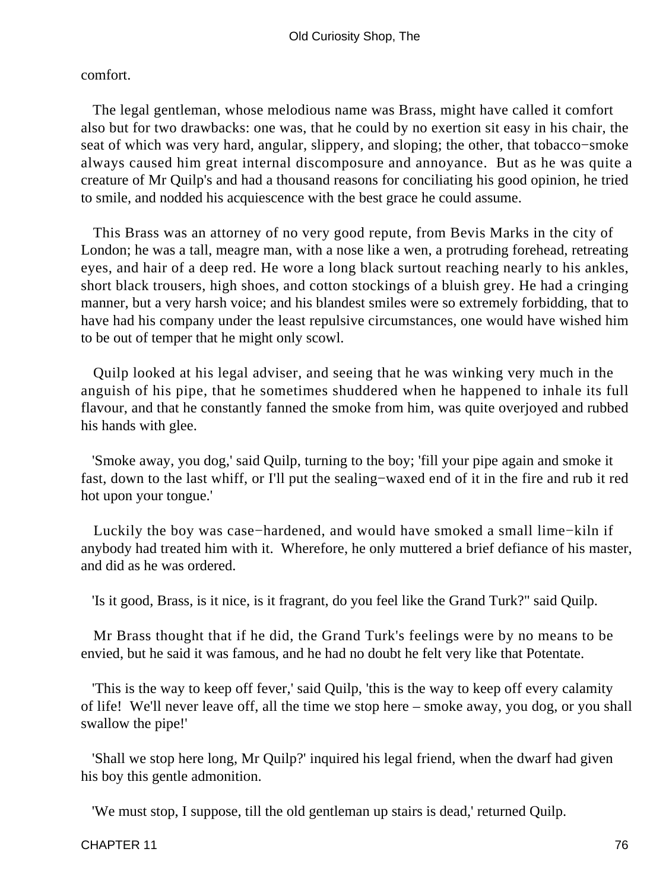comfort.

The legal gentleman, whose melodious name was Brass, might have called it comfort also but for two drawbacks: one was, that he could by no exertion sit easy in his chair, the seat of which was very hard, angular, slippery, and sloping; the other, that tobacco−smoke always caused him great internal discomposure and annoyance. But as he was quite a creature of Mr Quilp's and had a thousand reasons for conciliating his good opinion, he tried to smile, and nodded his acquiescence with the best grace he could assume.

This Brass was an attorney of no very good repute, from Bevis Marks in the city of London; he was a tall, meagre man, with a nose like a wen, a protruding forehead, retreating eyes, and hair of a deep red. He wore a long black surtout reaching nearly to his ankles, short black trousers, high shoes, and cotton stockings of a bluish grey. He had a cringing manner, but a very harsh voice; and his blandest smiles were so extremely forbidding, that to have had his company under the least repulsive circumstances, one would have wished him to be out of temper that he might only scowl.

Quilp looked at his legal adviser, and seeing that he was winking very much in the anguish of his pipe, that he sometimes shuddered when he happened to inhale its full flavour, and that he constantly fanned the smoke from him, was quite overjoyed and rubbed his hands with glee.

'Smoke away, you dog,' said Quilp, turning to the boy; 'fill your pipe again and smoke it fast, down to the last whiff, or I'll put the sealing−waxed end of it in the fire and rub it red hot upon your tongue.'

Luckily the boy was case−hardened, and would have smoked a small lime−kiln if anybody had treated him with it. Wherefore, he only muttered a brief defiance of his master, and did as he was ordered.

'Is it good, Brass, is it nice, is it fragrant, do you feel like the Grand Turk?" said Quilp.

Mr Brass thought that if he did, the Grand Turk's feelings were by no means to be envied, but he said it was famous, and he had no doubt he felt very like that Potentate.

'This is the way to keep off fever,' said Quilp, 'this is the way to keep off every calamity of life! We'll never leave off, all the time we stop here – smoke away, you dog, or you shall swallow the pipe!'

'Shall we stop here long, Mr Quilp?' inquired his legal friend, when the dwarf had given his boy this gentle admonition.

'We must stop, I suppose, till the old gentleman up stairs is dead,' returned Quilp.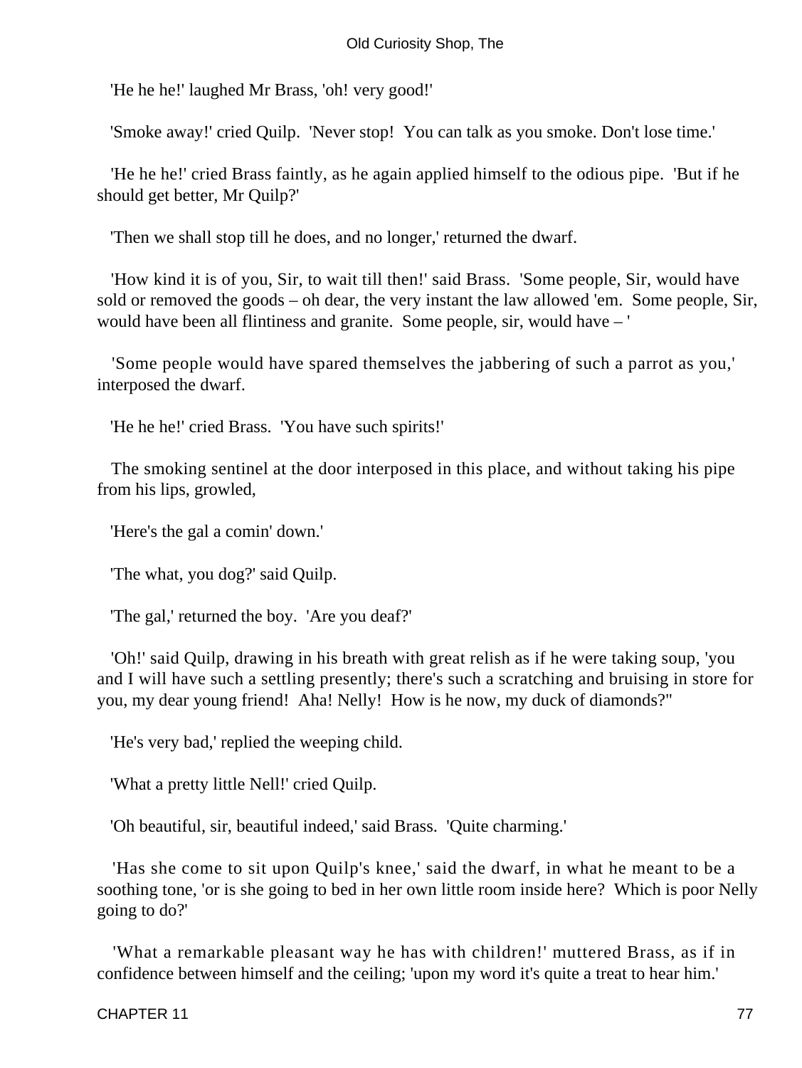'He he he!' laughed Mr Brass, 'oh! very good!'

'Smoke away!' cried Quilp. 'Never stop! You can talk as you smoke. Don't lose time.'

'He he he!' cried Brass faintly, as he again applied himself to the odious pipe. 'But if he should get better, Mr Quilp?'

'Then we shall stop till he does, and no longer,' returned the dwarf.

'How kind it is of you, Sir, to wait till then!' said Brass. 'Some people, Sir, would have sold or removed the goods – oh dear, the very instant the law allowed 'em. Some people, Sir, would have been all flintiness and granite. Some people, sir, would have – '

'Some people would have spared themselves the jabbering of such a parrot as you,' interposed the dwarf.

'He he he!' cried Brass. 'You have such spirits!'

The smoking sentinel at the door interposed in this place, and without taking his pipe from his lips, growled,

'Here's the gal a comin' down.'

'The what, you dog?' said Quilp.

'The gal,' returned the boy. 'Are you deaf?'

'Oh!' said Quilp, drawing in his breath with great relish as if he were taking soup, 'you and I will have such a settling presently; there's such a scratching and bruising in store for you, my dear young friend! Aha! Nelly! How is he now, my duck of diamonds?''

'He's very bad,' replied the weeping child.

'What a pretty little Nell!' cried Quilp.

'Oh beautiful, sir, beautiful indeed,' said Brass. 'Quite charming.'

'Has she come to sit upon Quilp's knee,' said the dwarf, in what he meant to be a soothing tone, 'or is she going to bed in her own little room inside here? Which is poor Nelly going to do?'

'What a remarkable pleasant way he has with children!' muttered Brass, as if in confidence between himself and the ceiling; 'upon my word it's quite a treat to hear him.'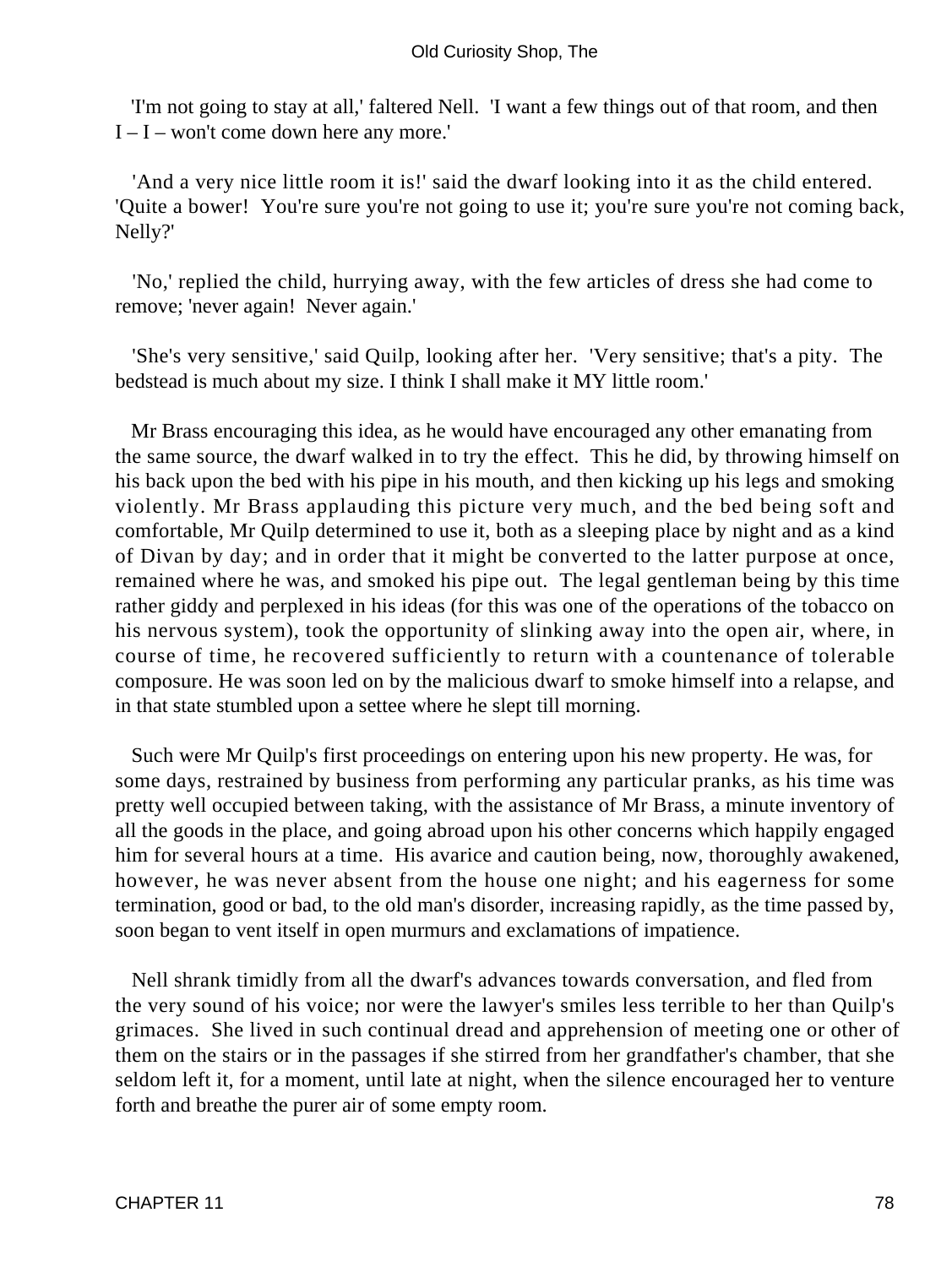'I'm not going to stay at all,' faltered Nell. 'I want a few things out of that room, and then I – I – won't come down here any more.'

'And a very nice little room it is!' said the dwarf looking into it as the child entered. 'Quite a bower! You're sure you're not going to use it; you're sure you're not coming back, Nelly?'

'No,' replied the child, hurrying away, with the few articles of dress she had come to remove; 'never again! Never again.'

'She's very sensitive,' said Quilp, looking after her. 'Very sensitive; that's a pity. The bedstead is much about my size. I think I shall make it MY little room.'

Mr Brass encouraging this idea, as he would have encouraged any other emanating from the same source, the dwarf walked in to try the effect. This he did, by throwing himself on his back upon the bed with his pipe in his mouth, and then kicking up his legs and smoking violently. Mr Brass applauding this picture very much, and the bed being soft and comfortable, Mr Quilp determined to use it, both as a sleeping place by night and as a kind of Divan by day; and in order that it might be converted to the latter purpose at once, remained where he was, and smoked his pipe out. The legal gentleman being by this time rather giddy and perplexed in his ideas (for this was one of the operations of the tobacco on his nervous system), took the opportunity of slinking away into the open air, where, in course of time, he recovered sufficiently to return with a countenance of tolerable composure. He was soon led on by the malicious dwarf to smoke himself into a relapse, and in that state stumbled upon a settee where he slept till morning.

Such were Mr Quilp's first proceedings on entering upon his new property. He was, for some days, restrained by business from performing any particular pranks, as his time was pretty well occupied between taking, with the assistance of Mr Brass, a minute inventory of all the goods in the place, and going abroad upon his other concerns which happily engaged him for several hours at a time. His avarice and caution being, now, thoroughly awakened, however, he was never absent from the house one night; and his eagerness for some termination, good or bad, to the old man's disorder, increasing rapidly, as the time passed by, soon began to vent itself in open murmurs and exclamations of impatience.

Nell shrank timidly from all the dwarf's advances towards conversation, and fled from the very sound of his voice; nor were the lawyer's smiles less terrible to her than Quilp's grimaces. She lived in such continual dread and apprehension of meeting one or other of them on the stairs or in the passages if she stirred from her grandfather's chamber, that she seldom left it, for a moment, until late at night, when the silence encouraged her to venture forth and breathe the purer air of some empty room.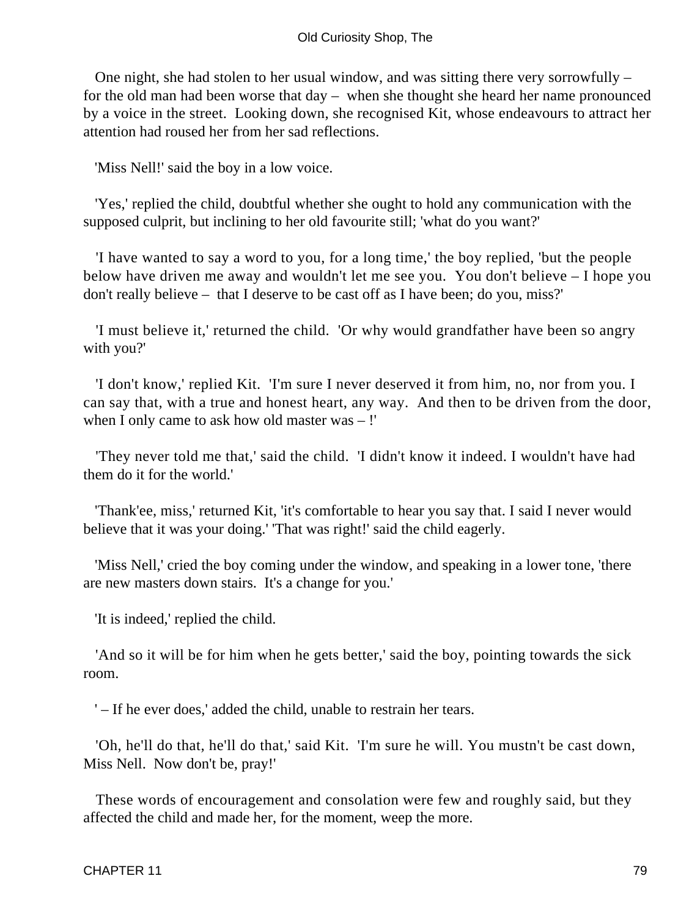One night, she had stolen to her usual window, and was sitting there very sorrowfully – for the old man had been worse that day – when she thought she heard her name pronounced by a voice in the street. Looking down, she recognised Kit, whose endeavours to attract her attention had roused her from her sad reflections.

'Miss Nell!' said the boy in a low voice.

'Yes,' replied the child, doubtful whether she ought to hold any communication with the supposed culprit, but inclining to her old favourite still; 'what do you want?'

'I have wanted to say a word to you, for a long time,' the boy replied, 'but the people below have driven me away and wouldn't let me see you. You don't believe – I hope you don't really believe – that I deserve to be cast off as I have been; do you, miss?'

'I must believe it,' returned the child. 'Or why would grandfather have been so angry with you?'

'I don't know,' replied Kit. 'I'm sure I never deserved it from him, no, nor from you. I can say that, with a true and honest heart, any way. And then to be driven from the door, when I only came to ask how old master was – !'

'They never told me that,' said the child. 'I didn't know it indeed. I wouldn't have had them do it for the world.'

'Thank'ee, miss,' returned Kit, 'it's comfortable to hear you say that. I said I never would believe that it was your doing.' 'That was right!' said the child eagerly.

'Miss Nell,' cried the boy coming under the window, and speaking in a lower tone, 'there are new masters down stairs. It's a change for you.'

'It is indeed,' replied the child.

'And so it will be for him when he gets better,' said the boy, pointing towards the sick room.

' – If he ever does,' added the child, unable to restrain her tears.

'Oh, he'll do that, he'll do that,' said Kit. 'I'm sure he will. You mustn't be cast down, Miss Nell. Now don't be, pray!'

These words of encouragement and consolation were few and roughly said, but they affected the child and made her, for the moment, weep the more.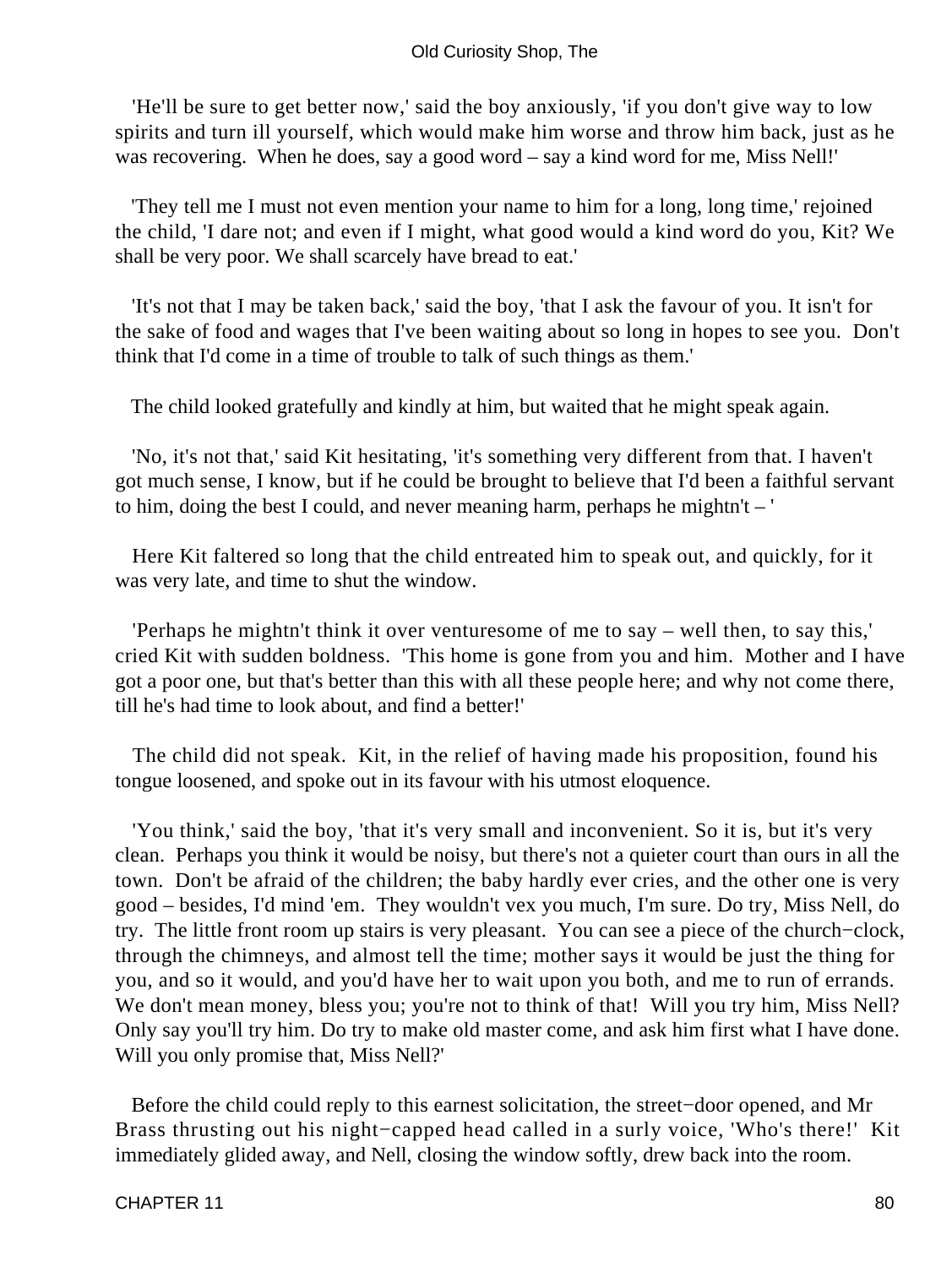'He'll be sure to get better now,' said the boy anxiously, 'if you don't give way to low spirits and turn ill yourself, which would make him worse and throw him back, just as he was recovering. When he does, say a good word – say a kind word for me, Miss Nell!'

'They tell me I must not even mention your name to him for a long, long time,' rejoined the child, 'I dare not; and even if I might, what good would a kind word do you, Kit? We shall be very poor. We shall scarcely have bread to eat.'

'It's not that I may be taken back,' said the boy, 'that I ask the favour of you. It isn't for the sake of food and wages that I've been waiting about so long in hopes to see you. Don't think that I'd come in a time of trouble to talk of such things as them.'

The child looked gratefully and kindly at him, but waited that he might speak again.

'No, it's not that,' said Kit hesitating, 'it's something very different from that. I haven't got much sense, I know, but if he could be brought to believe that I'd been a faithful servant to him, doing the best I could, and never meaning harm, perhaps he mightn't – '

Here Kit faltered so long that the child entreated him to speak out, and quickly, for it was very late, and time to shut the window.

'Perhaps he mightn't think it over venturesome of me to say – well then, to say this,' cried Kit with sudden boldness. 'This home is gone from you and him. Mother and I have got a poor one, but that's better than this with all these people here; and why not come there, till he's had time to look about, and find a better!'

The child did not speak. Kit, in the relief of having made his proposition, found his tongue loosened, and spoke out in its favour with his utmost eloquence.

'You think,' said the boy, 'that it's very small and inconvenient. So it is, but it's very clean. Perhaps you think it would be noisy, but there's not a quieter court than ours in all the town. Don't be afraid of the children; the baby hardly ever cries, and the other one is very good – besides, I'd mind 'em. They wouldn't vex you much, I'm sure. Do try, Miss Nell, do try. The little front room up stairs is very pleasant. You can see a piece of the church−clock, through the chimneys, and almost tell the time; mother says it would be just the thing for you, and so it would, and you'd have her to wait upon you both, and me to run of errands. We don't mean money, bless you; you're not to think of that! Will you try him, Miss Nell? Only say you'll try him. Do try to make old master come, and ask him first what I have done. Will you only promise that, Miss Nell?'

Before the child could reply to this earnest solicitation, the street−door opened, and Mr Brass thrusting out his night−capped head called in a surly voice, 'Who's there!' Kit immediately glided away, and Nell, closing the window softly, drew back into the room.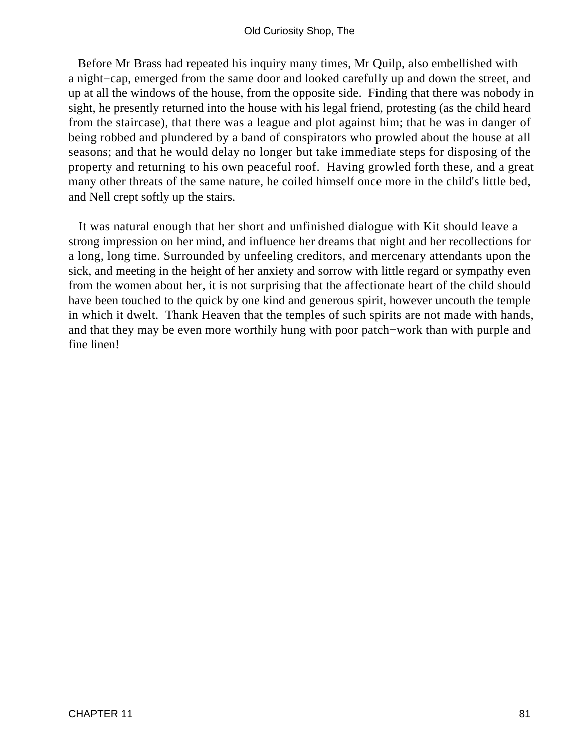Before Mr Brass had repeated his inquiry many times, Mr Quilp, also embellished with a night−cap, emerged from the same door and looked carefully up and down the street, and up at all the windows of the house, from the opposite side. Finding that there was nobody in sight, he presently returned into the house with his legal friend, protesting (as the child heard from the staircase), that there was a league and plot against him; that he was in danger of being robbed and plundered by a band of conspirators who prowled about the house at all seasons; and that he would delay no longer but take immediate steps for disposing of the property and returning to his own peaceful roof. Having growled forth these, and a great many other threats of the same nature, he coiled himself once more in the child's little bed, and Nell crept softly up the stairs.

It was natural enough that her short and unfinished dialogue with Kit should leave a strong impression on her mind, and influence her dreams that night and her recollections for a long, long time. Surrounded by unfeeling creditors, and mercenary attendants upon the sick, and meeting in the height of her anxiety and sorrow with little regard or sympathy even from the women about her, it is not surprising that the affectionate heart of the child should have been touched to the quick by one kind and generous spirit, however uncouth the temple in which it dwelt. Thank Heaven that the temples of such spirits are not made with hands, and that they may be even more worthily hung with poor patch−work than with purple and fine linen!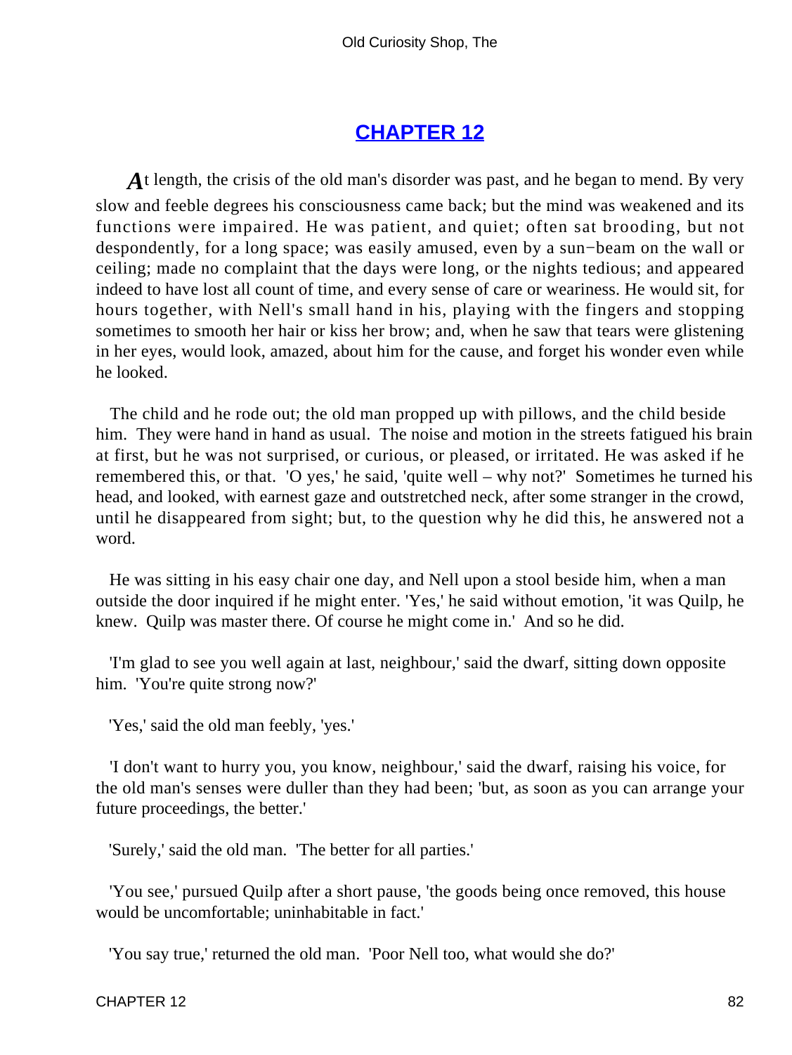# CHAPTER 12

At length, the crisis of the old man's disorder was past, and he began to mend. By very slow and feeble degrees his consciousness came back; but the mind was weakened and its functions were impaired. He was patient, and quiet; often sat brooding, but not despondently, for a long space; was easily amused, even by a sun−beam on the wall or ceiling; made no complaint that the days were long, or the nights tedious; and appeared indeed to have lost all count of time, and every sense of care or weariness. He would sit, for hours together, with Nell's small hand in his, playing with the fingers and stopping sometimes to smooth her hair or kiss her brow; and, when he saw that tears were glistening in her eyes, would look, amazed, about him for the cause, and forget his wonder even while he looked.

The child and he rode out; the old man propped up with pillows, and the child beside him. They were hand in hand as usual. The noise and motion in the streets fatigued his brain at first, but he was not surprised, or curious, or pleased, or irritated. He was asked if he remembered this, or that. 'O yes,' he said, 'quite well – why not?' Sometimes he turned his head, and looked, with earnest gaze and outstretched neck, after some stranger in the crowd, until he disappeared from sight; but, to the question why he did this, he answered not a word.

He was sitting in his easy chair one day, and Nell upon a stool beside him, when a man outside the door inquired if he might enter. 'Yes,' he said without emotion, 'it was Quilp, he knew. Quilp was master there. Of course he might come in.' And so he did.

'I'm glad to see you well again at last, neighbour,' said the dwarf, sitting down opposite him. 'You're quite strong now?'

'Yes,' said the old man feebly, 'yes.'

'I don't want to hurry you, you know, neighbour,' said the dwarf, raising his voice, for the old man's senses were duller than they had been; 'but, as soon as you can arrange your future proceedings, the better.'

'Surely,' said the old man. 'The better for all parties.'

'You see,' pursued Quilp after a short pause, 'the goods being once removed, this house would be uncomfortable; uninhabitable in fact.'

'You say true,' returned the old man. 'Poor Nell too, what would she do?'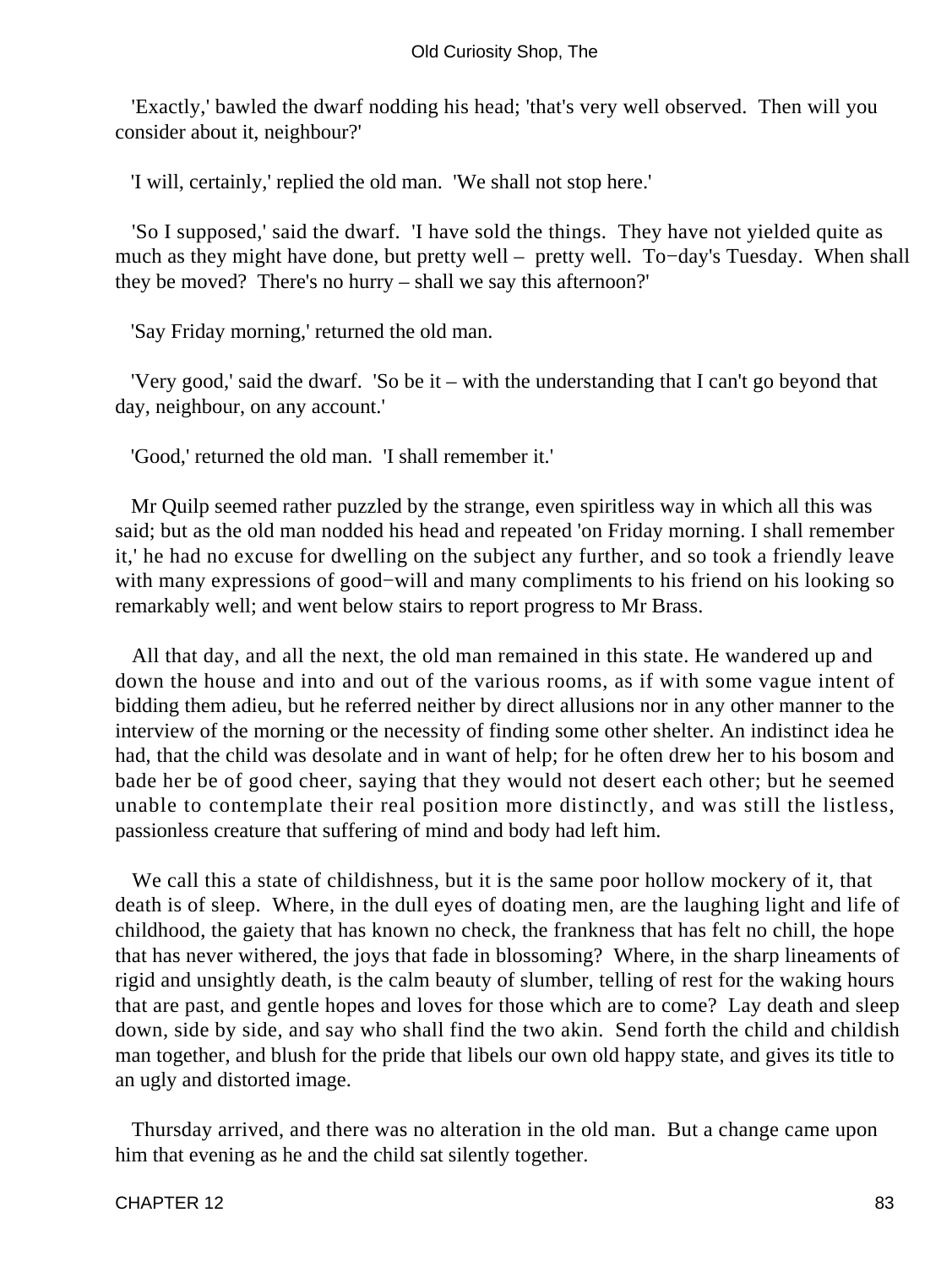'Exactly,' bawled the dwarf nodding his head; 'that's very well observed. Then will you consider about it, neighbour?'

'I will, certainly,' replied the old man. 'We shall not stop here.'

'So I supposed,' said the dwarf. 'I have sold the things. They have not yielded quite as much as they might have done, but pretty well – pretty well. To−day's Tuesday. When shall they be moved? There's no hurry – shall we say this afternoon?'

'Say Friday morning,' returned the old man.

'Very good,' said the dwarf. 'So be it – with the understanding that I can't go beyond that day, neighbour, on any account.'

'Good,' returned the old man. 'I shall remember it.'

Mr Quilp seemed rather puzzled by the strange, even spiritless way in which all this was said; but as the old man nodded his head and repeated 'on Friday morning. I shall remember it,' he had no excuse for dwelling on the subject any further, and so took a friendly leave with many expressions of good−will and many compliments to his friend on his looking so remarkably well; and went below stairs to report progress to Mr Brass.

All that day, and all the next, the old man remained in this state. He wandered up and down the house and into and out of the various rooms, as if with some vague intent of bidding them adieu, but he referred neither by direct allusions nor in any other manner to the interview of the morning or the necessity of finding some other shelter. An indistinct idea he had, that the child was desolate and in want of help; for he often drew her to his bosom and bade her be of good cheer, saying that they would not desert each other; but he seemed unable to contemplate their real position more distinctly, and was still the listless, passionless creature that suffering of mind and body had left him.

We call this a state of childishness, but it is the same poor hollow mockery of it, that death is of sleep. Where, in the dull eyes of doating men, are the laughing light and life of childhood, the gaiety that has known no check, the frankness that has felt no chill, the hope that has never withered, the joys that fade in blossoming? Where, in the sharp lineaments of rigid and unsightly death, is the calm beauty of slumber, telling of rest for the waking hours that are past, and gentle hopes and loves for those which are to come? Lay death and sleep down, side by side, and say who shall find the two akin. Send forth the child and childish man together, and blush for the pride that libels our own old happy state, and gives its title to an ugly and distorted image.

Thursday arrived, and there was no alteration in the old man. But a change came upon him that evening as he and the child sat silently together.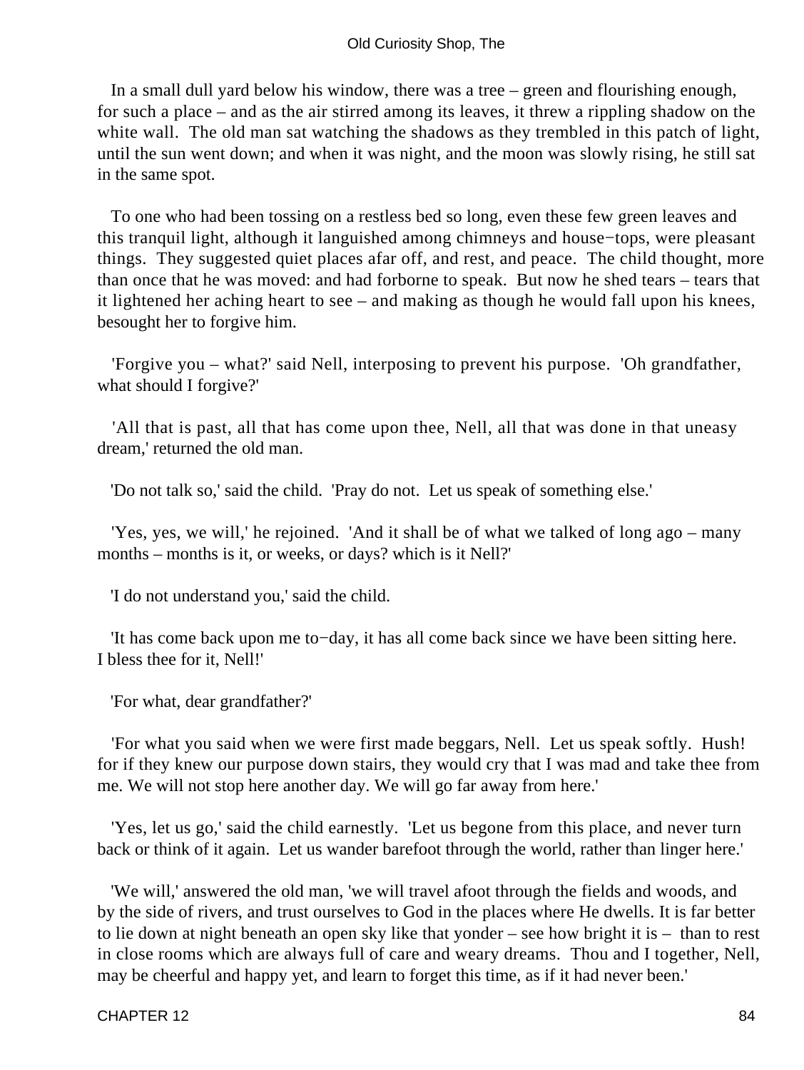In a small dull yard below his window, there was a tree – green and flourishing enough, for such a place – and as the air stirred among its leaves, it threw a rippling shadow on the white wall. The old man sat watching the shadows as they trembled in this patch of light, until the sun went down; and when it was night, and the moon was slowly rising, he still sat in the same spot.

To one who had been tossing on a restless bed so long, even these few green leaves and this tranquil light, although it languished among chimneys and house−tops, were pleasant things. They suggested quiet places afar off, and rest, and peace. The child thought, more than once that he was moved: and had forborne to speak. But now he shed tears – tears that it lightened her aching heart to see – and making as though he would fall upon his knees, besought her to forgive him.

'Forgive you – what?' said Nell, interposing to prevent his purpose. 'Oh grandfather, what should I forgive?'

'All that is past, all that has come upon thee, Nell, all that was done in that uneasy dream,' returned the old man.

'Do not talk so,' said the child. 'Pray do not. Let us speak of something else.'

'Yes, yes, we will,' he rejoined. 'And it shall be of what we talked of long ago – many months – months is it, or weeks, or days? which is it Nell?'

'I do not understand you,' said the child.

'It has come back upon me to−day, it has all come back since we have been sitting here. I bless thee for it, Nell!'

'For what, dear grandfather?'

'For what you said when we were first made beggars, Nell. Let us speak softly. Hush! for if they knew our purpose down stairs, they would cry that I was mad and take thee from me. We will not stop here another day. We will go far away from here.'

'Yes, let us go,' said the child earnestly. 'Let us begone from this place, and never turn back or think of it again. Let us wander barefoot through the world, rather than linger here.'

'We will,' answered the old man, 'we will travel afoot through the fields and woods, and by the side of rivers, and trust ourselves to God in the places where He dwells. It is far better to lie down at night beneath an open sky like that yonder – see how bright it is – than to rest in close rooms which are always full of care and weary dreams. Thou and I together, Nell, may be cheerful and happy yet, and learn to forget this time, as if it had never been.'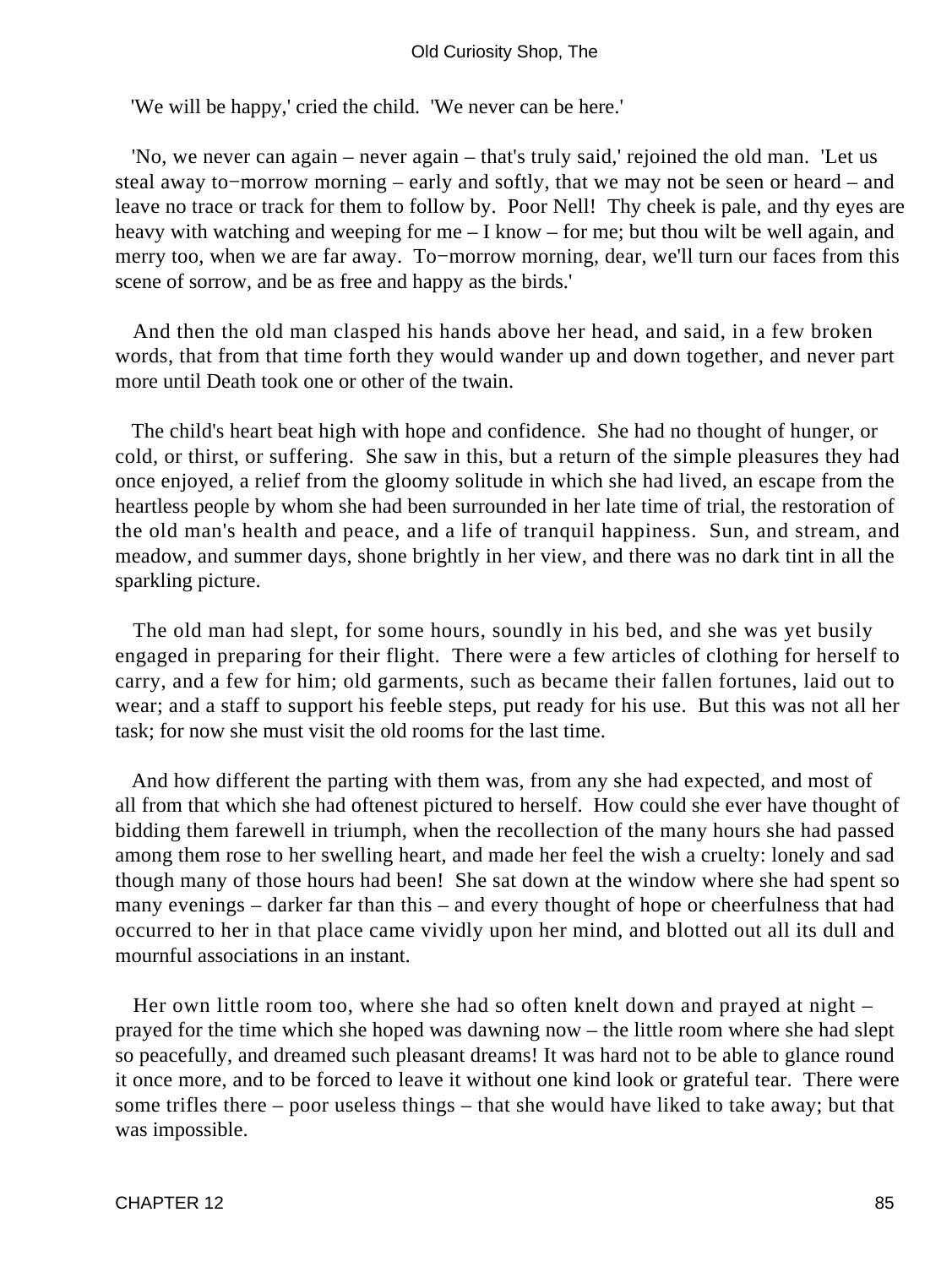'We will be happy,' cried the child. 'We never can be here.'

'No, we never can again – never again – that's truly said,' rejoined the old man. 'Let us steal away to−morrow morning – early and softly, that we may not be seen or heard – and leave no trace or track for them to follow by. Poor Nell! Thy cheek is pale, and thy eyes are heavy with watching and weeping for me – I know – for me; but thou wilt be well again, and merry too, when we are far away. To−morrow morning, dear, we'll turn our faces from this scene of sorrow, and be as free and happy as the birds.'

And then the old man clasped his hands above her head, and said, in a few broken words, that from that time forth they would wander up and down together, and never part more until Death took one or other of the twain.

The child's heart beat high with hope and confidence. She had no thought of hunger, or cold, or thirst, or suffering. She saw in this, but a return of the simple pleasures they had once enjoyed, a relief from the gloomy solitude in which she had lived, an escape from the heartless people by whom she had been surrounded in her late time of trial, the restoration of the old man's health and peace, and a life of tranquil happiness. Sun, and stream, and meadow, and summer days, shone brightly in her view, and there was no dark tint in all the sparkling picture.

The old man had slept, for some hours, soundly in his bed, and she was yet busily engaged in preparing for their flight. There were a few articles of clothing for herself to carry, and a few for him; old garments, such as became their fallen fortunes, laid out to wear; and a staff to support his feeble steps, put ready for his use. But this was not all her task; for now she must visit the old rooms for the last time.

And how different the parting with them was, from any she had expected, and most of all from that which she had oftenest pictured to herself. How could she ever have thought of bidding them farewell in triumph, when the recollection of the many hours she had passed among them rose to her swelling heart, and made her feel the wish a cruelty: lonely and sad though many of those hours had been! She sat down at the window where she had spent so many evenings – darker far than this – and every thought of hope or cheerfulness that had occurred to her in that place came vividly upon her mind, and blotted out all its dull and mournful associations in an instant.

Her own little room too, where she had so often knelt down and prayed at night – prayed for the time which she hoped was dawning now – the little room where she had slept so peacefully, and dreamed such pleasant dreams! It was hard not to be able to glance round it once more, and to be forced to leave it without one kind look or grateful tear. There were some trifles there – poor useless things – that she would have liked to take away; but that was impossible.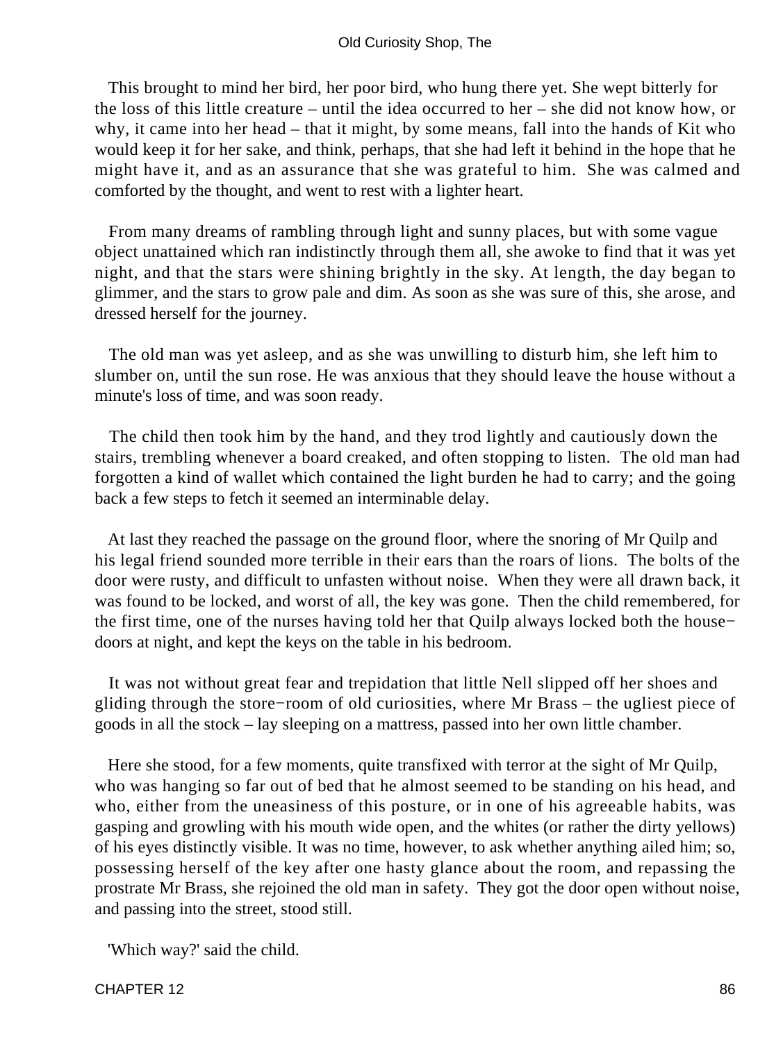This brought to mind her bird, her poor bird, who hung there yet. She wept bitterly for the loss of this little creature – until the idea occurred to her – she did not know how, or why, it came into her head – that it might, by some means, fall into the hands of Kit who would keep it for her sake, and think, perhaps, that she had left it behind in the hope that he might have it, and as an assurance that she was grateful to him. She was calmed and comforted by the thought, and went to rest with a lighter heart.

From many dreams of rambling through light and sunny places, but with some vague object unattained which ran indistinctly through them all, she awoke to find that it was yet night, and that the stars were shining brightly in the sky. At length, the day began to glimmer, and the stars to grow pale and dim. As soon as she was sure of this, she arose, and dressed herself for the journey.

The old man was yet asleep, and as she was unwilling to disturb him, she left him to slumber on, until the sun rose. He was anxious that they should leave the house without a minute's loss of time, and was soon ready.

The child then took him by the hand, and they trod lightly and cautiously down the stairs, trembling whenever a board creaked, and often stopping to listen. The old man had forgotten a kind of wallet which contained the light burden he had to carry; and the going back a few steps to fetch it seemed an interminable delay.

At last they reached the passage on the ground floor, where the snoring of Mr Quilp and his legal friend sounded more terrible in their ears than the roars of lions. The bolts of the door were rusty, and difficult to unfasten without noise. When they were all drawn back, it was found to be locked, and worst of all, the key was gone. Then the child remembered, for the first time, one of the nurses having told her that Quilp always locked both the house-doors at night, and kept the keys on the table in his bedroom.

It was not without great fear and trepidation that little Nell slipped off her shoes and gliding through the store-room of old curiosities, where Mr Brass – the ugliest piece of goods in all the stock – lay sleeping on a mattress, passed into her own little chamber.

Here she stood, for a few moments, quite transfixed with terror at the sight of Mr Quilp, who was hanging so far out of bed that he almost seemed to be standing on his head, and who, either from the uneasiness of this posture, or in one of his agreeable habits, was gasping and growling with his mouth wide open, and the whites (or rather the dirty yellows) of his eyes distinctly visible. It was no time, however, to ask whether anything ailed him; so, possessing herself of the key after one hasty glance about the room, and repassing the prostrate Mr Brass, she rejoined the old man in safety. They got the door open without noise, and passing into the street, stood still.

'Which way?' said the child.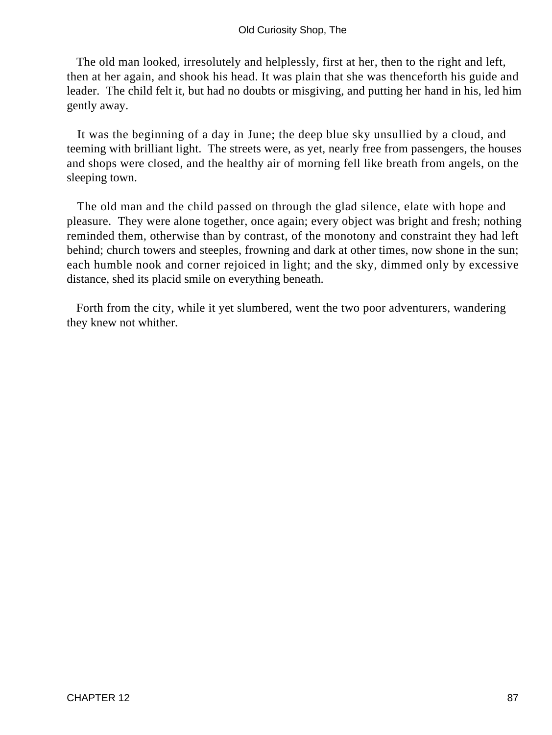The old man looked, irresolutely and helplessly, first at her, then to the right and left, then at her again, and shook his head. It was plain that she was thenceforth his guide and leader. The child felt it, but had no doubts or misgiving, and putting her hand in his, led him gently away.

It was the beginning of a day in June; the deep blue sky unsullied by a cloud, and teeming with brilliant light. The streets were, as yet, nearly free from passengers, the houses and shops were closed, and the healthy air of morning fell like breath from angels, on the sleeping town.

The old man and the child passed on through the glad silence, elate with hope and pleasure. They were alone together, once again; every object was bright and fresh; nothing reminded them, otherwise than by contrast, of the monotony and constraint they had left behind; church towers and steeples, frowning and dark at other times, now shone in the sun; each humble nook and corner rejoiced in light; and the sky, dimmed only by excessive distance, shed its placid smile on everything beneath.

Forth from the city, while it yet slumbered, went the two poor adventurers, wandering they knew not whither.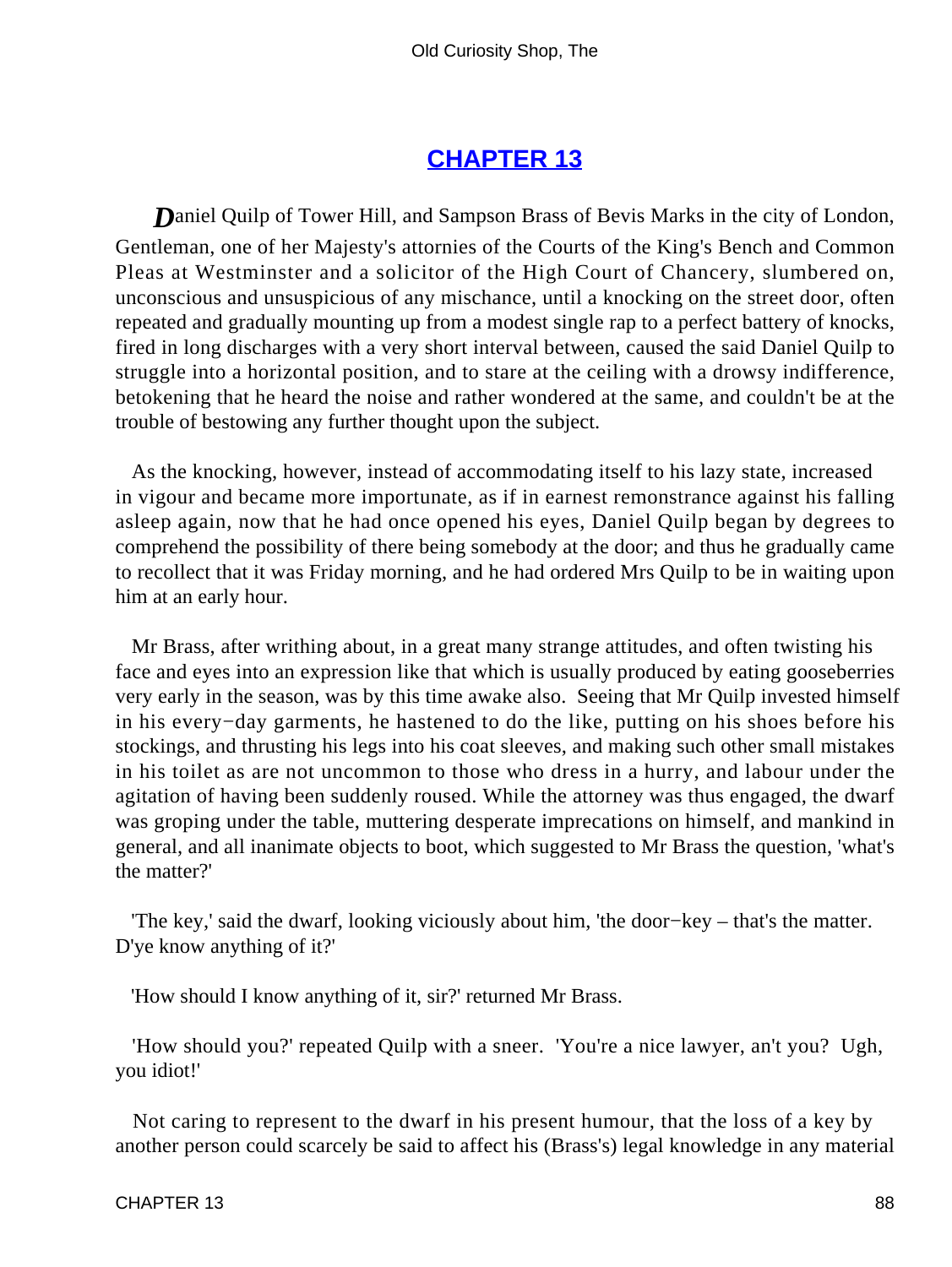## CHAPTER 13

*D*aniel Quilp of Tower Hill, and Sampson Brass of Bevis Marks in the city of London, Gentleman, one of her Majesty's attornies of the Courts of the King's Bench and Common Pleas at Westminster and a solicitor of the High Court of Chancery, slumbered on, unconscious and unsuspicious of any mischance, until a knocking on the street door, often repeated and gradually mounting up from a modest single rap to a perfect battery of knocks, fired in long discharges with a very short interval between, caused the said Daniel Quilp to struggle into a horizontal position, and to stare at the ceiling with a drowsy indifference, betokening that he heard the noise and rather wondered at the same, and couldn't be at the trouble of bestowing any further thought upon the subject.

As the knocking, however, instead of accommodating itself to his lazy state, increased in vigour and became more importunate, as if in earnest remonstrance against his falling asleep again, now that he had once opened his eyes, Daniel Quilp began by degrees to comprehend the possibility of there being somebody at the door; and thus he gradually came to recollect that it was Friday morning, and he had ordered Mrs Quilp to be in waiting upon him at an early hour.

Mr Brass, after writhing about, in a great many strange attitudes, and often twisting his face and eyes into an expression like that which is usually produced by eating gooseberries very early in the season, was by this time awake also. Seeing that Mr Quilp invested himself in his every−day garments, he hastened to do the like, putting on his shoes before his stockings, and thrusting his legs into his coat sleeves, and making such other small mistakes in his toilet as are not uncommon to those who dress in a hurry, and labour under the agitation of having been suddenly roused. While the attorney was thus engaged, the dwarf was groping under the table, muttering desperate imprecations on himself, and mankind in general, and all inanimate objects to boot, which suggested to Mr Brass the question, 'what's the matter?'

'The key,' said the dwarf, looking viciously about him, 'the door−key – that's the matter. D'ye know anything of it?'

'How should I know anything of it, sir?' returned Mr Brass.

'How should you?' repeated Quilp with a sneer. 'You're a nice lawyer, an't you? Ugh, you idiot!'

Not caring to represent to the dwarf in his present humour, that the loss of a key by another person could scarcely be said to affect his (Brass's) legal knowledge in any material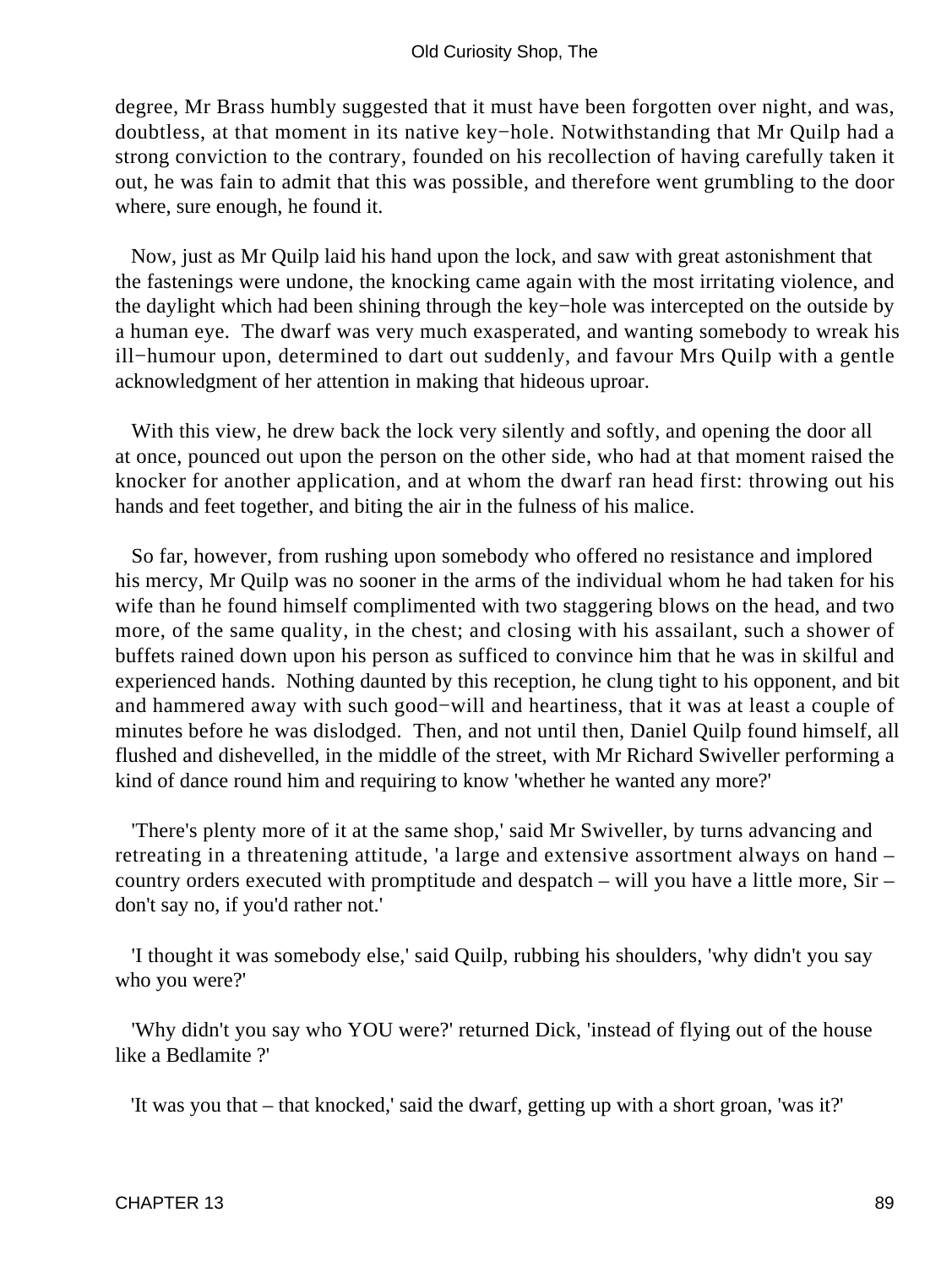degree, Mr Brass humbly suggested that it must have been forgotten over night, and was, doubtless, at that moment in its native key−hole. Notwithstanding that Mr Quilp had a strong conviction to the contrary, founded on his recollection of having carefully taken it out, he was fain to admit that this was possible, and therefore went grumbling to the door where, sure enough, he found it.

Now, just as Mr Quilp laid his hand upon the lock, and saw with great astonishment that the fastenings were undone, the knocking came again with the most irritating violence, and the daylight which had been shining through the key−hole was intercepted on the outside by a human eye. The dwarf was very much exasperated, and wanting somebody to wreak his ill−humour upon, determined to dart out suddenly, and favour Mrs Quilp with a gentle acknowledgment of her attention in making that hideous uproar.

With this view, he drew back the lock very silently and softly, and opening the door all at once, pounced out upon the person on the other side, who had at that moment raised the knocker for another application, and at whom the dwarf ran head first: throwing out his hands and feet together, and biting the air in the fulness of his malice.

So far, however, from rushing upon somebody who offered no resistance and implored his mercy, Mr Quilp was no sooner in the arms of the individual whom he had taken for his wife than he found himself complimented with two staggering blows on the head, and two more, of the same quality, in the chest; and closing with his assailant, such a shower of buffets rained down upon his person as sufficed to convince him that he was in skilful and experienced hands. Nothing daunted by this reception, he clung tight to his opponent, and bit and hammered away with such good−will and heartiness, that it was at least a couple of minutes before he was dislodged. Then, and not until then, Daniel Quilp found himself, all flushed and dishevelled, in the middle of the street, with Mr Richard Swiveller performing a kind of dance round him and requiring to know 'whether he wanted any more?'

'There's plenty more of it at the same shop,' said Mr Swiveller, by turns advancing and retreating in a threatening attitude, 'a large and extensive assortment always on hand – country orders executed with promptitude and despatch – will you have a little more, Sir – don't say no, if you'd rather not.'

'I thought it was somebody else,' said Quilp, rubbing his shoulders, 'why didn't you say who you were?'

'Why didn't you say who YOU were?' returned Dick, 'instead of flying out of the house like a Bedlamite ?'

'It was you that – that knocked,' said the dwarf, getting up with a short groan, 'was it?'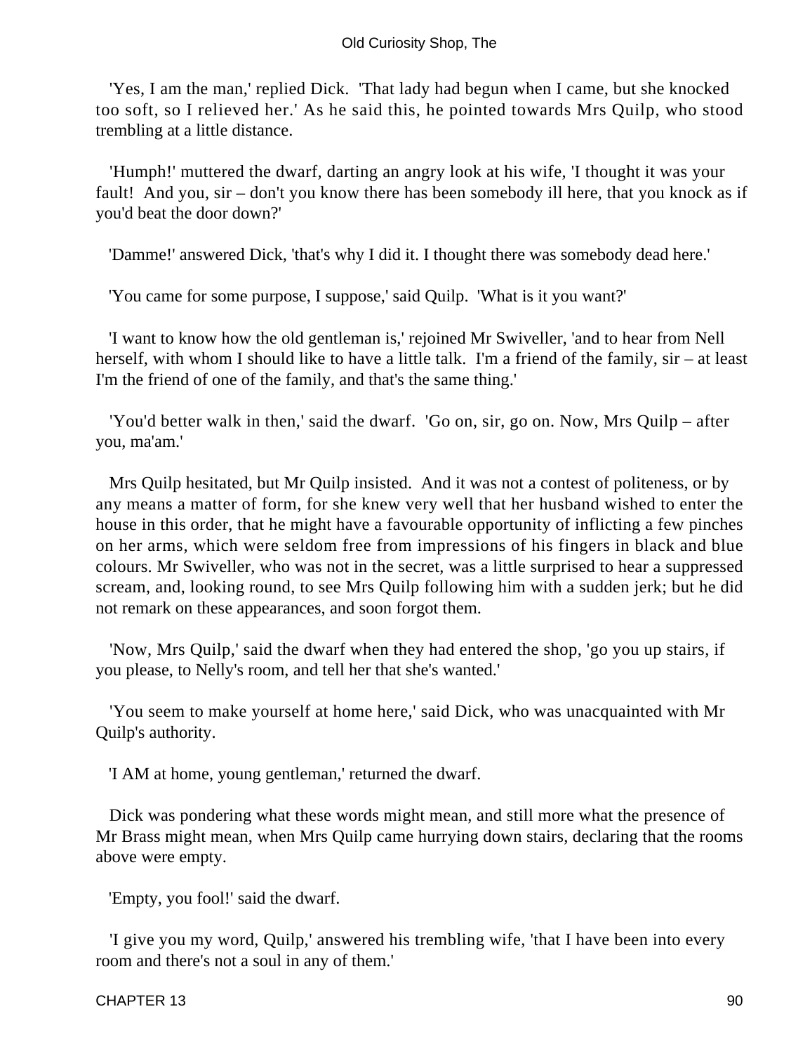'Yes, I am the man,' replied Dick. 'That lady had begun when I came, but she knocked too soft, so I relieved her.' As he said this, he pointed towards Mrs Quilp, who stood trembling at a little distance.

'Humph!' muttered the dwarf, darting an angry look at his wife, 'I thought it was your fault! And you, sir – don't you know there has been somebody ill here, that you knock as if you'd beat the door down?'

'Damme!' answered Dick, 'that's why I did it. I thought there was somebody dead here.'

'You came for some purpose, I suppose,' said Quilp. 'What is it you want?'

'I want to know how the old gentleman is,' rejoined Mr Swiveller, 'and to hear from Nell herself, with whom I should like to have a little talk. I'm a friend of the family, sir – at least I'm the friend of one of the family, and that's the same thing.'

'You'd better walk in then,' said the dwarf. 'Go on, sir, go on. Now, Mrs Quilp – after you, ma'am.'

Mrs Quilp hesitated, but Mr Quilp insisted. And it was not a contest of politeness, or by any means a matter of form, for she knew very well that her husband wished to enter the house in this order, that he might have a favourable opportunity of inflicting a few pinches on her arms, which were seldom free from impressions of his fingers in black and blue colours. Mr Swiveller, who was not in the secret, was a little surprised to hear a suppressed scream, and, looking round, to see Mrs Quilp following him with a sudden jerk; but he did not remark on these appearances, and soon forgot them.

'Now, Mrs Quilp,' said the dwarf when they had entered the shop, 'go you up stairs, if you please, to Nelly's room, and tell her that she's wanted.'

'You seem to make yourself at home here,' said Dick, who was unacquainted with Mr Quilp's authority.

'I AM at home, young gentleman,' returned the dwarf.

Dick was pondering what these words might mean, and still more what the presence of Mr Brass might mean, when Mrs Quilp came hurrying down stairs, declaring that the rooms above were empty.

'Empty, you fool!' said the dwarf.

'I give you my word, Quilp,' answered his trembling wife, 'that I have been into every room and there's not a soul in any of them.'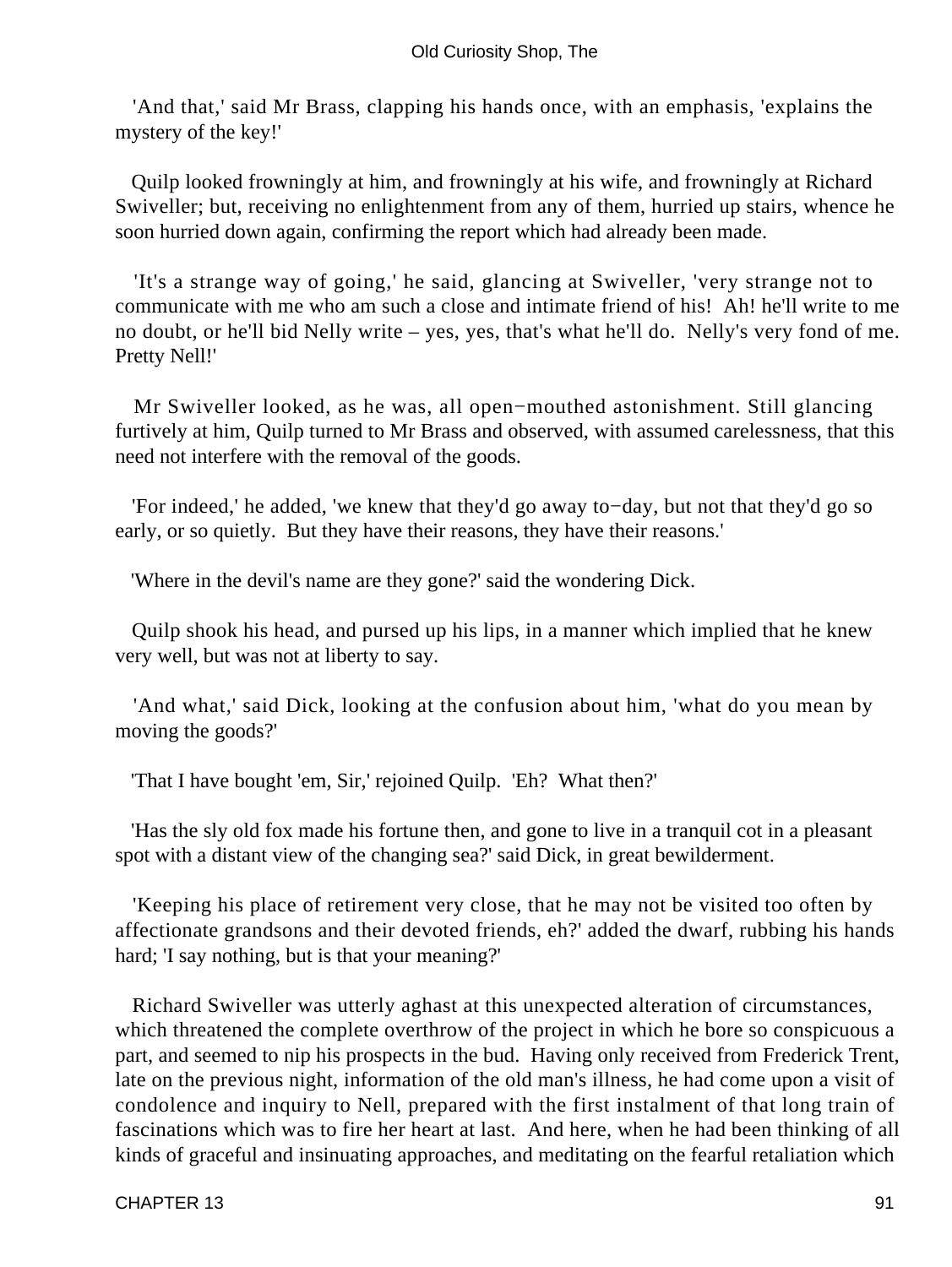'And that,' said Mr Brass, clapping his hands once, with an emphasis, 'explains the mystery of the key!'

Quilp looked frowningly at him, and frowningly at his wife, and frowningly at Richard Swiveller; but, receiving no enlightenment from any of them, hurried up stairs, whence he soon hurried down again, confirming the report which had already been made.

'It's a strange way of going,' he said, glancing at Swiveller, 'very strange not to communicate with me who am such a close and intimate friend of his! Ah! he'll write to me no doubt, or he'll bid Nelly write – yes, yes, that's what he'll do. Nelly's very fond of me. Pretty Nell!'

Mr Swiveller looked, as he was, all open−mouthed astonishment. Still glancing furtively at him, Quilp turned to Mr Brass and observed, with assumed carelessness, that this need not interfere with the removal of the goods.

'For indeed,' he added, 'we knew that they'd go away to−day, but not that they'd go so early, or so quietly. But they have their reasons, they have their reasons.'

'Where in the devil's name are they gone?' said the wondering Dick.

Quilp shook his head, and pursed up his lips, in a manner which implied that he knew very well, but was not at liberty to say.

'And what,' said Dick, looking at the confusion about him, 'what do you mean by moving the goods?'

'That I have bought 'em, Sir,' rejoined Quilp. 'Eh? What then?'

'Has the sly old fox made his fortune then, and gone to live in a tranquil cot in a pleasant spot with a distant view of the changing sea?' said Dick, in great bewilderment.

'Keeping his place of retirement very close, that he may not be visited too often by affectionate grandsons and their devoted friends, eh?' added the dwarf, rubbing his hands hard; 'I say nothing, but is that your meaning?'

Richard Swiveller was utterly aghast at this unexpected alteration of circumstances, which threatened the complete overthrow of the project in which he bore so conspicuous a part, and seemed to nip his prospects in the bud. Having only received from Frederick Trent, late on the previous night, information of the old man's illness, he had come upon a visit of condolence and inquiry to Nell, prepared with the first instalment of that long train of fascinations which was to fire her heart at last. And here, when he had been thinking of all kinds of graceful and insinuating approaches, and meditating on the fearful retaliation which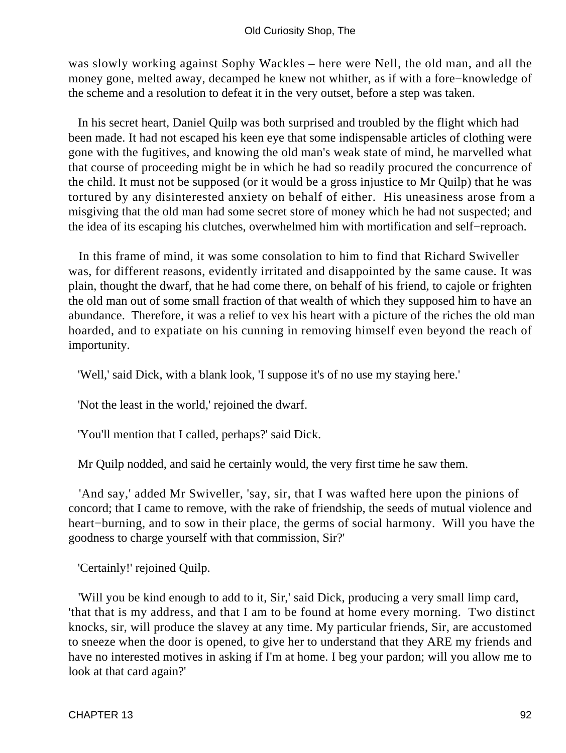was slowly working against Sophy Wackles – here were Nell, the old man, and all the money gone, melted away, decamped he knew not whither, as if with a fore−knowledge of the scheme and a resolution to defeat it in the very outset, before a step was taken.

In his secret heart, Daniel Quilp was both surprised and troubled by the flight which had been made. It had not escaped his keen eye that some indispensable articles of clothing were gone with the fugitives, and knowing the old man's weak state of mind, he marvelled what that course of proceeding might be in which he had so readily procured the concurrence of the child. It must not be supposed (or it would be a gross injustice to Mr Quilp) that he was tortured by any disinterested anxiety on behalf of either. His uneasiness arose from a misgiving that the old man had some secret store of money which he had not suspected; and the idea of its escaping his clutches, overwhelmed him with mortification and self−reproach.

In this frame of mind, it was some consolation to him to find that Richard Swiveller was, for different reasons, evidently irritated and disappointed by the same cause. It was plain, thought the dwarf, that he had come there, on behalf of his friend, to cajole or frighten the old man out of some small fraction of that wealth of which they supposed him to have an abundance. Therefore, it was a relief to vex his heart with a picture of the riches the old man hoarded, and to expatiate on his cunning in removing himself even beyond the reach of importunity.

'Well,' said Dick, with a blank look, 'I suppose it's of no use my staying here.'

'Not the least in the world,' rejoined the dwarf.

'You'll mention that I called, perhaps?' said Dick.

Mr Quilp nodded, and said he certainly would, the very first time he saw them.

'And say,' added Mr Swiveller, 'say, sir, that I was wafted here upon the pinions of concord; that I came to remove, with the rake of friendship, the seeds of mutual violence and heart−burning, and to sow in their place, the germs of social harmony. Will you have the goodness to charge yourself with that commission, Sir?'

'Certainly!' rejoined Quilp.

'Will you be kind enough to add to it, Sir,' said Dick, producing a very small limp card, 'that that is my address, and that I am to be found at home every morning. Two distinct knocks, sir, will produce the slavey at any time. My particular friends, Sir, are accustomed to sneeze when the door is opened, to give her to understand that they ARE my friends and have no interested motives in asking if I'm at home. I beg your pardon; will you allow me to look at that card again?'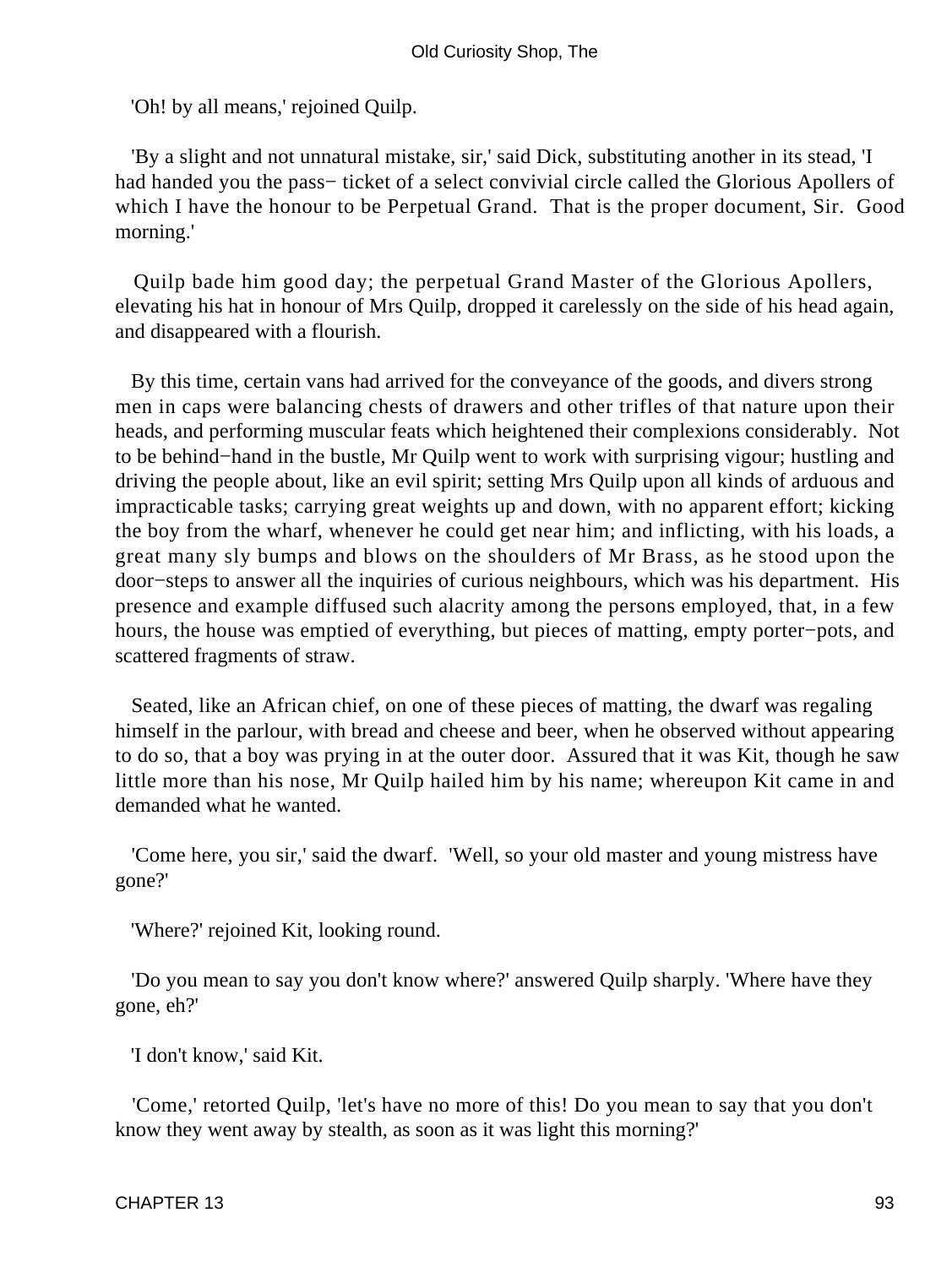'Oh! by all means,' rejoined Quilp.

'By a slight and not unnatural mistake, sir,' said Dick, substituting another in its stead, 'I had handed you the pass− ticket of a select convivial circle called the Glorious Apollers of which I have the honour to be Perpetual Grand. That is the proper document, Sir. Good morning.'

Quilp bade him good day; the perpetual Grand Master of the Glorious Apollers, elevating his hat in honour of Mrs Quilp, dropped it carelessly on the side of his head again, and disappeared with a flourish.

By this time, certain vans had arrived for the conveyance of the goods, and divers strong men in caps were balancing chests of drawers and other trifles of that nature upon their heads, and performing muscular feats which heightened their complexions considerably. Not to be behind−hand in the bustle, Mr Quilp went to work with surprising vigour; hustling and driving the people about, like an evil spirit; setting Mrs Quilp upon all kinds of arduous and impracticable tasks; carrying great weights up and down, with no apparent effort; kicking the boy from the wharf, whenever he could get near him; and inflicting, with his loads, a great many sly bumps and blows on the shoulders of Mr Brass, as he stood upon the door−steps to answer all the inquiries of curious neighbours, which was his department. His presence and example diffused such alacrity among the persons employed, that, in a few hours, the house was emptied of everything, but pieces of matting, empty porter−pots, and scattered fragments of straw.

Seated, like an African chief, on one of these pieces of matting, the dwarf was regaling himself in the parlour, with bread and cheese and beer, when he observed without appearing to do so, that a boy was prying in at the outer door. Assured that it was Kit, though he saw little more than his nose, Mr Quilp hailed him by his name; whereupon Kit came in and demanded what he wanted.

'Come here, you sir,' said the dwarf. 'Well, so your old master and young mistress have gone?'

'Where?' rejoined Kit, looking round.

'Do you mean to say you don't know where?' answered Quilp sharply. 'Where have they gone, eh?'

'I don't know,' said Kit.

'Come,' retorted Quilp, 'let's have no more of this! Do you mean to say that you don't know they went away by stealth, as soon as it was light this morning?'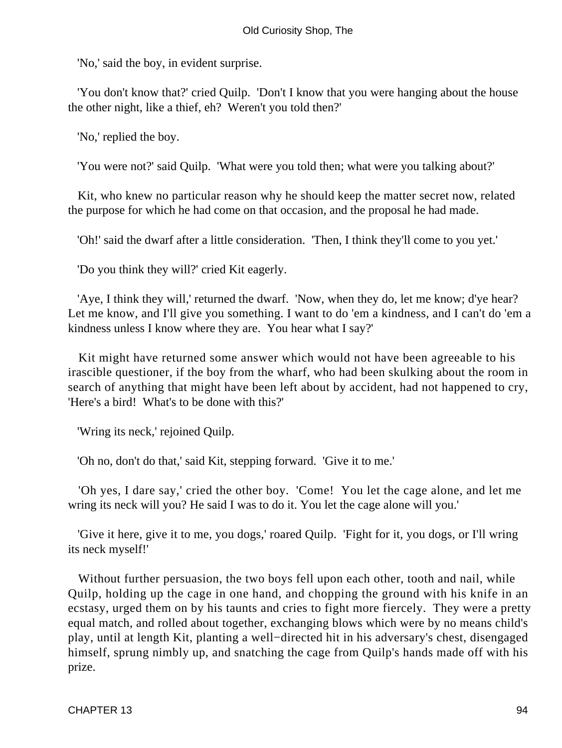'No,' said the boy, in evident surprise.

'You don't know that?' cried Quilp. 'Don't I know that you were hanging about the house the other night, like a thief, eh? Weren't you told then?'

'No,' replied the boy.

'You were not?' said Quilp. 'What were you told then; what were you talking about?'

Kit, who knew no particular reason why he should keep the matter secret now, related the purpose for which he had come on that occasion, and the proposal he had made.

'Oh!' said the dwarf after a little consideration. 'Then, I think they'll come to you yet.'

'Do you think they will?' cried Kit eagerly.

'Aye, I think they will,' returned the dwarf. 'Now, when they do, let me know; d'ye hear? Let me know, and I'll give you something. I want to do 'em a kindness, and I can't do 'em a kindness unless I know where they are. You hear what I say?'

Kit might have returned some answer which would not have been agreeable to his irascible questioner, if the boy from the wharf, who had been skulking about the room in search of anything that might have been left about by accident, had not happened to cry, 'Here's a bird! What's to be done with this?'

'Wring its neck,' rejoined Quilp.

'Oh no, don't do that,' said Kit, stepping forward. 'Give it to me.'

'Oh yes, I dare say,' cried the other boy. 'Come! You let the cage alone, and let me wring its neck will you? He said I was to do it. You let the cage alone will you.'

'Give it here, give it to me, you dogs,' roared Quilp. 'Fight for it, you dogs, or I'll wring its neck myself!'

Without further persuasion, the two boys fell upon each other, tooth and nail, while Quilp, holding up the cage in one hand, and chopping the ground with his knife in an ecstasy, urged them on by his taunts and cries to fight more fiercely. They were a pretty equal match, and rolled about together, exchanging blows which were by no means child's play, until at length Kit, planting a well−directed hit in his adversary's chest, disengaged himself, sprung nimbly up, and snatching the cage from Quilp's hands made off with his prize.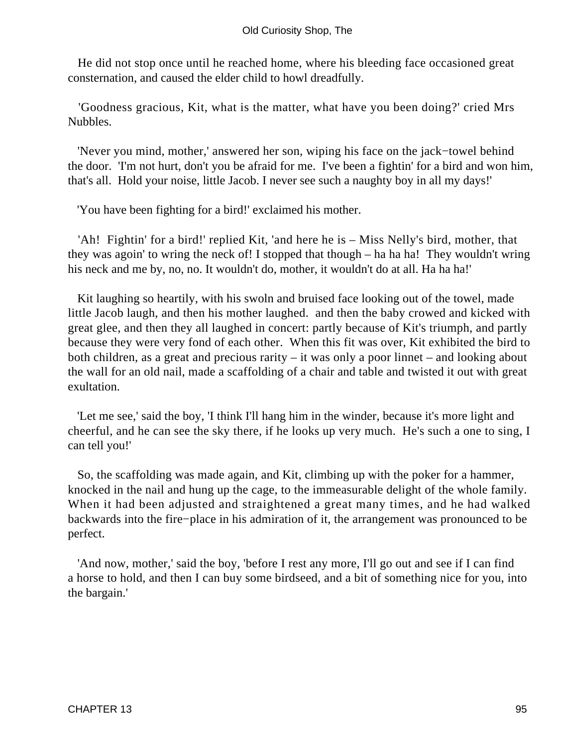He did not stop once until he reached home, where his bleeding face occasioned great consternation, and caused the elder child to howl dreadfully.

'Goodness gracious, Kit, what is the matter, what have you been doing?' cried Mrs Nubbles.

'Never you mind, mother,' answered her son, wiping his face on the jack−towel behind the door. 'I'm not hurt, don't you be afraid for me. I've been a fightin' for a bird and won him, that's all. Hold your noise, little Jacob. I never see such a naughty boy in all my days!'

'You have been fighting for a bird!' exclaimed his mother.

'Ah! Fightin' for a bird!' replied Kit, 'and here he is – Miss Nelly's bird, mother, that they was agoin' to wring the neck of! I stopped that though – ha ha ha! They wouldn't wring his neck and me by, no, no. It wouldn't do, mother, it wouldn't do at all. Ha ha ha!'

Kit laughing so heartily, with his swoln and bruised face looking out of the towel, made little Jacob laugh, and then his mother laughed. and then the baby crowed and kicked with great glee, and then they all laughed in concert: partly because of Kit's triumph, and partly because they were very fond of each other. When this fit was over, Kit exhibited the bird to both children, as a great and precious rarity – it was only a poor linnet – and looking about the wall for an old nail, made a scaffolding of a chair and table and twisted it out with great exultation.

'Let me see,' said the boy, 'I think I'll hang him in the winder, because it's more light and cheerful, and he can see the sky there, if he looks up very much. He's such a one to sing, I can tell you!'

So, the scaffolding was made again, and Kit, climbing up with the poker for a hammer, knocked in the nail and hung up the cage, to the immeasurable delight of the whole family. When it had been adjusted and straightened a great many times, and he had walked backwards into the fire−place in his admiration of it, the arrangement was pronounced to be perfect.

'And now, mother,' said the boy, 'before I rest any more, I'll go out and see if I can find a horse to hold, and then I can buy some birdseed, and a bit of something nice for you, into the bargain.'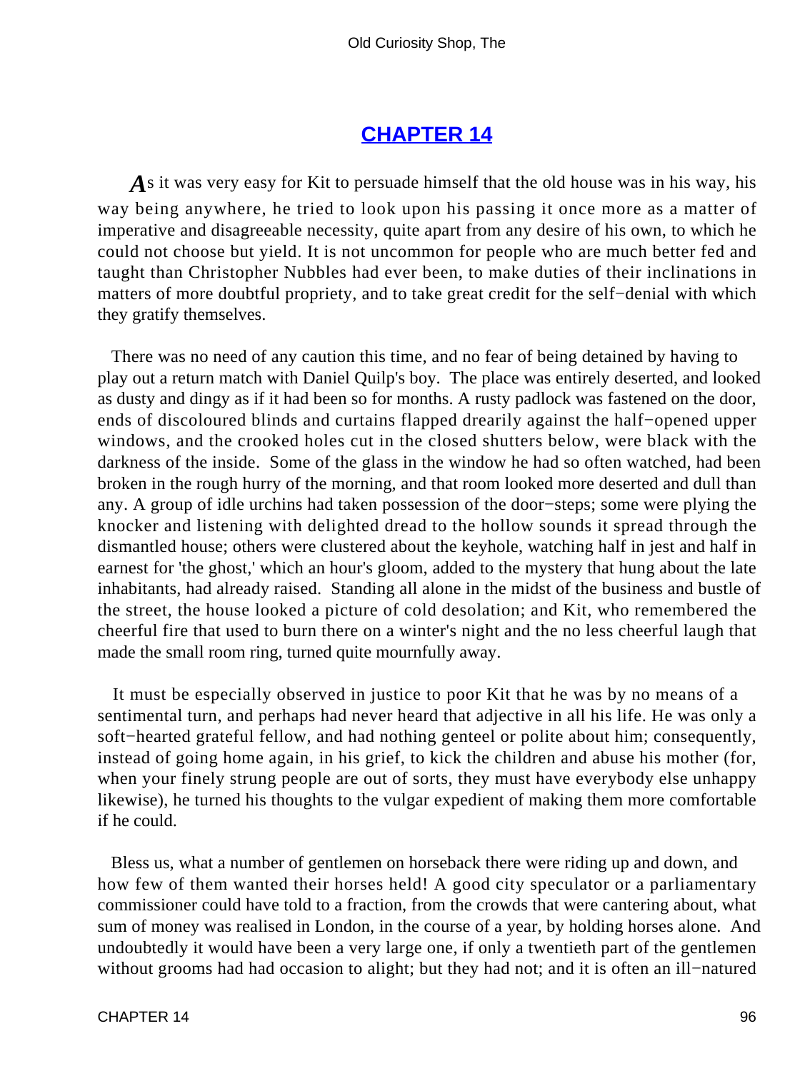## CHAPTER 14

As it was very easy for Kit to persuade himself that the old house was in his way, his way being anywhere, he tried to look upon his passing it once more as a matter of imperative and disagreeable necessity, quite apart from any desire of his own, to which he could not choose but yield. It is not uncommon for people who are much better fed and taught than Christopher Nubbles had ever been, to make duties of their inclinations in matters of more doubtful propriety, and to take great credit for the self−denial with which they gratify themselves.

There was no need of any caution this time, and no fear of being detained by having to play out a return match with Daniel Quilp's boy. The place was entirely deserted, and looked as dusty and dingy as if it had been so for months. A rusty padlock was fastened on the door, ends of discoloured blinds and curtains flapped drearily against the half−opened upper windows, and the crooked holes cut in the closed shutters below, were black with the darkness of the inside. Some of the glass in the window he had so often watched, had been broken in the rough hurry of the morning, and that room looked more deserted and dull than any. A group of idle urchins had taken possession of the door−steps; some were plying the knocker and listening with delighted dread to the hollow sounds it spread through the dismantled house; others were clustered about the keyhole, watching half in jest and half in earnest for 'the ghost,' which an hour's gloom, added to the mystery that hung about the late inhabitants, had already raised. Standing all alone in the midst of the business and bustle of the street, the house looked a picture of cold desolation; and Kit, who remembered the cheerful fire that used to burn there on a winter's night and the no less cheerful laugh that made the small room ring, turned quite mournfully away.

It must be especially observed in justice to poor Kit that he was by no means of a sentimental turn, and perhaps had never heard that adjective in all his life. He was only a soft−hearted grateful fellow, and had nothing genteel or polite about him; consequently, instead of going home again, in his grief, to kick the children and abuse his mother (for, when your finely strung people are out of sorts, they must have everybody else unhappy likewise), he turned his thoughts to the vulgar expedient of making them more comfortable if he could.

Bless us, what a number of gentlemen on horseback there were riding up and down, and how few of them wanted their horses held! A good city speculator or a parliamentary commissioner could have told to a fraction, from the crowds that were cantering about, what sum of money was realised in London, in the course of a year, by holding horses alone. And undoubtedly it would have been a very large one, if only a twentieth part of the gentlemen without grooms had had occasion to alight; but they had not; and it is often an ill−natured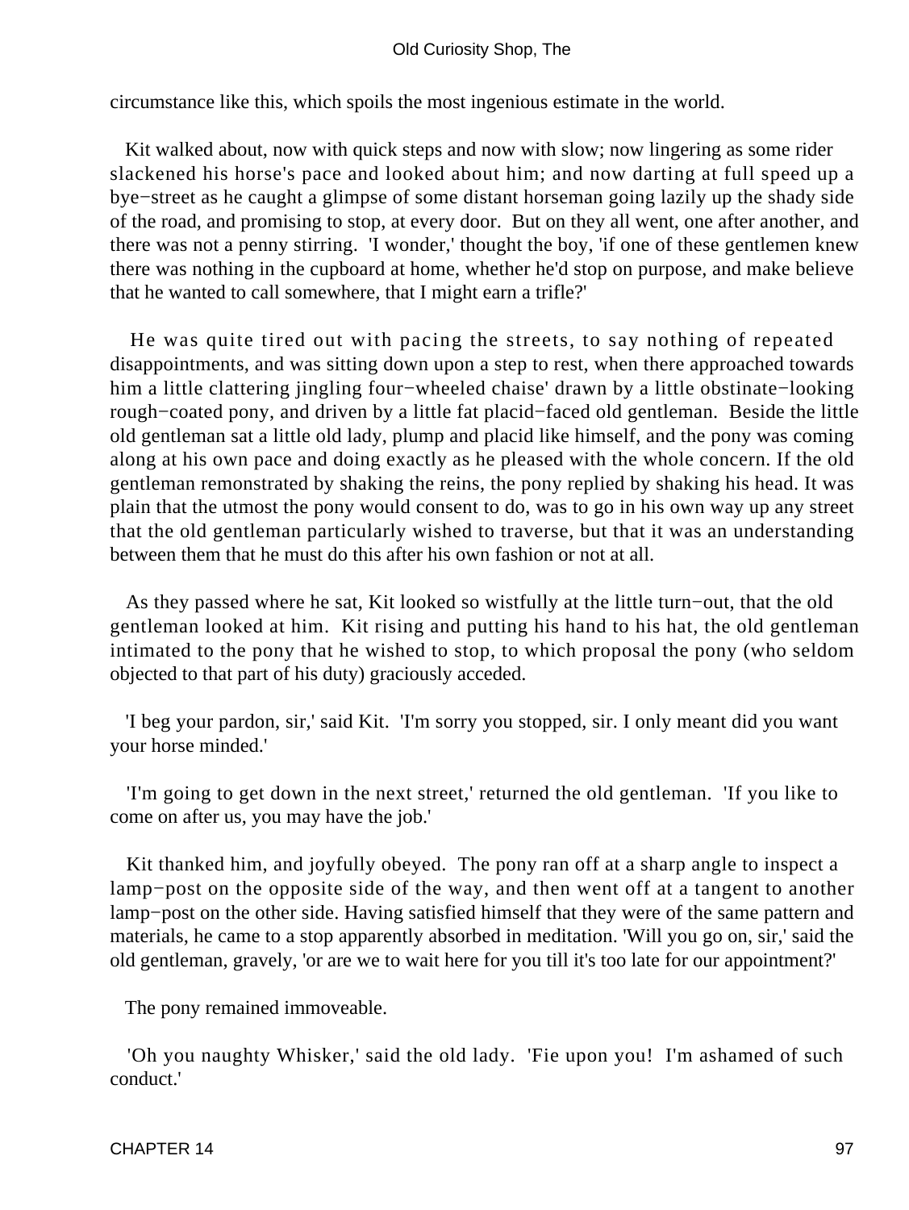circumstance like this, which spoils the most ingenious estimate in the world.

Kit walked about, now with quick steps and now with slow; now lingering as some rider slackened his horse's pace and looked about him; and now darting at full speed up a bye−street as he caught a glimpse of some distant horseman going lazily up the shady side of the road, and promising to stop, at every door. But on they all went, one after another, and there was not a penny stirring. 'I wonder,' thought the boy, 'if one of these gentlemen knew there was nothing in the cupboard at home, whether he'd stop on purpose, and make believe that he wanted to call somewhere, that I might earn a trifle?'

He was quite tired out with pacing the streets, to say nothing of repeated disappointments, and was sitting down upon a step to rest, when there approached towards him a little clattering jingling four−wheeled chaise' drawn by a little obstinate−looking rough−coated pony, and driven by a little fat placid−faced old gentleman. Beside the little old gentleman sat a little old lady, plump and placid like himself, and the pony was coming along at his own pace and doing exactly as he pleased with the whole concern. If the old gentleman remonstrated by shaking the reins, the pony replied by shaking his head. It was plain that the utmost the pony would consent to do, was to go in his own way up any street that the old gentleman particularly wished to traverse, but that it was an understanding between them that he must do this after his own fashion or not at all.

As they passed where he sat, Kit looked so wistfully at the little turn−out, that the old gentleman looked at him. Kit rising and putting his hand to his hat, the old gentleman intimated to the pony that he wished to stop, to which proposal the pony (who seldom objected to that part of his duty) graciously acceded.

'I beg your pardon, sir,' said Kit. 'I'm sorry you stopped, sir. I only meant did you want your horse minded.'

'I'm going to get down in the next street,' returned the old gentleman. 'If you like to come on after us, you may have the job.'

Kit thanked him, and joyfully obeyed. The pony ran off at a sharp angle to inspect a lamp−post on the opposite side of the way, and then went off at a tangent to another lamp−post on the other side. Having satisfied himself that they were of the same pattern and materials, he came to a stop apparently absorbed in meditation. 'Will you go on, sir,' said the old gentleman, gravely, 'or are we to wait here for you till it's too late for our appointment?'

The pony remained immoveable.

'Oh you naughty Whisker,' said the old lady. 'Fie upon you! I'm ashamed of such conduct.'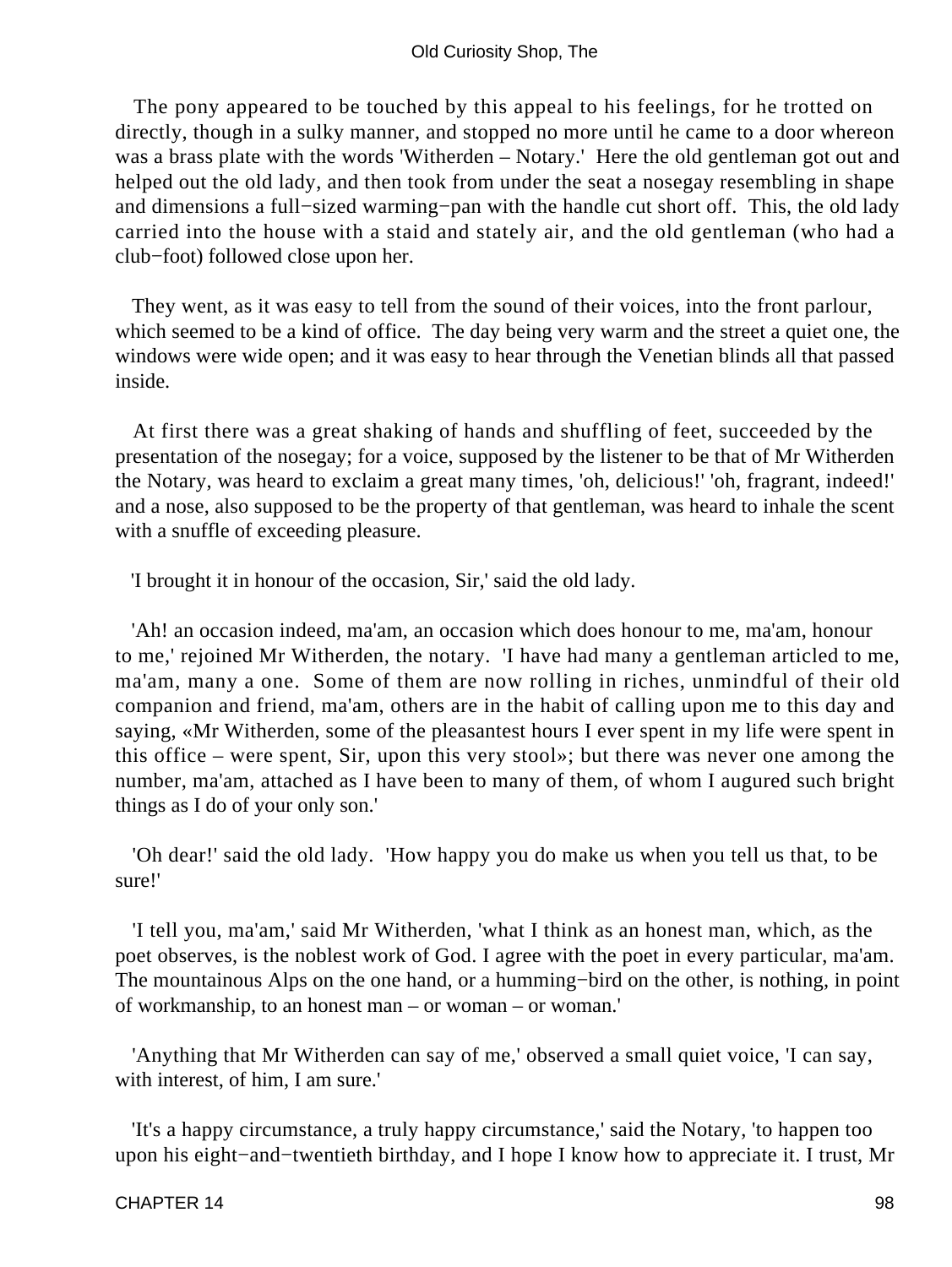The pony appeared to be touched by this appeal to his feelings, for he trotted on directly, though in a sulky manner, and stopped no more until he came to a door whereon was a brass plate with the words 'Witherden – Notary.' Here the old gentleman got out and helped out the old lady, and then took from under the seat a nosegay resembling in shape and dimensions a full−sized warming−pan with the handle cut short off. This, the old lady carried into the house with a staid and stately air, and the old gentleman (who had a club−foot) followed close upon her.

They went, as it was easy to tell from the sound of their voices, into the front parlour, which seemed to be a kind of office. The day being very warm and the street a quiet one, the windows were wide open; and it was easy to hear through the Venetian blinds all that passed inside.

At first there was a great shaking of hands and shuffling of feet, succeeded by the presentation of the nosegay; for a voice, supposed by the listener to be that of Mr Witherden the Notary, was heard to exclaim a great many times, 'oh, delicious!' 'oh, fragrant, indeed!' and a nose, also supposed to be the property of that gentleman, was heard to inhale the scent with a snuffle of exceeding pleasure.

'I brought it in honour of the occasion, Sir,' said the old lady.

'Ah! an occasion indeed, ma'am, an occasion which does honour to me, ma'am, honour to me,' rejoined Mr Witherden, the notary. 'I have had many a gentleman articled to me, ma'am, many a one. Some of them are now rolling in riches, unmindful of their old companion and friend, ma'am, others are in the habit of calling upon me to this day and saying, «Mr Witherden, some of the pleasantest hours I ever spent in my life were spent in this office – were spent, Sir, upon this very stool»; but there was never one among the number, ma'am, attached as I have been to many of them, of whom I augured such bright things as I do of your only son.'

'Oh dear!' said the old lady. 'How happy you do make us when you tell us that, to be sure!'

'I tell you, ma'am,' said Mr Witherden, 'what I think as an honest man, which, as the poet observes, is the noblest work of God. I agree with the poet in every particular, ma'am. The mountainous Alps on the one hand, or a humming−bird on the other, is nothing, in point of workmanship, to an honest man – or woman – or woman.'

'Anything that Mr Witherden can say of me,' observed a small quiet voice, 'I can say, with interest, of him, I am sure.'

'It's a happy circumstance, a truly happy circumstance,' said the Notary, 'to happen too upon his eight−and−twentieth birthday, and I hope I know how to appreciate it. I trust, Mr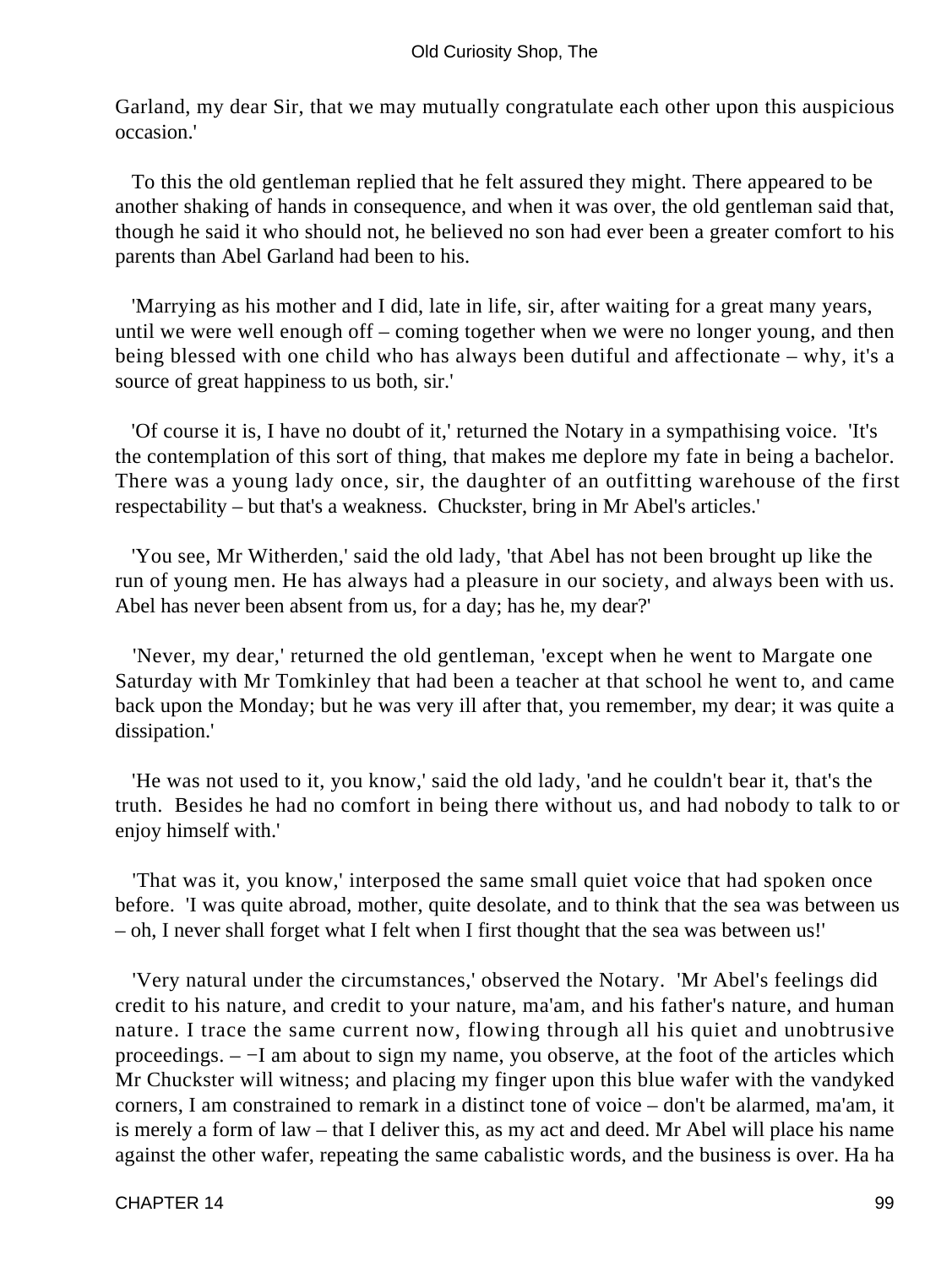Garland, my dear Sir, that we may mutually congratulate each other upon this auspicious occasion.'

To this the old gentleman replied that he felt assured they might. There appeared to be another shaking of hands in consequence, and when it was over, the old gentleman said that, though he said it who should not, he believed no son had ever been a greater comfort to his parents than Abel Garland had been to his.

'Marrying as his mother and I did, late in life, sir, after waiting for a great many years, until we were well enough off – coming together when we were no longer young, and then being blessed with one child who has always been dutiful and affectionate – why, it's a source of great happiness to us both, sir.'

'Of course it is, I have no doubt of it,' returned the Notary in a sympathising voice. 'It's the contemplation of this sort of thing, that makes me deplore my fate in being a bachelor. There was a young lady once, sir, the daughter of an outfitting warehouse of the first respectability – but that's a weakness. Chuckster, bring in Mr Abel's articles.'

'You see, Mr Witherden,' said the old lady, 'that Abel has not been brought up like the run of young men. He has always had a pleasure in our society, and always been with us. Abel has never been absent from us, for a day; has he, my dear?'

'Never, my dear,' returned the old gentleman, 'except when he went to Margate one Saturday with Mr Tomkinley that had been a teacher at that school he went to, and came back upon the Monday; but he was very ill after that, you remember, my dear; it was quite a dissipation.'

'He was not used to it, you know,' said the old lady, 'and he couldn't bear it, that's the truth. Besides he had no comfort in being there without us, and had nobody to talk to or enjoy himself with.'

'That was it, you know,' interposed the same small quiet voice that had spoken once before. 'I was quite abroad, mother, quite desolate, and to think that the sea was between us – oh, I never shall forget what I felt when I first thought that the sea was between us!'

'Very natural under the circumstances,' observed the Notary. 'Mr Abel's feelings did credit to his nature, and credit to your nature, ma'am, and his father's nature, and human nature. I trace the same current now, flowing through all his quiet and unobtrusive proceedings. – −I am about to sign my name, you observe, at the foot of the articles which Mr Chuckster will witness; and placing my finger upon this blue wafer with the vandyked corners, I am constrained to remark in a distinct tone of voice – don't be alarmed, ma'am, it is merely a form of law – that I deliver this, as my act and deed. Mr Abel will place his name against the other wafer, repeating the same cabalistic words, and the business is over. Ha ha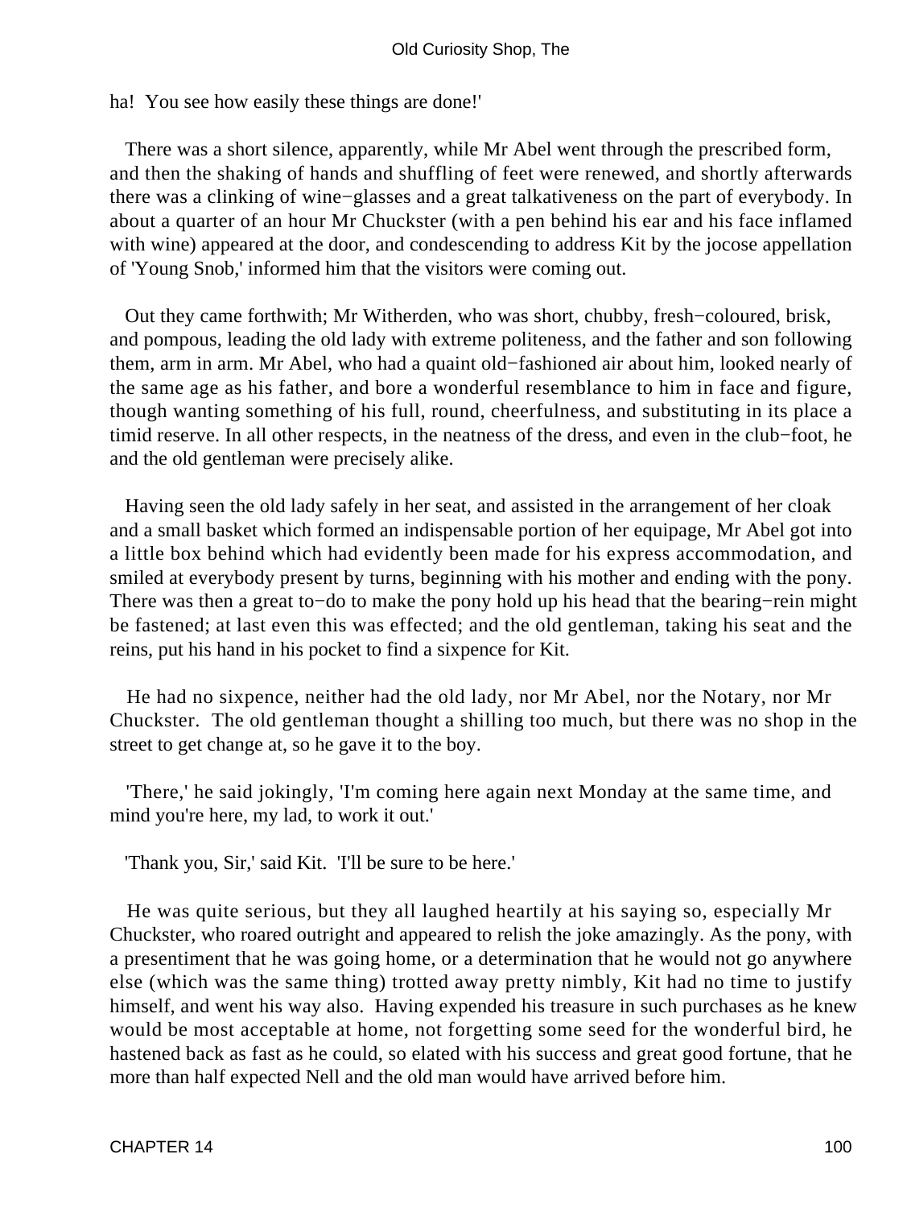ha! You see how easily these things are done!'

There was a short silence, apparently, while Mr Abel went through the prescribed form, and then the shaking of hands and shuffling of feet were renewed, and shortly afterwards there was a clinking of wine−glasses and a great talkativeness on the part of everybody. In about a quarter of an hour Mr Chuckster (with a pen behind his ear and his face inflamed with wine) appeared at the door, and condescending to address Kit by the jocose appellation of 'Young Snob,' informed him that the visitors were coming out.

Out they came forthwith; Mr Witherden, who was short, chubby, fresh−coloured, brisk, and pompous, leading the old lady with extreme politeness, and the father and son following them, arm in arm. Mr Abel, who had a quaint old−fashioned air about him, looked nearly of the same age as his father, and bore a wonderful resemblance to him in face and figure, though wanting something of his full, round, cheerfulness, and substituting in its place a timid reserve. In all other respects, in the neatness of the dress, and even in the club−foot, he and the old gentleman were precisely alike.

Having seen the old lady safely in her seat, and assisted in the arrangement of her cloak and a small basket which formed an indispensable portion of her equipage, Mr Abel got into a little box behind which had evidently been made for his express accommodation, and smiled at everybody present by turns, beginning with his mother and ending with the pony. There was then a great to−do to make the pony hold up his head that the bearing−rein might be fastened; at last even this was effected; and the old gentleman, taking his seat and the reins, put his hand in his pocket to find a sixpence for Kit.

He had no sixpence, neither had the old lady, nor Mr Abel, nor the Notary, nor Mr Chuckster. The old gentleman thought a shilling too much, but there was no shop in the street to get change at, so he gave it to the boy.

'There,' he said jokingly, 'I'm coming here again next Monday at the same time, and mind you're here, my lad, to work it out.'

'Thank you, Sir,' said Kit. 'I'll be sure to be here.'

He was quite serious, but they all laughed heartily at his saying so, especially Mr Chuckster, who roared outright and appeared to relish the joke amazingly. As the pony, with a presentiment that he was going home, or a determination that he would not go anywhere else (which was the same thing) trotted away pretty nimbly, Kit had no time to justify himself, and went his way also. Having expended his treasure in such purchases as he knew would be most acceptable at home, not forgetting some seed for the wonderful bird, he hastened back as fast as he could, so elated with his success and great good fortune, that he more than half expected Nell and the old man would have arrived before him.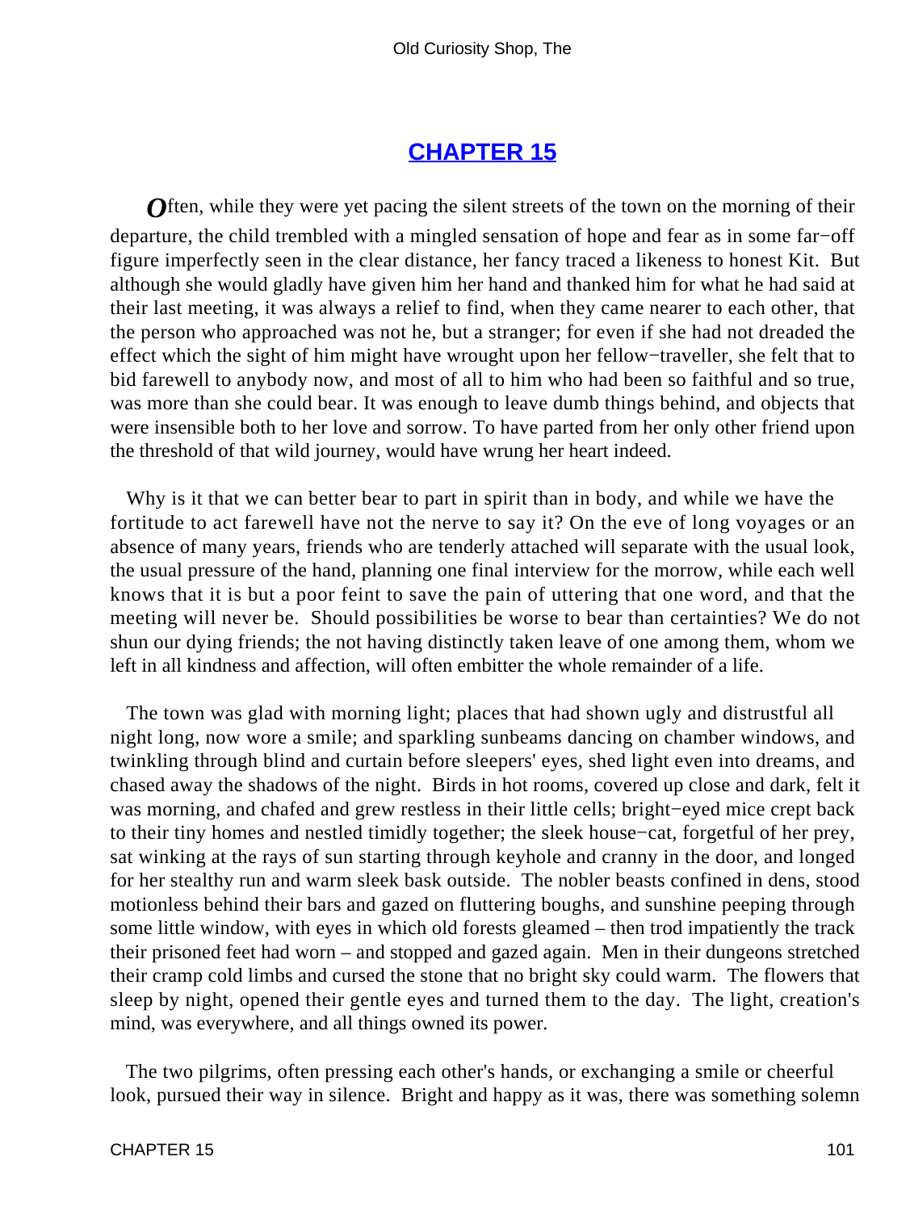## CHAPTER 15

*O*ften, while they were yet pacing the silent streets of the town on the morning of their departure, the child trembled with a mingled sensation of hope and fear as in some far−off figure imperfectly seen in the clear distance, her fancy traced a likeness to honest Kit. But although she would gladly have given him her hand and thanked him for what he had said at their last meeting, it was always a relief to find, when they came nearer to each other, that the person who approached was not he, but a stranger; for even if she had not dreaded the effect which the sight of him might have wrought upon her fellow−traveller, she felt that to bid farewell to anybody now, and most of all to him who had been so faithful and so true, was more than she could bear. It was enough to leave dumb things behind, and objects that were insensible both to her love and sorrow. To have parted from her only other friend upon the threshold of that wild journey, would have wrung her heart indeed.

Why is it that we can better bear to part in spirit than in body, and while we have the fortitude to act farewell have not the nerve to say it? On the eve of long voyages or an absence of many years, friends who are tenderly attached will separate with the usual look, the usual pressure of the hand, planning one final interview for the morrow, while each well knows that it is but a poor feint to save the pain of uttering that one word, and that the meeting will never be. Should possibilities be worse to bear than certainties? We do not shun our dying friends; the not having distinctly taken leave of one among them, whom we left in all kindness and affection, will often embitter the whole remainder of a life.

The town was glad with morning light; places that had shown ugly and distrustful all night long, now wore a smile; and sparkling sunbeams dancing on chamber windows, and twinkling through blind and curtain before sleepers' eyes, shed light even into dreams, and chased away the shadows of the night. Birds in hot rooms, covered up close and dark, felt it was morning, and chafed and grew restless in their little cells; bright−eyed mice crept back to their tiny homes and nestled timidly together; the sleek house−cat, forgetful of her prey, sat winking at the rays of sun starting through keyhole and cranny in the door, and longed for her stealthy run and warm sleek bask outside. The nobler beasts confined in dens, stood motionless behind their bars and gazed on fluttering boughs, and sunshine peeping through some little window, with eyes in which old forests gleamed – then trod impatiently the track their prisoned feet had worn – and stopped and gazed again. Men in their dungeons stretched their cramp cold limbs and cursed the stone that no bright sky could warm. The flowers that sleep by night, opened their gentle eyes and turned them to the day. The light, creation's mind, was everywhere, and all things owned its power.

The two pilgrims, often pressing each other's hands, or exchanging a smile or cheerful look, pursued their way in silence. Bright and happy as it was, there was something solemn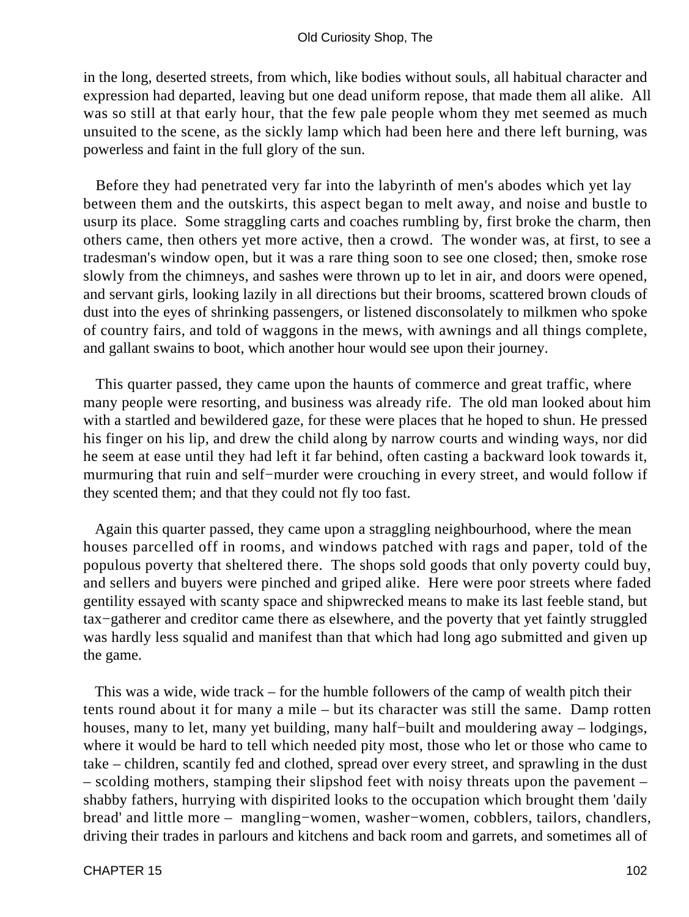in the long, deserted streets, from which, like bodies without souls, all habitual character and expression had departed, leaving but one dead uniform repose, that made them all alike. All was so still at that early hour, that the few pale people whom they met seemed as much unsuited to the scene, as the sickly lamp which had been here and there left burning, was powerless and faint in the full glory of the sun.

Before they had penetrated very far into the labyrinth of men's abodes which yet lay between them and the outskirts, this aspect began to melt away, and noise and bustle to usurp its place. Some straggling carts and coaches rumbling by, first broke the charm, then others came, then others yet more active, then a crowd. The wonder was, at first, to see a tradesman's window open, but it was a rare thing soon to see one closed; then, smoke rose slowly from the chimneys, and sashes were thrown up to let in air, and doors were opened, and servant girls, looking lazily in all directions but their brooms, scattered brown clouds of dust into the eyes of shrinking passengers, or listened disconsolately to milkmen who spoke of country fairs, and told of waggons in the mews, with awnings and all things complete, and gallant swains to boot, which another hour would see upon their journey.

This quarter passed, they came upon the haunts of commerce and great traffic, where many people were resorting, and business was already rife. The old man looked about him with a startled and bewildered gaze, for these were places that he hoped to shun. He pressed his finger on his lip, and drew the child along by narrow courts and winding ways, nor did he seem at ease until they had left it far behind, often casting a backward look towards it, murmuring that ruin and self−murder were crouching in every street, and would follow if they scented them; and that they could not fly too fast.

Again this quarter passed, they came upon a straggling neighbourhood, where the mean houses parcelled off in rooms, and windows patched with rags and paper, told of the populous poverty that sheltered there. The shops sold goods that only poverty could buy, and sellers and buyers were pinched and griped alike. Here were poor streets where faded gentility essayed with scanty space and shipwrecked means to make its last feeble stand, but tax−gatherer and creditor came there as elsewhere, and the poverty that yet faintly struggled was hardly less squalid and manifest than that which had long ago submitted and given up the game.

This was a wide, wide track – for the humble followers of the camp of wealth pitch their tents round about it for many a mile – but its character was still the same. Damp rotten houses, many to let, many yet building, many half−built and mouldering away – lodgings, where it would be hard to tell which needed pity most, those who let or those who came to take – children, scantily fed and clothed, spread over every street, and sprawling in the dust – scolding mothers, stamping their slipshod feet with noisy threats upon the pavement – shabby fathers, hurrying with dispirited looks to the occupation which brought them 'daily bread' and little more – mangling−women, washer−women, cobblers, tailors, chandlers, driving their trades in parlours and kitchens and back room and garrets, and sometimes all of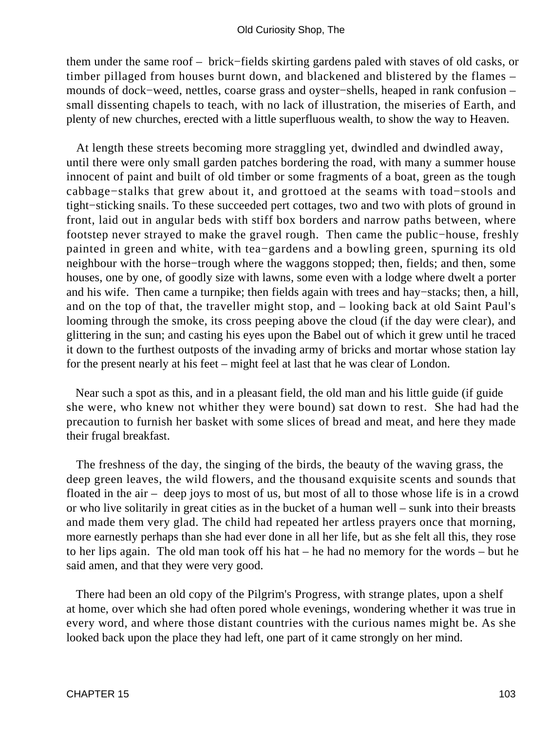them under the same roof – brick−fields skirting gardens paled with staves of old casks, or timber pillaged from houses burnt down, and blackened and blistered by the flames – mounds of dock−weed, nettles, coarse grass and oyster−shells, heaped in rank confusion – small dissenting chapels to teach, with no lack of illustration, the miseries of Earth, and plenty of new churches, erected with a little superfluous wealth, to show the way to Heaven.

At length these streets becoming more straggling yet, dwindled and dwindled away, until there were only small garden patches bordering the road, with many a summer house innocent of paint and built of old timber or some fragments of a boat, green as the tough cabbage−stalks that grew about it, and grottoed at the seams with toad−stools and tight−sticking snails. To these succeeded pert cottages, two and two with plots of ground in front, laid out in angular beds with stiff box borders and narrow paths between, where footstep never strayed to make the gravel rough. Then came the public−house, freshly painted in green and white, with tea−gardens and a bowling green, spurning its old neighbour with the horse−trough where the waggons stopped; then, fields; and then, some houses, one by one, of goodly size with lawns, some even with a lodge where dwelt a porter and his wife. Then came a turnpike; then fields again with trees and hay−stacks; then, a hill, and on the top of that, the traveller might stop, and – looking back at old Saint Paul's looming through the smoke, its cross peeping above the cloud (if the day were clear), and glittering in the sun; and casting his eyes upon the Babel out of which it grew until he traced it down to the furthest outposts of the invading army of bricks and mortar whose station lay for the present nearly at his feet – might feel at last that he was clear of London.

Near such a spot as this, and in a pleasant field, the old man and his little guide (if guide she were, who knew not whither they were bound) sat down to rest. She had had the precaution to furnish her basket with some slices of bread and meat, and here they made their frugal breakfast.

The freshness of the day, the singing of the birds, the beauty of the waving grass, the deep green leaves, the wild flowers, and the thousand exquisite scents and sounds that floated in the air – deep joys to most of us, but most of all to those whose life is in a crowd or who live solitarily in great cities as in the bucket of a human well – sunk into their breasts and made them very glad. The child had repeated her artless prayers once that morning, more earnestly perhaps than she had ever done in all her life, but as she felt all this, they rose to her lips again. The old man took off his hat – he had no memory for the words – but he said amen, and that they were very good.

There had been an old copy of the Pilgrim's Progress, with strange plates, upon a shelf at home, over which she had often pored whole evenings, wondering whether it was true in every word, and where those distant countries with the curious names might be. As she looked back upon the place they had left, one part of it came strongly on her mind.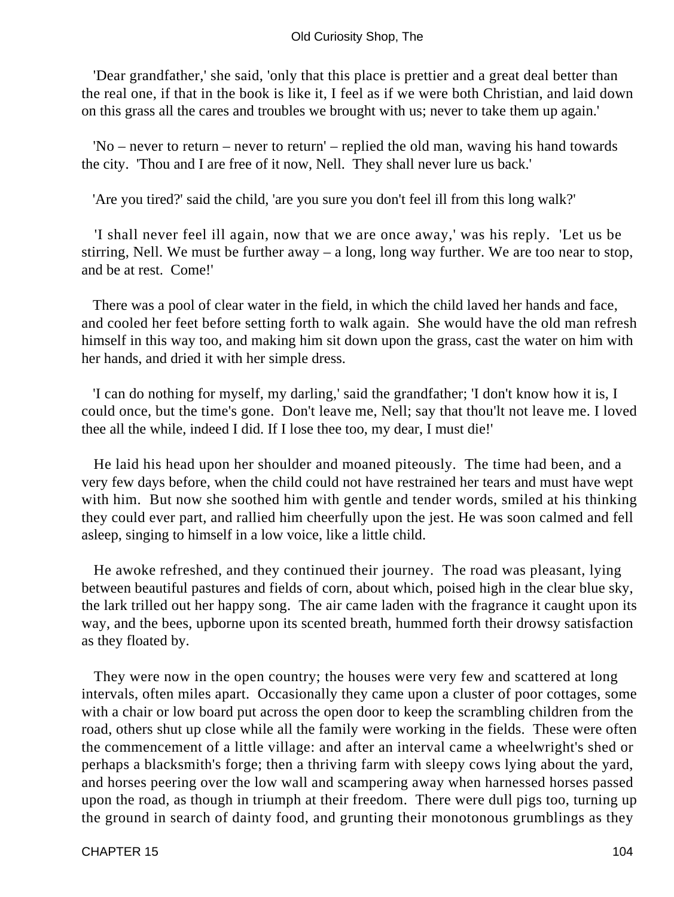'Dear grandfather,' she said, 'only that this place is prettier and a great deal better than the real one, if that in the book is like it, I feel as if we were both Christian, and laid down on this grass all the cares and troubles we brought with us; never to take them up again.'

'No – never to return – never to return' – replied the old man, waving his hand towards the city. 'Thou and I are free of it now, Nell. They shall never lure us back.'

'Are you tired?' said the child, 'are you sure you don't feel ill from this long walk?'

'I shall never feel ill again, now that we are once away,' was his reply. 'Let us be stirring, Nell. We must be further away – a long, long way further. We are too near to stop, and be at rest. Come!'

There was a pool of clear water in the field, in which the child laved her hands and face, and cooled her feet before setting forth to walk again. She would have the old man refresh himself in this way too, and making him sit down upon the grass, cast the water on him with her hands, and dried it with her simple dress.

'I can do nothing for myself, my darling,' said the grandfather; 'I don't know how it is, I could once, but the time's gone. Don't leave me, Nell; say that thou'lt not leave me. I loved thee all the while, indeed I did. If I lose thee too, my dear, I must die!'

He laid his head upon her shoulder and moaned piteously. The time had been, and a very few days before, when the child could not have restrained her tears and must have wept with him. But now she soothed him with gentle and tender words, smiled at his thinking they could ever part, and rallied him cheerfully upon the jest. He was soon calmed and fell asleep, singing to himself in a low voice, like a little child.

He awoke refreshed, and they continued their journey. The road was pleasant, lying between beautiful pastures and fields of corn, about which, poised high in the clear blue sky, the lark trilled out her happy song. The air came laden with the fragrance it caught upon its way, and the bees, upborne upon its scented breath, hummed forth their drowsy satisfaction as they floated by.

They were now in the open country; the houses were very few and scattered at long intervals, often miles apart. Occasionally they came upon a cluster of poor cottages, some with a chair or low board put across the open door to keep the scrambling children from the road, others shut up close while all the family were working in the fields. These were often the commencement of a little village: and after an interval came a wheelwright's shed or perhaps a blacksmith's forge; then a thriving farm with sleepy cows lying about the yard, and horses peering over the low wall and scampering away when harnessed horses passed upon the road, as though in triumph at their freedom. There were dull pigs too, turning up the ground in search of dainty food, and grunting their monotonous grumblings as they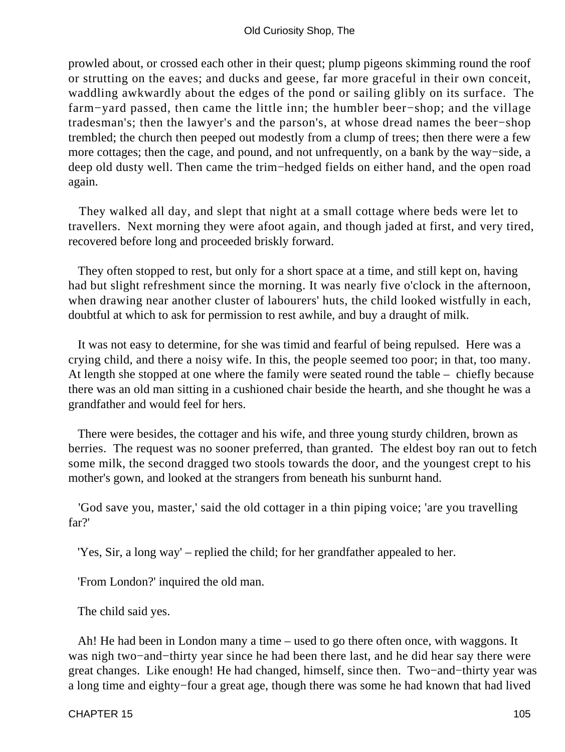prowled about, or crossed each other in their quest; plump pigeons skimming round the roof or strutting on the eaves; and ducks and geese, far more graceful in their own conceit, waddling awkwardly about the edges of the pond or sailing glibly on its surface. The farm−yard passed, then came the little inn; the humbler beer−shop; and the village tradesman's; then the lawyer's and the parson's, at whose dread names the beer−shop trembled; the church then peeped out modestly from a clump of trees; then there were a few more cottages; then the cage, and pound, and not unfrequently, on a bank by the way−side, a deep old dusty well. Then came the trim−hedged fields on either hand, and the open road again.

They walked all day, and slept that night at a small cottage where beds were let to travellers. Next morning they were afoot again, and though jaded at first, and very tired, recovered before long and proceeded briskly forward.

They often stopped to rest, but only for a short space at a time, and still kept on, having had but slight refreshment since the morning. It was nearly five o'clock in the afternoon, when drawing near another cluster of labourers' huts, the child looked wistfully in each, doubtful at which to ask for permission to rest awhile, and buy a draught of milk.

It was not easy to determine, for she was timid and fearful of being repulsed. Here was a crying child, and there a noisy wife. In this, the people seemed too poor; in that, too many. At length she stopped at one where the family were seated round the table – chiefly because there was an old man sitting in a cushioned chair beside the hearth, and she thought he was a grandfather and would feel for hers.

There were besides, the cottager and his wife, and three young sturdy children, brown as berries. The request was no sooner preferred, than granted. The eldest boy ran out to fetch some milk, the second dragged two stools towards the door, and the youngest crept to his mother's gown, and looked at the strangers from beneath his sunburnt hand.

'God save you, master,' said the old cottager in a thin piping voice; 'are you travelling far?'

'Yes, Sir, a long way' – replied the child; for her grandfather appealed to her.

'From London?' inquired the old man.

The child said yes.

Ah! He had been in London many a time – used to go there often once, with waggons. It was nigh two−and−thirty year since he had been there last, and he did hear say there were great changes. Like enough! He had changed, himself, since then. Two−and−thirty year was a long time and eighty−four a great age, though there was some he had known that had lived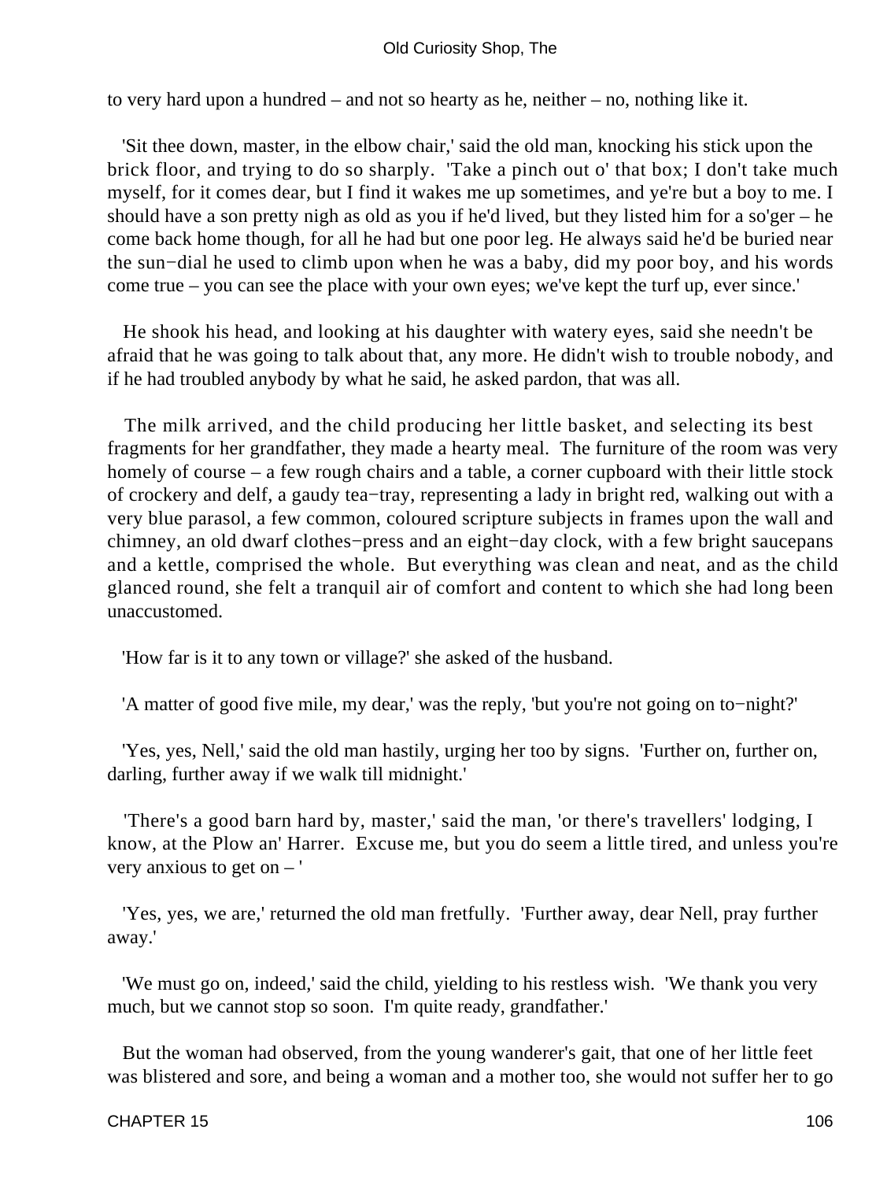to very hard upon a hundred – and not so hearty as he, neither – no, nothing like it.

'Sit thee down, master, in the elbow chair,' said the old man, knocking his stick upon the brick floor, and trying to do so sharply. 'Take a pinch out o' that box; I don't take much myself, for it comes dear, but I find it wakes me up sometimes, and ye're but a boy to me. I should have a son pretty nigh as old as you if he'd lived, but they listed him for a so'ger – he come back home though, for all he had but one poor leg. He always said he'd be buried near the sun−dial he used to climb upon when he was a baby, did my poor boy, and his words come true – you can see the place with your own eyes; we've kept the turf up, ever since.'

He shook his head, and looking at his daughter with watery eyes, said she needn't be afraid that he was going to talk about that, any more. He didn't wish to trouble nobody, and if he had troubled anybody by what he said, he asked pardon, that was all.

The milk arrived, and the child producing her little basket, and selecting its best fragments for her grandfather, they made a hearty meal. The furniture of the room was very homely of course – a few rough chairs and a table, a corner cupboard with their little stock of crockery and delf, a gaudy tea−tray, representing a lady in bright red, walking out with a very blue parasol, a few common, coloured scripture subjects in frames upon the wall and chimney, an old dwarf clothes−press and an eight−day clock, with a few bright saucepans and a kettle, comprised the whole. But everything was clean and neat, and as the child glanced round, she felt a tranquil air of comfort and content to which she had long been unaccustomed.

'How far is it to any town or village?' she asked of the husband.

'A matter of good five mile, my dear,' was the reply, 'but you're not going on to−night?'

'Yes, yes, Nell,' said the old man hastily, urging her too by signs. 'Further on, further on, darling, further away if we walk till midnight.'

'There's a good barn hard by, master,' said the man, 'or there's travellers' lodging, I know, at the Plow an' Harrer. Excuse me, but you do seem a little tired, and unless you're very anxious to get on – '

'Yes, yes, we are,' returned the old man fretfully. 'Further away, dear Nell, pray further away.'

'We must go on, indeed,' said the child, yielding to his restless wish. 'We thank you very much, but we cannot stop so soon. I'm quite ready, grandfather.'

But the woman had observed, from the young wanderer's gait, that one of her little feet was blistered and sore, and being a woman and a mother too, she would not suffer her to go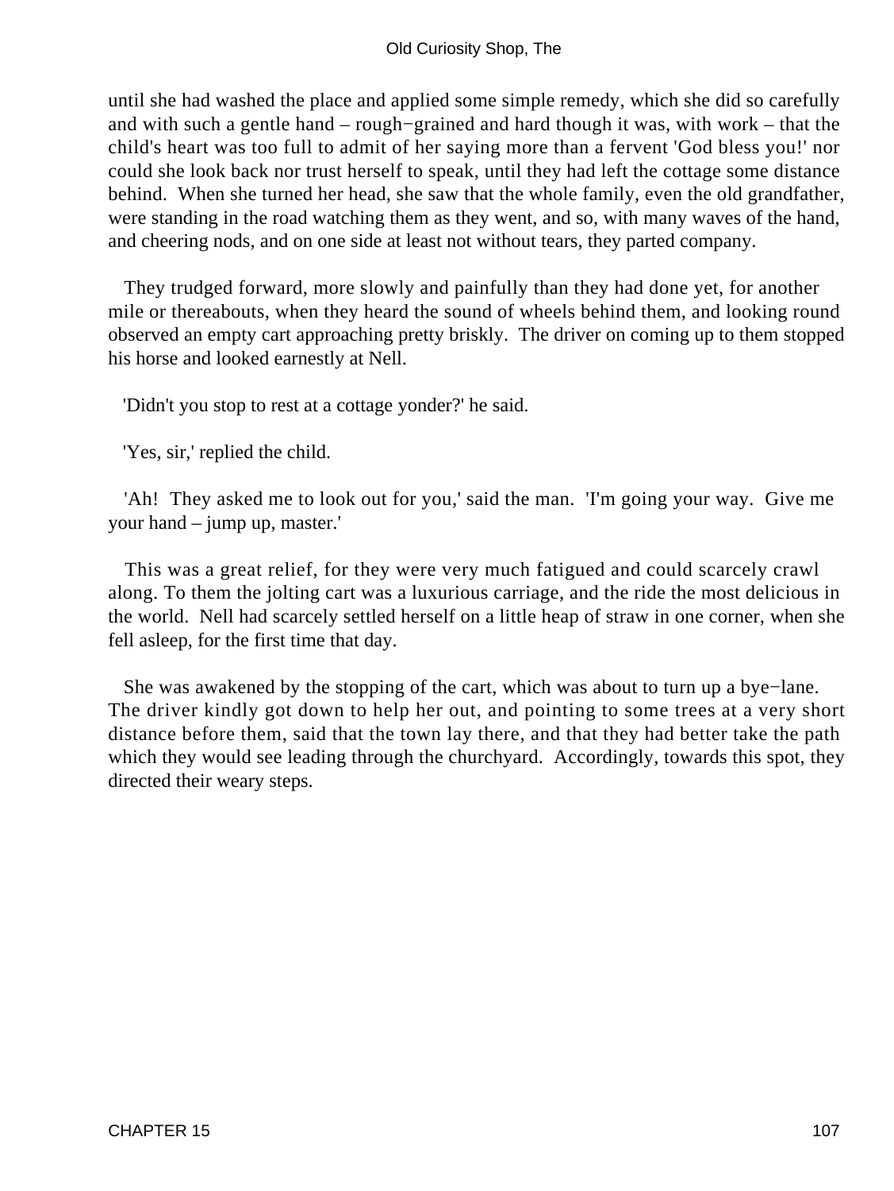until she had washed the place and applied some simple remedy, which she did so carefully and with such a gentle hand – rough−grained and hard though it was, with work – that the child's heart was too full to admit of her saying more than a fervent 'God bless you!' nor could she look back nor trust herself to speak, until they had left the cottage some distance behind. When she turned her head, she saw that the whole family, even the old grandfather, were standing in the road watching them as they went, and so, with many waves of the hand, and cheering nods, and on one side at least not without tears, they parted company.

They trudged forward, more slowly and painfully than they had done yet, for another mile or thereabouts, when they heard the sound of wheels behind them, and looking round observed an empty cart approaching pretty briskly. The driver on coming up to them stopped his horse and looked earnestly at Nell.

'Didn't you stop to rest at a cottage yonder?' he said.

'Yes, sir,' replied the child.

'Ah! They asked me to look out for you,' said the man. 'I'm going your way. Give me your hand – jump up, master.'

This was a great relief, for they were very much fatigued and could scarcely crawl along. To them the jolting cart was a luxurious carriage, and the ride the most delicious in the world. Nell had scarcely settled herself on a little heap of straw in one corner, when she fell asleep, for the first time that day.

She was awakened by the stopping of the cart, which was about to turn up a bye−lane. The driver kindly got down to help her out, and pointing to some trees at a very short distance before them, said that the town lay there, and that they had better take the path which they would see leading through the churchyard. Accordingly, towards this spot, they directed their weary steps.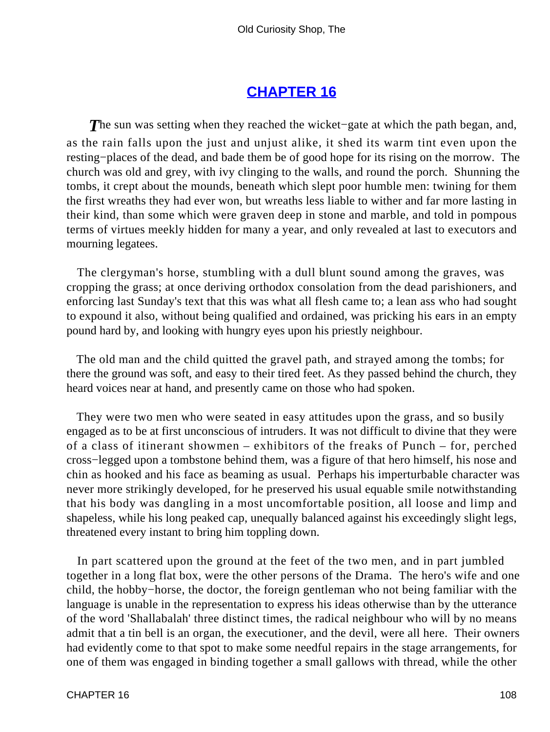## CHAPTER 16

*T*he sun was setting when they reached the wicket−gate at which the path began, and, as the rain falls upon the just and unjust alike, it shed its warm tint even upon the resting−places of the dead, and bade them be of good hope for its rising on the morrow. The church was old and grey, with ivy clinging to the walls, and round the porch. Shunning the tombs, it crept about the mounds, beneath which slept poor humble men: twining for them the first wreaths they had ever won, but wreaths less liable to wither and far more lasting in their kind, than some which were graven deep in stone and marble, and told in pompous terms of virtues meekly hidden for many a year, and only revealed at last to executors and mourning legatees.

The clergyman's horse, stumbling with a dull blunt sound among the graves, was cropping the grass; at once deriving orthodox consolation from the dead parishioners, and enforcing last Sunday's text that this was what all flesh came to; a lean ass who had sought to expound it also, without being qualified and ordained, was pricking his ears in an empty pound hard by, and looking with hungry eyes upon his priestly neighbour.

The old man and the child quitted the gravel path, and strayed among the tombs; for there the ground was soft, and easy to their tired feet. As they passed behind the church, they heard voices near at hand, and presently came on those who had spoken.

They were two men who were seated in easy attitudes upon the grass, and so busily engaged as to be at first unconscious of intruders. It was not difficult to divine that they were of a class of itinerant showmen – exhibitors of the freaks of Punch – for, perched cross−legged upon a tombstone behind them, was a figure of that hero himself, his nose and chin as hooked and his face as beaming as usual. Perhaps his imperturbable character was never more strikingly developed, for he preserved his usual equable smile notwithstanding that his body was dangling in a most uncomfortable position, all loose and limp and shapeless, while his long peaked cap, unequally balanced against his exceedingly slight legs, threatened every instant to bring him toppling down.

In part scattered upon the ground at the feet of the two men, and in part jumbled together in a long flat box, were the other persons of the Drama. The hero's wife and one child, the hobby−horse, the doctor, the foreign gentleman who not being familiar with the language is unable in the representation to express his ideas otherwise than by the utterance of the word 'Shallabalah' three distinct times, the radical neighbour who will by no means admit that a tin bell is an organ, the executioner, and the devil, were all here. Their owners had evidently come to that spot to make some needful repairs in the stage arrangements, for one of them was engaged in binding together a small gallows with thread, while the other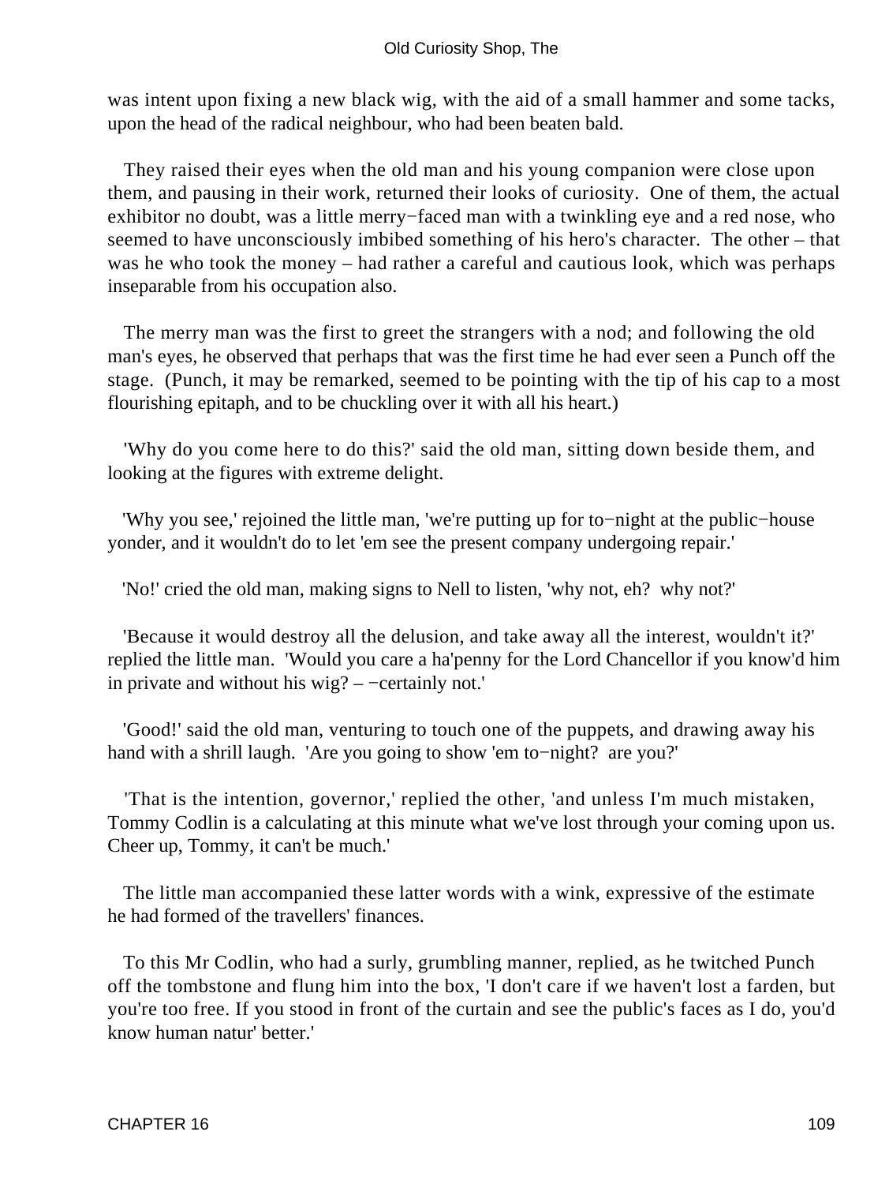was intent upon fixing a new black wig, with the aid of a small hammer and some tacks, upon the head of the radical neighbour, who had been beaten bald.

They raised their eyes when the old man and his young companion were close upon them, and pausing in their work, returned their looks of curiosity. One of them, the actual exhibitor no doubt, was a little merry−faced man with a twinkling eye and a red nose, who seemed to have unconsciously imbibed something of his hero's character. The other – that was he who took the money – had rather a careful and cautious look, which was perhaps inseparable from his occupation also.

The merry man was the first to greet the strangers with a nod; and following the old man's eyes, he observed that perhaps that was the first time he had ever seen a Punch off the stage. (Punch, it may be remarked, seemed to be pointing with the tip of his cap to a most flourishing epitaph, and to be chuckling over it with all his heart.)

'Why do you come here to do this?' said the old man, sitting down beside them, and looking at the figures with extreme delight.

'Why you see,' rejoined the little man, 'we're putting up for to−night at the public−house yonder, and it wouldn't do to let 'em see the present company undergoing repair.'

'No!' cried the old man, making signs to Nell to listen, 'why not, eh? why not?'

'Because it would destroy all the delusion, and take away all the interest, wouldn't it?' replied the little man. 'Would you care a ha'penny for the Lord Chancellor if you know'd him in private and without his wig? – −certainly not.'

'Good!' said the old man, venturing to touch one of the puppets, and drawing away his hand with a shrill laugh. 'Are you going to show 'em to−night? are you?'

'That is the intention, governor,' replied the other, 'and unless I'm much mistaken, Tommy Codlin is a calculating at this minute what we've lost through your coming upon us. Cheer up, Tommy, it can't be much.'

The little man accompanied these latter words with a wink, expressive of the estimate he had formed of the travellers' finances.

To this Mr Codlin, who had a surly, grumbling manner, replied, as he twitched Punch off the tombstone and flung him into the box, 'I don't care if we haven't lost a farden, but you're too free. If you stood in front of the curtain and see the public's faces as I do, you'd know human natur' better.'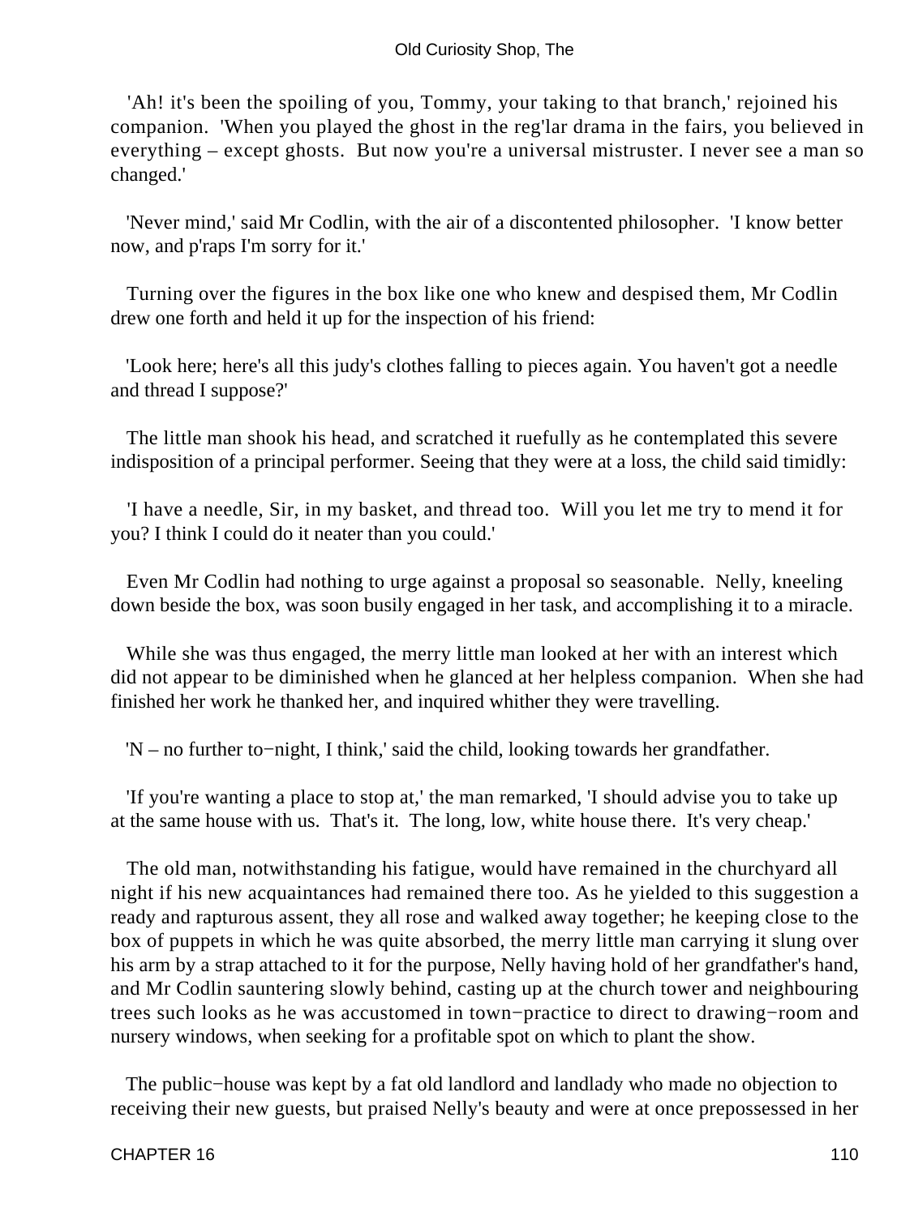'Ah! it's been the spoiling of you, Tommy, your taking to that branch,' rejoined his companion. 'When you played the ghost in the reg'lar drama in the fairs, you believed in everything – except ghosts. But now you're a universal mistruster. I never see a man so changed.'

'Never mind,' said Mr Codlin, with the air of a discontented philosopher. 'I know better now, and p'raps I'm sorry for it.'

Turning over the figures in the box like one who knew and despised them, Mr Codlin drew one forth and held it up for the inspection of his friend:

'Look here; here's all this judy's clothes falling to pieces again. You haven't got a needle and thread I suppose?'

The little man shook his head, and scratched it ruefully as he contemplated this severe indisposition of a principal performer. Seeing that they were at a loss, the child said timidly:

'I have a needle, Sir, in my basket, and thread too. Will you let me try to mend it for you? I think I could do it neater than you could.'

Even Mr Codlin had nothing to urge against a proposal so seasonable. Nelly, kneeling down beside the box, was soon busily engaged in her task, and accomplishing it to a miracle.

While she was thus engaged, the merry little man looked at her with an interest which did not appear to be diminished when he glanced at her helpless companion. When she had finished her work he thanked her, and inquired whither they were travelling.

'N – no further to−night, I think,' said the child, looking towards her grandfather.

'If you're wanting a place to stop at,' the man remarked, 'I should advise you to take up at the same house with us. That's it. The long, low, white house there. It's very cheap.'

The old man, notwithstanding his fatigue, would have remained in the churchyard all night if his new acquaintances had remained there too. As he yielded to this suggestion a ready and rapturous assent, they all rose and walked away together; he keeping close to the box of puppets in which he was quite absorbed, the merry little man carrying it slung over his arm by a strap attached to it for the purpose, Nelly having hold of her grandfather's hand, and Mr Codlin sauntering slowly behind, casting up at the church tower and neighbouring trees such looks as he was accustomed in town−practice to direct to drawing−room and nursery windows, when seeking for a profitable spot on which to plant the show.

The public−house was kept by a fat old landlord and landlady who made no objection to receiving their new guests, but praised Nelly's beauty and were at once prepossessed in her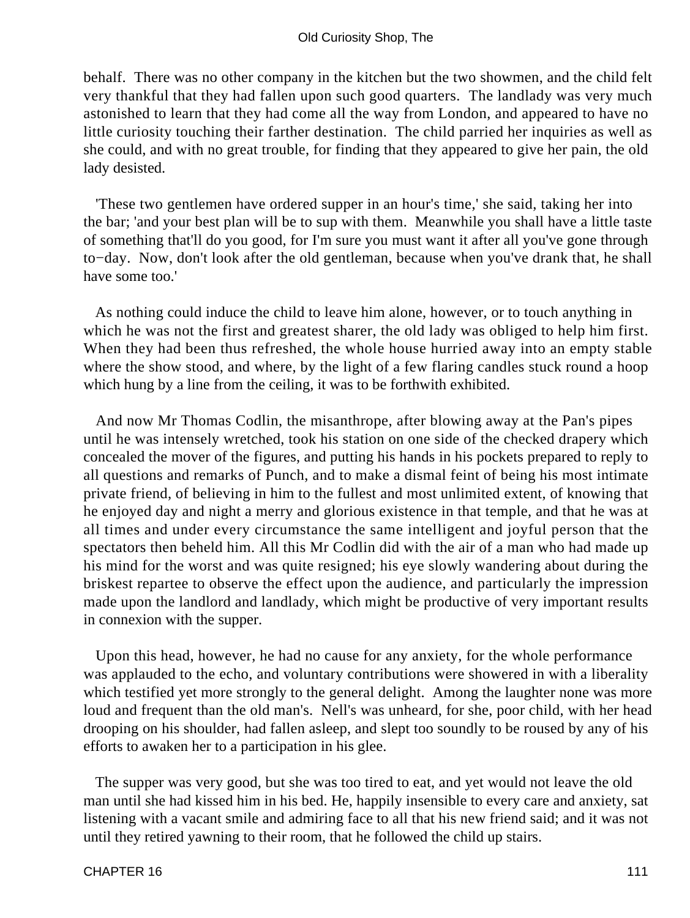behalf. There was no other company in the kitchen but the two showmen, and the child felt very thankful that they had fallen upon such good quarters. The landlady was very much astonished to learn that they had come all the way from London, and appeared to have no little curiosity touching their farther destination. The child parried her inquiries as well as she could, and with no great trouble, for finding that they appeared to give her pain, the old lady desisted.

'These two gentlemen have ordered supper in an hour's time,' she said, taking her into the bar; 'and your best plan will be to sup with them. Meanwhile you shall have a little taste of something that'll do you good, for I'm sure you must want it after all you've gone through to−day. Now, don't look after the old gentleman, because when you've drank that, he shall have some too.'

As nothing could induce the child to leave him alone, however, or to touch anything in which he was not the first and greatest sharer, the old lady was obliged to help him first. When they had been thus refreshed, the whole house hurried away into an empty stable where the show stood, and where, by the light of a few flaring candles stuck round a hoop which hung by a line from the ceiling, it was to be forthwith exhibited.

And now Mr Thomas Codlin, the misanthrope, after blowing away at the Pan's pipes until he was intensely wretched, took his station on one side of the checked drapery which concealed the mover of the figures, and putting his hands in his pockets prepared to reply to all questions and remarks of Punch, and to make a dismal feint of being his most intimate private friend, of believing in him to the fullest and most unlimited extent, of knowing that he enjoyed day and night a merry and glorious existence in that temple, and that he was at all times and under every circumstance the same intelligent and joyful person that the spectators then beheld him. All this Mr Codlin did with the air of a man who had made up his mind for the worst and was quite resigned; his eye slowly wandering about during the briskest repartee to observe the effect upon the audience, and particularly the impression made upon the landlord and landlady, which might be productive of very important results in connexion with the supper.

Upon this head, however, he had no cause for any anxiety, for the whole performance was applauded to the echo, and voluntary contributions were showered in with a liberality which testified yet more strongly to the general delight. Among the laughter none was more loud and frequent than the old man's. Nell's was unheard, for she, poor child, with her head drooping on his shoulder, had fallen asleep, and slept too soundly to be roused by any of his efforts to awaken her to a participation in his glee.

The supper was very good, but she was too tired to eat, and yet would not leave the old man until she had kissed him in his bed. He, happily insensible to every care and anxiety, sat listening with a vacant smile and admiring face to all that his new friend said; and it was not until they retired yawning to their room, that he followed the child up stairs.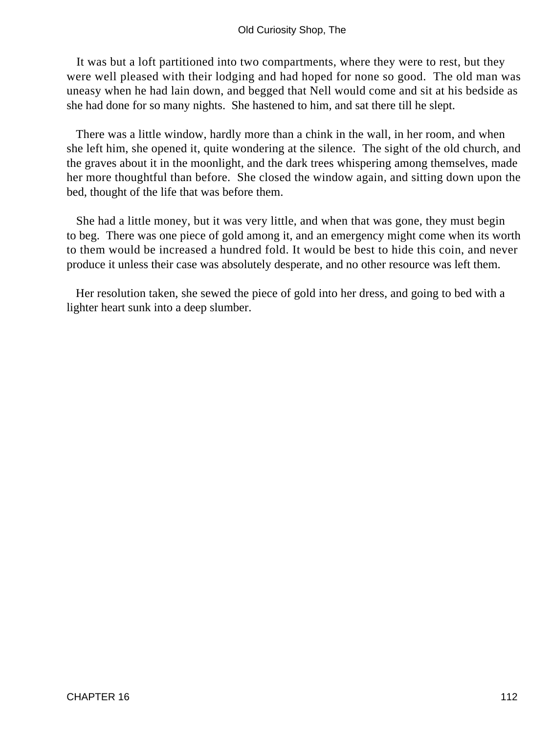It was but a loft partitioned into two compartments, where they were to rest, but they were well pleased with their lodging and had hoped for none so good. The old man was uneasy when he had lain down, and begged that Nell would come and sit at his bedside as she had done for so many nights. She hastened to him, and sat there till he slept.

There was a little window, hardly more than a chink in the wall, in her room, and when she left him, she opened it, quite wondering at the silence. The sight of the old church, and the graves about it in the moonlight, and the dark trees whispering among themselves, made her more thoughtful than before. She closed the window again, and sitting down upon the bed, thought of the life that was before them.

She had a little money, but it was very little, and when that was gone, they must begin to beg. There was one piece of gold among it, and an emergency might come when its worth to them would be increased a hundred fold. It would be best to hide this coin, and never produce it unless their case was absolutely desperate, and no other resource was left them.

Her resolution taken, she sewed the piece of gold into her dress, and going to bed with a lighter heart sunk into a deep slumber.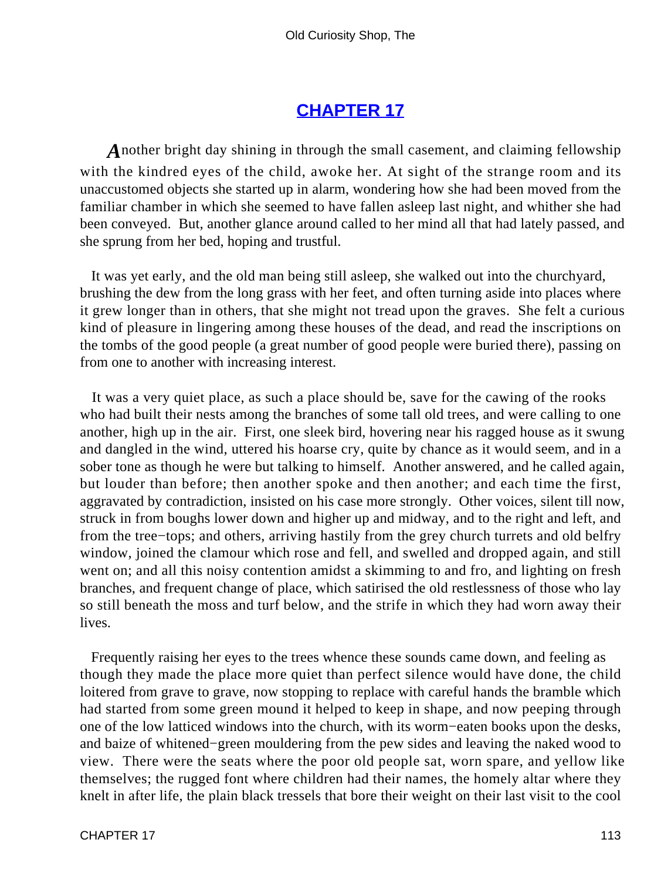## CHAPTER 17

Another bright day shining in through the small casement, and claiming fellowship with the kindred eyes of the child, awoke her. At sight of the strange room and its unaccustomed objects she started up in alarm, wondering how she had been moved from the familiar chamber in which she seemed to have fallen asleep last night, and whither she had been conveyed. But, another glance around called to her mind all that had lately passed, and she sprung from her bed, hoping and trustful.

It was yet early, and the old man being still asleep, she walked out into the churchyard, brushing the dew from the long grass with her feet, and often turning aside into places where it grew longer than in others, that she might not tread upon the graves. She felt a curious kind of pleasure in lingering among these houses of the dead, and read the inscriptions on the tombs of the good people (a great number of good people were buried there), passing on from one to another with increasing interest.

It was a very quiet place, as such a place should be, save for the cawing of the rooks who had built their nests among the branches of some tall old trees, and were calling to one another, high up in the air. First, one sleek bird, hovering near his ragged house as it swung and dangled in the wind, uttered his hoarse cry, quite by chance as it would seem, and in a sober tone as though he were but talking to himself. Another answered, and he called again, but louder than before; then another spoke and then another; and each time the first, aggravated by contradiction, insisted on his case more strongly. Other voices, silent till now, struck in from boughs lower down and higher up and midway, and to the right and left, and from the tree−tops; and others, arriving hastily from the grey church turrets and old belfry window, joined the clamour which rose and fell, and swelled and dropped again, and still went on; and all this noisy contention amidst a skimming to and fro, and lighting on fresh branches, and frequent change of place, which satirised the old restlessness of those who lay so still beneath the moss and turf below, and the strife in which they had worn away their lives.

Frequently raising her eyes to the trees whence these sounds came down, and feeling as though they made the place more quiet than perfect silence would have done, the child loitered from grave to grave, now stopping to replace with careful hands the bramble which had started from some green mound it helped to keep in shape, and now peeping through one of the low latticed windows into the church, with its worm−eaten books upon the desks, and baize of whitened−green mouldering from the pew sides and leaving the naked wood to view. There were the seats where the poor old people sat, worn spare, and yellow like themselves; the rugged font where children had their names, the homely altar where they knelt in after life, the plain black tressels that bore their weight on their last visit to the cool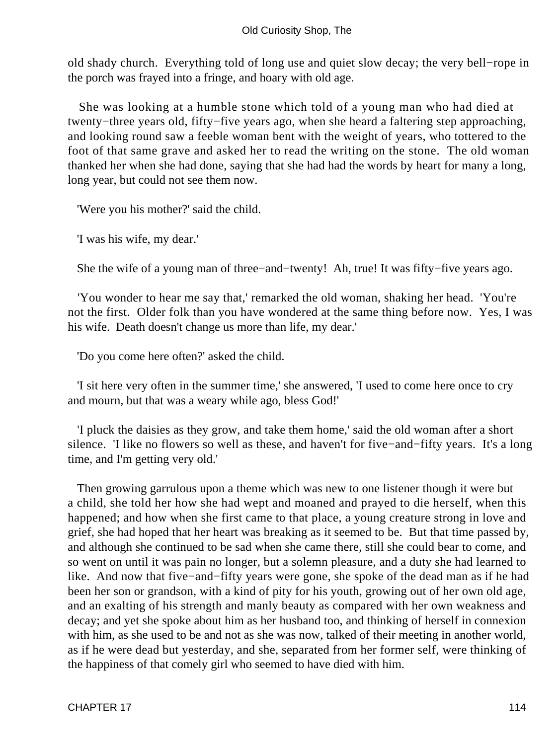old shady church. Everything told of long use and quiet slow decay; the very bell−rope in the porch was frayed into a fringe, and hoary with old age.

She was looking at a humble stone which told of a young man who had died at twenty−three years old, fifty−five years ago, when she heard a faltering step approaching, and looking round saw a feeble woman bent with the weight of years, who tottered to the foot of that same grave and asked her to read the writing on the stone. The old woman thanked her when she had done, saying that she had had the words by heart for many a long, long year, but could not see them now.

'Were you his mother?' said the child.

'I was his wife, my dear.'

She the wife of a young man of three−and−twenty! Ah, true! It was fifty−five years ago.

'You wonder to hear me say that,' remarked the old woman, shaking her head. 'You're not the first. Older folk than you have wondered at the same thing before now. Yes, I was his wife. Death doesn't change us more than life, my dear.'

'Do you come here often?' asked the child.

'I sit here very often in the summer time,' she answered, 'I used to come here once to cry and mourn, but that was a weary while ago, bless God!'

'I pluck the daisies as they grow, and take them home,' said the old woman after a short silence. 'I like no flowers so well as these, and haven't for five−and−fifty years. It's a long time, and I'm getting very old.'

Then growing garrulous upon a theme which was new to one listener though it were but a child, she told her how she had wept and moaned and prayed to die herself, when this happened; and how when she first came to that place, a young creature strong in love and grief, she had hoped that her heart was breaking as it seemed to be. But that time passed by, and although she continued to be sad when she came there, still she could bear to come, and so went on until it was pain no longer, but a solemn pleasure, and a duty she had learned to like. And now that five−and−fifty years were gone, she spoke of the dead man as if he had been her son or grandson, with a kind of pity for his youth, growing out of her own old age, and an exalting of his strength and manly beauty as compared with her own weakness and decay; and yet she spoke about him as her husband too, and thinking of herself in connexion with him, as she used to be and not as she was now, talked of their meeting in another world, as if he were dead but yesterday, and she, separated from her former self, were thinking of the happiness of that comely girl who seemed to have died with him.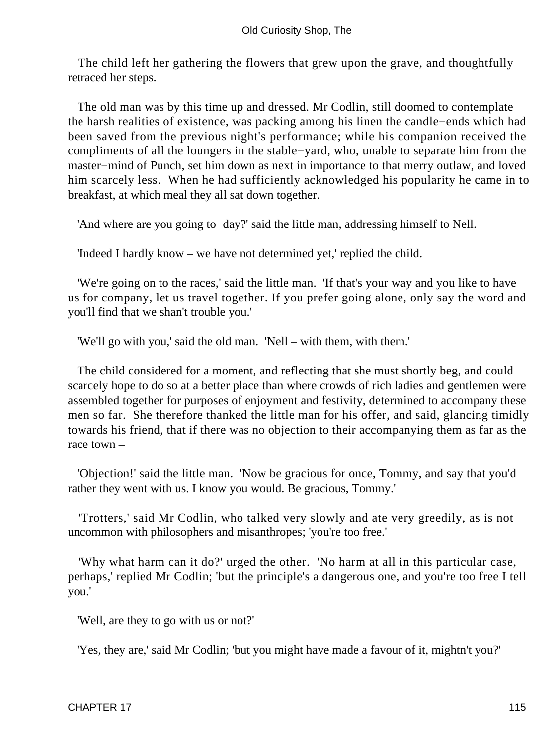The child left her gathering the flowers that grew upon the grave, and thoughtfully retraced her steps.

The old man was by this time up and dressed. Mr Codlin, still doomed to contemplate the harsh realities of existence, was packing among his linen the candle−ends which had been saved from the previous night's performance; while his companion received the compliments of all the loungers in the stable−yard, who, unable to separate him from the master−mind of Punch, set him down as next in importance to that merry outlaw, and loved him scarcely less. When he had sufficiently acknowledged his popularity he came in to breakfast, at which meal they all sat down together.

'And where are you going to−day?' said the little man, addressing himself to Nell.

'Indeed I hardly know – we have not determined yet,' replied the child.

'We're going on to the races,' said the little man. 'If that's your way and you like to have us for company, let us travel together. If you prefer going alone, only say the word and you'll find that we shan't trouble you.'

'We'll go with you,' said the old man. 'Nell – with them, with them.'

The child considered for a moment, and reflecting that she must shortly beg, and could scarcely hope to do so at a better place than where crowds of rich ladies and gentlemen were assembled together for purposes of enjoyment and festivity, determined to accompany these men so far. She therefore thanked the little man for his offer, and said, glancing timidly towards his friend, that if there was no objection to their accompanying them as far as the race town –

'Objection!' said the little man. 'Now be gracious for once, Tommy, and say that you'd rather they went with us. I know you would. Be gracious, Tommy.'

'Trotters,' said Mr Codlin, who talked very slowly and ate very greedily, as is not uncommon with philosophers and misanthropes; 'you're too free.'

'Why what harm can it do?' urged the other. 'No harm at all in this particular case, perhaps,' replied Mr Codlin; 'but the principle's a dangerous one, and you're too free I tell you.'

'Well, are they to go with us or not?'

'Yes, they are,' said Mr Codlin; 'but you might have made a favour of it, mightn't you?'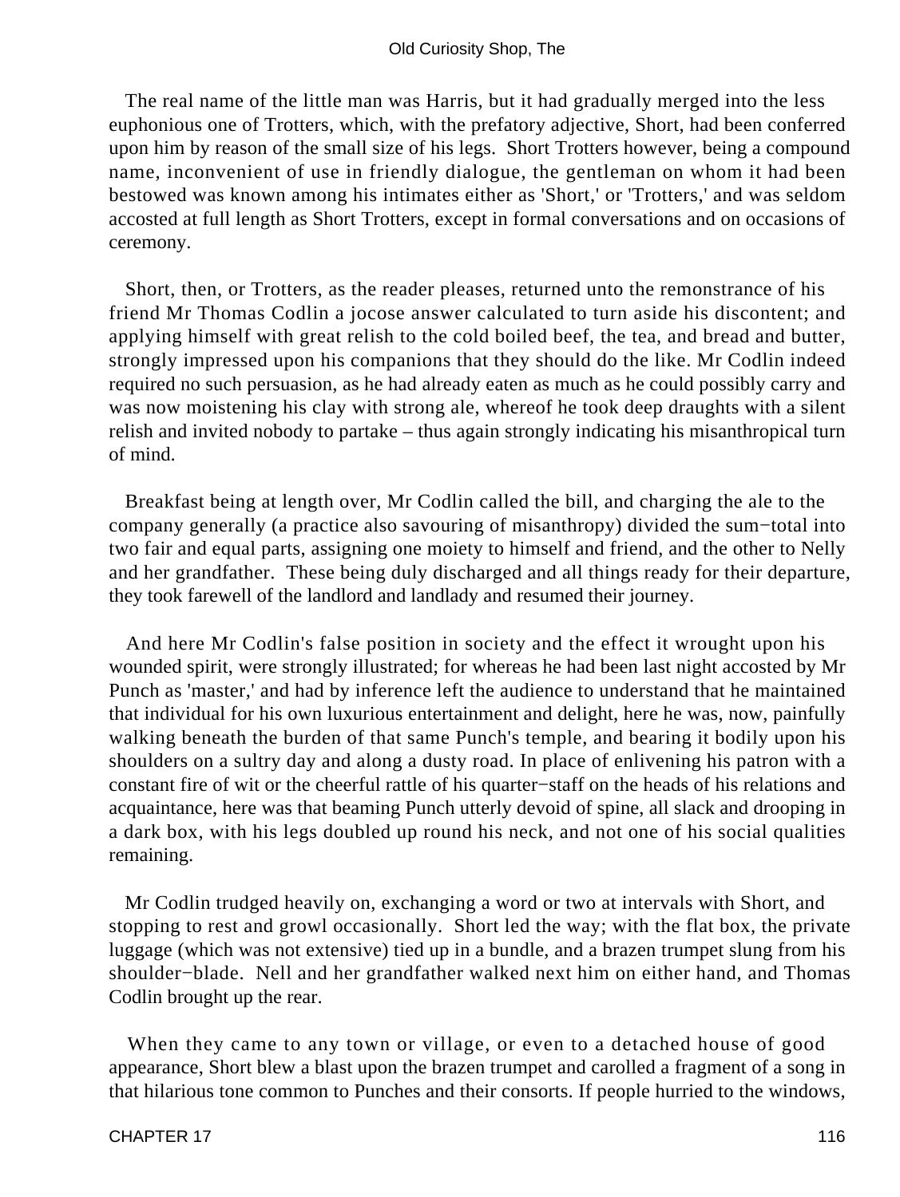The real name of the little man was Harris, but it had gradually merged into the less euphonious one of Trotters, which, with the prefatory adjective, Short, had been conferred upon him by reason of the small size of his legs. Short Trotters however, being a compound name, inconvenient of use in friendly dialogue, the gentleman on whom it had been bestowed was known among his intimates either as 'Short,' or 'Trotters,' and was seldom accosted at full length as Short Trotters, except in formal conversations and on occasions of ceremony.

Short, then, or Trotters, as the reader pleases, returned unto the remonstrance of his friend Mr Thomas Codlin a jocose answer calculated to turn aside his discontent; and applying himself with great relish to the cold boiled beef, the tea, and bread and butter, strongly impressed upon his companions that they should do the like. Mr Codlin indeed required no such persuasion, as he had already eaten as much as he could possibly carry and was now moistening his clay with strong ale, whereof he took deep draughts with a silent relish and invited nobody to partake – thus again strongly indicating his misanthropical turn of mind.

Breakfast being at length over, Mr Codlin called the bill, and charging the ale to the company generally (a practice also savouring of misanthropy) divided the sum−total into two fair and equal parts, assigning one moiety to himself and friend, and the other to Nelly and her grandfather. These being duly discharged and all things ready for their departure, they took farewell of the landlord and landlady and resumed their journey.

And here Mr Codlin's false position in society and the effect it wrought upon his wounded spirit, were strongly illustrated; for whereas he had been last night accosted by Mr Punch as 'master,' and had by inference left the audience to understand that he maintained that individual for his own luxurious entertainment and delight, here he was, now, painfully walking beneath the burden of that same Punch's temple, and bearing it bodily upon his shoulders on a sultry day and along a dusty road. In place of enlivening his patron with a constant fire of wit or the cheerful rattle of his quarter−staff on the heads of his relations and acquaintance, here was that beaming Punch utterly devoid of spine, all slack and drooping in a dark box, with his legs doubled up round his neck, and not one of his social qualities remaining.

Mr Codlin trudged heavily on, exchanging a word or two at intervals with Short, and stopping to rest and growl occasionally. Short led the way; with the flat box, the private luggage (which was not extensive) tied up in a bundle, and a brazen trumpet slung from his shoulder−blade. Nell and her grandfather walked next him on either hand, and Thomas Codlin brought up the rear.

When they came to any town or village, or even to a detached house of good appearance, Short blew a blast upon the brazen trumpet and carolled a fragment of a song in that hilarious tone common to Punches and their consorts. If people hurried to the windows,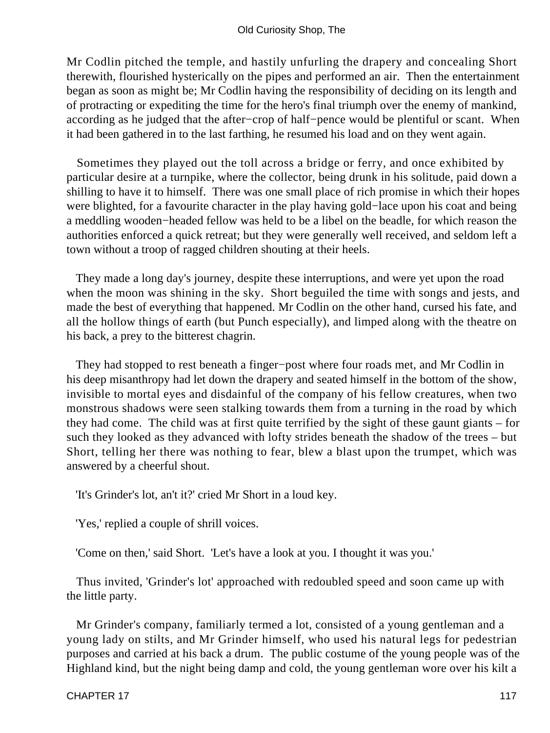Mr Codlin pitched the temple, and hastily unfurling the drapery and concealing Short therewith, flourished hysterically on the pipes and performed an air. Then the entertainment began as soon as might be; Mr Codlin having the responsibility of deciding on its length and of protracting or expediting the time for the hero's final triumph over the enemy of mankind, according as he judged that the after−crop of half−pence would be plentiful or scant. When it had been gathered in to the last farthing, he resumed his load and on they went again.

Sometimes they played out the toll across a bridge or ferry, and once exhibited by particular desire at a turnpike, where the collector, being drunk in his solitude, paid down a shilling to have it to himself. There was one small place of rich promise in which their hopes were blighted, for a favourite character in the play having gold−lace upon his coat and being a meddling wooden−headed fellow was held to be a libel on the beadle, for which reason the authorities enforced a quick retreat; but they were generally well received, and seldom left a town without a troop of ragged children shouting at their heels.

They made a long day's journey, despite these interruptions, and were yet upon the road when the moon was shining in the sky. Short beguiled the time with songs and jests, and made the best of everything that happened. Mr Codlin on the other hand, cursed his fate, and all the hollow things of earth (but Punch especially), and limped along with the theatre on his back, a prey to the bitterest chagrin.

They had stopped to rest beneath a finger−post where four roads met, and Mr Codlin in his deep misanthropy had let down the drapery and seated himself in the bottom of the show, invisible to mortal eyes and disdainful of the company of his fellow creatures, when two monstrous shadows were seen stalking towards them from a turning in the road by which they had come. The child was at first quite terrified by the sight of these gaunt giants – for such they looked as they advanced with lofty strides beneath the shadow of the trees – but Short, telling her there was nothing to fear, blew a blast upon the trumpet, which was answered by a cheerful shout.

'It's Grinder's lot, an't it?' cried Mr Short in a loud key.

'Yes,' replied a couple of shrill voices.

'Come on then,' said Short. 'Let's have a look at you. I thought it was you.'

Thus invited, 'Grinder's lot' approached with redoubled speed and soon came up with the little party.

Mr Grinder's company, familiarly termed a lot, consisted of a young gentleman and a young lady on stilts, and Mr Grinder himself, who used his natural legs for pedestrian purposes and carried at his back a drum. The public costume of the young people was of the Highland kind, but the night being damp and cold, the young gentleman wore over his kilt a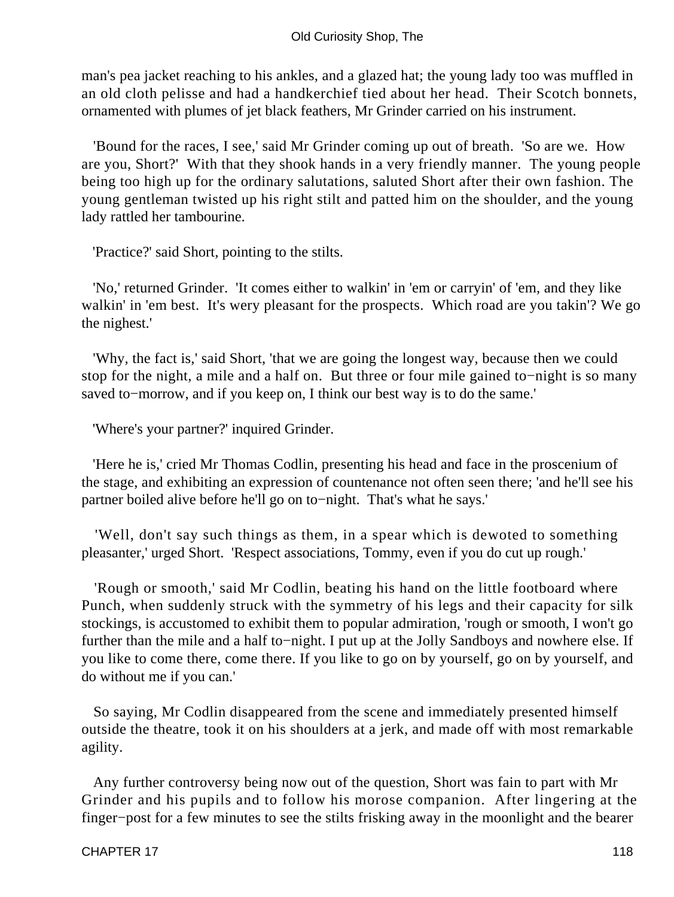man's pea jacket reaching to his ankles, and a glazed hat; the young lady too was muffled in an old cloth pelisse and had a handkerchief tied about her head. Their Scotch bonnets, ornamented with plumes of jet black feathers, Mr Grinder carried on his instrument.

'Bound for the races, I see,' said Mr Grinder coming up out of breath. 'So are we. How are you, Short?' With that they shook hands in a very friendly manner. The young people being too high up for the ordinary salutations, saluted Short after their own fashion. The young gentleman twisted up his right stilt and patted him on the shoulder, and the young lady rattled her tambourine.

'Practice?' said Short, pointing to the stilts.

'No,' returned Grinder. 'It comes either to walkin' in 'em or carryin' of 'em, and they like walkin' in 'em best. It's wery pleasant for the prospects. Which road are you takin'? We go the nighest.'

'Why, the fact is,' said Short, 'that we are going the longest way, because then we could stop for the night, a mile and a half on. But three or four mile gained to−night is so many saved to−morrow, and if you keep on, I think our best way is to do the same.'

'Where's your partner?' inquired Grinder.

'Here he is,' cried Mr Thomas Codlin, presenting his head and face in the proscenium of the stage, and exhibiting an expression of countenance not often seen there; 'and he'll see his partner boiled alive before he'll go on to−night. That's what he says.'

'Well, don't say such things as them, in a spear which is dewoted to something pleasanter,' urged Short. 'Respect associations, Tommy, even if you do cut up rough.'

'Rough or smooth,' said Mr Codlin, beating his hand on the little footboard where Punch, when suddenly struck with the symmetry of his legs and their capacity for silk stockings, is accustomed to exhibit them to popular admiration, 'rough or smooth, I won't go further than the mile and a half to−night. I put up at the Jolly Sandboys and nowhere else. If you like to come there, come there. If you like to go on by yourself, go on by yourself, and do without me if you can.'

So saying, Mr Codlin disappeared from the scene and immediately presented himself outside the theatre, took it on his shoulders at a jerk, and made off with most remarkable agility.

Any further controversy being now out of the question, Short was fain to part with Mr Grinder and his pupils and to follow his morose companion. After lingering at the finger−post for a few minutes to see the stilts frisking away in the moonlight and the bearer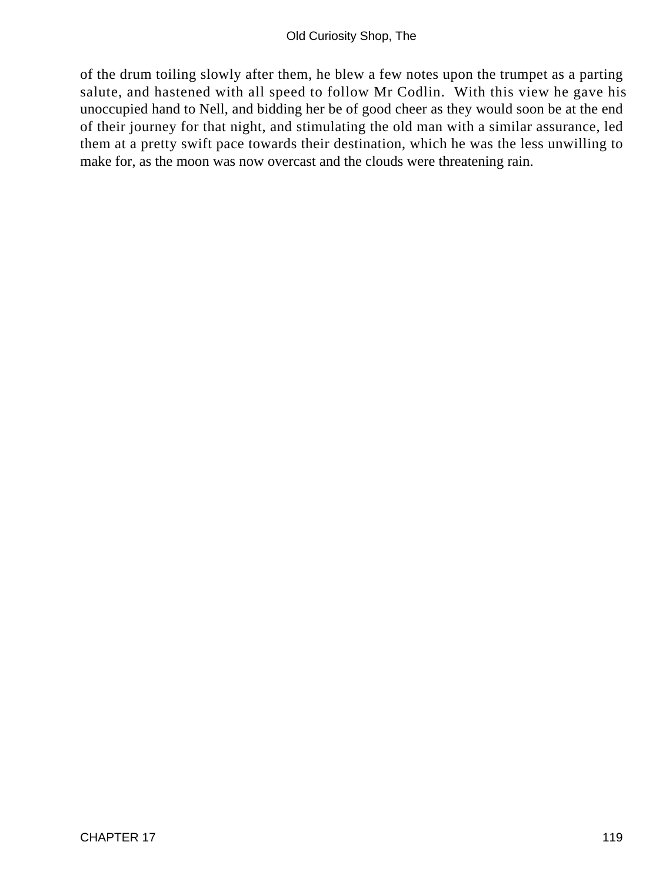of the drum toiling slowly after them, he blew a few notes upon the trumpet as a parting salute, and hastened with all speed to follow Mr Codlin. With this view he gave his unoccupied hand to Nell, and bidding her be of good cheer as they would soon be at the end of their journey for that night, and stimulating the old man with a similar assurance, led them at a pretty swift pace towards their destination, which he was the less unwilling to make for, as the moon was now overcast and the clouds were threatening rain.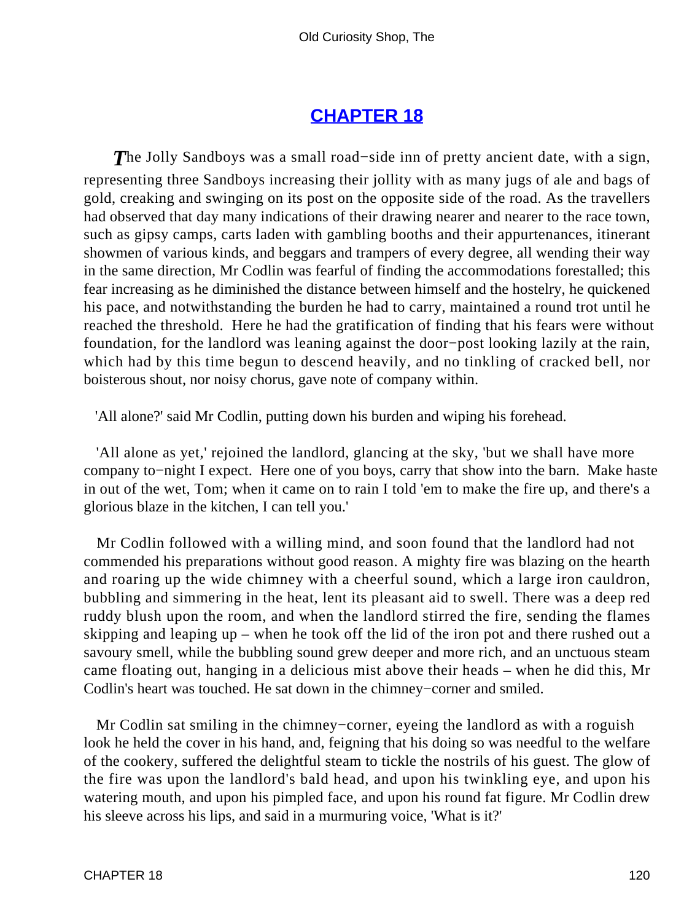## CHAPTER 18

*The* Jolly Sandboys was a small road−side inn of pretty ancient date, with a sign, representing three Sandboys increasing their jollity with as many jugs of ale and bags of gold, creaking and swinging on its post on the opposite side of the road. As the travellers had observed that day many indications of their drawing nearer and nearer to the race town, such as gipsy camps, carts laden with gambling booths and their appurtenances, itinerant showmen of various kinds, and beggars and trampers of every degree, all wending their way in the same direction, Mr Codlin was fearful of finding the accommodations forestalled; this fear increasing as he diminished the distance between himself and the hostelry, he quickened his pace, and notwithstanding the burden he had to carry, maintained a round trot until he reached the threshold. Here he had the gratification of finding that his fears were without foundation, for the landlord was leaning against the door−post looking lazily at the rain, which had by this time begun to descend heavily, and no tinkling of cracked bell, nor boisterous shout, nor noisy chorus, gave note of company within.

'All alone?' said Mr Codlin, putting down his burden and wiping his forehead.

'All alone as yet,' rejoined the landlord, glancing at the sky, 'but we shall have more company to−night I expect. Here one of you boys, carry that show into the barn. Make haste in out of the wet, Tom; when it came on to rain I told 'em to make the fire up, and there's a glorious blaze in the kitchen, I can tell you.'

Mr Codlin followed with a willing mind, and soon found that the landlord had not commended his preparations without good reason. A mighty fire was blazing on the hearth and roaring up the wide chimney with a cheerful sound, which a large iron cauldron, bubbling and simmering in the heat, lent its pleasant aid to swell. There was a deep red ruddy blush upon the room, and when the landlord stirred the fire, sending the flames skipping and leaping up – when he took off the lid of the iron pot and there rushed out a savoury smell, while the bubbling sound grew deeper and more rich, and an unctuous steam came floating out, hanging in a delicious mist above their heads – when he did this, Mr Codlin's heart was touched. He sat down in the chimney−corner and smiled.

Mr Codlin sat smiling in the chimney−corner, eyeing the landlord as with a roguish look he held the cover in his hand, and, feigning that his doing so was needful to the welfare of the cookery, suffered the delightful steam to tickle the nostrils of his guest. The glow of the fire was upon the landlord's bald head, and upon his twinkling eye, and upon his watering mouth, and upon his pimpled face, and upon his round fat figure. Mr Codlin drew his sleeve across his lips, and said in a murmuring voice, 'What is it?'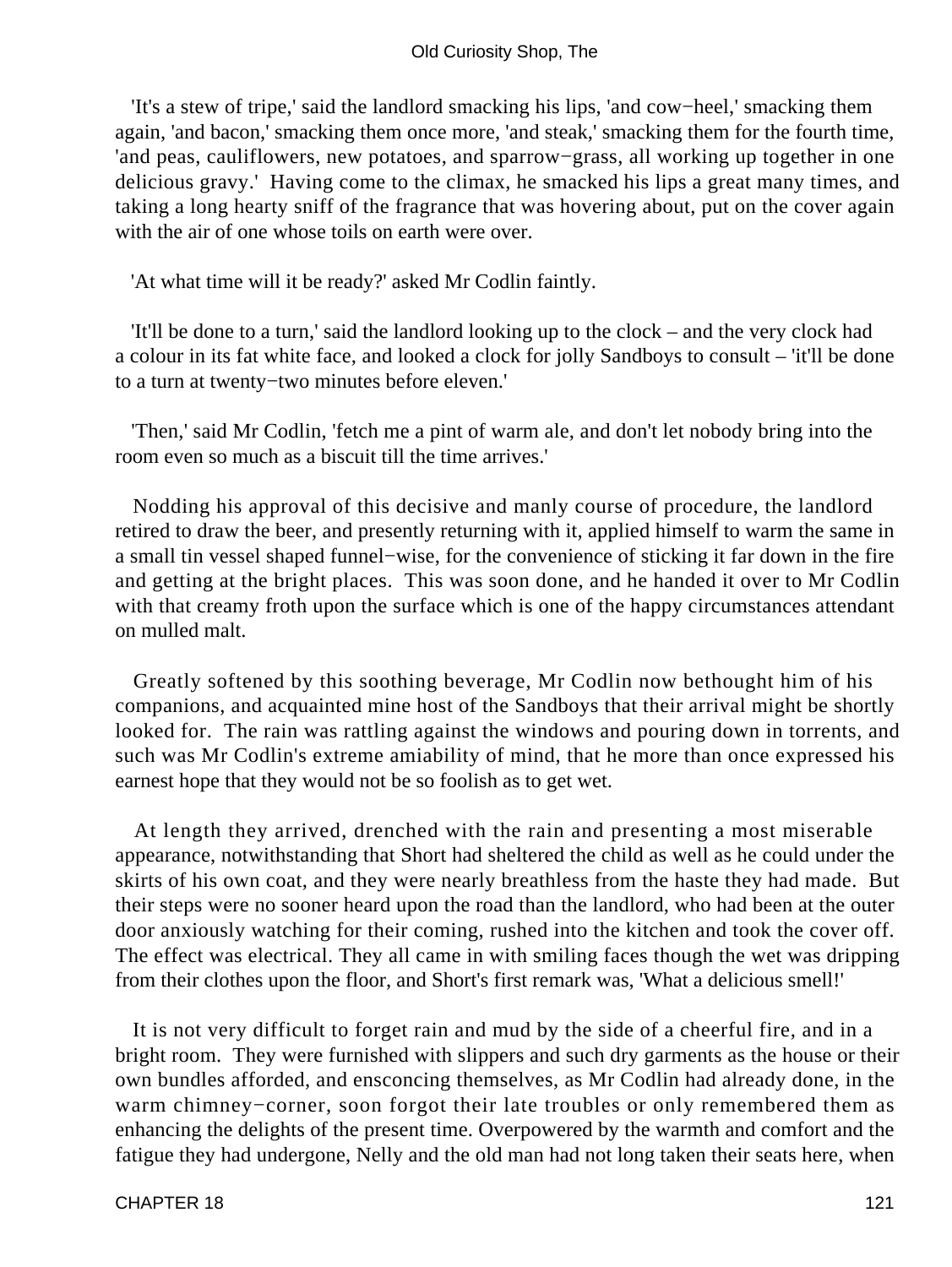'It's a stew of tripe,' said the landlord smacking his lips, 'and cow−heel,' smacking them again, 'and bacon,' smacking them once more, 'and steak,' smacking them for the fourth time, 'and peas, cauliflowers, new potatoes, and sparrow−grass, all working up together in one delicious gravy.' Having come to the climax, he smacked his lips a great many times, and taking a long hearty sniff of the fragrance that was hovering about, put on the cover again with the air of one whose toils on earth were over.

'At what time will it be ready?' asked Mr Codlin faintly.

'It'll be done to a turn,' said the landlord looking up to the clock – and the very clock had a colour in its fat white face, and looked a clock for jolly Sandboys to consult – 'it'll be done to a turn at twenty−two minutes before eleven.'

'Then,' said Mr Codlin, 'fetch me a pint of warm ale, and don't let nobody bring into the room even so much as a biscuit till the time arrives.'

Nodding his approval of this decisive and manly course of procedure, the landlord retired to draw the beer, and presently returning with it, applied himself to warm the same in a small tin vessel shaped funnel−wise, for the convenience of sticking it far down in the fire and getting at the bright places. This was soon done, and he handed it over to Mr Codlin with that creamy froth upon the surface which is one of the happy circumstances attendant on mulled malt.

Greatly softened by this soothing beverage, Mr Codlin now bethought him of his companions, and acquainted mine host of the Sandboys that their arrival might be shortly looked for. The rain was rattling against the windows and pouring down in torrents, and such was Mr Codlin's extreme amiability of mind, that he more than once expressed his earnest hope that they would not be so foolish as to get wet.

At length they arrived, drenched with the rain and presenting a most miserable appearance, notwithstanding that Short had sheltered the child as well as he could under the skirts of his own coat, and they were nearly breathless from the haste they had made. But their steps were no sooner heard upon the road than the landlord, who had been at the outer door anxiously watching for their coming, rushed into the kitchen and took the cover off. The effect was electrical. They all came in with smiling faces though the wet was dripping from their clothes upon the floor, and Short's first remark was, 'What a delicious smell!'

It is not very difficult to forget rain and mud by the side of a cheerful fire, and in a bright room. They were furnished with slippers and such dry garments as the house or their own bundles afforded, and ensconcing themselves, as Mr Codlin had already done, in the warm chimney−corner, soon forgot their late troubles or only remembered them as enhancing the delights of the present time. Overpowered by the warmth and comfort and the fatigue they had undergone, Nelly and the old man had not long taken their seats here, when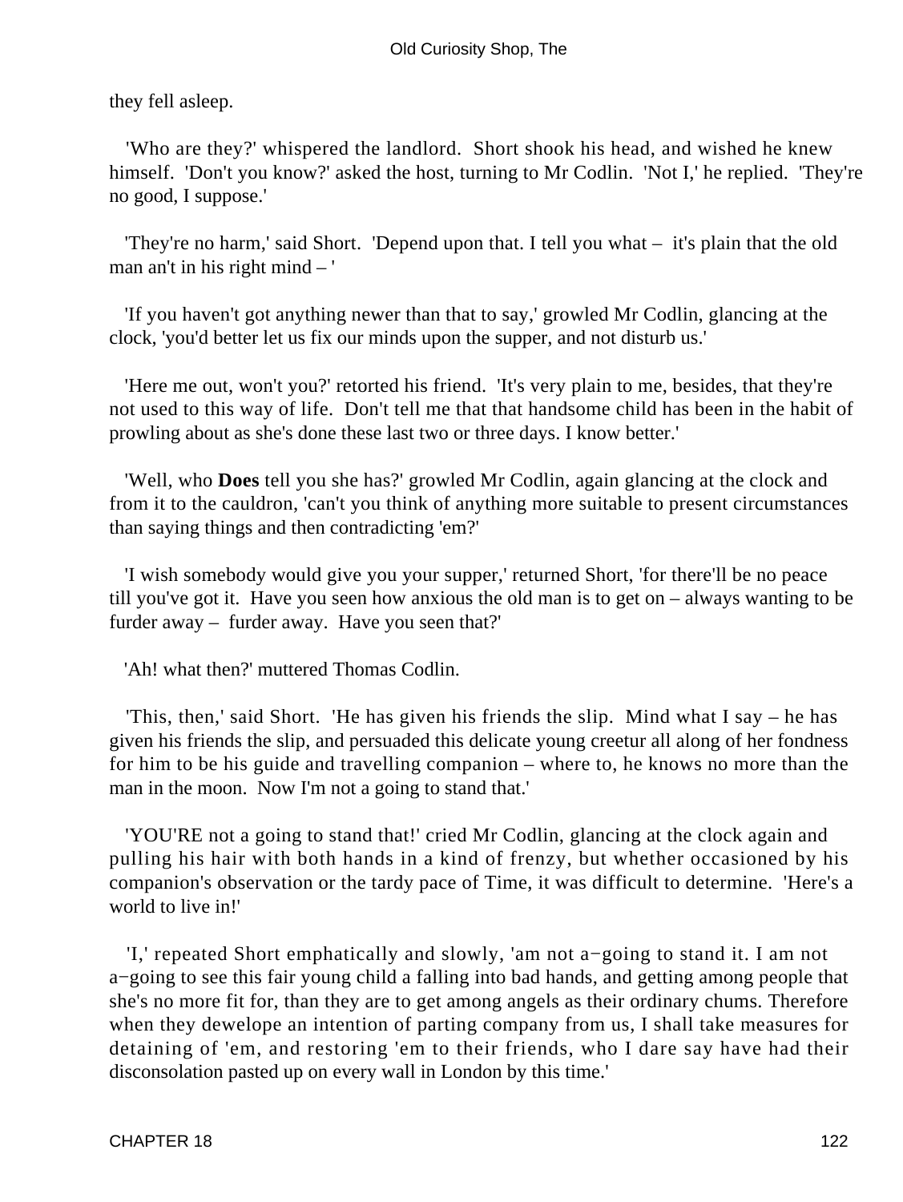they fell asleep.

'Who are they?' whispered the landlord. Short shook his head, and wished he knew himself. 'Don't you know?' asked the host, turning to Mr Codlin. 'Not I,' he replied. 'They're no good, I suppose.'

'They're no harm,' said Short. 'Depend upon that. I tell you what – it's plain that the old man an't in his right mind – '

'If you haven't got anything newer than that to say,' growled Mr Codlin, glancing at the clock, 'you'd better let us fix our minds upon the supper, and not disturb us.'

'Here me out, won't you?' retorted his friend. 'It's very plain to me, besides, that they're not used to this way of life. Don't tell me that that handsome child has been in the habit of prowling about as she's done these last two or three days. I know better.'

'Well, who **Does** tell you she has?' growled Mr Codlin, again glancing at the clock and from it to the cauldron, 'can't you think of anything more suitable to present circumstances than saying things and then contradicting 'em?'

'I wish somebody would give you your supper,' returned Short, 'for there'll be no peace till you've got it. Have you seen how anxious the old man is to get on – always wanting to be furder away – furder away. Have you seen that?'

'Ah! what then?' muttered Thomas Codlin.

'This, then,' said Short. 'He has given his friends the slip. Mind what I say – he has given his friends the slip, and persuaded this delicate young creetur all along of her fondness for him to be his guide and travelling companion – where to, he knows no more than the man in the moon. Now I'm not a going to stand that.'

'YOU'RE not a going to stand that!' cried Mr Codlin, glancing at the clock again and pulling his hair with both hands in a kind of frenzy, but whether occasioned by his companion's observation or the tardy pace of Time, it was difficult to determine. 'Here's a world to live in!'

'I,' repeated Short emphatically and slowly, 'am not a−going to stand it. I am not a−going to see this fair young child a falling into bad hands, and getting among people that she's no more fit for, than they are to get among angels as their ordinary chums. Therefore when they dewelope an intention of parting company from us, I shall take measures for detaining of 'em, and restoring 'em to their friends, who I dare say have had their disconsolation pasted up on every wall in London by this time.'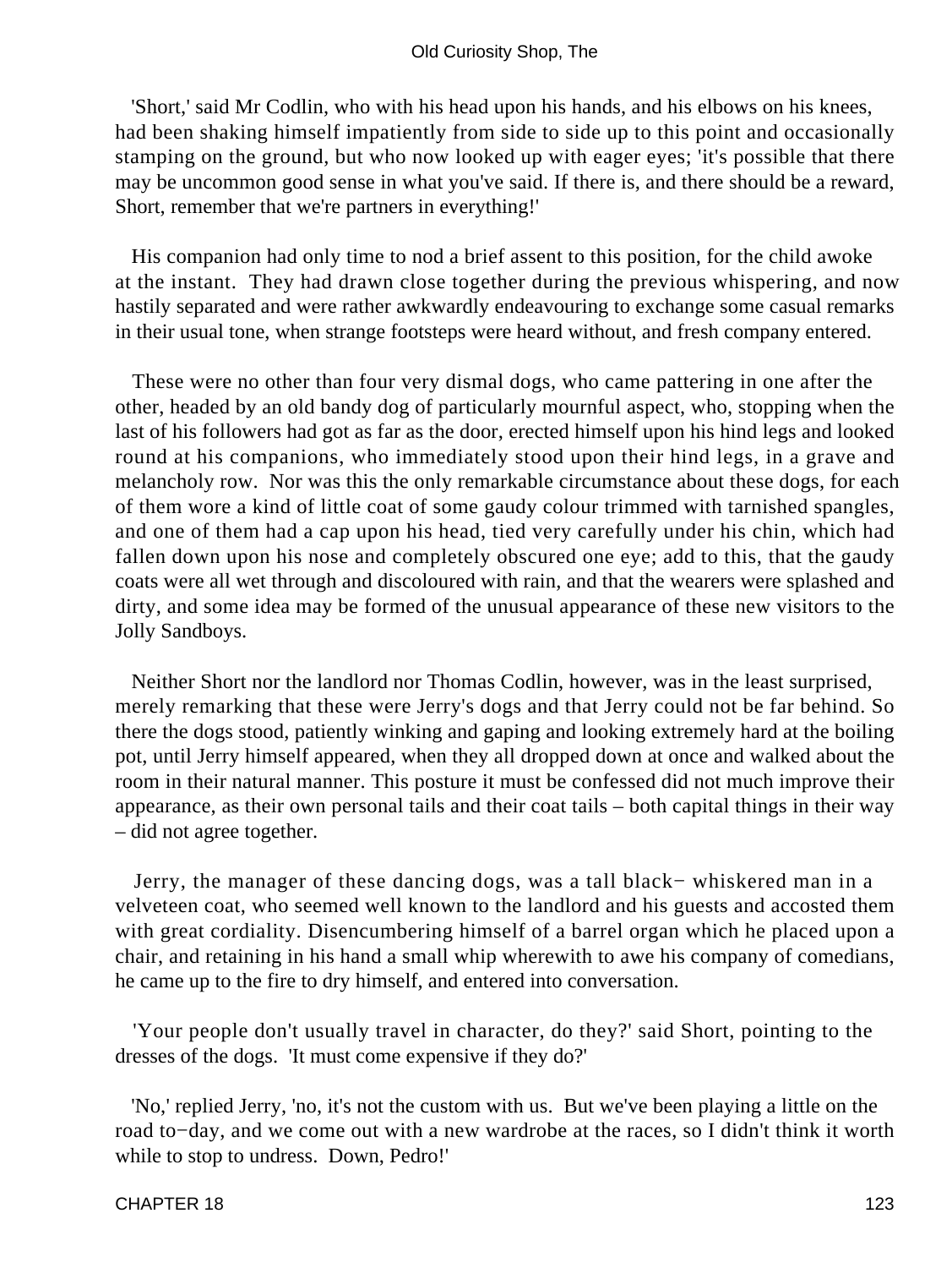'Short,' said Mr Codlin, who with his head upon his hands, and his elbows on his knees, had been shaking himself impatiently from side to side up to this point and occasionally stamping on the ground, but who now looked up with eager eyes; 'it's possible that there may be uncommon good sense in what you've said. If there is, and there should be a reward, Short, remember that we're partners in everything!'

His companion had only time to nod a brief assent to this position, for the child awoke at the instant. They had drawn close together during the previous whispering, and now hastily separated and were rather awkwardly endeavouring to exchange some casual remarks in their usual tone, when strange footsteps were heard without, and fresh company entered.

These were no other than four very dismal dogs, who came pattering in one after the other, headed by an old bandy dog of particularly mournful aspect, who, stopping when the last of his followers had got as far as the door, erected himself upon his hind legs and looked round at his companions, who immediately stood upon their hind legs, in a grave and melancholy row. Nor was this the only remarkable circumstance about these dogs, for each of them wore a kind of little coat of some gaudy colour trimmed with tarnished spangles, and one of them had a cap upon his head, tied very carefully under his chin, which had fallen down upon his nose and completely obscured one eye; add to this, that the gaudy coats were all wet through and discoloured with rain, and that the wearers were splashed and dirty, and some idea may be formed of the unusual appearance of these new visitors to the Jolly Sandboys.

Neither Short nor the landlord nor Thomas Codlin, however, was in the least surprised, merely remarking that these were Jerry's dogs and that Jerry could not be far behind. So there the dogs stood, patiently winking and gaping and looking extremely hard at the boiling pot, until Jerry himself appeared, when they all dropped down at once and walked about the room in their natural manner. This posture it must be confessed did not much improve their appearance, as their own personal tails and their coat tails – both capital things in their way – did not agree together.

Jerry, the manager of these dancing dogs, was a tall black−whiskered man in a velveteen coat, who seemed well known to the landlord and his guests and accosted them with great cordiality. Disencumbering himself of a barrel organ which he placed upon a chair, and retaining in his hand a small whip wherewith to awe his company of comedians, he came up to the fire to dry himself, and entered into conversation.

'Your people don't usually travel in character, do they?' said Short, pointing to the dresses of the dogs. 'It must come expensive if they do?'

'No,' replied Jerry, 'no, it's not the custom with us. But we've been playing a little on the road to−day, and we come out with a new wardrobe at the races, so I didn't think it worth while to stop to undress. Down, Pedro!'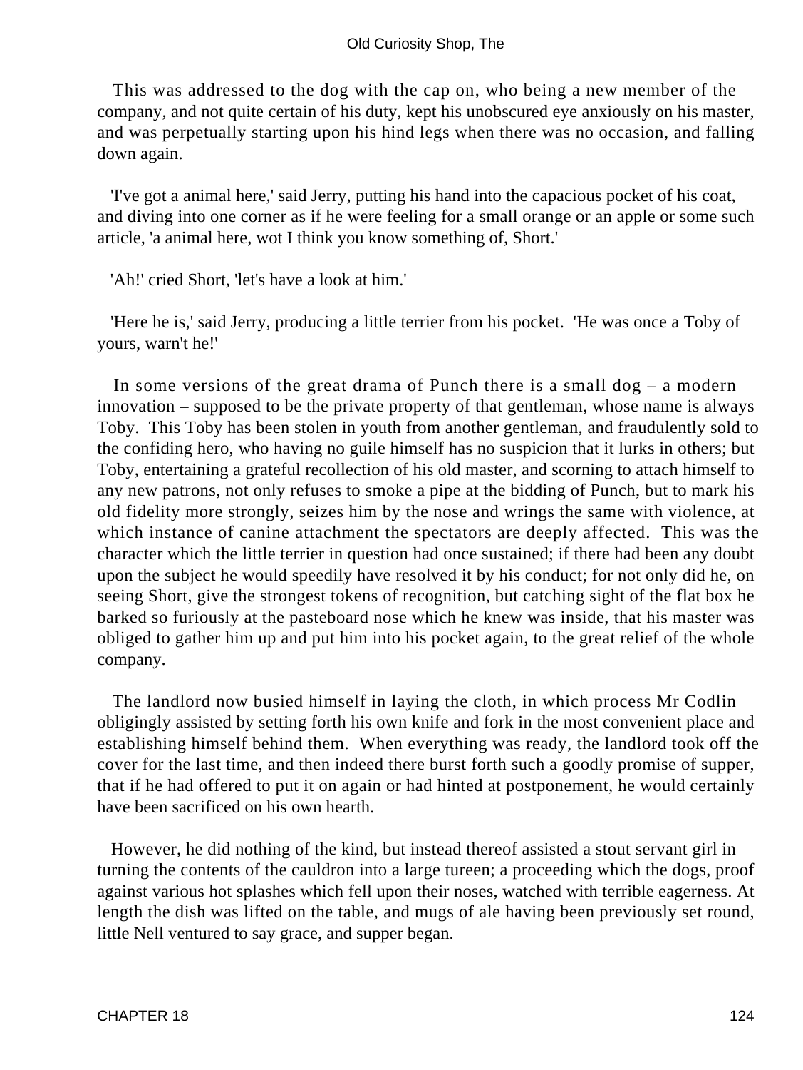This was addressed to the dog with the cap on, who being a new member of the company, and not quite certain of his duty, kept his unobscured eye anxiously on his master, and was perpetually starting upon his hind legs when there was no occasion, and falling down again.

'I've got a animal here,' said Jerry, putting his hand into the capacious pocket of his coat, and diving into one corner as if he were feeling for a small orange or an apple or some such article, 'a animal here, wot I think you know something of, Short.'

'Ah!' cried Short, 'let's have a look at him.'

'Here he is,' said Jerry, producing a little terrier from his pocket. 'He was once a Toby of yours, warn't he!'

In some versions of the great drama of Punch there is a small dog – a modern innovation – supposed to be the private property of that gentleman, whose name is always Toby. This Toby has been stolen in youth from another gentleman, and fraudulently sold to the confiding hero, who having no guile himself has no suspicion that it lurks in others; but Toby, entertaining a grateful recollection of his old master, and scorning to attach himself to any new patrons, not only refuses to smoke a pipe at the bidding of Punch, but to mark his old fidelity more strongly, seizes him by the nose and wrings the same with violence, at which instance of canine attachment the spectators are deeply affected. This was the character which the little terrier in question had once sustained; if there had been any doubt upon the subject he would speedily have resolved it by his conduct; for not only did he, on seeing Short, give the strongest tokens of recognition, but catching sight of the flat box he barked so furiously at the pasteboard nose which he knew was inside, that his master was obliged to gather him up and put him into his pocket again, to the great relief of the whole company.

The landlord now busied himself in laying the cloth, in which process Mr Codlin obligingly assisted by setting forth his own knife and fork in the most convenient place and establishing himself behind them. When everything was ready, the landlord took off the cover for the last time, and then indeed there burst forth such a goodly promise of supper, that if he had offered to put it on again or had hinted at postponement, he would certainly have been sacrificed on his own hearth.

However, he did nothing of the kind, but instead thereof assisted a stout servant girl in turning the contents of the cauldron into a large tureen; a proceeding which the dogs, proof against various hot splashes which fell upon their noses, watched with terrible eagerness. At length the dish was lifted on the table, and mugs of ale having been previously set round, little Nell ventured to say grace, and supper began.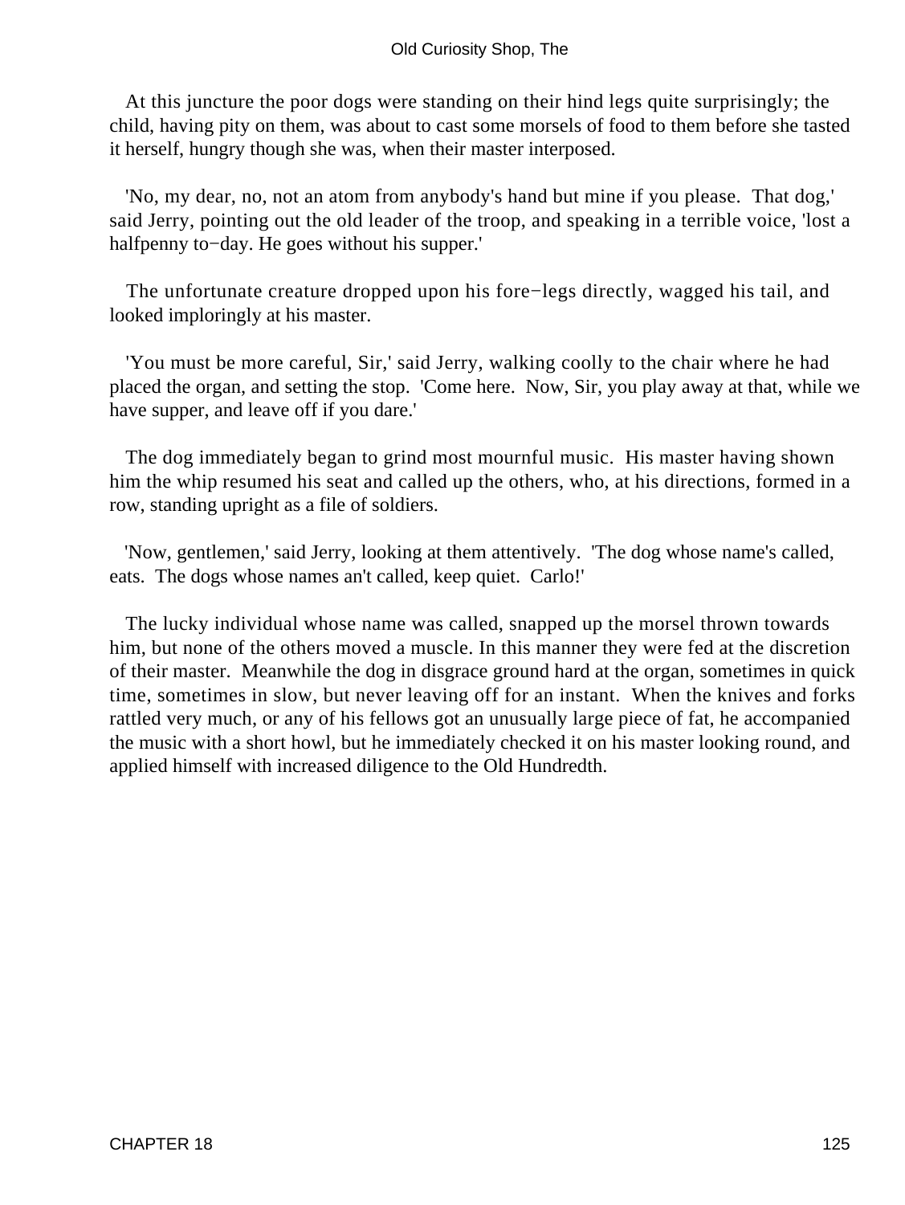At this juncture the poor dogs were standing on their hind legs quite surprisingly; the child, having pity on them, was about to cast some morsels of food to them before she tasted it herself, hungry though she was, when their master interposed.

'No, my dear, no, not an atom from anybody's hand but mine if you please. That dog,' said Jerry, pointing out the old leader of the troop, and speaking in a terrible voice, 'lost a halfpenny to−day. He goes without his supper.'

The unfortunate creature dropped upon his fore−legs directly, wagged his tail, and looked imploringly at his master.

'You must be more careful, Sir,' said Jerry, walking coolly to the chair where he had placed the organ, and setting the stop. 'Come here. Now, Sir, you play away at that, while we have supper, and leave off if you dare.'

The dog immediately began to grind most mournful music. His master having shown him the whip resumed his seat and called up the others, who, at his directions, formed in a row, standing upright as a file of soldiers.

'Now, gentlemen,' said Jerry, looking at them attentively. 'The dog whose name's called, eats. The dogs whose names an't called, keep quiet. Carlo!'

The lucky individual whose name was called, snapped up the morsel thrown towards him, but none of the others moved a muscle. In this manner they were fed at the discretion of their master. Meanwhile the dog in disgrace ground hard at the organ, sometimes in quick time, sometimes in slow, but never leaving off for an instant. When the knives and forks rattled very much, or any of his fellows got an unusually large piece of fat, he accompanied the music with a short howl, but he immediately checked it on his master looking round, and applied himself with increased diligence to the Old Hundredth.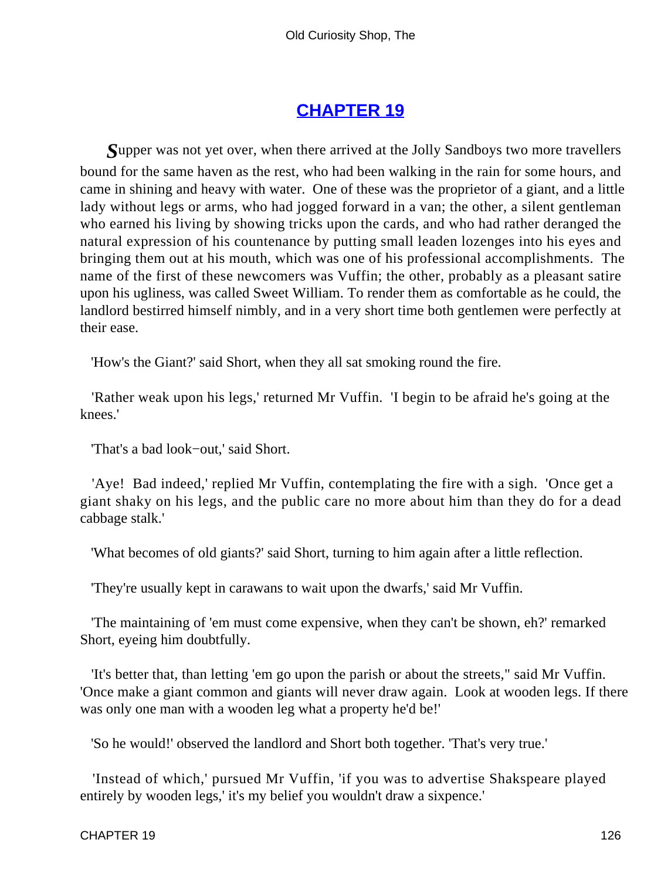# CHAPTER 19

**S**upper was not yet over, when there arrived at the Jolly Sandboys two more travellers bound for the same haven as the rest, who had been walking in the rain for some hours, and came in shining and heavy with water. One of these was the proprietor of a giant, and a little lady without legs or arms, who had jogged forward in a van; the other, a silent gentleman who earned his living by showing tricks upon the cards, and who had rather deranged the natural expression of his countenance by putting small leaden lozenges into his eyes and bringing them out at his mouth, which was one of his professional accomplishments. The name of the first of these newcomers was Vuffin; the other, probably as a pleasant satire upon his ugliness, was called Sweet William. To render them as comfortable as he could, the landlord bestirred himself nimbly, and in a very short time both gentlemen were perfectly at their ease.

'How's the Giant?' said Short, when they all sat smoking round the fire.

'Rather weak upon his legs,' returned Mr Vuffin. 'I begin to be afraid he's going at the knees.'

'That's a bad look−out,' said Short.

'Aye! Bad indeed,' replied Mr Vuffin, contemplating the fire with a sigh. 'Once get a giant shaky on his legs, and the public care no more about him than they do for a dead cabbage stalk.'

'What becomes of old giants?' said Short, turning to him again after a little reflection.

'They're usually kept in carawans to wait upon the dwarfs,' said Mr Vuffin.

'The maintaining of 'em must come expensive, when they can't be shown, eh?' remarked Short, eyeing him doubtfully.

'It's better that, than letting 'em go upon the parish or about the streets," said Mr Vuffin. 'Once make a giant common and giants will never draw again. Look at wooden legs. If there was only one man with a wooden leg what a property he'd be!'

'So he would!' observed the landlord and Short both together. 'That's very true.'

'Instead of which,' pursued Mr Vuffin, 'if you was to advertise Shakspeare played entirely by wooden legs,' it's my belief you wouldn't draw a sixpence.'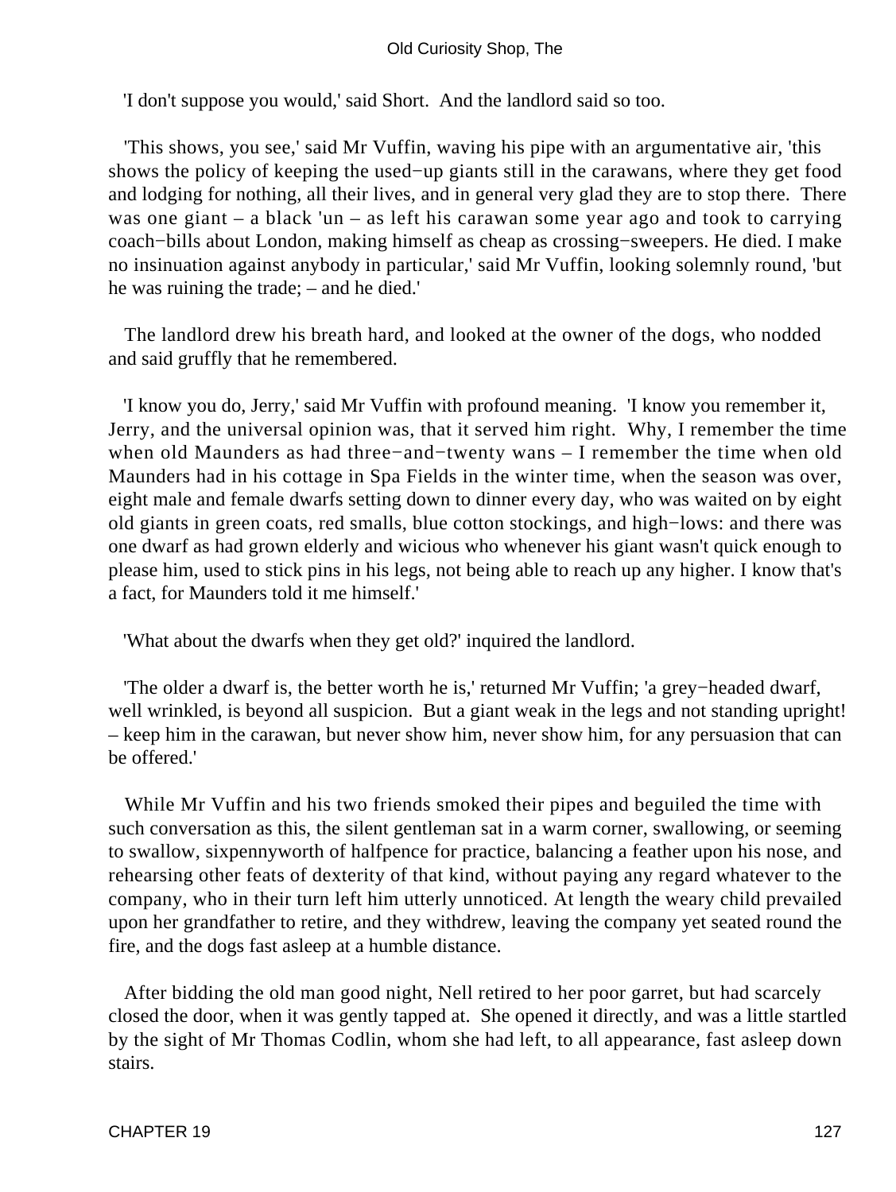'I don't suppose you would,' said Short. And the landlord said so too.

'This shows, you see,' said Mr Vuffin, waving his pipe with an argumentative air, 'this shows the policy of keeping the used−up giants still in the carawans, where they get food and lodging for nothing, all their lives, and in general very glad they are to stop there. There was one giant – a black 'un – as left his carawan some year ago and took to carrying coach−bills about London, making himself as cheap as crossing−sweepers. He died. I make no insinuation against anybody in particular,' said Mr Vuffin, looking solemnly round, 'but he was ruining the trade; – and he died.'

The landlord drew his breath hard, and looked at the owner of the dogs, who nodded and said gruffly that he remembered.

'I know you do, Jerry,' said Mr Vuffin with profound meaning. 'I know you remember it, Jerry, and the universal opinion was, that it served him right. Why, I remember the time when old Maunders as had three−and−twenty wans – I remember the time when old Maunders had in his cottage in Spa Fields in the winter time, when the season was over, eight male and female dwarfs setting down to dinner every day, who was waited on by eight old giants in green coats, red smalls, blue cotton stockings, and high−lows: and there was one dwarf as had grown elderly and wicious who whenever his giant wasn't quick enough to please him, used to stick pins in his legs, not being able to reach up any higher. I know that's a fact, for Maunders told it me himself.'

'What about the dwarfs when they get old?' inquired the landlord.

'The older a dwarf is, the better worth he is,' returned Mr Vuffin; 'a grey−headed dwarf, well wrinkled, is beyond all suspicion. But a giant weak in the legs and not standing upright! – keep him in the carawan, but never show him, never show him, for any persuasion that can be offered.'

While Mr Vuffin and his two friends smoked their pipes and beguiled the time with such conversation as this, the silent gentleman sat in a warm corner, swallowing, or seeming to swallow, sixpennyworth of halfpence for practice, balancing a feather upon his nose, and rehearsing other feats of dexterity of that kind, without paying any regard whatever to the company, who in their turn left him utterly unnoticed. At length the weary child prevailed upon her grandfather to retire, and they withdrew, leaving the company yet seated round the fire, and the dogs fast asleep at a humble distance.

After bidding the old man good night, Nell retired to her poor garret, but had scarcely closed the door, when it was gently tapped at. She opened it directly, and was a little startled by the sight of Mr Thomas Codlin, whom she had left, to all appearance, fast asleep down stairs.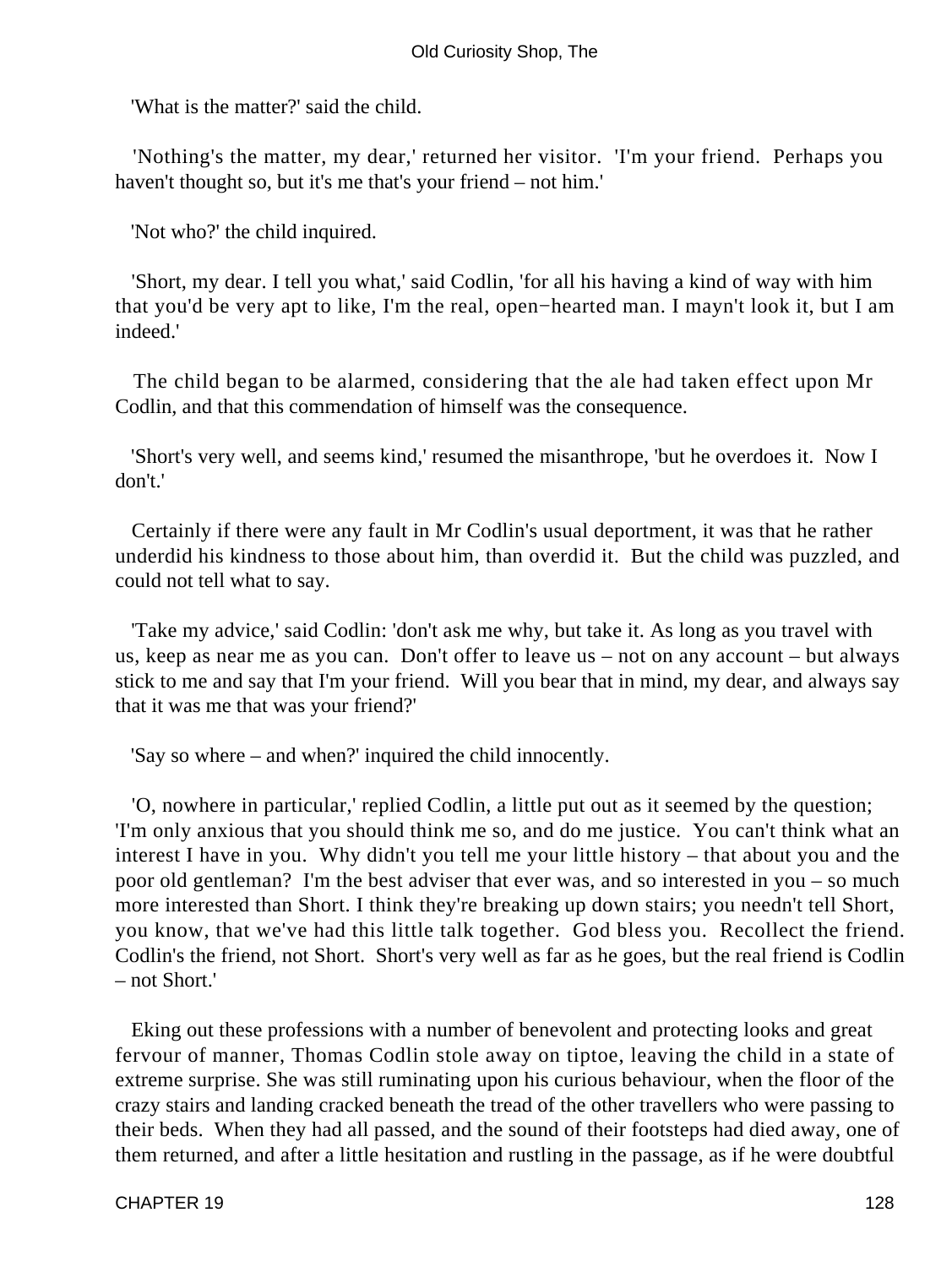'What is the matter?' said the child.

'Nothing's the matter, my dear,' returned her visitor. 'I'm your friend. Perhaps you haven't thought so, but it's me that's your friend – not him.'

'Not who?' the child inquired.

'Short, my dear. I tell you what,' said Codlin, 'for all his having a kind of way with him that you'd be very apt to like, I'm the real, open−hearted man. I mayn't look it, but I am indeed.'

The child began to be alarmed, considering that the ale had taken effect upon Mr Codlin, and that this commendation of himself was the consequence.

'Short's very well, and seems kind,' resumed the misanthrope, 'but he overdoes it. Now I don't.'

Certainly if there were any fault in Mr Codlin's usual deportment, it was that he rather underdid his kindness to those about him, than overdid it. But the child was puzzled, and could not tell what to say.

'Take my advice,' said Codlin: 'don't ask me why, but take it. As long as you travel with us, keep as near me as you can. Don't offer to leave us – not on any account – but always stick to me and say that I'm your friend. Will you bear that in mind, my dear, and always say that it was me that was your friend?'

'Say so where – and when?' inquired the child innocently.

'O, nowhere in particular,' replied Codlin, a little put out as it seemed by the question; 'I'm only anxious that you should think me so, and do me justice. You can't think what an interest I have in you. Why didn't you tell me your little history – that about you and the poor old gentleman? I'm the best adviser that ever was, and so interested in you – so much more interested than Short. I think they're breaking up down stairs; you needn't tell Short, you know, that we've had this little talk together. God bless you. Recollect the friend. Codlin's the friend, not Short. Short's very well as far as he goes, but the real friend is Codlin – not Short.'

Eking out these professions with a number of benevolent and protecting looks and great fervour of manner, Thomas Codlin stole away on tiptoe, leaving the child in a state of extreme surprise. She was still ruminating upon his curious behaviour, when the floor of the crazy stairs and landing cracked beneath the tread of the other travellers who were passing to their beds. When they had all passed, and the sound of their footsteps had died away, one of them returned, and after a little hesitation and rustling in the passage, as if he were doubtful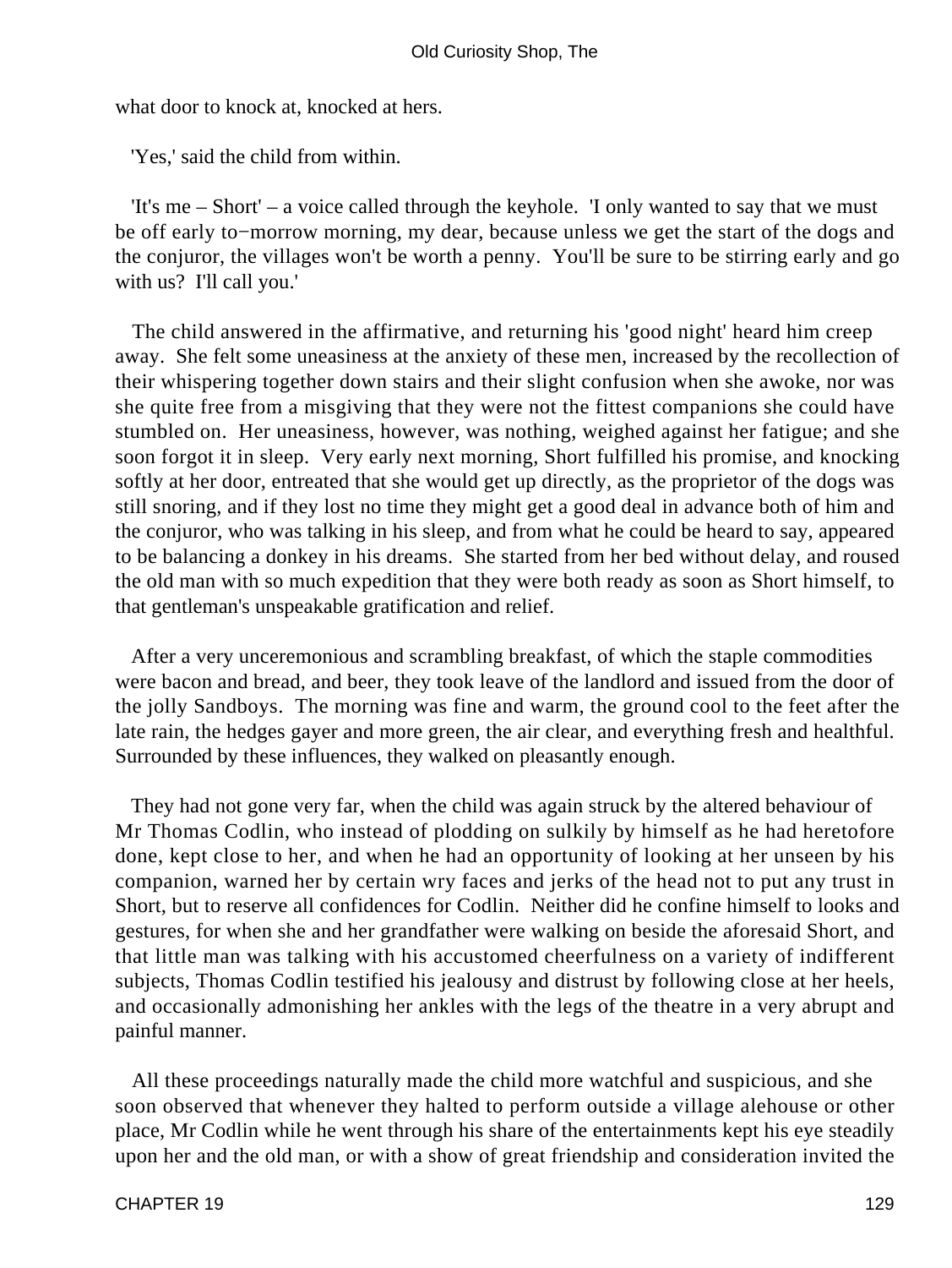what door to knock at, knocked at hers.

'Yes,' said the child from within.

'It's me – Short' – a voice called through the keyhole. 'I only wanted to say that we must be off early to−morrow morning, my dear, because unless we get the start of the dogs and the conjuror, the villages won't be worth a penny. You'll be sure to be stirring early and go with us? I'll call you.'

The child answered in the affirmative, and returning his 'good night' heard him creep away. She felt some uneasiness at the anxiety of these men, increased by the recollection of their whispering together down stairs and their slight confusion when she awoke, nor was she quite free from a misgiving that they were not the fittest companions she could have stumbled on. Her uneasiness, however, was nothing, weighed against her fatigue; and she soon forgot it in sleep. Very early next morning, Short fulfilled his promise, and knocking softly at her door, entreated that she would get up directly, as the proprietor of the dogs was still snoring, and if they lost no time they might get a good deal in advance both of him and the conjuror, who was talking in his sleep, and from what he could be heard to say, appeared to be balancing a donkey in his dreams. She started from her bed without delay, and roused the old man with so much expedition that they were both ready as soon as Short himself, to that gentleman's unspeakable gratification and relief.

After a very unceremonious and scrambling breakfast, of which the staple commodities were bacon and bread, and beer, they took leave of the landlord and issued from the door of the jolly Sandboys. The morning was fine and warm, the ground cool to the feet after the late rain, the hedges gayer and more green, the air clear, and everything fresh and healthful. Surrounded by these influences, they walked on pleasantly enough.

They had not gone very far, when the child was again struck by the altered behaviour of Mr Thomas Codlin, who instead of plodding on sulkily by himself as he had heretofore done, kept close to her, and when he had an opportunity of looking at her unseen by his companion, warned her by certain wry faces and jerks of the head not to put any trust in Short, but to reserve all confidences for Codlin. Neither did he confine himself to looks and gestures, for when she and her grandfather were walking on beside the aforesaid Short, and that little man was talking with his accustomed cheerfulness on a variety of indifferent subjects, Thomas Codlin testified his jealousy and distrust by following close at her heels, and occasionally admonishing her ankles with the legs of the theatre in a very abrupt and painful manner.

All these proceedings naturally made the child more watchful and suspicious, and she soon observed that whenever they halted to perform outside a village alehouse or other place, Mr Codlin while he went through his share of the entertainments kept his eye steadily upon her and the old man, or with a show of great friendship and consideration invited the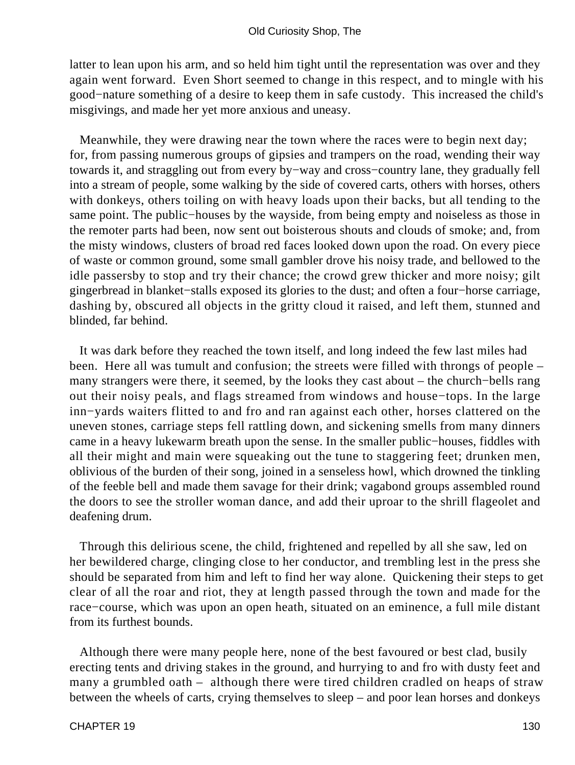latter to lean upon his arm, and so held him tight until the representation was over and they again went forward. Even Short seemed to change in this respect, and to mingle with his good−nature something of a desire to keep them in safe custody. This increased the child's misgivings, and made her yet more anxious and uneasy.

Meanwhile, they were drawing near the town where the races were to begin next day; for, from passing numerous groups of gipsies and trampers on the road, wending their way towards it, and straggling out from every by−way and cross−country lane, they gradually fell into a stream of people, some walking by the side of covered carts, others with horses, others with donkeys, others toiling on with heavy loads upon their backs, but all tending to the same point. The public−houses by the wayside, from being empty and noiseless as those in the remoter parts had been, now sent out boisterous shouts and clouds of smoke; and, from the misty windows, clusters of broad red faces looked down upon the road. On every piece of waste or common ground, some small gambler drove his noisy trade, and bellowed to the idle passersby to stop and try their chance; the crowd grew thicker and more noisy; gilt gingerbread in blanket−stalls exposed its glories to the dust; and often a four−horse carriage, dashing by, obscured all objects in the gritty cloud it raised, and left them, stunned and blinded, far behind.

It was dark before they reached the town itself, and long indeed the few last miles had been. Here all was tumult and confusion; the streets were filled with throngs of people – many strangers were there, it seemed, by the looks they cast about – the church−bells rang out their noisy peals, and flags streamed from windows and house−tops. In the large inn−yards waiters flitted to and fro and ran against each other, horses clattered on the uneven stones, carriage steps fell rattling down, and sickening smells from many dinners came in a heavy lukewarm breath upon the sense. In the smaller public−houses, fiddles with all their might and main were squeaking out the tune to staggering feet; drunken men, oblivious of the burden of their song, joined in a senseless howl, which drowned the tinkling of the feeble bell and made them savage for their drink; vagabond groups assembled round the doors to see the stroller woman dance, and add their uproar to the shrill flageolet and deafening drum.

Through this delirious scene, the child, frightened and repelled by all she saw, led on her bewildered charge, clinging close to her conductor, and trembling lest in the press she should be separated from him and left to find her way alone. Quickening their steps to get clear of all the roar and riot, they at length passed through the town and made for the race−course, which was upon an open heath, situated on an eminence, a full mile distant from its furthest bounds.

Although there were many people here, none of the best favoured or best clad, busily erecting tents and driving stakes in the ground, and hurrying to and fro with dusty feet and many a grumbled oath – although there were tired children cradled on heaps of straw between the wheels of carts, crying themselves to sleep – and poor lean horses and donkeys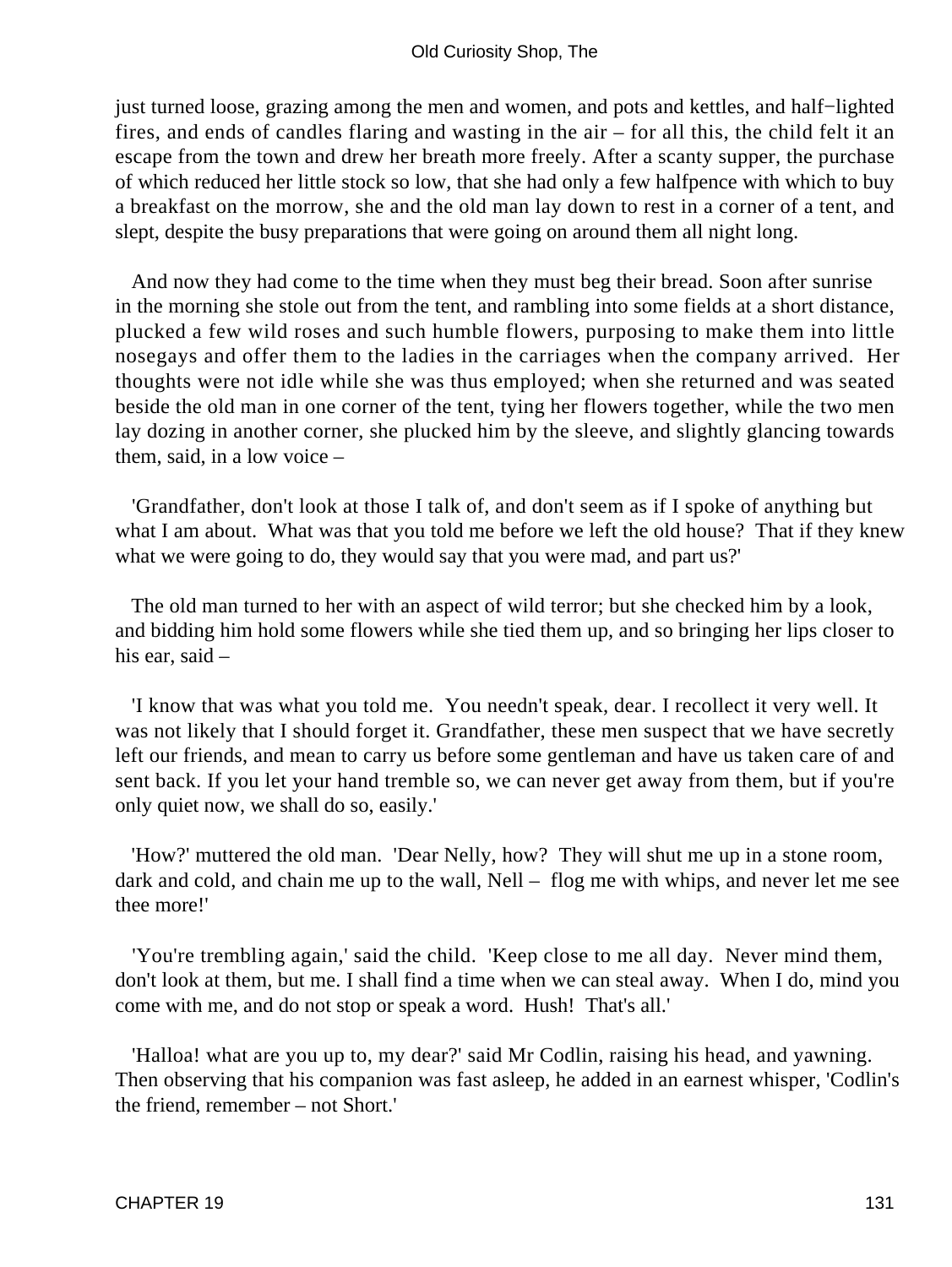just turned loose, grazing among the men and women, and pots and kettles, and half-lighted fires, and ends of candles flaring and wasting in the air – for all this, the child felt it an escape from the town and drew her breath more freely. After a scanty supper, the purchase of which reduced her little stock so low, that she had only a few halfpence with which to buy a breakfast on the morrow, she and the old man lay down to rest in a corner of a tent, and slept, despite the busy preparations that were going on around them all night long.

And now they had come to the time when they must beg their bread. Soon after sunrise in the morning she stole out from the tent, and rambling into some fields at a short distance, plucked a few wild roses and such humble flowers, purposing to make them into little nosegays and offer them to the ladies in the carriages when the company arrived. Her thoughts were not idle while she was thus employed; when she returned and was seated beside the old man in one corner of the tent, tying her flowers together, while the two men lay dozing in another corner, she plucked him by the sleeve, and slightly glancing towards them, said, in a low voice –

'Grandfather, don't look at those I talk of, and don't seem as if I spoke of anything but what I am about. What was that you told me before we left the old house? That if they knew what we were going to do, they would say that you were mad, and part us?'

The old man turned to her with an aspect of wild terror; but she checked him by a look, and bidding him hold some flowers while she tied them up, and so bringing her lips closer to his ear, said –

'I know that was what you told me. You needn't speak, dear. I recollect it very well. It was not likely that I should forget it. Grandfather, these men suspect that we have secretly left our friends, and mean to carry us before some gentleman and have us taken care of and sent back. If you let your hand tremble so, we can never get away from them, but if you're only quiet now, we shall do so, easily.'

'How?' muttered the old man. 'Dear Nelly, how? They will shut me up in a stone room, dark and cold, and chain me up to the wall, Nell – flog me with whips, and never let me see thee more!'

'You're trembling again,' said the child. 'Keep close to me all day. Never mind them, don't look at them, but me. I shall find a time when we can steal away. When I do, mind you come with me, and do not stop or speak a word. Hush! That's all.'

'Halloa! what are you up to, my dear?' said Mr Codlin, raising his head, and yawning. Then observing that his companion was fast asleep, he added in an earnest whisper, 'Codlin's the friend, remember – not Short.'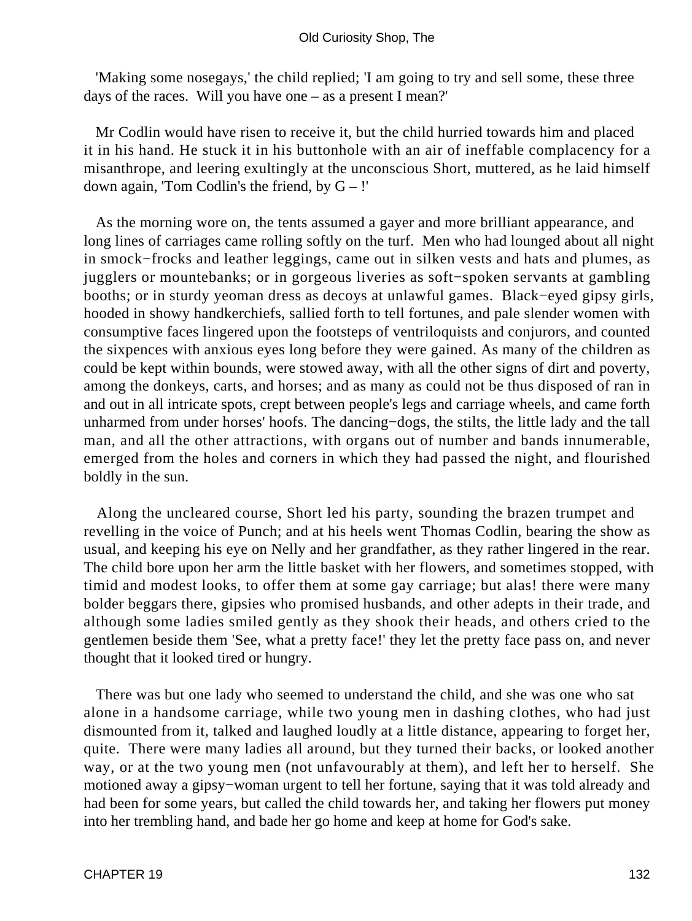'Making some nosegays,' the child replied; 'I am going to try and sell some, these three days of the races. Will you have one – as a present I mean?'

Mr Codlin would have risen to receive it, but the child hurried towards him and placed it in his hand. He stuck it in his buttonhole with an air of ineffable complacency for a misanthrope, and leering exultingly at the unconscious Short, muttered, as he laid himself down again, 'Tom Codlin's the friend, by G – !'

As the morning wore on, the tents assumed a gayer and more brilliant appearance, and long lines of carriages came rolling softly on the turf. Men who had lounged about all night in smock−frocks and leather leggings, came out in silken vests and hats and plumes, as jugglers or mountebanks; or in gorgeous liveries as soft−spoken servants at gambling booths; or in sturdy yeoman dress as decoys at unlawful games. Black−eyed gipsy girls, hooded in showy handkerchiefs, sallied forth to tell fortunes, and pale slender women with consumptive faces lingered upon the footsteps of ventriloquists and conjurors, and counted the sixpences with anxious eyes long before they were gained. As many of the children as could be kept within bounds, were stowed away, with all the other signs of dirt and poverty, among the donkeys, carts, and horses; and as many as could not be thus disposed of ran in and out in all intricate spots, crept between people's legs and carriage wheels, and came forth unharmed from under horses' hoofs. The dancing−dogs, the stilts, the little lady and the tall man, and all the other attractions, with organs out of number and bands innumerable, emerged from the holes and corners in which they had passed the night, and flourished boldly in the sun.

Along the uncleared course, Short led his party, sounding the brazen trumpet and revelling in the voice of Punch; and at his heels went Thomas Codlin, bearing the show as usual, and keeping his eye on Nelly and her grandfather, as they rather lingered in the rear. The child bore upon her arm the little basket with her flowers, and sometimes stopped, with timid and modest looks, to offer them at some gay carriage; but alas! there were many bolder beggars there, gipsies who promised husbands, and other adepts in their trade, and although some ladies smiled gently as they shook their heads, and others cried to the gentlemen beside them 'See, what a pretty face!' they let the pretty face pass on, and never thought that it looked tired or hungry.

There was but one lady who seemed to understand the child, and she was one who sat alone in a handsome carriage, while two young men in dashing clothes, who had just dismounted from it, talked and laughed loudly at a little distance, appearing to forget her, quite. There were many ladies all around, but they turned their backs, or looked another way, or at the two young men (not unfavourably at them), and left her to herself. She motioned away a gipsy−woman urgent to tell her fortune, saying that it was told already and had been for some years, but called the child towards her, and taking her flowers put money into her trembling hand, and bade her go home and keep at home for God's sake.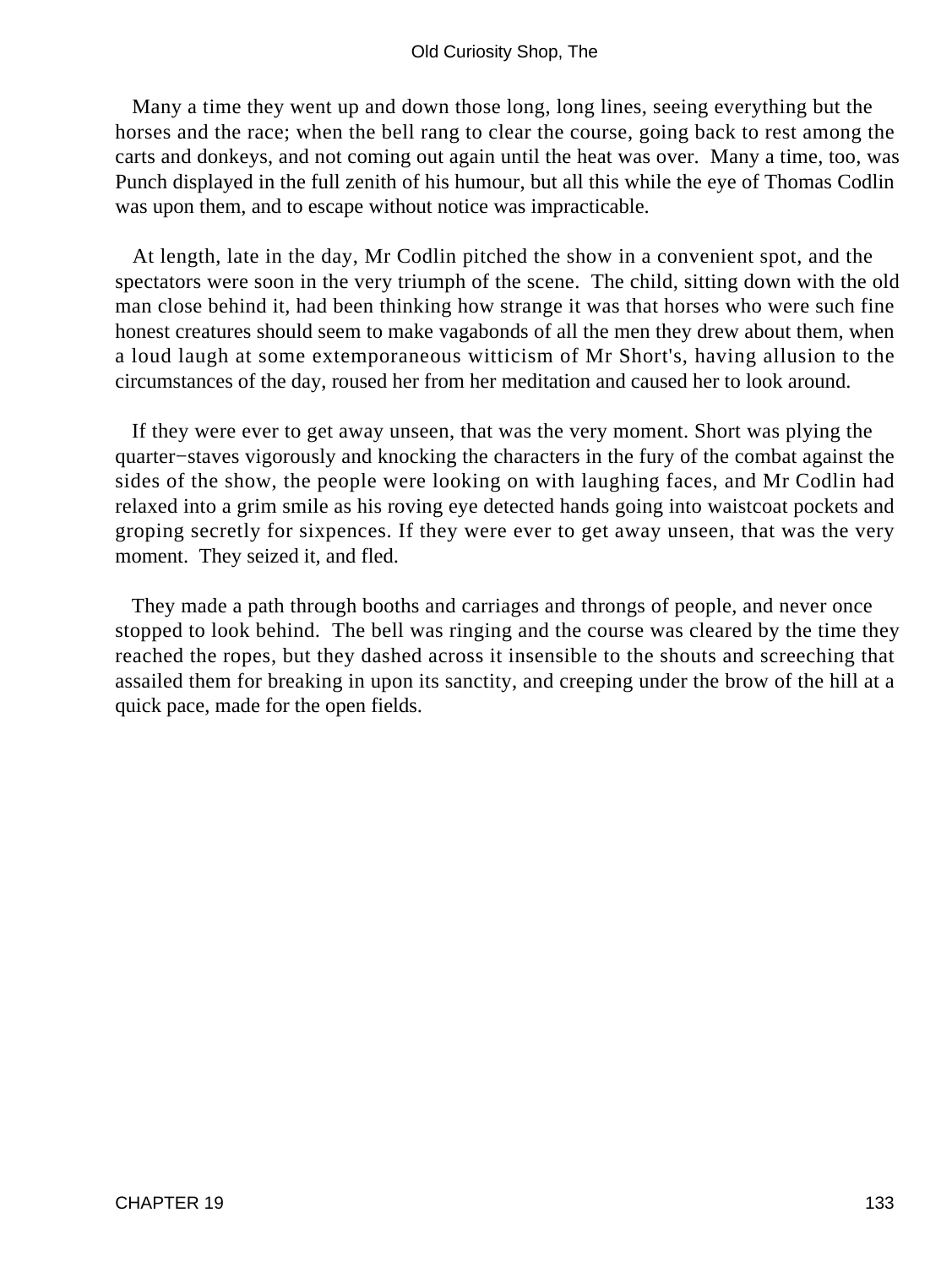Many a time they went up and down those long, long lines, seeing everything but the horses and the race; when the bell rang to clear the course, going back to rest among the carts and donkeys, and not coming out again until the heat was over. Many a time, too, was Punch displayed in the full zenith of his humour, but all this while the eye of Thomas Codlin was upon them, and to escape without notice was impracticable.

At length, late in the day, Mr Codlin pitched the show in a convenient spot, and the spectators were soon in the very triumph of the scene. The child, sitting down with the old man close behind it, had been thinking how strange it was that horses who were such fine honest creatures should seem to make vagabonds of all the men they drew about them, when a loud laugh at some extemporaneous witticism of Mr Short's, having allusion to the circumstances of the day, roused her from her meditation and caused her to look around.

If they were ever to get away unseen, that was the very moment. Short was plying the quarter−staves vigorously and knocking the characters in the fury of the combat against the sides of the show, the people were looking on with laughing faces, and Mr Codlin had relaxed into a grim smile as his roving eye detected hands going into waistcoat pockets and groping secretly for sixpences. If they were ever to get away unseen, that was the very moment. They seized it, and fled.

They made a path through booths and carriages and throngs of people, and never once stopped to look behind. The bell was ringing and the course was cleared by the time they reached the ropes, but they dashed across it insensible to the shouts and screeching that assailed them for breaking in upon its sanctity, and creeping under the brow of the hill at a quick pace, made for the open fields.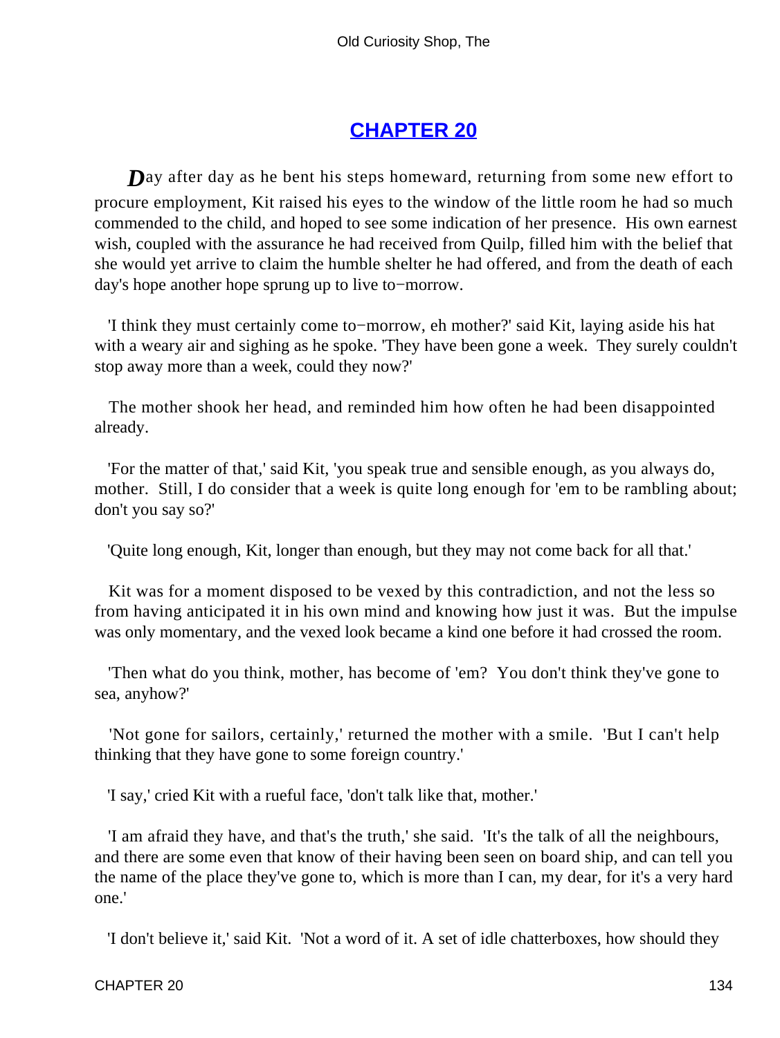## CHAPTER 20

Day after day as he bent his steps homeward, returning from some new effort to procure employment, Kit raised his eyes to the window of the little room he had so much commended to the child, and hoped to see some indication of her presence. His own earnest wish, coupled with the assurance he had received from Quilp, filled him with the belief that she would yet arrive to claim the humble shelter he had offered, and from the death of each day's hope another hope sprung up to live to−morrow.

'I think they must certainly come to−morrow, eh mother?' said Kit, laying aside his hat with a weary air and sighing as he spoke. 'They have been gone a week. They surely couldn't stop away more than a week, could they now?'

The mother shook her head, and reminded him how often he had been disappointed already.

'For the matter of that,' said Kit, 'you speak true and sensible enough, as you always do, mother. Still, I do consider that a week is quite long enough for 'em to be rambling about; don't you say so?'

'Quite long enough, Kit, longer than enough, but they may not come back for all that.'

Kit was for a moment disposed to be vexed by this contradiction, and not the less so from having anticipated it in his own mind and knowing how just it was. But the impulse was only momentary, and the vexed look became a kind one before it had crossed the room.

'Then what do you think, mother, has become of 'em? You don't think they've gone to sea, anyhow?'

'Not gone for sailors, certainly,' returned the mother with a smile. 'But I can't help thinking that they have gone to some foreign country.'

'I say,' cried Kit with a rueful face, 'don't talk like that, mother.'

'I am afraid they have, and that's the truth,' she said. 'It's the talk of all the neighbours, and there are some even that know of their having been seen on board ship, and can tell you the name of the place they've gone to, which is more than I can, my dear, for it's a very hard one.'

'I don't believe it,' said Kit. 'Not a word of it. A set of idle chatterboxes, how should they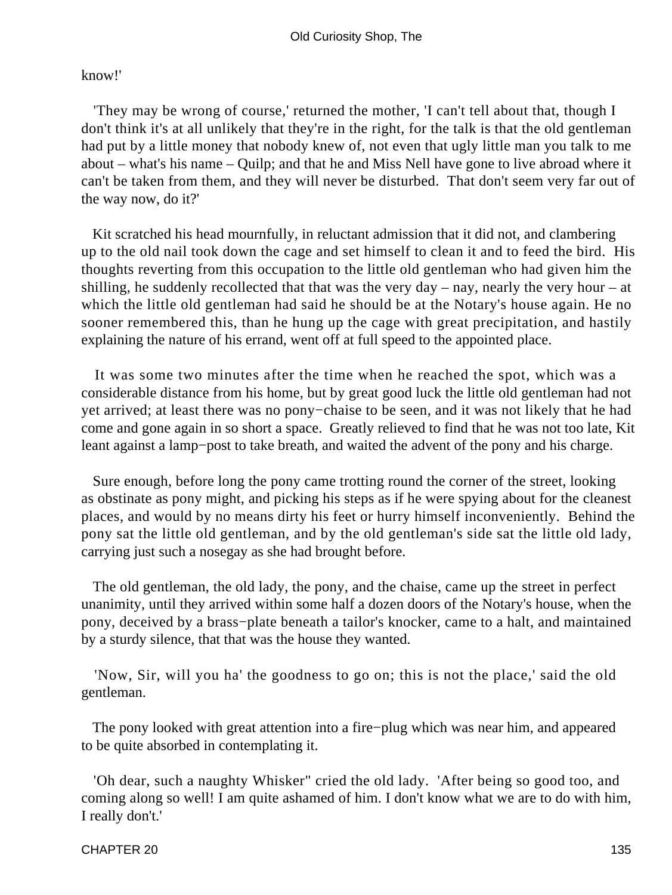know!'

'They may be wrong of course,' returned the mother, 'I can't tell about that, though I don't think it's at all unlikely that they're in the right, for the talk is that the old gentleman had put by a little money that nobody knew of, not even that ugly little man you talk to me about – what's his name – Quilp; and that he and Miss Nell have gone to live abroad where it can't be taken from them, and they will never be disturbed. That don't seem very far out of the way now, do it?'

Kit scratched his head mournfully, in reluctant admission that it did not, and clambering up to the old nail took down the cage and set himself to clean it and to feed the bird. His thoughts reverting from this occupation to the little old gentleman who had given him the shilling, he suddenly recollected that that was the very day – nay, nearly the very hour – at which the little old gentleman had said he should be at the Notary's house again. He no sooner remembered this, than he hung up the cage with great precipitation, and hastily explaining the nature of his errand, went off at full speed to the appointed place.

It was some two minutes after the time when he reached the spot, which was a considerable distance from his home, but by great good luck the little old gentleman had not yet arrived; at least there was no pony−chaise to be seen, and it was not likely that he had come and gone again in so short a space. Greatly relieved to find that he was not too late, Kit leant against a lamp−post to take breath, and waited the advent of the pony and his charge.

Sure enough, before long the pony came trotting round the corner of the street, looking as obstinate as pony might, and picking his steps as if he were spying about for the cleanest places, and would by no means dirty his feet or hurry himself inconveniently. Behind the pony sat the little old gentleman, and by the old gentleman's side sat the little old lady, carrying just such a nosegay as she had brought before.

The old gentleman, the old lady, the pony, and the chaise, came up the street in perfect unanimity, until they arrived within some half a dozen doors of the Notary's house, when the pony, deceived by a brass−plate beneath a tailor's knocker, came to a halt, and maintained by a sturdy silence, that that was the house they wanted.

'Now, Sir, will you ha' the goodness to go on; this is not the place,' said the old gentleman.

The pony looked with great attention into a fire−plug which was near him, and appeared to be quite absorbed in contemplating it.

'Oh dear, such a naughty Whisker" cried the old lady. 'After being so good too, and coming along so well! I am quite ashamed of him. I don't know what we are to do with him, I really don't.'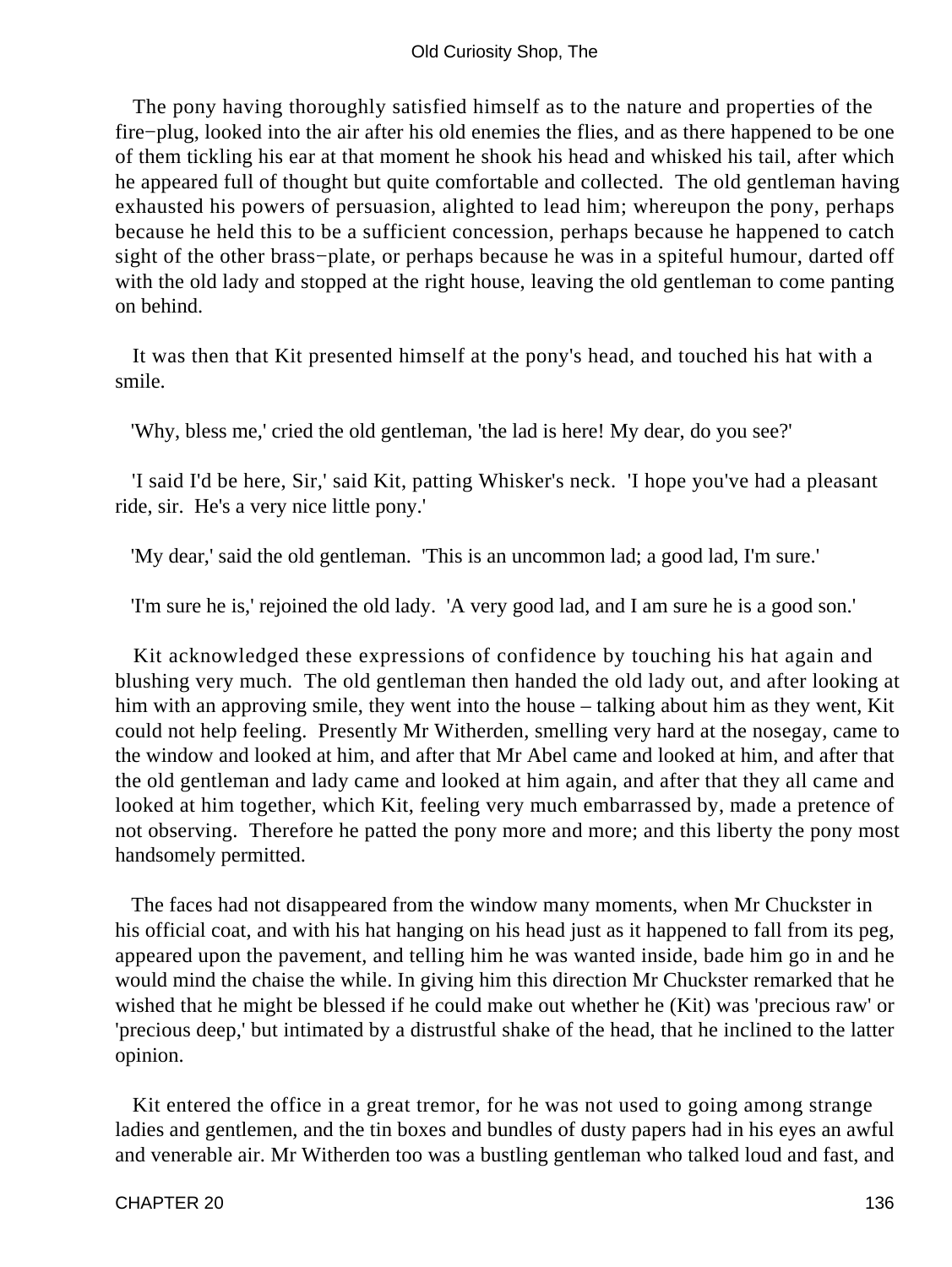The pony having thoroughly satisfied himself as to the nature and properties of the fire−plug, looked into the air after his old enemies the flies, and as there happened to be one of them tickling his ear at that moment he shook his head and whisked his tail, after which he appeared full of thought but quite comfortable and collected. The old gentleman having exhausted his powers of persuasion, alighted to lead him; whereupon the pony, perhaps because he held this to be a sufficient concession, perhaps because he happened to catch sight of the other brass−plate, or perhaps because he was in a spiteful humour, darted off with the old lady and stopped at the right house, leaving the old gentleman to come panting on behind.

It was then that Kit presented himself at the pony's head, and touched his hat with a smile.

'Why, bless me,' cried the old gentleman, 'the lad is here! My dear, do you see?'

'I said I'd be here, Sir,' said Kit, patting Whisker's neck. 'I hope you've had a pleasant ride, sir. He's a very nice little pony.'

'My dear,' said the old gentleman. 'This is an uncommon lad; a good lad, I'm sure.'

'I'm sure he is,' rejoined the old lady. 'A very good lad, and I am sure he is a good son.'

Kit acknowledged these expressions of confidence by touching his hat again and blushing very much. The old gentleman then handed the old lady out, and after looking at him with an approving smile, they went into the house – talking about him as they went, Kit could not help feeling. Presently Mr Witherden, smelling very hard at the nosegay, came to the window and looked at him, and after that Mr Abel came and looked at him, and after that the old gentleman and lady came and looked at him again, and after that they all came and looked at him together, which Kit, feeling very much embarrassed by, made a pretence of not observing. Therefore he patted the pony more and more; and this liberty the pony most handsomely permitted.

The faces had not disappeared from the window many moments, when Mr Chuckster in his official coat, and with his hat hanging on his head just as it happened to fall from its peg, appeared upon the pavement, and telling him he was wanted inside, bade him go in and he would mind the chaise the while. In giving him this direction Mr Chuckster remarked that he wished that he might be blessed if he could make out whether he (Kit) was 'precious raw' or 'precious deep,' but intimated by a distrustful shake of the head, that he inclined to the latter opinion.

Kit entered the office in a great tremor, for he was not used to going among strange ladies and gentlemen, and the tin boxes and bundles of dusty papers had in his eyes an awful and venerable air. Mr Witherden too was a bustling gentleman who talked loud and fast, and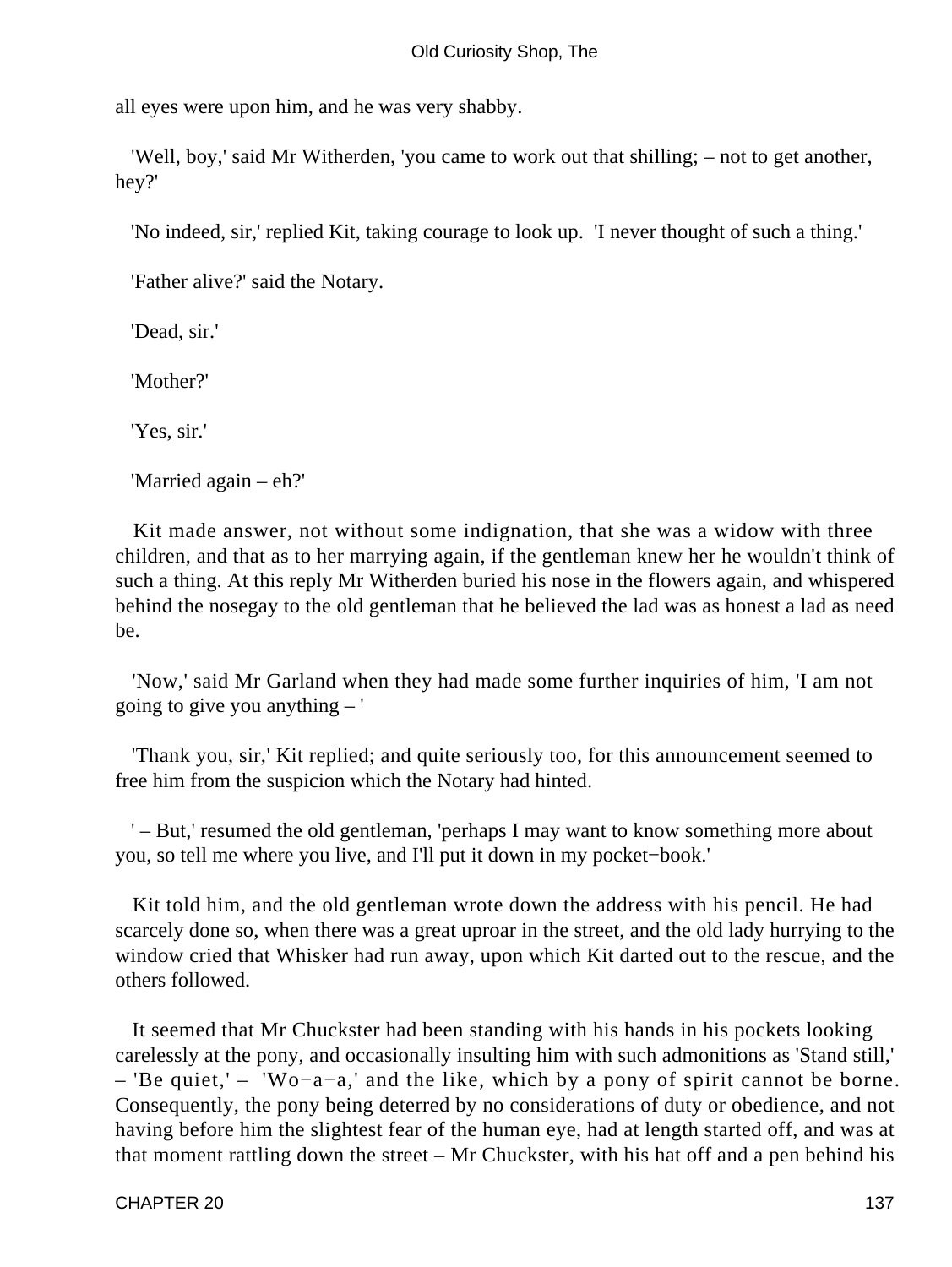all eyes were upon him, and he was very shabby.

'Well, boy,' said Mr Witherden, 'you came to work out that shilling; – not to get another, hey?'

'No indeed, sir,' replied Kit, taking courage to look up. 'I never thought of such a thing.'

'Father alive?' said the Notary.

'Dead, sir.'

'Mother?'

'Yes, sir.'

'Married again – eh?'

Kit made answer, not without some indignation, that she was a widow with three children, and that as to her marrying again, if the gentleman knew her he wouldn't think of such a thing. At this reply Mr Witherden buried his nose in the flowers again, and whispered behind the nosegay to the old gentleman that he believed the lad was as honest a lad as need be.

'Now,' said Mr Garland when they had made some further inquiries of him, 'I am not going to give you anything – '

'Thank you, sir,' Kit replied; and quite seriously too, for this announcement seemed to free him from the suspicion which the Notary had hinted.

' – But,' resumed the old gentleman, 'perhaps I may want to know something more about you, so tell me where you live, and I'll put it down in my pocket−book.'

Kit told him, and the old gentleman wrote down the address with his pencil. He had scarcely done so, when there was a great uproar in the street, and the old lady hurrying to the window cried that Whisker had run away, upon which Kit darted out to the rescue, and the others followed.

It seemed that Mr Chuckster had been standing with his hands in his pockets looking carelessly at the pony, and occasionally insulting him with such admonitions as 'Stand still,' – 'Be quiet,' – 'Wo−a−a,' and the like, which by a pony of spirit cannot be borne. Consequently, the pony being deterred by no considerations of duty or obedience, and not having before him the slightest fear of the human eye, had at length started off, and was at that moment rattling down the street – Mr Chuckster, with his hat off and a pen behind his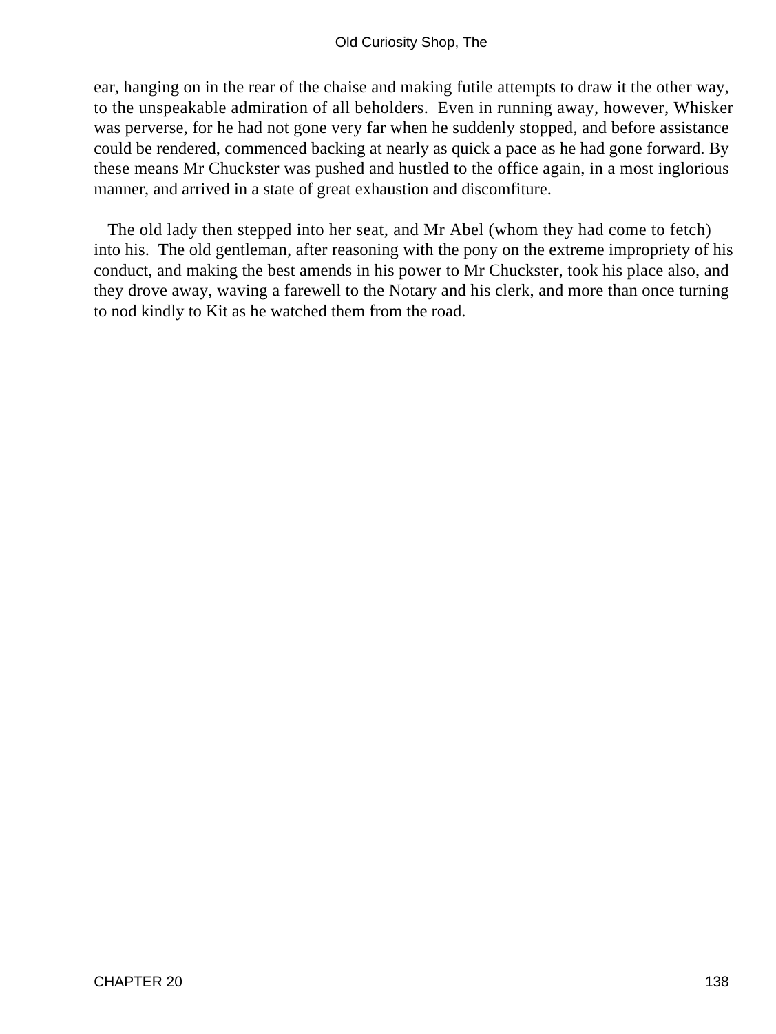ear, hanging on in the rear of the chaise and making futile attempts to draw it the other way, to the unspeakable admiration of all beholders.  Even in running away, however, Whisker was perverse, for he had not gone very far when he suddenly stopped, and before assistance could be rendered, commenced backing at nearly as quick a pace as he had gone forward. By these means Mr Chuckster was pushed and hustled to the office again, in a most inglorious manner, and arrived in a state of great exhaustion and discomfiture.

The old lady then stepped into her seat, and Mr Abel (whom they had come to fetch) into his.  The old gentleman, after reasoning with the pony on the extreme impropriety of his conduct, and making the best amends in his power to Mr Chuckster, took his place also, and they drove away, waving a farewell to the Notary and his clerk, and more than once turning to nod kindly to Kit as he watched them from the road.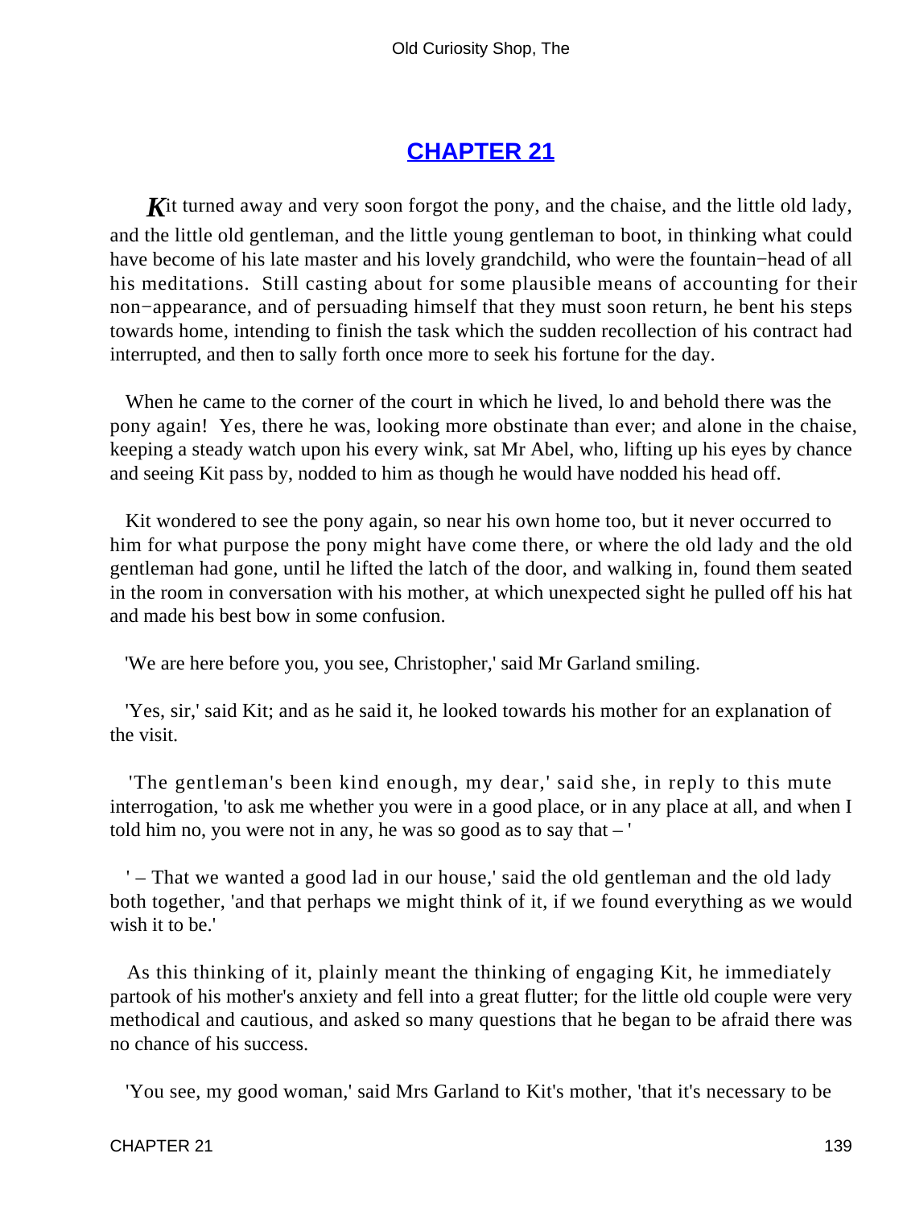## CHAPTER 21

*K*it turned away and very soon forgot the pony, and the chaise, and the little old lady, and the little old gentleman, and the little young gentleman to boot, in thinking what could have become of his late master and his lovely grandchild, who were the fountain−head of all his meditations. Still casting about for some plausible means of accounting for their non−appearance, and of persuading himself that they must soon return, he bent his steps towards home, intending to finish the task which the sudden recollection of his contract had interrupted, and then to sally forth once more to seek his fortune for the day.

When he came to the corner of the court in which he lived, lo and behold there was the pony again! Yes, there he was, looking more obstinate than ever; and alone in the chaise, keeping a steady watch upon his every wink, sat Mr Abel, who, lifting up his eyes by chance and seeing Kit pass by, nodded to him as though he would have nodded his head off.

Kit wondered to see the pony again, so near his own home too, but it never occurred to him for what purpose the pony might have come there, or where the old lady and the old gentleman had gone, until he lifted the latch of the door, and walking in, found them seated in the room in conversation with his mother, at which unexpected sight he pulled off his hat and made his best bow in some confusion.

'We are here before you, you see, Christopher,' said Mr Garland smiling.

'Yes, sir,' said Kit; and as he said it, he looked towards his mother for an explanation of the visit.

'The gentleman's been kind enough, my dear,' said she, in reply to this mute interrogation, 'to ask me whether you were in a good place, or in any place at all, and when I told him no, you were not in any, he was so good as to say that – '

' – That we wanted a good lad in our house,' said the old gentleman and the old lady both together, 'and that perhaps we might think of it, if we found everything as we would wish it to be.'

As this thinking of it, plainly meant the thinking of engaging Kit, he immediately partook of his mother's anxiety and fell into a great flutter; for the little old couple were very methodical and cautious, and asked so many questions that he began to be afraid there was no chance of his success.

'You see, my good woman,' said Mrs Garland to Kit's mother, 'that it's necessary to be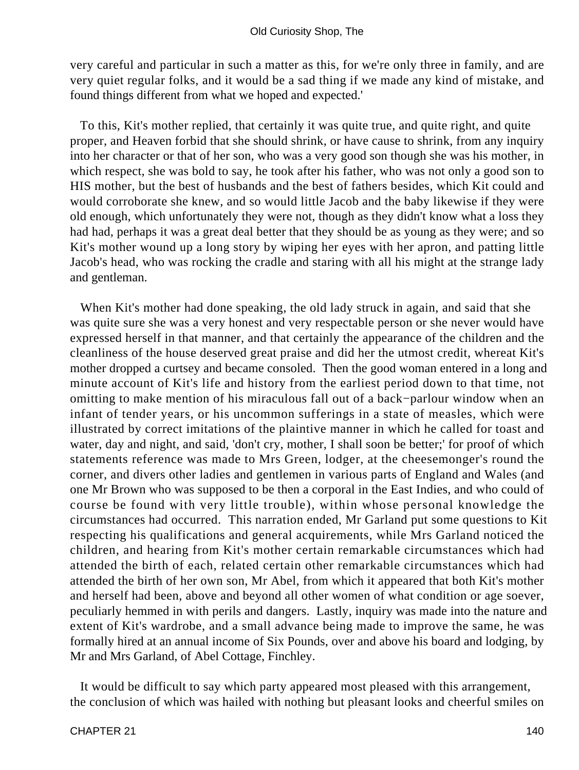very careful and particular in such a matter as this, for we're only three in family, and are very quiet regular folks, and it would be a sad thing if we made any kind of mistake, and found things different from what we hoped and expected.'

To this, Kit's mother replied, that certainly it was quite true, and quite right, and quite proper, and Heaven forbid that she should shrink, or have cause to shrink, from any inquiry into her character or that of her son, who was a very good son though she was his mother, in which respect, she was bold to say, he took after his father, who was not only a good son to HIS mother, but the best of husbands and the best of fathers besides, which Kit could and would corroborate she knew, and so would little Jacob and the baby likewise if they were old enough, which unfortunately they were not, though as they didn't know what a loss they had had, perhaps it was a great deal better that they should be as young as they were; and so Kit's mother wound up a long story by wiping her eyes with her apron, and patting little Jacob's head, who was rocking the cradle and staring with all his might at the strange lady and gentleman.

When Kit's mother had done speaking, the old lady struck in again, and said that she was quite sure she was a very honest and very respectable person or she never would have expressed herself in that manner, and that certainly the appearance of the children and the cleanliness of the house deserved great praise and did her the utmost credit, whereat Kit's mother dropped a curtsey and became consoled. Then the good woman entered in a long and minute account of Kit's life and history from the earliest period down to that time, not omitting to make mention of his miraculous fall out of a back−parlour window when an infant of tender years, or his uncommon sufferings in a state of measles, which were illustrated by correct imitations of the plaintive manner in which he called for toast and water, day and night, and said, 'don't cry, mother, I shall soon be better;' for proof of which statements reference was made to Mrs Green, lodger, at the cheesemonger's round the corner, and divers other ladies and gentlemen in various parts of England and Wales (and one Mr Brown who was supposed to be then a corporal in the East Indies, and who could of course be found with very little trouble), within whose personal knowledge the circumstances had occurred. This narration ended, Mr Garland put some questions to Kit respecting his qualifications and general acquirements, while Mrs Garland noticed the children, and hearing from Kit's mother certain remarkable circumstances which had attended the birth of each, related certain other remarkable circumstances which had attended the birth of her own son, Mr Abel, from which it appeared that both Kit's mother and herself had been, above and beyond all other women of what condition or age soever, peculiarly hemmed in with perils and dangers. Lastly, inquiry was made into the nature and extent of Kit's wardrobe, and a small advance being made to improve the same, he was formally hired at an annual income of Six Pounds, over and above his board and lodging, by Mr and Mrs Garland, of Abel Cottage, Finchley.

It would be difficult to say which party appeared most pleased with this arrangement, the conclusion of which was hailed with nothing but pleasant looks and cheerful smiles on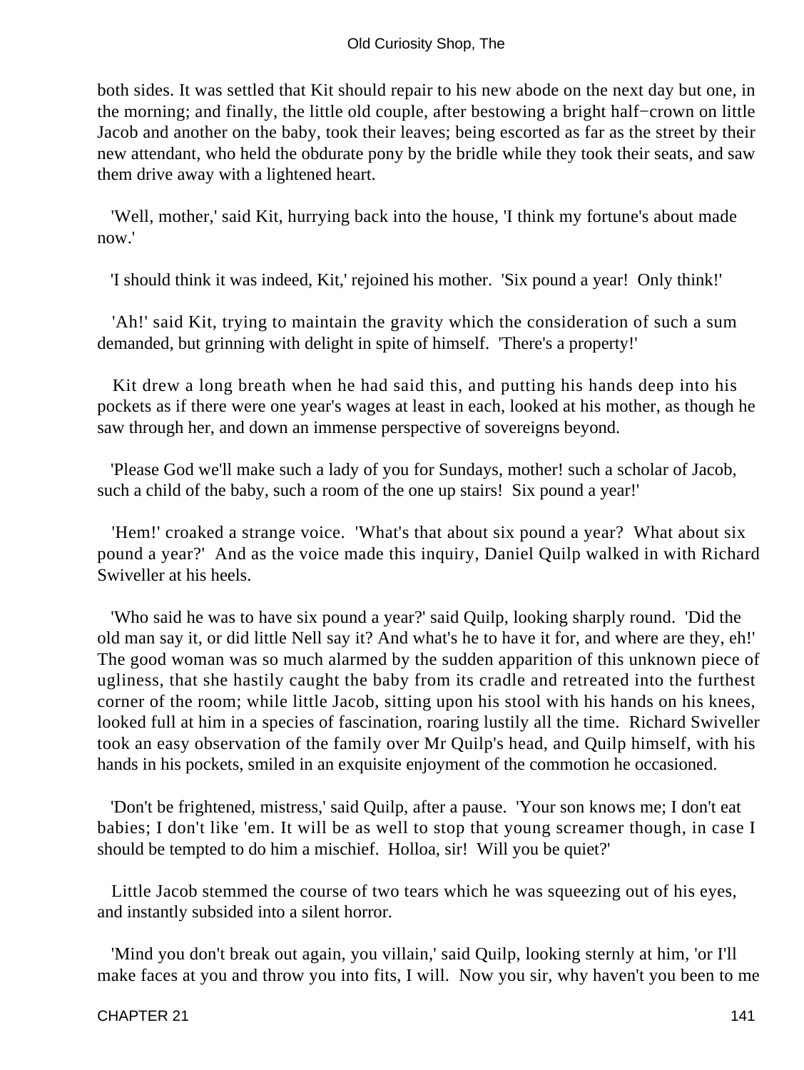both sides. It was settled that Kit should repair to his new abode on the next day but one, in the morning; and finally, the little old couple, after bestowing a bright half−crown on little Jacob and another on the baby, took their leaves; being escorted as far as the street by their new attendant, who held the obdurate pony by the bridle while they took their seats, and saw them drive away with a lightened heart.

'Well, mother,' said Kit, hurrying back into the house, 'I think my fortune's about made now.'

'I should think it was indeed, Kit,' rejoined his mother. 'Six pound a year! Only think!'

'Ah!' said Kit, trying to maintain the gravity which the consideration of such a sum demanded, but grinning with delight in spite of himself. 'There's a property!'

Kit drew a long breath when he had said this, and putting his hands deep into his pockets as if there were one year's wages at least in each, looked at his mother, as though he saw through her, and down an immense perspective of sovereigns beyond.

'Please God we'll make such a lady of you for Sundays, mother! such a scholar of Jacob, such a child of the baby, such a room of the one up stairs! Six pound a year!'

'Hem!' croaked a strange voice. 'What's that about six pound a year? What about six pound a year?' And as the voice made this inquiry, Daniel Quilp walked in with Richard Swiveller at his heels.

'Who said he was to have six pound a year?' said Quilp, looking sharply round. 'Did the old man say it, or did little Nell say it? And what's he to have it for, and where are they, eh!' The good woman was so much alarmed by the sudden apparition of this unknown piece of ugliness, that she hastily caught the baby from its cradle and retreated into the furthest corner of the room; while little Jacob, sitting upon his stool with his hands on his knees, looked full at him in a species of fascination, roaring lustily all the time. Richard Swiveller took an easy observation of the family over Mr Quilp's head, and Quilp himself, with his hands in his pockets, smiled in an exquisite enjoyment of the commotion he occasioned.

'Don't be frightened, mistress,' said Quilp, after a pause. 'Your son knows me; I don't eat babies; I don't like 'em. It will be as well to stop that young screamer though, in case I should be tempted to do him a mischief. Holloa, sir! Will you be quiet?'

Little Jacob stemmed the course of two tears which he was squeezing out of his eyes, and instantly subsided into a silent horror.

'Mind you don't break out again, you villain,' said Quilp, looking sternly at him, 'or I'll make faces at you and throw you into fits, I will. Now you sir, why haven't you been to me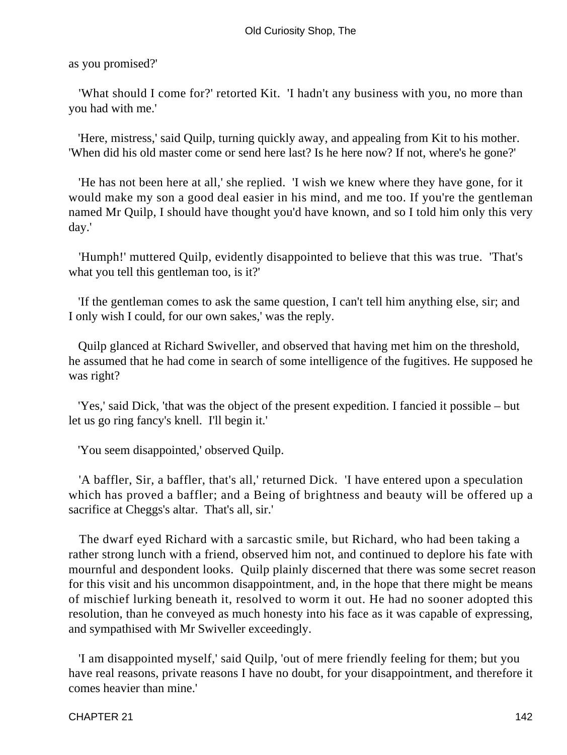as you promised?'

'What should I come for?' retorted Kit. 'I hadn't any business with you, no more than you had with me.'

'Here, mistress,' said Quilp, turning quickly away, and appealing from Kit to his mother. 'When did his old master come or send here last? Is he here now? If not, where's he gone?'

'He has not been here at all,' she replied. 'I wish we knew where they have gone, for it would make my son a good deal easier in his mind, and me too. If you're the gentleman named Mr Quilp, I should have thought you'd have known, and so I told him only this very day.'

'Humph!' muttered Quilp, evidently disappointed to believe that this was true. 'That's what you tell this gentleman too, is it?'

'If the gentleman comes to ask the same question, I can't tell him anything else, sir; and I only wish I could, for our own sakes,' was the reply.

Quilp glanced at Richard Swiveller, and observed that having met him on the threshold, he assumed that he had come in search of some intelligence of the fugitives. He supposed he was right?

'Yes,' said Dick, 'that was the object of the present expedition. I fancied it possible – but let us go ring fancy's knell. I'll begin it.'

'You seem disappointed,' observed Quilp.

'A baffler, Sir, a baffler, that's all,' returned Dick. 'I have entered upon a speculation which has proved a baffler; and a Being of brightness and beauty will be offered up a sacrifice at Cheggs's altar. That's all, sir.'

The dwarf eyed Richard with a sarcastic smile, but Richard, who had been taking a rather strong lunch with a friend, observed him not, and continued to deplore his fate with mournful and despondent looks. Quilp plainly discerned that there was some secret reason for this visit and his uncommon disappointment, and, in the hope that there might be means of mischief lurking beneath it, resolved to worm it out. He had no sooner adopted this resolution, than he conveyed as much honesty into his face as it was capable of expressing, and sympathised with Mr Swiveller exceedingly.

'I am disappointed myself,' said Quilp, 'out of mere friendly feeling for them; but you have real reasons, private reasons I have no doubt, for your disappointment, and therefore it comes heavier than mine.'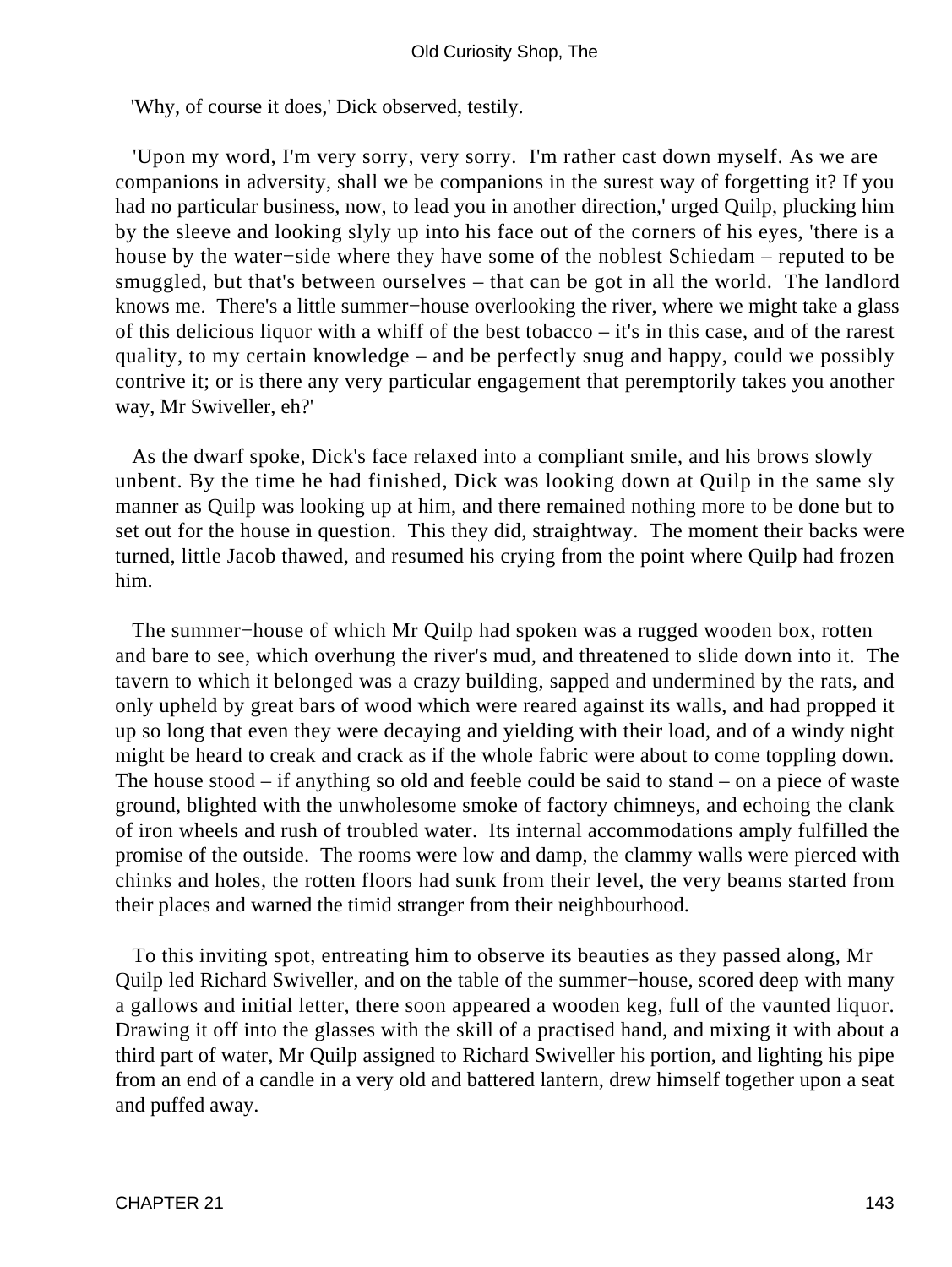'Why, of course it does,' Dick observed, testily.

'Upon my word, I'm very sorry, very sorry. I'm rather cast down myself. As we are companions in adversity, shall we be companions in the surest way of forgetting it? If you had no particular business, now, to lead you in another direction,' urged Quilp, plucking him by the sleeve and looking slyly up into his face out of the corners of his eyes, 'there is a house by the water−side where they have some of the noblest Schiedam – reputed to be smuggled, but that's between ourselves – that can be got in all the world. The landlord knows me. There's a little summer−house overlooking the river, where we might take a glass of this delicious liquor with a whiff of the best tobacco – it's in this case, and of the rarest quality, to my certain knowledge – and be perfectly snug and happy, could we possibly contrive it; or is there any very particular engagement that peremptorily takes you another way, Mr Swiveller, eh?'

As the dwarf spoke, Dick's face relaxed into a compliant smile, and his brows slowly unbent. By the time he had finished, Dick was looking down at Quilp in the same sly manner as Quilp was looking up at him, and there remained nothing more to be done but to set out for the house in question. This they did, straightway. The moment their backs were turned, little Jacob thawed, and resumed his crying from the point where Quilp had frozen him.

The summer−house of which Mr Quilp had spoken was a rugged wooden box, rotten and bare to see, which overhung the river's mud, and threatened to slide down into it. The tavern to which it belonged was a crazy building, sapped and undermined by the rats, and only upheld by great bars of wood which were reared against its walls, and had propped it up so long that even they were decaying and yielding with their load, and of a windy night might be heard to creak and crack as if the whole fabric were about to come toppling down. The house stood – if anything so old and feeble could be said to stand – on a piece of waste ground, blighted with the unwholesome smoke of factory chimneys, and echoing the clank of iron wheels and rush of troubled water. Its internal accommodations amply fulfilled the promise of the outside. The rooms were low and damp, the clammy walls were pierced with chinks and holes, the rotten floors had sunk from their level, the very beams started from their places and warned the timid stranger from their neighbourhood.

To this inviting spot, entreating him to observe its beauties as they passed along, Mr Quilp led Richard Swiveller, and on the table of the summer−house, scored deep with many a gallows and initial letter, there soon appeared a wooden keg, full of the vaunted liquor. Drawing it off into the glasses with the skill of a practised hand, and mixing it with about a third part of water, Mr Quilp assigned to Richard Swiveller his portion, and lighting his pipe from an end of a candle in a very old and battered lantern, drew himself together upon a seat and puffed away.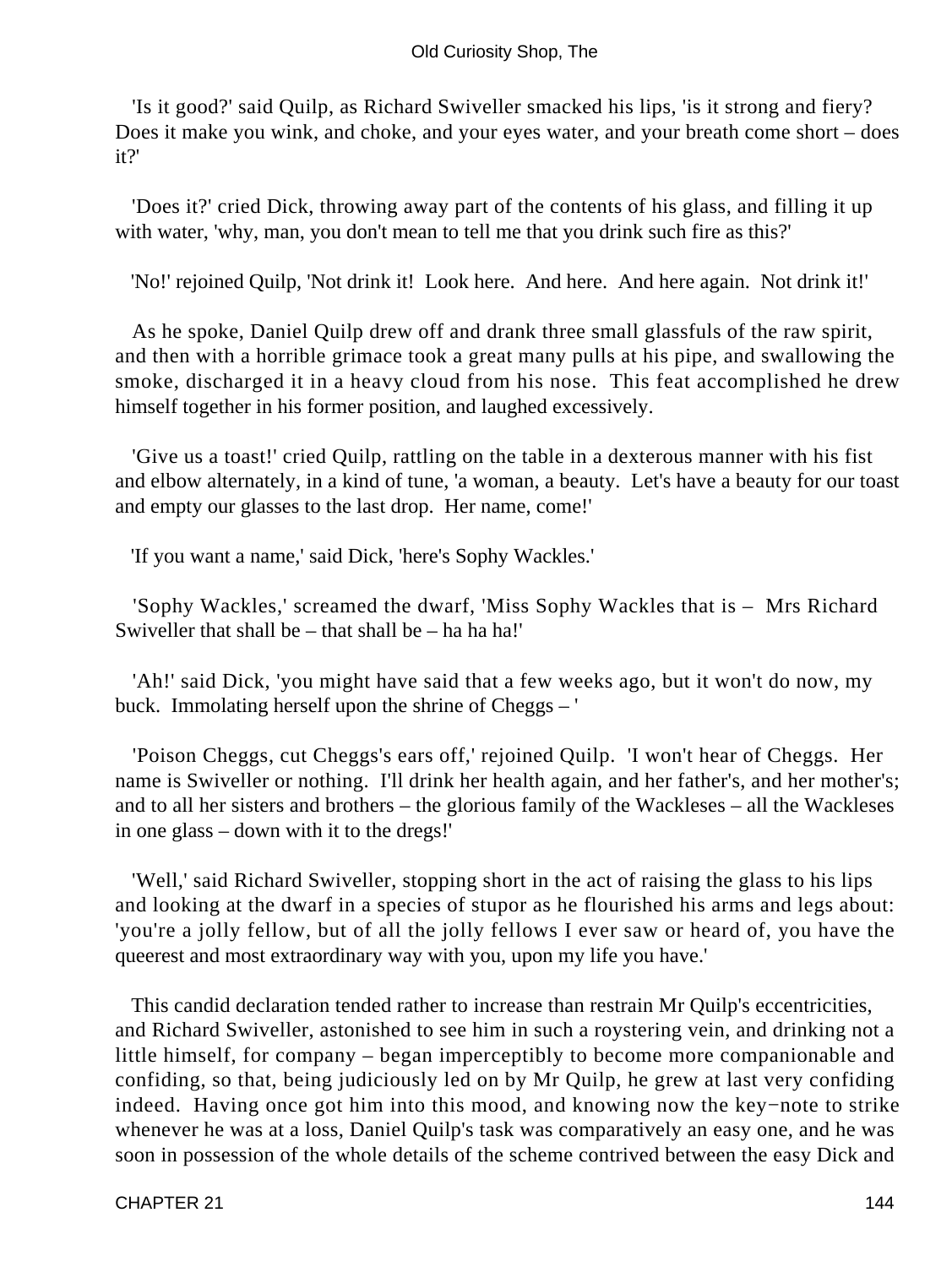'Is it good?' said Quilp, as Richard Swiveller smacked his lips, 'is it strong and fiery? Does it make you wink, and choke, and your eyes water, and your breath come short – does it?'

'Does it?' cried Dick, throwing away part of the contents of his glass, and filling it up with water, 'why, man, you don't mean to tell me that you drink such fire as this?'

'No!' rejoined Quilp, 'Not drink it! Look here. And here. And here again. Not drink it!'

As he spoke, Daniel Quilp drew off and drank three small glassfuls of the raw spirit, and then with a horrible grimace took a great many pulls at his pipe, and swallowing the smoke, discharged it in a heavy cloud from his nose. This feat accomplished he drew himself together in his former position, and laughed excessively.

'Give us a toast!' cried Quilp, rattling on the table in a dexterous manner with his fist and elbow alternately, in a kind of tune, 'a woman, a beauty. Let's have a beauty for our toast and empty our glasses to the last drop. Her name, come!'

'If you want a name,' said Dick, 'here's Sophy Wackles.'

'Sophy Wackles,' screamed the dwarf, 'Miss Sophy Wackles that is – Mrs Richard Swiveller that shall be – that shall be – ha ha ha!'

'Ah!' said Dick, 'you might have said that a few weeks ago, but it won't do now, my buck. Immolating herself upon the shrine of Cheggs – '

'Poison Cheggs, cut Cheggs's ears off,' rejoined Quilp. 'I won't hear of Cheggs. Her name is Swiveller or nothing. I'll drink her health again, and her father's, and her mother's; and to all her sisters and brothers – the glorious family of the Wackleses – all the Wackleses in one glass – down with it to the dregs!'

'Well,' said Richard Swiveller, stopping short in the act of raising the glass to his lips and looking at the dwarf in a species of stupor as he flourished his arms and legs about: 'you're a jolly fellow, but of all the jolly fellows I ever saw or heard of, you have the queerest and most extraordinary way with you, upon my life you have.'

This candid declaration tended rather to increase than restrain Mr Quilp's eccentricities, and Richard Swiveller, astonished to see him in such a roystering vein, and drinking not a little himself, for company – began imperceptibly to become more companionable and confiding, so that, being judiciously led on by Mr Quilp, he grew at last very confiding indeed. Having once got him into this mood, and knowing now the key−note to strike whenever he was at a loss, Daniel Quilp's task was comparatively an easy one, and he was soon in possession of the whole details of the scheme contrived between the easy Dick and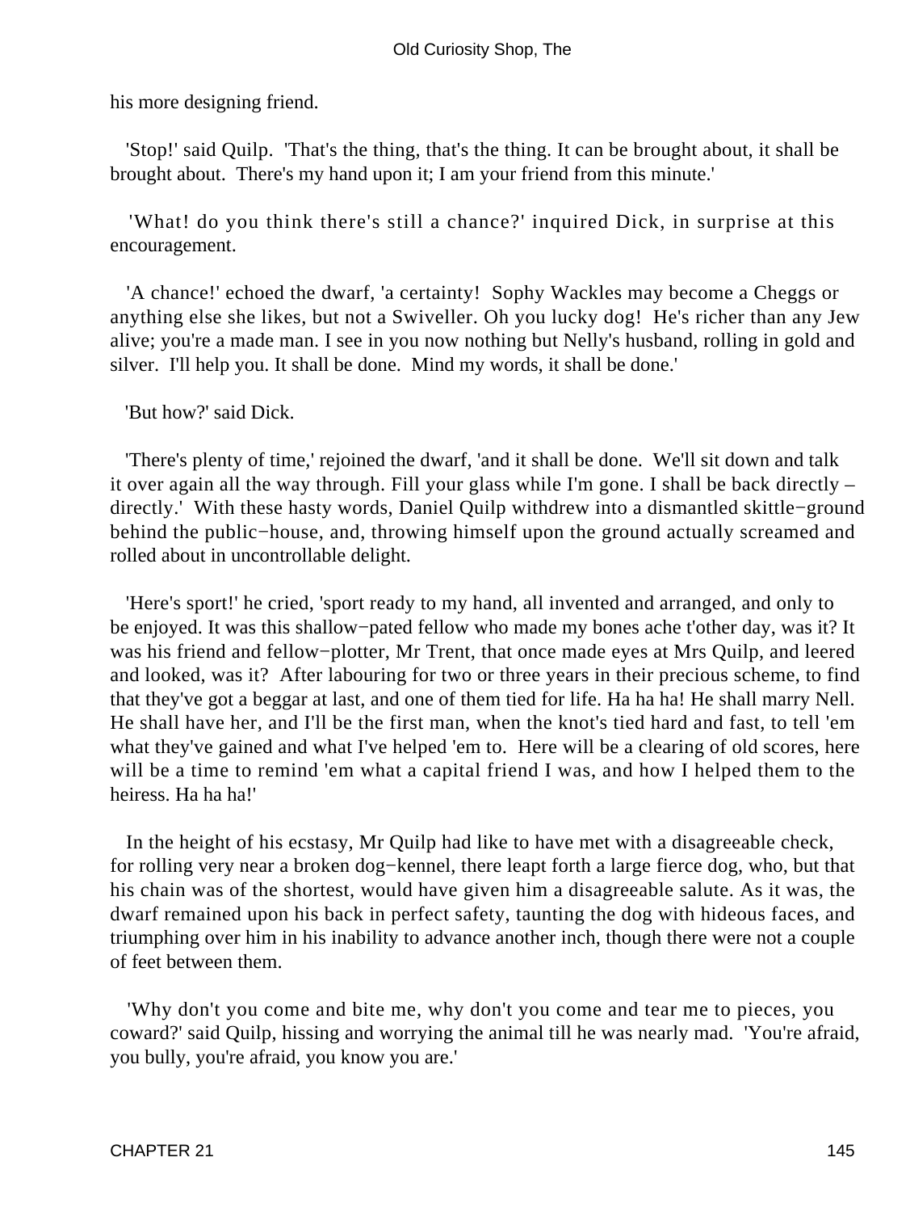his more designing friend.

'Stop!' said Quilp. 'That's the thing, that's the thing. It can be brought about, it shall be brought about. There's my hand upon it; I am your friend from this minute.'

'What! do you think there's still a chance?' inquired Dick, in surprise at this encouragement.

'A chance!' echoed the dwarf, 'a certainty! Sophy Wackles may become a Cheggs or anything else she likes, but not a Swiveller. Oh you lucky dog! He's richer than any Jew alive; you're a made man. I see in you now nothing but Nelly's husband, rolling in gold and silver. I'll help you. It shall be done. Mind my words, it shall be done.'

'But how?' said Dick.

'There's plenty of time,' rejoined the dwarf, 'and it shall be done. We'll sit down and talk it over again all the way through. Fill your glass while I'm gone. I shall be back directly – directly.' With these hasty words, Daniel Quilp withdrew into a dismantled skittle−ground behind the public−house, and, throwing himself upon the ground actually screamed and rolled about in uncontrollable delight.

'Here's sport!' he cried, 'sport ready to my hand, all invented and arranged, and only to be enjoyed. It was this shallow−pated fellow who made my bones ache t'other day, was it? It was his friend and fellow−plotter, Mr Trent, that once made eyes at Mrs Quilp, and leered and looked, was it? After labouring for two or three years in their precious scheme, to find that they've got a beggar at last, and one of them tied for life. Ha ha ha! He shall marry Nell. He shall have her, and I'll be the first man, when the knot's tied hard and fast, to tell 'em what they've gained and what I've helped 'em to. Here will be a clearing of old scores, here will be a time to remind 'em what a capital friend I was, and how I helped them to the heiress. Ha ha ha!'

In the height of his ecstasy, Mr Quilp had like to have met with a disagreeable check, for rolling very near a broken dog−kennel, there leapt forth a large fierce dog, who, but that his chain was of the shortest, would have given him a disagreeable salute. As it was, the dwarf remained upon his back in perfect safety, taunting the dog with hideous faces, and triumphing over him in his inability to advance another inch, though there were not a couple of feet between them.

'Why don't you come and bite me, why don't you come and tear me to pieces, you coward?' said Quilp, hissing and worrying the animal till he was nearly mad. 'You're afraid, you bully, you're afraid, you know you are.'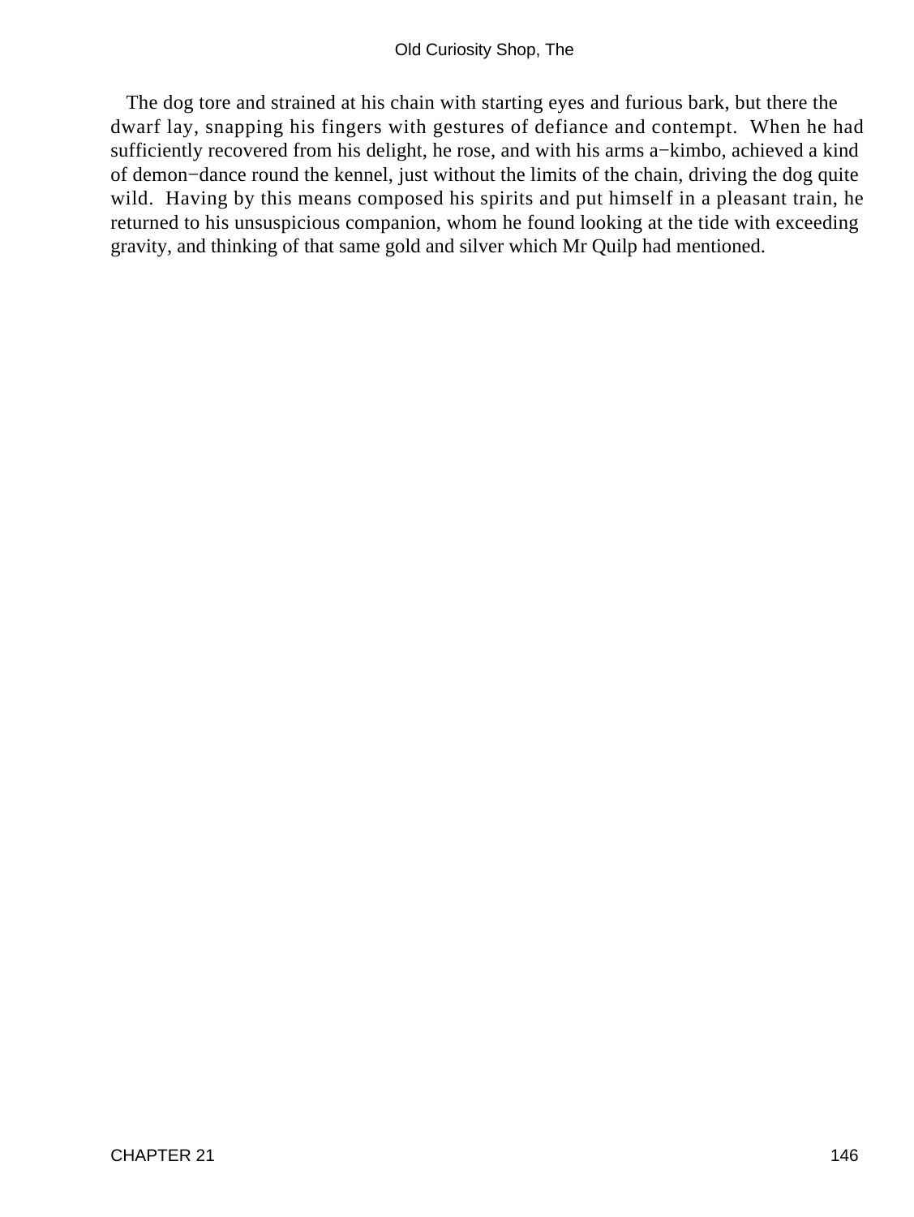The dog tore and strained at his chain with starting eyes and furious bark, but there the dwarf lay, snapping his fingers with gestures of defiance and contempt. When he had sufficiently recovered from his delight, he rose, and with his arms a−kimbo, achieved a kind of demon−dance round the kennel, just without the limits of the chain, driving the dog quite wild. Having by this means composed his spirits and put himself in a pleasant train, he returned to his unsuspicious companion, whom he found looking at the tide with exceeding gravity, and thinking of that same gold and silver which Mr Quilp had mentioned.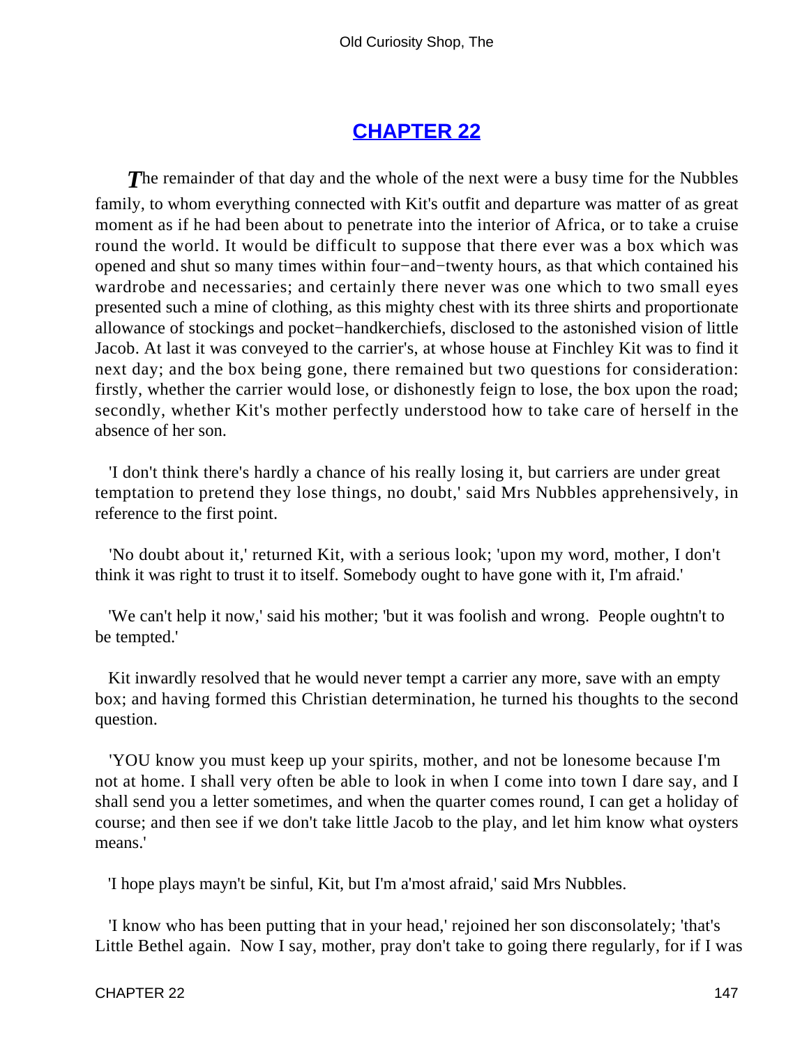## CHAPTER 22

*T*he remainder of that day and the whole of the next were a busy time for the Nubbles family, to whom everything connected with Kit's outfit and departure was matter of as great moment as if he had been about to penetrate into the interior of Africa, or to take a cruise round the world. It would be difficult to suppose that there ever was a box which was opened and shut so many times within four−and−twenty hours, as that which contained his wardrobe and necessaries; and certainly there never was one which to two small eyes presented such a mine of clothing, as this mighty chest with its three shirts and proportionate allowance of stockings and pocket−handkerchiefs, disclosed to the astonished vision of little Jacob. At last it was conveyed to the carrier's, at whose house at Finchley Kit was to find it next day; and the box being gone, there remained but two questions for consideration: firstly, whether the carrier would lose, or dishonestly feign to lose, the box upon the road; secondly, whether Kit's mother perfectly understood how to take care of herself in the absence of her son.

'I don't think there's hardly a chance of his really losing it, but carriers are under great temptation to pretend they lose things, no doubt,' said Mrs Nubbles apprehensively, in reference to the first point.

'No doubt about it,' returned Kit, with a serious look; 'upon my word, mother, I don't think it was right to trust it to itself. Somebody ought to have gone with it, I'm afraid.'

'We can't help it now,' said his mother; 'but it was foolish and wrong. People oughtn't to be tempted.'

Kit inwardly resolved that he would never tempt a carrier any more, save with an empty box; and having formed this Christian determination, he turned his thoughts to the second question.

'YOU know you must keep up your spirits, mother, and not be lonesome because I'm not at home. I shall very often be able to look in when I come into town I dare say, and I shall send you a letter sometimes, and when the quarter comes round, I can get a holiday of course; and then see if we don't take little Jacob to the play, and let him know what oysters means.'

'I hope plays mayn't be sinful, Kit, but I'm a'most afraid,' said Mrs Nubbles.

'I know who has been putting that in your head,' rejoined her son disconsolately; 'that's Little Bethel again. Now I say, mother, pray don't take to going there regularly, for if I was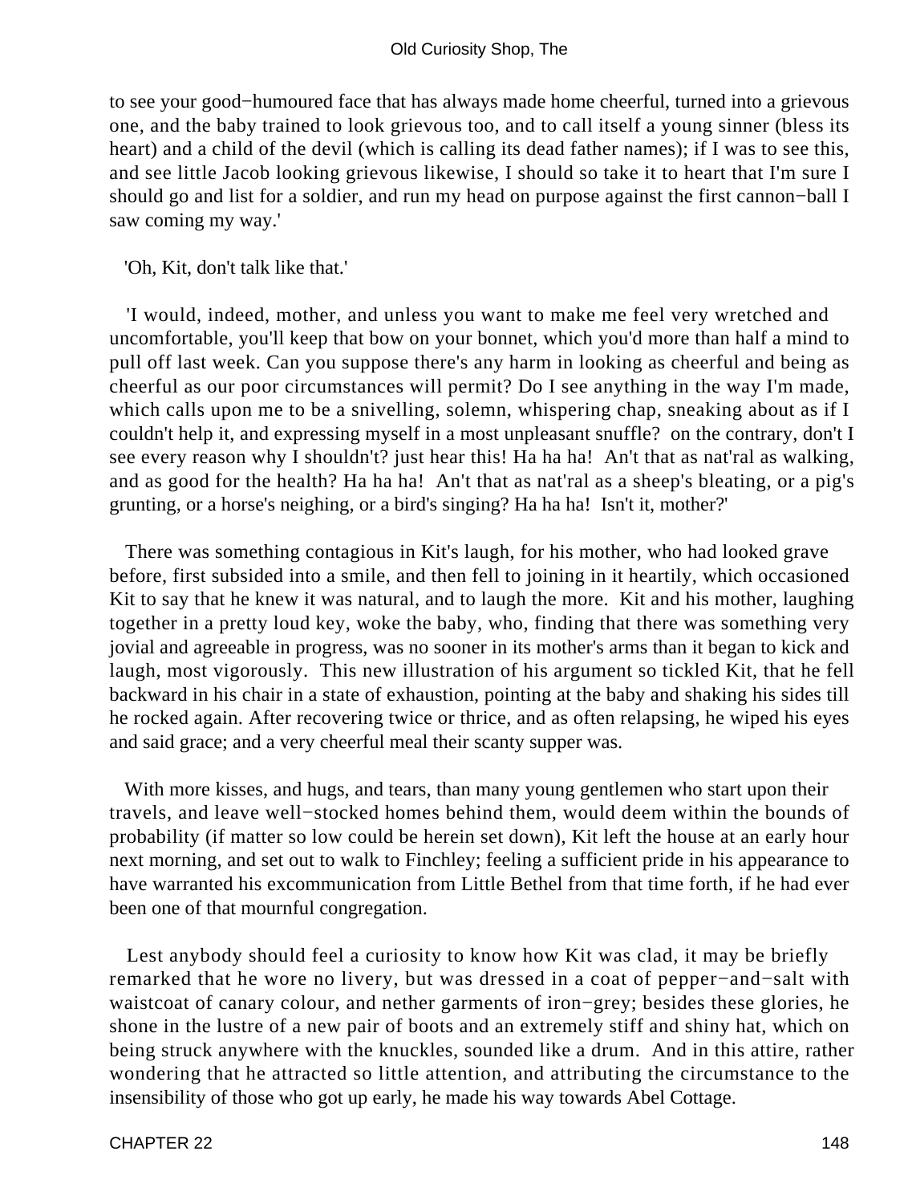to see your good−humoured face that has always made home cheerful, turned into a grievous one, and the baby trained to look grievous too, and to call itself a young sinner (bless its heart) and a child of the devil (which is calling its dead father names); if I was to see this, and see little Jacob looking grievous likewise, I should so take it to heart that I'm sure I should go and list for a soldier, and run my head on purpose against the first cannon−ball I saw coming my way.'

'Oh, Kit, don't talk like that.'

'I would, indeed, mother, and unless you want to make me feel very wretched and uncomfortable, you'll keep that bow on your bonnet, which you'd more than half a mind to pull off last week. Can you suppose there's any harm in looking as cheerful and being as cheerful as our poor circumstances will permit? Do I see anything in the way I'm made, which calls upon me to be a snivelling, solemn, whispering chap, sneaking about as if I couldn't help it, and expressing myself in a most unpleasant snuffle? on the contrary, don't I see every reason why I shouldn't? just hear this! Ha ha ha! An't that as nat'ral as walking, and as good for the health? Ha ha ha! An't that as nat'ral as a sheep's bleating, or a pig's grunting, or a horse's neighing, or a bird's singing? Ha ha ha! Isn't it, mother?'

There was something contagious in Kit's laugh, for his mother, who had looked grave before, first subsided into a smile, and then fell to joining in it heartily, which occasioned Kit to say that he knew it was natural, and to laugh the more. Kit and his mother, laughing together in a pretty loud key, woke the baby, who, finding that there was something very jovial and agreeable in progress, was no sooner in its mother's arms than it began to kick and laugh, most vigorously. This new illustration of his argument so tickled Kit, that he fell backward in his chair in a state of exhaustion, pointing at the baby and shaking his sides till he rocked again. After recovering twice or thrice, and as often relapsing, he wiped his eyes and said grace; and a very cheerful meal their scanty supper was.

With more kisses, and hugs, and tears, than many young gentlemen who start upon their travels, and leave well−stocked homes behind them, would deem within the bounds of probability (if matter so low could be herein set down), Kit left the house at an early hour next morning, and set out to walk to Finchley; feeling a sufficient pride in his appearance to have warranted his excommunication from Little Bethel from that time forth, if he had ever been one of that mournful congregation.

Lest anybody should feel a curiosity to know how Kit was clad, it may be briefly remarked that he wore no livery, but was dressed in a coat of pepper−and−salt with waistcoat of canary colour, and nether garments of iron−grey; besides these glories, he shone in the lustre of a new pair of boots and an extremely stiff and shiny hat, which on being struck anywhere with the knuckles, sounded like a drum. And in this attire, rather wondering that he attracted so little attention, and attributing the circumstance to the insensibility of those who got up early, he made his way towards Abel Cottage.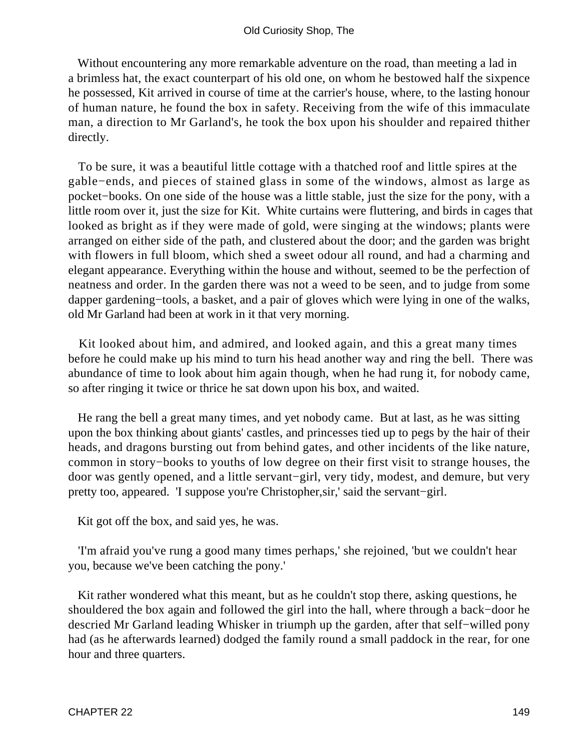Without encountering any more remarkable adventure on the road, than meeting a lad in a brimless hat, the exact counterpart of his old one, on whom he bestowed half the sixpence he possessed, Kit arrived in course of time at the carrier's house, where, to the lasting honour of human nature, he found the box in safety. Receiving from the wife of this immaculate man, a direction to Mr Garland's, he took the box upon his shoulder and repaired thither directly.

To be sure, it was a beautiful little cottage with a thatched roof and little spires at the gable−ends, and pieces of stained glass in some of the windows, almost as large as pocket−books. On one side of the house was a little stable, just the size for the pony, with a little room over it, just the size for Kit. White curtains were fluttering, and birds in cages that looked as bright as if they were made of gold, were singing at the windows; plants were arranged on either side of the path, and clustered about the door; and the garden was bright with flowers in full bloom, which shed a sweet odour all round, and had a charming and elegant appearance. Everything within the house and without, seemed to be the perfection of neatness and order. In the garden there was not a weed to be seen, and to judge from some dapper gardening−tools, a basket, and a pair of gloves which were lying in one of the walks, old Mr Garland had been at work in it that very morning.

Kit looked about him, and admired, and looked again, and this a great many times before he could make up his mind to turn his head another way and ring the bell. There was abundance of time to look about him again though, when he had rung it, for nobody came, so after ringing it twice or thrice he sat down upon his box, and waited.

He rang the bell a great many times, and yet nobody came. But at last, as he was sitting upon the box thinking about giants' castles, and princesses tied up to pegs by the hair of their heads, and dragons bursting out from behind gates, and other incidents of the like nature, common in story−books to youths of low degree on their first visit to strange houses, the door was gently opened, and a little servant−girl, very tidy, modest, and demure, but very pretty too, appeared. 'I suppose you're Christopher,sir,' said the servant−girl.

Kit got off the box, and said yes, he was.

'I'm afraid you've rung a good many times perhaps,' she rejoined, 'but we couldn't hear you, because we've been catching the pony.'

Kit rather wondered what this meant, but as he couldn't stop there, asking questions, he shouldered the box again and followed the girl into the hall, where through a back−door he descried Mr Garland leading Whisker in triumph up the garden, after that self−willed pony had (as he afterwards learned) dodged the family round a small paddock in the rear, for one hour and three quarters.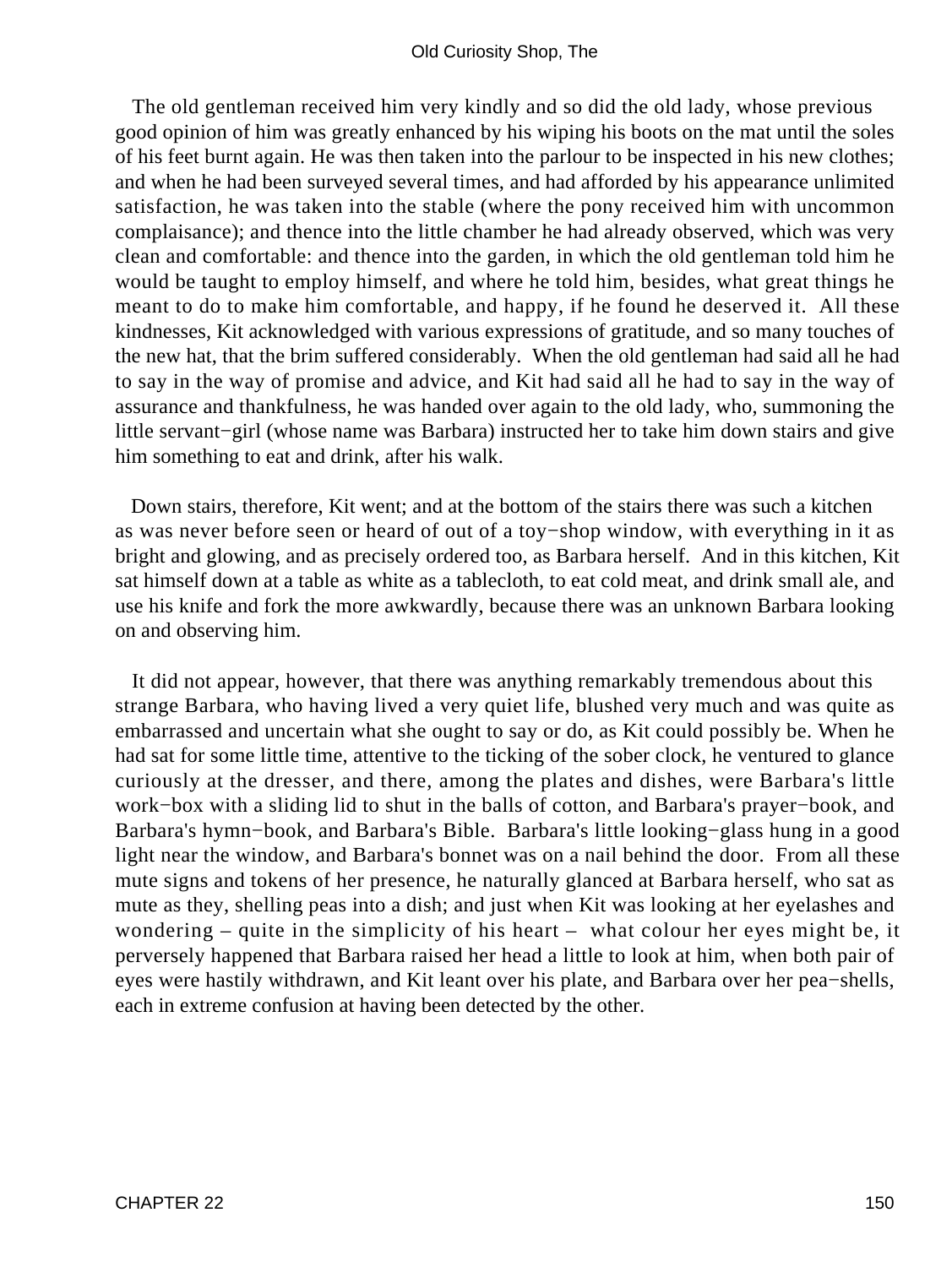The old gentleman received him very kindly and so did the old lady, whose previous good opinion of him was greatly enhanced by his wiping his boots on the mat until the soles of his feet burnt again. He was then taken into the parlour to be inspected in his new clothes; and when he had been surveyed several times, and had afforded by his appearance unlimited satisfaction, he was taken into the stable (where the pony received him with uncommon complaisance); and thence into the little chamber he had already observed, which was very clean and comfortable: and thence into the garden, in which the old gentleman told him he would be taught to employ himself, and where he told him, besides, what great things he meant to do to make him comfortable, and happy, if he found he deserved it. All these kindnesses, Kit acknowledged with various expressions of gratitude, and so many touches of the new hat, that the brim suffered considerably. When the old gentleman had said all he had to say in the way of promise and advice, and Kit had said all he had to say in the way of assurance and thankfulness, he was handed over again to the old lady, who, summoning the little servant−girl (whose name was Barbara) instructed her to take him down stairs and give him something to eat and drink, after his walk.

Down stairs, therefore, Kit went; and at the bottom of the stairs there was such a kitchen as was never before seen or heard of out of a toy−shop window, with everything in it as bright and glowing, and as precisely ordered too, as Barbara herself. And in this kitchen, Kit sat himself down at a table as white as a tablecloth, to eat cold meat, and drink small ale, and use his knife and fork the more awkwardly, because there was an unknown Barbara looking on and observing him.

It did not appear, however, that there was anything remarkably tremendous about this strange Barbara, who having lived a very quiet life, blushed very much and was quite as embarrassed and uncertain what she ought to say or do, as Kit could possibly be. When he had sat for some little time, attentive to the ticking of the sober clock, he ventured to glance curiously at the dresser, and there, among the plates and dishes, were Barbara's little work−box with a sliding lid to shut in the balls of cotton, and Barbara's prayer−book, and Barbara's hymn−book, and Barbara's Bible. Barbara's little looking−glass hung in a good light near the window, and Barbara's bonnet was on a nail behind the door. From all these mute signs and tokens of her presence, he naturally glanced at Barbara herself, who sat as mute as they, shelling peas into a dish; and just when Kit was looking at her eyelashes and wondering – quite in the simplicity of his heart – what colour her eyes might be, it perversely happened that Barbara raised her head a little to look at him, when both pair of eyes were hastily withdrawn, and Kit leant over his plate, and Barbara over her pea−shells, each in extreme confusion at having been detected by the other.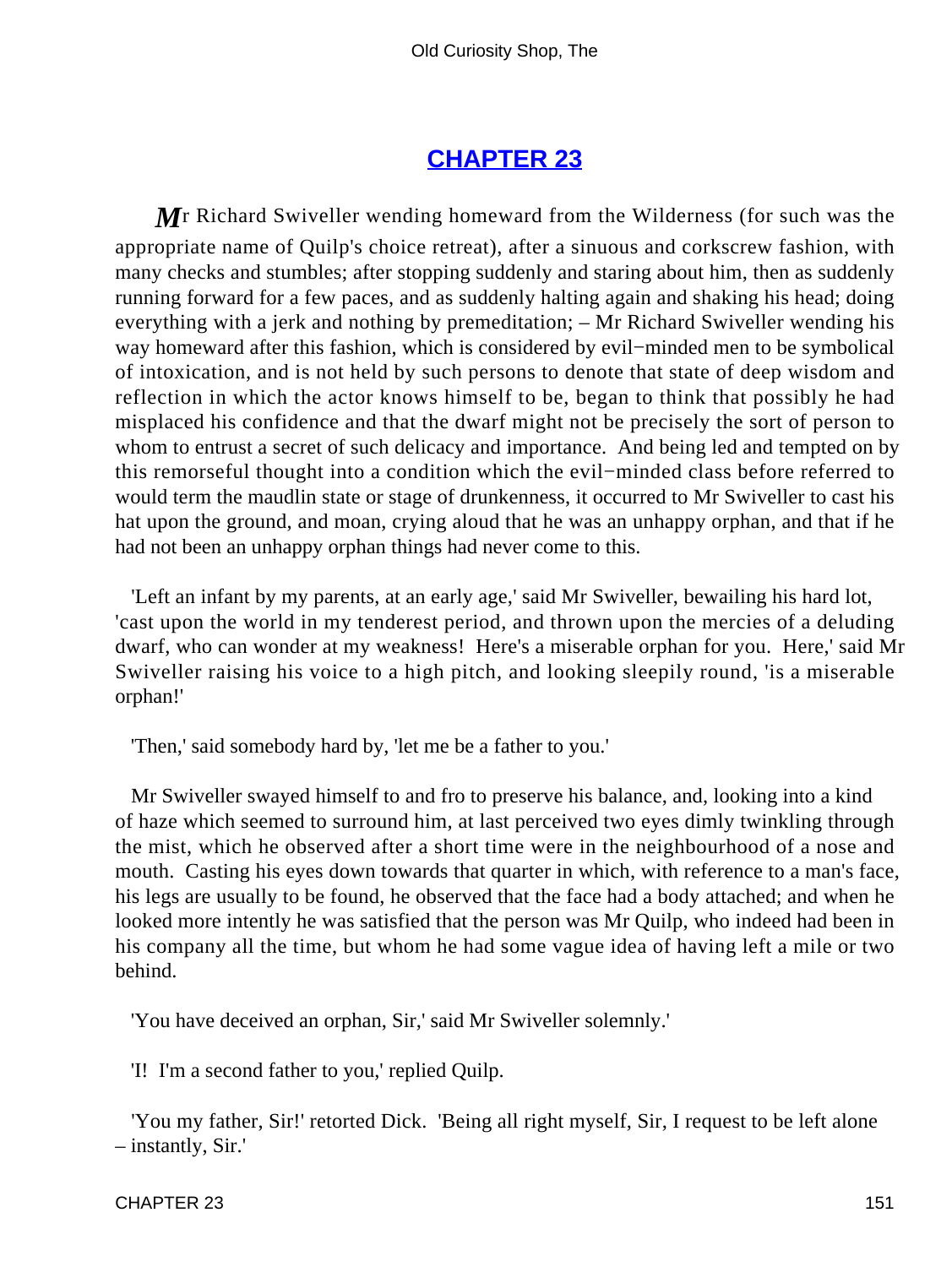## CHAPTER 23

Mr Richard Swiveller wending homeward from the Wilderness (for such was the appropriate name of Quilp's choice retreat), after a sinuous and corkscrew fashion, with many checks and stumbles; after stopping suddenly and staring about him, then as suddenly running forward for a few paces, and as suddenly halting again and shaking his head; doing everything with a jerk and nothing by premeditation; – Mr Richard Swiveller wending his way homeward after this fashion, which is considered by evil−minded men to be symbolical of intoxication, and is not held by such persons to denote that state of deep wisdom and reflection in which the actor knows himself to be, began to think that possibly he had misplaced his confidence and that the dwarf might not be precisely the sort of person to whom to entrust a secret of such delicacy and importance. And being led and tempted on by this remorseful thought into a condition which the evil−minded class before referred to would term the maudlin state or stage of drunkenness, it occurred to Mr Swiveller to cast his hat upon the ground, and moan, crying aloud that he was an unhappy orphan, and that if he had not been an unhappy orphan things had never come to this.

'Left an infant by my parents, at an early age,' said Mr Swiveller, bewailing his hard lot, 'cast upon the world in my tenderest period, and thrown upon the mercies of a deluding dwarf, who can wonder at my weakness! Here's a miserable orphan for you. Here,' said Mr Swiveller raising his voice to a high pitch, and looking sleepily round, 'is a miserable orphan!'

'Then,' said somebody hard by, 'let me be a father to you.'

Mr Swiveller swayed himself to and fro to preserve his balance, and, looking into a kind of haze which seemed to surround him, at last perceived two eyes dimly twinkling through the mist, which he observed after a short time were in the neighbourhood of a nose and mouth. Casting his eyes down towards that quarter in which, with reference to a man's face, his legs are usually to be found, he observed that the face had a body attached; and when he looked more intently he was satisfied that the person was Mr Quilp, who indeed had been in his company all the time, but whom he had some vague idea of having left a mile or two behind.

'You have deceived an orphan, Sir,' said Mr Swiveller solemnly.'

'I! I'm a second father to you,' replied Quilp.

'You my father, Sir!' retorted Dick. 'Being all right myself, Sir, I request to be left alone – instantly, Sir.'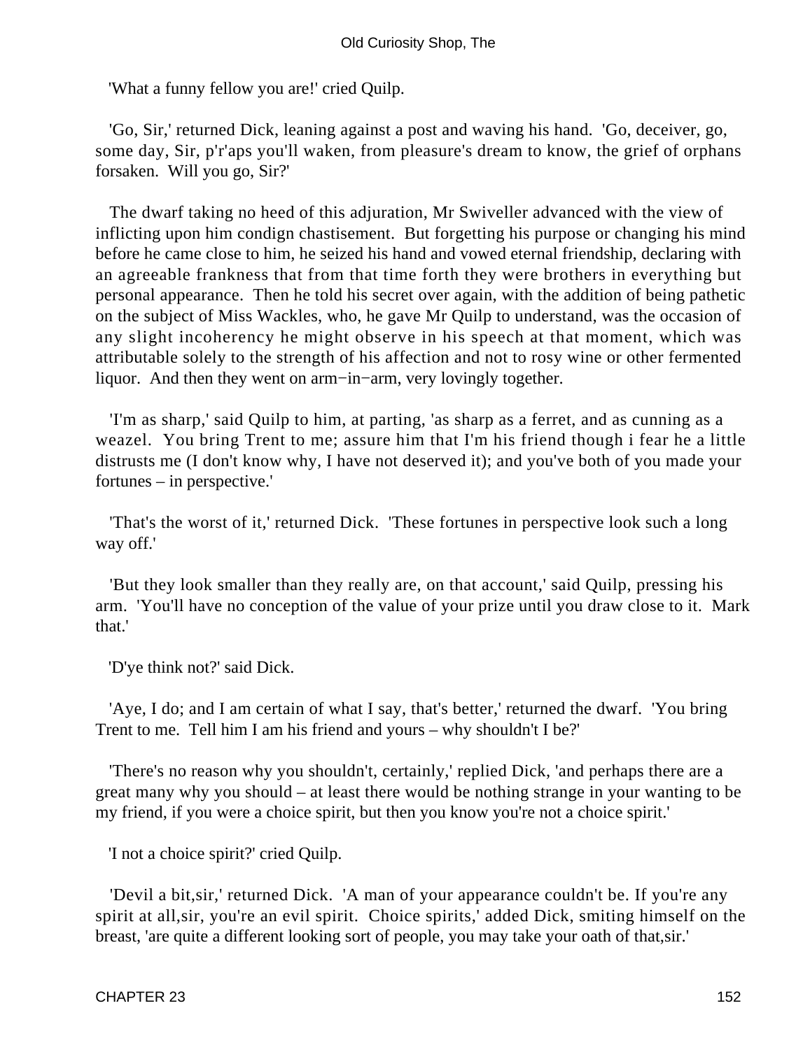'What a funny fellow you are!' cried Quilp.

'Go, Sir,' returned Dick, leaning against a post and waving his hand. 'Go, deceiver, go, some day, Sir, p'r'aps you'll waken, from pleasure's dream to know, the grief of orphans forsaken. Will you go, Sir?'

The dwarf taking no heed of this adjuration, Mr Swiveller advanced with the view of inflicting upon him condign chastisement. But forgetting his purpose or changing his mind before he came close to him, he seized his hand and vowed eternal friendship, declaring with an agreeable frankness that from that time forth they were brothers in everything but personal appearance. Then he told his secret over again, with the addition of being pathetic on the subject of Miss Wackles, who, he gave Mr Quilp to understand, was the occasion of any slight incoherency he might observe in his speech at that moment, which was attributable solely to the strength of his affection and not to rosy wine or other fermented liquor. And then they went on arm−in−arm, very lovingly together.

'I'm as sharp,' said Quilp to him, at parting, 'as sharp as a ferret, and as cunning as a weazel. You bring Trent to me; assure him that I'm his friend though i fear he a little distrusts me (I don't know why, I have not deserved it); and you've both of you made your fortunes – in perspective.'

'That's the worst of it,' returned Dick. 'These fortunes in perspective look such a long way off.'

'But they look smaller than they really are, on that account,' said Quilp, pressing his arm. 'You'll have no conception of the value of your prize until you draw close to it. Mark that.'

'D'ye think not?' said Dick.

'Aye, I do; and I am certain of what I say, that's better,' returned the dwarf. 'You bring Trent to me. Tell him I am his friend and yours – why shouldn't I be?'

'There's no reason why you shouldn't, certainly,' replied Dick, 'and perhaps there are a great many why you should – at least there would be nothing strange in your wanting to be my friend, if you were a choice spirit, but then you know you're not a choice spirit.'

'I not a choice spirit?' cried Quilp.

'Devil a bit,sir,' returned Dick. 'A man of your appearance couldn't be. If you're any spirit at all,sir, you're an evil spirit. Choice spirits,' added Dick, smiting himself on the breast, 'are quite a different looking sort of people, you may take your oath of that,sir.'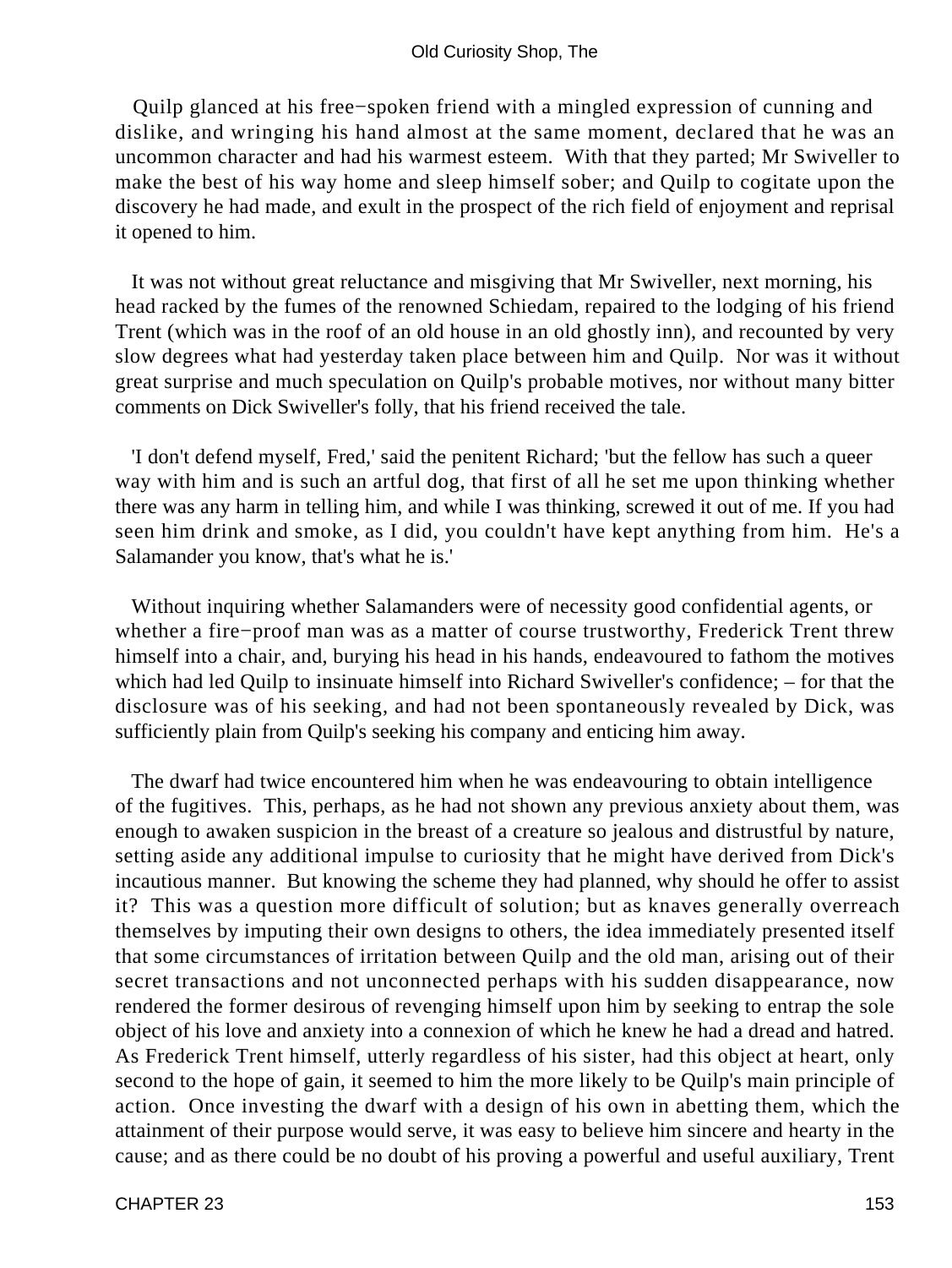Quilp glanced at his free−spoken friend with a mingled expression of cunning and dislike, and wringing his hand almost at the same moment, declared that he was an uncommon character and had his warmest esteem. With that they parted; Mr Swiveller to make the best of his way home and sleep himself sober; and Quilp to cogitate upon the discovery he had made, and exult in the prospect of the rich field of enjoyment and reprisal it opened to him.

It was not without great reluctance and misgiving that Mr Swiveller, next morning, his head racked by the fumes of the renowned Schiedam, repaired to the lodging of his friend Trent (which was in the roof of an old house in an old ghostly inn), and recounted by very slow degrees what had yesterday taken place between him and Quilp. Nor was it without great surprise and much speculation on Quilp's probable motives, nor without many bitter comments on Dick Swiveller's folly, that his friend received the tale.

'I don't defend myself, Fred,' said the penitent Richard; 'but the fellow has such a queer way with him and is such an artful dog, that first of all he set me upon thinking whether there was any harm in telling him, and while I was thinking, screwed it out of me. If you had seen him drink and smoke, as I did, you couldn't have kept anything from him. He's a Salamander you know, that's what he is.'

Without inquiring whether Salamanders were of necessity good confidential agents, or whether a fire−proof man was as a matter of course trustworthy, Frederick Trent threw himself into a chair, and, burying his head in his hands, endeavoured to fathom the motives which had led Quilp to insinuate himself into Richard Swiveller's confidence; – for that the disclosure was of his seeking, and had not been spontaneously revealed by Dick, was sufficiently plain from Quilp's seeking his company and enticing him away.

The dwarf had twice encountered him when he was endeavouring to obtain intelligence of the fugitives. This, perhaps, as he had not shown any previous anxiety about them, was enough to awaken suspicion in the breast of a creature so jealous and distrustful by nature, setting aside any additional impulse to curiosity that he might have derived from Dick's incautious manner. But knowing the scheme they had planned, why should he offer to assist it? This was a question more difficult of solution; but as knaves generally overreach themselves by imputing their own designs to others, the idea immediately presented itself that some circumstances of irritation between Quilp and the old man, arising out of their secret transactions and not unconnected perhaps with his sudden disappearance, now rendered the former desirous of revenging himself upon him by seeking to entrap the sole object of his love and anxiety into a connexion of which he knew he had a dread and hatred. As Frederick Trent himself, utterly regardless of his sister, had this object at heart, only second to the hope of gain, it seemed to him the more likely to be Quilp's main principle of action. Once investing the dwarf with a design of his own in abetting them, which the attainment of their purpose would serve, it was easy to believe him sincere and hearty in the cause; and as there could be no doubt of his proving a powerful and useful auxiliary, Trent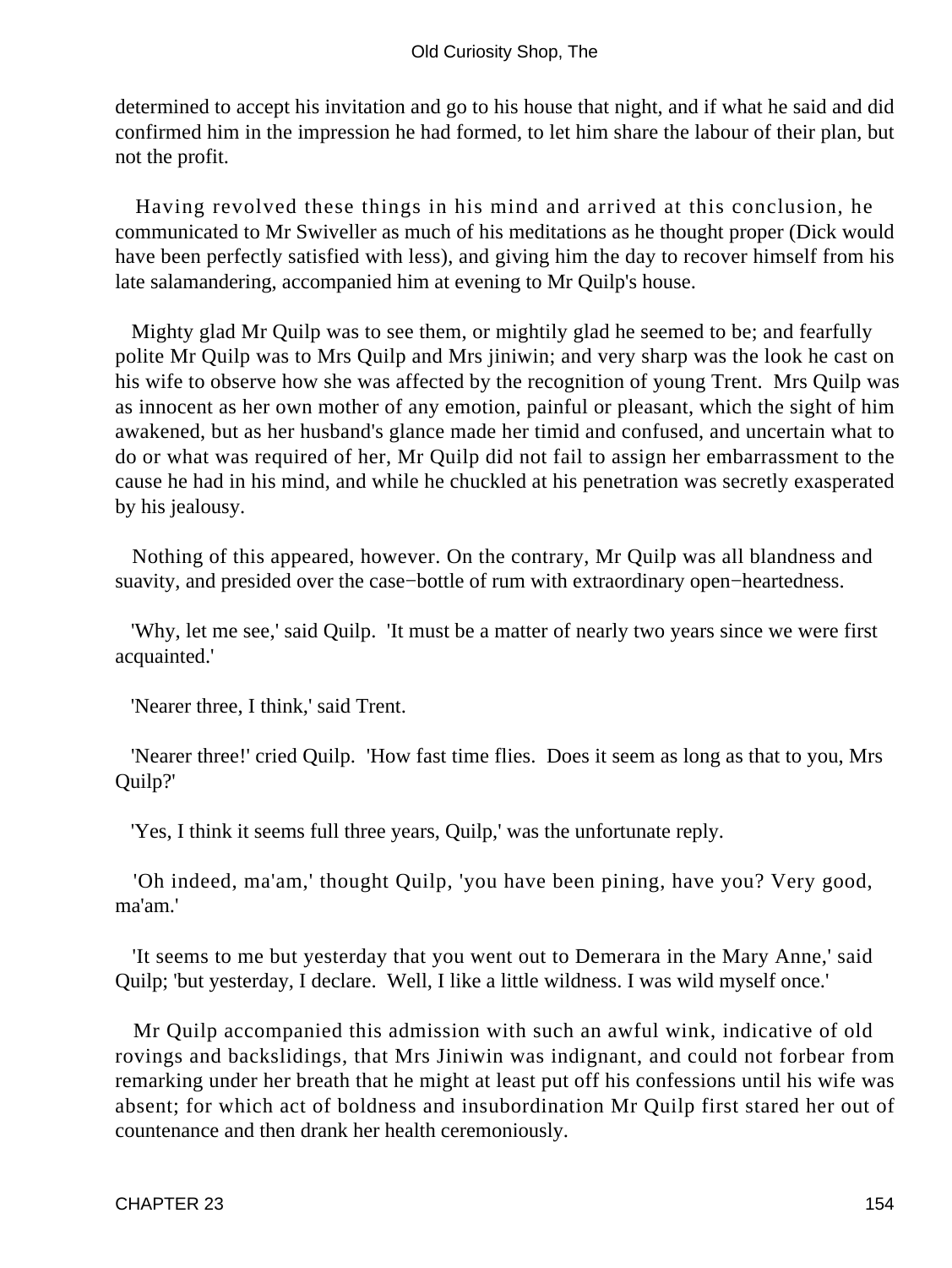determined to accept his invitation and go to his house that night, and if what he said and did confirmed him in the impression he had formed, to let him share the labour of their plan, but not the profit.

Having revolved these things in his mind and arrived at this conclusion, he communicated to Mr Swiveller as much of his meditations as he thought proper (Dick would have been perfectly satisfied with less), and giving him the day to recover himself from his late salamandering, accompanied him at evening to Mr Quilp's house.

Mighty glad Mr Quilp was to see them, or mightily glad he seemed to be; and fearfully polite Mr Quilp was to Mrs Quilp and Mrs jiniwin; and very sharp was the look he cast on his wife to observe how she was affected by the recognition of young Trent. Mrs Quilp was as innocent as her own mother of any emotion, painful or pleasant, which the sight of him awakened, but as her husband's glance made her timid and confused, and uncertain what to do or what was required of her, Mr Quilp did not fail to assign her embarrassment to the cause he had in his mind, and while he chuckled at his penetration was secretly exasperated by his jealousy.

Nothing of this appeared, however. On the contrary, Mr Quilp was all blandness and suavity, and presided over the case−bottle of rum with extraordinary open−heartedness.

'Why, let me see,' said Quilp. 'It must be a matter of nearly two years since we were first acquainted.'

'Nearer three, I think,' said Trent.

'Nearer three!' cried Quilp. 'How fast time flies. Does it seem as long as that to you, Mrs Quilp?'

'Yes, I think it seems full three years, Quilp,' was the unfortunate reply.

'Oh indeed, ma'am,' thought Quilp, 'you have been pining, have you? Very good, ma'am.'

'It seems to me but yesterday that you went out to Demerara in the Mary Anne,' said Quilp; 'but yesterday, I declare. Well, I like a little wildness. I was wild myself once.'

Mr Quilp accompanied this admission with such an awful wink, indicative of old rovings and backslidings, that Mrs Jiniwin was indignant, and could not forbear from remarking under her breath that he might at least put off his confessions until his wife was absent; for which act of boldness and insubordination Mr Quilp first stared her out of countenance and then drank her health ceremoniously.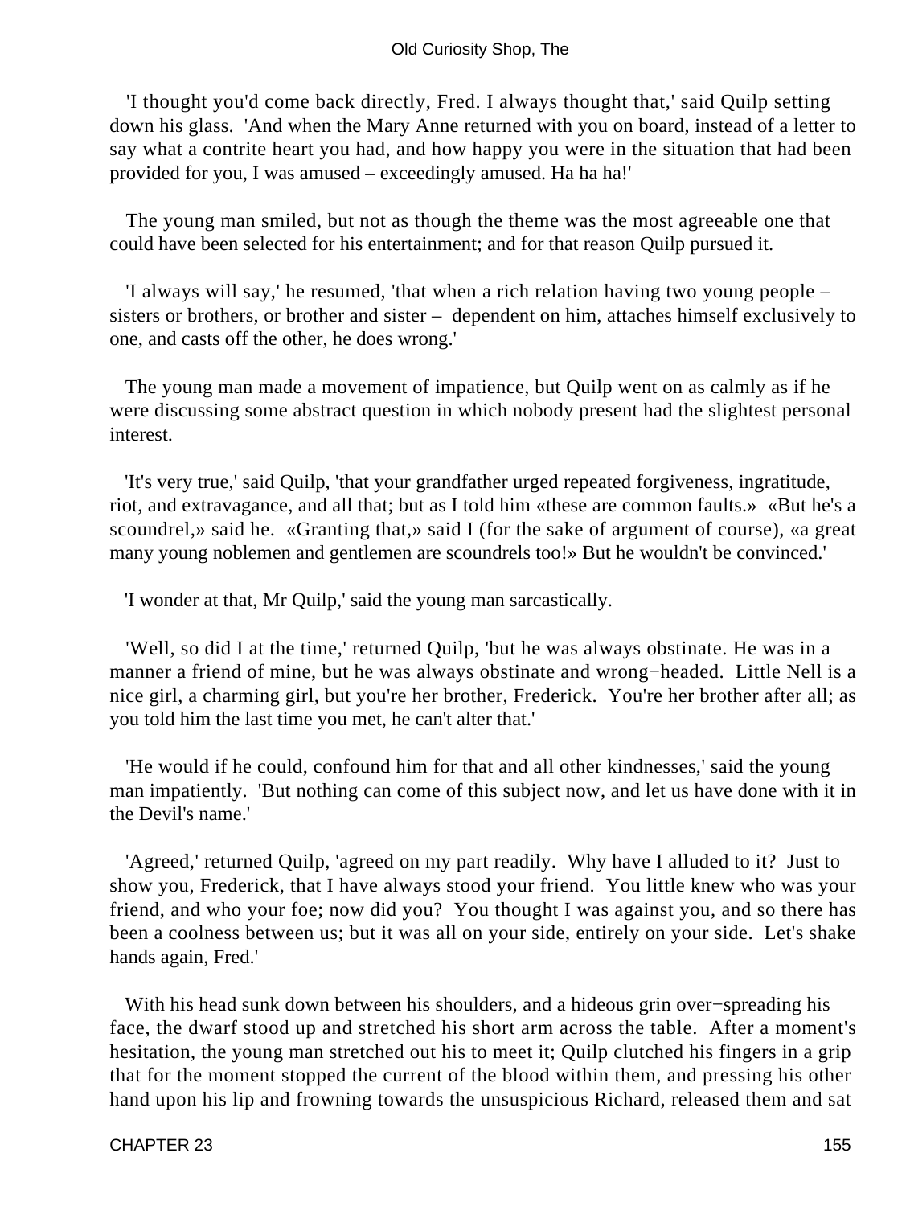'I thought you'd come back directly, Fred. I always thought that,' said Quilp setting down his glass. 'And when the Mary Anne returned with you on board, instead of a letter to say what a contrite heart you had, and how happy you were in the situation that had been provided for you, I was amused – exceedingly amused. Ha ha ha!'

The young man smiled, but not as though the theme was the most agreeable one that could have been selected for his entertainment; and for that reason Quilp pursued it.

'I always will say,' he resumed, 'that when a rich relation having two young people – sisters or brothers, or brother and sister – dependent on him, attaches himself exclusively to one, and casts off the other, he does wrong.'

The young man made a movement of impatience, but Quilp went on as calmly as if he were discussing some abstract question in which nobody present had the slightest personal interest.

'It's very true,' said Quilp, 'that your grandfather urged repeated forgiveness, ingratitude, riot, and extravagance, and all that; but as I told him «these are common faults.» «But he's a scoundrel,» said he. «Granting that,» said I (for the sake of argument of course), «a great many young noblemen and gentlemen are scoundrels too!» But he wouldn't be convinced.'

'I wonder at that, Mr Quilp,' said the young man sarcastically.

'Well, so did I at the time,' returned Quilp, 'but he was always obstinate. He was in a manner a friend of mine, but he was always obstinate and wrong−headed. Little Nell is a nice girl, a charming girl, but you're her brother, Frederick. You're her brother after all; as you told him the last time you met, he can't alter that.'

'He would if he could, confound him for that and all other kindnesses,' said the young man impatiently. 'But nothing can come of this subject now, and let us have done with it in the Devil's name.'

'Agreed,' returned Quilp, 'agreed on my part readily. Why have I alluded to it? Just to show you, Frederick, that I have always stood your friend. You little knew who was your friend, and who your foe; now did you? You thought I was against you, and so there has been a coolness between us; but it was all on your side, entirely on your side. Let's shake hands again, Fred.'

With his head sunk down between his shoulders, and a hideous grin over−spreading his face, the dwarf stood up and stretched his short arm across the table. After a moment's hesitation, the young man stretched out his to meet it; Quilp clutched his fingers in a grip that for the moment stopped the current of the blood within them, and pressing his other hand upon his lip and frowning towards the unsuspicious Richard, released them and sat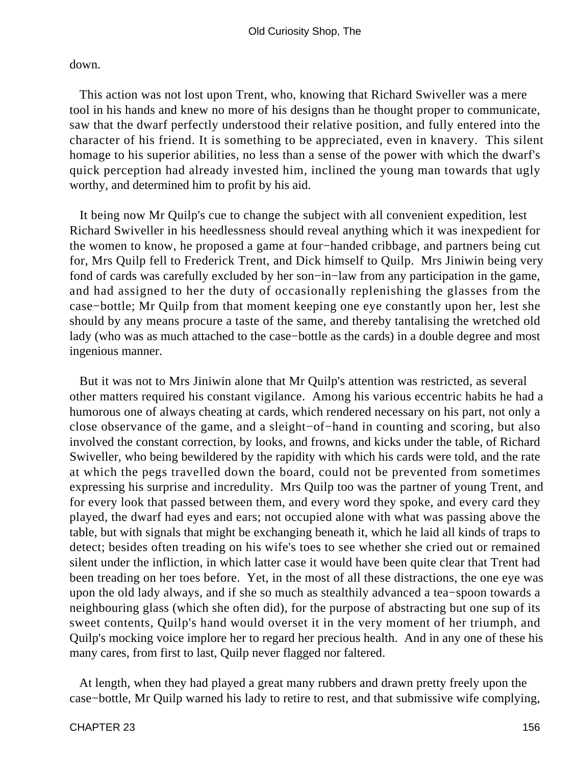down.

This action was not lost upon Trent, who, knowing that Richard Swiveller was a mere tool in his hands and knew no more of his designs than he thought proper to communicate, saw that the dwarf perfectly understood their relative position, and fully entered into the character of his friend. It is something to be appreciated, even in knavery. This silent homage to his superior abilities, no less than a sense of the power with which the dwarf's quick perception had already invested him, inclined the young man towards that ugly worthy, and determined him to profit by his aid.

It being now Mr Quilp's cue to change the subject with all convenient expedition, lest Richard Swiveller in his heedlessness should reveal anything which it was inexpedient for the women to know, he proposed a game at four−handed cribbage, and partners being cut for, Mrs Quilp fell to Frederick Trent, and Dick himself to Quilp. Mrs Jiniwin being very fond of cards was carefully excluded by her son−in−law from any participation in the game, and had assigned to her the duty of occasionally replenishing the glasses from the case−bottle; Mr Quilp from that moment keeping one eye constantly upon her, lest she should by any means procure a taste of the same, and thereby tantalising the wretched old lady (who was as much attached to the case−bottle as the cards) in a double degree and most ingenious manner.

But it was not to Mrs Jiniwin alone that Mr Quilp's attention was restricted, as several other matters required his constant vigilance. Among his various eccentric habits he had a humorous one of always cheating at cards, which rendered necessary on his part, not only a close observance of the game, and a sleight−of−hand in counting and scoring, but also involved the constant correction, by looks, and frowns, and kicks under the table, of Richard Swiveller, who being bewildered by the rapidity with which his cards were told, and the rate at which the pegs travelled down the board, could not be prevented from sometimes expressing his surprise and incredulity. Mrs Quilp too was the partner of young Trent, and for every look that passed between them, and every word they spoke, and every card they played, the dwarf had eyes and ears; not occupied alone with what was passing above the table, but with signals that might be exchanging beneath it, which he laid all kinds of traps to detect; besides often treading on his wife's toes to see whether she cried out or remained silent under the infliction, in which latter case it would have been quite clear that Trent had been treading on her toes before. Yet, in the most of all these distractions, the one eye was upon the old lady always, and if she so much as stealthily advanced a tea−spoon towards a neighbouring glass (which she often did), for the purpose of abstracting but one sup of its sweet contents, Quilp's hand would overset it in the very moment of her triumph, and Quilp's mocking voice implore her to regard her precious health. And in any one of these his many cares, from first to last, Quilp never flagged nor faltered.

At length, when they had played a great many rubbers and drawn pretty freely upon the case−bottle, Mr Quilp warned his lady to retire to rest, and that submissive wife complying,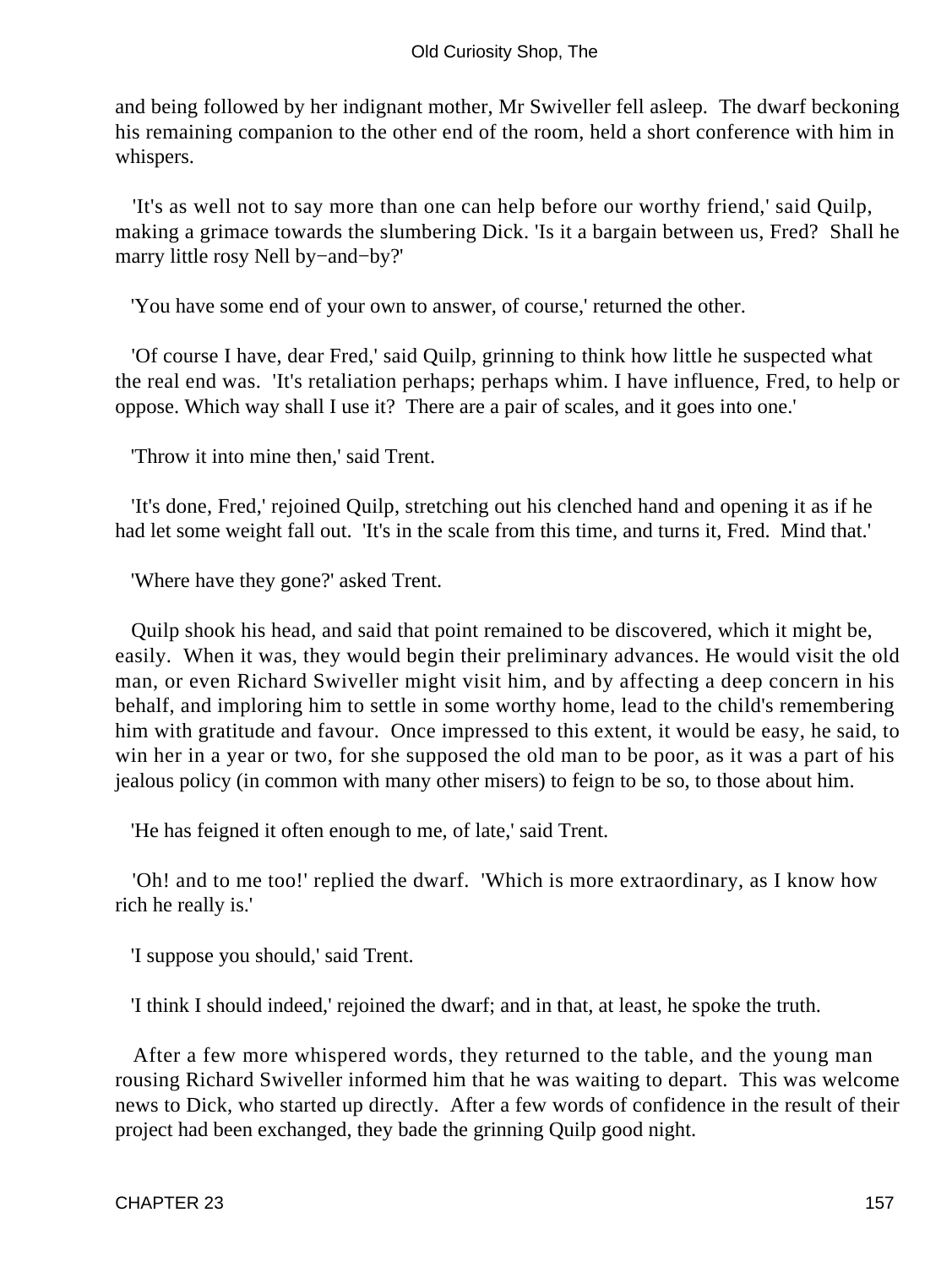and being followed by her indignant mother, Mr Swiveller fell asleep. The dwarf beckoning his remaining companion to the other end of the room, held a short conference with him in whispers.

'It's as well not to say more than one can help before our worthy friend,' said Quilp, making a grimace towards the slumbering Dick. 'Is it a bargain between us, Fred? Shall he marry little rosy Nell by−and−by?'

'You have some end of your own to answer, of course,' returned the other.

'Of course I have, dear Fred,' said Quilp, grinning to think how little he suspected what the real end was. 'It's retaliation perhaps; perhaps whim. I have influence, Fred, to help or oppose. Which way shall I use it? There are a pair of scales, and it goes into one.'

'Throw it into mine then,' said Trent.

'It's done, Fred,' rejoined Quilp, stretching out his clenched hand and opening it as if he had let some weight fall out. 'It's in the scale from this time, and turns it, Fred. Mind that.'

'Where have they gone?' asked Trent.

Quilp shook his head, and said that point remained to be discovered, which it might be, easily. When it was, they would begin their preliminary advances. He would visit the old man, or even Richard Swiveller might visit him, and by affecting a deep concern in his behalf, and imploring him to settle in some worthy home, lead to the child's remembering him with gratitude and favour. Once impressed to this extent, it would be easy, he said, to win her in a year or two, for she supposed the old man to be poor, as it was a part of his jealous policy (in common with many other misers) to feign to be so, to those about him.

'He has feigned it often enough to me, of late,' said Trent.

'Oh! and to me too!' replied the dwarf. 'Which is more extraordinary, as I know how rich he really is.'

'I suppose you should,' said Trent.

'I think I should indeed,' rejoined the dwarf; and in that, at least, he spoke the truth.

After a few more whispered words, they returned to the table, and the young man rousing Richard Swiveller informed him that he was waiting to depart. This was welcome news to Dick, who started up directly. After a few words of confidence in the result of their project had been exchanged, they bade the grinning Quilp good night.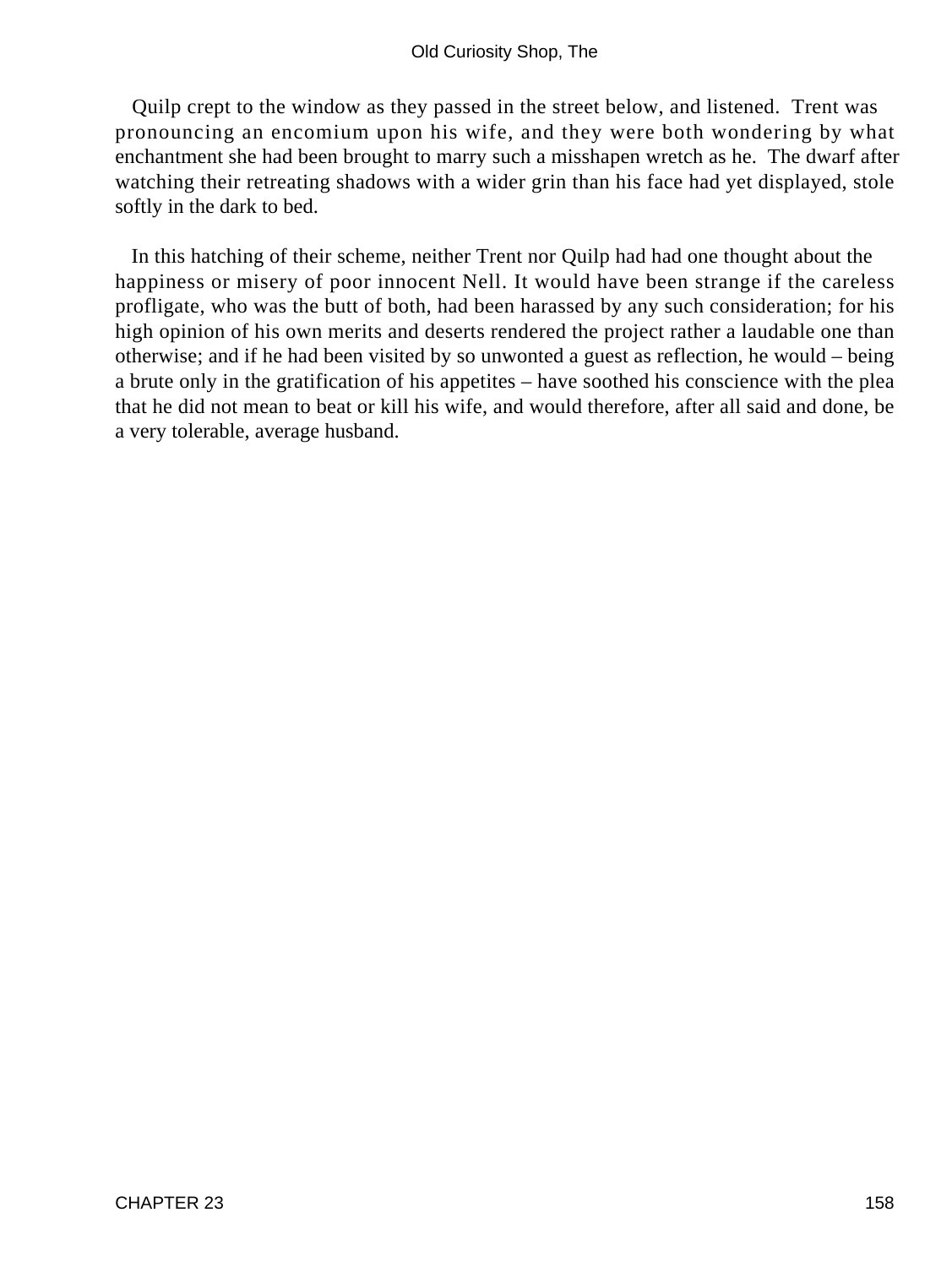Quilp crept to the window as they passed in the street below, and listened. Trent was pronouncing an encomium upon his wife, and they were both wondering by what enchantment she had been brought to marry such a misshapen wretch as he. The dwarf after watching their retreating shadows with a wider grin than his face had yet displayed, stole softly in the dark to bed.

In this hatching of their scheme, neither Trent nor Quilp had had one thought about the happiness or misery of poor innocent Nell. It would have been strange if the careless profligate, who was the butt of both, had been harassed by any such consideration; for his high opinion of his own merits and deserts rendered the project rather a laudable one than otherwise; and if he had been visited by so unwonted a guest as reflection, he would – being a brute only in the gratification of his appetites – have soothed his conscience with the plea that he did not mean to beat or kill his wife, and would therefore, after all said and done, be a very tolerable, average husband.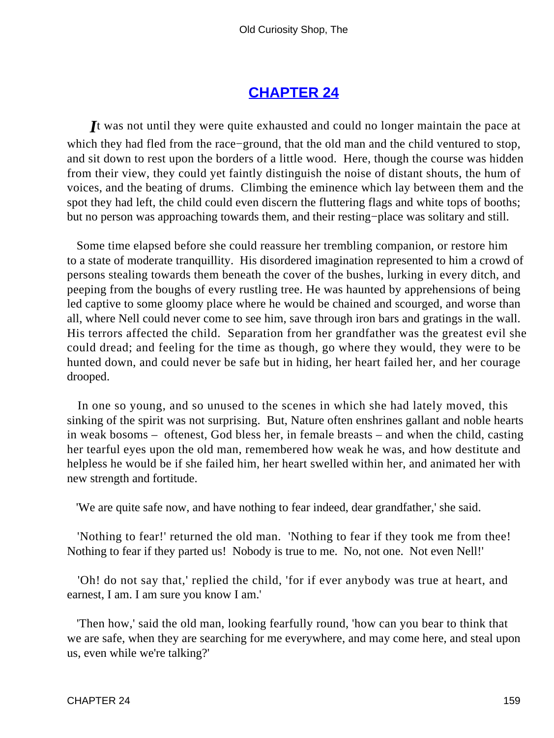## CHAPTER 24

*I*t was not until they were quite exhausted and could no longer maintain the pace at which they had fled from the race−ground, that the old man and the child ventured to stop, and sit down to rest upon the borders of a little wood. Here, though the course was hidden from their view, they could yet faintly distinguish the noise of distant shouts, the hum of voices, and the beating of drums. Climbing the eminence which lay between them and the spot they had left, the child could even discern the fluttering flags and white tops of booths; but no person was approaching towards them, and their resting−place was solitary and still.

Some time elapsed before she could reassure her trembling companion, or restore him to a state of moderate tranquillity. His disordered imagination represented to him a crowd of persons stealing towards them beneath the cover of the bushes, lurking in every ditch, and peeping from the boughs of every rustling tree. He was haunted by apprehensions of being led captive to some gloomy place where he would be chained and scourged, and worse than all, where Nell could never come to see him, save through iron bars and gratings in the wall. His terrors affected the child. Separation from her grandfather was the greatest evil she could dread; and feeling for the time as though, go where they would, they were to be hunted down, and could never be safe but in hiding, her heart failed her, and her courage drooped.

In one so young, and so unused to the scenes in which she had lately moved, this sinking of the spirit was not surprising. But, Nature often enshrines gallant and noble hearts in weak bosoms – oftenest, God bless her, in female breasts – and when the child, casting her tearful eyes upon the old man, remembered how weak he was, and how destitute and helpless he would be if she failed him, her heart swelled within her, and animated her with new strength and fortitude.

'We are quite safe now, and have nothing to fear indeed, dear grandfather,' she said.

'Nothing to fear!' returned the old man. 'Nothing to fear if they took me from thee! Nothing to fear if they parted us! Nobody is true to me. No, not one. Not even Nell!'

'Oh! do not say that,' replied the child, 'for if ever anybody was true at heart, and earnest, I am. I am sure you know I am.'

'Then how,' said the old man, looking fearfully round, 'how can you bear to think that we are safe, when they are searching for me everywhere, and may come here, and steal upon us, even while we're talking?'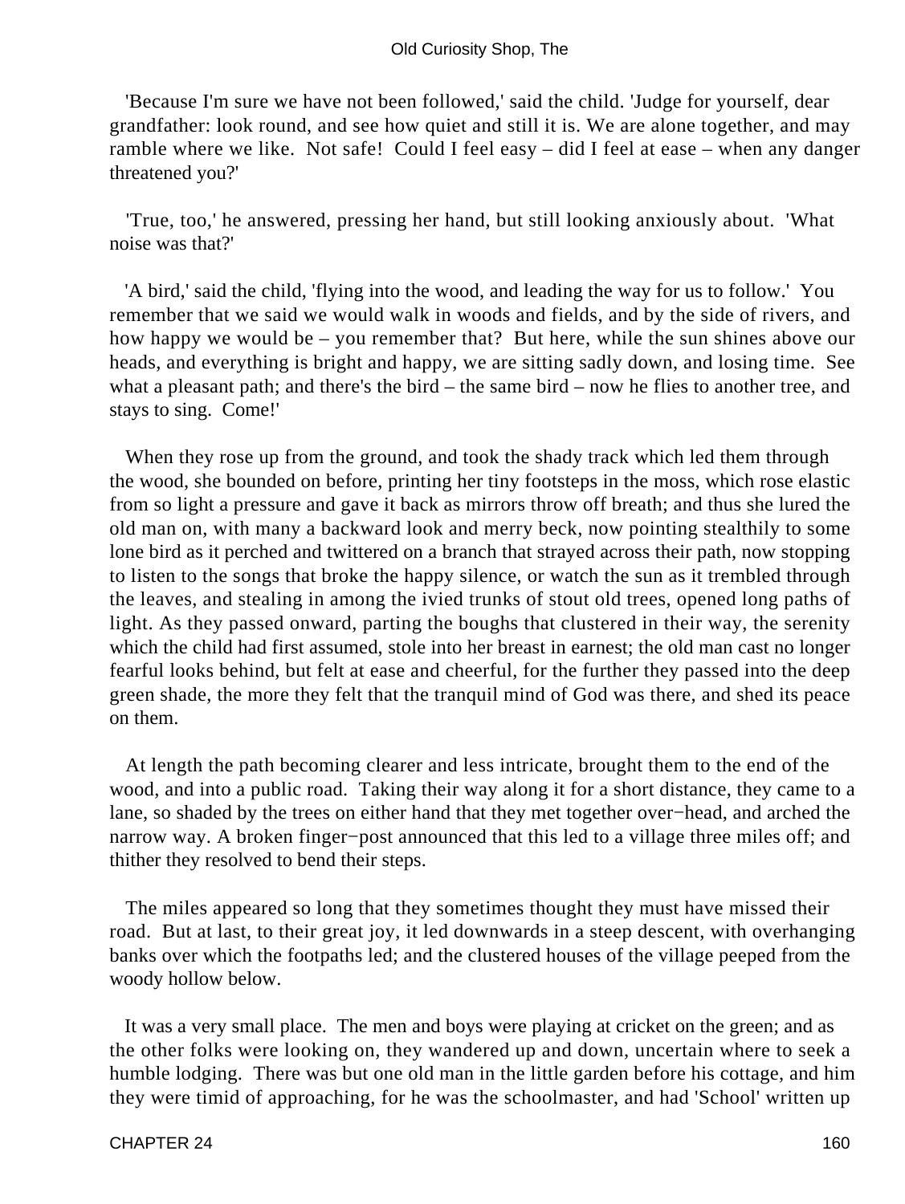'Because I'm sure we have not been followed,' said the child. 'Judge for yourself, dear grandfather: look round, and see how quiet and still it is. We are alone together, and may ramble where we like. Not safe! Could I feel easy – did I feel at ease – when any danger threatened you?'

'True, too,' he answered, pressing her hand, but still looking anxiously about. 'What noise was that?'

'A bird,' said the child, 'flying into the wood, and leading the way for us to follow.' You remember that we said we would walk in woods and fields, and by the side of rivers, and how happy we would be – you remember that? But here, while the sun shines above our heads, and everything is bright and happy, we are sitting sadly down, and losing time. See what a pleasant path; and there's the bird – the same bird – now he flies to another tree, and stays to sing. Come!'

When they rose up from the ground, and took the shady track which led them through the wood, she bounded on before, printing her tiny footsteps in the moss, which rose elastic from so light a pressure and gave it back as mirrors throw off breath; and thus she lured the old man on, with many a backward look and merry beck, now pointing stealthily to some lone bird as it perched and twittered on a branch that strayed across their path, now stopping to listen to the songs that broke the happy silence, or watch the sun as it trembled through the leaves, and stealing in among the ivied trunks of stout old trees, opened long paths of light. As they passed onward, parting the boughs that clustered in their way, the serenity which the child had first assumed, stole into her breast in earnest; the old man cast no longer fearful looks behind, but felt at ease and cheerful, for the further they passed into the deep green shade, the more they felt that the tranquil mind of God was there, and shed its peace on them.

At length the path becoming clearer and less intricate, brought them to the end of the wood, and into a public road. Taking their way along it for a short distance, they came to a lane, so shaded by the trees on either hand that they met together over−head, and arched the narrow way. A broken finger−post announced that this led to a village three miles off; and thither they resolved to bend their steps.

The miles appeared so long that they sometimes thought they must have missed their road. But at last, to their great joy, it led downwards in a steep descent, with overhanging banks over which the footpaths led; and the clustered houses of the village peeped from the woody hollow below.

It was a very small place. The men and boys were playing at cricket on the green; and as the other folks were looking on, they wandered up and down, uncertain where to seek a humble lodging. There was but one old man in the little garden before his cottage, and him they were timid of approaching, for he was the schoolmaster, and had 'School' written up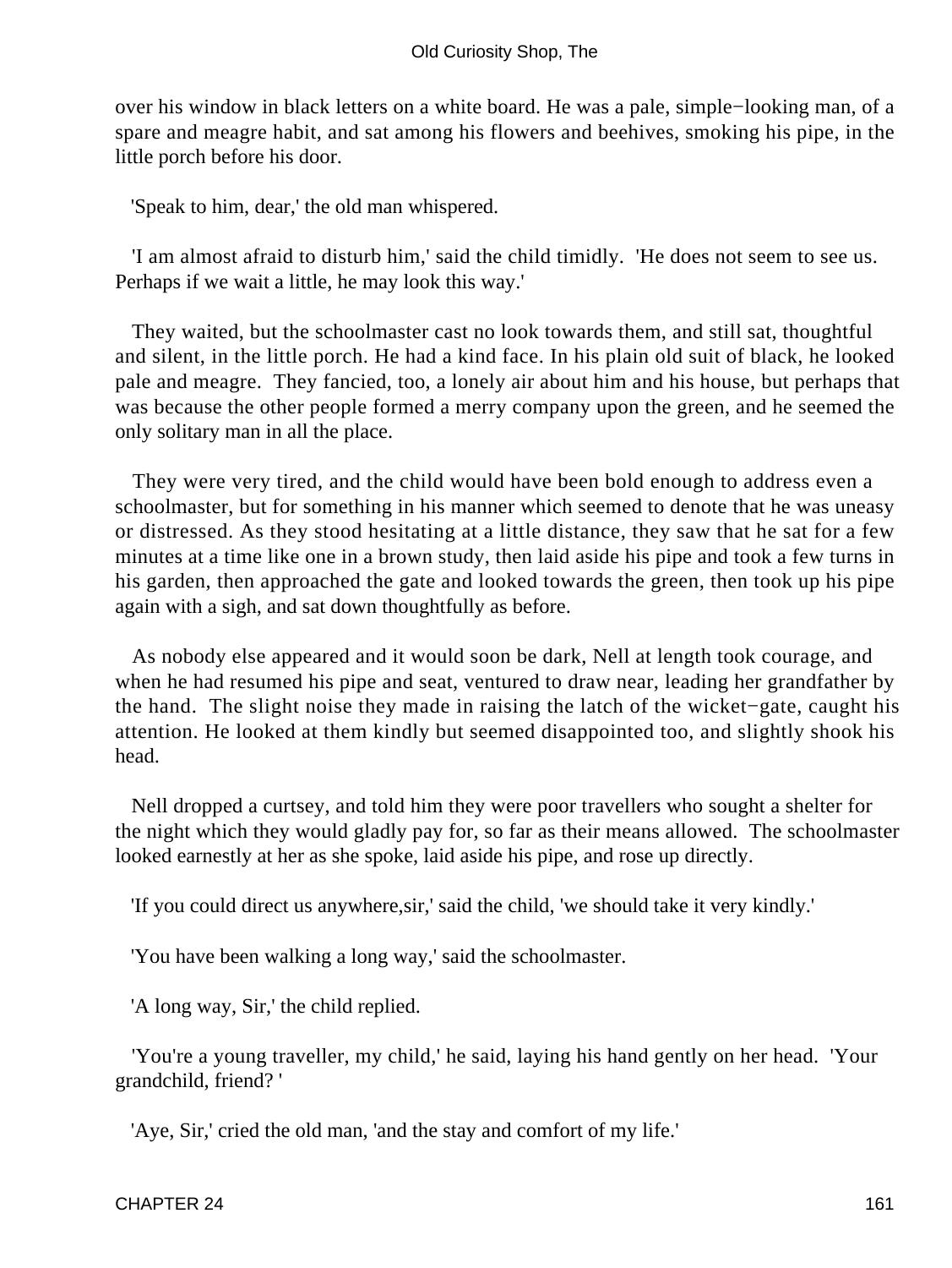over his window in black letters on a white board. He was a pale, simple−looking man, of a spare and meagre habit, and sat among his flowers and beehives, smoking his pipe, in the little porch before his door.

'Speak to him, dear,' the old man whispered.

'I am almost afraid to disturb him,' said the child timidly. 'He does not seem to see us. Perhaps if we wait a little, he may look this way.'

They waited, but the schoolmaster cast no look towards them, and still sat, thoughtful and silent, in the little porch. He had a kind face. In his plain old suit of black, he looked pale and meagre. They fancied, too, a lonely air about him and his house, but perhaps that was because the other people formed a merry company upon the green, and he seemed the only solitary man in all the place.

They were very tired, and the child would have been bold enough to address even a schoolmaster, but for something in his manner which seemed to denote that he was uneasy or distressed. As they stood hesitating at a little distance, they saw that he sat for a few minutes at a time like one in a brown study, then laid aside his pipe and took a few turns in his garden, then approached the gate and looked towards the green, then took up his pipe again with a sigh, and sat down thoughtfully as before.

As nobody else appeared and it would soon be dark, Nell at length took courage, and when he had resumed his pipe and seat, ventured to draw near, leading her grandfather by the hand. The slight noise they made in raising the latch of the wicket−gate, caught his attention. He looked at them kindly but seemed disappointed too, and slightly shook his head.

Nell dropped a curtsey, and told him they were poor travellers who sought a shelter for the night which they would gladly pay for, so far as their means allowed. The schoolmaster looked earnestly at her as she spoke, laid aside his pipe, and rose up directly.

'If you could direct us anywhere,sir,' said the child, 'we should take it very kindly.'

'You have been walking a long way,' said the schoolmaster.

'A long way, Sir,' the child replied.

'You're a young traveller, my child,' he said, laying his hand gently on her head. 'Your grandchild, friend? '

'Aye, Sir,' cried the old man, 'and the stay and comfort of my life.'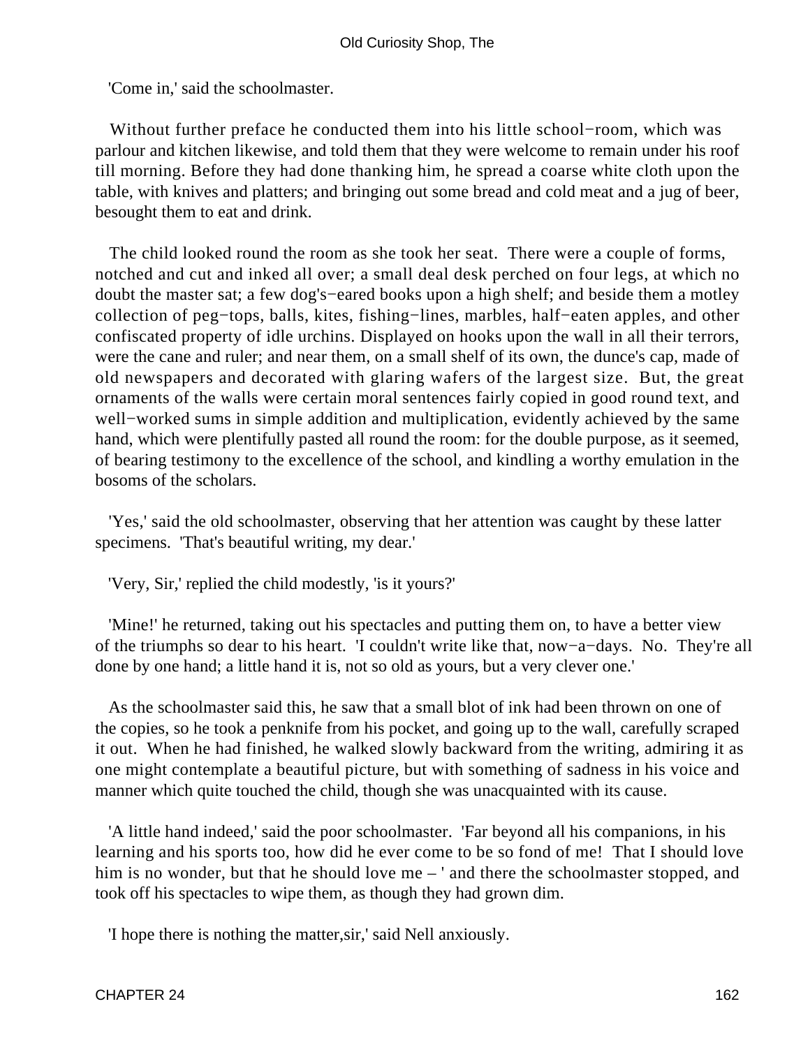'Come in,' said the schoolmaster.

Without further preface he conducted them into his little school−room, which was parlour and kitchen likewise, and told them that they were welcome to remain under his roof till morning. Before they had done thanking him, he spread a coarse white cloth upon the table, with knives and platters; and bringing out some bread and cold meat and a jug of beer, besought them to eat and drink.

The child looked round the room as she took her seat. There were a couple of forms, notched and cut and inked all over; a small deal desk perched on four legs, at which no doubt the master sat; a few dog's−eared books upon a high shelf; and beside them a motley collection of peg−tops, balls, kites, fishing−lines, marbles, half−eaten apples, and other confiscated property of idle urchins. Displayed on hooks upon the wall in all their terrors, were the cane and ruler; and near them, on a small shelf of its own, the dunce's cap, made of old newspapers and decorated with glaring wafers of the largest size. But, the great ornaments of the walls were certain moral sentences fairly copied in good round text, and well−worked sums in simple addition and multiplication, evidently achieved by the same hand, which were plentifully pasted all round the room: for the double purpose, as it seemed, of bearing testimony to the excellence of the school, and kindling a worthy emulation in the bosoms of the scholars.

'Yes,' said the old schoolmaster, observing that her attention was caught by these latter specimens. 'That's beautiful writing, my dear.'

'Very, Sir,' replied the child modestly, 'is it yours?'

'Mine!' he returned, taking out his spectacles and putting them on, to have a better view of the triumphs so dear to his heart. 'I couldn't write like that, now−a−days. No. They're all done by one hand; a little hand it is, not so old as yours, but a very clever one.'

As the schoolmaster said this, he saw that a small blot of ink had been thrown on one of the copies, so he took a penknife from his pocket, and going up to the wall, carefully scraped it out. When he had finished, he walked slowly backward from the writing, admiring it as one might contemplate a beautiful picture, but with something of sadness in his voice and manner which quite touched the child, though she was unacquainted with its cause.

'A little hand indeed,' said the poor schoolmaster. 'Far beyond all his companions, in his learning and his sports too, how did he ever come to be so fond of me! That I should love him is no wonder, but that he should love me – ' and there the schoolmaster stopped, and took off his spectacles to wipe them, as though they had grown dim.

'I hope there is nothing the matter,sir,' said Nell anxiously.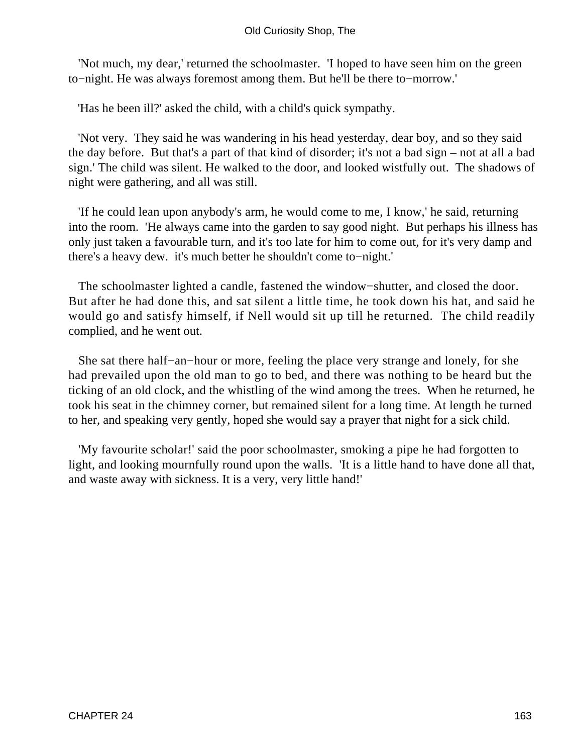'Not much, my dear,' returned the schoolmaster. 'I hoped to have seen him on the green to−night. He was always foremost among them. But he'll be there to−morrow.'

'Has he been ill?' asked the child, with a child's quick sympathy.

'Not very. They said he was wandering in his head yesterday, dear boy, and so they said the day before. But that's a part of that kind of disorder; it's not a bad sign – not at all a bad sign.' The child was silent. He walked to the door, and looked wistfully out. The shadows of night were gathering, and all was still.

'If he could lean upon anybody's arm, he would come to me, I know,' he said, returning into the room. 'He always came into the garden to say good night. But perhaps his illness has only just taken a favourable turn, and it's too late for him to come out, for it's very damp and there's a heavy dew. it's much better he shouldn't come to−night.'

The schoolmaster lighted a candle, fastened the window−shutter, and closed the door. But after he had done this, and sat silent a little time, he took down his hat, and said he would go and satisfy himself, if Nell would sit up till he returned. The child readily complied, and he went out.

She sat there half−an−hour or more, feeling the place very strange and lonely, for she had prevailed upon the old man to go to bed, and there was nothing to be heard but the ticking of an old clock, and the whistling of the wind among the trees. When he returned, he took his seat in the chimney corner, but remained silent for a long time. At length he turned to her, and speaking very gently, hoped she would say a prayer that night for a sick child.

'My favourite scholar!' said the poor schoolmaster, smoking a pipe he had forgotten to light, and looking mournfully round upon the walls. 'It is a little hand to have done all that, and waste away with sickness. It is a very, very little hand!'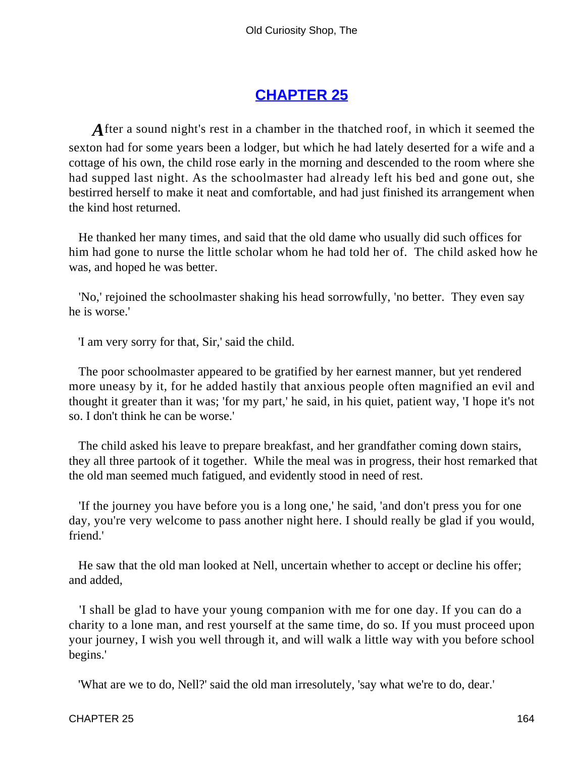## CHAPTER 25

After a sound night's rest in a chamber in the thatched roof, in which it seemed the sexton had for some years been a lodger, but which he had lately deserted for a wife and a cottage of his own, the child rose early in the morning and descended to the room where she had supped last night. As the schoolmaster had already left his bed and gone out, she bestirred herself to make it neat and comfortable, and had just finished its arrangement when the kind host returned.

He thanked her many times, and said that the old dame who usually did such offices for him had gone to nurse the little scholar whom he had told her of. The child asked how he was, and hoped he was better.

'No,' rejoined the schoolmaster shaking his head sorrowfully, 'no better. They even say he is worse.'

'I am very sorry for that, Sir,' said the child.

The poor schoolmaster appeared to be gratified by her earnest manner, but yet rendered more uneasy by it, for he added hastily that anxious people often magnified an evil and thought it greater than it was; 'for my part,' he said, in his quiet, patient way, 'I hope it's not so. I don't think he can be worse.'

The child asked his leave to prepare breakfast, and her grandfather coming down stairs, they all three partook of it together. While the meal was in progress, their host remarked that the old man seemed much fatigued, and evidently stood in need of rest.

'If the journey you have before you is a long one,' he said, 'and don't press you for one day, you're very welcome to pass another night here. I should really be glad if you would, friend.'

He saw that the old man looked at Nell, uncertain whether to accept or decline his offer; and added,

'I shall be glad to have your young companion with me for one day. If you can do a charity to a lone man, and rest yourself at the same time, do so. If you must proceed upon your journey, I wish you well through it, and will walk a little way with you before school begins.'

'What are we to do, Nell?' said the old man irresolutely, 'say what we're to do, dear.'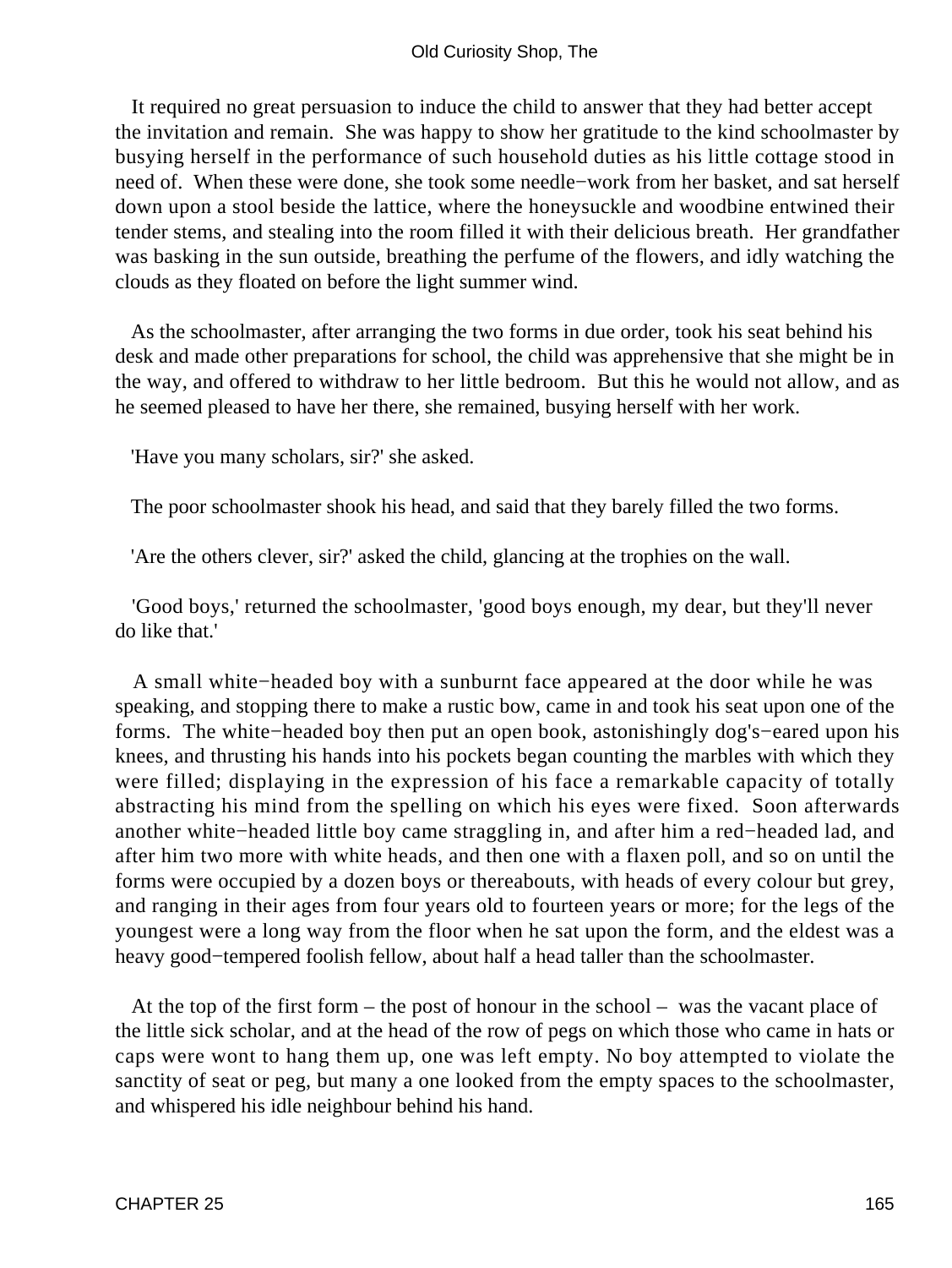It required no great persuasion to induce the child to answer that they had better accept the invitation and remain. She was happy to show her gratitude to the kind schoolmaster by busying herself in the performance of such household duties as his little cottage stood in need of. When these were done, she took some needle−work from her basket, and sat herself down upon a stool beside the lattice, where the honeysuckle and woodbine entwined their tender stems, and stealing into the room filled it with their delicious breath. Her grandfather was basking in the sun outside, breathing the perfume of the flowers, and idly watching the clouds as they floated on before the light summer wind.

As the schoolmaster, after arranging the two forms in due order, took his seat behind his desk and made other preparations for school, the child was apprehensive that she might be in the way, and offered to withdraw to her little bedroom. But this he would not allow, and as he seemed pleased to have her there, she remained, busying herself with her work.

'Have you many scholars, sir?' she asked.

The poor schoolmaster shook his head, and said that they barely filled the two forms.

'Are the others clever, sir?' asked the child, glancing at the trophies on the wall.

'Good boys,' returned the schoolmaster, 'good boys enough, my dear, but they'll never do like that.'

A small white−headed boy with a sunburnt face appeared at the door while he was speaking, and stopping there to make a rustic bow, came in and took his seat upon one of the forms. The white−headed boy then put an open book, astonishingly dog's−eared upon his knees, and thrusting his hands into his pockets began counting the marbles with which they were filled; displaying in the expression of his face a remarkable capacity of totally abstracting his mind from the spelling on which his eyes were fixed. Soon afterwards another white−headed little boy came straggling in, and after him a red−headed lad, and after him two more with white heads, and then one with a flaxen poll, and so on until the forms were occupied by a dozen boys or thereabouts, with heads of every colour but grey, and ranging in their ages from four years old to fourteen years or more; for the legs of the youngest were a long way from the floor when he sat upon the form, and the eldest was a heavy good−tempered foolish fellow, about half a head taller than the schoolmaster.

At the top of the first form – the post of honour in the school – was the vacant place of the little sick scholar, and at the head of the row of pegs on which those who came in hats or caps were wont to hang them up, one was left empty. No boy attempted to violate the sanctity of seat or peg, but many a one looked from the empty spaces to the schoolmaster, and whispered his idle neighbour behind his hand.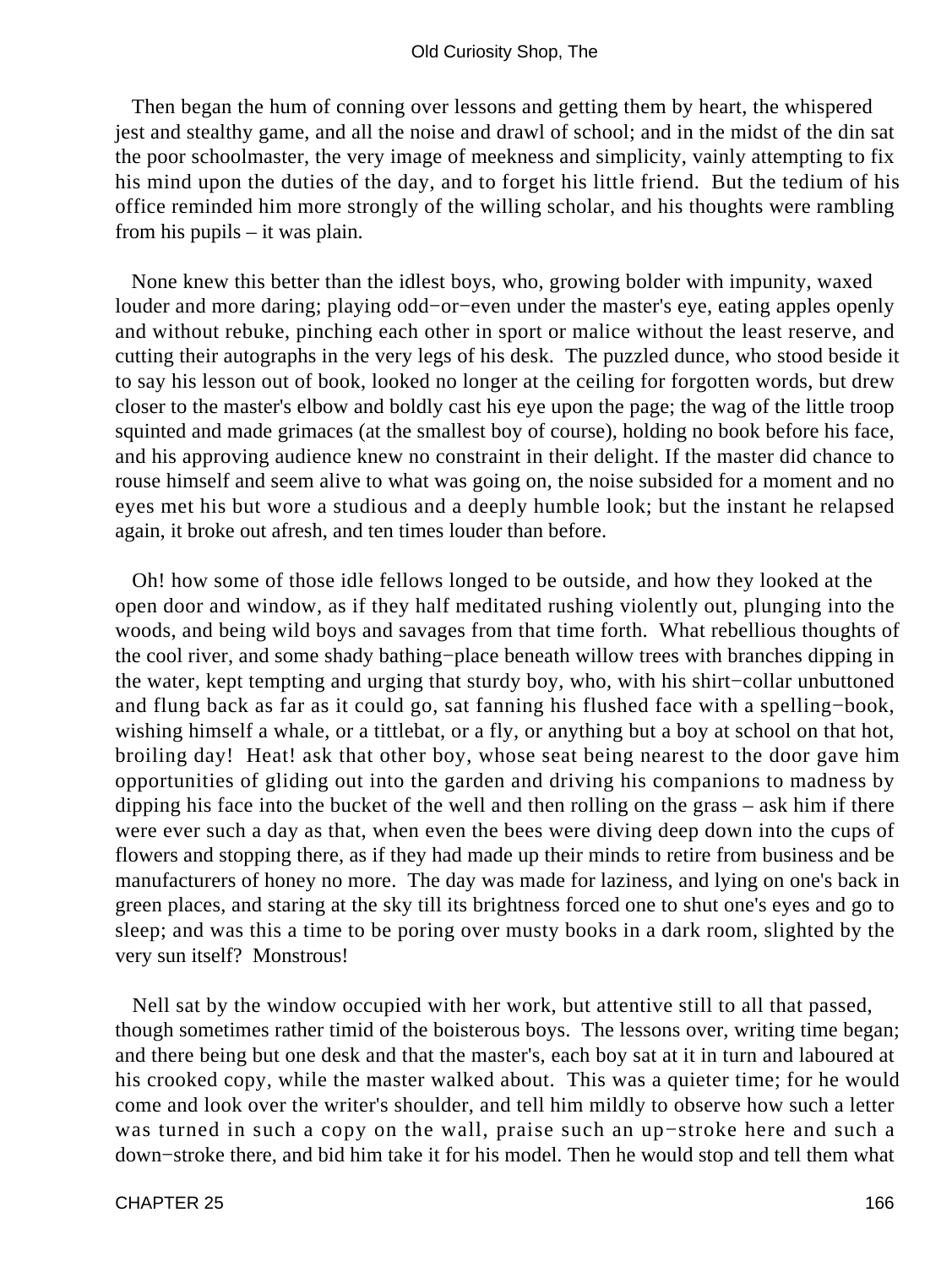Then began the hum of conning over lessons and getting them by heart, the whispered jest and stealthy game, and all the noise and drawl of school; and in the midst of the din sat the poor schoolmaster, the very image of meekness and simplicity, vainly attempting to fix his mind upon the duties of the day, and to forget his little friend. But the tedium of his office reminded him more strongly of the willing scholar, and his thoughts were rambling from his pupils – it was plain.

None knew this better than the idlest boys, who, growing bolder with impunity, waxed louder and more daring; playing odd−or−even under the master's eye, eating apples openly and without rebuke, pinching each other in sport or malice without the least reserve, and cutting their autographs in the very legs of his desk. The puzzled dunce, who stood beside it to say his lesson out of book, looked no longer at the ceiling for forgotten words, but drew closer to the master's elbow and boldly cast his eye upon the page; the wag of the little troop squinted and made grimaces (at the smallest boy of course), holding no book before his face, and his approving audience knew no constraint in their delight. If the master did chance to rouse himself and seem alive to what was going on, the noise subsided for a moment and no eyes met his but wore a studious and a deeply humble look; but the instant he relapsed again, it broke out afresh, and ten times louder than before.

Oh! how some of those idle fellows longed to be outside, and how they looked at the open door and window, as if they half meditated rushing violently out, plunging into the woods, and being wild boys and savages from that time forth. What rebellious thoughts of the cool river, and some shady bathing−place beneath willow trees with branches dipping in the water, kept tempting and urging that sturdy boy, who, with his shirt−collar unbuttoned and flung back as far as it could go, sat fanning his flushed face with a spelling−book, wishing himself a whale, or a tittlebat, or a fly, or anything but a boy at school on that hot, broiling day! Heat! ask that other boy, whose seat being nearest to the door gave him opportunities of gliding out into the garden and driving his companions to madness by dipping his face into the bucket of the well and then rolling on the grass – ask him if there were ever such a day as that, when even the bees were diving deep down into the cups of flowers and stopping there, as if they had made up their minds to retire from business and be manufacturers of honey no more. The day was made for laziness, and lying on one's back in green places, and staring at the sky till its brightness forced one to shut one's eyes and go to sleep; and was this a time to be poring over musty books in a dark room, slighted by the very sun itself? Monstrous!

Nell sat by the window occupied with her work, but attentive still to all that passed, though sometimes rather timid of the boisterous boys. The lessons over, writing time began; and there being but one desk and that the master's, each boy sat at it in turn and laboured at his crooked copy, while the master walked about. This was a quieter time; for he would come and look over the writer's shoulder, and tell him mildly to observe how such a letter was turned in such a copy on the wall, praise such an up−stroke here and such a down−stroke there, and bid him take it for his model. Then he would stop and tell them what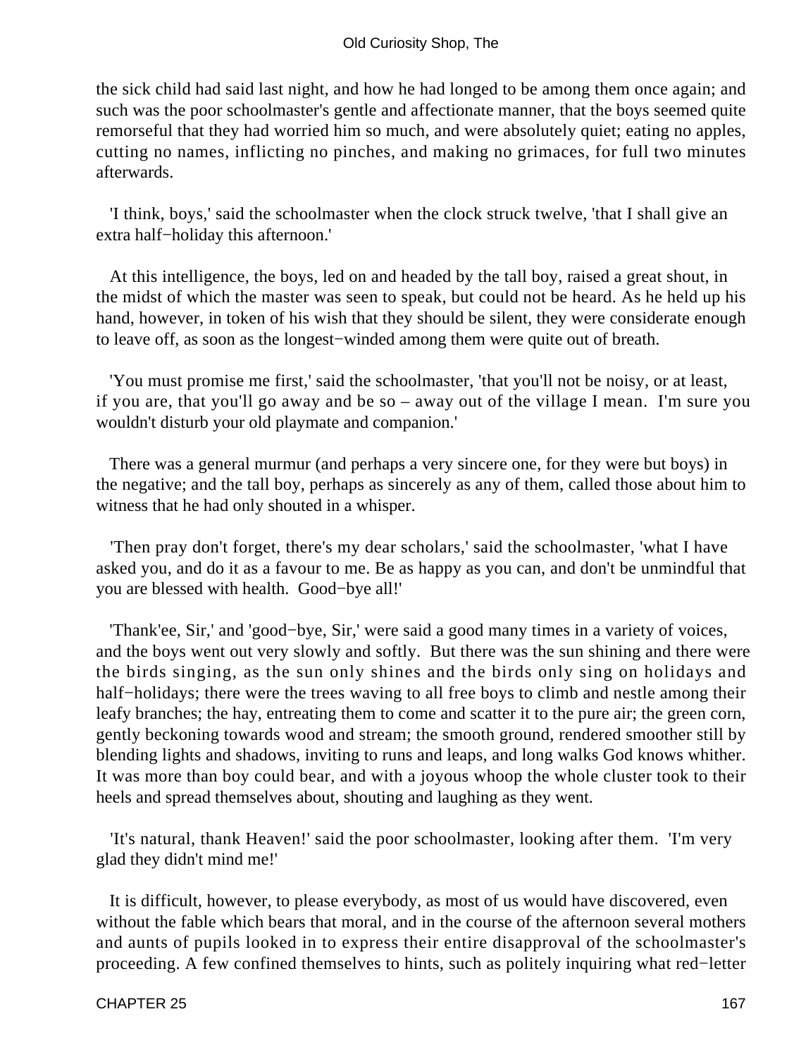the sick child had said last night, and how he had longed to be among them once again; and such was the poor schoolmaster's gentle and affectionate manner, that the boys seemed quite remorseful that they had worried him so much, and were absolutely quiet; eating no apples, cutting no names, inflicting no pinches, and making no grimaces, for full two minutes afterwards.

'I think, boys,' said the schoolmaster when the clock struck twelve, 'that I shall give an extra half−holiday this afternoon.'

At this intelligence, the boys, led on and headed by the tall boy, raised a great shout, in the midst of which the master was seen to speak, but could not be heard. As he held up his hand, however, in token of his wish that they should be silent, they were considerate enough to leave off, as soon as the longest−winded among them were quite out of breath.

'You must promise me first,' said the schoolmaster, 'that you'll not be noisy, or at least, if you are, that you'll go away and be so – away out of the village I mean. I'm sure you wouldn't disturb your old playmate and companion.'

There was a general murmur (and perhaps a very sincere one, for they were but boys) in the negative; and the tall boy, perhaps as sincerely as any of them, called those about him to witness that he had only shouted in a whisper.

'Then pray don't forget, there's my dear scholars,' said the schoolmaster, 'what I have asked you, and do it as a favour to me. Be as happy as you can, and don't be unmindful that you are blessed with health. Good−bye all!'

'Thank'ee, Sir,' and 'good−bye, Sir,' were said a good many times in a variety of voices, and the boys went out very slowly and softly. But there was the sun shining and there were the birds singing, as the sun only shines and the birds only sing on holidays and half−holidays; there were the trees waving to all free boys to climb and nestle among their leafy branches; the hay, entreating them to come and scatter it to the pure air; the green corn, gently beckoning towards wood and stream; the smooth ground, rendered smoother still by blending lights and shadows, inviting to runs and leaps, and long walks God knows whither. It was more than boy could bear, and with a joyous whoop the whole cluster took to their heels and spread themselves about, shouting and laughing as they went.

'It's natural, thank Heaven!' said the poor schoolmaster, looking after them. 'I'm very glad they didn't mind me!'

It is difficult, however, to please everybody, as most of us would have discovered, even without the fable which bears that moral, and in the course of the afternoon several mothers and aunts of pupils looked in to express their entire disapproval of the schoolmaster's proceeding. A few confined themselves to hints, such as politely inquiring what red−letter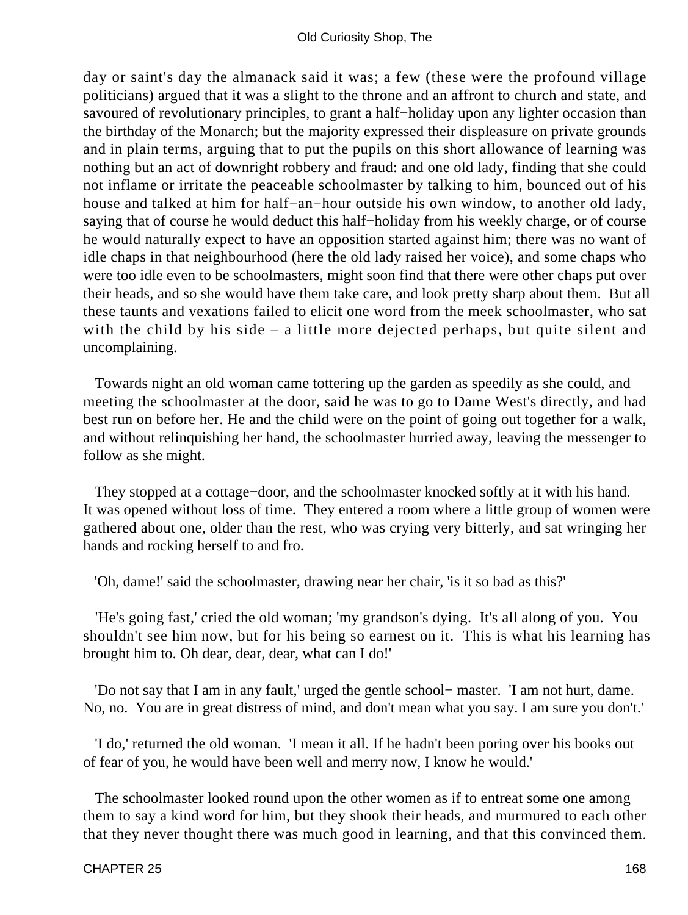day or saint's day the almanack said it was; a few (these were the profound village politicians) argued that it was a slight to the throne and an affront to church and state, and savoured of revolutionary principles, to grant a half−holiday upon any lighter occasion than the birthday of the Monarch; but the majority expressed their displeasure on private grounds and in plain terms, arguing that to put the pupils on this short allowance of learning was nothing but an act of downright robbery and fraud: and one old lady, finding that she could not inflame or irritate the peaceable schoolmaster by talking to him, bounced out of his house and talked at him for half−an−hour outside his own window, to another old lady, saying that of course he would deduct this half−holiday from his weekly charge, or of course he would naturally expect to have an opposition started against him; there was no want of idle chaps in that neighbourhood (here the old lady raised her voice), and some chaps who were too idle even to be schoolmasters, might soon find that there were other chaps put over their heads, and so she would have them take care, and look pretty sharp about them. But all these taunts and vexations failed to elicit one word from the meek schoolmaster, who sat with the child by his side – a little more dejected perhaps, but quite silent and uncomplaining.

Towards night an old woman came tottering up the garden as speedily as she could, and meeting the schoolmaster at the door, said he was to go to Dame West's directly, and had best run on before her. He and the child were on the point of going out together for a walk, and without relinquishing her hand, the schoolmaster hurried away, leaving the messenger to follow as she might.

They stopped at a cottage−door, and the schoolmaster knocked softly at it with his hand. It was opened without loss of time. They entered a room where a little group of women were gathered about one, older than the rest, who was crying very bitterly, and sat wringing her hands and rocking herself to and fro.

'Oh, dame!' said the schoolmaster, drawing near her chair, 'is it so bad as this?'

'He's going fast,' cried the old woman; 'my grandson's dying. It's all along of you. You shouldn't see him now, but for his being so earnest on it. This is what his learning has brought him to. Oh dear, dear, dear, what can I do!'

'Do not say that I am in any fault,' urged the gentle school− master. 'I am not hurt, dame. No, no. You are in great distress of mind, and don't mean what you say. I am sure you don't.'

'I do,' returned the old woman. 'I mean it all. If he hadn't been poring over his books out of fear of you, he would have been well and merry now, I know he would.'

The schoolmaster looked round upon the other women as if to entreat some one among them to say a kind word for him, but they shook their heads, and murmured to each other that they never thought there was much good in learning, and that this convinced them.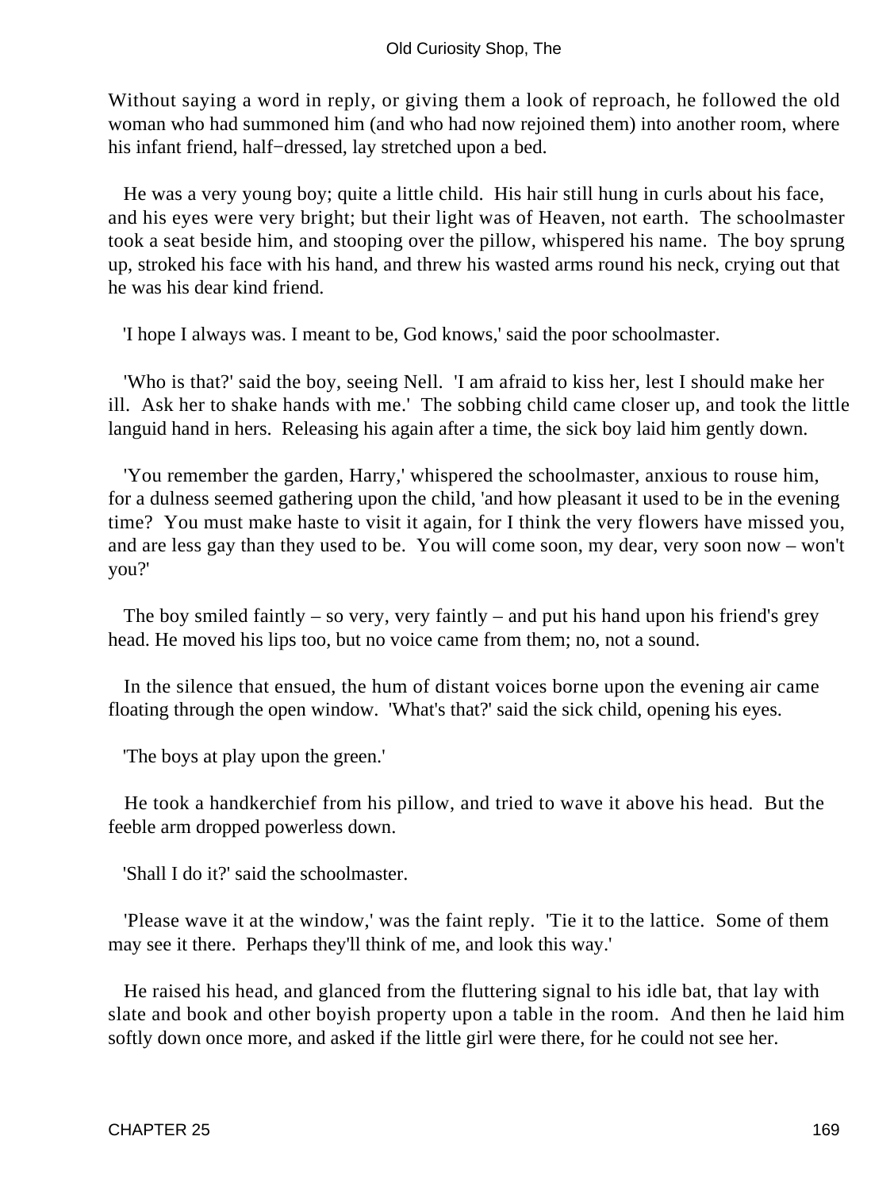Without saying a word in reply, or giving them a look of reproach, he followed the old woman who had summoned him (and who had now rejoined them) into another room, where his infant friend, half−dressed, lay stretched upon a bed.

He was a very young boy; quite a little child. His hair still hung in curls about his face, and his eyes were very bright; but their light was of Heaven, not earth. The schoolmaster took a seat beside him, and stooping over the pillow, whispered his name. The boy sprung up, stroked his face with his hand, and threw his wasted arms round his neck, crying out that he was his dear kind friend.

'I hope I always was. I meant to be, God knows,' said the poor schoolmaster.

'Who is that?' said the boy, seeing Nell. 'I am afraid to kiss her, lest I should make her ill. Ask her to shake hands with me.' The sobbing child came closer up, and took the little languid hand in hers. Releasing his again after a time, the sick boy laid him gently down.

'You remember the garden, Harry,' whispered the schoolmaster, anxious to rouse him, for a dulness seemed gathering upon the child, 'and how pleasant it used to be in the evening time? You must make haste to visit it again, for I think the very flowers have missed you, and are less gay than they used to be. You will come soon, my dear, very soon now – won't you?'

The boy smiled faintly – so very, very faintly – and put his hand upon his friend's grey head. He moved his lips too, but no voice came from them; no, not a sound.

In the silence that ensued, the hum of distant voices borne upon the evening air came floating through the open window. 'What's that?' said the sick child, opening his eyes.

'The boys at play upon the green.'

He took a handkerchief from his pillow, and tried to wave it above his head. But the feeble arm dropped powerless down.

'Shall I do it?' said the schoolmaster.

'Please wave it at the window,' was the faint reply. 'Tie it to the lattice. Some of them may see it there. Perhaps they'll think of me, and look this way.'

He raised his head, and glanced from the fluttering signal to his idle bat, that lay with slate and book and other boyish property upon a table in the room. And then he laid him softly down once more, and asked if the little girl were there, for he could not see her.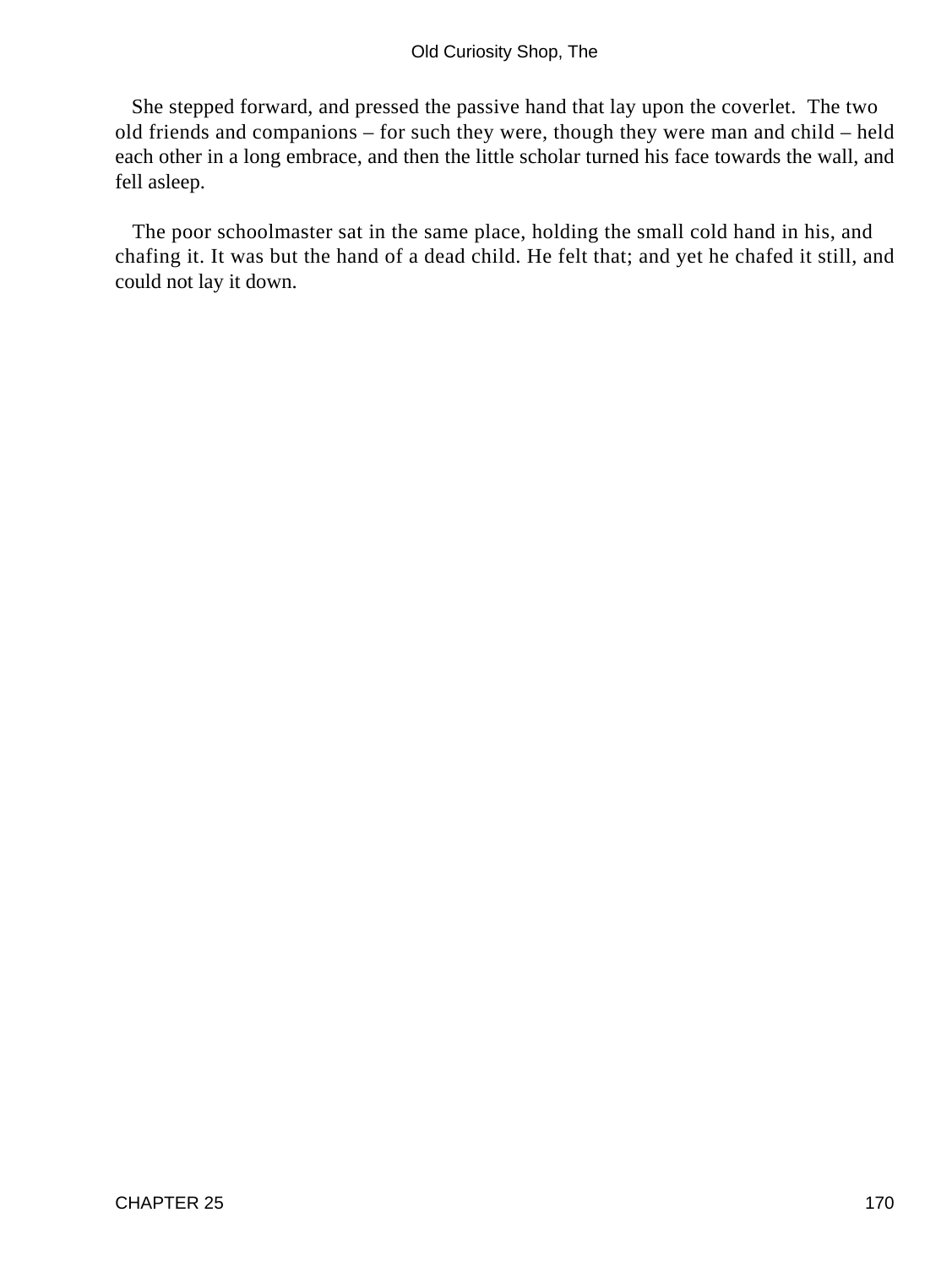She stepped forward, and pressed the passive hand that lay upon the coverlet. The two old friends and companions – for such they were, though they were man and child – held each other in a long embrace, and then the little scholar turned his face towards the wall, and fell asleep.

The poor schoolmaster sat in the same place, holding the small cold hand in his, and chafing it. It was but the hand of a dead child. He felt that; and yet he chafed it still, and could not lay it down.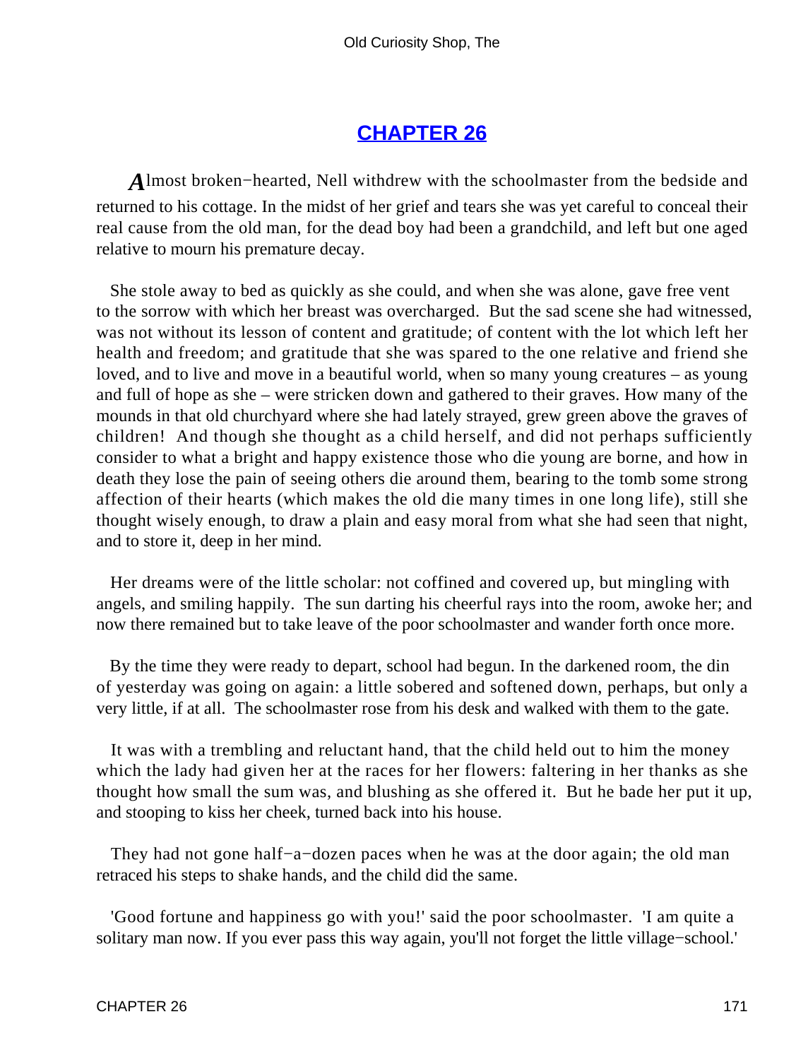## CHAPTER 26

*A*lmost broken−hearted, Nell withdrew with the schoolmaster from the bedside and returned to his cottage. In the midst of her grief and tears she was yet careful to conceal their real cause from the old man, for the dead boy had been a grandchild, and left but one aged relative to mourn his premature decay.

She stole away to bed as quickly as she could, and when she was alone, gave free vent to the sorrow with which her breast was overcharged. But the sad scene she had witnessed, was not without its lesson of content and gratitude; of content with the lot which left her health and freedom; and gratitude that she was spared to the one relative and friend she loved, and to live and move in a beautiful world, when so many young creatures – as young and full of hope as she – were stricken down and gathered to their graves. How many of the mounds in that old churchyard where she had lately strayed, grew green above the graves of children! And though she thought as a child herself, and did not perhaps sufficiently consider to what a bright and happy existence those who die young are borne, and how in death they lose the pain of seeing others die around them, bearing to the tomb some strong affection of their hearts (which makes the old die many times in one long life), still she thought wisely enough, to draw a plain and easy moral from what she had seen that night, and to store it, deep in her mind.

Her dreams were of the little scholar: not coffined and covered up, but mingling with angels, and smiling happily. The sun darting his cheerful rays into the room, awoke her; and now there remained but to take leave of the poor schoolmaster and wander forth once more.

By the time they were ready to depart, school had begun. In the darkened room, the din of yesterday was going on again: a little sobered and softened down, perhaps, but only a very little, if at all. The schoolmaster rose from his desk and walked with them to the gate.

It was with a trembling and reluctant hand, that the child held out to him the money which the lady had given her at the races for her flowers: faltering in her thanks as she thought how small the sum was, and blushing as she offered it. But he bade her put it up, and stooping to kiss her cheek, turned back into his house.

They had not gone half−a−dozen paces when he was at the door again; the old man retraced his steps to shake hands, and the child did the same.

'Good fortune and happiness go with you!' said the poor schoolmaster. 'I am quite a solitary man now. If you ever pass this way again, you'll not forget the little village−school.'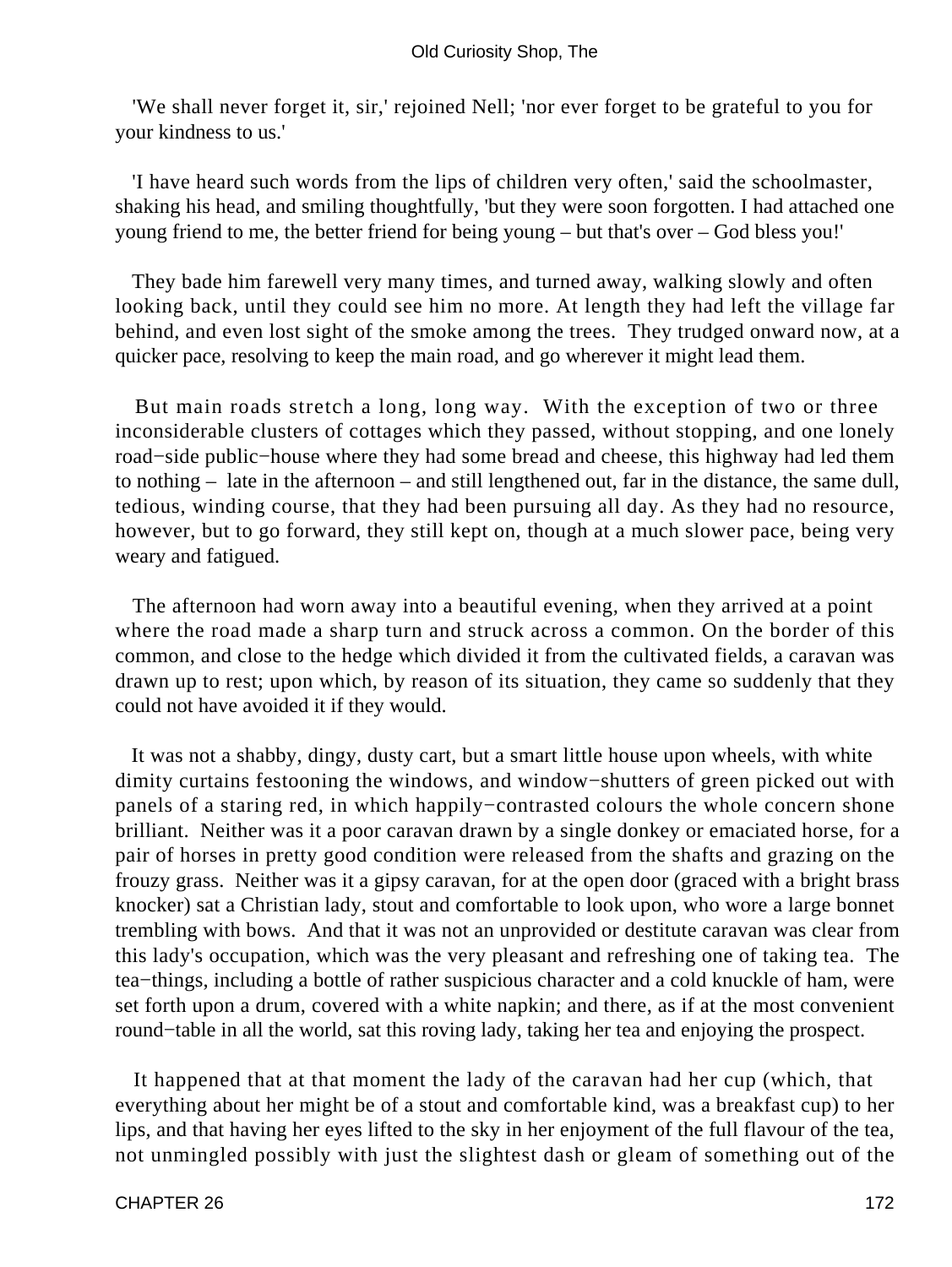'We shall never forget it, sir,' rejoined Nell; 'nor ever forget to be grateful to you for your kindness to us.'

'I have heard such words from the lips of children very often,' said the schoolmaster, shaking his head, and smiling thoughtfully, 'but they were soon forgotten. I had attached one young friend to me, the better friend for being young – but that's over – God bless you!'

They bade him farewell very many times, and turned away, walking slowly and often looking back, until they could see him no more. At length they had left the village far behind, and even lost sight of the smoke among the trees. They trudged onward now, at a quicker pace, resolving to keep the main road, and go wherever it might lead them.

But main roads stretch a long, long way. With the exception of two or three inconsiderable clusters of cottages which they passed, without stopping, and one lonely road−side public−house where they had some bread and cheese, this highway had led them to nothing – late in the afternoon – and still lengthened out, far in the distance, the same dull, tedious, winding course, that they had been pursuing all day. As they had no resource, however, but to go forward, they still kept on, though at a much slower pace, being very weary and fatigued.

The afternoon had worn away into a beautiful evening, when they arrived at a point where the road made a sharp turn and struck across a common. On the border of this common, and close to the hedge which divided it from the cultivated fields, a caravan was drawn up to rest; upon which, by reason of its situation, they came so suddenly that they could not have avoided it if they would.

It was not a shabby, dingy, dusty cart, but a smart little house upon wheels, with white dimity curtains festooning the windows, and window−shutters of green picked out with panels of a staring red, in which happily−contrasted colours the whole concern shone brilliant. Neither was it a poor caravan drawn by a single donkey or emaciated horse, for a pair of horses in pretty good condition were released from the shafts and grazing on the frouzy grass. Neither was it a gipsy caravan, for at the open door (graced with a bright brass knocker) sat a Christian lady, stout and comfortable to look upon, who wore a large bonnet trembling with bows. And that it was not an unprovided or destitute caravan was clear from this lady's occupation, which was the very pleasant and refreshing one of taking tea. The tea−things, including a bottle of rather suspicious character and a cold knuckle of ham, were set forth upon a drum, covered with a white napkin; and there, as if at the most convenient round−table in all the world, sat this roving lady, taking her tea and enjoying the prospect.

It happened that at that moment the lady of the caravan had her cup (which, that everything about her might be of a stout and comfortable kind, was a breakfast cup) to her lips, and that having her eyes lifted to the sky in her enjoyment of the full flavour of the tea, not unmingled possibly with just the slightest dash or gleam of something out of the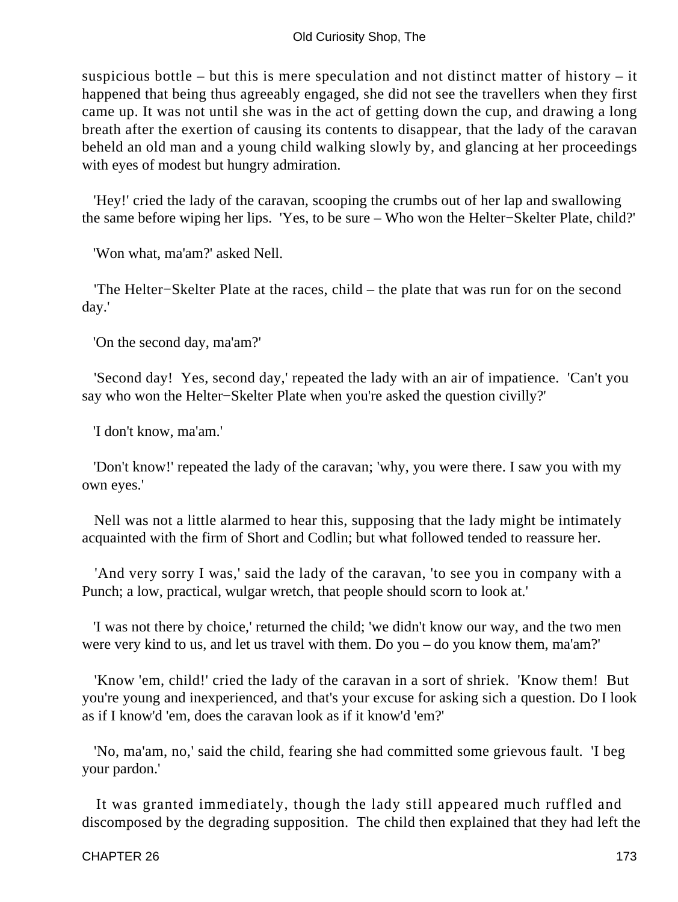suspicious bottle – but this is mere speculation and not distinct matter of history – it happened that being thus agreeably engaged, she did not see the travellers when they first came up. It was not until she was in the act of getting down the cup, and drawing a long breath after the exertion of causing its contents to disappear, that the lady of the caravan beheld an old man and a young child walking slowly by, and glancing at her proceedings with eyes of modest but hungry admiration.

'Hey!' cried the lady of the caravan, scooping the crumbs out of her lap and swallowing the same before wiping her lips. 'Yes, to be sure – Who won the Helter−Skelter Plate, child?'

'Won what, ma'am?' asked Nell.

'The Helter−Skelter Plate at the races, child – the plate that was run for on the second day.'

'On the second day, ma'am?'

'Second day! Yes, second day,' repeated the lady with an air of impatience. 'Can't you say who won the Helter−Skelter Plate when you're asked the question civilly?'

'I don't know, ma'am.'

'Don't know!' repeated the lady of the caravan; 'why, you were there. I saw you with my own eyes.'

Nell was not a little alarmed to hear this, supposing that the lady might be intimately acquainted with the firm of Short and Codlin; but what followed tended to reassure her.

'And very sorry I was,' said the lady of the caravan, 'to see you in company with a Punch; a low, practical, wulgar wretch, that people should scorn to look at.'

'I was not there by choice,' returned the child; 'we didn't know our way, and the two men were very kind to us, and let us travel with them. Do you – do you know them, ma'am?'

'Know 'em, child!' cried the lady of the caravan in a sort of shriek. 'Know them! But you're young and inexperienced, and that's your excuse for asking sich a question. Do I look as if I know'd 'em, does the caravan look as if it know'd 'em?'

'No, ma'am, no,' said the child, fearing she had committed some grievous fault. 'I beg your pardon.'

It was granted immediately, though the lady still appeared much ruffled and discomposed by the degrading supposition. The child then explained that they had left the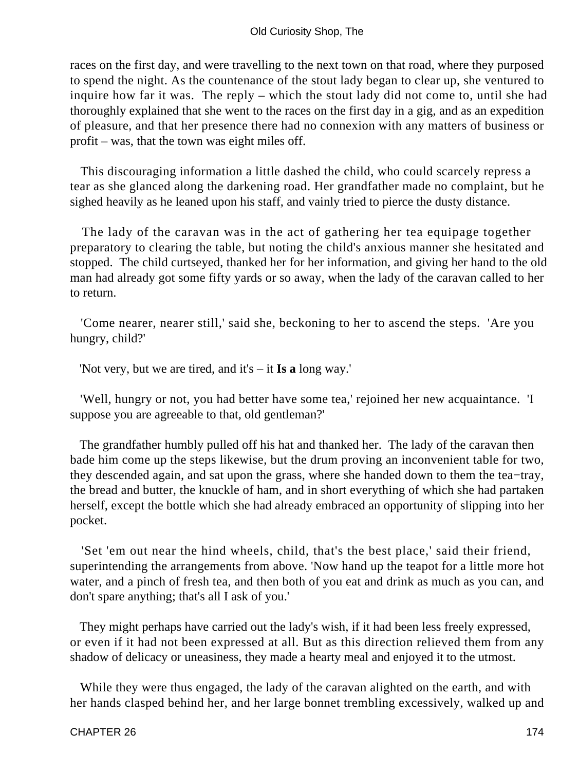races on the first day, and were travelling to the next town on that road, where they purposed to spend the night. As the countenance of the stout lady began to clear up, she ventured to inquire how far it was.  The reply – which the stout lady did not come to, until she had thoroughly explained that she went to the races on the first day in a gig, and as an expedition of pleasure, and that her presence there had no connexion with any matters of business or profit – was, that the town was eight miles off.

This discouraging information a little dashed the child, who could scarcely repress a tear as she glanced along the darkening road. Her grandfather made no complaint, but he sighed heavily as he leaned upon his staff, and vainly tried to pierce the dusty distance.

The lady of the caravan was in the act of gathering her tea equipage together preparatory to clearing the table, but noting the child's anxious manner she hesitated and stopped.  The child curtseyed, thanked her for her information, and giving her hand to the old man had already got some fifty yards or so away, when the lady of the caravan called to her to return.

'Come nearer, nearer still,' said she, beckoning to her to ascend the steps.  'Are you hungry, child?'

'Not very, but we are tired, and it's – it **Is a** long way.'

'Well, hungry or not, you had better have some tea,' rejoined her new acquaintance.  'I suppose you are agreeable to that, old gentleman?'

The grandfather humbly pulled off his hat and thanked her.  The lady of the caravan then bade him come up the steps likewise, but the drum proving an inconvenient table for two, they descended again, and sat upon the grass, where she handed down to them the tea−tray, the bread and butter, the knuckle of ham, and in short everything of which she had partaken herself, except the bottle which she had already embraced an opportunity of slipping into her pocket.

'Set 'em out near the hind wheels, child, that's the best place,' said their friend, superintending the arrangements from above. 'Now hand up the teapot for a little more hot water, and a pinch of fresh tea, and then both of you eat and drink as much as you can, and don't spare anything; that's all I ask of you.'

They might perhaps have carried out the lady's wish, if it had been less freely expressed, or even if it had not been expressed at all. But as this direction relieved them from any shadow of delicacy or uneasiness, they made a hearty meal and enjoyed it to the utmost.

While they were thus engaged, the lady of the caravan alighted on the earth, and with her hands clasped behind her, and her large bonnet trembling excessively, walked up and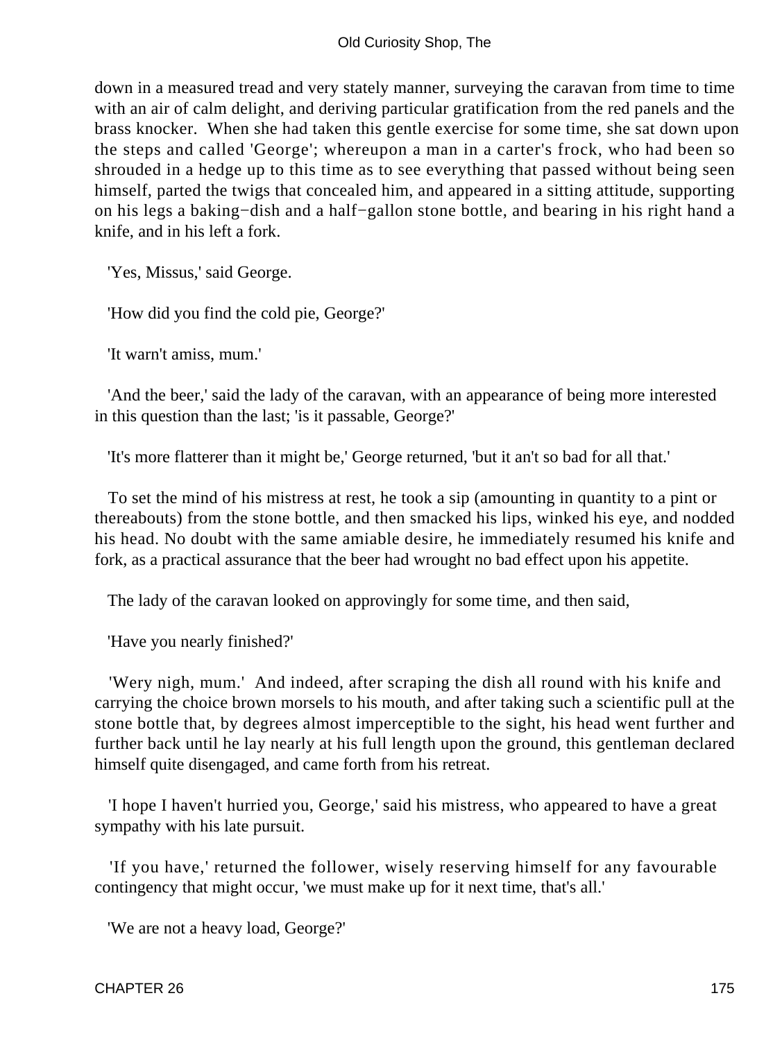down in a measured tread and very stately manner, surveying the caravan from time to time with an air of calm delight, and deriving particular gratification from the red panels and the brass knocker. When she had taken this gentle exercise for some time, she sat down upon the steps and called 'George'; whereupon a man in a carter's frock, who had been so shrouded in a hedge up to this time as to see everything that passed without being seen himself, parted the twigs that concealed him, and appeared in a sitting attitude, supporting on his legs a baking−dish and a half−gallon stone bottle, and bearing in his right hand a knife, and in his left a fork.

'Yes, Missus,' said George.

'How did you find the cold pie, George?'

'It warn't amiss, mum.'

'And the beer,' said the lady of the caravan, with an appearance of being more interested in this question than the last; 'is it passable, George?'

'It's more flatterer than it might be,' George returned, 'but it an't so bad for all that.'

To set the mind of his mistress at rest, he took a sip (amounting in quantity to a pint or thereabouts) from the stone bottle, and then smacked his lips, winked his eye, and nodded his head. No doubt with the same amiable desire, he immediately resumed his knife and fork, as a practical assurance that the beer had wrought no bad effect upon his appetite.

The lady of the caravan looked on approvingly for some time, and then said,

'Have you nearly finished?'

'Wery nigh, mum.' And indeed, after scraping the dish all round with his knife and carrying the choice brown morsels to his mouth, and after taking such a scientific pull at the stone bottle that, by degrees almost imperceptible to the sight, his head went further and further back until he lay nearly at his full length upon the ground, this gentleman declared himself quite disengaged, and came forth from his retreat.

'I hope I haven't hurried you, George,' said his mistress, who appeared to have a great sympathy with his late pursuit.

'If you have,' returned the follower, wisely reserving himself for any favourable contingency that might occur, 'we must make up for it next time, that's all.'

'We are not a heavy load, George?'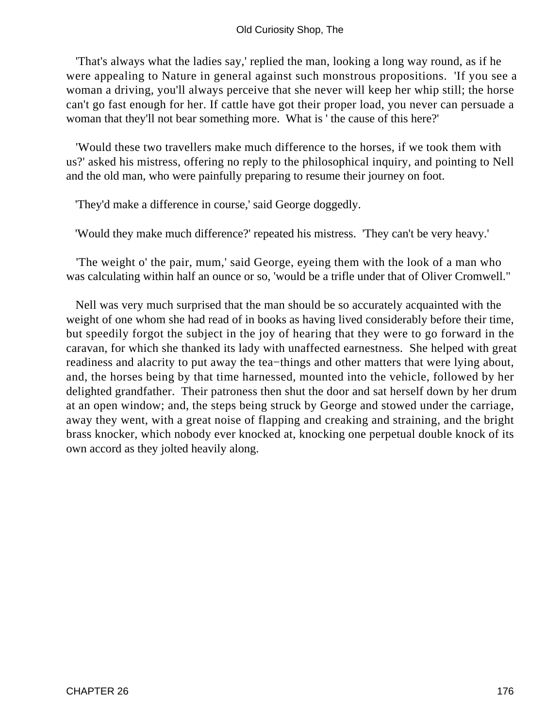'That's always what the ladies say,' replied the man, looking a long way round, as if he were appealing to Nature in general against such monstrous propositions. 'If you see a woman a driving, you'll always perceive that she never will keep her whip still; the horse can't go fast enough for her. If cattle have got their proper load, you never can persuade a woman that they'll not bear something more. What is ' the cause of this here?'

'Would these two travellers make much difference to the horses, if we took them with us?' asked his mistress, offering no reply to the philosophical inquiry, and pointing to Nell and the old man, who were painfully preparing to resume their journey on foot.

'They'd make a difference in course,' said George doggedly.

'Would they make much difference?' repeated his mistress. 'They can't be very heavy.'

'The weight o' the pair, mum,' said George, eyeing them with the look of a man who was calculating within half an ounce or so, 'would be a trifle under that of Oliver Cromwell.''

Nell was very much surprised that the man should be so accurately acquainted with the weight of one whom she had read of in books as having lived considerably before their time, but speedily forgot the subject in the joy of hearing that they were to go forward in the caravan, for which she thanked its lady with unaffected earnestness. She helped with great readiness and alacrity to put away the tea−things and other matters that were lying about, and, the horses being by that time harnessed, mounted into the vehicle, followed by her delighted grandfather. Their patroness then shut the door and sat herself down by her drum at an open window; and, the steps being struck by George and stowed under the carriage, away they went, with a great noise of flapping and creaking and straining, and the bright brass knocker, which nobody ever knocked at, knocking one perpetual double knock of its own accord as they jolted heavily along.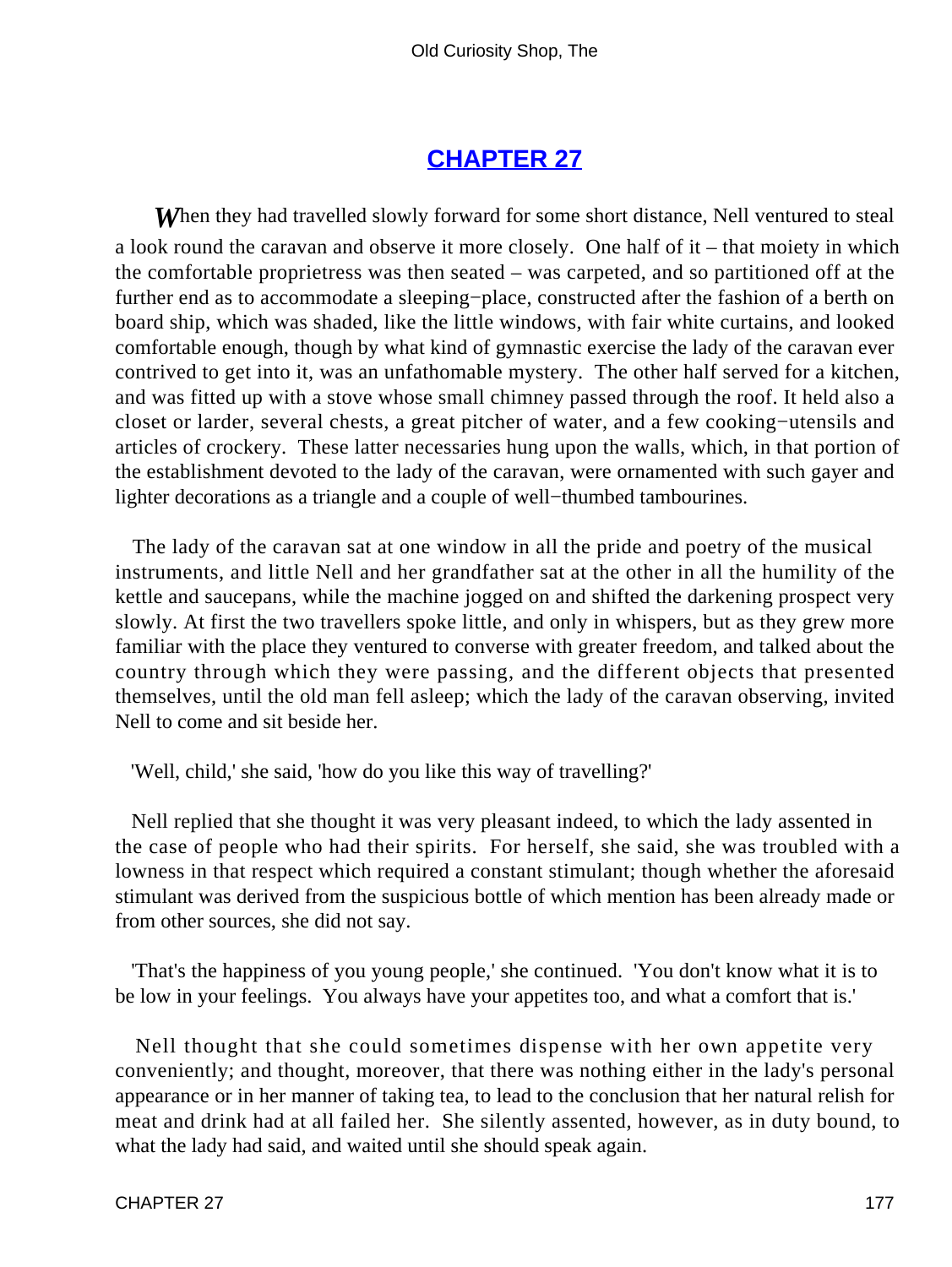## CHAPTER 27

*W*hen they had travelled slowly forward for some short distance, Nell ventured to steal a look round the caravan and observe it more closely. One half of it – that moiety in which the comfortable proprietress was then seated – was carpeted, and so partitioned off at the further end as to accommodate a sleeping−place, constructed after the fashion of a berth on board ship, which was shaded, like the little windows, with fair white curtains, and looked comfortable enough, though by what kind of gymnastic exercise the lady of the caravan ever contrived to get into it, was an unfathomable mystery. The other half served for a kitchen, and was fitted up with a stove whose small chimney passed through the roof. It held also a closet or larder, several chests, a great pitcher of water, and a few cooking−utensils and articles of crockery. These latter necessaries hung upon the walls, which, in that portion of the establishment devoted to the lady of the caravan, were ornamented with such gayer and lighter decorations as a triangle and a couple of well−thumbed tambourines.

The lady of the caravan sat at one window in all the pride and poetry of the musical instruments, and little Nell and her grandfather sat at the other in all the humility of the kettle and saucepans, while the machine jogged on and shifted the darkening prospect very slowly. At first the two travellers spoke little, and only in whispers, but as they grew more familiar with the place they ventured to converse with greater freedom, and talked about the country through which they were passing, and the different objects that presented themselves, until the old man fell asleep; which the lady of the caravan observing, invited Nell to come and sit beside her.

'Well, child,' she said, 'how do you like this way of travelling?'

Nell replied that she thought it was very pleasant indeed, to which the lady assented in the case of people who had their spirits. For herself, she said, she was troubled with a lowness in that respect which required a constant stimulant; though whether the aforesaid stimulant was derived from the suspicious bottle of which mention has been already made or from other sources, she did not say.

'That's the happiness of you young people,' she continued. 'You don't know what it is to be low in your feelings. You always have your appetites too, and what a comfort that is.'

Nell thought that she could sometimes dispense with her own appetite very conveniently; and thought, moreover, that there was nothing either in the lady's personal appearance or in her manner of taking tea, to lead to the conclusion that her natural relish for meat and drink had at all failed her. She silently assented, however, as in duty bound, to what the lady had said, and waited until she should speak again.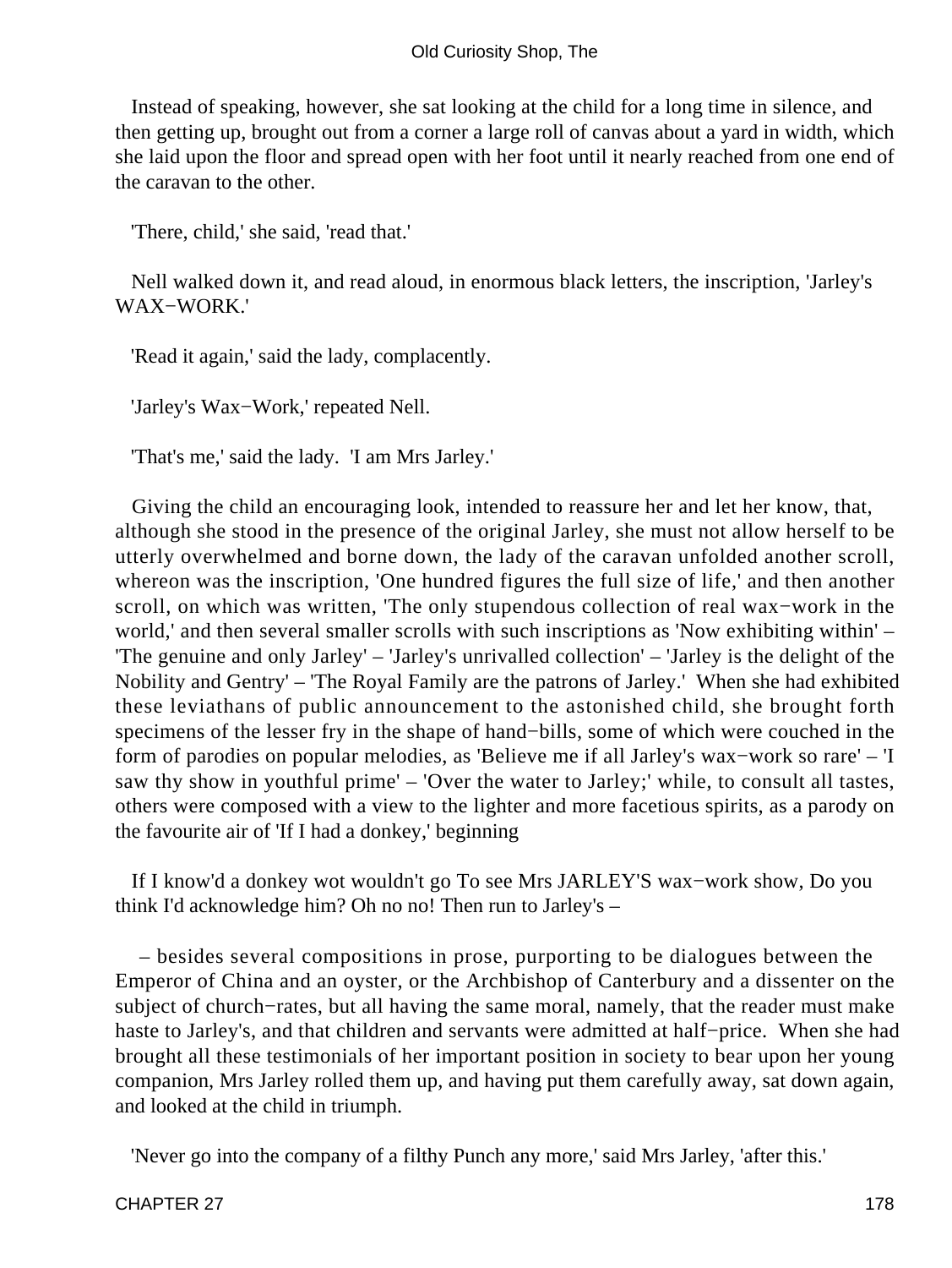Instead of speaking, however, she sat looking at the child for a long time in silence, and then getting up, brought out from a corner a large roll of canvas about a yard in width, which she laid upon the floor and spread open with her foot until it nearly reached from one end of the caravan to the other.

'There, child,' she said, 'read that.'

Nell walked down it, and read aloud, in enormous black letters, the inscription, 'Jarley's WAX−WORK.'

'Read it again,' said the lady, complacently.

'Jarley's Wax−Work,' repeated Nell.

'That's me,' said the lady. 'I am Mrs Jarley.'

Giving the child an encouraging look, intended to reassure her and let her know, that, although she stood in the presence of the original Jarley, she must not allow herself to be utterly overwhelmed and borne down, the lady of the caravan unfolded another scroll, whereon was the inscription, 'One hundred figures the full size of life,' and then another scroll, on which was written, 'The only stupendous collection of real wax−work in the world,' and then several smaller scrolls with such inscriptions as 'Now exhibiting within' – 'The genuine and only Jarley' – 'Jarley's unrivalled collection' – 'Jarley is the delight of the Nobility and Gentry' – 'The Royal Family are the patrons of Jarley.' When she had exhibited these leviathans of public announcement to the astonished child, she brought forth specimens of the lesser fry in the shape of hand−bills, some of which were couched in the form of parodies on popular melodies, as 'Believe me if all Jarley's wax−work so rare' – 'I saw thy show in youthful prime' – 'Over the water to Jarley;' while, to consult all tastes, others were composed with a view to the lighter and more facetious spirits, as a parody on the favourite air of 'If I had a donkey,' beginning

If I know'd a donkey wot wouldn't go To see Mrs JARLEY'S wax−work show, Do you think I'd acknowledge him? Oh no no! Then run to Jarley's –

– besides several compositions in prose, purporting to be dialogues between the Emperor of China and an oyster, or the Archbishop of Canterbury and a dissenter on the subject of church−rates, but all having the same moral, namely, that the reader must make haste to Jarley's, and that children and servants were admitted at half−price. When she had brought all these testimonials of her important position in society to bear upon her young companion, Mrs Jarley rolled them up, and having put them carefully away, sat down again, and looked at the child in triumph.

'Never go into the company of a filthy Punch any more,' said Mrs Jarley, 'after this.'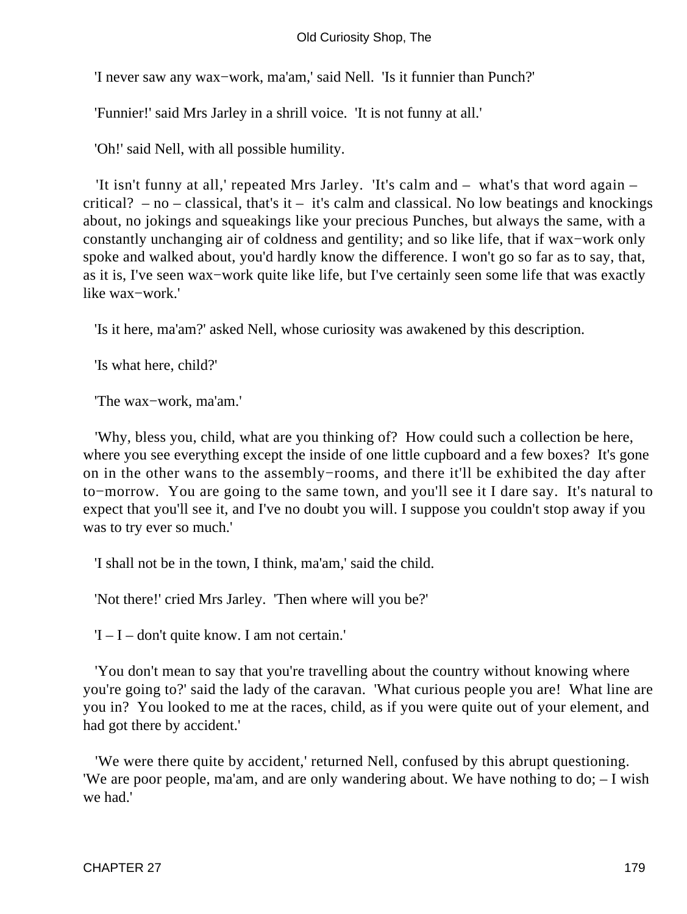'I never saw any wax−work, ma'am,' said Nell. 'Is it funnier than Punch?'

'Funnier!' said Mrs Jarley in a shrill voice. 'It is not funny at all.'

'Oh!' said Nell, with all possible humility.

'It isn't funny at all,' repeated Mrs Jarley. 'It's calm and – what's that word again – critical? – no – classical, that's it – it's calm and classical. No low beatings and knockings about, no jokings and squeakings like your precious Punches, but always the same, with a constantly unchanging air of coldness and gentility; and so like life, that if wax−work only spoke and walked about, you'd hardly know the difference. I won't go so far as to say, that, as it is, I've seen wax−work quite like life, but I've certainly seen some life that was exactly like wax−work.'

'Is it here, ma'am?' asked Nell, whose curiosity was awakened by this description.

'Is what here, child?'

'The wax−work, ma'am.'

'Why, bless you, child, what are you thinking of? How could such a collection be here, where you see everything except the inside of one little cupboard and a few boxes? It's gone on in the other wans to the assembly−rooms, and there it'll be exhibited the day after to−morrow. You are going to the same town, and you'll see it I dare say. It's natural to expect that you'll see it, and I've no doubt you will. I suppose you couldn't stop away if you was to try ever so much.'

'I shall not be in the town, I think, ma'am,' said the child.

'Not there!' cried Mrs Jarley. 'Then where will you be?'

'I – I – don't quite know. I am not certain.'

'You don't mean to say that you're travelling about the country without knowing where you're going to?' said the lady of the caravan. 'What curious people you are! What line are you in? You looked to me at the races, child, as if you were quite out of your element, and had got there by accident.'

'We were there quite by accident,' returned Nell, confused by this abrupt questioning. 'We are poor people, ma'am, and are only wandering about. We have nothing to do; – I wish we had.'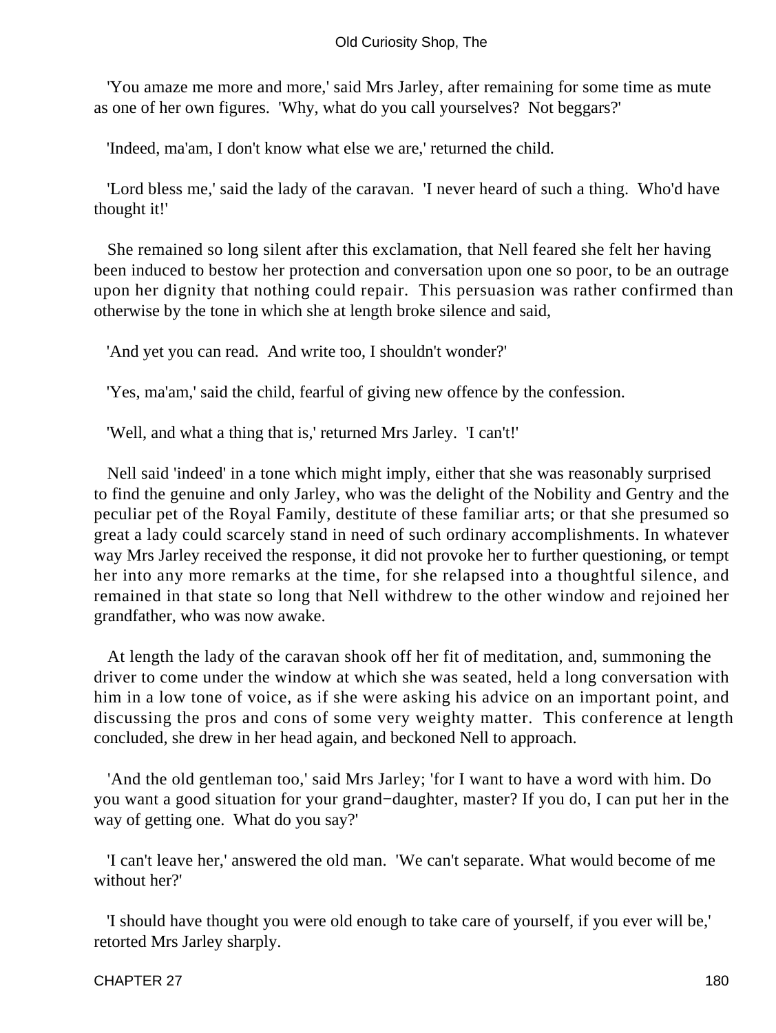'You amaze me more and more,' said Mrs Jarley, after remaining for some time as mute as one of her own figures. 'Why, what do you call yourselves? Not beggars?'

'Indeed, ma'am, I don't know what else we are,' returned the child.

'Lord bless me,' said the lady of the caravan. 'I never heard of such a thing. Who'd have thought it!'

She remained so long silent after this exclamation, that Nell feared she felt her having been induced to bestow her protection and conversation upon one so poor, to be an outrage upon her dignity that nothing could repair. This persuasion was rather confirmed than otherwise by the tone in which she at length broke silence and said,

'And yet you can read. And write too, I shouldn't wonder?'

'Yes, ma'am,' said the child, fearful of giving new offence by the confession.

'Well, and what a thing that is,' returned Mrs Jarley. 'I can't!'

Nell said 'indeed' in a tone which might imply, either that she was reasonably surprised to find the genuine and only Jarley, who was the delight of the Nobility and Gentry and the peculiar pet of the Royal Family, destitute of these familiar arts; or that she presumed so great a lady could scarcely stand in need of such ordinary accomplishments. In whatever way Mrs Jarley received the response, it did not provoke her to further questioning, or tempt her into any more remarks at the time, for she relapsed into a thoughtful silence, and remained in that state so long that Nell withdrew to the other window and rejoined her grandfather, who was now awake.

At length the lady of the caravan shook off her fit of meditation, and, summoning the driver to come under the window at which she was seated, held a long conversation with him in a low tone of voice, as if she were asking his advice on an important point, and discussing the pros and cons of some very weighty matter. This conference at length concluded, she drew in her head again, and beckoned Nell to approach.

'And the old gentleman too,' said Mrs Jarley; 'for I want to have a word with him. Do you want a good situation for your grand−daughter, master? If you do, I can put her in the way of getting one. What do you say?'

'I can't leave her,' answered the old man. 'We can't separate. What would become of me without her?'

'I should have thought you were old enough to take care of yourself, if you ever will be,' retorted Mrs Jarley sharply.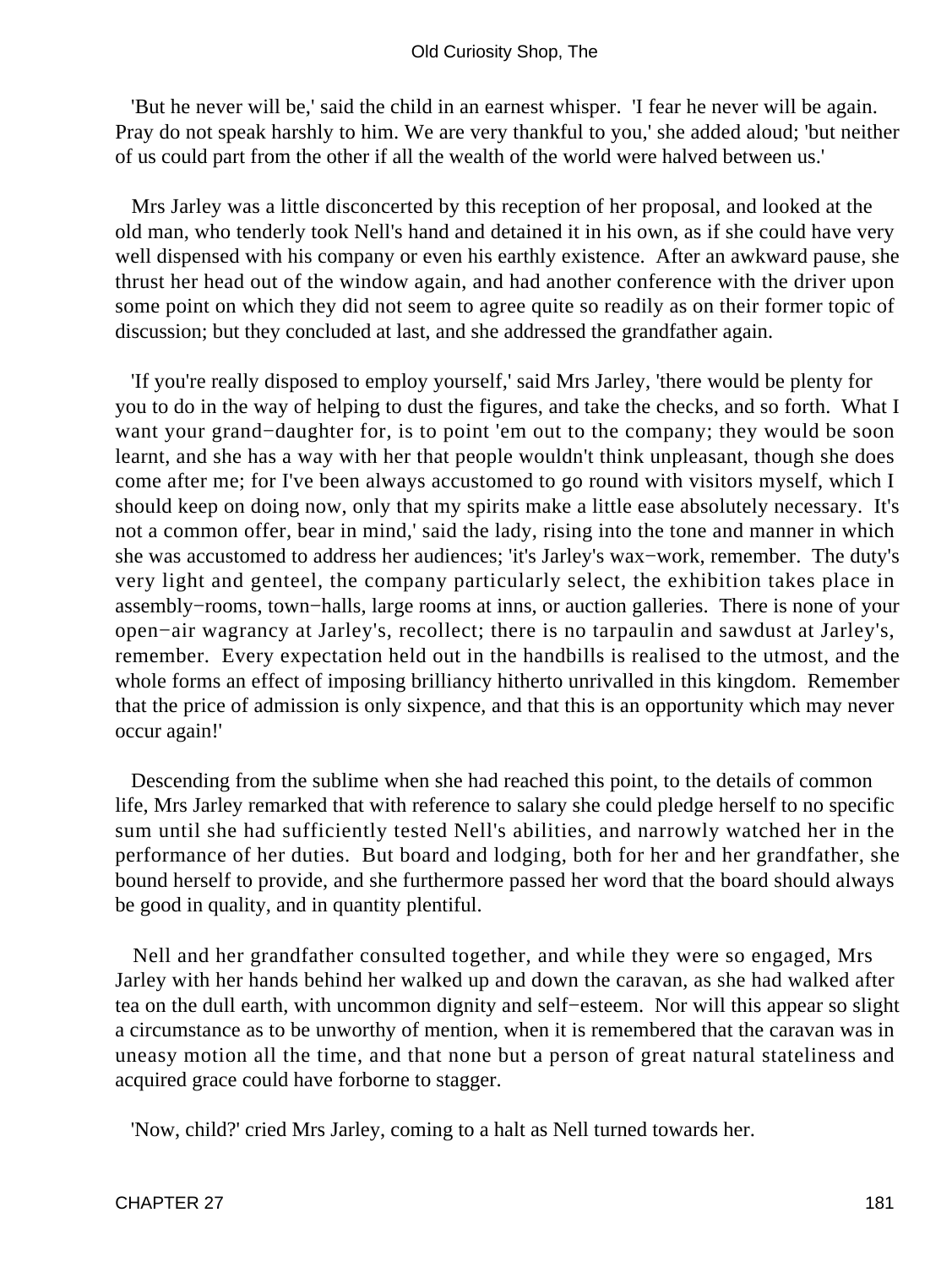'But he never will be,' said the child in an earnest whisper. 'I fear he never will be again. Pray do not speak harshly to him. We are very thankful to you,' she added aloud; 'but neither of us could part from the other if all the wealth of the world were halved between us.'

Mrs Jarley was a little disconcerted by this reception of her proposal, and looked at the old man, who tenderly took Nell's hand and detained it in his own, as if she could have very well dispensed with his company or even his earthly existence. After an awkward pause, she thrust her head out of the window again, and had another conference with the driver upon some point on which they did not seem to agree quite so readily as on their former topic of discussion; but they concluded at last, and she addressed the grandfather again.

'If you're really disposed to employ yourself,' said Mrs Jarley, 'there would be plenty for you to do in the way of helping to dust the figures, and take the checks, and so forth. What I want your grand−daughter for, is to point 'em out to the company; they would be soon learnt, and she has a way with her that people wouldn't think unpleasant, though she does come after me; for I've been always accustomed to go round with visitors myself, which I should keep on doing now, only that my spirits make a little ease absolutely necessary. It's not a common offer, bear in mind,' said the lady, rising into the tone and manner in which she was accustomed to address her audiences; 'it's Jarley's wax−work, remember. The duty's very light and genteel, the company particularly select, the exhibition takes place in assembly−rooms, town−halls, large rooms at inns, or auction galleries. There is none of your open−air wagrancy at Jarley's, recollect; there is no tarpaulin and sawdust at Jarley's, remember. Every expectation held out in the handbills is realised to the utmost, and the whole forms an effect of imposing brilliancy hitherto unrivalled in this kingdom. Remember that the price of admission is only sixpence, and that this is an opportunity which may never occur again!'

Descending from the sublime when she had reached this point, to the details of common life, Mrs Jarley remarked that with reference to salary she could pledge herself to no specific sum until she had sufficiently tested Nell's abilities, and narrowly watched her in the performance of her duties. But board and lodging, both for her and her grandfather, she bound herself to provide, and she furthermore passed her word that the board should always be good in quality, and in quantity plentiful.

Nell and her grandfather consulted together, and while they were so engaged, Mrs Jarley with her hands behind her walked up and down the caravan, as she had walked after tea on the dull earth, with uncommon dignity and self−esteem. Nor will this appear so slight a circumstance as to be unworthy of mention, when it is remembered that the caravan was in uneasy motion all the time, and that none but a person of great natural stateliness and acquired grace could have forborne to stagger.

'Now, child?' cried Mrs Jarley, coming to a halt as Nell turned towards her.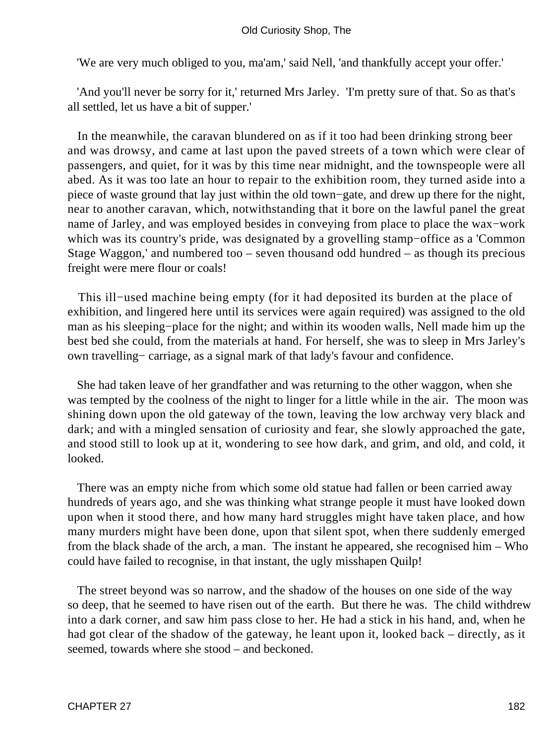'We are very much obliged to you, ma'am,' said Nell, 'and thankfully accept your offer.'

'And you'll never be sorry for it,' returned Mrs Jarley. 'I'm pretty sure of that. So as that's all settled, let us have a bit of supper.'

In the meanwhile, the caravan blundered on as if it too had been drinking strong beer and was drowsy, and came at last upon the paved streets of a town which were clear of passengers, and quiet, for it was by this time near midnight, and the townspeople were all abed. As it was too late an hour to repair to the exhibition room, they turned aside into a piece of waste ground that lay just within the old town−gate, and drew up there for the night, near to another caravan, which, notwithstanding that it bore on the lawful panel the great name of Jarley, and was employed besides in conveying from place to place the wax−work which was its country's pride, was designated by a grovelling stamp−office as a 'Common Stage Waggon,' and numbered too – seven thousand odd hundred – as though its precious freight were mere flour or coals!

This ill−used machine being empty (for it had deposited its burden at the place of exhibition, and lingered here until its services were again required) was assigned to the old man as his sleeping−place for the night; and within its wooden walls, Nell made him up the best bed she could, from the materials at hand. For herself, she was to sleep in Mrs Jarley's own travelling− carriage, as a signal mark of that lady's favour and confidence.

She had taken leave of her grandfather and was returning to the other waggon, when she was tempted by the coolness of the night to linger for a little while in the air. The moon was shining down upon the old gateway of the town, leaving the low archway very black and dark; and with a mingled sensation of curiosity and fear, she slowly approached the gate, and stood still to look up at it, wondering to see how dark, and grim, and old, and cold, it looked.

There was an empty niche from which some old statue had fallen or been carried away hundreds of years ago, and she was thinking what strange people it must have looked down upon when it stood there, and how many hard struggles might have taken place, and how many murders might have been done, upon that silent spot, when there suddenly emerged from the black shade of the arch, a man. The instant he appeared, she recognised him – Who could have failed to recognise, in that instant, the ugly misshapen Quilp!

The street beyond was so narrow, and the shadow of the houses on one side of the way so deep, that he seemed to have risen out of the earth. But there he was. The child withdrew into a dark corner, and saw him pass close to her. He had a stick in his hand, and, when he had got clear of the shadow of the gateway, he leant upon it, looked back – directly, as it seemed, towards where she stood – and beckoned.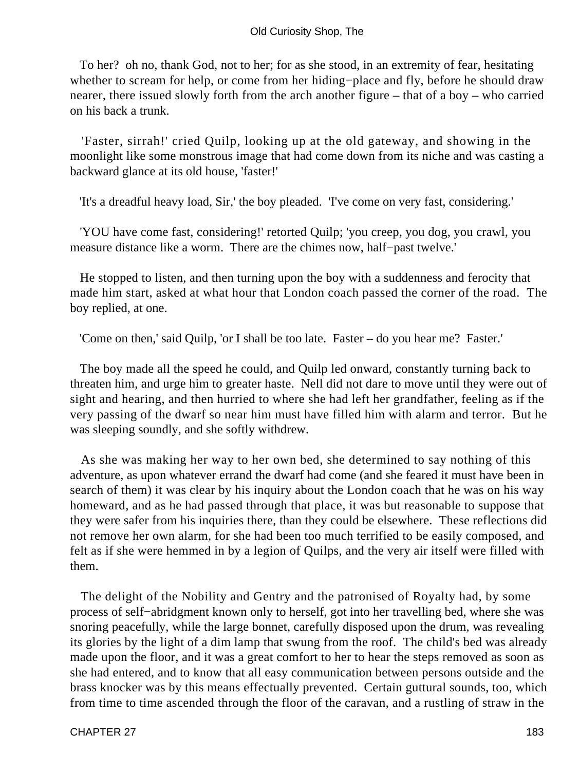To her? oh no, thank God, not to her; for as she stood, in an extremity of fear, hesitating whether to scream for help, or come from her hiding−place and fly, before he should draw nearer, there issued slowly forth from the arch another figure – that of a boy – who carried on his back a trunk.

'Faster, sirrah!' cried Quilp, looking up at the old gateway, and showing in the moonlight like some monstrous image that had come down from its niche and was casting a backward glance at its old house, 'faster!'

'It's a dreadful heavy load, Sir,' the boy pleaded. 'I've come on very fast, considering.'

'YOU have come fast, considering!' retorted Quilp; 'you creep, you dog, you crawl, you measure distance like a worm. There are the chimes now, half−past twelve.'

He stopped to listen, and then turning upon the boy with a suddenness and ferocity that made him start, asked at what hour that London coach passed the corner of the road. The boy replied, at one.

'Come on then,' said Quilp, 'or I shall be too late. Faster – do you hear me? Faster.'

The boy made all the speed he could, and Quilp led onward, constantly turning back to threaten him, and urge him to greater haste. Nell did not dare to move until they were out of sight and hearing, and then hurried to where she had left her grandfather, feeling as if the very passing of the dwarf so near him must have filled him with alarm and terror. But he was sleeping soundly, and she softly withdrew.

As she was making her way to her own bed, she determined to say nothing of this adventure, as upon whatever errand the dwarf had come (and she feared it must have been in search of them) it was clear by his inquiry about the London coach that he was on his way homeward, and as he had passed through that place, it was but reasonable to suppose that they were safer from his inquiries there, than they could be elsewhere. These reflections did not remove her own alarm, for she had been too much terrified to be easily composed, and felt as if she were hemmed in by a legion of Quilps, and the very air itself were filled with them.

The delight of the Nobility and Gentry and the patronised of Royalty had, by some process of self−abridgment known only to herself, got into her travelling bed, where she was snoring peacefully, while the large bonnet, carefully disposed upon the drum, was revealing its glories by the light of a dim lamp that swung from the roof. The child's bed was already made upon the floor, and it was a great comfort to her to hear the steps removed as soon as she had entered, and to know that all easy communication between persons outside and the brass knocker was by this means effectually prevented. Certain guttural sounds, too, which from time to time ascended through the floor of the caravan, and a rustling of straw in the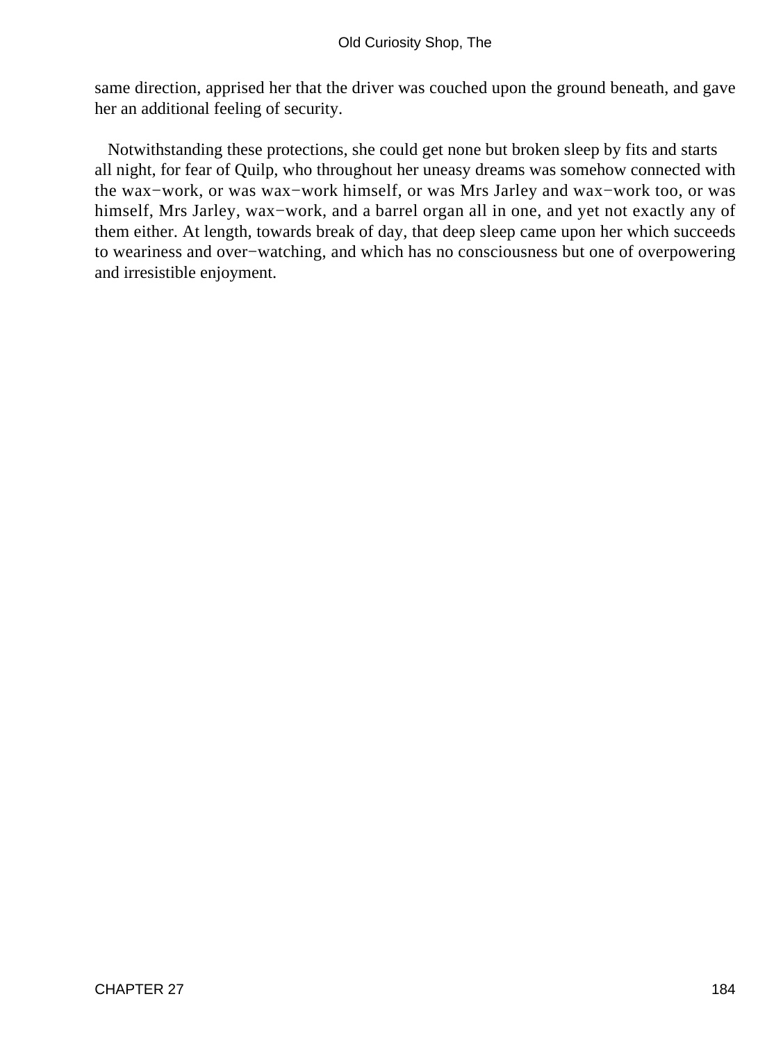same direction, apprised her that the driver was couched upon the ground beneath, and gave her an additional feeling of security.

Notwithstanding these protections, she could get none but broken sleep by fits and starts all night, for fear of Quilp, who throughout her uneasy dreams was somehow connected with the wax−work, or was wax−work himself, or was Mrs Jarley and wax−work too, or was himself, Mrs Jarley, wax−work, and a barrel organ all in one, and yet not exactly any of them either. At length, towards break of day, that deep sleep came upon her which succeeds to weariness and over−watching, and which has no consciousness but one of overpowering and irresistible enjoyment.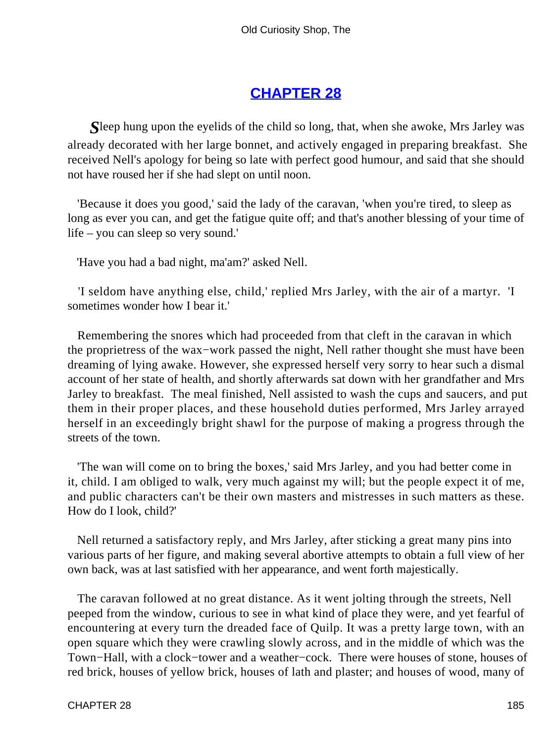## CHAPTER 28

*S*leep hung upon the eyelids of the child so long, that, when she awoke, Mrs Jarley was already decorated with her large bonnet, and actively engaged in preparing breakfast. She received Nell's apology for being so late with perfect good humour, and said that she should not have roused her if she had slept on until noon.

'Because it does you good,' said the lady of the caravan, 'when you're tired, to sleep as long as ever you can, and get the fatigue quite off; and that's another blessing of your time of life – you can sleep so very sound.'

'Have you had a bad night, ma'am?' asked Nell.

'I seldom have anything else, child,' replied Mrs Jarley, with the air of a martyr. 'I sometimes wonder how I bear it.'

Remembering the snores which had proceeded from that cleft in the caravan in which the proprietress of the wax−work passed the night, Nell rather thought she must have been dreaming of lying awake. However, she expressed herself very sorry to hear such a dismal account of her state of health, and shortly afterwards sat down with her grandfather and Mrs Jarley to breakfast. The meal finished, Nell assisted to wash the cups and saucers, and put them in their proper places, and these household duties performed, Mrs Jarley arrayed herself in an exceedingly bright shawl for the purpose of making a progress through the streets of the town.

'The wan will come on to bring the boxes,' said Mrs Jarley, and you had better come in it, child. I am obliged to walk, very much against my will; but the people expect it of me, and public characters can't be their own masters and mistresses in such matters as these. How do I look, child?'

Nell returned a satisfactory reply, and Mrs Jarley, after sticking a great many pins into various parts of her figure, and making several abortive attempts to obtain a full view of her own back, was at last satisfied with her appearance, and went forth majestically.

The caravan followed at no great distance. As it went jolting through the streets, Nell peeped from the window, curious to see in what kind of place they were, and yet fearful of encountering at every turn the dreaded face of Quilp. It was a pretty large town, with an open square which they were crawling slowly across, and in the middle of which was the Town−Hall, with a clock−tower and a weather−cock. There were houses of stone, houses of red brick, houses of yellow brick, houses of lath and plaster; and houses of wood, many of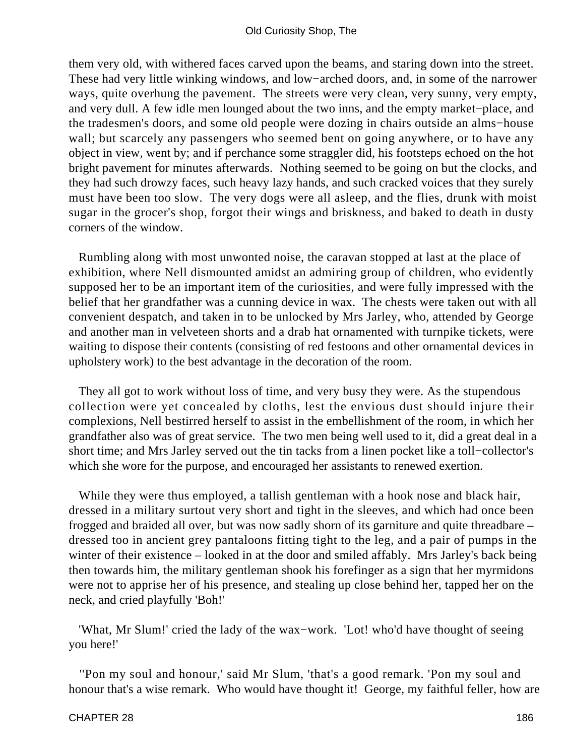them very old, with withered faces carved upon the beams, and staring down into the street. These had very little winking windows, and low−arched doors, and, in some of the narrower ways, quite overhung the pavement. The streets were very clean, very sunny, very empty, and very dull. A few idle men lounged about the two inns, and the empty market−place, and the tradesmen's doors, and some old people were dozing in chairs outside an alms−house wall; but scarcely any passengers who seemed bent on going anywhere, or to have any object in view, went by; and if perchance some straggler did, his footsteps echoed on the hot bright pavement for minutes afterwards. Nothing seemed to be going on but the clocks, and they had such drowzy faces, such heavy lazy hands, and such cracked voices that they surely must have been too slow. The very dogs were all asleep, and the flies, drunk with moist sugar in the grocer's shop, forgot their wings and briskness, and baked to death in dusty corners of the window.

Rumbling along with most unwonted noise, the caravan stopped at last at the place of exhibition, where Nell dismounted amidst an admiring group of children, who evidently supposed her to be an important item of the curiosities, and were fully impressed with the belief that her grandfather was a cunning device in wax. The chests were taken out with all convenient despatch, and taken in to be unlocked by Mrs Jarley, who, attended by George and another man in velveteen shorts and a drab hat ornamented with turnpike tickets, were waiting to dispose their contents (consisting of red festoons and other ornamental devices in upholstery work) to the best advantage in the decoration of the room.

They all got to work without loss of time, and very busy they were. As the stupendous collection were yet concealed by cloths, lest the envious dust should injure their complexions, Nell bestirred herself to assist in the embellishment of the room, in which her grandfather also was of great service. The two men being well used to it, did a great deal in a short time; and Mrs Jarley served out the tin tacks from a linen pocket like a toll−collector's which she wore for the purpose, and encouraged her assistants to renewed exertion.

While they were thus employed, a tallish gentleman with a hook nose and black hair, dressed in a military surtout very short and tight in the sleeves, and which had once been frogged and braided all over, but was now sadly shorn of its garniture and quite threadbare – dressed too in ancient grey pantaloons fitting tight to the leg, and a pair of pumps in the winter of their existence – looked in at the door and smiled affably. Mrs Jarley's back being then towards him, the military gentleman shook his forefinger as a sign that her myrmidons were not to apprise her of his presence, and stealing up close behind her, tapped her on the neck, and cried playfully 'Boh!'

'What, Mr Slum!' cried the lady of the wax−work. 'Lot! who'd have thought of seeing you here!'

''Pon my soul and honour,' said Mr Slum, 'that's a good remark. 'Pon my soul and honour that's a wise remark. Who would have thought it! George, my faithful feller, how are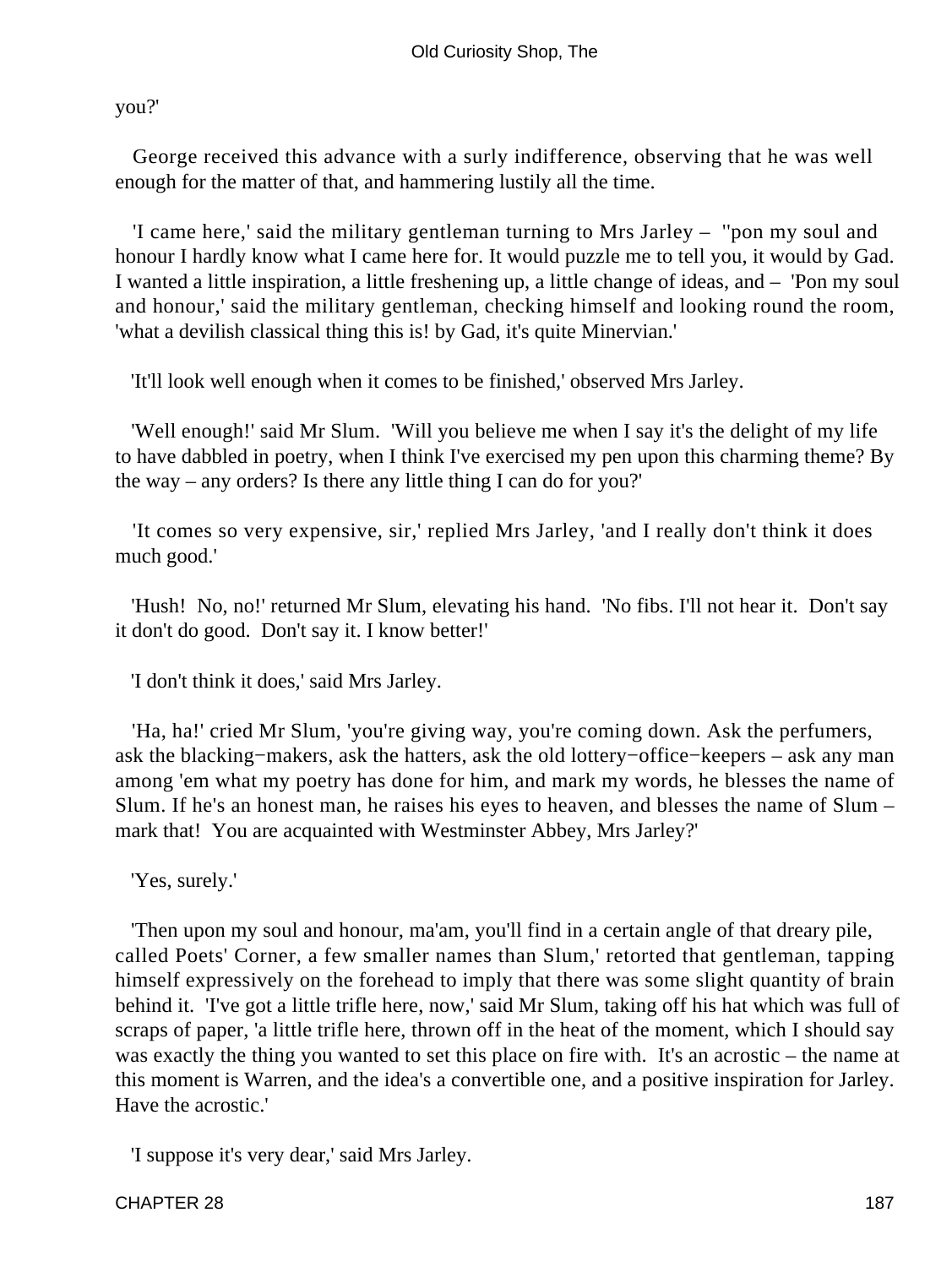you?'

George received this advance with a surly indifference, observing that he was well enough for the matter of that, and hammering lustily all the time.

'I came here,' said the military gentleman turning to Mrs Jarley – ''pon my soul and honour I hardly know what I came here for. It would puzzle me to tell you, it would by Gad. I wanted a little inspiration, a little freshening up, a little change of ideas, and – 'Pon my soul and honour,' said the military gentleman, checking himself and looking round the room, 'what a devilish classical thing this is! by Gad, it's quite Minervian.'

'It'll look well enough when it comes to be finished,' observed Mrs Jarley.

'Well enough!' said Mr Slum. 'Will you believe me when I say it's the delight of my life to have dabbled in poetry, when I think I've exercised my pen upon this charming theme? By the way – any orders? Is there any little thing I can do for you?'

'It comes so very expensive, sir,' replied Mrs Jarley, 'and I really don't think it does much good.'

'Hush! No, no!' returned Mr Slum, elevating his hand. 'No fibs. I'll not hear it. Don't say it don't do good. Don't say it. I know better!'

'I don't think it does,' said Mrs Jarley.

'Ha, ha!' cried Mr Slum, 'you're giving way, you're coming down. Ask the perfumers, ask the blacking−makers, ask the hatters, ask the old lottery−office−keepers – ask any man among 'em what my poetry has done for him, and mark my words, he blesses the name of Slum. If he's an honest man, he raises his eyes to heaven, and blesses the name of Slum – mark that! You are acquainted with Westminster Abbey, Mrs Jarley?'

'Yes, surely.'

'Then upon my soul and honour, ma'am, you'll find in a certain angle of that dreary pile, called Poets' Corner, a few smaller names than Slum,' retorted that gentleman, tapping himself expressively on the forehead to imply that there was some slight quantity of brain behind it. 'I've got a little trifle here, now,' said Mr Slum, taking off his hat which was full of scraps of paper, 'a little trifle here, thrown off in the heat of the moment, which I should say was exactly the thing you wanted to set this place on fire with. It's an acrostic – the name at this moment is Warren, and the idea's a convertible one, and a positive inspiration for Jarley. Have the acrostic.'

'I suppose it's very dear,' said Mrs Jarley.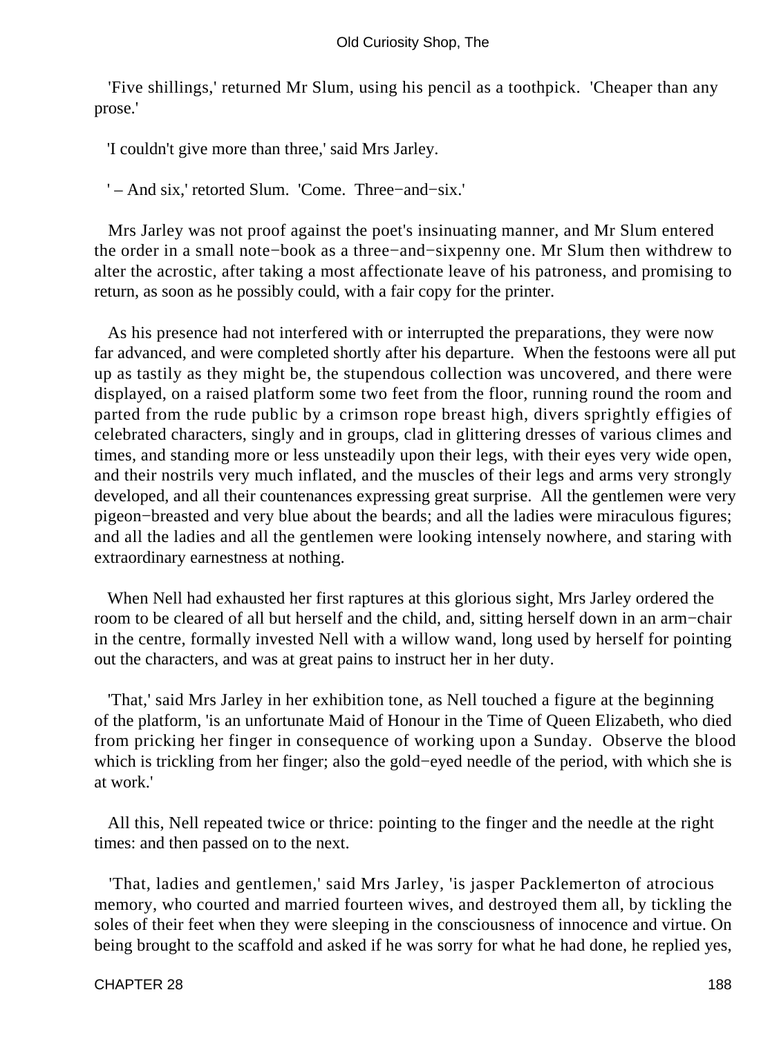'Five shillings,' returned Mr Slum, using his pencil as a toothpick. 'Cheaper than any prose.'

'I couldn't give more than three,' said Mrs Jarley.

' – And six,' retorted Slum. 'Come. Three−and−six.'

Mrs Jarley was not proof against the poet's insinuating manner, and Mr Slum entered the order in a small note−book as a three−and−sixpenny one. Mr Slum then withdrew to alter the acrostic, after taking a most affectionate leave of his patroness, and promising to return, as soon as he possibly could, with a fair copy for the printer.

As his presence had not interfered with or interrupted the preparations, they were now far advanced, and were completed shortly after his departure. When the festoons were all put up as tastily as they might be, the stupendous collection was uncovered, and there were displayed, on a raised platform some two feet from the floor, running round the room and parted from the rude public by a crimson rope breast high, divers sprightly effigies of celebrated characters, singly and in groups, clad in glittering dresses of various climes and times, and standing more or less unsteadily upon their legs, with their eyes very wide open, and their nostrils very much inflated, and the muscles of their legs and arms very strongly developed, and all their countenances expressing great surprise. All the gentlemen were very pigeon−breasted and very blue about the beards; and all the ladies were miraculous figures; and all the ladies and all the gentlemen were looking intensely nowhere, and staring with extraordinary earnestness at nothing.

When Nell had exhausted her first raptures at this glorious sight, Mrs Jarley ordered the room to be cleared of all but herself and the child, and, sitting herself down in an arm−chair in the centre, formally invested Nell with a willow wand, long used by herself for pointing out the characters, and was at great pains to instruct her in her duty.

'That,' said Mrs Jarley in her exhibition tone, as Nell touched a figure at the beginning of the platform, 'is an unfortunate Maid of Honour in the Time of Queen Elizabeth, who died from pricking her finger in consequence of working upon a Sunday. Observe the blood which is trickling from her finger; also the gold−eyed needle of the period, with which she is at work.'

All this, Nell repeated twice or thrice: pointing to the finger and the needle at the right times: and then passed on to the next.

'That, ladies and gentlemen,' said Mrs Jarley, 'is jasper Packlemerton of atrocious memory, who courted and married fourteen wives, and destroyed them all, by tickling the soles of their feet when they were sleeping in the consciousness of innocence and virtue. On being brought to the scaffold and asked if he was sorry for what he had done, he replied yes,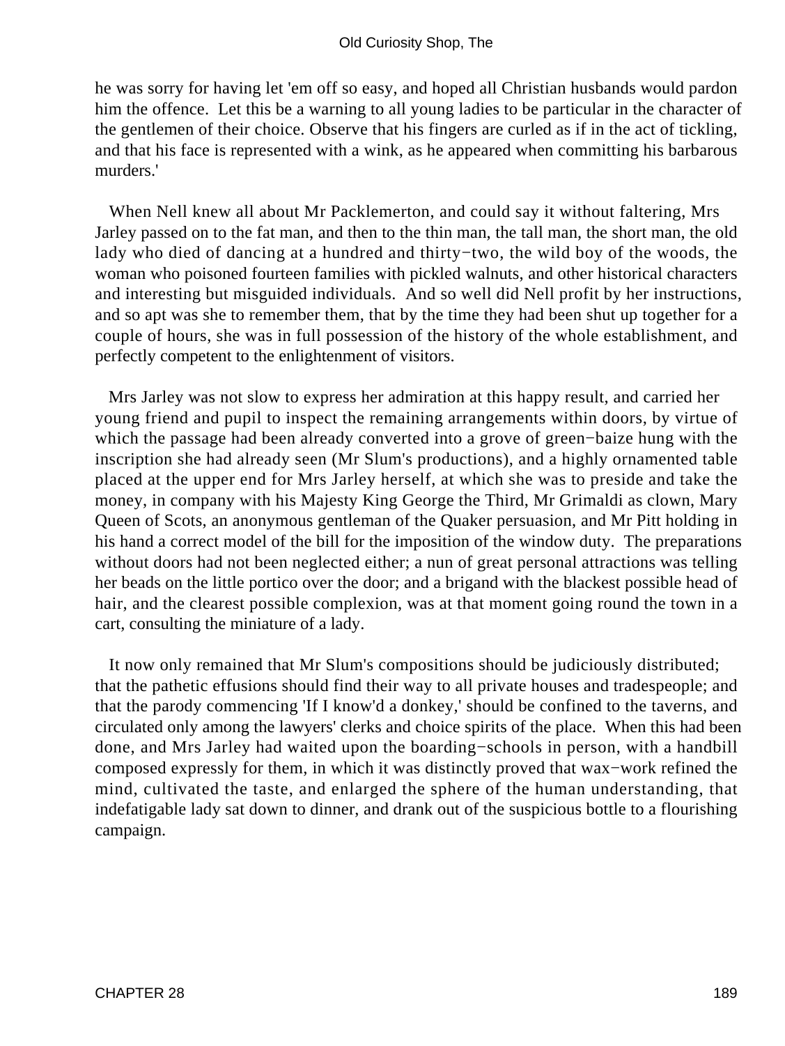he was sorry for having let 'em off so easy, and hoped all Christian husbands would pardon him the offence. Let this be a warning to all young ladies to be particular in the character of the gentlemen of their choice. Observe that his fingers are curled as if in the act of tickling, and that his face is represented with a wink, as he appeared when committing his barbarous murders.'

When Nell knew all about Mr Packlemerton, and could say it without faltering, Mrs Jarley passed on to the fat man, and then to the thin man, the tall man, the short man, the old lady who died of dancing at a hundred and thirty−two, the wild boy of the woods, the woman who poisoned fourteen families with pickled walnuts, and other historical characters and interesting but misguided individuals. And so well did Nell profit by her instructions, and so apt was she to remember them, that by the time they had been shut up together for a couple of hours, she was in full possession of the history of the whole establishment, and perfectly competent to the enlightenment of visitors.

Mrs Jarley was not slow to express her admiration at this happy result, and carried her young friend and pupil to inspect the remaining arrangements within doors, by virtue of which the passage had been already converted into a grove of green−baize hung with the inscription she had already seen (Mr Slum's productions), and a highly ornamented table placed at the upper end for Mrs Jarley herself, at which she was to preside and take the money, in company with his Majesty King George the Third, Mr Grimaldi as clown, Mary Queen of Scots, an anonymous gentleman of the Quaker persuasion, and Mr Pitt holding in his hand a correct model of the bill for the imposition of the window duty. The preparations without doors had not been neglected either; a nun of great personal attractions was telling her beads on the little portico over the door; and a brigand with the blackest possible head of hair, and the clearest possible complexion, was at that moment going round the town in a cart, consulting the miniature of a lady.

It now only remained that Mr Slum's compositions should be judiciously distributed; that the pathetic effusions should find their way to all private houses and tradespeople; and that the parody commencing 'If I know'd a donkey,' should be confined to the taverns, and circulated only among the lawyers' clerks and choice spirits of the place. When this had been done, and Mrs Jarley had waited upon the boarding−schools in person, with a handbill composed expressly for them, in which it was distinctly proved that wax−work refined the mind, cultivated the taste, and enlarged the sphere of the human understanding, that indefatigable lady sat down to dinner, and drank out of the suspicious bottle to a flourishing campaign.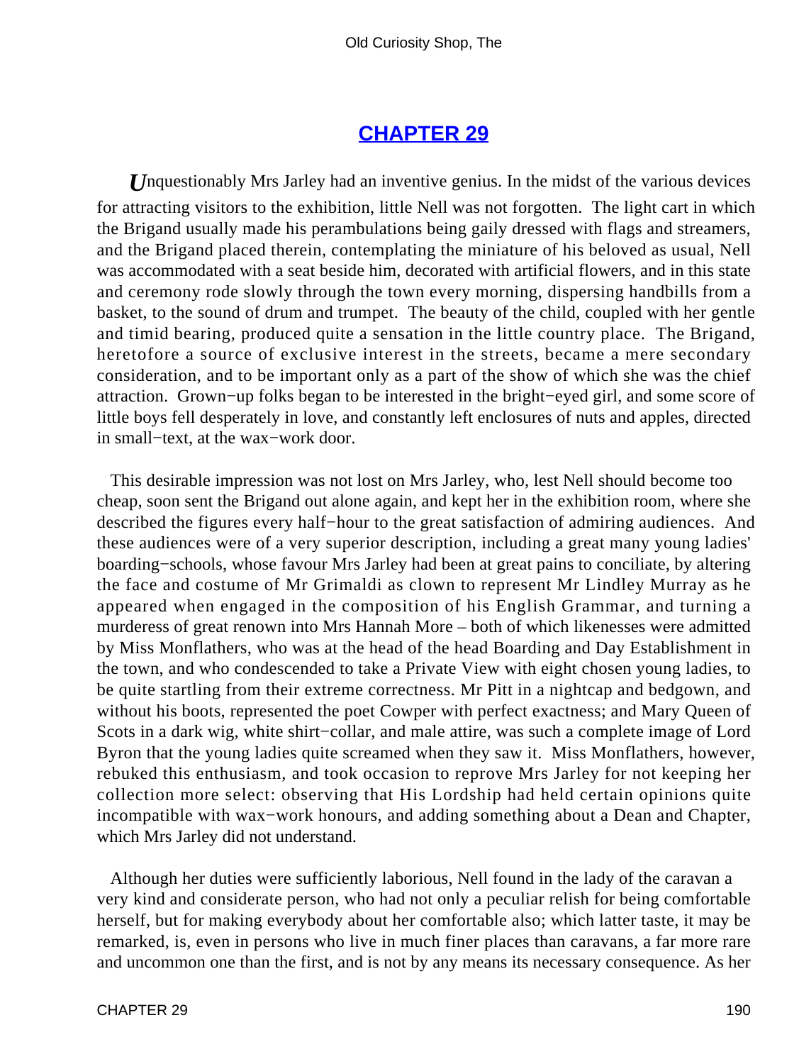## CHAPTER 29

*U*nquestionably Mrs Jarley had an inventive genius. In the midst of the various devices for attracting visitors to the exhibition, little Nell was not forgotten. The light cart in which the Brigand usually made his perambulations being gaily dressed with flags and streamers, and the Brigand placed therein, contemplating the miniature of his beloved as usual, Nell was accommodated with a seat beside him, decorated with artificial flowers, and in this state and ceremony rode slowly through the town every morning, dispersing handbills from a basket, to the sound of drum and trumpet. The beauty of the child, coupled with her gentle and timid bearing, produced quite a sensation in the little country place. The Brigand, heretofore a source of exclusive interest in the streets, became a mere secondary consideration, and to be important only as a part of the show of which she was the chief attraction. Grown−up folks began to be interested in the bright−eyed girl, and some score of little boys fell desperately in love, and constantly left enclosures of nuts and apples, directed in small−text, at the wax−work door.

This desirable impression was not lost on Mrs Jarley, who, lest Nell should become too cheap, soon sent the Brigand out alone again, and kept her in the exhibition room, where she described the figures every half−hour to the great satisfaction of admiring audiences. And these audiences were of a very superior description, including a great many young ladies' boarding−schools, whose favour Mrs Jarley had been at great pains to conciliate, by altering the face and costume of Mr Grimaldi as clown to represent Mr Lindley Murray as he appeared when engaged in the composition of his English Grammar, and turning a murderess of great renown into Mrs Hannah More – both of which likenesses were admitted by Miss Monflathers, who was at the head of the head Boarding and Day Establishment in the town, and who condescended to take a Private View with eight chosen young ladies, to be quite startling from their extreme correctness. Mr Pitt in a nightcap and bedgown, and without his boots, represented the poet Cowper with perfect exactness; and Mary Queen of Scots in a dark wig, white shirt−collar, and male attire, was such a complete image of Lord Byron that the young ladies quite screamed when they saw it. Miss Monflathers, however, rebuked this enthusiasm, and took occasion to reprove Mrs Jarley for not keeping her collection more select: observing that His Lordship had held certain opinions quite incompatible with wax−work honours, and adding something about a Dean and Chapter, which Mrs Jarley did not understand.

Although her duties were sufficiently laborious, Nell found in the lady of the caravan a very kind and considerate person, who had not only a peculiar relish for being comfortable herself, but for making everybody about her comfortable also; which latter taste, it may be remarked, is, even in persons who live in much finer places than caravans, a far more rare and uncommon one than the first, and is not by any means its necessary consequence. As her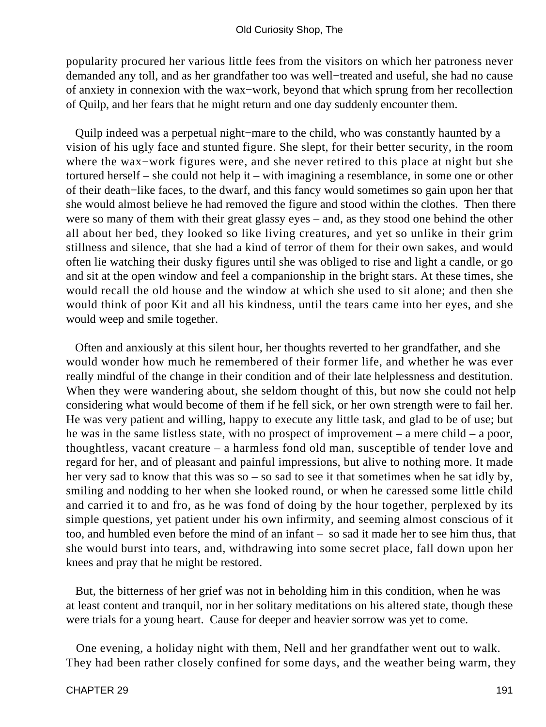popularity procured her various little fees from the visitors on which her patroness never demanded any toll, and as her grandfather too was well−treated and useful, she had no cause of anxiety in connexion with the wax−work, beyond that which sprung from her recollection of Quilp, and her fears that he might return and one day suddenly encounter them.

Quilp indeed was a perpetual night−mare to the child, who was constantly haunted by a vision of his ugly face and stunted figure. She slept, for their better security, in the room where the wax−work figures were, and she never retired to this place at night but she tortured herself – she could not help it – with imagining a resemblance, in some one or other of their death−like faces, to the dwarf, and this fancy would sometimes so gain upon her that she would almost believe he had removed the figure and stood within the clothes. Then there were so many of them with their great glassy eyes – and, as they stood one behind the other all about her bed, they looked so like living creatures, and yet so unlike in their grim stillness and silence, that she had a kind of terror of them for their own sakes, and would often lie watching their dusky figures until she was obliged to rise and light a candle, or go and sit at the open window and feel a companionship in the bright stars. At these times, she would recall the old house and the window at which she used to sit alone; and then she would think of poor Kit and all his kindness, until the tears came into her eyes, and she would weep and smile together.

Often and anxiously at this silent hour, her thoughts reverted to her grandfather, and she would wonder how much he remembered of their former life, and whether he was ever really mindful of the change in their condition and of their late helplessness and destitution. When they were wandering about, she seldom thought of this, but now she could not help considering what would become of them if he fell sick, or her own strength were to fail her. He was very patient and willing, happy to execute any little task, and glad to be of use; but he was in the same listless state, with no prospect of improvement – a mere child – a poor, thoughtless, vacant creature – a harmless fond old man, susceptible of tender love and regard for her, and of pleasant and painful impressions, but alive to nothing more. It made her very sad to know that this was so – so sad to see it that sometimes when he sat idly by, smiling and nodding to her when she looked round, or when he caressed some little child and carried it to and fro, as he was fond of doing by the hour together, perplexed by its simple questions, yet patient under his own infirmity, and seeming almost conscious of it too, and humbled even before the mind of an infant – so sad it made her to see him thus, that she would burst into tears, and, withdrawing into some secret place, fall down upon her knees and pray that he might be restored.

But, the bitterness of her grief was not in beholding him in this condition, when he was at least content and tranquil, nor in her solitary meditations on his altered state, though these were trials for a young heart. Cause for deeper and heavier sorrow was yet to come.

One evening, a holiday night with them, Nell and her grandfather went out to walk. They had been rather closely confined for some days, and the weather being warm, they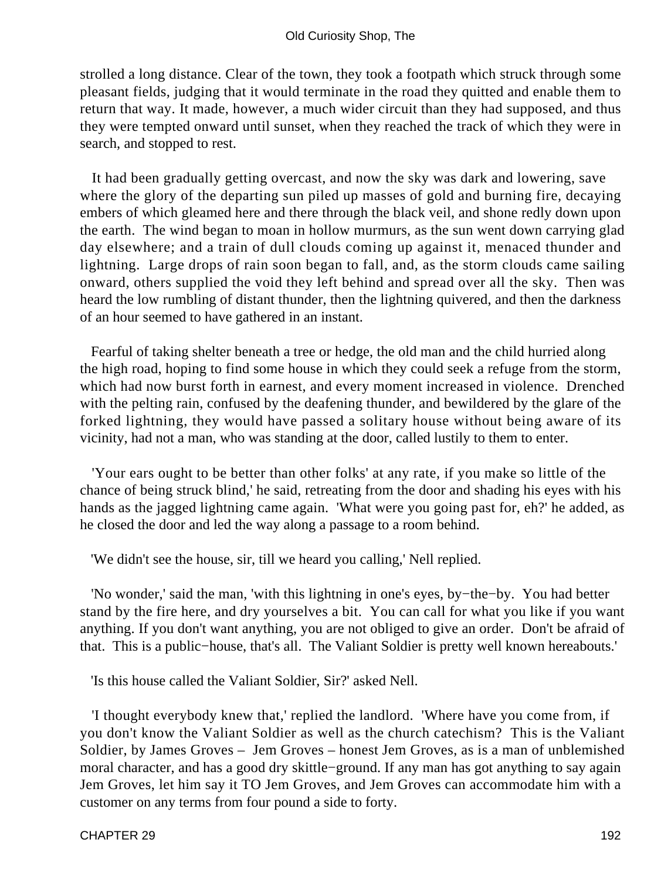strolled a long distance. Clear of the town, they took a footpath which struck through some pleasant fields, judging that it would terminate in the road they quitted and enable them to return that way. It made, however, a much wider circuit than they had supposed, and thus they were tempted onward until sunset, when they reached the track of which they were in search, and stopped to rest.

It had been gradually getting overcast, and now the sky was dark and lowering, save where the glory of the departing sun piled up masses of gold and burning fire, decaying embers of which gleamed here and there through the black veil, and shone redly down upon the earth. The wind began to moan in hollow murmurs, as the sun went down carrying glad day elsewhere; and a train of dull clouds coming up against it, menaced thunder and lightning. Large drops of rain soon began to fall, and, as the storm clouds came sailing onward, others supplied the void they left behind and spread over all the sky. Then was heard the low rumbling of distant thunder, then the lightning quivered, and then the darkness of an hour seemed to have gathered in an instant.

Fearful of taking shelter beneath a tree or hedge, the old man and the child hurried along the high road, hoping to find some house in which they could seek a refuge from the storm, which had now burst forth in earnest, and every moment increased in violence. Drenched with the pelting rain, confused by the deafening thunder, and bewildered by the glare of the forked lightning, they would have passed a solitary house without being aware of its vicinity, had not a man, who was standing at the door, called lustily to them to enter.

'Your ears ought to be better than other folks' at any rate, if you make so little of the chance of being struck blind,' he said, retreating from the door and shading his eyes with his hands as the jagged lightning came again. 'What were you going past for, eh?' he added, as he closed the door and led the way along a passage to a room behind.

'We didn't see the house, sir, till we heard you calling,' Nell replied.

'No wonder,' said the man, 'with this lightning in one's eyes, by−the−by. You had better stand by the fire here, and dry yourselves a bit. You can call for what you like if you want anything. If you don't want anything, you are not obliged to give an order. Don't be afraid of that. This is a public−house, that's all. The Valiant Soldier is pretty well known hereabouts.'

'Is this house called the Valiant Soldier, Sir?' asked Nell.

'I thought everybody knew that,' replied the landlord. 'Where have you come from, if you don't know the Valiant Soldier as well as the church catechism? This is the Valiant Soldier, by James Groves – Jem Groves – honest Jem Groves, as is a man of unblemished moral character, and has a good dry skittle−ground. If any man has got anything to say again Jem Groves, let him say it TO Jem Groves, and Jem Groves can accommodate him with a customer on any terms from four pound a side to forty.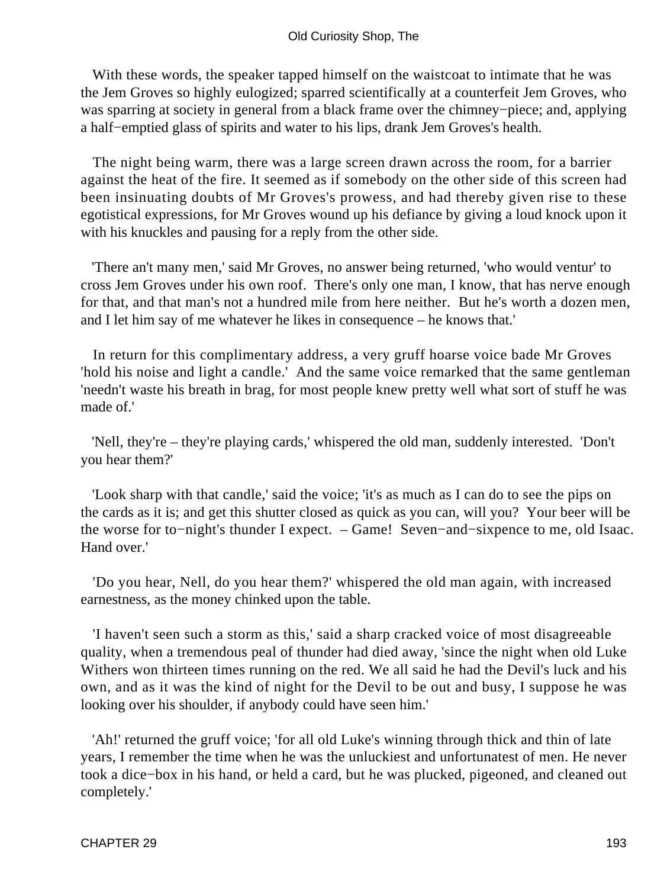With these words, the speaker tapped himself on the waistcoat to intimate that he was the Jem Groves so highly eulogized; sparred scientifically at a counterfeit Jem Groves, who was sparring at society in general from a black frame over the chimney−piece; and, applying a half−emptied glass of spirits and water to his lips, drank Jem Groves's health.

The night being warm, there was a large screen drawn across the room, for a barrier against the heat of the fire. It seemed as if somebody on the other side of this screen had been insinuating doubts of Mr Groves's prowess, and had thereby given rise to these egotistical expressions, for Mr Groves wound up his defiance by giving a loud knock upon it with his knuckles and pausing for a reply from the other side.

'There an't many men,' said Mr Groves, no answer being returned, 'who would ventur' to cross Jem Groves under his own roof. There's only one man, I know, that has nerve enough for that, and that man's not a hundred mile from here neither. But he's worth a dozen men, and I let him say of me whatever he likes in consequence – he knows that.'

In return for this complimentary address, a very gruff hoarse voice bade Mr Groves 'hold his noise and light a candle.' And the same voice remarked that the same gentleman 'needn't waste his breath in brag, for most people knew pretty well what sort of stuff he was made of.'

'Nell, they're – they're playing cards,' whispered the old man, suddenly interested. 'Don't you hear them?'

'Look sharp with that candle,' said the voice; 'it's as much as I can do to see the pips on the cards as it is; and get this shutter closed as quick as you can, will you? Your beer will be the worse for to−night's thunder I expect. – Game! Seven−and−sixpence to me, old Isaac. Hand over.'

'Do you hear, Nell, do you hear them?' whispered the old man again, with increased earnestness, as the money chinked upon the table.

'I haven't seen such a storm as this,' said a sharp cracked voice of most disagreeable quality, when a tremendous peal of thunder had died away, 'since the night when old Luke Withers won thirteen times running on the red. We all said he had the Devil's luck and his own, and as it was the kind of night for the Devil to be out and busy, I suppose he was looking over his shoulder, if anybody could have seen him.'

'Ah!' returned the gruff voice; 'for all old Luke's winning through thick and thin of late years, I remember the time when he was the unluckiest and unfortunatest of men. He never took a dice−box in his hand, or held a card, but he was plucked, pigeoned, and cleaned out completely.'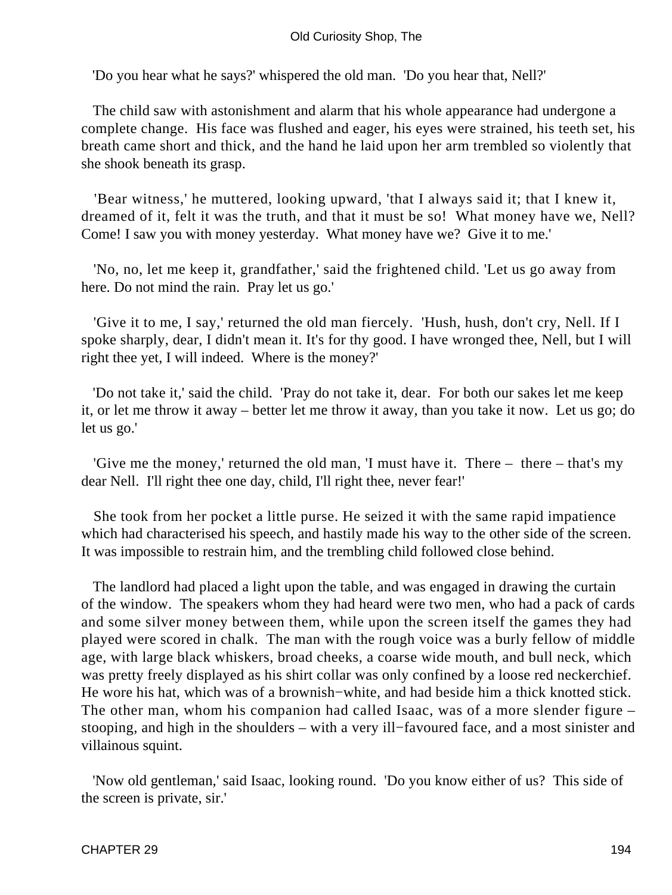'Do you hear what he says?' whispered the old man. 'Do you hear that, Nell?'

The child saw with astonishment and alarm that his whole appearance had undergone a complete change. His face was flushed and eager, his eyes were strained, his teeth set, his breath came short and thick, and the hand he laid upon her arm trembled so violently that she shook beneath its grasp.

'Bear witness,' he muttered, looking upward, 'that I always said it; that I knew it, dreamed of it, felt it was the truth, and that it must be so! What money have we, Nell? Come! I saw you with money yesterday. What money have we? Give it to me.'

'No, no, let me keep it, grandfather,' said the frightened child. 'Let us go away from here. Do not mind the rain. Pray let us go.'

'Give it to me, I say,' returned the old man fiercely. 'Hush, hush, don't cry, Nell. If I spoke sharply, dear, I didn't mean it. It's for thy good. I have wronged thee, Nell, but I will right thee yet, I will indeed. Where is the money?'

'Do not take it,' said the child. 'Pray do not take it, dear. For both our sakes let me keep it, or let me throw it away – better let me throw it away, than you take it now. Let us go; do let us go.'

'Give me the money,' returned the old man, 'I must have it. There – there – that's my dear Nell. I'll right thee one day, child, I'll right thee, never fear!'

She took from her pocket a little purse. He seized it with the same rapid impatience which had characterised his speech, and hastily made his way to the other side of the screen. It was impossible to restrain him, and the trembling child followed close behind.

The landlord had placed a light upon the table, and was engaged in drawing the curtain of the window. The speakers whom they had heard were two men, who had a pack of cards and some silver money between them, while upon the screen itself the games they had played were scored in chalk. The man with the rough voice was a burly fellow of middle age, with large black whiskers, broad cheeks, a coarse wide mouth, and bull neck, which was pretty freely displayed as his shirt collar was only confined by a loose red neckerchief. He wore his hat, which was of a brownish−white, and had beside him a thick knotted stick. The other man, whom his companion had called Isaac, was of a more slender figure – stooping, and high in the shoulders – with a very ill−favoured face, and a most sinister and villainous squint.

'Now old gentleman,' said Isaac, looking round. 'Do you know either of us? This side of the screen is private, sir.'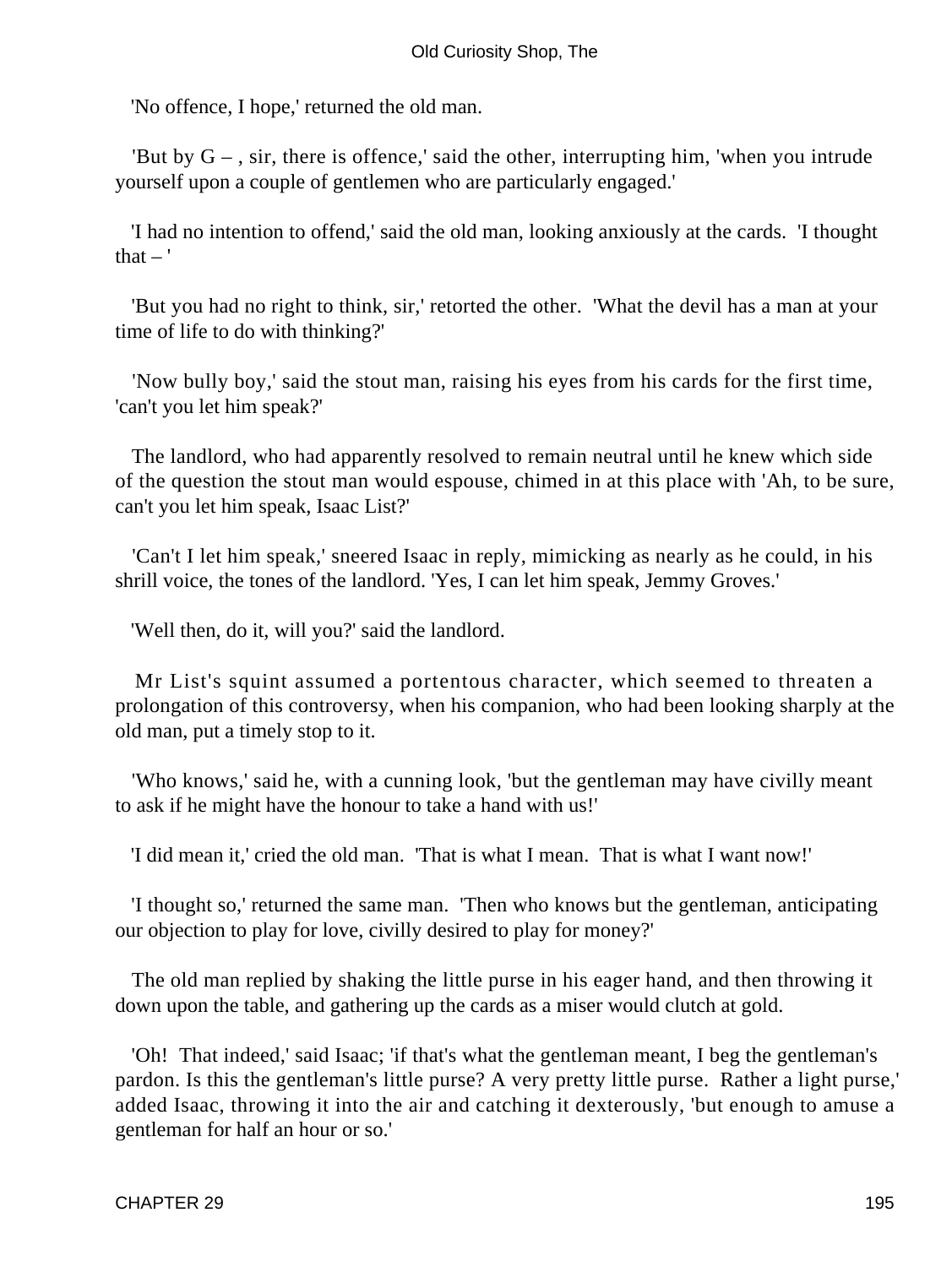'No offence, I hope,' returned the old man.

'But by G – , sir, there is offence,' said the other, interrupting him, 'when you intrude yourself upon a couple of gentlemen who are particularly engaged.'

'I had no intention to offend,' said the old man, looking anxiously at the cards. 'I thought that – '

'But you had no right to think, sir,' retorted the other. 'What the devil has a man at your time of life to do with thinking?'

'Now bully boy,' said the stout man, raising his eyes from his cards for the first time, 'can't you let him speak?'

The landlord, who had apparently resolved to remain neutral until he knew which side of the question the stout man would espouse, chimed in at this place with 'Ah, to be sure, can't you let him speak, Isaac List?'

'Can't I let him speak,' sneered Isaac in reply, mimicking as nearly as he could, in his shrill voice, the tones of the landlord. 'Yes, I can let him speak, Jemmy Groves.'

'Well then, do it, will you?' said the landlord.

Mr List's squint assumed a portentous character, which seemed to threaten a prolongation of this controversy, when his companion, who had been looking sharply at the old man, put a timely stop to it.

'Who knows,' said he, with a cunning look, 'but the gentleman may have civilly meant to ask if he might have the honour to take a hand with us!'

'I did mean it,' cried the old man. 'That is what I mean. That is what I want now!'

'I thought so,' returned the same man. 'Then who knows but the gentleman, anticipating our objection to play for love, civilly desired to play for money?'

The old man replied by shaking the little purse in his eager hand, and then throwing it down upon the table, and gathering up the cards as a miser would clutch at gold.

'Oh! That indeed,' said Isaac; 'if that's what the gentleman meant, I beg the gentleman's pardon. Is this the gentleman's little purse? A very pretty little purse. Rather a light purse,' added Isaac, throwing it into the air and catching it dexterously, 'but enough to amuse a gentleman for half an hour or so.'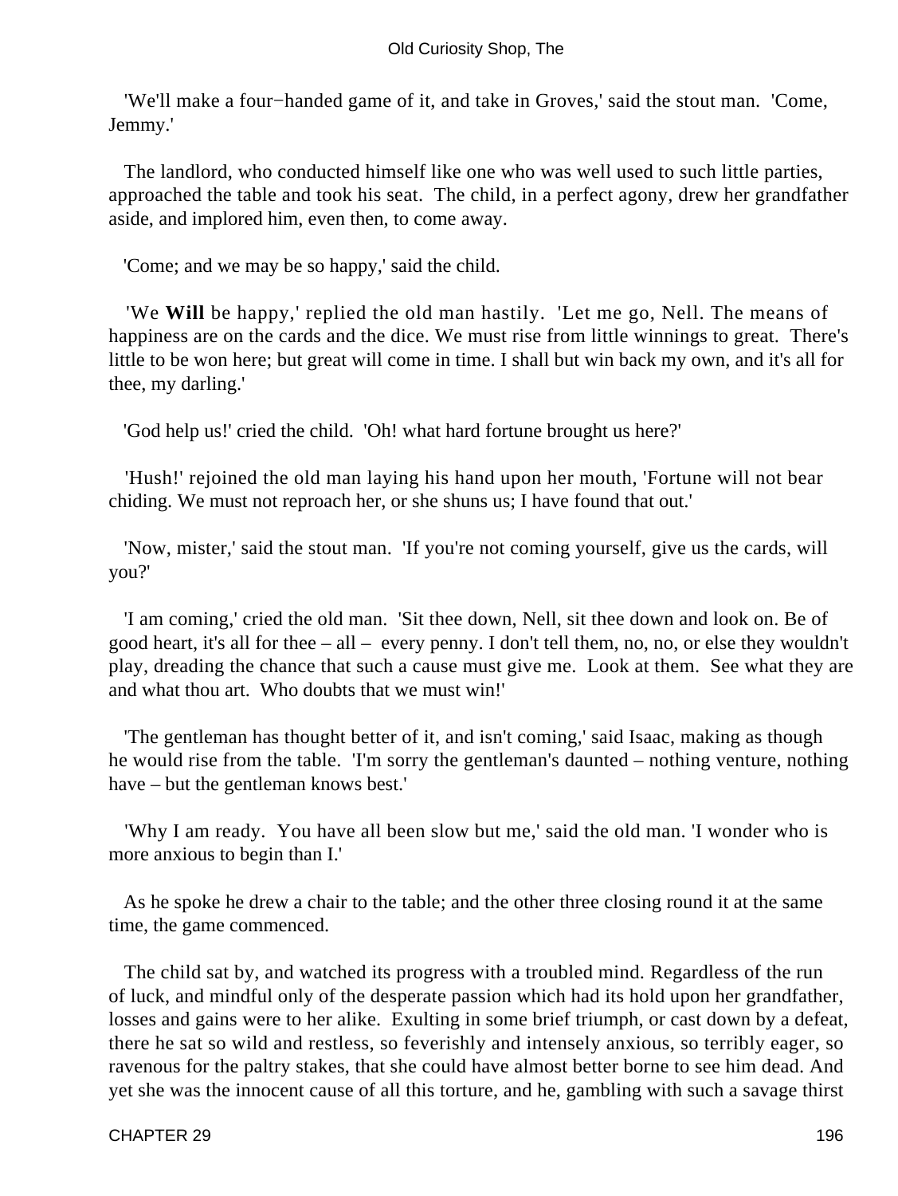'We'll make a four−handed game of it, and take in Groves,' said the stout man. 'Come, Jemmy.'

The landlord, who conducted himself like one who was well used to such little parties, approached the table and took his seat. The child, in a perfect agony, drew her grandfather aside, and implored him, even then, to come away.

'Come; and we may be so happy,' said the child.

'We **Will** be happy,' replied the old man hastily. 'Let me go, Nell. The means of happiness are on the cards and the dice. We must rise from little winnings to great. There's little to be won here; but great will come in time. I shall but win back my own, and it's all for thee, my darling.'

'God help us!' cried the child. 'Oh! what hard fortune brought us here?'

'Hush!' rejoined the old man laying his hand upon her mouth, 'Fortune will not bear chiding. We must not reproach her, or she shuns us; I have found that out.'

'Now, mister,' said the stout man. 'If you're not coming yourself, give us the cards, will you?'

'I am coming,' cried the old man. 'Sit thee down, Nell, sit thee down and look on. Be of good heart, it's all for thee – all – every penny. I don't tell them, no, no, or else they wouldn't play, dreading the chance that such a cause must give me. Look at them. See what they are and what thou art. Who doubts that we must win!'

'The gentleman has thought better of it, and isn't coming,' said Isaac, making as though he would rise from the table. 'I'm sorry the gentleman's daunted – nothing venture, nothing have – but the gentleman knows best.'

'Why I am ready. You have all been slow but me,' said the old man. 'I wonder who is more anxious to begin than I.'

As he spoke he drew a chair to the table; and the other three closing round it at the same time, the game commenced.

The child sat by, and watched its progress with a troubled mind. Regardless of the run of luck, and mindful only of the desperate passion which had its hold upon her grandfather, losses and gains were to her alike. Exulting in some brief triumph, or cast down by a defeat, there he sat so wild and restless, so feverishly and intensely anxious, so terribly eager, so ravenous for the paltry stakes, that she could have almost better borne to see him dead. And yet she was the innocent cause of all this torture, and he, gambling with such a savage thirst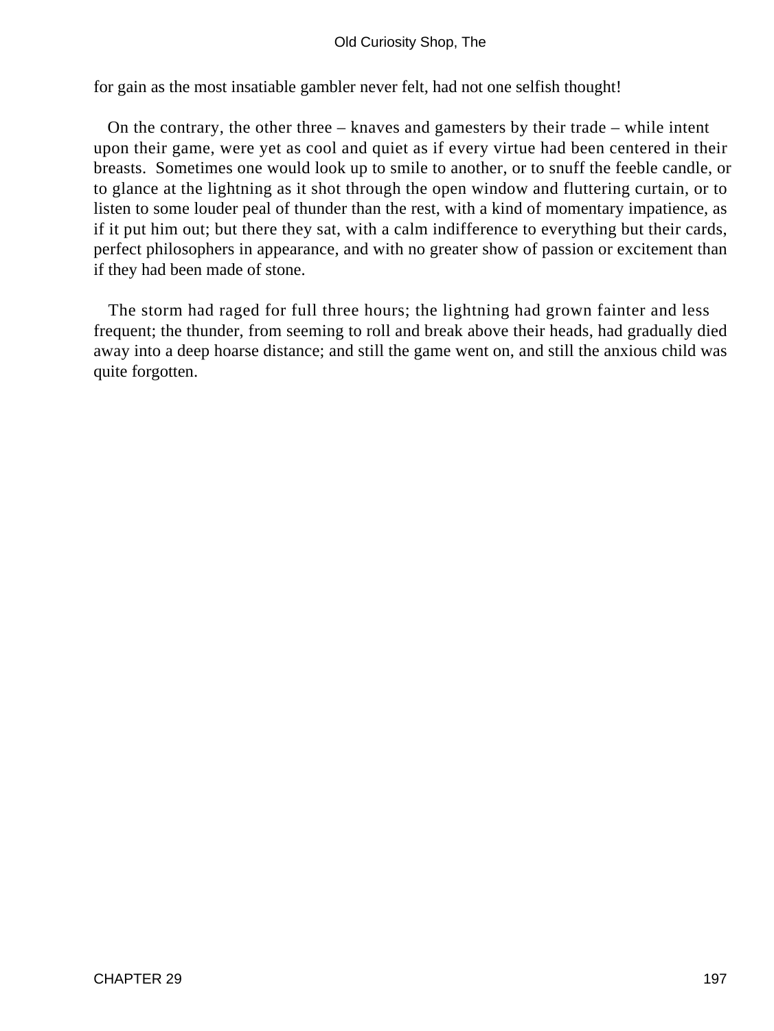for gain as the most insatiable gambler never felt, had not one selfish thought!

On the contrary, the other three – knaves and gamesters by their trade – while intent upon their game, were yet as cool and quiet as if every virtue had been centered in their breasts. Sometimes one would look up to smile to another, or to snuff the feeble candle, or to glance at the lightning as it shot through the open window and fluttering curtain, or to listen to some louder peal of thunder than the rest, with a kind of momentary impatience, as if it put him out; but there they sat, with a calm indifference to everything but their cards, perfect philosophers in appearance, and with no greater show of passion or excitement than if they had been made of stone.

The storm had raged for full three hours; the lightning had grown fainter and less frequent; the thunder, from seeming to roll and break above their heads, had gradually died away into a deep hoarse distance; and still the game went on, and still the anxious child was quite forgotten.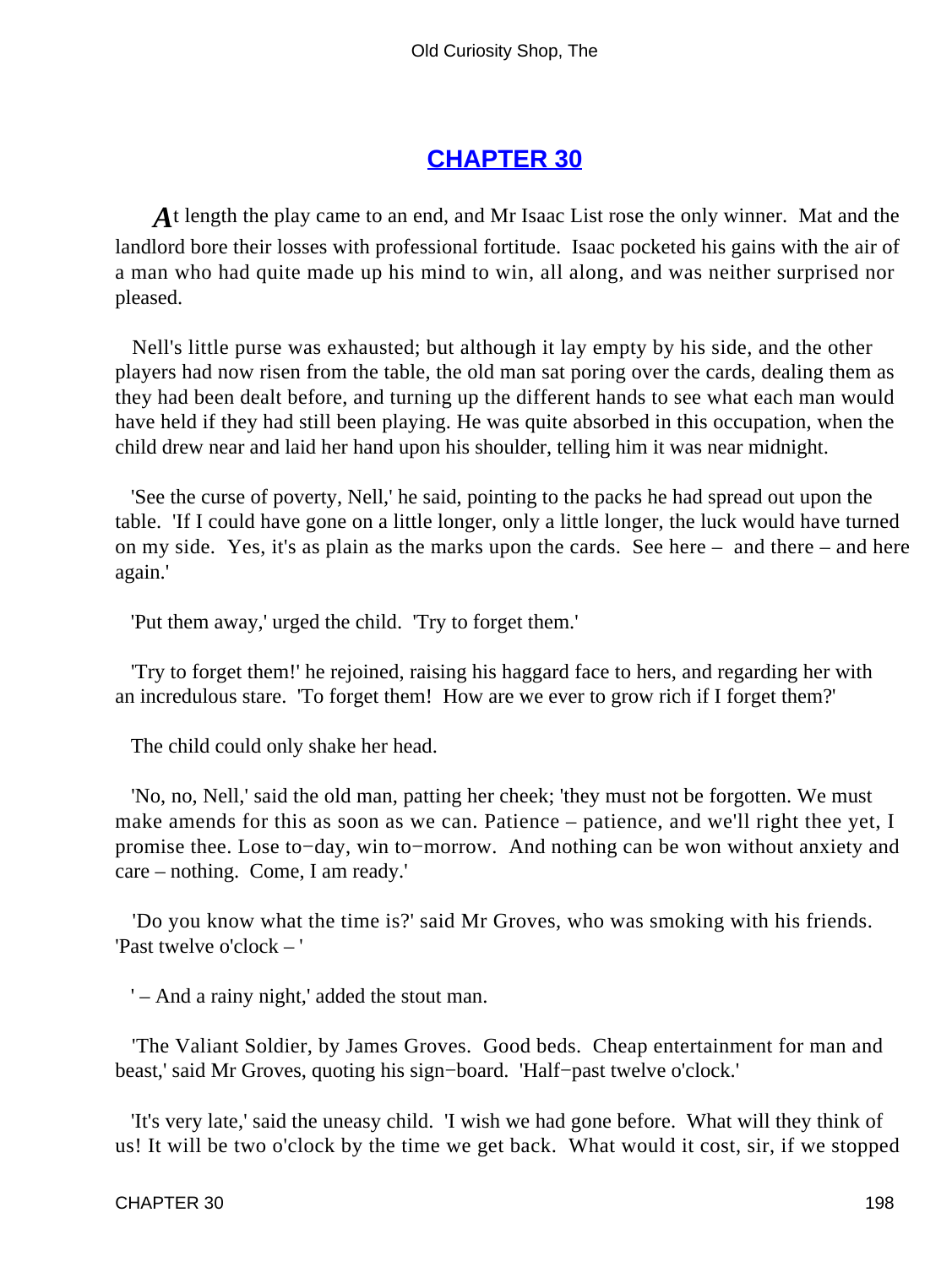## CHAPTER 30

At length the play came to an end, and Mr Isaac List rose the only winner. Mat and the landlord bore their losses with professional fortitude. Isaac pocketed his gains with the air of a man who had quite made up his mind to win, all along, and was neither surprised nor pleased.

Nell's little purse was exhausted; but although it lay empty by his side, and the other players had now risen from the table, the old man sat poring over the cards, dealing them as they had been dealt before, and turning up the different hands to see what each man would have held if they had still been playing. He was quite absorbed in this occupation, when the child drew near and laid her hand upon his shoulder, telling him it was near midnight.

'See the curse of poverty, Nell,' he said, pointing to the packs he had spread out upon the table. 'If I could have gone on a little longer, only a little longer, the luck would have turned on my side. Yes, it's as plain as the marks upon the cards. See here – and there – and here again.'

'Put them away,' urged the child. 'Try to forget them.'

'Try to forget them!' he rejoined, raising his haggard face to hers, and regarding her with an incredulous stare. 'To forget them! How are we ever to grow rich if I forget them?'

The child could only shake her head.

'No, no, Nell,' said the old man, patting her cheek; 'they must not be forgotten. We must make amends for this as soon as we can. Patience – patience, and we'll right thee yet, I promise thee. Lose to−day, win to−morrow. And nothing can be won without anxiety and care – nothing. Come, I am ready.'

'Do you know what the time is?' said Mr Groves, who was smoking with his friends. 'Past twelve o'clock – '

' – And a rainy night,' added the stout man.

'The Valiant Soldier, by James Groves. Good beds. Cheap entertainment for man and beast,' said Mr Groves, quoting his sign−board. 'Half−past twelve o'clock.'

'It's very late,' said the uneasy child. 'I wish we had gone before. What will they think of us! It will be two o'clock by the time we get back. What would it cost, sir, if we stopped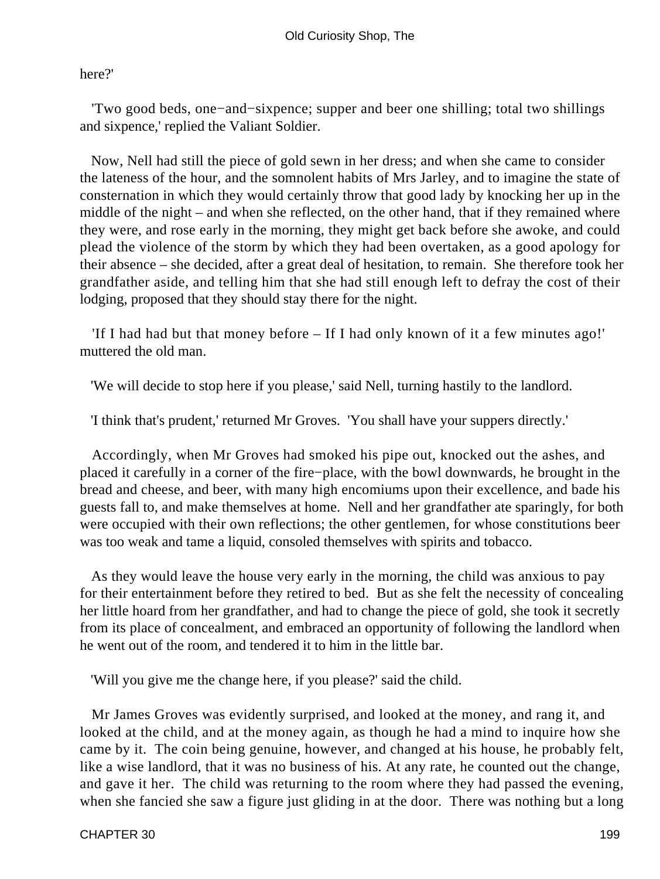here?'

'Two good beds, one−and−sixpence; supper and beer one shilling; total two shillings and sixpence,' replied the Valiant Soldier.

Now, Nell had still the piece of gold sewn in her dress; and when she came to consider the lateness of the hour, and the somnolent habits of Mrs Jarley, and to imagine the state of consternation in which they would certainly throw that good lady by knocking her up in the middle of the night – and when she reflected, on the other hand, that if they remained where they were, and rose early in the morning, they might get back before she awoke, and could plead the violence of the storm by which they had been overtaken, as a good apology for their absence – she decided, after a great deal of hesitation, to remain. She therefore took her grandfather aside, and telling him that she had still enough left to defray the cost of their lodging, proposed that they should stay there for the night.

'If I had had but that money before – If I had only known of it a few minutes ago!' muttered the old man.

'We will decide to stop here if you please,' said Nell, turning hastily to the landlord.

'I think that's prudent,' returned Mr Groves. 'You shall have your suppers directly.'

Accordingly, when Mr Groves had smoked his pipe out, knocked out the ashes, and placed it carefully in a corner of the fire−place, with the bowl downwards, he brought in the bread and cheese, and beer, with many high encomiums upon their excellence, and bade his guests fall to, and make themselves at home. Nell and her grandfather ate sparingly, for both were occupied with their own reflections; the other gentlemen, for whose constitutions beer was too weak and tame a liquid, consoled themselves with spirits and tobacco.

As they would leave the house very early in the morning, the child was anxious to pay for their entertainment before they retired to bed. But as she felt the necessity of concealing her little hoard from her grandfather, and had to change the piece of gold, she took it secretly from its place of concealment, and embraced an opportunity of following the landlord when he went out of the room, and tendered it to him in the little bar.

'Will you give me the change here, if you please?' said the child.

Mr James Groves was evidently surprised, and looked at the money, and rang it, and looked at the child, and at the money again, as though he had a mind to inquire how she came by it. The coin being genuine, however, and changed at his house, he probably felt, like a wise landlord, that it was no business of his. At any rate, he counted out the change, and gave it her. The child was returning to the room where they had passed the evening, when she fancied she saw a figure just gliding in at the door. There was nothing but a long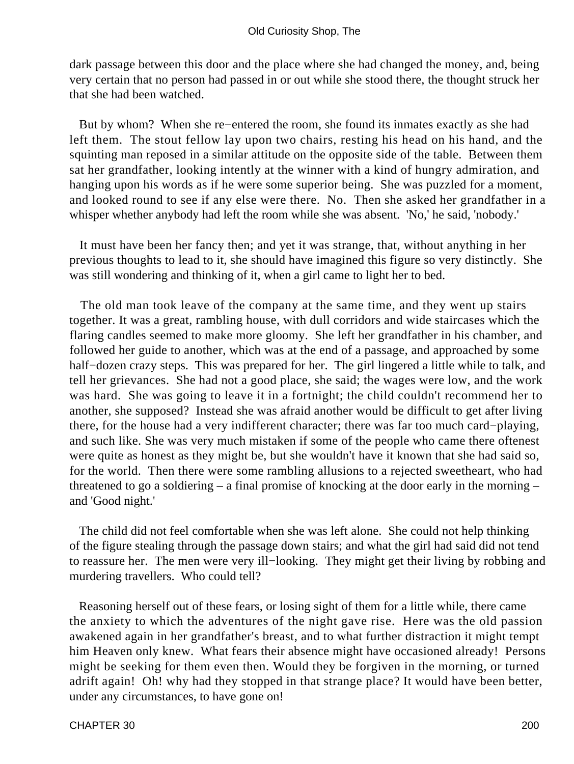dark passage between this door and the place where she had changed the money, and, being very certain that no person had passed in or out while she stood there, the thought struck her that she had been watched.

But by whom? When she re−entered the room, she found its inmates exactly as she had left them. The stout fellow lay upon two chairs, resting his head on his hand, and the squinting man reposed in a similar attitude on the opposite side of the table. Between them sat her grandfather, looking intently at the winner with a kind of hungry admiration, and hanging upon his words as if he were some superior being. She was puzzled for a moment, and looked round to see if any else were there. No. Then she asked her grandfather in a whisper whether anybody had left the room while she was absent. 'No,' he said, 'nobody.'

It must have been her fancy then; and yet it was strange, that, without anything in her previous thoughts to lead to it, she should have imagined this figure so very distinctly. She was still wondering and thinking of it, when a girl came to light her to bed.

The old man took leave of the company at the same time, and they went up stairs together. It was a great, rambling house, with dull corridors and wide staircases which the flaring candles seemed to make more gloomy. She left her grandfather in his chamber, and followed her guide to another, which was at the end of a passage, and approached by some half−dozen crazy steps. This was prepared for her. The girl lingered a little while to talk, and tell her grievances. She had not a good place, she said; the wages were low, and the work was hard. She was going to leave it in a fortnight; the child couldn't recommend her to another, she supposed? Instead she was afraid another would be difficult to get after living there, for the house had a very indifferent character; there was far too much card−playing, and such like. She was very much mistaken if some of the people who came there oftenest were quite as honest as they might be, but she wouldn't have it known that she had said so, for the world. Then there were some rambling allusions to a rejected sweetheart, who had threatened to go a soldiering – a final promise of knocking at the door early in the morning – and 'Good night.'

The child did not feel comfortable when she was left alone. She could not help thinking of the figure stealing through the passage down stairs; and what the girl had said did not tend to reassure her. The men were very ill−looking. They might get their living by robbing and murdering travellers. Who could tell?

Reasoning herself out of these fears, or losing sight of them for a little while, there came the anxiety to which the adventures of the night gave rise. Here was the old passion awakened again in her grandfather's breast, and to what further distraction it might tempt him Heaven only knew. What fears their absence might have occasioned already! Persons might be seeking for them even then. Would they be forgiven in the morning, or turned adrift again! Oh! why had they stopped in that strange place? It would have been better, under any circumstances, to have gone on!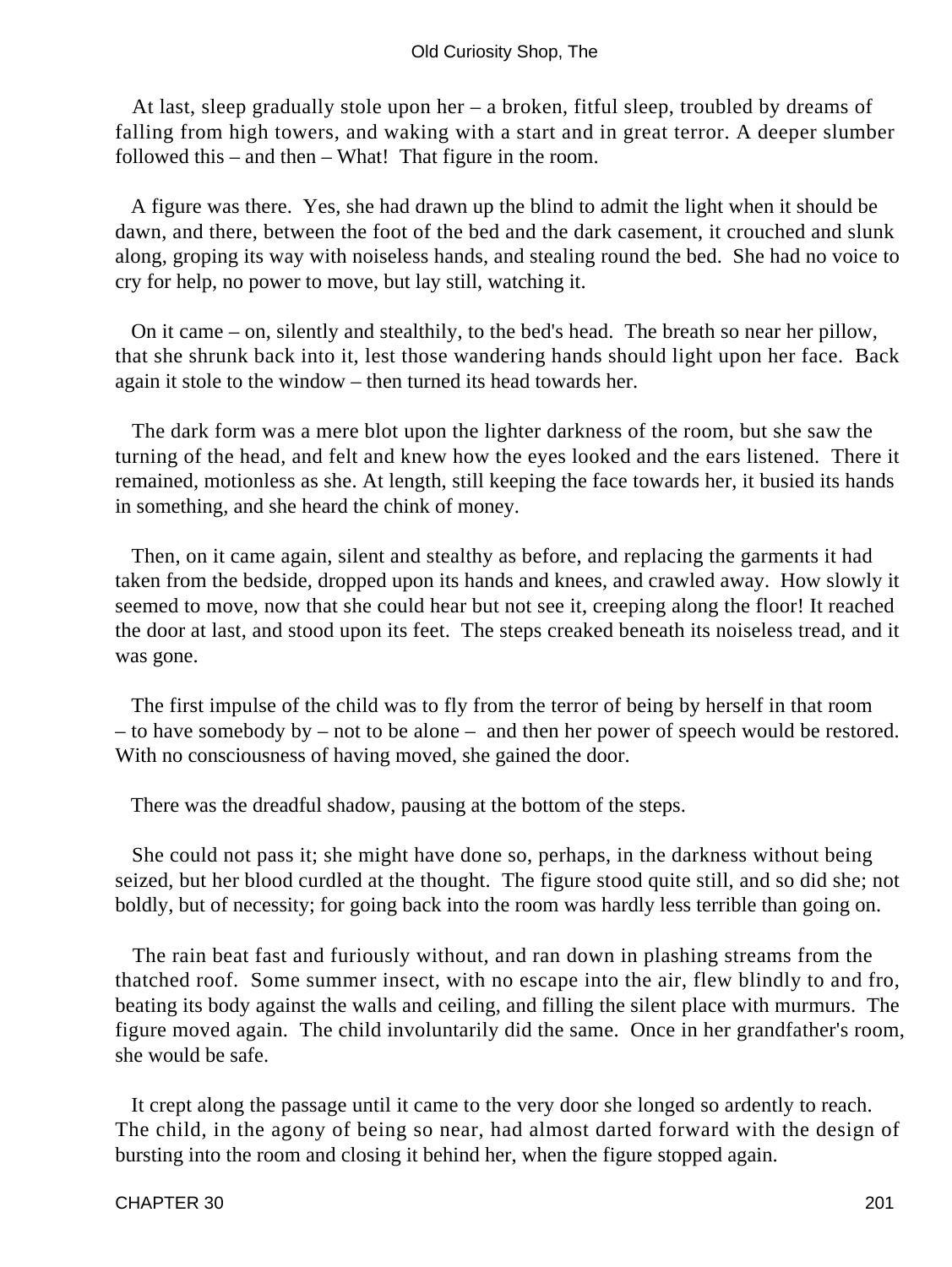At last, sleep gradually stole upon her – a broken, fitful sleep, troubled by dreams of falling from high towers, and waking with a start and in great terror. A deeper slumber followed this – and then – What! That figure in the room.

A figure was there. Yes, she had drawn up the blind to admit the light when it should be dawn, and there, between the foot of the bed and the dark casement, it crouched and slunk along, groping its way with noiseless hands, and stealing round the bed. She had no voice to cry for help, no power to move, but lay still, watching it.

On it came – on, silently and stealthily, to the bed's head. The breath so near her pillow, that she shrunk back into it, lest those wandering hands should light upon her face. Back again it stole to the window – then turned its head towards her.

The dark form was a mere blot upon the lighter darkness of the room, but she saw the turning of the head, and felt and knew how the eyes looked and the ears listened. There it remained, motionless as she. At length, still keeping the face towards her, it busied its hands in something, and she heard the chink of money.

Then, on it came again, silent and stealthy as before, and replacing the garments it had taken from the bedside, dropped upon its hands and knees, and crawled away. How slowly it seemed to move, now that she could hear but not see it, creeping along the floor! It reached the door at last, and stood upon its feet. The steps creaked beneath its noiseless tread, and it was gone.

The first impulse of the child was to fly from the terror of being by herself in that room – to have somebody by – not to be alone – and then her power of speech would be restored. With no consciousness of having moved, she gained the door.

There was the dreadful shadow, pausing at the bottom of the steps.

She could not pass it; she might have done so, perhaps, in the darkness without being seized, but her blood curdled at the thought. The figure stood quite still, and so did she; not boldly, but of necessity; for going back into the room was hardly less terrible than going on.

The rain beat fast and furiously without, and ran down in plashing streams from the thatched roof. Some summer insect, with no escape into the air, flew blindly to and fro, beating its body against the walls and ceiling, and filling the silent place with murmurs. The figure moved again. The child involuntarily did the same. Once in her grandfather's room, she would be safe.

It crept along the passage until it came to the very door she longed so ardently to reach. The child, in the agony of being so near, had almost darted forward with the design of bursting into the room and closing it behind her, when the figure stopped again.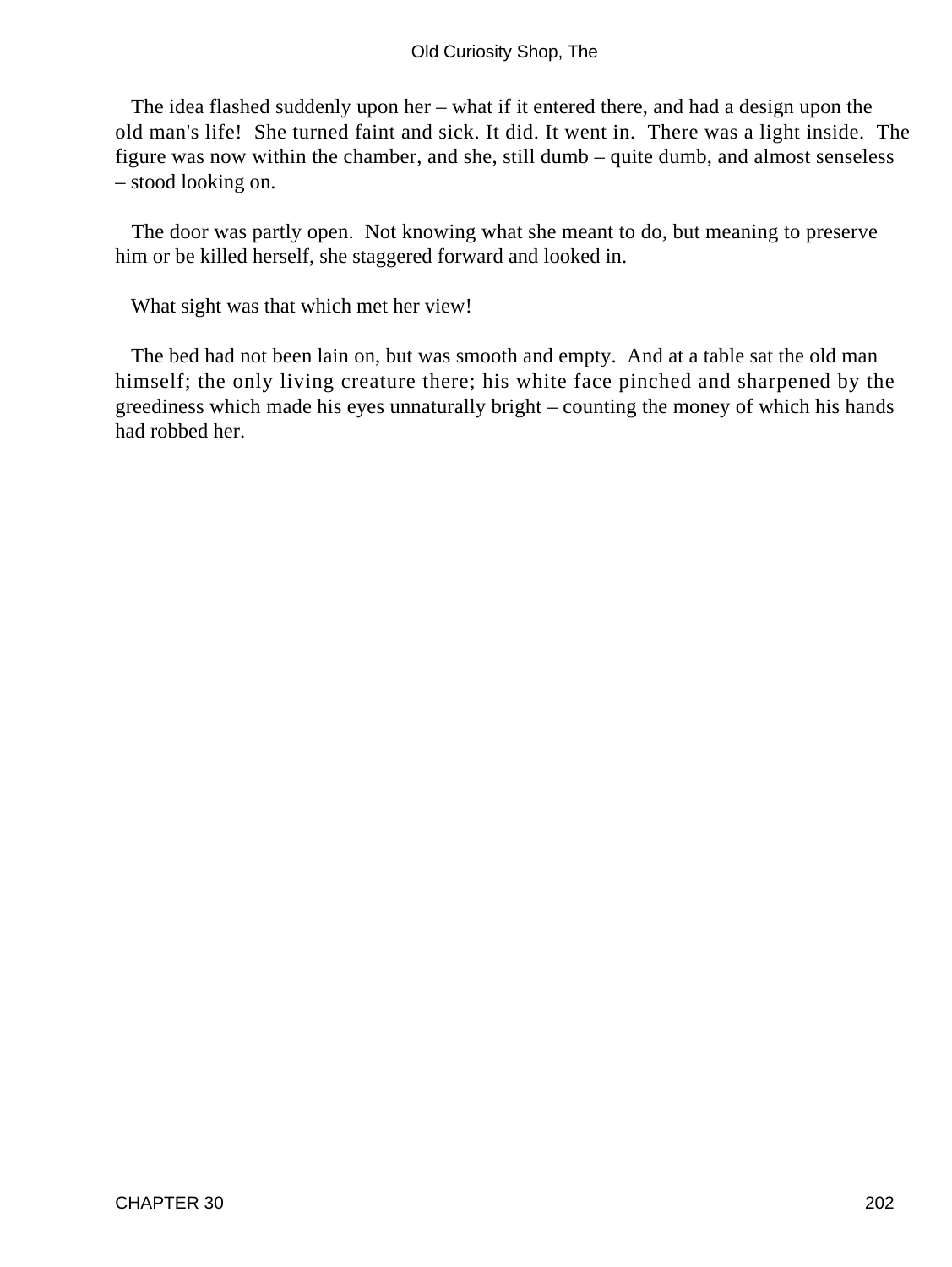The idea flashed suddenly upon her – what if it entered there, and had a design upon the old man's life!  She turned faint and sick. It did. It went in.  There was a light inside.  The figure was now within the chamber, and she, still dumb – quite dumb, and almost senseless – stood looking on.

The door was partly open.  Not knowing what she meant to do, but meaning to preserve him or be killed herself, she staggered forward and looked in.

What sight was that which met her view!

The bed had not been lain on, but was smooth and empty.  And at a table sat the old man himself; the only living creature there; his white face pinched and sharpened by the greediness which made his eyes unnaturally bright – counting the money of which his hands had robbed her.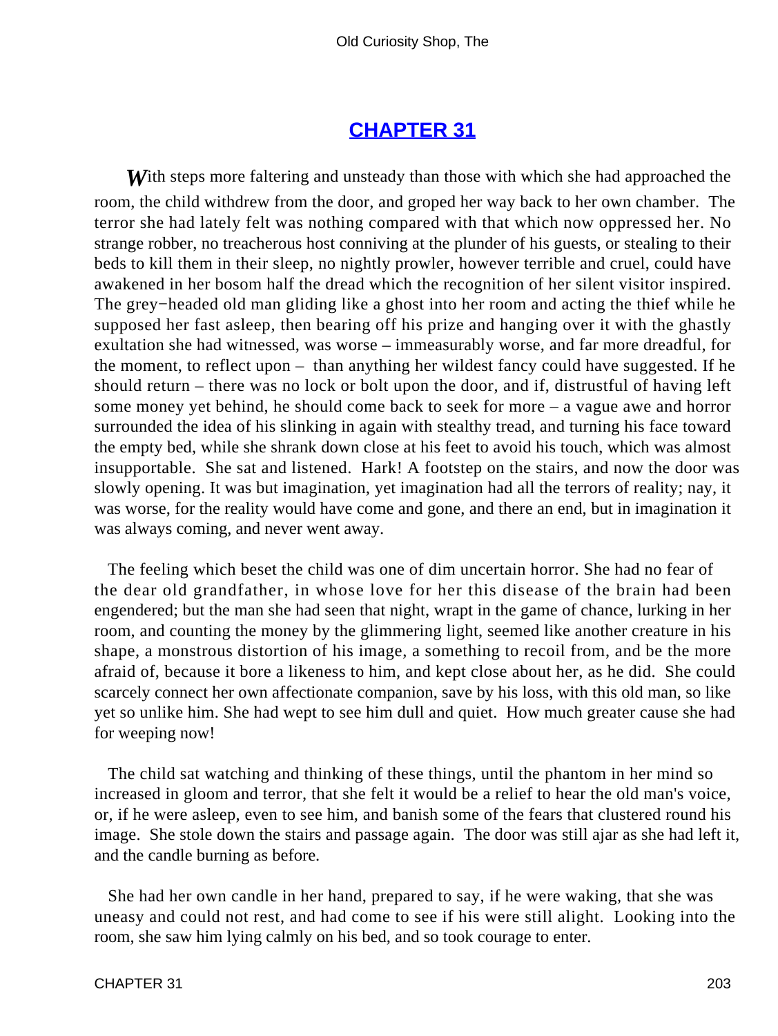## CHAPTER 31

*W*ith steps more faltering and unsteady than those with which she had approached the room, the child withdrew from the door, and groped her way back to her own chamber. The terror she had lately felt was nothing compared with that which now oppressed her. No strange robber, no treacherous host conniving at the plunder of his guests, or stealing to their beds to kill them in their sleep, no nightly prowler, however terrible and cruel, could have awakened in her bosom half the dread which the recognition of her silent visitor inspired. The grey−headed old man gliding like a ghost into her room and acting the thief while he supposed her fast asleep, then bearing off his prize and hanging over it with the ghastly exultation she had witnessed, was worse – immeasurably worse, and far more dreadful, for the moment, to reflect upon – than anything her wildest fancy could have suggested. If he should return – there was no lock or bolt upon the door, and if, distrustful of having left some money yet behind, he should come back to seek for more – a vague awe and horror surrounded the idea of his slinking in again with stealthy tread, and turning his face toward the empty bed, while she shrank down close at his feet to avoid his touch, which was almost insupportable. She sat and listened. Hark! A footstep on the stairs, and now the door was slowly opening. It was but imagination, yet imagination had all the terrors of reality; nay, it was worse, for the reality would have come and gone, and there an end, but in imagination it was always coming, and never went away.

The feeling which beset the child was one of dim uncertain horror. She had no fear of the dear old grandfather, in whose love for her this disease of the brain had been engendered; but the man she had seen that night, wrapt in the game of chance, lurking in her room, and counting the money by the glimmering light, seemed like another creature in his shape, a monstrous distortion of his image, a something to recoil from, and be the more afraid of, because it bore a likeness to him, and kept close about her, as he did. She could scarcely connect her own affectionate companion, save by his loss, with this old man, so like yet so unlike him. She had wept to see him dull and quiet. How much greater cause she had for weeping now!

The child sat watching and thinking of these things, until the phantom in her mind so increased in gloom and terror, that she felt it would be a relief to hear the old man's voice, or, if he were asleep, even to see him, and banish some of the fears that clustered round his image. She stole down the stairs and passage again. The door was still ajar as she had left it, and the candle burning as before.

She had her own candle in her hand, prepared to say, if he were waking, that she was uneasy and could not rest, and had come to see if his were still alight. Looking into the room, she saw him lying calmly on his bed, and so took courage to enter.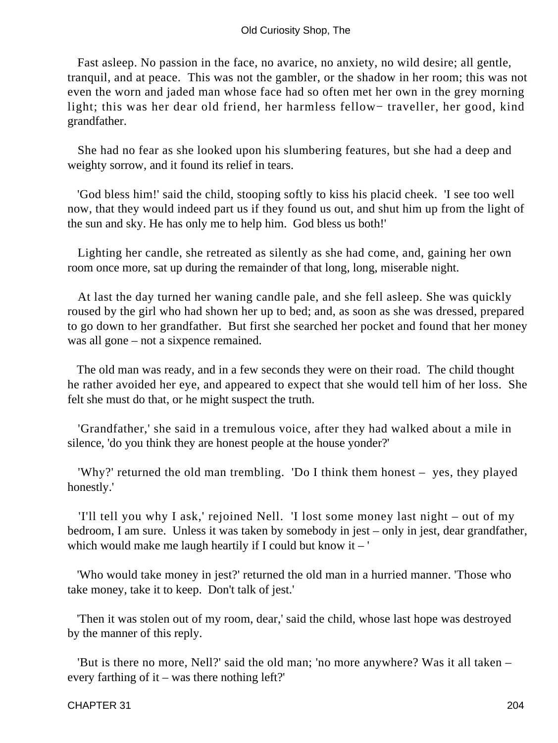Fast asleep. No passion in the face, no avarice, no anxiety, no wild desire; all gentle, tranquil, and at peace. This was not the gambler, or the shadow in her room; this was not even the worn and jaded man whose face had so often met her own in the grey morning light; this was her dear old friend, her harmless fellow− traveller, her good, kind grandfather.

She had no fear as she looked upon his slumbering features, but she had a deep and weighty sorrow, and it found its relief in tears.

'God bless him!' said the child, stooping softly to kiss his placid cheek. 'I see too well now, that they would indeed part us if they found us out, and shut him up from the light of the sun and sky. He has only me to help him. God bless us both!'

Lighting her candle, she retreated as silently as she had come, and, gaining her own room once more, sat up during the remainder of that long, long, miserable night.

At last the day turned her waning candle pale, and she fell asleep. She was quickly roused by the girl who had shown her up to bed; and, as soon as she was dressed, prepared to go down to her grandfather. But first she searched her pocket and found that her money was all gone – not a sixpence remained.

The old man was ready, and in a few seconds they were on their road. The child thought he rather avoided her eye, and appeared to expect that she would tell him of her loss. She felt she must do that, or he might suspect the truth.

'Grandfather,' she said in a tremulous voice, after they had walked about a mile in silence, 'do you think they are honest people at the house yonder?'

'Why?' returned the old man trembling. 'Do I think them honest – yes, they played honestly.'

'I'll tell you why I ask,' rejoined Nell. 'I lost some money last night – out of my bedroom, I am sure. Unless it was taken by somebody in jest – only in jest, dear grandfather, which would make me laugh heartily if I could but know it – '

'Who would take money in jest?' returned the old man in a hurried manner. 'Those who take money, take it to keep. Don't talk of jest.'

'Then it was stolen out of my room, dear,' said the child, whose last hope was destroyed by the manner of this reply.

'But is there no more, Nell?' said the old man; 'no more anywhere? Was it all taken – every farthing of it – was there nothing left?'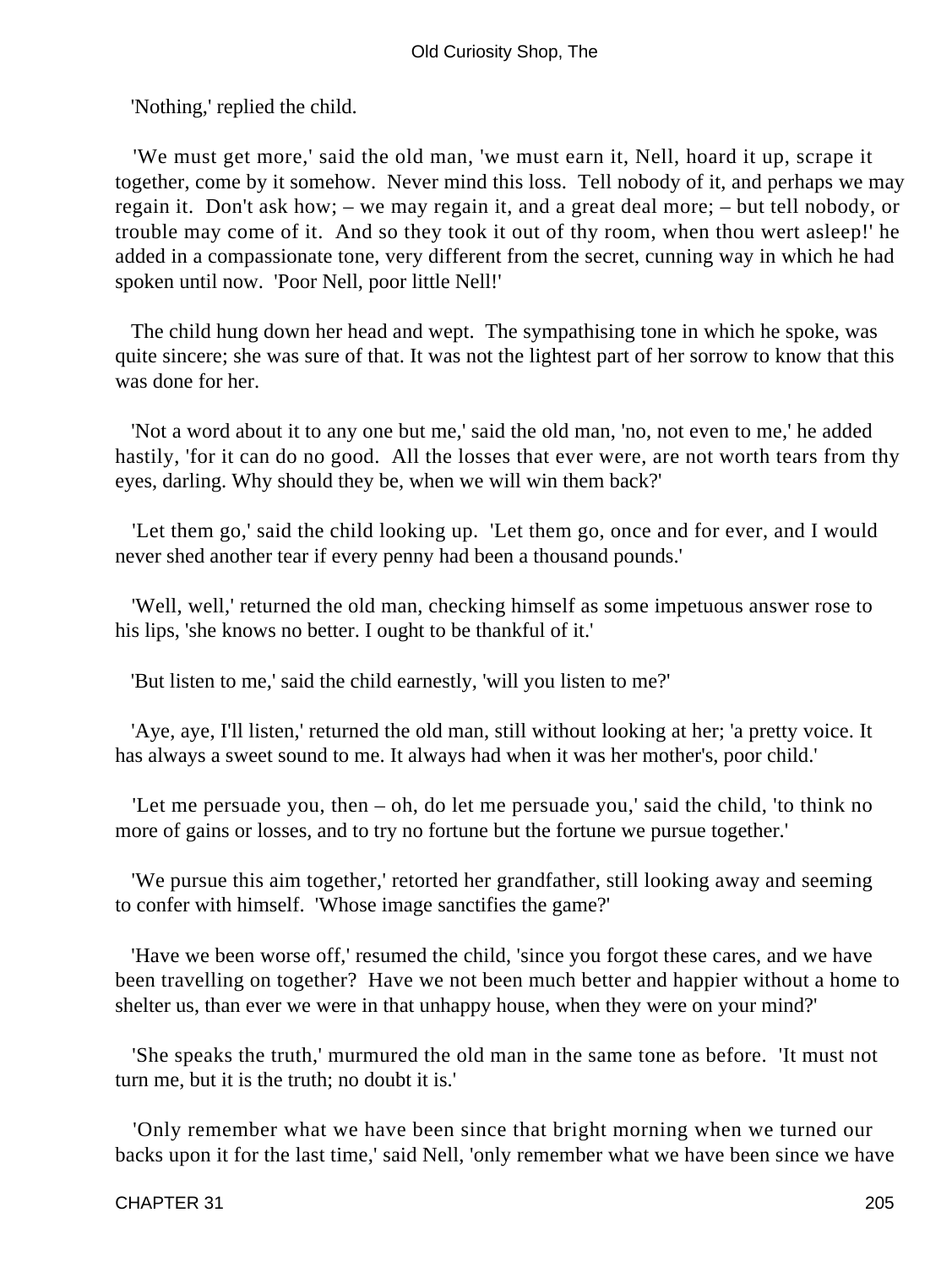'Nothing,' replied the child.

'We must get more,' said the old man, 'we must earn it, Nell, hoard it up, scrape it together, come by it somehow. Never mind this loss. Tell nobody of it, and perhaps we may regain it. Don't ask how; – we may regain it, and a great deal more; – but tell nobody, or trouble may come of it. And so they took it out of thy room, when thou wert asleep!' he added in a compassionate tone, very different from the secret, cunning way in which he had spoken until now. 'Poor Nell, poor little Nell!'

The child hung down her head and wept. The sympathising tone in which he spoke, was quite sincere; she was sure of that. It was not the lightest part of her sorrow to know that this was done for her.

'Not a word about it to any one but me,' said the old man, 'no, not even to me,' he added hastily, 'for it can do no good. All the losses that ever were, are not worth tears from thy eyes, darling. Why should they be, when we will win them back?'

'Let them go,' said the child looking up. 'Let them go, once and for ever, and I would never shed another tear if every penny had been a thousand pounds.'

'Well, well,' returned the old man, checking himself as some impetuous answer rose to his lips, 'she knows no better. I ought to be thankful of it.'

'But listen to me,' said the child earnestly, 'will you listen to me?'

'Aye, aye, I'll listen,' returned the old man, still without looking at her; 'a pretty voice. It has always a sweet sound to me. It always had when it was her mother's, poor child.'

'Let me persuade you, then – oh, do let me persuade you,' said the child, 'to think no more of gains or losses, and to try no fortune but the fortune we pursue together.'

'We pursue this aim together,' retorted her grandfather, still looking away and seeming to confer with himself. 'Whose image sanctifies the game?'

'Have we been worse off,' resumed the child, 'since you forgot these cares, and we have been travelling on together? Have we not been much better and happier without a home to shelter us, than ever we were in that unhappy house, when they were on your mind?'

'She speaks the truth,' murmured the old man in the same tone as before. 'It must not turn me, but it is the truth; no doubt it is.'

'Only remember what we have been since that bright morning when we turned our backs upon it for the last time,' said Nell, 'only remember what we have been since we have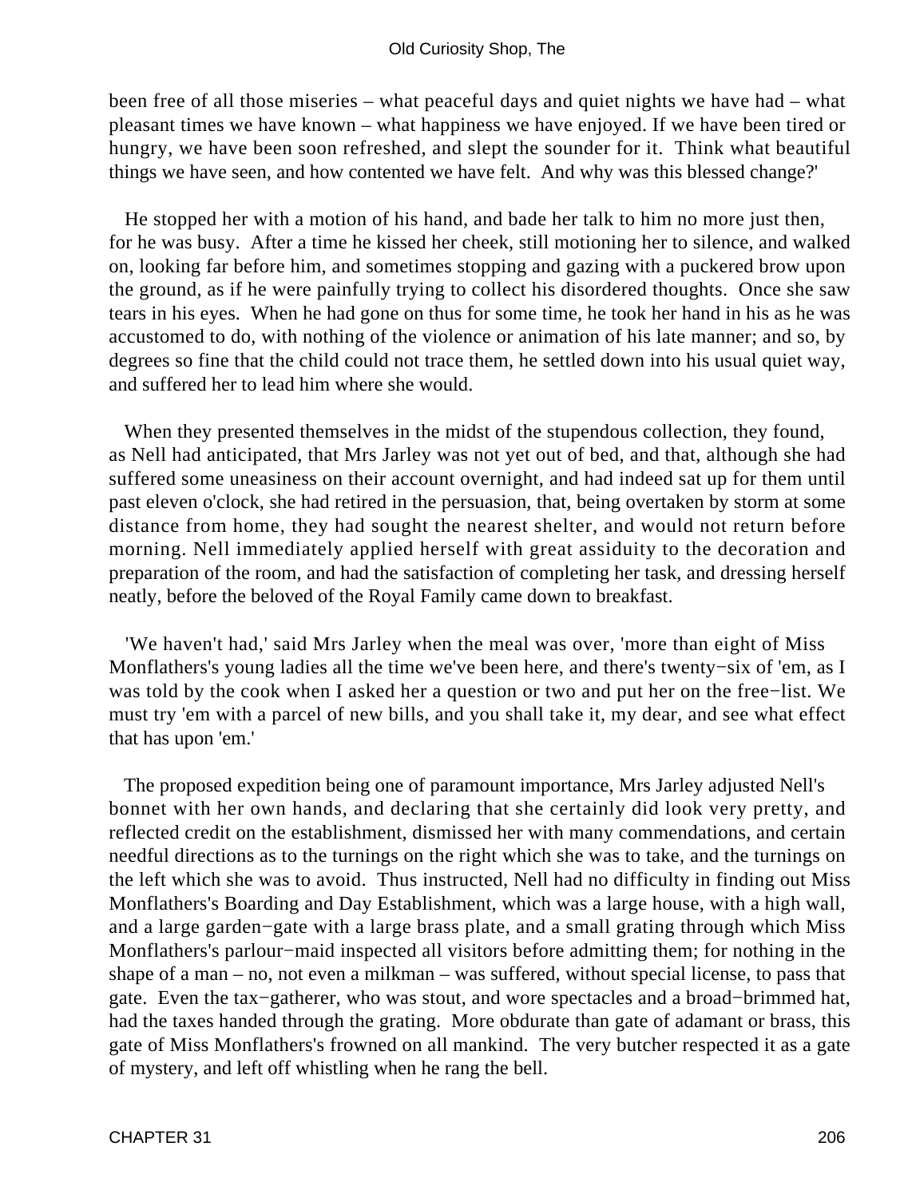been free of all those miseries – what peaceful days and quiet nights we have had – what pleasant times we have known – what happiness we have enjoyed. If we have been tired or hungry, we have been soon refreshed, and slept the sounder for it. Think what beautiful things we have seen, and how contented we have felt. And why was this blessed change?'

He stopped her with a motion of his hand, and bade her talk to him no more just then, for he was busy. After a time he kissed her cheek, still motioning her to silence, and walked on, looking far before him, and sometimes stopping and gazing with a puckered brow upon the ground, as if he were painfully trying to collect his disordered thoughts. Once she saw tears in his eyes. When he had gone on thus for some time, he took her hand in his as he was accustomed to do, with nothing of the violence or animation of his late manner; and so, by degrees so fine that the child could not trace them, he settled down into his usual quiet way, and suffered her to lead him where she would.

When they presented themselves in the midst of the stupendous collection, they found, as Nell had anticipated, that Mrs Jarley was not yet out of bed, and that, although she had suffered some uneasiness on their account overnight, and had indeed sat up for them until past eleven o'clock, she had retired in the persuasion, that, being overtaken by storm at some distance from home, they had sought the nearest shelter, and would not return before morning. Nell immediately applied herself with great assiduity to the decoration and preparation of the room, and had the satisfaction of completing her task, and dressing herself neatly, before the beloved of the Royal Family came down to breakfast.

'We haven't had,' said Mrs Jarley when the meal was over, 'more than eight of Miss Monflathers's young ladies all the time we've been here, and there's twenty-six of 'em, as I was told by the cook when I asked her a question or two and put her on the free-list. We must try 'em with a parcel of new bills, and you shall take it, my dear, and see what effect that has upon 'em.'

The proposed expedition being one of paramount importance, Mrs Jarley adjusted Nell's bonnet with her own hands, and declaring that she certainly did look very pretty, and reflected credit on the establishment, dismissed her with many commendations, and certain needful directions as to the turnings on the right which she was to take, and the turnings on the left which she was to avoid. Thus instructed, Nell had no difficulty in finding out Miss Monflathers's Boarding and Day Establishment, which was a large house, with a high wall, and a large garden-gate with a large brass plate, and a small grating through which Miss Monflathers's parlour-maid inspected all visitors before admitting them; for nothing in the shape of a man – no, not even a milkman – was suffered, without special license, to pass that gate. Even the tax-gatherer, who was stout, and wore spectacles and a broad-brimmed hat, had the taxes handed through the grating. More obdurate than gate of adamant or brass, this gate of Miss Monflathers's frowned on all mankind. The very butcher respected it as a gate of mystery, and left off whistling when he rang the bell.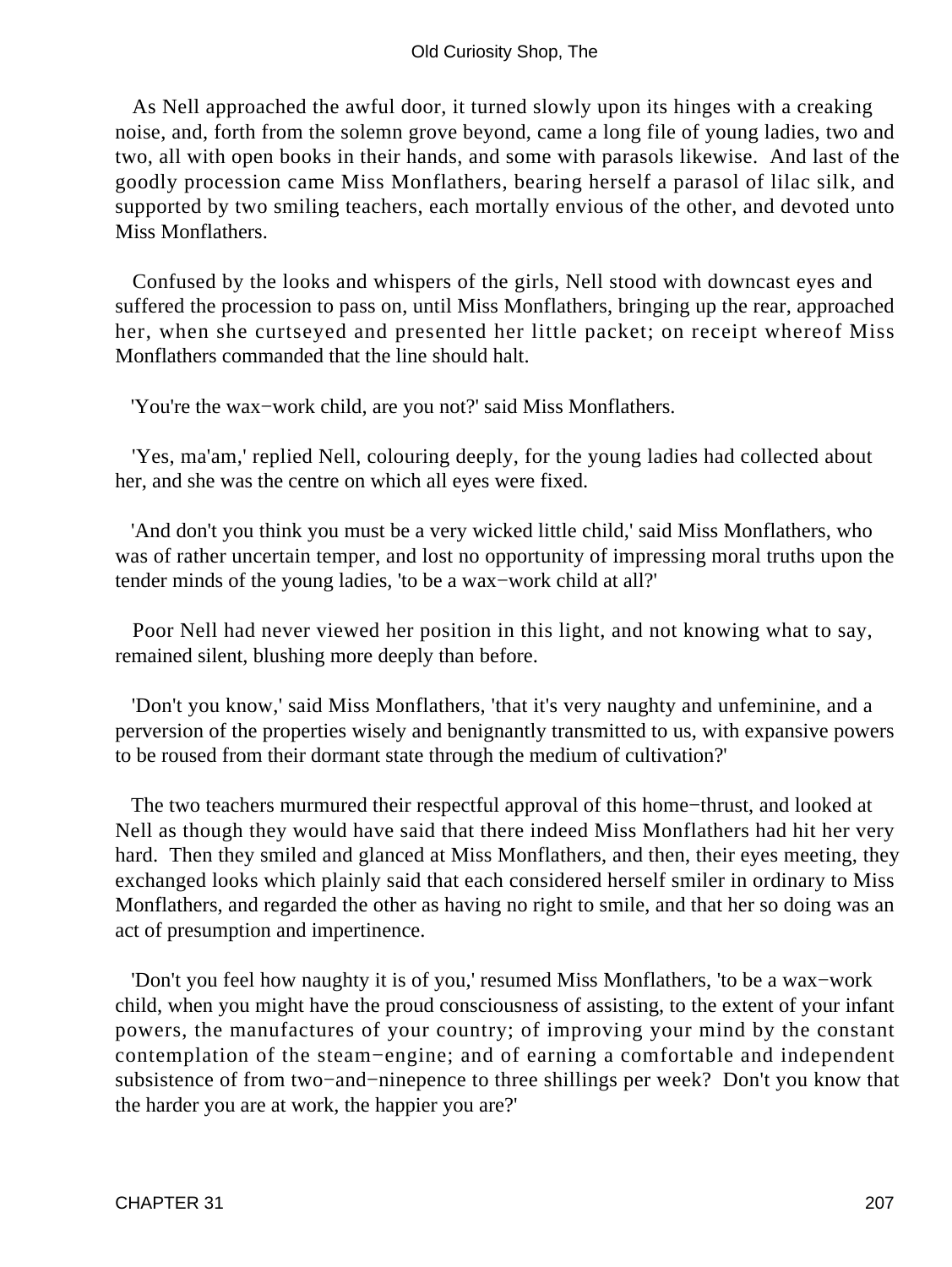As Nell approached the awful door, it turned slowly upon its hinges with a creaking noise, and, forth from the solemn grove beyond, came a long file of young ladies, two and two, all with open books in their hands, and some with parasols likewise. And last of the goodly procession came Miss Monflathers, bearing herself a parasol of lilac silk, and supported by two smiling teachers, each mortally envious of the other, and devoted unto Miss Monflathers.

Confused by the looks and whispers of the girls, Nell stood with downcast eyes and suffered the procession to pass on, until Miss Monflathers, bringing up the rear, approached her, when she curtseyed and presented her little packet; on receipt whereof Miss Monflathers commanded that the line should halt.

'You're the wax−work child, are you not?' said Miss Monflathers.

'Yes, ma'am,' replied Nell, colouring deeply, for the young ladies had collected about her, and she was the centre on which all eyes were fixed.

'And don't you think you must be a very wicked little child,' said Miss Monflathers, who was of rather uncertain temper, and lost no opportunity of impressing moral truths upon the tender minds of the young ladies, 'to be a wax−work child at all?'

Poor Nell had never viewed her position in this light, and not knowing what to say, remained silent, blushing more deeply than before.

'Don't you know,' said Miss Monflathers, 'that it's very naughty and unfeminine, and a perversion of the properties wisely and benignantly transmitted to us, with expansive powers to be roused from their dormant state through the medium of cultivation?'

The two teachers murmured their respectful approval of this home−thrust, and looked at Nell as though they would have said that there indeed Miss Monflathers had hit her very hard. Then they smiled and glanced at Miss Monflathers, and then, their eyes meeting, they exchanged looks which plainly said that each considered herself smiler in ordinary to Miss Monflathers, and regarded the other as having no right to smile, and that her so doing was an act of presumption and impertinence.

'Don't you feel how naughty it is of you,' resumed Miss Monflathers, 'to be a wax−work child, when you might have the proud consciousness of assisting, to the extent of your infant powers, the manufactures of your country; of improving your mind by the constant contemplation of the steam−engine; and of earning a comfortable and independent subsistence of from two−and−ninepence to three shillings per week? Don't you know that the harder you are at work, the happier you are?'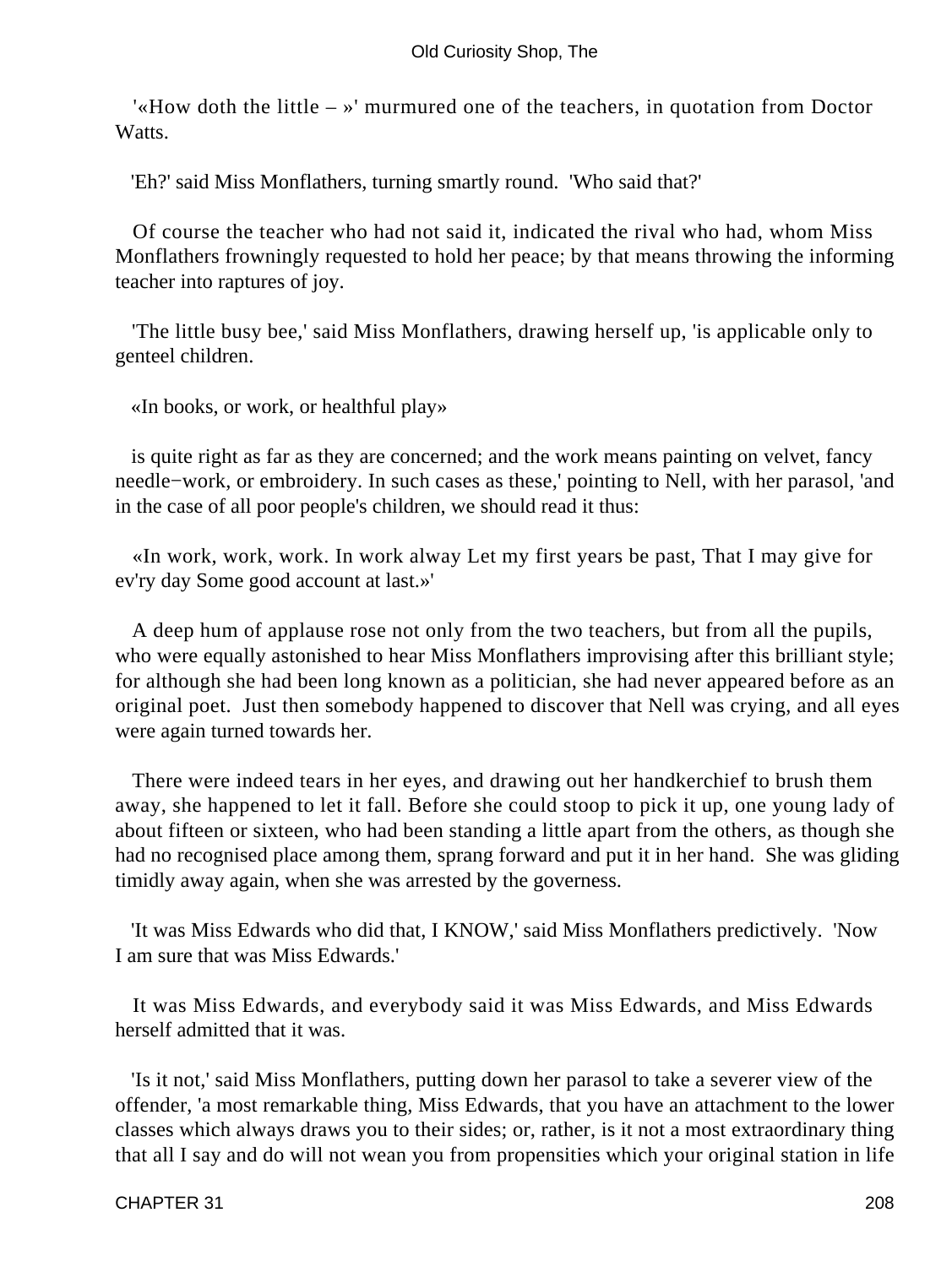'«How doth the little – »' murmured one of the teachers, in quotation from Doctor Watts.

'Eh?' said Miss Monflathers, turning smartly round. 'Who said that?'

Of course the teacher who had not said it, indicated the rival who had, whom Miss Monflathers frowningly requested to hold her peace; by that means throwing the informing teacher into raptures of joy.

'The little busy bee,' said Miss Monflathers, drawing herself up, 'is applicable only to genteel children.

«In books, or work, or healthful play»

is quite right as far as they are concerned; and the work means painting on velvet, fancy needle−work, or embroidery. In such cases as these,' pointing to Nell, with her parasol, 'and in the case of all poor people's children, we should read it thus:

«In work, work, work. In work alway Let my first years be past, That I may give for ev'ry day Some good account at last.»'

A deep hum of applause rose not only from the two teachers, but from all the pupils, who were equally astonished to hear Miss Monflathers improvising after this brilliant style; for although she had been long known as a politician, she had never appeared before as an original poet. Just then somebody happened to discover that Nell was crying, and all eyes were again turned towards her.

There were indeed tears in her eyes, and drawing out her handkerchief to brush them away, she happened to let it fall. Before she could stoop to pick it up, one young lady of about fifteen or sixteen, who had been standing a little apart from the others, as though she had no recognised place among them, sprang forward and put it in her hand. She was gliding timidly away again, when she was arrested by the governess.

'It was Miss Edwards who did that, I KNOW,' said Miss Monflathers predictively. 'Now I am sure that was Miss Edwards.'

It was Miss Edwards, and everybody said it was Miss Edwards, and Miss Edwards herself admitted that it was.

'Is it not,' said Miss Monflathers, putting down her parasol to take a severer view of the offender, 'a most remarkable thing, Miss Edwards, that you have an attachment to the lower classes which always draws you to their sides; or, rather, is it not a most extraordinary thing that all I say and do will not wean you from propensities which your original station in life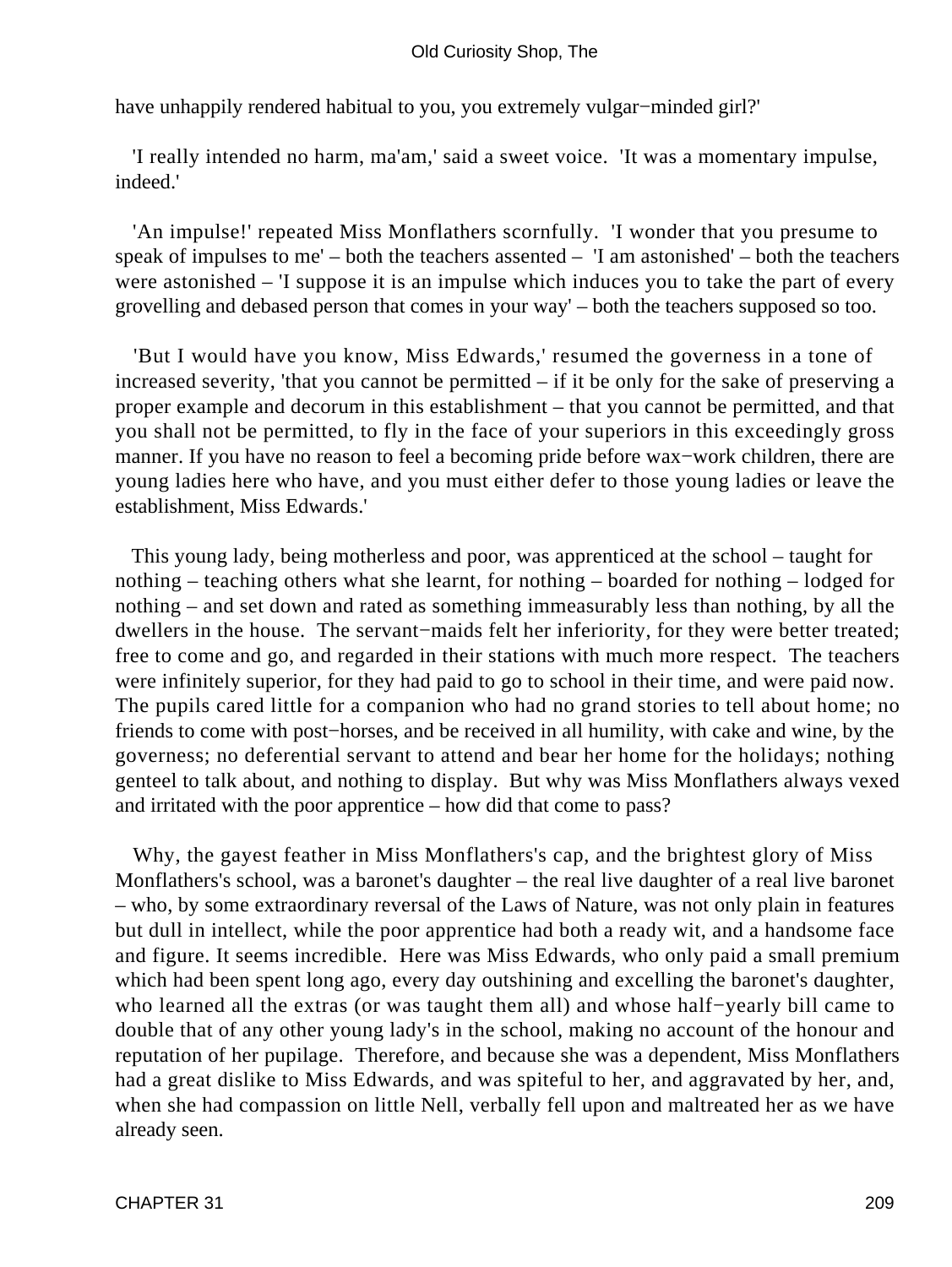have unhappily rendered habitual to you, you extremely vulgar−minded girl?'

'I really intended no harm, ma'am,' said a sweet voice. 'It was a momentary impulse, indeed.'

'An impulse!' repeated Miss Monflathers scornfully. 'I wonder that you presume to speak of impulses to me' – both the teachers assented – 'I am astonished' – both the teachers were astonished – 'I suppose it is an impulse which induces you to take the part of every grovelling and debased person that comes in your way' – both the teachers supposed so too.

'But I would have you know, Miss Edwards,' resumed the governess in a tone of increased severity, 'that you cannot be permitted – if it be only for the sake of preserving a proper example and decorum in this establishment – that you cannot be permitted, and that you shall not be permitted, to fly in the face of your superiors in this exceedingly gross manner. If you have no reason to feel a becoming pride before wax−work children, there are young ladies here who have, and you must either defer to those young ladies or leave the establishment, Miss Edwards.'

This young lady, being motherless and poor, was apprenticed at the school – taught for nothing – teaching others what she learnt, for nothing – boarded for nothing – lodged for nothing – and set down and rated as something immeasurably less than nothing, by all the dwellers in the house. The servant−maids felt her inferiority, for they were better treated; free to come and go, and regarded in their stations with much more respect. The teachers were infinitely superior, for they had paid to go to school in their time, and were paid now. The pupils cared little for a companion who had no grand stories to tell about home; no friends to come with post−horses, and be received in all humility, with cake and wine, by the governess; no deferential servant to attend and bear her home for the holidays; nothing genteel to talk about, and nothing to display. But why was Miss Monflathers always vexed and irritated with the poor apprentice – how did that come to pass?

Why, the gayest feather in Miss Monflathers's cap, and the brightest glory of Miss Monflathers's school, was a baronet's daughter – the real live daughter of a real live baronet – who, by some extraordinary reversal of the Laws of Nature, was not only plain in features but dull in intellect, while the poor apprentice had both a ready wit, and a handsome face and figure. It seems incredible. Here was Miss Edwards, who only paid a small premium which had been spent long ago, every day outshining and excelling the baronet's daughter, who learned all the extras (or was taught them all) and whose half−yearly bill came to double that of any other young lady's in the school, making no account of the honour and reputation of her pupilage. Therefore, and because she was a dependent, Miss Monflathers had a great dislike to Miss Edwards, and was spiteful to her, and aggravated by her, and, when she had compassion on little Nell, verbally fell upon and maltreated her as we have already seen.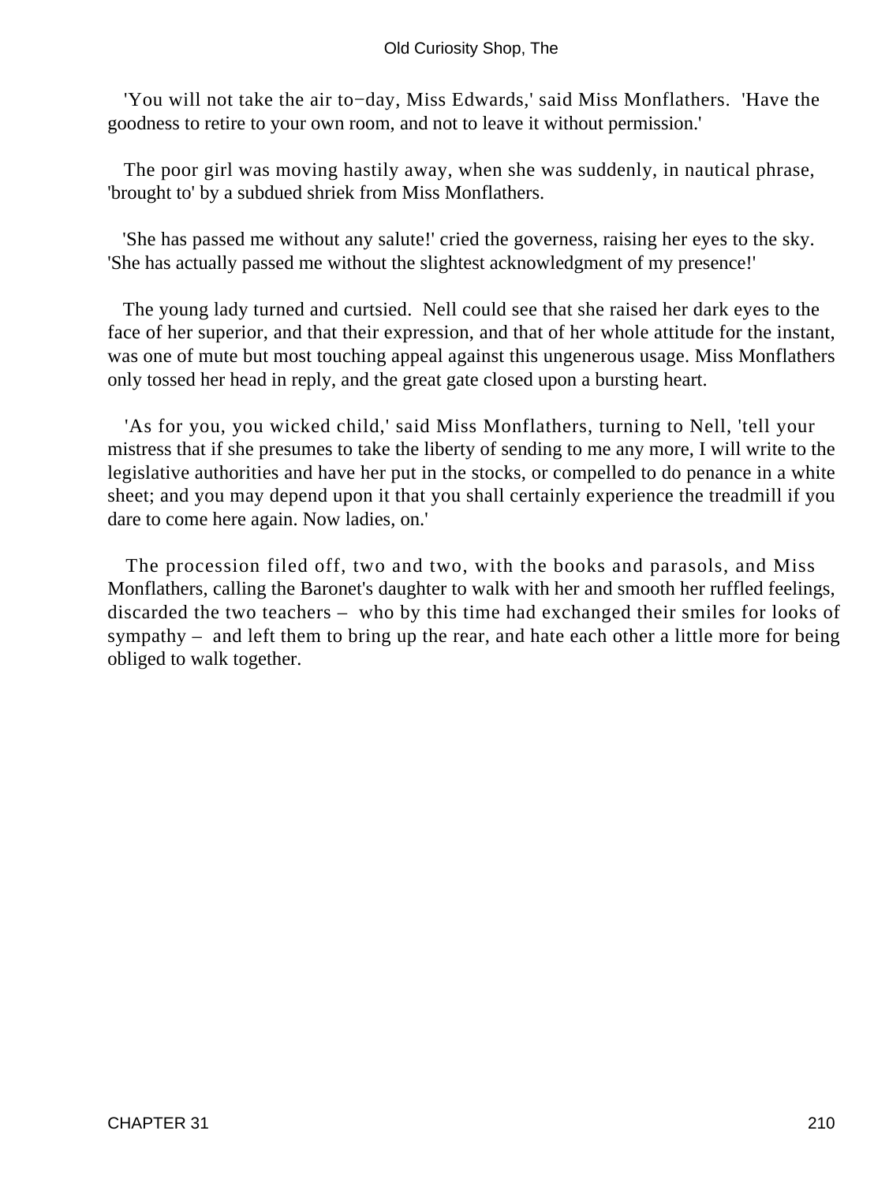'You will not take the air to−day, Miss Edwards,' said Miss Monflathers. 'Have the goodness to retire to your own room, and not to leave it without permission.'

The poor girl was moving hastily away, when she was suddenly, in nautical phrase, 'brought to' by a subdued shriek from Miss Monflathers.

'She has passed me without any salute!' cried the governess, raising her eyes to the sky. 'She has actually passed me without the slightest acknowledgment of my presence!'

The young lady turned and curtsied. Nell could see that she raised her dark eyes to the face of her superior, and that their expression, and that of her whole attitude for the instant, was one of mute but most touching appeal against this ungenerous usage. Miss Monflathers only tossed her head in reply, and the great gate closed upon a bursting heart.

'As for you, you wicked child,' said Miss Monflathers, turning to Nell, 'tell your mistress that if she presumes to take the liberty of sending to me any more, I will write to the legislative authorities and have her put in the stocks, or compelled to do penance in a white sheet; and you may depend upon it that you shall certainly experience the treadmill if you dare to come here again. Now ladies, on.'

The procession filed off, two and two, with the books and parasols, and Miss Monflathers, calling the Baronet's daughter to walk with her and smooth her ruffled feelings, discarded the two teachers – who by this time had exchanged their smiles for looks of sympathy – and left them to bring up the rear, and hate each other a little more for being obliged to walk together.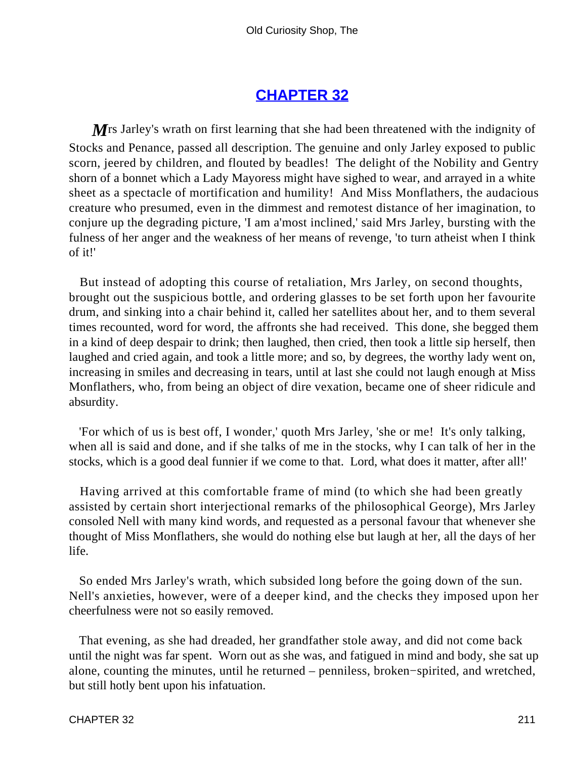## CHAPTER 32

*M*rs Jarley's wrath on first learning that she had been threatened with the indignity of Stocks and Penance, passed all description. The genuine and only Jarley exposed to public scorn, jeered by children, and flouted by beadles! The delight of the Nobility and Gentry shorn of a bonnet which a Lady Mayoress might have sighed to wear, and arrayed in a white sheet as a spectacle of mortification and humility! And Miss Monflathers, the audacious creature who presumed, even in the dimmest and remotest distance of her imagination, to conjure up the degrading picture, 'I am a'most inclined,' said Mrs Jarley, bursting with the fulness of her anger and the weakness of her means of revenge, 'to turn atheist when I think of it!'

But instead of adopting this course of retaliation, Mrs Jarley, on second thoughts, brought out the suspicious bottle, and ordering glasses to be set forth upon her favourite drum, and sinking into a chair behind it, called her satellites about her, and to them several times recounted, word for word, the affronts she had received. This done, she begged them in a kind of deep despair to drink; then laughed, then cried, then took a little sip herself, then laughed and cried again, and took a little more; and so, by degrees, the worthy lady went on, increasing in smiles and decreasing in tears, until at last she could not laugh enough at Miss Monflathers, who, from being an object of dire vexation, became one of sheer ridicule and absurdity.

'For which of us is best off, I wonder,' quoth Mrs Jarley, 'she or me! It's only talking, when all is said and done, and if she talks of me in the stocks, why I can talk of her in the stocks, which is a good deal funnier if we come to that. Lord, what does it matter, after all!'

Having arrived at this comfortable frame of mind (to which she had been greatly assisted by certain short interjectional remarks of the philosophical George), Mrs Jarley consoled Nell with many kind words, and requested as a personal favour that whenever she thought of Miss Monflathers, she would do nothing else but laugh at her, all the days of her life.

So ended Mrs Jarley's wrath, which subsided long before the going down of the sun. Nell's anxieties, however, were of a deeper kind, and the checks they imposed upon her cheerfulness were not so easily removed.

That evening, as she had dreaded, her grandfather stole away, and did not come back until the night was far spent. Worn out as she was, and fatigued in mind and body, she sat up alone, counting the minutes, until he returned – penniless, broken-spirited, and wretched, but still hotly bent upon his infatuation.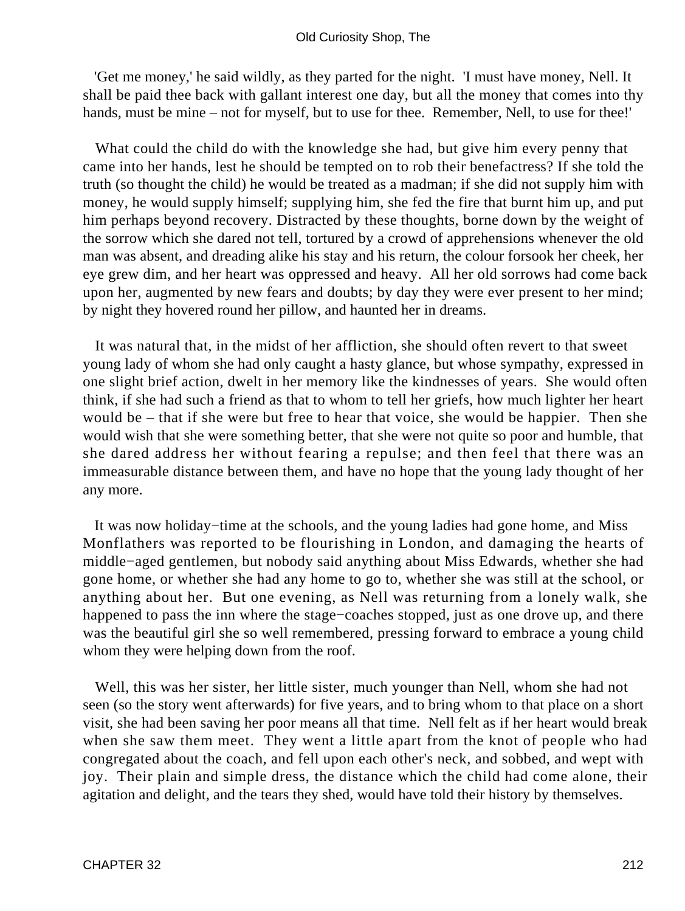'Get me money,' he said wildly, as they parted for the night. 'I must have money, Nell. It shall be paid thee back with gallant interest one day, but all the money that comes into thy hands, must be mine – not for myself, but to use for thee. Remember, Nell, to use for thee!'

What could the child do with the knowledge she had, but give him every penny that came into her hands, lest he should be tempted on to rob their benefactress? If she told the truth (so thought the child) he would be treated as a madman; if she did not supply him with money, he would supply himself; supplying him, she fed the fire that burnt him up, and put him perhaps beyond recovery. Distracted by these thoughts, borne down by the weight of the sorrow which she dared not tell, tortured by a crowd of apprehensions whenever the old man was absent, and dreading alike his stay and his return, the colour forsook her cheek, her eye grew dim, and her heart was oppressed and heavy. All her old sorrows had come back upon her, augmented by new fears and doubts; by day they were ever present to her mind; by night they hovered round her pillow, and haunted her in dreams.

It was natural that, in the midst of her affliction, she should often revert to that sweet young lady of whom she had only caught a hasty glance, but whose sympathy, expressed in one slight brief action, dwelt in her memory like the kindnesses of years. She would often think, if she had such a friend as that to whom to tell her griefs, how much lighter her heart would be – that if she were but free to hear that voice, she would be happier. Then she would wish that she were something better, that she were not quite so poor and humble, that she dared address her without fearing a repulse; and then feel that there was an immeasurable distance between them, and have no hope that the young lady thought of her any more.

It was now holiday−time at the schools, and the young ladies had gone home, and Miss Monflathers was reported to be flourishing in London, and damaging the hearts of middle−aged gentlemen, but nobody said anything about Miss Edwards, whether she had gone home, or whether she had any home to go to, whether she was still at the school, or anything about her. But one evening, as Nell was returning from a lonely walk, she happened to pass the inn where the stage−coaches stopped, just as one drove up, and there was the beautiful girl she so well remembered, pressing forward to embrace a young child whom they were helping down from the roof.

Well, this was her sister, her little sister, much younger than Nell, whom she had not seen (so the story went afterwards) for five years, and to bring whom to that place on a short visit, she had been saving her poor means all that time. Nell felt as if her heart would break when she saw them meet. They went a little apart from the knot of people who had congregated about the coach, and fell upon each other's neck, and sobbed, and wept with joy. Their plain and simple dress, the distance which the child had come alone, their agitation and delight, and the tears they shed, would have told their history by themselves.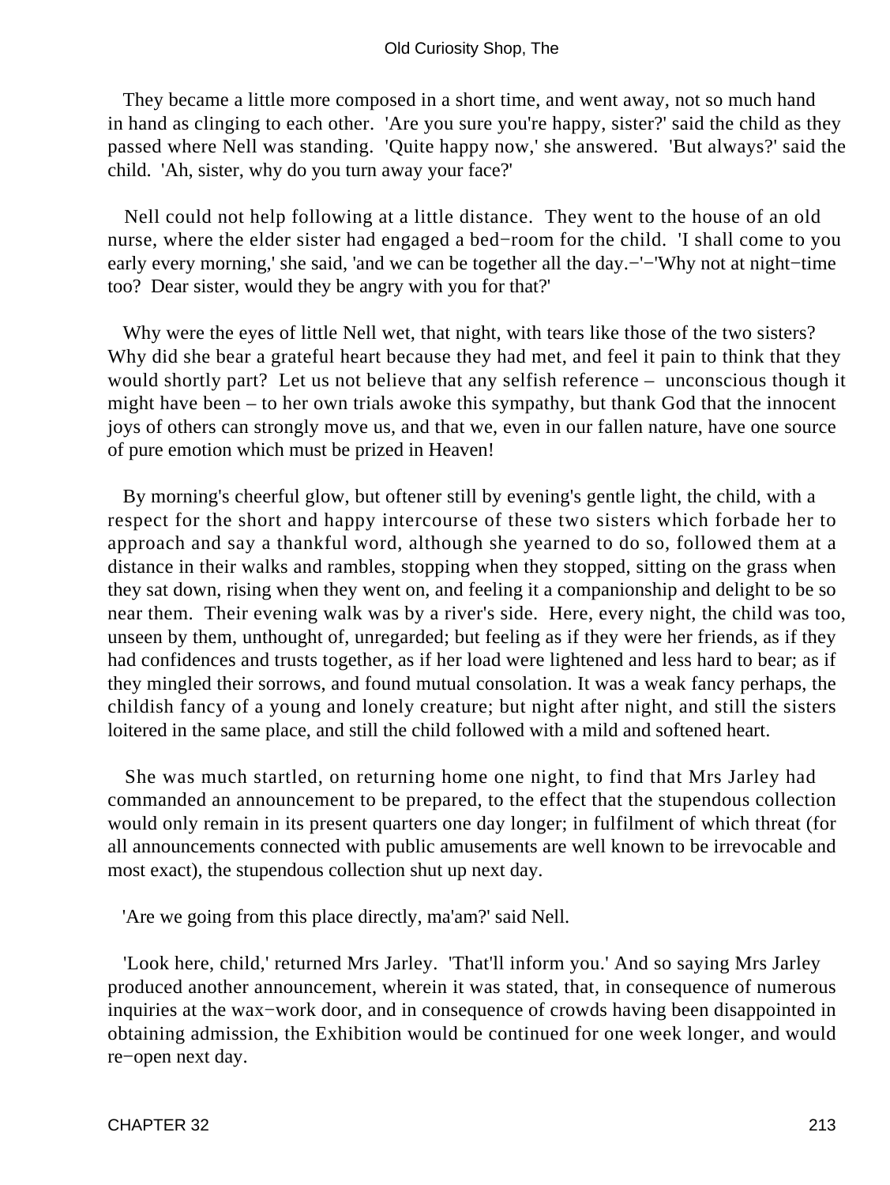They became a little more composed in a short time, and went away, not so much hand in hand as clinging to each other. 'Are you sure you're happy, sister?' said the child as they passed where Nell was standing. 'Quite happy now,' she answered. 'But always?' said the child. 'Ah, sister, why do you turn away your face?'

Nell could not help following at a little distance. They went to the house of an old nurse, where the elder sister had engaged a bed−room for the child. 'I shall come to you early every morning,' she said, 'and we can be together all the day.−'−'Why not at night−time too? Dear sister, would they be angry with you for that?'

Why were the eyes of little Nell wet, that night, with tears like those of the two sisters? Why did she bear a grateful heart because they had met, and feel it pain to think that they would shortly part? Let us not believe that any selfish reference – unconscious though it might have been – to her own trials awoke this sympathy, but thank God that the innocent joys of others can strongly move us, and that we, even in our fallen nature, have one source of pure emotion which must be prized in Heaven!

By morning's cheerful glow, but oftener still by evening's gentle light, the child, with a respect for the short and happy intercourse of these two sisters which forbade her to approach and say a thankful word, although she yearned to do so, followed them at a distance in their walks and rambles, stopping when they stopped, sitting on the grass when they sat down, rising when they went on, and feeling it a companionship and delight to be so near them. Their evening walk was by a river's side. Here, every night, the child was too, unseen by them, unthought of, unregarded; but feeling as if they were her friends, as if they had confidences and trusts together, as if her load were lightened and less hard to bear; as if they mingled their sorrows, and found mutual consolation. It was a weak fancy perhaps, the childish fancy of a young and lonely creature; but night after night, and still the sisters loitered in the same place, and still the child followed with a mild and softened heart.

She was much startled, on returning home one night, to find that Mrs Jarley had commanded an announcement to be prepared, to the effect that the stupendous collection would only remain in its present quarters one day longer; in fulfilment of which threat (for all announcements connected with public amusements are well known to be irrevocable and most exact), the stupendous collection shut up next day.

'Are we going from this place directly, ma'am?' said Nell.

'Look here, child,' returned Mrs Jarley. 'That'll inform you.' And so saying Mrs Jarley produced another announcement, wherein it was stated, that, in consequence of numerous inquiries at the wax−work door, and in consequence of crowds having been disappointed in obtaining admission, the Exhibition would be continued for one week longer, and would re−open next day.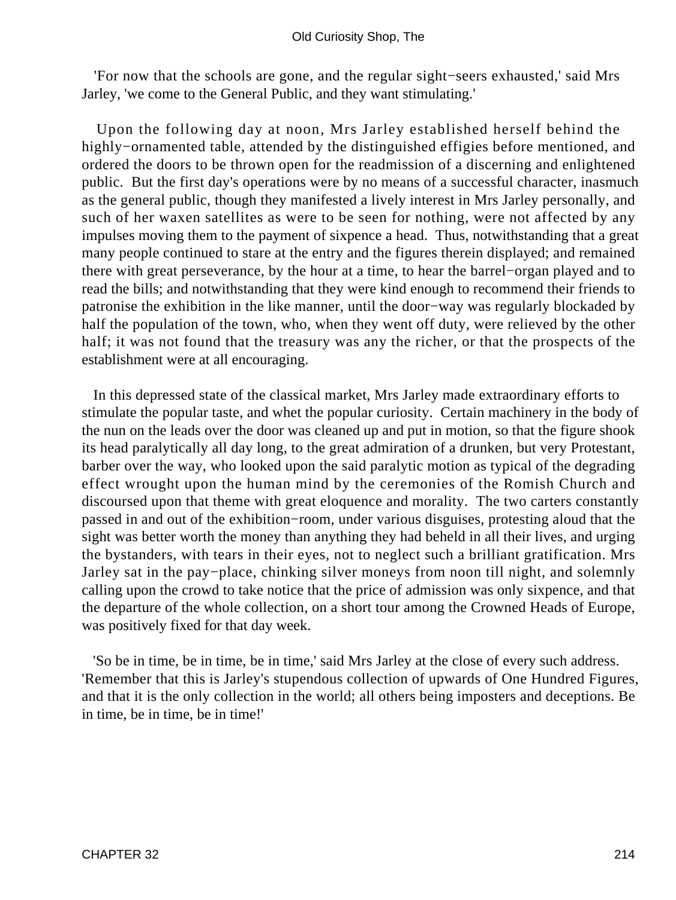'For now that the schools are gone, and the regular sight−seers exhausted,' said Mrs Jarley, 'we come to the General Public, and they want stimulating.'

Upon the following day at noon, Mrs Jarley established herself behind the highly−ornamented table, attended by the distinguished effigies before mentioned, and ordered the doors to be thrown open for the readmission of a discerning and enlightened public. But the first day's operations were by no means of a successful character, inasmuch as the general public, though they manifested a lively interest in Mrs Jarley personally, and such of her waxen satellites as were to be seen for nothing, were not affected by any impulses moving them to the payment of sixpence a head. Thus, notwithstanding that a great many people continued to stare at the entry and the figures therein displayed; and remained there with great perseverance, by the hour at a time, to hear the barrel−organ played and to read the bills; and notwithstanding that they were kind enough to recommend their friends to patronise the exhibition in the like manner, until the door−way was regularly blockaded by half the population of the town, who, when they went off duty, were relieved by the other half; it was not found that the treasury was any the richer, or that the prospects of the establishment were at all encouraging.

In this depressed state of the classical market, Mrs Jarley made extraordinary efforts to stimulate the popular taste, and whet the popular curiosity. Certain machinery in the body of the nun on the leads over the door was cleaned up and put in motion, so that the figure shook its head paralytically all day long, to the great admiration of a drunken, but very Protestant, barber over the way, who looked upon the said paralytic motion as typical of the degrading effect wrought upon the human mind by the ceremonies of the Romish Church and discoursed upon that theme with great eloquence and morality. The two carters constantly passed in and out of the exhibition−room, under various disguises, protesting aloud that the sight was better worth the money than anything they had beheld in all their lives, and urging the bystanders, with tears in their eyes, not to neglect such a brilliant gratification. Mrs Jarley sat in the pay−place, chinking silver moneys from noon till night, and solemnly calling upon the crowd to take notice that the price of admission was only sixpence, and that the departure of the whole collection, on a short tour among the Crowned Heads of Europe, was positively fixed for that day week.

'So be in time, be in time, be in time,' said Mrs Jarley at the close of every such address. 'Remember that this is Jarley's stupendous collection of upwards of One Hundred Figures, and that it is the only collection in the world; all others being imposters and deceptions. Be in time, be in time, be in time!'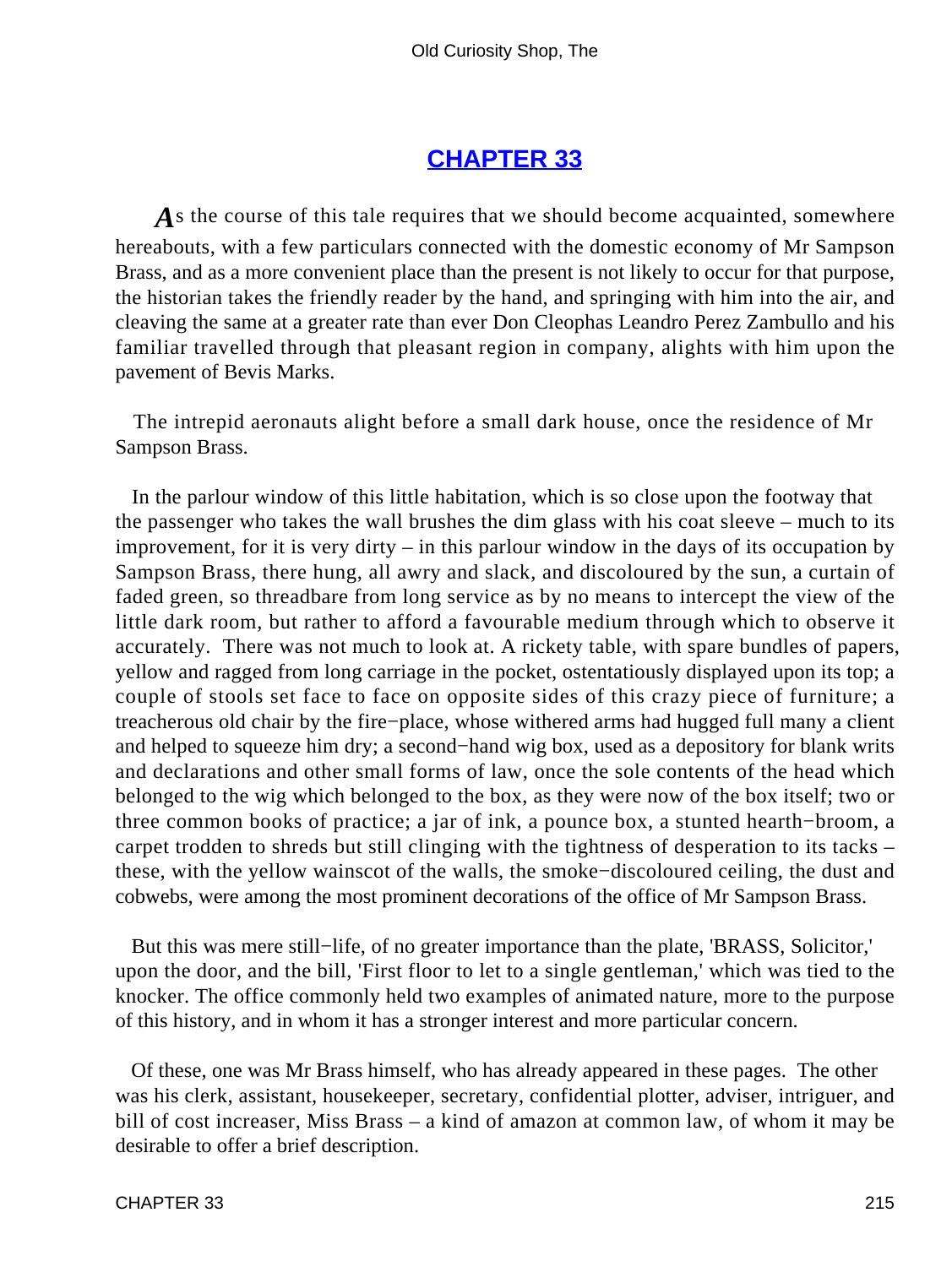## CHAPTER 33

As the course of this tale requires that we should become acquainted, somewhere hereabouts, with a few particulars connected with the domestic economy of Mr Sampson Brass, and as a more convenient place than the present is not likely to occur for that purpose, the historian takes the friendly reader by the hand, and springing with him into the air, and cleaving the same at a greater rate than ever Don Cleophas Leandro Perez Zambullo and his familiar travelled through that pleasant region in company, alights with him upon the pavement of Bevis Marks.

The intrepid aeronauts alight before a small dark house, once the residence of Mr Sampson Brass.

In the parlour window of this little habitation, which is so close upon the footway that the passenger who takes the wall brushes the dim glass with his coat sleeve – much to its improvement, for it is very dirty – in this parlour window in the days of its occupation by Sampson Brass, there hung, all awry and slack, and discoloured by the sun, a curtain of faded green, so threadbare from long service as by no means to intercept the view of the little dark room, but rather to afford a favourable medium through which to observe it accurately. There was not much to look at. A rickety table, with spare bundles of papers, yellow and ragged from long carriage in the pocket, ostentatiously displayed upon its top; a couple of stools set face to face on opposite sides of this crazy piece of furniture; a treacherous old chair by the fire−place, whose withered arms had hugged full many a client and helped to squeeze him dry; a second−hand wig box, used as a depository for blank writs and declarations and other small forms of law, once the sole contents of the head which belonged to the wig which belonged to the box, as they were now of the box itself; two or three common books of practice; a jar of ink, a pounce box, a stunted hearth−broom, a carpet trodden to shreds but still clinging with the tightness of desperation to its tacks – these, with the yellow wainscot of the walls, the smoke−discoloured ceiling, the dust and cobwebs, were among the most prominent decorations of the office of Mr Sampson Brass.

But this was mere still−life, of no greater importance than the plate, 'BRASS, Solicitor,' upon the door, and the bill, 'First floor to let to a single gentleman,' which was tied to the knocker. The office commonly held two examples of animated nature, more to the purpose of this history, and in whom it has a stronger interest and more particular concern.

Of these, one was Mr Brass himself, who has already appeared in these pages. The other was his clerk, assistant, housekeeper, secretary, confidential plotter, adviser, intriguer, and bill of cost increaser, Miss Brass – a kind of amazon at common law, of whom it may be desirable to offer a brief description.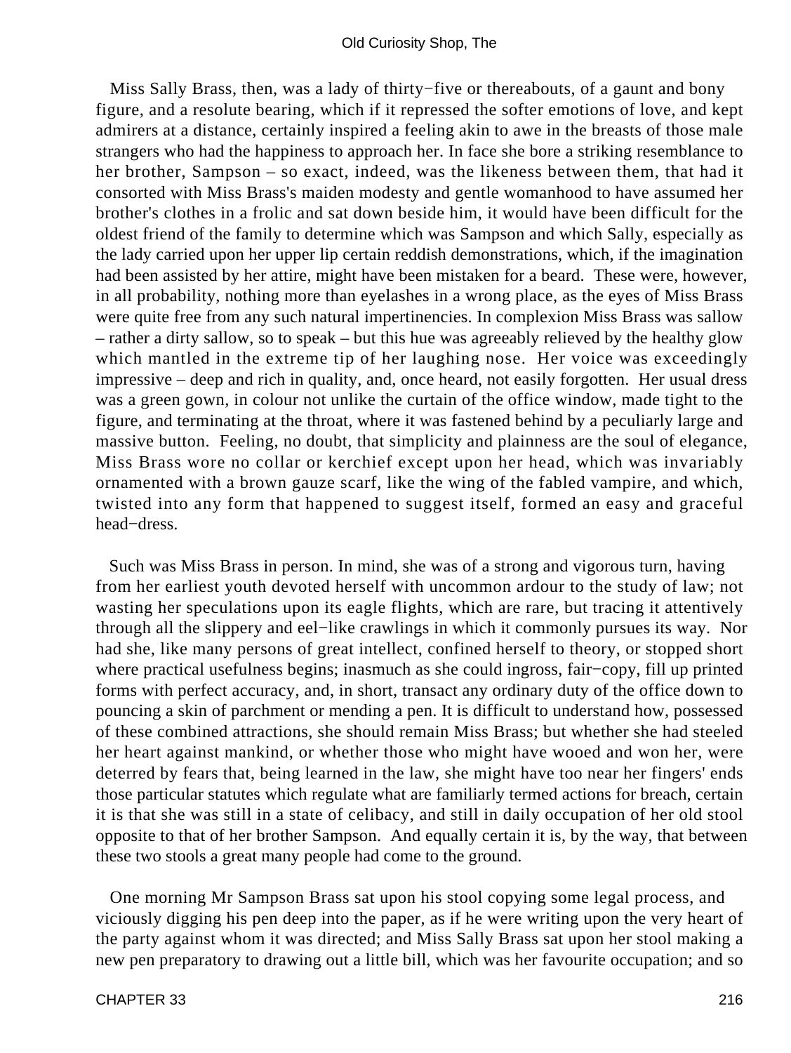Miss Sally Brass, then, was a lady of thirty−five or thereabouts, of a gaunt and bony figure, and a resolute bearing, which if it repressed the softer emotions of love, and kept admirers at a distance, certainly inspired a feeling akin to awe in the breasts of those male strangers who had the happiness to approach her. In face she bore a striking resemblance to her brother, Sampson – so exact, indeed, was the likeness between them, that had it consorted with Miss Brass's maiden modesty and gentle womanhood to have assumed her brother's clothes in a frolic and sat down beside him, it would have been difficult for the oldest friend of the family to determine which was Sampson and which Sally, especially as the lady carried upon her upper lip certain reddish demonstrations, which, if the imagination had been assisted by her attire, might have been mistaken for a beard. These were, however, in all probability, nothing more than eyelashes in a wrong place, as the eyes of Miss Brass were quite free from any such natural impertinencies. In complexion Miss Brass was sallow – rather a dirty sallow, so to speak – but this hue was agreeably relieved by the healthy glow which mantled in the extreme tip of her laughing nose. Her voice was exceedingly impressive – deep and rich in quality, and, once heard, not easily forgotten. Her usual dress was a green gown, in colour not unlike the curtain of the office window, made tight to the figure, and terminating at the throat, where it was fastened behind by a peculiarly large and massive button. Feeling, no doubt, that simplicity and plainness are the soul of elegance, Miss Brass wore no collar or kerchief except upon her head, which was invariably ornamented with a brown gauze scarf, like the wing of the fabled vampire, and which, twisted into any form that happened to suggest itself, formed an easy and graceful head−dress.

Such was Miss Brass in person. In mind, she was of a strong and vigorous turn, having from her earliest youth devoted herself with uncommon ardour to the study of law; not wasting her speculations upon its eagle flights, which are rare, but tracing it attentively through all the slippery and eel−like crawlings in which it commonly pursues its way. Nor had she, like many persons of great intellect, confined herself to theory, or stopped short where practical usefulness begins; inasmuch as she could ingross, fair−copy, fill up printed forms with perfect accuracy, and, in short, transact any ordinary duty of the office down to pouncing a skin of parchment or mending a pen. It is difficult to understand how, possessed of these combined attractions, she should remain Miss Brass; but whether she had steeled her heart against mankind, or whether those who might have wooed and won her, were deterred by fears that, being learned in the law, she might have too near her fingers' ends those particular statutes which regulate what are familiarly termed actions for breach, certain it is that she was still in a state of celibacy, and still in daily occupation of her old stool opposite to that of her brother Sampson. And equally certain it is, by the way, that between these two stools a great many people had come to the ground.

One morning Mr Sampson Brass sat upon his stool copying some legal process, and viciously digging his pen deep into the paper, as if he were writing upon the very heart of the party against whom it was directed; and Miss Sally Brass sat upon her stool making a new pen preparatory to drawing out a little bill, which was her favourite occupation; and so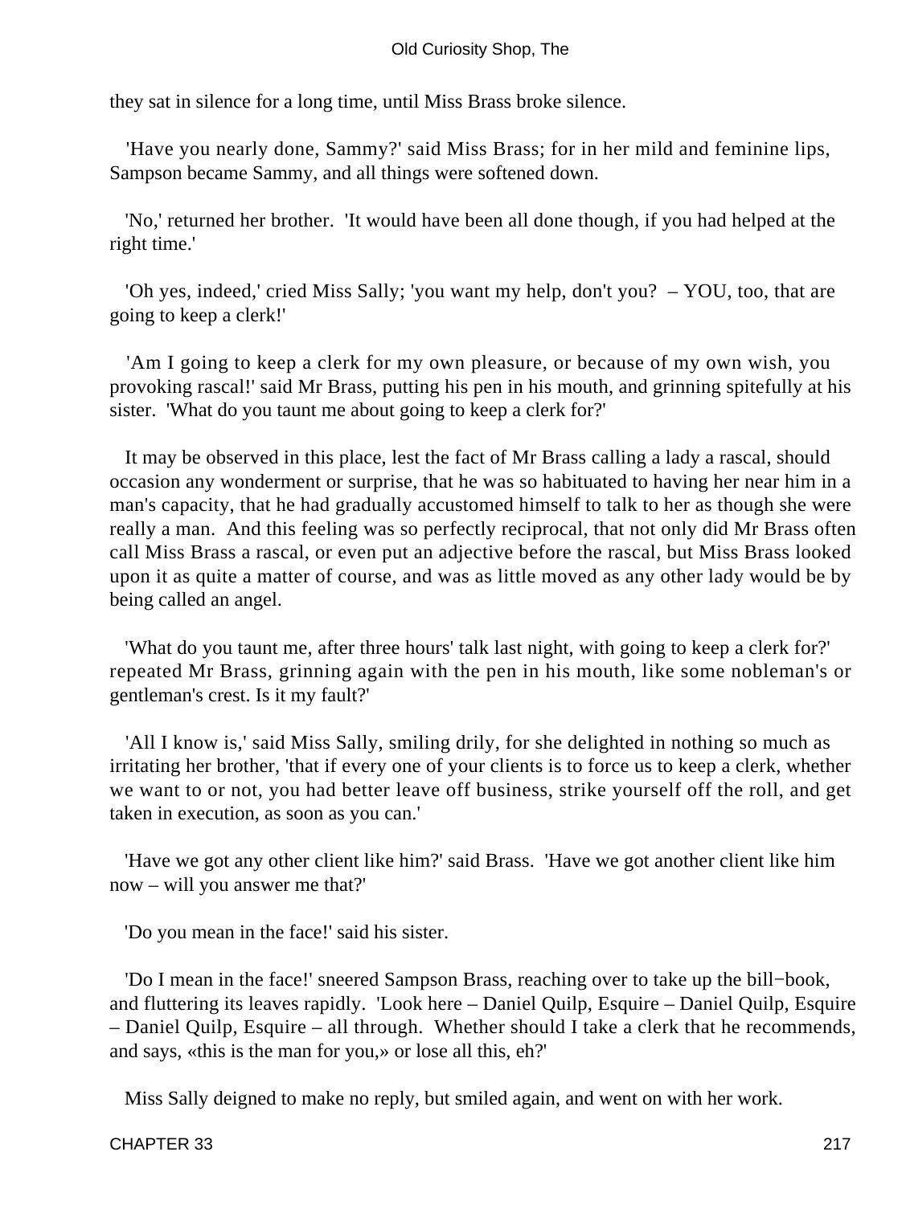they sat in silence for a long time, until Miss Brass broke silence.

'Have you nearly done, Sammy?' said Miss Brass; for in her mild and feminine lips, Sampson became Sammy, and all things were softened down.

'No,' returned her brother. 'It would have been all done though, if you had helped at the right time.'

'Oh yes, indeed,' cried Miss Sally; 'you want my help, don't you? – YOU, too, that are going to keep a clerk!'

'Am I going to keep a clerk for my own pleasure, or because of my own wish, you provoking rascal!' said Mr Brass, putting his pen in his mouth, and grinning spitefully at his sister. 'What do you taunt me about going to keep a clerk for?'

It may be observed in this place, lest the fact of Mr Brass calling a lady a rascal, should occasion any wonderment or surprise, that he was so habituated to having her near him in a man's capacity, that he had gradually accustomed himself to talk to her as though she were really a man. And this feeling was so perfectly reciprocal, that not only did Mr Brass often call Miss Brass a rascal, or even put an adjective before the rascal, but Miss Brass looked upon it as quite a matter of course, and was as little moved as any other lady would be by being called an angel.

'What do you taunt me, after three hours' talk last night, with going to keep a clerk for?' repeated Mr Brass, grinning again with the pen in his mouth, like some nobleman's or gentleman's crest. Is it my fault?'

'All I know is,' said Miss Sally, smiling drily, for she delighted in nothing so much as irritating her brother, 'that if every one of your clients is to force us to keep a clerk, whether we want to or not, you had better leave off business, strike yourself off the roll, and get taken in execution, as soon as you can.'

'Have we got any other client like him?' said Brass. 'Have we got another client like him now – will you answer me that?'

'Do you mean in the face!' said his sister.

'Do I mean in the face!' sneered Sampson Brass, reaching over to take up the bill−book, and fluttering its leaves rapidly. 'Look here – Daniel Quilp, Esquire – Daniel Quilp, Esquire – Daniel Quilp, Esquire – all through. Whether should I take a clerk that he recommends, and says, «this is the man for you,» or lose all this, eh?'

Miss Sally deigned to make no reply, but smiled again, and went on with her work.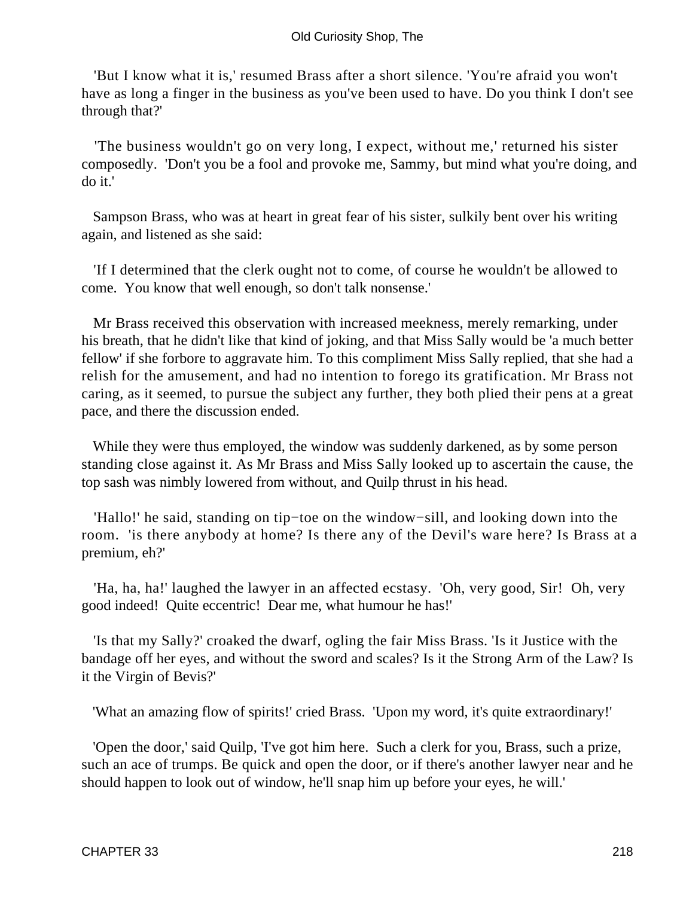'But I know what it is,' resumed Brass after a short silence. 'You're afraid you won't have as long a finger in the business as you've been used to have. Do you think I don't see through that?'

'The business wouldn't go on very long, I expect, without me,' returned his sister composedly. 'Don't you be a fool and provoke me, Sammy, but mind what you're doing, and do it.'

Sampson Brass, who was at heart in great fear of his sister, sulkily bent over his writing again, and listened as she said:

'If I determined that the clerk ought not to come, of course he wouldn't be allowed to come. You know that well enough, so don't talk nonsense.'

Mr Brass received this observation with increased meekness, merely remarking, under his breath, that he didn't like that kind of joking, and that Miss Sally would be 'a much better fellow' if she forbore to aggravate him. To this compliment Miss Sally replied, that she had a relish for the amusement, and had no intention to forego its gratification. Mr Brass not caring, as it seemed, to pursue the subject any further, they both plied their pens at a great pace, and there the discussion ended.

While they were thus employed, the window was suddenly darkened, as by some person standing close against it. As Mr Brass and Miss Sally looked up to ascertain the cause, the top sash was nimbly lowered from without, and Quilp thrust in his head.

'Hallo!' he said, standing on tip−toe on the window−sill, and looking down into the room. 'is there anybody at home? Is there any of the Devil's ware here? Is Brass at a premium, eh?'

'Ha, ha, ha!' laughed the lawyer in an affected ecstasy. 'Oh, very good, Sir! Oh, very good indeed! Quite eccentric! Dear me, what humour he has!'

'Is that my Sally?' croaked the dwarf, ogling the fair Miss Brass. 'Is it Justice with the bandage off her eyes, and without the sword and scales? Is it the Strong Arm of the Law? Is it the Virgin of Bevis?'

'What an amazing flow of spirits!' cried Brass. 'Upon my word, it's quite extraordinary!'

'Open the door,' said Quilp, 'I've got him here. Such a clerk for you, Brass, such a prize, such an ace of trumps. Be quick and open the door, or if there's another lawyer near and he should happen to look out of window, he'll snap him up before your eyes, he will.'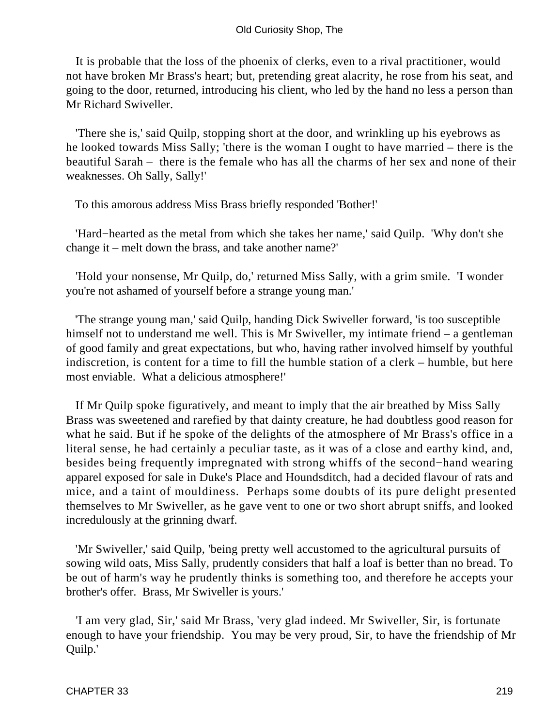It is probable that the loss of the phoenix of clerks, even to a rival practitioner, would not have broken Mr Brass's heart; but, pretending great alacrity, he rose from his seat, and going to the door, returned, introducing his client, who led by the hand no less a person than Mr Richard Swiveller.

'There she is,' said Quilp, stopping short at the door, and wrinkling up his eyebrows as he looked towards Miss Sally; 'there is the woman I ought to have married – there is the beautiful Sarah – there is the female who has all the charms of her sex and none of their weaknesses. Oh Sally, Sally!'

To this amorous address Miss Brass briefly responded 'Bother!'

'Hard−hearted as the metal from which she takes her name,' said Quilp. 'Why don't she change it – melt down the brass, and take another name?'

'Hold your nonsense, Mr Quilp, do,' returned Miss Sally, with a grim smile. 'I wonder you're not ashamed of yourself before a strange young man.'

'The strange young man,' said Quilp, handing Dick Swiveller forward, 'is too susceptible himself not to understand me well. This is Mr Swiveller, my intimate friend – a gentleman of good family and great expectations, but who, having rather involved himself by youthful indiscretion, is content for a time to fill the humble station of a clerk – humble, but here most enviable. What a delicious atmosphere!'

If Mr Quilp spoke figuratively, and meant to imply that the air breathed by Miss Sally Brass was sweetened and rarefied by that dainty creature, he had doubtless good reason for what he said. But if he spoke of the delights of the atmosphere of Mr Brass's office in a literal sense, he had certainly a peculiar taste, as it was of a close and earthy kind, and, besides being frequently impregnated with strong whiffs of the second−hand wearing apparel exposed for sale in Duke's Place and Houndsditch, had a decided flavour of rats and mice, and a taint of mouldiness. Perhaps some doubts of its pure delight presented themselves to Mr Swiveller, as he gave vent to one or two short abrupt sniffs, and looked incredulously at the grinning dwarf.

'Mr Swiveller,' said Quilp, 'being pretty well accustomed to the agricultural pursuits of sowing wild oats, Miss Sally, prudently considers that half a loaf is better than no bread. To be out of harm's way he prudently thinks is something too, and therefore he accepts your brother's offer. Brass, Mr Swiveller is yours.'

'I am very glad, Sir,' said Mr Brass, 'very glad indeed. Mr Swiveller, Sir, is fortunate enough to have your friendship. You may be very proud, Sir, to have the friendship of Mr Quilp.'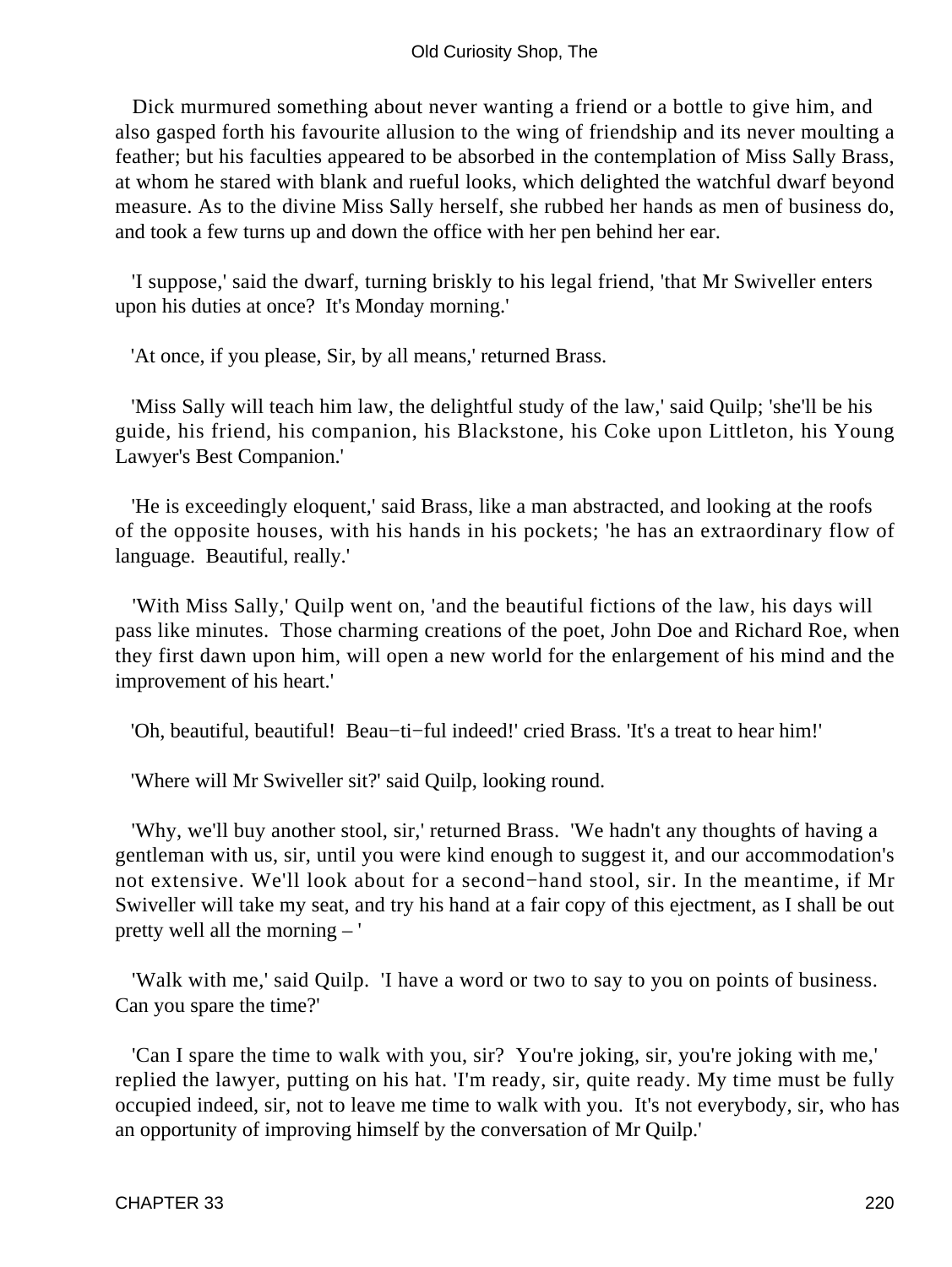Dick murmured something about never wanting a friend or a bottle to give him, and also gasped forth his favourite allusion to the wing of friendship and its never moulting a feather; but his faculties appeared to be absorbed in the contemplation of Miss Sally Brass, at whom he stared with blank and rueful looks, which delighted the watchful dwarf beyond measure. As to the divine Miss Sally herself, she rubbed her hands as men of business do, and took a few turns up and down the office with her pen behind her ear.

'I suppose,' said the dwarf, turning briskly to his legal friend, 'that Mr Swiveller enters upon his duties at once? It's Monday morning.'

'At once, if you please, Sir, by all means,' returned Brass.

'Miss Sally will teach him law, the delightful study of the law,' said Quilp; 'she'll be his guide, his friend, his companion, his Blackstone, his Coke upon Littleton, his Young Lawyer's Best Companion.'

'He is exceedingly eloquent,' said Brass, like a man abstracted, and looking at the roofs of the opposite houses, with his hands in his pockets; 'he has an extraordinary flow of language. Beautiful, really.'

'With Miss Sally,' Quilp went on, 'and the beautiful fictions of the law, his days will pass like minutes. Those charming creations of the poet, John Doe and Richard Roe, when they first dawn upon him, will open a new world for the enlargement of his mind and the improvement of his heart.'

'Oh, beautiful, beautiful! Beau−ti−ful indeed!' cried Brass. 'It's a treat to hear him!'

'Where will Mr Swiveller sit?' said Quilp, looking round.

'Why, we'll buy another stool, sir,' returned Brass. 'We hadn't any thoughts of having a gentleman with us, sir, until you were kind enough to suggest it, and our accommodation's not extensive. We'll look about for a second−hand stool, sir. In the meantime, if Mr Swiveller will take my seat, and try his hand at a fair copy of this ejectment, as I shall be out pretty well all the morning – '

'Walk with me,' said Quilp. 'I have a word or two to say to you on points of business. Can you spare the time?'

'Can I spare the time to walk with you, sir? You're joking, sir, you're joking with me,' replied the lawyer, putting on his hat. 'I'm ready, sir, quite ready. My time must be fully occupied indeed, sir, not to leave me time to walk with you. It's not everybody, sir, who has an opportunity of improving himself by the conversation of Mr Quilp.'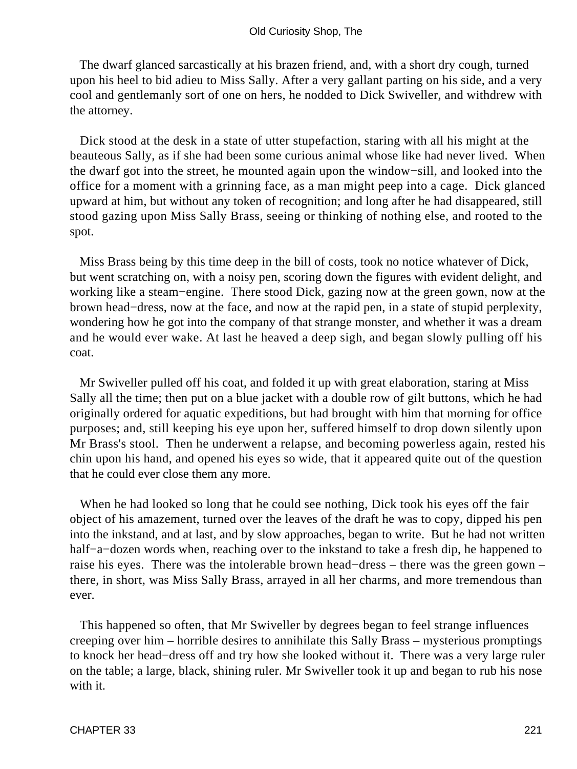The dwarf glanced sarcastically at his brazen friend, and, with a short dry cough, turned upon his heel to bid adieu to Miss Sally. After a very gallant parting on his side, and a very cool and gentlemanly sort of one on hers, he nodded to Dick Swiveller, and withdrew with the attorney.

Dick stood at the desk in a state of utter stupefaction, staring with all his might at the beauteous Sally, as if she had been some curious animal whose like had never lived. When the dwarf got into the street, he mounted again upon the window−sill, and looked into the office for a moment with a grinning face, as a man might peep into a cage. Dick glanced upward at him, but without any token of recognition; and long after he had disappeared, still stood gazing upon Miss Sally Brass, seeing or thinking of nothing else, and rooted to the spot.

Miss Brass being by this time deep in the bill of costs, took no notice whatever of Dick, but went scratching on, with a noisy pen, scoring down the figures with evident delight, and working like a steam−engine. There stood Dick, gazing now at the green gown, now at the brown head−dress, now at the face, and now at the rapid pen, in a state of stupid perplexity, wondering how he got into the company of that strange monster, and whether it was a dream and he would ever wake. At last he heaved a deep sigh, and began slowly pulling off his coat.

Mr Swiveller pulled off his coat, and folded it up with great elaboration, staring at Miss Sally all the time; then put on a blue jacket with a double row of gilt buttons, which he had originally ordered for aquatic expeditions, but had brought with him that morning for office purposes; and, still keeping his eye upon her, suffered himself to drop down silently upon Mr Brass's stool. Then he underwent a relapse, and becoming powerless again, rested his chin upon his hand, and opened his eyes so wide, that it appeared quite out of the question that he could ever close them any more.

When he had looked so long that he could see nothing, Dick took his eyes off the fair object of his amazement, turned over the leaves of the draft he was to copy, dipped his pen into the inkstand, and at last, and by slow approaches, began to write. But he had not written half−a−dozen words when, reaching over to the inkstand to take a fresh dip, he happened to raise his eyes. There was the intolerable brown head−dress – there was the green gown – there, in short, was Miss Sally Brass, arrayed in all her charms, and more tremendous than ever.

This happened so often, that Mr Swiveller by degrees began to feel strange influences creeping over him – horrible desires to annihilate this Sally Brass – mysterious promptings to knock her head−dress off and try how she looked without it. There was a very large ruler on the table; a large, black, shining ruler. Mr Swiveller took it up and began to rub his nose with it.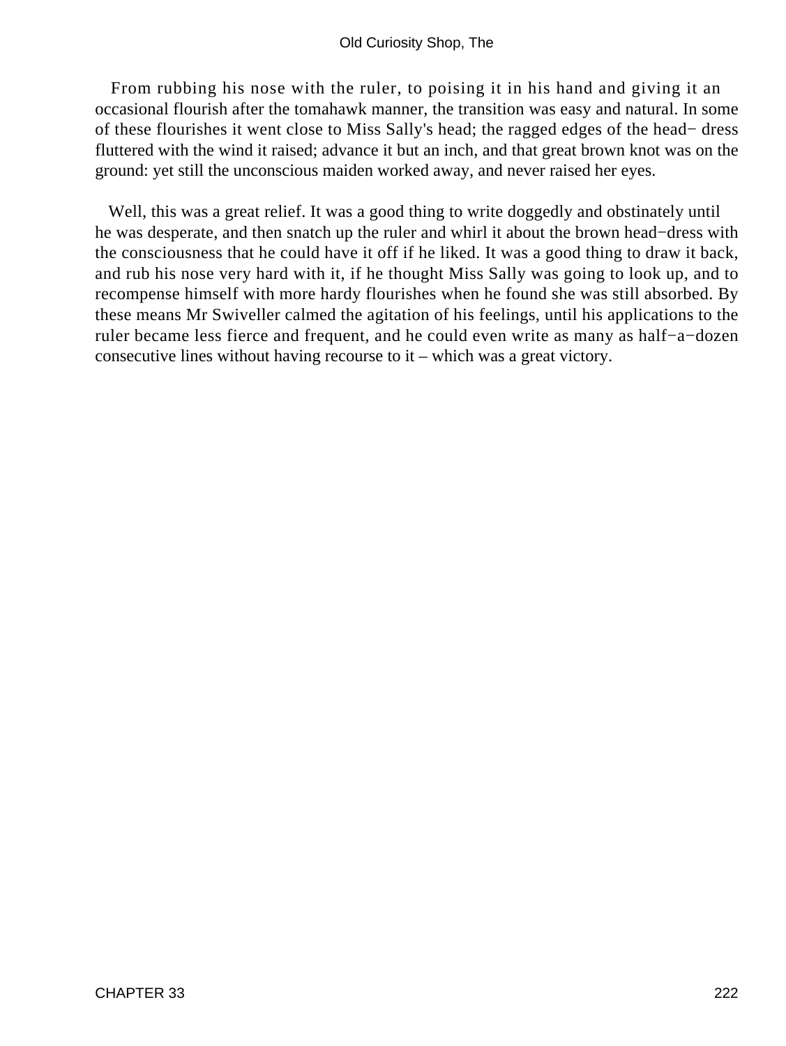From rubbing his nose with the ruler, to poising it in his hand and giving it an occasional flourish after the tomahawk manner, the transition was easy and natural. In some of these flourishes it went close to Miss Sally's head; the ragged edges of the head− dress fluttered with the wind it raised; advance it but an inch, and that great brown knot was on the ground: yet still the unconscious maiden worked away, and never raised her eyes.

Well, this was a great relief. It was a good thing to write doggedly and obstinately until he was desperate, and then snatch up the ruler and whirl it about the brown head−dress with the consciousness that he could have it off if he liked. It was a good thing to draw it back, and rub his nose very hard with it, if he thought Miss Sally was going to look up, and to recompense himself with more hardy flourishes when he found she was still absorbed. By these means Mr Swiveller calmed the agitation of his feelings, until his applications to the ruler became less fierce and frequent, and he could even write as many as half−a−dozen consecutive lines without having recourse to it – which was a great victory.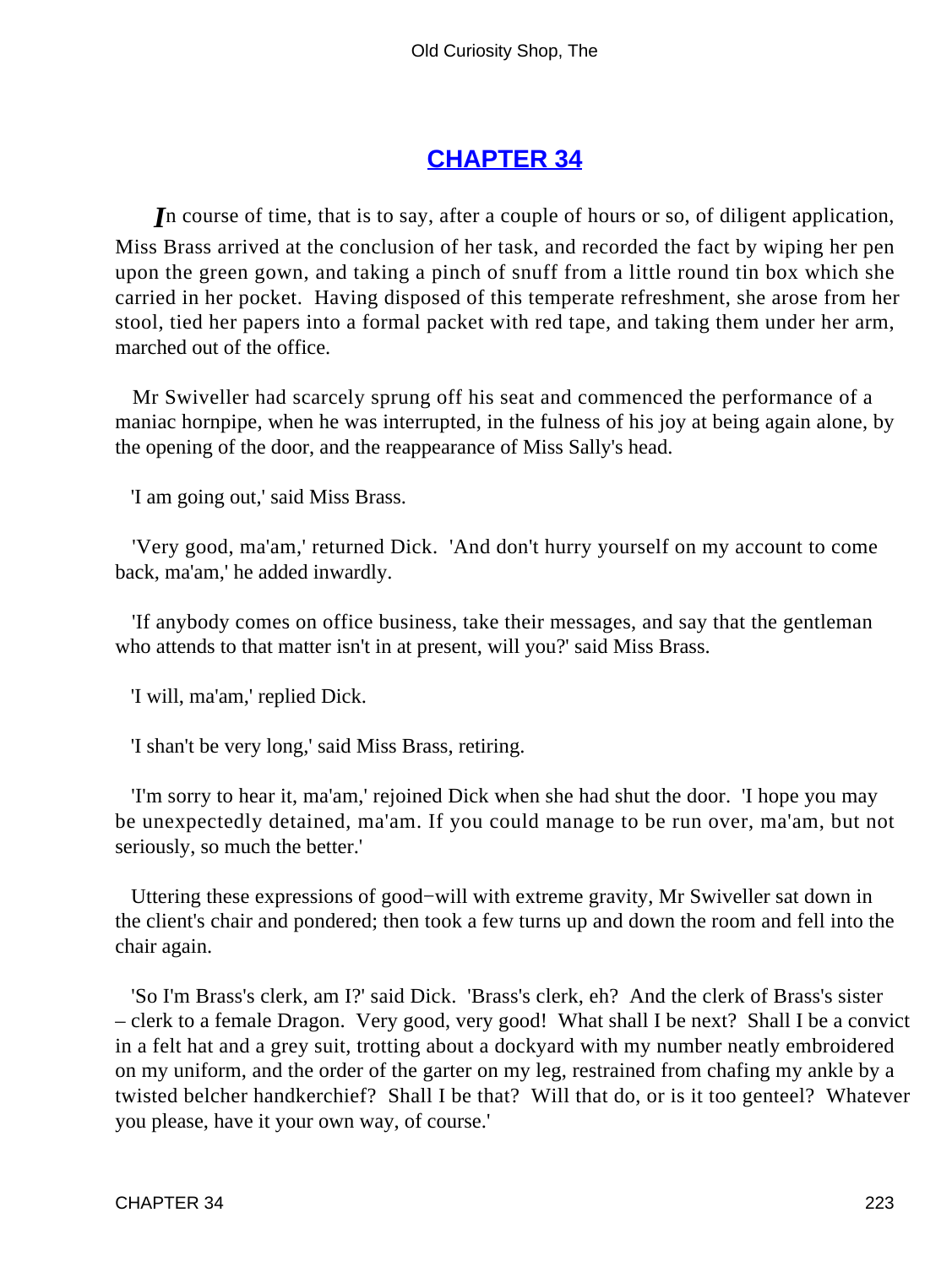## CHAPTER 34

*I*n course of time, that is to say, after a couple of hours or so, of diligent application, Miss Brass arrived at the conclusion of her task, and recorded the fact by wiping her pen upon the green gown, and taking a pinch of snuff from a little round tin box which she carried in her pocket. Having disposed of this temperate refreshment, she arose from her stool, tied her papers into a formal packet with red tape, and taking them under her arm, marched out of the office.

Mr Swiveller had scarcely sprung off his seat and commenced the performance of a maniac hornpipe, when he was interrupted, in the fulness of his joy at being again alone, by the opening of the door, and the reappearance of Miss Sally's head.

'I am going out,' said Miss Brass.

'Very good, ma'am,' returned Dick. 'And don't hurry yourself on my account to come back, ma'am,' he added inwardly.

'If anybody comes on office business, take their messages, and say that the gentleman who attends to that matter isn't in at present, will you?' said Miss Brass.

'I will, ma'am,' replied Dick.

'I shan't be very long,' said Miss Brass, retiring.

'I'm sorry to hear it, ma'am,' rejoined Dick when she had shut the door. 'I hope you may be unexpectedly detained, ma'am. If you could manage to be run over, ma'am, but not seriously, so much the better.'

Uttering these expressions of good−will with extreme gravity, Mr Swiveller sat down in the client's chair and pondered; then took a few turns up and down the room and fell into the chair again.

'So I'm Brass's clerk, am I?' said Dick. 'Brass's clerk, eh? And the clerk of Brass's sister – clerk to a female Dragon. Very good, very good! What shall I be next? Shall I be a convict in a felt hat and a grey suit, trotting about a dockyard with my number neatly embroidered on my uniform, and the order of the garter on my leg, restrained from chafing my ankle by a twisted belcher handkerchief? Shall I be that? Will that do, or is it too genteel? Whatever you please, have it your own way, of course.'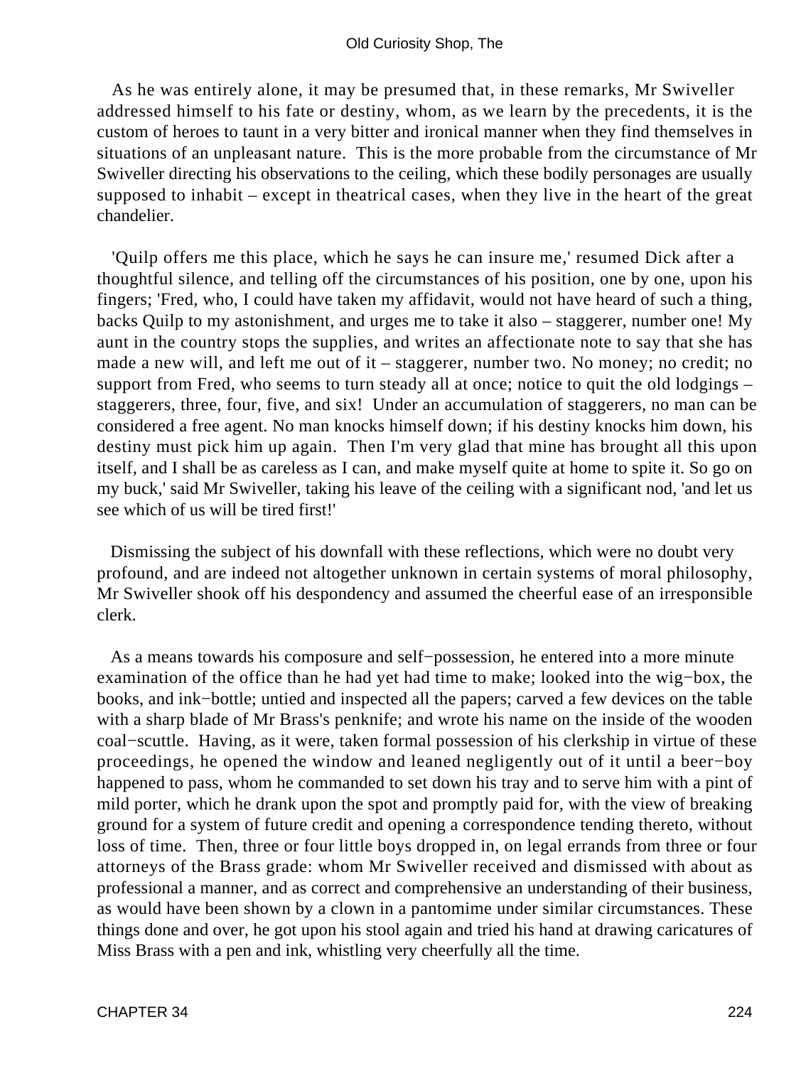As he was entirely alone, it may be presumed that, in these remarks, Mr Swiveller addressed himself to his fate or destiny, whom, as we learn by the precedents, it is the custom of heroes to taunt in a very bitter and ironical manner when they find themselves in situations of an unpleasant nature. This is the more probable from the circumstance of Mr Swiveller directing his observations to the ceiling, which these bodily personages are usually supposed to inhabit – except in theatrical cases, when they live in the heart of the great chandelier.

'Quilp offers me this place, which he says he can insure me,' resumed Dick after a thoughtful silence, and telling off the circumstances of his position, one by one, upon his fingers; 'Fred, who, I could have taken my affidavit, would not have heard of such a thing, backs Quilp to my astonishment, and urges me to take it also – staggerer, number one! My aunt in the country stops the supplies, and writes an affectionate note to say that she has made a new will, and left me out of it – staggerer, number two. No money; no credit; no support from Fred, who seems to turn steady all at once; notice to quit the old lodgings – staggerers, three, four, five, and six! Under an accumulation of staggerers, no man can be considered a free agent. No man knocks himself down; if his destiny knocks him down, his destiny must pick him up again. Then I'm very glad that mine has brought all this upon itself, and I shall be as careless as I can, and make myself quite at home to spite it. So go on my buck,' said Mr Swiveller, taking his leave of the ceiling with a significant nod, 'and let us see which of us will be tired first!'

Dismissing the subject of his downfall with these reflections, which were no doubt very profound, and are indeed not altogether unknown in certain systems of moral philosophy, Mr Swiveller shook off his despondency and assumed the cheerful ease of an irresponsible clerk.

As a means towards his composure and self−possession, he entered into a more minute examination of the office than he had yet had time to make; looked into the wig−box, the books, and ink−bottle; untied and inspected all the papers; carved a few devices on the table with a sharp blade of Mr Brass's penknife; and wrote his name on the inside of the wooden coal−scuttle. Having, as it were, taken formal possession of his clerkship in virtue of these proceedings, he opened the window and leaned negligently out of it until a beer−boy happened to pass, whom he commanded to set down his tray and to serve him with a pint of mild porter, which he drank upon the spot and promptly paid for, with the view of breaking ground for a system of future credit and opening a correspondence tending thereto, without loss of time. Then, three or four little boys dropped in, on legal errands from three or four attorneys of the Brass grade: whom Mr Swiveller received and dismissed with about as professional a manner, and as correct and comprehensive an understanding of their business, as would have been shown by a clown in a pantomime under similar circumstances. These things done and over, he got upon his stool again and tried his hand at drawing caricatures of Miss Brass with a pen and ink, whistling very cheerfully all the time.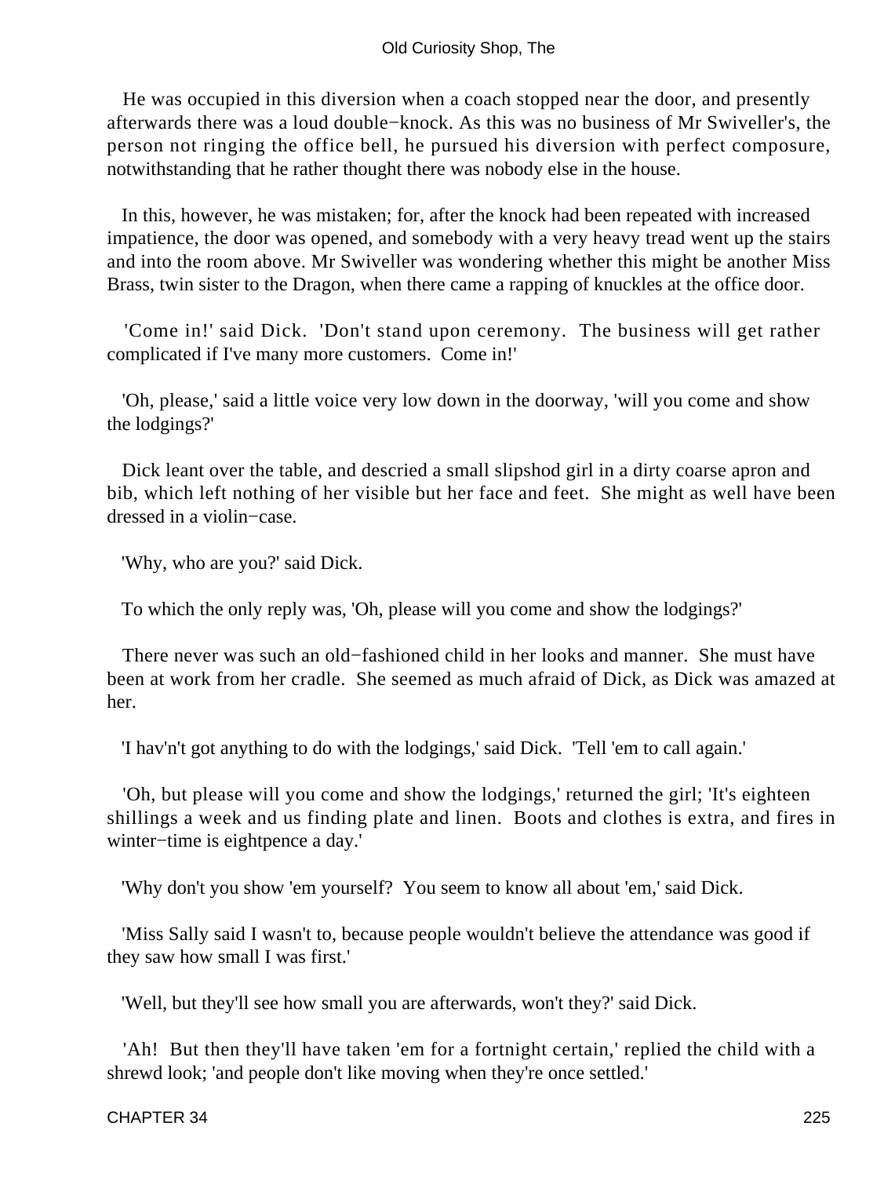He was occupied in this diversion when a coach stopped near the door, and presently afterwards there was a loud double−knock. As this was no business of Mr Swiveller's, the person not ringing the office bell, he pursued his diversion with perfect composure, notwithstanding that he rather thought there was nobody else in the house.

In this, however, he was mistaken; for, after the knock had been repeated with increased impatience, the door was opened, and somebody with a very heavy tread went up the stairs and into the room above. Mr Swiveller was wondering whether this might be another Miss Brass, twin sister to the Dragon, when there came a rapping of knuckles at the office door.

'Come in!' said Dick. 'Don't stand upon ceremony. The business will get rather complicated if I've many more customers. Come in!'

'Oh, please,' said a little voice very low down in the doorway, 'will you come and show the lodgings?'

Dick leant over the table, and descried a small slipshod girl in a dirty coarse apron and bib, which left nothing of her visible but her face and feet. She might as well have been dressed in a violin−case.

'Why, who are you?' said Dick.

To which the only reply was, 'Oh, please will you come and show the lodgings?'

There never was such an old−fashioned child in her looks and manner. She must have been at work from her cradle. She seemed as much afraid of Dick, as Dick was amazed at her.

'I hav'n't got anything to do with the lodgings,' said Dick. 'Tell 'em to call again.'

'Oh, but please will you come and show the lodgings,' returned the girl; 'It's eighteen shillings a week and us finding plate and linen. Boots and clothes is extra, and fires in winter−time is eightpence a day.'

'Why don't you show 'em yourself? You seem to know all about 'em,' said Dick.

'Miss Sally said I wasn't to, because people wouldn't believe the attendance was good if they saw how small I was first.'

'Well, but they'll see how small you are afterwards, won't they?' said Dick.

'Ah! But then they'll have taken 'em for a fortnight certain,' replied the child with a shrewd look; 'and people don't like moving when they're once settled.'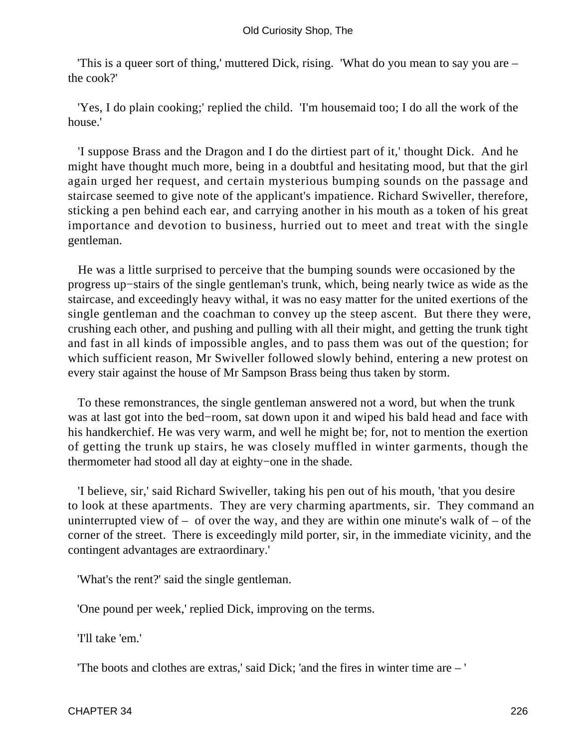'This is a queer sort of thing,' muttered Dick, rising. 'What do you mean to say you are – the cook?'

'Yes, I do plain cooking;' replied the child. 'I'm housemaid too; I do all the work of the house.'

'I suppose Brass and the Dragon and I do the dirtiest part of it,' thought Dick. And he might have thought much more, being in a doubtful and hesitating mood, but that the girl again urged her request, and certain mysterious bumping sounds on the passage and staircase seemed to give note of the applicant's impatience. Richard Swiveller, therefore, sticking a pen behind each ear, and carrying another in his mouth as a token of his great importance and devotion to business, hurried out to meet and treat with the single gentleman.

He was a little surprised to perceive that the bumping sounds were occasioned by the progress up−stairs of the single gentleman's trunk, which, being nearly twice as wide as the staircase, and exceedingly heavy withal, it was no easy matter for the united exertions of the single gentleman and the coachman to convey up the steep ascent. But there they were, crushing each other, and pushing and pulling with all their might, and getting the trunk tight and fast in all kinds of impossible angles, and to pass them was out of the question; for which sufficient reason, Mr Swiveller followed slowly behind, entering a new protest on every stair against the house of Mr Sampson Brass being thus taken by storm.

To these remonstrances, the single gentleman answered not a word, but when the trunk was at last got into the bed−room, sat down upon it and wiped his bald head and face with his handkerchief. He was very warm, and well he might be; for, not to mention the exertion of getting the trunk up stairs, he was closely muffled in winter garments, though the thermometer had stood all day at eighty−one in the shade.

'I believe, sir,' said Richard Swiveller, taking his pen out of his mouth, 'that you desire to look at these apartments. They are very charming apartments, sir. They command an uninterrupted view of – of over the way, and they are within one minute's walk of – of the corner of the street. There is exceedingly mild porter, sir, in the immediate vicinity, and the contingent advantages are extraordinary.'

'What's the rent?' said the single gentleman.

'One pound per week,' replied Dick, improving on the terms.

'I'll take 'em.'

'The boots and clothes are extras,' said Dick; 'and the fires in winter time are – '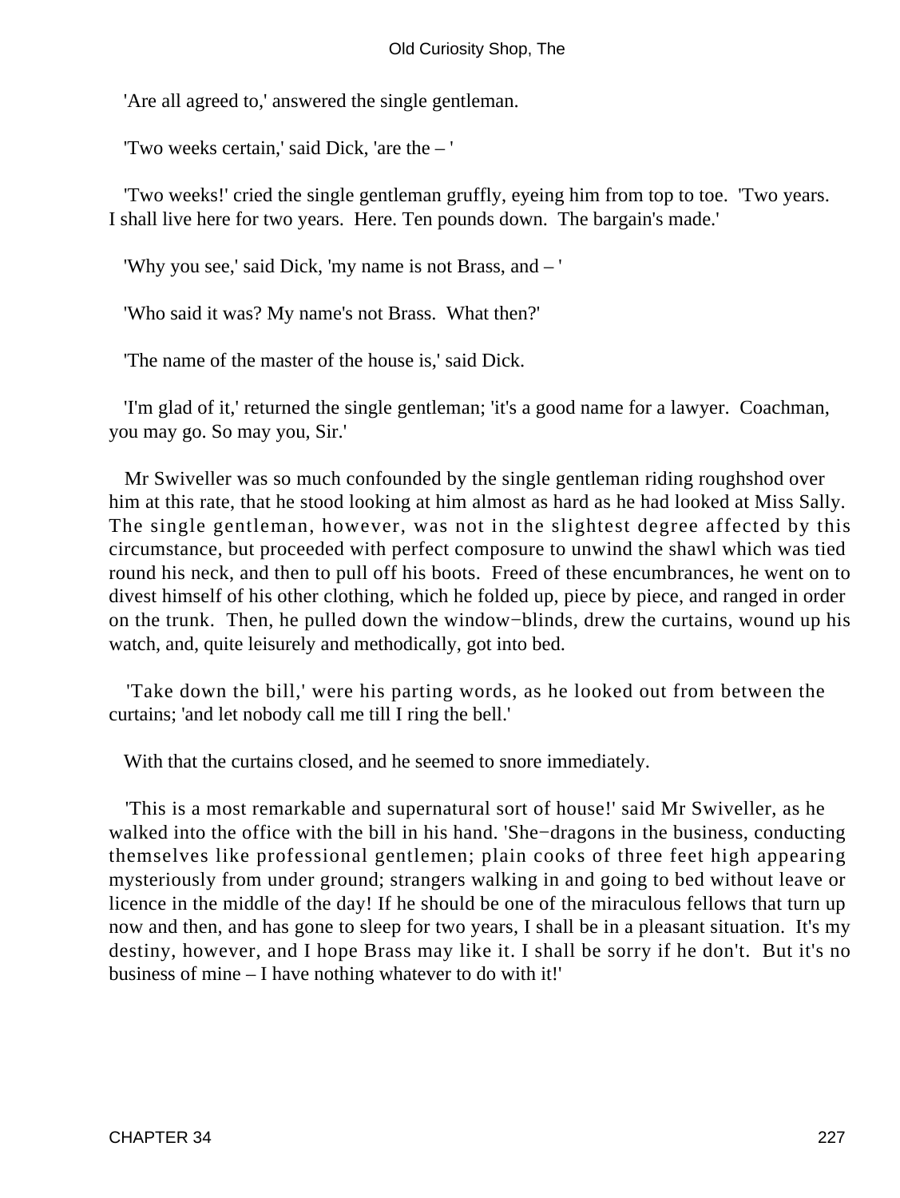'Are all agreed to,' answered the single gentleman.

'Two weeks certain,' said Dick, 'are the – '

'Two weeks!' cried the single gentleman gruffly, eyeing him from top to toe. 'Two years. I shall live here for two years. Here. Ten pounds down. The bargain's made.'

'Why you see,' said Dick, 'my name is not Brass, and – '

'Who said it was? My name's not Brass. What then?'

'The name of the master of the house is,' said Dick.

'I'm glad of it,' returned the single gentleman; 'it's a good name for a lawyer. Coachman, you may go. So may you, Sir.'

Mr Swiveller was so much confounded by the single gentleman riding roughshod over him at this rate, that he stood looking at him almost as hard as he had looked at Miss Sally. The single gentleman, however, was not in the slightest degree affected by this circumstance, but proceeded with perfect composure to unwind the shawl which was tied round his neck, and then to pull off his boots. Freed of these encumbrances, he went on to divest himself of his other clothing, which he folded up, piece by piece, and ranged in order on the trunk. Then, he pulled down the window−blinds, drew the curtains, wound up his watch, and, quite leisurely and methodically, got into bed.

'Take down the bill,' were his parting words, as he looked out from between the curtains; 'and let nobody call me till I ring the bell.'

With that the curtains closed, and he seemed to snore immediately.

'This is a most remarkable and supernatural sort of house!' said Mr Swiveller, as he walked into the office with the bill in his hand. 'She−dragons in the business, conducting themselves like professional gentlemen; plain cooks of three feet high appearing mysteriously from under ground; strangers walking in and going to bed without leave or licence in the middle of the day! If he should be one of the miraculous fellows that turn up now and then, and has gone to sleep for two years, I shall be in a pleasant situation. It's my destiny, however, and I hope Brass may like it. I shall be sorry if he don't. But it's no business of mine – I have nothing whatever to do with it!'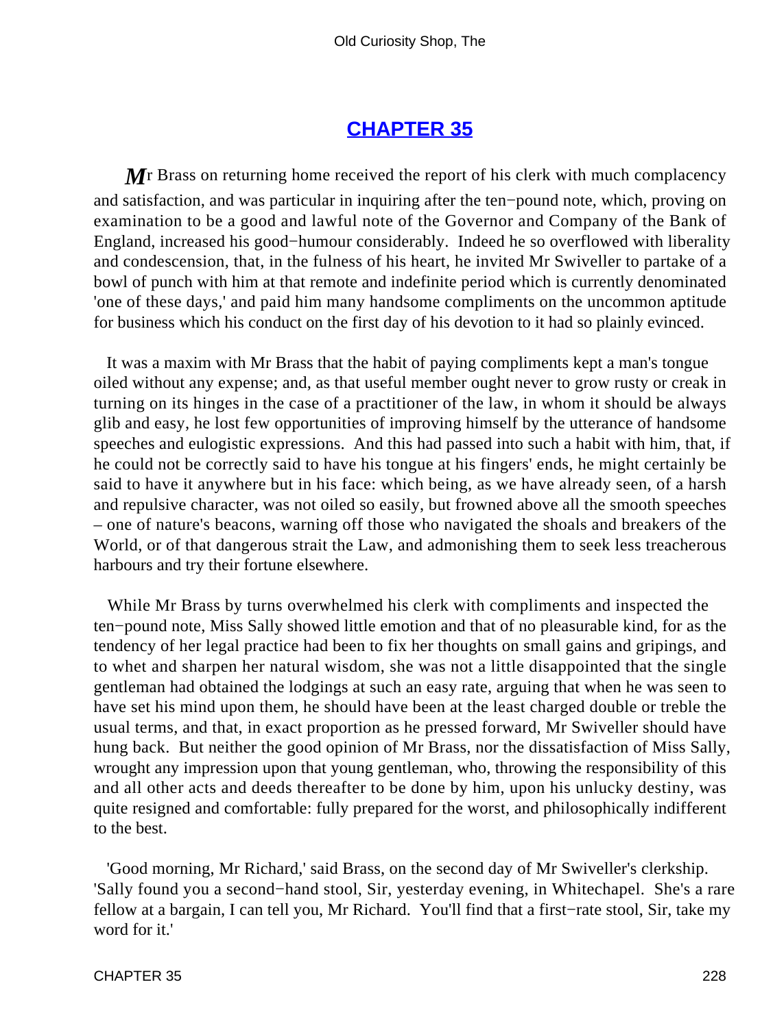## CHAPTER 35

Mr Brass on returning home received the report of his clerk with much complacency and satisfaction, and was particular in inquiring after the ten−pound note, which, proving on examination to be a good and lawful note of the Governor and Company of the Bank of England, increased his good−humour considerably. Indeed he so overflowed with liberality and condescension, that, in the fulness of his heart, he invited Mr Swiveller to partake of a bowl of punch with him at that remote and indefinite period which is currently denominated 'one of these days,' and paid him many handsome compliments on the uncommon aptitude for business which his conduct on the first day of his devotion to it had so plainly evinced.

It was a maxim with Mr Brass that the habit of paying compliments kept a man's tongue oiled without any expense; and, as that useful member ought never to grow rusty or creak in turning on its hinges in the case of a practitioner of the law, in whom it should be always glib and easy, he lost few opportunities of improving himself by the utterance of handsome speeches and eulogistic expressions. And this had passed into such a habit with him, that, if he could not be correctly said to have his tongue at his fingers' ends, he might certainly be said to have it anywhere but in his face: which being, as we have already seen, of a harsh and repulsive character, was not oiled so easily, but frowned above all the smooth speeches – one of nature's beacons, warning off those who navigated the shoals and breakers of the World, or of that dangerous strait the Law, and admonishing them to seek less treacherous harbours and try their fortune elsewhere.

While Mr Brass by turns overwhelmed his clerk with compliments and inspected the ten−pound note, Miss Sally showed little emotion and that of no pleasurable kind, for as the tendency of her legal practice had been to fix her thoughts on small gains and gripings, and to whet and sharpen her natural wisdom, she was not a little disappointed that the single gentleman had obtained the lodgings at such an easy rate, arguing that when he was seen to have set his mind upon them, he should have been at the least charged double or treble the usual terms, and that, in exact proportion as he pressed forward, Mr Swiveller should have hung back. But neither the good opinion of Mr Brass, nor the dissatisfaction of Miss Sally, wrought any impression upon that young gentleman, who, throwing the responsibility of this and all other acts and deeds thereafter to be done by him, upon his unlucky destiny, was quite resigned and comfortable: fully prepared for the worst, and philosophically indifferent to the best.

'Good morning, Mr Richard,' said Brass, on the second day of Mr Swiveller's clerkship. 'Sally found you a second−hand stool, Sir, yesterday evening, in Whitechapel. She's a rare fellow at a bargain, I can tell you, Mr Richard. You'll find that a first−rate stool, Sir, take my word for it.'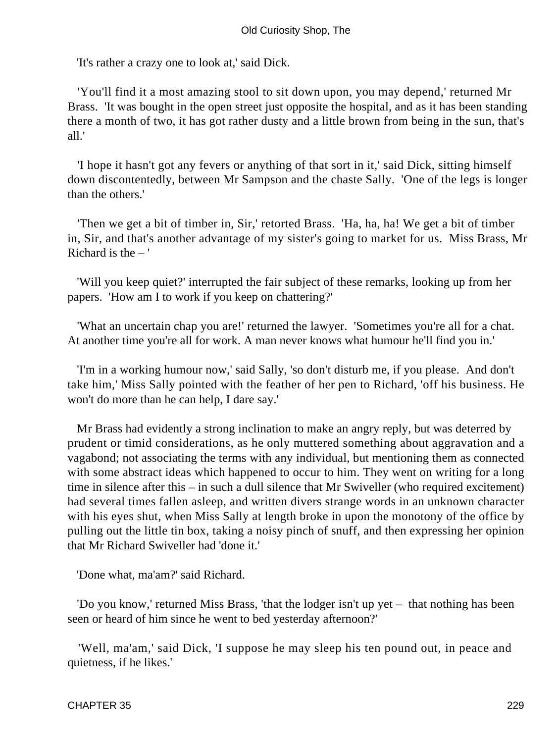'It's rather a crazy one to look at,' said Dick.

'You'll find it a most amazing stool to sit down upon, you may depend,' returned Mr Brass. 'It was bought in the open street just opposite the hospital, and as it has been standing there a month of two, it has got rather dusty and a little brown from being in the sun, that's all.'

'I hope it hasn't got any fevers or anything of that sort in it,' said Dick, sitting himself down discontentedly, between Mr Sampson and the chaste Sally. 'One of the legs is longer than the others.'

'Then we get a bit of timber in, Sir,' retorted Brass. 'Ha, ha, ha! We get a bit of timber in, Sir, and that's another advantage of my sister's going to market for us. Miss Brass, Mr Richard is the – '

'Will you keep quiet?' interrupted the fair subject of these remarks, looking up from her papers. 'How am I to work if you keep on chattering?'

'What an uncertain chap you are!' returned the lawyer. 'Sometimes you're all for a chat. At another time you're all for work. A man never knows what humour he'll find you in.'

'I'm in a working humour now,' said Sally, 'so don't disturb me, if you please. And don't take him,' Miss Sally pointed with the feather of her pen to Richard, 'off his business. He won't do more than he can help, I dare say.'

Mr Brass had evidently a strong inclination to make an angry reply, but was deterred by prudent or timid considerations, as he only muttered something about aggravation and a vagabond; not associating the terms with any individual, but mentioning them as connected with some abstract ideas which happened to occur to him. They went on writing for a long time in silence after this – in such a dull silence that Mr Swiveller (who required excitement) had several times fallen asleep, and written divers strange words in an unknown character with his eyes shut, when Miss Sally at length broke in upon the monotony of the office by pulling out the little tin box, taking a noisy pinch of snuff, and then expressing her opinion that Mr Richard Swiveller had 'done it.'

'Done what, ma'am?' said Richard.

'Do you know,' returned Miss Brass, 'that the lodger isn't up yet – that nothing has been seen or heard of him since he went to bed yesterday afternoon?'

'Well, ma'am,' said Dick, 'I suppose he may sleep his ten pound out, in peace and quietness, if he likes.'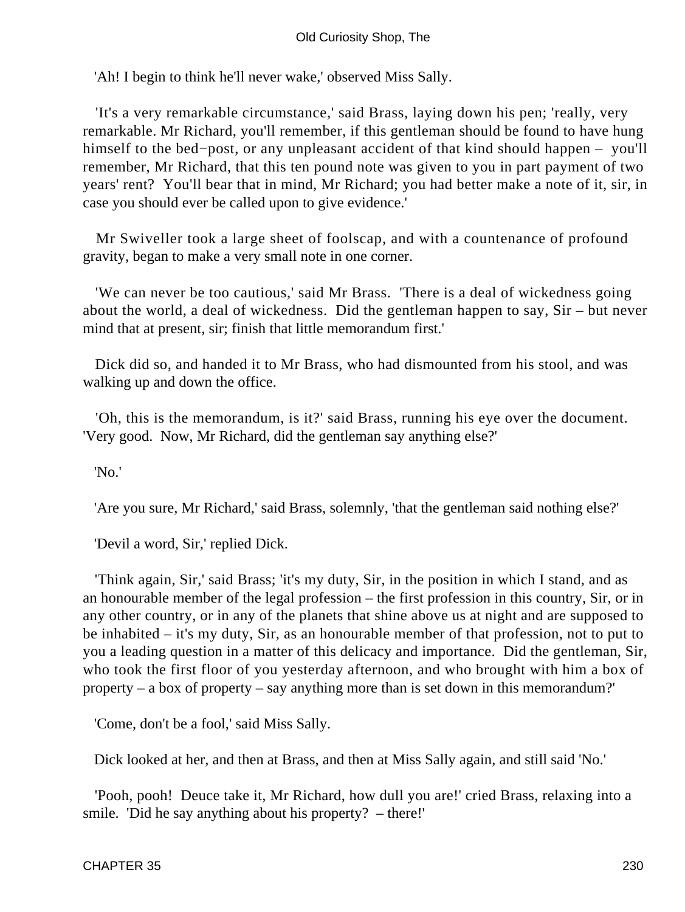'Ah! I begin to think he'll never wake,' observed Miss Sally.

'It's a very remarkable circumstance,' said Brass, laying down his pen; 'really, very remarkable. Mr Richard, you'll remember, if this gentleman should be found to have hung himself to the bed−post, or any unpleasant accident of that kind should happen – you'll remember, Mr Richard, that this ten pound note was given to you in part payment of two years' rent? You'll bear that in mind, Mr Richard; you had better make a note of it, sir, in case you should ever be called upon to give evidence.'

Mr Swiveller took a large sheet of foolscap, and with a countenance of profound gravity, began to make a very small note in one corner.

'We can never be too cautious,' said Mr Brass. 'There is a deal of wickedness going about the world, a deal of wickedness. Did the gentleman happen to say, Sir – but never mind that at present, sir; finish that little memorandum first.'

Dick did so, and handed it to Mr Brass, who had dismounted from his stool, and was walking up and down the office.

'Oh, this is the memorandum, is it?' said Brass, running his eye over the document. 'Very good. Now, Mr Richard, did the gentleman say anything else?'

'No.'

'Are you sure, Mr Richard,' said Brass, solemnly, 'that the gentleman said nothing else?'

'Devil a word, Sir,' replied Dick.

'Think again, Sir,' said Brass; 'it's my duty, Sir, in the position in which I stand, and as an honourable member of the legal profession – the first profession in this country, Sir, or in any other country, or in any of the planets that shine above us at night and are supposed to be inhabited – it's my duty, Sir, as an honourable member of that profession, not to put to you a leading question in a matter of this delicacy and importance. Did the gentleman, Sir, who took the first floor of you yesterday afternoon, and who brought with him a box of property – a box of property – say anything more than is set down in this memorandum?'

'Come, don't be a fool,' said Miss Sally.

Dick looked at her, and then at Brass, and then at Miss Sally again, and still said 'No.'

'Pooh, pooh! Deuce take it, Mr Richard, how dull you are!' cried Brass, relaxing into a smile. 'Did he say anything about his property? – there!'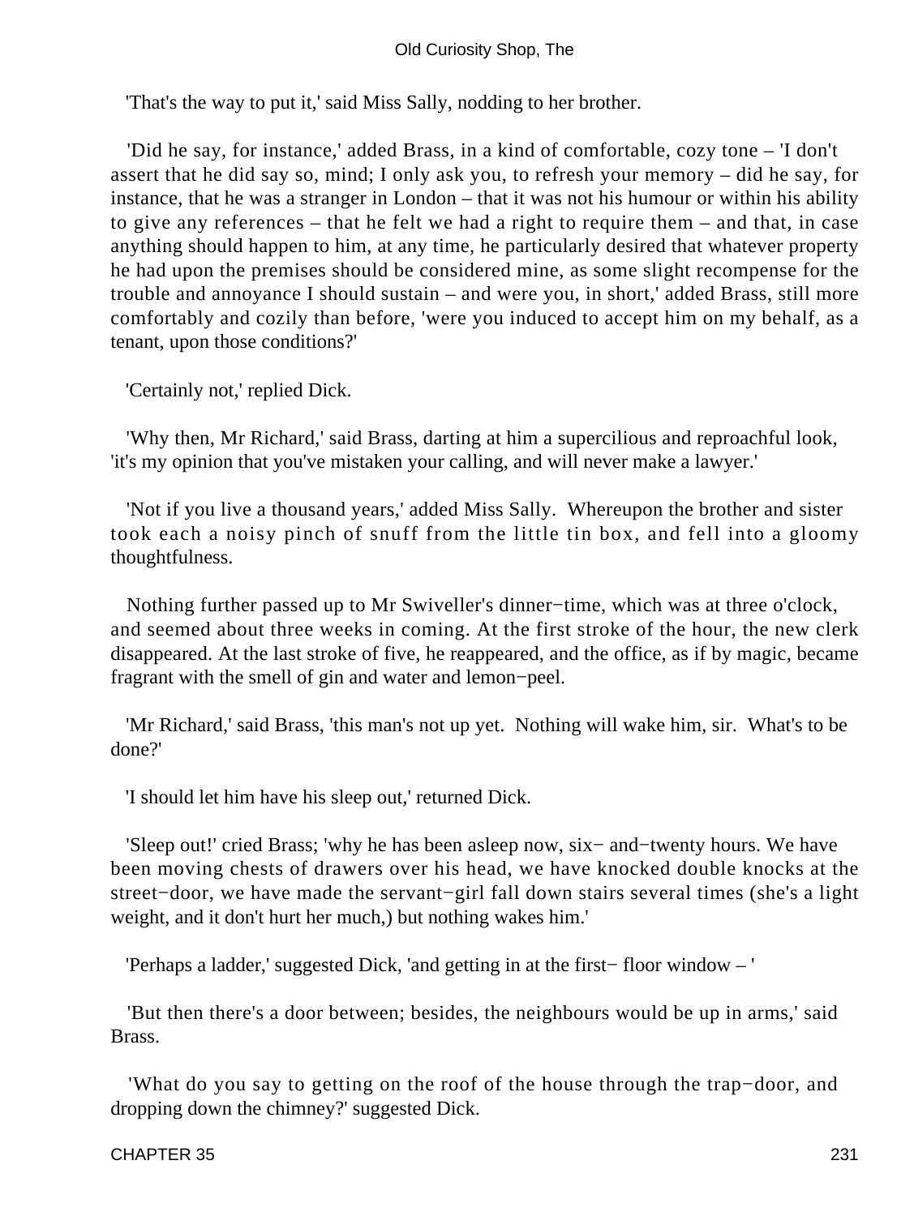'That's the way to put it,' said Miss Sally, nodding to her brother.

'Did he say, for instance,' added Brass, in a kind of comfortable, cozy tone – 'I don't assert that he did say so, mind; I only ask you, to refresh your memory – did he say, for instance, that he was a stranger in London – that it was not his humour or within his ability to give any references – that he felt we had a right to require them – and that, in case anything should happen to him, at any time, he particularly desired that whatever property he had upon the premises should be considered mine, as some slight recompense for the trouble and annoyance I should sustain – and were you, in short,' added Brass, still more comfortably and cozily than before, 'were you induced to accept him on my behalf, as a tenant, upon those conditions?'

'Certainly not,' replied Dick.

'Why then, Mr Richard,' said Brass, darting at him a supercilious and reproachful look, 'it's my opinion that you've mistaken your calling, and will never make a lawyer.'

'Not if you live a thousand years,' added Miss Sally. Whereupon the brother and sister took each a noisy pinch of snuff from the little tin box, and fell into a gloomy thoughtfulness.

Nothing further passed up to Mr Swiveller's dinner−time, which was at three o'clock, and seemed about three weeks in coming. At the first stroke of the hour, the new clerk disappeared. At the last stroke of five, he reappeared, and the office, as if by magic, became fragrant with the smell of gin and water and lemon−peel.

'Mr Richard,' said Brass, 'this man's not up yet. Nothing will wake him, sir. What's to be done?'

'I should let him have his sleep out,' returned Dick.

'Sleep out!' cried Brass; 'why he has been asleep now, six− and−twenty hours. We have been moving chests of drawers over his head, we have knocked double knocks at the street−door, we have made the servant−girl fall down stairs several times (she's a light weight, and it don't hurt her much,) but nothing wakes him.'

'Perhaps a ladder,' suggested Dick, 'and getting in at the first− floor window – '

'But then there's a door between; besides, the neighbours would be up in arms,' said Brass.

'What do you say to getting on the roof of the house through the trap−door, and dropping down the chimney?' suggested Dick.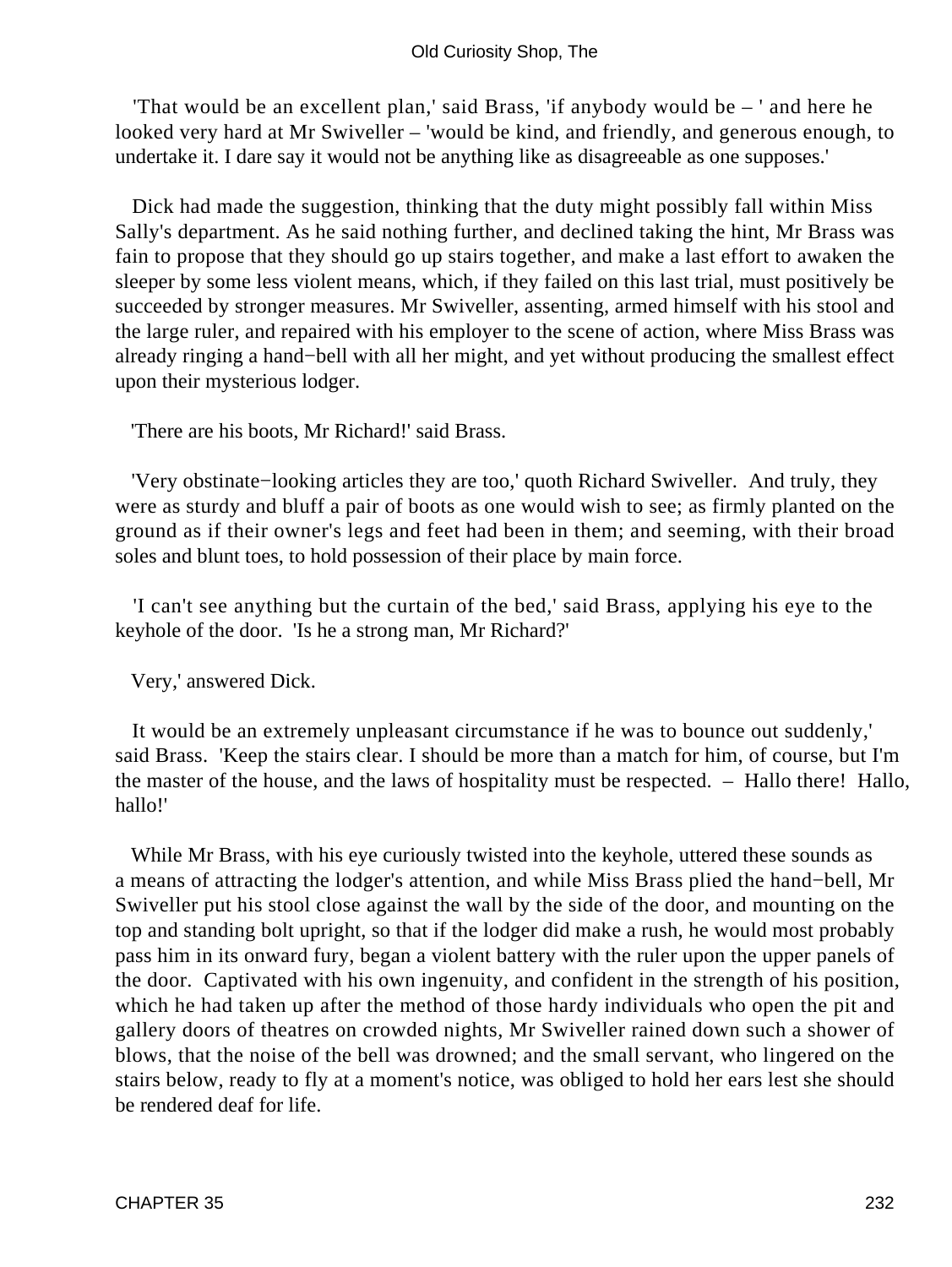'That would be an excellent plan,' said Brass, 'if anybody would be – ' and here he looked very hard at Mr Swiveller – 'would be kind, and friendly, and generous enough, to undertake it. I dare say it would not be anything like as disagreeable as one supposes.'

Dick had made the suggestion, thinking that the duty might possibly fall within Miss Sally's department. As he said nothing further, and declined taking the hint, Mr Brass was fain to propose that they should go up stairs together, and make a last effort to awaken the sleeper by some less violent means, which, if they failed on this last trial, must positively be succeeded by stronger measures. Mr Swiveller, assenting, armed himself with his stool and the large ruler, and repaired with his employer to the scene of action, where Miss Brass was already ringing a hand−bell with all her might, and yet without producing the smallest effect upon their mysterious lodger.

'There are his boots, Mr Richard!' said Brass.

'Very obstinate−looking articles they are too,' quoth Richard Swiveller. And truly, they were as sturdy and bluff a pair of boots as one would wish to see; as firmly planted on the ground as if their owner's legs and feet had been in them; and seeming, with their broad soles and blunt toes, to hold possession of their place by main force.

'I can't see anything but the curtain of the bed,' said Brass, applying his eye to the keyhole of the door. 'Is he a strong man, Mr Richard?'

Very,' answered Dick.

It would be an extremely unpleasant circumstance if he was to bounce out suddenly,' said Brass. 'Keep the stairs clear. I should be more than a match for him, of course, but I'm the master of the house, and the laws of hospitality must be respected. – Hallo there! Hallo, hallo!'

While Mr Brass, with his eye curiously twisted into the keyhole, uttered these sounds as a means of attracting the lodger's attention, and while Miss Brass plied the hand−bell, Mr Swiveller put his stool close against the wall by the side of the door, and mounting on the top and standing bolt upright, so that if the lodger did make a rush, he would most probably pass him in its onward fury, began a violent battery with the ruler upon the upper panels of the door. Captivated with his own ingenuity, and confident in the strength of his position, which he had taken up after the method of those hardy individuals who open the pit and gallery doors of theatres on crowded nights, Mr Swiveller rained down such a shower of blows, that the noise of the bell was drowned; and the small servant, who lingered on the stairs below, ready to fly at a moment's notice, was obliged to hold her ears lest she should be rendered deaf for life.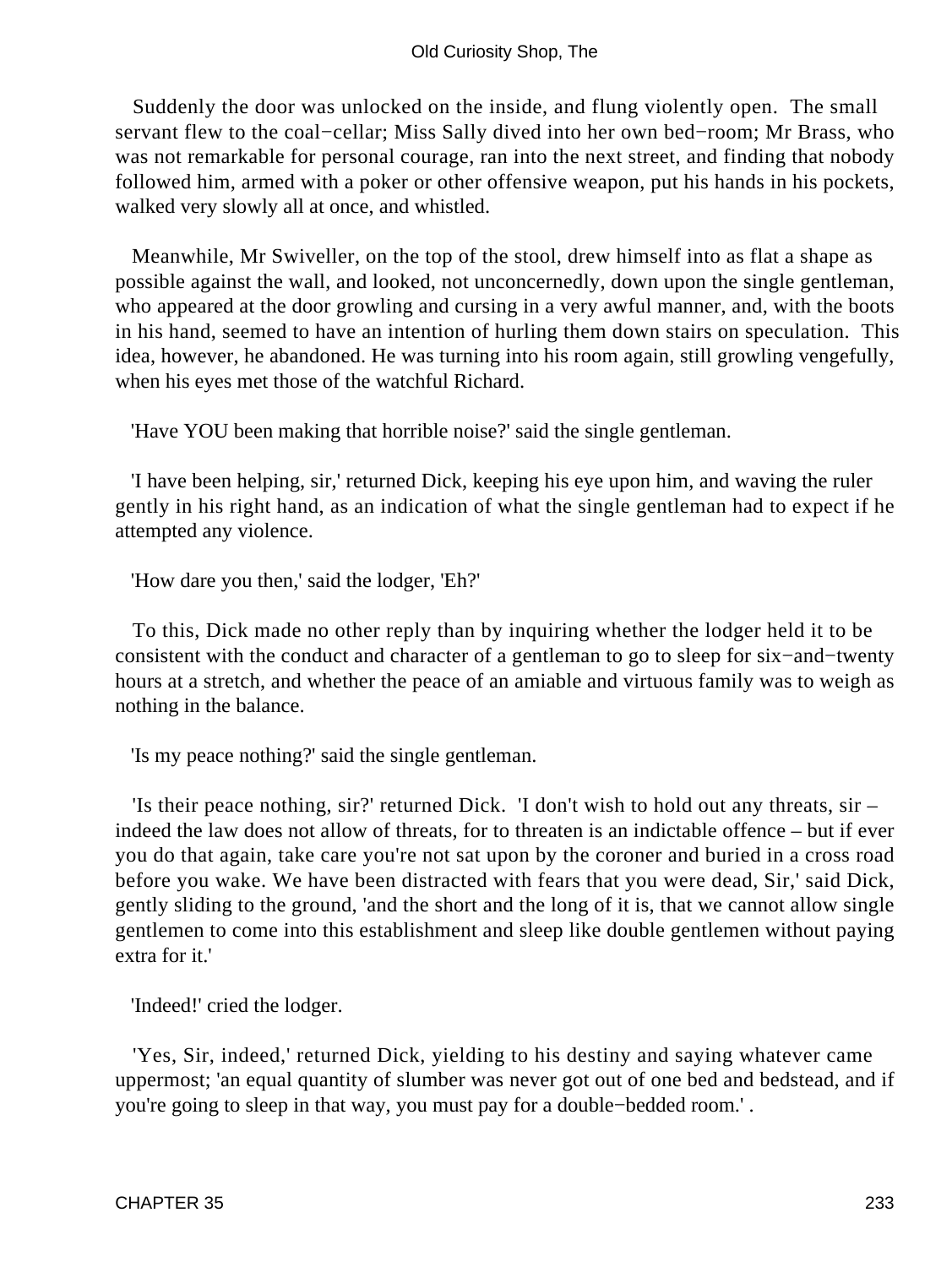Suddenly the door was unlocked on the inside, and flung violently open. The small servant flew to the coal−cellar; Miss Sally dived into her own bed−room; Mr Brass, who was not remarkable for personal courage, ran into the next street, and finding that nobody followed him, armed with a poker or other offensive weapon, put his hands in his pockets, walked very slowly all at once, and whistled.

Meanwhile, Mr Swiveller, on the top of the stool, drew himself into as flat a shape as possible against the wall, and looked, not unconcernedly, down upon the single gentleman, who appeared at the door growling and cursing in a very awful manner, and, with the boots in his hand, seemed to have an intention of hurling them down stairs on speculation. This idea, however, he abandoned. He was turning into his room again, still growling vengefully, when his eyes met those of the watchful Richard.

'Have YOU been making that horrible noise?' said the single gentleman.

'I have been helping, sir,' returned Dick, keeping his eye upon him, and waving the ruler gently in his right hand, as an indication of what the single gentleman had to expect if he attempted any violence.

'How dare you then,' said the lodger, 'Eh?'

To this, Dick made no other reply than by inquiring whether the lodger held it to be consistent with the conduct and character of a gentleman to go to sleep for six−and−twenty hours at a stretch, and whether the peace of an amiable and virtuous family was to weigh as nothing in the balance.

'Is my peace nothing?' said the single gentleman.

'Is their peace nothing, sir?' returned Dick. 'I don't wish to hold out any threats, sir – indeed the law does not allow of threats, for to threaten is an indictable offence – but if ever you do that again, take care you're not sat upon by the coroner and buried in a cross road before you wake. We have been distracted with fears that you were dead, Sir,' said Dick, gently sliding to the ground, 'and the short and the long of it is, that we cannot allow single gentlemen to come into this establishment and sleep like double gentlemen without paying extra for it.'

'Indeed!' cried the lodger.

'Yes, Sir, indeed,' returned Dick, yielding to his destiny and saying whatever came uppermost; 'an equal quantity of slumber was never got out of one bed and bedstead, and if you're going to sleep in that way, you must pay for a double−bedded room.' .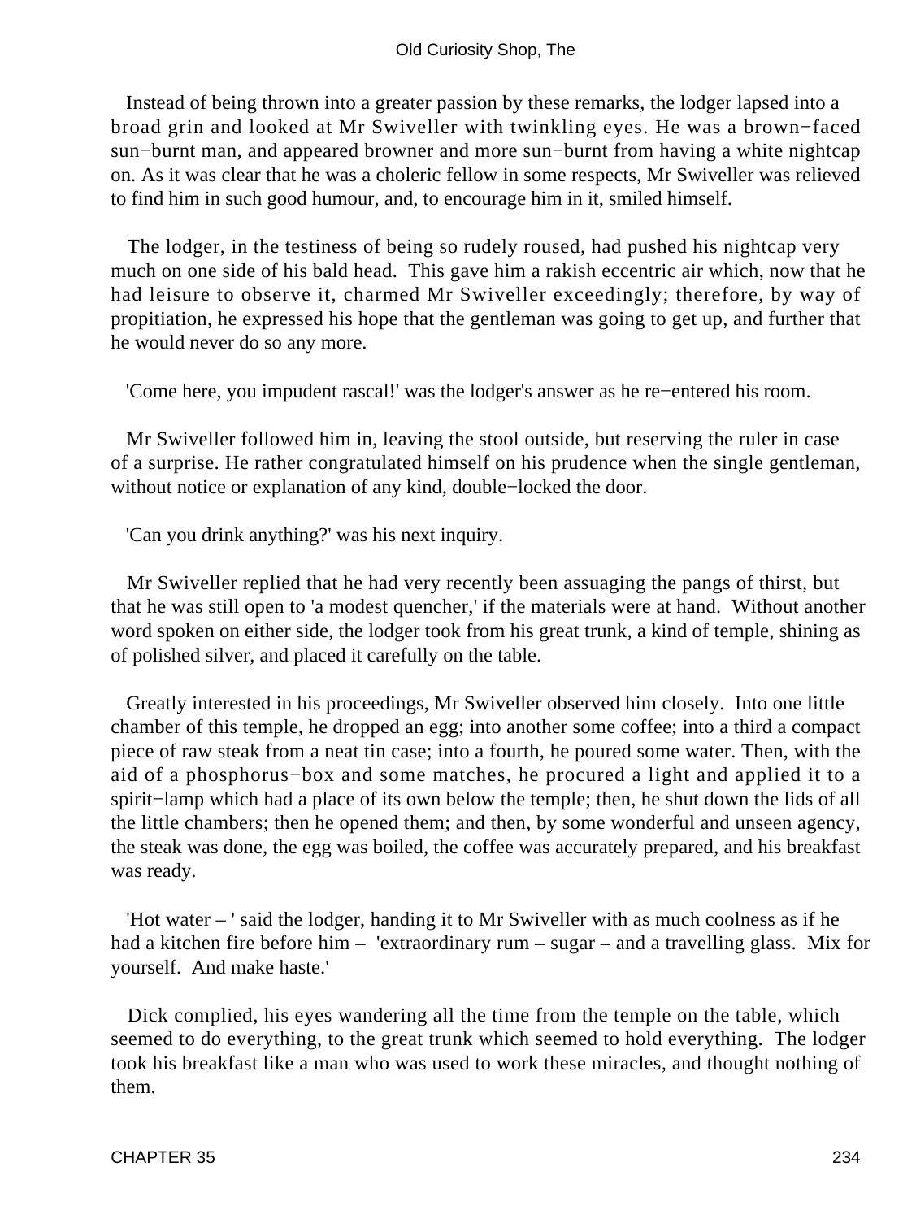Instead of being thrown into a greater passion by these remarks, the lodger lapsed into a broad grin and looked at Mr Swiveller with twinkling eyes. He was a brown−faced sun−burnt man, and appeared browner and more sun−burnt from having a white nightcap on. As it was clear that he was a choleric fellow in some respects, Mr Swiveller was relieved to find him in such good humour, and, to encourage him in it, smiled himself.

The lodger, in the testiness of being so rudely roused, had pushed his nightcap very much on one side of his bald head. This gave him a rakish eccentric air which, now that he had leisure to observe it, charmed Mr Swiveller exceedingly; therefore, by way of propitiation, he expressed his hope that the gentleman was going to get up, and further that he would never do so any more.

'Come here, you impudent rascal!' was the lodger's answer as he re−entered his room.

Mr Swiveller followed him in, leaving the stool outside, but reserving the ruler in case of a surprise. He rather congratulated himself on his prudence when the single gentleman, without notice or explanation of any kind, double−locked the door.

'Can you drink anything?' was his next inquiry.

Mr Swiveller replied that he had very recently been assuaging the pangs of thirst, but that he was still open to 'a modest quencher,' if the materials were at hand. Without another word spoken on either side, the lodger took from his great trunk, a kind of temple, shining as of polished silver, and placed it carefully on the table.

Greatly interested in his proceedings, Mr Swiveller observed him closely. Into one little chamber of this temple, he dropped an egg; into another some coffee; into a third a compact piece of raw steak from a neat tin case; into a fourth, he poured some water. Then, with the aid of a phosphorus−box and some matches, he procured a light and applied it to a spirit−lamp which had a place of its own below the temple; then, he shut down the lids of all the little chambers; then he opened them; and then, by some wonderful and unseen agency, the steak was done, the egg was boiled, the coffee was accurately prepared, and his breakfast was ready.

'Hot water – ' said the lodger, handing it to Mr Swiveller with as much coolness as if he had a kitchen fire before him – 'extraordinary rum – sugar – and a travelling glass. Mix for yourself. And make haste.'

Dick complied, his eyes wandering all the time from the temple on the table, which seemed to do everything, to the great trunk which seemed to hold everything. The lodger took his breakfast like a man who was used to work these miracles, and thought nothing of them.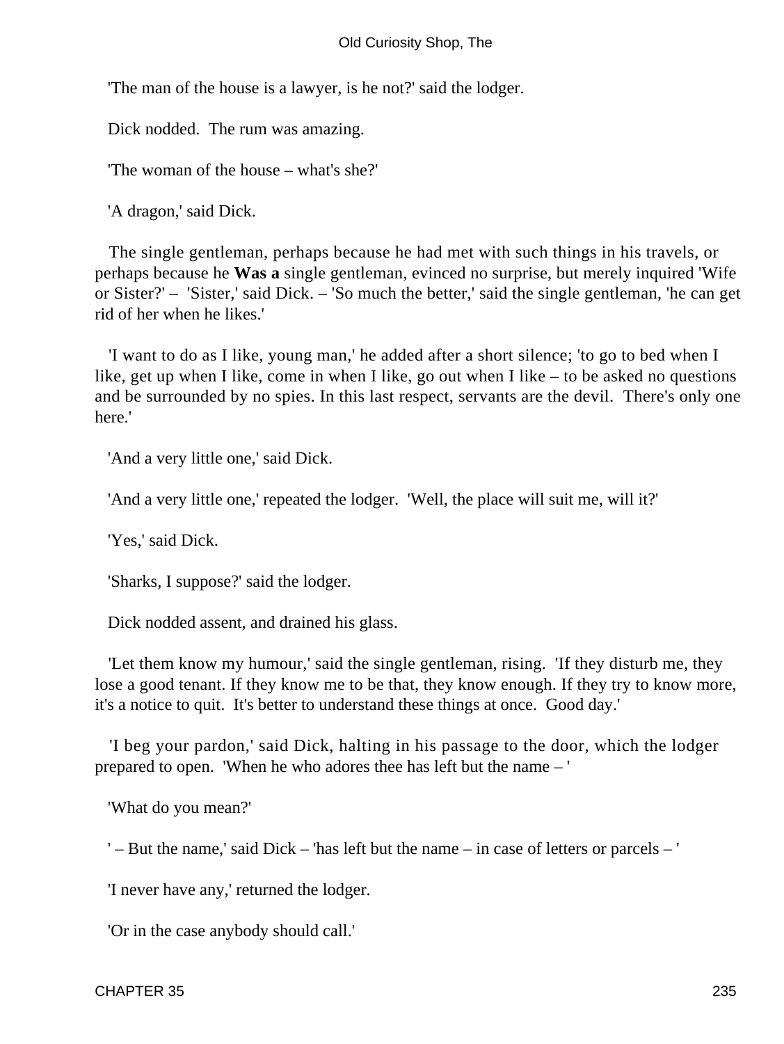'The man of the house is a lawyer, is he not?' said the lodger.

Dick nodded. The rum was amazing.

'The woman of the house – what's she?'

'A dragon,' said Dick.

The single gentleman, perhaps because he had met with such things in his travels, or perhaps because he **Was a** single gentleman, evinced no surprise, but merely inquired 'Wife or Sister?' – 'Sister,' said Dick. – 'So much the better,' said the single gentleman, 'he can get rid of her when he likes.'

'I want to do as I like, young man,' he added after a short silence; 'to go to bed when I like, get up when I like, come in when I like, go out when I like – to be asked no questions and be surrounded by no spies. In this last respect, servants are the devil. There's only one here.'

'And a very little one,' said Dick.

'And a very little one,' repeated the lodger. 'Well, the place will suit me, will it?'

'Yes,' said Dick.

'Sharks, I suppose?' said the lodger.

Dick nodded assent, and drained his glass.

'Let them know my humour,' said the single gentleman, rising. 'If they disturb me, they lose a good tenant. If they know me to be that, they know enough. If they try to know more, it's a notice to quit. It's better to understand these things at once. Good day.'

'I beg your pardon,' said Dick, halting in his passage to the door, which the lodger prepared to open. 'When he who adores thee has left but the name – '

'What do you mean?'

' – But the name,' said Dick – 'has left but the name – in case of letters or parcels – '

'I never have any,' returned the lodger.

'Or in the case anybody should call.'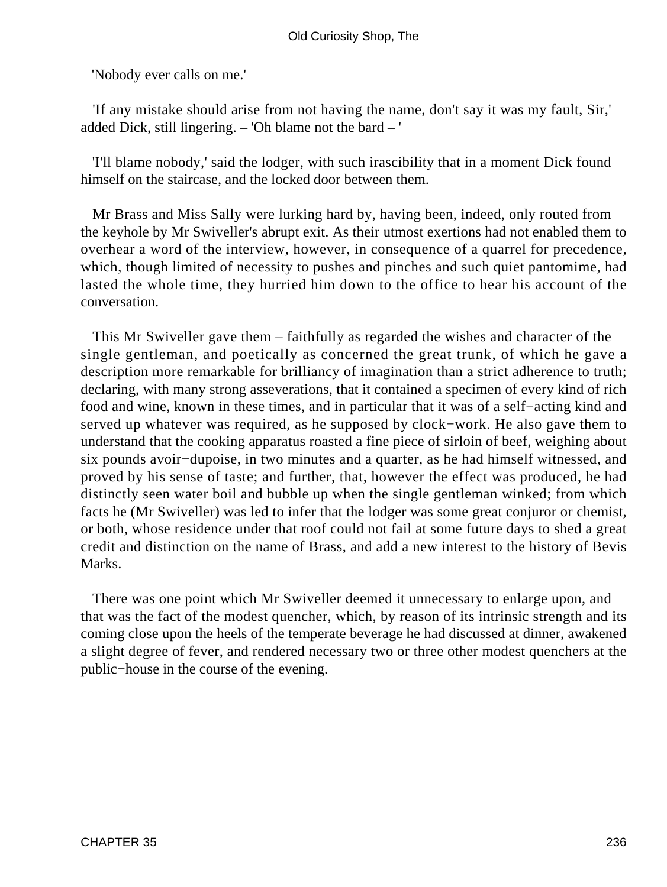'Nobody ever calls on me.'

'If any mistake should arise from not having the name, don't say it was my fault, Sir,' added Dick, still lingering. – 'Oh blame not the bard – '

'I'll blame nobody,' said the lodger, with such irascibility that in a moment Dick found himself on the staircase, and the locked door between them.

Mr Brass and Miss Sally were lurking hard by, having been, indeed, only routed from the keyhole by Mr Swiveller's abrupt exit. As their utmost exertions had not enabled them to overhear a word of the interview, however, in consequence of a quarrel for precedence, which, though limited of necessity to pushes and pinches and such quiet pantomime, had lasted the whole time, they hurried him down to the office to hear his account of the conversation.

This Mr Swiveller gave them – faithfully as regarded the wishes and character of the single gentleman, and poetically as concerned the great trunk, of which he gave a description more remarkable for brilliancy of imagination than a strict adherence to truth; declaring, with many strong asseverations, that it contained a specimen of every kind of rich food and wine, known in these times, and in particular that it was of a self−acting kind and served up whatever was required, as he supposed by clock−work. He also gave them to understand that the cooking apparatus roasted a fine piece of sirloin of beef, weighing about six pounds avoir−dupoise, in two minutes and a quarter, as he had himself witnessed, and proved by his sense of taste; and further, that, however the effect was produced, he had distinctly seen water boil and bubble up when the single gentleman winked; from which facts he (Mr Swiveller) was led to infer that the lodger was some great conjuror or chemist, or both, whose residence under that roof could not fail at some future days to shed a great credit and distinction on the name of Brass, and add a new interest to the history of Bevis Marks.

There was one point which Mr Swiveller deemed it unnecessary to enlarge upon, and that was the fact of the modest quencher, which, by reason of its intrinsic strength and its coming close upon the heels of the temperate beverage he had discussed at dinner, awakened a slight degree of fever, and rendered necessary two or three other modest quenchers at the public−house in the course of the evening.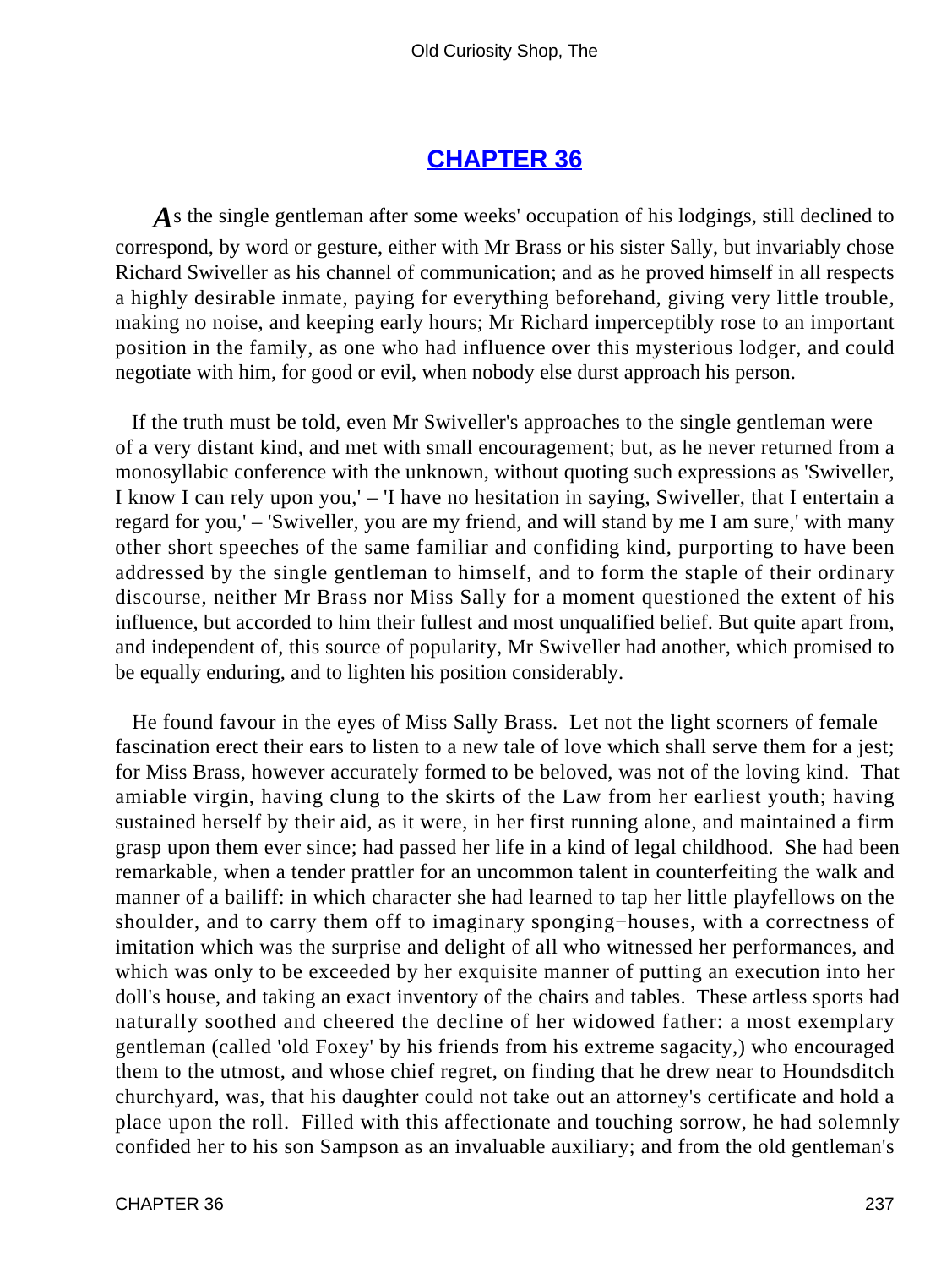# [CHAPTER 36](#)

As the single gentleman after some weeks' occupation of his lodgings, still declined to correspond, by word or gesture, either with Mr Brass or his sister Sally, but invariably chose Richard Swiveller as his channel of communication; and as he proved himself in all respects a highly desirable inmate, paying for everything beforehand, giving very little trouble, making no noise, and keeping early hours; Mr Richard imperceptibly rose to an important position in the family, as one who had influence over this mysterious lodger, and could negotiate with him, for good or evil, when nobody else durst approach his person.

If the truth must be told, even Mr Swiveller's approaches to the single gentleman were of a very distant kind, and met with small encouragement; but, as he never returned from a monosyllabic conference with the unknown, without quoting such expressions as 'Swiveller, I know I can rely upon you,' – 'I have no hesitation in saying, Swiveller, that I entertain a regard for you,' – 'Swiveller, you are my friend, and will stand by me I am sure,' with many other short speeches of the same familiar and confiding kind, purporting to have been addressed by the single gentleman to himself, and to form the staple of their ordinary discourse, neither Mr Brass nor Miss Sally for a moment questioned the extent of his influence, but accorded to him their fullest and most unqualified belief. But quite apart from, and independent of, this source of popularity, Mr Swiveller had another, which promised to be equally enduring, and to lighten his position considerably.

He found favour in the eyes of Miss Sally Brass. Let not the light scorners of female fascination erect their ears to listen to a new tale of love which shall serve them for a jest; for Miss Brass, however accurately formed to be beloved, was not of the loving kind. That amiable virgin, having clung to the skirts of the Law from her earliest youth; having sustained herself by their aid, as it were, in her first running alone, and maintained a firm grasp upon them ever since; had passed her life in a kind of legal childhood. She had been remarkable, when a tender prattler for an uncommon talent in counterfeiting the walk and manner of a bailiff: in which character she had learned to tap her little playfellows on the shoulder, and to carry them off to imaginary sponging−houses, with a correctness of imitation which was the surprise and delight of all who witnessed her performances, and which was only to be exceeded by her exquisite manner of putting an execution into her doll's house, and taking an exact inventory of the chairs and tables. These artless sports had naturally soothed and cheered the decline of her widowed father: a most exemplary gentleman (called 'old Foxey' by his friends from his extreme sagacity,) who encouraged them to the utmost, and whose chief regret, on finding that he drew near to Houndsditch churchyard, was, that his daughter could not take out an attorney's certificate and hold a place upon the roll. Filled with this affectionate and touching sorrow, he had solemnly confided her to his son Sampson as an invaluable auxiliary; and from the old gentleman's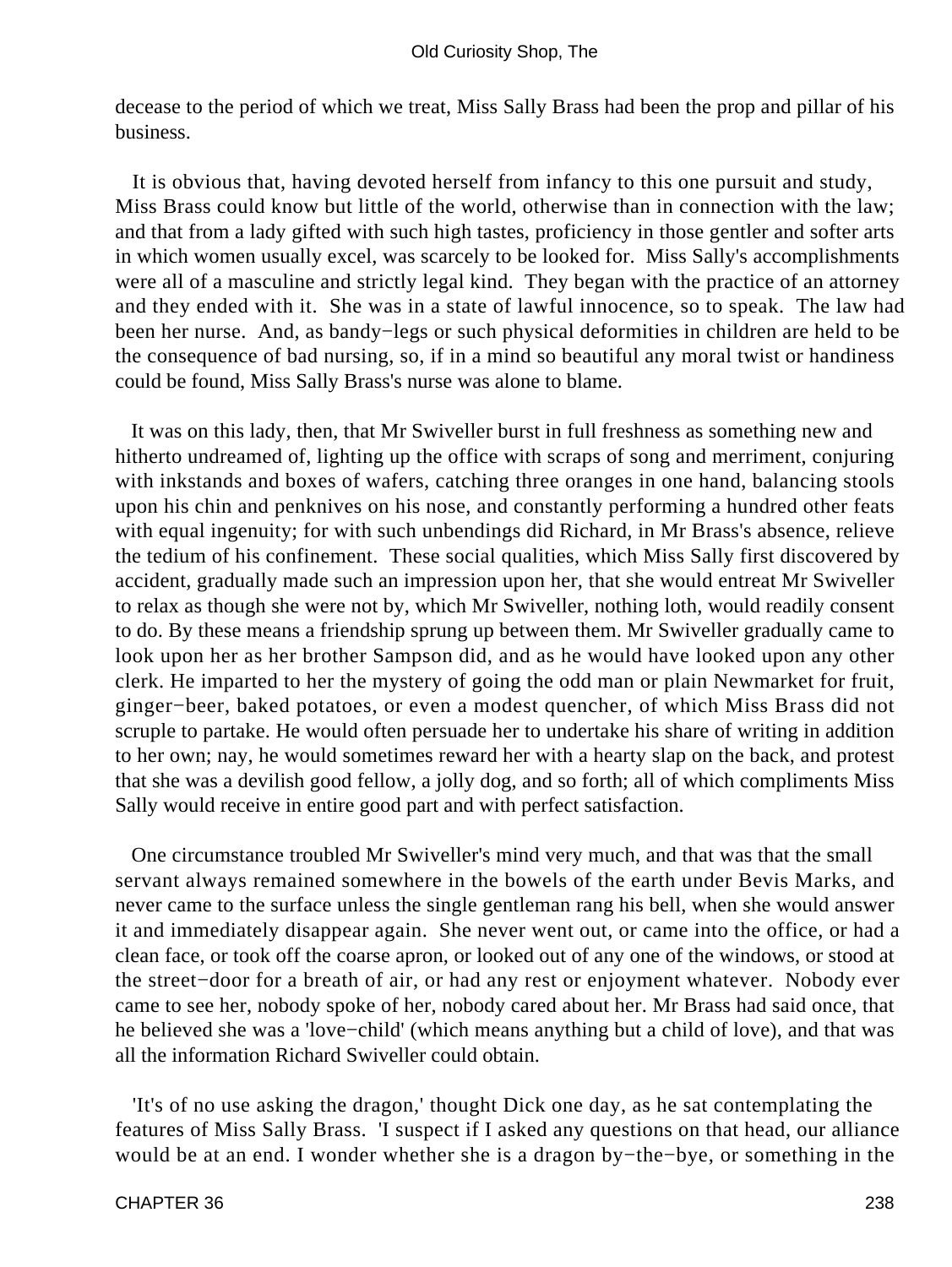decease to the period of which we treat, Miss Sally Brass had been the prop and pillar of his business.

It is obvious that, having devoted herself from infancy to this one pursuit and study, Miss Brass could know but little of the world, otherwise than in connection with the law; and that from a lady gifted with such high tastes, proficiency in those gentler and softer arts in which women usually excel, was scarcely to be looked for. Miss Sally's accomplishments were all of a masculine and strictly legal kind. They began with the practice of an attorney and they ended with it. She was in a state of lawful innocence, so to speak. The law had been her nurse. And, as bandy−legs or such physical deformities in children are held to be the consequence of bad nursing, so, if in a mind so beautiful any moral twist or handiness could be found, Miss Sally Brass's nurse was alone to blame.

It was on this lady, then, that Mr Swiveller burst in full freshness as something new and hitherto undreamed of, lighting up the office with scraps of song and merriment, conjuring with inkstands and boxes of wafers, catching three oranges in one hand, balancing stools upon his chin and penknives on his nose, and constantly performing a hundred other feats with equal ingenuity; for with such unbendings did Richard, in Mr Brass's absence, relieve the tedium of his confinement. These social qualities, which Miss Sally first discovered by accident, gradually made such an impression upon her, that she would entreat Mr Swiveller to relax as though she were not by, which Mr Swiveller, nothing loth, would readily consent to do. By these means a friendship sprung up between them. Mr Swiveller gradually came to look upon her as her brother Sampson did, and as he would have looked upon any other clerk. He imparted to her the mystery of going the odd man or plain Newmarket for fruit, ginger−beer, baked potatoes, or even a modest quencher, of which Miss Brass did not scruple to partake. He would often persuade her to undertake his share of writing in addition to her own; nay, he would sometimes reward her with a hearty slap on the back, and protest that she was a devilish good fellow, a jolly dog, and so forth; all of which compliments Miss Sally would receive in entire good part and with perfect satisfaction.

One circumstance troubled Mr Swiveller's mind very much, and that was that the small servant always remained somewhere in the bowels of the earth under Bevis Marks, and never came to the surface unless the single gentleman rang his bell, when she would answer it and immediately disappear again. She never went out, or came into the office, or had a clean face, or took off the coarse apron, or looked out of any one of the windows, or stood at the street−door for a breath of air, or had any rest or enjoyment whatever. Nobody ever came to see her, nobody spoke of her, nobody cared about her. Mr Brass had said once, that he believed she was a 'love−child' (which means anything but a child of love), and that was all the information Richard Swiveller could obtain.

'It's of no use asking the dragon,' thought Dick one day, as he sat contemplating the features of Miss Sally Brass. 'I suspect if I asked any questions on that head, our alliance would be at an end. I wonder whether she is a dragon by−the−bye, or something in the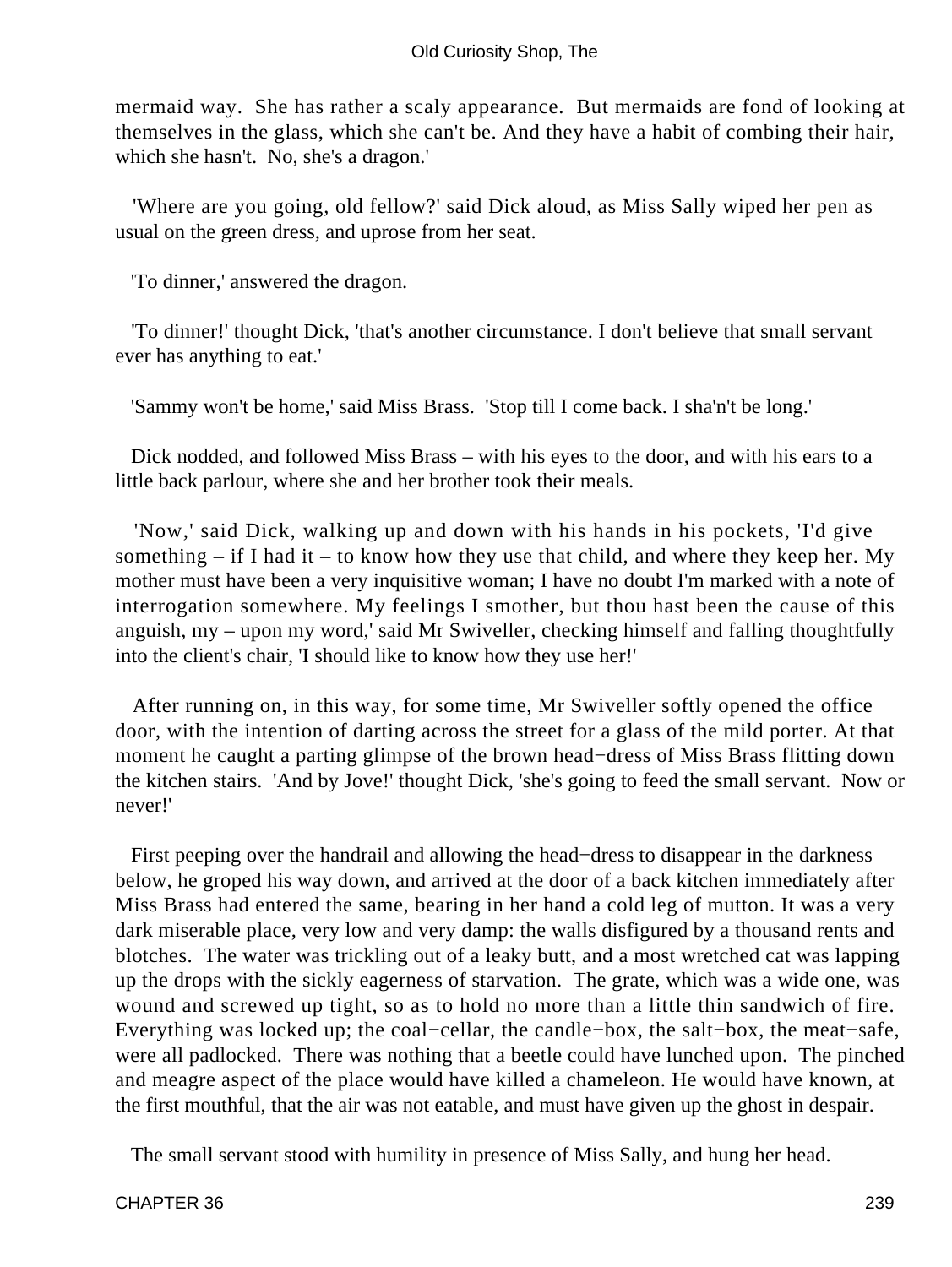mermaid way. She has rather a scaly appearance. But mermaids are fond of looking at themselves in the glass, which she can't be. And they have a habit of combing their hair, which she hasn't. No, she's a dragon.'

'Where are you going, old fellow?' said Dick aloud, as Miss Sally wiped her pen as usual on the green dress, and uprose from her seat.

'To dinner,' answered the dragon.

'To dinner!' thought Dick, 'that's another circumstance. I don't believe that small servant ever has anything to eat.'

'Sammy won't be home,' said Miss Brass. 'Stop till I come back. I sha'n't be long.'

Dick nodded, and followed Miss Brass – with his eyes to the door, and with his ears to a little back parlour, where she and her brother took their meals.

'Now,' said Dick, walking up and down with his hands in his pockets, 'I'd give something – if I had it – to know how they use that child, and where they keep her. My mother must have been a very inquisitive woman; I have no doubt I'm marked with a note of interrogation somewhere. My feelings I smother, but thou hast been the cause of this anguish, my – upon my word,' said Mr Swiveller, checking himself and falling thoughtfully into the client's chair, 'I should like to know how they use her!'

After running on, in this way, for some time, Mr Swiveller softly opened the office door, with the intention of darting across the street for a glass of the mild porter. At that moment he caught a parting glimpse of the brown head−dress of Miss Brass flitting down the kitchen stairs. 'And by Jove!' thought Dick, 'she's going to feed the small servant. Now or never!'

First peeping over the handrail and allowing the head−dress to disappear in the darkness below, he groped his way down, and arrived at the door of a back kitchen immediately after Miss Brass had entered the same, bearing in her hand a cold leg of mutton. It was a very dark miserable place, very low and very damp: the walls disfigured by a thousand rents and blotches. The water was trickling out of a leaky butt, and a most wretched cat was lapping up the drops with the sickly eagerness of starvation. The grate, which was a wide one, was wound and screwed up tight, so as to hold no more than a little thin sandwich of fire. Everything was locked up; the coal−cellar, the candle−box, the salt−box, the meat−safe, were all padlocked. There was nothing that a beetle could have lunched upon. The pinched and meagre aspect of the place would have killed a chameleon. He would have known, at the first mouthful, that the air was not eatable, and must have given up the ghost in despair.

The small servant stood with humility in presence of Miss Sally, and hung her head.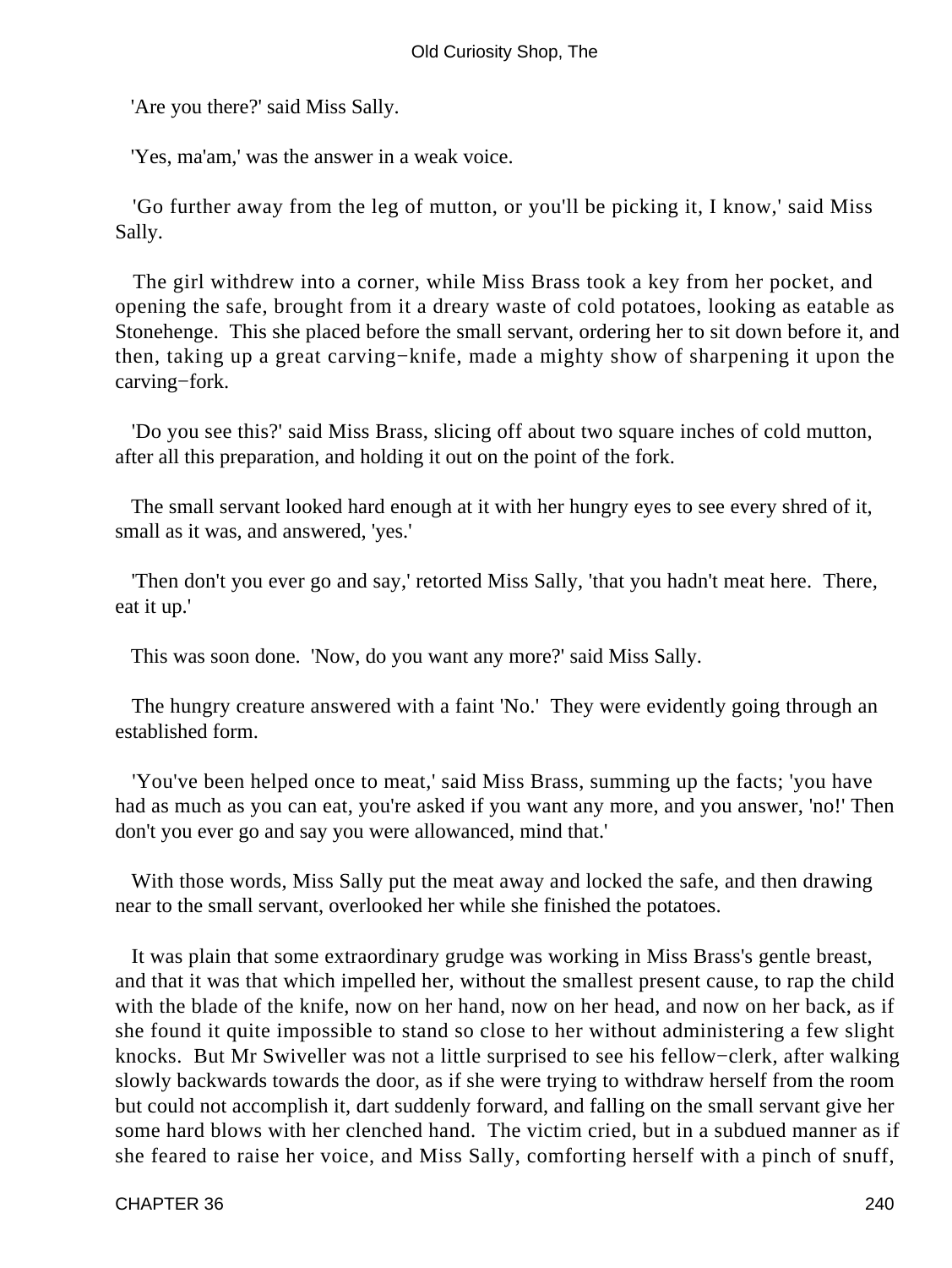'Are you there?' said Miss Sally.

'Yes, ma'am,' was the answer in a weak voice.

'Go further away from the leg of mutton, or you'll be picking it, I know,' said Miss Sally.

The girl withdrew into a corner, while Miss Brass took a key from her pocket, and opening the safe, brought from it a dreary waste of cold potatoes, looking as eatable as Stonehenge. This she placed before the small servant, ordering her to sit down before it, and then, taking up a great carving−knife, made a mighty show of sharpening it upon the carving−fork.

'Do you see this?' said Miss Brass, slicing off about two square inches of cold mutton, after all this preparation, and holding it out on the point of the fork.

The small servant looked hard enough at it with her hungry eyes to see every shred of it, small as it was, and answered, 'yes.'

'Then don't you ever go and say,' retorted Miss Sally, 'that you hadn't meat here. There, eat it up.'

This was soon done. 'Now, do you want any more?' said Miss Sally.

The hungry creature answered with a faint 'No.' They were evidently going through an established form.

'You've been helped once to meat,' said Miss Brass, summing up the facts; 'you have had as much as you can eat, you're asked if you want any more, and you answer, 'no!' Then don't you ever go and say you were allowanced, mind that.'

With those words, Miss Sally put the meat away and locked the safe, and then drawing near to the small servant, overlooked her while she finished the potatoes.

It was plain that some extraordinary grudge was working in Miss Brass's gentle breast, and that it was that which impelled her, without the smallest present cause, to rap the child with the blade of the knife, now on her hand, now on her head, and now on her back, as if she found it quite impossible to stand so close to her without administering a few slight knocks. But Mr Swiveller was not a little surprised to see his fellow−clerk, after walking slowly backwards towards the door, as if she were trying to withdraw herself from the room but could not accomplish it, dart suddenly forward, and falling on the small servant give her some hard blows with her clenched hand. The victim cried, but in a subdued manner as if she feared to raise her voice, and Miss Sally, comforting herself with a pinch of snuff,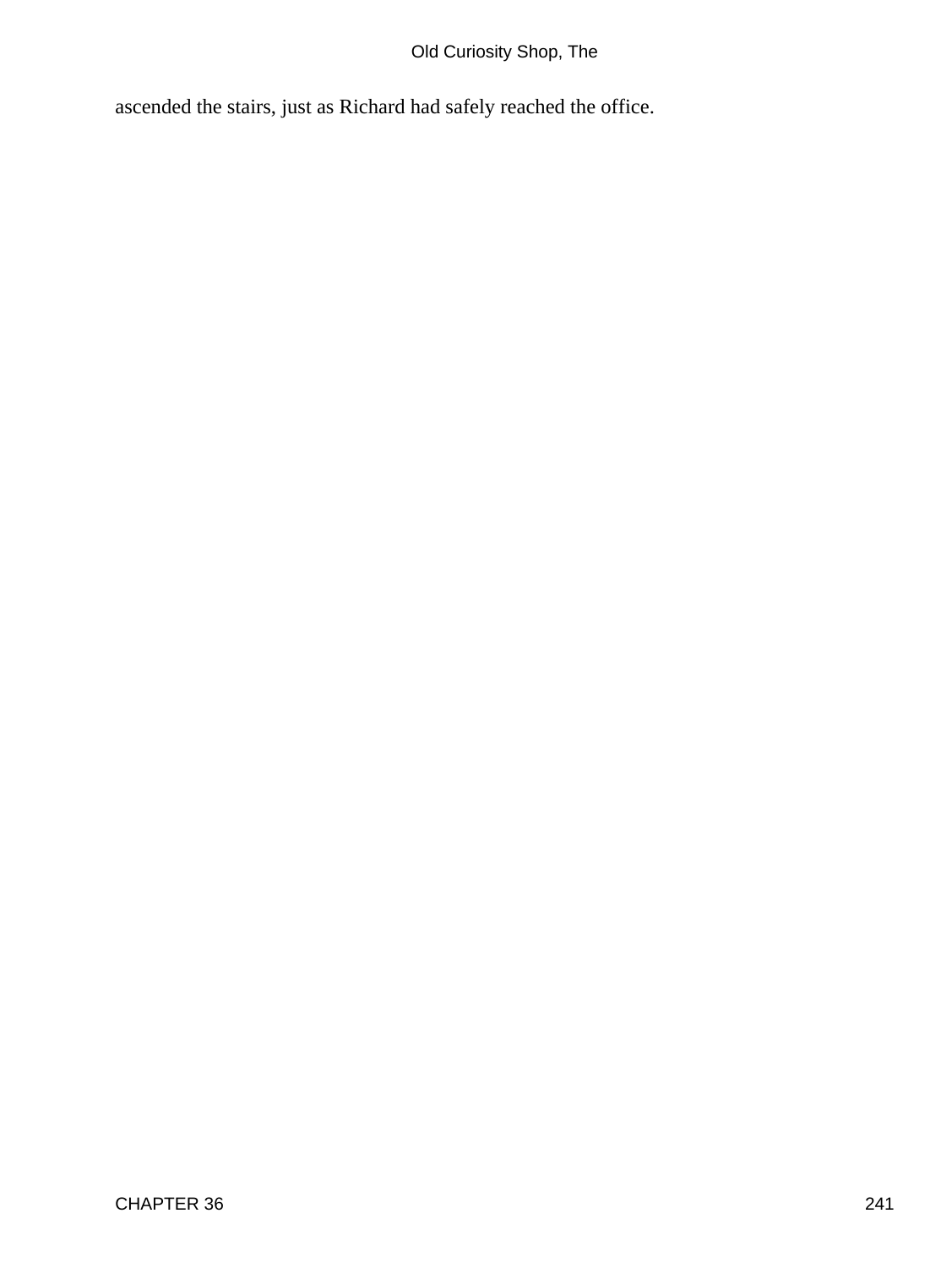ascended the stairs, just as Richard had safely reached the office.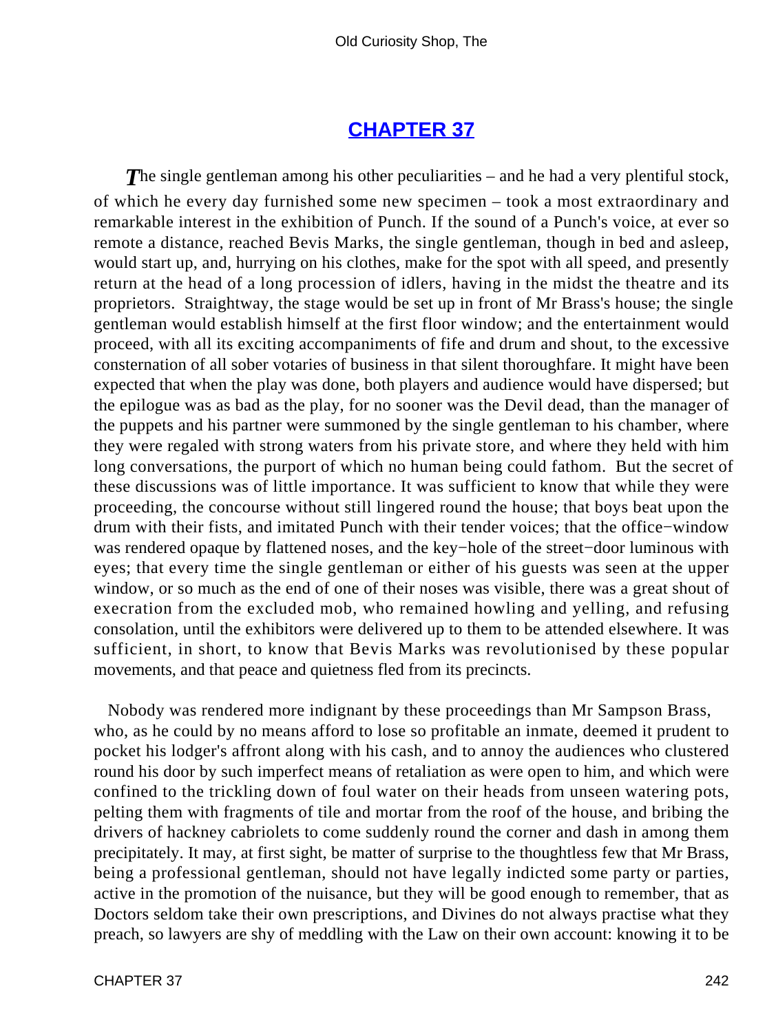## CHAPTER 37

The single gentleman among his other peculiarities – and he had a very plentiful stock, of which he every day furnished some new specimen – took a most extraordinary and remarkable interest in the exhibition of Punch. If the sound of a Punch's voice, at ever so remote a distance, reached Bevis Marks, the single gentleman, though in bed and asleep, would start up, and, hurrying on his clothes, make for the spot with all speed, and presently return at the head of a long procession of idlers, having in the midst the theatre and its proprietors. Straightway, the stage would be set up in front of Mr Brass's house; the single gentleman would establish himself at the first floor window; and the entertainment would proceed, with all its exciting accompaniments of fife and drum and shout, to the excessive consternation of all sober votaries of business in that silent thoroughfare. It might have been expected that when the play was done, both players and audience would have dispersed; but the epilogue was as bad as the play, for no sooner was the Devil dead, than the manager of the puppets and his partner were summoned by the single gentleman to his chamber, where they were regaled with strong waters from his private store, and where they held with him long conversations, the purport of which no human being could fathom. But the secret of these discussions was of little importance. It was sufficient to know that while they were proceeding, the concourse without still lingered round the house; that boys beat upon the drum with their fists, and imitated Punch with their tender voices; that the office−window was rendered opaque by flattened noses, and the key−hole of the street−door luminous with eyes; that every time the single gentleman or either of his guests was seen at the upper window, or so much as the end of one of their noses was visible, there was a great shout of execration from the excluded mob, who remained howling and yelling, and refusing consolation, until the exhibitors were delivered up to them to be attended elsewhere. It was sufficient, in short, to know that Bevis Marks was revolutionised by these popular movements, and that peace and quietness fled from its precincts.

Nobody was rendered more indignant by these proceedings than Mr Sampson Brass, who, as he could by no means afford to lose so profitable an inmate, deemed it prudent to pocket his lodger's affront along with his cash, and to annoy the audiences who clustered round his door by such imperfect means of retaliation as were open to him, and which were confined to the trickling down of foul water on their heads from unseen watering pots, pelting them with fragments of tile and mortar from the roof of the house, and bribing the drivers of hackney cabriolets to come suddenly round the corner and dash in among them precipitately. It may, at first sight, be matter of surprise to the thoughtless few that Mr Brass, being a professional gentleman, should not have legally indicted some party or parties, active in the promotion of the nuisance, but they will be good enough to remember, that as Doctors seldom take their own prescriptions, and Divines do not always practise what they preach, so lawyers are shy of meddling with the Law on their own account: knowing it to be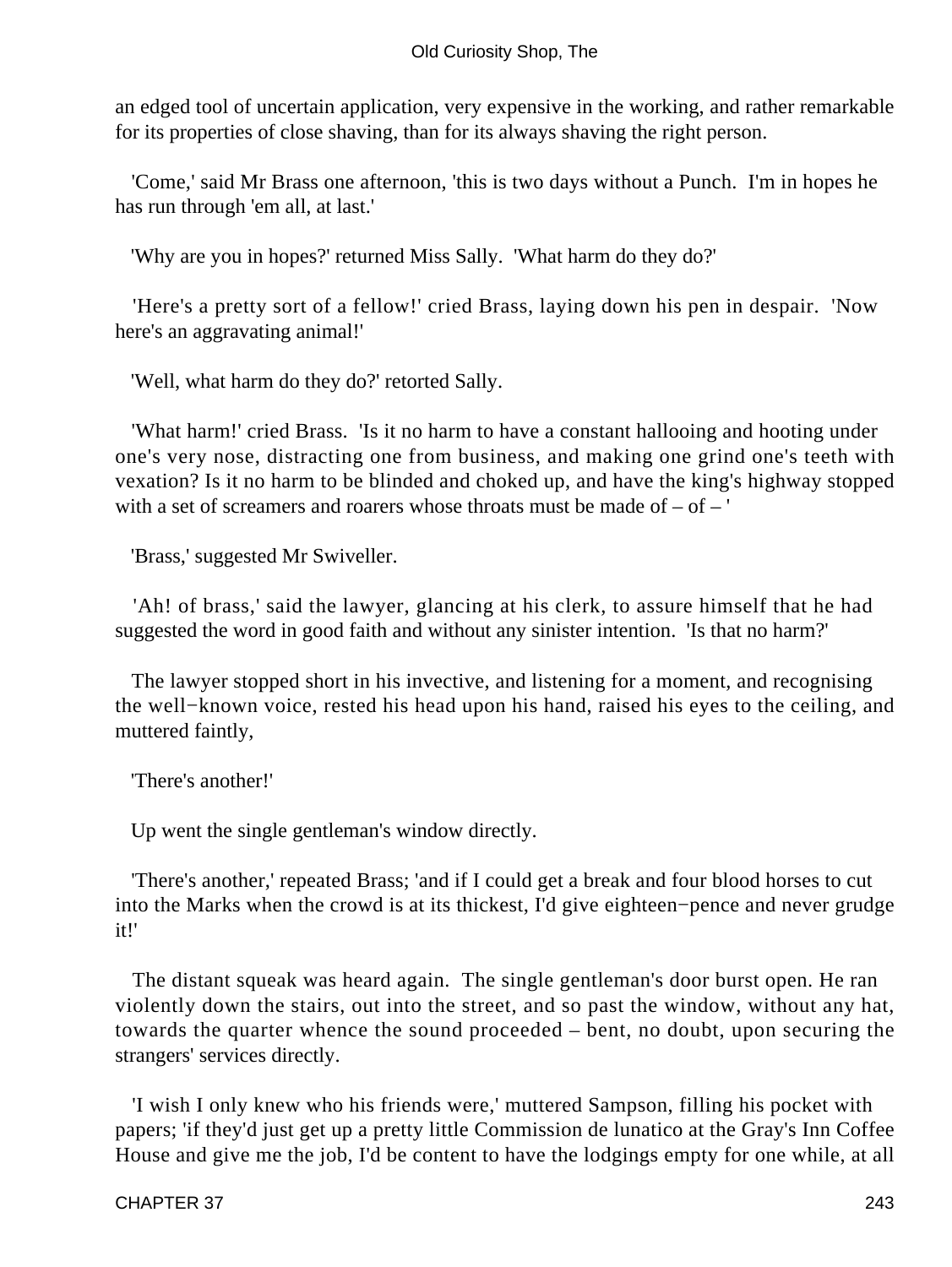an edged tool of uncertain application, very expensive in the working, and rather remarkable for its properties of close shaving, than for its always shaving the right person.

'Come,' said Mr Brass one afternoon, 'this is two days without a Punch. I'm in hopes he has run through 'em all, at last.'

'Why are you in hopes?' returned Miss Sally. 'What harm do they do?'

'Here's a pretty sort of a fellow!' cried Brass, laying down his pen in despair. 'Now here's an aggravating animal!'

'Well, what harm do they do?' retorted Sally.

'What harm!' cried Brass. 'Is it no harm to have a constant hallooing and hooting under one's very nose, distracting one from business, and making one grind one's teeth with vexation? Is it no harm to be blinded and choked up, and have the king's highway stopped with a set of screamers and roarers whose throats must be made of – of – '

'Brass,' suggested Mr Swiveller.

'Ah! of brass,' said the lawyer, glancing at his clerk, to assure himself that he had suggested the word in good faith and without any sinister intention. 'Is that no harm?'

The lawyer stopped short in his invective, and listening for a moment, and recognising the well−known voice, rested his head upon his hand, raised his eyes to the ceiling, and muttered faintly,

'There's another!'

Up went the single gentleman's window directly.

'There's another,' repeated Brass; 'and if I could get a break and four blood horses to cut into the Marks when the crowd is at its thickest, I'd give eighteen−pence and never grudge it!'

The distant squeak was heard again. The single gentleman's door burst open. He ran violently down the stairs, out into the street, and so past the window, without any hat, towards the quarter whence the sound proceeded – bent, no doubt, upon securing the strangers' services directly.

'I wish I only knew who his friends were,' muttered Sampson, filling his pocket with papers; 'if they'd just get up a pretty little Commission de lunatico at the Gray's Inn Coffee House and give me the job, I'd be content to have the lodgings empty for one while, at all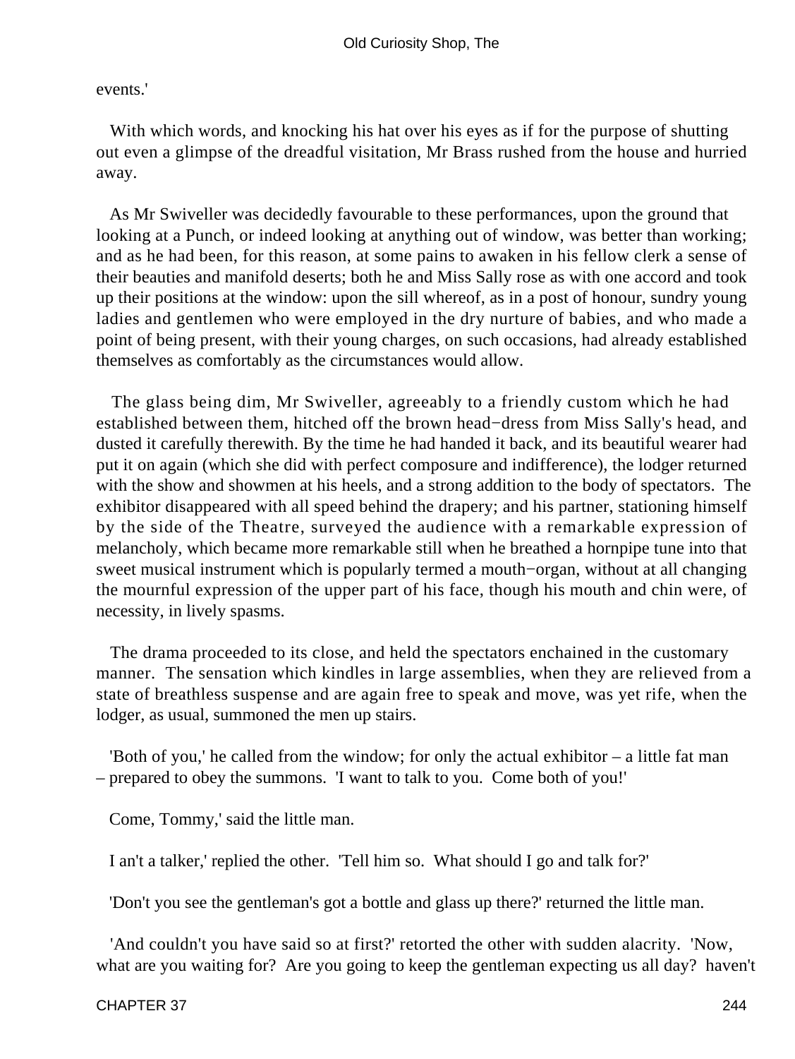events.'

With which words, and knocking his hat over his eyes as if for the purpose of shutting out even a glimpse of the dreadful visitation, Mr Brass rushed from the house and hurried away.

As Mr Swiveller was decidedly favourable to these performances, upon the ground that looking at a Punch, or indeed looking at anything out of window, was better than working; and as he had been, for this reason, at some pains to awaken in his fellow clerk a sense of their beauties and manifold deserts; both he and Miss Sally rose as with one accord and took up their positions at the window: upon the sill whereof, as in a post of honour, sundry young ladies and gentlemen who were employed in the dry nurture of babies, and who made a point of being present, with their young charges, on such occasions, had already established themselves as comfortably as the circumstances would allow.

The glass being dim, Mr Swiveller, agreeably to a friendly custom which he had established between them, hitched off the brown head−dress from Miss Sally's head, and dusted it carefully therewith. By the time he had handed it back, and its beautiful wearer had put it on again (which she did with perfect composure and indifference), the lodger returned with the show and showmen at his heels, and a strong addition to the body of spectators. The exhibitor disappeared with all speed behind the drapery; and his partner, stationing himself by the side of the Theatre, surveyed the audience with a remarkable expression of melancholy, which became more remarkable still when he breathed a hornpipe tune into that sweet musical instrument which is popularly termed a mouth−organ, without at all changing the mournful expression of the upper part of his face, though his mouth and chin were, of necessity, in lively spasms.

The drama proceeded to its close, and held the spectators enchained in the customary manner. The sensation which kindles in large assemblies, when they are relieved from a state of breathless suspense and are again free to speak and move, was yet rife, when the lodger, as usual, summoned the men up stairs.

'Both of you,' he called from the window; for only the actual exhibitor – a little fat man – prepared to obey the summons. 'I want to talk to you. Come both of you!'

Come, Tommy,' said the little man.

I an't a talker,' replied the other. 'Tell him so. What should I go and talk for?'

'Don't you see the gentleman's got a bottle and glass up there?' returned the little man.

'And couldn't you have said so at first?' retorted the other with sudden alacrity. 'Now, what are you waiting for? Are you going to keep the gentleman expecting us all day? haven't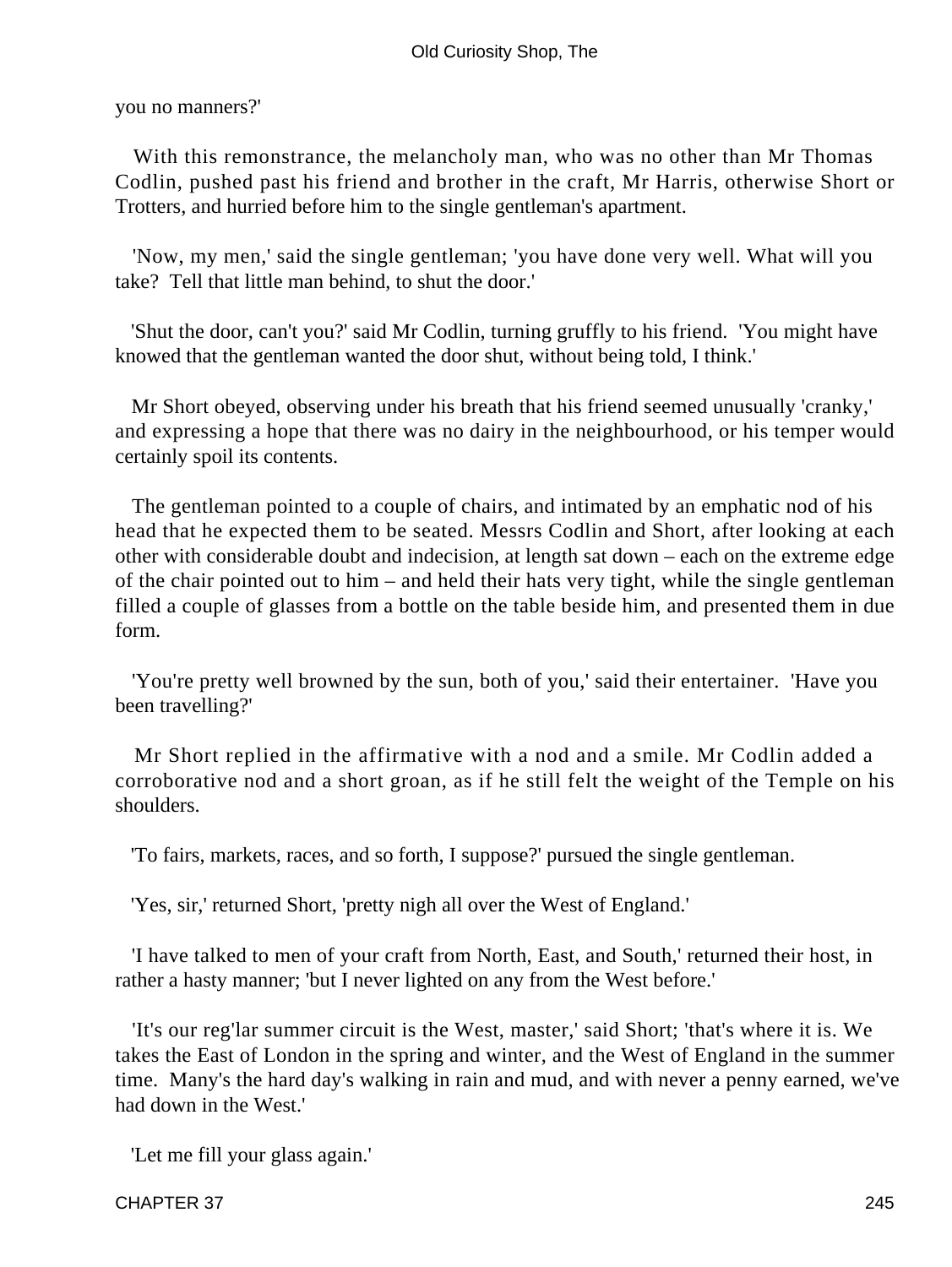you no manners?'

With this remonstrance, the melancholy man, who was no other than Mr Thomas Codlin, pushed past his friend and brother in the craft, Mr Harris, otherwise Short or Trotters, and hurried before him to the single gentleman's apartment.

'Now, my men,' said the single gentleman; 'you have done very well. What will you take? Tell that little man behind, to shut the door.'

'Shut the door, can't you?' said Mr Codlin, turning gruffly to his friend. 'You might have knowed that the gentleman wanted the door shut, without being told, I think.'

Mr Short obeyed, observing under his breath that his friend seemed unusually 'cranky,' and expressing a hope that there was no dairy in the neighbourhood, or his temper would certainly spoil its contents.

The gentleman pointed to a couple of chairs, and intimated by an emphatic nod of his head that he expected them to be seated. Messrs Codlin and Short, after looking at each other with considerable doubt and indecision, at length sat down – each on the extreme edge of the chair pointed out to him – and held their hats very tight, while the single gentleman filled a couple of glasses from a bottle on the table beside him, and presented them in due form.

'You're pretty well browned by the sun, both of you,' said their entertainer. 'Have you been travelling?'

Mr Short replied in the affirmative with a nod and a smile. Mr Codlin added a corroborative nod and a short groan, as if he still felt the weight of the Temple on his shoulders.

'To fairs, markets, races, and so forth, I suppose?' pursued the single gentleman.

'Yes, sir,' returned Short, 'pretty nigh all over the West of England.'

'I have talked to men of your craft from North, East, and South,' returned their host, in rather a hasty manner; 'but I never lighted on any from the West before.'

'It's our reg'lar summer circuit is the West, master,' said Short; 'that's where it is. We takes the East of London in the spring and winter, and the West of England in the summer time. Many's the hard day's walking in rain and mud, and with never a penny earned, we've had down in the West.'

'Let me fill your glass again.'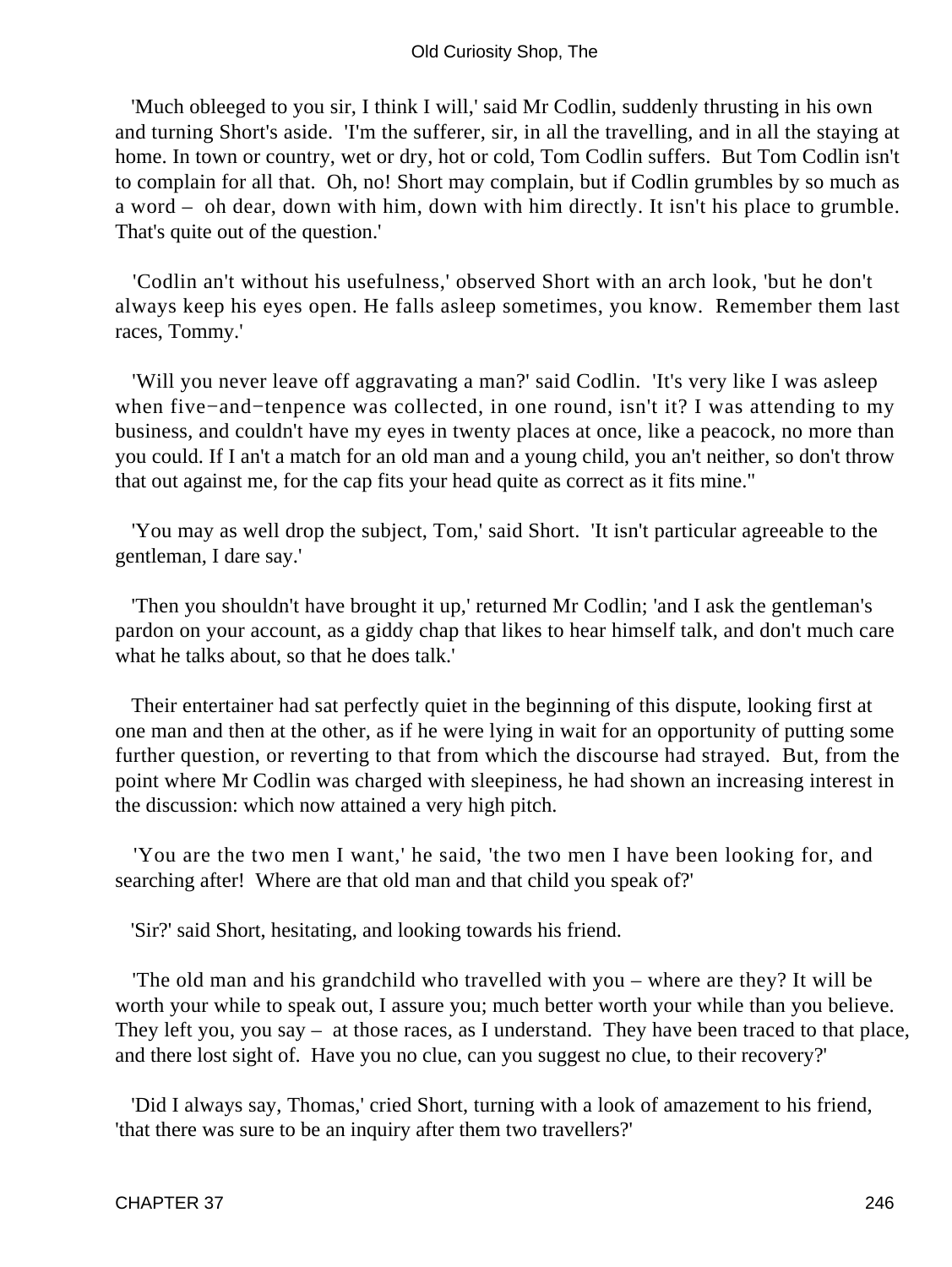'Much obleeged to you sir, I think I will,' said Mr Codlin, suddenly thrusting in his own and turning Short's aside. 'I'm the sufferer, sir, in all the travelling, and in all the staying at home. In town or country, wet or dry, hot or cold, Tom Codlin suffers. But Tom Codlin isn't to complain for all that. Oh, no! Short may complain, but if Codlin grumbles by so much as a word – oh dear, down with him, down with him directly. It isn't his place to grumble. That's quite out of the question.'

'Codlin an't without his usefulness,' observed Short with an arch look, 'but he don't always keep his eyes open. He falls asleep sometimes, you know. Remember them last races, Tommy.'

'Will you never leave off aggravating a man?' said Codlin. 'It's very like I was asleep when five−and−tenpence was collected, in one round, isn't it? I was attending to my business, and couldn't have my eyes in twenty places at once, like a peacock, no more than you could. If I an't a match for an old man and a young child, you an't neither, so don't throw that out against me, for the cap fits your head quite as correct as it fits mine.''

'You may as well drop the subject, Tom,' said Short. 'It isn't particular agreeable to the gentleman, I dare say.'

'Then you shouldn't have brought it up,' returned Mr Codlin; 'and I ask the gentleman's pardon on your account, as a giddy chap that likes to hear himself talk, and don't much care what he talks about, so that he does talk.'

Their entertainer had sat perfectly quiet in the beginning of this dispute, looking first at one man and then at the other, as if he were lying in wait for an opportunity of putting some further question, or reverting to that from which the discourse had strayed. But, from the point where Mr Codlin was charged with sleepiness, he had shown an increasing interest in the discussion: which now attained a very high pitch.

'You are the two men I want,' he said, 'the two men I have been looking for, and searching after! Where are that old man and that child you speak of?'

'Sir?' said Short, hesitating, and looking towards his friend.

'The old man and his grandchild who travelled with you – where are they? It will be worth your while to speak out, I assure you; much better worth your while than you believe. They left you, you say – at those races, as I understand. They have been traced to that place, and there lost sight of. Have you no clue, can you suggest no clue, to their recovery?'

'Did I always say, Thomas,' cried Short, turning with a look of amazement to his friend, 'that there was sure to be an inquiry after them two travellers?'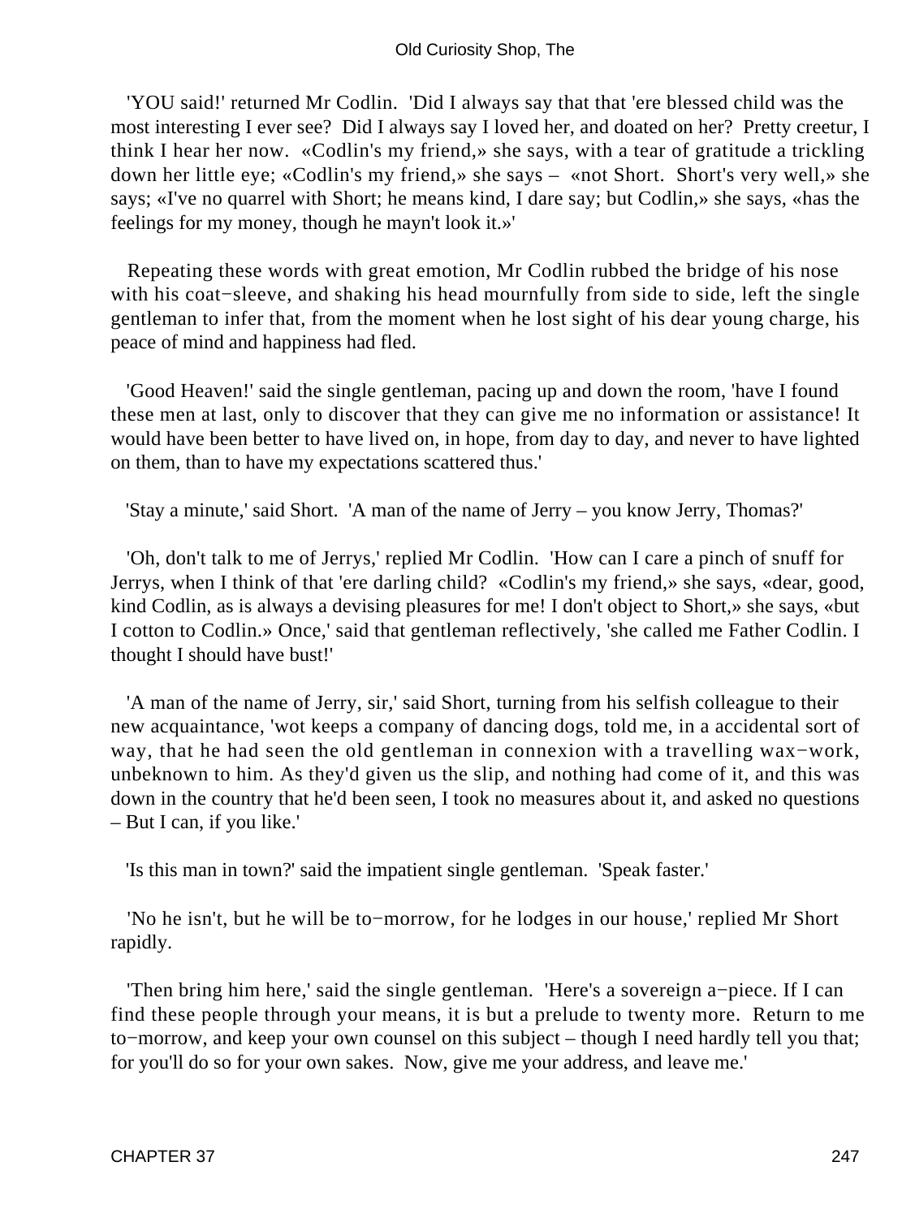'YOU said!' returned Mr Codlin. 'Did I always say that that 'ere blessed child was the most interesting I ever see? Did I always say I loved her, and doated on her? Pretty creetur, I think I hear her now. «Codlin's my friend,» she says, with a tear of gratitude a trickling down her little eye; «Codlin's my friend,» she says – «not Short. Short's very well,» she says; «I've no quarrel with Short; he means kind, I dare say; but Codlin,» she says, «has the feelings for my money, though he mayn't look it.»'

Repeating these words with great emotion, Mr Codlin rubbed the bridge of his nose with his coat−sleeve, and shaking his head mournfully from side to side, left the single gentleman to infer that, from the moment when he lost sight of his dear young charge, his peace of mind and happiness had fled.

'Good Heaven!' said the single gentleman, pacing up and down the room, 'have I found these men at last, only to discover that they can give me no information or assistance! It would have been better to have lived on, in hope, from day to day, and never to have lighted on them, than to have my expectations scattered thus.'

'Stay a minute,' said Short. 'A man of the name of Jerry – you know Jerry, Thomas?'

'Oh, don't talk to me of Jerrys,' replied Mr Codlin. 'How can I care a pinch of snuff for Jerrys, when I think of that 'ere darling child? «Codlin's my friend,» she says, «dear, good, kind Codlin, as is always a devising pleasures for me! I don't object to Short,» she says, «but I cotton to Codlin.» Once,' said that gentleman reflectively, 'she called me Father Codlin. I thought I should have bust!'

'A man of the name of Jerry, sir,' said Short, turning from his selfish colleague to their new acquaintance, 'wot keeps a company of dancing dogs, told me, in a accidental sort of way, that he had seen the old gentleman in connexion with a travelling wax−work, unbeknown to him. As they'd given us the slip, and nothing had come of it, and this was down in the country that he'd been seen, I took no measures about it, and asked no questions – But I can, if you like.'

'Is this man in town?' said the impatient single gentleman. 'Speak faster.'

'No he isn't, but he will be to−morrow, for he lodges in our house,' replied Mr Short rapidly.

'Then bring him here,' said the single gentleman. 'Here's a sovereign a−piece. If I can find these people through your means, it is but a prelude to twenty more. Return to me to−morrow, and keep your own counsel on this subject – though I need hardly tell you that; for you'll do so for your own sakes. Now, give me your address, and leave me.'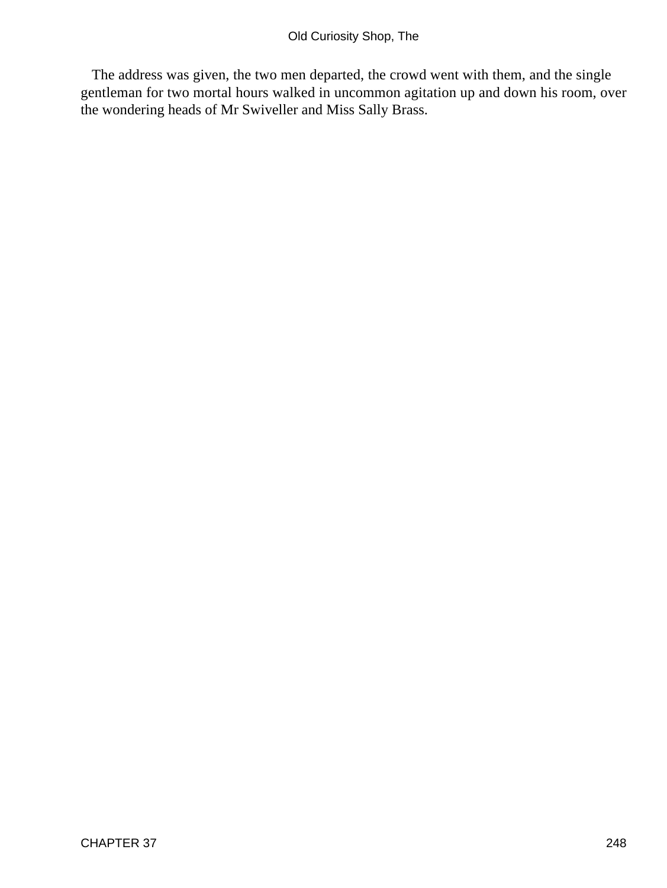The address was given, the two men departed, the crowd went with them, and the single gentleman for two mortal hours walked in uncommon agitation up and down his room, over the wondering heads of Mr Swiveller and Miss Sally Brass.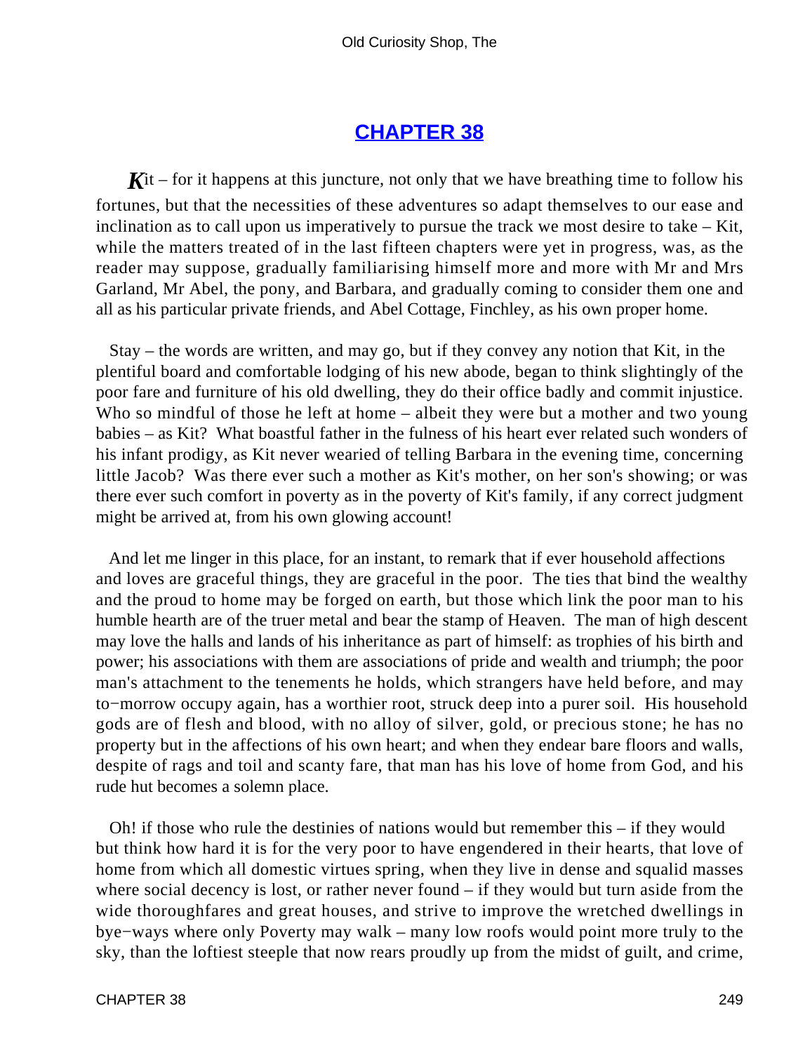# CHAPTER 38

*K*it – for it happens at this juncture, not only that we have breathing time to follow his fortunes, but that the necessities of these adventures so adapt themselves to our ease and inclination as to call upon us imperatively to pursue the track we most desire to take – Kit, while the matters treated of in the last fifteen chapters were yet in progress, was, as the reader may suppose, gradually familiarising himself more and more with Mr and Mrs Garland, Mr Abel, the pony, and Barbara, and gradually coming to consider them one and all as his particular private friends, and Abel Cottage, Finchley, as his own proper home.

Stay – the words are written, and may go, but if they convey any notion that Kit, in the plentiful board and comfortable lodging of his new abode, began to think slightingly of the poor fare and furniture of his old dwelling, they do their office badly and commit injustice. Who so mindful of those he left at home – albeit they were but a mother and two young babies – as Kit? What boastful father in the fulness of his heart ever related such wonders of his infant prodigy, as Kit never wearied of telling Barbara in the evening time, concerning little Jacob? Was there ever such a mother as Kit's mother, on her son's showing; or was there ever such comfort in poverty as in the poverty of Kit's family, if any correct judgment might be arrived at, from his own glowing account!

And let me linger in this place, for an instant, to remark that if ever household affections and loves are graceful things, they are graceful in the poor. The ties that bind the wealthy and the proud to home may be forged on earth, but those which link the poor man to his humble hearth are of the truer metal and bear the stamp of Heaven. The man of high descent may love the halls and lands of his inheritance as part of himself: as trophies of his birth and power; his associations with them are associations of pride and wealth and triumph; the poor man's attachment to the tenements he holds, which strangers have held before, and may to−morrow occupy again, has a worthier root, struck deep into a purer soil. His household gods are of flesh and blood, with no alloy of silver, gold, or precious stone; he has no property but in the affections of his own heart; and when they endear bare floors and walls, despite of rags and toil and scanty fare, that man has his love of home from God, and his rude hut becomes a solemn place.

Oh! if those who rule the destinies of nations would but remember this – if they would but think how hard it is for the very poor to have engendered in their hearts, that love of home from which all domestic virtues spring, when they live in dense and squalid masses where social decency is lost, or rather never found – if they would but turn aside from the wide thoroughfares and great houses, and strive to improve the wretched dwellings in bye−ways where only Poverty may walk – many low roofs would point more truly to the sky, than the loftiest steeple that now rears proudly up from the midst of guilt, and crime,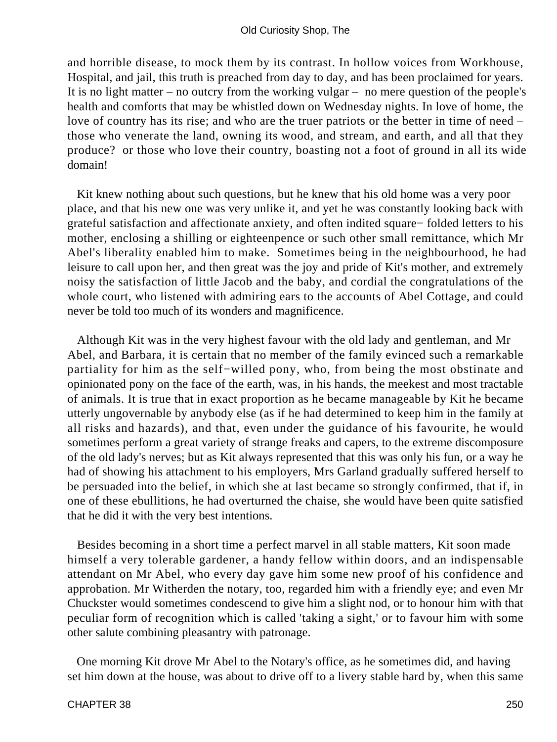and horrible disease, to mock them by its contrast. In hollow voices from Workhouse, Hospital, and jail, this truth is preached from day to day, and has been proclaimed for years. It is no light matter – no outcry from the working vulgar – no mere question of the people's health and comforts that may be whistled down on Wednesday nights. In love of home, the love of country has its rise; and who are the truer patriots or the better in time of need – those who venerate the land, owning its wood, and stream, and earth, and all that they produce? or those who love their country, boasting not a foot of ground in all its wide domain!

Kit knew nothing about such questions, but he knew that his old home was a very poor place, and that his new one was very unlike it, and yet he was constantly looking back with grateful satisfaction and affectionate anxiety, and often indited square−folded letters to his mother, enclosing a shilling or eighteenpence or such other small remittance, which Mr Abel's liberality enabled him to make. Sometimes being in the neighbourhood, he had leisure to call upon her, and then great was the joy and pride of Kit's mother, and extremely noisy the satisfaction of little Jacob and the baby, and cordial the congratulations of the whole court, who listened with admiring ears to the accounts of Abel Cottage, and could never be told too much of its wonders and magnificence.

Although Kit was in the very highest favour with the old lady and gentleman, and Mr Abel, and Barbara, it is certain that no member of the family evinced such a remarkable partiality for him as the self−willed pony, who, from being the most obstinate and opinionated pony on the face of the earth, was, in his hands, the meekest and most tractable of animals. It is true that in exact proportion as he became manageable by Kit he became utterly ungovernable by anybody else (as if he had determined to keep him in the family at all risks and hazards), and that, even under the guidance of his favourite, he would sometimes perform a great variety of strange freaks and capers, to the extreme discomposure of the old lady's nerves; but as Kit always represented that this was only his fun, or a way he had of showing his attachment to his employers, Mrs Garland gradually suffered herself to be persuaded into the belief, in which she at last became so strongly confirmed, that if, in one of these ebullitions, he had overturned the chaise, she would have been quite satisfied that he did it with the very best intentions.

Besides becoming in a short time a perfect marvel in all stable matters, Kit soon made himself a very tolerable gardener, a handy fellow within doors, and an indispensable attendant on Mr Abel, who every day gave him some new proof of his confidence and approbation. Mr Witherden the notary, too, regarded him with a friendly eye; and even Mr Chuckster would sometimes condescend to give him a slight nod, or to honour him with that peculiar form of recognition which is called 'taking a sight,' or to favour him with some other salute combining pleasantry with patronage.

One morning Kit drove Mr Abel to the Notary's office, as he sometimes did, and having set him down at the house, was about to drive off to a livery stable hard by, when this same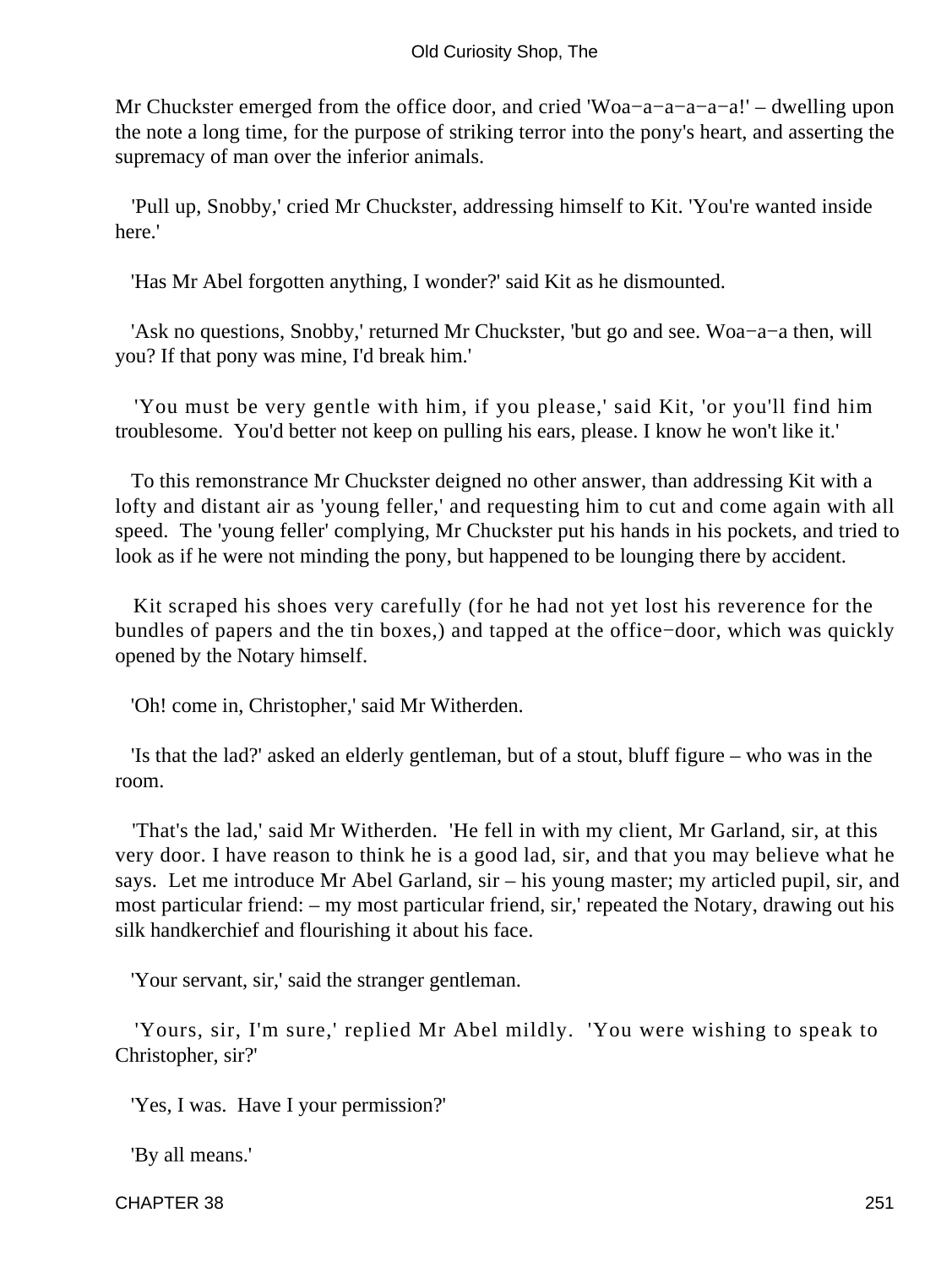Mr Chuckster emerged from the office door, and cried 'Woa−a−a−a−a!' – dwelling upon the note a long time, for the purpose of striking terror into the pony's heart, and asserting the supremacy of man over the inferior animals.

'Pull up, Snobby,' cried Mr Chuckster, addressing himself to Kit. 'You're wanted inside here.'

'Has Mr Abel forgotten anything, I wonder?' said Kit as he dismounted.

'Ask no questions, Snobby,' returned Mr Chuckster, 'but go and see. Woa−a−a then, will you? If that pony was mine, I'd break him.'

'You must be very gentle with him, if you please,' said Kit, 'or you'll find him troublesome. You'd better not keep on pulling his ears, please. I know he won't like it.'

To this remonstrance Mr Chuckster deigned no other answer, than addressing Kit with a lofty and distant air as 'young feller,' and requesting him to cut and come again with all speed. The 'young feller' complying, Mr Chuckster put his hands in his pockets, and tried to look as if he were not minding the pony, but happened to be lounging there by accident.

Kit scraped his shoes very carefully (for he had not yet lost his reverence for the bundles of papers and the tin boxes,) and tapped at the office−door, which was quickly opened by the Notary himself.

'Oh! come in, Christopher,' said Mr Witherden.

'Is that the lad?' asked an elderly gentleman, but of a stout, bluff figure – who was in the room.

'That's the lad,' said Mr Witherden. 'He fell in with my client, Mr Garland, sir, at this very door. I have reason to think he is a good lad, sir, and that you may believe what he says. Let me introduce Mr Abel Garland, sir – his young master; my articled pupil, sir, and most particular friend: – my most particular friend, sir,' repeated the Notary, drawing out his silk handkerchief and flourishing it about his face.

'Your servant, sir,' said the stranger gentleman.

'Yours, sir, I'm sure,' replied Mr Abel mildly. 'You were wishing to speak to Christopher, sir?'

'Yes, I was. Have I your permission?'

'By all means.'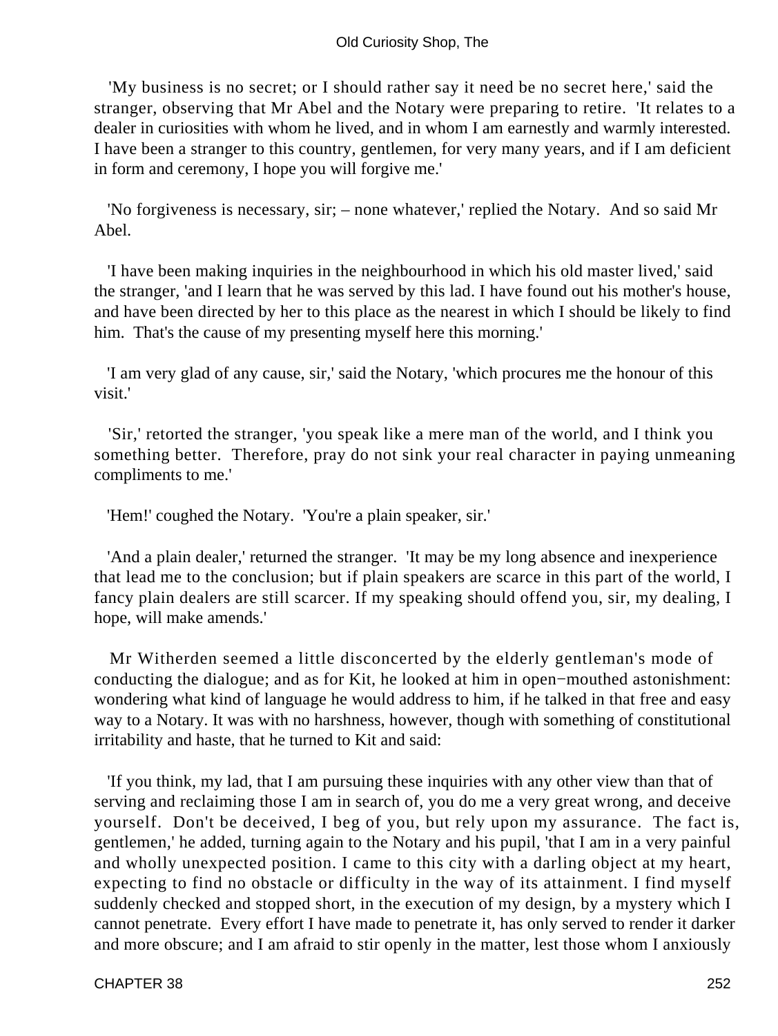'My business is no secret; or I should rather say it need be no secret here,' said the stranger, observing that Mr Abel and the Notary were preparing to retire. 'It relates to a dealer in curiosities with whom he lived, and in whom I am earnestly and warmly interested. I have been a stranger to this country, gentlemen, for very many years, and if I am deficient in form and ceremony, I hope you will forgive me.'

'No forgiveness is necessary, sir; – none whatever,' replied the Notary. And so said Mr Abel.

'I have been making inquiries in the neighbourhood in which his old master lived,' said the stranger, 'and I learn that he was served by this lad. I have found out his mother's house, and have been directed by her to this place as the nearest in which I should be likely to find him. That's the cause of my presenting myself here this morning.'

'I am very glad of any cause, sir,' said the Notary, 'which procures me the honour of this visit.'

'Sir,' retorted the stranger, 'you speak like a mere man of the world, and I think you something better. Therefore, pray do not sink your real character in paying unmeaning compliments to me.'

'Hem!' coughed the Notary. 'You're a plain speaker, sir.'

'And a plain dealer,' returned the stranger. 'It may be my long absence and inexperience that lead me to the conclusion; but if plain speakers are scarce in this part of the world, I fancy plain dealers are still scarcer. If my speaking should offend you, sir, my dealing, I hope, will make amends.'

Mr Witherden seemed a little disconcerted by the elderly gentleman's mode of conducting the dialogue; and as for Kit, he looked at him in open−mouthed astonishment: wondering what kind of language he would address to him, if he talked in that free and easy way to a Notary. It was with no harshness, however, though with something of constitutional irritability and haste, that he turned to Kit and said:

'If you think, my lad, that I am pursuing these inquiries with any other view than that of serving and reclaiming those I am in search of, you do me a very great wrong, and deceive yourself. Don't be deceived, I beg of you, but rely upon my assurance. The fact is, gentlemen,' he added, turning again to the Notary and his pupil, 'that I am in a very painful and wholly unexpected position. I came to this city with a darling object at my heart, expecting to find no obstacle or difficulty in the way of its attainment. I find myself suddenly checked and stopped short, in the execution of my design, by a mystery which I cannot penetrate. Every effort I have made to penetrate it, has only served to render it darker and more obscure; and I am afraid to stir openly in the matter, lest those whom I anxiously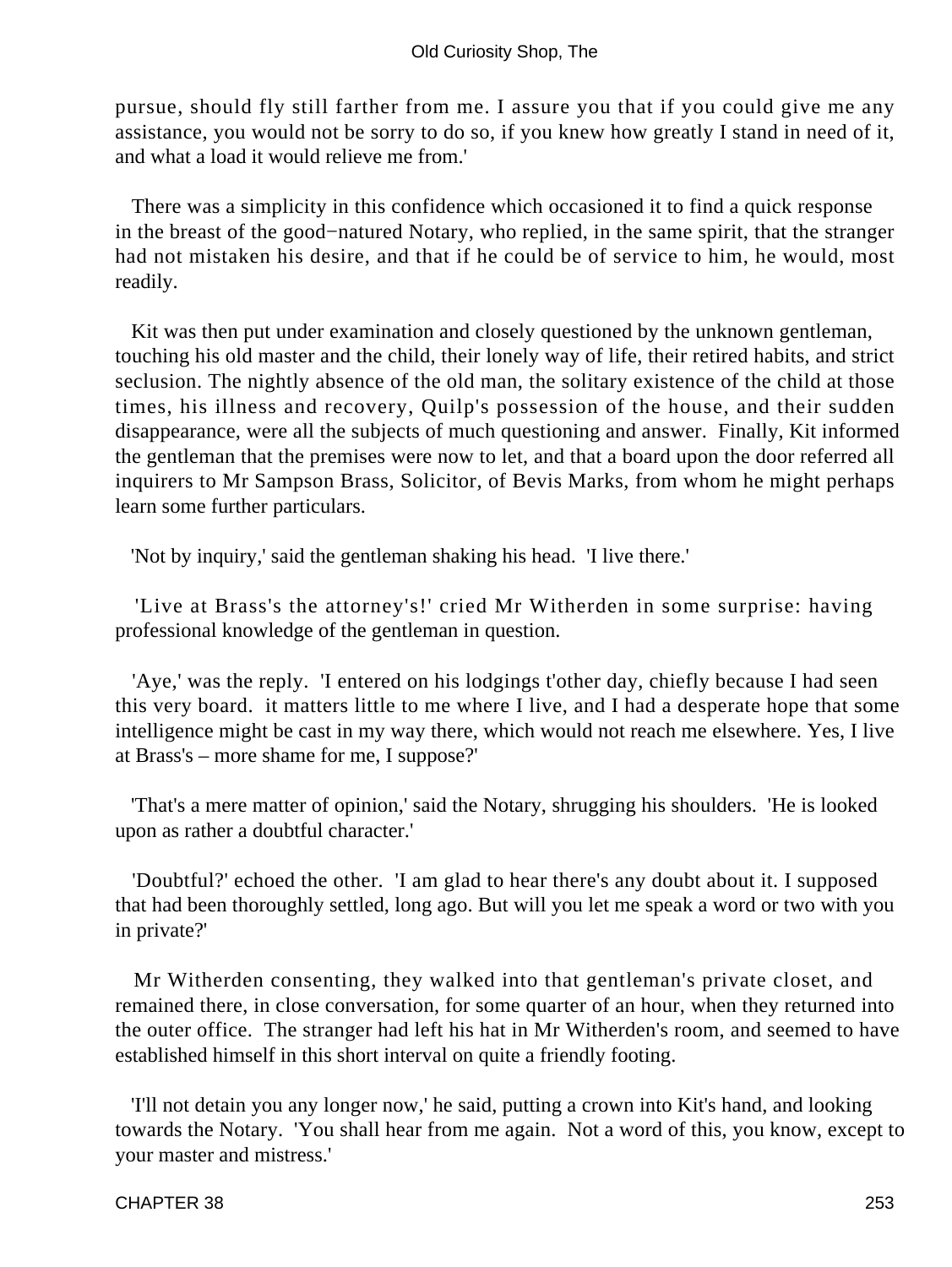pursue, should fly still farther from me. I assure you that if you could give me any assistance, you would not be sorry to do so, if you knew how greatly I stand in need of it, and what a load it would relieve me from.'

There was a simplicity in this confidence which occasioned it to find a quick response in the breast of the good−natured Notary, who replied, in the same spirit, that the stranger had not mistaken his desire, and that if he could be of service to him, he would, most readily.

Kit was then put under examination and closely questioned by the unknown gentleman, touching his old master and the child, their lonely way of life, their retired habits, and strict seclusion. The nightly absence of the old man, the solitary existence of the child at those times, his illness and recovery, Quilp's possession of the house, and their sudden disappearance, were all the subjects of much questioning and answer. Finally, Kit informed the gentleman that the premises were now to let, and that a board upon the door referred all inquirers to Mr Sampson Brass, Solicitor, of Bevis Marks, from whom he might perhaps learn some further particulars.

'Not by inquiry,' said the gentleman shaking his head. 'I live there.'

'Live at Brass's the attorney's!' cried Mr Witherden in some surprise: having professional knowledge of the gentleman in question.

'Aye,' was the reply. 'I entered on his lodgings t'other day, chiefly because I had seen this very board. it matters little to me where I live, and I had a desperate hope that some intelligence might be cast in my way there, which would not reach me elsewhere. Yes, I live at Brass's – more shame for me, I suppose?'

'That's a mere matter of opinion,' said the Notary, shrugging his shoulders. 'He is looked upon as rather a doubtful character.'

'Doubtful?' echoed the other. 'I am glad to hear there's any doubt about it. I supposed that had been thoroughly settled, long ago. But will you let me speak a word or two with you in private?'

Mr Witherden consenting, they walked into that gentleman's private closet, and remained there, in close conversation, for some quarter of an hour, when they returned into the outer office. The stranger had left his hat in Mr Witherden's room, and seemed to have established himself in this short interval on quite a friendly footing.

'I'll not detain you any longer now,' he said, putting a crown into Kit's hand, and looking towards the Notary. 'You shall hear from me again. Not a word of this, you know, except to your master and mistress.'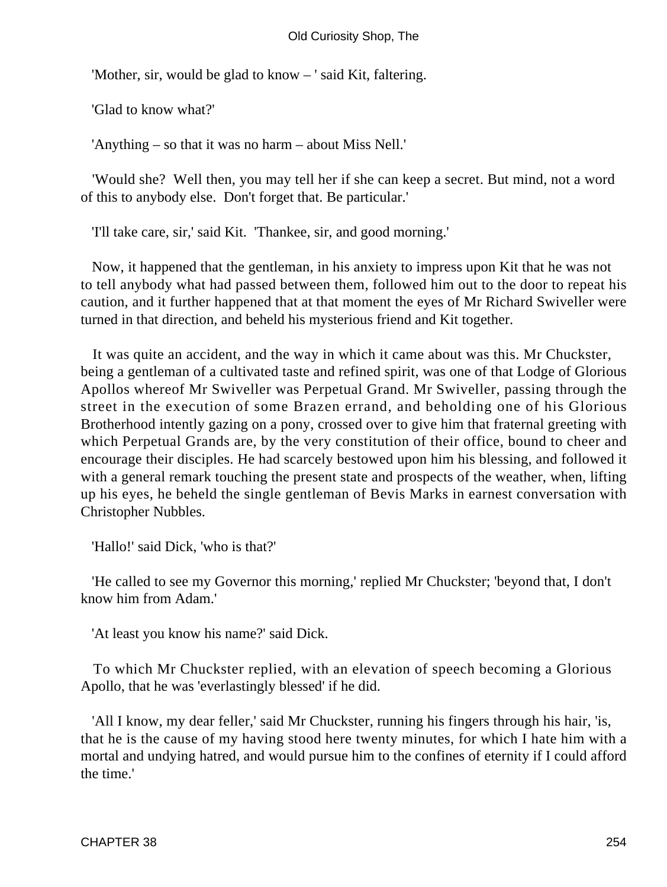'Mother, sir, would be glad to know – ' said Kit, faltering.

'Glad to know what?'

'Anything – so that it was no harm – about Miss Nell.'

'Would she? Well then, you may tell her if she can keep a secret. But mind, not a word of this to anybody else. Don't forget that. Be particular.'

'I'll take care, sir,' said Kit. 'Thankee, sir, and good morning.'

Now, it happened that the gentleman, in his anxiety to impress upon Kit that he was not to tell anybody what had passed between them, followed him out to the door to repeat his caution, and it further happened that at that moment the eyes of Mr Richard Swiveller were turned in that direction, and beheld his mysterious friend and Kit together.

It was quite an accident, and the way in which it came about was this. Mr Chuckster, being a gentleman of a cultivated taste and refined spirit, was one of that Lodge of Glorious Apollos whereof Mr Swiveller was Perpetual Grand. Mr Swiveller, passing through the street in the execution of some Brazen errand, and beholding one of his Glorious Brotherhood intently gazing on a pony, crossed over to give him that fraternal greeting with which Perpetual Grands are, by the very constitution of their office, bound to cheer and encourage their disciples. He had scarcely bestowed upon him his blessing, and followed it with a general remark touching the present state and prospects of the weather, when, lifting up his eyes, he beheld the single gentleman of Bevis Marks in earnest conversation with Christopher Nubbles.

'Hallo!' said Dick, 'who is that?'

'He called to see my Governor this morning,' replied Mr Chuckster; 'beyond that, I don't know him from Adam.'

'At least you know his name?' said Dick.

To which Mr Chuckster replied, with an elevation of speech becoming a Glorious Apollo, that he was 'everlastingly blessed' if he did.

'All I know, my dear feller,' said Mr Chuckster, running his fingers through his hair, 'is, that he is the cause of my having stood here twenty minutes, for which I hate him with a mortal and undying hatred, and would pursue him to the confines of eternity if I could afford the time.'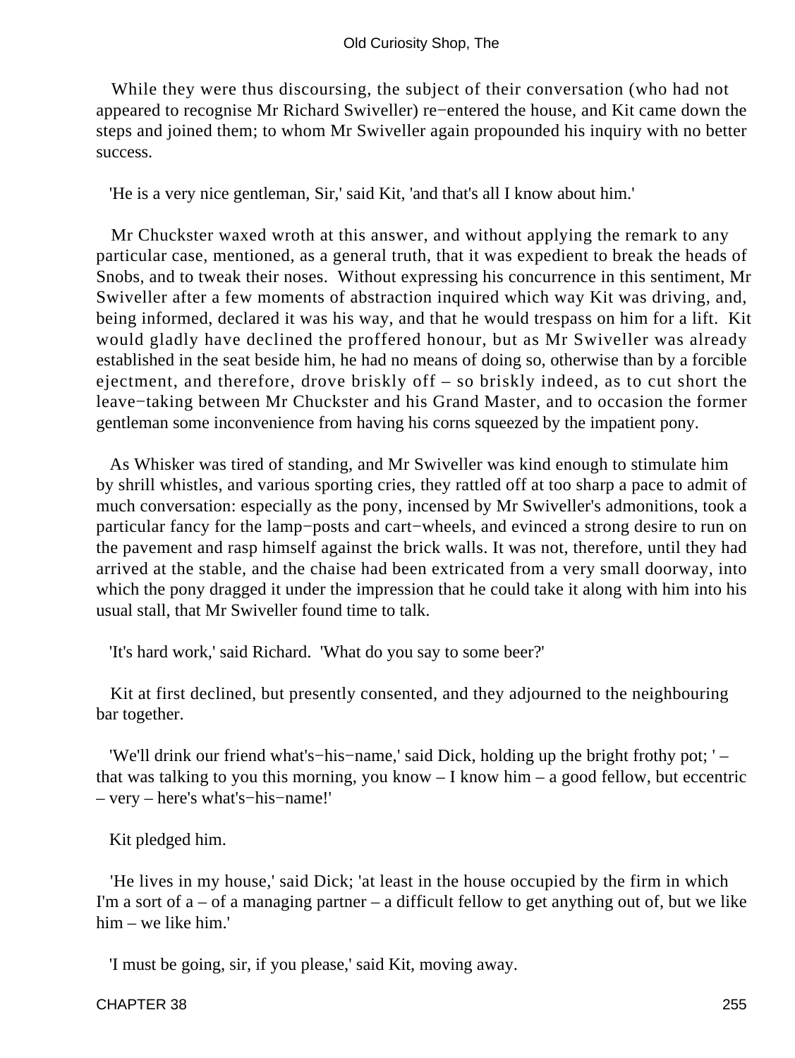While they were thus discoursing, the subject of their conversation (who had not appeared to recognise Mr Richard Swiveller) re−entered the house, and Kit came down the steps and joined them; to whom Mr Swiveller again propounded his inquiry with no better success.

'He is a very nice gentleman, Sir,' said Kit, 'and that's all I know about him.'

Mr Chuckster waxed wroth at this answer, and without applying the remark to any particular case, mentioned, as a general truth, that it was expedient to break the heads of Snobs, and to tweak their noses. Without expressing his concurrence in this sentiment, Mr Swiveller after a few moments of abstraction inquired which way Kit was driving, and, being informed, declared it was his way, and that he would trespass on him for a lift. Kit would gladly have declined the proffered honour, but as Mr Swiveller was already established in the seat beside him, he had no means of doing so, otherwise than by a forcible ejectment, and therefore, drove briskly off – so briskly indeed, as to cut short the leave−taking between Mr Chuckster and his Grand Master, and to occasion the former gentleman some inconvenience from having his corns squeezed by the impatient pony.

As Whisker was tired of standing, and Mr Swiveller was kind enough to stimulate him by shrill whistles, and various sporting cries, they rattled off at too sharp a pace to admit of much conversation: especially as the pony, incensed by Mr Swiveller's admonitions, took a particular fancy for the lamp−posts and cart−wheels, and evinced a strong desire to run on the pavement and rasp himself against the brick walls. It was not, therefore, until they had arrived at the stable, and the chaise had been extricated from a very small doorway, into which the pony dragged it under the impression that he could take it along with him into his usual stall, that Mr Swiveller found time to talk.

'It's hard work,' said Richard. 'What do you say to some beer?'

Kit at first declined, but presently consented, and they adjourned to the neighbouring bar together.

'We'll drink our friend what's−his−name,' said Dick, holding up the bright frothy pot; ' – that was talking to you this morning, you know – I know him – a good fellow, but eccentric – very – here's what's−his−name!'

Kit pledged him.

'He lives in my house,' said Dick; 'at least in the house occupied by the firm in which I'm a sort of a – of a managing partner – a difficult fellow to get anything out of, but we like him – we like him.'

'I must be going, sir, if you please,' said Kit, moving away.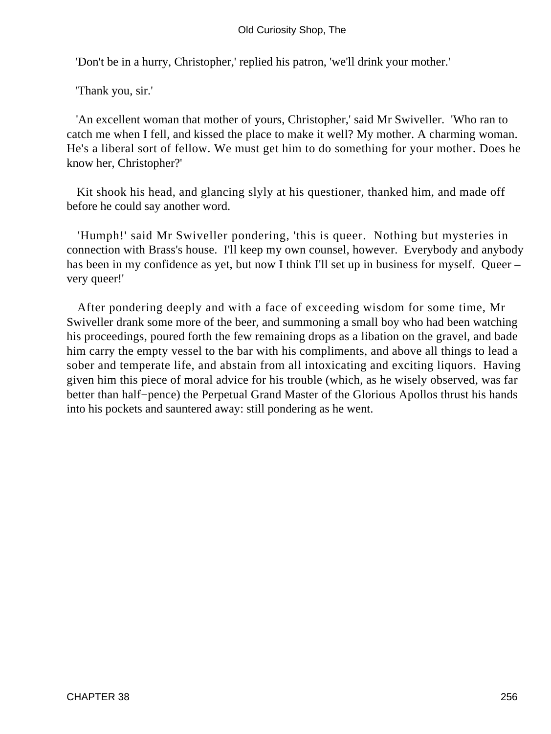'Don't be in a hurry, Christopher,' replied his patron, 'we'll drink your mother.'

'Thank you, sir.'

'An excellent woman that mother of yours, Christopher,' said Mr Swiveller. 'Who ran to catch me when I fell, and kissed the place to make it well? My mother. A charming woman. He's a liberal sort of fellow. We must get him to do something for your mother. Does he know her, Christopher?'

Kit shook his head, and glancing slyly at his questioner, thanked him, and made off before he could say another word.

'Humph!' said Mr Swiveller pondering, 'this is queer. Nothing but mysteries in connection with Brass's house. I'll keep my own counsel, however. Everybody and anybody has been in my confidence as yet, but now I think I'll set up in business for myself. Queer – very queer!'

After pondering deeply and with a face of exceeding wisdom for some time, Mr Swiveller drank some more of the beer, and summoning a small boy who had been watching his proceedings, poured forth the few remaining drops as a libation on the gravel, and bade him carry the empty vessel to the bar with his compliments, and above all things to lead a sober and temperate life, and abstain from all intoxicating and exciting liquors. Having given him this piece of moral advice for his trouble (which, as he wisely observed, was far better than half−pence) the Perpetual Grand Master of the Glorious Apollos thrust his hands into his pockets and sauntered away: still pondering as he went.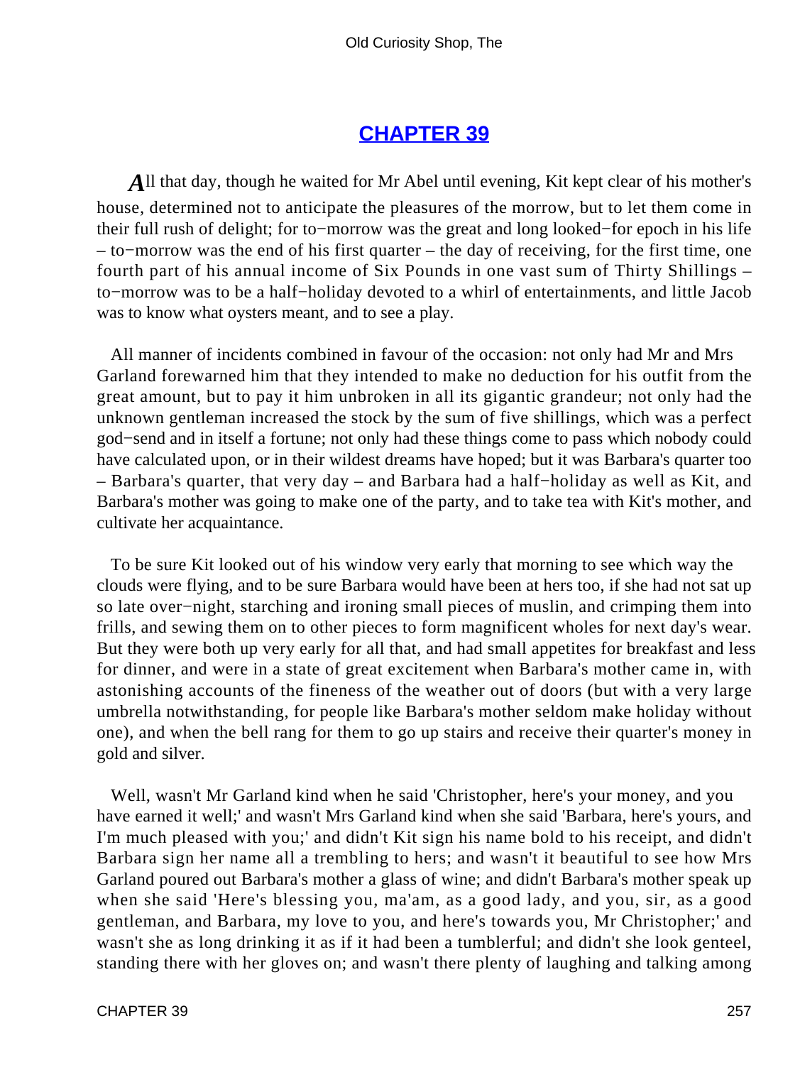## CHAPTER 39

*A*ll that day, though he waited for Mr Abel until evening, Kit kept clear of his mother's house, determined not to anticipate the pleasures of the morrow, but to let them come in their full rush of delight; for to−morrow was the great and long looked−for epoch in his life – to−morrow was the end of his first quarter – the day of receiving, for the first time, one fourth part of his annual income of Six Pounds in one vast sum of Thirty Shillings – to−morrow was to be a half−holiday devoted to a whirl of entertainments, and little Jacob was to know what oysters meant, and to see a play.

All manner of incidents combined in favour of the occasion: not only had Mr and Mrs Garland forewarned him that they intended to make no deduction for his outfit from the great amount, but to pay it him unbroken in all its gigantic grandeur; not only had the unknown gentleman increased the stock by the sum of five shillings, which was a perfect god−send and in itself a fortune; not only had these things come to pass which nobody could have calculated upon, or in their wildest dreams have hoped; but it was Barbara's quarter too – Barbara's quarter, that very day – and Barbara had a half−holiday as well as Kit, and Barbara's mother was going to make one of the party, and to take tea with Kit's mother, and cultivate her acquaintance.

To be sure Kit looked out of his window very early that morning to see which way the clouds were flying, and to be sure Barbara would have been at hers too, if she had not sat up so late over−night, starching and ironing small pieces of muslin, and crimping them into frills, and sewing them on to other pieces to form magnificent wholes for next day's wear. But they were both up very early for all that, and had small appetites for breakfast and less for dinner, and were in a state of great excitement when Barbara's mother came in, with astonishing accounts of the fineness of the weather out of doors (but with a very large umbrella notwithstanding, for people like Barbara's mother seldom make holiday without one), and when the bell rang for them to go up stairs and receive their quarter's money in gold and silver.

Well, wasn't Mr Garland kind when he said 'Christopher, here's your money, and you have earned it well;' and wasn't Mrs Garland kind when she said 'Barbara, here's yours, and I'm much pleased with you;' and didn't Kit sign his name bold to his receipt, and didn't Barbara sign her name all a trembling to hers; and wasn't it beautiful to see how Mrs Garland poured out Barbara's mother a glass of wine; and didn't Barbara's mother speak up when she said 'Here's blessing you, ma'am, as a good lady, and you, sir, as a good gentleman, and Barbara, my love to you, and here's towards you, Mr Christopher;' and wasn't she as long drinking it as if it had been a tumblerful; and didn't she look genteel, standing there with her gloves on; and wasn't there plenty of laughing and talking among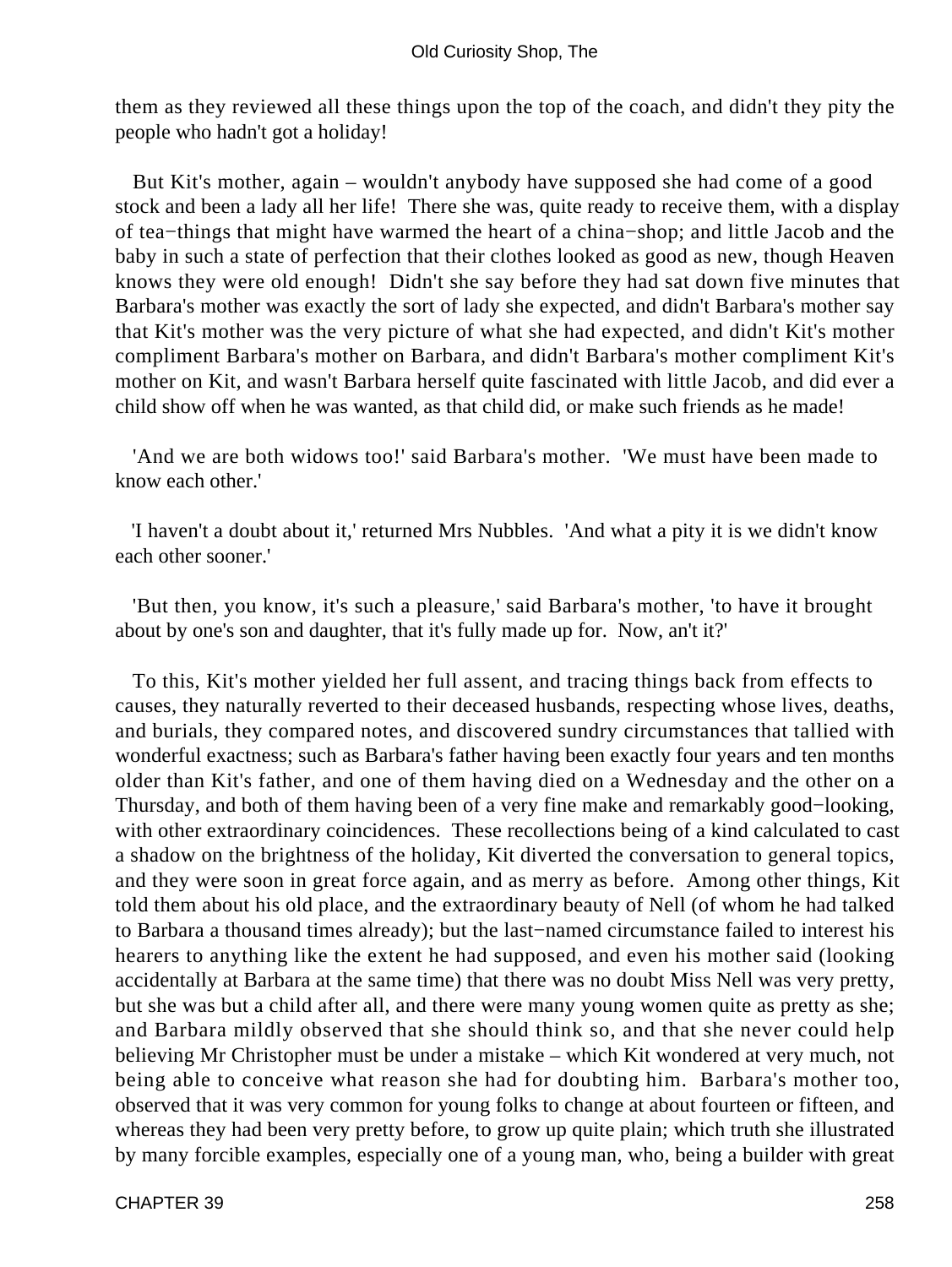them as they reviewed all these things upon the top of the coach, and didn't they pity the people who hadn't got a holiday!

But Kit's mother, again – wouldn't anybody have supposed she had come of a good stock and been a lady all her life! There she was, quite ready to receive them, with a display of tea−things that might have warmed the heart of a china−shop; and little Jacob and the baby in such a state of perfection that their clothes looked as good as new, though Heaven knows they were old enough! Didn't she say before they had sat down five minutes that Barbara's mother was exactly the sort of lady she expected, and didn't Barbara's mother say that Kit's mother was the very picture of what she had expected, and didn't Kit's mother compliment Barbara's mother on Barbara, and didn't Barbara's mother compliment Kit's mother on Kit, and wasn't Barbara herself quite fascinated with little Jacob, and did ever a child show off when he was wanted, as that child did, or make such friends as he made!

'And we are both widows too!' said Barbara's mother. 'We must have been made to know each other.'

'I haven't a doubt about it,' returned Mrs Nubbles. 'And what a pity it is we didn't know each other sooner.'

'But then, you know, it's such a pleasure,' said Barbara's mother, 'to have it brought about by one's son and daughter, that it's fully made up for. Now, an't it?'

To this, Kit's mother yielded her full assent, and tracing things back from effects to causes, they naturally reverted to their deceased husbands, respecting whose lives, deaths, and burials, they compared notes, and discovered sundry circumstances that tallied with wonderful exactness; such as Barbara's father having been exactly four years and ten months older than Kit's father, and one of them having died on a Wednesday and the other on a Thursday, and both of them having been of a very fine make and remarkably good−looking, with other extraordinary coincidences. These recollections being of a kind calculated to cast a shadow on the brightness of the holiday, Kit diverted the conversation to general topics, and they were soon in great force again, and as merry as before. Among other things, Kit told them about his old place, and the extraordinary beauty of Nell (of whom he had talked to Barbara a thousand times already); but the last−named circumstance failed to interest his hearers to anything like the extent he had supposed, and even his mother said (looking accidentally at Barbara at the same time) that there was no doubt Miss Nell was very pretty, but she was but a child after all, and there were many young women quite as pretty as she; and Barbara mildly observed that she should think so, and that she never could help believing Mr Christopher must be under a mistake – which Kit wondered at very much, not being able to conceive what reason she had for doubting him. Barbara's mother too, observed that it was very common for young folks to change at about fourteen or fifteen, and whereas they had been very pretty before, to grow up quite plain; which truth she illustrated by many forcible examples, especially one of a young man, who, being a builder with great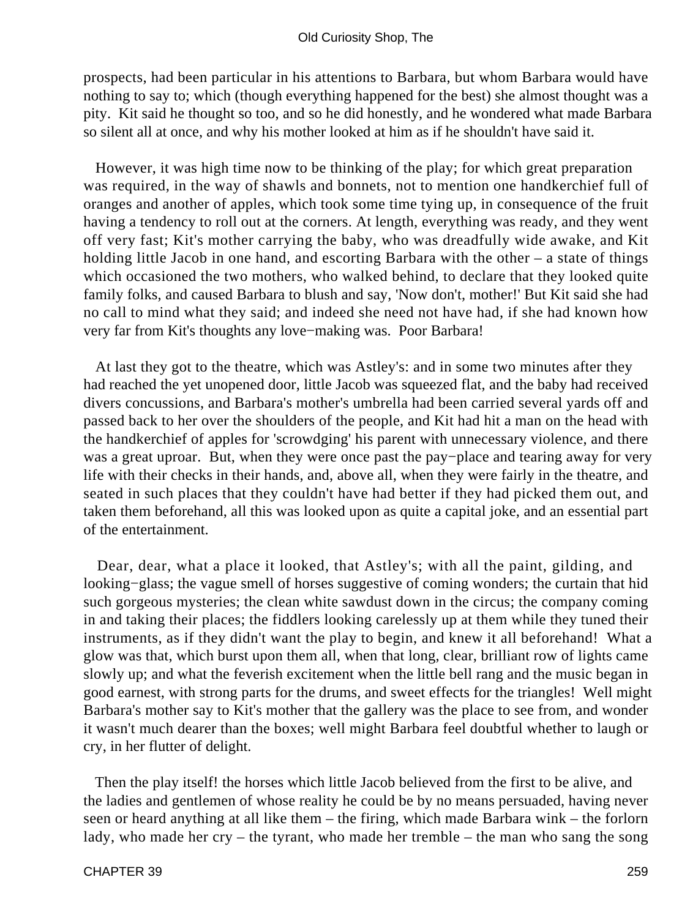prospects, had been particular in his attentions to Barbara, but whom Barbara would have nothing to say to; which (though everything happened for the best) she almost thought was a pity. Kit said he thought so too, and so he did honestly, and he wondered what made Barbara so silent all at once, and why his mother looked at him as if he shouldn't have said it.

However, it was high time now to be thinking of the play; for which great preparation was required, in the way of shawls and bonnets, not to mention one handkerchief full of oranges and another of apples, which took some time tying up, in consequence of the fruit having a tendency to roll out at the corners. At length, everything was ready, and they went off very fast; Kit's mother carrying the baby, who was dreadfully wide awake, and Kit holding little Jacob in one hand, and escorting Barbara with the other – a state of things which occasioned the two mothers, who walked behind, to declare that they looked quite family folks, and caused Barbara to blush and say, 'Now don't, mother!' But Kit said she had no call to mind what they said; and indeed she need not have had, if she had known how very far from Kit's thoughts any love−making was. Poor Barbara!

At last they got to the theatre, which was Astley's: and in some two minutes after they had reached the yet unopened door, little Jacob was squeezed flat, and the baby had received divers concussions, and Barbara's mother's umbrella had been carried several yards off and passed back to her over the shoulders of the people, and Kit had hit a man on the head with the handkerchief of apples for 'scrowdging' his parent with unnecessary violence, and there was a great uproar. But, when they were once past the pay−place and tearing away for very life with their checks in their hands, and, above all, when they were fairly in the theatre, and seated in such places that they couldn't have had better if they had picked them out, and taken them beforehand, all this was looked upon as quite a capital joke, and an essential part of the entertainment.

Dear, dear, what a place it looked, that Astley's; with all the paint, gilding, and looking−glass; the vague smell of horses suggestive of coming wonders; the curtain that hid such gorgeous mysteries; the clean white sawdust down in the circus; the company coming in and taking their places; the fiddlers looking carelessly up at them while they tuned their instruments, as if they didn't want the play to begin, and knew it all beforehand! What a glow was that, which burst upon them all, when that long, clear, brilliant row of lights came slowly up; and what the feverish excitement when the little bell rang and the music began in good earnest, with strong parts for the drums, and sweet effects for the triangles! Well might Barbara's mother say to Kit's mother that the gallery was the place to see from, and wonder it wasn't much dearer than the boxes; well might Barbara feel doubtful whether to laugh or cry, in her flutter of delight.

Then the play itself! the horses which little Jacob believed from the first to be alive, and the ladies and gentlemen of whose reality he could be by no means persuaded, having never seen or heard anything at all like them – the firing, which made Barbara wink – the forlorn lady, who made her cry – the tyrant, who made her tremble – the man who sang the song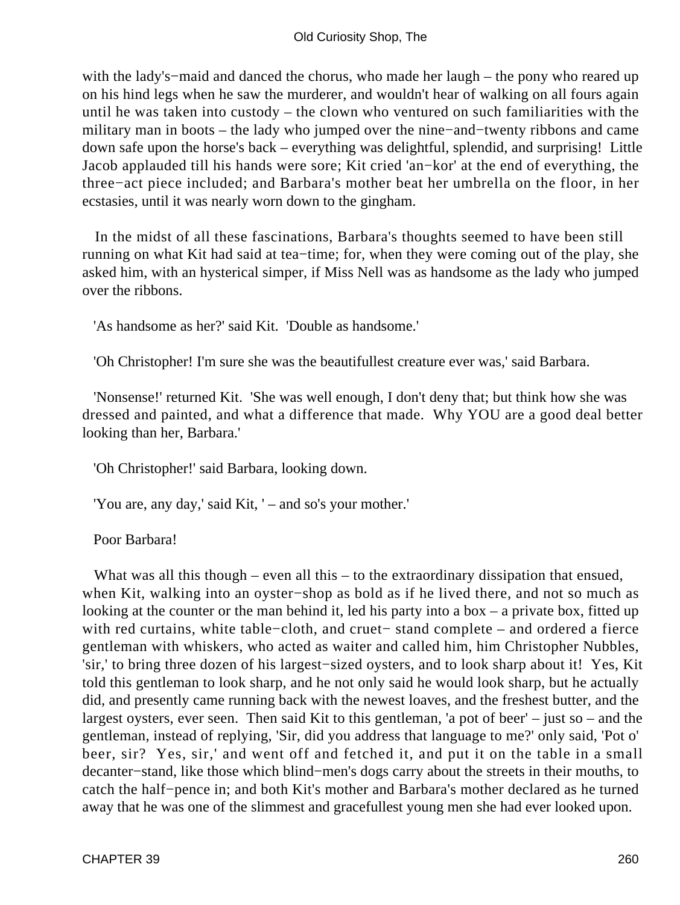with the lady's−maid and danced the chorus, who made her laugh – the pony who reared up on his hind legs when he saw the murderer, and wouldn't hear of walking on all fours again until he was taken into custody – the clown who ventured on such familiarities with the military man in boots – the lady who jumped over the nine−and−twenty ribbons and came down safe upon the horse's back – everything was delightful, splendid, and surprising! Little Jacob applauded till his hands were sore; Kit cried 'an−kor' at the end of everything, the three−act piece included; and Barbara's mother beat her umbrella on the floor, in her ecstasies, until it was nearly worn down to the gingham.

In the midst of all these fascinations, Barbara's thoughts seemed to have been still running on what Kit had said at tea−time; for, when they were coming out of the play, she asked him, with an hysterical simper, if Miss Nell was as handsome as the lady who jumped over the ribbons.

'As handsome as her?' said Kit. 'Double as handsome.'

'Oh Christopher! I'm sure she was the beautifullest creature ever was,' said Barbara.

'Nonsense!' returned Kit. 'She was well enough, I don't deny that; but think how she was dressed and painted, and what a difference that made. Why YOU are a good deal better looking than her, Barbara.'

'Oh Christopher!' said Barbara, looking down.

'You are, any day,' said Kit, ' – and so's your mother.'

Poor Barbara!

What was all this though – even all this – to the extraordinary dissipation that ensued, when Kit, walking into an oyster−shop as bold as if he lived there, and not so much as looking at the counter or the man behind it, led his party into a box – a private box, fitted up with red curtains, white table−cloth, and cruet− stand complete – and ordered a fierce gentleman with whiskers, who acted as waiter and called him, him Christopher Nubbles, 'sir,' to bring three dozen of his largest−sized oysters, and to look sharp about it! Yes, Kit told this gentleman to look sharp, and he not only said he would look sharp, but he actually did, and presently came running back with the newest loaves, and the freshest butter, and the largest oysters, ever seen. Then said Kit to this gentleman, 'a pot of beer' – just so – and the gentleman, instead of replying, 'Sir, did you address that language to me?' only said, 'Pot o' beer, sir? Yes, sir,' and went off and fetched it, and put it on the table in a small decanter−stand, like those which blind−men's dogs carry about the streets in their mouths, to catch the half−pence in; and both Kit's mother and Barbara's mother declared as he turned away that he was one of the slimmest and gracefullest young men she had ever looked upon.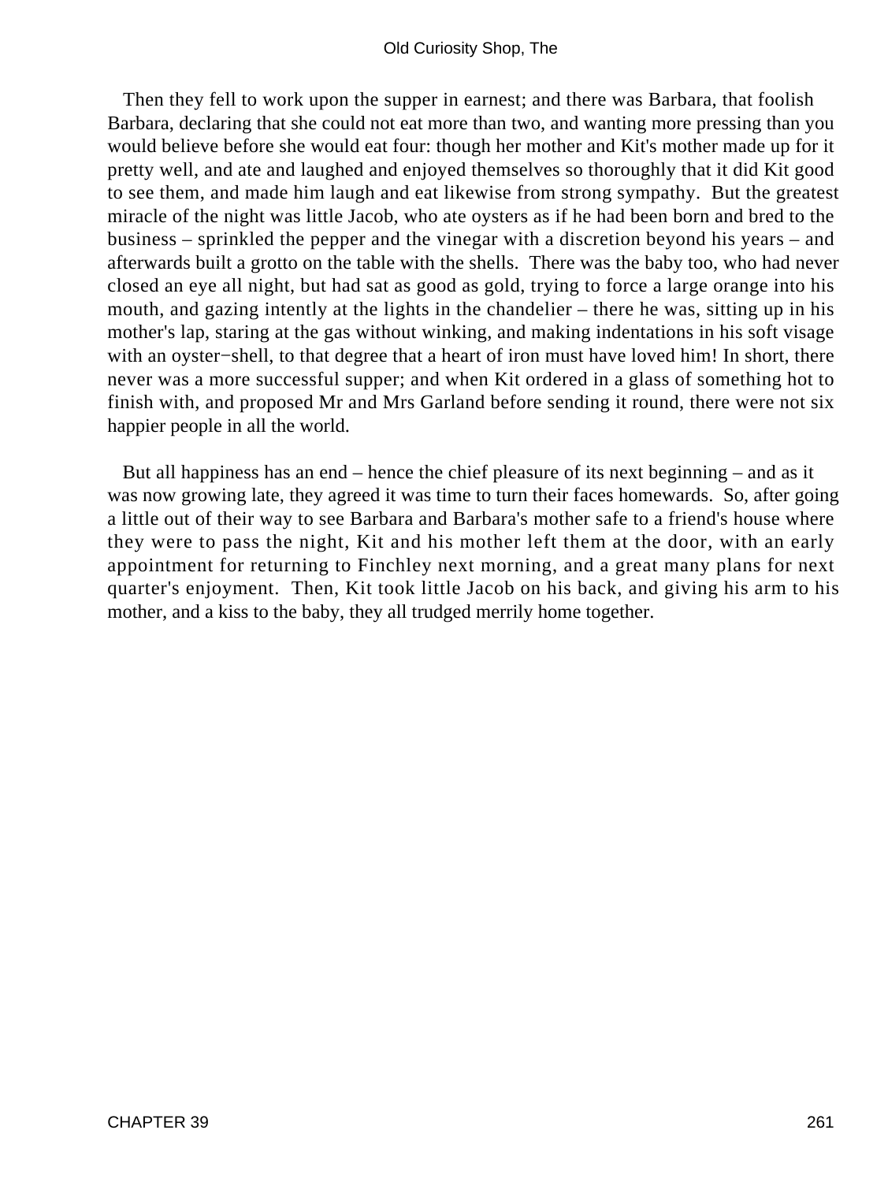Then they fell to work upon the supper in earnest; and there was Barbara, that foolish Barbara, declaring that she could not eat more than two, and wanting more pressing than you would believe before she would eat four: though her mother and Kit's mother made up for it pretty well, and ate and laughed and enjoyed themselves so thoroughly that it did Kit good to see them, and made him laugh and eat likewise from strong sympathy. But the greatest miracle of the night was little Jacob, who ate oysters as if he had been born and bred to the business – sprinkled the pepper and the vinegar with a discretion beyond his years – and afterwards built a grotto on the table with the shells. There was the baby too, who had never closed an eye all night, but had sat as good as gold, trying to force a large orange into his mouth, and gazing intently at the lights in the chandelier – there he was, sitting up in his mother's lap, staring at the gas without winking, and making indentations in his soft visage with an oyster−shell, to that degree that a heart of iron must have loved him! In short, there never was a more successful supper; and when Kit ordered in a glass of something hot to finish with, and proposed Mr and Mrs Garland before sending it round, there were not six happier people in all the world.

But all happiness has an end – hence the chief pleasure of its next beginning – and as it was now growing late, they agreed it was time to turn their faces homewards. So, after going a little out of their way to see Barbara and Barbara's mother safe to a friend's house where they were to pass the night, Kit and his mother left them at the door, with an early appointment for returning to Finchley next morning, and a great many plans for next quarter's enjoyment. Then, Kit took little Jacob on his back, and giving his arm to his mother, and a kiss to the baby, they all trudged merrily home together.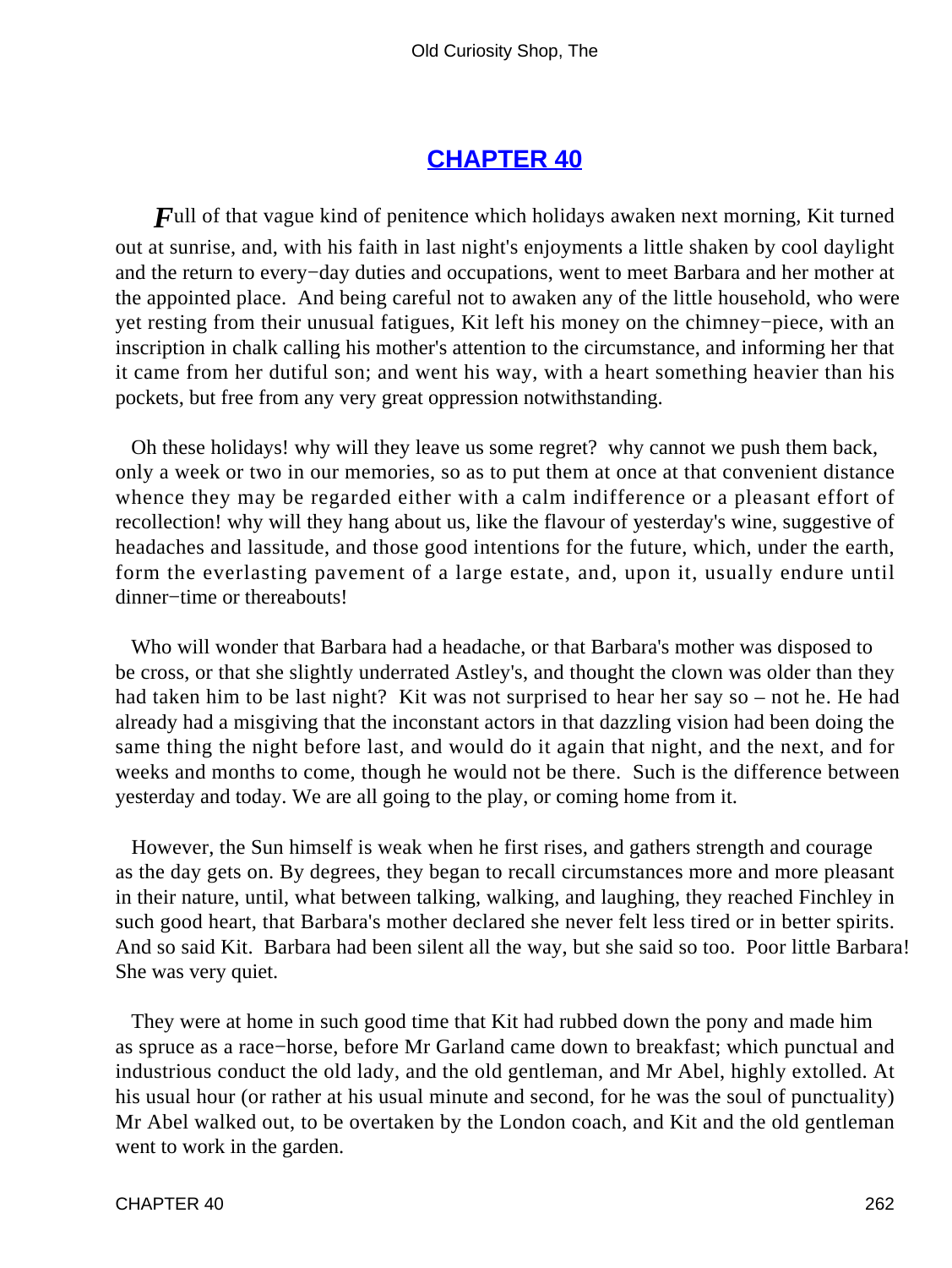## CHAPTER 40

*F*ull of that vague kind of penitence which holidays awaken next morning, Kit turned out at sunrise, and, with his faith in last night's enjoyments a little shaken by cool daylight and the return to every−day duties and occupations, went to meet Barbara and her mother at the appointed place. And being careful not to awaken any of the little household, who were yet resting from their unusual fatigues, Kit left his money on the chimney−piece, with an inscription in chalk calling his mother's attention to the circumstance, and informing her that it came from her dutiful son; and went his way, with a heart something heavier than his pockets, but free from any very great oppression notwithstanding.

Oh these holidays! why will they leave us some regret? why cannot we push them back, only a week or two in our memories, so as to put them at once at that convenient distance whence they may be regarded either with a calm indifference or a pleasant effort of recollection! why will they hang about us, like the flavour of yesterday's wine, suggestive of headaches and lassitude, and those good intentions for the future, which, under the earth, form the everlasting pavement of a large estate, and, upon it, usually endure until dinner−time or thereabouts!

Who will wonder that Barbara had a headache, or that Barbara's mother was disposed to be cross, or that she slightly underrated Astley's, and thought the clown was older than they had taken him to be last night? Kit was not surprised to hear her say so – not he. He had already had a misgiving that the inconstant actors in that dazzling vision had been doing the same thing the night before last, and would do it again that night, and the next, and for weeks and months to come, though he would not be there. Such is the difference between yesterday and today. We are all going to the play, or coming home from it.

However, the Sun himself is weak when he first rises, and gathers strength and courage as the day gets on. By degrees, they began to recall circumstances more and more pleasant in their nature, until, what between talking, walking, and laughing, they reached Finchley in such good heart, that Barbara's mother declared she never felt less tired or in better spirits. And so said Kit. Barbara had been silent all the way, but she said so too. Poor little Barbara! She was very quiet.

They were at home in such good time that Kit had rubbed down the pony and made him as spruce as a race−horse, before Mr Garland came down to breakfast; which punctual and industrious conduct the old lady, and the old gentleman, and Mr Abel, highly extolled. At his usual hour (or rather at his usual minute and second, for he was the soul of punctuality) Mr Abel walked out, to be overtaken by the London coach, and Kit and the old gentleman went to work in the garden.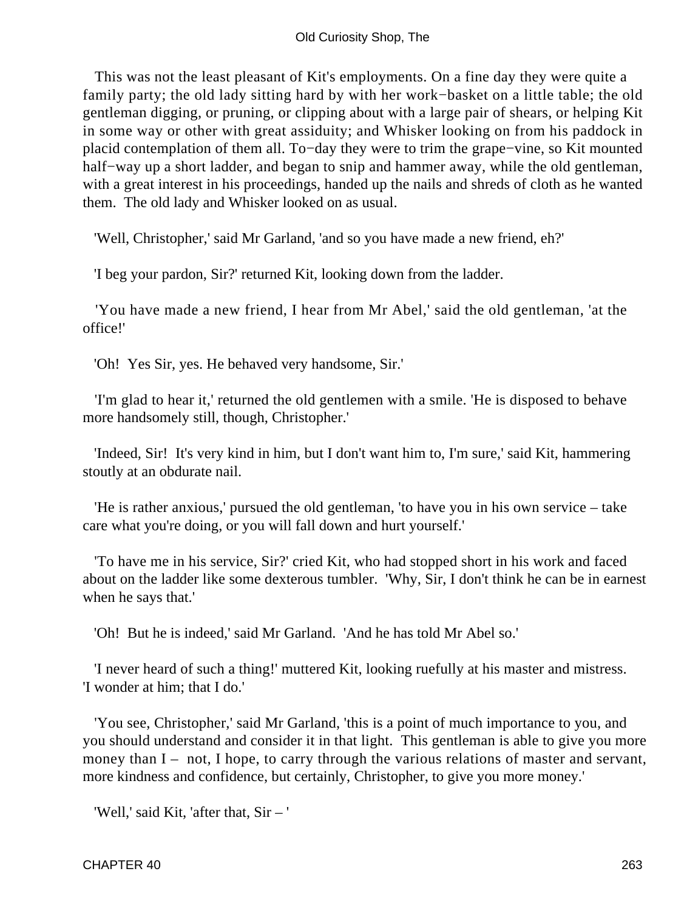This was not the least pleasant of Kit's employments. On a fine day they were quite a family party; the old lady sitting hard by with her work−basket on a little table; the old gentleman digging, or pruning, or clipping about with a large pair of shears, or helping Kit in some way or other with great assiduity; and Whisker looking on from his paddock in placid contemplation of them all. To−day they were to trim the grape−vine, so Kit mounted half−way up a short ladder, and began to snip and hammer away, while the old gentleman, with a great interest in his proceedings, handed up the nails and shreds of cloth as he wanted them. The old lady and Whisker looked on as usual.

'Well, Christopher,' said Mr Garland, 'and so you have made a new friend, eh?'

'I beg your pardon, Sir?' returned Kit, looking down from the ladder.

'You have made a new friend, I hear from Mr Abel,' said the old gentleman, 'at the office!'

'Oh! Yes Sir, yes. He behaved very handsome, Sir.'

'I'm glad to hear it,' returned the old gentlemen with a smile. 'He is disposed to behave more handsomely still, though, Christopher.'

'Indeed, Sir! It's very kind in him, but I don't want him to, I'm sure,' said Kit, hammering stoutly at an obdurate nail.

'He is rather anxious,' pursued the old gentleman, 'to have you in his own service – take care what you're doing, or you will fall down and hurt yourself.'

'To have me in his service, Sir?' cried Kit, who had stopped short in his work and faced about on the ladder like some dexterous tumbler. 'Why, Sir, I don't think he can be in earnest when he says that.'

'Oh! But he is indeed,' said Mr Garland. 'And he has told Mr Abel so.'

'I never heard of such a thing!' muttered Kit, looking ruefully at his master and mistress. 'I wonder at him; that I do.'

'You see, Christopher,' said Mr Garland, 'this is a point of much importance to you, and you should understand and consider it in that light. This gentleman is able to give you more money than I – not, I hope, to carry through the various relations of master and servant, more kindness and confidence, but certainly, Christopher, to give you more money.'

'Well,' said Kit, 'after that, Sir – '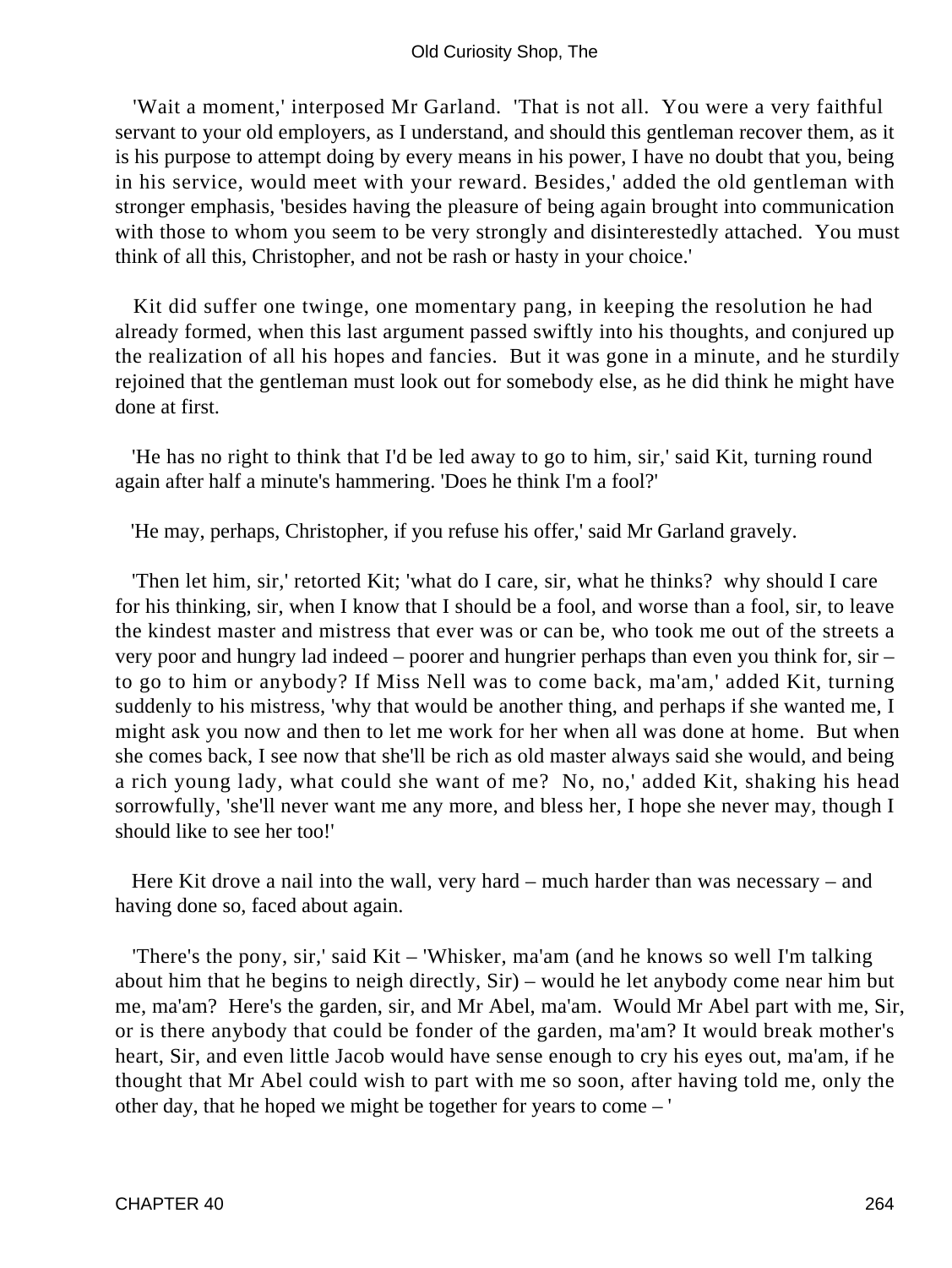'Wait a moment,' interposed Mr Garland. 'That is not all. You were a very faithful servant to your old employers, as I understand, and should this gentleman recover them, as it is his purpose to attempt doing by every means in his power, I have no doubt that you, being in his service, would meet with your reward. Besides,' added the old gentleman with stronger emphasis, 'besides having the pleasure of being again brought into communication with those to whom you seem to be very strongly and disinterestedly attached. You must think of all this, Christopher, and not be rash or hasty in your choice.'

Kit did suffer one twinge, one momentary pang, in keeping the resolution he had already formed, when this last argument passed swiftly into his thoughts, and conjured up the realization of all his hopes and fancies. But it was gone in a minute, and he sturdily rejoined that the gentleman must look out for somebody else, as he did think he might have done at first.

'He has no right to think that I'd be led away to go to him, sir,' said Kit, turning round again after half a minute's hammering. 'Does he think I'm a fool?'

'He may, perhaps, Christopher, if you refuse his offer,' said Mr Garland gravely.

'Then let him, sir,' retorted Kit; 'what do I care, sir, what he thinks? why should I care for his thinking, sir, when I know that I should be a fool, and worse than a fool, sir, to leave the kindest master and mistress that ever was or can be, who took me out of the streets a very poor and hungry lad indeed – poorer and hungrier perhaps than even you think for, sir – to go to him or anybody? If Miss Nell was to come back, ma'am,' added Kit, turning suddenly to his mistress, 'why that would be another thing, and perhaps if she wanted me, I might ask you now and then to let me work for her when all was done at home. But when she comes back, I see now that she'll be rich as old master always said she would, and being a rich young lady, what could she want of me? No, no,' added Kit, shaking his head sorrowfully, 'she'll never want me any more, and bless her, I hope she never may, though I should like to see her too!'

Here Kit drove a nail into the wall, very hard – much harder than was necessary – and having done so, faced about again.

'There's the pony, sir,' said Kit – 'Whisker, ma'am (and he knows so well I'm talking about him that he begins to neigh directly, Sir) – would he let anybody come near him but me, ma'am? Here's the garden, sir, and Mr Abel, ma'am. Would Mr Abel part with me, Sir, or is there anybody that could be fonder of the garden, ma'am? It would break mother's heart, Sir, and even little Jacob would have sense enough to cry his eyes out, ma'am, if he thought that Mr Abel could wish to part with me so soon, after having told me, only the other day, that he hoped we might be together for years to come – '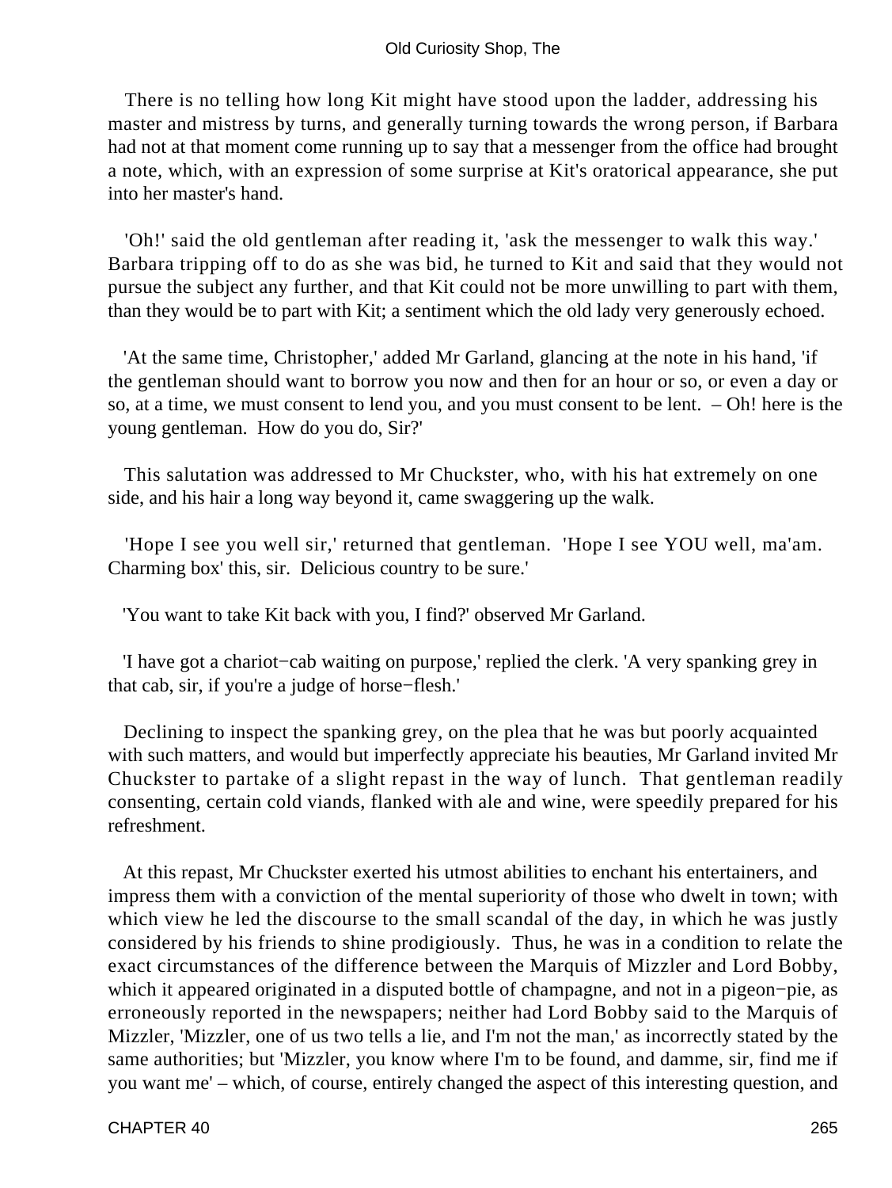There is no telling how long Kit might have stood upon the ladder, addressing his master and mistress by turns, and generally turning towards the wrong person, if Barbara had not at that moment come running up to say that a messenger from the office had brought a note, which, with an expression of some surprise at Kit's oratorical appearance, she put into her master's hand.

'Oh!' said the old gentleman after reading it, 'ask the messenger to walk this way.' Barbara tripping off to do as she was bid, he turned to Kit and said that they would not pursue the subject any further, and that Kit could not be more unwilling to part with them, than they would be to part with Kit; a sentiment which the old lady very generously echoed.

'At the same time, Christopher,' added Mr Garland, glancing at the note in his hand, 'if the gentleman should want to borrow you now and then for an hour or so, or even a day or so, at a time, we must consent to lend you, and you must consent to be lent. – Oh! here is the young gentleman. How do you do, Sir?'

This salutation was addressed to Mr Chuckster, who, with his hat extremely on one side, and his hair a long way beyond it, came swaggering up the walk.

'Hope I see you well sir,' returned that gentleman. 'Hope I see YOU well, ma'am. Charming box' this, sir. Delicious country to be sure.'

'You want to take Kit back with you, I find?' observed Mr Garland.

'I have got a chariot−cab waiting on purpose,' replied the clerk. 'A very spanking grey in that cab, sir, if you're a judge of horse−flesh.'

Declining to inspect the spanking grey, on the plea that he was but poorly acquainted with such matters, and would but imperfectly appreciate his beauties, Mr Garland invited Mr Chuckster to partake of a slight repast in the way of lunch. That gentleman readily consenting, certain cold viands, flanked with ale and wine, were speedily prepared for his refreshment.

At this repast, Mr Chuckster exerted his utmost abilities to enchant his entertainers, and impress them with a conviction of the mental superiority of those who dwelt in town; with which view he led the discourse to the small scandal of the day, in which he was justly considered by his friends to shine prodigiously. Thus, he was in a condition to relate the exact circumstances of the difference between the Marquis of Mizzler and Lord Bobby, which it appeared originated in a disputed bottle of champagne, and not in a pigeon−pie, as erroneously reported in the newspapers; neither had Lord Bobby said to the Marquis of Mizzler, 'Mizzler, one of us two tells a lie, and I'm not the man,' as incorrectly stated by the same authorities; but 'Mizzler, you know where I'm to be found, and damme, sir, find me if you want me' – which, of course, entirely changed the aspect of this interesting question, and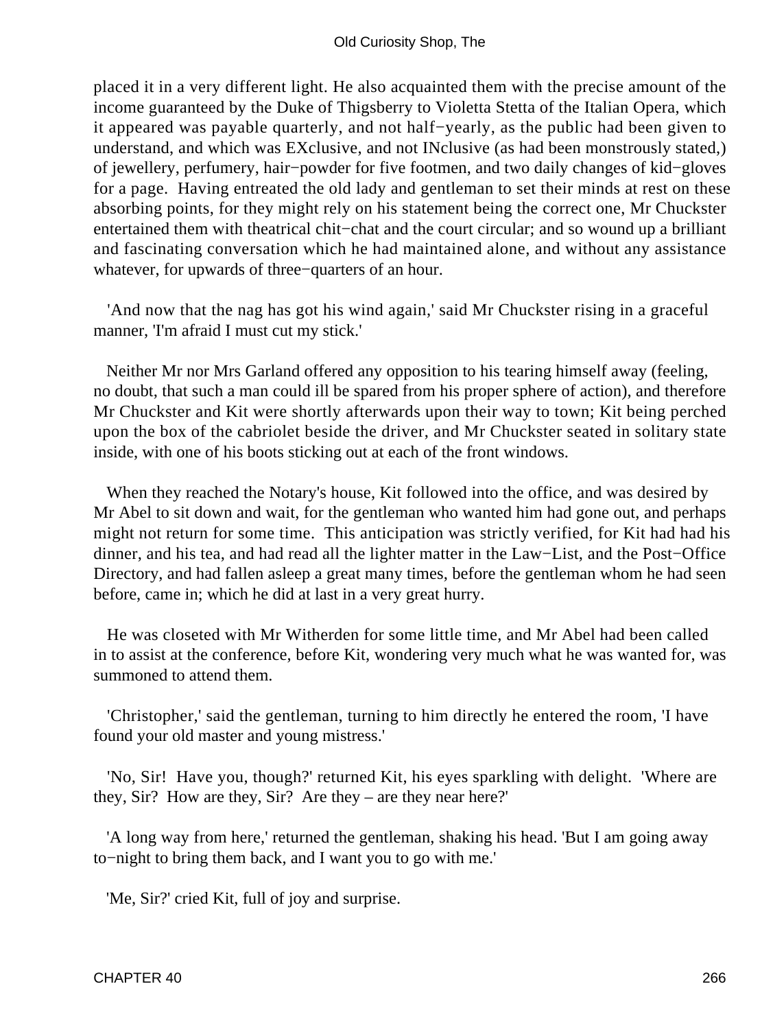placed it in a very different light. He also acquainted them with the precise amount of the income guaranteed by the Duke of Thigsberry to Violetta Stetta of the Italian Opera, which it appeared was payable quarterly, and not half−yearly, as the public had been given to understand, and which was EXclusive, and not INclusive (as had been monstrously stated,) of jewellery, perfumery, hair−powder for five footmen, and two daily changes of kid−gloves for a page. Having entreated the old lady and gentleman to set their minds at rest on these absorbing points, for they might rely on his statement being the correct one, Mr Chuckster entertained them with theatrical chit−chat and the court circular; and so wound up a brilliant and fascinating conversation which he had maintained alone, and without any assistance whatever, for upwards of three−quarters of an hour.

'And now that the nag has got his wind again,' said Mr Chuckster rising in a graceful manner, 'I'm afraid I must cut my stick.'

Neither Mr nor Mrs Garland offered any opposition to his tearing himself away (feeling, no doubt, that such a man could ill be spared from his proper sphere of action), and therefore Mr Chuckster and Kit were shortly afterwards upon their way to town; Kit being perched upon the box of the cabriolet beside the driver, and Mr Chuckster seated in solitary state inside, with one of his boots sticking out at each of the front windows.

When they reached the Notary's house, Kit followed into the office, and was desired by Mr Abel to sit down and wait, for the gentleman who wanted him had gone out, and perhaps might not return for some time. This anticipation was strictly verified, for Kit had had his dinner, and his tea, and had read all the lighter matter in the Law−List, and the Post−Office Directory, and had fallen asleep a great many times, before the gentleman whom he had seen before, came in; which he did at last in a very great hurry.

He was closeted with Mr Witherden for some little time, and Mr Abel had been called in to assist at the conference, before Kit, wondering very much what he was wanted for, was summoned to attend them.

'Christopher,' said the gentleman, turning to him directly he entered the room, 'I have found your old master and young mistress.'

'No, Sir! Have you, though?' returned Kit, his eyes sparkling with delight. 'Where are they, Sir? How are they, Sir? Are they – are they near here?'

'A long way from here,' returned the gentleman, shaking his head. 'But I am going away to−night to bring them back, and I want you to go with me.'

'Me, Sir?' cried Kit, full of joy and surprise.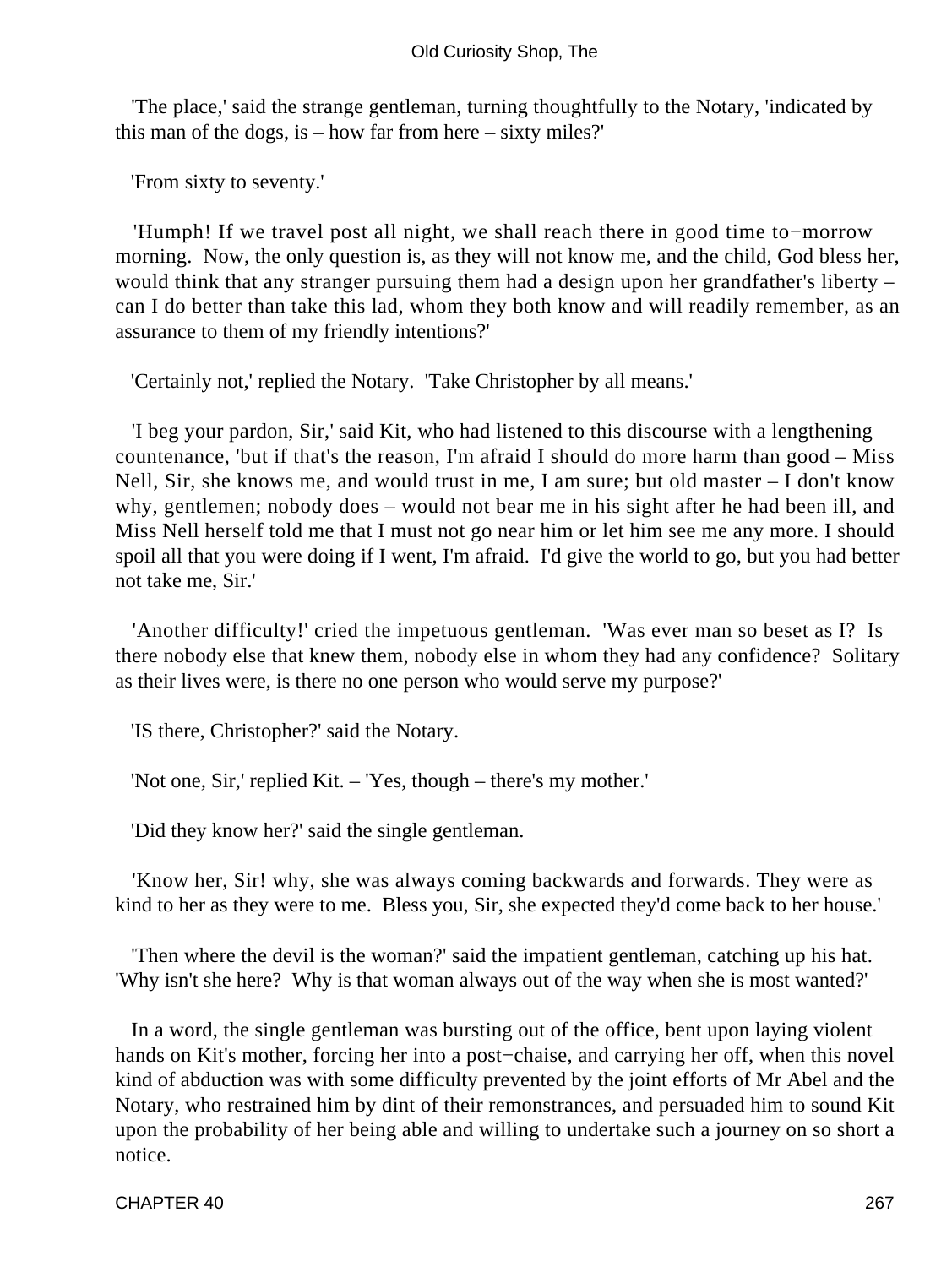'The place,' said the strange gentleman, turning thoughtfully to the Notary, 'indicated by this man of the dogs, is – how far from here – sixty miles?'

'From sixty to seventy.'

'Humph! If we travel post all night, we shall reach there in good time to−morrow morning. Now, the only question is, as they will not know me, and the child, God bless her, would think that any stranger pursuing them had a design upon her grandfather's liberty – can I do better than take this lad, whom they both know and will readily remember, as an assurance to them of my friendly intentions?'

'Certainly not,' replied the Notary. 'Take Christopher by all means.'

'I beg your pardon, Sir,' said Kit, who had listened to this discourse with a lengthening countenance, 'but if that's the reason, I'm afraid I should do more harm than good – Miss Nell, Sir, she knows me, and would trust in me, I am sure; but old master – I don't know why, gentlemen; nobody does – would not bear me in his sight after he had been ill, and Miss Nell herself told me that I must not go near him or let him see me any more. I should spoil all that you were doing if I went, I'm afraid. I'd give the world to go, but you had better not take me, Sir.'

'Another difficulty!' cried the impetuous gentleman. 'Was ever man so beset as I? Is there nobody else that knew them, nobody else in whom they had any confidence? Solitary as their lives were, is there no one person who would serve my purpose?'

'IS there, Christopher?' said the Notary.

'Not one, Sir,' replied Kit. – 'Yes, though – there's my mother.'

'Did they know her?' said the single gentleman.

'Know her, Sir! why, she was always coming backwards and forwards. They were as kind to her as they were to me. Bless you, Sir, she expected they'd come back to her house.'

'Then where the devil is the woman?' said the impatient gentleman, catching up his hat. 'Why isn't she here? Why is that woman always out of the way when she is most wanted?'

In a word, the single gentleman was bursting out of the office, bent upon laying violent hands on Kit's mother, forcing her into a post−chaise, and carrying her off, when this novel kind of abduction was with some difficulty prevented by the joint efforts of Mr Abel and the Notary, who restrained him by dint of their remonstrances, and persuaded him to sound Kit upon the probability of her being able and willing to undertake such a journey on so short a notice.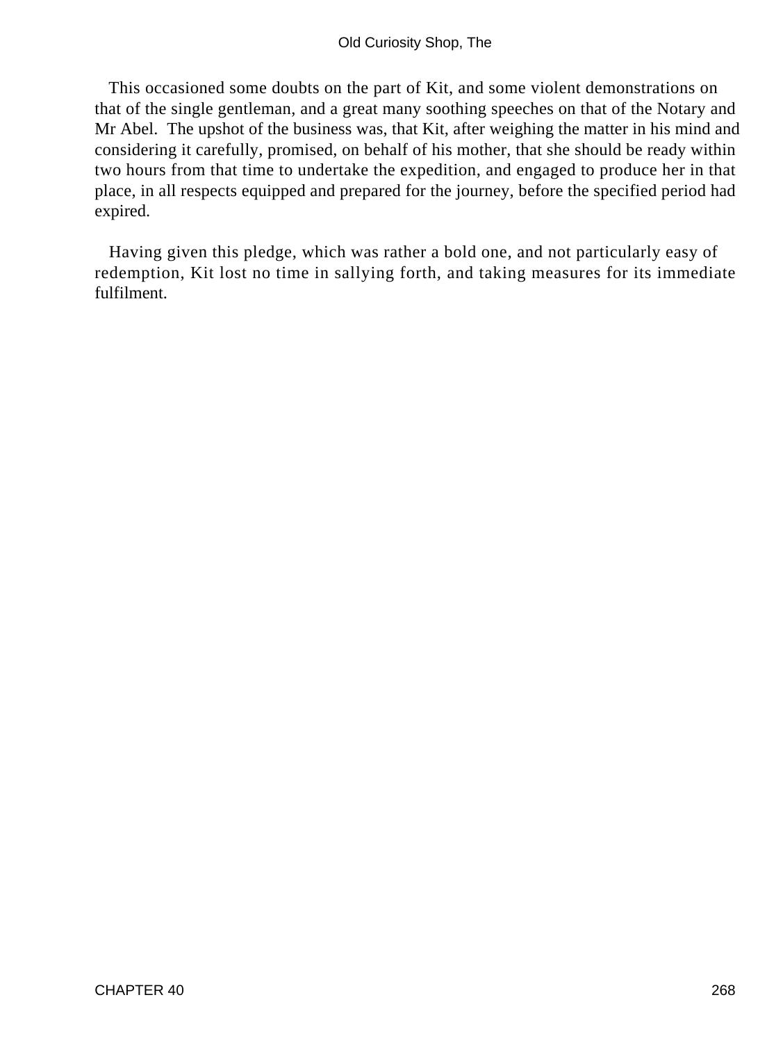This occasioned some doubts on the part of Kit, and some violent demonstrations on that of the single gentleman, and a great many soothing speeches on that of the Notary and Mr Abel. The upshot of the business was, that Kit, after weighing the matter in his mind and considering it carefully, promised, on behalf of his mother, that she should be ready within two hours from that time to undertake the expedition, and engaged to produce her in that place, in all respects equipped and prepared for the journey, before the specified period had expired.

Having given this pledge, which was rather a bold one, and not particularly easy of redemption, Kit lost no time in sallying forth, and taking measures for its immediate fulfilment.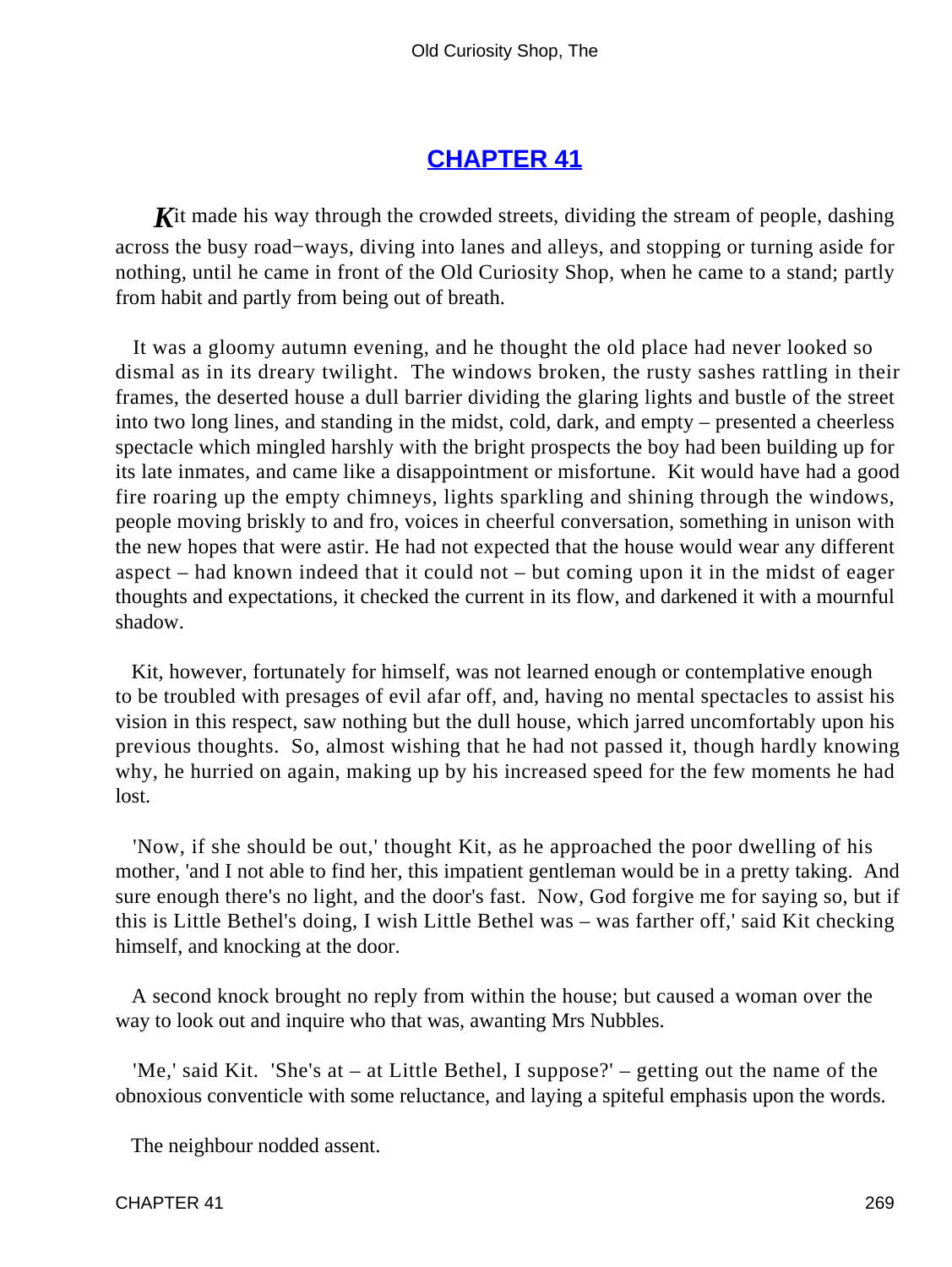## CHAPTER 41

Kit made his way through the crowded streets, dividing the stream of people, dashing across the busy road−ways, diving into lanes and alleys, and stopping or turning aside for nothing, until he came in front of the Old Curiosity Shop, when he came to a stand; partly from habit and partly from being out of breath.

It was a gloomy autumn evening, and he thought the old place had never looked so dismal as in its dreary twilight. The windows broken, the rusty sashes rattling in their frames, the deserted house a dull barrier dividing the glaring lights and bustle of the street into two long lines, and standing in the midst, cold, dark, and empty – presented a cheerless spectacle which mingled harshly with the bright prospects the boy had been building up for its late inmates, and came like a disappointment or misfortune. Kit would have had a good fire roaring up the empty chimneys, lights sparkling and shining through the windows, people moving briskly to and fro, voices in cheerful conversation, something in unison with the new hopes that were astir. He had not expected that the house would wear any different aspect – had known indeed that it could not – but coming upon it in the midst of eager thoughts and expectations, it checked the current in its flow, and darkened it with a mournful shadow.

Kit, however, fortunately for himself, was not learned enough or contemplative enough to be troubled with presages of evil afar off, and, having no mental spectacles to assist his vision in this respect, saw nothing but the dull house, which jarred uncomfortably upon his previous thoughts. So, almost wishing that he had not passed it, though hardly knowing why, he hurried on again, making up by his increased speed for the few moments he had lost.

'Now, if she should be out,' thought Kit, as he approached the poor dwelling of his mother, 'and I not able to find her, this impatient gentleman would be in a pretty taking. And sure enough there's no light, and the door's fast. Now, God forgive me for saying so, but if this is Little Bethel's doing, I wish Little Bethel was – was farther off,' said Kit checking himself, and knocking at the door.

A second knock brought no reply from within the house; but caused a woman over the way to look out and inquire who that was, awanting Mrs Nubbles.

'Me,' said Kit. 'She's at – at Little Bethel, I suppose?' – getting out the name of the obnoxious conventicle with some reluctance, and laying a spiteful emphasis upon the words.

The neighbour nodded assent.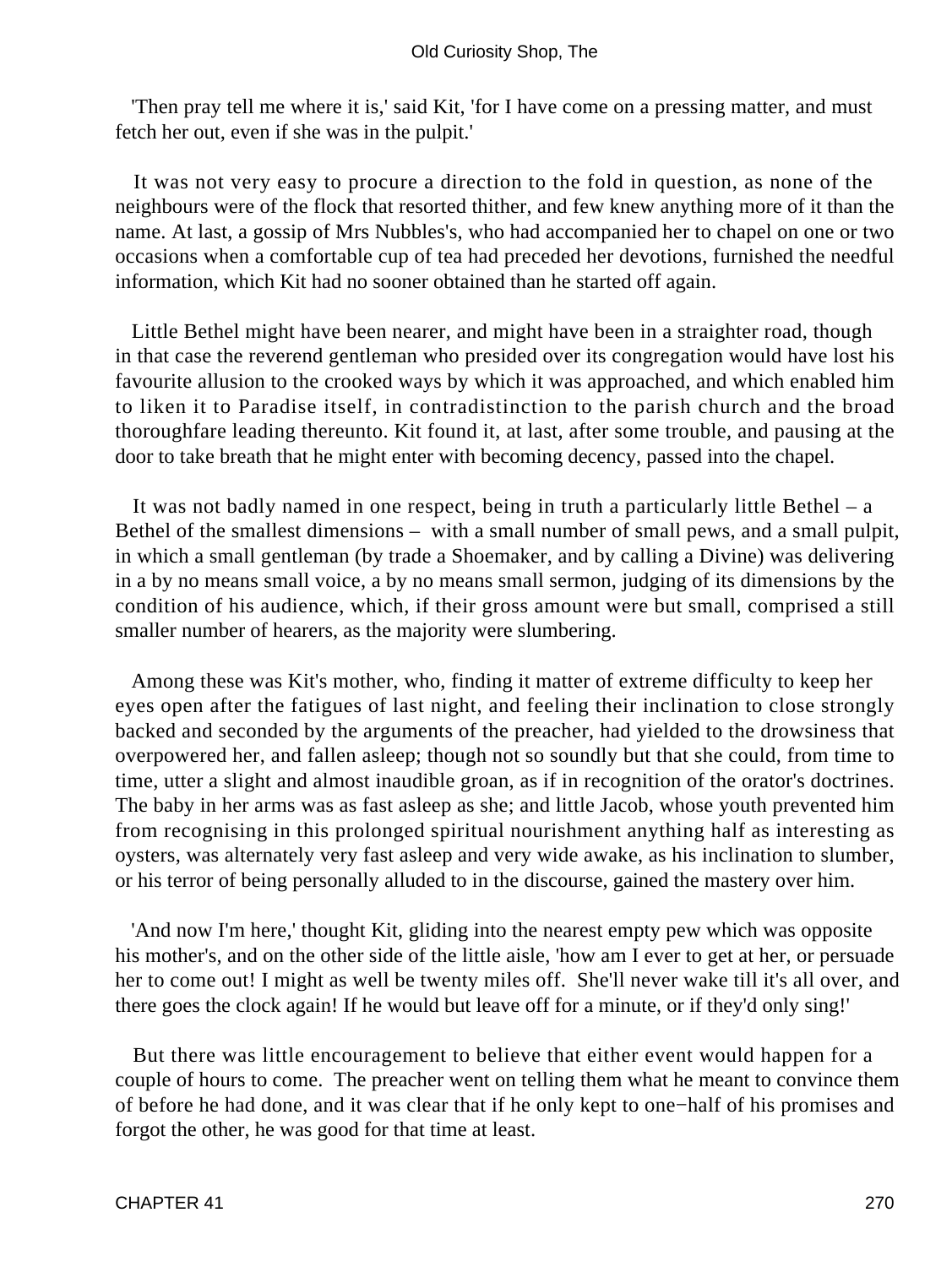'Then pray tell me where it is,' said Kit, 'for I have come on a pressing matter, and must fetch her out, even if she was in the pulpit.'

It was not very easy to procure a direction to the fold in question, as none of the neighbours were of the flock that resorted thither, and few knew anything more of it than the name. At last, a gossip of Mrs Nubbles's, who had accompanied her to chapel on one or two occasions when a comfortable cup of tea had preceded her devotions, furnished the needful information, which Kit had no sooner obtained than he started off again.

Little Bethel might have been nearer, and might have been in a straighter road, though in that case the reverend gentleman who presided over its congregation would have lost his favourite allusion to the crooked ways by which it was approached, and which enabled him to liken it to Paradise itself, in contradistinction to the parish church and the broad thoroughfare leading thereunto. Kit found it, at last, after some trouble, and pausing at the door to take breath that he might enter with becoming decency, passed into the chapel.

It was not badly named in one respect, being in truth a particularly little Bethel – a Bethel of the smallest dimensions – with a small number of small pews, and a small pulpit, in which a small gentleman (by trade a Shoemaker, and by calling a Divine) was delivering in a by no means small voice, a by no means small sermon, judging of its dimensions by the condition of his audience, which, if their gross amount were but small, comprised a still smaller number of hearers, as the majority were slumbering.

Among these was Kit's mother, who, finding it matter of extreme difficulty to keep her eyes open after the fatigues of last night, and feeling their inclination to close strongly backed and seconded by the arguments of the preacher, had yielded to the drowsiness that overpowered her, and fallen asleep; though not so soundly but that she could, from time to time, utter a slight and almost inaudible groan, as if in recognition of the orator's doctrines. The baby in her arms was as fast asleep as she; and little Jacob, whose youth prevented him from recognising in this prolonged spiritual nourishment anything half as interesting as oysters, was alternately very fast asleep and very wide awake, as his inclination to slumber, or his terror of being personally alluded to in the discourse, gained the mastery over him.

'And now I'm here,' thought Kit, gliding into the nearest empty pew which was opposite his mother's, and on the other side of the little aisle, 'how am I ever to get at her, or persuade her to come out! I might as well be twenty miles off. She'll never wake till it's all over, and there goes the clock again! If he would but leave off for a minute, or if they'd only sing!'

But there was little encouragement to believe that either event would happen for a couple of hours to come. The preacher went on telling them what he meant to convince them of before he had done, and it was clear that if he only kept to one−half of his promises and forgot the other, he was good for that time at least.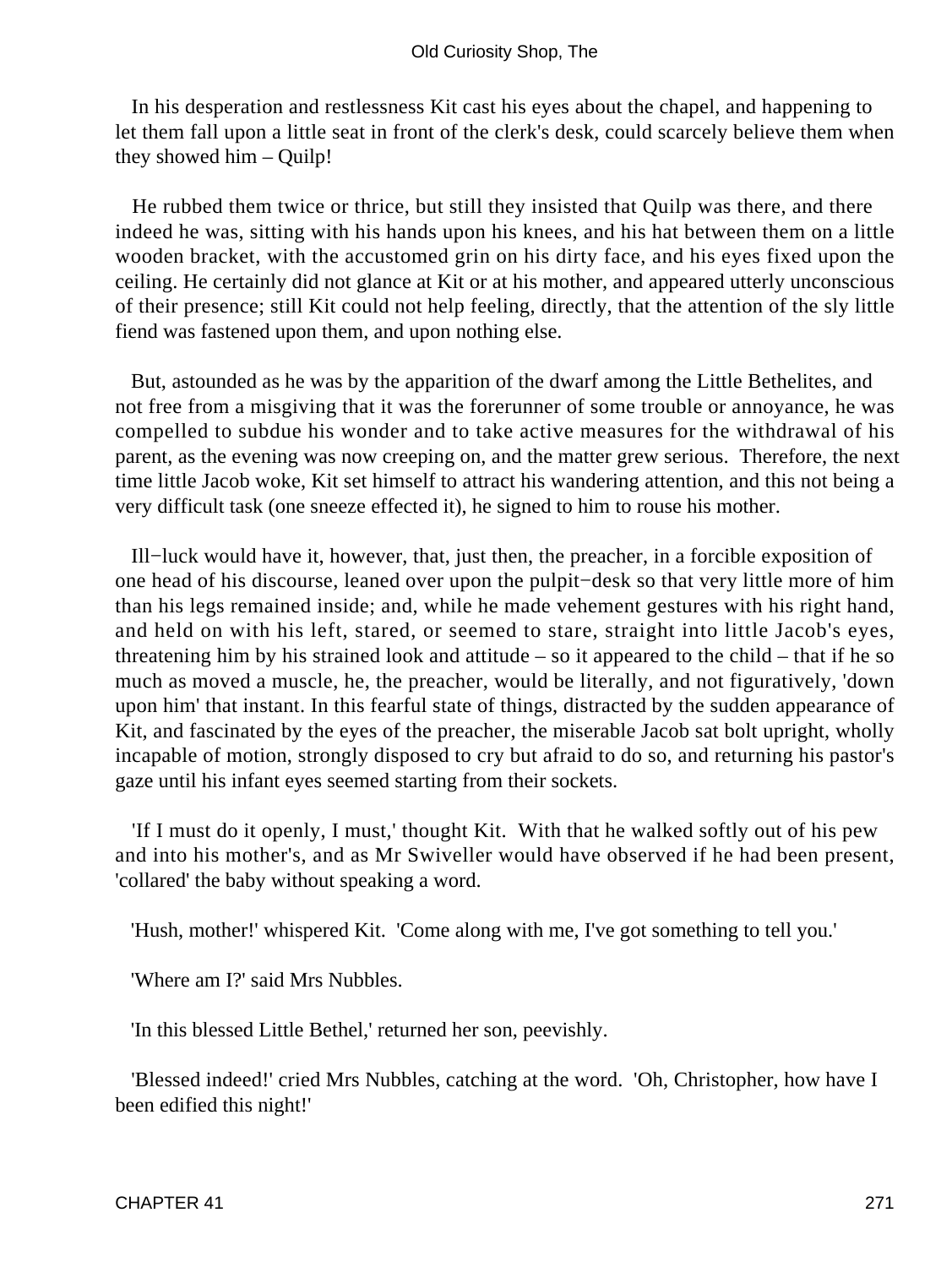In his desperation and restlessness Kit cast his eyes about the chapel, and happening to let them fall upon a little seat in front of the clerk's desk, could scarcely believe them when they showed him – Quilp!

He rubbed them twice or thrice, but still they insisted that Quilp was there, and there indeed he was, sitting with his hands upon his knees, and his hat between them on a little wooden bracket, with the accustomed grin on his dirty face, and his eyes fixed upon the ceiling. He certainly did not glance at Kit or at his mother, and appeared utterly unconscious of their presence; still Kit could not help feeling, directly, that the attention of the sly little fiend was fastened upon them, and upon nothing else.

But, astounded as he was by the apparition of the dwarf among the Little Bethelites, and not free from a misgiving that it was the forerunner of some trouble or annoyance, he was compelled to subdue his wonder and to take active measures for the withdrawal of his parent, as the evening was now creeping on, and the matter grew serious. Therefore, the next time little Jacob woke, Kit set himself to attract his wandering attention, and this not being a very difficult task (one sneeze effected it), he signed to him to rouse his mother.

Ill−luck would have it, however, that, just then, the preacher, in a forcible exposition of one head of his discourse, leaned over upon the pulpit−desk so that very little more of him than his legs remained inside; and, while he made vehement gestures with his right hand, and held on with his left, stared, or seemed to stare, straight into little Jacob's eyes, threatening him by his strained look and attitude – so it appeared to the child – that if he so much as moved a muscle, he, the preacher, would be literally, and not figuratively, 'down upon him' that instant. In this fearful state of things, distracted by the sudden appearance of Kit, and fascinated by the eyes of the preacher, the miserable Jacob sat bolt upright, wholly incapable of motion, strongly disposed to cry but afraid to do so, and returning his pastor's gaze until his infant eyes seemed starting from their sockets.

'If I must do it openly, I must,' thought Kit. With that he walked softly out of his pew and into his mother's, and as Mr Swiveller would have observed if he had been present, 'collared' the baby without speaking a word.

'Hush, mother!' whispered Kit. 'Come along with me, I've got something to tell you.'

'Where am I?' said Mrs Nubbles.

'In this blessed Little Bethel,' returned her son, peevishly.

'Blessed indeed!' cried Mrs Nubbles, catching at the word. 'Oh, Christopher, how have I been edified this night!'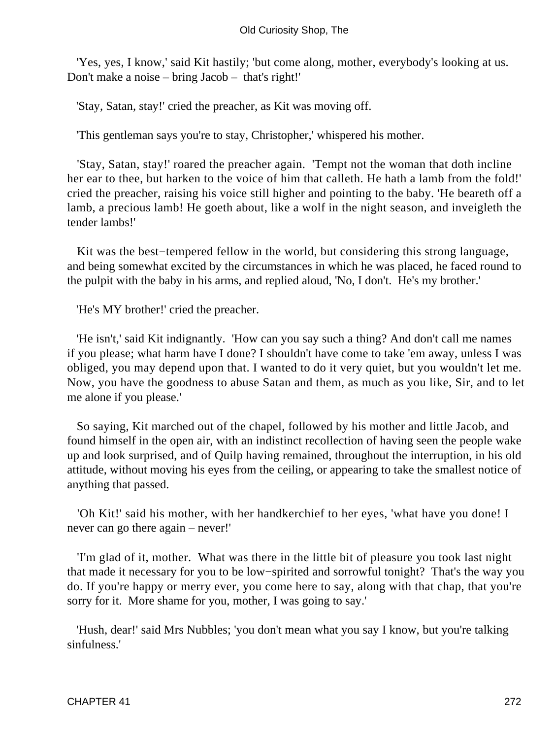'Yes, yes, I know,' said Kit hastily; 'but come along, mother, everybody's looking at us. Don't make a noise – bring Jacob – that's right!'

'Stay, Satan, stay!' cried the preacher, as Kit was moving off.

'This gentleman says you're to stay, Christopher,' whispered his mother.

'Stay, Satan, stay!' roared the preacher again. 'Tempt not the woman that doth incline her ear to thee, but harken to the voice of him that calleth. He hath a lamb from the fold!' cried the preacher, raising his voice still higher and pointing to the baby. 'He beareth off a lamb, a precious lamb! He goeth about, like a wolf in the night season, and inveigleth the tender lambs!'

Kit was the best−tempered fellow in the world, but considering this strong language, and being somewhat excited by the circumstances in which he was placed, he faced round to the pulpit with the baby in his arms, and replied aloud, 'No, I don't. He's my brother.'

'He's MY brother!' cried the preacher.

'He isn't,' said Kit indignantly. 'How can you say such a thing? And don't call me names if you please; what harm have I done? I shouldn't have come to take 'em away, unless I was obliged, you may depend upon that. I wanted to do it very quiet, but you wouldn't let me. Now, you have the goodness to abuse Satan and them, as much as you like, Sir, and to let me alone if you please.'

So saying, Kit marched out of the chapel, followed by his mother and little Jacob, and found himself in the open air, with an indistinct recollection of having seen the people wake up and look surprised, and of Quilp having remained, throughout the interruption, in his old attitude, without moving his eyes from the ceiling, or appearing to take the smallest notice of anything that passed.

'Oh Kit!' said his mother, with her handkerchief to her eyes, 'what have you done! I never can go there again – never!'

'I'm glad of it, mother. What was there in the little bit of pleasure you took last night that made it necessary for you to be low−spirited and sorrowful tonight? That's the way you do. If you're happy or merry ever, you come here to say, along with that chap, that you're sorry for it. More shame for you, mother, I was going to say.'

'Hush, dear!' said Mrs Nubbles; 'you don't mean what you say I know, but you're talking sinfulness.'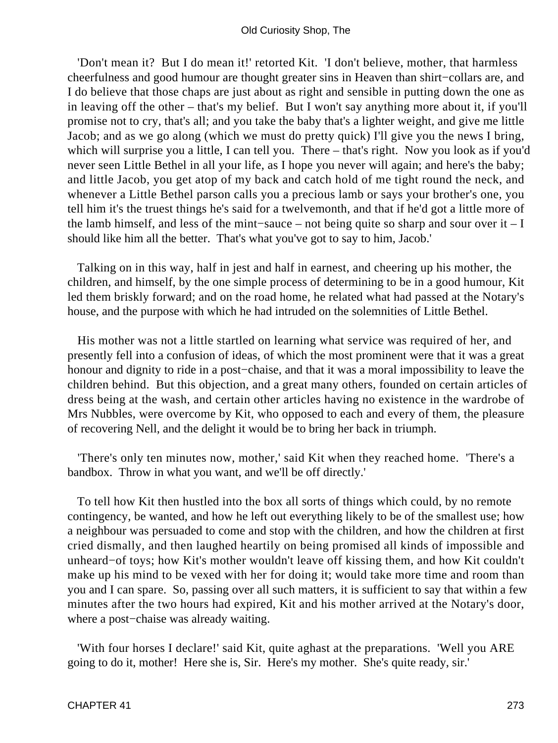'Don't mean it? But I do mean it!' retorted Kit. 'I don't believe, mother, that harmless cheerfulness and good humour are thought greater sins in Heaven than shirt−collars are, and I do believe that those chaps are just about as right and sensible in putting down the one as in leaving off the other – that's my belief. But I won't say anything more about it, if you'll promise not to cry, that's all; and you take the baby that's a lighter weight, and give me little Jacob; and as we go along (which we must do pretty quick) I'll give you the news I bring, which will surprise you a little, I can tell you. There – that's right. Now you look as if you'd never seen Little Bethel in all your life, as I hope you never will again; and here's the baby; and little Jacob, you get atop of my back and catch hold of me tight round the neck, and whenever a Little Bethel parson calls you a precious lamb or says your brother's one, you tell him it's the truest things he's said for a twelvemonth, and that if he'd got a little more of the lamb himself, and less of the mint−sauce – not being quite so sharp and sour over it – I should like him all the better. That's what you've got to say to him, Jacob.'

Talking on in this way, half in jest and half in earnest, and cheering up his mother, the children, and himself, by the one simple process of determining to be in a good humour, Kit led them briskly forward; and on the road home, he related what had passed at the Notary's house, and the purpose with which he had intruded on the solemnities of Little Bethel.

His mother was not a little startled on learning what service was required of her, and presently fell into a confusion of ideas, of which the most prominent were that it was a great honour and dignity to ride in a post−chaise, and that it was a moral impossibility to leave the children behind. But this objection, and a great many others, founded on certain articles of dress being at the wash, and certain other articles having no existence in the wardrobe of Mrs Nubbles, were overcome by Kit, who opposed to each and every of them, the pleasure of recovering Nell, and the delight it would be to bring her back in triumph.

'There's only ten minutes now, mother,' said Kit when they reached home. 'There's a bandbox. Throw in what you want, and we'll be off directly.'

To tell how Kit then hustled into the box all sorts of things which could, by no remote contingency, be wanted, and how he left out everything likely to be of the smallest use; how a neighbour was persuaded to come and stop with the children, and how the children at first cried dismally, and then laughed heartily on being promised all kinds of impossible and unheard−of toys; how Kit's mother wouldn't leave off kissing them, and how Kit couldn't make up his mind to be vexed with her for doing it; would take more time and room than you and I can spare. So, passing over all such matters, it is sufficient to say that within a few minutes after the two hours had expired, Kit and his mother arrived at the Notary's door, where a post−chaise was already waiting.

'With four horses I declare!' said Kit, quite aghast at the preparations. 'Well you ARE going to do it, mother! Here she is, Sir. Here's my mother. She's quite ready, sir.'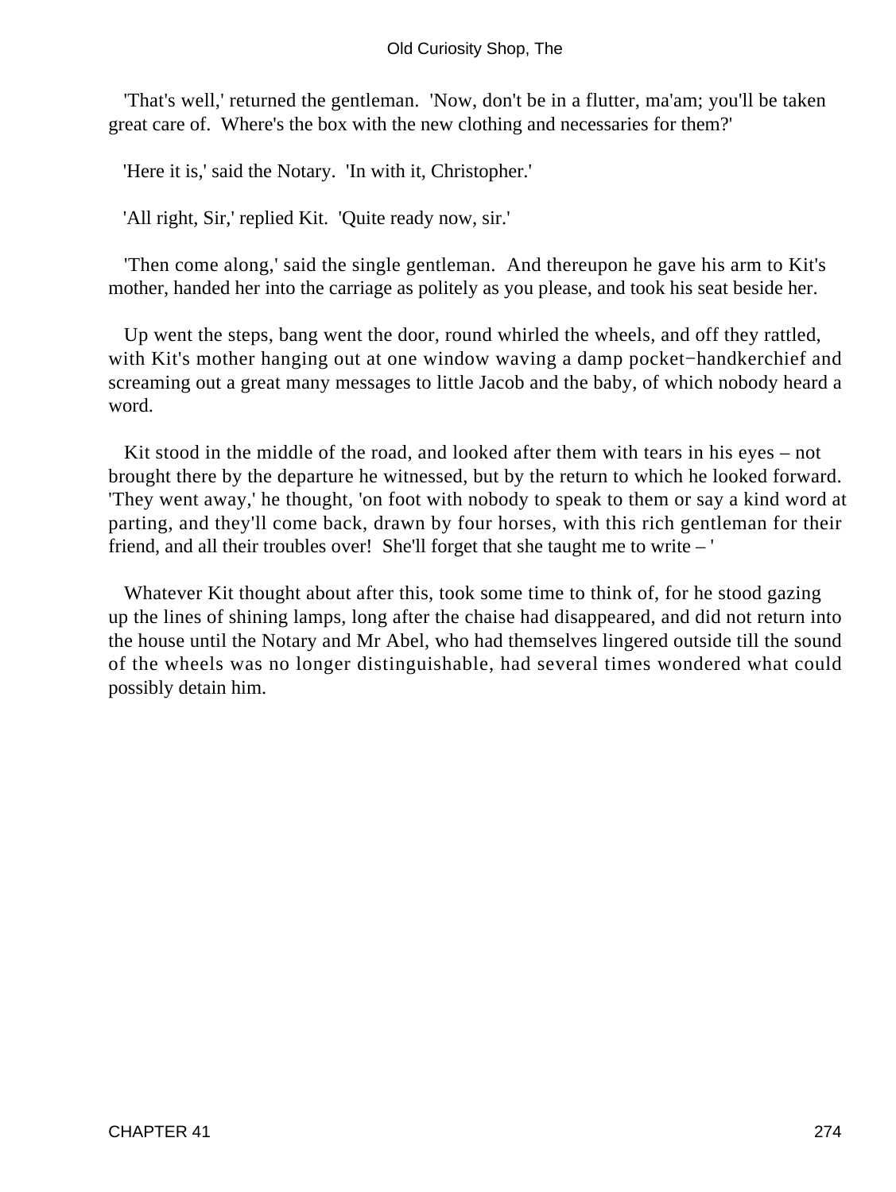'That's well,' returned the gentleman. 'Now, don't be in a flutter, ma'am; you'll be taken great care of. Where's the box with the new clothing and necessaries for them?'

'Here it is,' said the Notary. 'In with it, Christopher.'

'All right, Sir,' replied Kit. 'Quite ready now, sir.'

'Then come along,' said the single gentleman. And thereupon he gave his arm to Kit's mother, handed her into the carriage as politely as you please, and took his seat beside her.

Up went the steps, bang went the door, round whirled the wheels, and off they rattled, with Kit's mother hanging out at one window waving a damp pocket−handkerchief and screaming out a great many messages to little Jacob and the baby, of which nobody heard a word.

Kit stood in the middle of the road, and looked after them with tears in his eyes – not brought there by the departure he witnessed, but by the return to which he looked forward. 'They went away,' he thought, 'on foot with nobody to speak to them or say a kind word at parting, and they'll come back, drawn by four horses, with this rich gentleman for their friend, and all their troubles over! She'll forget that she taught me to write – '

Whatever Kit thought about after this, took some time to think of, for he stood gazing up the lines of shining lamps, long after the chaise had disappeared, and did not return into the house until the Notary and Mr Abel, who had themselves lingered outside till the sound of the wheels was no longer distinguishable, had several times wondered what could possibly detain him.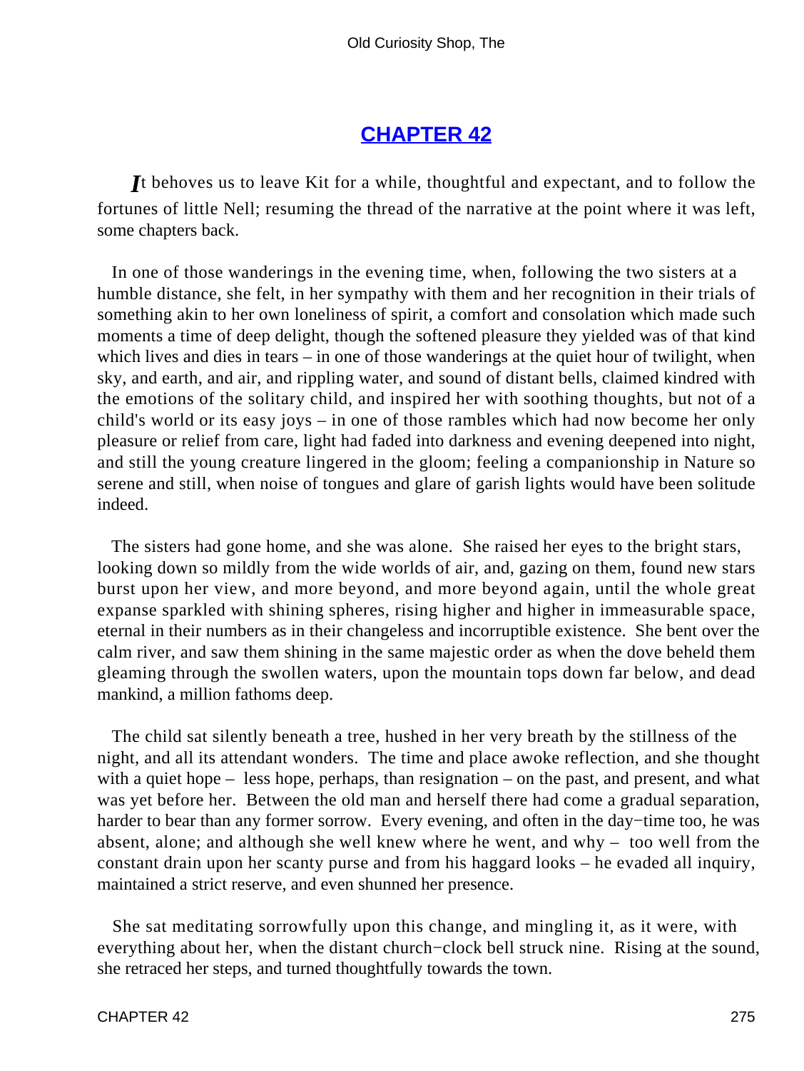## CHAPTER 42

*I*t behoves us to leave Kit for a while, thoughtful and expectant, and to follow the fortunes of little Nell; resuming the thread of the narrative at the point where it was left, some chapters back.

In one of those wanderings in the evening time, when, following the two sisters at a humble distance, she felt, in her sympathy with them and her recognition in their trials of something akin to her own loneliness of spirit, a comfort and consolation which made such moments a time of deep delight, though the softened pleasure they yielded was of that kind which lives and dies in tears – in one of those wanderings at the quiet hour of twilight, when sky, and earth, and air, and rippling water, and sound of distant bells, claimed kindred with the emotions of the solitary child, and inspired her with soothing thoughts, but not of a child's world or its easy joys – in one of those rambles which had now become her only pleasure or relief from care, light had faded into darkness and evening deepened into night, and still the young creature lingered in the gloom; feeling a companionship in Nature so serene and still, when noise of tongues and glare of garish lights would have been solitude indeed.

The sisters had gone home, and she was alone. She raised her eyes to the bright stars, looking down so mildly from the wide worlds of air, and, gazing on them, found new stars burst upon her view, and more beyond, and more beyond again, until the whole great expanse sparkled with shining spheres, rising higher and higher in immeasurable space, eternal in their numbers as in their changeless and incorruptible existence. She bent over the calm river, and saw them shining in the same majestic order as when the dove beheld them gleaming through the swollen waters, upon the mountain tops down far below, and dead mankind, a million fathoms deep.

The child sat silently beneath a tree, hushed in her very breath by the stillness of the night, and all its attendant wonders. The time and place awoke reflection, and she thought with a quiet hope – less hope, perhaps, than resignation – on the past, and present, and what was yet before her. Between the old man and herself there had come a gradual separation, harder to bear than any former sorrow. Every evening, and often in the day−time too, he was absent, alone; and although she well knew where he went, and why – too well from the constant drain upon her scanty purse and from his haggard looks – he evaded all inquiry, maintained a strict reserve, and even shunned her presence.

She sat meditating sorrowfully upon this change, and mingling it, as it were, with everything about her, when the distant church−clock bell struck nine. Rising at the sound, she retraced her steps, and turned thoughtfully towards the town.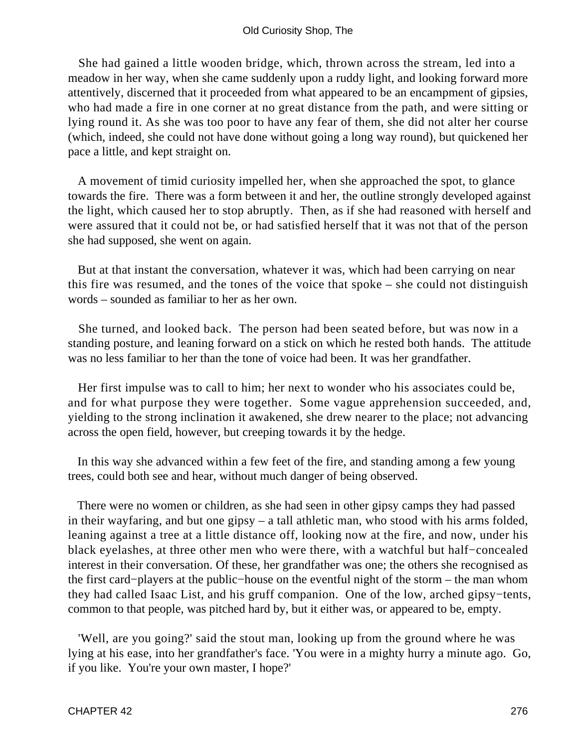She had gained a little wooden bridge, which, thrown across the stream, led into a meadow in her way, when she came suddenly upon a ruddy light, and looking forward more attentively, discerned that it proceeded from what appeared to be an encampment of gipsies, who had made a fire in one corner at no great distance from the path, and were sitting or lying round it. As she was too poor to have any fear of them, she did not alter her course (which, indeed, she could not have done without going a long way round), but quickened her pace a little, and kept straight on.

A movement of timid curiosity impelled her, when she approached the spot, to glance towards the fire. There was a form between it and her, the outline strongly developed against the light, which caused her to stop abruptly. Then, as if she had reasoned with herself and were assured that it could not be, or had satisfied herself that it was not that of the person she had supposed, she went on again.

But at that instant the conversation, whatever it was, which had been carrying on near this fire was resumed, and the tones of the voice that spoke – she could not distinguish words – sounded as familiar to her as her own.

She turned, and looked back. The person had been seated before, but was now in a standing posture, and leaning forward on a stick on which he rested both hands. The attitude was no less familiar to her than the tone of voice had been. It was her grandfather.

Her first impulse was to call to him; her next to wonder who his associates could be, and for what purpose they were together. Some vague apprehension succeeded, and, yielding to the strong inclination it awakened, she drew nearer to the place; not advancing across the open field, however, but creeping towards it by the hedge.

In this way she advanced within a few feet of the fire, and standing among a few young trees, could both see and hear, without much danger of being observed.

There were no women or children, as she had seen in other gipsy camps they had passed in their wayfaring, and but one gipsy – a tall athletic man, who stood with his arms folded, leaning against a tree at a little distance off, looking now at the fire, and now, under his black eyelashes, at three other men who were there, with a watchful but half−concealed interest in their conversation. Of these, her grandfather was one; the others she recognised as the first card−players at the public−house on the eventful night of the storm – the man whom they had called Isaac List, and his gruff companion. One of the low, arched gipsy−tents, common to that people, was pitched hard by, but it either was, or appeared to be, empty.

'Well, are you going?' said the stout man, looking up from the ground where he was lying at his ease, into her grandfather's face. 'You were in a mighty hurry a minute ago. Go, if you like. You're your own master, I hope?'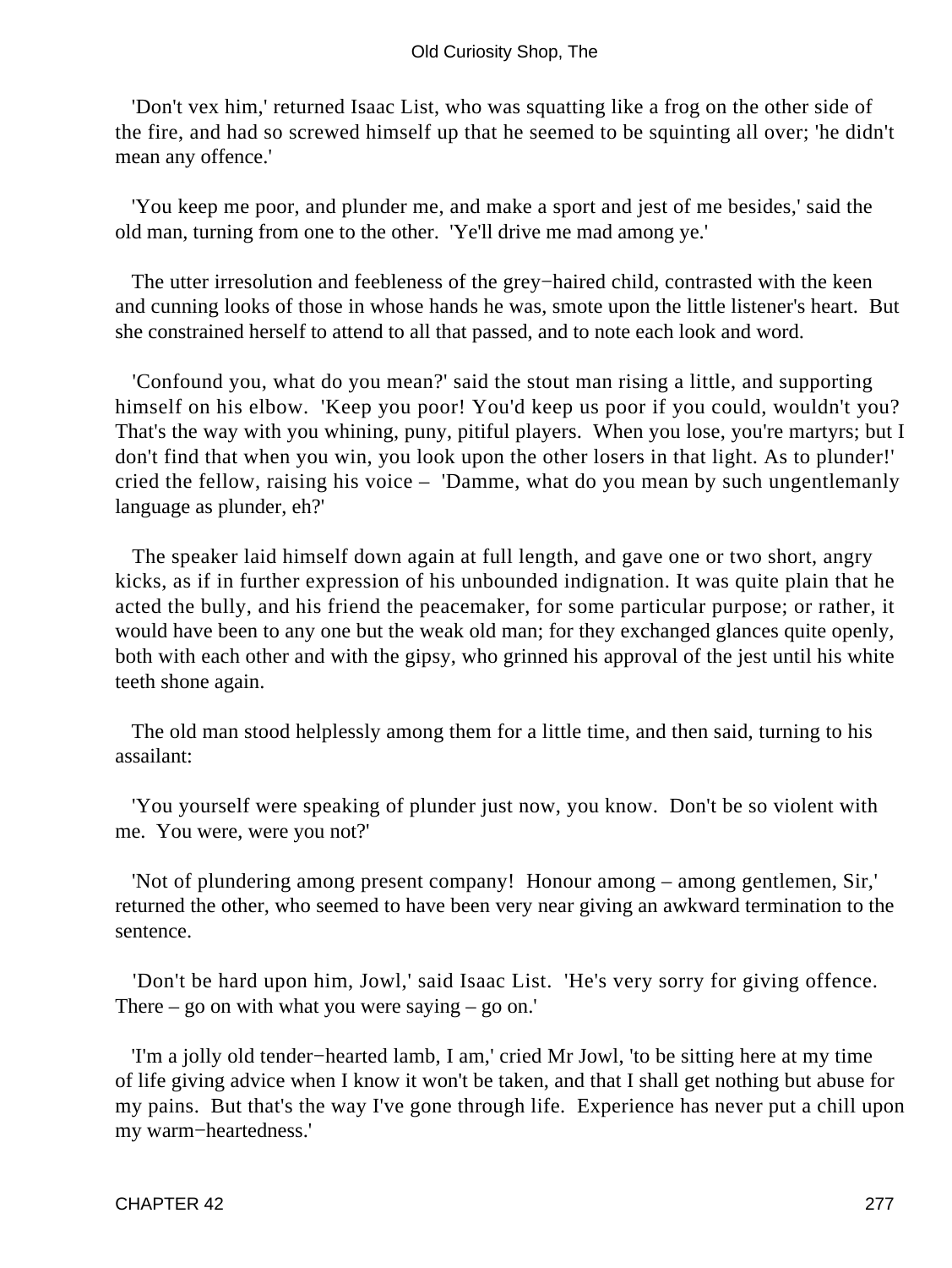'Don't vex him,' returned Isaac List, who was squatting like a frog on the other side of the fire, and had so screwed himself up that he seemed to be squinting all over; 'he didn't mean any offence.'

'You keep me poor, and plunder me, and make a sport and jest of me besides,' said the old man, turning from one to the other. 'Ye'll drive me mad among ye.'

The utter irresolution and feebleness of the grey−haired child, contrasted with the keen and cunning looks of those in whose hands he was, smote upon the little listener's heart. But she constrained herself to attend to all that passed, and to note each look and word.

'Confound you, what do you mean?' said the stout man rising a little, and supporting himself on his elbow. 'Keep you poor! You'd keep us poor if you could, wouldn't you? That's the way with you whining, puny, pitiful players. When you lose, you're martyrs; but I don't find that when you win, you look upon the other losers in that light. As to plunder!' cried the fellow, raising his voice – 'Damme, what do you mean by such ungentlemanly language as plunder, eh?'

The speaker laid himself down again at full length, and gave one or two short, angry kicks, as if in further expression of his unbounded indignation. It was quite plain that he acted the bully, and his friend the peacemaker, for some particular purpose; or rather, it would have been to any one but the weak old man; for they exchanged glances quite openly, both with each other and with the gipsy, who grinned his approval of the jest until his white teeth shone again.

The old man stood helplessly among them for a little time, and then said, turning to his assailant:

'You yourself were speaking of plunder just now, you know. Don't be so violent with me. You were, were you not?'

'Not of plundering among present company! Honour among – among gentlemen, Sir,' returned the other, who seemed to have been very near giving an awkward termination to the sentence.

'Don't be hard upon him, Jowl,' said Isaac List. 'He's very sorry for giving offence. There – go on with what you were saying – go on.'

'I'm a jolly old tender−hearted lamb, I am,' cried Mr Jowl, 'to be sitting here at my time of life giving advice when I know it won't be taken, and that I shall get nothing but abuse for my pains. But that's the way I've gone through life. Experience has never put a chill upon my warm−heartedness.'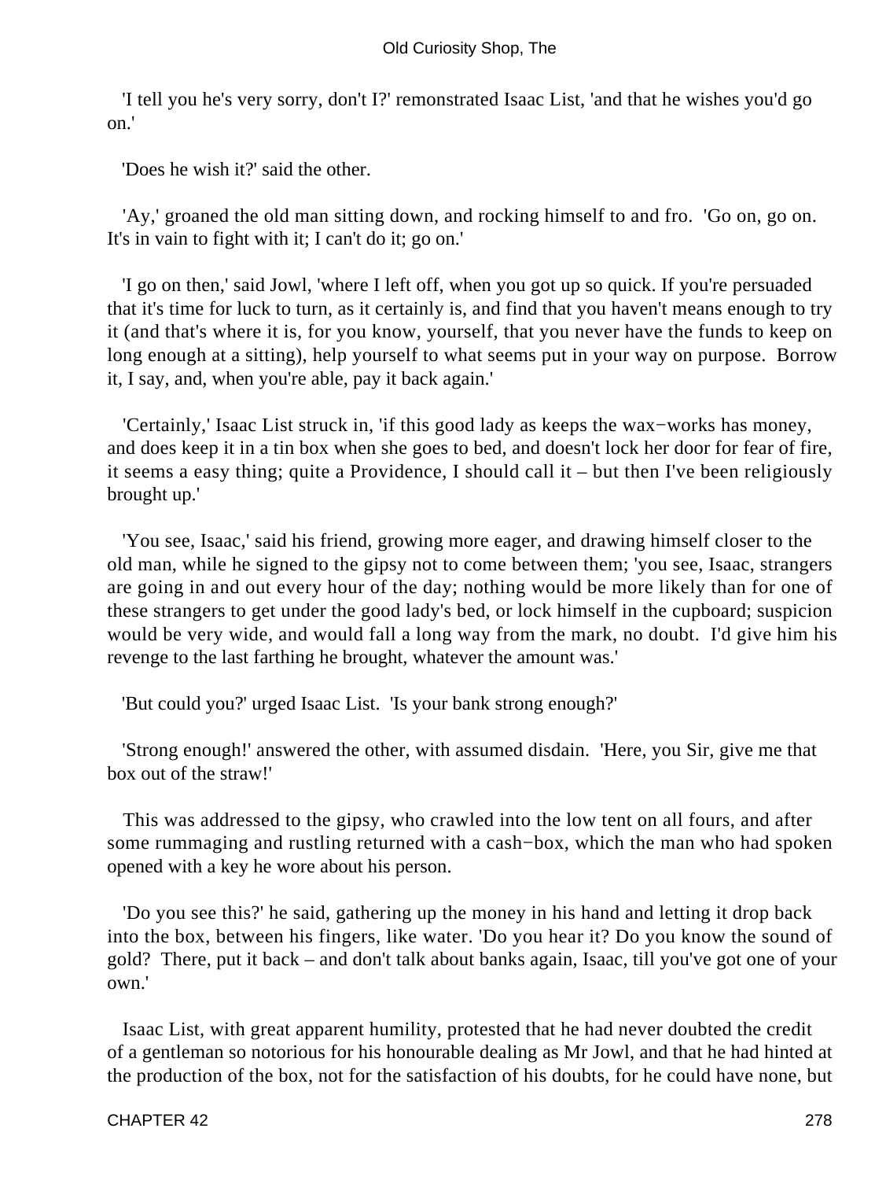'I tell you he's very sorry, don't I?' remonstrated Isaac List, 'and that he wishes you'd go on.'

'Does he wish it?' said the other.

'Ay,' groaned the old man sitting down, and rocking himself to and fro. 'Go on, go on. It's in vain to fight with it; I can't do it; go on.'

'I go on then,' said Jowl, 'where I left off, when you got up so quick. If you're persuaded that it's time for luck to turn, as it certainly is, and find that you haven't means enough to try it (and that's where it is, for you know, yourself, that you never have the funds to keep on long enough at a sitting), help yourself to what seems put in your way on purpose. Borrow it, I say, and, when you're able, pay it back again.'

'Certainly,' Isaac List struck in, 'if this good lady as keeps the wax−works has money, and does keep it in a tin box when she goes to bed, and doesn't lock her door for fear of fire, it seems a easy thing; quite a Providence, I should call it – but then I've been religiously brought up.'

'You see, Isaac,' said his friend, growing more eager, and drawing himself closer to the old man, while he signed to the gipsy not to come between them; 'you see, Isaac, strangers are going in and out every hour of the day; nothing would be more likely than for one of these strangers to get under the good lady's bed, or lock himself in the cupboard; suspicion would be very wide, and would fall a long way from the mark, no doubt. I'd give him his revenge to the last farthing he brought, whatever the amount was.'

'But could you?' urged Isaac List. 'Is your bank strong enough?'

'Strong enough!' answered the other, with assumed disdain. 'Here, you Sir, give me that box out of the straw!'

This was addressed to the gipsy, who crawled into the low tent on all fours, and after some rummaging and rustling returned with a cash−box, which the man who had spoken opened with a key he wore about his person.

'Do you see this?' he said, gathering up the money in his hand and letting it drop back into the box, between his fingers, like water. 'Do you hear it? Do you know the sound of gold? There, put it back – and don't talk about banks again, Isaac, till you've got one of your own.'

Isaac List, with great apparent humility, protested that he had never doubted the credit of a gentleman so notorious for his honourable dealing as Mr Jowl, and that he had hinted at the production of the box, not for the satisfaction of his doubts, for he could have none, but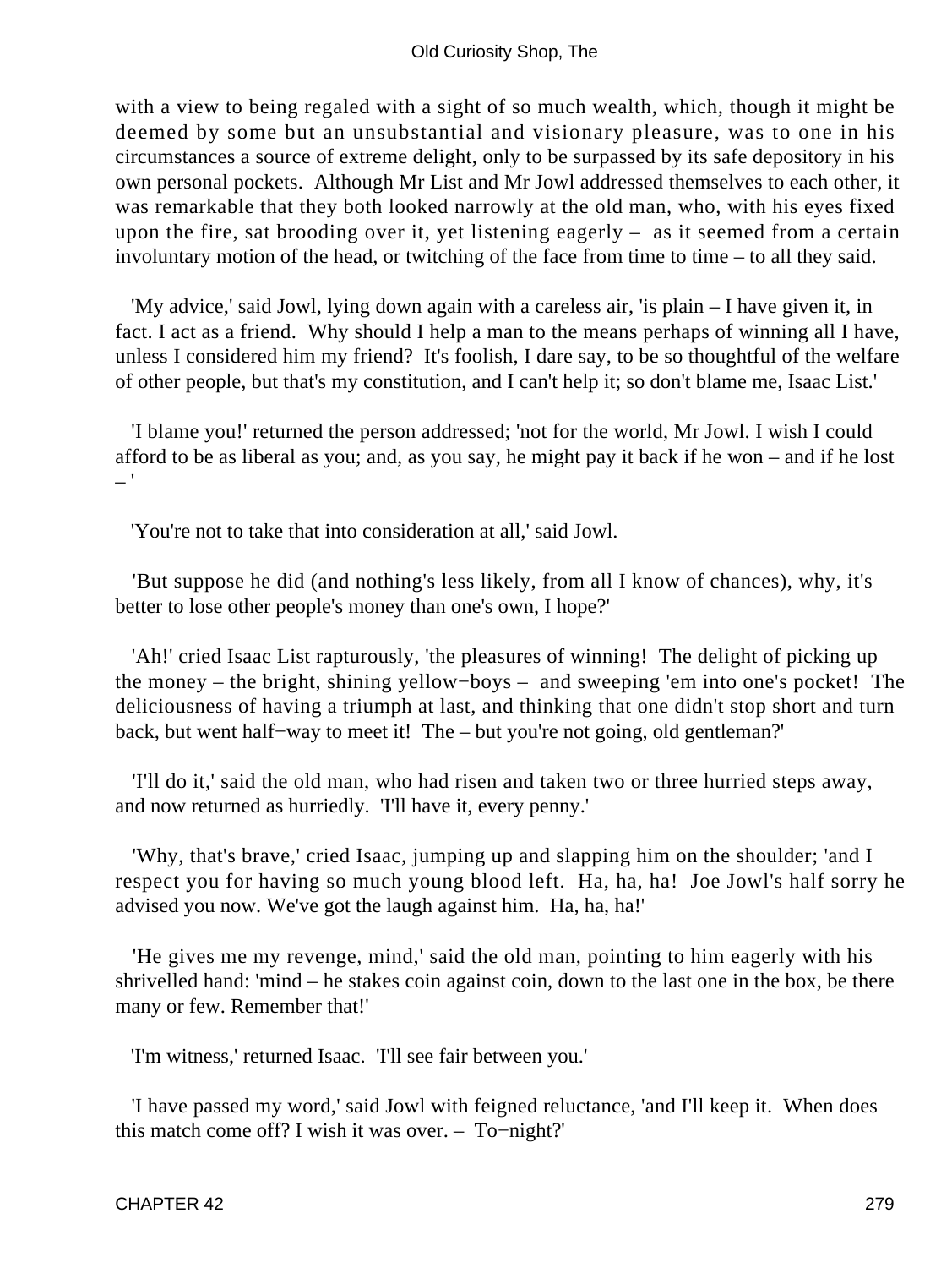with a view to being regaled with a sight of so much wealth, which, though it might be deemed by some but an unsubstantial and visionary pleasure, was to one in his circumstances a source of extreme delight, only to be surpassed by its safe depository in his own personal pockets. Although Mr List and Mr Jowl addressed themselves to each other, it was remarkable that they both looked narrowly at the old man, who, with his eyes fixed upon the fire, sat brooding over it, yet listening eagerly – as it seemed from a certain involuntary motion of the head, or twitching of the face from time to time – to all they said.

'My advice,' said Jowl, lying down again with a careless air, 'is plain – I have given it, in fact. I act as a friend. Why should I help a man to the means perhaps of winning all I have, unless I considered him my friend? It's foolish, I dare say, to be so thoughtful of the welfare of other people, but that's my constitution, and I can't help it; so don't blame me, Isaac List.'

'I blame you!' returned the person addressed; 'not for the world, Mr Jowl. I wish I could afford to be as liberal as you; and, as you say, he might pay it back if he won – and if he lost – '

'You're not to take that into consideration at all,' said Jowl.

'But suppose he did (and nothing's less likely, from all I know of chances), why, it's better to lose other people's money than one's own, I hope?'

'Ah!' cried Isaac List rapturously, 'the pleasures of winning! The delight of picking up the money – the bright, shining yellow−boys – and sweeping 'em into one's pocket! The deliciousness of having a triumph at last, and thinking that one didn't stop short and turn back, but went half−way to meet it! The – but you're not going, old gentleman?'

'I'll do it,' said the old man, who had risen and taken two or three hurried steps away, and now returned as hurriedly. 'I'll have it, every penny.'

'Why, that's brave,' cried Isaac, jumping up and slapping him on the shoulder; 'and I respect you for having so much young blood left. Ha, ha, ha! Joe Jowl's half sorry he advised you now. We've got the laugh against him. Ha, ha, ha!'

'He gives me my revenge, mind,' said the old man, pointing to him eagerly with his shrivelled hand: 'mind – he stakes coin against coin, down to the last one in the box, be there many or few. Remember that!'

'I'm witness,' returned Isaac. 'I'll see fair between you.'

'I have passed my word,' said Jowl with feigned reluctance, 'and I'll keep it. When does this match come off? I wish it was over. – To−night?'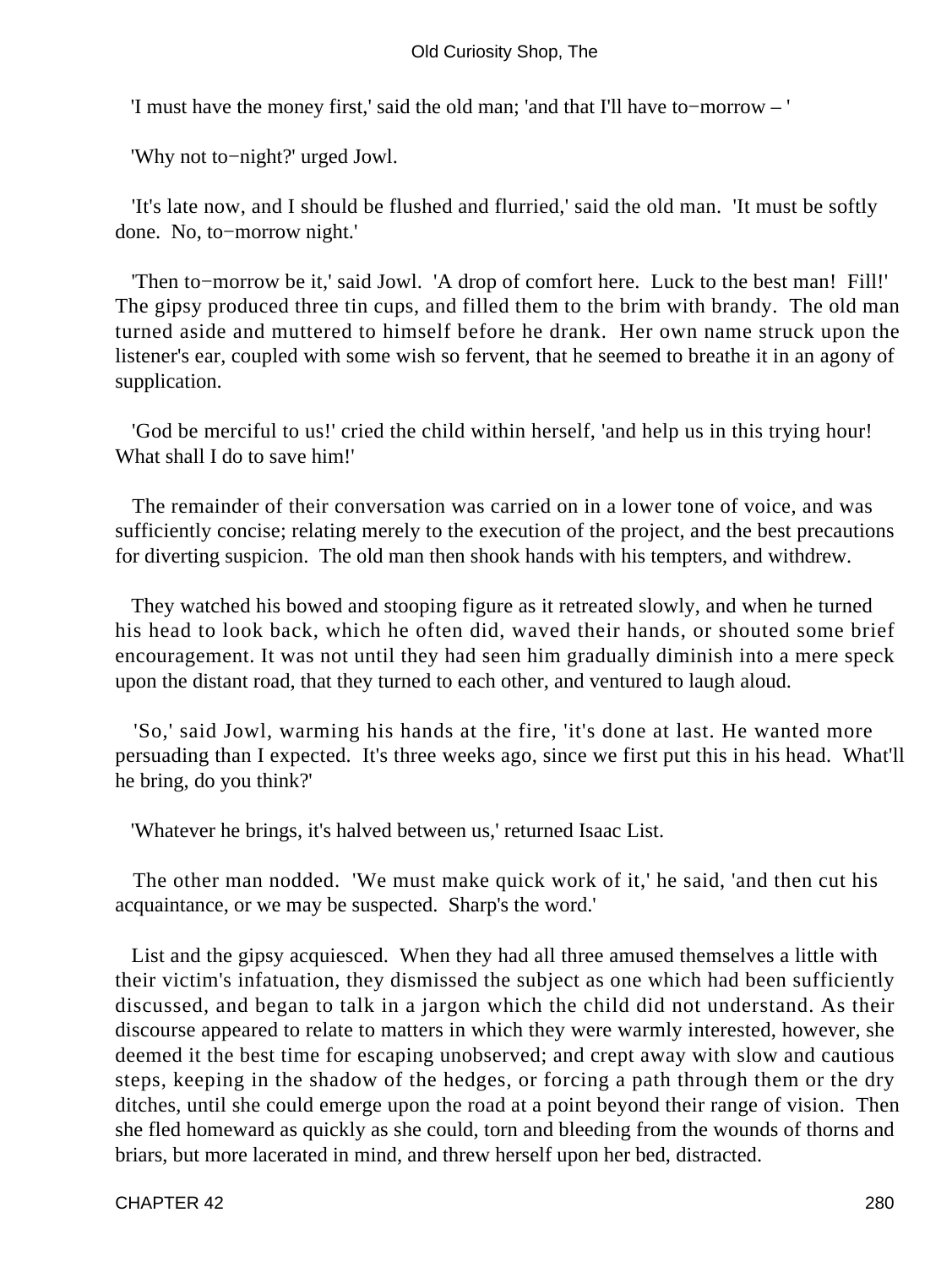'I must have the money first,' said the old man; 'and that I'll have to−morrow – '

'Why not to−night?' urged Jowl.

'It's late now, and I should be flushed and flurried,' said the old man. 'It must be softly done. No, to−morrow night.'

'Then to−morrow be it,' said Jowl. 'A drop of comfort here. Luck to the best man! Fill!' The gipsy produced three tin cups, and filled them to the brim with brandy. The old man turned aside and muttered to himself before he drank. Her own name struck upon the listener's ear, coupled with some wish so fervent, that he seemed to breathe it in an agony of supplication.

'God be merciful to us!' cried the child within herself, 'and help us in this trying hour! What shall I do to save him!'

The remainder of their conversation was carried on in a lower tone of voice, and was sufficiently concise; relating merely to the execution of the project, and the best precautions for diverting suspicion. The old man then shook hands with his tempters, and withdrew.

They watched his bowed and stooping figure as it retreated slowly, and when he turned his head to look back, which he often did, waved their hands, or shouted some brief encouragement. It was not until they had seen him gradually diminish into a mere speck upon the distant road, that they turned to each other, and ventured to laugh aloud.

'So,' said Jowl, warming his hands at the fire, 'it's done at last. He wanted more persuading than I expected. It's three weeks ago, since we first put this in his head. What'll he bring, do you think?'

'Whatever he brings, it's halved between us,' returned Isaac List.

The other man nodded. 'We must make quick work of it,' he said, 'and then cut his acquaintance, or we may be suspected. Sharp's the word.'

List and the gipsy acquiesced. When they had all three amused themselves a little with their victim's infatuation, they dismissed the subject as one which had been sufficiently discussed, and began to talk in a jargon which the child did not understand. As their discourse appeared to relate to matters in which they were warmly interested, however, she deemed it the best time for escaping unobserved; and crept away with slow and cautious steps, keeping in the shadow of the hedges, or forcing a path through them or the dry ditches, until she could emerge upon the road at a point beyond their range of vision. Then she fled homeward as quickly as she could, torn and bleeding from the wounds of thorns and briars, but more lacerated in mind, and threw herself upon her bed, distracted.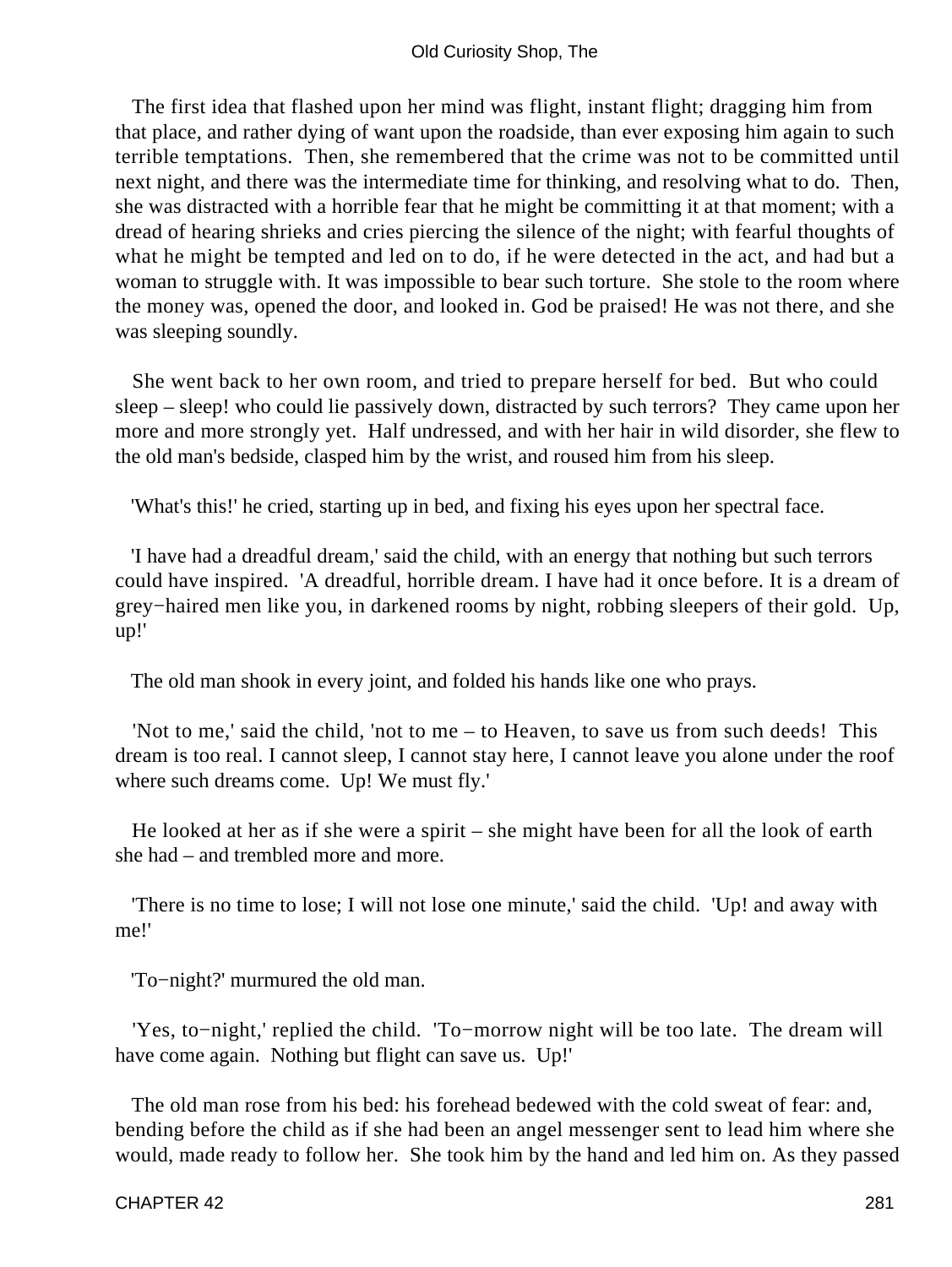The first idea that flashed upon her mind was flight, instant flight; dragging him from that place, and rather dying of want upon the roadside, than ever exposing him again to such terrible temptations. Then, she remembered that the crime was not to be committed until next night, and there was the intermediate time for thinking, and resolving what to do. Then, she was distracted with a horrible fear that he might be committing it at that moment; with a dread of hearing shrieks and cries piercing the silence of the night; with fearful thoughts of what he might be tempted and led on to do, if he were detected in the act, and had but a woman to struggle with. It was impossible to bear such torture. She stole to the room where the money was, opened the door, and looked in. God be praised! He was not there, and she was sleeping soundly.

She went back to her own room, and tried to prepare herself for bed. But who could sleep – sleep! who could lie passively down, distracted by such terrors? They came upon her more and more strongly yet. Half undressed, and with her hair in wild disorder, she flew to the old man's bedside, clasped him by the wrist, and roused him from his sleep.

'What's this!' he cried, starting up in bed, and fixing his eyes upon her spectral face.

'I have had a dreadful dream,' said the child, with an energy that nothing but such terrors could have inspired. 'A dreadful, horrible dream. I have had it once before. It is a dream of grey−haired men like you, in darkened rooms by night, robbing sleepers of their gold. Up, up!'

The old man shook in every joint, and folded his hands like one who prays.

'Not to me,' said the child, 'not to me – to Heaven, to save us from such deeds! This dream is too real. I cannot sleep, I cannot stay here, I cannot leave you alone under the roof where such dreams come. Up! We must fly.'

He looked at her as if she were a spirit – she might have been for all the look of earth she had – and trembled more and more.

'There is no time to lose; I will not lose one minute,' said the child. 'Up! and away with me!'

'To−night?' murmured the old man.

'Yes, to−night,' replied the child. 'To−morrow night will be too late. The dream will have come again. Nothing but flight can save us. Up!'

The old man rose from his bed: his forehead bedewed with the cold sweat of fear: and, bending before the child as if she had been an angel messenger sent to lead him where she would, made ready to follow her. She took him by the hand and led him on. As they passed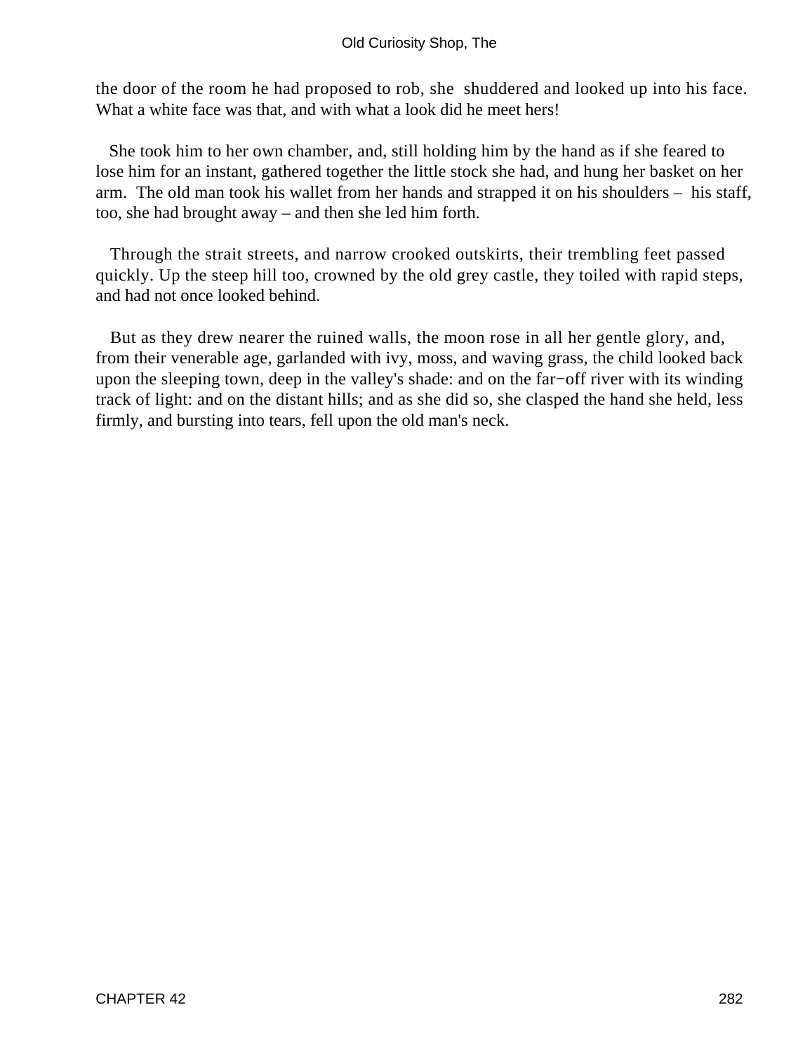the door of the room he had proposed to rob, she shuddered and looked up into his face. What a white face was that, and with what a look did he meet hers!

She took him to her own chamber, and, still holding him by the hand as if she feared to lose him for an instant, gathered together the little stock she had, and hung her basket on her arm. The old man took his wallet from her hands and strapped it on his shoulders – his staff, too, she had brought away – and then she led him forth.

Through the strait streets, and narrow crooked outskirts, their trembling feet passed quickly. Up the steep hill too, crowned by the old grey castle, they toiled with rapid steps, and had not once looked behind.

But as they drew nearer the ruined walls, the moon rose in all her gentle glory, and, from their venerable age, garlanded with ivy, moss, and waving grass, the child looked back upon the sleeping town, deep in the valley's shade: and on the far−off river with its winding track of light: and on the distant hills; and as she did so, she clasped the hand she held, less firmly, and bursting into tears, fell upon the old man's neck.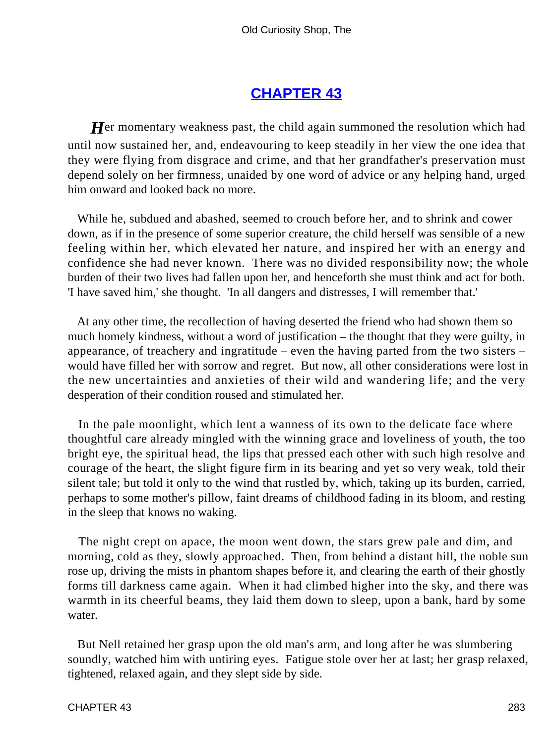## CHAPTER 43

*H*er momentary weakness past, the child again summoned the resolution which had until now sustained her, and, endeavouring to keep steadily in her view the one idea that they were flying from disgrace and crime, and that her grandfather's preservation must depend solely on her firmness, unaided by one word of advice or any helping hand, urged him onward and looked back no more.

While he, subdued and abashed, seemed to crouch before her, and to shrink and cower down, as if in the presence of some superior creature, the child herself was sensible of a new feeling within her, which elevated her nature, and inspired her with an energy and confidence she had never known. There was no divided responsibility now; the whole burden of their two lives had fallen upon her, and henceforth she must think and act for both. 'I have saved him,' she thought. 'In all dangers and distresses, I will remember that.'

At any other time, the recollection of having deserted the friend who had shown them so much homely kindness, without a word of justification – the thought that they were guilty, in appearance, of treachery and ingratitude – even the having parted from the two sisters – would have filled her with sorrow and regret. But now, all other considerations were lost in the new uncertainties and anxieties of their wild and wandering life; and the very desperation of their condition roused and stimulated her.

In the pale moonlight, which lent a wanness of its own to the delicate face where thoughtful care already mingled with the winning grace and loveliness of youth, the too bright eye, the spiritual head, the lips that pressed each other with such high resolve and courage of the heart, the slight figure firm in its bearing and yet so very weak, told their silent tale; but told it only to the wind that rustled by, which, taking up its burden, carried, perhaps to some mother's pillow, faint dreams of childhood fading in its bloom, and resting in the sleep that knows no waking.

The night crept on apace, the moon went down, the stars grew pale and dim, and morning, cold as they, slowly approached. Then, from behind a distant hill, the noble sun rose up, driving the mists in phantom shapes before it, and clearing the earth of their ghostly forms till darkness came again. When it had climbed higher into the sky, and there was warmth in its cheerful beams, they laid them down to sleep, upon a bank, hard by some water.

But Nell retained her grasp upon the old man's arm, and long after he was slumbering soundly, watched him with untiring eyes. Fatigue stole over her at last; her grasp relaxed, tightened, relaxed again, and they slept side by side.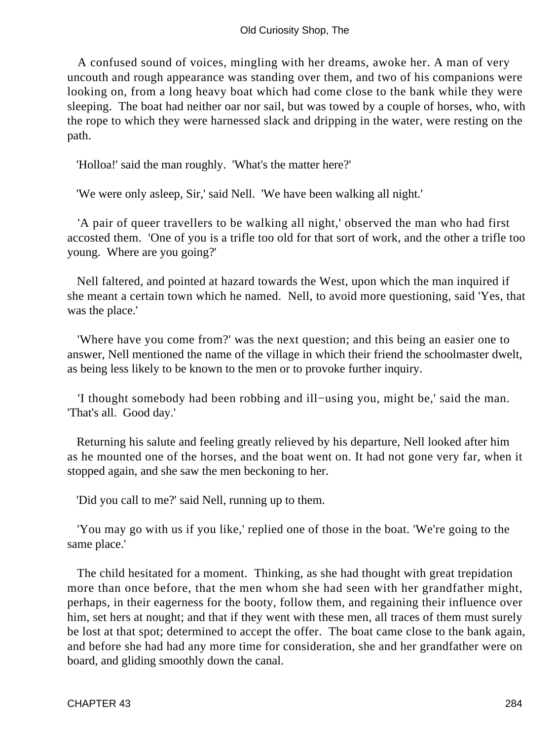A confused sound of voices, mingling with her dreams, awoke her. A man of very uncouth and rough appearance was standing over them, and two of his companions were looking on, from a long heavy boat which had come close to the bank while they were sleeping. The boat had neither oar nor sail, but was towed by a couple of horses, who, with the rope to which they were harnessed slack and dripping in the water, were resting on the path.

'Holloa!' said the man roughly. 'What's the matter here?'

'We were only asleep, Sir,' said Nell. 'We have been walking all night.'

'A pair of queer travellers to be walking all night,' observed the man who had first accosted them. 'One of you is a trifle too old for that sort of work, and the other a trifle too young. Where are you going?'

Nell faltered, and pointed at hazard towards the West, upon which the man inquired if she meant a certain town which he named. Nell, to avoid more questioning, said 'Yes, that was the place.'

'Where have you come from?' was the next question; and this being an easier one to answer, Nell mentioned the name of the village in which their friend the schoolmaster dwelt, as being less likely to be known to the men or to provoke further inquiry.

'I thought somebody had been robbing and ill−using you, might be,' said the man. 'That's all. Good day.'

Returning his salute and feeling greatly relieved by his departure, Nell looked after him as he mounted one of the horses, and the boat went on. It had not gone very far, when it stopped again, and she saw the men beckoning to her.

'Did you call to me?' said Nell, running up to them.

'You may go with us if you like,' replied one of those in the boat. 'We're going to the same place.'

The child hesitated for a moment. Thinking, as she had thought with great trepidation more than once before, that the men whom she had seen with her grandfather might, perhaps, in their eagerness for the booty, follow them, and regaining their influence over him, set hers at nought; and that if they went with these men, all traces of them must surely be lost at that spot; determined to accept the offer. The boat came close to the bank again, and before she had had any more time for consideration, she and her grandfather were on board, and gliding smoothly down the canal.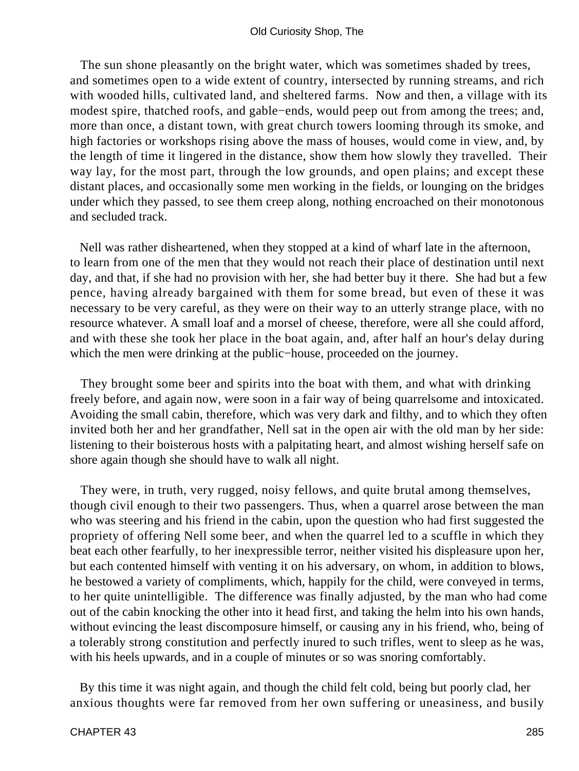The sun shone pleasantly on the bright water, which was sometimes shaded by trees, and sometimes open to a wide extent of country, intersected by running streams, and rich with wooded hills, cultivated land, and sheltered farms. Now and then, a village with its modest spire, thatched roofs, and gable−ends, would peep out from among the trees; and, more than once, a distant town, with great church towers looming through its smoke, and high factories or workshops rising above the mass of houses, would come in view, and, by the length of time it lingered in the distance, show them how slowly they travelled. Their way lay, for the most part, through the low grounds, and open plains; and except these distant places, and occasionally some men working in the fields, or lounging on the bridges under which they passed, to see them creep along, nothing encroached on their monotonous and secluded track.

Nell was rather disheartened, when they stopped at a kind of wharf late in the afternoon, to learn from one of the men that they would not reach their place of destination until next day, and that, if she had no provision with her, she had better buy it there. She had but a few pence, having already bargained with them for some bread, but even of these it was necessary to be very careful, as they were on their way to an utterly strange place, with no resource whatever. A small loaf and a morsel of cheese, therefore, were all she could afford, and with these she took her place in the boat again, and, after half an hour's delay during which the men were drinking at the public−house, proceeded on the journey.

They brought some beer and spirits into the boat with them, and what with drinking freely before, and again now, were soon in a fair way of being quarrelsome and intoxicated. Avoiding the small cabin, therefore, which was very dark and filthy, and to which they often invited both her and her grandfather, Nell sat in the open air with the old man by her side: listening to their boisterous hosts with a palpitating heart, and almost wishing herself safe on shore again though she should have to walk all night.

They were, in truth, very rugged, noisy fellows, and quite brutal among themselves, though civil enough to their two passengers. Thus, when a quarrel arose between the man who was steering and his friend in the cabin, upon the question who had first suggested the propriety of offering Nell some beer, and when the quarrel led to a scuffle in which they beat each other fearfully, to her inexpressible terror, neither visited his displeasure upon her, but each contented himself with venting it on his adversary, on whom, in addition to blows, he bestowed a variety of compliments, which, happily for the child, were conveyed in terms, to her quite unintelligible. The difference was finally adjusted, by the man who had come out of the cabin knocking the other into it head first, and taking the helm into his own hands, without evincing the least discomposure himself, or causing any in his friend, who, being of a tolerably strong constitution and perfectly inured to such trifles, went to sleep as he was, with his heels upwards, and in a couple of minutes or so was snoring comfortably.

By this time it was night again, and though the child felt cold, being but poorly clad, her anxious thoughts were far removed from her own suffering or uneasiness, and busily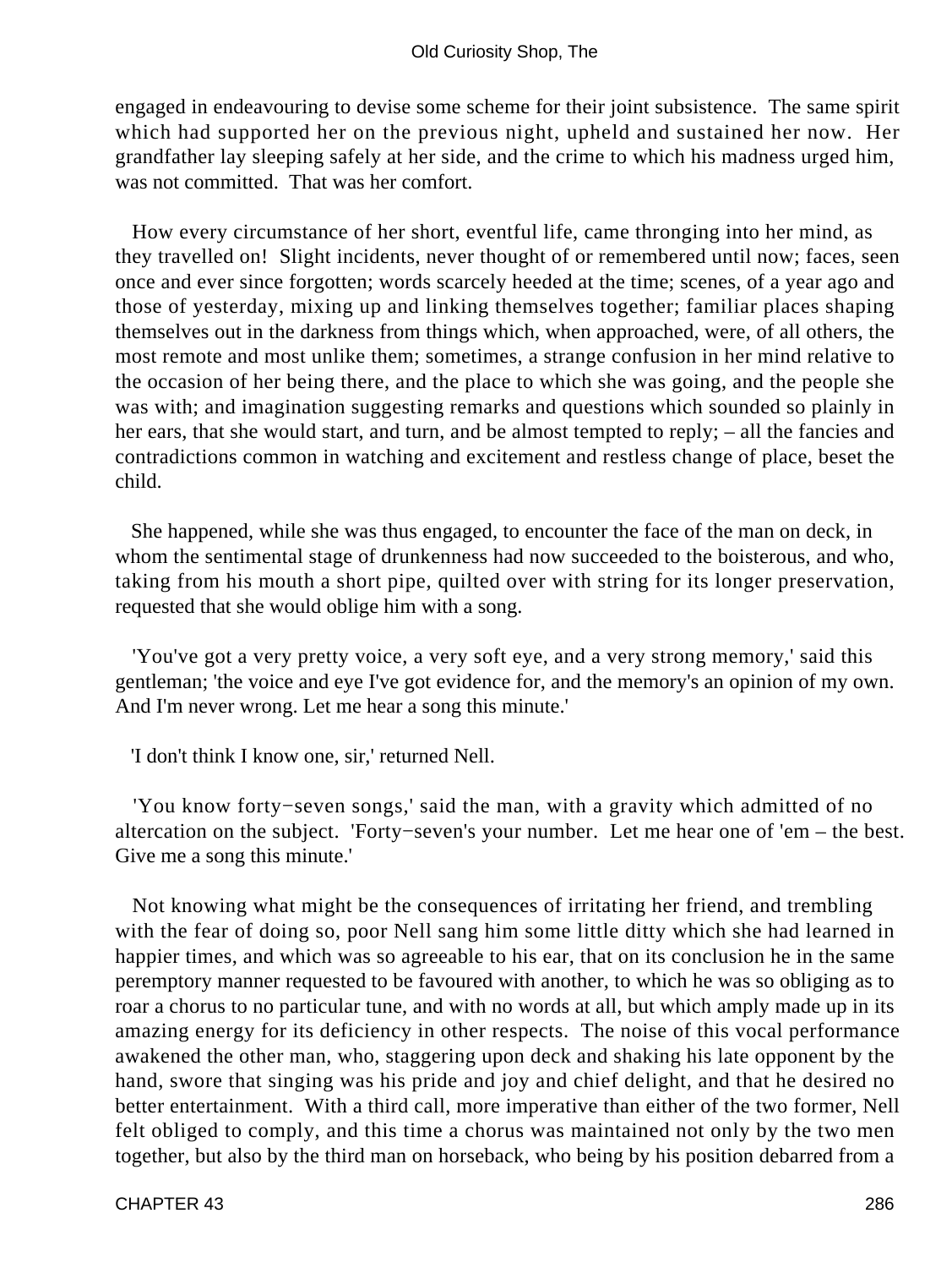engaged in endeavouring to devise some scheme for their joint subsistence. The same spirit which had supported her on the previous night, upheld and sustained her now. Her grandfather lay sleeping safely at her side, and the crime to which his madness urged him, was not committed. That was her comfort.

How every circumstance of her short, eventful life, came thronging into her mind, as they travelled on! Slight incidents, never thought of or remembered until now; faces, seen once and ever since forgotten; words scarcely heeded at the time; scenes, of a year ago and those of yesterday, mixing up and linking themselves together; familiar places shaping themselves out in the darkness from things which, when approached, were, of all others, the most remote and most unlike them; sometimes, a strange confusion in her mind relative to the occasion of her being there, and the place to which she was going, and the people she was with; and imagination suggesting remarks and questions which sounded so plainly in her ears, that she would start, and turn, and be almost tempted to reply; – all the fancies and contradictions common in watching and excitement and restless change of place, beset the child.

She happened, while she was thus engaged, to encounter the face of the man on deck, in whom the sentimental stage of drunkenness had now succeeded to the boisterous, and who, taking from his mouth a short pipe, quilted over with string for its longer preservation, requested that she would oblige him with a song.

'You've got a very pretty voice, a very soft eye, and a very strong memory,' said this gentleman; 'the voice and eye I've got evidence for, and the memory's an opinion of my own. And I'm never wrong. Let me hear a song this minute.'

'I don't think I know one, sir,' returned Nell.

'You know forty−seven songs,' said the man, with a gravity which admitted of no altercation on the subject. 'Forty−seven's your number. Let me hear one of 'em – the best. Give me a song this minute.'

Not knowing what might be the consequences of irritating her friend, and trembling with the fear of doing so, poor Nell sang him some little ditty which she had learned in happier times, and which was so agreeable to his ear, that on its conclusion he in the same peremptory manner requested to be favoured with another, to which he was so obliging as to roar a chorus to no particular tune, and with no words at all, but which amply made up in its amazing energy for its deficiency in other respects. The noise of this vocal performance awakened the other man, who, staggering upon deck and shaking his late opponent by the hand, swore that singing was his pride and joy and chief delight, and that he desired no better entertainment. With a third call, more imperative than either of the two former, Nell felt obliged to comply, and this time a chorus was maintained not only by the two men together, but also by the third man on horseback, who being by his position debarred from a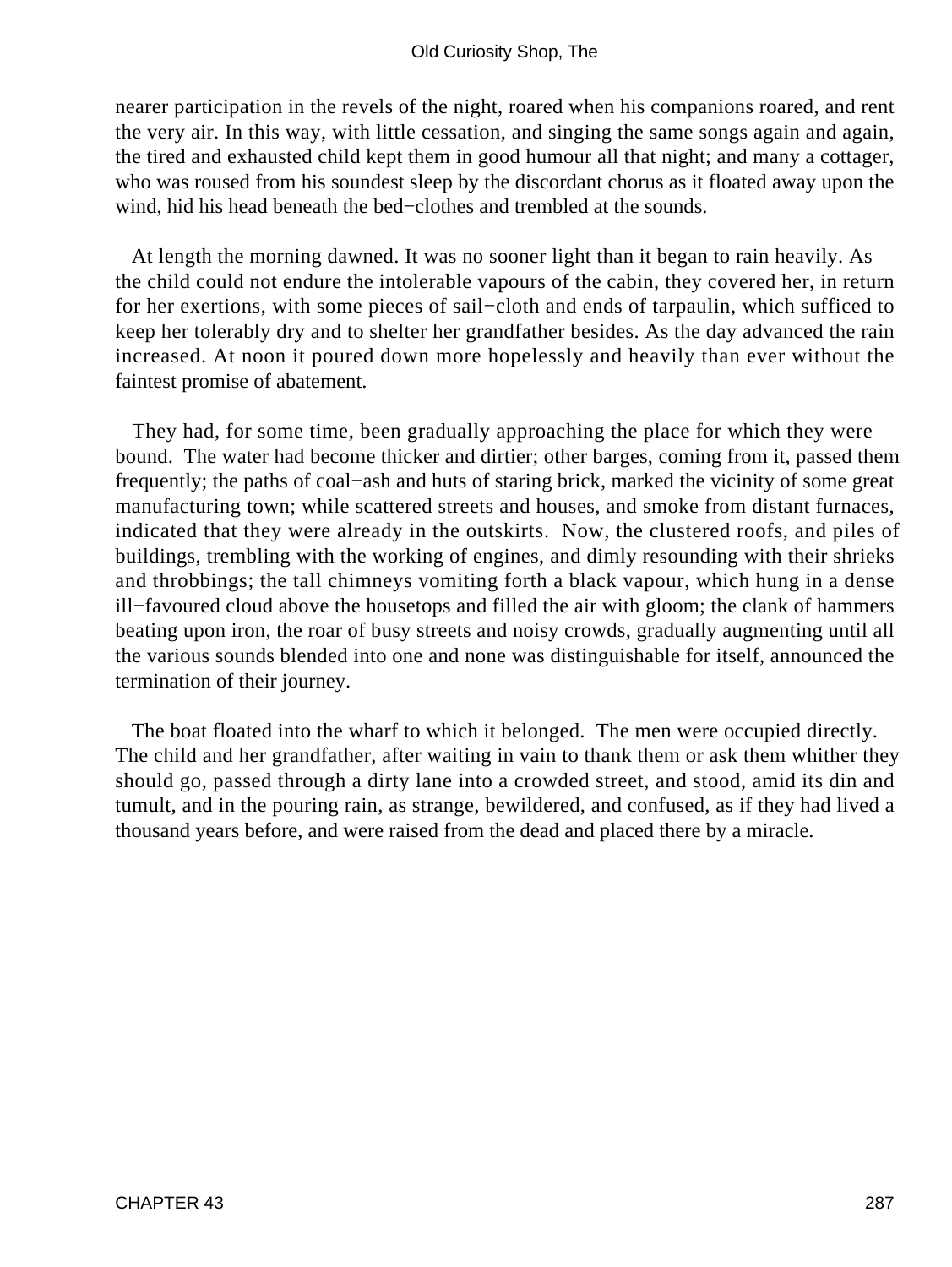nearer participation in the revels of the night, roared when his companions roared, and rent the very air. In this way, with little cessation, and singing the same songs again and again, the tired and exhausted child kept them in good humour all that night; and many a cottager, who was roused from his soundest sleep by the discordant chorus as it floated away upon the wind, hid his head beneath the bed−clothes and trembled at the sounds.

At length the morning dawned. It was no sooner light than it began to rain heavily. As the child could not endure the intolerable vapours of the cabin, they covered her, in return for her exertions, with some pieces of sail−cloth and ends of tarpaulin, which sufficed to keep her tolerably dry and to shelter her grandfather besides. As the day advanced the rain increased. At noon it poured down more hopelessly and heavily than ever without the faintest promise of abatement.

They had, for some time, been gradually approaching the place for which they were bound. The water had become thicker and dirtier; other barges, coming from it, passed them frequently; the paths of coal−ash and huts of staring brick, marked the vicinity of some great manufacturing town; while scattered streets and houses, and smoke from distant furnaces, indicated that they were already in the outskirts. Now, the clustered roofs, and piles of buildings, trembling with the working of engines, and dimly resounding with their shrieks and throbbings; the tall chimneys vomiting forth a black vapour, which hung in a dense ill−favoured cloud above the housetops and filled the air with gloom; the clank of hammers beating upon iron, the roar of busy streets and noisy crowds, gradually augmenting until all the various sounds blended into one and none was distinguishable for itself, announced the termination of their journey.

The boat floated into the wharf to which it belonged. The men were occupied directly. The child and her grandfather, after waiting in vain to thank them or ask them whither they should go, passed through a dirty lane into a crowded street, and stood, amid its din and tumult, and in the pouring rain, as strange, bewildered, and confused, as if they had lived a thousand years before, and were raised from the dead and placed there by a miracle.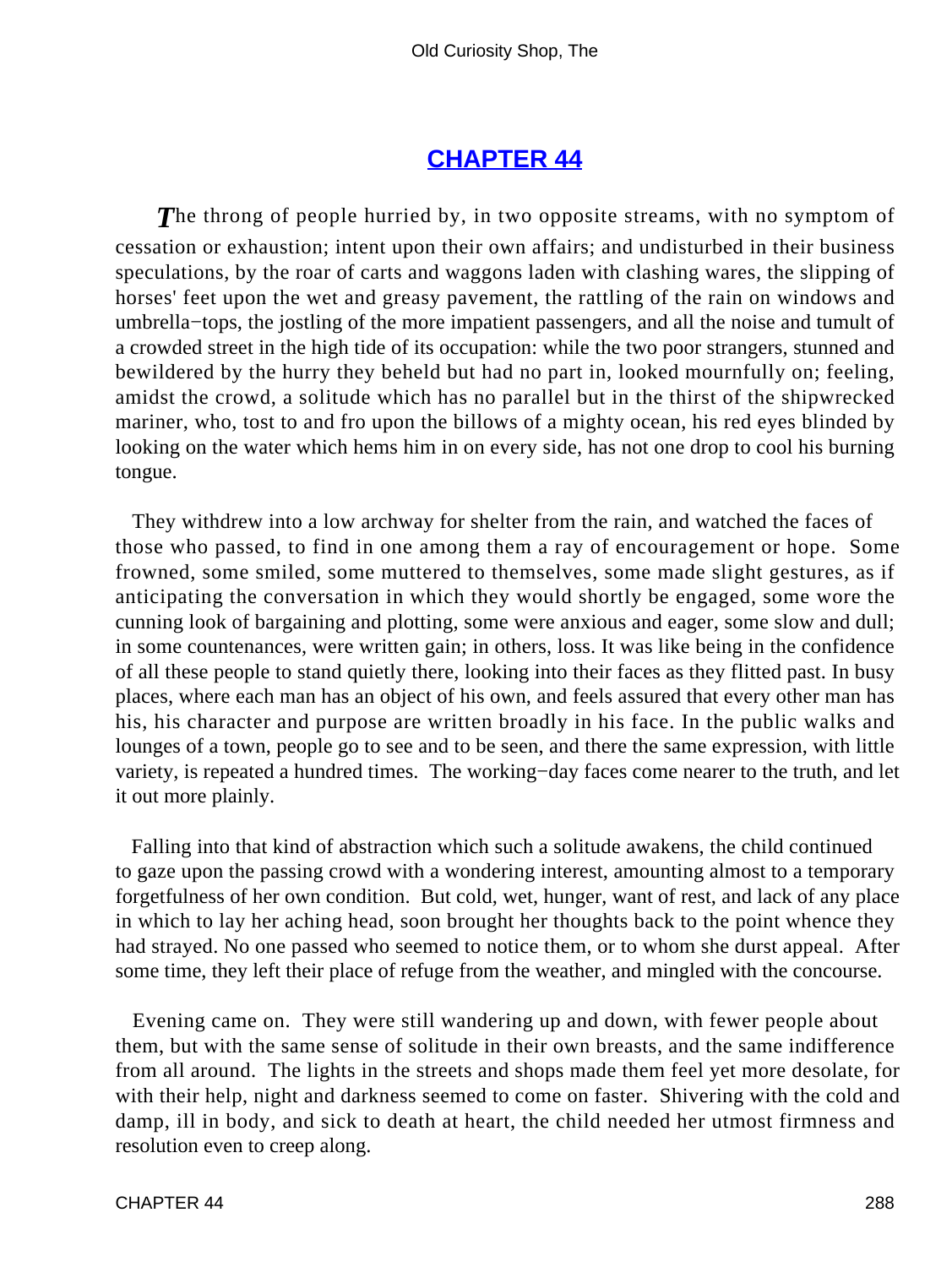## CHAPTER 44

*T*he throng of people hurried by, in two opposite streams, with no symptom of cessation or exhaustion; intent upon their own affairs; and undisturbed in their business speculations, by the roar of carts and waggons laden with clashing wares, the slipping of horses' feet upon the wet and greasy pavement, the rattling of the rain on windows and umbrella−tops, the jostling of the more impatient passengers, and all the noise and tumult of a crowded street in the high tide of its occupation: while the two poor strangers, stunned and bewildered by the hurry they beheld but had no part in, looked mournfully on; feeling, amidst the crowd, a solitude which has no parallel but in the thirst of the shipwrecked mariner, who, tost to and fro upon the billows of a mighty ocean, his red eyes blinded by looking on the water which hems him in on every side, has not one drop to cool his burning tongue.

They withdrew into a low archway for shelter from the rain, and watched the faces of those who passed, to find in one among them a ray of encouragement or hope. Some frowned, some smiled, some muttered to themselves, some made slight gestures, as if anticipating the conversation in which they would shortly be engaged, some wore the cunning look of bargaining and plotting, some were anxious and eager, some slow and dull; in some countenances, were written gain; in others, loss. It was like being in the confidence of all these people to stand quietly there, looking into their faces as they flitted past. In busy places, where each man has an object of his own, and feels assured that every other man has his, his character and purpose are written broadly in his face. In the public walks and lounges of a town, people go to see and to be seen, and there the same expression, with little variety, is repeated a hundred times. The working−day faces come nearer to the truth, and let it out more plainly.

Falling into that kind of abstraction which such a solitude awakens, the child continued to gaze upon the passing crowd with a wondering interest, amounting almost to a temporary forgetfulness of her own condition. But cold, wet, hunger, want of rest, and lack of any place in which to lay her aching head, soon brought her thoughts back to the point whence they had strayed. No one passed who seemed to notice them, or to whom she durst appeal. After some time, they left their place of refuge from the weather, and mingled with the concourse.

Evening came on. They were still wandering up and down, with fewer people about them, but with the same sense of solitude in their own breasts, and the same indifference from all around. The lights in the streets and shops made them feel yet more desolate, for with their help, night and darkness seemed to come on faster. Shivering with the cold and damp, ill in body, and sick to death at heart, the child needed her utmost firmness and resolution even to creep along.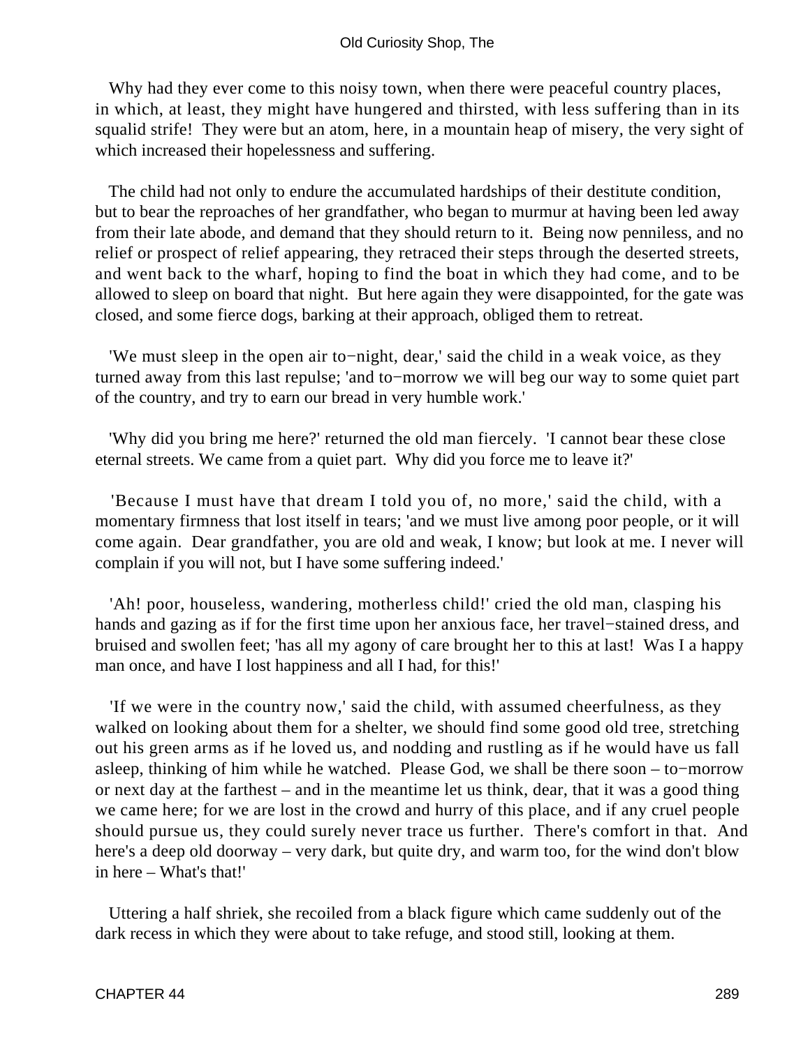Why had they ever come to this noisy town, when there were peaceful country places, in which, at least, they might have hungered and thirsted, with less suffering than in its squalid strife! They were but an atom, here, in a mountain heap of misery, the very sight of which increased their hopelessness and suffering.

The child had not only to endure the accumulated hardships of their destitute condition, but to bear the reproaches of her grandfather, who began to murmur at having been led away from their late abode, and demand that they should return to it. Being now penniless, and no relief or prospect of relief appearing, they retraced their steps through the deserted streets, and went back to the wharf, hoping to find the boat in which they had come, and to be allowed to sleep on board that night. But here again they were disappointed, for the gate was closed, and some fierce dogs, barking at their approach, obliged them to retreat.

'We must sleep in the open air to−night, dear,' said the child in a weak voice, as they turned away from this last repulse; 'and to−morrow we will beg our way to some quiet part of the country, and try to earn our bread in very humble work.'

'Why did you bring me here?' returned the old man fiercely. 'I cannot bear these close eternal streets. We came from a quiet part. Why did you force me to leave it?'

'Because I must have that dream I told you of, no more,' said the child, with a momentary firmness that lost itself in tears; 'and we must live among poor people, or it will come again. Dear grandfather, you are old and weak, I know; but look at me. I never will complain if you will not, but I have some suffering indeed.'

'Ah! poor, houseless, wandering, motherless child!' cried the old man, clasping his hands and gazing as if for the first time upon her anxious face, her travel−stained dress, and bruised and swollen feet; 'has all my agony of care brought her to this at last! Was I a happy man once, and have I lost happiness and all I had, for this!'

'If we were in the country now,' said the child, with assumed cheerfulness, as they walked on looking about them for a shelter, we should find some good old tree, stretching out his green arms as if he loved us, and nodding and rustling as if he would have us fall asleep, thinking of him while he watched. Please God, we shall be there soon – to−morrow or next day at the farthest – and in the meantime let us think, dear, that it was a good thing we came here; for we are lost in the crowd and hurry of this place, and if any cruel people should pursue us, they could surely never trace us further. There's comfort in that. And here's a deep old doorway – very dark, but quite dry, and warm too, for the wind don't blow in here – What's that!'

Uttering a half shriek, she recoiled from a black figure which came suddenly out of the dark recess in which they were about to take refuge, and stood still, looking at them.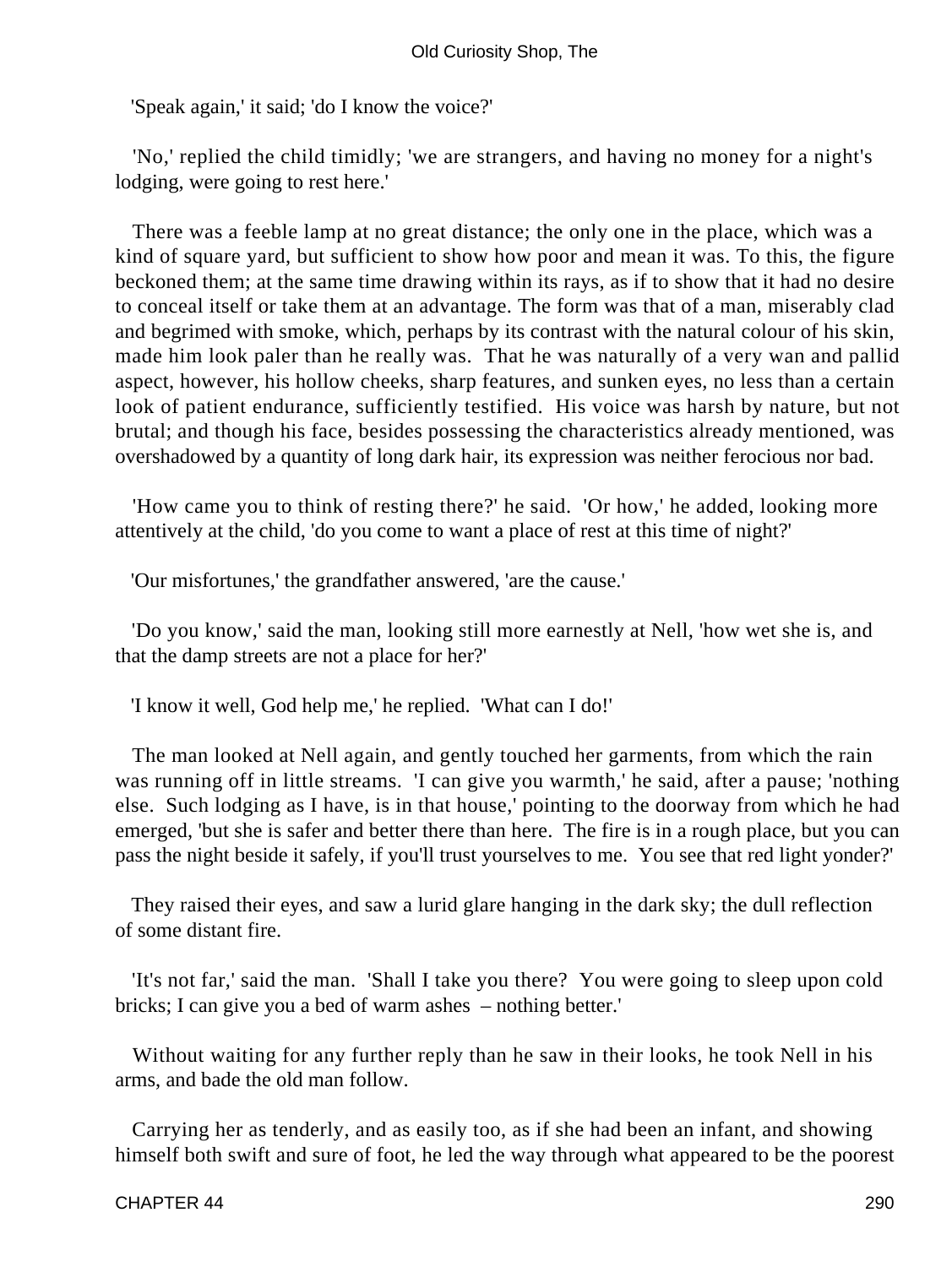'Speak again,' it said; 'do I know the voice?'

'No,' replied the child timidly; 'we are strangers, and having no money for a night's lodging, were going to rest here.'

There was a feeble lamp at no great distance; the only one in the place, which was a kind of square yard, but sufficient to show how poor and mean it was. To this, the figure beckoned them; at the same time drawing within its rays, as if to show that it had no desire to conceal itself or take them at an advantage. The form was that of a man, miserably clad and begrimed with smoke, which, perhaps by its contrast with the natural colour of his skin, made him look paler than he really was. That he was naturally of a very wan and pallid aspect, however, his hollow cheeks, sharp features, and sunken eyes, no less than a certain look of patient endurance, sufficiently testified. His voice was harsh by nature, but not brutal; and though his face, besides possessing the characteristics already mentioned, was overshadowed by a quantity of long dark hair, its expression was neither ferocious nor bad.

'How came you to think of resting there?' he said. 'Or how,' he added, looking more attentively at the child, 'do you come to want a place of rest at this time of night?'

'Our misfortunes,' the grandfather answered, 'are the cause.'

'Do you know,' said the man, looking still more earnestly at Nell, 'how wet she is, and that the damp streets are not a place for her?'

'I know it well, God help me,' he replied. 'What can I do!'

The man looked at Nell again, and gently touched her garments, from which the rain was running off in little streams. 'I can give you warmth,' he said, after a pause; 'nothing else. Such lodging as I have, is in that house,' pointing to the doorway from which he had emerged, 'but she is safer and better there than here. The fire is in a rough place, but you can pass the night beside it safely, if you'll trust yourselves to me. You see that red light yonder?'

They raised their eyes, and saw a lurid glare hanging in the dark sky; the dull reflection of some distant fire.

'It's not far,' said the man. 'Shall I take you there? You were going to sleep upon cold bricks; I can give you a bed of warm ashes – nothing better.'

Without waiting for any further reply than he saw in their looks, he took Nell in his arms, and bade the old man follow.

Carrying her as tenderly, and as easily too, as if she had been an infant, and showing himself both swift and sure of foot, he led the way through what appeared to be the poorest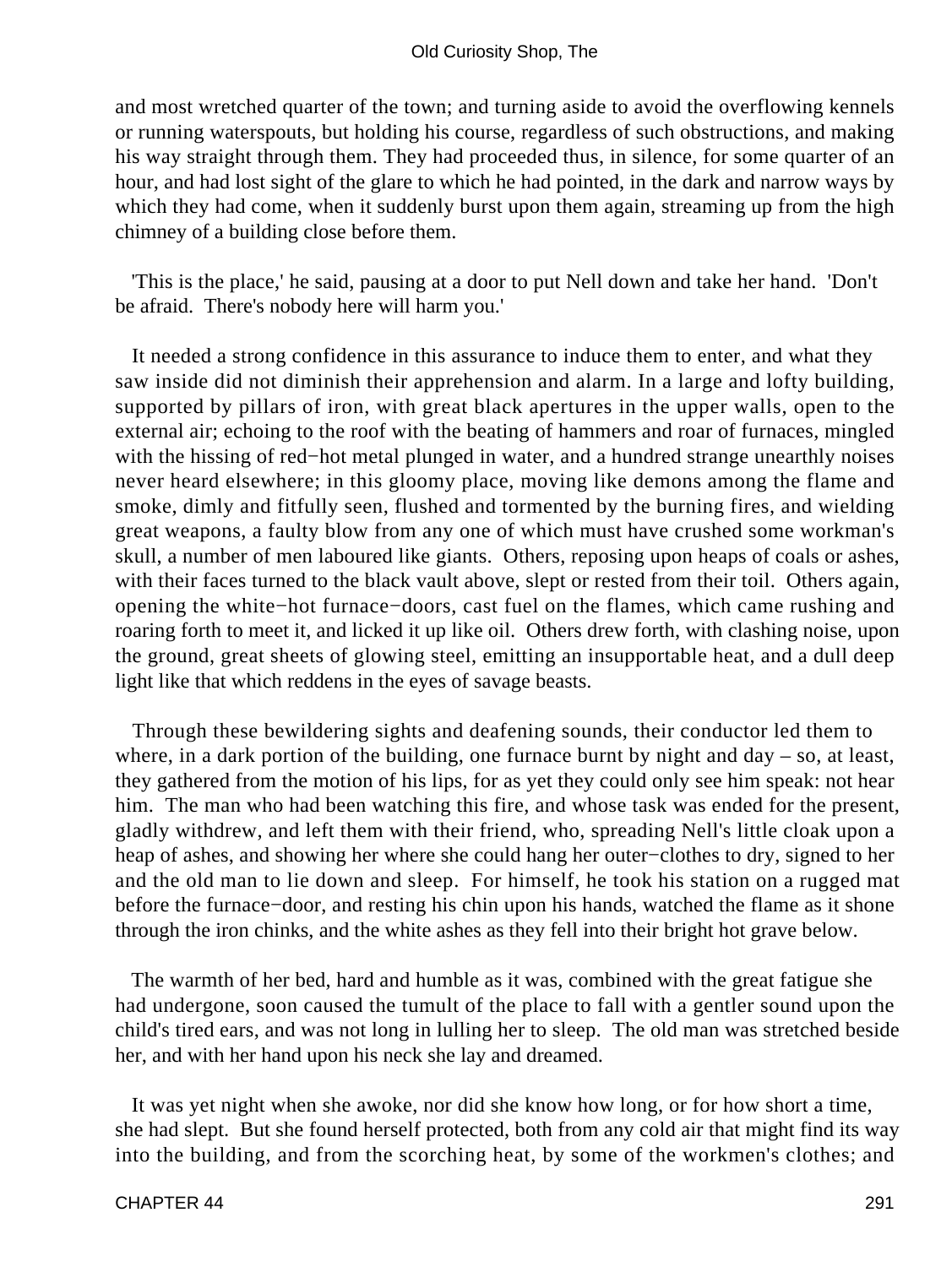and most wretched quarter of the town; and turning aside to avoid the overflowing kennels or running waterspouts, but holding his course, regardless of such obstructions, and making his way straight through them. They had proceeded thus, in silence, for some quarter of an hour, and had lost sight of the glare to which he had pointed, in the dark and narrow ways by which they had come, when it suddenly burst upon them again, streaming up from the high chimney of a building close before them.

'This is the place,' he said, pausing at a door to put Nell down and take her hand. 'Don't be afraid. There's nobody here will harm you.'

It needed a strong confidence in this assurance to induce them to enter, and what they saw inside did not diminish their apprehension and alarm. In a large and lofty building, supported by pillars of iron, with great black apertures in the upper walls, open to the external air; echoing to the roof with the beating of hammers and roar of furnaces, mingled with the hissing of red−hot metal plunged in water, and a hundred strange unearthly noises never heard elsewhere; in this gloomy place, moving like demons among the flame and smoke, dimly and fitfully seen, flushed and tormented by the burning fires, and wielding great weapons, a faulty blow from any one of which must have crushed some workman's skull, a number of men laboured like giants. Others, reposing upon heaps of coals or ashes, with their faces turned to the black vault above, slept or rested from their toil. Others again, opening the white−hot furnace−doors, cast fuel on the flames, which came rushing and roaring forth to meet it, and licked it up like oil. Others drew forth, with clashing noise, upon the ground, great sheets of glowing steel, emitting an insupportable heat, and a dull deep light like that which reddens in the eyes of savage beasts.

Through these bewildering sights and deafening sounds, their conductor led them to where, in a dark portion of the building, one furnace burnt by night and day – so, at least, they gathered from the motion of his lips, for as yet they could only see him speak: not hear him. The man who had been watching this fire, and whose task was ended for the present, gladly withdrew, and left them with their friend, who, spreading Nell's little cloak upon a heap of ashes, and showing her where she could hang her outer−clothes to dry, signed to her and the old man to lie down and sleep. For himself, he took his station on a rugged mat before the furnace−door, and resting his chin upon his hands, watched the flame as it shone through the iron chinks, and the white ashes as they fell into their bright hot grave below.

The warmth of her bed, hard and humble as it was, combined with the great fatigue she had undergone, soon caused the tumult of the place to fall with a gentler sound upon the child's tired ears, and was not long in lulling her to sleep. The old man was stretched beside her, and with her hand upon his neck she lay and dreamed.

It was yet night when she awoke, nor did she know how long, or for how short a time, she had slept. But she found herself protected, both from any cold air that might find its way into the building, and from the scorching heat, by some of the workmen's clothes; and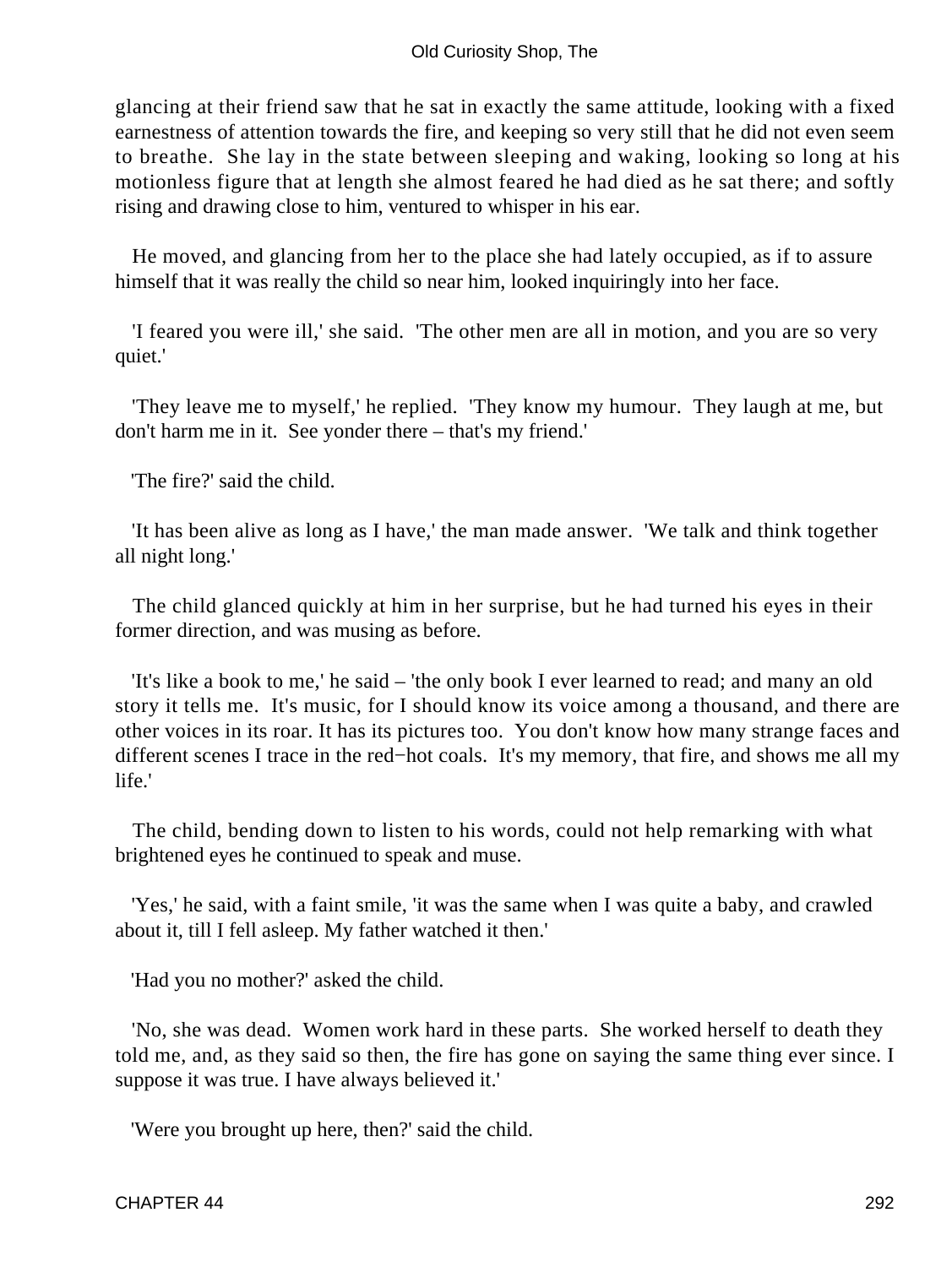glancing at their friend saw that he sat in exactly the same attitude, looking with a fixed earnestness of attention towards the fire, and keeping so very still that he did not even seem to breathe. She lay in the state between sleeping and waking, looking so long at his motionless figure that at length she almost feared he had died as he sat there; and softly rising and drawing close to him, ventured to whisper in his ear.

He moved, and glancing from her to the place she had lately occupied, as if to assure himself that it was really the child so near him, looked inquiringly into her face.

'I feared you were ill,' she said. 'The other men are all in motion, and you are so very quiet.'

'They leave me to myself,' he replied. 'They know my humour. They laugh at me, but don't harm me in it. See yonder there – that's my friend.'

'The fire?' said the child.

'It has been alive as long as I have,' the man made answer. 'We talk and think together all night long.'

The child glanced quickly at him in her surprise, but he had turned his eyes in their former direction, and was musing as before.

'It's like a book to me,' he said – 'the only book I ever learned to read; and many an old story it tells me. It's music, for I should know its voice among a thousand, and there are other voices in its roar. It has its pictures too. You don't know how many strange faces and different scenes I trace in the red−hot coals. It's my memory, that fire, and shows me all my life.'

The child, bending down to listen to his words, could not help remarking with what brightened eyes he continued to speak and muse.

'Yes,' he said, with a faint smile, 'it was the same when I was quite a baby, and crawled about it, till I fell asleep. My father watched it then.'

'Had you no mother?' asked the child.

'No, she was dead. Women work hard in these parts. She worked herself to death they told me, and, as they said so then, the fire has gone on saying the same thing ever since. I suppose it was true. I have always believed it.'

'Were you brought up here, then?' said the child.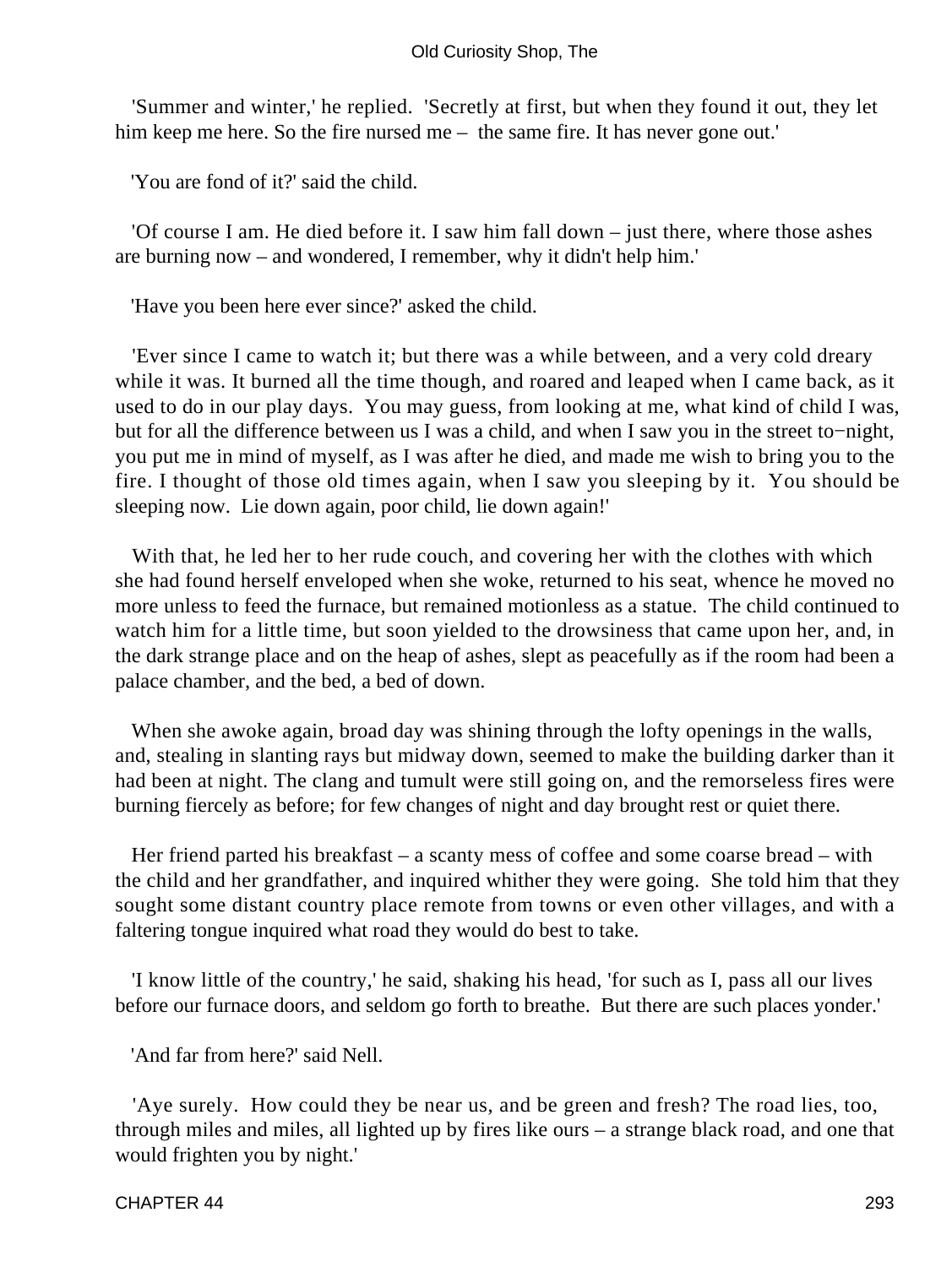'Summer and winter,' he replied. 'Secretly at first, but when they found it out, they let him keep me here. So the fire nursed me – the same fire. It has never gone out.'

'You are fond of it?' said the child.

'Of course I am. He died before it. I saw him fall down – just there, where those ashes are burning now – and wondered, I remember, why it didn't help him.'

'Have you been here ever since?' asked the child.

'Ever since I came to watch it; but there was a while between, and a very cold dreary while it was. It burned all the time though, and roared and leaped when I came back, as it used to do in our play days. You may guess, from looking at me, what kind of child I was, but for all the difference between us I was a child, and when I saw you in the street to−night, you put me in mind of myself, as I was after he died, and made me wish to bring you to the fire. I thought of those old times again, when I saw you sleeping by it. You should be sleeping now. Lie down again, poor child, lie down again!'

With that, he led her to her rude couch, and covering her with the clothes with which she had found herself enveloped when she woke, returned to his seat, whence he moved no more unless to feed the furnace, but remained motionless as a statue. The child continued to watch him for a little time, but soon yielded to the drowsiness that came upon her, and, in the dark strange place and on the heap of ashes, slept as peacefully as if the room had been a palace chamber, and the bed, a bed of down.

When she awoke again, broad day was shining through the lofty openings in the walls, and, stealing in slanting rays but midway down, seemed to make the building darker than it had been at night. The clang and tumult were still going on, and the remorseless fires were burning fiercely as before; for few changes of night and day brought rest or quiet there.

Her friend parted his breakfast – a scanty mess of coffee and some coarse bread – with the child and her grandfather, and inquired whither they were going. She told him that they sought some distant country place remote from towns or even other villages, and with a faltering tongue inquired what road they would do best to take.

'I know little of the country,' he said, shaking his head, 'for such as I, pass all our lives before our furnace doors, and seldom go forth to breathe. But there are such places yonder.'

'And far from here?' said Nell.

'Aye surely. How could they be near us, and be green and fresh? The road lies, too, through miles and miles, all lighted up by fires like ours – a strange black road, and one that would frighten you by night.'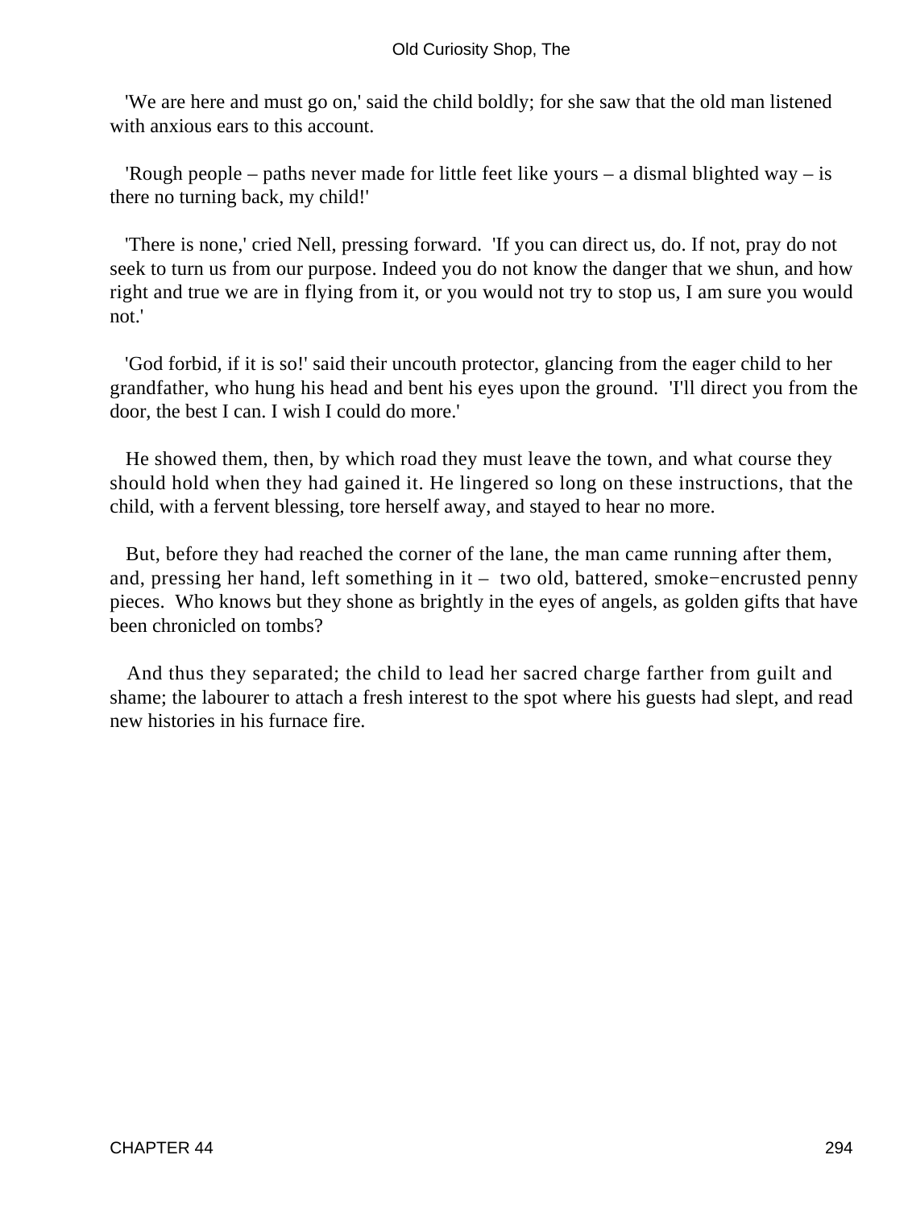'We are here and must go on,' said the child boldly; for she saw that the old man listened with anxious ears to this account.

'Rough people – paths never made for little feet like yours – a dismal blighted way – is there no turning back, my child!'

'There is none,' cried Nell, pressing forward. 'If you can direct us, do. If not, pray do not seek to turn us from our purpose. Indeed you do not know the danger that we shun, and how right and true we are in flying from it, or you would not try to stop us, I am sure you would not.'

'God forbid, if it is so!' said their uncouth protector, glancing from the eager child to her grandfather, who hung his head and bent his eyes upon the ground. 'I'll direct you from the door, the best I can. I wish I could do more.'

He showed them, then, by which road they must leave the town, and what course they should hold when they had gained it. He lingered so long on these instructions, that the child, with a fervent blessing, tore herself away, and stayed to hear no more.

But, before they had reached the corner of the lane, the man came running after them, and, pressing her hand, left something in it – two old, battered, smoke−encrusted penny pieces. Who knows but they shone as brightly in the eyes of angels, as golden gifts that have been chronicled on tombs?

And thus they separated; the child to lead her sacred charge farther from guilt and shame; the labourer to attach a fresh interest to the spot where his guests had slept, and read new histories in his furnace fire.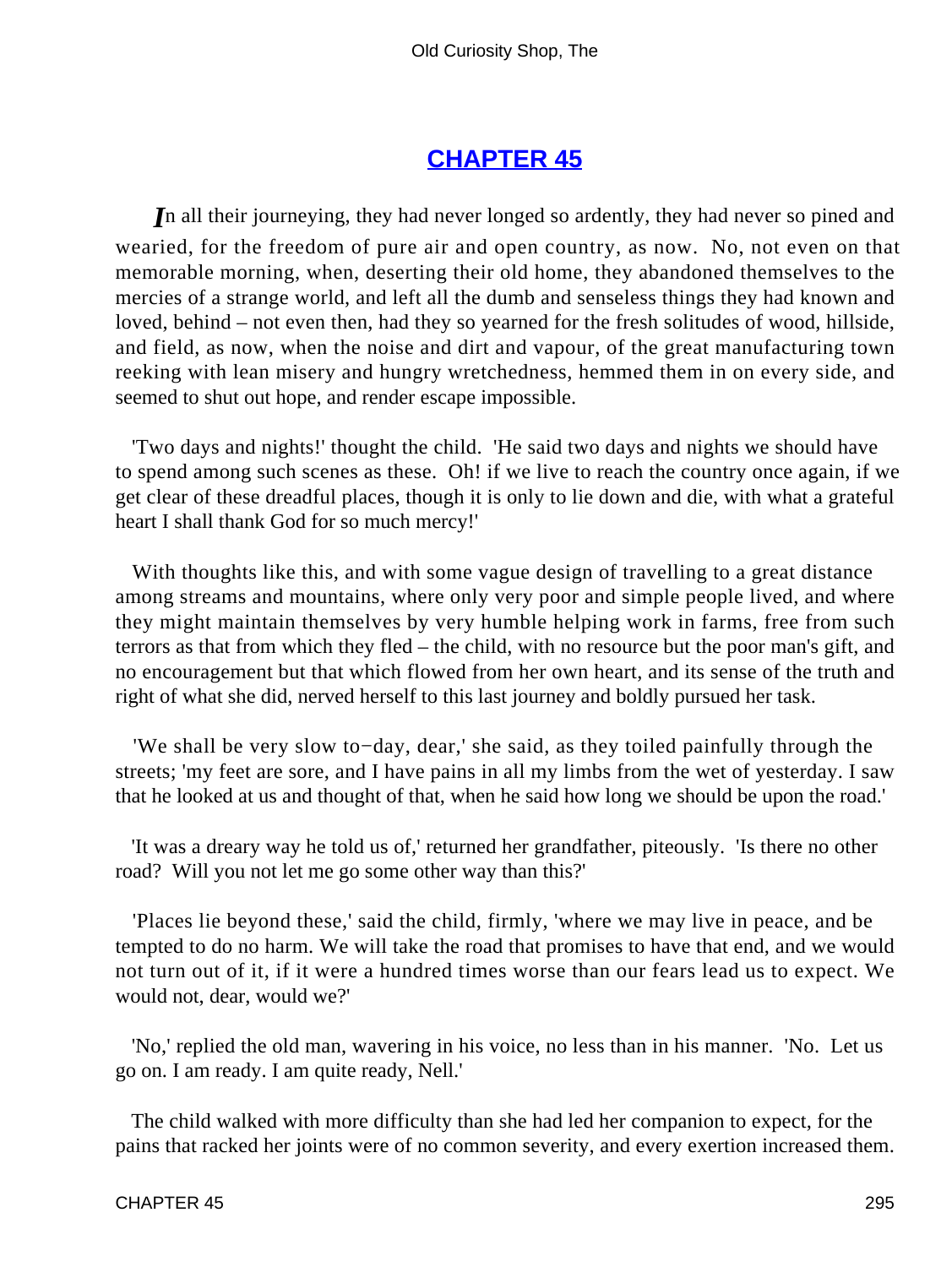## CHAPTER 45

*I*n all their journeying, they had never longed so ardently, they had never so pined and wearied, for the freedom of pure air and open country, as now. No, not even on that memorable morning, when, deserting their old home, they abandoned themselves to the mercies of a strange world, and left all the dumb and senseless things they had known and loved, behind – not even then, had they so yearned for the fresh solitudes of wood, hillside, and field, as now, when the noise and dirt and vapour, of the great manufacturing town reeking with lean misery and hungry wretchedness, hemmed them in on every side, and seemed to shut out hope, and render escape impossible.

'Two days and nights!' thought the child. 'He said two days and nights we should have to spend among such scenes as these. Oh! if we live to reach the country once again, if we get clear of these dreadful places, though it is only to lie down and die, with what a grateful heart I shall thank God for so much mercy!'

With thoughts like this, and with some vague design of travelling to a great distance among streams and mountains, where only very poor and simple people lived, and where they might maintain themselves by very humble helping work in farms, free from such terrors as that from which they fled – the child, with no resource but the poor man's gift, and no encouragement but that which flowed from her own heart, and its sense of the truth and right of what she did, nerved herself to this last journey and boldly pursued her task.

'We shall be very slow to−day, dear,' she said, as they toiled painfully through the streets; 'my feet are sore, and I have pains in all my limbs from the wet of yesterday. I saw that he looked at us and thought of that, when he said how long we should be upon the road.'

'It was a dreary way he told us of,' returned her grandfather, piteously. 'Is there no other road? Will you not let me go some other way than this?'

'Places lie beyond these,' said the child, firmly, 'where we may live in peace, and be tempted to do no harm. We will take the road that promises to have that end, and we would not turn out of it, if it were a hundred times worse than our fears lead us to expect. We would not, dear, would we?'

'No,' replied the old man, wavering in his voice, no less than in his manner. 'No. Let us go on. I am ready. I am quite ready, Nell.'

The child walked with more difficulty than she had led her companion to expect, for the pains that racked her joints were of no common severity, and every exertion increased them.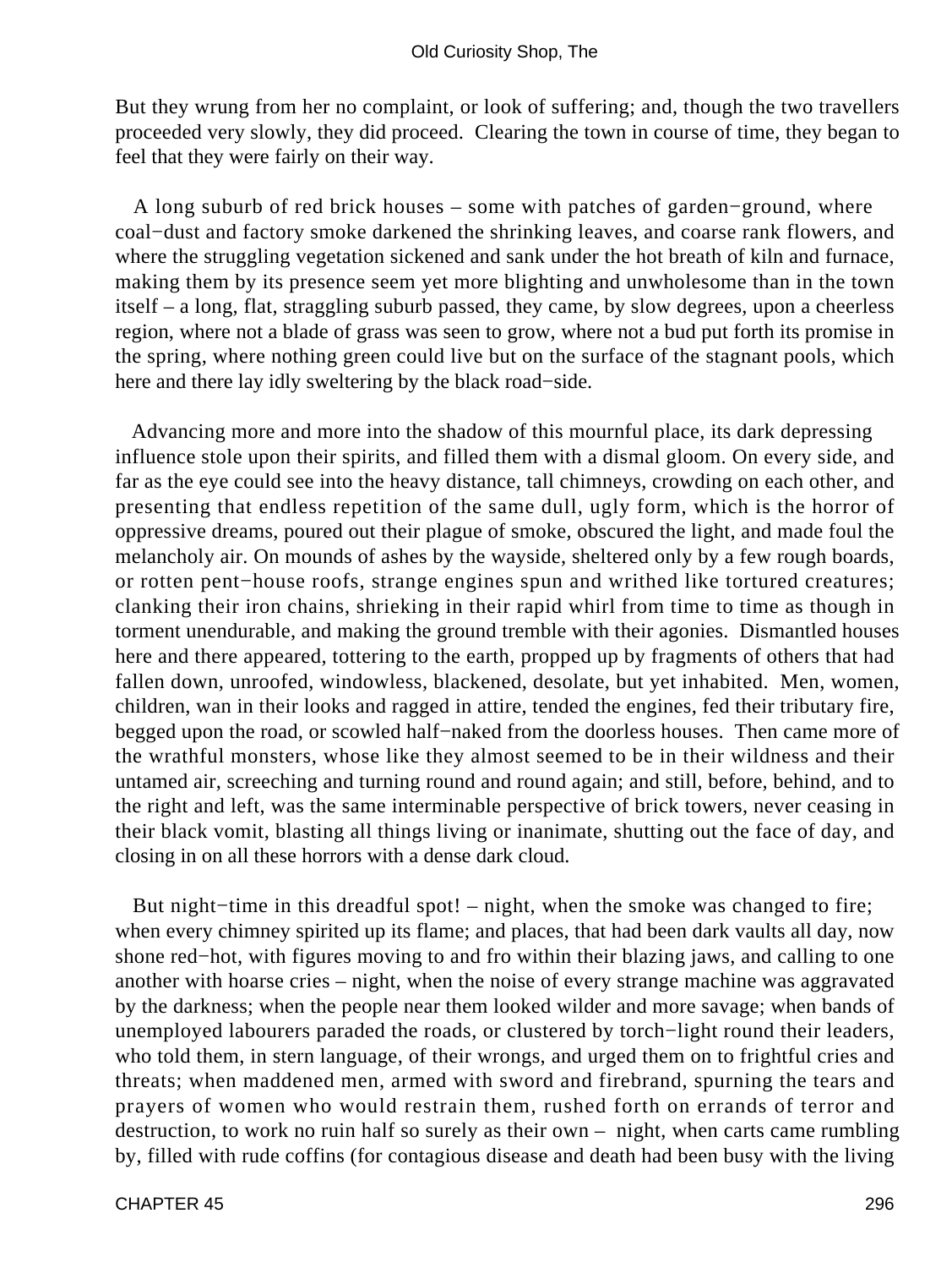But they wrung from her no complaint, or look of suffering; and, though the two travellers proceeded very slowly, they did proceed. Clearing the town in course of time, they began to feel that they were fairly on their way.

A long suburb of red brick houses – some with patches of garden−ground, where coal−dust and factory smoke darkened the shrinking leaves, and coarse rank flowers, and where the struggling vegetation sickened and sank under the hot breath of kiln and furnace, making them by its presence seem yet more blighting and unwholesome than in the town itself – a long, flat, straggling suburb passed, they came, by slow degrees, upon a cheerless region, where not a blade of grass was seen to grow, where not a bud put forth its promise in the spring, where nothing green could live but on the surface of the stagnant pools, which here and there lay idly sweltering by the black road−side.

Advancing more and more into the shadow of this mournful place, its dark depressing influence stole upon their spirits, and filled them with a dismal gloom. On every side, and far as the eye could see into the heavy distance, tall chimneys, crowding on each other, and presenting that endless repetition of the same dull, ugly form, which is the horror of oppressive dreams, poured out their plague of smoke, obscured the light, and made foul the melancholy air. On mounds of ashes by the wayside, sheltered only by a few rough boards, or rotten pent−house roofs, strange engines spun and writhed like tortured creatures; clanking their iron chains, shrieking in their rapid whirl from time to time as though in torment unendurable, and making the ground tremble with their agonies. Dismantled houses here and there appeared, tottering to the earth, propped up by fragments of others that had fallen down, unroofed, windowless, blackened, desolate, but yet inhabited. Men, women, children, wan in their looks and ragged in attire, tended the engines, fed their tributary fire, begged upon the road, or scowled half−naked from the doorless houses. Then came more of the wrathful monsters, whose like they almost seemed to be in their wildness and their untamed air, screeching and turning round and round again; and still, before, behind, and to the right and left, was the same interminable perspective of brick towers, never ceasing in their black vomit, blasting all things living or inanimate, shutting out the face of day, and closing in on all these horrors with a dense dark cloud.

But night−time in this dreadful spot! – night, when the smoke was changed to fire; when every chimney spirited up its flame; and places, that had been dark vaults all day, now shone red−hot, with figures moving to and fro within their blazing jaws, and calling to one another with hoarse cries – night, when the noise of every strange machine was aggravated by the darkness; when the people near them looked wilder and more savage; when bands of unemployed labourers paraded the roads, or clustered by torch−light round their leaders, who told them, in stern language, of their wrongs, and urged them on to frightful cries and threats; when maddened men, armed with sword and firebrand, spurning the tears and prayers of women who would restrain them, rushed forth on errands of terror and destruction, to work no ruin half so surely as their own – night, when carts came rumbling by, filled with rude coffins (for contagious disease and death had been busy with the living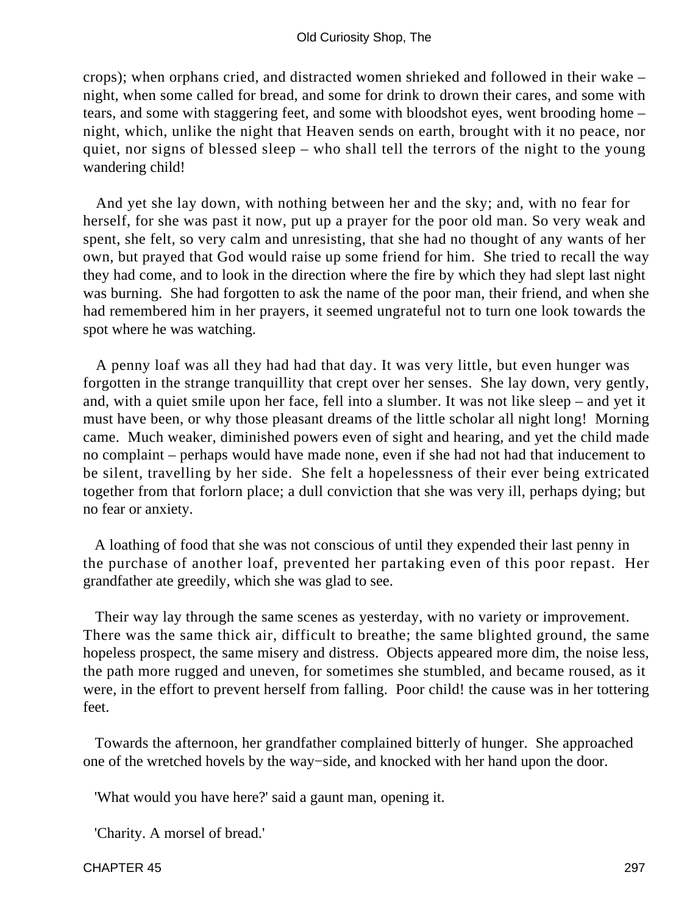crops); when orphans cried, and distracted women shrieked and followed in their wake – night, when some called for bread, and some for drink to drown their cares, and some with tears, and some with staggering feet, and some with bloodshot eyes, went brooding home – night, which, unlike the night that Heaven sends on earth, brought with it no peace, nor quiet, nor signs of blessed sleep – who shall tell the terrors of the night to the young wandering child!

And yet she lay down, with nothing between her and the sky; and, with no fear for herself, for she was past it now, put up a prayer for the poor old man. So very weak and spent, she felt, so very calm and unresisting, that she had no thought of any wants of her own, but prayed that God would raise up some friend for him. She tried to recall the way they had come, and to look in the direction where the fire by which they had slept last night was burning. She had forgotten to ask the name of the poor man, their friend, and when she had remembered him in her prayers, it seemed ungrateful not to turn one look towards the spot where he was watching.

A penny loaf was all they had had that day. It was very little, but even hunger was forgotten in the strange tranquillity that crept over her senses. She lay down, very gently, and, with a quiet smile upon her face, fell into a slumber. It was not like sleep – and yet it must have been, or why those pleasant dreams of the little scholar all night long! Morning came. Much weaker, diminished powers even of sight and hearing, and yet the child made no complaint – perhaps would have made none, even if she had not had that inducement to be silent, travelling by her side. She felt a hopelessness of their ever being extricated together from that forlorn place; a dull conviction that she was very ill, perhaps dying; but no fear or anxiety.

A loathing of food that she was not conscious of until they expended their last penny in the purchase of another loaf, prevented her partaking even of this poor repast. Her grandfather ate greedily, which she was glad to see.

Their way lay through the same scenes as yesterday, with no variety or improvement. There was the same thick air, difficult to breathe; the same blighted ground, the same hopeless prospect, the same misery and distress. Objects appeared more dim, the noise less, the path more rugged and uneven, for sometimes she stumbled, and became roused, as it were, in the effort to prevent herself from falling. Poor child! the cause was in her tottering feet.

Towards the afternoon, her grandfather complained bitterly of hunger. She approached one of the wretched hovels by the way−side, and knocked with her hand upon the door.

'What would you have here?' said a gaunt man, opening it.

'Charity. A morsel of bread.'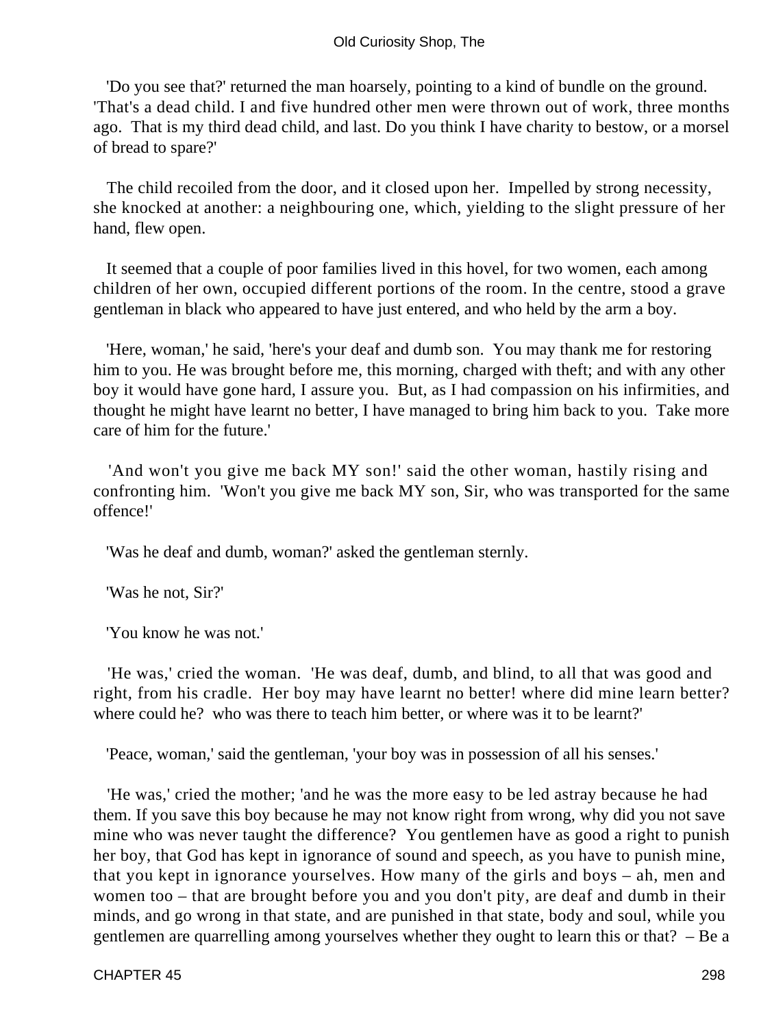'Do you see that?' returned the man hoarsely, pointing to a kind of bundle on the ground. 'That's a dead child. I and five hundred other men were thrown out of work, three months ago. That is my third dead child, and last. Do you think I have charity to bestow, or a morsel of bread to spare?'

The child recoiled from the door, and it closed upon her. Impelled by strong necessity, she knocked at another: a neighbouring one, which, yielding to the slight pressure of her hand, flew open.

It seemed that a couple of poor families lived in this hovel, for two women, each among children of her own, occupied different portions of the room. In the centre, stood a grave gentleman in black who appeared to have just entered, and who held by the arm a boy.

'Here, woman,' he said, 'here's your deaf and dumb son. You may thank me for restoring him to you. He was brought before me, this morning, charged with theft; and with any other boy it would have gone hard, I assure you. But, as I had compassion on his infirmities, and thought he might have learnt no better, I have managed to bring him back to you. Take more care of him for the future.'

'And won't you give me back MY son!' said the other woman, hastily rising and confronting him. 'Won't you give me back MY son, Sir, who was transported for the same offence!'

'Was he deaf and dumb, woman?' asked the gentleman sternly.

'Was he not, Sir?'

'You know he was not.'

'He was,' cried the woman. 'He was deaf, dumb, and blind, to all that was good and right, from his cradle. Her boy may have learnt no better! where did mine learn better? where could he? who was there to teach him better, or where was it to be learnt?'

'Peace, woman,' said the gentleman, 'your boy was in possession of all his senses.'

'He was,' cried the mother; 'and he was the more easy to be led astray because he had them. If you save this boy because he may not know right from wrong, why did you not save mine who was never taught the difference? You gentlemen have as good a right to punish her boy, that God has kept in ignorance of sound and speech, as you have to punish mine, that you kept in ignorance yourselves. How many of the girls and boys – ah, men and women too – that are brought before you and you don't pity, are deaf and dumb in their minds, and go wrong in that state, and are punished in that state, body and soul, while you gentlemen are quarrelling among yourselves whether they ought to learn this or that? – Be a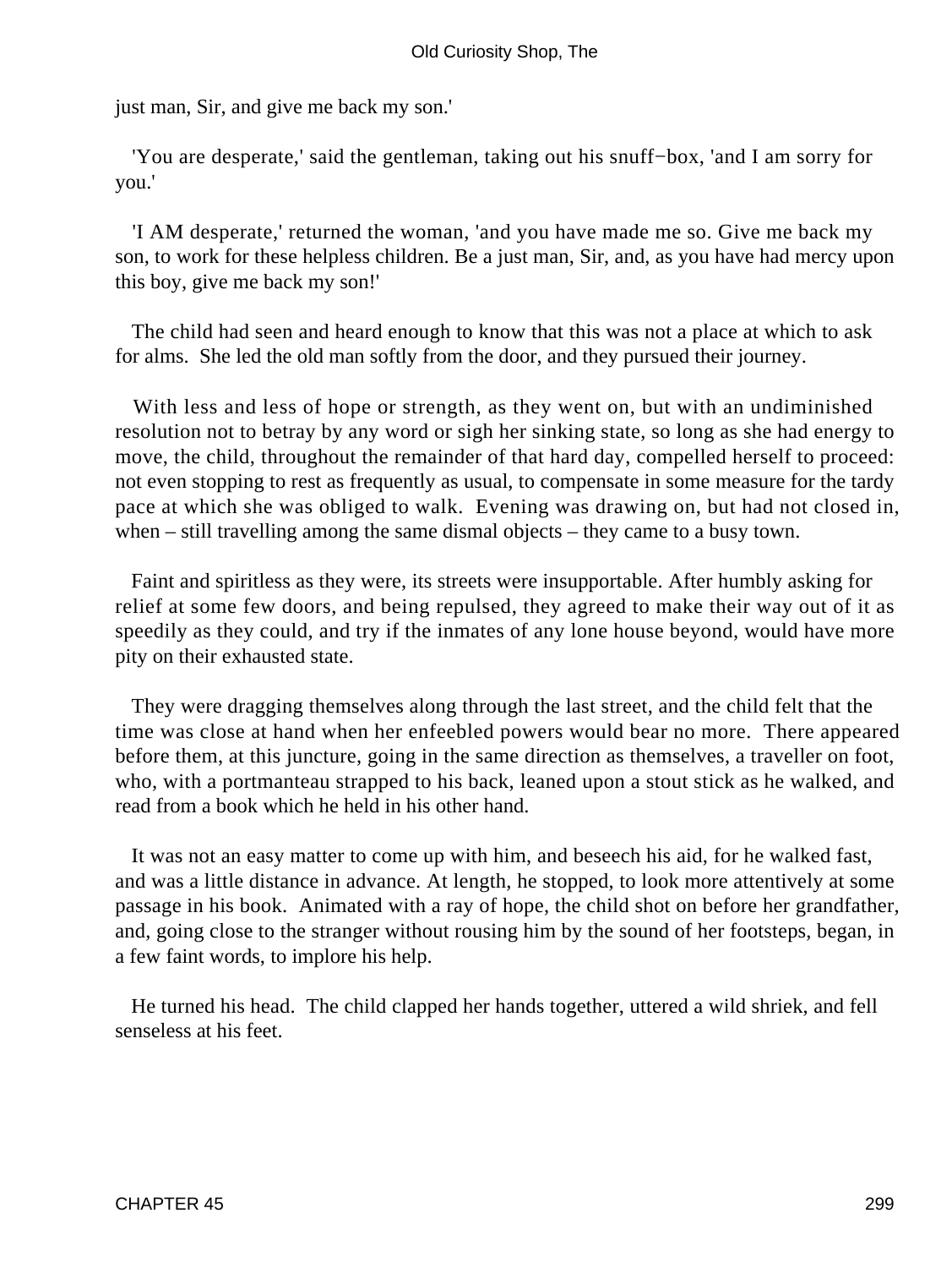just man, Sir, and give me back my son.'

'You are desperate,' said the gentleman, taking out his snuff−box, 'and I am sorry for you.'

'I AM desperate,' returned the woman, 'and you have made me so. Give me back my son, to work for these helpless children. Be a just man, Sir, and, as you have had mercy upon this boy, give me back my son!'

The child had seen and heard enough to know that this was not a place at which to ask for alms. She led the old man softly from the door, and they pursued their journey.

With less and less of hope or strength, as they went on, but with an undiminished resolution not to betray by any word or sigh her sinking state, so long as she had energy to move, the child, throughout the remainder of that hard day, compelled herself to proceed: not even stopping to rest as frequently as usual, to compensate in some measure for the tardy pace at which she was obliged to walk. Evening was drawing on, but had not closed in, when – still travelling among the same dismal objects – they came to a busy town.

Faint and spiritless as they were, its streets were insupportable. After humbly asking for relief at some few doors, and being repulsed, they agreed to make their way out of it as speedily as they could, and try if the inmates of any lone house beyond, would have more pity on their exhausted state.

They were dragging themselves along through the last street, and the child felt that the time was close at hand when her enfeebled powers would bear no more. There appeared before them, at this juncture, going in the same direction as themselves, a traveller on foot, who, with a portmanteau strapped to his back, leaned upon a stout stick as he walked, and read from a book which he held in his other hand.

It was not an easy matter to come up with him, and beseech his aid, for he walked fast, and was a little distance in advance. At length, he stopped, to look more attentively at some passage in his book. Animated with a ray of hope, the child shot on before her grandfather, and, going close to the stranger without rousing him by the sound of her footsteps, began, in a few faint words, to implore his help.

He turned his head. The child clapped her hands together, uttered a wild shriek, and fell senseless at his feet.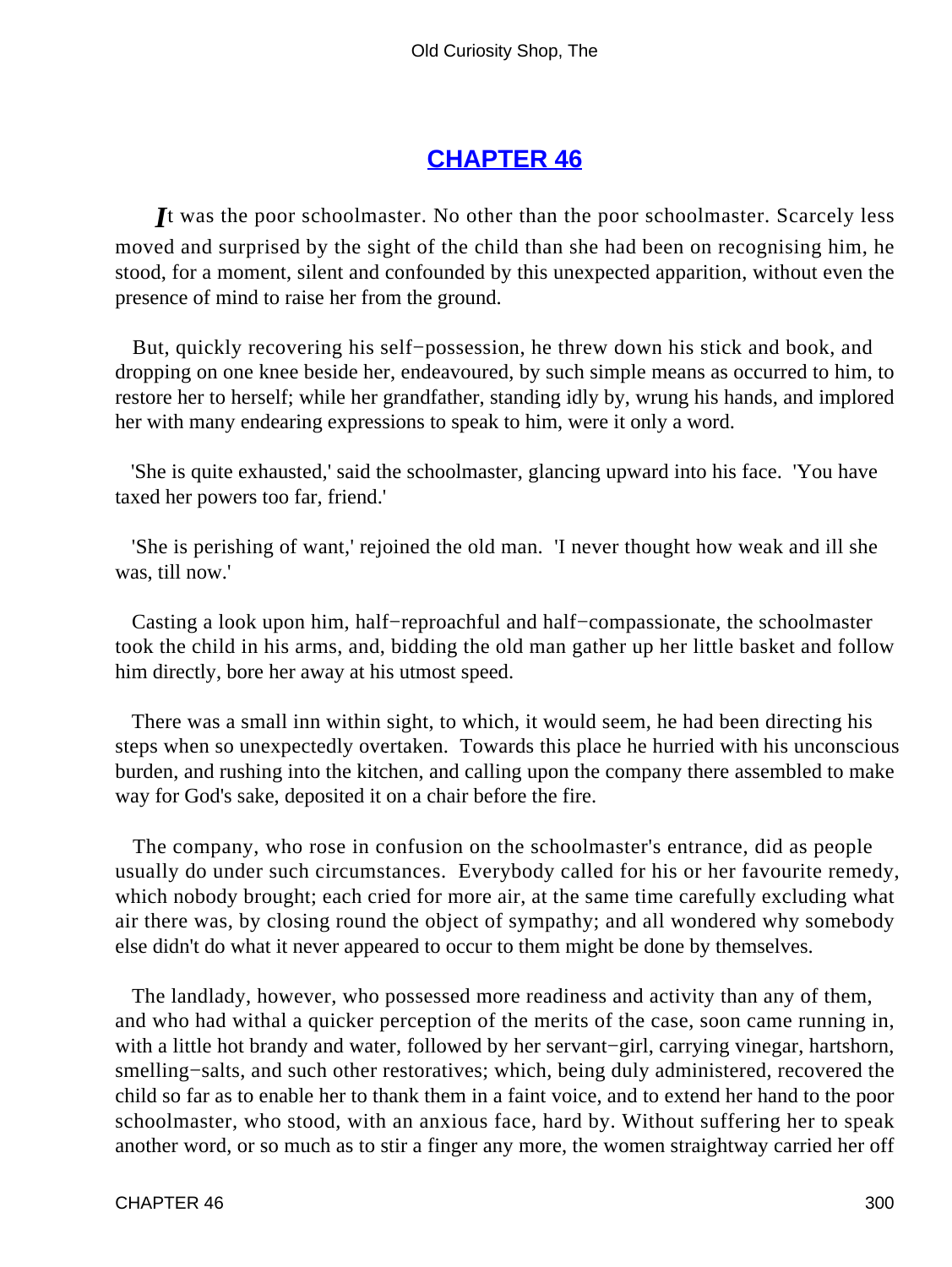# CHAPTER 46

*I*t was the poor schoolmaster. No other than the poor schoolmaster. Scarcely less moved and surprised by the sight of the child than she had been on recognising him, he stood, for a moment, silent and confounded by this unexpected apparition, without even the presence of mind to raise her from the ground.

But, quickly recovering his self−possession, he threw down his stick and book, and dropping on one knee beside her, endeavoured, by such simple means as occurred to him, to restore her to herself; while her grandfather, standing idly by, wrung his hands, and implored her with many endearing expressions to speak to him, were it only a word.

'She is quite exhausted,' said the schoolmaster, glancing upward into his face. 'You have taxed her powers too far, friend.'

'She is perishing of want,' rejoined the old man. 'I never thought how weak and ill she was, till now.'

Casting a look upon him, half−reproachful and half−compassionate, the schoolmaster took the child in his arms, and, bidding the old man gather up her little basket and follow him directly, bore her away at his utmost speed.

There was a small inn within sight, to which, it would seem, he had been directing his steps when so unexpectedly overtaken. Towards this place he hurried with his unconscious burden, and rushing into the kitchen, and calling upon the company there assembled to make way for God's sake, deposited it on a chair before the fire.

The company, who rose in confusion on the schoolmaster's entrance, did as people usually do under such circumstances. Everybody called for his or her favourite remedy, which nobody brought; each cried for more air, at the same time carefully excluding what air there was, by closing round the object of sympathy; and all wondered why somebody else didn't do what it never appeared to occur to them might be done by themselves.

The landlady, however, who possessed more readiness and activity than any of them, and who had withal a quicker perception of the merits of the case, soon came running in, with a little hot brandy and water, followed by her servant−girl, carrying vinegar, hartshorn, smelling−salts, and such other restoratives; which, being duly administered, recovered the child so far as to enable her to thank them in a faint voice, and to extend her hand to the poor schoolmaster, who stood, with an anxious face, hard by. Without suffering her to speak another word, or so much as to stir a finger any more, the women straightway carried her off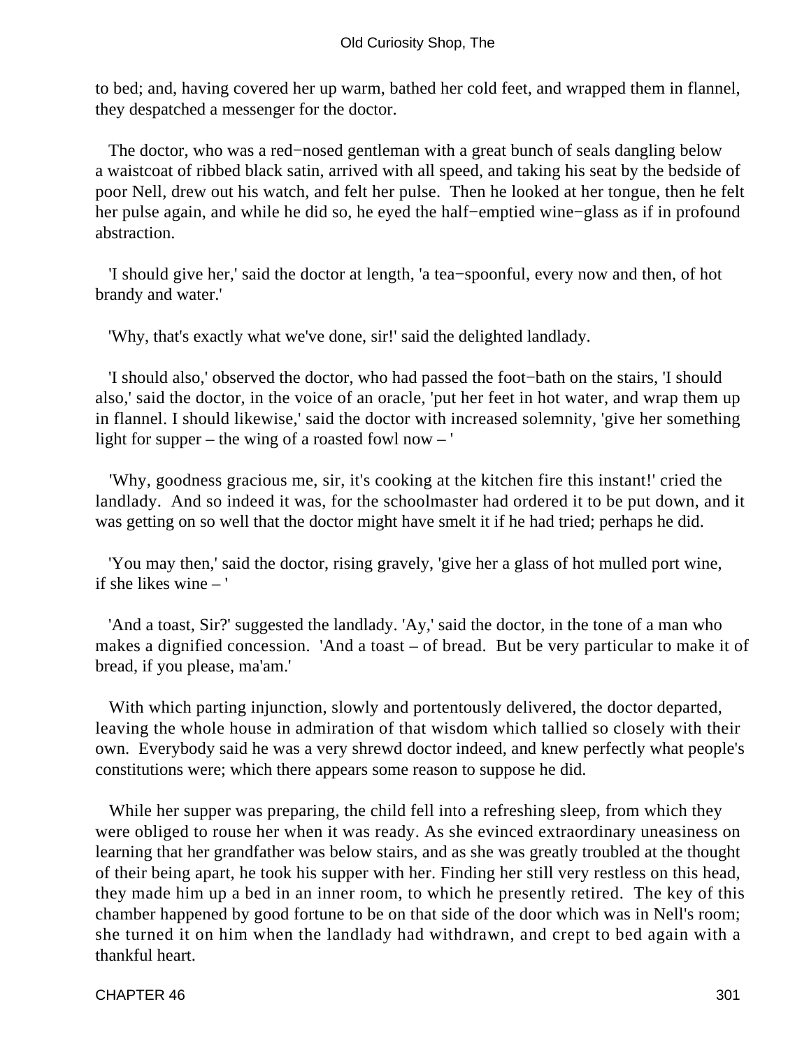to bed; and, having covered her up warm, bathed her cold feet, and wrapped them in flannel, they despatched a messenger for the doctor.

The doctor, who was a red−nosed gentleman with a great bunch of seals dangling below a waistcoat of ribbed black satin, arrived with all speed, and taking his seat by the bedside of poor Nell, drew out his watch, and felt her pulse. Then he looked at her tongue, then he felt her pulse again, and while he did so, he eyed the half−emptied wine−glass as if in profound abstraction.

'I should give her,' said the doctor at length, 'a tea−spoonful, every now and then, of hot brandy and water.'

'Why, that's exactly what we've done, sir!' said the delighted landlady.

'I should also,' observed the doctor, who had passed the foot−bath on the stairs, 'I should also,' said the doctor, in the voice of an oracle, 'put her feet in hot water, and wrap them up in flannel. I should likewise,' said the doctor with increased solemnity, 'give her something light for supper – the wing of a roasted fowl now – '

'Why, goodness gracious me, sir, it's cooking at the kitchen fire this instant!' cried the landlady. And so indeed it was, for the schoolmaster had ordered it to be put down, and it was getting on so well that the doctor might have smelt it if he had tried; perhaps he did.

'You may then,' said the doctor, rising gravely, 'give her a glass of hot mulled port wine, if she likes wine – '

'And a toast, Sir?' suggested the landlady. 'Ay,' said the doctor, in the tone of a man who makes a dignified concession. 'And a toast – of bread. But be very particular to make it of bread, if you please, ma'am.'

With which parting injunction, slowly and portentously delivered, the doctor departed, leaving the whole house in admiration of that wisdom which tallied so closely with their own. Everybody said he was a very shrewd doctor indeed, and knew perfectly what people's constitutions were; which there appears some reason to suppose he did.

While her supper was preparing, the child fell into a refreshing sleep, from which they were obliged to rouse her when it was ready. As she evinced extraordinary uneasiness on learning that her grandfather was below stairs, and as she was greatly troubled at the thought of their being apart, he took his supper with her. Finding her still very restless on this head, they made him up a bed in an inner room, to which he presently retired. The key of this chamber happened by good fortune to be on that side of the door which was in Nell's room; she turned it on him when the landlady had withdrawn, and crept to bed again with a thankful heart.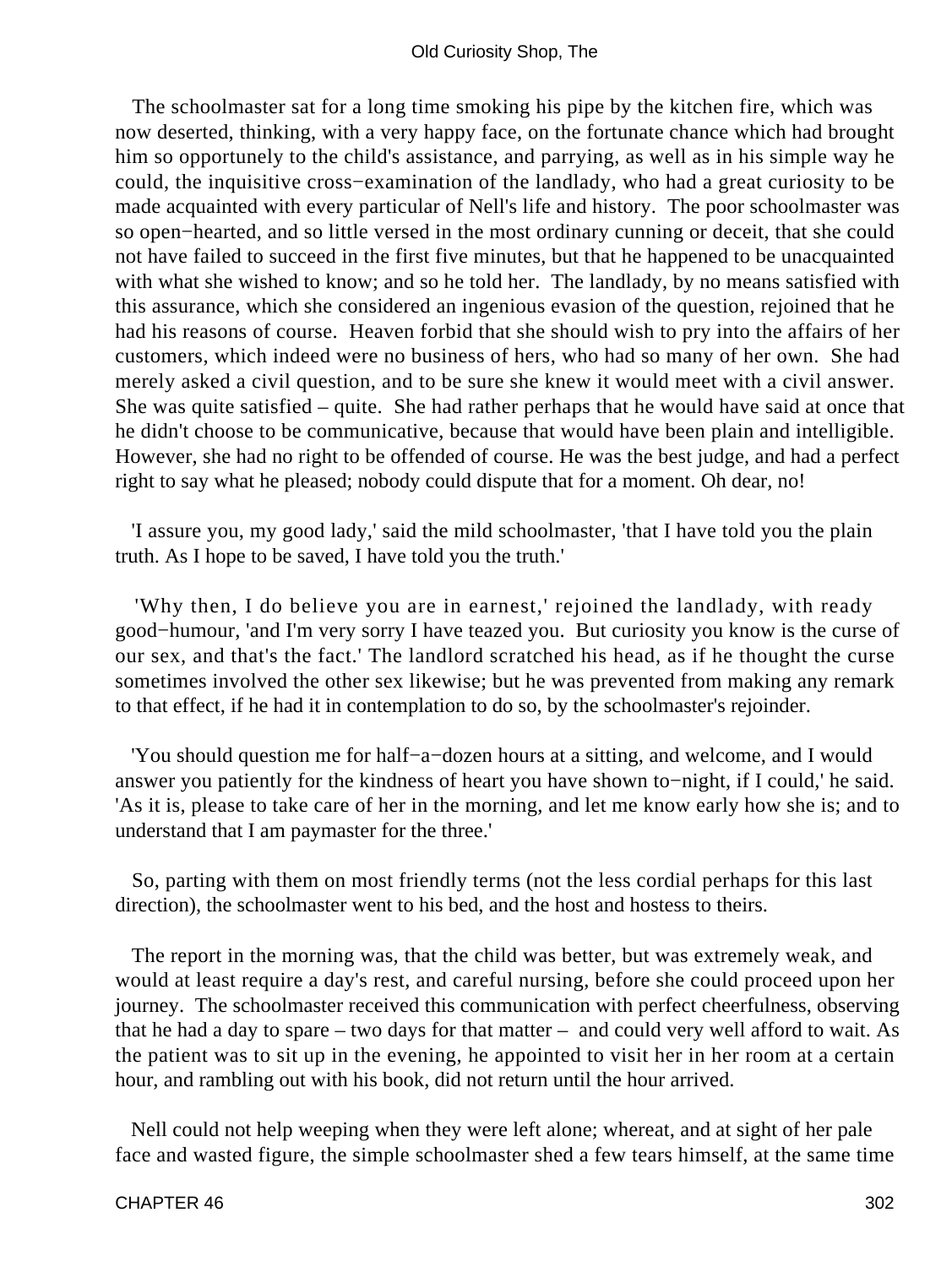The schoolmaster sat for a long time smoking his pipe by the kitchen fire, which was now deserted, thinking, with a very happy face, on the fortunate chance which had brought him so opportunely to the child's assistance, and parrying, as well as in his simple way he could, the inquisitive cross−examination of the landlady, who had a great curiosity to be made acquainted with every particular of Nell's life and history. The poor schoolmaster was so open−hearted, and so little versed in the most ordinary cunning or deceit, that she could not have failed to succeed in the first five minutes, but that he happened to be unacquainted with what she wished to know; and so he told her. The landlady, by no means satisfied with this assurance, which she considered an ingenious evasion of the question, rejoined that he had his reasons of course. Heaven forbid that she should wish to pry into the affairs of her customers, which indeed were no business of hers, who had so many of her own. She had merely asked a civil question, and to be sure she knew it would meet with a civil answer. She was quite satisfied – quite. She had rather perhaps that he would have said at once that he didn't choose to be communicative, because that would have been plain and intelligible. However, she had no right to be offended of course. He was the best judge, and had a perfect right to say what he pleased; nobody could dispute that for a moment. Oh dear, no!

'I assure you, my good lady,' said the mild schoolmaster, 'that I have told you the plain truth. As I hope to be saved, I have told you the truth.'

'Why then, I do believe you are in earnest,' rejoined the landlady, with ready good−humour, 'and I'm very sorry I have teazed you. But curiosity you know is the curse of our sex, and that's the fact.' The landlord scratched his head, as if he thought the curse sometimes involved the other sex likewise; but he was prevented from making any remark to that effect, if he had it in contemplation to do so, by the schoolmaster's rejoinder.

'You should question me for half−a−dozen hours at a sitting, and welcome, and I would answer you patiently for the kindness of heart you have shown to−night, if I could,' he said. 'As it is, please to take care of her in the morning, and let me know early how she is; and to understand that I am paymaster for the three.'

So, parting with them on most friendly terms (not the less cordial perhaps for this last direction), the schoolmaster went to his bed, and the host and hostess to theirs.

The report in the morning was, that the child was better, but was extremely weak, and would at least require a day's rest, and careful nursing, before she could proceed upon her journey. The schoolmaster received this communication with perfect cheerfulness, observing that he had a day to spare – two days for that matter – and could very well afford to wait. As the patient was to sit up in the evening, he appointed to visit her in her room at a certain hour, and rambling out with his book, did not return until the hour arrived.

Nell could not help weeping when they were left alone; whereat, and at sight of her pale face and wasted figure, the simple schoolmaster shed a few tears himself, at the same time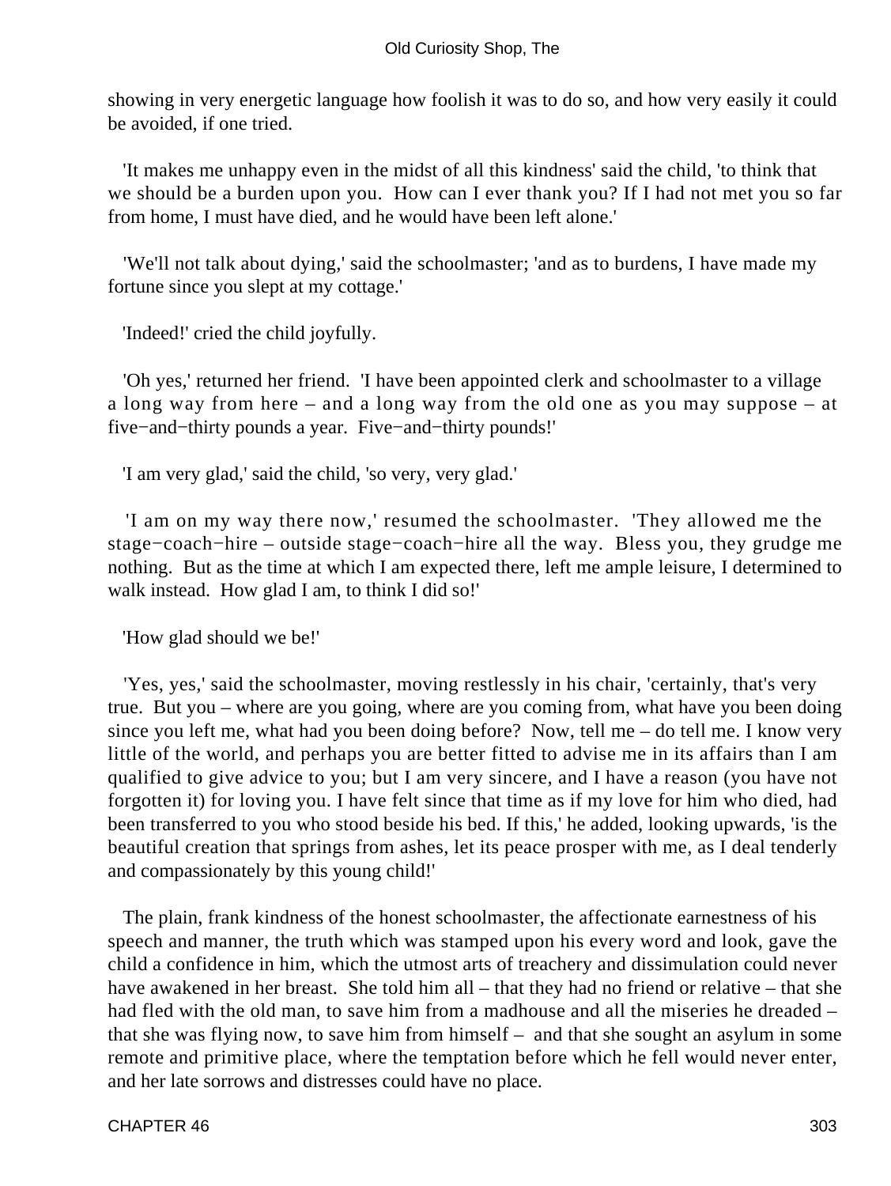showing in very energetic language how foolish it was to do so, and how very easily it could be avoided, if one tried.

'It makes me unhappy even in the midst of all this kindness' said the child, 'to think that we should be a burden upon you. How can I ever thank you? If I had not met you so far from home, I must have died, and he would have been left alone.'

'We'll not talk about dying,' said the schoolmaster; 'and as to burdens, I have made my fortune since you slept at my cottage.'

'Indeed!' cried the child joyfully.

'Oh yes,' returned her friend. 'I have been appointed clerk and schoolmaster to a village a long way from here – and a long way from the old one as you may suppose – at five−and−thirty pounds a year. Five−and−thirty pounds!'

'I am very glad,' said the child, 'so very, very glad.'

'I am on my way there now,' resumed the schoolmaster. 'They allowed me the stage−coach−hire – outside stage−coach−hire all the way. Bless you, they grudge me nothing. But as the time at which I am expected there, left me ample leisure, I determined to walk instead. How glad I am, to think I did so!'

'How glad should we be!'

'Yes, yes,' said the schoolmaster, moving restlessly in his chair, 'certainly, that's very true. But you – where are you going, where are you coming from, what have you been doing since you left me, what had you been doing before? Now, tell me – do tell me. I know very little of the world, and perhaps you are better fitted to advise me in its affairs than I am qualified to give advice to you; but I am very sincere, and I have a reason (you have not forgotten it) for loving you. I have felt since that time as if my love for him who died, had been transferred to you who stood beside his bed. If this,' he added, looking upwards, 'is the beautiful creation that springs from ashes, let its peace prosper with me, as I deal tenderly and compassionately by this young child!'

The plain, frank kindness of the honest schoolmaster, the affectionate earnestness of his speech and manner, the truth which was stamped upon his every word and look, gave the child a confidence in him, which the utmost arts of treachery and dissimulation could never have awakened in her breast. She told him all – that they had no friend or relative – that she had fled with the old man, to save him from a madhouse and all the miseries he dreaded – that she was flying now, to save him from himself – and that she sought an asylum in some remote and primitive place, where the temptation before which he fell would never enter, and her late sorrows and distresses could have no place.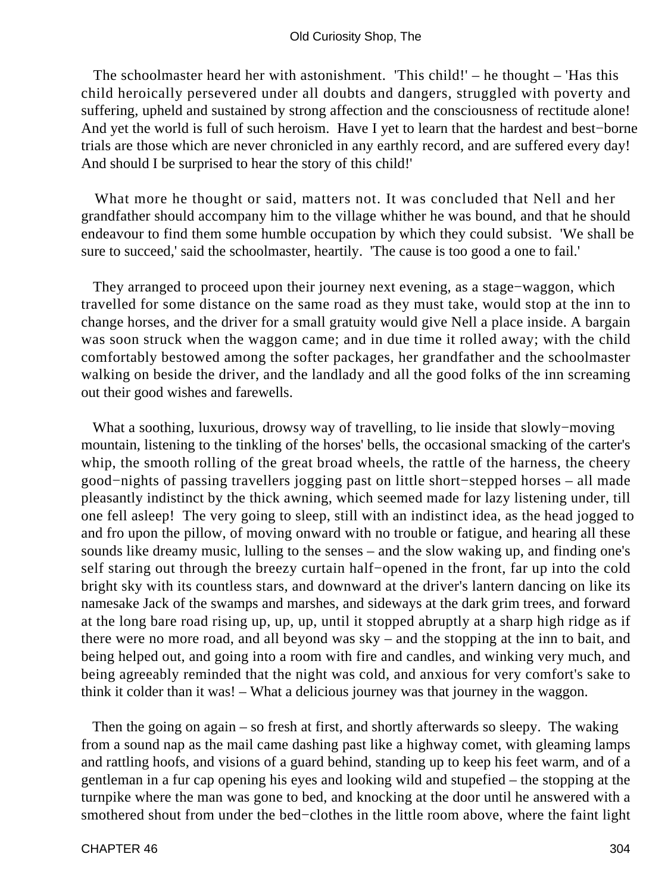The schoolmaster heard her with astonishment. 'This child!' – he thought – 'Has this child heroically persevered under all doubts and dangers, struggled with poverty and suffering, upheld and sustained by strong affection and the consciousness of rectitude alone! And yet the world is full of such heroism. Have I yet to learn that the hardest and best−borne trials are those which are never chronicled in any earthly record, and are suffered every day! And should I be surprised to hear the story of this child!'

What more he thought or said, matters not. It was concluded that Nell and her grandfather should accompany him to the village whither he was bound, and that he should endeavour to find them some humble occupation by which they could subsist. 'We shall be sure to succeed,' said the schoolmaster, heartily. 'The cause is too good a one to fail.'

They arranged to proceed upon their journey next evening, as a stage−waggon, which travelled for some distance on the same road as they must take, would stop at the inn to change horses, and the driver for a small gratuity would give Nell a place inside. A bargain was soon struck when the waggon came; and in due time it rolled away; with the child comfortably bestowed among the softer packages, her grandfather and the schoolmaster walking on beside the driver, and the landlady and all the good folks of the inn screaming out their good wishes and farewells.

What a soothing, luxurious, drowsy way of travelling, to lie inside that slowly−moving mountain, listening to the tinkling of the horses' bells, the occasional smacking of the carter's whip, the smooth rolling of the great broad wheels, the rattle of the harness, the cheery good−nights of passing travellers jogging past on little short−stepped horses – all made pleasantly indistinct by the thick awning, which seemed made for lazy listening under, till one fell asleep! The very going to sleep, still with an indistinct idea, as the head jogged to and fro upon the pillow, of moving onward with no trouble or fatigue, and hearing all these sounds like dreamy music, lulling to the senses – and the slow waking up, and finding one's self staring out through the breezy curtain half−opened in the front, far up into the cold bright sky with its countless stars, and downward at the driver's lantern dancing on like its namesake Jack of the swamps and marshes, and sideways at the dark grim trees, and forward at the long bare road rising up, up, up, until it stopped abruptly at a sharp high ridge as if there were no more road, and all beyond was sky – and the stopping at the inn to bait, and being helped out, and going into a room with fire and candles, and winking very much, and being agreeably reminded that the night was cold, and anxious for very comfort's sake to think it colder than it was! – What a delicious journey was that journey in the waggon.

Then the going on again – so fresh at first, and shortly afterwards so sleepy. The waking from a sound nap as the mail came dashing past like a highway comet, with gleaming lamps and rattling hoofs, and visions of a guard behind, standing up to keep his feet warm, and of a gentleman in a fur cap opening his eyes and looking wild and stupefied – the stopping at the turnpike where the man was gone to bed, and knocking at the door until he answered with a smothered shout from under the bed−clothes in the little room above, where the faint light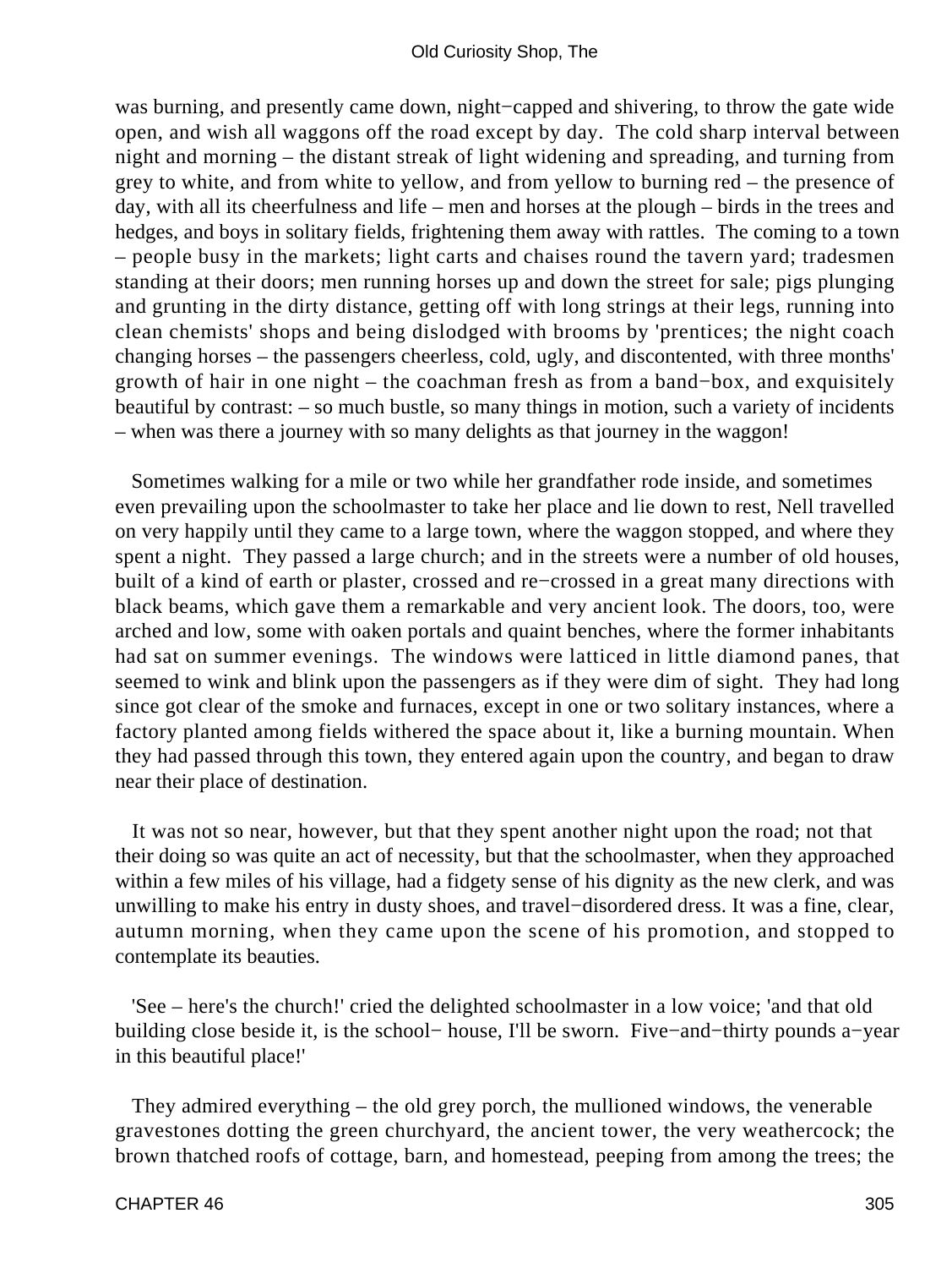was burning, and presently came down, night−capped and shivering, to throw the gate wide open, and wish all waggons off the road except by day. The cold sharp interval between night and morning – the distant streak of light widening and spreading, and turning from grey to white, and from white to yellow, and from yellow to burning red – the presence of day, with all its cheerfulness and life – men and horses at the plough – birds in the trees and hedges, and boys in solitary fields, frightening them away with rattles. The coming to a town – people busy in the markets; light carts and chaises round the tavern yard; tradesmen standing at their doors; men running horses up and down the street for sale; pigs plunging and grunting in the dirty distance, getting off with long strings at their legs, running into clean chemists' shops and being dislodged with brooms by 'prentices; the night coach changing horses – the passengers cheerless, cold, ugly, and discontented, with three months' growth of hair in one night – the coachman fresh as from a band−box, and exquisitely beautiful by contrast: – so much bustle, so many things in motion, such a variety of incidents – when was there a journey with so many delights as that journey in the waggon!

Sometimes walking for a mile or two while her grandfather rode inside, and sometimes even prevailing upon the schoolmaster to take her place and lie down to rest, Nell travelled on very happily until they came to a large town, where the waggon stopped, and where they spent a night. They passed a large church; and in the streets were a number of old houses, built of a kind of earth or plaster, crossed and re−crossed in a great many directions with black beams, which gave them a remarkable and very ancient look. The doors, too, were arched and low, some with oaken portals and quaint benches, where the former inhabitants had sat on summer evenings. The windows were latticed in little diamond panes, that seemed to wink and blink upon the passengers as if they were dim of sight. They had long since got clear of the smoke and furnaces, except in one or two solitary instances, where a factory planted among fields withered the space about it, like a burning mountain. When they had passed through this town, they entered again upon the country, and began to draw near their place of destination.

It was not so near, however, but that they spent another night upon the road; not that their doing so was quite an act of necessity, but that the schoolmaster, when they approached within a few miles of his village, had a fidgety sense of his dignity as the new clerk, and was unwilling to make his entry in dusty shoes, and travel−disordered dress. It was a fine, clear, autumn morning, when they came upon the scene of his promotion, and stopped to contemplate its beauties.

'See – here's the church!' cried the delighted schoolmaster in a low voice; 'and that old building close beside it, is the school− house, I'll be sworn. Five−and−thirty pounds a−year in this beautiful place!'

They admired everything – the old grey porch, the mullioned windows, the venerable gravestones dotting the green churchyard, the ancient tower, the very weathercock; the brown thatched roofs of cottage, barn, and homestead, peeping from among the trees; the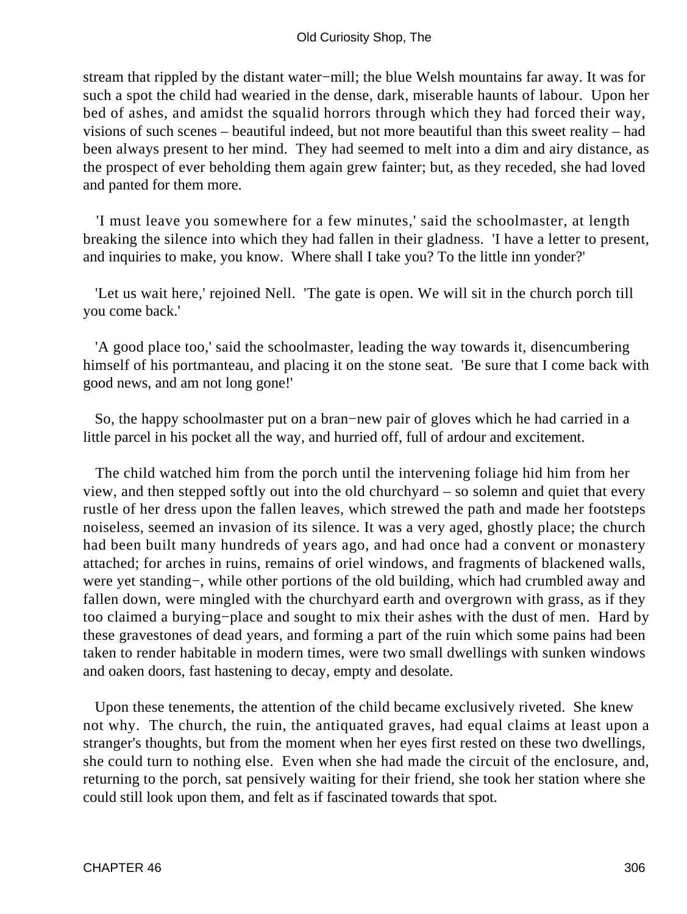stream that rippled by the distant water−mill; the blue Welsh mountains far away. It was for such a spot the child had wearied in the dense, dark, miserable haunts of labour. Upon her bed of ashes, and amidst the squalid horrors through which they had forced their way, visions of such scenes – beautiful indeed, but not more beautiful than this sweet reality – had been always present to her mind. They had seemed to melt into a dim and airy distance, as the prospect of ever beholding them again grew fainter; but, as they receded, she had loved and panted for them more.

'I must leave you somewhere for a few minutes,' said the schoolmaster, at length breaking the silence into which they had fallen in their gladness. 'I have a letter to present, and inquiries to make, you know. Where shall I take you? To the little inn yonder?'

'Let us wait here,' rejoined Nell. 'The gate is open. We will sit in the church porch till you come back.'

'A good place too,' said the schoolmaster, leading the way towards it, disencumbering himself of his portmanteau, and placing it on the stone seat. 'Be sure that I come back with good news, and am not long gone!'

So, the happy schoolmaster put on a bran−new pair of gloves which he had carried in a little parcel in his pocket all the way, and hurried off, full of ardour and excitement.

The child watched him from the porch until the intervening foliage hid him from her view, and then stepped softly out into the old churchyard – so solemn and quiet that every rustle of her dress upon the fallen leaves, which strewed the path and made her footsteps noiseless, seemed an invasion of its silence. It was a very aged, ghostly place; the church had been built many hundreds of years ago, and had once had a convent or monastery attached; for arches in ruins, remains of oriel windows, and fragments of blackened walls, were yet standing−, while other portions of the old building, which had crumbled away and fallen down, were mingled with the churchyard earth and overgrown with grass, as if they too claimed a burying−place and sought to mix their ashes with the dust of men. Hard by these gravestones of dead years, and forming a part of the ruin which some pains had been taken to render habitable in modern times, were two small dwellings with sunken windows and oaken doors, fast hastening to decay, empty and desolate.

Upon these tenements, the attention of the child became exclusively riveted. She knew not why. The church, the ruin, the antiquated graves, had equal claims at least upon a stranger's thoughts, but from the moment when her eyes first rested on these two dwellings, she could turn to nothing else. Even when she had made the circuit of the enclosure, and, returning to the porch, sat pensively waiting for their friend, she took her station where she could still look upon them, and felt as if fascinated towards that spot.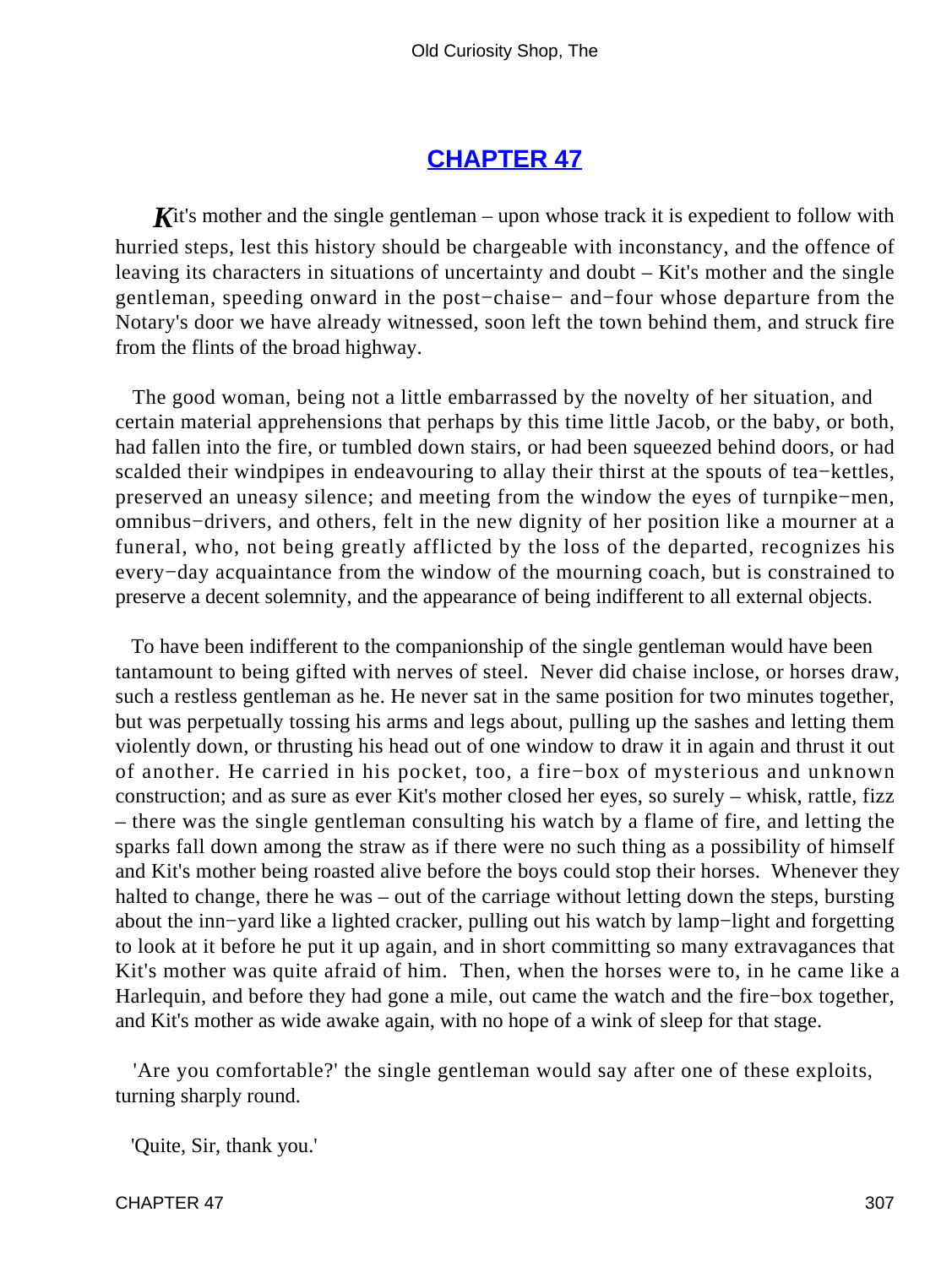## CHAPTER 47

Kit's mother and the single gentleman – upon whose track it is expedient to follow with hurried steps, lest this history should be chargeable with inconstancy, and the offence of leaving its characters in situations of uncertainty and doubt – Kit's mother and the single gentleman, speeding onward in the post−chaise− and−four whose departure from the Notary's door we have already witnessed, soon left the town behind them, and struck fire from the flints of the broad highway.

The good woman, being not a little embarrassed by the novelty of her situation, and certain material apprehensions that perhaps by this time little Jacob, or the baby, or both, had fallen into the fire, or tumbled down stairs, or had been squeezed behind doors, or had scalded their windpipes in endeavouring to allay their thirst at the spouts of tea−kettles, preserved an uneasy silence; and meeting from the window the eyes of turnpike−men, omnibus−drivers, and others, felt in the new dignity of her position like a mourner at a funeral, who, not being greatly afflicted by the loss of the departed, recognizes his every−day acquaintance from the window of the mourning coach, but is constrained to preserve a decent solemnity, and the appearance of being indifferent to all external objects.

To have been indifferent to the companionship of the single gentleman would have been tantamount to being gifted with nerves of steel. Never did chaise inclose, or horses draw, such a restless gentleman as he. He never sat in the same position for two minutes together, but was perpetually tossing his arms and legs about, pulling up the sashes and letting them violently down, or thrusting his head out of one window to draw it in again and thrust it out of another. He carried in his pocket, too, a fire−box of mysterious and unknown construction; and as sure as ever Kit's mother closed her eyes, so surely – whisk, rattle, fizz – there was the single gentleman consulting his watch by a flame of fire, and letting the sparks fall down among the straw as if there were no such thing as a possibility of himself and Kit's mother being roasted alive before the boys could stop their horses. Whenever they halted to change, there he was – out of the carriage without letting down the steps, bursting about the inn−yard like a lighted cracker, pulling out his watch by lamp−light and forgetting to look at it before he put it up again, and in short committing so many extravagances that Kit's mother was quite afraid of him. Then, when the horses were to, in he came like a Harlequin, and before they had gone a mile, out came the watch and the fire−box together, and Kit's mother as wide awake again, with no hope of a wink of sleep for that stage.

'Are you comfortable?' the single gentleman would say after one of these exploits, turning sharply round.

'Quite, Sir, thank you.'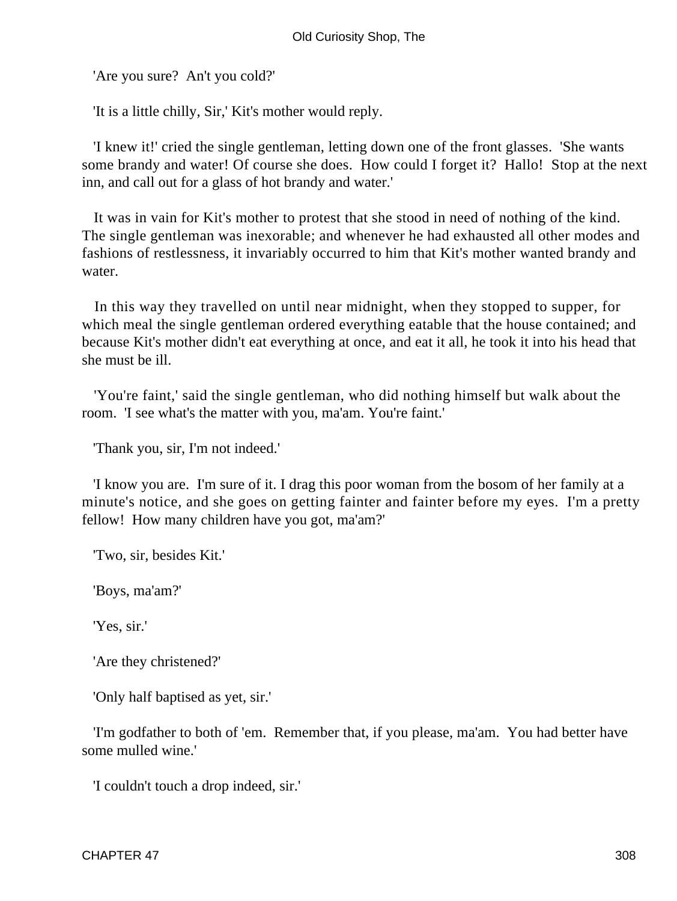'Are you sure?  An't you cold?'

'It is a little chilly, Sir,' Kit's mother would reply.

'I knew it!' cried the single gentleman, letting down one of the front glasses.  'She wants some brandy and water! Of course she does.  How could I forget it?  Hallo!  Stop at the next inn, and call out for a glass of hot brandy and water.'

It was in vain for Kit's mother to protest that she stood in need of nothing of the kind. The single gentleman was inexorable; and whenever he had exhausted all other modes and fashions of restlessness, it invariably occurred to him that Kit's mother wanted brandy and water.

In this way they travelled on until near midnight, when they stopped to supper, for which meal the single gentleman ordered everything eatable that the house contained; and because Kit's mother didn't eat everything at once, and eat it all, he took it into his head that she must be ill.

'You're faint,' said the single gentleman, who did nothing himself but walk about the room.  'I see what's the matter with you, ma'am. You're faint.'

'Thank you, sir, I'm not indeed.'

'I know you are.  I'm sure of it. I drag this poor woman from the bosom of her family at a minute's notice, and she goes on getting fainter and fainter before my eyes.  I'm a pretty fellow!  How many children have you got, ma'am?'

'Two, sir, besides Kit.'

'Boys, ma'am?'

'Yes, sir.'

'Are they christened?'

'Only half baptised as yet, sir.'

'I'm godfather to both of 'em.  Remember that, if you please, ma'am.  You had better have some mulled wine.'

'I couldn't touch a drop indeed, sir.'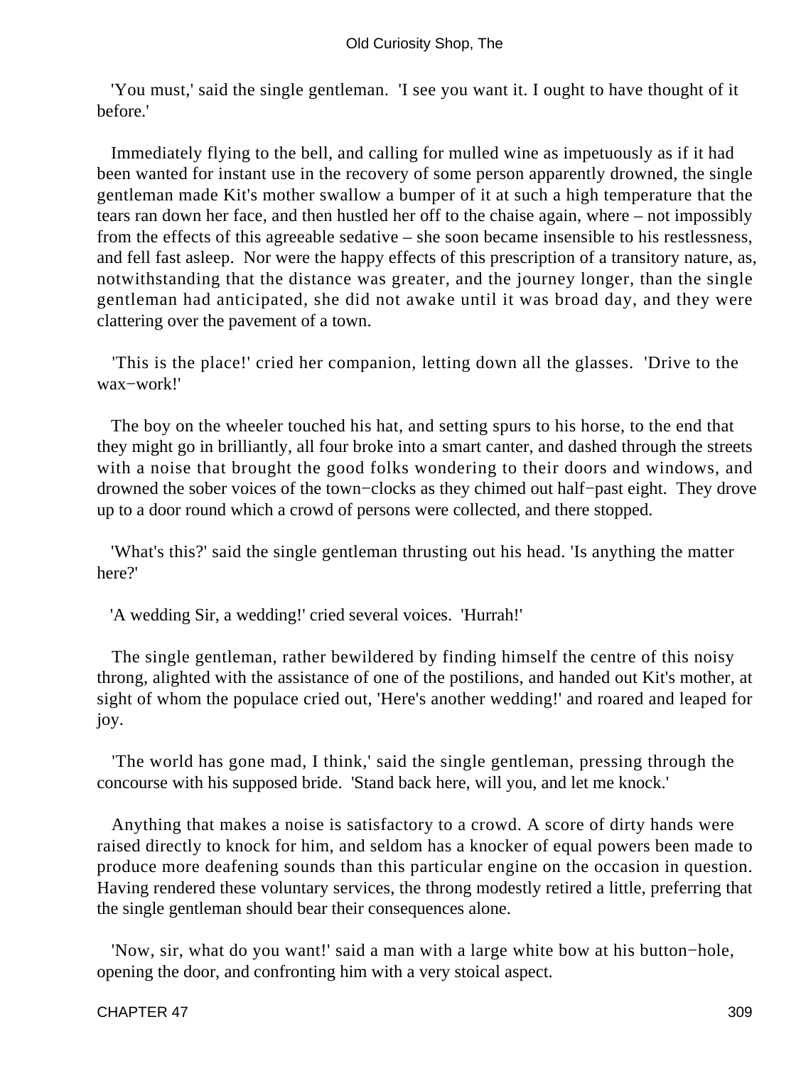'You must,' said the single gentleman. 'I see you want it. I ought to have thought of it before.'

Immediately flying to the bell, and calling for mulled wine as impetuously as if it had been wanted for instant use in the recovery of some person apparently drowned, the single gentleman made Kit's mother swallow a bumper of it at such a high temperature that the tears ran down her face, and then hustled her off to the chaise again, where – not impossibly from the effects of this agreeable sedative – she soon became insensible to his restlessness, and fell fast asleep. Nor were the happy effects of this prescription of a transitory nature, as, notwithstanding that the distance was greater, and the journey longer, than the single gentleman had anticipated, she did not awake until it was broad day, and they were clattering over the pavement of a town.

'This is the place!' cried her companion, letting down all the glasses. 'Drive to the wax−work!'

The boy on the wheeler touched his hat, and setting spurs to his horse, to the end that they might go in brilliantly, all four broke into a smart canter, and dashed through the streets with a noise that brought the good folks wondering to their doors and windows, and drowned the sober voices of the town−clocks as they chimed out half−past eight. They drove up to a door round which a crowd of persons were collected, and there stopped.

'What's this?' said the single gentleman thrusting out his head. 'Is anything the matter here?'

'A wedding Sir, a wedding!' cried several voices. 'Hurrah!'

The single gentleman, rather bewildered by finding himself the centre of this noisy throng, alighted with the assistance of one of the postilions, and handed out Kit's mother, at sight of whom the populace cried out, 'Here's another wedding!' and roared and leaped for joy.

'The world has gone mad, I think,' said the single gentleman, pressing through the concourse with his supposed bride. 'Stand back here, will you, and let me knock.'

Anything that makes a noise is satisfactory to a crowd. A score of dirty hands were raised directly to knock for him, and seldom has a knocker of equal powers been made to produce more deafening sounds than this particular engine on the occasion in question. Having rendered these voluntary services, the throng modestly retired a little, preferring that the single gentleman should bear their consequences alone.

'Now, sir, what do you want!' said a man with a large white bow at his button−hole, opening the door, and confronting him with a very stoical aspect.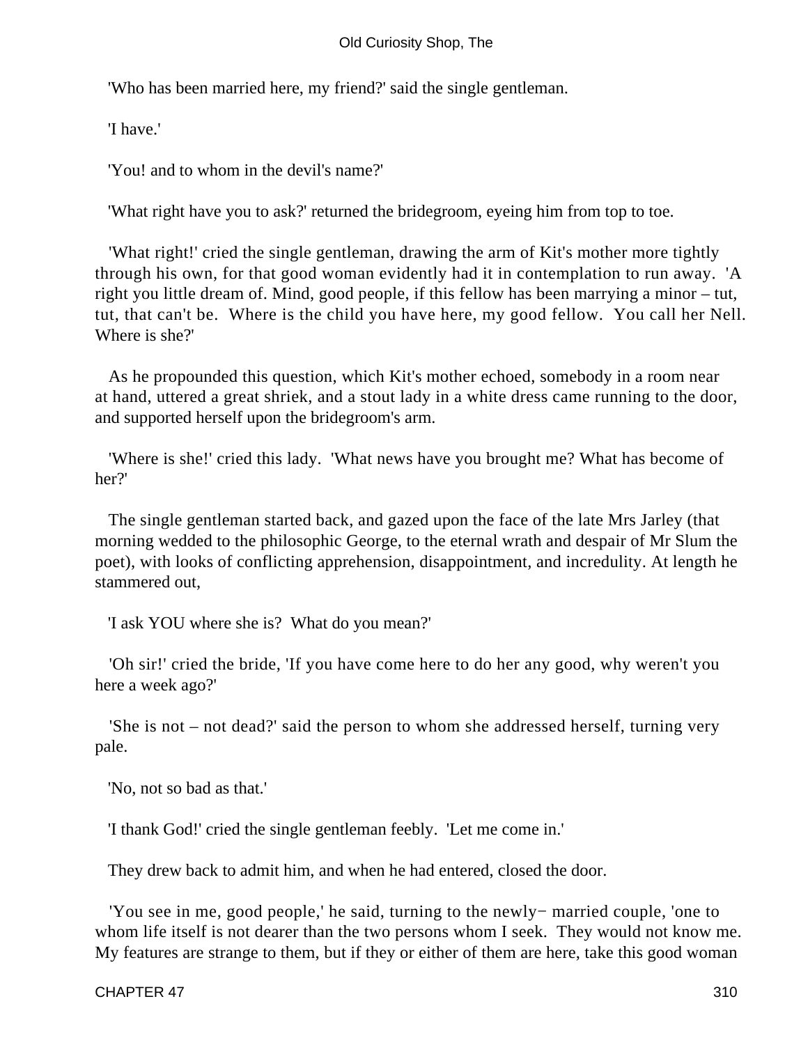'Who has been married here, my friend?' said the single gentleman.

'I have.'

'You! and to whom in the devil's name?'

'What right have you to ask?' returned the bridegroom, eyeing him from top to toe.

'What right!' cried the single gentleman, drawing the arm of Kit's mother more tightly through his own, for that good woman evidently had it in contemplation to run away. 'A right you little dream of. Mind, good people, if this fellow has been marrying a minor – tut, tut, that can't be. Where is the child you have here, my good fellow. You call her Nell. Where is she?'

As he propounded this question, which Kit's mother echoed, somebody in a room near at hand, uttered a great shriek, and a stout lady in a white dress came running to the door, and supported herself upon the bridegroom's arm.

'Where is she!' cried this lady. 'What news have you brought me? What has become of her?'

The single gentleman started back, and gazed upon the face of the late Mrs Jarley (that morning wedded to the philosophic George, to the eternal wrath and despair of Mr Slum the poet), with looks of conflicting apprehension, disappointment, and incredulity. At length he stammered out,

'I ask YOU where she is? What do you mean?'

'Oh sir!' cried the bride, 'If you have come here to do her any good, why weren't you here a week ago?'

'She is not – not dead?' said the person to whom she addressed herself, turning very pale.

'No, not so bad as that.'

'I thank God!' cried the single gentleman feebly. 'Let me come in.'

They drew back to admit him, and when he had entered, closed the door.

'You see in me, good people,' he said, turning to the newly− married couple, 'one to whom life itself is not dearer than the two persons whom I seek. They would not know me. My features are strange to them, but if they or either of them are here, take this good woman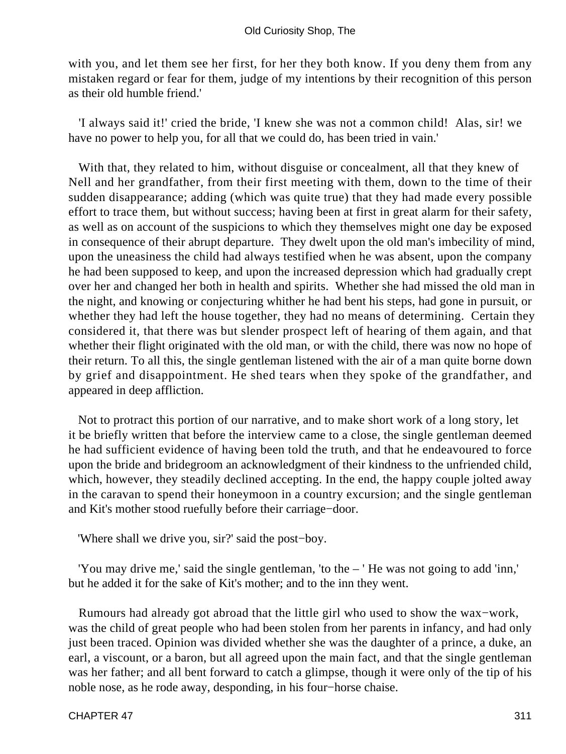with you, and let them see her first, for her they both know. If you deny them from any mistaken regard or fear for them, judge of my intentions by their recognition of this person as their old humble friend.'

'I always said it!' cried the bride, 'I knew she was not a common child! Alas, sir! we have no power to help you, for all that we could do, has been tried in vain.'

With that, they related to him, without disguise or concealment, all that they knew of Nell and her grandfather, from their first meeting with them, down to the time of their sudden disappearance; adding (which was quite true) that they had made every possible effort to trace them, but without success; having been at first in great alarm for their safety, as well as on account of the suspicions to which they themselves might one day be exposed in consequence of their abrupt departure. They dwelt upon the old man's imbecility of mind, upon the uneasiness the child had always testified when he was absent, upon the company he had been supposed to keep, and upon the increased depression which had gradually crept over her and changed her both in health and spirits. Whether she had missed the old man in the night, and knowing or conjecturing whither he had bent his steps, had gone in pursuit, or whether they had left the house together, they had no means of determining. Certain they considered it, that there was but slender prospect left of hearing of them again, and that whether their flight originated with the old man, or with the child, there was now no hope of their return. To all this, the single gentleman listened with the air of a man quite borne down by grief and disappointment. He shed tears when they spoke of the grandfather, and appeared in deep affliction.

Not to protract this portion of our narrative, and to make short work of a long story, let it be briefly written that before the interview came to a close, the single gentleman deemed he had sufficient evidence of having been told the truth, and that he endeavoured to force upon the bride and bridegroom an acknowledgment of their kindness to the unfriended child, which, however, they steadily declined accepting. In the end, the happy couple jolted away in the caravan to spend their honeymoon in a country excursion; and the single gentleman and Kit's mother stood ruefully before their carriage−door.

'Where shall we drive you, sir?' said the post−boy.

'You may drive me,' said the single gentleman, 'to the – ' He was not going to add 'inn,' but he added it for the sake of Kit's mother; and to the inn they went.

Rumours had already got abroad that the little girl who used to show the wax−work, was the child of great people who had been stolen from her parents in infancy, and had only just been traced. Opinion was divided whether she was the daughter of a prince, a duke, an earl, a viscount, or a baron, but all agreed upon the main fact, and that the single gentleman was her father; and all bent forward to catch a glimpse, though it were only of the tip of his noble nose, as he rode away, desponding, in his four−horse chaise.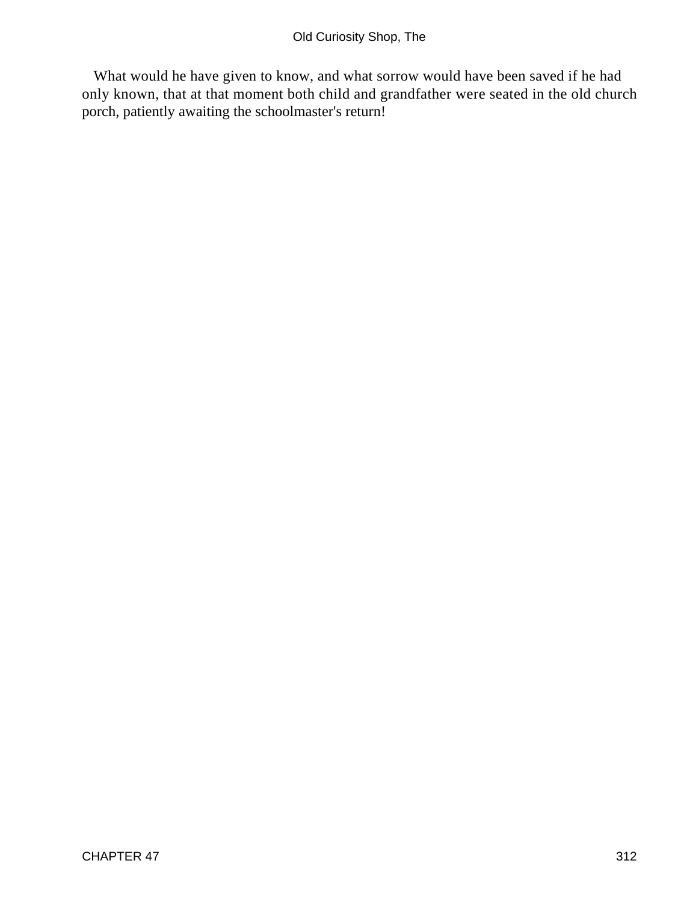What would he have given to know, and what sorrow would have been saved if he had only known, that at that moment both child and grandfather were seated in the old church porch, patiently awaiting the schoolmaster's return!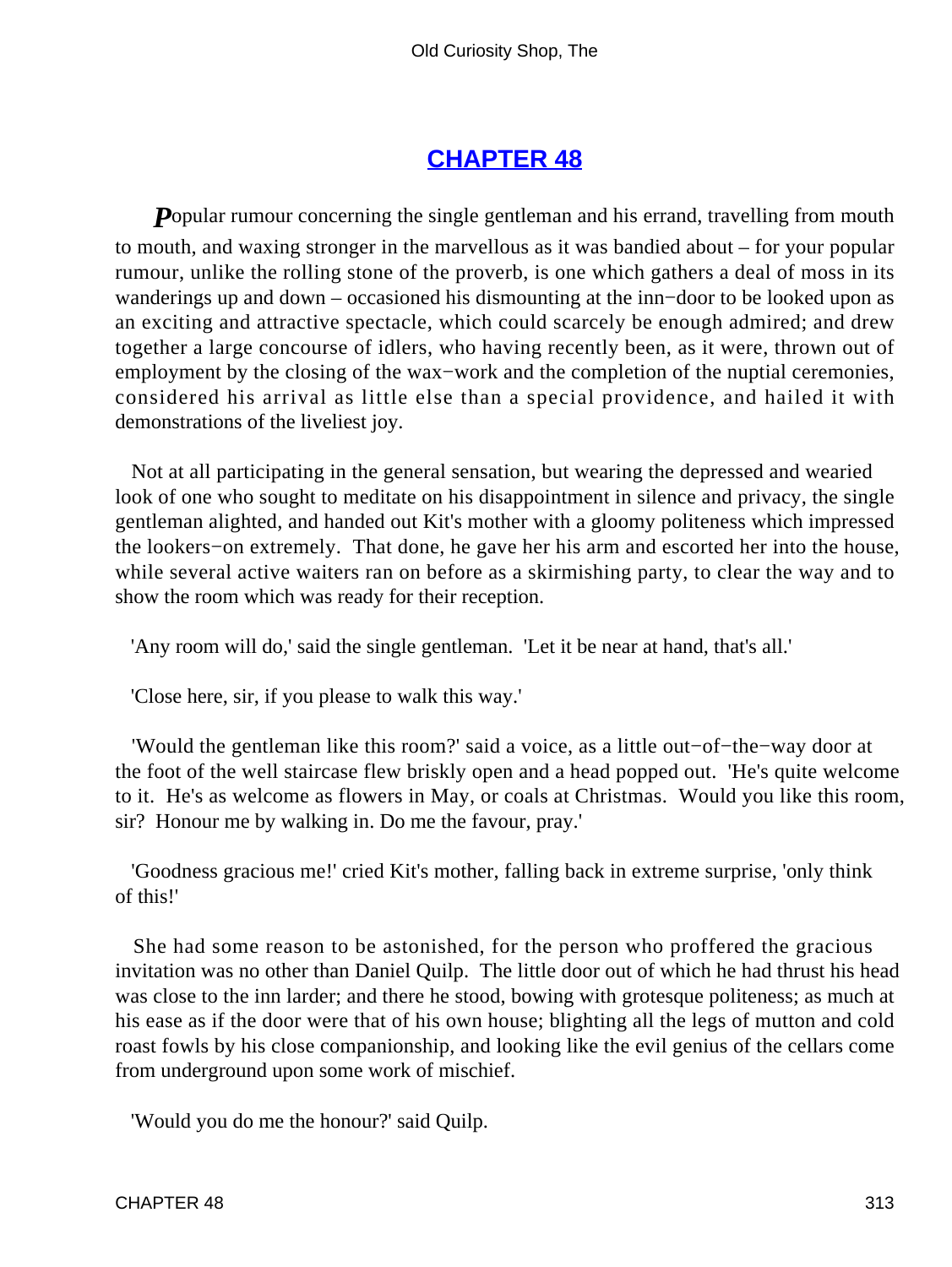## CHAPTER 48

*P*opular rumour concerning the single gentleman and his errand, travelling from mouth to mouth, and waxing stronger in the marvellous as it was bandied about – for your popular rumour, unlike the rolling stone of the proverb, is one which gathers a deal of moss in its wanderings up and down – occasioned his dismounting at the inn−door to be looked upon as an exciting and attractive spectacle, which could scarcely be enough admired; and drew together a large concourse of idlers, who having recently been, as it were, thrown out of employment by the closing of the wax−work and the completion of the nuptial ceremonies, considered his arrival as little else than a special providence, and hailed it with demonstrations of the liveliest joy.

Not at all participating in the general sensation, but wearing the depressed and wearied look of one who sought to meditate on his disappointment in silence and privacy, the single gentleman alighted, and handed out Kit's mother with a gloomy politeness which impressed the lookers−on extremely. That done, he gave her his arm and escorted her into the house, while several active waiters ran on before as a skirmishing party, to clear the way and to show the room which was ready for their reception.

'Any room will do,' said the single gentleman. 'Let it be near at hand, that's all.'

'Close here, sir, if you please to walk this way.'

'Would the gentleman like this room?' said a voice, as a little out−of−the−way door at the foot of the well staircase flew briskly open and a head popped out. 'He's quite welcome to it. He's as welcome as flowers in May, or coals at Christmas. Would you like this room, sir? Honour me by walking in. Do me the favour, pray.'

'Goodness gracious me!' cried Kit's mother, falling back in extreme surprise, 'only think of this!'

She had some reason to be astonished, for the person who proffered the gracious invitation was no other than Daniel Quilp. The little door out of which he had thrust his head was close to the inn larder; and there he stood, bowing with grotesque politeness; as much at his ease as if the door were that of his own house; blighting all the legs of mutton and cold roast fowls by his close companionship, and looking like the evil genius of the cellars come from underground upon some work of mischief.

'Would you do me the honour?' said Quilp.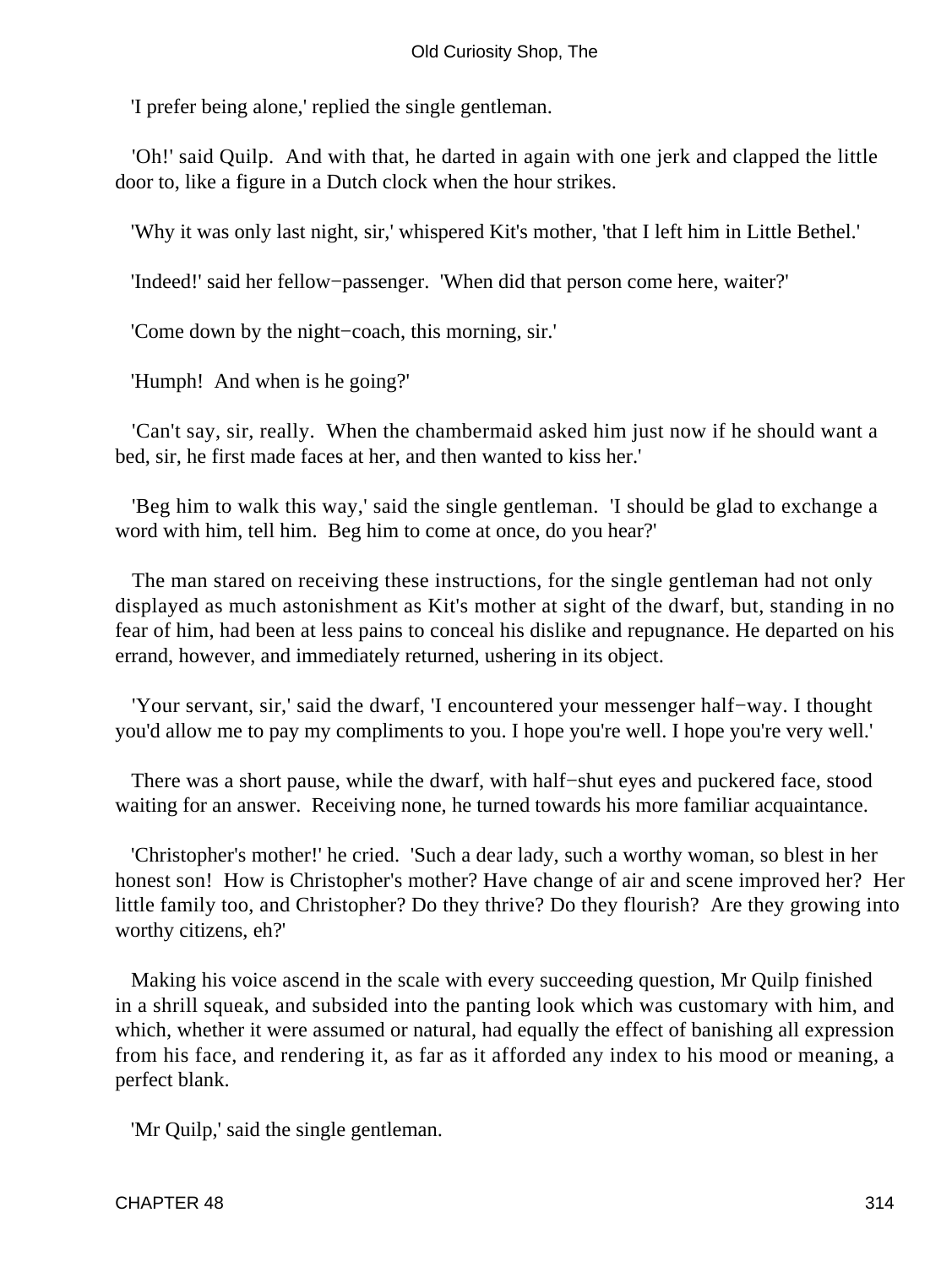'I prefer being alone,' replied the single gentleman.

'Oh!' said Quilp. And with that, he darted in again with one jerk and clapped the little door to, like a figure in a Dutch clock when the hour strikes.

'Why it was only last night, sir,' whispered Kit's mother, 'that I left him in Little Bethel.'

'Indeed!' said her fellow−passenger. 'When did that person come here, waiter?'

'Come down by the night−coach, this morning, sir.'

'Humph! And when is he going?'

'Can't say, sir, really. When the chambermaid asked him just now if he should want a bed, sir, he first made faces at her, and then wanted to kiss her.'

'Beg him to walk this way,' said the single gentleman. 'I should be glad to exchange a word with him, tell him. Beg him to come at once, do you hear?'

The man stared on receiving these instructions, for the single gentleman had not only displayed as much astonishment as Kit's mother at sight of the dwarf, but, standing in no fear of him, had been at less pains to conceal his dislike and repugnance. He departed on his errand, however, and immediately returned, ushering in its object.

'Your servant, sir,' said the dwarf, 'I encountered your messenger half−way. I thought you'd allow me to pay my compliments to you. I hope you're well. I hope you're very well.'

There was a short pause, while the dwarf, with half−shut eyes and puckered face, stood waiting for an answer. Receiving none, he turned towards his more familiar acquaintance.

'Christopher's mother!' he cried. 'Such a dear lady, such a worthy woman, so blest in her honest son! How is Christopher's mother? Have change of air and scene improved her? Her little family too, and Christopher? Do they thrive? Do they flourish? Are they growing into worthy citizens, eh?'

Making his voice ascend in the scale with every succeeding question, Mr Quilp finished in a shrill squeak, and subsided into the panting look which was customary with him, and which, whether it were assumed or natural, had equally the effect of banishing all expression from his face, and rendering it, as far as it afforded any index to his mood or meaning, a perfect blank.

'Mr Quilp,' said the single gentleman.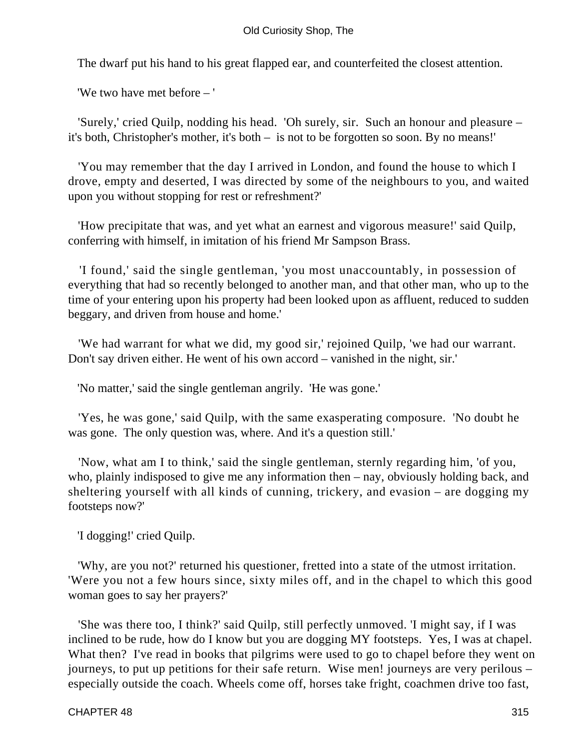The dwarf put his hand to his great flapped ear, and counterfeited the closest attention.

'We two have met before – '

'Surely,' cried Quilp, nodding his head. 'Oh surely, sir. Such an honour and pleasure – it's both, Christopher's mother, it's both – is not to be forgotten so soon. By no means!'

'You may remember that the day I arrived in London, and found the house to which I drove, empty and deserted, I was directed by some of the neighbours to you, and waited upon you without stopping for rest or refreshment?'

'How precipitate that was, and yet what an earnest and vigorous measure!' said Quilp, conferring with himself, in imitation of his friend Mr Sampson Brass.

'I found,' said the single gentleman, 'you most unaccountably, in possession of everything that had so recently belonged to another man, and that other man, who up to the time of your entering upon his property had been looked upon as affluent, reduced to sudden beggary, and driven from house and home.'

'We had warrant for what we did, my good sir,' rejoined Quilp, 'we had our warrant. Don't say driven either. He went of his own accord – vanished in the night, sir.'

'No matter,' said the single gentleman angrily. 'He was gone.'

'Yes, he was gone,' said Quilp, with the same exasperating composure. 'No doubt he was gone. The only question was, where. And it's a question still.'

'Now, what am I to think,' said the single gentleman, sternly regarding him, 'of you, who, plainly indisposed to give me any information then – nay, obviously holding back, and sheltering yourself with all kinds of cunning, trickery, and evasion – are dogging my footsteps now?'

'I dogging!' cried Quilp.

'Why, are you not?' returned his questioner, fretted into a state of the utmost irritation. 'Were you not a few hours since, sixty miles off, and in the chapel to which this good woman goes to say her prayers?'

'She was there too, I think?' said Quilp, still perfectly unmoved. 'I might say, if I was inclined to be rude, how do I know but you are dogging MY footsteps. Yes, I was at chapel. What then? I've read in books that pilgrims were used to go to chapel before they went on journeys, to put up petitions for their safe return. Wise men! journeys are very perilous – especially outside the coach. Wheels come off, horses take fright, coachmen drive too fast,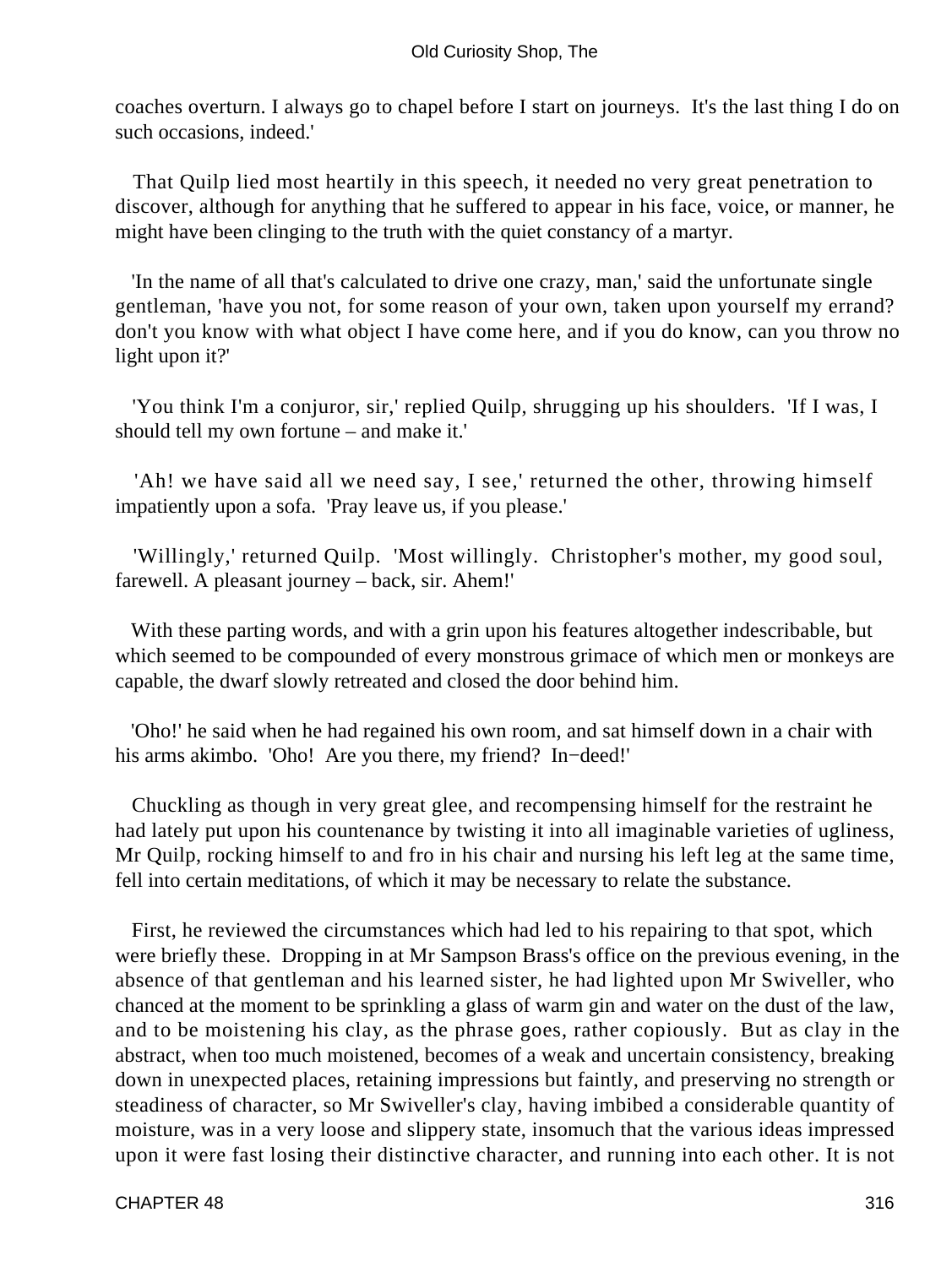coaches overturn. I always go to chapel before I start on journeys. It's the last thing I do on such occasions, indeed.'

That Quilp lied most heartily in this speech, it needed no very great penetration to discover, although for anything that he suffered to appear in his face, voice, or manner, he might have been clinging to the truth with the quiet constancy of a martyr.

'In the name of all that's calculated to drive one crazy, man,' said the unfortunate single gentleman, 'have you not, for some reason of your own, taken upon yourself my errand? don't you know with what object I have come here, and if you do know, can you throw no light upon it?'

'You think I'm a conjuror, sir,' replied Quilp, shrugging up his shoulders. 'If I was, I should tell my own fortune – and make it.'

'Ah! we have said all we need say, I see,' returned the other, throwing himself impatiently upon a sofa. 'Pray leave us, if you please.'

'Willingly,' returned Quilp. 'Most willingly. Christopher's mother, my good soul, farewell. A pleasant journey – back, sir. Ahem!'

With these parting words, and with a grin upon his features altogether indescribable, but which seemed to be compounded of every monstrous grimace of which men or monkeys are capable, the dwarf slowly retreated and closed the door behind him.

'Oho!' he said when he had regained his own room, and sat himself down in a chair with his arms akimbo. 'Oho! Are you there, my friend? In−deed!'

Chuckling as though in very great glee, and recompensing himself for the restraint he had lately put upon his countenance by twisting it into all imaginable varieties of ugliness, Mr Quilp, rocking himself to and fro in his chair and nursing his left leg at the same time, fell into certain meditations, of which it may be necessary to relate the substance.

First, he reviewed the circumstances which had led to his repairing to that spot, which were briefly these. Dropping in at Mr Sampson Brass's office on the previous evening, in the absence of that gentleman and his learned sister, he had lighted upon Mr Swiveller, who chanced at the moment to be sprinkling a glass of warm gin and water on the dust of the law, and to be moistening his clay, as the phrase goes, rather copiously. But as clay in the abstract, when too much moistened, becomes of a weak and uncertain consistency, breaking down in unexpected places, retaining impressions but faintly, and preserving no strength or steadiness of character, so Mr Swiveller's clay, having imbibed a considerable quantity of moisture, was in a very loose and slippery state, insomuch that the various ideas impressed upon it were fast losing their distinctive character, and running into each other. It is not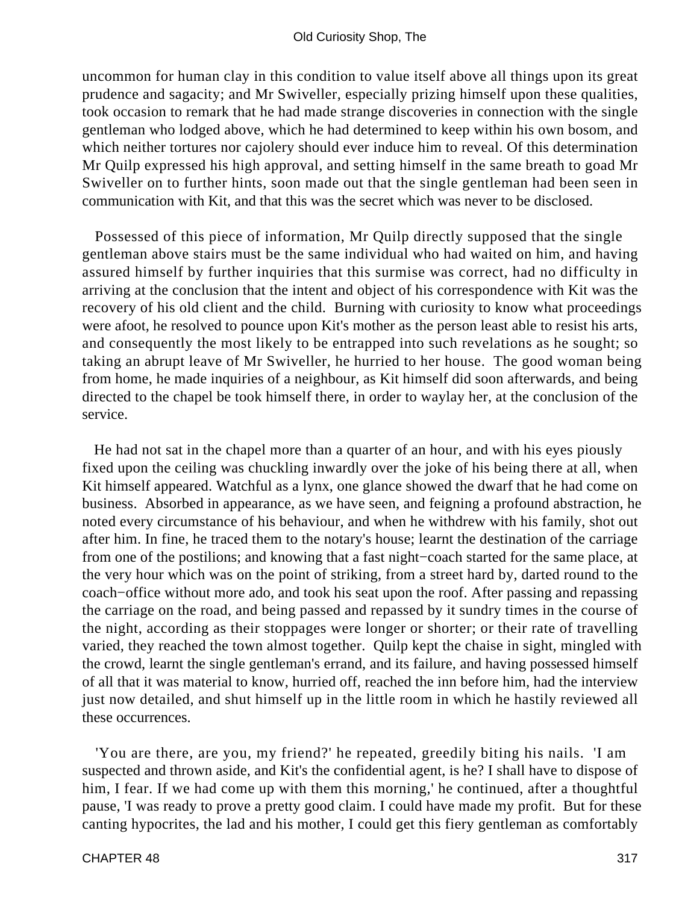uncommon for human clay in this condition to value itself above all things upon its great prudence and sagacity; and Mr Swiveller, especially prizing himself upon these qualities, took occasion to remark that he had made strange discoveries in connection with the single gentleman who lodged above, which he had determined to keep within his own bosom, and which neither tortures nor cajolery should ever induce him to reveal. Of this determination Mr Quilp expressed his high approval, and setting himself in the same breath to goad Mr Swiveller on to further hints, soon made out that the single gentleman had been seen in communication with Kit, and that this was the secret which was never to be disclosed.

Possessed of this piece of information, Mr Quilp directly supposed that the single gentleman above stairs must be the same individual who had waited on him, and having assured himself by further inquiries that this surmise was correct, had no difficulty in arriving at the conclusion that the intent and object of his correspondence with Kit was the recovery of his old client and the child. Burning with curiosity to know what proceedings were afoot, he resolved to pounce upon Kit's mother as the person least able to resist his arts, and consequently the most likely to be entrapped into such revelations as he sought; so taking an abrupt leave of Mr Swiveller, he hurried to her house. The good woman being from home, he made inquiries of a neighbour, as Kit himself did soon afterwards, and being directed to the chapel be took himself there, in order to waylay her, at the conclusion of the service.

He had not sat in the chapel more than a quarter of an hour, and with his eyes piously fixed upon the ceiling was chuckling inwardly over the joke of his being there at all, when Kit himself appeared. Watchful as a lynx, one glance showed the dwarf that he had come on business. Absorbed in appearance, as we have seen, and feigning a profound abstraction, he noted every circumstance of his behaviour, and when he withdrew with his family, shot out after him. In fine, he traced them to the notary's house; learnt the destination of the carriage from one of the postilions; and knowing that a fast night−coach started for the same place, at the very hour which was on the point of striking, from a street hard by, darted round to the coach−office without more ado, and took his seat upon the roof. After passing and repassing the carriage on the road, and being passed and repassed by it sundry times in the course of the night, according as their stoppages were longer or shorter; or their rate of travelling varied, they reached the town almost together. Quilp kept the chaise in sight, mingled with the crowd, learnt the single gentleman's errand, and its failure, and having possessed himself of all that it was material to know, hurried off, reached the inn before him, had the interview just now detailed, and shut himself up in the little room in which he hastily reviewed all these occurrences.

'You are there, are you, my friend?' he repeated, greedily biting his nails. 'I am suspected and thrown aside, and Kit's the confidential agent, is he? I shall have to dispose of him, I fear. If we had come up with them this morning,' he continued, after a thoughtful pause, 'I was ready to prove a pretty good claim. I could have made my profit. But for these canting hypocrites, the lad and his mother, I could get this fiery gentleman as comfortably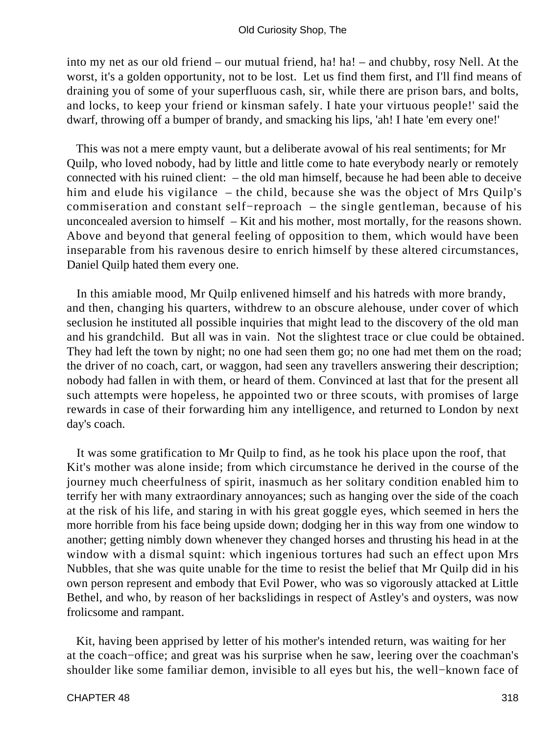into my net as our old friend – our mutual friend, ha! ha! – and chubby, rosy Nell. At the worst, it's a golden opportunity, not to be lost. Let us find them first, and I'll find means of draining you of some of your superfluous cash, sir, while there are prison bars, and bolts, and locks, to keep your friend or kinsman safely. I hate your virtuous people!' said the dwarf, throwing off a bumper of brandy, and smacking his lips, 'ah! I hate 'em every one!'

This was not a mere empty vaunt, but a deliberate avowal of his real sentiments; for Mr Quilp, who loved nobody, had by little and little come to hate everybody nearly or remotely connected with his ruined client: – the old man himself, because he had been able to deceive him and elude his vigilance – the child, because she was the object of Mrs Quilp's commiseration and constant self−reproach – the single gentleman, because of his unconcealed aversion to himself – Kit and his mother, most mortally, for the reasons shown. Above and beyond that general feeling of opposition to them, which would have been inseparable from his ravenous desire to enrich himself by these altered circumstances, Daniel Quilp hated them every one.

In this amiable mood, Mr Quilp enlivened himself and his hatreds with more brandy, and then, changing his quarters, withdrew to an obscure alehouse, under cover of which seclusion he instituted all possible inquiries that might lead to the discovery of the old man and his grandchild. But all was in vain. Not the slightest trace or clue could be obtained. They had left the town by night; no one had seen them go; no one had met them on the road; the driver of no coach, cart, or waggon, had seen any travellers answering their description; nobody had fallen in with them, or heard of them. Convinced at last that for the present all such attempts were hopeless, he appointed two or three scouts, with promises of large rewards in case of their forwarding him any intelligence, and returned to London by next day's coach.

It was some gratification to Mr Quilp to find, as he took his place upon the roof, that Kit's mother was alone inside; from which circumstance he derived in the course of the journey much cheerfulness of spirit, inasmuch as her solitary condition enabled him to terrify her with many extraordinary annoyances; such as hanging over the side of the coach at the risk of his life, and staring in with his great goggle eyes, which seemed in hers the more horrible from his face being upside down; dodging her in this way from one window to another; getting nimbly down whenever they changed horses and thrusting his head in at the window with a dismal squint: which ingenious tortures had such an effect upon Mrs Nubbles, that she was quite unable for the time to resist the belief that Mr Quilp did in his own person represent and embody that Evil Power, who was so vigorously attacked at Little Bethel, and who, by reason of her backslidings in respect of Astley's and oysters, was now frolicsome and rampant.

Kit, having been apprised by letter of his mother's intended return, was waiting for her at the coach−office; and great was his surprise when he saw, leering over the coachman's shoulder like some familiar demon, invisible to all eyes but his, the well−known face of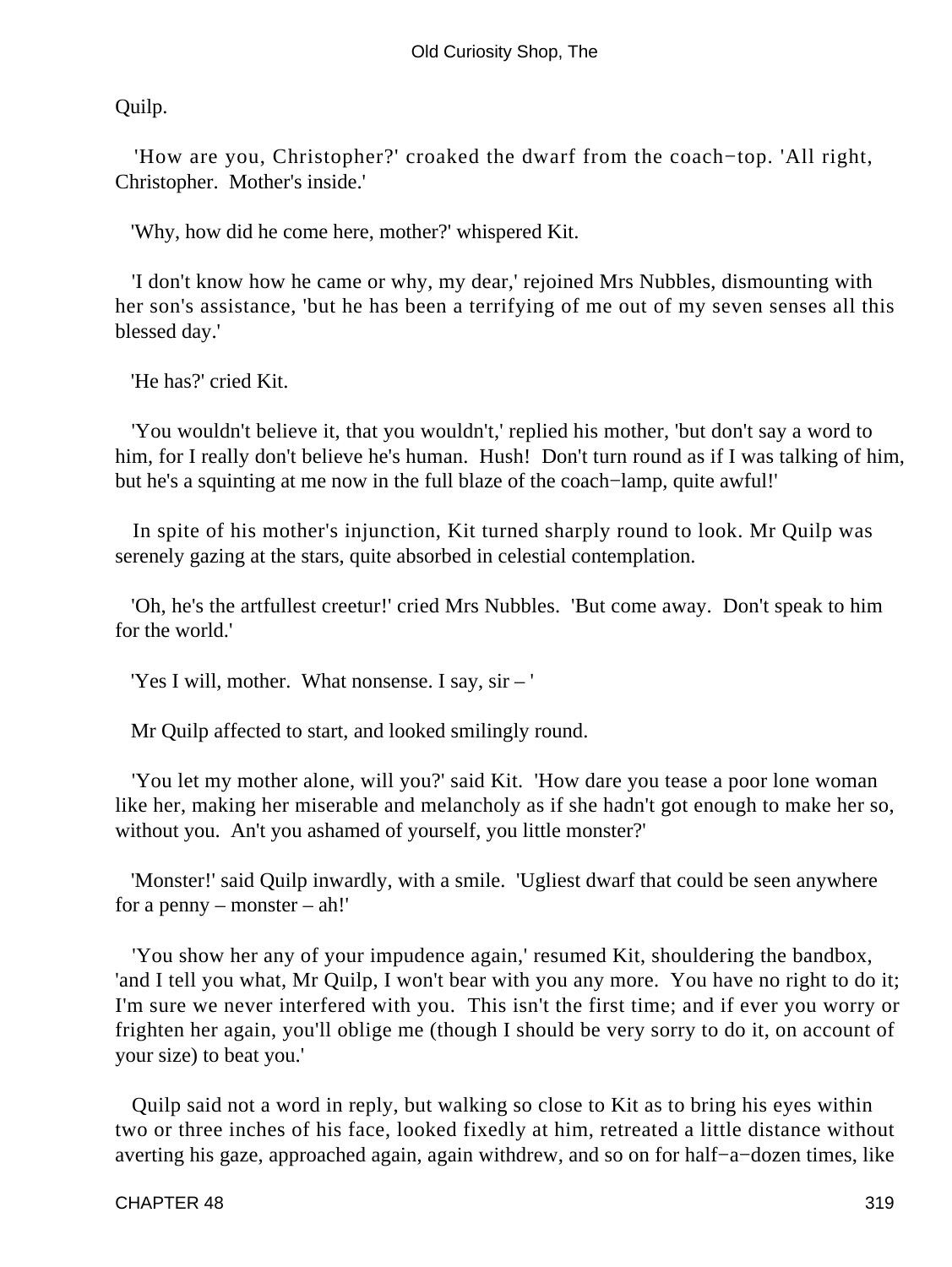Quilp.

'How are you, Christopher?' croaked the dwarf from the coach−top. 'All right, Christopher. Mother's inside.'

'Why, how did he come here, mother?' whispered Kit.

'I don't know how he came or why, my dear,' rejoined Mrs Nubbles, dismounting with her son's assistance, 'but he has been a terrifying of me out of my seven senses all this blessed day.'

'He has?' cried Kit.

'You wouldn't believe it, that you wouldn't,' replied his mother, 'but don't say a word to him, for I really don't believe he's human. Hush! Don't turn round as if I was talking of him, but he's a squinting at me now in the full blaze of the coach−lamp, quite awful!'

In spite of his mother's injunction, Kit turned sharply round to look. Mr Quilp was serenely gazing at the stars, quite absorbed in celestial contemplation.

'Oh, he's the artfullest creetur!' cried Mrs Nubbles. 'But come away. Don't speak to him for the world.'

'Yes I will, mother. What nonsense. I say, sir – '

Mr Quilp affected to start, and looked smilingly round.

'You let my mother alone, will you?' said Kit. 'How dare you tease a poor lone woman like her, making her miserable and melancholy as if she hadn't got enough to make her so, without you. An't you ashamed of yourself, you little monster?'

'Monster!' said Quilp inwardly, with a smile. 'Ugliest dwarf that could be seen anywhere for a penny – monster – ah!'

'You show her any of your impudence again,' resumed Kit, shouldering the bandbox, 'and I tell you what, Mr Quilp, I won't bear with you any more. You have no right to do it; I'm sure we never interfered with you. This isn't the first time; and if ever you worry or frighten her again, you'll oblige me (though I should be very sorry to do it, on account of your size) to beat you.'

Quilp said not a word in reply, but walking so close to Kit as to bring his eyes within two or three inches of his face, looked fixedly at him, retreated a little distance without averting his gaze, approached again, again withdrew, and so on for half−a−dozen times, like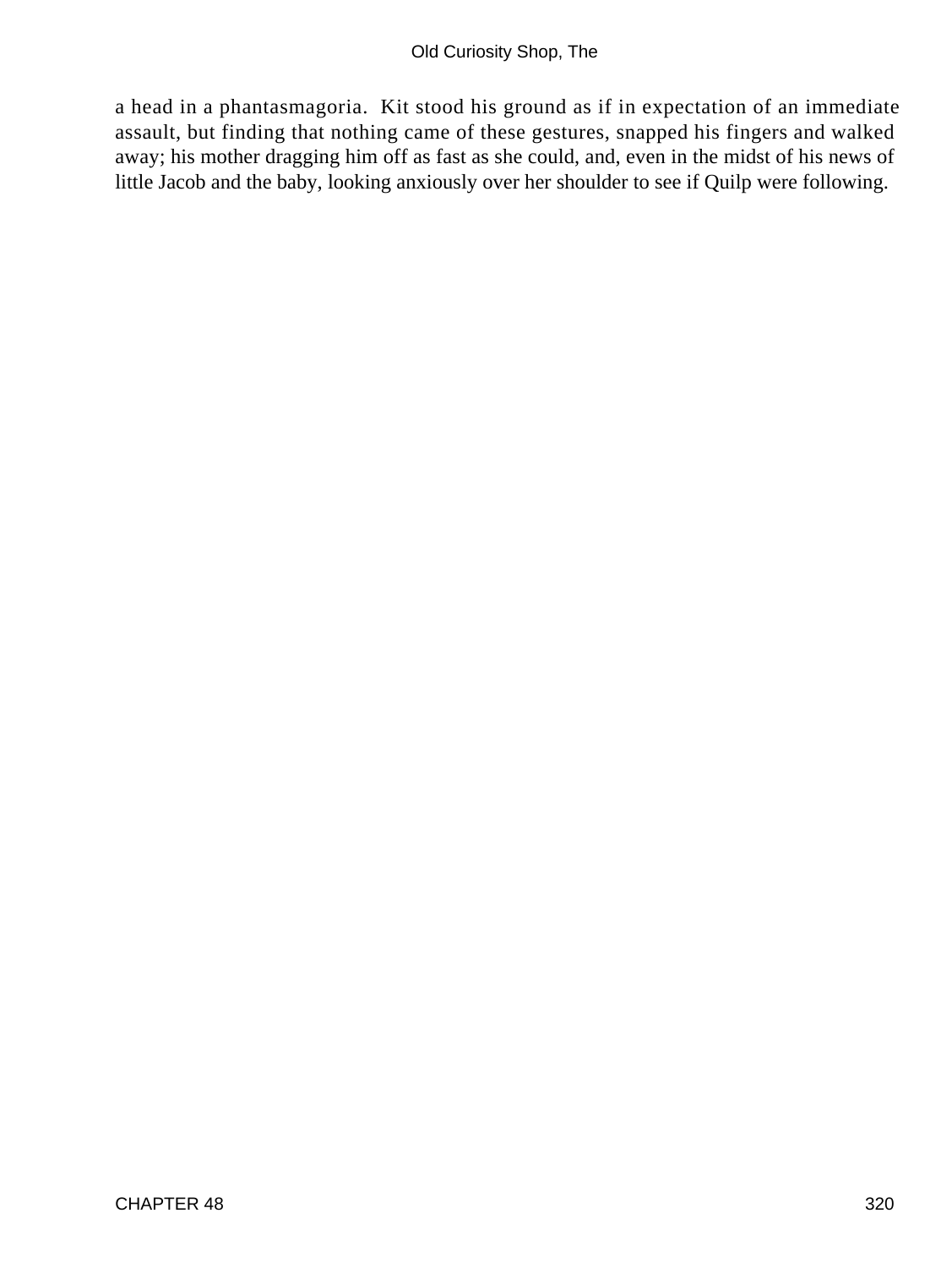a head in a phantasmagoria. Kit stood his ground as if in expectation of an immediate assault, but finding that nothing came of these gestures, snapped his fingers and walked away; his mother dragging him off as fast as she could, and, even in the midst of his news of little Jacob and the baby, looking anxiously over her shoulder to see if Quilp were following.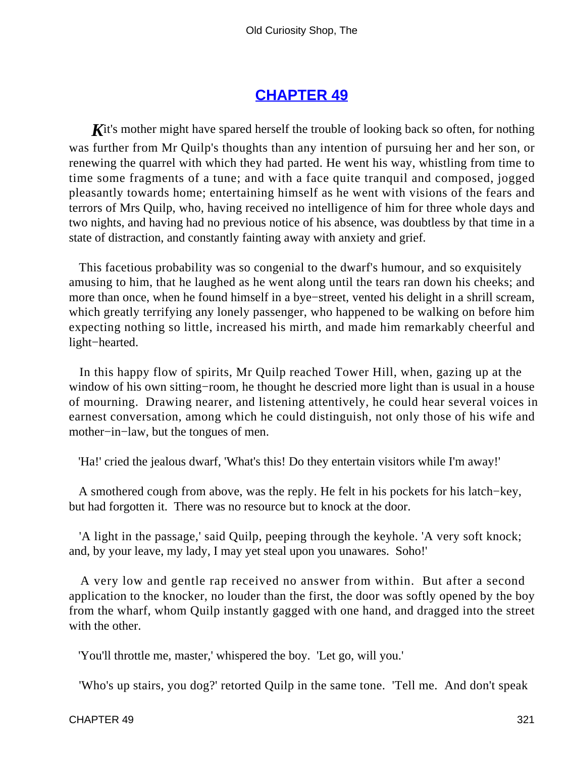## CHAPTER 49

*K*it's mother might have spared herself the trouble of looking back so often, for nothing was further from Mr Quilp's thoughts than any intention of pursuing her and her son, or renewing the quarrel with which they had parted. He went his way, whistling from time to time some fragments of a tune; and with a face quite tranquil and composed, jogged pleasantly towards home; entertaining himself as he went with visions of the fears and terrors of Mrs Quilp, who, having received no intelligence of him for three whole days and two nights, and having had no previous notice of his absence, was doubtless by that time in a state of distraction, and constantly fainting away with anxiety and grief.

This facetious probability was so congenial to the dwarf's humour, and so exquisitely amusing to him, that he laughed as he went along until the tears ran down his cheeks; and more than once, when he found himself in a bye−street, vented his delight in a shrill scream, which greatly terrifying any lonely passenger, who happened to be walking on before him expecting nothing so little, increased his mirth, and made him remarkably cheerful and light−hearted.

In this happy flow of spirits, Mr Quilp reached Tower Hill, when, gazing up at the window of his own sitting−room, he thought he descried more light than is usual in a house of mourning. Drawing nearer, and listening attentively, he could hear several voices in earnest conversation, among which he could distinguish, not only those of his wife and mother−in−law, but the tongues of men.

'Ha!' cried the jealous dwarf, 'What's this! Do they entertain visitors while I'm away!'

A smothered cough from above, was the reply. He felt in his pockets for his latch−key, but had forgotten it. There was no resource but to knock at the door.

'A light in the passage,' said Quilp, peeping through the keyhole. 'A very soft knock; and, by your leave, my lady, I may yet steal upon you unawares. Soho!'

A very low and gentle rap received no answer from within. But after a second application to the knocker, no louder than the first, the door was softly opened by the boy from the wharf, whom Quilp instantly gagged with one hand, and dragged into the street with the other.

'You'll throttle me, master,' whispered the boy. 'Let go, will you.'

'Who's up stairs, you dog?' retorted Quilp in the same tone. 'Tell me. And don't speak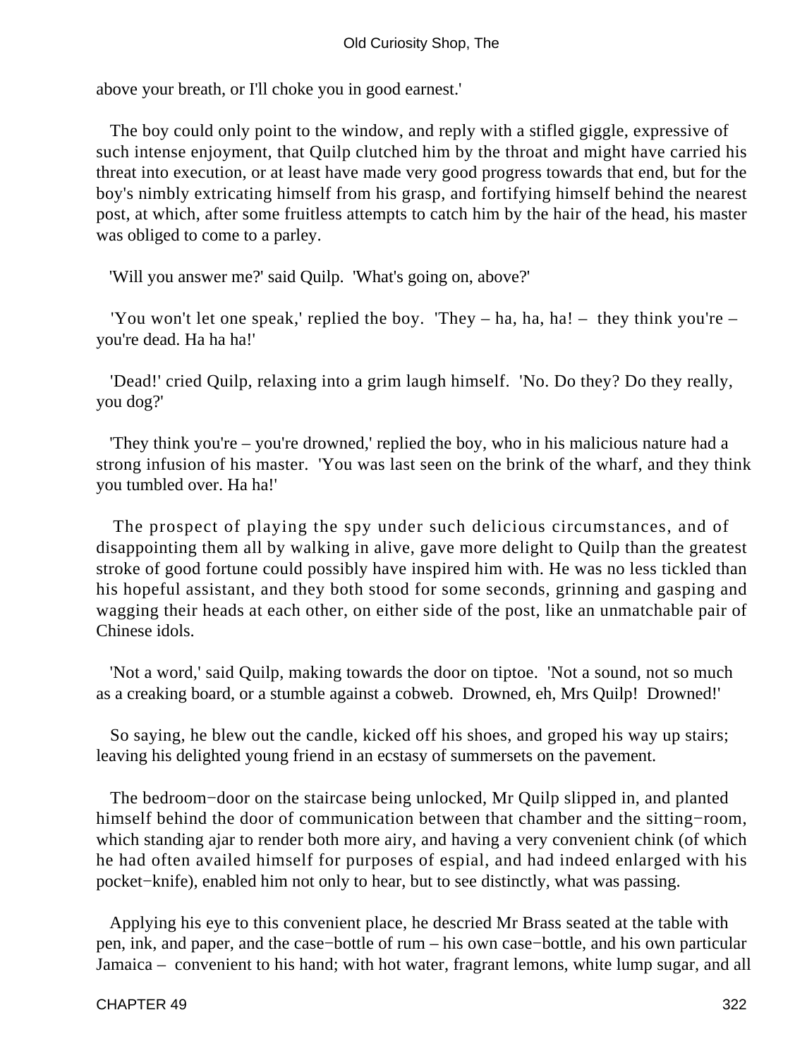above your breath, or I'll choke you in good earnest.'

The boy could only point to the window, and reply with a stifled giggle, expressive of such intense enjoyment, that Quilp clutched him by the throat and might have carried his threat into execution, or at least have made very good progress towards that end, but for the boy's nimbly extricating himself from his grasp, and fortifying himself behind the nearest post, at which, after some fruitless attempts to catch him by the hair of the head, his master was obliged to come to a parley.

'Will you answer me?' said Quilp. 'What's going on, above?'

'You won't let one speak,' replied the boy. 'They – ha, ha, ha! – they think you're – you're dead. Ha ha ha!'

'Dead!' cried Quilp, relaxing into a grim laugh himself. 'No. Do they? Do they really, you dog?'

'They think you're – you're drowned,' replied the boy, who in his malicious nature had a strong infusion of his master. 'You was last seen on the brink of the wharf, and they think you tumbled over. Ha ha!'

The prospect of playing the spy under such delicious circumstances, and of disappointing them all by walking in alive, gave more delight to Quilp than the greatest stroke of good fortune could possibly have inspired him with. He was no less tickled than his hopeful assistant, and they both stood for some seconds, grinning and gasping and wagging their heads at each other, on either side of the post, like an unmatchable pair of Chinese idols.

'Not a word,' said Quilp, making towards the door on tiptoe. 'Not a sound, not so much as a creaking board, or a stumble against a cobweb. Drowned, eh, Mrs Quilp! Drowned!'

So saying, he blew out the candle, kicked off his shoes, and groped his way up stairs; leaving his delighted young friend in an ecstasy of summersets on the pavement.

The bedroom−door on the staircase being unlocked, Mr Quilp slipped in, and planted himself behind the door of communication between that chamber and the sitting−room, which standing ajar to render both more airy, and having a very convenient chink (of which he had often availed himself for purposes of espial, and had indeed enlarged with his pocket−knife), enabled him not only to hear, but to see distinctly, what was passing.

Applying his eye to this convenient place, he descried Mr Brass seated at the table with pen, ink, and paper, and the case−bottle of rum – his own case−bottle, and his own particular Jamaica – convenient to his hand; with hot water, fragrant lemons, white lump sugar, and all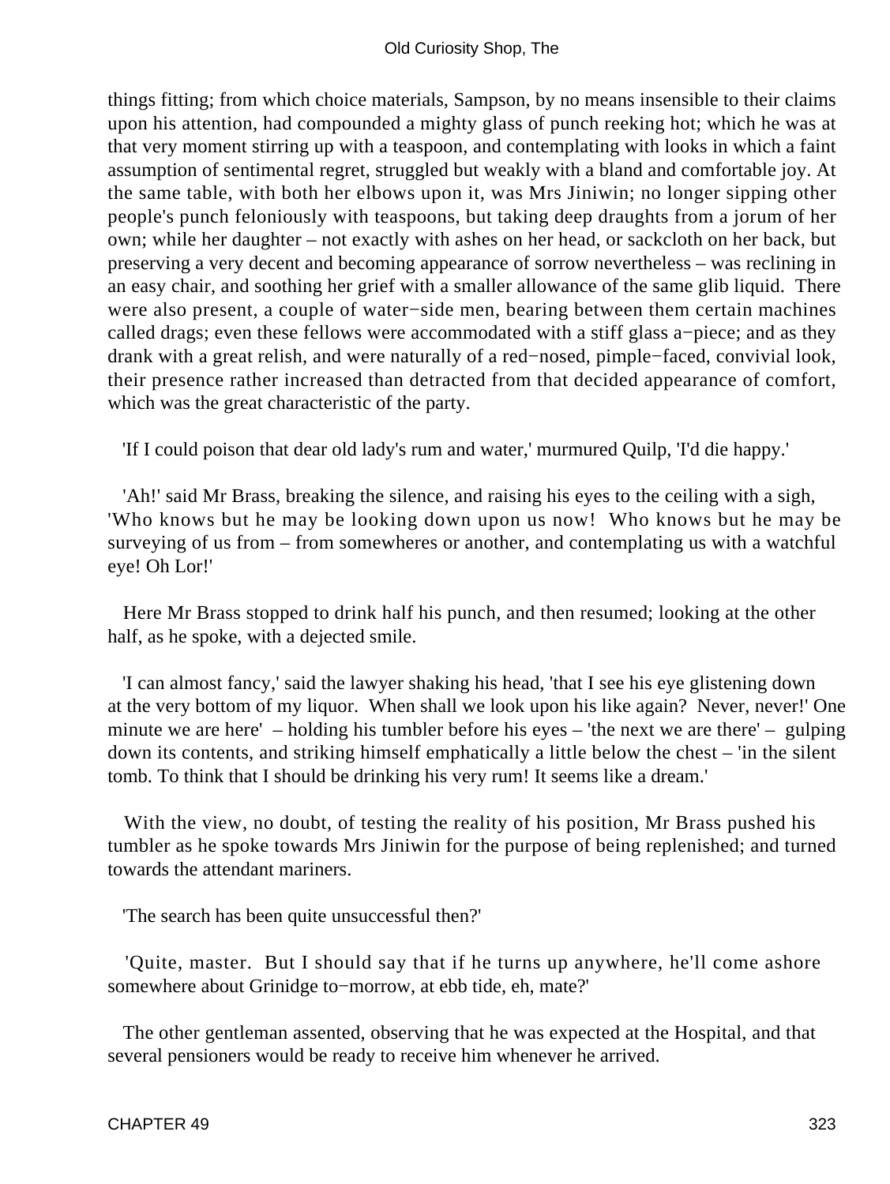things fitting; from which choice materials, Sampson, by no means insensible to their claims upon his attention, had compounded a mighty glass of punch reeking hot; which he was at that very moment stirring up with a teaspoon, and contemplating with looks in which a faint assumption of sentimental regret, struggled but weakly with a bland and comfortable joy. At the same table, with both her elbows upon it, was Mrs Jiniwin; no longer sipping other people's punch feloniously with teaspoons, but taking deep draughts from a jorum of her own; while her daughter – not exactly with ashes on her head, or sackcloth on her back, but preserving a very decent and becoming appearance of sorrow nevertheless – was reclining in an easy chair, and soothing her grief with a smaller allowance of the same glib liquid. There were also present, a couple of water−side men, bearing between them certain machines called drags; even these fellows were accommodated with a stiff glass a−piece; and as they drank with a great relish, and were naturally of a red−nosed, pimple−faced, convivial look, their presence rather increased than detracted from that decided appearance of comfort, which was the great characteristic of the party.

'If I could poison that dear old lady's rum and water,' murmured Quilp, 'I'd die happy.'

'Ah!' said Mr Brass, breaking the silence, and raising his eyes to the ceiling with a sigh, 'Who knows but he may be looking down upon us now! Who knows but he may be surveying of us from – from somewheres or another, and contemplating us with a watchful eye! Oh Lor!'

Here Mr Brass stopped to drink half his punch, and then resumed; looking at the other half, as he spoke, with a dejected smile.

'I can almost fancy,' said the lawyer shaking his head, 'that I see his eye glistening down at the very bottom of my liquor. When shall we look upon his like again? Never, never!' One minute we are here' – holding his tumbler before his eyes – 'the next we are there' – gulping down its contents, and striking himself emphatically a little below the chest – 'in the silent tomb. To think that I should be drinking his very rum! It seems like a dream.'

With the view, no doubt, of testing the reality of his position, Mr Brass pushed his tumbler as he spoke towards Mrs Jiniwin for the purpose of being replenished; and turned towards the attendant mariners.

'The search has been quite unsuccessful then?'

'Quite, master. But I should say that if he turns up anywhere, he'll come ashore somewhere about Grinidge to−morrow, at ebb tide, eh, mate?'

The other gentleman assented, observing that he was expected at the Hospital, and that several pensioners would be ready to receive him whenever he arrived.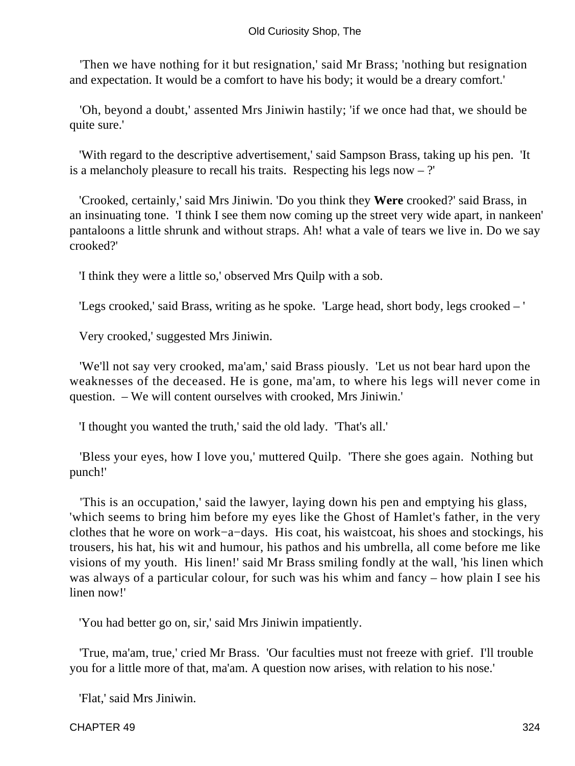'Then we have nothing for it but resignation,' said Mr Brass; 'nothing but resignation and expectation. It would be a comfort to have his body; it would be a dreary comfort.'

'Oh, beyond a doubt,' assented Mrs Jiniwin hastily; 'if we once had that, we should be quite sure.'

'With regard to the descriptive advertisement,' said Sampson Brass, taking up his pen. 'It is a melancholy pleasure to recall his traits. Respecting his legs now – ?'

'Crooked, certainly,' said Mrs Jiniwin. 'Do you think they **Were** crooked?' said Brass, in an insinuating tone. 'I think I see them now coming up the street very wide apart, in nankeen' pantaloons a little shrunk and without straps. Ah! what a vale of tears we live in. Do we say crooked?'

'I think they were a little so,' observed Mrs Quilp with a sob.

'Legs crooked,' said Brass, writing as he spoke. 'Large head, short body, legs crooked – '

Very crooked,' suggested Mrs Jiniwin.

'We'll not say very crooked, ma'am,' said Brass piously. 'Let us not bear hard upon the weaknesses of the deceased. He is gone, ma'am, to where his legs will never come in question. – We will content ourselves with crooked, Mrs Jiniwin.'

'I thought you wanted the truth,' said the old lady. 'That's all.'

'Bless your eyes, how I love you,' muttered Quilp. 'There she goes again. Nothing but punch!'

'This is an occupation,' said the lawyer, laying down his pen and emptying his glass, 'which seems to bring him before my eyes like the Ghost of Hamlet's father, in the very clothes that he wore on work−a−days. His coat, his waistcoat, his shoes and stockings, his trousers, his hat, his wit and humour, his pathos and his umbrella, all come before me like visions of my youth. His linen!' said Mr Brass smiling fondly at the wall, 'his linen which was always of a particular colour, for such was his whim and fancy – how plain I see his linen now!'

'You had better go on, sir,' said Mrs Jiniwin impatiently.

'True, ma'am, true,' cried Mr Brass. 'Our faculties must not freeze with grief. I'll trouble you for a little more of that, ma'am. A question now arises, with relation to his nose.'

'Flat,' said Mrs Jiniwin.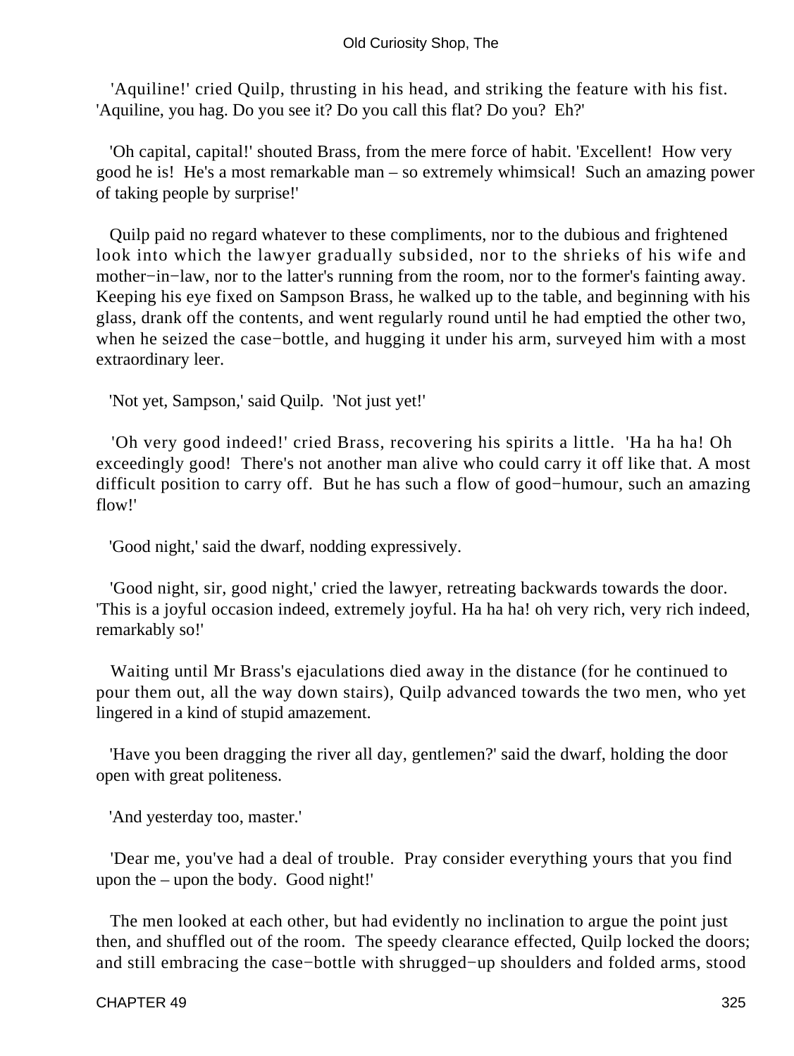'Aquiline!' cried Quilp, thrusting in his head, and striking the feature with his fist. 'Aquiline, you hag. Do you see it? Do you call this flat? Do you? Eh?'

'Oh capital, capital!' shouted Brass, from the mere force of habit. 'Excellent! How very good he is! He's a most remarkable man – so extremely whimsical! Such an amazing power of taking people by surprise!'

Quilp paid no regard whatever to these compliments, nor to the dubious and frightened look into which the lawyer gradually subsided, nor to the shrieks of his wife and mother−in−law, nor to the latter's running from the room, nor to the former's fainting away. Keeping his eye fixed on Sampson Brass, he walked up to the table, and beginning with his glass, drank off the contents, and went regularly round until he had emptied the other two, when he seized the case−bottle, and hugging it under his arm, surveyed him with a most extraordinary leer.

'Not yet, Sampson,' said Quilp. 'Not just yet!'

'Oh very good indeed!' cried Brass, recovering his spirits a little. 'Ha ha ha! Oh exceedingly good! There's not another man alive who could carry it off like that. A most difficult position to carry off. But he has such a flow of good−humour, such an amazing flow!'

'Good night,' said the dwarf, nodding expressively.

'Good night, sir, good night,' cried the lawyer, retreating backwards towards the door. 'This is a joyful occasion indeed, extremely joyful. Ha ha ha! oh very rich, very rich indeed, remarkably so!'

Waiting until Mr Brass's ejaculations died away in the distance (for he continued to pour them out, all the way down stairs), Quilp advanced towards the two men, who yet lingered in a kind of stupid amazement.

'Have you been dragging the river all day, gentlemen?' said the dwarf, holding the door open with great politeness.

'And yesterday too, master.'

'Dear me, you've had a deal of trouble. Pray consider everything yours that you find upon the – upon the body. Good night!'

The men looked at each other, but had evidently no inclination to argue the point just then, and shuffled out of the room. The speedy clearance effected, Quilp locked the doors; and still embracing the case−bottle with shrugged−up shoulders and folded arms, stood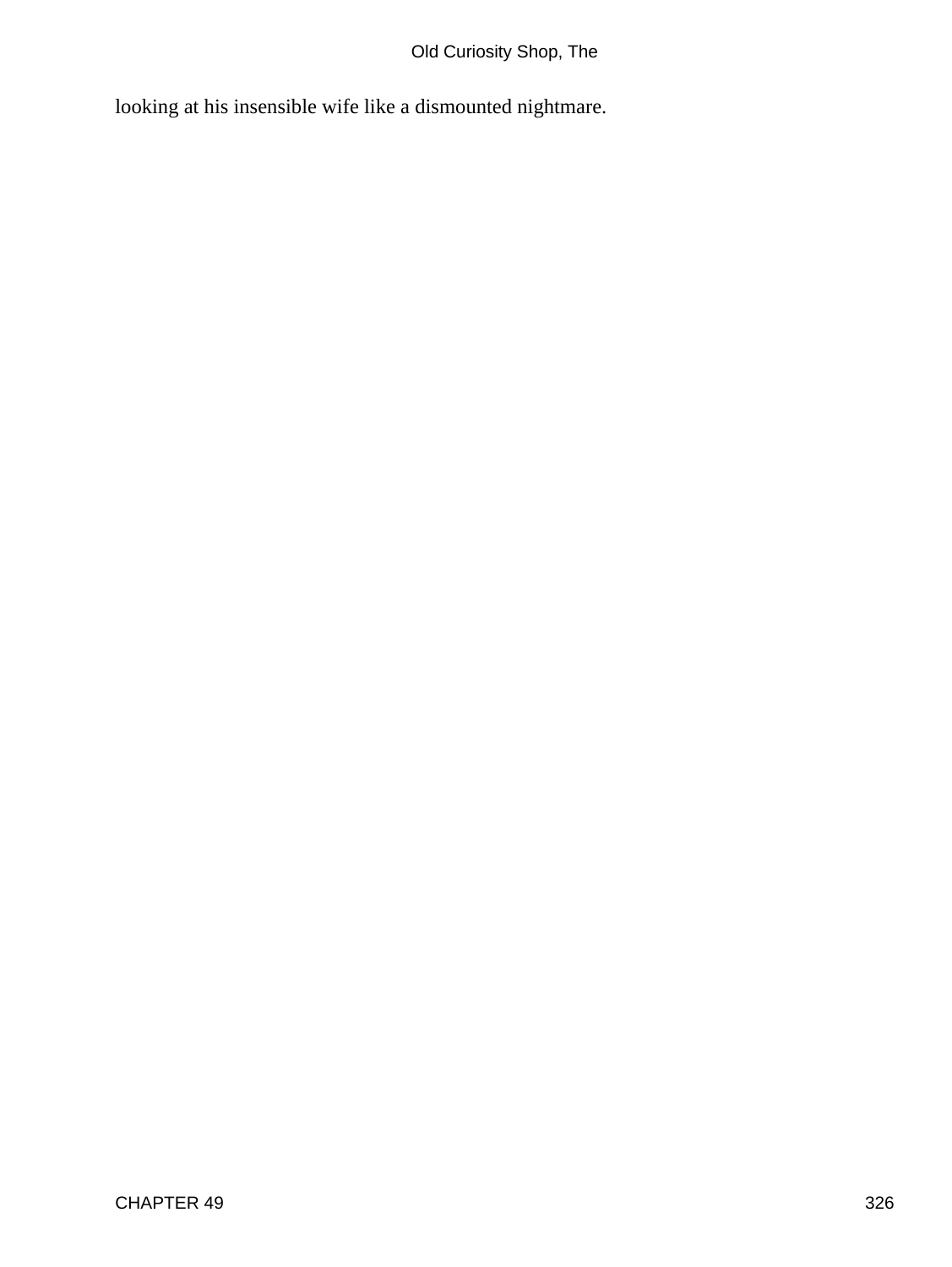looking at his insensible wife like a dismounted nightmare.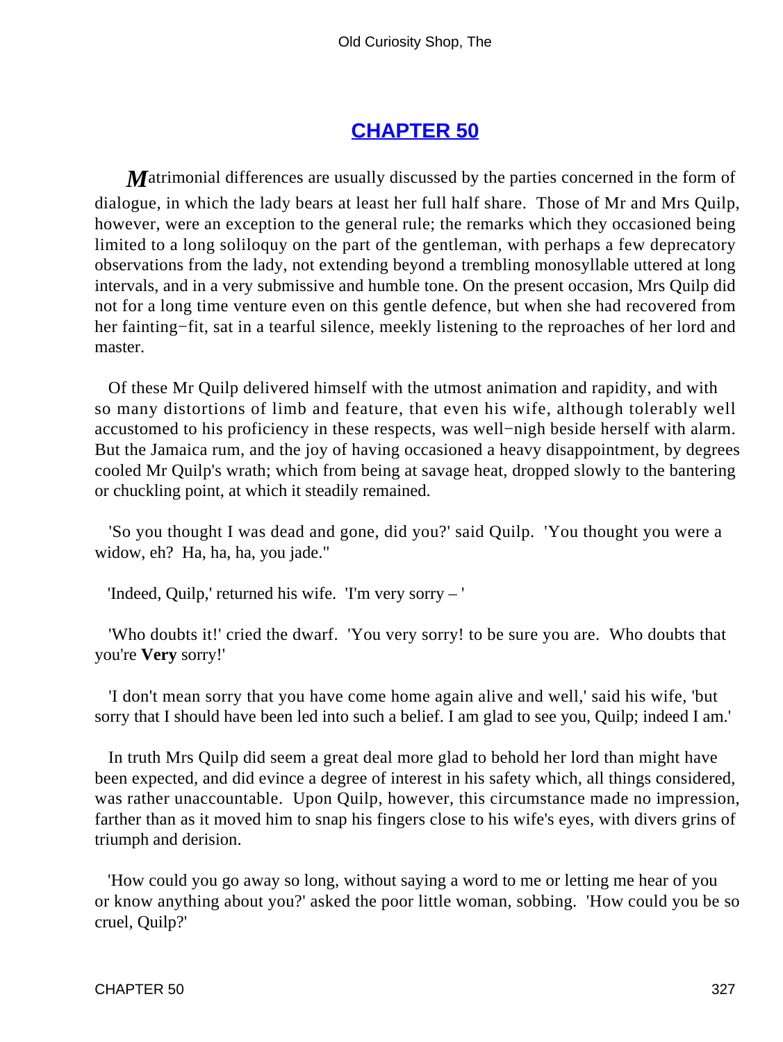# CHAPTER 50

Matrimonial differences are usually discussed by the parties concerned in the form of dialogue, in which the lady bears at least her full half share. Those of Mr and Mrs Quilp, however, were an exception to the general rule; the remarks which they occasioned being limited to a long soliloquy on the part of the gentleman, with perhaps a few deprecatory observations from the lady, not extending beyond a trembling monosyllable uttered at long intervals, and in a very submissive and humble tone. On the present occasion, Mrs Quilp did not for a long time venture even on this gentle defence, but when she had recovered from her fainting−fit, sat in a tearful silence, meekly listening to the reproaches of her lord and master.

Of these Mr Quilp delivered himself with the utmost animation and rapidity, and with so many distortions of limb and feature, that even his wife, although tolerably well accustomed to his proficiency in these respects, was well−nigh beside herself with alarm. But the Jamaica rum, and the joy of having occasioned a heavy disappointment, by degrees cooled Mr Quilp's wrath; which from being at savage heat, dropped slowly to the bantering or chuckling point, at which it steadily remained.

'So you thought I was dead and gone, did you?' said Quilp. 'You thought you were a widow, eh? Ha, ha, ha, you jade."

'Indeed, Quilp,' returned his wife. 'I'm very sorry – '

'Who doubts it!' cried the dwarf. 'You very sorry! to be sure you are. Who doubts that you're **Very** sorry!'

'I don't mean sorry that you have come home again alive and well,' said his wife, 'but sorry that I should have been led into such a belief. I am glad to see you, Quilp; indeed I am.'

In truth Mrs Quilp did seem a great deal more glad to behold her lord than might have been expected, and did evince a degree of interest in his safety which, all things considered, was rather unaccountable. Upon Quilp, however, this circumstance made no impression, farther than as it moved him to snap his fingers close to his wife's eyes, with divers grins of triumph and derision.

'How could you go away so long, without saying a word to me or letting me hear of you or know anything about you?' asked the poor little woman, sobbing. 'How could you be so cruel, Quilp?'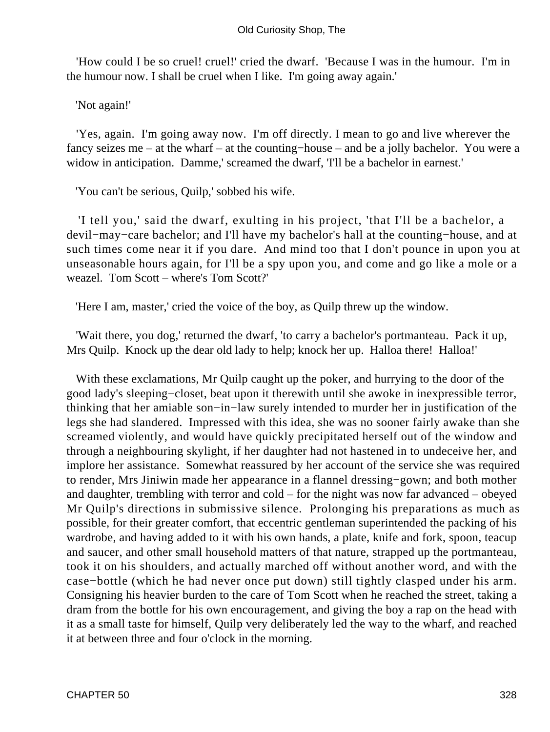'How could I be so cruel! cruel!' cried the dwarf. 'Because I was in the humour. I'm in the humour now. I shall be cruel when I like. I'm going away again.'

'Not again!'

'Yes, again. I'm going away now. I'm off directly. I mean to go and live wherever the fancy seizes me – at the wharf – at the counting−house – and be a jolly bachelor. You were a widow in anticipation. Damme,' screamed the dwarf, 'I'll be a bachelor in earnest.'

'You can't be serious, Quilp,' sobbed his wife.

'I tell you,' said the dwarf, exulting in his project, 'that I'll be a bachelor, a devil−may−care bachelor; and I'll have my bachelor's hall at the counting−house, and at such times come near it if you dare. And mind too that I don't pounce in upon you at unseasonable hours again, for I'll be a spy upon you, and come and go like a mole or a weazel. Tom Scott – where's Tom Scott?'

'Here I am, master,' cried the voice of the boy, as Quilp threw up the window.

'Wait there, you dog,' returned the dwarf, 'to carry a bachelor's portmanteau. Pack it up, Mrs Quilp. Knock up the dear old lady to help; knock her up. Halloa there! Halloa!'

With these exclamations, Mr Quilp caught up the poker, and hurrying to the door of the good lady's sleeping−closet, beat upon it therewith until she awoke in inexpressible terror, thinking that her amiable son−in−law surely intended to murder her in justification of the legs she had slandered. Impressed with this idea, she was no sooner fairly awake than she screamed violently, and would have quickly precipitated herself out of the window and through a neighbouring skylight, if her daughter had not hastened in to undeceive her, and implore her assistance. Somewhat reassured by her account of the service she was required to render, Mrs Jiniwin made her appearance in a flannel dressing−gown; and both mother and daughter, trembling with terror and cold – for the night was now far advanced – obeyed Mr Quilp's directions in submissive silence. Prolonging his preparations as much as possible, for their greater comfort, that eccentric gentleman superintended the packing of his wardrobe, and having added to it with his own hands, a plate, knife and fork, spoon, teacup and saucer, and other small household matters of that nature, strapped up the portmanteau, took it on his shoulders, and actually marched off without another word, and with the case−bottle (which he had never once put down) still tightly clasped under his arm. Consigning his heavier burden to the care of Tom Scott when he reached the street, taking a dram from the bottle for his own encouragement, and giving the boy a rap on the head with it as a small taste for himself, Quilp very deliberately led the way to the wharf, and reached it at between three and four o'clock in the morning.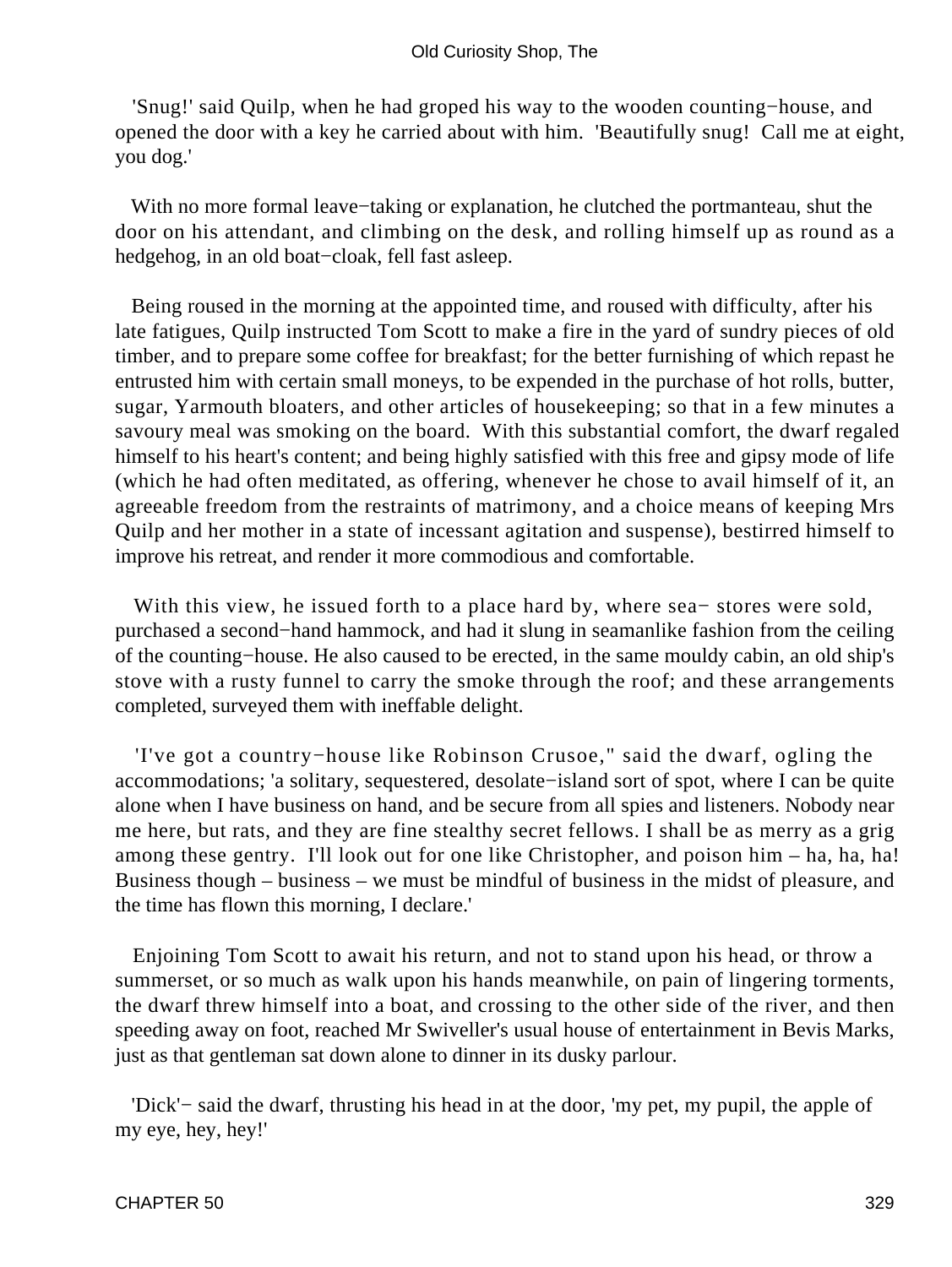'Snug!' said Quilp, when he had groped his way to the wooden counting−house, and opened the door with a key he carried about with him. 'Beautifully snug! Call me at eight, you dog.'

With no more formal leave−taking or explanation, he clutched the portmanteau, shut the door on his attendant, and climbing on the desk, and rolling himself up as round as a hedgehog, in an old boat−cloak, fell fast asleep.

Being roused in the morning at the appointed time, and roused with difficulty, after his late fatigues, Quilp instructed Tom Scott to make a fire in the yard of sundry pieces of old timber, and to prepare some coffee for breakfast; for the better furnishing of which repast he entrusted him with certain small moneys, to be expended in the purchase of hot rolls, butter, sugar, Yarmouth bloaters, and other articles of housekeeping; so that in a few minutes a savoury meal was smoking on the board. With this substantial comfort, the dwarf regaled himself to his heart's content; and being highly satisfied with this free and gipsy mode of life (which he had often meditated, as offering, whenever he chose to avail himself of it, an agreeable freedom from the restraints of matrimony, and a choice means of keeping Mrs Quilp and her mother in a state of incessant agitation and suspense), bestirred himself to improve his retreat, and render it more commodious and comfortable.

With this view, he issued forth to a place hard by, where sea− stores were sold, purchased a second−hand hammock, and had it slung in seamanlike fashion from the ceiling of the counting−house. He also caused to be erected, in the same mouldy cabin, an old ship's stove with a rusty funnel to carry the smoke through the roof; and these arrangements completed, surveyed them with ineffable delight.

'I've got a country−house like Robinson Crusoe," said the dwarf, ogling the accommodations; 'a solitary, sequestered, desolate−island sort of spot, where I can be quite alone when I have business on hand, and be secure from all spies and listeners. Nobody near me here, but rats, and they are fine stealthy secret fellows. I shall be as merry as a grig among these gentry. I'll look out for one like Christopher, and poison him – ha, ha, ha! Business though – business – we must be mindful of business in the midst of pleasure, and the time has flown this morning, I declare.'

Enjoining Tom Scott to await his return, and not to stand upon his head, or throw a summerset, or so much as walk upon his hands meanwhile, on pain of lingering torments, the dwarf threw himself into a boat, and crossing to the other side of the river, and then speeding away on foot, reached Mr Swiveller's usual house of entertainment in Bevis Marks, just as that gentleman sat down alone to dinner in its dusky parlour.

'Dick'− said the dwarf, thrusting his head in at the door, 'my pet, my pupil, the apple of my eye, hey, hey!'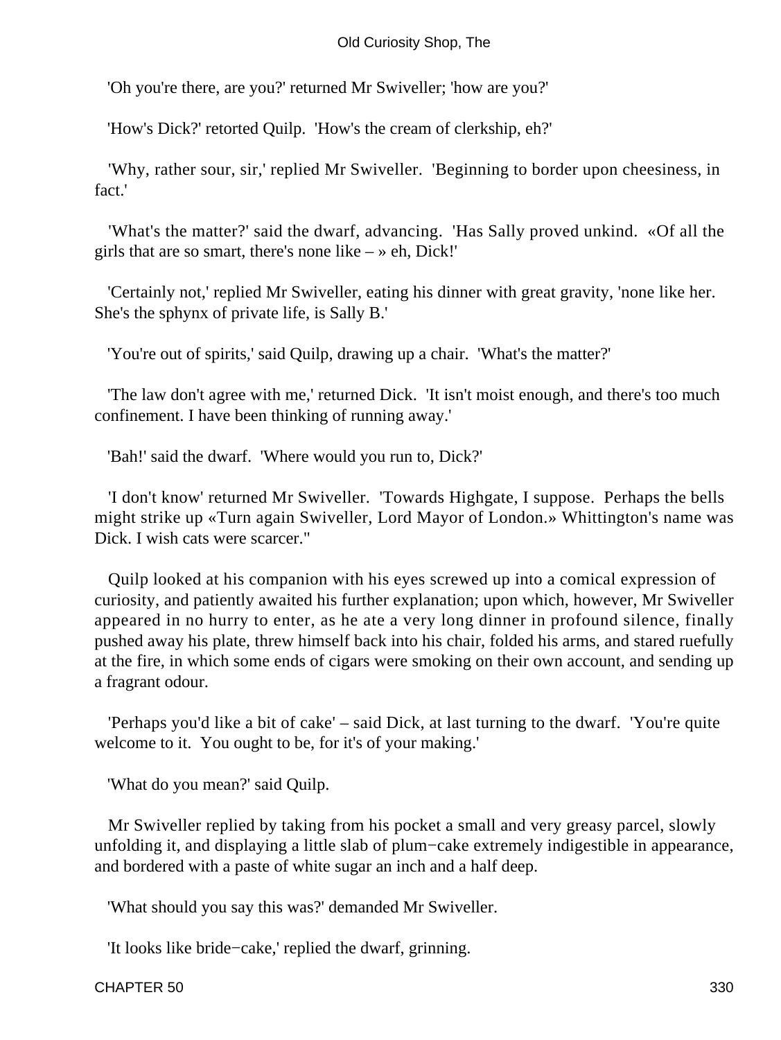'Oh you're there, are you?' returned Mr Swiveller; 'how are you?'

'How's Dick?' retorted Quilp. 'How's the cream of clerkship, eh?'

'Why, rather sour, sir,' replied Mr Swiveller. 'Beginning to border upon cheesiness, in fact.'

'What's the matter?' said the dwarf, advancing. 'Has Sally proved unkind. «Of all the girls that are so smart, there's none like – » eh, Dick!'

'Certainly not,' replied Mr Swiveller, eating his dinner with great gravity, 'none like her. She's the sphynx of private life, is Sally B.'

'You're out of spirits,' said Quilp, drawing up a chair. 'What's the matter?'

'The law don't agree with me,' returned Dick. 'It isn't moist enough, and there's too much confinement. I have been thinking of running away.'

'Bah!' said the dwarf. 'Where would you run to, Dick?'

'I don't know' returned Mr Swiveller. 'Towards Highgate, I suppose. Perhaps the bells might strike up «Turn again Swiveller, Lord Mayor of London.» Whittington's name was Dick. I wish cats were scarcer."

Quilp looked at his companion with his eyes screwed up into a comical expression of curiosity, and patiently awaited his further explanation; upon which, however, Mr Swiveller appeared in no hurry to enter, as he ate a very long dinner in profound silence, finally pushed away his plate, threw himself back into his chair, folded his arms, and stared ruefully at the fire, in which some ends of cigars were smoking on their own account, and sending up a fragrant odour.

'Perhaps you'd like a bit of cake' – said Dick, at last turning to the dwarf. 'You're quite welcome to it. You ought to be, for it's of your making.'

'What do you mean?' said Quilp.

Mr Swiveller replied by taking from his pocket a small and very greasy parcel, slowly unfolding it, and displaying a little slab of plum−cake extremely indigestible in appearance, and bordered with a paste of white sugar an inch and a half deep.

'What should you say this was?' demanded Mr Swiveller.

'It looks like bride−cake,' replied the dwarf, grinning.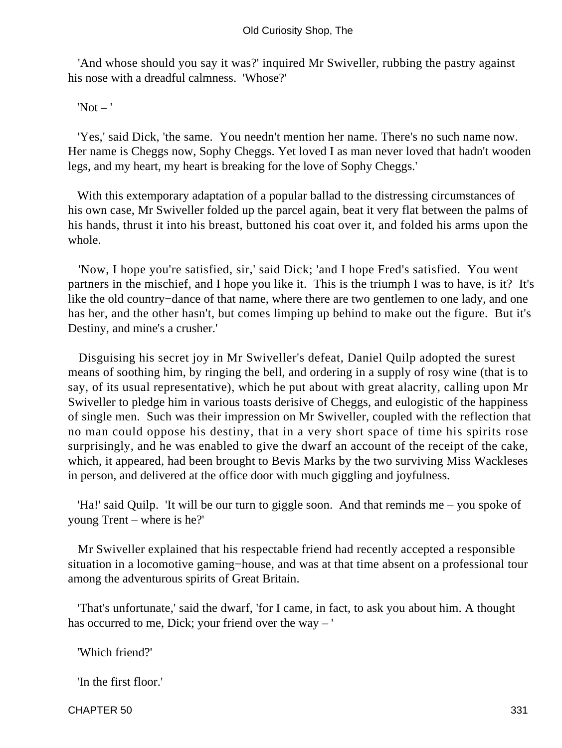'And whose should you say it was?' inquired Mr Swiveller, rubbing the pastry against his nose with a dreadful calmness. 'Whose?'

'Not – '

'Yes,' said Dick, 'the same. You needn't mention her name. There's no such name now. Her name is Cheggs now, Sophy Cheggs. Yet loved I as man never loved that hadn't wooden legs, and my heart, my heart is breaking for the love of Sophy Cheggs.'

With this extemporary adaptation of a popular ballad to the distressing circumstances of his own case, Mr Swiveller folded up the parcel again, beat it very flat between the palms of his hands, thrust it into his breast, buttoned his coat over it, and folded his arms upon the whole.

'Now, I hope you're satisfied, sir,' said Dick; 'and I hope Fred's satisfied. You went partners in the mischief, and I hope you like it. This is the triumph I was to have, is it? It's like the old country−dance of that name, where there are two gentlemen to one lady, and one has her, and the other hasn't, but comes limping up behind to make out the figure. But it's Destiny, and mine's a crusher.'

Disguising his secret joy in Mr Swiveller's defeat, Daniel Quilp adopted the surest means of soothing him, by ringing the bell, and ordering in a supply of rosy wine (that is to say, of its usual representative), which he put about with great alacrity, calling upon Mr Swiveller to pledge him in various toasts derisive of Cheggs, and eulogistic of the happiness of single men. Such was their impression on Mr Swiveller, coupled with the reflection that no man could oppose his destiny, that in a very short space of time his spirits rose surprisingly, and he was enabled to give the dwarf an account of the receipt of the cake, which, it appeared, had been brought to Bevis Marks by the two surviving Miss Wackleses in person, and delivered at the office door with much giggling and joyfulness.

'Ha!' said Quilp. 'It will be our turn to giggle soon. And that reminds me – you spoke of young Trent – where is he?'

Mr Swiveller explained that his respectable friend had recently accepted a responsible situation in a locomotive gaming−house, and was at that time absent on a professional tour among the adventurous spirits of Great Britain.

'That's unfortunate,' said the dwarf, 'for I came, in fact, to ask you about him. A thought has occurred to me, Dick; your friend over the way – '

'Which friend?'

'In the first floor.'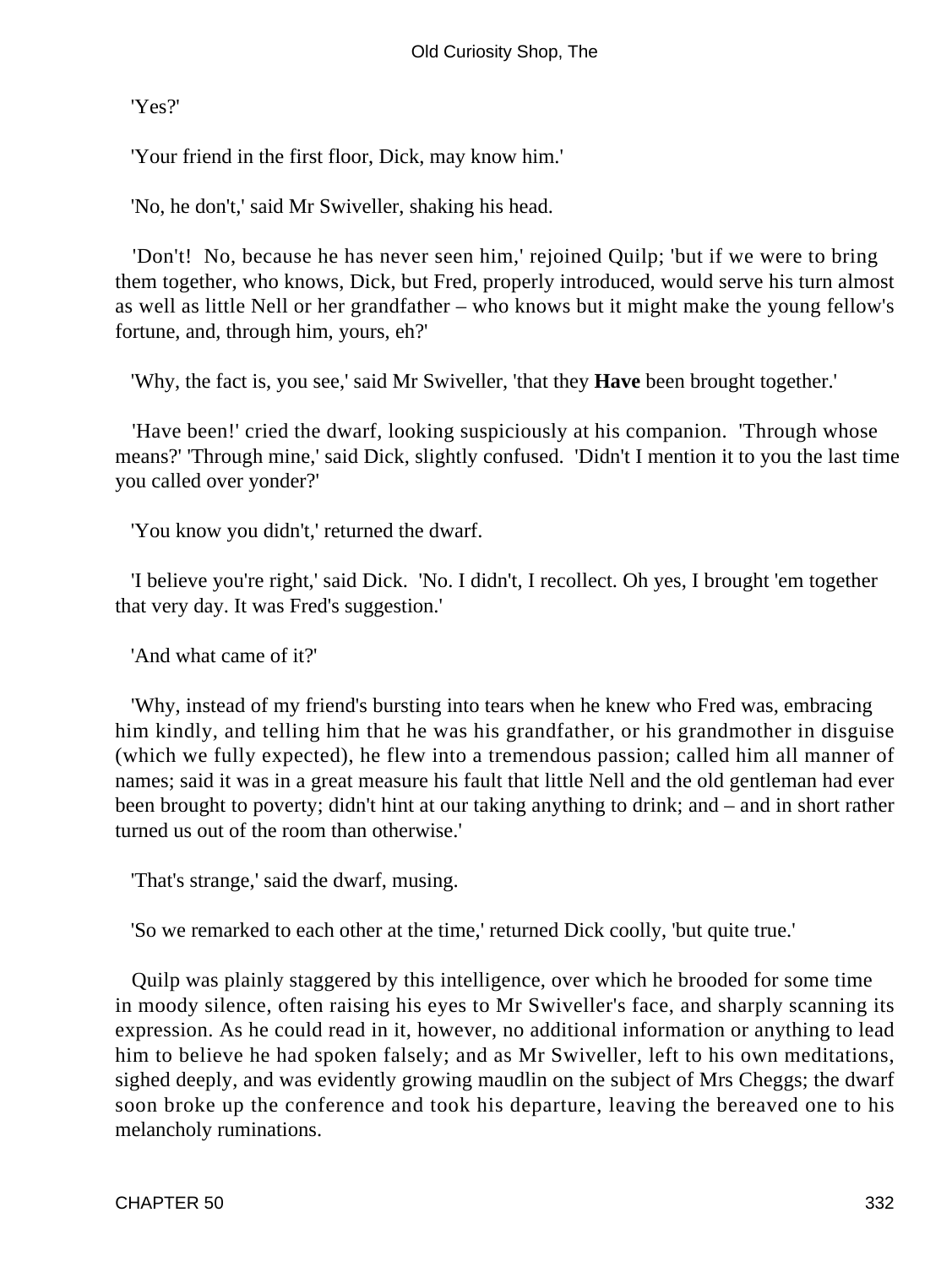'Yes?'

'Your friend in the first floor, Dick, may know him.'

'No, he don't,' said Mr Swiveller, shaking his head.

'Don't! No, because he has never seen him,' rejoined Quilp; 'but if we were to bring them together, who knows, Dick, but Fred, properly introduced, would serve his turn almost as well as little Nell or her grandfather – who knows but it might make the young fellow's fortune, and, through him, yours, eh?'

'Why, the fact is, you see,' said Mr Swiveller, 'that they **Have** been brought together.'

'Have been!' cried the dwarf, looking suspiciously at his companion. 'Through whose means?' 'Through mine,' said Dick, slightly confused. 'Didn't I mention it to you the last time you called over yonder?'

'You know you didn't,' returned the dwarf.

'I believe you're right,' said Dick. 'No. I didn't, I recollect. Oh yes, I brought 'em together that very day. It was Fred's suggestion.'

'And what came of it?'

'Why, instead of my friend's bursting into tears when he knew who Fred was, embracing him kindly, and telling him that he was his grandfather, or his grandmother in disguise (which we fully expected), he flew into a tremendous passion; called him all manner of names; said it was in a great measure his fault that little Nell and the old gentleman had ever been brought to poverty; didn't hint at our taking anything to drink; and – and in short rather turned us out of the room than otherwise.'

'That's strange,' said the dwarf, musing.

'So we remarked to each other at the time,' returned Dick coolly, 'but quite true.'

Quilp was plainly staggered by this intelligence, over which he brooded for some time in moody silence, often raising his eyes to Mr Swiveller's face, and sharply scanning its expression. As he could read in it, however, no additional information or anything to lead him to believe he had spoken falsely; and as Mr Swiveller, left to his own meditations, sighed deeply, and was evidently growing maudlin on the subject of Mrs Cheggs; the dwarf soon broke up the conference and took his departure, leaving the bereaved one to his melancholy ruminations.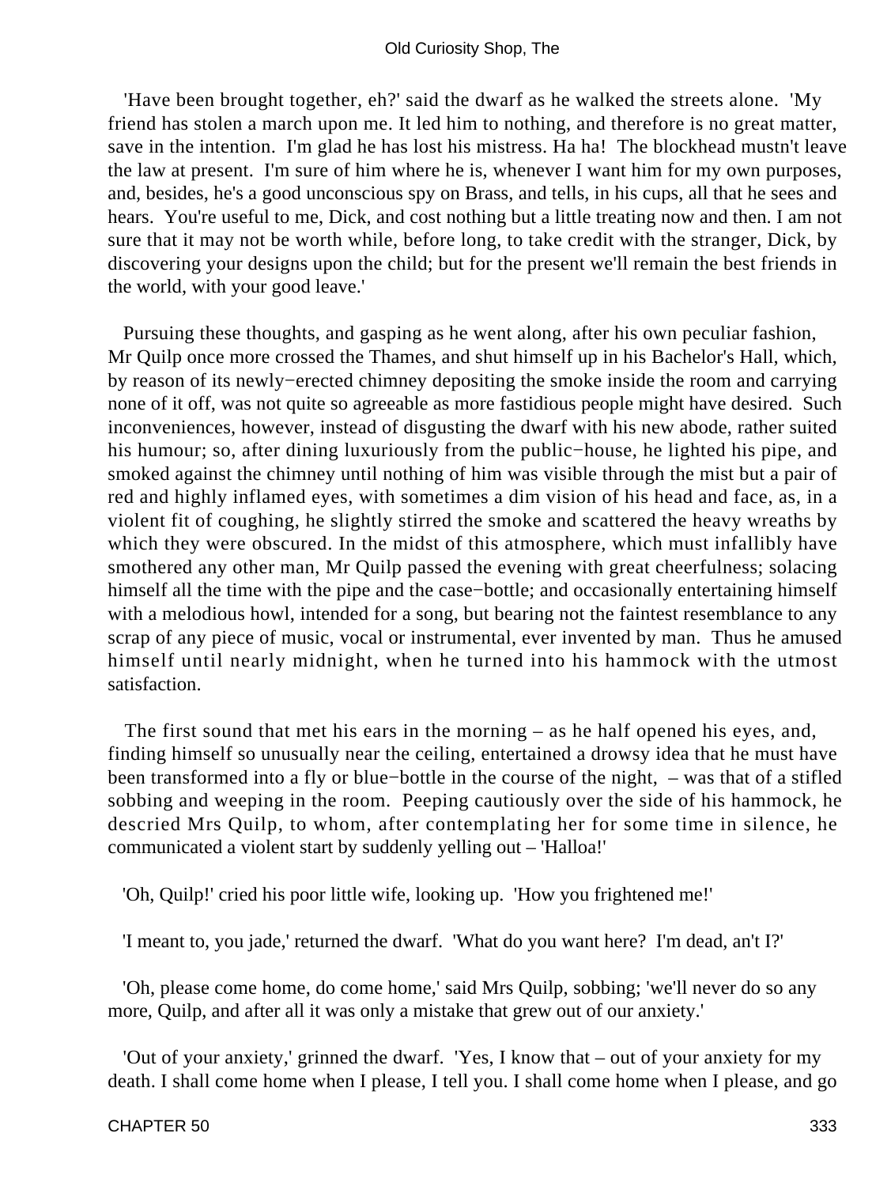'Have been brought together, eh?' said the dwarf as he walked the streets alone. 'My friend has stolen a march upon me. It led him to nothing, and therefore is no great matter, save in the intention. I'm glad he has lost his mistress. Ha ha! The blockhead mustn't leave the law at present. I'm sure of him where he is, whenever I want him for my own purposes, and, besides, he's a good unconscious spy on Brass, and tells, in his cups, all that he sees and hears. You're useful to me, Dick, and cost nothing but a little treating now and then. I am not sure that it may not be worth while, before long, to take credit with the stranger, Dick, by discovering your designs upon the child; but for the present we'll remain the best friends in the world, with your good leave.'

Pursuing these thoughts, and gasping as he went along, after his own peculiar fashion, Mr Quilp once more crossed the Thames, and shut himself up in his Bachelor's Hall, which, by reason of its newly−erected chimney depositing the smoke inside the room and carrying none of it off, was not quite so agreeable as more fastidious people might have desired. Such inconveniences, however, instead of disgusting the dwarf with his new abode, rather suited his humour; so, after dining luxuriously from the public−house, he lighted his pipe, and smoked against the chimney until nothing of him was visible through the mist but a pair of red and highly inflamed eyes, with sometimes a dim vision of his head and face, as, in a violent fit of coughing, he slightly stirred the smoke and scattered the heavy wreaths by which they were obscured. In the midst of this atmosphere, which must infallibly have smothered any other man, Mr Quilp passed the evening with great cheerfulness; solacing himself all the time with the pipe and the case−bottle; and occasionally entertaining himself with a melodious howl, intended for a song, but bearing not the faintest resemblance to any scrap of any piece of music, vocal or instrumental, ever invented by man. Thus he amused himself until nearly midnight, when he turned into his hammock with the utmost satisfaction.

The first sound that met his ears in the morning – as he half opened his eyes, and, finding himself so unusually near the ceiling, entertained a drowsy idea that he must have been transformed into a fly or blue−bottle in the course of the night, – was that of a stifled sobbing and weeping in the room. Peeping cautiously over the side of his hammock, he descried Mrs Quilp, to whom, after contemplating her for some time in silence, he communicated a violent start by suddenly yelling out – 'Halloa!'

'Oh, Quilp!' cried his poor little wife, looking up. 'How you frightened me!'

'I meant to, you jade,' returned the dwarf. 'What do you want here? I'm dead, an't I?'

'Oh, please come home, do come home,' said Mrs Quilp, sobbing; 'we'll never do so any more, Quilp, and after all it was only a mistake that grew out of our anxiety.'

'Out of your anxiety,' grinned the dwarf. 'Yes, I know that – out of your anxiety for my death. I shall come home when I please, I tell you. I shall come home when I please, and go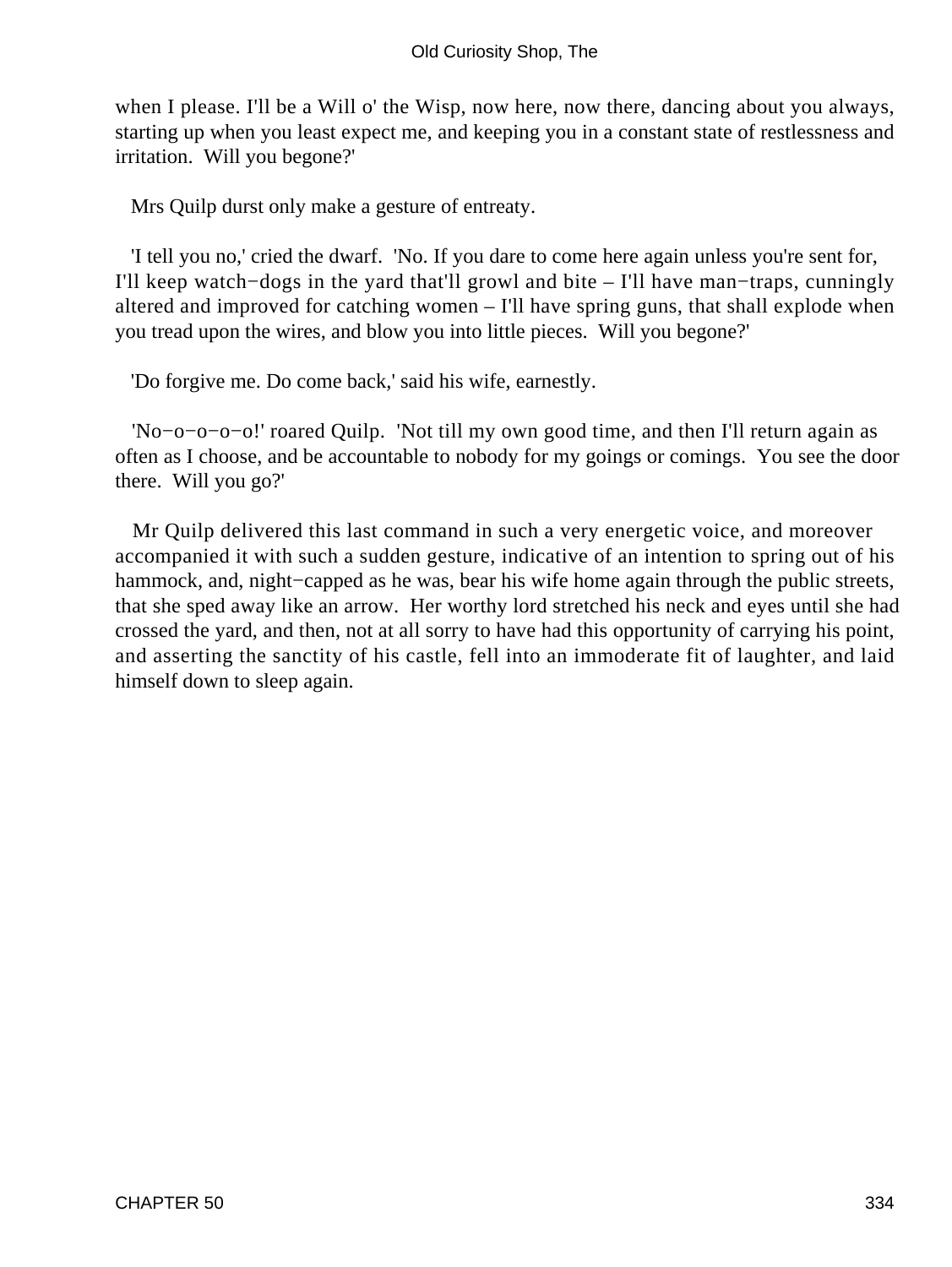when I please. I'll be a Will o' the Wisp, now here, now there, dancing about you always, starting up when you least expect me, and keeping you in a constant state of restlessness and irritation.  Will you begone?'

Mrs Quilp durst only make a gesture of entreaty.

'I tell you no,' cried the dwarf.  'No. If you dare to come here again unless you're sent for, I'll keep watch−dogs in the yard that'll growl and bite – I'll have man−traps, cunningly altered and improved for catching women – I'll have spring guns, that shall explode when you tread upon the wires, and blow you into little pieces.  Will you begone?'

'Do forgive me. Do come back,' said his wife, earnestly.

'No−o−o−o−o!' roared Quilp.  'Not till my own good time, and then I'll return again as often as I choose, and be accountable to nobody for my goings or comings.  You see the door there.  Will you go?'

Mr Quilp delivered this last command in such a very energetic voice, and moreover accompanied it with such a sudden gesture, indicative of an intention to spring out of his hammock, and, night−capped as he was, bear his wife home again through the public streets, that she sped away like an arrow.  Her worthy lord stretched his neck and eyes until she had crossed the yard, and then, not at all sorry to have had this opportunity of carrying his point, and asserting the sanctity of his castle, fell into an immoderate fit of laughter, and laid himself down to sleep again.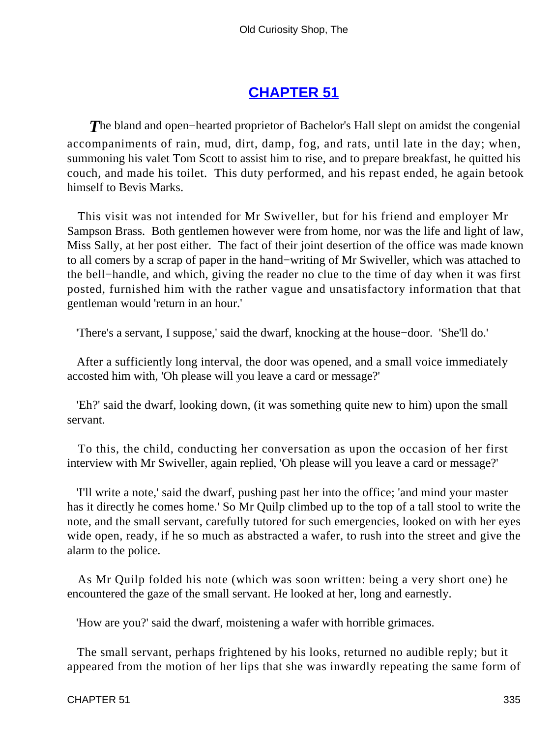## CHAPTER 51

*T*he bland and open−hearted proprietor of Bachelor's Hall slept on amidst the congenial accompaniments of rain, mud, dirt, damp, fog, and rats, until late in the day; when, summoning his valet Tom Scott to assist him to rise, and to prepare breakfast, he quitted his couch, and made his toilet. This duty performed, and his repast ended, he again betook himself to Bevis Marks.

This visit was not intended for Mr Swiveller, but for his friend and employer Mr Sampson Brass. Both gentlemen however were from home, nor was the life and light of law, Miss Sally, at her post either. The fact of their joint desertion of the office was made known to all comers by a scrap of paper in the hand−writing of Mr Swiveller, which was attached to the bell−handle, and which, giving the reader no clue to the time of day when it was first posted, furnished him with the rather vague and unsatisfactory information that that gentleman would 'return in an hour.'

'There's a servant, I suppose,' said the dwarf, knocking at the house−door. 'She'll do.'

After a sufficiently long interval, the door was opened, and a small voice immediately accosted him with, 'Oh please will you leave a card or message?'

'Eh?' said the dwarf, looking down, (it was something quite new to him) upon the small servant.

To this, the child, conducting her conversation as upon the occasion of her first interview with Mr Swiveller, again replied, 'Oh please will you leave a card or message?'

'I'll write a note,' said the dwarf, pushing past her into the office; 'and mind your master has it directly he comes home.' So Mr Quilp climbed up to the top of a tall stool to write the note, and the small servant, carefully tutored for such emergencies, looked on with her eyes wide open, ready, if he so much as abstracted a wafer, to rush into the street and give the alarm to the police.

As Mr Quilp folded his note (which was soon written: being a very short one) he encountered the gaze of the small servant. He looked at her, long and earnestly.

'How are you?' said the dwarf, moistening a wafer with horrible grimaces.

The small servant, perhaps frightened by his looks, returned no audible reply; but it appeared from the motion of her lips that she was inwardly repeating the same form of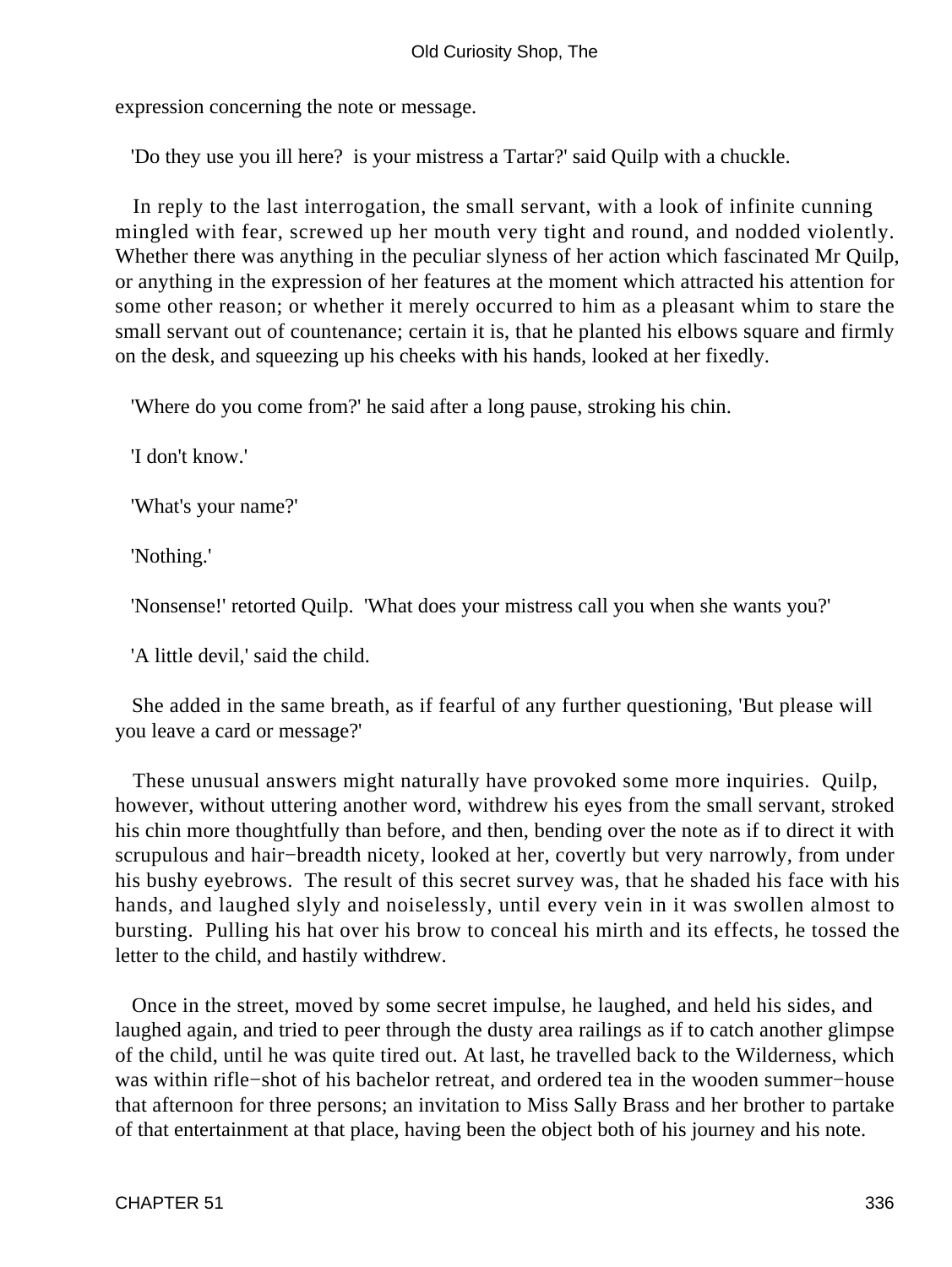expression concerning the note or message.

'Do they use you ill here? is your mistress a Tartar?' said Quilp with a chuckle.

In reply to the last interrogation, the small servant, with a look of infinite cunning mingled with fear, screwed up her mouth very tight and round, and nodded violently. Whether there was anything in the peculiar slyness of her action which fascinated Mr Quilp, or anything in the expression of her features at the moment which attracted his attention for some other reason; or whether it merely occurred to him as a pleasant whim to stare the small servant out of countenance; certain it is, that he planted his elbows square and firmly on the desk, and squeezing up his cheeks with his hands, looked at her fixedly.

'Where do you come from?' he said after a long pause, stroking his chin.

'I don't know.'

'What's your name?'

'Nothing.'

'Nonsense!' retorted Quilp. 'What does your mistress call you when she wants you?'

'A little devil,' said the child.

She added in the same breath, as if fearful of any further questioning, 'But please will you leave a card or message?'

These unusual answers might naturally have provoked some more inquiries. Quilp, however, without uttering another word, withdrew his eyes from the small servant, stroked his chin more thoughtfully than before, and then, bending over the note as if to direct it with scrupulous and hair−breadth nicety, looked at her, covertly but very narrowly, from under his bushy eyebrows. The result of this secret survey was, that he shaded his face with his hands, and laughed slyly and noiselessly, until every vein in it was swollen almost to bursting. Pulling his hat over his brow to conceal his mirth and its effects, he tossed the letter to the child, and hastily withdrew.

Once in the street, moved by some secret impulse, he laughed, and held his sides, and laughed again, and tried to peer through the dusty area railings as if to catch another glimpse of the child, until he was quite tired out. At last, he travelled back to the Wilderness, which was within rifle−shot of his bachelor retreat, and ordered tea in the wooden summer−house that afternoon for three persons; an invitation to Miss Sally Brass and her brother to partake of that entertainment at that place, having been the object both of his journey and his note.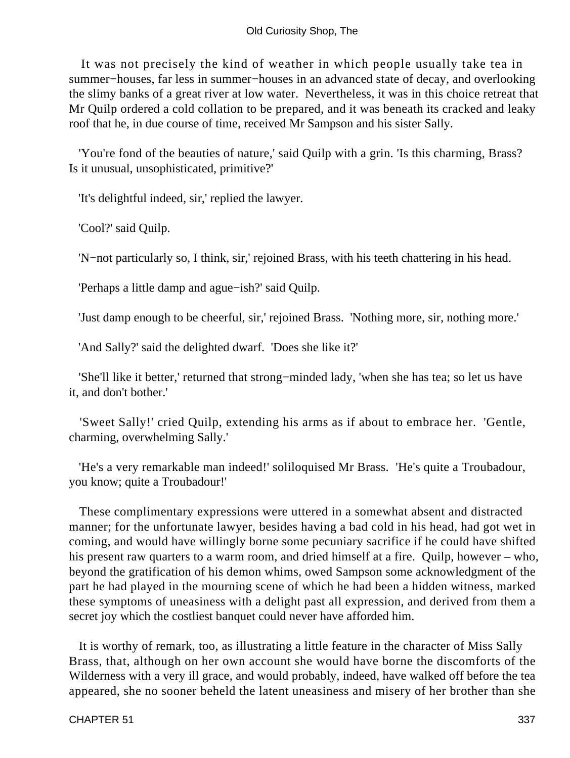It was not precisely the kind of weather in which people usually take tea in summer−houses, far less in summer−houses in an advanced state of decay, and overlooking the slimy banks of a great river at low water. Nevertheless, it was in this choice retreat that Mr Quilp ordered a cold collation to be prepared, and it was beneath its cracked and leaky roof that he, in due course of time, received Mr Sampson and his sister Sally.

'You're fond of the beauties of nature,' said Quilp with a grin. 'Is this charming, Brass? Is it unusual, unsophisticated, primitive?'

'It's delightful indeed, sir,' replied the lawyer.

'Cool?' said Quilp.

'N−not particularly so, I think, sir,' rejoined Brass, with his teeth chattering in his head.

'Perhaps a little damp and ague−ish?' said Quilp.

'Just damp enough to be cheerful, sir,' rejoined Brass. 'Nothing more, sir, nothing more.'

'And Sally?' said the delighted dwarf. 'Does she like it?'

'She'll like it better,' returned that strong−minded lady, 'when she has tea; so let us have it, and don't bother.'

'Sweet Sally!' cried Quilp, extending his arms as if about to embrace her. 'Gentle, charming, overwhelming Sally.'

'He's a very remarkable man indeed!' soliloquised Mr Brass. 'He's quite a Troubadour, you know; quite a Troubadour!'

These complimentary expressions were uttered in a somewhat absent and distracted manner; for the unfortunate lawyer, besides having a bad cold in his head, had got wet in coming, and would have willingly borne some pecuniary sacrifice if he could have shifted his present raw quarters to a warm room, and dried himself at a fire. Quilp, however – who, beyond the gratification of his demon whims, owed Sampson some acknowledgment of the part he had played in the mourning scene of which he had been a hidden witness, marked these symptoms of uneasiness with a delight past all expression, and derived from them a secret joy which the costliest banquet could never have afforded him.

It is worthy of remark, too, as illustrating a little feature in the character of Miss Sally Brass, that, although on her own account she would have borne the discomforts of the Wilderness with a very ill grace, and would probably, indeed, have walked off before the tea appeared, she no sooner beheld the latent uneasiness and misery of her brother than she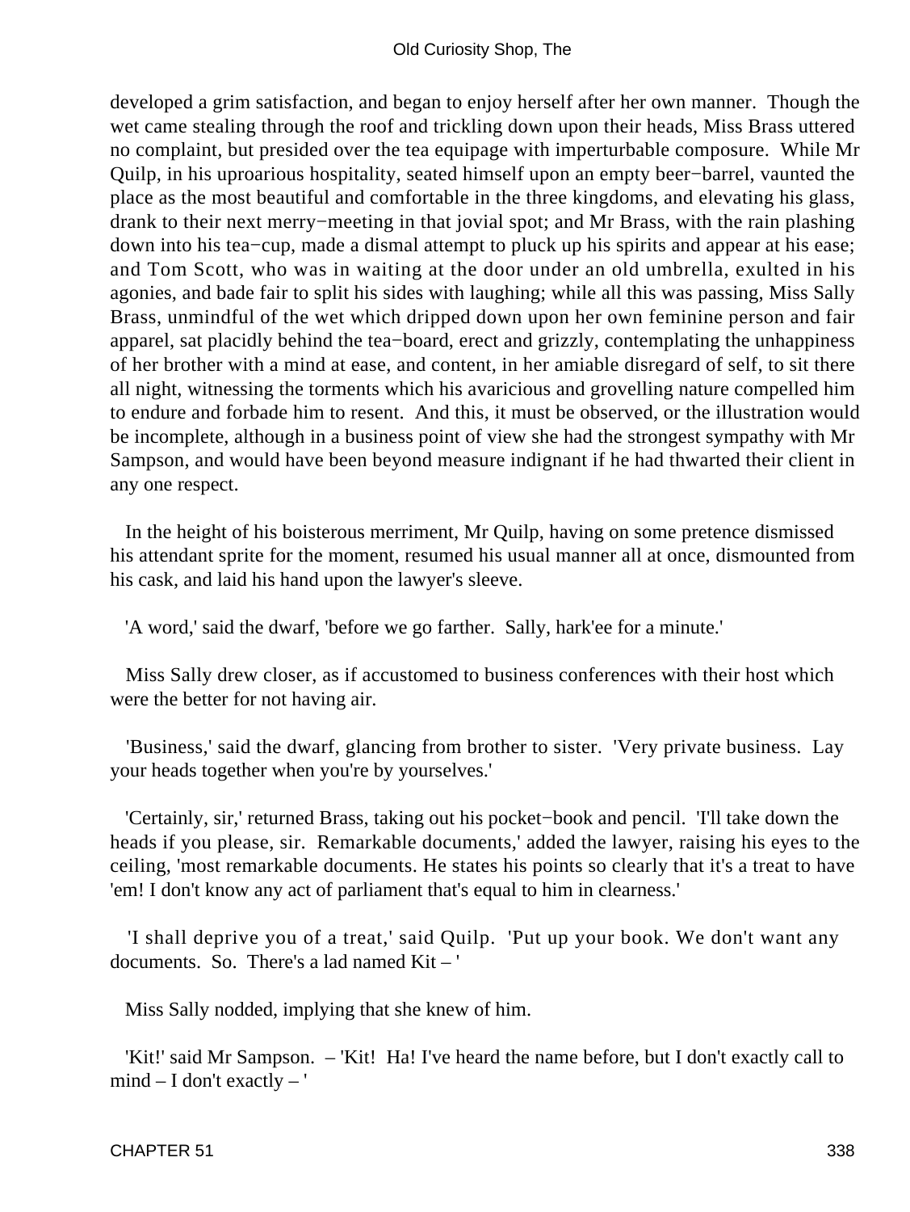developed a grim satisfaction, and began to enjoy herself after her own manner. Though the wet came stealing through the roof and trickling down upon their heads, Miss Brass uttered no complaint, but presided over the tea equipage with imperturbable composure. While Mr Quilp, in his uproarious hospitality, seated himself upon an empty beer−barrel, vaunted the place as the most beautiful and comfortable in the three kingdoms, and elevating his glass, drank to their next merry−meeting in that jovial spot; and Mr Brass, with the rain plashing down into his tea−cup, made a dismal attempt to pluck up his spirits and appear at his ease; and Tom Scott, who was in waiting at the door under an old umbrella, exulted in his agonies, and bade fair to split his sides with laughing; while all this was passing, Miss Sally Brass, unmindful of the wet which dripped down upon her own feminine person and fair apparel, sat placidly behind the tea−board, erect and grizzly, contemplating the unhappiness of her brother with a mind at ease, and content, in her amiable disregard of self, to sit there all night, witnessing the torments which his avaricious and grovelling nature compelled him to endure and forbade him to resent. And this, it must be observed, or the illustration would be incomplete, although in a business point of view she had the strongest sympathy with Mr Sampson, and would have been beyond measure indignant if he had thwarted their client in any one respect.

In the height of his boisterous merriment, Mr Quilp, having on some pretence dismissed his attendant sprite for the moment, resumed his usual manner all at once, dismounted from his cask, and laid his hand upon the lawyer's sleeve.

'A word,' said the dwarf, 'before we go farther. Sally, hark'ee for a minute.'

Miss Sally drew closer, as if accustomed to business conferences with their host which were the better for not having air.

'Business,' said the dwarf, glancing from brother to sister. 'Very private business. Lay your heads together when you're by yourselves.'

'Certainly, sir,' returned Brass, taking out his pocket−book and pencil. 'I'll take down the heads if you please, sir. Remarkable documents,' added the lawyer, raising his eyes to the ceiling, 'most remarkable documents. He states his points so clearly that it's a treat to have 'em! I don't know any act of parliament that's equal to him in clearness.'

'I shall deprive you of a treat,' said Quilp. 'Put up your book. We don't want any documents. So. There's a lad named Kit – '

Miss Sally nodded, implying that she knew of him.

'Kit!' said Mr Sampson. – 'Kit! Ha! I've heard the name before, but I don't exactly call to mind – I don't exactly – '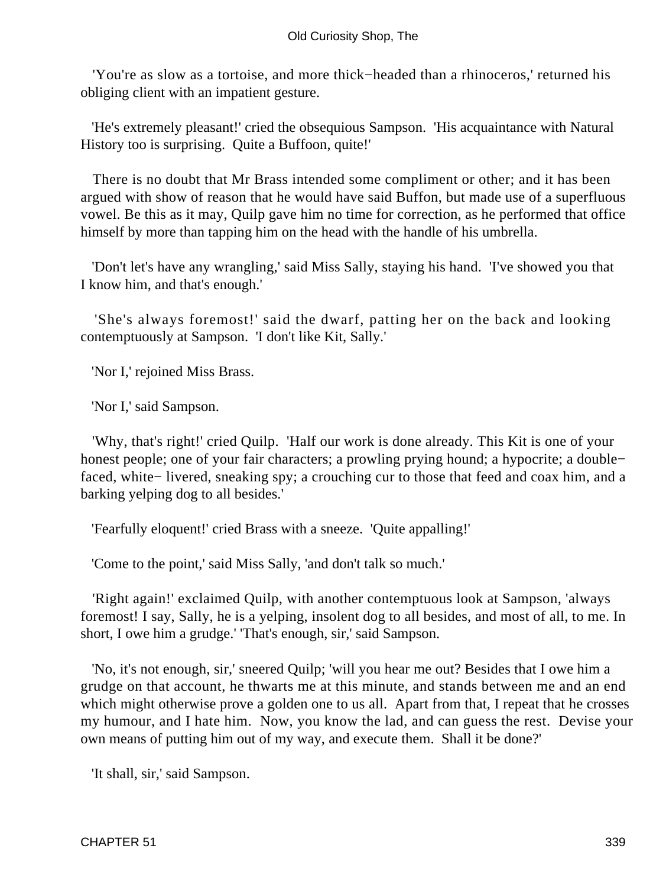'You're as slow as a tortoise, and more thick−headed than a rhinoceros,' returned his obliging client with an impatient gesture.

'He's extremely pleasant!' cried the obsequious Sampson. 'His acquaintance with Natural History too is surprising. Quite a Buffoon, quite!'

There is no doubt that Mr Brass intended some compliment or other; and it has been argued with show of reason that he would have said Buffon, but made use of a superfluous vowel. Be this as it may, Quilp gave him no time for correction, as he performed that office himself by more than tapping him on the head with the handle of his umbrella.

'Don't let's have any wrangling,' said Miss Sally, staying his hand. 'I've showed you that I know him, and that's enough.'

'She's always foremost!' said the dwarf, patting her on the back and looking contemptuously at Sampson. 'I don't like Kit, Sally.'

'Nor I,' rejoined Miss Brass.

'Nor I,' said Sampson.

'Why, that's right!' cried Quilp. 'Half our work is done already. This Kit is one of your honest people; one of your fair characters; a prowling prying hound; a hypocrite; a double−faced, white− livered, sneaking spy; a crouching cur to those that feed and coax him, and a barking yelping dog to all besides.'

'Fearfully eloquent!' cried Brass with a sneeze. 'Quite appalling!'

'Come to the point,' said Miss Sally, 'and don't talk so much.'

'Right again!' exclaimed Quilp, with another contemptuous look at Sampson, 'always foremost! I say, Sally, he is a yelping, insolent dog to all besides, and most of all, to me. In short, I owe him a grudge.' 'That's enough, sir,' said Sampson.

'No, it's not enough, sir,' sneered Quilp; 'will you hear me out? Besides that I owe him a grudge on that account, he thwarts me at this minute, and stands between me and an end which might otherwise prove a golden one to us all. Apart from that, I repeat that he crosses my humour, and I hate him. Now, you know the lad, and can guess the rest. Devise your own means of putting him out of my way, and execute them. Shall it be done?'

'It shall, sir,' said Sampson.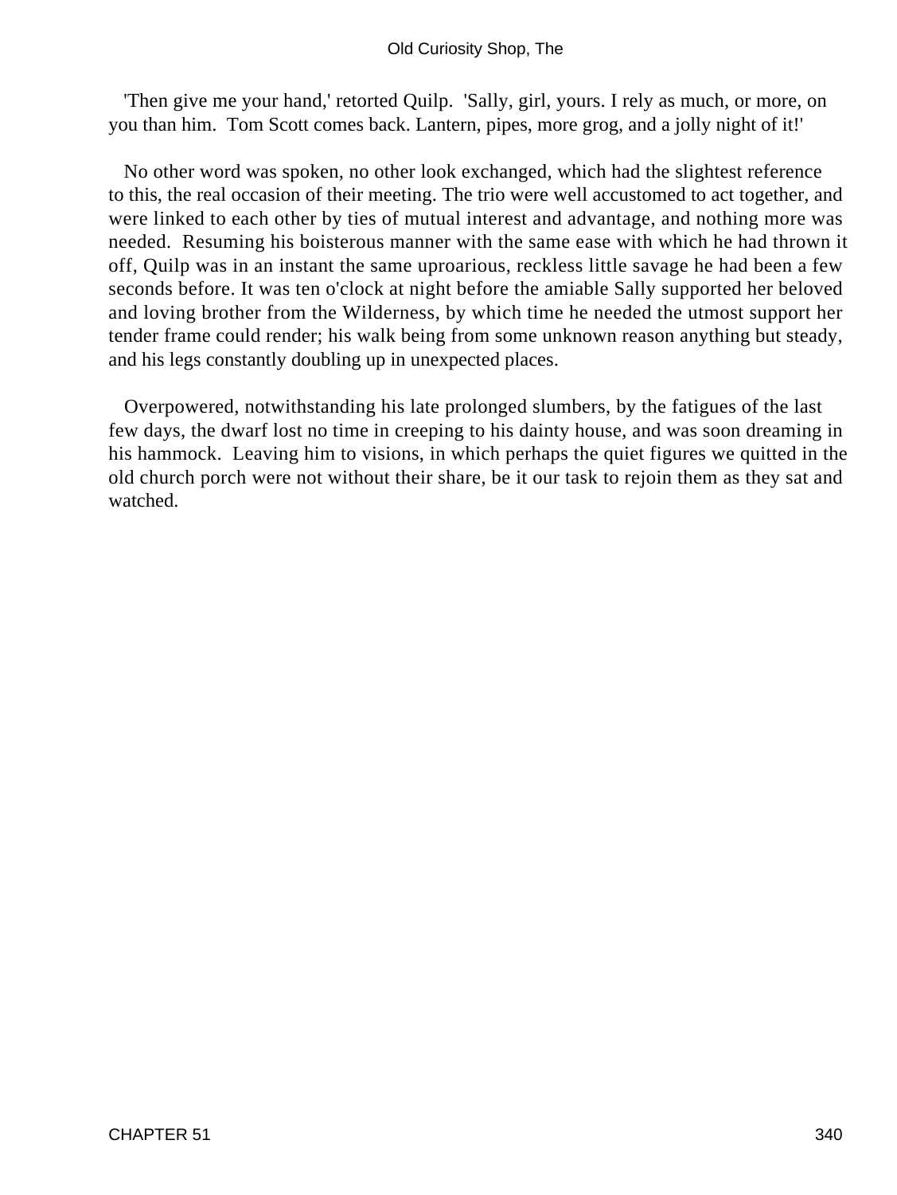'Then give me your hand,' retorted Quilp. 'Sally, girl, yours. I rely as much, or more, on you than him. Tom Scott comes back. Lantern, pipes, more grog, and a jolly night of it!'

No other word was spoken, no other look exchanged, which had the slightest reference to this, the real occasion of their meeting. The trio were well accustomed to act together, and were linked to each other by ties of mutual interest and advantage, and nothing more was needed. Resuming his boisterous manner with the same ease with which he had thrown it off, Quilp was in an instant the same uproarious, reckless little savage he had been a few seconds before. It was ten o'clock at night before the amiable Sally supported her beloved and loving brother from the Wilderness, by which time he needed the utmost support her tender frame could render; his walk being from some unknown reason anything but steady, and his legs constantly doubling up in unexpected places.

Overpowered, notwithstanding his late prolonged slumbers, by the fatigues of the last few days, the dwarf lost no time in creeping to his dainty house, and was soon dreaming in his hammock. Leaving him to visions, in which perhaps the quiet figures we quitted in the old church porch were not without their share, be it our task to rejoin them as they sat and watched.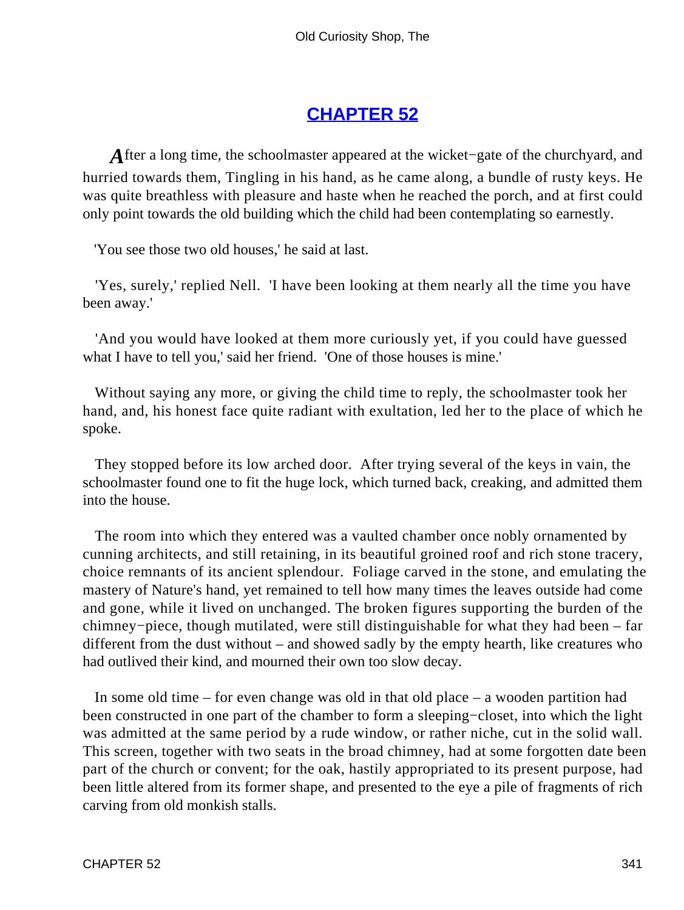## CHAPTER 52

*A*fter a long time, the schoolmaster appeared at the wicket−gate of the churchyard, and hurried towards them, Tingling in his hand, as he came along, a bundle of rusty keys. He was quite breathless with pleasure and haste when he reached the porch, and at first could only point towards the old building which the child had been contemplating so earnestly.

'You see those two old houses,' he said at last.

'Yes, surely,' replied Nell. 'I have been looking at them nearly all the time you have been away.'

'And you would have looked at them more curiously yet, if you could have guessed what I have to tell you,' said her friend. 'One of those houses is mine.'

Without saying any more, or giving the child time to reply, the schoolmaster took her hand, and, his honest face quite radiant with exultation, led her to the place of which he spoke.

They stopped before its low arched door. After trying several of the keys in vain, the schoolmaster found one to fit the huge lock, which turned back, creaking, and admitted them into the house.

The room into which they entered was a vaulted chamber once nobly ornamented by cunning architects, and still retaining, in its beautiful groined roof and rich stone tracery, choice remnants of its ancient splendour. Foliage carved in the stone, and emulating the mastery of Nature's hand, yet remained to tell how many times the leaves outside had come and gone, while it lived on unchanged. The broken figures supporting the burden of the chimney−piece, though mutilated, were still distinguishable for what they had been – far different from the dust without – and showed sadly by the empty hearth, like creatures who had outlived their kind, and mourned their own too slow decay.

In some old time – for even change was old in that old place – a wooden partition had been constructed in one part of the chamber to form a sleeping−closet, into which the light was admitted at the same period by a rude window, or rather niche, cut in the solid wall. This screen, together with two seats in the broad chimney, had at some forgotten date been part of the church or convent; for the oak, hastily appropriated to its present purpose, had been little altered from its former shape, and presented to the eye a pile of fragments of rich carving from old monkish stalls.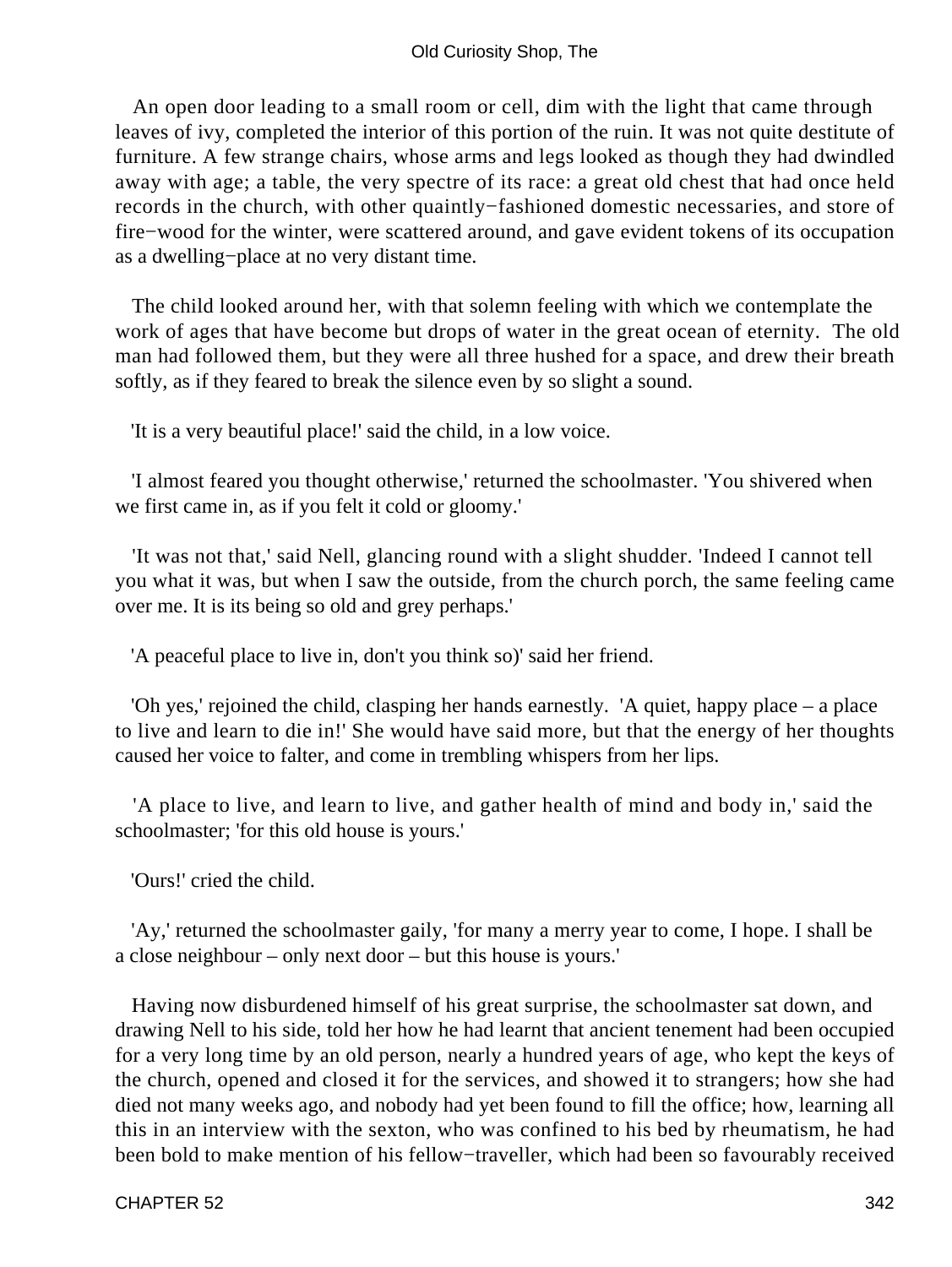An open door leading to a small room or cell, dim with the light that came through leaves of ivy, completed the interior of this portion of the ruin. It was not quite destitute of furniture. A few strange chairs, whose arms and legs looked as though they had dwindled away with age; a table, the very spectre of its race: a great old chest that had once held records in the church, with other quaintly−fashioned domestic necessaries, and store of fire−wood for the winter, were scattered around, and gave evident tokens of its occupation as a dwelling−place at no very distant time.

The child looked around her, with that solemn feeling with which we contemplate the work of ages that have become but drops of water in the great ocean of eternity. The old man had followed them, but they were all three hushed for a space, and drew their breath softly, as if they feared to break the silence even by so slight a sound.

'It is a very beautiful place!' said the child, in a low voice.

'I almost feared you thought otherwise,' returned the schoolmaster. 'You shivered when we first came in, as if you felt it cold or gloomy.'

'It was not that,' said Nell, glancing round with a slight shudder. 'Indeed I cannot tell you what it was, but when I saw the outside, from the church porch, the same feeling came over me. It is its being so old and grey perhaps.'

'A peaceful place to live in, don't you think so)' said her friend.

'Oh yes,' rejoined the child, clasping her hands earnestly. 'A quiet, happy place – a place to live and learn to die in!' She would have said more, but that the energy of her thoughts caused her voice to falter, and come in trembling whispers from her lips.

'A place to live, and learn to live, and gather health of mind and body in,' said the schoolmaster; 'for this old house is yours.'

'Ours!' cried the child.

'Ay,' returned the schoolmaster gaily, 'for many a merry year to come, I hope. I shall be a close neighbour – only next door – but this house is yours.'

Having now disburdened himself of his great surprise, the schoolmaster sat down, and drawing Nell to his side, told her how he had learnt that ancient tenement had been occupied for a very long time by an old person, nearly a hundred years of age, who kept the keys of the church, opened and closed it for the services, and showed it to strangers; how she had died not many weeks ago, and nobody had yet been found to fill the office; how, learning all this in an interview with the sexton, who was confined to his bed by rheumatism, he had been bold to make mention of his fellow−traveller, which had been so favourably received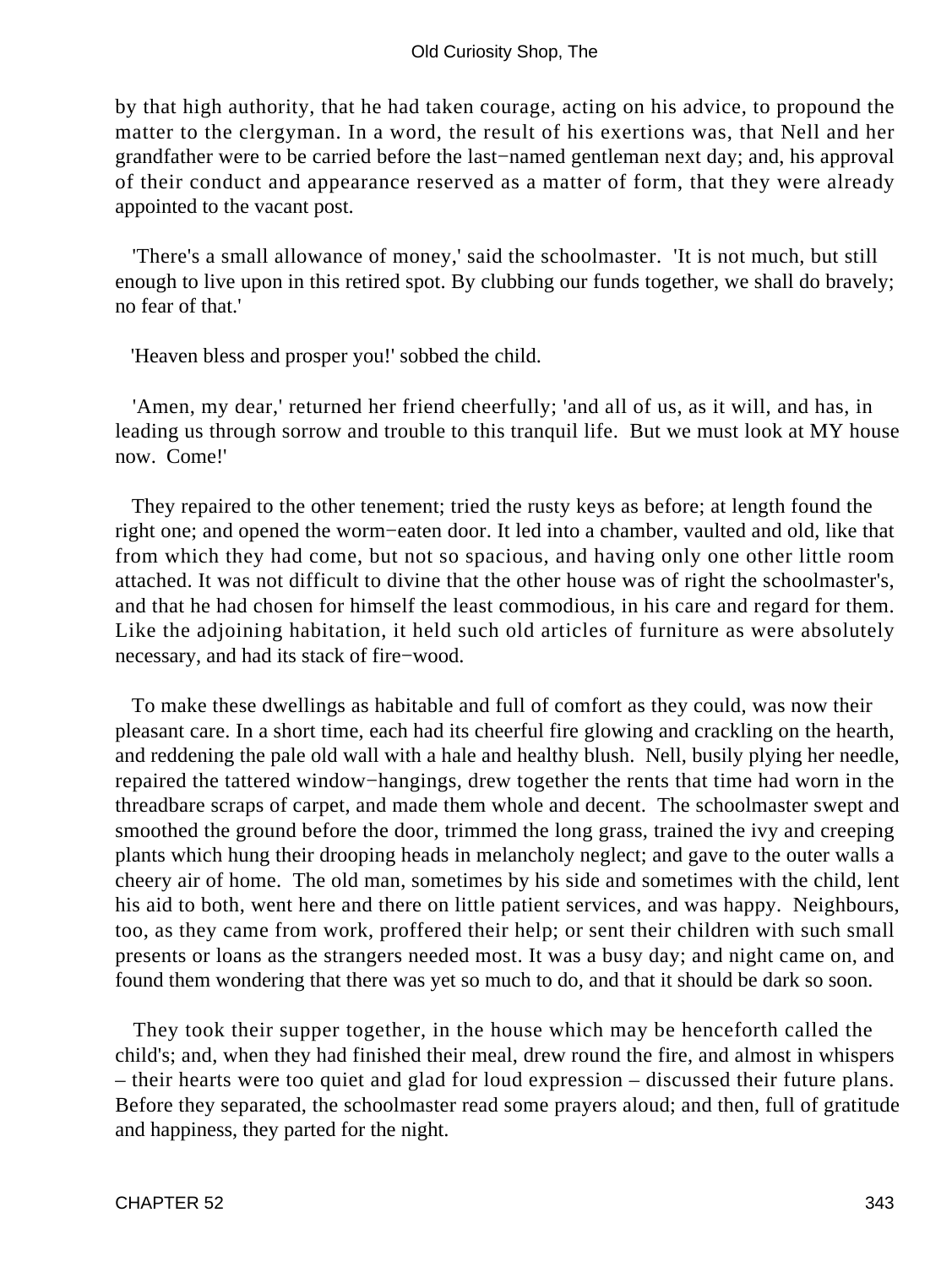by that high authority, that he had taken courage, acting on his advice, to propound the matter to the clergyman. In a word, the result of his exertions was, that Nell and her grandfather were to be carried before the last−named gentleman next day; and, his approval of their conduct and appearance reserved as a matter of form, that they were already appointed to the vacant post.

'There's a small allowance of money,' said the schoolmaster. 'It is not much, but still enough to live upon in this retired spot. By clubbing our funds together, we shall do bravely; no fear of that.'

'Heaven bless and prosper you!' sobbed the child.

'Amen, my dear,' returned her friend cheerfully; 'and all of us, as it will, and has, in leading us through sorrow and trouble to this tranquil life. But we must look at MY house now. Come!'

They repaired to the other tenement; tried the rusty keys as before; at length found the right one; and opened the worm−eaten door. It led into a chamber, vaulted and old, like that from which they had come, but not so spacious, and having only one other little room attached. It was not difficult to divine that the other house was of right the schoolmaster's, and that he had chosen for himself the least commodious, in his care and regard for them. Like the adjoining habitation, it held such old articles of furniture as were absolutely necessary, and had its stack of fire−wood.

To make these dwellings as habitable and full of comfort as they could, was now their pleasant care. In a short time, each had its cheerful fire glowing and crackling on the hearth, and reddening the pale old wall with a hale and healthy blush. Nell, busily plying her needle, repaired the tattered window−hangings, drew together the rents that time had worn in the threadbare scraps of carpet, and made them whole and decent. The schoolmaster swept and smoothed the ground before the door, trimmed the long grass, trained the ivy and creeping plants which hung their drooping heads in melancholy neglect; and gave to the outer walls a cheery air of home. The old man, sometimes by his side and sometimes with the child, lent his aid to both, went here and there on little patient services, and was happy. Neighbours, too, as they came from work, proffered their help; or sent their children with such small presents or loans as the strangers needed most. It was a busy day; and night came on, and found them wondering that there was yet so much to do, and that it should be dark so soon.

They took their supper together, in the house which may be henceforth called the child's; and, when they had finished their meal, drew round the fire, and almost in whispers – their hearts were too quiet and glad for loud expression – discussed their future plans. Before they separated, the schoolmaster read some prayers aloud; and then, full of gratitude and happiness, they parted for the night.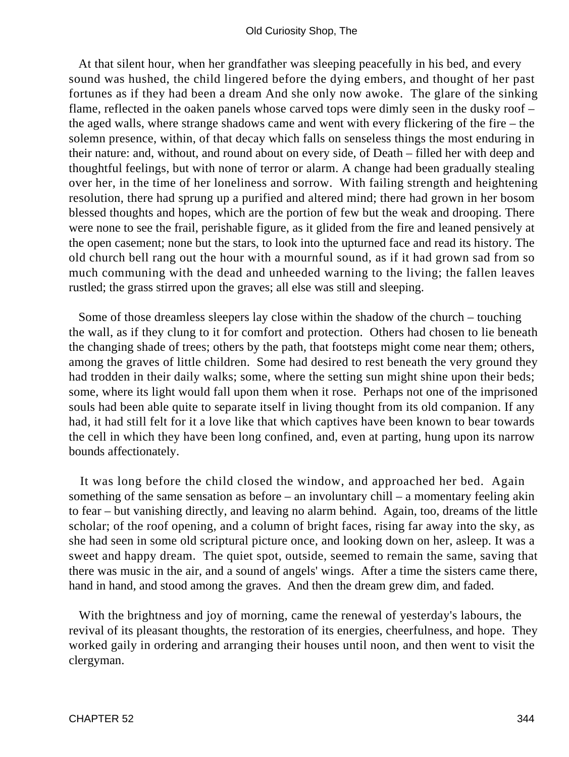At that silent hour, when her grandfather was sleeping peacefully in his bed, and every sound was hushed, the child lingered before the dying embers, and thought of her past fortunes as if they had been a dream And she only now awoke. The glare of the sinking flame, reflected in the oaken panels whose carved tops were dimly seen in the dusky roof – the aged walls, where strange shadows came and went with every flickering of the fire – the solemn presence, within, of that decay which falls on senseless things the most enduring in their nature: and, without, and round about on every side, of Death – filled her with deep and thoughtful feelings, but with none of terror or alarm. A change had been gradually stealing over her, in the time of her loneliness and sorrow. With failing strength and heightening resolution, there had sprung up a purified and altered mind; there had grown in her bosom blessed thoughts and hopes, which are the portion of few but the weak and drooping. There were none to see the frail, perishable figure, as it glided from the fire and leaned pensively at the open casement; none but the stars, to look into the upturned face and read its history. The old church bell rang out the hour with a mournful sound, as if it had grown sad from so much communing with the dead and unheeded warning to the living; the fallen leaves rustled; the grass stirred upon the graves; all else was still and sleeping.

Some of those dreamless sleepers lay close within the shadow of the church – touching the wall, as if they clung to it for comfort and protection. Others had chosen to lie beneath the changing shade of trees; others by the path, that footsteps might come near them; others, among the graves of little children. Some had desired to rest beneath the very ground they had trodden in their daily walks; some, where the setting sun might shine upon their beds; some, where its light would fall upon them when it rose. Perhaps not one of the imprisoned souls had been able quite to separate itself in living thought from its old companion. If any had, it had still felt for it a love like that which captives have been known to bear towards the cell in which they have been long confined, and, even at parting, hung upon its narrow bounds affectionately.

It was long before the child closed the window, and approached her bed. Again something of the same sensation as before – an involuntary chill – a momentary feeling akin to fear – but vanishing directly, and leaving no alarm behind. Again, too, dreams of the little scholar; of the roof opening, and a column of bright faces, rising far away into the sky, as she had seen in some old scriptural picture once, and looking down on her, asleep. It was a sweet and happy dream. The quiet spot, outside, seemed to remain the same, saving that there was music in the air, and a sound of angels' wings. After a time the sisters came there, hand in hand, and stood among the graves. And then the dream grew dim, and faded.

With the brightness and joy of morning, came the renewal of yesterday's labours, the revival of its pleasant thoughts, the restoration of its energies, cheerfulness, and hope. They worked gaily in ordering and arranging their houses until noon, and then went to visit the clergyman.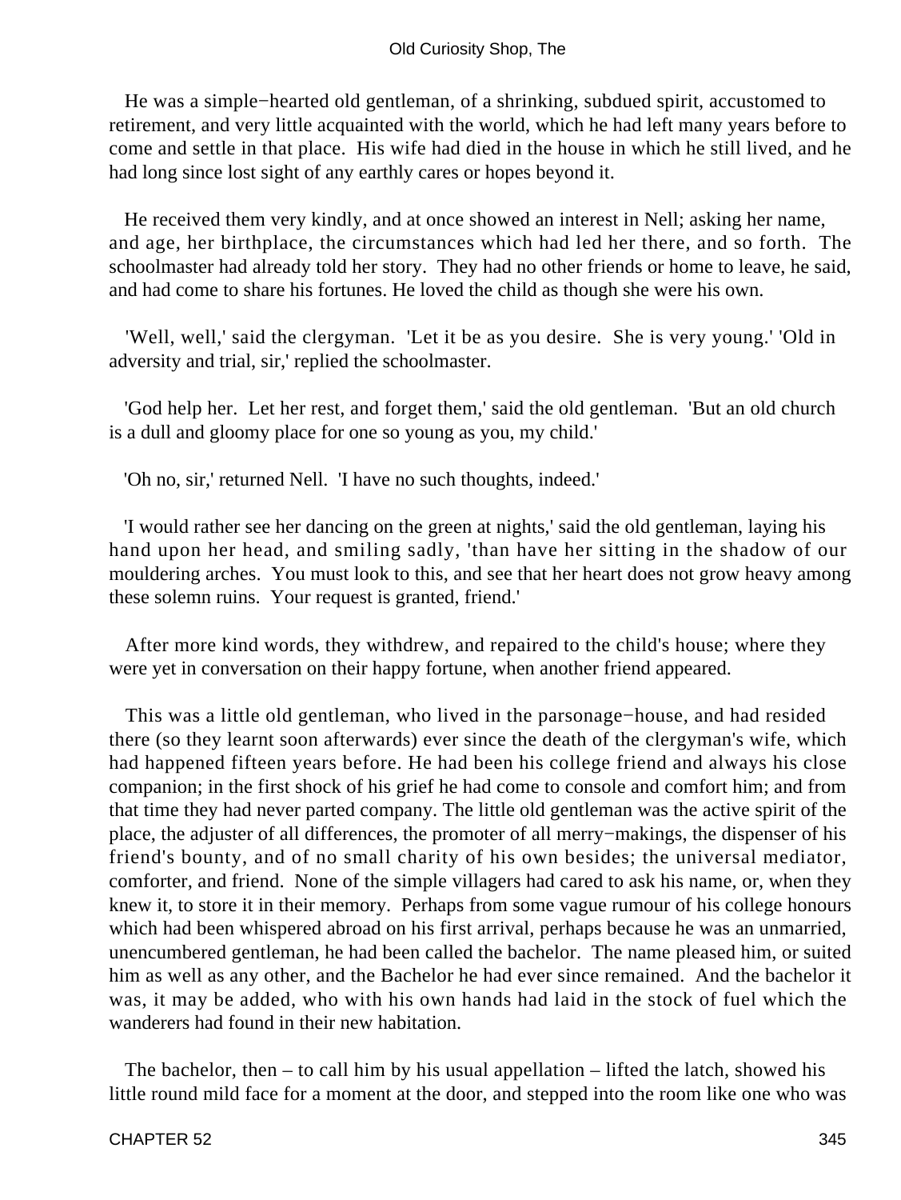He was a simple−hearted old gentleman, of a shrinking, subdued spirit, accustomed to retirement, and very little acquainted with the world, which he had left many years before to come and settle in that place. His wife had died in the house in which he still lived, and he had long since lost sight of any earthly cares or hopes beyond it.

He received them very kindly, and at once showed an interest in Nell; asking her name, and age, her birthplace, the circumstances which had led her there, and so forth. The schoolmaster had already told her story. They had no other friends or home to leave, he said, and had come to share his fortunes. He loved the child as though she were his own.

'Well, well,' said the clergyman. 'Let it be as you desire. She is very young.' 'Old in adversity and trial, sir,' replied the schoolmaster.

'God help her. Let her rest, and forget them,' said the old gentleman. 'But an old church is a dull and gloomy place for one so young as you, my child.'

'Oh no, sir,' returned Nell. 'I have no such thoughts, indeed.'

'I would rather see her dancing on the green at nights,' said the old gentleman, laying his hand upon her head, and smiling sadly, 'than have her sitting in the shadow of our mouldering arches. You must look to this, and see that her heart does not grow heavy among these solemn ruins. Your request is granted, friend.'

After more kind words, they withdrew, and repaired to the child's house; where they were yet in conversation on their happy fortune, when another friend appeared.

This was a little old gentleman, who lived in the parsonage−house, and had resided there (so they learnt soon afterwards) ever since the death of the clergyman's wife, which had happened fifteen years before. He had been his college friend and always his close companion; in the first shock of his grief he had come to console and comfort him; and from that time they had never parted company. The little old gentleman was the active spirit of the place, the adjuster of all differences, the promoter of all merry−makings, the dispenser of his friend's bounty, and of no small charity of his own besides; the universal mediator, comforter, and friend. None of the simple villagers had cared to ask his name, or, when they knew it, to store it in their memory. Perhaps from some vague rumour of his college honours which had been whispered abroad on his first arrival, perhaps because he was an unmarried, unencumbered gentleman, he had been called the bachelor. The name pleased him, or suited him as well as any other, and the Bachelor he had ever since remained. And the bachelor it was, it may be added, who with his own hands had laid in the stock of fuel which the wanderers had found in their new habitation.

The bachelor, then – to call him by his usual appellation – lifted the latch, showed his little round mild face for a moment at the door, and stepped into the room like one who was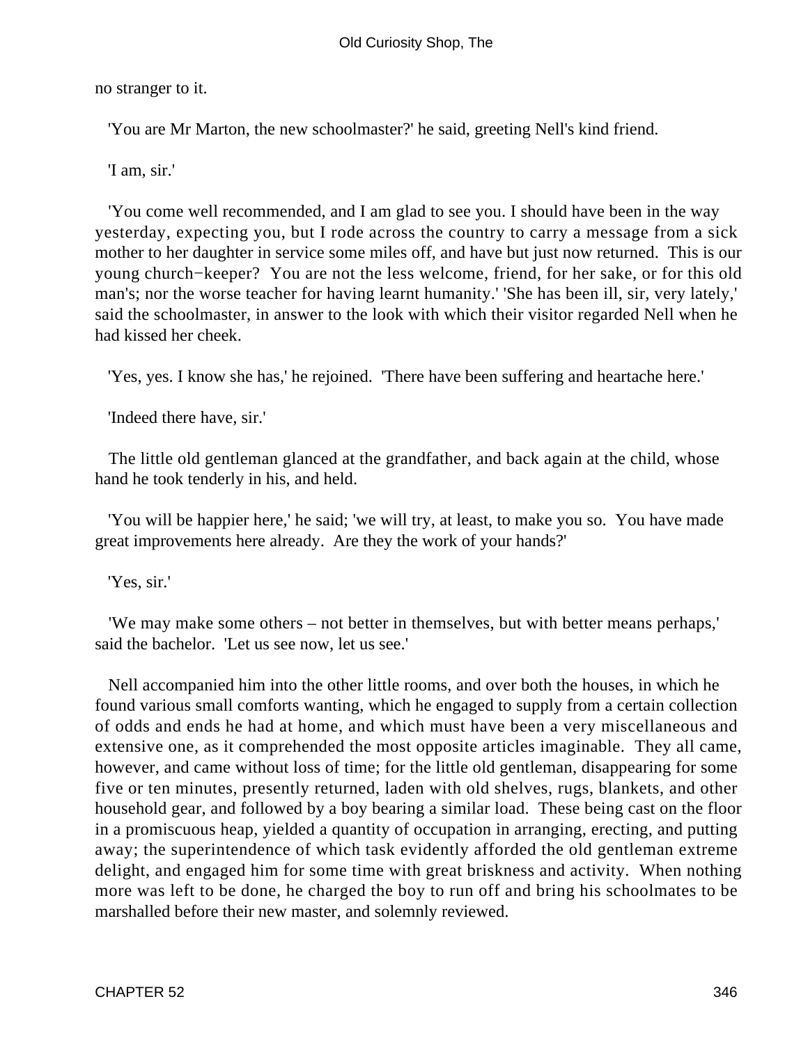no stranger to it.

'You are Mr Marton, the new schoolmaster?' he said, greeting Nell's kind friend.

'I am, sir.'

'You come well recommended, and I am glad to see you. I should have been in the way yesterday, expecting you, but I rode across the country to carry a message from a sick mother to her daughter in service some miles off, and have but just now returned. This is our young church−keeper? You are not the less welcome, friend, for her sake, or for this old man's; nor the worse teacher for having learnt humanity.' 'She has been ill, sir, very lately,' said the schoolmaster, in answer to the look with which their visitor regarded Nell when he had kissed her cheek.

'Yes, yes. I know she has,' he rejoined. 'There have been suffering and heartache here.'

'Indeed there have, sir.'

The little old gentleman glanced at the grandfather, and back again at the child, whose hand he took tenderly in his, and held.

'You will be happier here,' he said; 'we will try, at least, to make you so. You have made great improvements here already. Are they the work of your hands?'

'Yes, sir.'

'We may make some others – not better in themselves, but with better means perhaps,' said the bachelor. 'Let us see now, let us see.'

Nell accompanied him into the other little rooms, and over both the houses, in which he found various small comforts wanting, which he engaged to supply from a certain collection of odds and ends he had at home, and which must have been a very miscellaneous and extensive one, as it comprehended the most opposite articles imaginable. They all came, however, and came without loss of time; for the little old gentleman, disappearing for some five or ten minutes, presently returned, laden with old shelves, rugs, blankets, and other household gear, and followed by a boy bearing a similar load. These being cast on the floor in a promiscuous heap, yielded a quantity of occupation in arranging, erecting, and putting away; the superintendence of which task evidently afforded the old gentleman extreme delight, and engaged him for some time with great briskness and activity. When nothing more was left to be done, he charged the boy to run off and bring his schoolmates to be marshalled before their new master, and solemnly reviewed.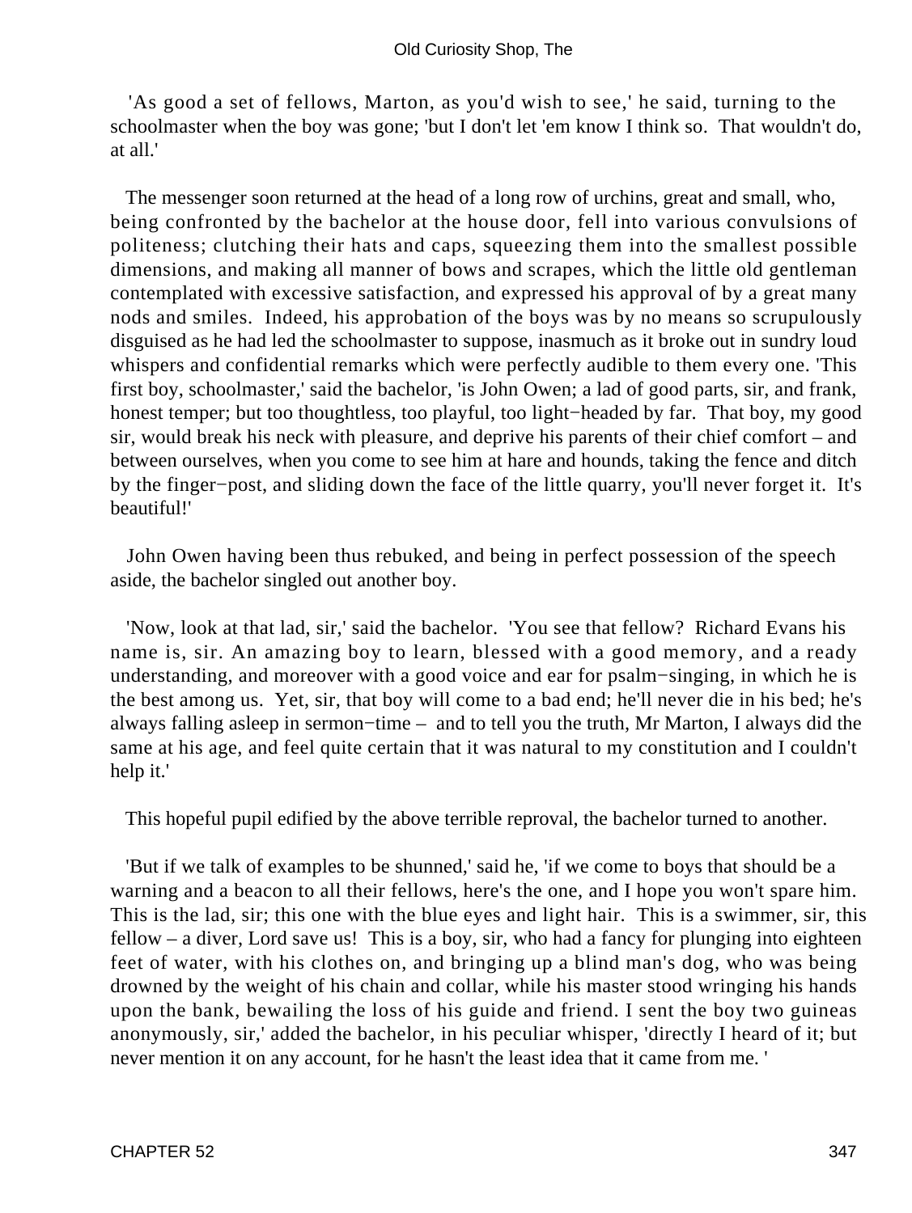'As good a set of fellows, Marton, as you'd wish to see,' he said, turning to the schoolmaster when the boy was gone; 'but I don't let 'em know I think so. That wouldn't do, at all.'

The messenger soon returned at the head of a long row of urchins, great and small, who, being confronted by the bachelor at the house door, fell into various convulsions of politeness; clutching their hats and caps, squeezing them into the smallest possible dimensions, and making all manner of bows and scrapes, which the little old gentleman contemplated with excessive satisfaction, and expressed his approval of by a great many nods and smiles. Indeed, his approbation of the boys was by no means so scrupulously disguised as he had led the schoolmaster to suppose, inasmuch as it broke out in sundry loud whispers and confidential remarks which were perfectly audible to them every one. 'This first boy, schoolmaster,' said the bachelor, 'is John Owen; a lad of good parts, sir, and frank, honest temper; but too thoughtless, too playful, too light−headed by far. That boy, my good sir, would break his neck with pleasure, and deprive his parents of their chief comfort – and between ourselves, when you come to see him at hare and hounds, taking the fence and ditch by the finger−post, and sliding down the face of the little quarry, you'll never forget it. It's beautiful!'

John Owen having been thus rebuked, and being in perfect possession of the speech aside, the bachelor singled out another boy.

'Now, look at that lad, sir,' said the bachelor. 'You see that fellow? Richard Evans his name is, sir. An amazing boy to learn, blessed with a good memory, and a ready understanding, and moreover with a good voice and ear for psalm−singing, in which he is the best among us. Yet, sir, that boy will come to a bad end; he'll never die in his bed; he's always falling asleep in sermon−time – and to tell you the truth, Mr Marton, I always did the same at his age, and feel quite certain that it was natural to my constitution and I couldn't help it.'

This hopeful pupil edified by the above terrible reproval, the bachelor turned to another.

'But if we talk of examples to be shunned,' said he, 'if we come to boys that should be a warning and a beacon to all their fellows, here's the one, and I hope you won't spare him. This is the lad, sir; this one with the blue eyes and light hair. This is a swimmer, sir, this fellow – a diver, Lord save us! This is a boy, sir, who had a fancy for plunging into eighteen feet of water, with his clothes on, and bringing up a blind man's dog, who was being drowned by the weight of his chain and collar, while his master stood wringing his hands upon the bank, bewailing the loss of his guide and friend. I sent the boy two guineas anonymously, sir,' added the bachelor, in his peculiar whisper, 'directly I heard of it; but never mention it on any account, for he hasn't the least idea that it came from me. '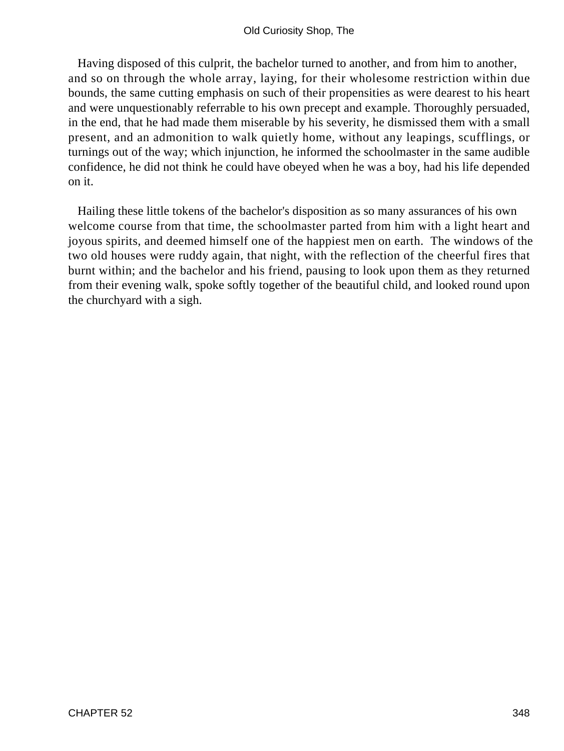Having disposed of this culprit, the bachelor turned to another, and from him to another, and so on through the whole array, laying, for their wholesome restriction within due bounds, the same cutting emphasis on such of their propensities as were dearest to his heart and were unquestionably referrable to his own precept and example. Thoroughly persuaded, in the end, that he had made them miserable by his severity, he dismissed them with a small present, and an admonition to walk quietly home, without any leapings, scufflings, or turnings out of the way; which injunction, he informed the schoolmaster in the same audible confidence, he did not think he could have obeyed when he was a boy, had his life depended on it.

Hailing these little tokens of the bachelor's disposition as so many assurances of his own welcome course from that time, the schoolmaster parted from him with a light heart and joyous spirits, and deemed himself one of the happiest men on earth. The windows of the two old houses were ruddy again, that night, with the reflection of the cheerful fires that burnt within; and the bachelor and his friend, pausing to look upon them as they returned from their evening walk, spoke softly together of the beautiful child, and looked round upon the churchyard with a sigh.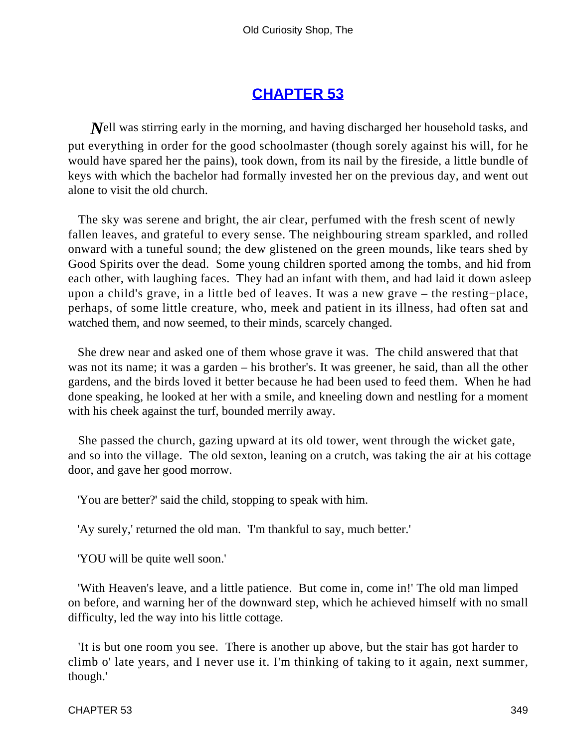## CHAPTER 53

*N*ell was stirring early in the morning, and having discharged her household tasks, and put everything in order for the good schoolmaster (though sorely against his will, for he would have spared her the pains), took down, from its nail by the fireside, a little bundle of keys with which the bachelor had formally invested her on the previous day, and went out alone to visit the old church.

The sky was serene and bright, the air clear, perfumed with the fresh scent of newly fallen leaves, and grateful to every sense. The neighbouring stream sparkled, and rolled onward with a tuneful sound; the dew glistened on the green mounds, like tears shed by Good Spirits over the dead. Some young children sported among the tombs, and hid from each other, with laughing faces. They had an infant with them, and had laid it down asleep upon a child's grave, in a little bed of leaves. It was a new grave – the resting−place, perhaps, of some little creature, who, meek and patient in its illness, had often sat and watched them, and now seemed, to their minds, scarcely changed.

She drew near and asked one of them whose grave it was. The child answered that that was not its name; it was a garden – his brother's. It was greener, he said, than all the other gardens, and the birds loved it better because he had been used to feed them. When he had done speaking, he looked at her with a smile, and kneeling down and nestling for a moment with his cheek against the turf, bounded merrily away.

She passed the church, gazing upward at its old tower, went through the wicket gate, and so into the village. The old sexton, leaning on a crutch, was taking the air at his cottage door, and gave her good morrow.

'You are better?' said the child, stopping to speak with him.

'Ay surely,' returned the old man. 'I'm thankful to say, much better.'

'YOU will be quite well soon.'

'With Heaven's leave, and a little patience. But come in, come in!' The old man limped on before, and warning her of the downward step, which he achieved himself with no small difficulty, led the way into his little cottage.

'It is but one room you see. There is another up above, but the stair has got harder to climb o' late years, and I never use it. I'm thinking of taking to it again, next summer, though.'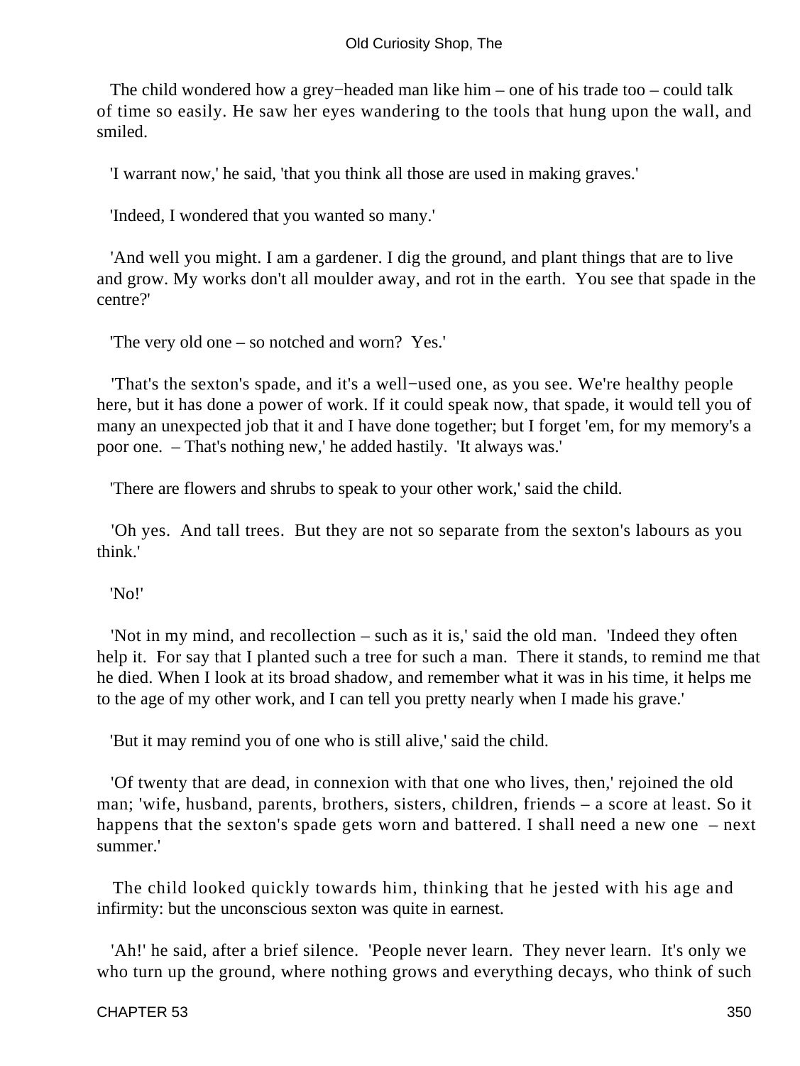The child wondered how a grey−headed man like him – one of his trade too – could talk of time so easily. He saw her eyes wandering to the tools that hung upon the wall, and smiled.

'I warrant now,' he said, 'that you think all those are used in making graves.'

'Indeed, I wondered that you wanted so many.'

'And well you might. I am a gardener. I dig the ground, and plant things that are to live and grow. My works don't all moulder away, and rot in the earth. You see that spade in the centre?'

'The very old one – so notched and worn? Yes.'

'That's the sexton's spade, and it's a well−used one, as you see. We're healthy people here, but it has done a power of work. If it could speak now, that spade, it would tell you of many an unexpected job that it and I have done together; but I forget 'em, for my memory's a poor one. – That's nothing new,' he added hastily. 'It always was.'

'There are flowers and shrubs to speak to your other work,' said the child.

'Oh yes. And tall trees. But they are not so separate from the sexton's labours as you think.'

'No!'

'Not in my mind, and recollection – such as it is,' said the old man. 'Indeed they often help it. For say that I planted such a tree for such a man. There it stands, to remind me that he died. When I look at its broad shadow, and remember what it was in his time, it helps me to the age of my other work, and I can tell you pretty nearly when I made his grave.'

'But it may remind you of one who is still alive,' said the child.

'Of twenty that are dead, in connexion with that one who lives, then,' rejoined the old man; 'wife, husband, parents, brothers, sisters, children, friends – a score at least. So it happens that the sexton's spade gets worn and battered. I shall need a new one – next summer.'

The child looked quickly towards him, thinking that he jested with his age and infirmity: but the unconscious sexton was quite in earnest.

'Ah!' he said, after a brief silence. 'People never learn. They never learn. It's only we who turn up the ground, where nothing grows and everything decays, who think of such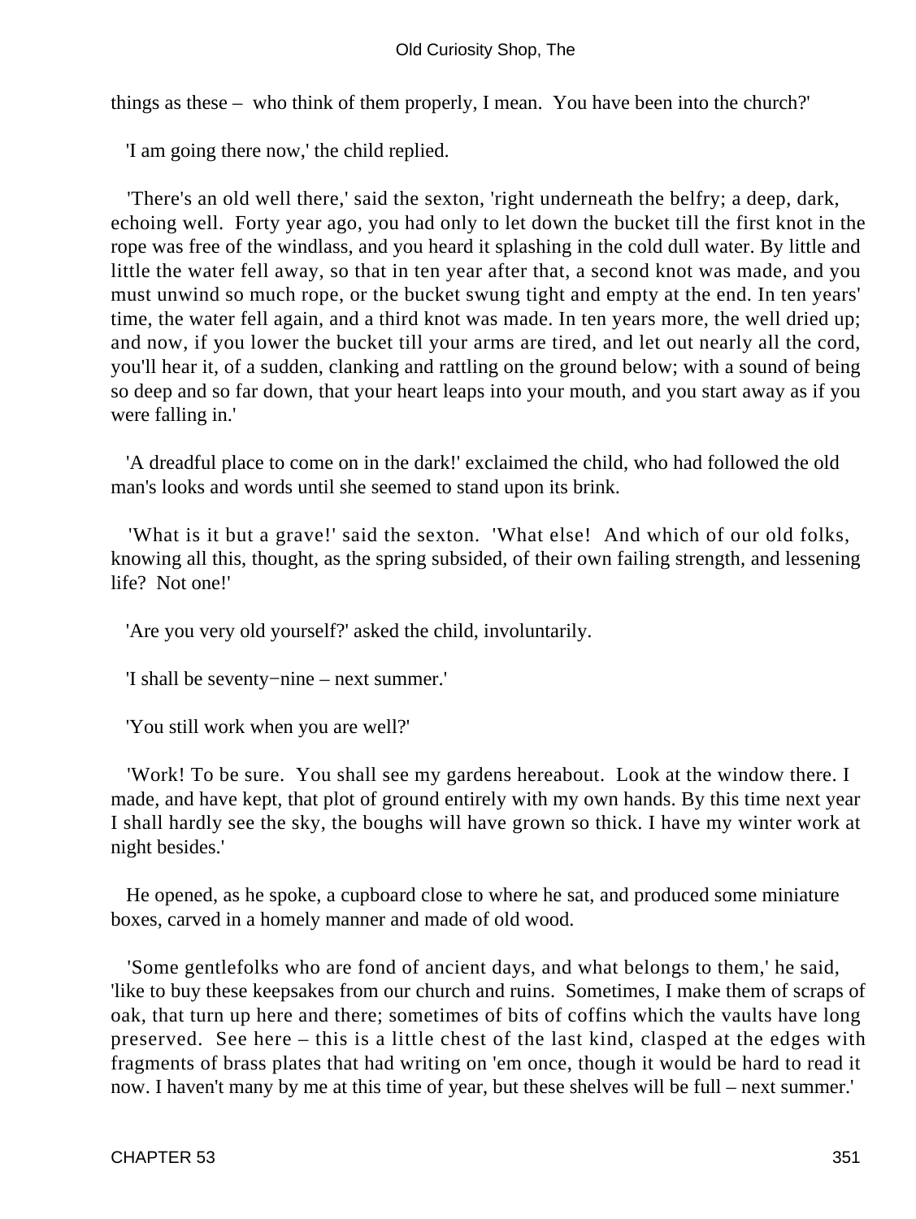things as these – who think of them properly, I mean. You have been into the church?'

'I am going there now,' the child replied.

'There's an old well there,' said the sexton, 'right underneath the belfry; a deep, dark, echoing well. Forty year ago, you had only to let down the bucket till the first knot in the rope was free of the windlass, and you heard it splashing in the cold dull water. By little and little the water fell away, so that in ten year after that, a second knot was made, and you must unwind so much rope, or the bucket swung tight and empty at the end. In ten years' time, the water fell again, and a third knot was made. In ten years more, the well dried up; and now, if you lower the bucket till your arms are tired, and let out nearly all the cord, you'll hear it, of a sudden, clanking and rattling on the ground below; with a sound of being so deep and so far down, that your heart leaps into your mouth, and you start away as if you were falling in.'

'A dreadful place to come on in the dark!' exclaimed the child, who had followed the old man's looks and words until she seemed to stand upon its brink.

'What is it but a grave!' said the sexton. 'What else! And which of our old folks, knowing all this, thought, as the spring subsided, of their own failing strength, and lessening life? Not one!'

'Are you very old yourself?' asked the child, involuntarily.

'I shall be seventy−nine – next summer.'

'You still work when you are well?'

'Work! To be sure. You shall see my gardens hereabout. Look at the window there. I made, and have kept, that plot of ground entirely with my own hands. By this time next year I shall hardly see the sky, the boughs will have grown so thick. I have my winter work at night besides.'

He opened, as he spoke, a cupboard close to where he sat, and produced some miniature boxes, carved in a homely manner and made of old wood.

'Some gentlefolks who are fond of ancient days, and what belongs to them,' he said, 'like to buy these keepsakes from our church and ruins. Sometimes, I make them of scraps of oak, that turn up here and there; sometimes of bits of coffins which the vaults have long preserved. See here – this is a little chest of the last kind, clasped at the edges with fragments of brass plates that had writing on 'em once, though it would be hard to read it now. I haven't many by me at this time of year, but these shelves will be full – next summer.'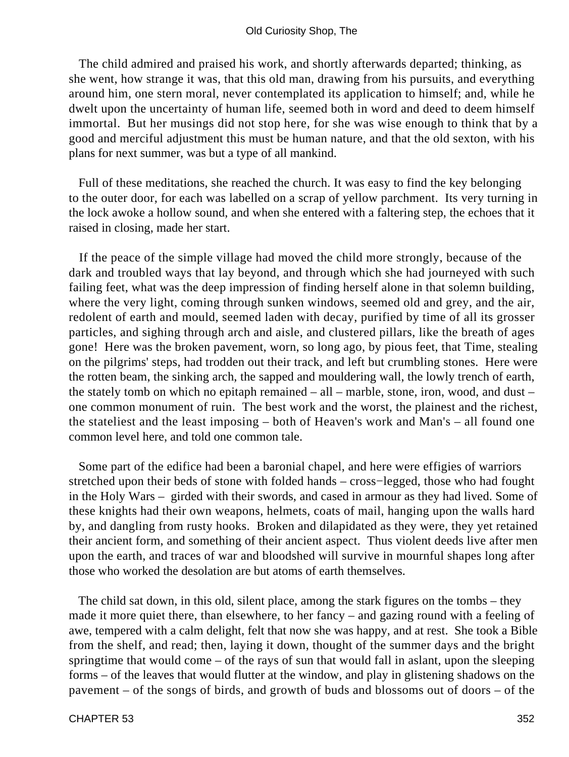The child admired and praised his work, and shortly afterwards departed; thinking, as she went, how strange it was, that this old man, drawing from his pursuits, and everything around him, one stern moral, never contemplated its application to himself; and, while he dwelt upon the uncertainty of human life, seemed both in word and deed to deem himself immortal. But her musings did not stop here, for she was wise enough to think that by a good and merciful adjustment this must be human nature, and that the old sexton, with his plans for next summer, was but a type of all mankind.

Full of these meditations, she reached the church. It was easy to find the key belonging to the outer door, for each was labelled on a scrap of yellow parchment. Its very turning in the lock awoke a hollow sound, and when she entered with a faltering step, the echoes that it raised in closing, made her start.

If the peace of the simple village had moved the child more strongly, because of the dark and troubled ways that lay beyond, and through which she had journeyed with such failing feet, what was the deep impression of finding herself alone in that solemn building, where the very light, coming through sunken windows, seemed old and grey, and the air, redolent of earth and mould, seemed laden with decay, purified by time of all its grosser particles, and sighing through arch and aisle, and clustered pillars, like the breath of ages gone! Here was the broken pavement, worn, so long ago, by pious feet, that Time, stealing on the pilgrims' steps, had trodden out their track, and left but crumbling stones. Here were the rotten beam, the sinking arch, the sapped and mouldering wall, the lowly trench of earth, the stately tomb on which no epitaph remained – all – marble, stone, iron, wood, and dust – one common monument of ruin. The best work and the worst, the plainest and the richest, the stateliest and the least imposing – both of Heaven's work and Man's – all found one common level here, and told one common tale.

Some part of the edifice had been a baronial chapel, and here were effigies of warriors stretched upon their beds of stone with folded hands – cross−legged, those who had fought in the Holy Wars – girded with their swords, and cased in armour as they had lived. Some of these knights had their own weapons, helmets, coats of mail, hanging upon the walls hard by, and dangling from rusty hooks. Broken and dilapidated as they were, they yet retained their ancient form, and something of their ancient aspect. Thus violent deeds live after men upon the earth, and traces of war and bloodshed will survive in mournful shapes long after those who worked the desolation are but atoms of earth themselves.

The child sat down, in this old, silent place, among the stark figures on the tombs – they made it more quiet there, than elsewhere, to her fancy – and gazing round with a feeling of awe, tempered with a calm delight, felt that now she was happy, and at rest. She took a Bible from the shelf, and read; then, laying it down, thought of the summer days and the bright springtime that would come – of the rays of sun that would fall in aslant, upon the sleeping forms – of the leaves that would flutter at the window, and play in glistening shadows on the pavement – of the songs of birds, and growth of buds and blossoms out of doors – of the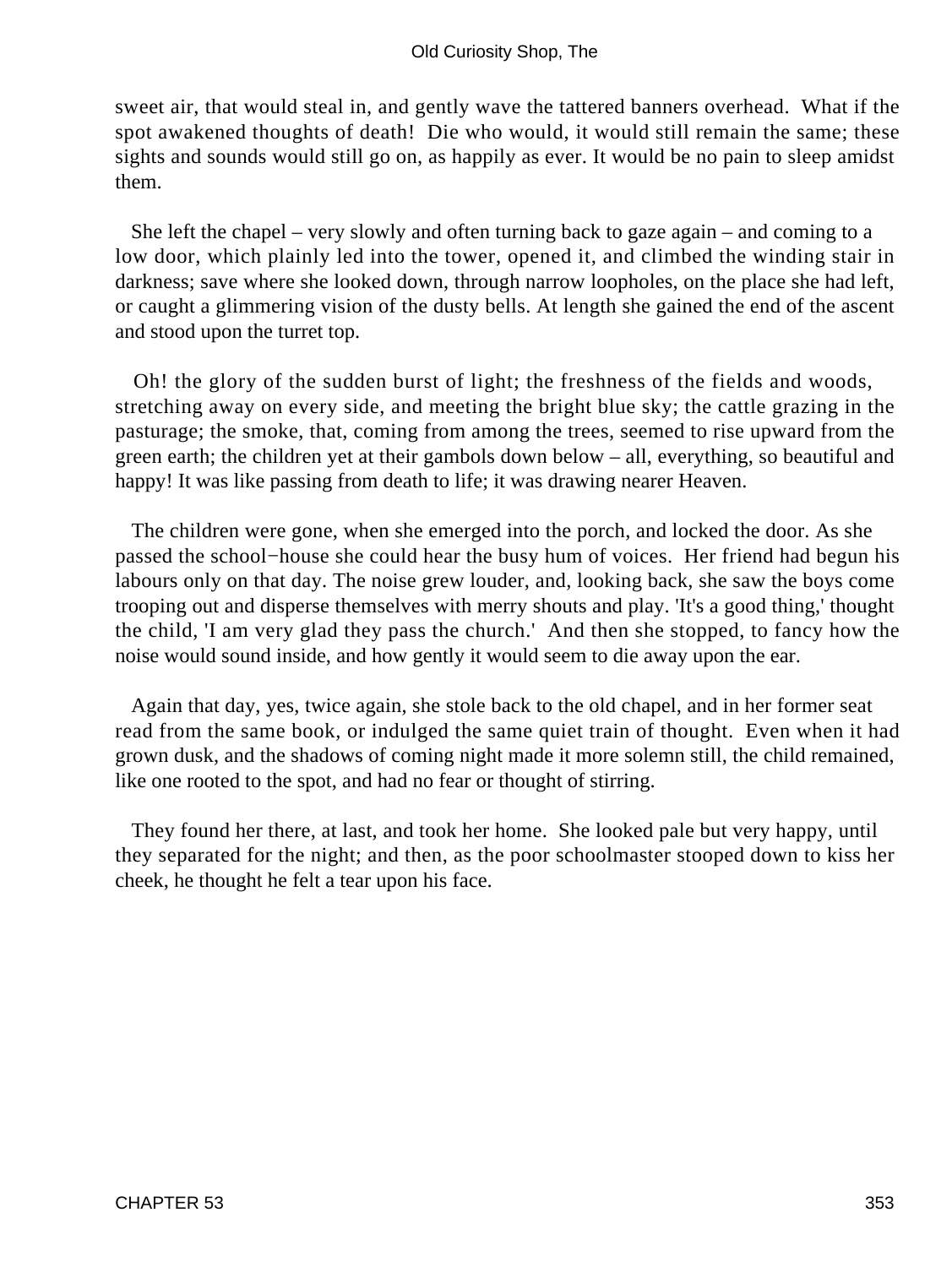sweet air, that would steal in, and gently wave the tattered banners overhead. What if the spot awakened thoughts of death! Die who would, it would still remain the same; these sights and sounds would still go on, as happily as ever. It would be no pain to sleep amidst them.

She left the chapel – very slowly and often turning back to gaze again – and coming to a low door, which plainly led into the tower, opened it, and climbed the winding stair in darkness; save where she looked down, through narrow loopholes, on the place she had left, or caught a glimmering vision of the dusty bells. At length she gained the end of the ascent and stood upon the turret top.

Oh! the glory of the sudden burst of light; the freshness of the fields and woods, stretching away on every side, and meeting the bright blue sky; the cattle grazing in the pasturage; the smoke, that, coming from among the trees, seemed to rise upward from the green earth; the children yet at their gambols down below – all, everything, so beautiful and happy! It was like passing from death to life; it was drawing nearer Heaven.

The children were gone, when she emerged into the porch, and locked the door. As she passed the school−house she could hear the busy hum of voices. Her friend had begun his labours only on that day. The noise grew louder, and, looking back, she saw the boys come trooping out and disperse themselves with merry shouts and play. 'It's a good thing,' thought the child, 'I am very glad they pass the church.' And then she stopped, to fancy how the noise would sound inside, and how gently it would seem to die away upon the ear.

Again that day, yes, twice again, she stole back to the old chapel, and in her former seat read from the same book, or indulged the same quiet train of thought. Even when it had grown dusk, and the shadows of coming night made it more solemn still, the child remained, like one rooted to the spot, and had no fear or thought of stirring.

They found her there, at last, and took her home. She looked pale but very happy, until they separated for the night; and then, as the poor schoolmaster stooped down to kiss her cheek, he thought he felt a tear upon his face.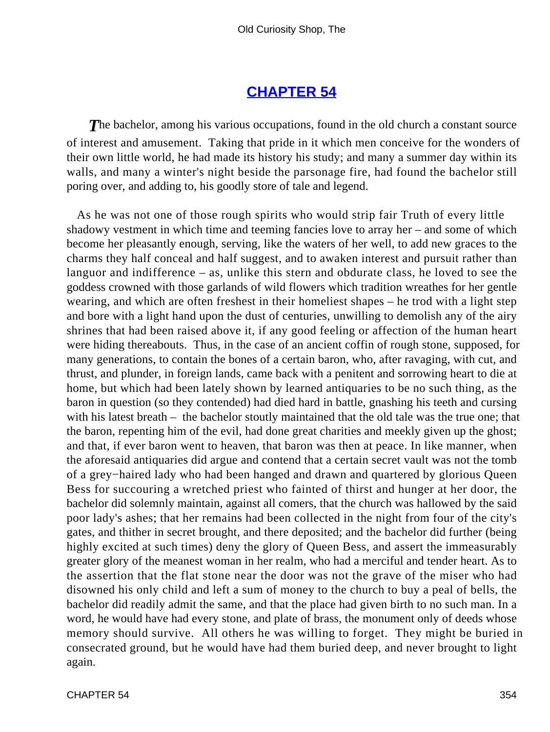## CHAPTER 54

*T*he bachelor, among his various occupations, found in the old church a constant source of interest and amusement. Taking that pride in it which men conceive for the wonders of their own little world, he had made its history his study; and many a summer day within its walls, and many a winter's night beside the parsonage fire, had found the bachelor still poring over, and adding to, his goodly store of tale and legend.

As he was not one of those rough spirits who would strip fair Truth of every little shadowy vestment in which time and teeming fancies love to array her – and some of which become her pleasantly enough, serving, like the waters of her well, to add new graces to the charms they half conceal and half suggest, and to awaken interest and pursuit rather than languor and indifference – as, unlike this stern and obdurate class, he loved to see the goddess crowned with those garlands of wild flowers which tradition wreathes for her gentle wearing, and which are often freshest in their homeliest shapes – he trod with a light step and bore with a light hand upon the dust of centuries, unwilling to demolish any of the airy shrines that had been raised above it, if any good feeling or affection of the human heart were hiding thereabouts. Thus, in the case of an ancient coffin of rough stone, supposed, for many generations, to contain the bones of a certain baron, who, after ravaging, with cut, and thrust, and plunder, in foreign lands, came back with a penitent and sorrowing heart to die at home, but which had been lately shown by learned antiquaries to be no such thing, as the baron in question (so they contended) had died hard in battle, gnashing his teeth and cursing with his latest breath – the bachelor stoutly maintained that the old tale was the true one; that the baron, repenting him of the evil, had done great charities and meekly given up the ghost; and that, if ever baron went to heaven, that baron was then at peace. In like manner, when the aforesaid antiquaries did argue and contend that a certain secret vault was not the tomb of a grey−haired lady who had been hanged and drawn and quartered by glorious Queen Bess for succouring a wretched priest who fainted of thirst and hunger at her door, the bachelor did solemnly maintain, against all comers, that the church was hallowed by the said poor lady's ashes; that her remains had been collected in the night from four of the city's gates, and thither in secret brought, and there deposited; and the bachelor did further (being highly excited at such times) deny the glory of Queen Bess, and assert the immeasurably greater glory of the meanest woman in her realm, who had a merciful and tender heart. As to the assertion that the flat stone near the door was not the grave of the miser who had disowned his only child and left a sum of money to the church to buy a peal of bells, the bachelor did readily admit the same, and that the place had given birth to no such man. In a word, he would have had every stone, and plate of brass, the monument only of deeds whose memory should survive. All others he was willing to forget. They might be buried in consecrated ground, but he would have had them buried deep, and never brought to light again.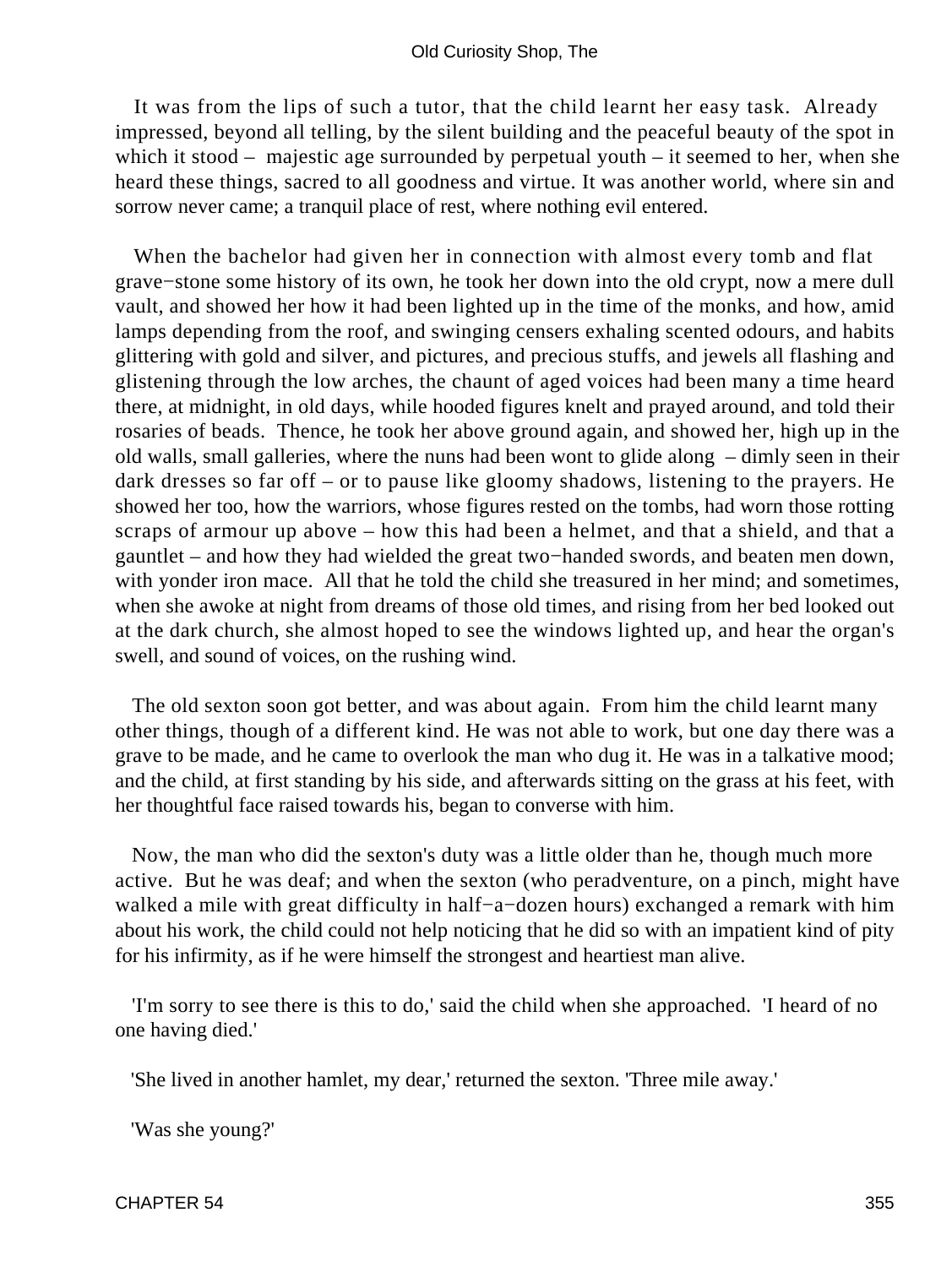It was from the lips of such a tutor, that the child learnt her easy task. Already impressed, beyond all telling, by the silent building and the peaceful beauty of the spot in which it stood – majestic age surrounded by perpetual youth – it seemed to her, when she heard these things, sacred to all goodness and virtue. It was another world, where sin and sorrow never came; a tranquil place of rest, where nothing evil entered.

When the bachelor had given her in connection with almost every tomb and flat grave−stone some history of its own, he took her down into the old crypt, now a mere dull vault, and showed her how it had been lighted up in the time of the monks, and how, amid lamps depending from the roof, and swinging censers exhaling scented odours, and habits glittering with gold and silver, and pictures, and precious stuffs, and jewels all flashing and glistening through the low arches, the chaunt of aged voices had been many a time heard there, at midnight, in old days, while hooded figures knelt and prayed around, and told their rosaries of beads. Thence, he took her above ground again, and showed her, high up in the old walls, small galleries, where the nuns had been wont to glide along – dimly seen in their dark dresses so far off – or to pause like gloomy shadows, listening to the prayers. He showed her too, how the warriors, whose figures rested on the tombs, had worn those rotting scraps of armour up above – how this had been a helmet, and that a shield, and that a gauntlet – and how they had wielded the great two−handed swords, and beaten men down, with yonder iron mace. All that he told the child she treasured in her mind; and sometimes, when she awoke at night from dreams of those old times, and rising from her bed looked out at the dark church, she almost hoped to see the windows lighted up, and hear the organ's swell, and sound of voices, on the rushing wind.

The old sexton soon got better, and was about again. From him the child learnt many other things, though of a different kind. He was not able to work, but one day there was a grave to be made, and he came to overlook the man who dug it. He was in a talkative mood; and the child, at first standing by his side, and afterwards sitting on the grass at his feet, with her thoughtful face raised towards his, began to converse with him.

Now, the man who did the sexton's duty was a little older than he, though much more active. But he was deaf; and when the sexton (who peradventure, on a pinch, might have walked a mile with great difficulty in half−a−dozen hours) exchanged a remark with him about his work, the child could not help noticing that he did so with an impatient kind of pity for his infirmity, as if he were himself the strongest and heartiest man alive.

'I'm sorry to see there is this to do,' said the child when she approached. 'I heard of no one having died.'

'She lived in another hamlet, my dear,' returned the sexton. 'Three mile away.'

'Was she young?'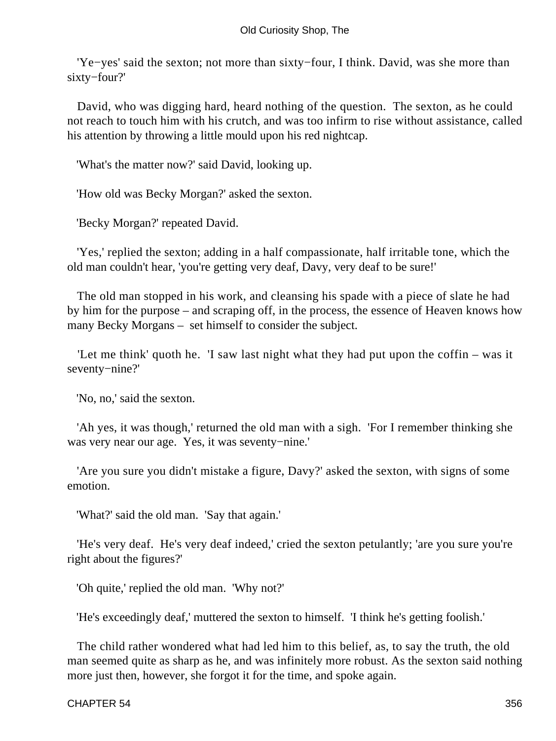'Ye−yes' said the sexton; not more than sixty−four, I think. David, was she more than sixty−four?'

David, who was digging hard, heard nothing of the question. The sexton, as he could not reach to touch him with his crutch, and was too infirm to rise without assistance, called his attention by throwing a little mould upon his red nightcap.

'What's the matter now?' said David, looking up.

'How old was Becky Morgan?' asked the sexton.

'Becky Morgan?' repeated David.

'Yes,' replied the sexton; adding in a half compassionate, half irritable tone, which the old man couldn't hear, 'you're getting very deaf, Davy, very deaf to be sure!'

The old man stopped in his work, and cleansing his spade with a piece of slate he had by him for the purpose – and scraping off, in the process, the essence of Heaven knows how many Becky Morgans – set himself to consider the subject.

'Let me think' quoth he. 'I saw last night what they had put upon the coffin – was it seventy−nine?'

'No, no,' said the sexton.

'Ah yes, it was though,' returned the old man with a sigh. 'For I remember thinking she was very near our age. Yes, it was seventy−nine.'

'Are you sure you didn't mistake a figure, Davy?' asked the sexton, with signs of some emotion.

'What?' said the old man. 'Say that again.'

'He's very deaf. He's very deaf indeed,' cried the sexton petulantly; 'are you sure you're right about the figures?'

'Oh quite,' replied the old man. 'Why not?'

'He's exceedingly deaf,' muttered the sexton to himself. 'I think he's getting foolish.'

The child rather wondered what had led him to this belief, as, to say the truth, the old man seemed quite as sharp as he, and was infinitely more robust. As the sexton said nothing more just then, however, she forgot it for the time, and spoke again.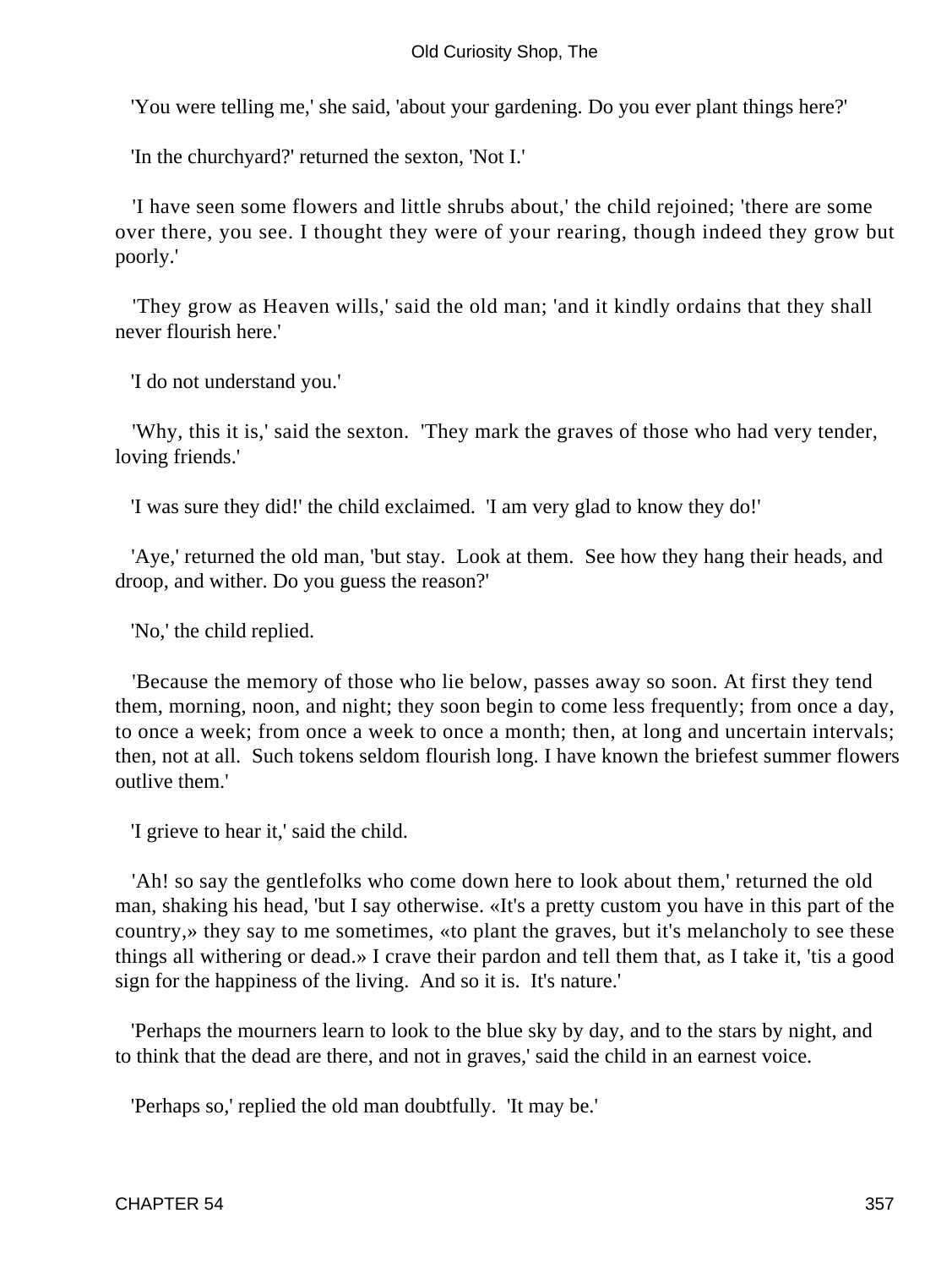'You were telling me,' she said, 'about your gardening. Do you ever plant things here?'

'In the churchyard?' returned the sexton, 'Not I.'

'I have seen some flowers and little shrubs about,' the child rejoined; 'there are some over there, you see. I thought they were of your rearing, though indeed they grow but poorly.'

'They grow as Heaven wills,' said the old man; 'and it kindly ordains that they shall never flourish here.'

'I do not understand you.'

'Why, this it is,' said the sexton. 'They mark the graves of those who had very tender, loving friends.'

'I was sure they did!' the child exclaimed. 'I am very glad to know they do!'

'Aye,' returned the old man, 'but stay. Look at them. See how they hang their heads, and droop, and wither. Do you guess the reason?'

'No,' the child replied.

'Because the memory of those who lie below, passes away so soon. At first they tend them, morning, noon, and night; they soon begin to come less frequently; from once a day, to once a week; from once a week to once a month; then, at long and uncertain intervals; then, not at all. Such tokens seldom flourish long. I have known the briefest summer flowers outlive them.'

'I grieve to hear it,' said the child.

'Ah! so say the gentlefolks who come down here to look about them,' returned the old man, shaking his head, 'but I say otherwise. «It's a pretty custom you have in this part of the country,» they say to me sometimes, «to plant the graves, but it's melancholy to see these things all withering or dead.» I crave their pardon and tell them that, as I take it, 'tis a good sign for the happiness of the living. And so it is. It's nature.'

'Perhaps the mourners learn to look to the blue sky by day, and to the stars by night, and to think that the dead are there, and not in graves,' said the child in an earnest voice.

'Perhaps so,' replied the old man doubtfully. 'It may be.'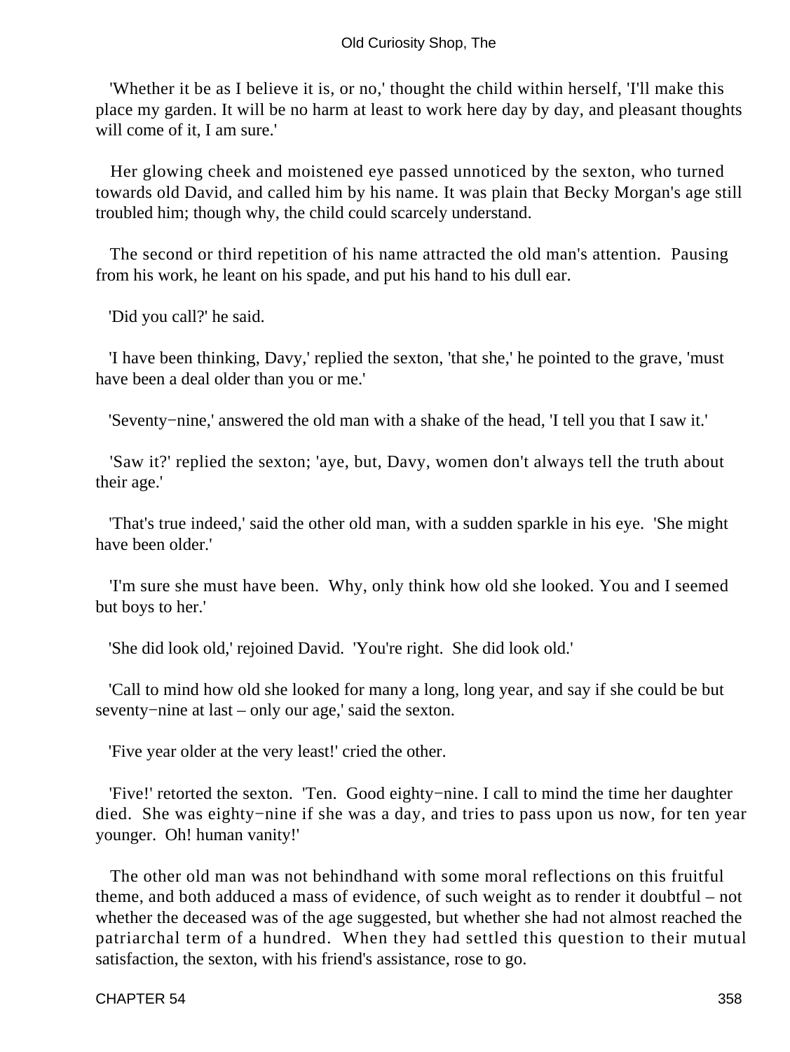'Whether it be as I believe it is, or no,' thought the child within herself, 'I'll make this place my garden. It will be no harm at least to work here day by day, and pleasant thoughts will come of it, I am sure.'

Her glowing cheek and moistened eye passed unnoticed by the sexton, who turned towards old David, and called him by his name. It was plain that Becky Morgan's age still troubled him; though why, the child could scarcely understand.

The second or third repetition of his name attracted the old man's attention. Pausing from his work, he leant on his spade, and put his hand to his dull ear.

'Did you call?' he said.

'I have been thinking, Davy,' replied the sexton, 'that she,' he pointed to the grave, 'must have been a deal older than you or me.'

'Seventy−nine,' answered the old man with a shake of the head, 'I tell you that I saw it.'

'Saw it?' replied the sexton; 'aye, but, Davy, women don't always tell the truth about their age.'

'That's true indeed,' said the other old man, with a sudden sparkle in his eye. 'She might have been older.'

'I'm sure she must have been. Why, only think how old she looked. You and I seemed but boys to her.'

'She did look old,' rejoined David. 'You're right. She did look old.'

'Call to mind how old she looked for many a long, long year, and say if she could be but seventy−nine at last – only our age,' said the sexton.

'Five year older at the very least!' cried the other.

'Five!' retorted the sexton. 'Ten. Good eighty−nine. I call to mind the time her daughter died. She was eighty−nine if she was a day, and tries to pass upon us now, for ten year younger. Oh! human vanity!'

The other old man was not behindhand with some moral reflections on this fruitful theme, and both adduced a mass of evidence, of such weight as to render it doubtful – not whether the deceased was of the age suggested, but whether she had not almost reached the patriarchal term of a hundred. When they had settled this question to their mutual satisfaction, the sexton, with his friend's assistance, rose to go.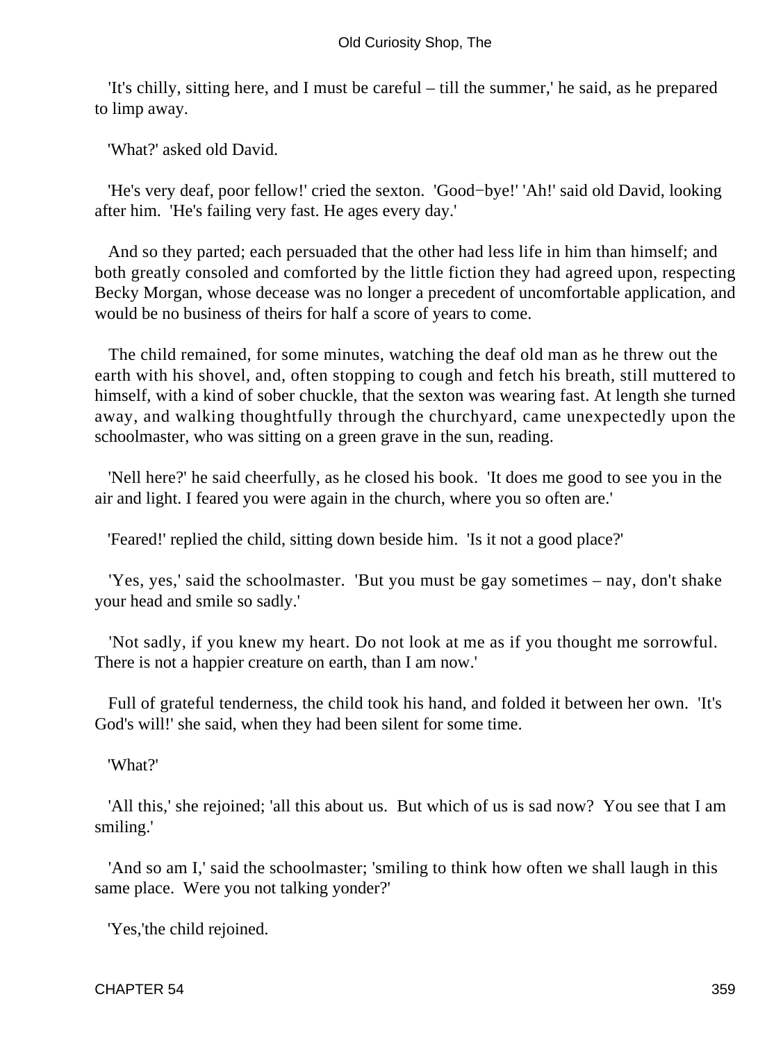'It's chilly, sitting here, and I must be careful – till the summer,' he said, as he prepared to limp away.

'What?' asked old David.

'He's very deaf, poor fellow!' cried the sexton. 'Good−bye!' 'Ah!' said old David, looking after him. 'He's failing very fast. He ages every day.'

And so they parted; each persuaded that the other had less life in him than himself; and both greatly consoled and comforted by the little fiction they had agreed upon, respecting Becky Morgan, whose decease was no longer a precedent of uncomfortable application, and would be no business of theirs for half a score of years to come.

The child remained, for some minutes, watching the deaf old man as he threw out the earth with his shovel, and, often stopping to cough and fetch his breath, still muttered to himself, with a kind of sober chuckle, that the sexton was wearing fast. At length she turned away, and walking thoughtfully through the churchyard, came unexpectedly upon the schoolmaster, who was sitting on a green grave in the sun, reading.

'Nell here?' he said cheerfully, as he closed his book. 'It does me good to see you in the air and light. I feared you were again in the church, where you so often are.'

'Feared!' replied the child, sitting down beside him. 'Is it not a good place?'

'Yes, yes,' said the schoolmaster. 'But you must be gay sometimes – nay, don't shake your head and smile so sadly.'

'Not sadly, if you knew my heart. Do not look at me as if you thought me sorrowful. There is not a happier creature on earth, than I am now.'

Full of grateful tenderness, the child took his hand, and folded it between her own. 'It's God's will!' she said, when they had been silent for some time.

'What?'

'All this,' she rejoined; 'all this about us. But which of us is sad now? You see that I am smiling.'

'And so am I,' said the schoolmaster; 'smiling to think how often we shall laugh in this same place. Were you not talking yonder?'

'Yes,'the child rejoined.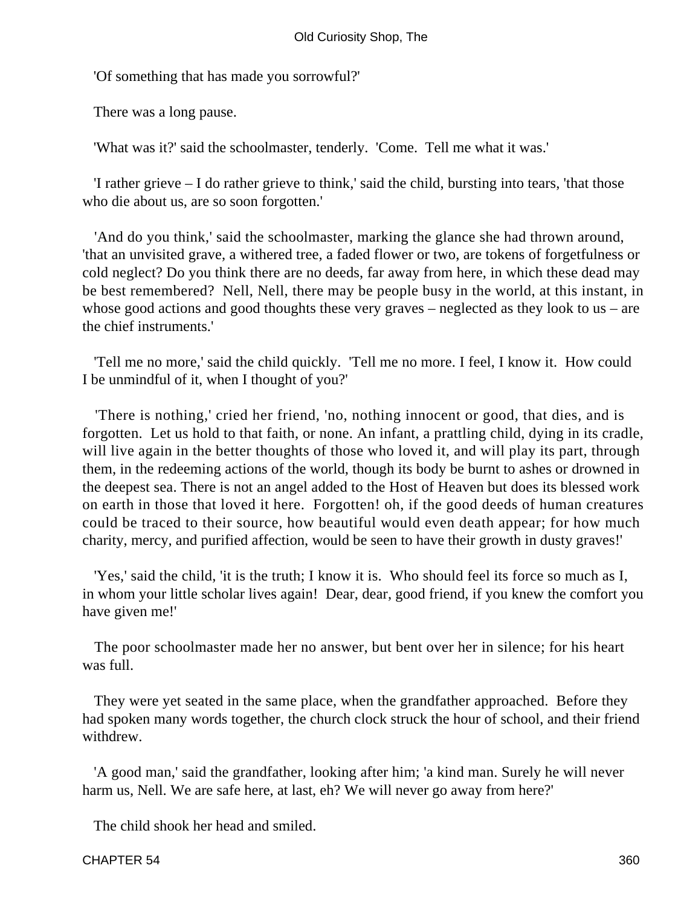'Of something that has made you sorrowful?'

There was a long pause.

'What was it?' said the schoolmaster, tenderly. 'Come. Tell me what it was.'

'I rather grieve – I do rather grieve to think,' said the child, bursting into tears, 'that those who die about us, are so soon forgotten.'

'And do you think,' said the schoolmaster, marking the glance she had thrown around, 'that an unvisited grave, a withered tree, a faded flower or two, are tokens of forgetfulness or cold neglect? Do you think there are no deeds, far away from here, in which these dead may be best remembered? Nell, Nell, there may be people busy in the world, at this instant, in whose good actions and good thoughts these very graves – neglected as they look to us – are the chief instruments.'

'Tell me no more,' said the child quickly. 'Tell me no more. I feel, I know it. How could I be unmindful of it, when I thought of you?'

'There is nothing,' cried her friend, 'no, nothing innocent or good, that dies, and is forgotten. Let us hold to that faith, or none. An infant, a prattling child, dying in its cradle, will live again in the better thoughts of those who loved it, and will play its part, through them, in the redeeming actions of the world, though its body be burnt to ashes or drowned in the deepest sea. There is not an angel added to the Host of Heaven but does its blessed work on earth in those that loved it here. Forgotten! oh, if the good deeds of human creatures could be traced to their source, how beautiful would even death appear; for how much charity, mercy, and purified affection, would be seen to have their growth in dusty graves!'

'Yes,' said the child, 'it is the truth; I know it is. Who should feel its force so much as I, in whom your little scholar lives again! Dear, dear, good friend, if you knew the comfort you have given me!'

The poor schoolmaster made her no answer, but bent over her in silence; for his heart was full.

They were yet seated in the same place, when the grandfather approached. Before they had spoken many words together, the church clock struck the hour of school, and their friend withdrew.

'A good man,' said the grandfather, looking after him; 'a kind man. Surely he will never harm us, Nell. We are safe here, at last, eh? We will never go away from here?'

The child shook her head and smiled.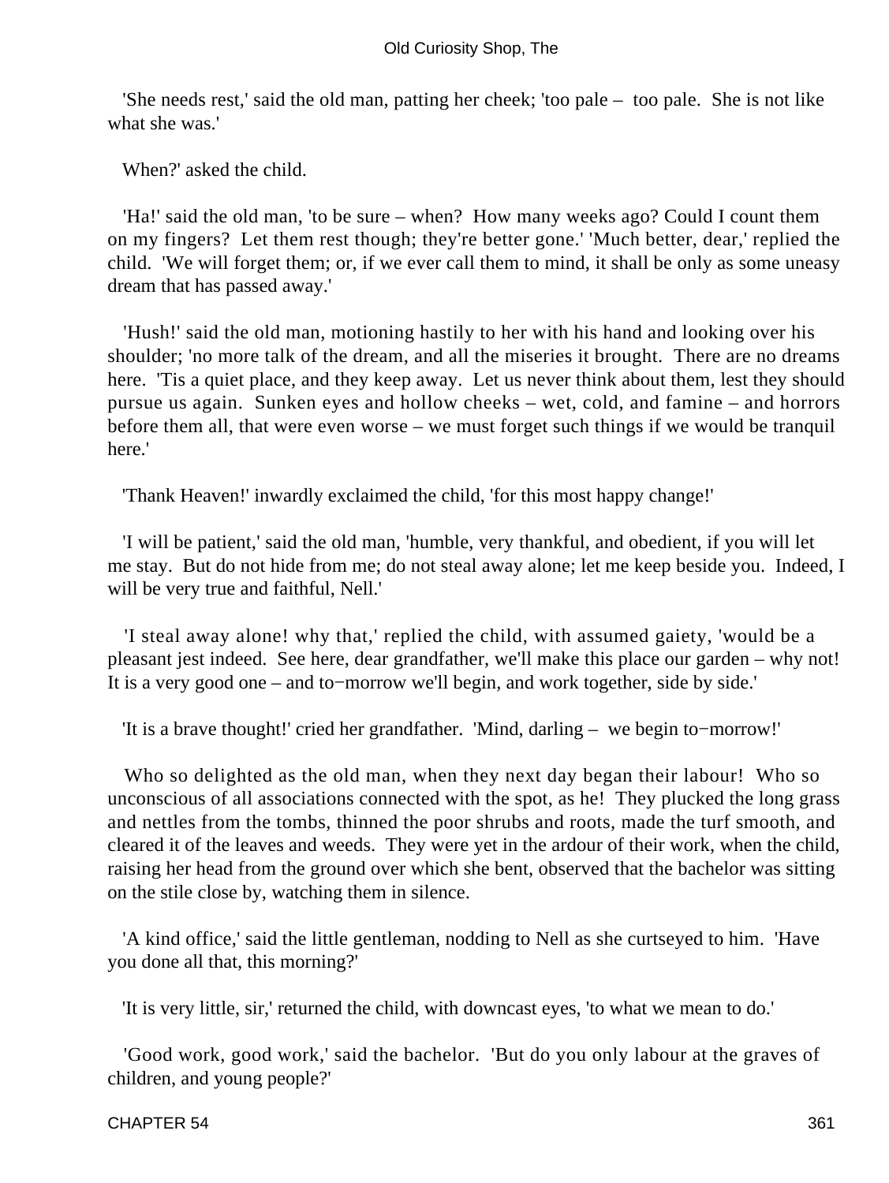'She needs rest,' said the old man, patting her cheek; 'too pale – too pale. She is not like what she was.'

When?' asked the child.

'Ha!' said the old man, 'to be sure – when? How many weeks ago? Could I count them on my fingers? Let them rest though; they're better gone.' 'Much better, dear,' replied the child. 'We will forget them; or, if we ever call them to mind, it shall be only as some uneasy dream that has passed away.'

'Hush!' said the old man, motioning hastily to her with his hand and looking over his shoulder; 'no more talk of the dream, and all the miseries it brought. There are no dreams here. 'Tis a quiet place, and they keep away. Let us never think about them, lest they should pursue us again. Sunken eyes and hollow cheeks – wet, cold, and famine – and horrors before them all, that were even worse – we must forget such things if we would be tranquil here.'

'Thank Heaven!' inwardly exclaimed the child, 'for this most happy change!'

'I will be patient,' said the old man, 'humble, very thankful, and obedient, if you will let me stay. But do not hide from me; do not steal away alone; let me keep beside you. Indeed, I will be very true and faithful, Nell.'

'I steal away alone! why that,' replied the child, with assumed gaiety, 'would be a pleasant jest indeed. See here, dear grandfather, we'll make this place our garden – why not! It is a very good one – and to−morrow we'll begin, and work together, side by side.'

'It is a brave thought!' cried her grandfather. 'Mind, darling – we begin to−morrow!'

Who so delighted as the old man, when they next day began their labour! Who so unconscious of all associations connected with the spot, as he! They plucked the long grass and nettles from the tombs, thinned the poor shrubs and roots, made the turf smooth, and cleared it of the leaves and weeds. They were yet in the ardour of their work, when the child, raising her head from the ground over which she bent, observed that the bachelor was sitting on the stile close by, watching them in silence.

'A kind office,' said the little gentleman, nodding to Nell as she curtseyed to him. 'Have you done all that, this morning?'

'It is very little, sir,' returned the child, with downcast eyes, 'to what we mean to do.'

'Good work, good work,' said the bachelor. 'But do you only labour at the graves of children, and young people?'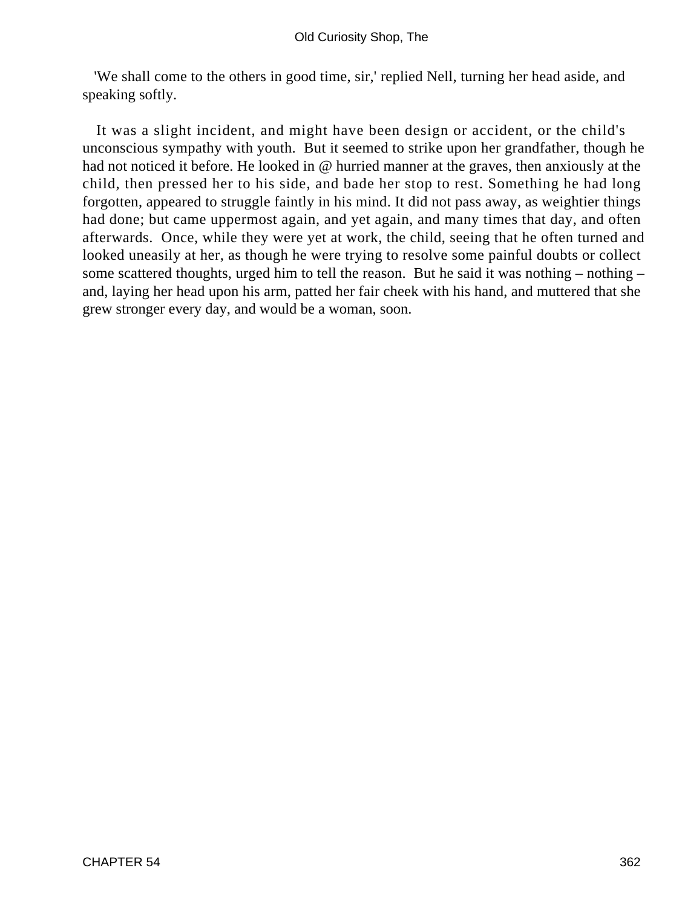'We shall come to the others in good time, sir,' replied Nell, turning her head aside, and speaking softly.

It was a slight incident, and might have been design or accident, or the child's unconscious sympathy with youth. But it seemed to strike upon her grandfather, though he had not noticed it before. He looked in @ hurried manner at the graves, then anxiously at the child, then pressed her to his side, and bade her stop to rest. Something he had long forgotten, appeared to struggle faintly in his mind. It did not pass away, as weightier things had done; but came uppermost again, and yet again, and many times that day, and often afterwards. Once, while they were yet at work, the child, seeing that he often turned and looked uneasily at her, as though he were trying to resolve some painful doubts or collect some scattered thoughts, urged him to tell the reason. But he said it was nothing – nothing – and, laying her head upon his arm, patted her fair cheek with his hand, and muttered that she grew stronger every day, and would be a woman, soon.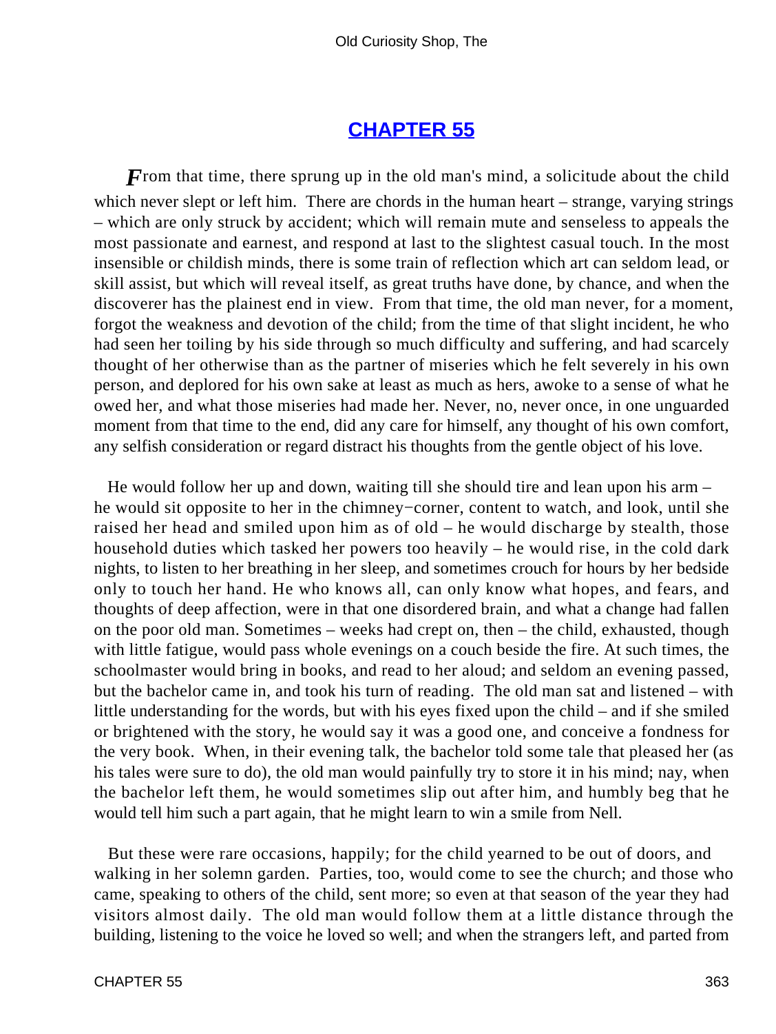## CHAPTER 55

*F*rom that time, there sprung up in the old man's mind, a solicitude about the child which never slept or left him. There are chords in the human heart – strange, varying strings – which are only struck by accident; which will remain mute and senseless to appeals the most passionate and earnest, and respond at last to the slightest casual touch. In the most insensible or childish minds, there is some train of reflection which art can seldom lead, or skill assist, but which will reveal itself, as great truths have done, by chance, and when the discoverer has the plainest end in view. From that time, the old man never, for a moment, forgot the weakness and devotion of the child; from the time of that slight incident, he who had seen her toiling by his side through so much difficulty and suffering, and had scarcely thought of her otherwise than as the partner of miseries which he felt severely in his own person, and deplored for his own sake at least as much as hers, awoke to a sense of what he owed her, and what those miseries had made her. Never, no, never once, in one unguarded moment from that time to the end, did any care for himself, any thought of his own comfort, any selfish consideration or regard distract his thoughts from the gentle object of his love.

He would follow her up and down, waiting till she should tire and lean upon his arm – he would sit opposite to her in the chimney−corner, content to watch, and look, until she raised her head and smiled upon him as of old – he would discharge by stealth, those household duties which tasked her powers too heavily – he would rise, in the cold dark nights, to listen to her breathing in her sleep, and sometimes crouch for hours by her bedside only to touch her hand. He who knows all, can only know what hopes, and fears, and thoughts of deep affection, were in that one disordered brain, and what a change had fallen on the poor old man. Sometimes – weeks had crept on, then – the child, exhausted, though with little fatigue, would pass whole evenings on a couch beside the fire. At such times, the schoolmaster would bring in books, and read to her aloud; and seldom an evening passed, but the bachelor came in, and took his turn of reading. The old man sat and listened – with little understanding for the words, but with his eyes fixed upon the child – and if she smiled or brightened with the story, he would say it was a good one, and conceive a fondness for the very book. When, in their evening talk, the bachelor told some tale that pleased her (as his tales were sure to do), the old man would painfully try to store it in his mind; nay, when the bachelor left them, he would sometimes slip out after him, and humbly beg that he would tell him such a part again, that he might learn to win a smile from Nell.

But these were rare occasions, happily; for the child yearned to be out of doors, and walking in her solemn garden. Parties, too, would come to see the church; and those who came, speaking to others of the child, sent more; so even at that season of the year they had visitors almost daily. The old man would follow them at a little distance through the building, listening to the voice he loved so well; and when the strangers left, and parted from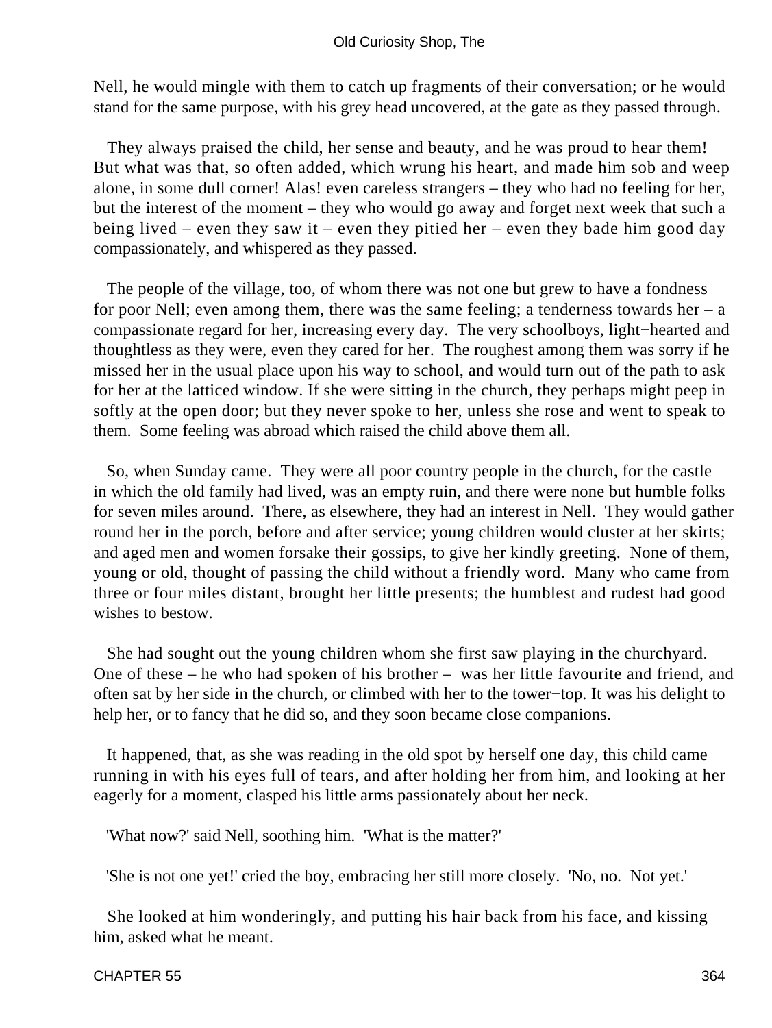Nell, he would mingle with them to catch up fragments of their conversation; or he would stand for the same purpose, with his grey head uncovered, at the gate as they passed through.

They always praised the child, her sense and beauty, and he was proud to hear them! But what was that, so often added, which wrung his heart, and made him sob and weep alone, in some dull corner! Alas! even careless strangers – they who had no feeling for her, but the interest of the moment – they who would go away and forget next week that such a being lived – even they saw it – even they pitied her – even they bade him good day compassionately, and whispered as they passed.

The people of the village, too, of whom there was not one but grew to have a fondness for poor Nell; even among them, there was the same feeling; a tenderness towards her – a compassionate regard for her, increasing every day. The very schoolboys, light−hearted and thoughtless as they were, even they cared for her. The roughest among them was sorry if he missed her in the usual place upon his way to school, and would turn out of the path to ask for her at the latticed window. If she were sitting in the church, they perhaps might peep in softly at the open door; but they never spoke to her, unless she rose and went to speak to them. Some feeling was abroad which raised the child above them all.

So, when Sunday came. They were all poor country people in the church, for the castle in which the old family had lived, was an empty ruin, and there were none but humble folks for seven miles around. There, as elsewhere, they had an interest in Nell. They would gather round her in the porch, before and after service; young children would cluster at her skirts; and aged men and women forsake their gossips, to give her kindly greeting. None of them, young or old, thought of passing the child without a friendly word. Many who came from three or four miles distant, brought her little presents; the humblest and rudest had good wishes to bestow.

She had sought out the young children whom she first saw playing in the churchyard. One of these – he who had spoken of his brother – was her little favourite and friend, and often sat by her side in the church, or climbed with her to the tower−top. It was his delight to help her, or to fancy that he did so, and they soon became close companions.

It happened, that, as she was reading in the old spot by herself one day, this child came running in with his eyes full of tears, and after holding her from him, and looking at her eagerly for a moment, clasped his little arms passionately about her neck.

'What now?' said Nell, soothing him. 'What is the matter?'

'She is not one yet!' cried the boy, embracing her still more closely. 'No, no. Not yet.'

She looked at him wonderingly, and putting his hair back from his face, and kissing him, asked what he meant.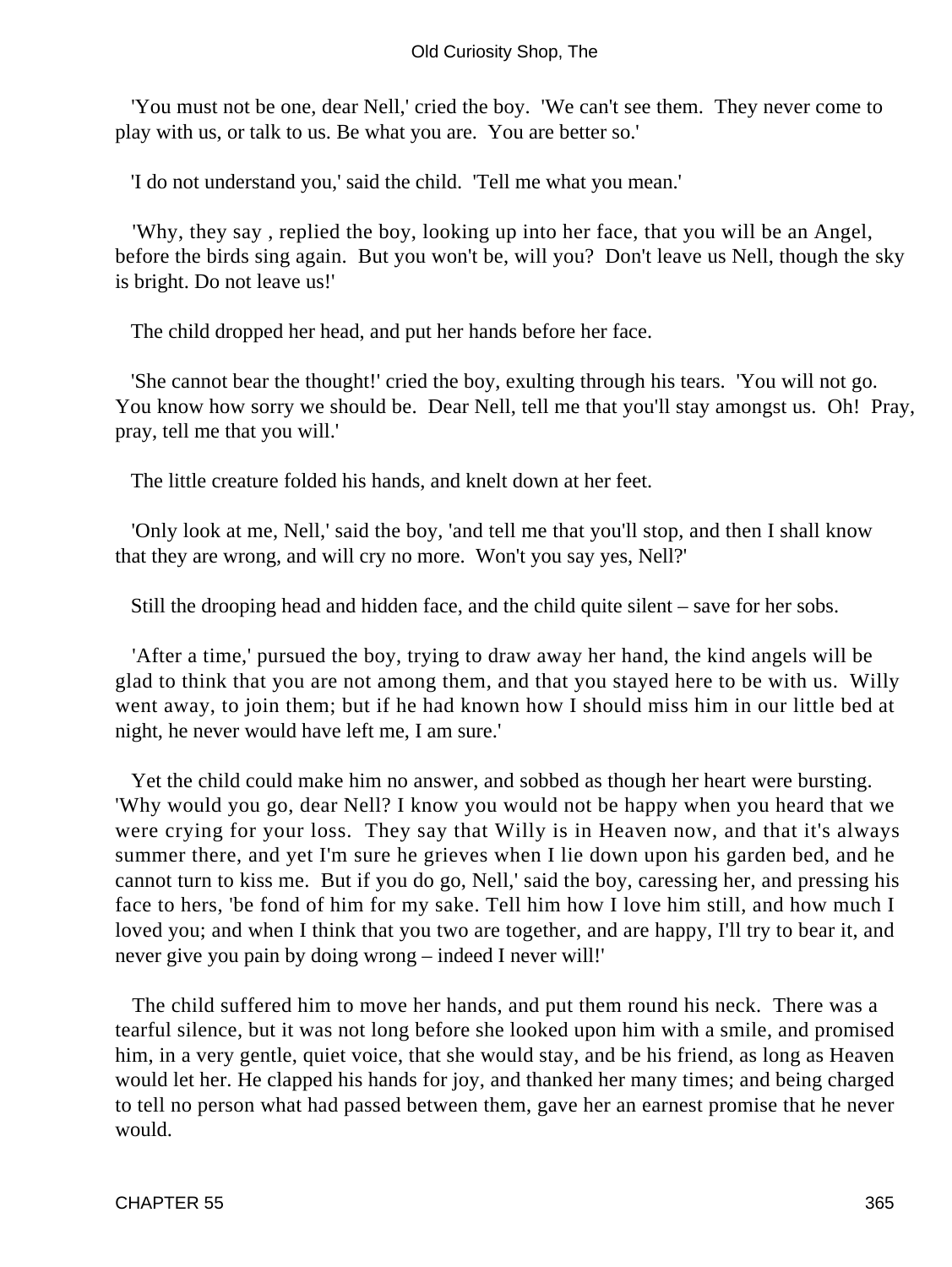'You must not be one, dear Nell,' cried the boy. 'We can't see them. They never come to play with us, or talk to us. Be what you are. You are better so.'

'I do not understand you,' said the child. 'Tell me what you mean.'

'Why, they say , replied the boy, looking up into her face, that you will be an Angel, before the birds sing again. But you won't be, will you? Don't leave us Nell, though the sky is bright. Do not leave us!'

The child dropped her head, and put her hands before her face.

'She cannot bear the thought!' cried the boy, exulting through his tears. 'You will not go. You know how sorry we should be. Dear Nell, tell me that you'll stay amongst us. Oh! Pray, pray, tell me that you will.'

The little creature folded his hands, and knelt down at her feet.

'Only look at me, Nell,' said the boy, 'and tell me that you'll stop, and then I shall know that they are wrong, and will cry no more. Won't you say yes, Nell?'

Still the drooping head and hidden face, and the child quite silent – save for her sobs.

'After a time,' pursued the boy, trying to draw away her hand, the kind angels will be glad to think that you are not among them, and that you stayed here to be with us. Willy went away, to join them; but if he had known how I should miss him in our little bed at night, he never would have left me, I am sure.'

Yet the child could make him no answer, and sobbed as though her heart were bursting. 'Why would you go, dear Nell? I know you would not be happy when you heard that we were crying for your loss. They say that Willy is in Heaven now, and that it's always summer there, and yet I'm sure he grieves when I lie down upon his garden bed, and he cannot turn to kiss me. But if you do go, Nell,' said the boy, caressing her, and pressing his face to hers, 'be fond of him for my sake. Tell him how I love him still, and how much I loved you; and when I think that you two are together, and are happy, I'll try to bear it, and never give you pain by doing wrong – indeed I never will!'

The child suffered him to move her hands, and put them round his neck. There was a tearful silence, but it was not long before she looked upon him with a smile, and promised him, in a very gentle, quiet voice, that she would stay, and be his friend, as long as Heaven would let her. He clapped his hands for joy, and thanked her many times; and being charged to tell no person what had passed between them, gave her an earnest promise that he never would.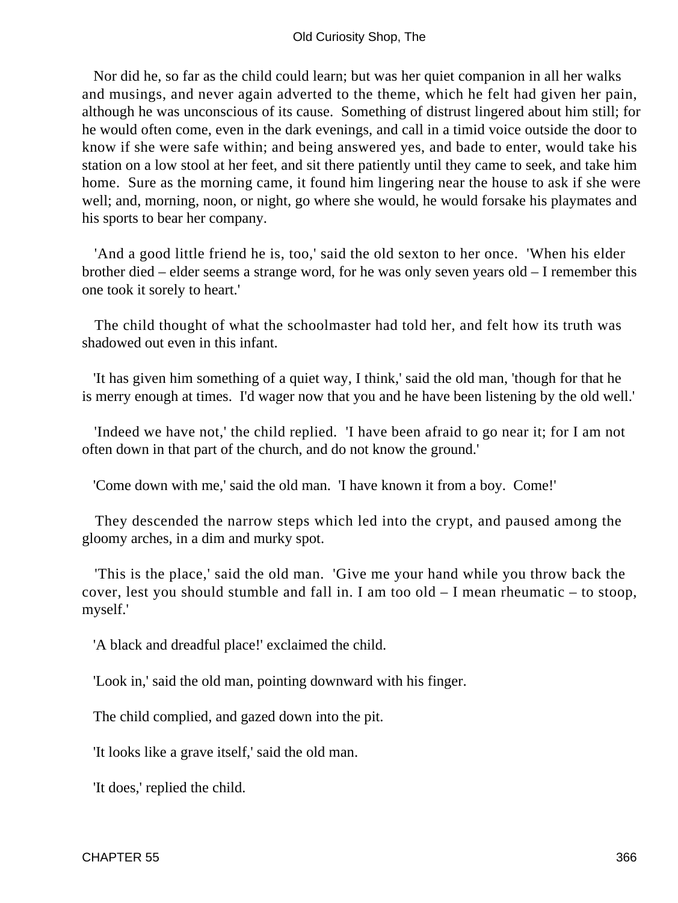Nor did he, so far as the child could learn; but was her quiet companion in all her walks and musings, and never again adverted to the theme, which he felt had given her pain, although he was unconscious of its cause. Something of distrust lingered about him still; for he would often come, even in the dark evenings, and call in a timid voice outside the door to know if she were safe within; and being answered yes, and bade to enter, would take his station on a low stool at her feet, and sit there patiently until they came to seek, and take him home. Sure as the morning came, it found him lingering near the house to ask if she were well; and, morning, noon, or night, go where she would, he would forsake his playmates and his sports to bear her company.

'And a good little friend he is, too,' said the old sexton to her once. 'When his elder brother died – elder seems a strange word, for he was only seven years old – I remember this one took it sorely to heart.'

The child thought of what the schoolmaster had told her, and felt how its truth was shadowed out even in this infant.

'It has given him something of a quiet way, I think,' said the old man, 'though for that he is merry enough at times. I'd wager now that you and he have been listening by the old well.'

'Indeed we have not,' the child replied. 'I have been afraid to go near it; for I am not often down in that part of the church, and do not know the ground.'

'Come down with me,' said the old man. 'I have known it from a boy. Come!'

They descended the narrow steps which led into the crypt, and paused among the gloomy arches, in a dim and murky spot.

'This is the place,' said the old man. 'Give me your hand while you throw back the cover, lest you should stumble and fall in. I am too old – I mean rheumatic – to stoop, myself.'

'A black and dreadful place!' exclaimed the child.

'Look in,' said the old man, pointing downward with his finger.

The child complied, and gazed down into the pit.

'It looks like a grave itself,' said the old man.

'It does,' replied the child.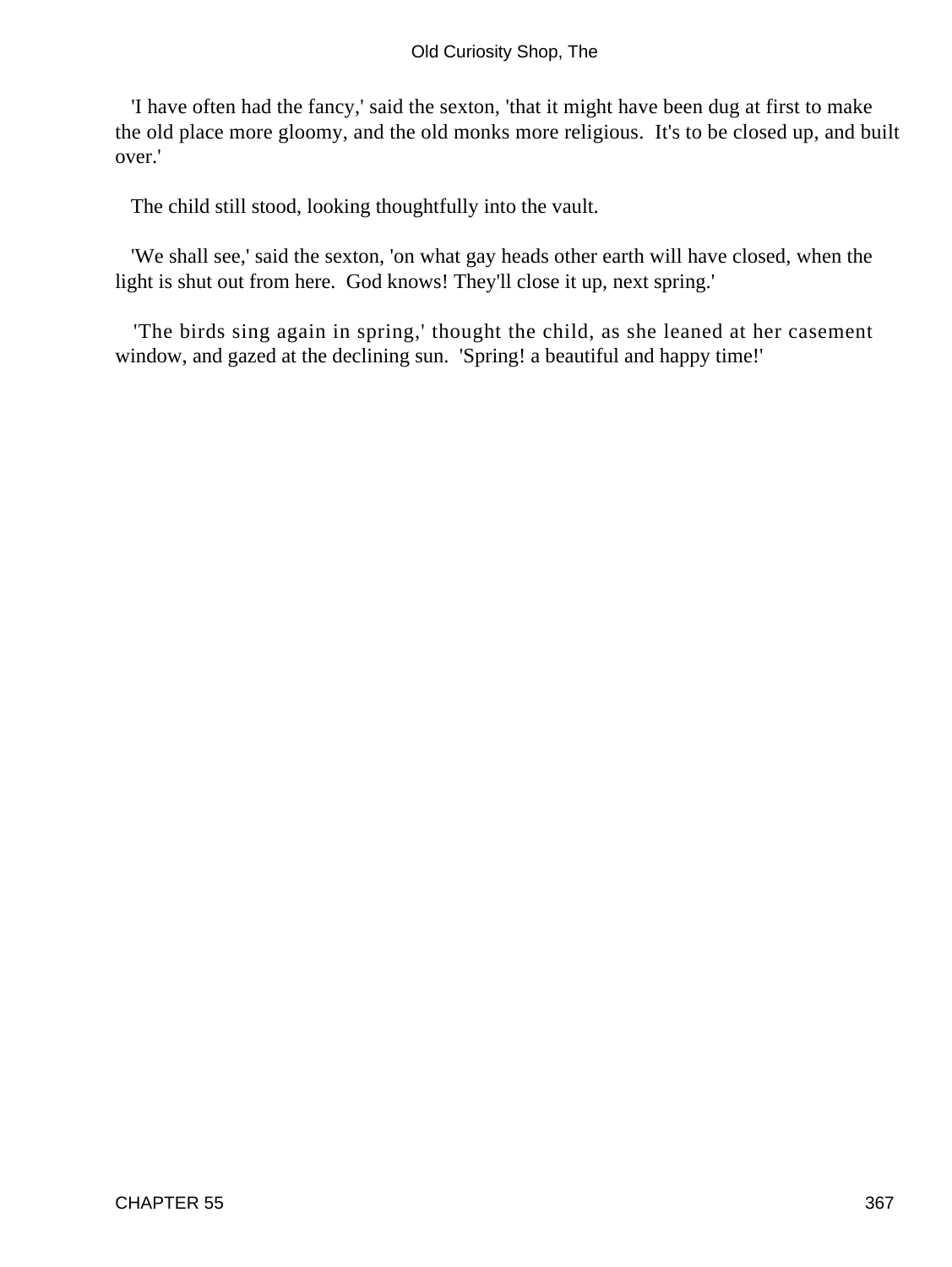'I have often had the fancy,' said the sexton, 'that it might have been dug at first to make the old place more gloomy, and the old monks more religious. It's to be closed up, and built over.'

The child still stood, looking thoughtfully into the vault.

'We shall see,' said the sexton, 'on what gay heads other earth will have closed, when the light is shut out from here. God knows! They'll close it up, next spring.'

'The birds sing again in spring,' thought the child, as she leaned at her casement window, and gazed at the declining sun. 'Spring! a beautiful and happy time!'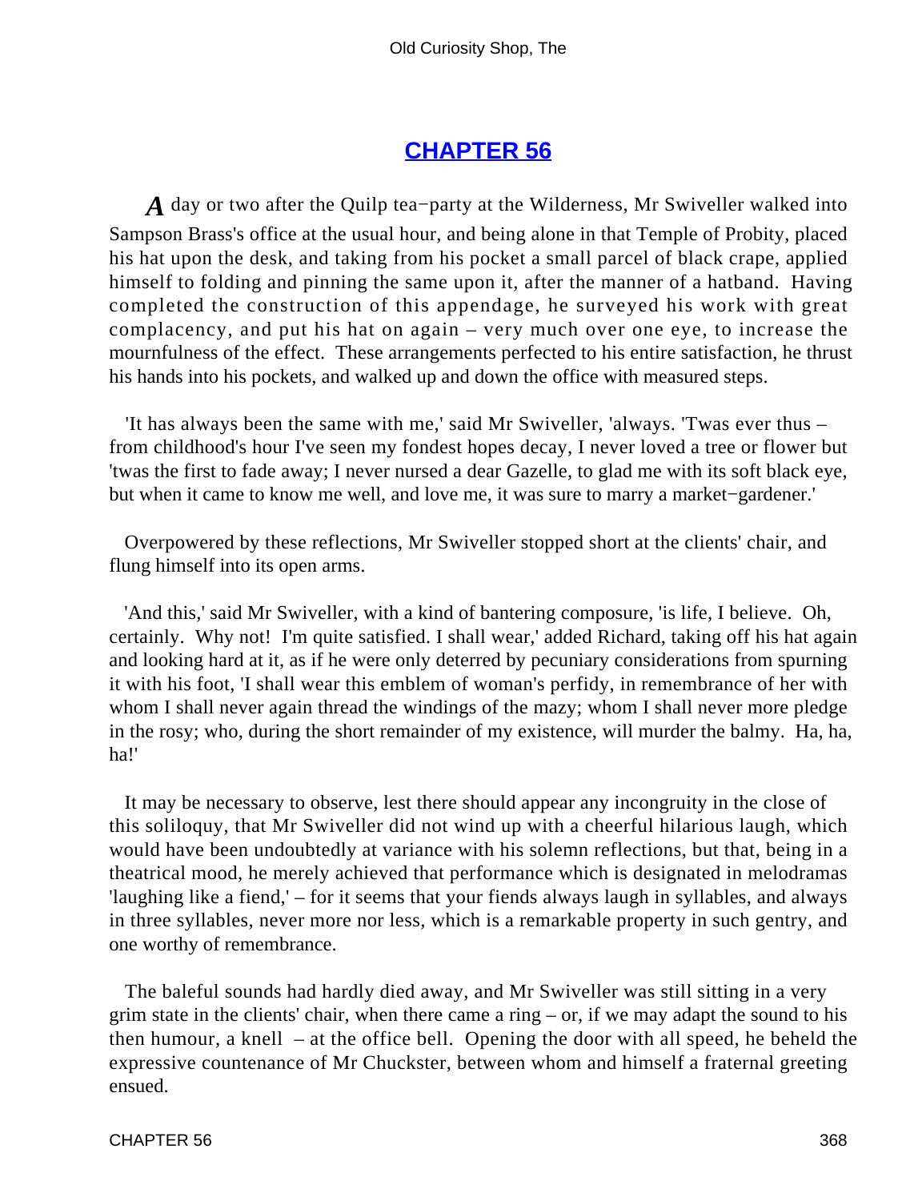# CHAPTER 56

*A* day or two after the Quilp tea−party at the Wilderness, Mr Swiveller walked into Sampson Brass's office at the usual hour, and being alone in that Temple of Probity, placed his hat upon the desk, and taking from his pocket a small parcel of black crape, applied himself to folding and pinning the same upon it, after the manner of a hatband. Having completed the construction of this appendage, he surveyed his work with great complacency, and put his hat on again – very much over one eye, to increase the mournfulness of the effect. These arrangements perfected to his entire satisfaction, he thrust his hands into his pockets, and walked up and down the office with measured steps.

'It has always been the same with me,' said Mr Swiveller, 'always. 'Twas ever thus – from childhood's hour I've seen my fondest hopes decay, I never loved a tree or flower but 'twas the first to fade away; I never nursed a dear Gazelle, to glad me with its soft black eye, but when it came to know me well, and love me, it was sure to marry a market−gardener.'

Overpowered by these reflections, Mr Swiveller stopped short at the clients' chair, and flung himself into its open arms.

'And this,' said Mr Swiveller, with a kind of bantering composure, 'is life, I believe. Oh, certainly. Why not! I'm quite satisfied. I shall wear,' added Richard, taking off his hat again and looking hard at it, as if he were only deterred by pecuniary considerations from spurning it with his foot, 'I shall wear this emblem of woman's perfidy, in remembrance of her with whom I shall never again thread the windings of the mazy; whom I shall never more pledge in the rosy; who, during the short remainder of my existence, will murder the balmy. Ha, ha, ha!'

It may be necessary to observe, lest there should appear any incongruity in the close of this soliloquy, that Mr Swiveller did not wind up with a cheerful hilarious laugh, which would have been undoubtedly at variance with his solemn reflections, but that, being in a theatrical mood, he merely achieved that performance which is designated in melodramas 'laughing like a fiend,' – for it seems that your fiends always laugh in syllables, and always in three syllables, never more nor less, which is a remarkable property in such gentry, and one worthy of remembrance.

The baleful sounds had hardly died away, and Mr Swiveller was still sitting in a very grim state in the clients' chair, when there came a ring – or, if we may adapt the sound to his then humour, a knell – at the office bell. Opening the door with all speed, he beheld the expressive countenance of Mr Chuckster, between whom and himself a fraternal greeting ensued.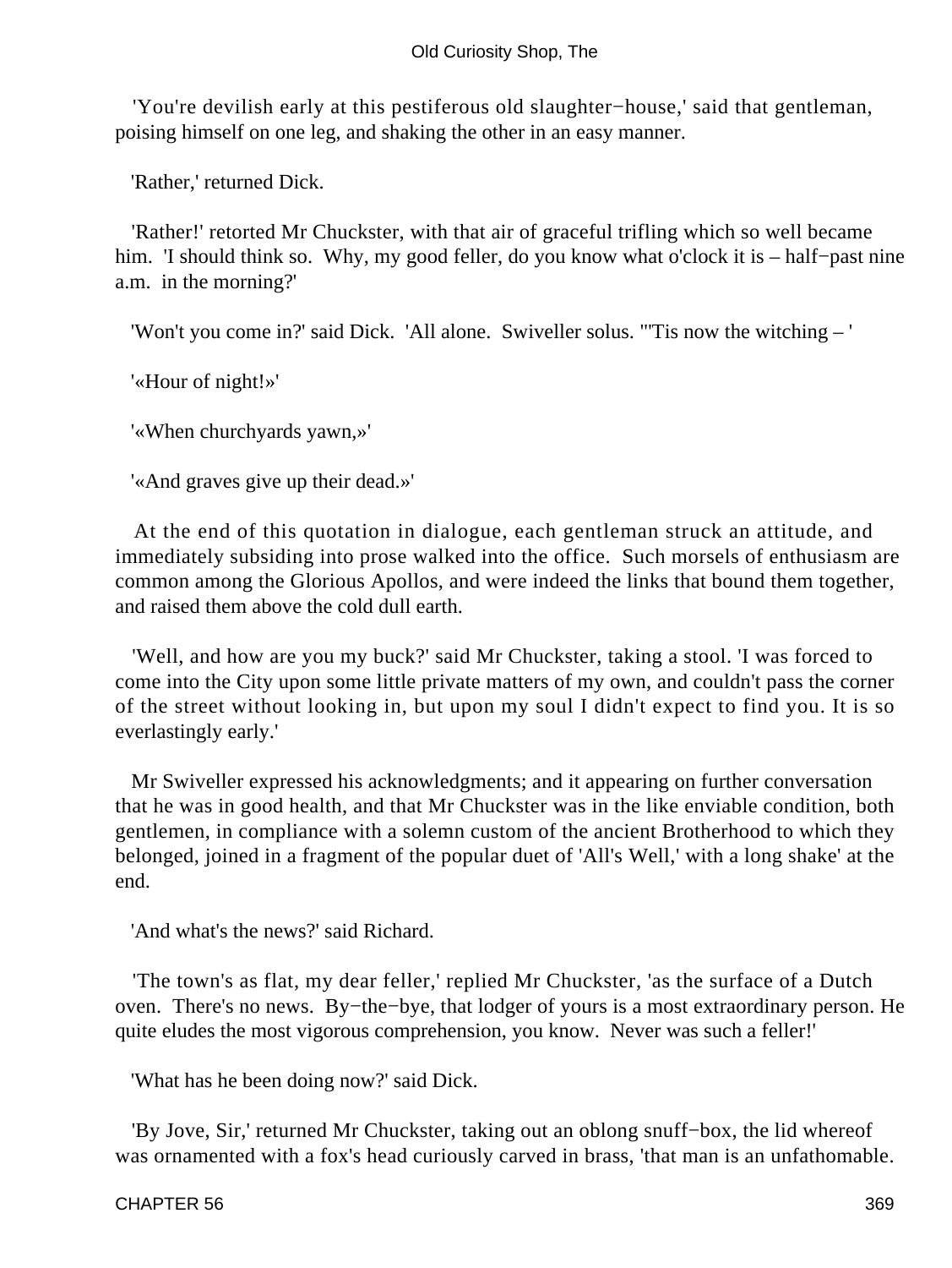'You're devilish early at this pestiferous old slaughter−house,' said that gentleman, poising himself on one leg, and shaking the other in an easy manner.

'Rather,' returned Dick.

'Rather!' retorted Mr Chuckster, with that air of graceful trifling which so well became him. 'I should think so. Why, my good feller, do you know what o'clock it is – half−past nine a.m. in the morning?'

'Won't you come in?' said Dick. 'All alone. Swiveller solus. "'Tis now the witching – '

'«Hour of night!»'

'«When churchyards yawn,»'

'«And graves give up their dead.»'

At the end of this quotation in dialogue, each gentleman struck an attitude, and immediately subsiding into prose walked into the office. Such morsels of enthusiasm are common among the Glorious Apollos, and were indeed the links that bound them together, and raised them above the cold dull earth.

'Well, and how are you my buck?' said Mr Chuckster, taking a stool. 'I was forced to come into the City upon some little private matters of my own, and couldn't pass the corner of the street without looking in, but upon my soul I didn't expect to find you. It is so everlastingly early.'

Mr Swiveller expressed his acknowledgments; and it appearing on further conversation that he was in good health, and that Mr Chuckster was in the like enviable condition, both gentlemen, in compliance with a solemn custom of the ancient Brotherhood to which they belonged, joined in a fragment of the popular duet of 'All's Well,' with a long shake' at the end.

'And what's the news?' said Richard.

'The town's as flat, my dear feller,' replied Mr Chuckster, 'as the surface of a Dutch oven. There's no news. By−the−bye, that lodger of yours is a most extraordinary person. He quite eludes the most vigorous comprehension, you know. Never was such a feller!'

'What has he been doing now?' said Dick.

'By Jove, Sir,' returned Mr Chuckster, taking out an oblong snuff−box, the lid whereof was ornamented with a fox's head curiously carved in brass, 'that man is an unfathomable.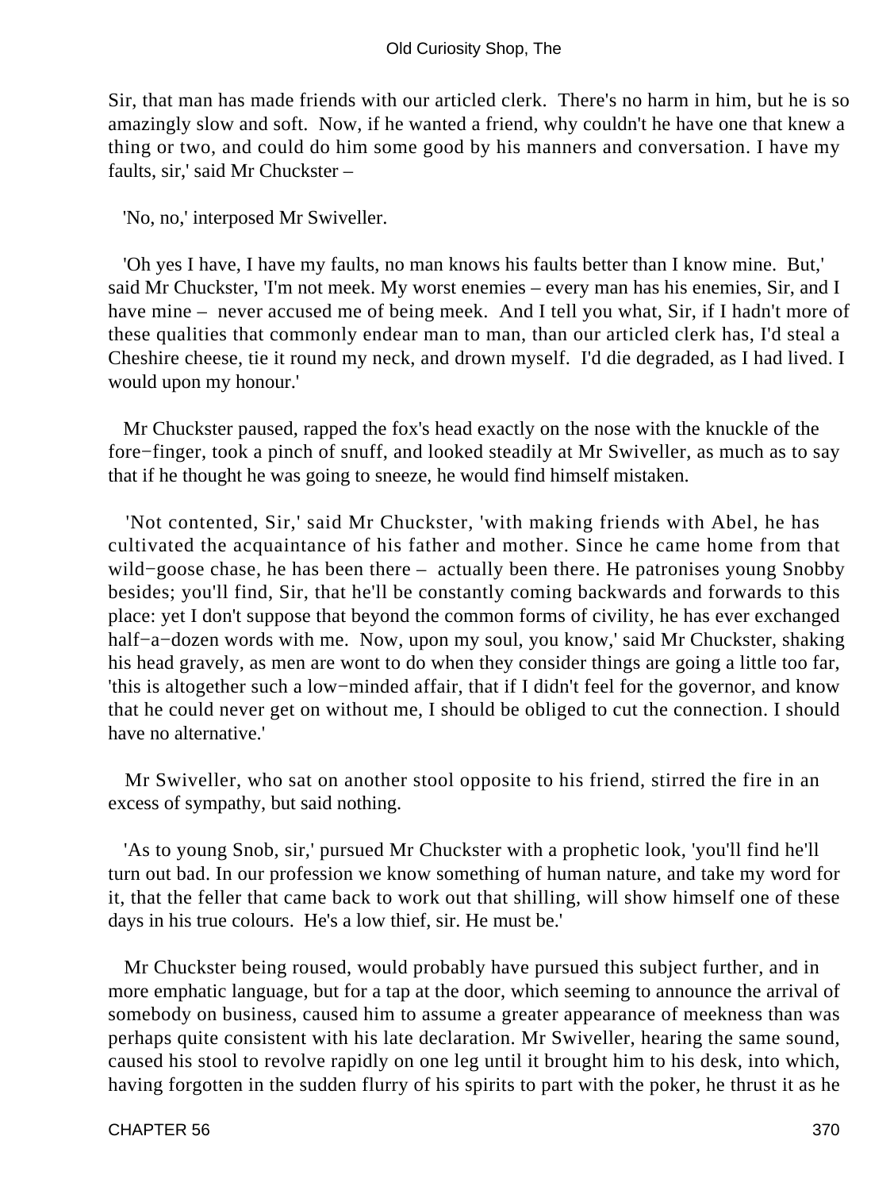Sir, that man has made friends with our articled clerk. There's no harm in him, but he is so amazingly slow and soft. Now, if he wanted a friend, why couldn't he have one that knew a thing or two, and could do him some good by his manners and conversation. I have my faults, sir,' said Mr Chuckster –

'No, no,' interposed Mr Swiveller.

'Oh yes I have, I have my faults, no man knows his faults better than I know mine. But,' said Mr Chuckster, 'I'm not meek. My worst enemies – every man has his enemies, Sir, and I have mine – never accused me of being meek. And I tell you what, Sir, if I hadn't more of these qualities that commonly endear man to man, than our articled clerk has, I'd steal a Cheshire cheese, tie it round my neck, and drown myself. I'd die degraded, as I had lived. I would upon my honour.'

Mr Chuckster paused, rapped the fox's head exactly on the nose with the knuckle of the fore−finger, took a pinch of snuff, and looked steadily at Mr Swiveller, as much as to say that if he thought he was going to sneeze, he would find himself mistaken.

'Not contented, Sir,' said Mr Chuckster, 'with making friends with Abel, he has cultivated the acquaintance of his father and mother. Since he came home from that wild−goose chase, he has been there – actually been there. He patronises young Snobby besides; you'll find, Sir, that he'll be constantly coming backwards and forwards to this place: yet I don't suppose that beyond the common forms of civility, he has ever exchanged half−a−dozen words with me. Now, upon my soul, you know,' said Mr Chuckster, shaking his head gravely, as men are wont to do when they consider things are going a little too far, 'this is altogether such a low−minded affair, that if I didn't feel for the governor, and know that he could never get on without me, I should be obliged to cut the connection. I should have no alternative.'

Mr Swiveller, who sat on another stool opposite to his friend, stirred the fire in an excess of sympathy, but said nothing.

'As to young Snob, sir,' pursued Mr Chuckster with a prophetic look, 'you'll find he'll turn out bad. In our profession we know something of human nature, and take my word for it, that the feller that came back to work out that shilling, will show himself one of these days in his true colours. He's a low thief, sir. He must be.'

Mr Chuckster being roused, would probably have pursued this subject further, and in more emphatic language, but for a tap at the door, which seeming to announce the arrival of somebody on business, caused him to assume a greater appearance of meekness than was perhaps quite consistent with his late declaration. Mr Swiveller, hearing the same sound, caused his stool to revolve rapidly on one leg until it brought him to his desk, into which, having forgotten in the sudden flurry of his spirits to part with the poker, he thrust it as he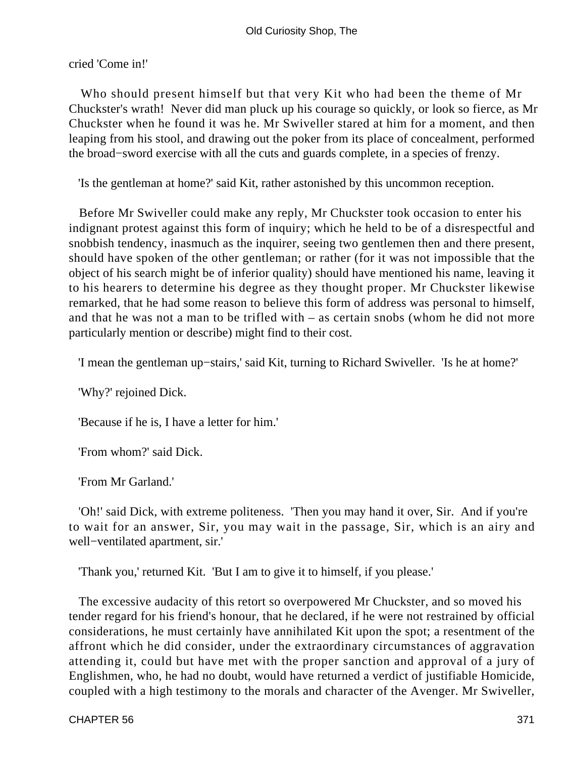cried 'Come in!'

Who should present himself but that very Kit who had been the theme of Mr Chuckster's wrath! Never did man pluck up his courage so quickly, or look so fierce, as Mr Chuckster when he found it was he. Mr Swiveller stared at him for a moment, and then leaping from his stool, and drawing out the poker from its place of concealment, performed the broad−sword exercise with all the cuts and guards complete, in a species of frenzy.

'Is the gentleman at home?' said Kit, rather astonished by this uncommon reception.

Before Mr Swiveller could make any reply, Mr Chuckster took occasion to enter his indignant protest against this form of inquiry; which he held to be of a disrespectful and snobbish tendency, inasmuch as the inquirer, seeing two gentlemen then and there present, should have spoken of the other gentleman; or rather (for it was not impossible that the object of his search might be of inferior quality) should have mentioned his name, leaving it to his hearers to determine his degree as they thought proper. Mr Chuckster likewise remarked, that he had some reason to believe this form of address was personal to himself, and that he was not a man to be trifled with – as certain snobs (whom he did not more particularly mention or describe) might find to their cost.

'I mean the gentleman up−stairs,' said Kit, turning to Richard Swiveller. 'Is he at home?'

'Why?' rejoined Dick.

'Because if he is, I have a letter for him.'

'From whom?' said Dick.

'From Mr Garland.'

'Oh!' said Dick, with extreme politeness. 'Then you may hand it over, Sir. And if you're to wait for an answer, Sir, you may wait in the passage, Sir, which is an airy and well−ventilated apartment, sir.'

'Thank you,' returned Kit. 'But I am to give it to himself, if you please.'

The excessive audacity of this retort so overpowered Mr Chuckster, and so moved his tender regard for his friend's honour, that he declared, if he were not restrained by official considerations, he must certainly have annihilated Kit upon the spot; a resentment of the affront which he did consider, under the extraordinary circumstances of aggravation attending it, could but have met with the proper sanction and approval of a jury of Englishmen, who, he had no doubt, would have returned a verdict of justifiable Homicide, coupled with a high testimony to the morals and character of the Avenger. Mr Swiveller,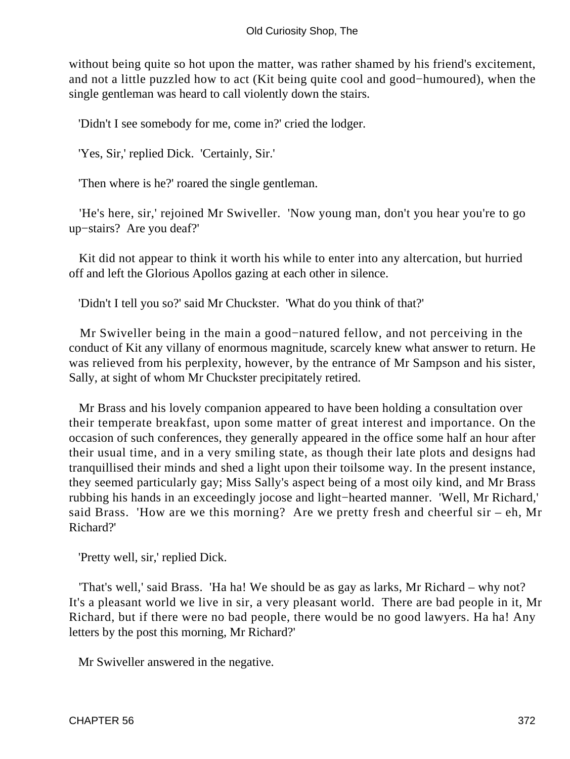without being quite so hot upon the matter, was rather shamed by his friend's excitement, and not a little puzzled how to act (Kit being quite cool and good−humoured), when the single gentleman was heard to call violently down the stairs.

'Didn't I see somebody for me, come in?' cried the lodger.

'Yes, Sir,' replied Dick. 'Certainly, Sir.'

'Then where is he?' roared the single gentleman.

'He's here, sir,' rejoined Mr Swiveller. 'Now young man, don't you hear you're to go up−stairs? Are you deaf?'

Kit did not appear to think it worth his while to enter into any altercation, but hurried off and left the Glorious Apollos gazing at each other in silence.

'Didn't I tell you so?' said Mr Chuckster. 'What do you think of that?'

Mr Swiveller being in the main a good−natured fellow, and not perceiving in the conduct of Kit any villany of enormous magnitude, scarcely knew what answer to return. He was relieved from his perplexity, however, by the entrance of Mr Sampson and his sister, Sally, at sight of whom Mr Chuckster precipitately retired.

Mr Brass and his lovely companion appeared to have been holding a consultation over their temperate breakfast, upon some matter of great interest and importance. On the occasion of such conferences, they generally appeared in the office some half an hour after their usual time, and in a very smiling state, as though their late plots and designs had tranquillised their minds and shed a light upon their toilsome way. In the present instance, they seemed particularly gay; Miss Sally's aspect being of a most oily kind, and Mr Brass rubbing his hands in an exceedingly jocose and light−hearted manner. 'Well, Mr Richard,' said Brass. 'How are we this morning? Are we pretty fresh and cheerful sir – eh, Mr Richard?'

'Pretty well, sir,' replied Dick.

'That's well,' said Brass. 'Ha ha! We should be as gay as larks, Mr Richard – why not? It's a pleasant world we live in sir, a very pleasant world. There are bad people in it, Mr Richard, but if there were no bad people, there would be no good lawyers. Ha ha! Any letters by the post this morning, Mr Richard?'

Mr Swiveller answered in the negative.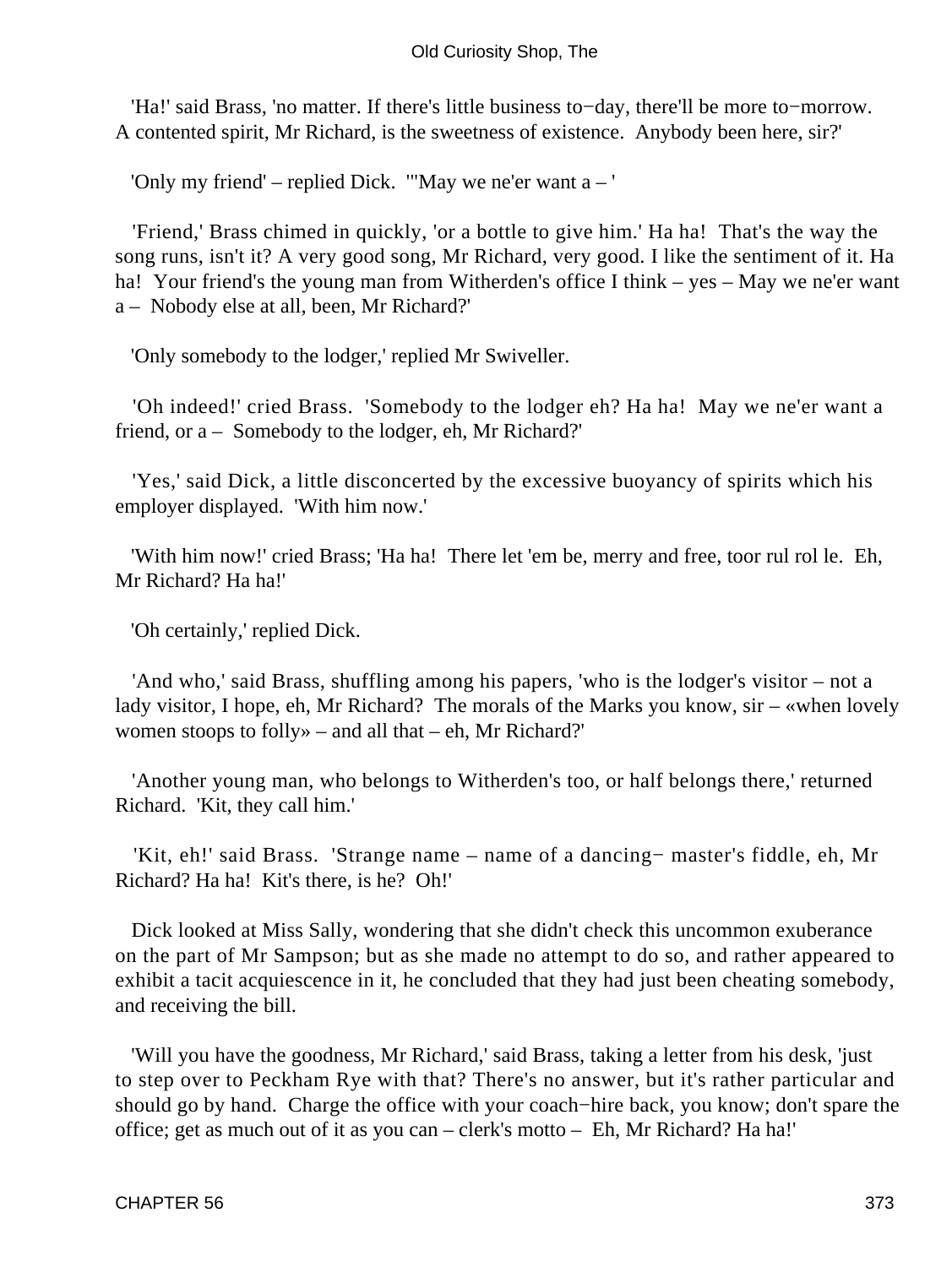'Ha!' said Brass, 'no matter. If there's little business to−day, there'll be more to−morrow. A contented spirit, Mr Richard, is the sweetness of existence. Anybody been here, sir?'

'Only my friend' – replied Dick. '"May we ne'er want a – '

'Friend,' Brass chimed in quickly, 'or a bottle to give him.' Ha ha! That's the way the song runs, isn't it? A very good song, Mr Richard, very good. I like the sentiment of it. Ha ha! Your friend's the young man from Witherden's office I think – yes – May we ne'er want a – Nobody else at all, been, Mr Richard?'

'Only somebody to the lodger,' replied Mr Swiveller.

'Oh indeed!' cried Brass. 'Somebody to the lodger eh? Ha ha! May we ne'er want a friend, or a – Somebody to the lodger, eh, Mr Richard?'

'Yes,' said Dick, a little disconcerted by the excessive buoyancy of spirits which his employer displayed. 'With him now.'

'With him now!' cried Brass; 'Ha ha! There let 'em be, merry and free, toor rul rol le. Eh, Mr Richard? Ha ha!'

'Oh certainly,' replied Dick.

'And who,' said Brass, shuffling among his papers, 'who is the lodger's visitor – not a lady visitor, I hope, eh, Mr Richard? The morals of the Marks you know, sir – «when lovely women stoops to folly» – and all that – eh, Mr Richard?'

'Another young man, who belongs to Witherden's too, or half belongs there,' returned Richard. 'Kit, they call him.'

'Kit, eh!' said Brass. 'Strange name – name of a dancing− master's fiddle, eh, Mr Richard? Ha ha! Kit's there, is he? Oh!'

Dick looked at Miss Sally, wondering that she didn't check this uncommon exuberance on the part of Mr Sampson; but as she made no attempt to do so, and rather appeared to exhibit a tacit acquiescence in it, he concluded that they had just been cheating somebody, and receiving the bill.

'Will you have the goodness, Mr Richard,' said Brass, taking a letter from his desk, 'just to step over to Peckham Rye with that? There's no answer, but it's rather particular and should go by hand. Charge the office with your coach−hire back, you know; don't spare the office; get as much out of it as you can – clerk's motto – Eh, Mr Richard? Ha ha!'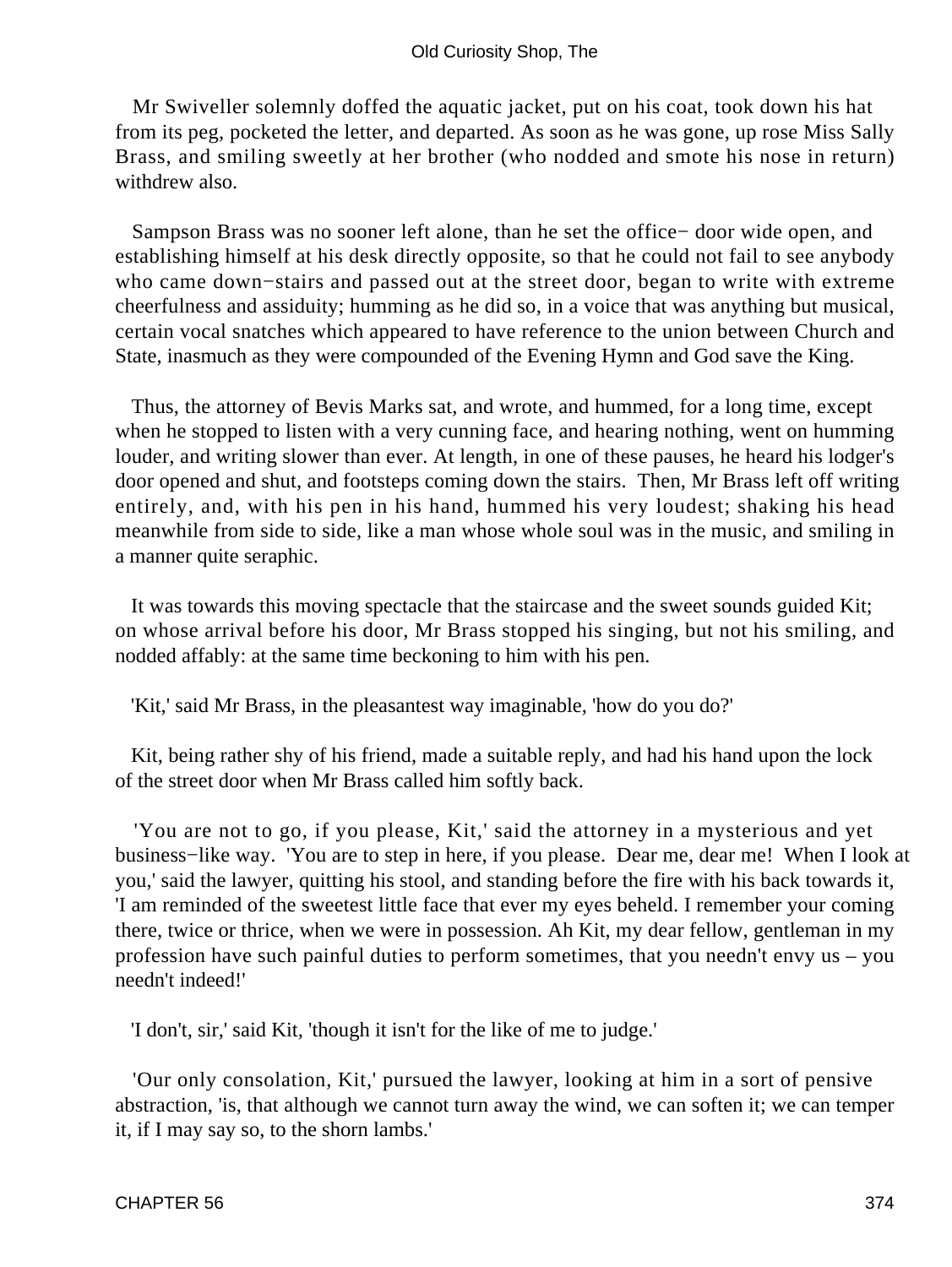Mr Swiveller solemnly doffed the aquatic jacket, put on his coat, took down his hat from its peg, pocketed the letter, and departed. As soon as he was gone, up rose Miss Sally Brass, and smiling sweetly at her brother (who nodded and smote his nose in return) withdrew also.

Sampson Brass was no sooner left alone, than he set the office− door wide open, and establishing himself at his desk directly opposite, so that he could not fail to see anybody who came down−stairs and passed out at the street door, began to write with extreme cheerfulness and assiduity; humming as he did so, in a voice that was anything but musical, certain vocal snatches which appeared to have reference to the union between Church and State, inasmuch as they were compounded of the Evening Hymn and God save the King.

Thus, the attorney of Bevis Marks sat, and wrote, and hummed, for a long time, except when he stopped to listen with a very cunning face, and hearing nothing, went on humming louder, and writing slower than ever. At length, in one of these pauses, he heard his lodger's door opened and shut, and footsteps coming down the stairs. Then, Mr Brass left off writing entirely, and, with his pen in his hand, hummed his very loudest; shaking his head meanwhile from side to side, like a man whose whole soul was in the music, and smiling in a manner quite seraphic.

It was towards this moving spectacle that the staircase and the sweet sounds guided Kit; on whose arrival before his door, Mr Brass stopped his singing, but not his smiling, and nodded affably: at the same time beckoning to him with his pen.

'Kit,' said Mr Brass, in the pleasantest way imaginable, 'how do you do?'

Kit, being rather shy of his friend, made a suitable reply, and had his hand upon the lock of the street door when Mr Brass called him softly back.

'You are not to go, if you please, Kit,' said the attorney in a mysterious and yet business−like way. 'You are to step in here, if you please. Dear me, dear me! When I look at you,' said the lawyer, quitting his stool, and standing before the fire with his back towards it, 'I am reminded of the sweetest little face that ever my eyes beheld. I remember your coming there, twice or thrice, when we were in possession. Ah Kit, my dear fellow, gentleman in my profession have such painful duties to perform sometimes, that you needn't envy us – you needn't indeed!'

'I don't, sir,' said Kit, 'though it isn't for the like of me to judge.'

'Our only consolation, Kit,' pursued the lawyer, looking at him in a sort of pensive abstraction, 'is, that although we cannot turn away the wind, we can soften it; we can temper it, if I may say so, to the shorn lambs.'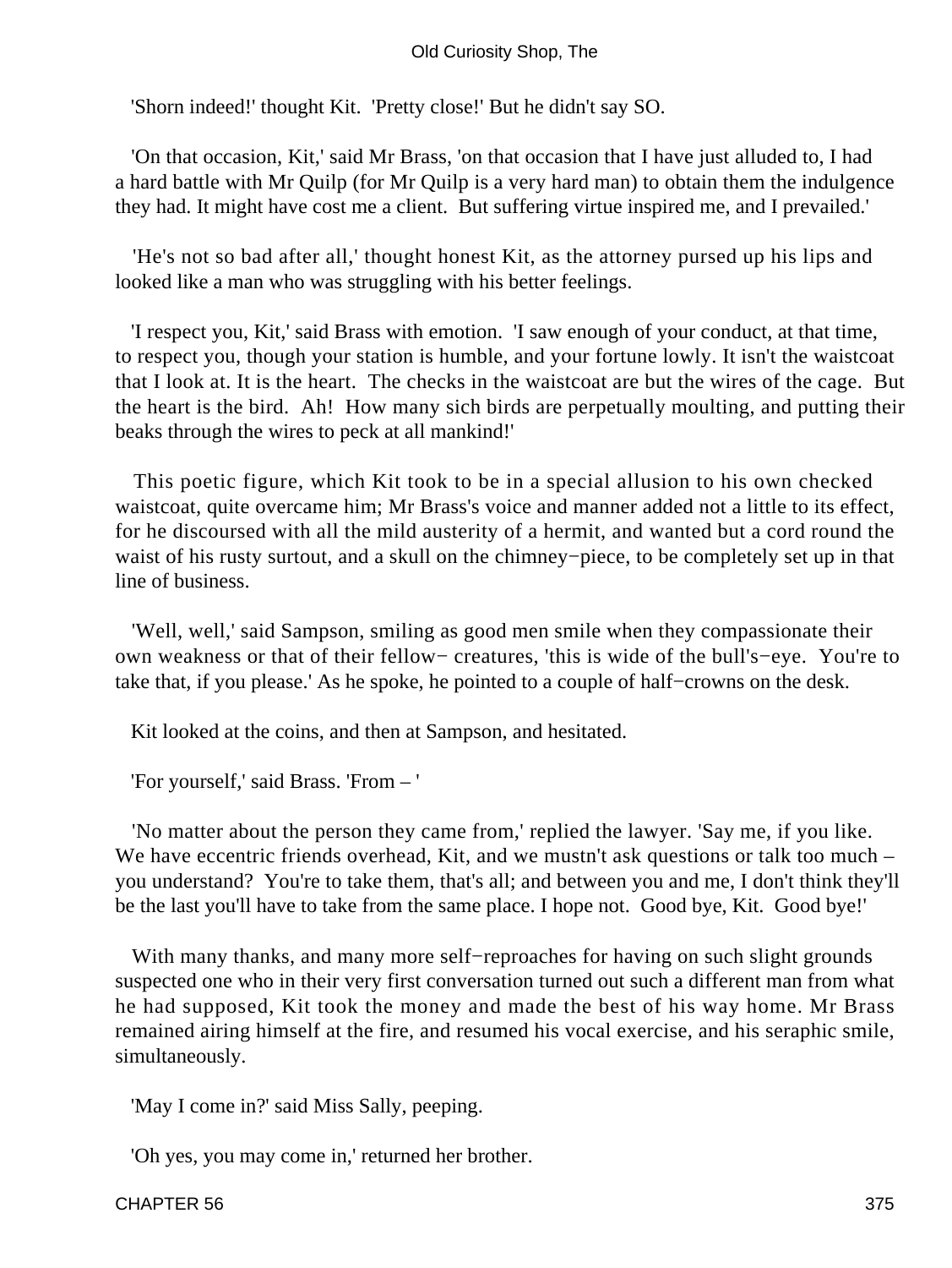'Shorn indeed!' thought Kit. 'Pretty close!' But he didn't say SO.

'On that occasion, Kit,' said Mr Brass, 'on that occasion that I have just alluded to, I had a hard battle with Mr Quilp (for Mr Quilp is a very hard man) to obtain them the indulgence they had. It might have cost me a client. But suffering virtue inspired me, and I prevailed.'

'He's not so bad after all,' thought honest Kit, as the attorney pursed up his lips and looked like a man who was struggling with his better feelings.

'I respect you, Kit,' said Brass with emotion. 'I saw enough of your conduct, at that time, to respect you, though your station is humble, and your fortune lowly. It isn't the waistcoat that I look at. It is the heart. The checks in the waistcoat are but the wires of the cage. But the heart is the bird. Ah! How many sich birds are perpetually moulting, and putting their beaks through the wires to peck at all mankind!'

This poetic figure, which Kit took to be in a special allusion to his own checked waistcoat, quite overcame him; Mr Brass's voice and manner added not a little to its effect, for he discoursed with all the mild austerity of a hermit, and wanted but a cord round the waist of his rusty surtout, and a skull on the chimney−piece, to be completely set up in that line of business.

'Well, well,' said Sampson, smiling as good men smile when they compassionate their own weakness or that of their fellow− creatures, 'this is wide of the bull's−eye. You're to take that, if you please.' As he spoke, he pointed to a couple of half−crowns on the desk.

Kit looked at the coins, and then at Sampson, and hesitated.

'For yourself,' said Brass. 'From – '

'No matter about the person they came from,' replied the lawyer. 'Say me, if you like. We have eccentric friends overhead, Kit, and we mustn't ask questions or talk too much – you understand? You're to take them, that's all; and between you and me, I don't think they'll be the last you'll have to take from the same place. I hope not. Good bye, Kit. Good bye!'

With many thanks, and many more self−reproaches for having on such slight grounds suspected one who in their very first conversation turned out such a different man from what he had supposed, Kit took the money and made the best of his way home. Mr Brass remained airing himself at the fire, and resumed his vocal exercise, and his seraphic smile, simultaneously.

'May I come in?' said Miss Sally, peeping.

'Oh yes, you may come in,' returned her brother.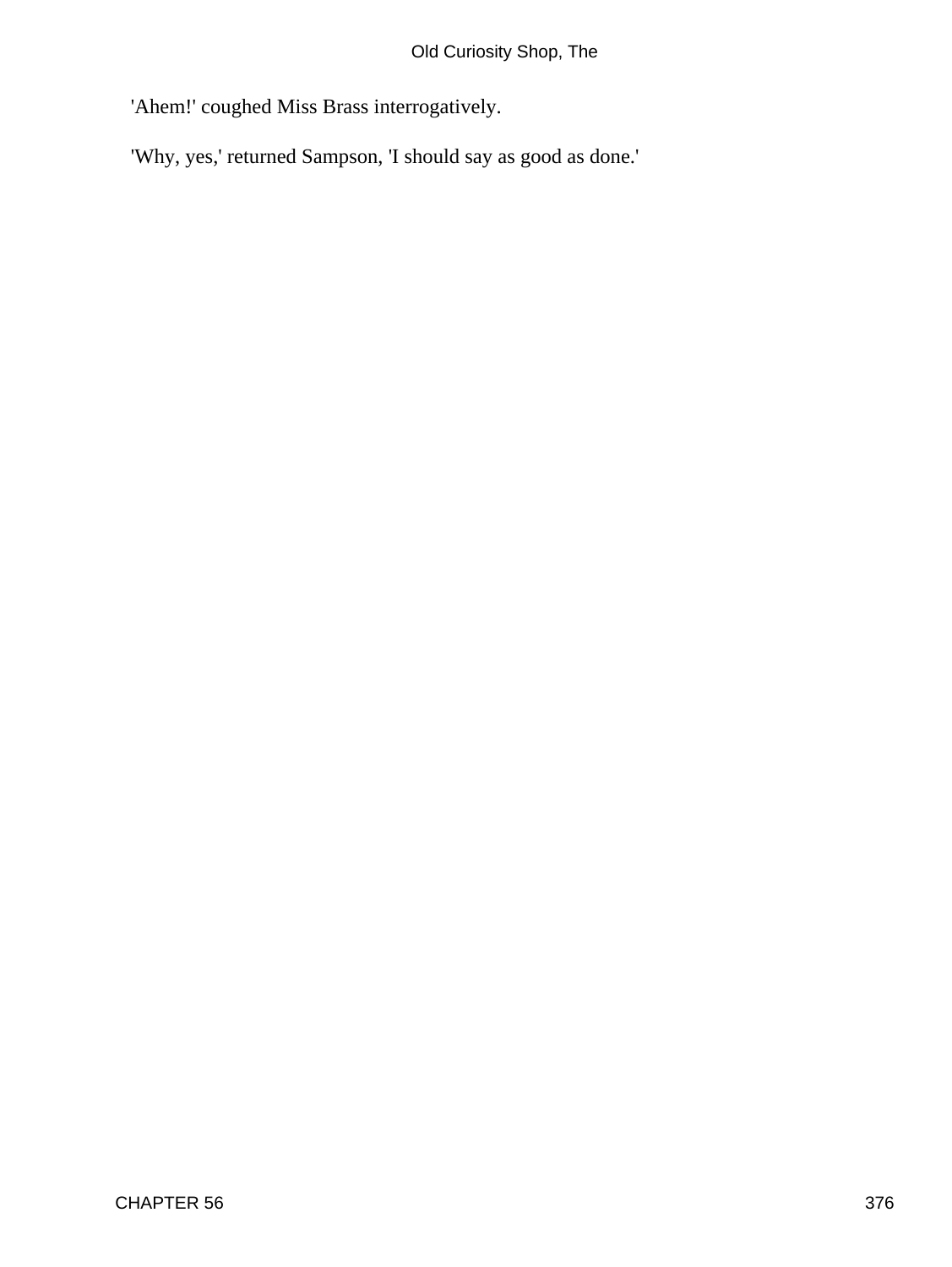'Ahem!' coughed Miss Brass interrogatively.

'Why, yes,' returned Sampson, 'I should say as good as done.'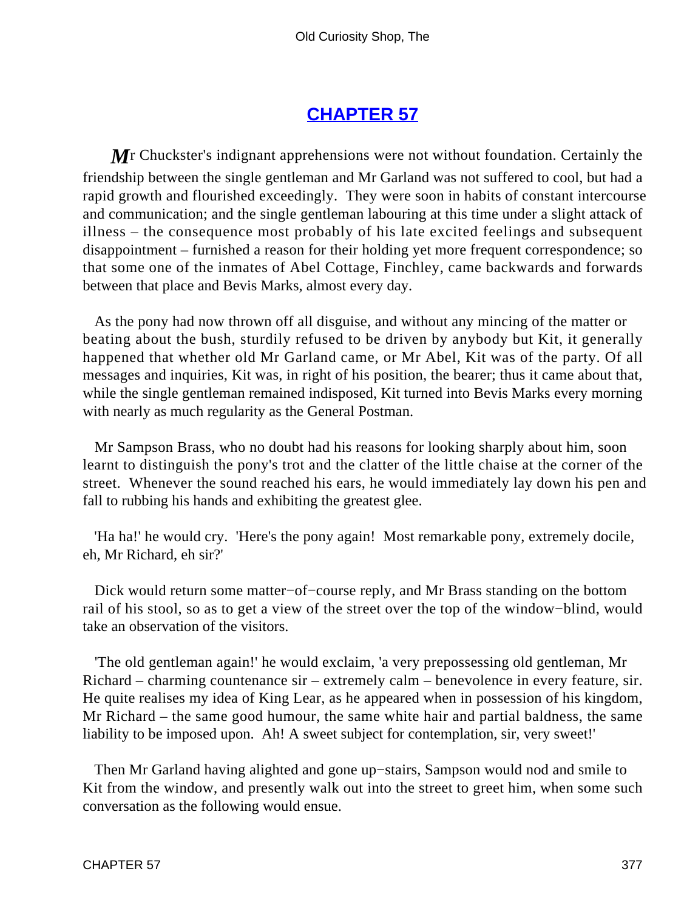## CHAPTER 57

Mr Chuckster's indignant apprehensions were not without foundation. Certainly the friendship between the single gentleman and Mr Garland was not suffered to cool, but had a rapid growth and flourished exceedingly. They were soon in habits of constant intercourse and communication; and the single gentleman labouring at this time under a slight attack of illness – the consequence most probably of his late excited feelings and subsequent disappointment – furnished a reason for their holding yet more frequent correspondence; so that some one of the inmates of Abel Cottage, Finchley, came backwards and forwards between that place and Bevis Marks, almost every day.

As the pony had now thrown off all disguise, and without any mincing of the matter or beating about the bush, sturdily refused to be driven by anybody but Kit, it generally happened that whether old Mr Garland came, or Mr Abel, Kit was of the party. Of all messages and inquiries, Kit was, in right of his position, the bearer; thus it came about that, while the single gentleman remained indisposed, Kit turned into Bevis Marks every morning with nearly as much regularity as the General Postman.

Mr Sampson Brass, who no doubt had his reasons for looking sharply about him, soon learnt to distinguish the pony's trot and the clatter of the little chaise at the corner of the street. Whenever the sound reached his ears, he would immediately lay down his pen and fall to rubbing his hands and exhibiting the greatest glee.

'Ha ha!' he would cry. 'Here's the pony again! Most remarkable pony, extremely docile, eh, Mr Richard, eh sir?'

Dick would return some matter-of-course reply, and Mr Brass standing on the bottom rail of his stool, so as to get a view of the street over the top of the window-blind, would take an observation of the visitors.

'The old gentleman again!' he would exclaim, 'a very prepossessing old gentleman, Mr Richard – charming countenance sir – extremely calm – benevolence in every feature, sir. He quite realises my idea of King Lear, as he appeared when in possession of his kingdom, Mr Richard – the same good humour, the same white hair and partial baldness, the same liability to be imposed upon. Ah! A sweet subject for contemplation, sir, very sweet!'

Then Mr Garland having alighted and gone up-stairs, Sampson would nod and smile to Kit from the window, and presently walk out into the street to greet him, when some such conversation as the following would ensue.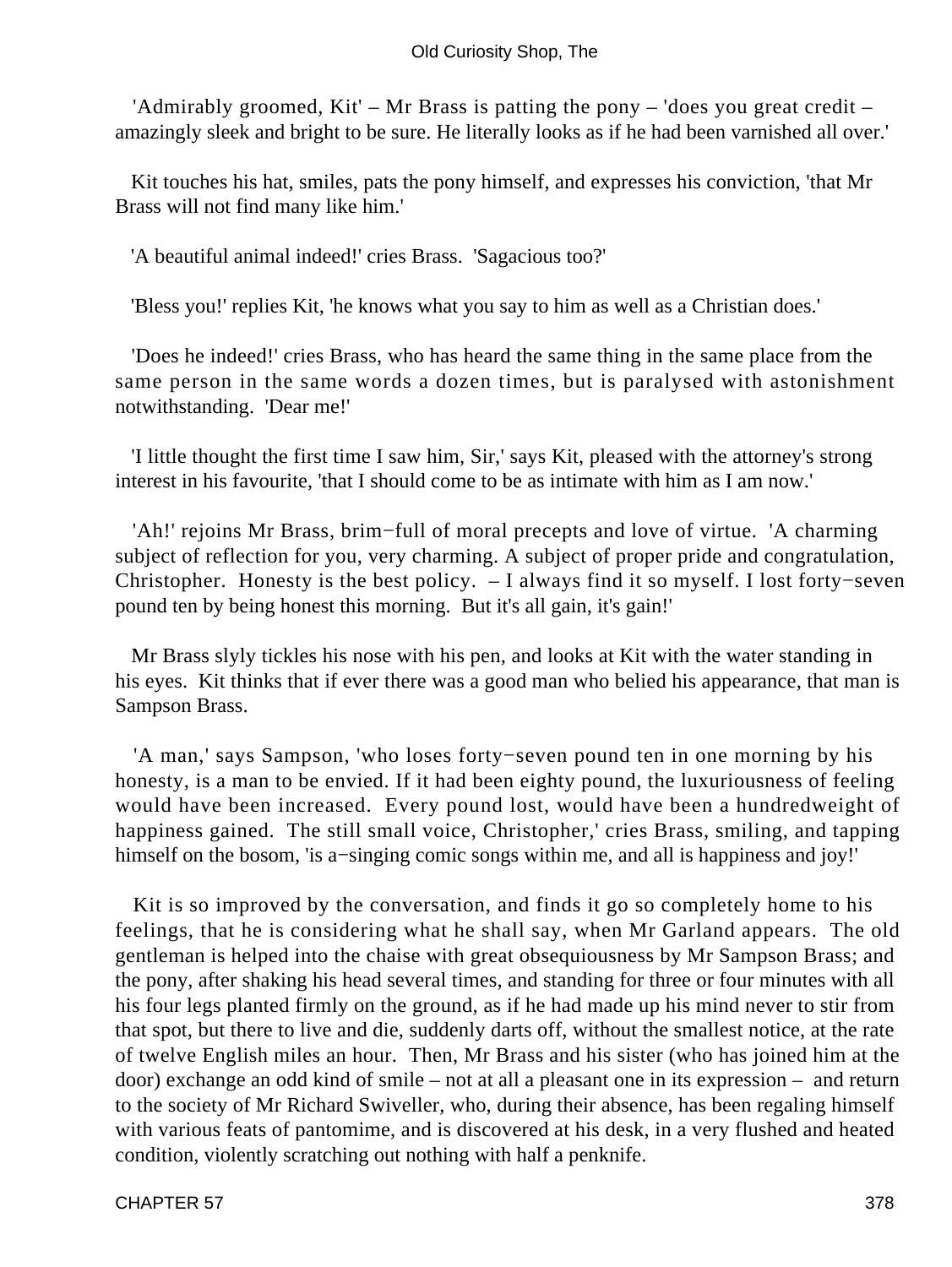'Admirably groomed, Kit' – Mr Brass is patting the pony – 'does you great credit – amazingly sleek and bright to be sure. He literally looks as if he had been varnished all over.'

Kit touches his hat, smiles, pats the pony himself, and expresses his conviction, 'that Mr Brass will not find many like him.'

'A beautiful animal indeed!' cries Brass. 'Sagacious too?'

'Bless you!' replies Kit, 'he knows what you say to him as well as a Christian does.'

'Does he indeed!' cries Brass, who has heard the same thing in the same place from the same person in the same words a dozen times, but is paralysed with astonishment notwithstanding. 'Dear me!'

'I little thought the first time I saw him, Sir,' says Kit, pleased with the attorney's strong interest in his favourite, 'that I should come to be as intimate with him as I am now.'

'Ah!' rejoins Mr Brass, brim−full of moral precepts and love of virtue. 'A charming subject of reflection for you, very charming. A subject of proper pride and congratulation, Christopher. Honesty is the best policy. – I always find it so myself. I lost forty−seven pound ten by being honest this morning. But it's all gain, it's gain!'

Mr Brass slyly tickles his nose with his pen, and looks at Kit with the water standing in his eyes. Kit thinks that if ever there was a good man who belied his appearance, that man is Sampson Brass.

'A man,' says Sampson, 'who loses forty−seven pound ten in one morning by his honesty, is a man to be envied. If it had been eighty pound, the luxuriousness of feeling would have been increased. Every pound lost, would have been a hundredweight of happiness gained. The still small voice, Christopher,' cries Brass, smiling, and tapping himself on the bosom, 'is a−singing comic songs within me, and all is happiness and joy!'

Kit is so improved by the conversation, and finds it go so completely home to his feelings, that he is considering what he shall say, when Mr Garland appears. The old gentleman is helped into the chaise with great obsequiousness by Mr Sampson Brass; and the pony, after shaking his head several times, and standing for three or four minutes with all his four legs planted firmly on the ground, as if he had made up his mind never to stir from that spot, but there to live and die, suddenly darts off, without the smallest notice, at the rate of twelve English miles an hour. Then, Mr Brass and his sister (who has joined him at the door) exchange an odd kind of smile – not at all a pleasant one in its expression – and return to the society of Mr Richard Swiveller, who, during their absence, has been regaling himself with various feats of pantomime, and is discovered at his desk, in a very flushed and heated condition, violently scratching out nothing with half a penknife.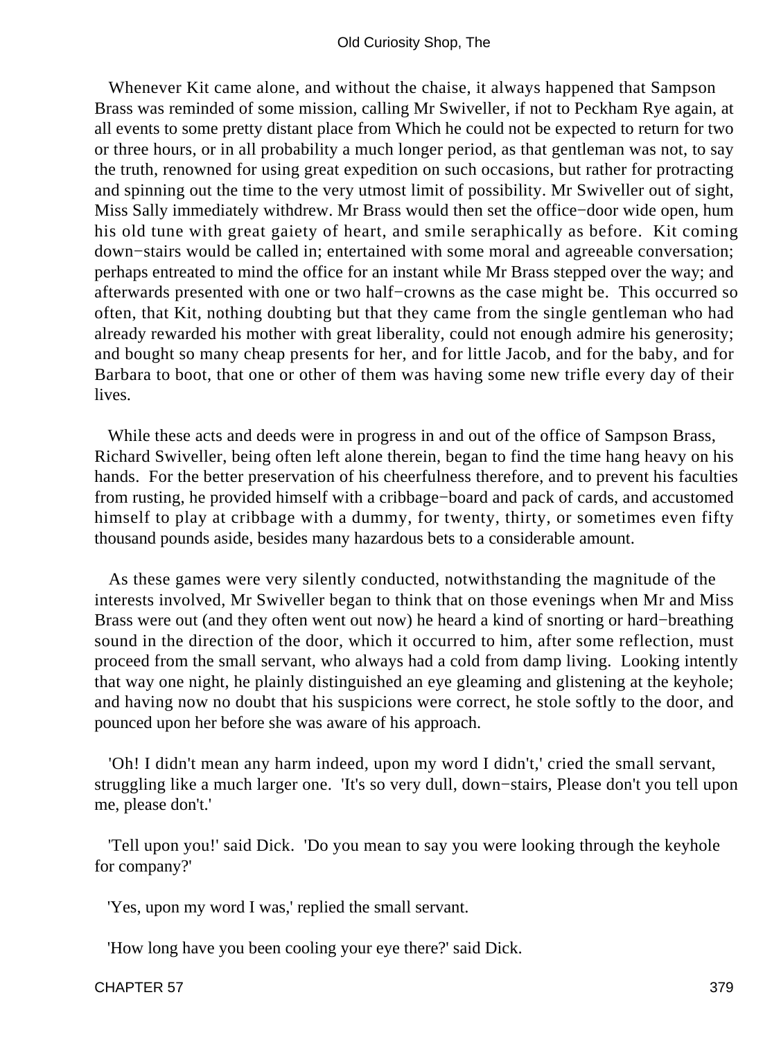Whenever Kit came alone, and without the chaise, it always happened that Sampson Brass was reminded of some mission, calling Mr Swiveller, if not to Peckham Rye again, at all events to some pretty distant place from Which he could not be expected to return for two or three hours, or in all probability a much longer period, as that gentleman was not, to say the truth, renowned for using great expedition on such occasions, but rather for protracting and spinning out the time to the very utmost limit of possibility. Mr Swiveller out of sight, Miss Sally immediately withdrew. Mr Brass would then set the office−door wide open, hum his old tune with great gaiety of heart, and smile seraphically as before. Kit coming down−stairs would be called in; entertained with some moral and agreeable conversation; perhaps entreated to mind the office for an instant while Mr Brass stepped over the way; and afterwards presented with one or two half−crowns as the case might be. This occurred so often, that Kit, nothing doubting but that they came from the single gentleman who had already rewarded his mother with great liberality, could not enough admire his generosity; and bought so many cheap presents for her, and for little Jacob, and for the baby, and for Barbara to boot, that one or other of them was having some new trifle every day of their lives.

While these acts and deeds were in progress in and out of the office of Sampson Brass, Richard Swiveller, being often left alone therein, began to find the time hang heavy on his hands. For the better preservation of his cheerfulness therefore, and to prevent his faculties from rusting, he provided himself with a cribbage−board and pack of cards, and accustomed himself to play at cribbage with a dummy, for twenty, thirty, or sometimes even fifty thousand pounds aside, besides many hazardous bets to a considerable amount.

As these games were very silently conducted, notwithstanding the magnitude of the interests involved, Mr Swiveller began to think that on those evenings when Mr and Miss Brass were out (and they often went out now) he heard a kind of snorting or hard−breathing sound in the direction of the door, which it occurred to him, after some reflection, must proceed from the small servant, who always had a cold from damp living. Looking intently that way one night, he plainly distinguished an eye gleaming and glistening at the keyhole; and having now no doubt that his suspicions were correct, he stole softly to the door, and pounced upon her before she was aware of his approach.

'Oh! I didn't mean any harm indeed, upon my word I didn't,' cried the small servant, struggling like a much larger one. 'It's so very dull, down−stairs, Please don't you tell upon me, please don't.'

'Tell upon you!' said Dick. 'Do you mean to say you were looking through the keyhole for company?'

'Yes, upon my word I was,' replied the small servant.

'How long have you been cooling your eye there?' said Dick.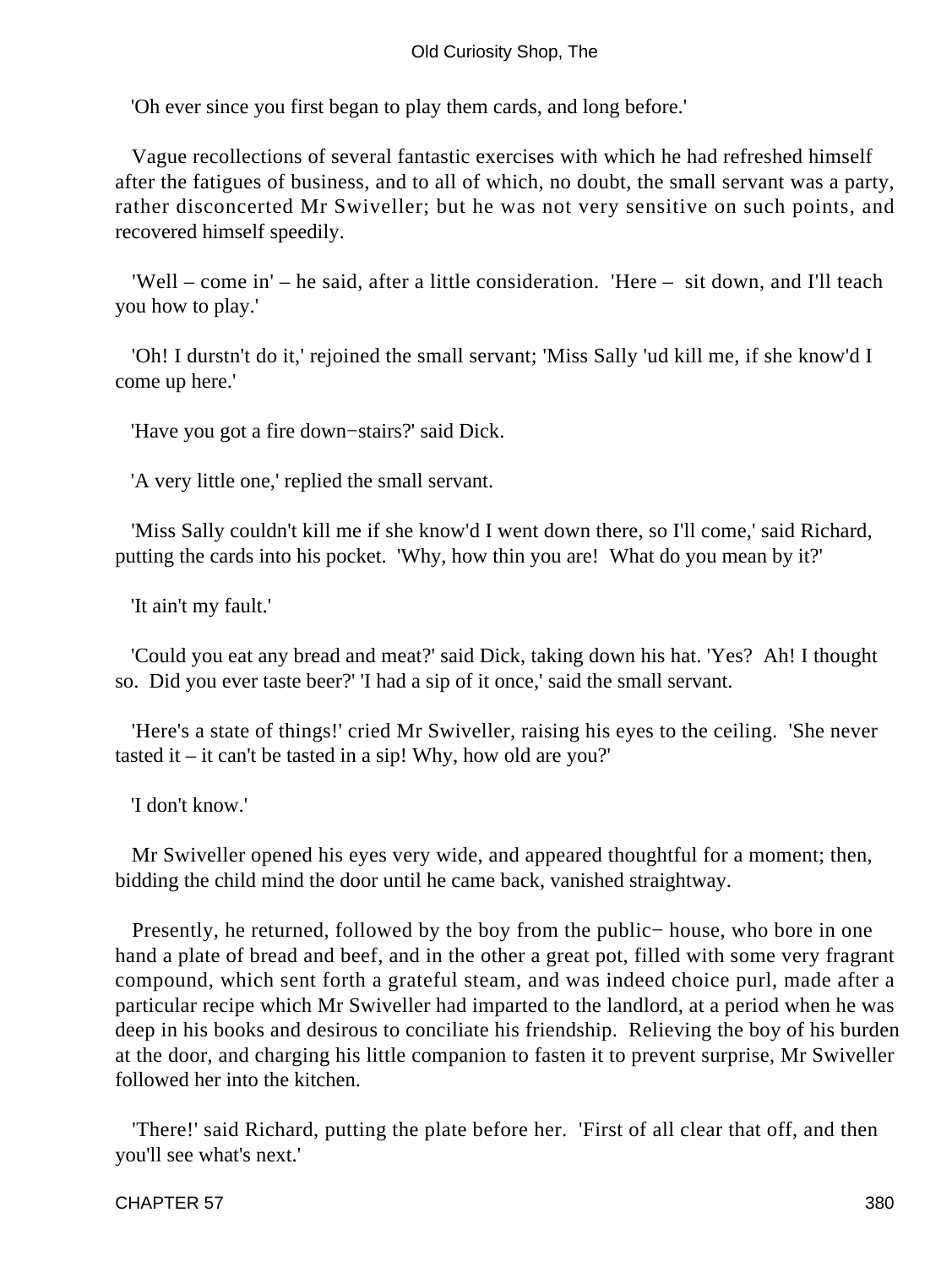'Oh ever since you first began to play them cards, and long before.'

Vague recollections of several fantastic exercises with which he had refreshed himself after the fatigues of business, and to all of which, no doubt, the small servant was a party, rather disconcerted Mr Swiveller; but he was not very sensitive on such points, and recovered himself speedily.

'Well – come in' – he said, after a little consideration. 'Here – sit down, and I'll teach you how to play.'

'Oh! I durstn't do it,' rejoined the small servant; 'Miss Sally 'ud kill me, if she know'd I come up here.'

'Have you got a fire down−stairs?' said Dick.

'A very little one,' replied the small servant.

'Miss Sally couldn't kill me if she know'd I went down there, so I'll come,' said Richard, putting the cards into his pocket. 'Why, how thin you are! What do you mean by it?'

'It ain't my fault.'

'Could you eat any bread and meat?' said Dick, taking down his hat. 'Yes? Ah! I thought so. Did you ever taste beer?' 'I had a sip of it once,' said the small servant.

'Here's a state of things!' cried Mr Swiveller, raising his eyes to the ceiling. 'She never tasted it – it can't be tasted in a sip! Why, how old are you?'

'I don't know.'

Mr Swiveller opened his eyes very wide, and appeared thoughtful for a moment; then, bidding the child mind the door until he came back, vanished straightway.

Presently, he returned, followed by the boy from the public− house, who bore in one hand a plate of bread and beef, and in the other a great pot, filled with some very fragrant compound, which sent forth a grateful steam, and was indeed choice purl, made after a particular recipe which Mr Swiveller had imparted to the landlord, at a period when he was deep in his books and desirous to conciliate his friendship. Relieving the boy of his burden at the door, and charging his little companion to fasten it to prevent surprise, Mr Swiveller followed her into the kitchen.

'There!' said Richard, putting the plate before her. 'First of all clear that off, and then you'll see what's next.'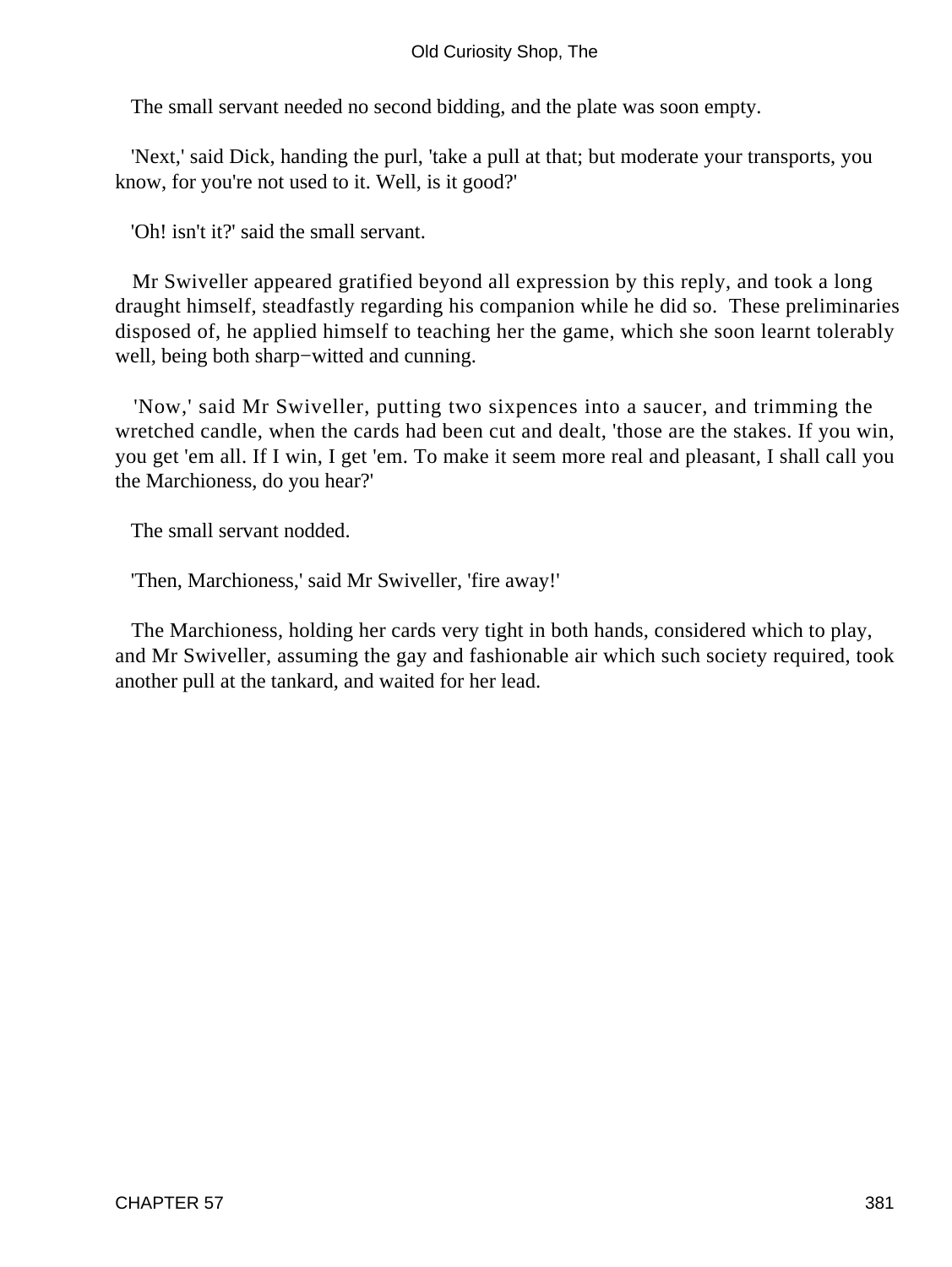The small servant needed no second bidding, and the plate was soon empty.

'Next,' said Dick, handing the purl, 'take a pull at that; but moderate your transports, you know, for you're not used to it. Well, is it good?'

'Oh! isn't it?' said the small servant.

Mr Swiveller appeared gratified beyond all expression by this reply, and took a long draught himself, steadfastly regarding his companion while he did so. These preliminaries disposed of, he applied himself to teaching her the game, which she soon learnt tolerably well, being both sharp−witted and cunning.

'Now,' said Mr Swiveller, putting two sixpences into a saucer, and trimming the wretched candle, when the cards had been cut and dealt, 'those are the stakes. If you win, you get 'em all. If I win, I get 'em. To make it seem more real and pleasant, I shall call you the Marchioness, do you hear?'

The small servant nodded.

'Then, Marchioness,' said Mr Swiveller, 'fire away!'

The Marchioness, holding her cards very tight in both hands, considered which to play, and Mr Swiveller, assuming the gay and fashionable air which such society required, took another pull at the tankard, and waited for her lead.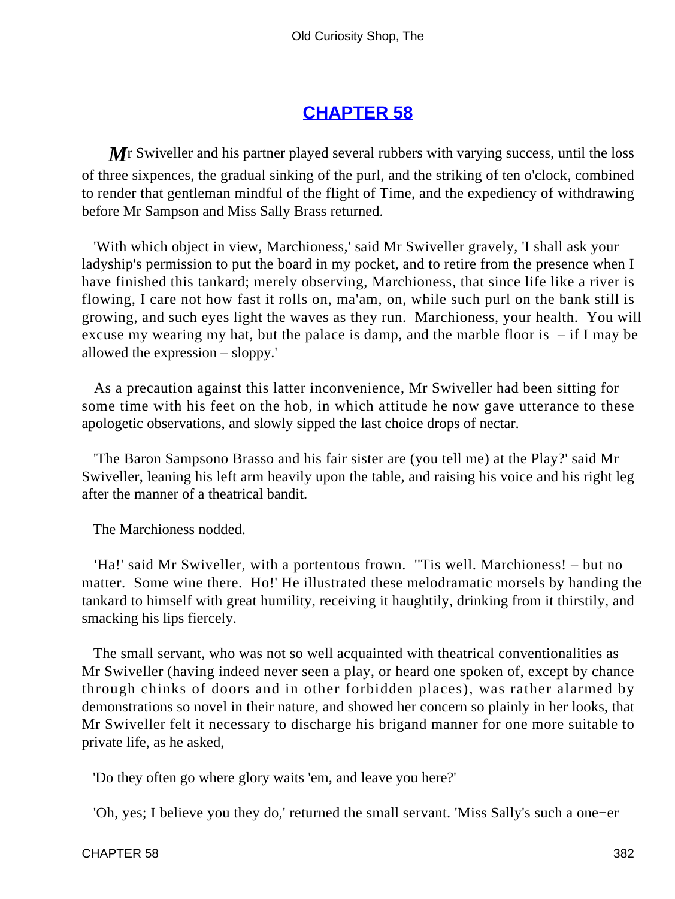## CHAPTER 58

Mr Swiveller and his partner played several rubbers with varying success, until the loss of three sixpences, the gradual sinking of the purl, and the striking of ten o'clock, combined to render that gentleman mindful of the flight of Time, and the expediency of withdrawing before Mr Sampson and Miss Sally Brass returned.

'With which object in view, Marchioness,' said Mr Swiveller gravely, 'I shall ask your ladyship's permission to put the board in my pocket, and to retire from the presence when I have finished this tankard; merely observing, Marchioness, that since life like a river is flowing, I care not how fast it rolls on, ma'am, on, while such purl on the bank still is growing, and such eyes light the waves as they run. Marchioness, your health. You will excuse my wearing my hat, but the palace is damp, and the marble floor is – if I may be allowed the expression – sloppy.'

As a precaution against this latter inconvenience, Mr Swiveller had been sitting for some time with his feet on the hob, in which attitude he now gave utterance to these apologetic observations, and slowly sipped the last choice drops of nectar.

'The Baron Sampsono Brasso and his fair sister are (you tell me) at the Play?' said Mr Swiveller, leaning his left arm heavily upon the table, and raising his voice and his right leg after the manner of a theatrical bandit.

The Marchioness nodded.

'Ha!' said Mr Swiveller, with a portentous frown. ''Tis well. Marchioness! – but no matter. Some wine there. Ho!' He illustrated these melodramatic morsels by handing the tankard to himself with great humility, receiving it haughtily, drinking from it thirstily, and smacking his lips fiercely.

The small servant, who was not so well acquainted with theatrical conventionalities as Mr Swiveller (having indeed never seen a play, or heard one spoken of, except by chance through chinks of doors and in other forbidden places), was rather alarmed by demonstrations so novel in their nature, and showed her concern so plainly in her looks, that Mr Swiveller felt it necessary to discharge his brigand manner for one more suitable to private life, as he asked,

'Do they often go where glory waits 'em, and leave you here?'

'Oh, yes; I believe you they do,' returned the small servant. 'Miss Sally's such a one−er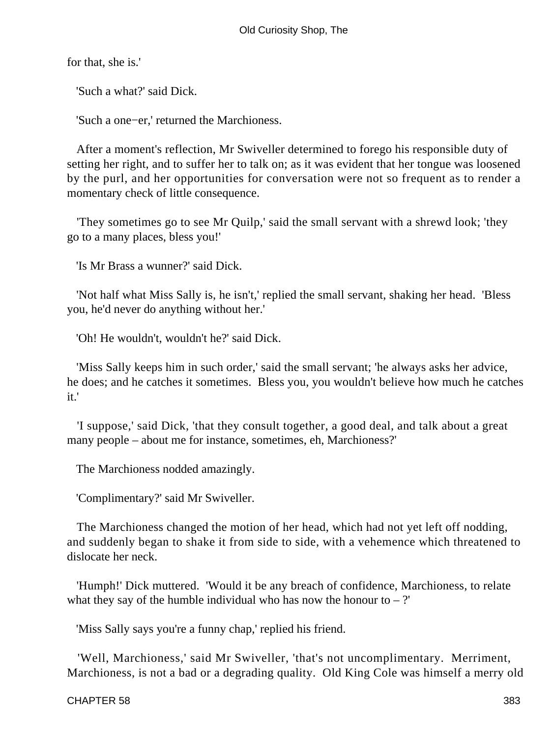for that, she is.'

'Such a what?' said Dick.

'Such a one−er,' returned the Marchioness.

After a moment's reflection, Mr Swiveller determined to forego his responsible duty of setting her right, and to suffer her to talk on; as it was evident that her tongue was loosened by the purl, and her opportunities for conversation were not so frequent as to render a momentary check of little consequence.

'They sometimes go to see Mr Quilp,' said the small servant with a shrewd look; 'they go to a many places, bless you!'

'Is Mr Brass a wunner?' said Dick.

'Not half what Miss Sally is, he isn't,' replied the small servant, shaking her head. 'Bless you, he'd never do anything without her.'

'Oh! He wouldn't, wouldn't he?' said Dick.

'Miss Sally keeps him in such order,' said the small servant; 'he always asks her advice, he does; and he catches it sometimes. Bless you, you wouldn't believe how much he catches it.'

'I suppose,' said Dick, 'that they consult together, a good deal, and talk about a great many people – about me for instance, sometimes, eh, Marchioness?'

The Marchioness nodded amazingly.

'Complimentary?' said Mr Swiveller.

The Marchioness changed the motion of her head, which had not yet left off nodding, and suddenly began to shake it from side to side, with a vehemence which threatened to dislocate her neck.

'Humph!' Dick muttered. 'Would it be any breach of confidence, Marchioness, to relate what they say of the humble individual who has now the honour to – ?'

'Miss Sally says you're a funny chap,' replied his friend.

'Well, Marchioness,' said Mr Swiveller, 'that's not uncomplimentary. Merriment, Marchioness, is not a bad or a degrading quality. Old King Cole was himself a merry old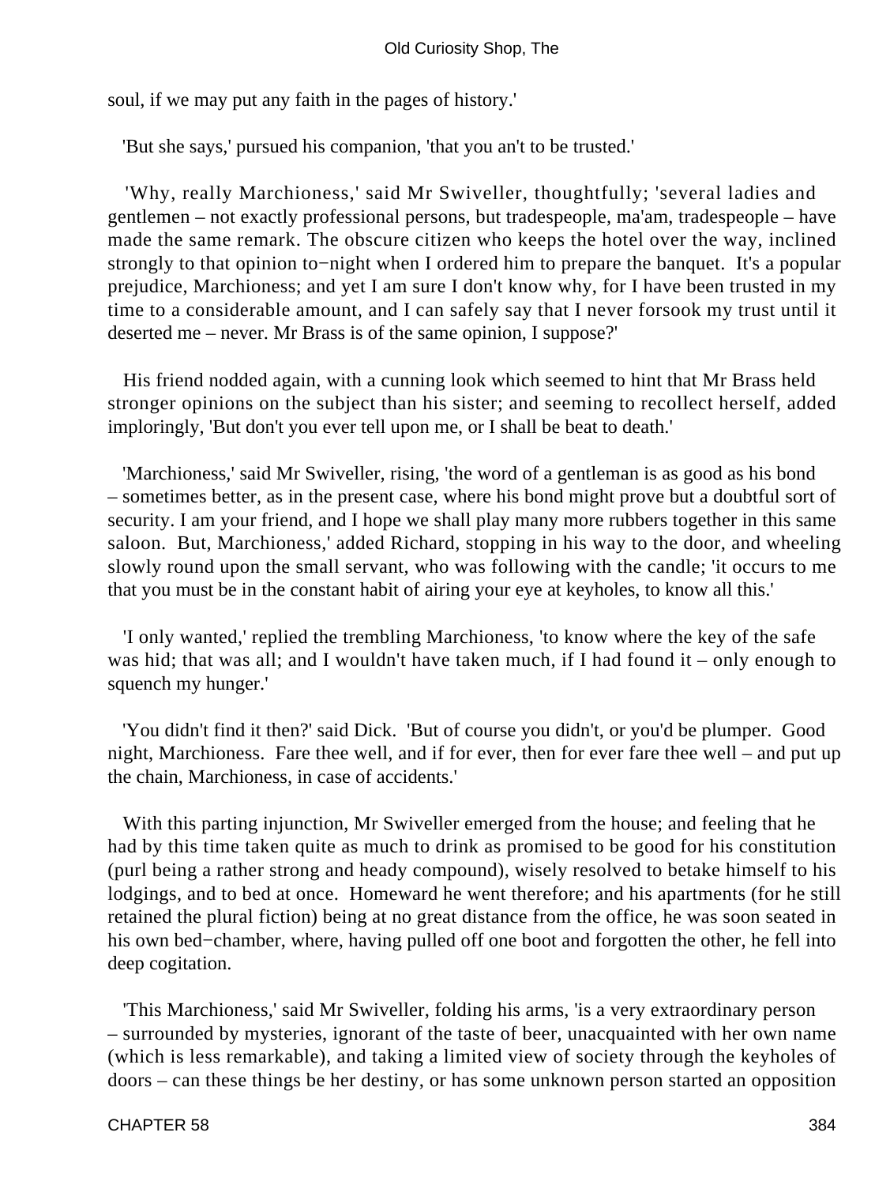soul, if we may put any faith in the pages of history.'

'But she says,' pursued his companion, 'that you an't to be trusted.'

'Why, really Marchioness,' said Mr Swiveller, thoughtfully; 'several ladies and gentlemen – not exactly professional persons, but tradespeople, ma'am, tradespeople – have made the same remark. The obscure citizen who keeps the hotel over the way, inclined strongly to that opinion to−night when I ordered him to prepare the banquet. It's a popular prejudice, Marchioness; and yet I am sure I don't know why, for I have been trusted in my time to a considerable amount, and I can safely say that I never forsook my trust until it deserted me – never. Mr Brass is of the same opinion, I suppose?'

His friend nodded again, with a cunning look which seemed to hint that Mr Brass held stronger opinions on the subject than his sister; and seeming to recollect herself, added imploringly, 'But don't you ever tell upon me, or I shall be beat to death.'

'Marchioness,' said Mr Swiveller, rising, 'the word of a gentleman is as good as his bond – sometimes better, as in the present case, where his bond might prove but a doubtful sort of security. I am your friend, and I hope we shall play many more rubbers together in this same saloon. But, Marchioness,' added Richard, stopping in his way to the door, and wheeling slowly round upon the small servant, who was following with the candle; 'it occurs to me that you must be in the constant habit of airing your eye at keyholes, to know all this.'

'I only wanted,' replied the trembling Marchioness, 'to know where the key of the safe was hid; that was all; and I wouldn't have taken much, if I had found it – only enough to squench my hunger.'

'You didn't find it then?' said Dick. 'But of course you didn't, or you'd be plumper. Good night, Marchioness. Fare thee well, and if for ever, then for ever fare thee well – and put up the chain, Marchioness, in case of accidents.'

With this parting injunction, Mr Swiveller emerged from the house; and feeling that he had by this time taken quite as much to drink as promised to be good for his constitution (purl being a rather strong and heady compound), wisely resolved to betake himself to his lodgings, and to bed at once. Homeward he went therefore; and his apartments (for he still retained the plural fiction) being at no great distance from the office, he was soon seated in his own bed−chamber, where, having pulled off one boot and forgotten the other, he fell into deep cogitation.

'This Marchioness,' said Mr Swiveller, folding his arms, 'is a very extraordinary person – surrounded by mysteries, ignorant of the taste of beer, unacquainted with her own name (which is less remarkable), and taking a limited view of society through the keyholes of doors – can these things be her destiny, or has some unknown person started an opposition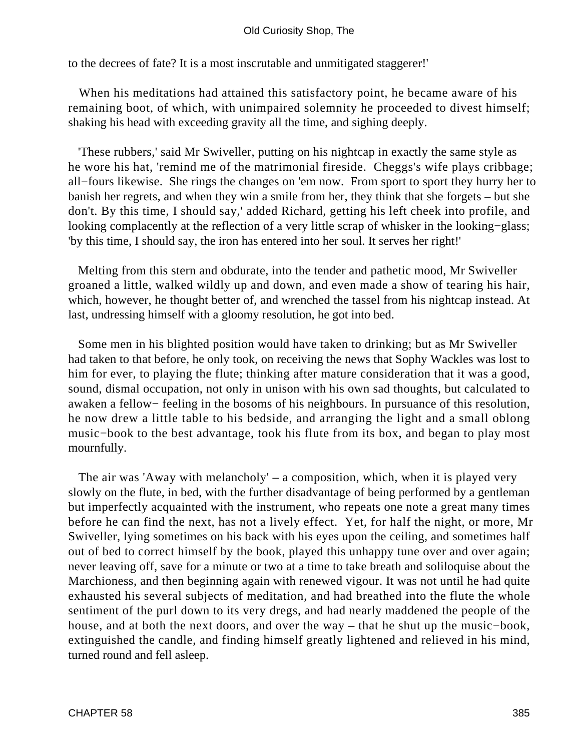to the decrees of fate? It is a most inscrutable and unmitigated staggerer!'

When his meditations had attained this satisfactory point, he became aware of his remaining boot, of which, with unimpaired solemnity he proceeded to divest himself; shaking his head with exceeding gravity all the time, and sighing deeply.

'These rubbers,' said Mr Swiveller, putting on his nightcap in exactly the same style as he wore his hat, 'remind me of the matrimonial fireside. Cheggs's wife plays cribbage; all−fours likewise. She rings the changes on 'em now. From sport to sport they hurry her to banish her regrets, and when they win a smile from her, they think that she forgets – but she don't. By this time, I should say,' added Richard, getting his left cheek into profile, and looking complacently at the reflection of a very little scrap of whisker in the looking−glass; 'by this time, I should say, the iron has entered into her soul. It serves her right!'

Melting from this stern and obdurate, into the tender and pathetic mood, Mr Swiveller groaned a little, walked wildly up and down, and even made a show of tearing his hair, which, however, he thought better of, and wrenched the tassel from his nightcap instead. At last, undressing himself with a gloomy resolution, he got into bed.

Some men in his blighted position would have taken to drinking; but as Mr Swiveller had taken to that before, he only took, on receiving the news that Sophy Wackles was lost to him for ever, to playing the flute; thinking after mature consideration that it was a good, sound, dismal occupation, not only in unison with his own sad thoughts, but calculated to awaken a fellow− feeling in the bosoms of his neighbours. In pursuance of this resolution, he now drew a little table to his bedside, and arranging the light and a small oblong music−book to the best advantage, took his flute from its box, and began to play most mournfully.

The air was 'Away with melancholy' – a composition, which, when it is played very slowly on the flute, in bed, with the further disadvantage of being performed by a gentleman but imperfectly acquainted with the instrument, who repeats one note a great many times before he can find the next, has not a lively effect. Yet, for half the night, or more, Mr Swiveller, lying sometimes on his back with his eyes upon the ceiling, and sometimes half out of bed to correct himself by the book, played this unhappy tune over and over again; never leaving off, save for a minute or two at a time to take breath and soliloquise about the Marchioness, and then beginning again with renewed vigour. It was not until he had quite exhausted his several subjects of meditation, and had breathed into the flute the whole sentiment of the purl down to its very dregs, and had nearly maddened the people of the house, and at both the next doors, and over the way – that he shut up the music−book, extinguished the candle, and finding himself greatly lightened and relieved in his mind, turned round and fell asleep.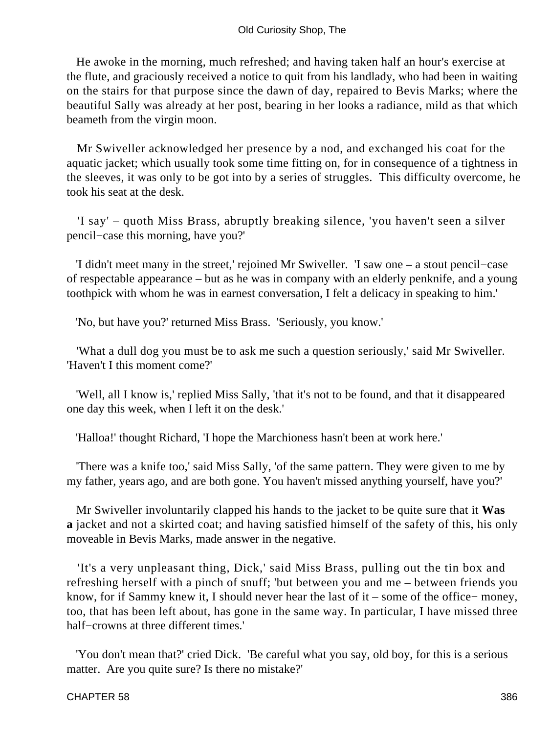He awoke in the morning, much refreshed; and having taken half an hour's exercise at the flute, and graciously received a notice to quit from his landlady, who had been in waiting on the stairs for that purpose since the dawn of day, repaired to Bevis Marks; where the beautiful Sally was already at her post, bearing in her looks a radiance, mild as that which beameth from the virgin moon.

Mr Swiveller acknowledged her presence by a nod, and exchanged his coat for the aquatic jacket; which usually took some time fitting on, for in consequence of a tightness in the sleeves, it was only to be got into by a series of struggles. This difficulty overcome, he took his seat at the desk.

'I say' – quoth Miss Brass, abruptly breaking silence, 'you haven't seen a silver pencil−case this morning, have you?'

'I didn't meet many in the street,' rejoined Mr Swiveller. 'I saw one – a stout pencil−case of respectable appearance – but as he was in company with an elderly penknife, and a young toothpick with whom he was in earnest conversation, I felt a delicacy in speaking to him.'

'No, but have you?' returned Miss Brass. 'Seriously, you know.'

'What a dull dog you must be to ask me such a question seriously,' said Mr Swiveller. 'Haven't I this moment come?'

'Well, all I know is,' replied Miss Sally, 'that it's not to be found, and that it disappeared one day this week, when I left it on the desk.'

'Halloa!' thought Richard, 'I hope the Marchioness hasn't been at work here.'

'There was a knife too,' said Miss Sally, 'of the same pattern. They were given to me by my father, years ago, and are both gone. You haven't missed anything yourself, have you?'

Mr Swiveller involuntarily clapped his hands to the jacket to be quite sure that it **Was a** jacket and not a skirted coat; and having satisfied himself of the safety of this, his only moveable in Bevis Marks, made answer in the negative.

'It's a very unpleasant thing, Dick,' said Miss Brass, pulling out the tin box and refreshing herself with a pinch of snuff; 'but between you and me – between friends you know, for if Sammy knew it, I should never hear the last of it – some of the office− money, too, that has been left about, has gone in the same way. In particular, I have missed three half−crowns at three different times.'

'You don't mean that?' cried Dick. 'Be careful what you say, old boy, for this is a serious matter. Are you quite sure? Is there no mistake?'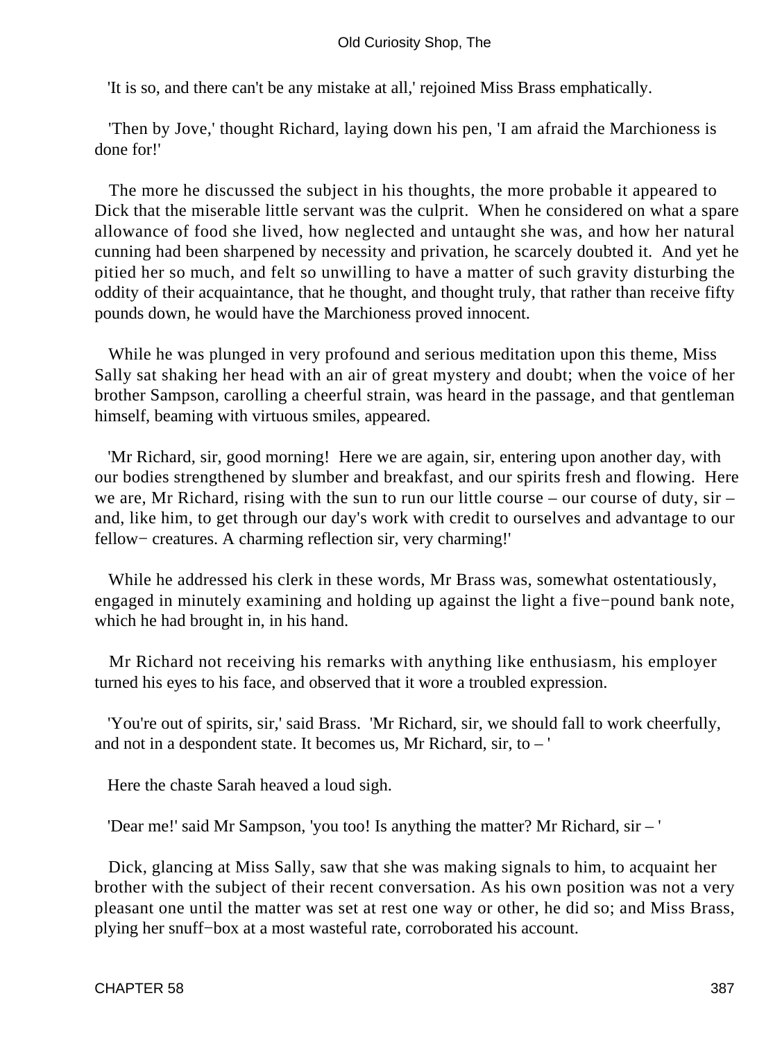'It is so, and there can't be any mistake at all,' rejoined Miss Brass emphatically.

'Then by Jove,' thought Richard, laying down his pen, 'I am afraid the Marchioness is done for!'

The more he discussed the subject in his thoughts, the more probable it appeared to Dick that the miserable little servant was the culprit. When he considered on what a spare allowance of food she lived, how neglected and untaught she was, and how her natural cunning had been sharpened by necessity and privation, he scarcely doubted it. And yet he pitied her so much, and felt so unwilling to have a matter of such gravity disturbing the oddity of their acquaintance, that he thought, and thought truly, that rather than receive fifty pounds down, he would have the Marchioness proved innocent.

While he was plunged in very profound and serious meditation upon this theme, Miss Sally sat shaking her head with an air of great mystery and doubt; when the voice of her brother Sampson, carolling a cheerful strain, was heard in the passage, and that gentleman himself, beaming with virtuous smiles, appeared.

'Mr Richard, sir, good morning! Here we are again, sir, entering upon another day, with our bodies strengthened by slumber and breakfast, and our spirits fresh and flowing. Here we are, Mr Richard, rising with the sun to run our little course – our course of duty, sir – and, like him, to get through our day's work with credit to ourselves and advantage to our fellow− creatures. A charming reflection sir, very charming!'

While he addressed his clerk in these words, Mr Brass was, somewhat ostentatiously, engaged in minutely examining and holding up against the light a five−pound bank note, which he had brought in, in his hand.

Mr Richard not receiving his remarks with anything like enthusiasm, his employer turned his eyes to his face, and observed that it wore a troubled expression.

'You're out of spirits, sir,' said Brass. 'Mr Richard, sir, we should fall to work cheerfully, and not in a despondent state. It becomes us, Mr Richard, sir, to – '

Here the chaste Sarah heaved a loud sigh.

'Dear me!' said Mr Sampson, 'you too! Is anything the matter? Mr Richard, sir – '

Dick, glancing at Miss Sally, saw that she was making signals to him, to acquaint her brother with the subject of their recent conversation. As his own position was not a very pleasant one until the matter was set at rest one way or other, he did so; and Miss Brass, plying her snuff−box at a most wasteful rate, corroborated his account.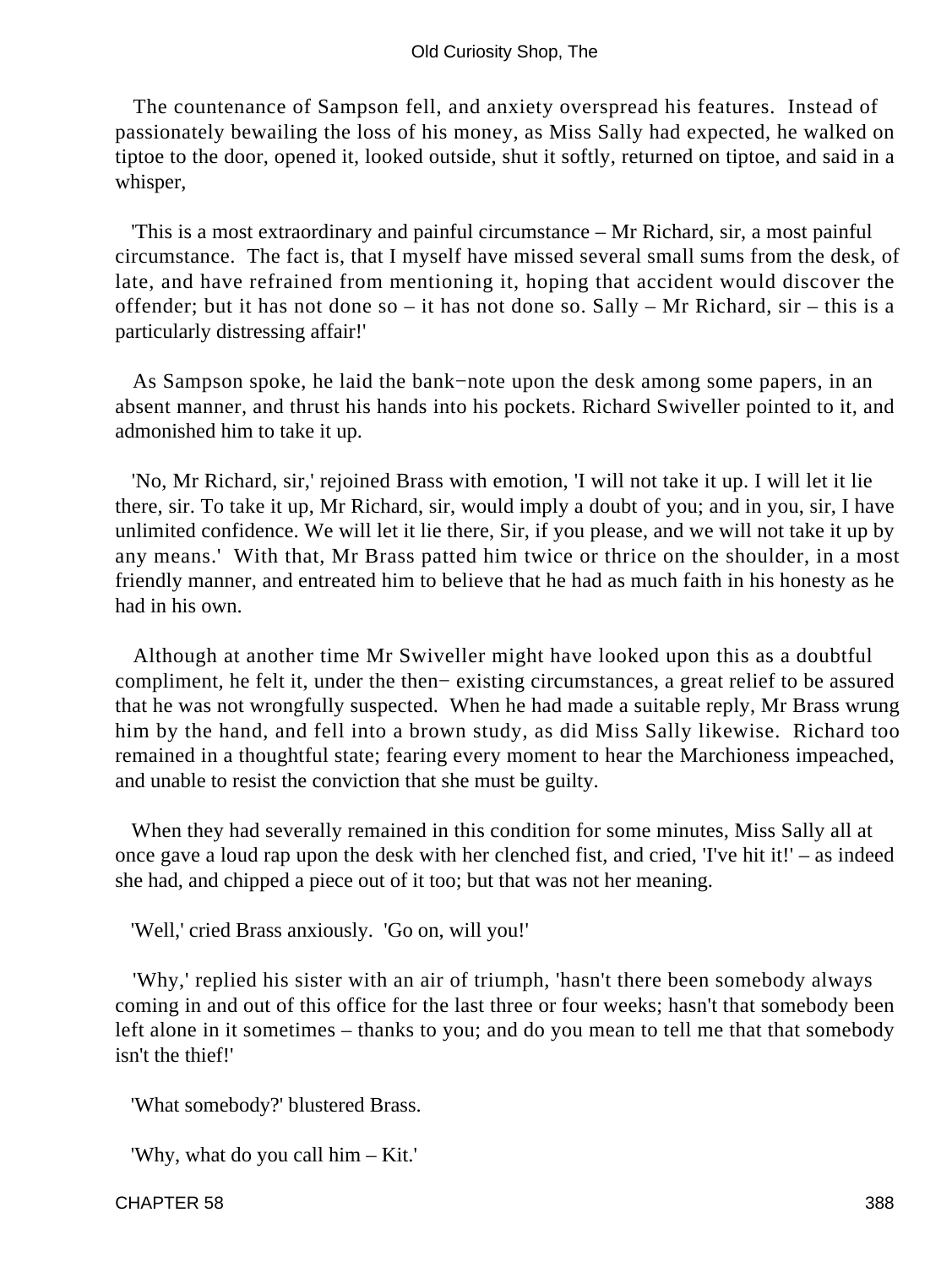The countenance of Sampson fell, and anxiety overspread his features. Instead of passionately bewailing the loss of his money, as Miss Sally had expected, he walked on tiptoe to the door, opened it, looked outside, shut it softly, returned on tiptoe, and said in a whisper,

'This is a most extraordinary and painful circumstance – Mr Richard, sir, a most painful circumstance. The fact is, that I myself have missed several small sums from the desk, of late, and have refrained from mentioning it, hoping that accident would discover the offender; but it has not done so – it has not done so. Sally – Mr Richard, sir – this is a particularly distressing affair!'

As Sampson spoke, he laid the bank−note upon the desk among some papers, in an absent manner, and thrust his hands into his pockets. Richard Swiveller pointed to it, and admonished him to take it up.

'No, Mr Richard, sir,' rejoined Brass with emotion, 'I will not take it up. I will let it lie there, sir. To take it up, Mr Richard, sir, would imply a doubt of you; and in you, sir, I have unlimited confidence. We will let it lie there, Sir, if you please, and we will not take it up by any means.' With that, Mr Brass patted him twice or thrice on the shoulder, in a most friendly manner, and entreated him to believe that he had as much faith in his honesty as he had in his own.

Although at another time Mr Swiveller might have looked upon this as a doubtful compliment, he felt it, under the then− existing circumstances, a great relief to be assured that he was not wrongfully suspected. When he had made a suitable reply, Mr Brass wrung him by the hand, and fell into a brown study, as did Miss Sally likewise. Richard too remained in a thoughtful state; fearing every moment to hear the Marchioness impeached, and unable to resist the conviction that she must be guilty.

When they had severally remained in this condition for some minutes, Miss Sally all at once gave a loud rap upon the desk with her clenched fist, and cried, 'I've hit it!' – as indeed she had, and chipped a piece out of it too; but that was not her meaning.

'Well,' cried Brass anxiously. 'Go on, will you!'

'Why,' replied his sister with an air of triumph, 'hasn't there been somebody always coming in and out of this office for the last three or four weeks; hasn't that somebody been left alone in it sometimes – thanks to you; and do you mean to tell me that that somebody isn't the thief!'

'What somebody?' blustered Brass.

'Why, what do you call him – Kit.'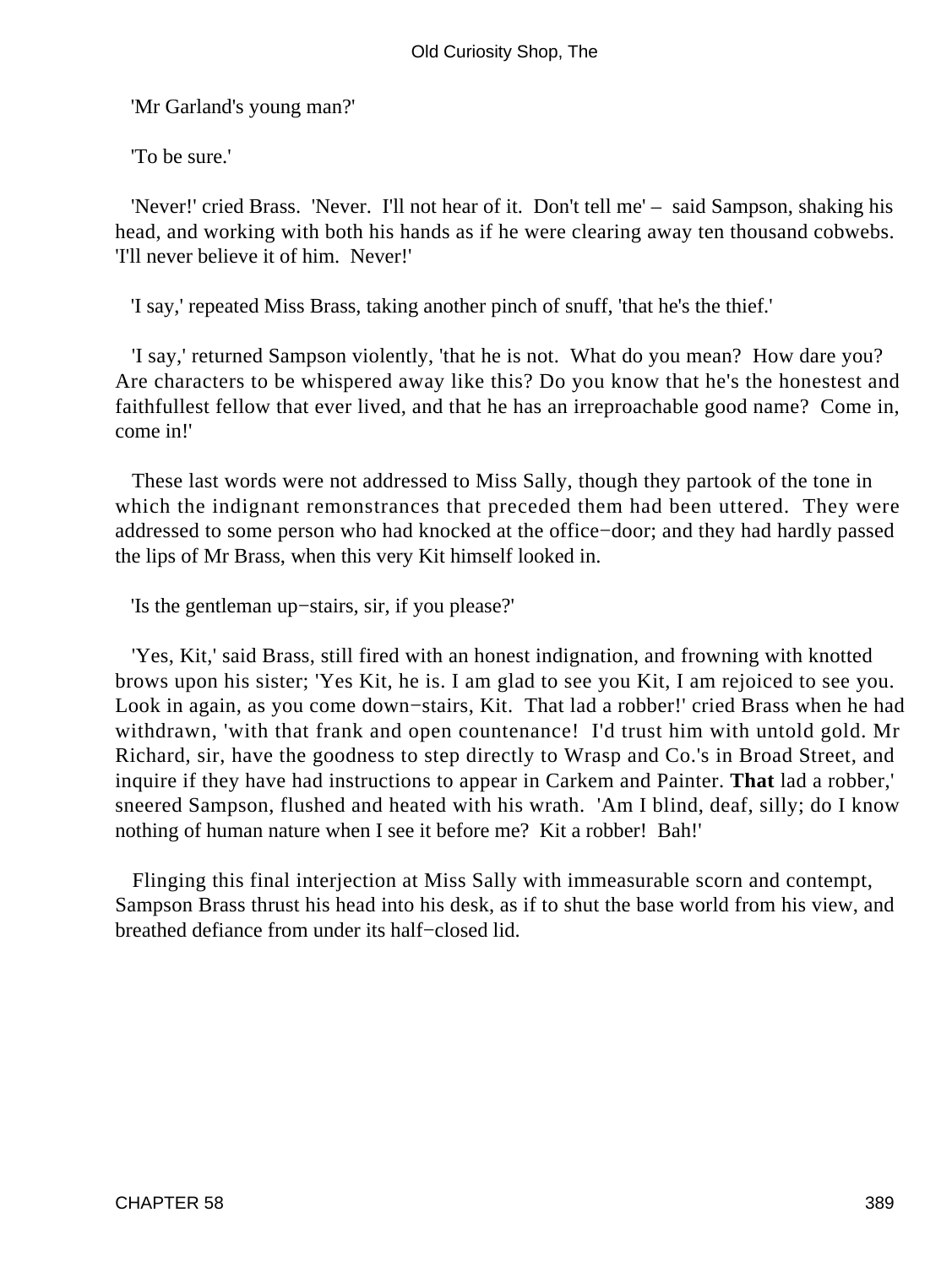'Mr Garland's young man?'

'To be sure.'

'Never!' cried Brass. 'Never. I'll not hear of it. Don't tell me' – said Sampson, shaking his head, and working with both his hands as if he were clearing away ten thousand cobwebs. 'I'll never believe it of him. Never!'

'I say,' repeated Miss Brass, taking another pinch of snuff, 'that he's the thief.'

'I say,' returned Sampson violently, 'that he is not. What do you mean? How dare you? Are characters to be whispered away like this? Do you know that he's the honestest and faithfullest fellow that ever lived, and that he has an irreproachable good name? Come in, come in!'

These last words were not addressed to Miss Sally, though they partook of the tone in which the indignant remonstrances that preceded them had been uttered. They were addressed to some person who had knocked at the office−door; and they had hardly passed the lips of Mr Brass, when this very Kit himself looked in.

'Is the gentleman up−stairs, sir, if you please?'

'Yes, Kit,' said Brass, still fired with an honest indignation, and frowning with knotted brows upon his sister; 'Yes Kit, he is. I am glad to see you Kit, I am rejoiced to see you. Look in again, as you come down−stairs, Kit. That lad a robber!' cried Brass when he had withdrawn, 'with that frank and open countenance! I'd trust him with untold gold. Mr Richard, sir, have the goodness to step directly to Wrasp and Co.'s in Broad Street, and inquire if they have had instructions to appear in Carkem and Painter. **That** lad a robber,' sneered Sampson, flushed and heated with his wrath. 'Am I blind, deaf, silly; do I know nothing of human nature when I see it before me? Kit a robber! Bah!'

Flinging this final interjection at Miss Sally with immeasurable scorn and contempt, Sampson Brass thrust his head into his desk, as if to shut the base world from his view, and breathed defiance from under its half−closed lid.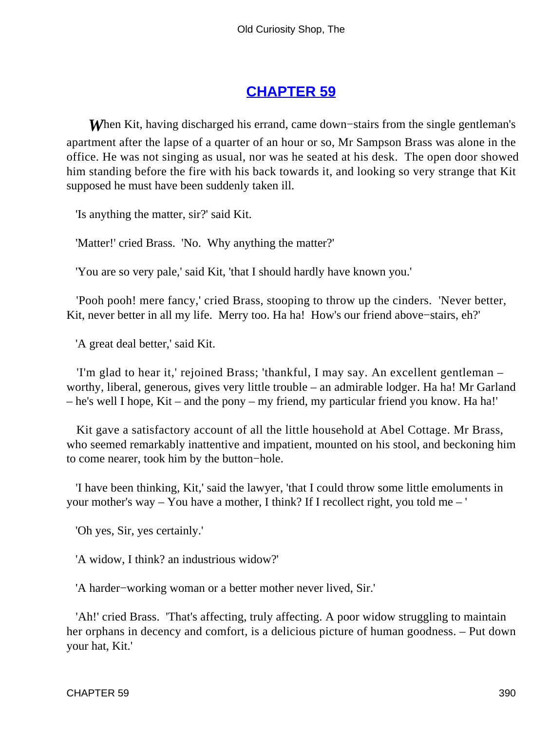# CHAPTER 59

When Kit, having discharged his errand, came down−stairs from the single gentleman's apartment after the lapse of a quarter of an hour or so, Mr Sampson Brass was alone in the office. He was not singing as usual, nor was he seated at his desk. The open door showed him standing before the fire with his back towards it, and looking so very strange that Kit supposed he must have been suddenly taken ill.

'Is anything the matter, sir?' said Kit.

'Matter!' cried Brass. 'No. Why anything the matter?'

'You are so very pale,' said Kit, 'that I should hardly have known you.'

'Pooh pooh! mere fancy,' cried Brass, stooping to throw up the cinders. 'Never better, Kit, never better in all my life. Merry too. Ha ha! How's our friend above−stairs, eh?'

'A great deal better,' said Kit.

'I'm glad to hear it,' rejoined Brass; 'thankful, I may say. An excellent gentleman – worthy, liberal, generous, gives very little trouble – an admirable lodger. Ha ha! Mr Garland – he's well I hope, Kit – and the pony – my friend, my particular friend you know. Ha ha!'

Kit gave a satisfactory account of all the little household at Abel Cottage. Mr Brass, who seemed remarkably inattentive and impatient, mounted on his stool, and beckoning him to come nearer, took him by the button−hole.

'I have been thinking, Kit,' said the lawyer, 'that I could throw some little emoluments in your mother's way – You have a mother, I think? If I recollect right, you told me – '

'Oh yes, Sir, yes certainly.'

'A widow, I think? an industrious widow?'

'A harder−working woman or a better mother never lived, Sir.'

'Ah!' cried Brass. 'That's affecting, truly affecting. A poor widow struggling to maintain her orphans in decency and comfort, is a delicious picture of human goodness. – Put down your hat, Kit.'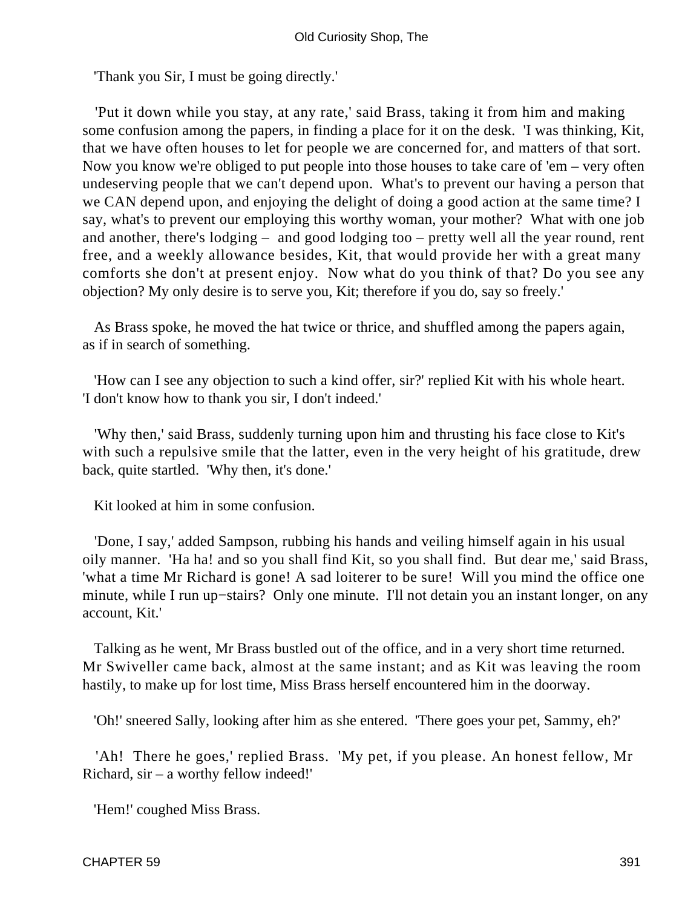'Thank you Sir, I must be going directly.'

'Put it down while you stay, at any rate,' said Brass, taking it from him and making some confusion among the papers, in finding a place for it on the desk. 'I was thinking, Kit, that we have often houses to let for people we are concerned for, and matters of that sort. Now you know we're obliged to put people into those houses to take care of 'em – very often undeserving people that we can't depend upon. What's to prevent our having a person that we CAN depend upon, and enjoying the delight of doing a good action at the same time? I say, what's to prevent our employing this worthy woman, your mother? What with one job and another, there's lodging – and good lodging too – pretty well all the year round, rent free, and a weekly allowance besides, Kit, that would provide her with a great many comforts she don't at present enjoy. Now what do you think of that? Do you see any objection? My only desire is to serve you, Kit; therefore if you do, say so freely.'

As Brass spoke, he moved the hat twice or thrice, and shuffled among the papers again, as if in search of something.

'How can I see any objection to such a kind offer, sir?' replied Kit with his whole heart. 'I don't know how to thank you sir, I don't indeed.'

'Why then,' said Brass, suddenly turning upon him and thrusting his face close to Kit's with such a repulsive smile that the latter, even in the very height of his gratitude, drew back, quite startled. 'Why then, it's done.'

Kit looked at him in some confusion.

'Done, I say,' added Sampson, rubbing his hands and veiling himself again in his usual oily manner. 'Ha ha! and so you shall find Kit, so you shall find. But dear me,' said Brass, 'what a time Mr Richard is gone! A sad loiterer to be sure! Will you mind the office one minute, while I run up-stairs? Only one minute. I'll not detain you an instant longer, on any account, Kit.'

Talking as he went, Mr Brass bustled out of the office, and in a very short time returned. Mr Swiveller came back, almost at the same instant; and as Kit was leaving the room hastily, to make up for lost time, Miss Brass herself encountered him in the doorway.

'Oh!' sneered Sally, looking after him as she entered. 'There goes your pet, Sammy, eh?'

'Ah! There he goes,' replied Brass. 'My pet, if you please. An honest fellow, Mr Richard, sir – a worthy fellow indeed!'

'Hem!' coughed Miss Brass.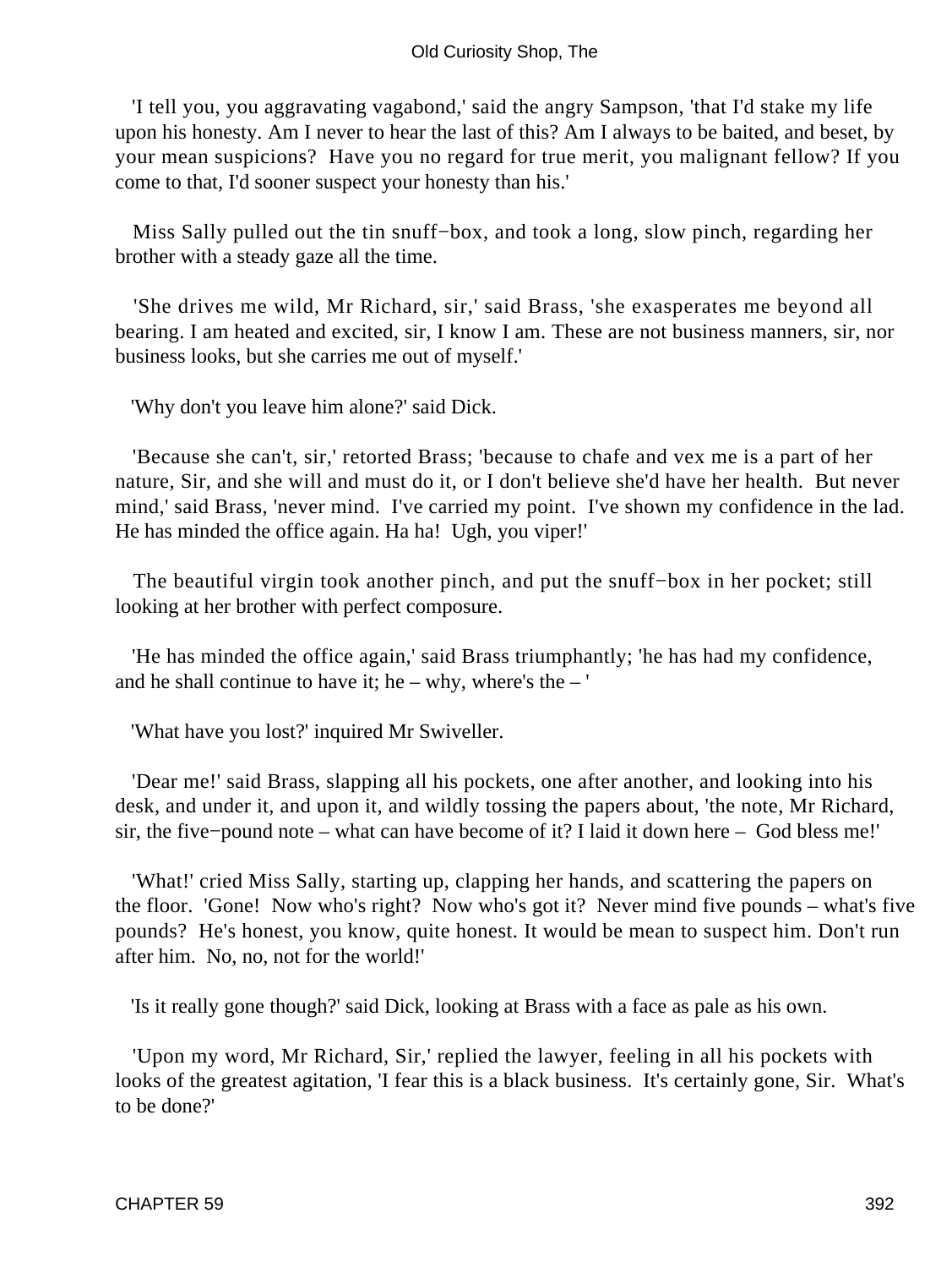'I tell you, you aggravating vagabond,' said the angry Sampson, 'that I'd stake my life upon his honesty. Am I never to hear the last of this? Am I always to be baited, and beset, by your mean suspicions? Have you no regard for true merit, you malignant fellow? If you come to that, I'd sooner suspect your honesty than his.'

Miss Sally pulled out the tin snuff−box, and took a long, slow pinch, regarding her brother with a steady gaze all the time.

'She drives me wild, Mr Richard, sir,' said Brass, 'she exasperates me beyond all bearing. I am heated and excited, sir, I know I am. These are not business manners, sir, nor business looks, but she carries me out of myself.'

'Why don't you leave him alone?' said Dick.

'Because she can't, sir,' retorted Brass; 'because to chafe and vex me is a part of her nature, Sir, and she will and must do it, or I don't believe she'd have her health. But never mind,' said Brass, 'never mind. I've carried my point. I've shown my confidence in the lad. He has minded the office again. Ha ha! Ugh, you viper!'

The beautiful virgin took another pinch, and put the snuff−box in her pocket; still looking at her brother with perfect composure.

'He has minded the office again,' said Brass triumphantly; 'he has had my confidence, and he shall continue to have it; he – why, where's the – '

'What have you lost?' inquired Mr Swiveller.

'Dear me!' said Brass, slapping all his pockets, one after another, and looking into his desk, and under it, and upon it, and wildly tossing the papers about, 'the note, Mr Richard, sir, the five−pound note – what can have become of it? I laid it down here – God bless me!'

'What!' cried Miss Sally, starting up, clapping her hands, and scattering the papers on the floor. 'Gone! Now who's right? Now who's got it? Never mind five pounds – what's five pounds? He's honest, you know, quite honest. It would be mean to suspect him. Don't run after him. No, no, not for the world!'

'Is it really gone though?' said Dick, looking at Brass with a face as pale as his own.

'Upon my word, Mr Richard, Sir,' replied the lawyer, feeling in all his pockets with looks of the greatest agitation, 'I fear this is a black business. It's certainly gone, Sir. What's to be done?'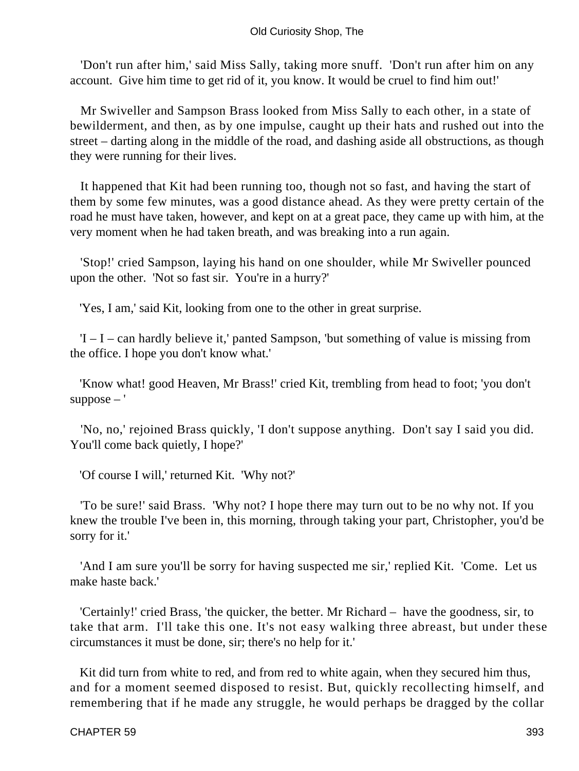'Don't run after him,' said Miss Sally, taking more snuff. 'Don't run after him on any account. Give him time to get rid of it, you know. It would be cruel to find him out!'

Mr Swiveller and Sampson Brass looked from Miss Sally to each other, in a state of bewilderment, and then, as by one impulse, caught up their hats and rushed out into the street – darting along in the middle of the road, and dashing aside all obstructions, as though they were running for their lives.

It happened that Kit had been running too, though not so fast, and having the start of them by some few minutes, was a good distance ahead. As they were pretty certain of the road he must have taken, however, and kept on at a great pace, they came up with him, at the very moment when he had taken breath, and was breaking into a run again.

'Stop!' cried Sampson, laying his hand on one shoulder, while Mr Swiveller pounced upon the other. 'Not so fast sir. You're in a hurry?'

'Yes, I am,' said Kit, looking from one to the other in great surprise.

'I – I – can hardly believe it,' panted Sampson, 'but something of value is missing from the office. I hope you don't know what.'

'Know what! good Heaven, Mr Brass!' cried Kit, trembling from head to foot; 'you don't suppose – '

'No, no,' rejoined Brass quickly, 'I don't suppose anything. Don't say I said you did. You'll come back quietly, I hope?'

'Of course I will,' returned Kit. 'Why not?'

'To be sure!' said Brass. 'Why not? I hope there may turn out to be no why not. If you knew the trouble I've been in, this morning, through taking your part, Christopher, you'd be sorry for it.'

'And I am sure you'll be sorry for having suspected me sir,' replied Kit. 'Come. Let us make haste back.'

'Certainly!' cried Brass, 'the quicker, the better. Mr Richard – have the goodness, sir, to take that arm. I'll take this one. It's not easy walking three abreast, but under these circumstances it must be done, sir; there's no help for it.'

Kit did turn from white to red, and from red to white again, when they secured him thus, and for a moment seemed disposed to resist. But, quickly recollecting himself, and remembering that if he made any struggle, he would perhaps be dragged by the collar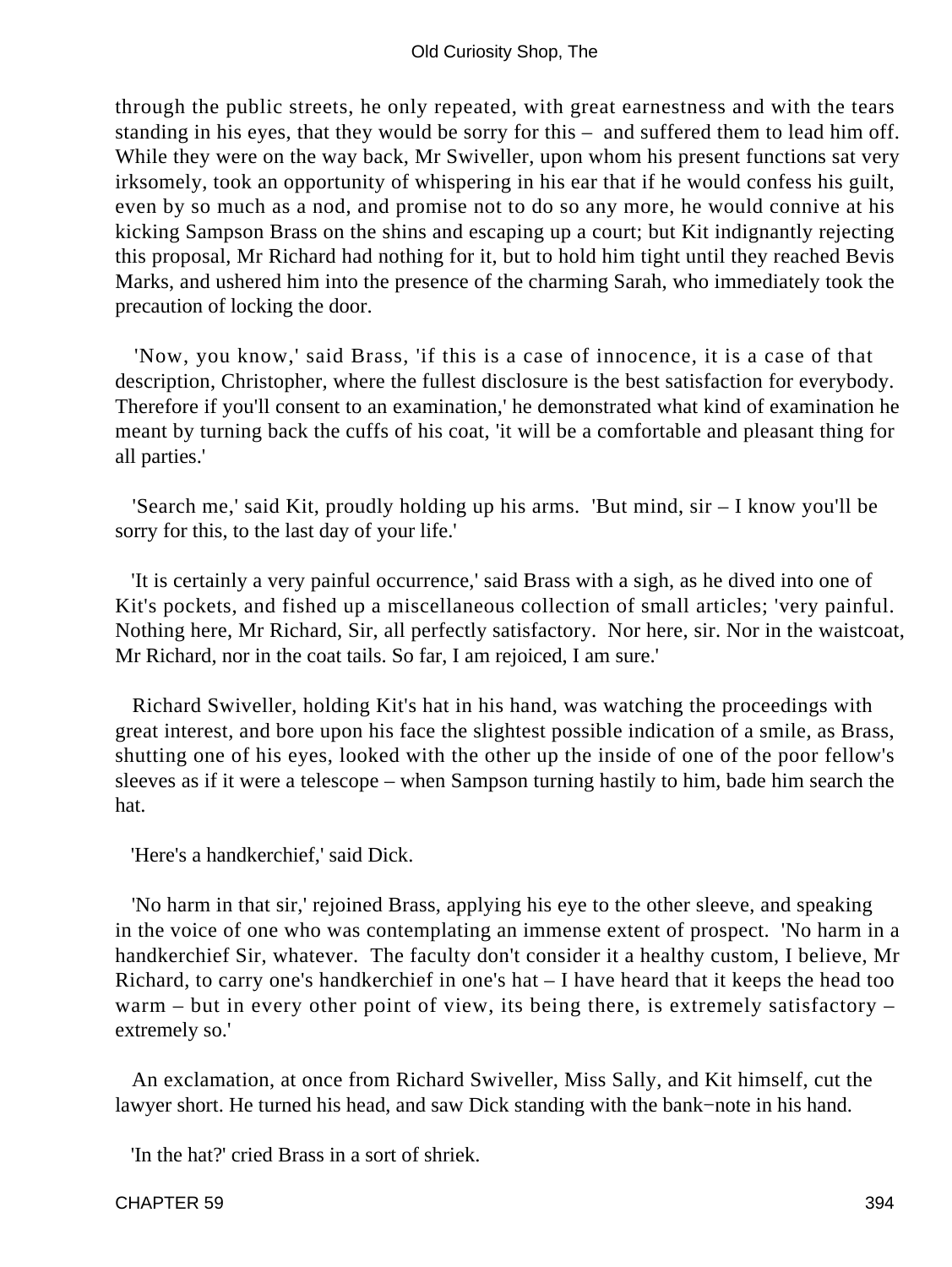through the public streets, he only repeated, with great earnestness and with the tears standing in his eyes, that they would be sorry for this – and suffered them to lead him off. While they were on the way back, Mr Swiveller, upon whom his present functions sat very irksomely, took an opportunity of whispering in his ear that if he would confess his guilt, even by so much as a nod, and promise not to do so any more, he would connive at his kicking Sampson Brass on the shins and escaping up a court; but Kit indignantly rejecting this proposal, Mr Richard had nothing for it, but to hold him tight until they reached Bevis Marks, and ushered him into the presence of the charming Sarah, who immediately took the precaution of locking the door.

'Now, you know,' said Brass, 'if this is a case of innocence, it is a case of that description, Christopher, where the fullest disclosure is the best satisfaction for everybody. Therefore if you'll consent to an examination,' he demonstrated what kind of examination he meant by turning back the cuffs of his coat, 'it will be a comfortable and pleasant thing for all parties.'

'Search me,' said Kit, proudly holding up his arms. 'But mind, sir – I know you'll be sorry for this, to the last day of your life.'

'It is certainly a very painful occurrence,' said Brass with a sigh, as he dived into one of Kit's pockets, and fished up a miscellaneous collection of small articles; 'very painful. Nothing here, Mr Richard, Sir, all perfectly satisfactory. Nor here, sir. Nor in the waistcoat, Mr Richard, nor in the coat tails. So far, I am rejoiced, I am sure.'

Richard Swiveller, holding Kit's hat in his hand, was watching the proceedings with great interest, and bore upon his face the slightest possible indication of a smile, as Brass, shutting one of his eyes, looked with the other up the inside of one of the poor fellow's sleeves as if it were a telescope – when Sampson turning hastily to him, bade him search the hat.

'Here's a handkerchief,' said Dick.

'No harm in that sir,' rejoined Brass, applying his eye to the other sleeve, and speaking in the voice of one who was contemplating an immense extent of prospect. 'No harm in a handkerchief Sir, whatever. The faculty don't consider it a healthy custom, I believe, Mr Richard, to carry one's handkerchief in one's hat – I have heard that it keeps the head too warm – but in every other point of view, its being there, is extremely satisfactory – extremely so.'

An exclamation, at once from Richard Swiveller, Miss Sally, and Kit himself, cut the lawyer short. He turned his head, and saw Dick standing with the bank−note in his hand.

'In the hat?' cried Brass in a sort of shriek.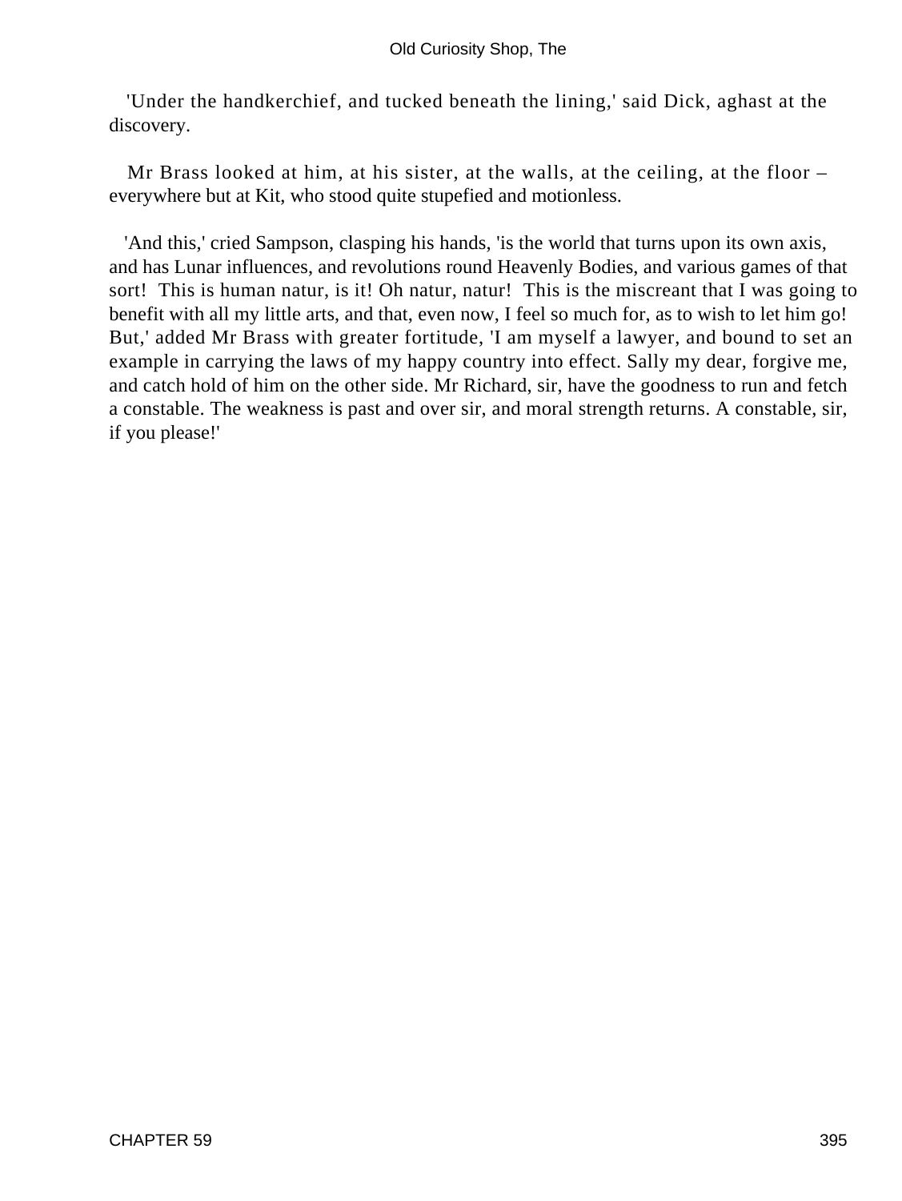'Under the handkerchief, and tucked beneath the lining,' said Dick, aghast at the discovery.

Mr Brass looked at him, at his sister, at the walls, at the ceiling, at the floor – everywhere but at Kit, who stood quite stupefied and motionless.

'And this,' cried Sampson, clasping his hands, 'is the world that turns upon its own axis, and has Lunar influences, and revolutions round Heavenly Bodies, and various games of that sort! This is human natur, is it! Oh natur, natur! This is the miscreant that I was going to benefit with all my little arts, and that, even now, I feel so much for, as to wish to let him go! But,' added Mr Brass with greater fortitude, 'I am myself a lawyer, and bound to set an example in carrying the laws of my happy country into effect. Sally my dear, forgive me, and catch hold of him on the other side. Mr Richard, sir, have the goodness to run and fetch a constable. The weakness is past and over sir, and moral strength returns. A constable, sir, if you please!'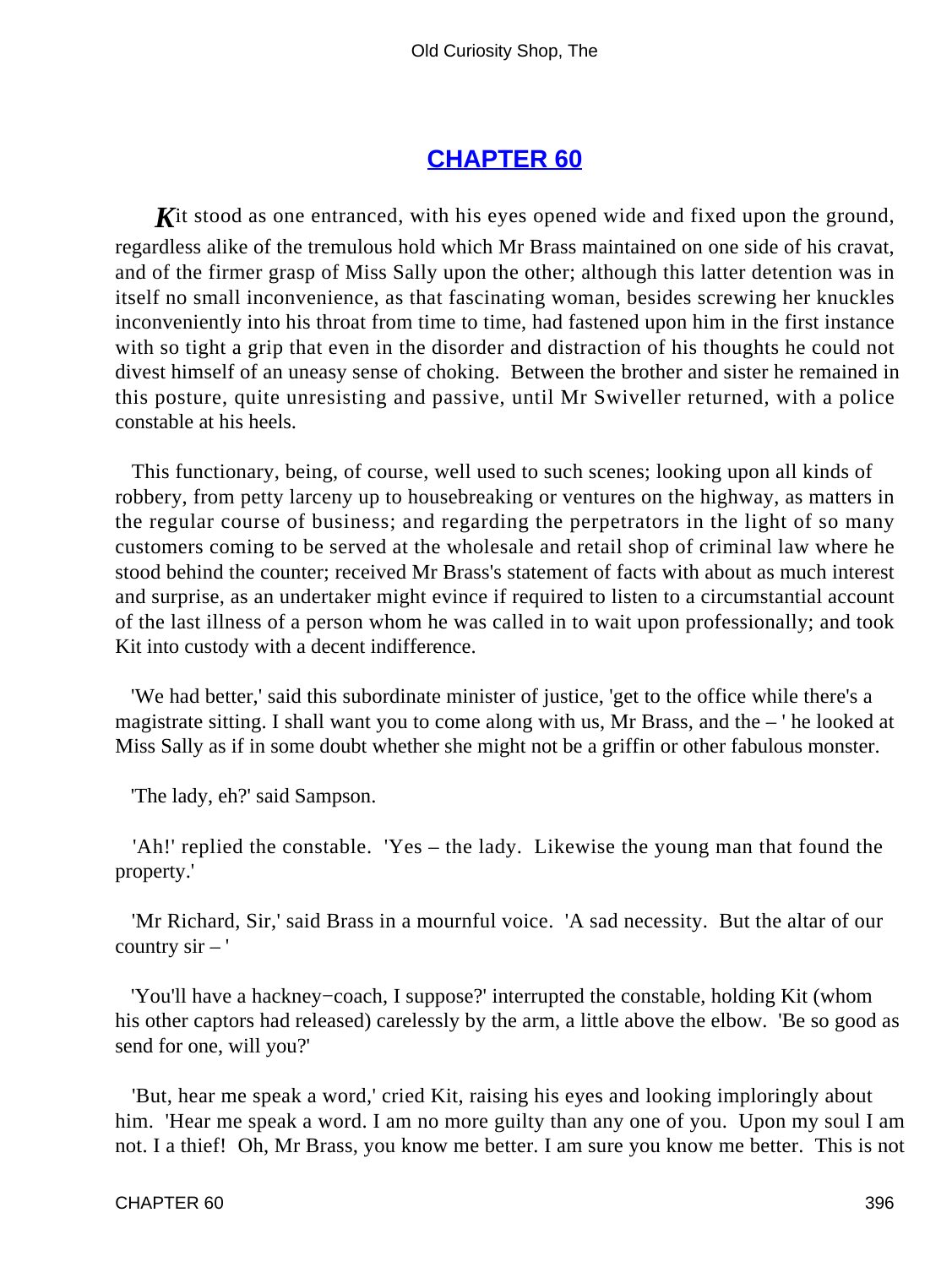## CHAPTER 60

*K*it stood as one entranced, with his eyes opened wide and fixed upon the ground, regardless alike of the tremulous hold which Mr Brass maintained on one side of his cravat, and of the firmer grasp of Miss Sally upon the other; although this latter detention was in itself no small inconvenience, as that fascinating woman, besides screwing her knuckles inconveniently into his throat from time to time, had fastened upon him in the first instance with so tight a grip that even in the disorder and distraction of his thoughts he could not divest himself of an uneasy sense of choking. Between the brother and sister he remained in this posture, quite unresisting and passive, until Mr Swiveller returned, with a police constable at his heels.

This functionary, being, of course, well used to such scenes; looking upon all kinds of robbery, from petty larceny up to housebreaking or ventures on the highway, as matters in the regular course of business; and regarding the perpetrators in the light of so many customers coming to be served at the wholesale and retail shop of criminal law where he stood behind the counter; received Mr Brass's statement of facts with about as much interest and surprise, as an undertaker might evince if required to listen to a circumstantial account of the last illness of a person whom he was called in to wait upon professionally; and took Kit into custody with a decent indifference.

'We had better,' said this subordinate minister of justice, 'get to the office while there's a magistrate sitting. I shall want you to come along with us, Mr Brass, and the – ' he looked at Miss Sally as if in some doubt whether she might not be a griffin or other fabulous monster.

'The lady, eh?' said Sampson.

'Ah!' replied the constable. 'Yes – the lady. Likewise the young man that found the property.'

'Mr Richard, Sir,' said Brass in a mournful voice. 'A sad necessity. But the altar of our country sir – '

'You'll have a hackney-coach, I suppose?' interrupted the constable, holding Kit (whom his other captors had released) carelessly by the arm, a little above the elbow. 'Be so good as send for one, will you?'

'But, hear me speak a word,' cried Kit, raising his eyes and looking imploringly about him. 'Hear me speak a word. I am no more guilty than any one of you. Upon my soul I am not. I a thief! Oh, Mr Brass, you know me better. I am sure you know me better. This is not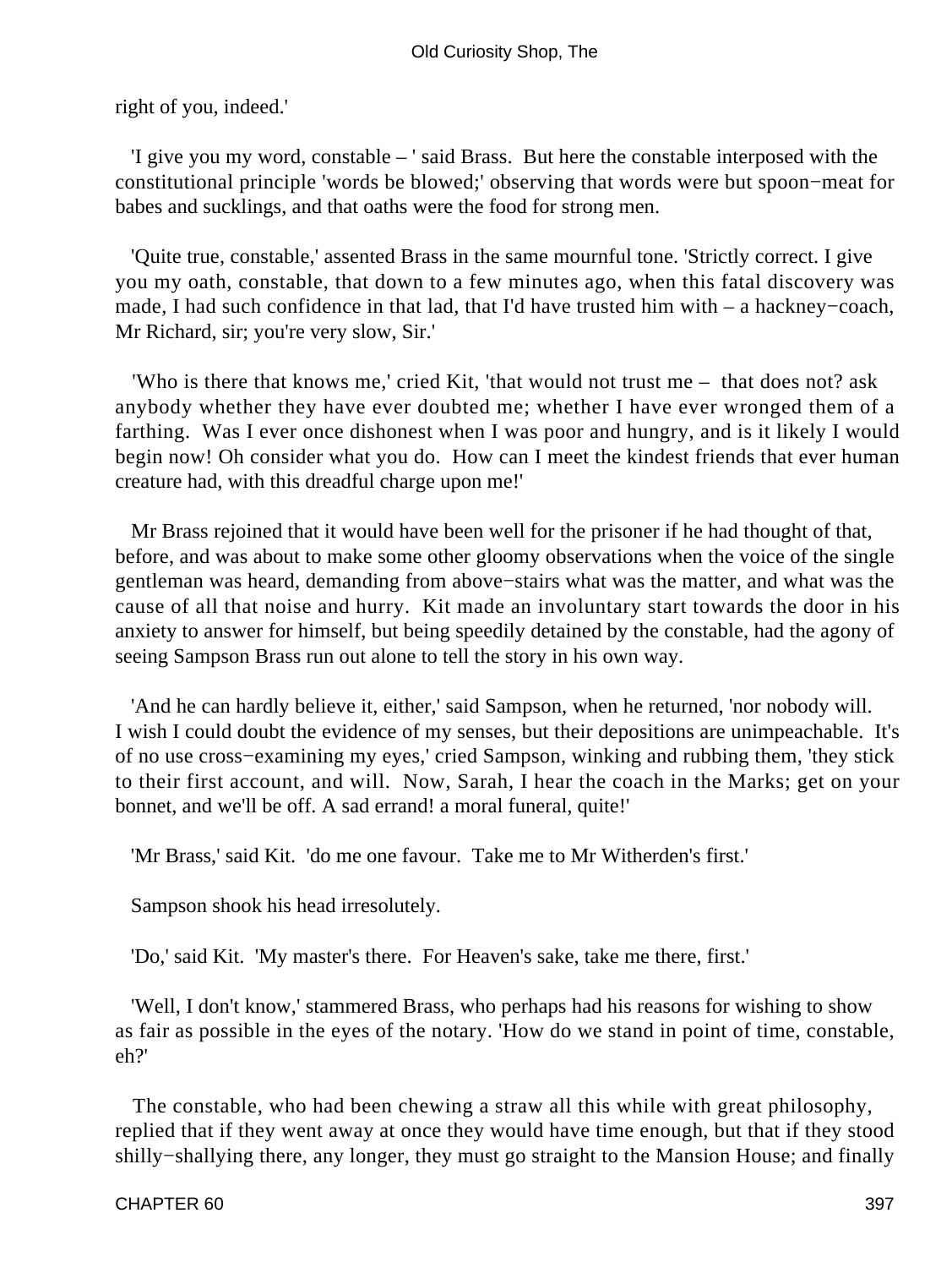right of you, indeed.'

'I give you my word, constable – ' said Brass. But here the constable interposed with the constitutional principle 'words be blowed;' observing that words were but spoon−meat for babes and sucklings, and that oaths were the food for strong men.

'Quite true, constable,' assented Brass in the same mournful tone. 'Strictly correct. I give you my oath, constable, that down to a few minutes ago, when this fatal discovery was made, I had such confidence in that lad, that I'd have trusted him with – a hackney−coach, Mr Richard, sir; you're very slow, Sir.'

'Who is there that knows me,' cried Kit, 'that would not trust me – that does not? ask anybody whether they have ever doubted me; whether I have ever wronged them of a farthing. Was I ever once dishonest when I was poor and hungry, and is it likely I would begin now! Oh consider what you do. How can I meet the kindest friends that ever human creature had, with this dreadful charge upon me!'

Mr Brass rejoined that it would have been well for the prisoner if he had thought of that, before, and was about to make some other gloomy observations when the voice of the single gentleman was heard, demanding from above−stairs what was the matter, and what was the cause of all that noise and hurry. Kit made an involuntary start towards the door in his anxiety to answer for himself, but being speedily detained by the constable, had the agony of seeing Sampson Brass run out alone to tell the story in his own way.

'And he can hardly believe it, either,' said Sampson, when he returned, 'nor nobody will. I wish I could doubt the evidence of my senses, but their depositions are unimpeachable. It's of no use cross−examining my eyes,' cried Sampson, winking and rubbing them, 'they stick to their first account, and will. Now, Sarah, I hear the coach in the Marks; get on your bonnet, and we'll be off. A sad errand! a moral funeral, quite!'

'Mr Brass,' said Kit. 'do me one favour. Take me to Mr Witherden's first.'

Sampson shook his head irresolutely.

'Do,' said Kit. 'My master's there. For Heaven's sake, take me there, first.'

'Well, I don't know,' stammered Brass, who perhaps had his reasons for wishing to show as fair as possible in the eyes of the notary. 'How do we stand in point of time, constable, eh?'

The constable, who had been chewing a straw all this while with great philosophy, replied that if they went away at once they would have time enough, but that if they stood shilly−shallying there, any longer, they must go straight to the Mansion House; and finally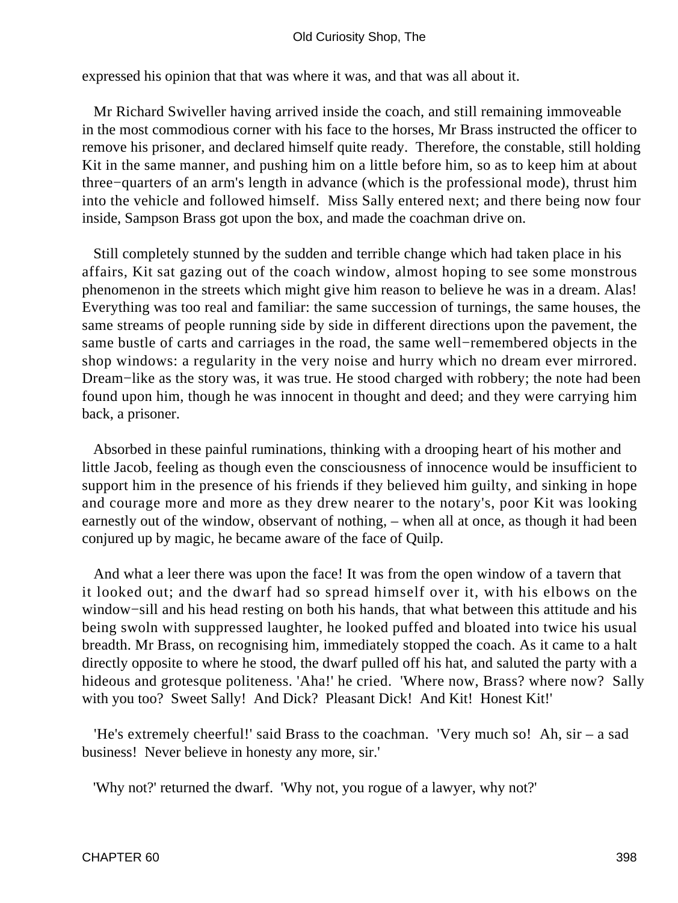expressed his opinion that that was where it was, and that was all about it.

Mr Richard Swiveller having arrived inside the coach, and still remaining immoveable in the most commodious corner with his face to the horses, Mr Brass instructed the officer to remove his prisoner, and declared himself quite ready. Therefore, the constable, still holding Kit in the same manner, and pushing him on a little before him, so as to keep him at about three−quarters of an arm's length in advance (which is the professional mode), thrust him into the vehicle and followed himself. Miss Sally entered next; and there being now four inside, Sampson Brass got upon the box, and made the coachman drive on.

Still completely stunned by the sudden and terrible change which had taken place in his affairs, Kit sat gazing out of the coach window, almost hoping to see some monstrous phenomenon in the streets which might give him reason to believe he was in a dream. Alas! Everything was too real and familiar: the same succession of turnings, the same houses, the same streams of people running side by side in different directions upon the pavement, the same bustle of carts and carriages in the road, the same well−remembered objects in the shop windows: a regularity in the very noise and hurry which no dream ever mirrored. Dream−like as the story was, it was true. He stood charged with robbery; the note had been found upon him, though he was innocent in thought and deed; and they were carrying him back, a prisoner.

Absorbed in these painful ruminations, thinking with a drooping heart of his mother and little Jacob, feeling as though even the consciousness of innocence would be insufficient to support him in the presence of his friends if they believed him guilty, and sinking in hope and courage more and more as they drew nearer to the notary's, poor Kit was looking earnestly out of the window, observant of nothing, – when all at once, as though it had been conjured up by magic, he became aware of the face of Quilp.

And what a leer there was upon the face! It was from the open window of a tavern that it looked out; and the dwarf had so spread himself over it, with his elbows on the window−sill and his head resting on both his hands, that what between this attitude and his being swoln with suppressed laughter, he looked puffed and bloated into twice his usual breadth. Mr Brass, on recognising him, immediately stopped the coach. As it came to a halt directly opposite to where he stood, the dwarf pulled off his hat, and saluted the party with a hideous and grotesque politeness. 'Aha!' he cried. 'Where now, Brass? where now? Sally with you too? Sweet Sally! And Dick? Pleasant Dick! And Kit! Honest Kit!'

'He's extremely cheerful!' said Brass to the coachman. 'Very much so! Ah, sir – a sad business! Never believe in honesty any more, sir.'

'Why not?' returned the dwarf. 'Why not, you rogue of a lawyer, why not?'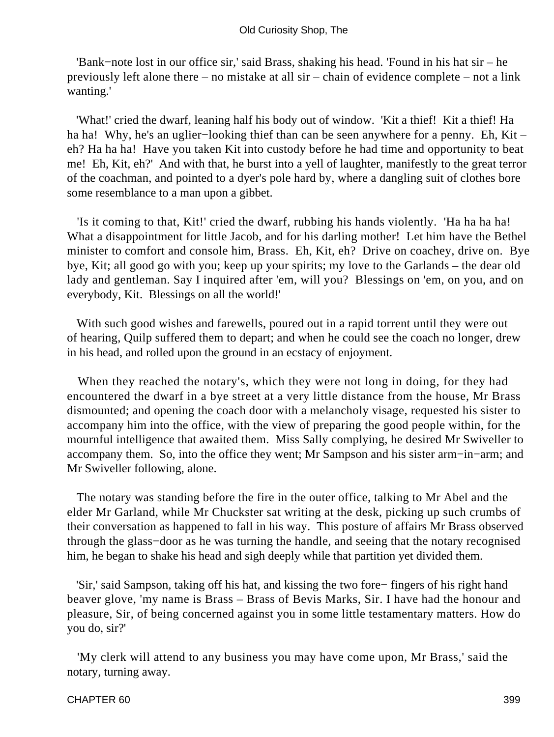'Bank−note lost in our office sir,' said Brass, shaking his head. 'Found in his hat sir – he previously left alone there – no mistake at all sir – chain of evidence complete – not a link wanting.'

'What!' cried the dwarf, leaning half his body out of window. 'Kit a thief! Kit a thief! Ha ha ha! Why, he's an uglier−looking thief than can be seen anywhere for a penny. Eh, Kit – eh? Ha ha ha! Have you taken Kit into custody before he had time and opportunity to beat me! Eh, Kit, eh?' And with that, he burst into a yell of laughter, manifestly to the great terror of the coachman, and pointed to a dyer's pole hard by, where a dangling suit of clothes bore some resemblance to a man upon a gibbet.

'Is it coming to that, Kit!' cried the dwarf, rubbing his hands violently. 'Ha ha ha ha! What a disappointment for little Jacob, and for his darling mother! Let him have the Bethel minister to comfort and console him, Brass. Eh, Kit, eh? Drive on coachey, drive on. Bye bye, Kit; all good go with you; keep up your spirits; my love to the Garlands – the dear old lady and gentleman. Say I inquired after 'em, will you? Blessings on 'em, on you, and on everybody, Kit. Blessings on all the world!'

With such good wishes and farewells, poured out in a rapid torrent until they were out of hearing, Quilp suffered them to depart; and when he could see the coach no longer, drew in his head, and rolled upon the ground in an ecstacy of enjoyment.

When they reached the notary's, which they were not long in doing, for they had encountered the dwarf in a bye street at a very little distance from the house, Mr Brass dismounted; and opening the coach door with a melancholy visage, requested his sister to accompany him into the office, with the view of preparing the good people within, for the mournful intelligence that awaited them. Miss Sally complying, he desired Mr Swiveller to accompany them. So, into the office they went; Mr Sampson and his sister arm−in−arm; and Mr Swiveller following, alone.

The notary was standing before the fire in the outer office, talking to Mr Abel and the elder Mr Garland, while Mr Chuckster sat writing at the desk, picking up such crumbs of their conversation as happened to fall in his way. This posture of affairs Mr Brass observed through the glass−door as he was turning the handle, and seeing that the notary recognised him, he began to shake his head and sigh deeply while that partition yet divided them.

'Sir,' said Sampson, taking off his hat, and kissing the two fore− fingers of his right hand beaver glove, 'my name is Brass – Brass of Bevis Marks, Sir. I have had the honour and pleasure, Sir, of being concerned against you in some little testamentary matters. How do you do, sir?'

'My clerk will attend to any business you may have come upon, Mr Brass,' said the notary, turning away.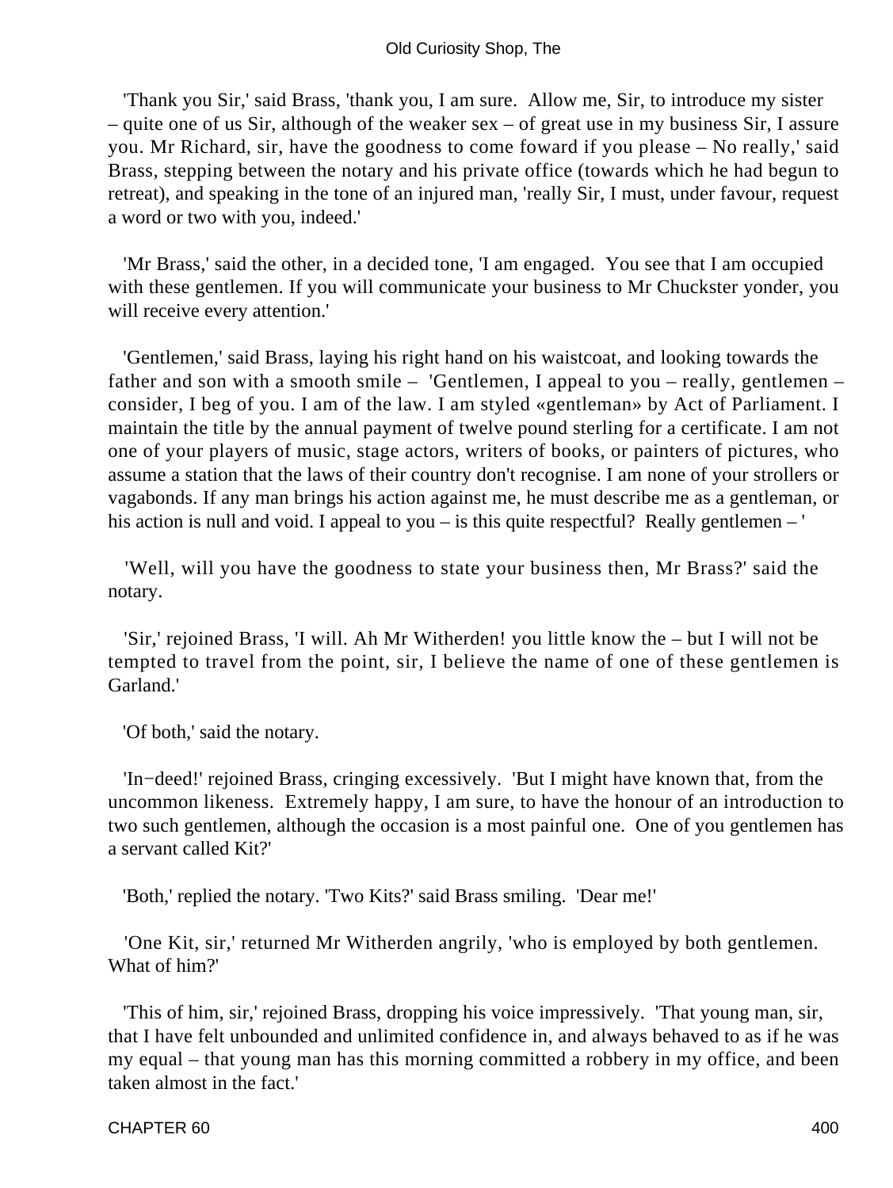'Thank you Sir,' said Brass, 'thank you, I am sure. Allow me, Sir, to introduce my sister – quite one of us Sir, although of the weaker sex – of great use in my business Sir, I assure you. Mr Richard, sir, have the goodness to come foward if you please – No really,' said Brass, stepping between the notary and his private office (towards which he had begun to retreat), and speaking in the tone of an injured man, 'really Sir, I must, under favour, request a word or two with you, indeed.'

'Mr Brass,' said the other, in a decided tone, 'I am engaged. You see that I am occupied with these gentlemen. If you will communicate your business to Mr Chuckster yonder, you will receive every attention.'

'Gentlemen,' said Brass, laying his right hand on his waistcoat, and looking towards the father and son with a smooth smile – 'Gentlemen, I appeal to you – really, gentlemen – consider, I beg of you. I am of the law. I am styled «gentleman» by Act of Parliament. I maintain the title by the annual payment of twelve pound sterling for a certificate. I am not one of your players of music, stage actors, writers of books, or painters of pictures, who assume a station that the laws of their country don't recognise. I am none of your strollers or vagabonds. If any man brings his action against me, he must describe me as a gentleman, or his action is null and void. I appeal to you – is this quite respectful? Really gentlemen – '

'Well, will you have the goodness to state your business then, Mr Brass?' said the notary.

'Sir,' rejoined Brass, 'I will. Ah Mr Witherden! you little know the – but I will not be tempted to travel from the point, sir, I believe the name of one of these gentlemen is Garland.'

'Of both,' said the notary.

'In−deed!' rejoined Brass, cringing excessively. 'But I might have known that, from the uncommon likeness. Extremely happy, I am sure, to have the honour of an introduction to two such gentlemen, although the occasion is a most painful one. One of you gentlemen has a servant called Kit?'

'Both,' replied the notary. 'Two Kits?' said Brass smiling. 'Dear me!'

'One Kit, sir,' returned Mr Witherden angrily, 'who is employed by both gentlemen. What of him?'

'This of him, sir,' rejoined Brass, dropping his voice impressively. 'That young man, sir, that I have felt unbounded and unlimited confidence in, and always behaved to as if he was my equal – that young man has this morning committed a robbery in my office, and been taken almost in the fact.'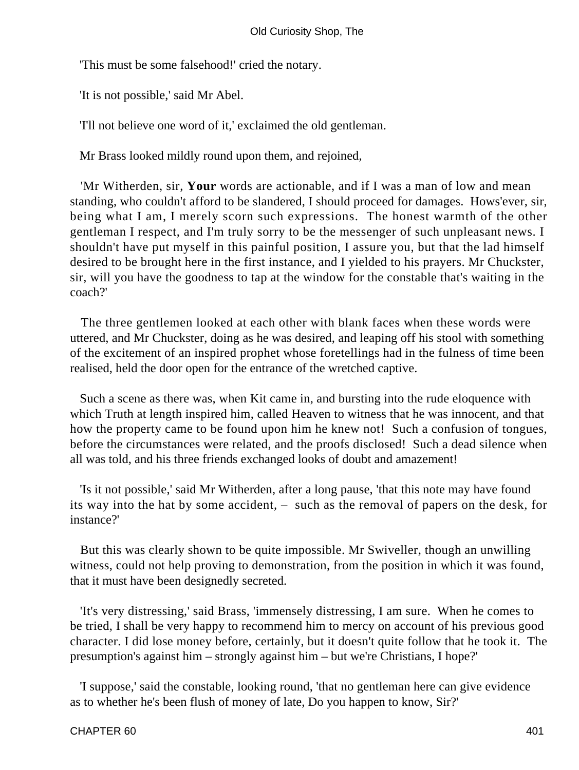'This must be some falsehood!' cried the notary.

'It is not possible,' said Mr Abel.

'I'll not believe one word of it,' exclaimed the old gentleman.

Mr Brass looked mildly round upon them, and rejoined,

'Mr Witherden, sir, **Your** words are actionable, and if I was a man of low and mean standing, who couldn't afford to be slandered, I should proceed for damages. Hows'ever, sir, being what I am, I merely scorn such expressions. The honest warmth of the other gentleman I respect, and I'm truly sorry to be the messenger of such unpleasant news. I shouldn't have put myself in this painful position, I assure you, but that the lad himself desired to be brought here in the first instance, and I yielded to his prayers. Mr Chuckster, sir, will you have the goodness to tap at the window for the constable that's waiting in the coach?'

The three gentlemen looked at each other with blank faces when these words were uttered, and Mr Chuckster, doing as he was desired, and leaping off his stool with something of the excitement of an inspired prophet whose foretellings had in the fulness of time been realised, held the door open for the entrance of the wretched captive.

Such a scene as there was, when Kit came in, and bursting into the rude eloquence with which Truth at length inspired him, called Heaven to witness that he was innocent, and that how the property came to be found upon him he knew not! Such a confusion of tongues, before the circumstances were related, and the proofs disclosed! Such a dead silence when all was told, and his three friends exchanged looks of doubt and amazement!

'Is it not possible,' said Mr Witherden, after a long pause, 'that this note may have found its way into the hat by some accident, – such as the removal of papers on the desk, for instance?'

But this was clearly shown to be quite impossible. Mr Swiveller, though an unwilling witness, could not help proving to demonstration, from the position in which it was found, that it must have been designedly secreted.

'It's very distressing,' said Brass, 'immensely distressing, I am sure. When he comes to be tried, I shall be very happy to recommend him to mercy on account of his previous good character. I did lose money before, certainly, but it doesn't quite follow that he took it. The presumption's against him – strongly against him – but we're Christians, I hope?'

'I suppose,' said the constable, looking round, 'that no gentleman here can give evidence as to whether he's been flush of money of late, Do you happen to know, Sir?'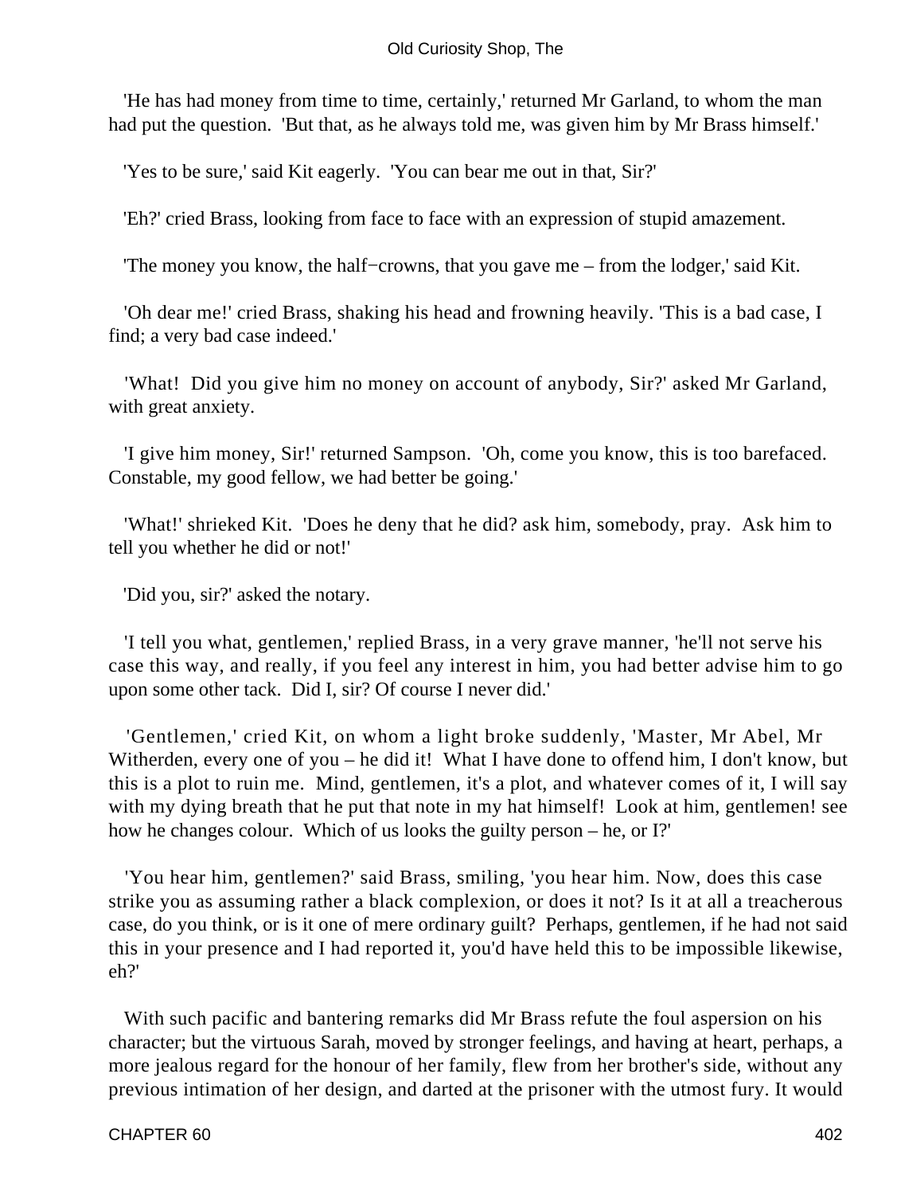'He has had money from time to time, certainly,' returned Mr Garland, to whom the man had put the question. 'But that, as he always told me, was given him by Mr Brass himself.'

'Yes to be sure,' said Kit eagerly. 'You can bear me out in that, Sir?'

'Eh?' cried Brass, looking from face to face with an expression of stupid amazement.

'The money you know, the half−crowns, that you gave me – from the lodger,' said Kit.

'Oh dear me!' cried Brass, shaking his head and frowning heavily. 'This is a bad case, I find; a very bad case indeed.'

'What! Did you give him no money on account of anybody, Sir?' asked Mr Garland, with great anxiety.

'I give him money, Sir!' returned Sampson. 'Oh, come you know, this is too barefaced. Constable, my good fellow, we had better be going.'

'What!' shrieked Kit. 'Does he deny that he did? ask him, somebody, pray. Ask him to tell you whether he did or not!'

'Did you, sir?' asked the notary.

'I tell you what, gentlemen,' replied Brass, in a very grave manner, 'he'll not serve his case this way, and really, if you feel any interest in him, you had better advise him to go upon some other tack. Did I, sir? Of course I never did.'

'Gentlemen,' cried Kit, on whom a light broke suddenly, 'Master, Mr Abel, Mr Witherden, every one of you – he did it! What I have done to offend him, I don't know, but this is a plot to ruin me. Mind, gentlemen, it's a plot, and whatever comes of it, I will say with my dying breath that he put that note in my hat himself! Look at him, gentlemen! see how he changes colour. Which of us looks the guilty person – he, or I?'

'You hear him, gentlemen?' said Brass, smiling, 'you hear him. Now, does this case strike you as assuming rather a black complexion, or does it not? Is it at all a treacherous case, do you think, or is it one of mere ordinary guilt? Perhaps, gentlemen, if he had not said this in your presence and I had reported it, you'd have held this to be impossible likewise, eh?'

With such pacific and bantering remarks did Mr Brass refute the foul aspersion on his character; but the virtuous Sarah, moved by stronger feelings, and having at heart, perhaps, a more jealous regard for the honour of her family, flew from her brother's side, without any previous intimation of her design, and darted at the prisoner with the utmost fury. It would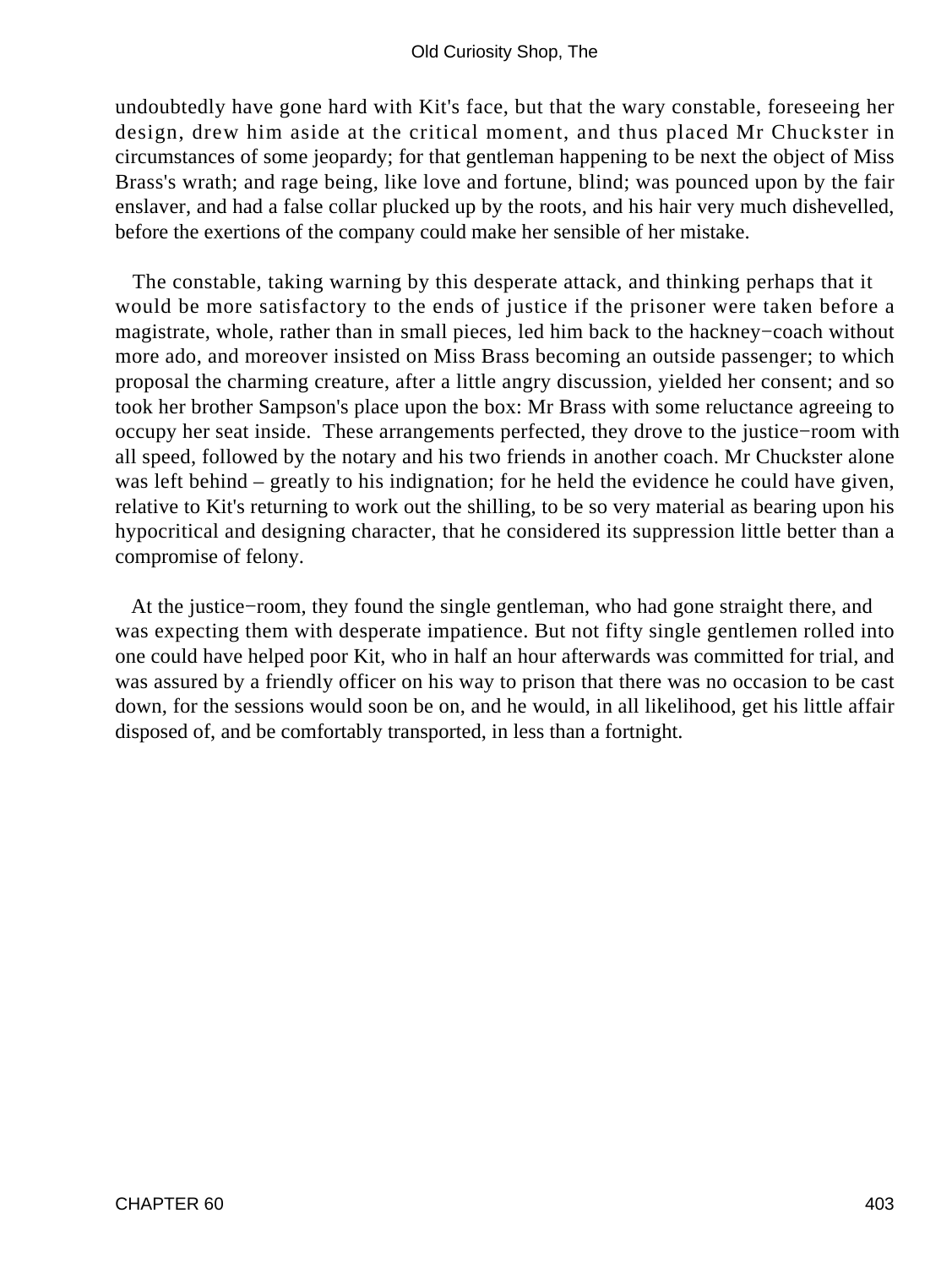undoubtedly have gone hard with Kit's face, but that the wary constable, foreseeing her design, drew him aside at the critical moment, and thus placed Mr Chuckster in circumstances of some jeopardy; for that gentleman happening to be next the object of Miss Brass's wrath; and rage being, like love and fortune, blind; was pounced upon by the fair enslaver, and had a false collar plucked up by the roots, and his hair very much dishevelled, before the exertions of the company could make her sensible of her mistake.

The constable, taking warning by this desperate attack, and thinking perhaps that it would be more satisfactory to the ends of justice if the prisoner were taken before a magistrate, whole, rather than in small pieces, led him back to the hackney−coach without more ado, and moreover insisted on Miss Brass becoming an outside passenger; to which proposal the charming creature, after a little angry discussion, yielded her consent; and so took her brother Sampson's place upon the box: Mr Brass with some reluctance agreeing to occupy her seat inside. These arrangements perfected, they drove to the justice−room with all speed, followed by the notary and his two friends in another coach. Mr Chuckster alone was left behind – greatly to his indignation; for he held the evidence he could have given, relative to Kit's returning to work out the shilling, to be so very material as bearing upon his hypocritical and designing character, that he considered its suppression little better than a compromise of felony.

At the justice−room, they found the single gentleman, who had gone straight there, and was expecting them with desperate impatience. But not fifty single gentlemen rolled into one could have helped poor Kit, who in half an hour afterwards was committed for trial, and was assured by a friendly officer on his way to prison that there was no occasion to be cast down, for the sessions would soon be on, and he would, in all likelihood, get his little affair disposed of, and be comfortably transported, in less than a fortnight.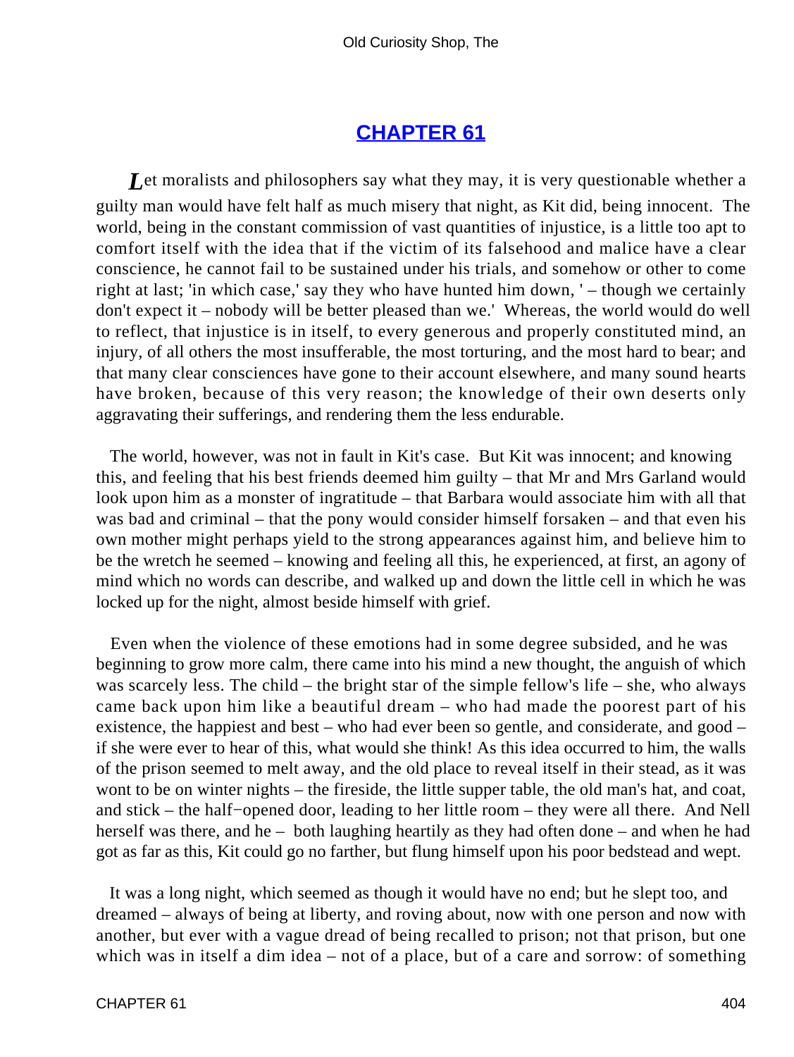## CHAPTER 61

*L*et moralists and philosophers say what they may, it is very questionable whether a guilty man would have felt half as much misery that night, as Kit did, being innocent. The world, being in the constant commission of vast quantities of injustice, is a little too apt to comfort itself with the idea that if the victim of its falsehood and malice have a clear conscience, he cannot fail to be sustained under his trials, and somehow or other to come right at last; 'in which case,' say they who have hunted him down, ' – though we certainly don't expect it – nobody will be better pleased than we.' Whereas, the world would do well to reflect, that injustice is in itself, to every generous and properly constituted mind, an injury, of all others the most insufferable, the most torturing, and the most hard to bear; and that many clear consciences have gone to their account elsewhere, and many sound hearts have broken, because of this very reason; the knowledge of their own deserts only aggravating their sufferings, and rendering them the less endurable.

The world, however, was not in fault in Kit's case. But Kit was innocent; and knowing this, and feeling that his best friends deemed him guilty – that Mr and Mrs Garland would look upon him as a monster of ingratitude – that Barbara would associate him with all that was bad and criminal – that the pony would consider himself forsaken – and that even his own mother might perhaps yield to the strong appearances against him, and believe him to be the wretch he seemed – knowing and feeling all this, he experienced, at first, an agony of mind which no words can describe, and walked up and down the little cell in which he was locked up for the night, almost beside himself with grief.

Even when the violence of these emotions had in some degree subsided, and he was beginning to grow more calm, there came into his mind a new thought, the anguish of which was scarcely less. The child – the bright star of the simple fellow's life – she, who always came back upon him like a beautiful dream – who had made the poorest part of his existence, the happiest and best – who had ever been so gentle, and considerate, and good – if she were ever to hear of this, what would she think! As this idea occurred to him, the walls of the prison seemed to melt away, and the old place to reveal itself in their stead, as it was wont to be on winter nights – the fireside, the little supper table, the old man's hat, and coat, and stick – the half−opened door, leading to her little room – they were all there. And Nell herself was there, and he – both laughing heartily as they had often done – and when he had got as far as this, Kit could go no farther, but flung himself upon his poor bedstead and wept.

It was a long night, which seemed as though it would have no end; but he slept too, and dreamed – always of being at liberty, and roving about, now with one person and now with another, but ever with a vague dread of being recalled to prison; not that prison, but one which was in itself a dim idea – not of a place, but of a care and sorrow: of something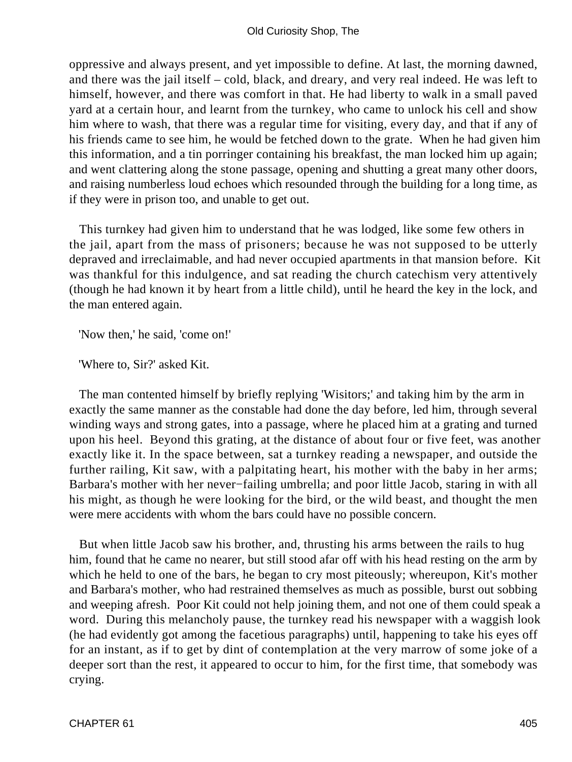oppressive and always present, and yet impossible to define. At last, the morning dawned, and there was the jail itself – cold, black, and dreary, and very real indeed. He was left to himself, however, and there was comfort in that. He had liberty to walk in a small paved yard at a certain hour, and learnt from the turnkey, who came to unlock his cell and show him where to wash, that there was a regular time for visiting, every day, and that if any of his friends came to see him, he would be fetched down to the grate. When he had given him this information, and a tin porringer containing his breakfast, the man locked him up again; and went clattering along the stone passage, opening and shutting a great many other doors, and raising numberless loud echoes which resounded through the building for a long time, as if they were in prison too, and unable to get out.

This turnkey had given him to understand that he was lodged, like some few others in the jail, apart from the mass of prisoners; because he was not supposed to be utterly depraved and irreclaimable, and had never occupied apartments in that mansion before. Kit was thankful for this indulgence, and sat reading the church catechism very attentively (though he had known it by heart from a little child), until he heard the key in the lock, and the man entered again.

'Now then,' he said, 'come on!'

'Where to, Sir?' asked Kit.

The man contented himself by briefly replying 'Wisitors;' and taking him by the arm in exactly the same manner as the constable had done the day before, led him, through several winding ways and strong gates, into a passage, where he placed him at a grating and turned upon his heel. Beyond this grating, at the distance of about four or five feet, was another exactly like it. In the space between, sat a turnkey reading a newspaper, and outside the further railing, Kit saw, with a palpitating heart, his mother with the baby in her arms; Barbara's mother with her never−failing umbrella; and poor little Jacob, staring in with all his might, as though he were looking for the bird, or the wild beast, and thought the men were mere accidents with whom the bars could have no possible concern.

But when little Jacob saw his brother, and, thrusting his arms between the rails to hug him, found that he came no nearer, but still stood afar off with his head resting on the arm by which he held to one of the bars, he began to cry most piteously; whereupon, Kit's mother and Barbara's mother, who had restrained themselves as much as possible, burst out sobbing and weeping afresh. Poor Kit could not help joining them, and not one of them could speak a word. During this melancholy pause, the turnkey read his newspaper with a waggish look (he had evidently got among the facetious paragraphs) until, happening to take his eyes off for an instant, as if to get by dint of contemplation at the very marrow of some joke of a deeper sort than the rest, it appeared to occur to him, for the first time, that somebody was crying.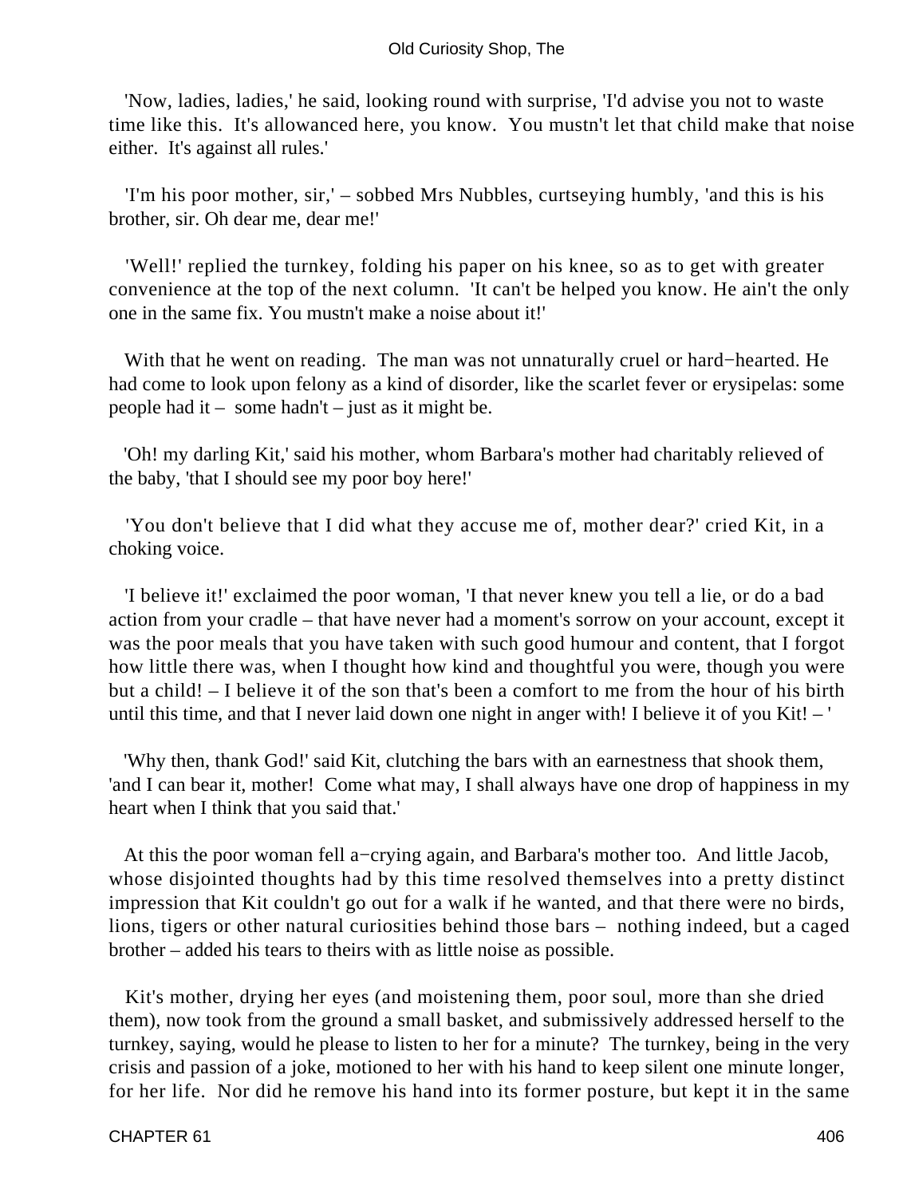'Now, ladies, ladies,' he said, looking round with surprise, 'I'd advise you not to waste time like this. It's allowanced here, you know. You mustn't let that child make that noise either. It's against all rules.'

'I'm his poor mother, sir,' – sobbed Mrs Nubbles, curtseying humbly, 'and this is his brother, sir. Oh dear me, dear me!'

'Well!' replied the turnkey, folding his paper on his knee, so as to get with greater convenience at the top of the next column. 'It can't be helped you know. He ain't the only one in the same fix. You mustn't make a noise about it!'

With that he went on reading. The man was not unnaturally cruel or hard−hearted. He had come to look upon felony as a kind of disorder, like the scarlet fever or erysipelas: some people had it – some hadn't – just as it might be.

'Oh! my darling Kit,' said his mother, whom Barbara's mother had charitably relieved of the baby, 'that I should see my poor boy here!'

'You don't believe that I did what they accuse me of, mother dear?' cried Kit, in a choking voice.

'I believe it!' exclaimed the poor woman, 'I that never knew you tell a lie, or do a bad action from your cradle – that have never had a moment's sorrow on your account, except it was the poor meals that you have taken with such good humour and content, that I forgot how little there was, when I thought how kind and thoughtful you were, though you were but a child! – I believe it of the son that's been a comfort to me from the hour of his birth until this time, and that I never laid down one night in anger with! I believe it of you Kit! – '

'Why then, thank God!' said Kit, clutching the bars with an earnestness that shook them, 'and I can bear it, mother! Come what may, I shall always have one drop of happiness in my heart when I think that you said that.'

At this the poor woman fell a−crying again, and Barbara's mother too. And little Jacob, whose disjointed thoughts had by this time resolved themselves into a pretty distinct impression that Kit couldn't go out for a walk if he wanted, and that there were no birds, lions, tigers or other natural curiosities behind those bars – nothing indeed, but a caged brother – added his tears to theirs with as little noise as possible.

Kit's mother, drying her eyes (and moistening them, poor soul, more than she dried them), now took from the ground a small basket, and submissively addressed herself to the turnkey, saying, would he please to listen to her for a minute? The turnkey, being in the very crisis and passion of a joke, motioned to her with his hand to keep silent one minute longer, for her life. Nor did he remove his hand into its former posture, but kept it in the same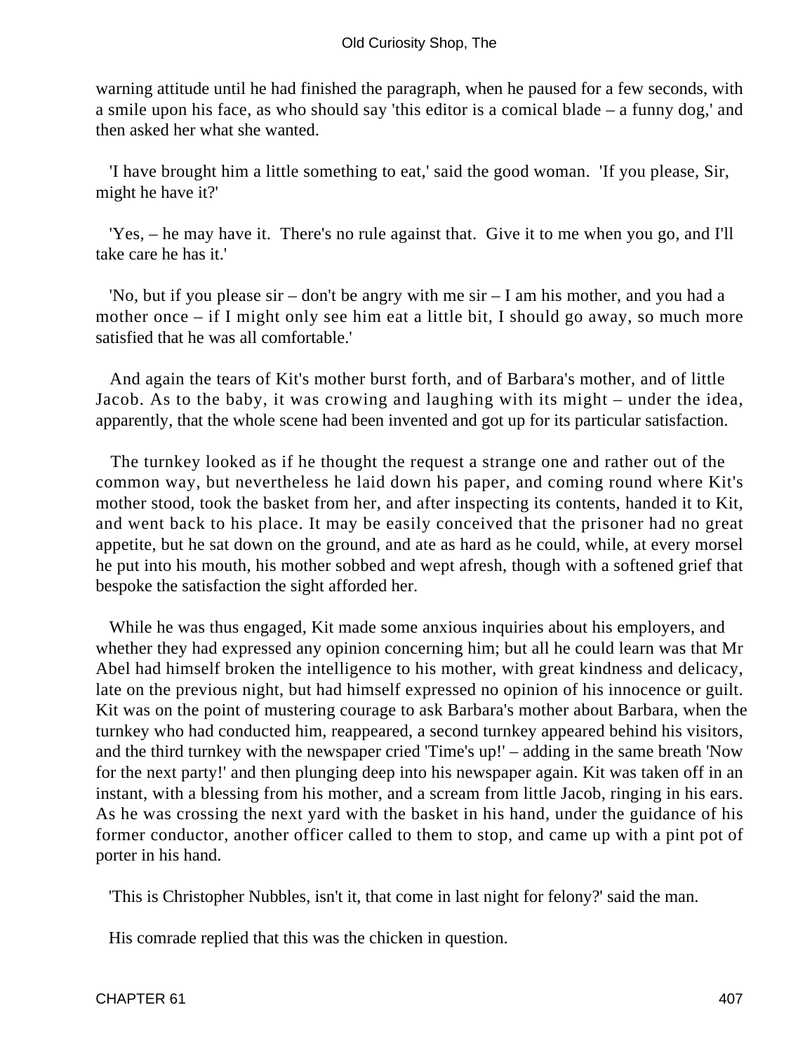warning attitude until he had finished the paragraph, when he paused for a few seconds, with a smile upon his face, as who should say 'this editor is a comical blade – a funny dog,' and then asked her what she wanted.

'I have brought him a little something to eat,' said the good woman. 'If you please, Sir, might he have it?'

'Yes, – he may have it. There's no rule against that. Give it to me when you go, and I'll take care he has it.'

'No, but if you please sir – don't be angry with me sir – I am his mother, and you had a mother once – if I might only see him eat a little bit, I should go away, so much more satisfied that he was all comfortable.'

And again the tears of Kit's mother burst forth, and of Barbara's mother, and of little Jacob. As to the baby, it was crowing and laughing with its might – under the idea, apparently, that the whole scene had been invented and got up for its particular satisfaction.

The turnkey looked as if he thought the request a strange one and rather out of the common way, but nevertheless he laid down his paper, and coming round where Kit's mother stood, took the basket from her, and after inspecting its contents, handed it to Kit, and went back to his place. It may be easily conceived that the prisoner had no great appetite, but he sat down on the ground, and ate as hard as he could, while, at every morsel he put into his mouth, his mother sobbed and wept afresh, though with a softened grief that bespoke the satisfaction the sight afforded her.

While he was thus engaged, Kit made some anxious inquiries about his employers, and whether they had expressed any opinion concerning him; but all he could learn was that Mr Abel had himself broken the intelligence to his mother, with great kindness and delicacy, late on the previous night, but had himself expressed no opinion of his innocence or guilt. Kit was on the point of mustering courage to ask Barbara's mother about Barbara, when the turnkey who had conducted him, reappeared, a second turnkey appeared behind his visitors, and the third turnkey with the newspaper cried 'Time's up!' – adding in the same breath 'Now for the next party!' and then plunging deep into his newspaper again. Kit was taken off in an instant, with a blessing from his mother, and a scream from little Jacob, ringing in his ears. As he was crossing the next yard with the basket in his hand, under the guidance of his former conductor, another officer called to them to stop, and came up with a pint pot of porter in his hand.

'This is Christopher Nubbles, isn't it, that come in last night for felony?' said the man.

His comrade replied that this was the chicken in question.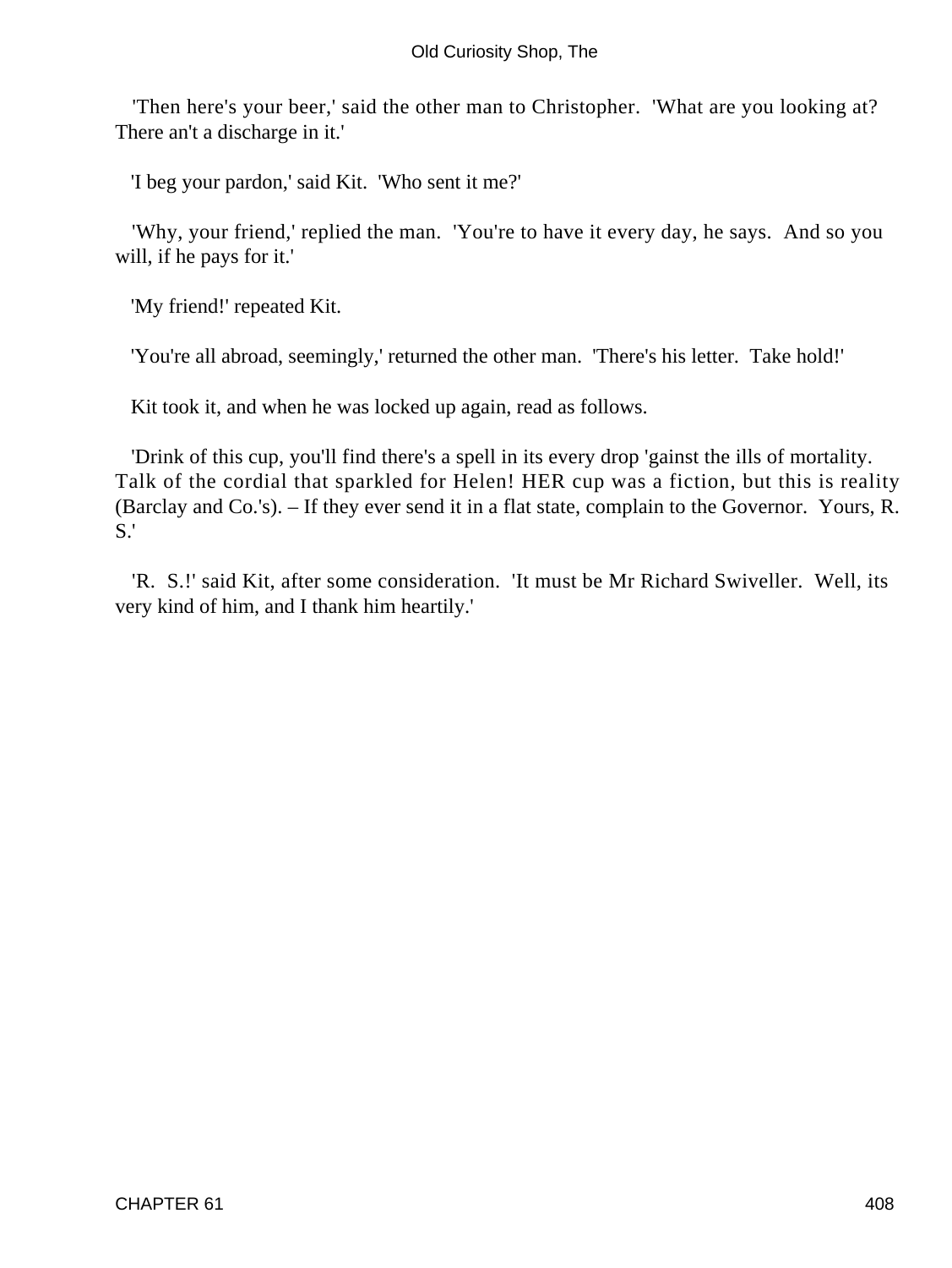'Then here's your beer,' said the other man to Christopher. 'What are you looking at? There an't a discharge in it.'

'I beg your pardon,' said Kit. 'Who sent it me?'

'Why, your friend,' replied the man. 'You're to have it every day, he says. And so you will, if he pays for it.'

'My friend!' repeated Kit.

'You're all abroad, seemingly,' returned the other man. 'There's his letter. Take hold!'

Kit took it, and when he was locked up again, read as follows.

'Drink of this cup, you'll find there's a spell in its every drop 'gainst the ills of mortality. Talk of the cordial that sparkled for Helen! HER cup was a fiction, but this is reality (Barclay and Co.'s). – If they ever send it in a flat state, complain to the Governor. Yours, R. S.'

'R. S.!' said Kit, after some consideration. 'It must be Mr Richard Swiveller. Well, its very kind of him, and I thank him heartily.'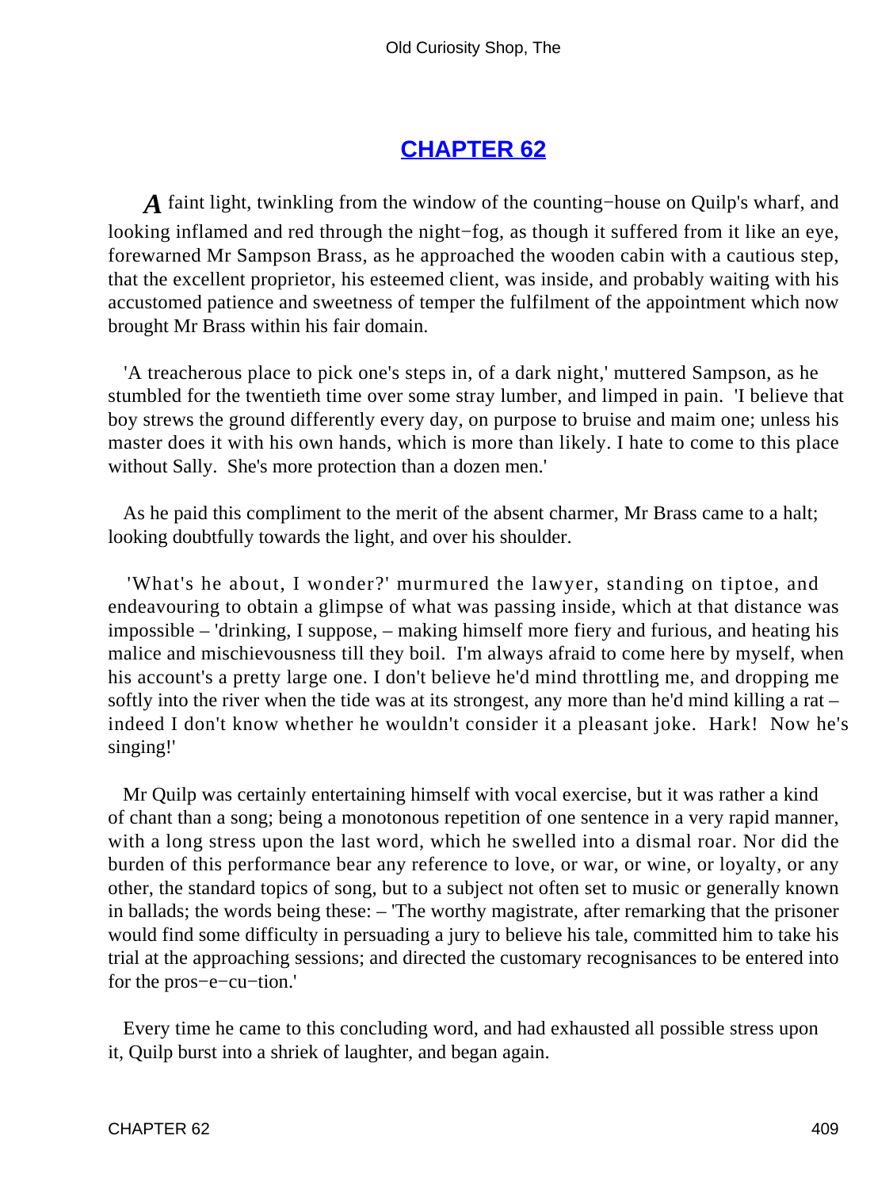## [CHAPTER 62]()

*A* faint light, twinkling from the window of the counting−house on Quilp's wharf, and looking inflamed and red through the night−fog, as though it suffered from it like an eye, forewarned Mr Sampson Brass, as he approached the wooden cabin with a cautious step, that the excellent proprietor, his esteemed client, was inside, and probably waiting with his accustomed patience and sweetness of temper the fulfilment of the appointment which now brought Mr Brass within his fair domain.

'A treacherous place to pick one's steps in, of a dark night,' muttered Sampson, as he stumbled for the twentieth time over some stray lumber, and limped in pain. 'I believe that boy strews the ground differently every day, on purpose to bruise and maim one; unless his master does it with his own hands, which is more than likely. I hate to come to this place without Sally. She's more protection than a dozen men.'

As he paid this compliment to the merit of the absent charmer, Mr Brass came to a halt; looking doubtfully towards the light, and over his shoulder.

'What's he about, I wonder?' murmured the lawyer, standing on tiptoe, and endeavouring to obtain a glimpse of what was passing inside, which at that distance was impossible – 'drinking, I suppose, – making himself more fiery and furious, and heating his malice and mischievousness till they boil. I'm always afraid to come here by myself, when his account's a pretty large one. I don't believe he'd mind throttling me, and dropping me softly into the river when the tide was at its strongest, any more than he'd mind killing a rat – indeed I don't know whether he wouldn't consider it a pleasant joke. Hark! Now he's singing!'

Mr Quilp was certainly entertaining himself with vocal exercise, but it was rather a kind of chant than a song; being a monotonous repetition of one sentence in a very rapid manner, with a long stress upon the last word, which he swelled into a dismal roar. Nor did the burden of this performance bear any reference to love, or war, or wine, or loyalty, or any other, the standard topics of song, but to a subject not often set to music or generally known in ballads; the words being these: – 'The worthy magistrate, after remarking that the prisoner would find some difficulty in persuading a jury to believe his tale, committed him to take his trial at the approaching sessions; and directed the customary recognisances to be entered into for the pros−e−cu−tion.'

Every time he came to this concluding word, and had exhausted all possible stress upon it, Quilp burst into a shriek of laughter, and began again.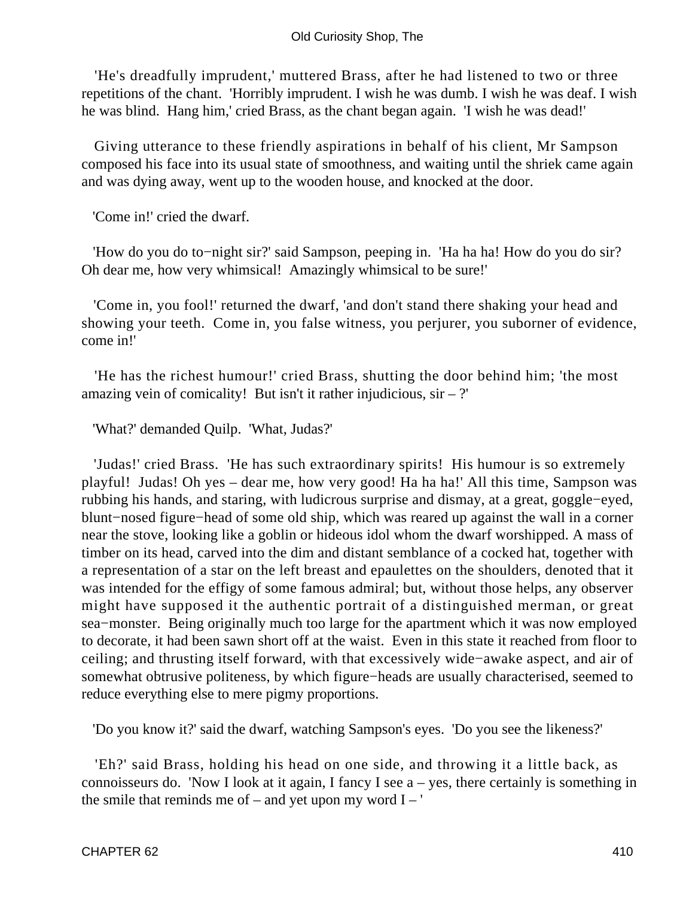'He's dreadfully imprudent,' muttered Brass, after he had listened to two or three repetitions of the chant. 'Horribly imprudent. I wish he was dumb. I wish he was deaf. I wish he was blind. Hang him,' cried Brass, as the chant began again. 'I wish he was dead!'

Giving utterance to these friendly aspirations in behalf of his client, Mr Sampson composed his face into its usual state of smoothness, and waiting until the shriek came again and was dying away, went up to the wooden house, and knocked at the door.

'Come in!' cried the dwarf.

'How do you do to−night sir?' said Sampson, peeping in. 'Ha ha ha! How do you do sir? Oh dear me, how very whimsical! Amazingly whimsical to be sure!'

'Come in, you fool!' returned the dwarf, 'and don't stand there shaking your head and showing your teeth. Come in, you false witness, you perjurer, you suborner of evidence, come in!'

'He has the richest humour!' cried Brass, shutting the door behind him; 'the most amazing vein of comicality! But isn't it rather injudicious, sir – ?'

'What?' demanded Quilp. 'What, Judas?'

'Judas!' cried Brass. 'He has such extraordinary spirits! His humour is so extremely playful! Judas! Oh yes – dear me, how very good! Ha ha ha!' All this time, Sampson was rubbing his hands, and staring, with ludicrous surprise and dismay, at a great, goggle−eyed, blunt−nosed figure−head of some old ship, which was reared up against the wall in a corner near the stove, looking like a goblin or hideous idol whom the dwarf worshipped. A mass of timber on its head, carved into the dim and distant semblance of a cocked hat, together with a representation of a star on the left breast and epaulettes on the shoulders, denoted that it was intended for the effigy of some famous admiral; but, without those helps, any observer might have supposed it the authentic portrait of a distinguished merman, or great sea−monster. Being originally much too large for the apartment which it was now employed to decorate, it had been sawn short off at the waist. Even in this state it reached from floor to ceiling; and thrusting itself forward, with that excessively wide−awake aspect, and air of somewhat obtrusive politeness, by which figure−heads are usually characterised, seemed to reduce everything else to mere pigmy proportions.

'Do you know it?' said the dwarf, watching Sampson's eyes. 'Do you see the likeness?'

'Eh?' said Brass, holding his head on one side, and throwing it a little back, as connoisseurs do. 'Now I look at it again, I fancy I see a – yes, there certainly is something in the smile that reminds me of – and yet upon my word I – '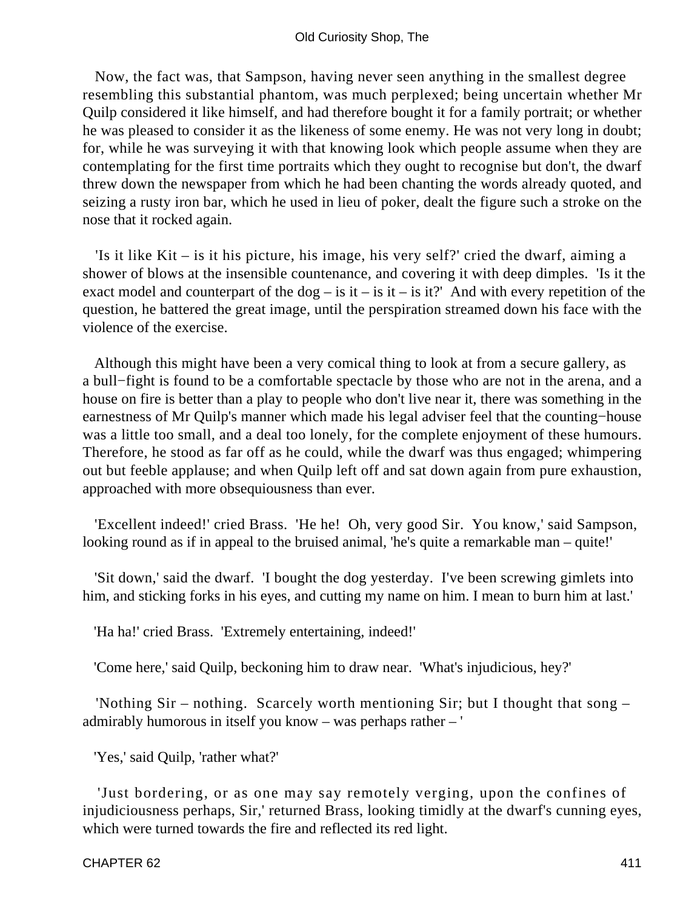Now, the fact was, that Sampson, having never seen anything in the smallest degree resembling this substantial phantom, was much perplexed; being uncertain whether Mr Quilp considered it like himself, and had therefore bought it for a family portrait; or whether he was pleased to consider it as the likeness of some enemy. He was not very long in doubt; for, while he was surveying it with that knowing look which people assume when they are contemplating for the first time portraits which they ought to recognise but don't, the dwarf threw down the newspaper from which he had been chanting the words already quoted, and seizing a rusty iron bar, which he used in lieu of poker, dealt the figure such a stroke on the nose that it rocked again.

'Is it like Kit – is it his picture, his image, his very self?' cried the dwarf, aiming a shower of blows at the insensible countenance, and covering it with deep dimples. 'Is it the exact model and counterpart of the dog – is it – is it – is it?' And with every repetition of the question, he battered the great image, until the perspiration streamed down his face with the violence of the exercise.

Although this might have been a very comical thing to look at from a secure gallery, as a bull−fight is found to be a comfortable spectacle by those who are not in the arena, and a house on fire is better than a play to people who don't live near it, there was something in the earnestness of Mr Quilp's manner which made his legal adviser feel that the counting−house was a little too small, and a deal too lonely, for the complete enjoyment of these humours. Therefore, he stood as far off as he could, while the dwarf was thus engaged; whimpering out but feeble applause; and when Quilp left off and sat down again from pure exhaustion, approached with more obsequiousness than ever.

'Excellent indeed!' cried Brass. 'He he! Oh, very good Sir. You know,' said Sampson, looking round as if in appeal to the bruised animal, 'he's quite a remarkable man – quite!'

'Sit down,' said the dwarf. 'I bought the dog yesterday. I've been screwing gimlets into him, and sticking forks in his eyes, and cutting my name on him. I mean to burn him at last.'

'Ha ha!' cried Brass. 'Extremely entertaining, indeed!'

'Come here,' said Quilp, beckoning him to draw near. 'What's injudicious, hey?'

'Nothing Sir – nothing. Scarcely worth mentioning Sir; but I thought that song – admirably humorous in itself you know – was perhaps rather – '

'Yes,' said Quilp, 'rather what?'

'Just bordering, or as one may say remotely verging, upon the confines of injudiciousness perhaps, Sir,' returned Brass, looking timidly at the dwarf's cunning eyes, which were turned towards the fire and reflected its red light.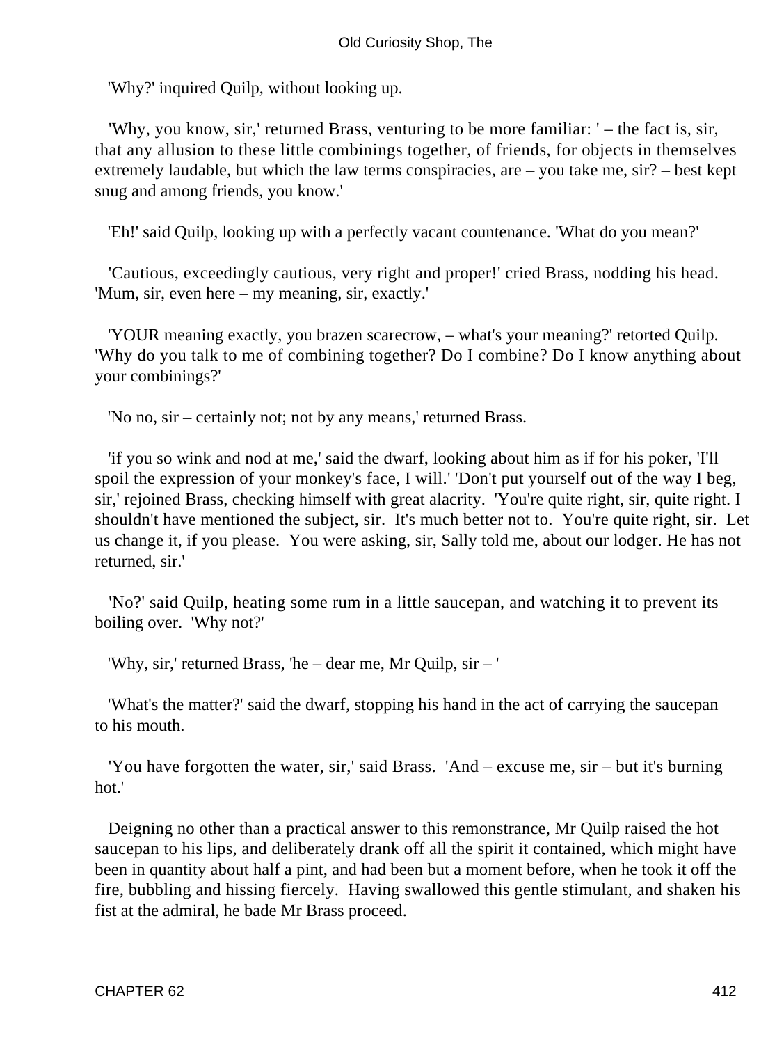'Why?' inquired Quilp, without looking up.

'Why, you know, sir,' returned Brass, venturing to be more familiar: ' – the fact is, sir, that any allusion to these little combinings together, of friends, for objects in themselves extremely laudable, but which the law terms conspiracies, are – you take me, sir? – best kept snug and among friends, you know.'

'Eh!' said Quilp, looking up with a perfectly vacant countenance. 'What do you mean?'

'Cautious, exceedingly cautious, very right and proper!' cried Brass, nodding his head. 'Mum, sir, even here – my meaning, sir, exactly.'

'YOUR meaning exactly, you brazen scarecrow, – what's your meaning?' retorted Quilp. 'Why do you talk to me of combining together? Do I combine? Do I know anything about your combinings?'

'No no, sir – certainly not; not by any means,' returned Brass.

'if you so wink and nod at me,' said the dwarf, looking about him as if for his poker, 'I'll spoil the expression of your monkey's face, I will.' 'Don't put yourself out of the way I beg, sir,' rejoined Brass, checking himself with great alacrity. 'You're quite right, sir, quite right. I shouldn't have mentioned the subject, sir. It's much better not to. You're quite right, sir. Let us change it, if you please. You were asking, sir, Sally told me, about our lodger. He has not returned, sir.'

'No?' said Quilp, heating some rum in a little saucepan, and watching it to prevent its boiling over. 'Why not?'

'Why, sir,' returned Brass, 'he – dear me, Mr Quilp, sir – '

'What's the matter?' said the dwarf, stopping his hand in the act of carrying the saucepan to his mouth.

'You have forgotten the water, sir,' said Brass. 'And – excuse me, sir – but it's burning hot.'

Deigning no other than a practical answer to this remonstrance, Mr Quilp raised the hot saucepan to his lips, and deliberately drank off all the spirit it contained, which might have been in quantity about half a pint, and had been but a moment before, when he took it off the fire, bubbling and hissing fiercely. Having swallowed this gentle stimulant, and shaken his fist at the admiral, he bade Mr Brass proceed.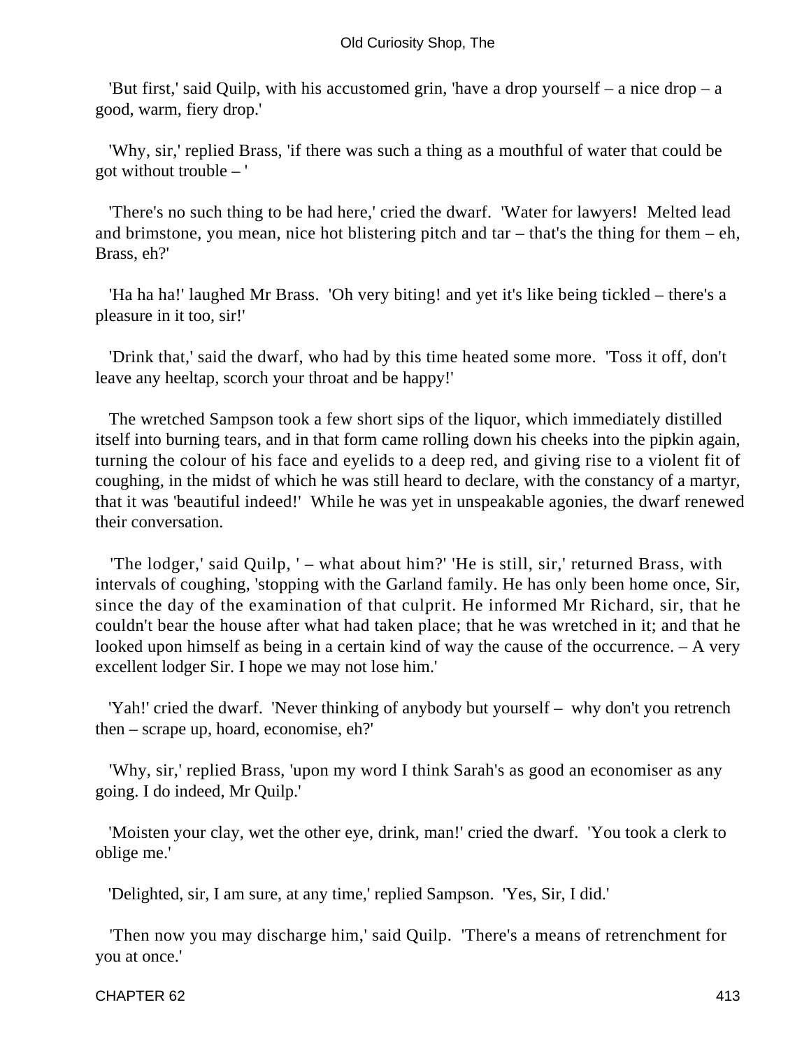'But first,' said Quilp, with his accustomed grin, 'have a drop yourself – a nice drop – a good, warm, fiery drop.'

'Why, sir,' replied Brass, 'if there was such a thing as a mouthful of water that could be got without trouble – '

'There's no such thing to be had here,' cried the dwarf. 'Water for lawyers! Melted lead and brimstone, you mean, nice hot blistering pitch and tar – that's the thing for them – eh, Brass, eh?'

'Ha ha ha!' laughed Mr Brass. 'Oh very biting! and yet it's like being tickled – there's a pleasure in it too, sir!'

'Drink that,' said the dwarf, who had by this time heated some more. 'Toss it off, don't leave any heeltap, scorch your throat and be happy!'

The wretched Sampson took a few short sips of the liquor, which immediately distilled itself into burning tears, and in that form came rolling down his cheeks into the pipkin again, turning the colour of his face and eyelids to a deep red, and giving rise to a violent fit of coughing, in the midst of which he was still heard to declare, with the constancy of a martyr, that it was 'beautiful indeed!' While he was yet in unspeakable agonies, the dwarf renewed their conversation.

'The lodger,' said Quilp, ' – what about him?' 'He is still, sir,' returned Brass, with intervals of coughing, 'stopping with the Garland family. He has only been home once, Sir, since the day of the examination of that culprit. He informed Mr Richard, sir, that he couldn't bear the house after what had taken place; that he was wretched in it; and that he looked upon himself as being in a certain kind of way the cause of the occurrence. – A very excellent lodger Sir. I hope we may not lose him.'

'Yah!' cried the dwarf. 'Never thinking of anybody but yourself – why don't you retrench then – scrape up, hoard, economise, eh?'

'Why, sir,' replied Brass, 'upon my word I think Sarah's as good an economiser as any going. I do indeed, Mr Quilp.'

'Moisten your clay, wet the other eye, drink, man!' cried the dwarf. 'You took a clerk to oblige me.'

'Delighted, sir, I am sure, at any time,' replied Sampson. 'Yes, Sir, I did.'

'Then now you may discharge him,' said Quilp. 'There's a means of retrenchment for you at once.'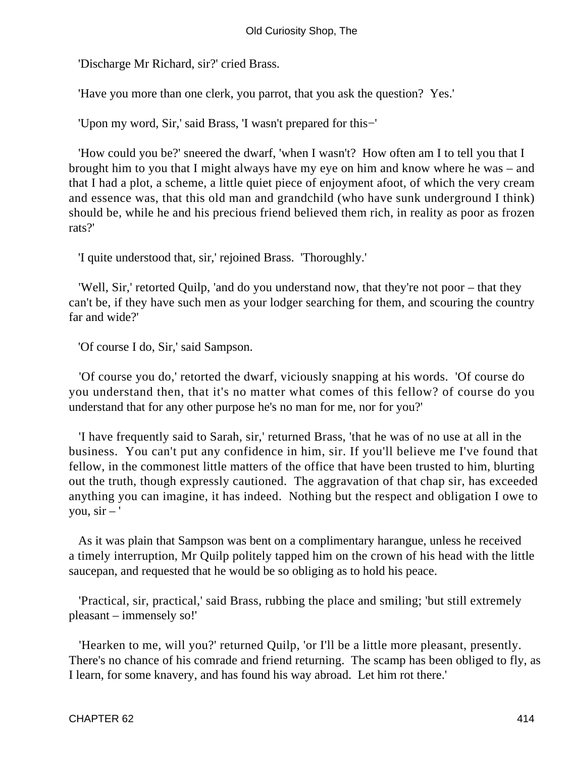'Discharge Mr Richard, sir?' cried Brass.

'Have you more than one clerk, you parrot, that you ask the question? Yes.'

'Upon my word, Sir,' said Brass, 'I wasn't prepared for this−'

'How could you be?' sneered the dwarf, 'when I wasn't? How often am I to tell you that I brought him to you that I might always have my eye on him and know where he was – and that I had a plot, a scheme, a little quiet piece of enjoyment afoot, of which the very cream and essence was, that this old man and grandchild (who have sunk underground I think) should be, while he and his precious friend believed them rich, in reality as poor as frozen rats?'

'I quite understood that, sir,' rejoined Brass. 'Thoroughly.'

'Well, Sir,' retorted Quilp, 'and do you understand now, that they're not poor – that they can't be, if they have such men as your lodger searching for them, and scouring the country far and wide?'

'Of course I do, Sir,' said Sampson.

'Of course you do,' retorted the dwarf, viciously snapping at his words. 'Of course do you understand then, that it's no matter what comes of this fellow? of course do you understand that for any other purpose he's no man for me, nor for you?'

'I have frequently said to Sarah, sir,' returned Brass, 'that he was of no use at all in the business. You can't put any confidence in him, sir. If you'll believe me I've found that fellow, in the commonest little matters of the office that have been trusted to him, blurting out the truth, though expressly cautioned. The aggravation of that chap sir, has exceeded anything you can imagine, it has indeed. Nothing but the respect and obligation I owe to you, sir – '

As it was plain that Sampson was bent on a complimentary harangue, unless he received a timely interruption, Mr Quilp politely tapped him on the crown of his head with the little saucepan, and requested that he would be so obliging as to hold his peace.

'Practical, sir, practical,' said Brass, rubbing the place and smiling; 'but still extremely pleasant – immensely so!'

'Hearken to me, will you?' returned Quilp, 'or I'll be a little more pleasant, presently. There's no chance of his comrade and friend returning. The scamp has been obliged to fly, as I learn, for some knavery, and has found his way abroad. Let him rot there.'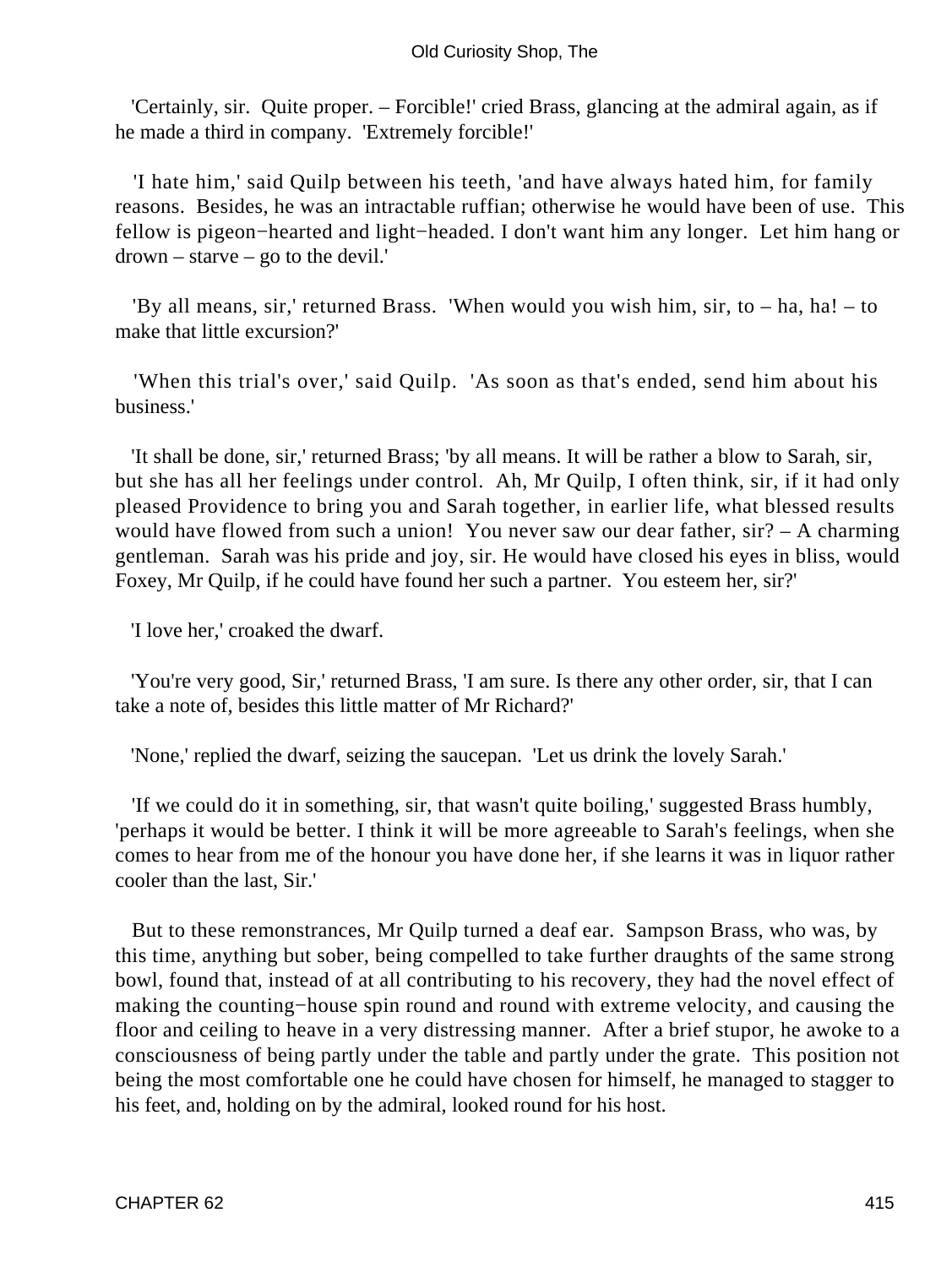'Certainly, sir. Quite proper. – Forcible!' cried Brass, glancing at the admiral again, as if he made a third in company. 'Extremely forcible!'

'I hate him,' said Quilp between his teeth, 'and have always hated him, for family reasons. Besides, he was an intractable ruffian; otherwise he would have been of use. This fellow is pigeon−hearted and light−headed. I don't want him any longer. Let him hang or drown – starve – go to the devil.'

'By all means, sir,' returned Brass. 'When would you wish him, sir, to – ha, ha! – to make that little excursion?'

'When this trial's over,' said Quilp. 'As soon as that's ended, send him about his business.'

'It shall be done, sir,' returned Brass; 'by all means. It will be rather a blow to Sarah, sir, but she has all her feelings under control. Ah, Mr Quilp, I often think, sir, if it had only pleased Providence to bring you and Sarah together, in earlier life, what blessed results would have flowed from such a union! You never saw our dear father, sir? – A charming gentleman. Sarah was his pride and joy, sir. He would have closed his eyes in bliss, would Foxey, Mr Quilp, if he could have found her such a partner. You esteem her, sir?'

'I love her,' croaked the dwarf.

'You're very good, Sir,' returned Brass, 'I am sure. Is there any other order, sir, that I can take a note of, besides this little matter of Mr Richard?'

'None,' replied the dwarf, seizing the saucepan. 'Let us drink the lovely Sarah.'

'If we could do it in something, sir, that wasn't quite boiling,' suggested Brass humbly, 'perhaps it would be better. I think it will be more agreeable to Sarah's feelings, when she comes to hear from me of the honour you have done her, if she learns it was in liquor rather cooler than the last, Sir.'

But to these remonstrances, Mr Quilp turned a deaf ear. Sampson Brass, who was, by this time, anything but sober, being compelled to take further draughts of the same strong bowl, found that, instead of at all contributing to his recovery, they had the novel effect of making the counting−house spin round and round with extreme velocity, and causing the floor and ceiling to heave in a very distressing manner. After a brief stupor, he awoke to a consciousness of being partly under the table and partly under the grate. This position not being the most comfortable one he could have chosen for himself, he managed to stagger to his feet, and, holding on by the admiral, looked round for his host.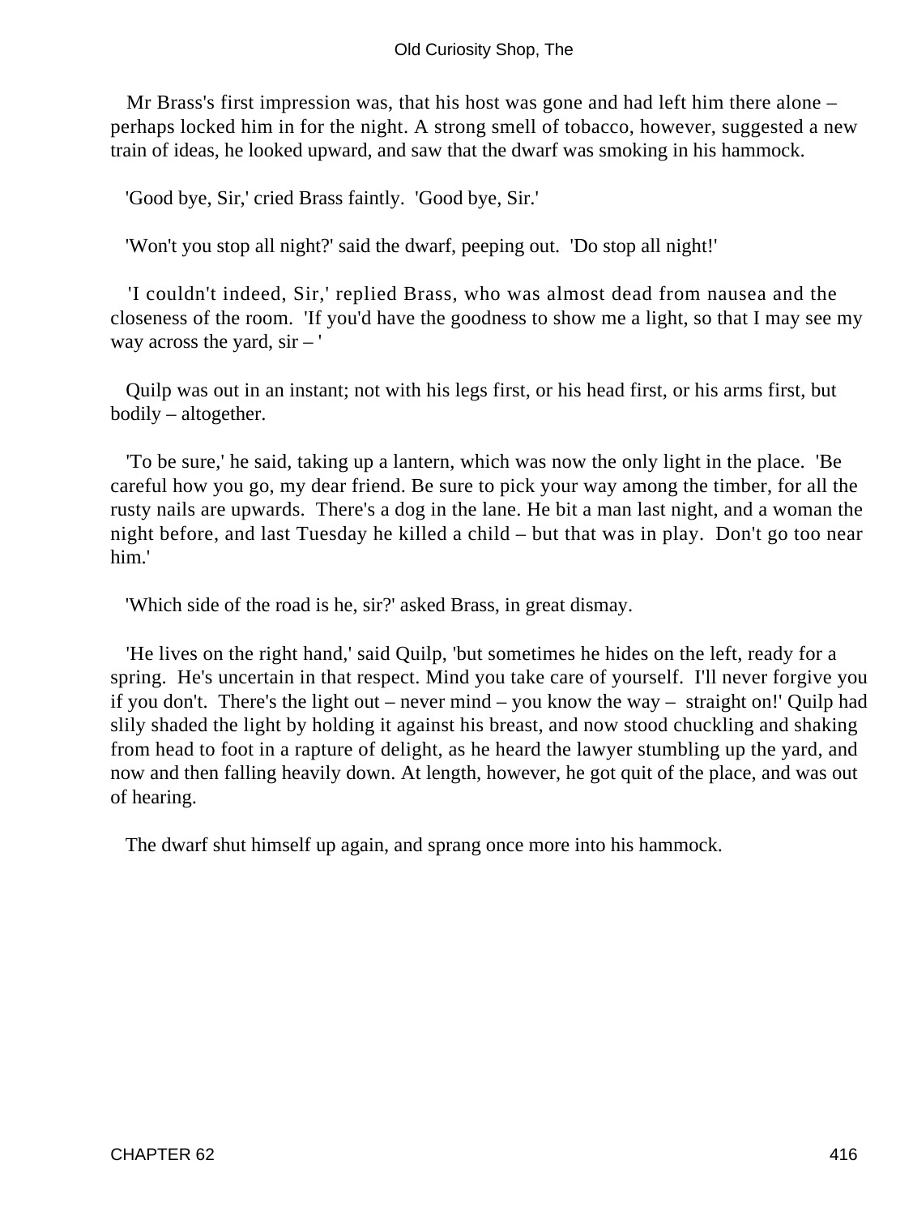Mr Brass's first impression was, that his host was gone and had left him there alone – perhaps locked him in for the night. A strong smell of tobacco, however, suggested a new train of ideas, he looked upward, and saw that the dwarf was smoking in his hammock.

'Good bye, Sir,' cried Brass faintly. 'Good bye, Sir.'

'Won't you stop all night?' said the dwarf, peeping out. 'Do stop all night!'

'I couldn't indeed, Sir,' replied Brass, who was almost dead from nausea and the closeness of the room. 'If you'd have the goodness to show me a light, so that I may see my way across the yard, sir – '

Quilp was out in an instant; not with his legs first, or his head first, or his arms first, but bodily – altogether.

'To be sure,' he said, taking up a lantern, which was now the only light in the place. 'Be careful how you go, my dear friend. Be sure to pick your way among the timber, for all the rusty nails are upwards. There's a dog in the lane. He bit a man last night, and a woman the night before, and last Tuesday he killed a child – but that was in play. Don't go too near him.'

'Which side of the road is he, sir?' asked Brass, in great dismay.

'He lives on the right hand,' said Quilp, 'but sometimes he hides on the left, ready for a spring. He's uncertain in that respect. Mind you take care of yourself. I'll never forgive you if you don't. There's the light out – never mind – you know the way – straight on!' Quilp had slily shaded the light by holding it against his breast, and now stood chuckling and shaking from head to foot in a rapture of delight, as he heard the lawyer stumbling up the yard, and now and then falling heavily down. At length, however, he got quit of the place, and was out of hearing.

The dwarf shut himself up again, and sprang once more into his hammock.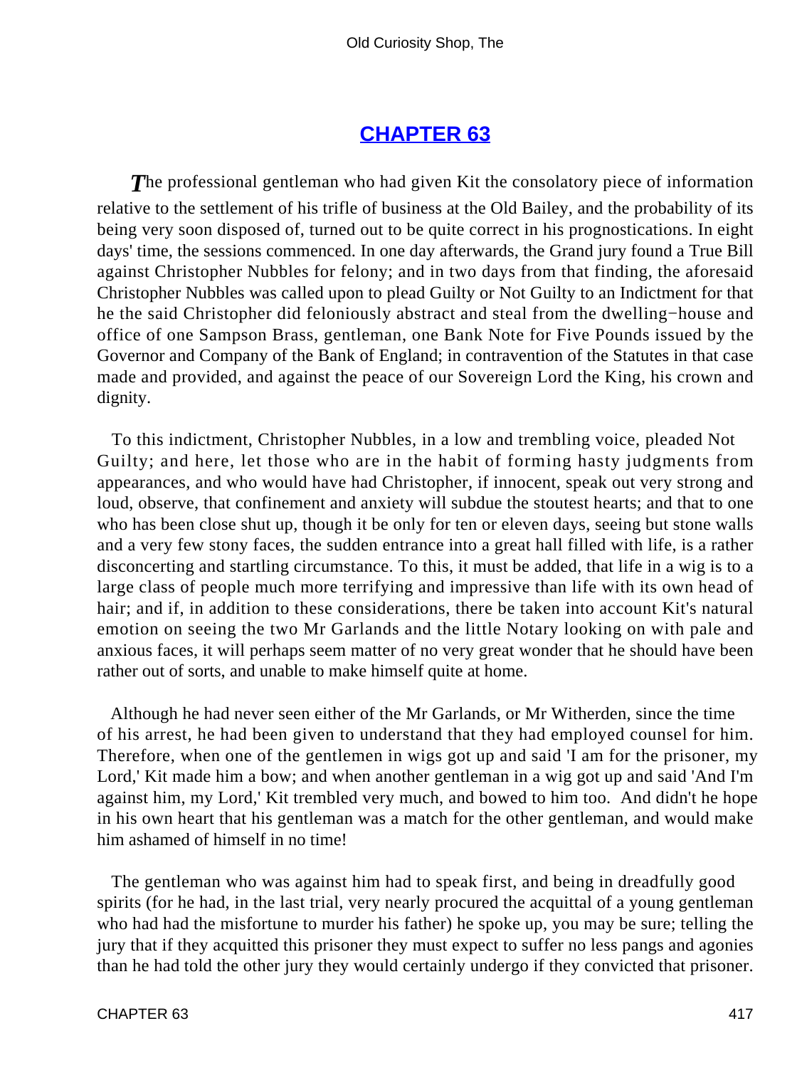## CHAPTER 63

*T*he professional gentleman who had given Kit the consolatory piece of information relative to the settlement of his trifle of business at the Old Bailey, and the probability of its being very soon disposed of, turned out to be quite correct in his prognostications. In eight days' time, the sessions commenced. In one day afterwards, the Grand jury found a True Bill against Christopher Nubbles for felony; and in two days from that finding, the aforesaid Christopher Nubbles was called upon to plead Guilty or Not Guilty to an Indictment for that he the said Christopher did feloniously abstract and steal from the dwelling−house and office of one Sampson Brass, gentleman, one Bank Note for Five Pounds issued by the Governor and Company of the Bank of England; in contravention of the Statutes in that case made and provided, and against the peace of our Sovereign Lord the King, his crown and dignity.

To this indictment, Christopher Nubbles, in a low and trembling voice, pleaded Not Guilty; and here, let those who are in the habit of forming hasty judgments from appearances, and who would have had Christopher, if innocent, speak out very strong and loud, observe, that confinement and anxiety will subdue the stoutest hearts; and that to one who has been close shut up, though it be only for ten or eleven days, seeing but stone walls and a very few stony faces, the sudden entrance into a great hall filled with life, is a rather disconcerting and startling circumstance. To this, it must be added, that life in a wig is to a large class of people much more terrifying and impressive than life with its own head of hair; and if, in addition to these considerations, there be taken into account Kit's natural emotion on seeing the two Mr Garlands and the little Notary looking on with pale and anxious faces, it will perhaps seem matter of no very great wonder that he should have been rather out of sorts, and unable to make himself quite at home.

Although he had never seen either of the Mr Garlands, or Mr Witherden, since the time of his arrest, he had been given to understand that they had employed counsel for him. Therefore, when one of the gentlemen in wigs got up and said 'I am for the prisoner, my Lord,' Kit made him a bow; and when another gentleman in a wig got up and said 'And I'm against him, my Lord,' Kit trembled very much, and bowed to him too. And didn't he hope in his own heart that his gentleman was a match for the other gentleman, and would make him ashamed of himself in no time!

The gentleman who was against him had to speak first, and being in dreadfully good spirits (for he had, in the last trial, very nearly procured the acquittal of a young gentleman who had had the misfortune to murder his father) he spoke up, you may be sure; telling the jury that if they acquitted this prisoner they must expect to suffer no less pangs and agonies than he had told the other jury they would certainly undergo if they convicted that prisoner.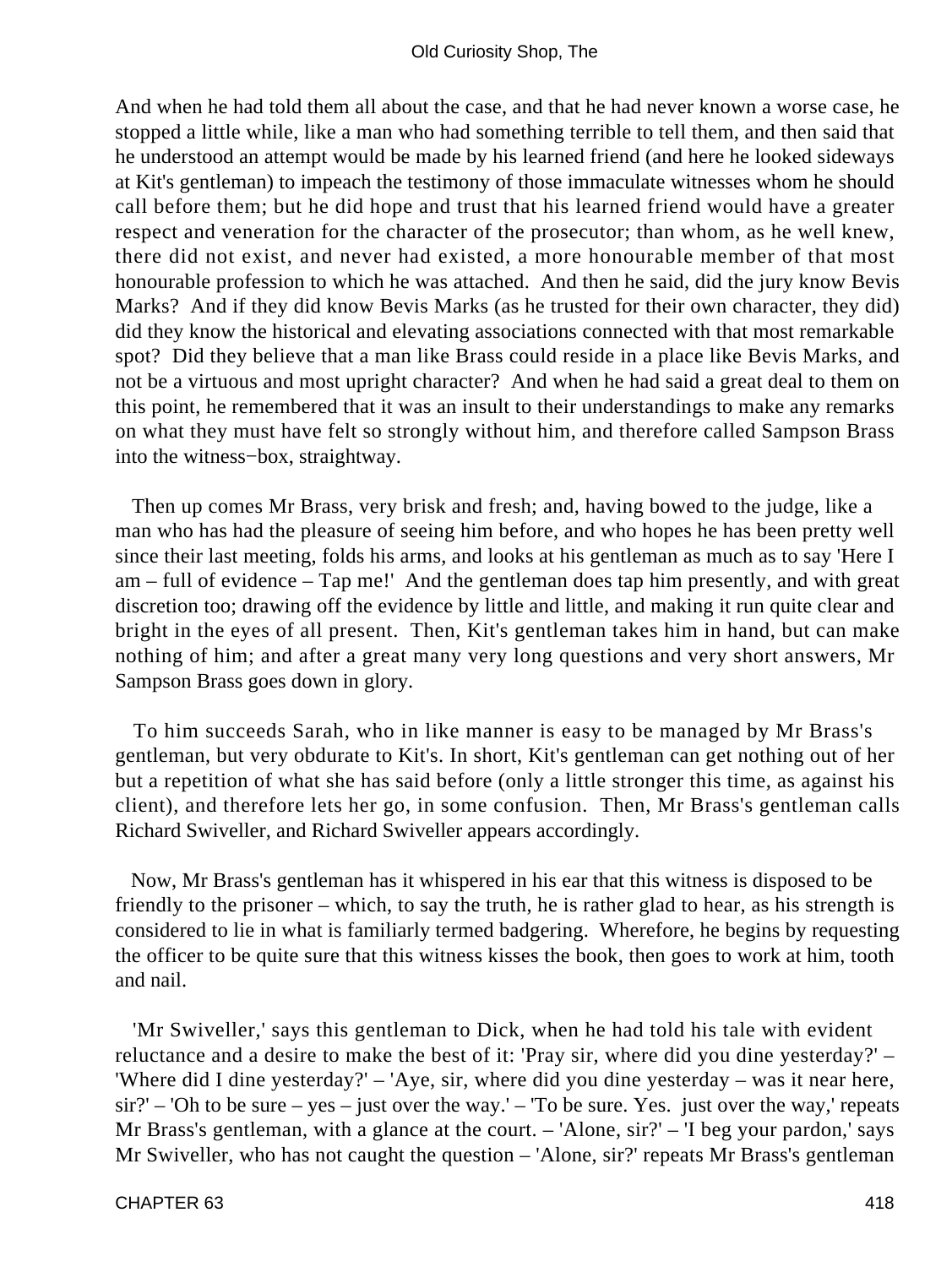And when he had told them all about the case, and that he had never known a worse case, he stopped a little while, like a man who had something terrible to tell them, and then said that he understood an attempt would be made by his learned friend (and here he looked sideways at Kit's gentleman) to impeach the testimony of those immaculate witnesses whom he should call before them; but he did hope and trust that his learned friend would have a greater respect and veneration for the character of the prosecutor; than whom, as he well knew, there did not exist, and never had existed, a more honourable member of that most honourable profession to which he was attached. And then he said, did the jury know Bevis Marks? And if they did know Bevis Marks (as he trusted for their own character, they did) did they know the historical and elevating associations connected with that most remarkable spot? Did they believe that a man like Brass could reside in a place like Bevis Marks, and not be a virtuous and most upright character? And when he had said a great deal to them on this point, he remembered that it was an insult to their understandings to make any remarks on what they must have felt so strongly without him, and therefore called Sampson Brass into the witness−box, straightway.

Then up comes Mr Brass, very brisk and fresh; and, having bowed to the judge, like a man who has had the pleasure of seeing him before, and who hopes he has been pretty well since their last meeting, folds his arms, and looks at his gentleman as much as to say 'Here I am – full of evidence – Tap me!' And the gentleman does tap him presently, and with great discretion too; drawing off the evidence by little and little, and making it run quite clear and bright in the eyes of all present. Then, Kit's gentleman takes him in hand, but can make nothing of him; and after a great many very long questions and very short answers, Mr Sampson Brass goes down in glory.

To him succeeds Sarah, who in like manner is easy to be managed by Mr Brass's gentleman, but very obdurate to Kit's. In short, Kit's gentleman can get nothing out of her but a repetition of what she has said before (only a little stronger this time, as against his client), and therefore lets her go, in some confusion. Then, Mr Brass's gentleman calls Richard Swiveller, and Richard Swiveller appears accordingly.

Now, Mr Brass's gentleman has it whispered in his ear that this witness is disposed to be friendly to the prisoner – which, to say the truth, he is rather glad to hear, as his strength is considered to lie in what is familiarly termed badgering. Wherefore, he begins by requesting the officer to be quite sure that this witness kisses the book, then goes to work at him, tooth and nail.

'Mr Swiveller,' says this gentleman to Dick, when he had told his tale with evident reluctance and a desire to make the best of it: 'Pray sir, where did you dine yesterday?' – 'Where did I dine yesterday?' – 'Aye, sir, where did you dine yesterday – was it near here, sir?' – 'Oh to be sure – yes – just over the way.' – 'To be sure. Yes. just over the way,' repeats Mr Brass's gentleman, with a glance at the court. – 'Alone, sir?' – 'I beg your pardon,' says Mr Swiveller, who has not caught the question – 'Alone, sir?' repeats Mr Brass's gentleman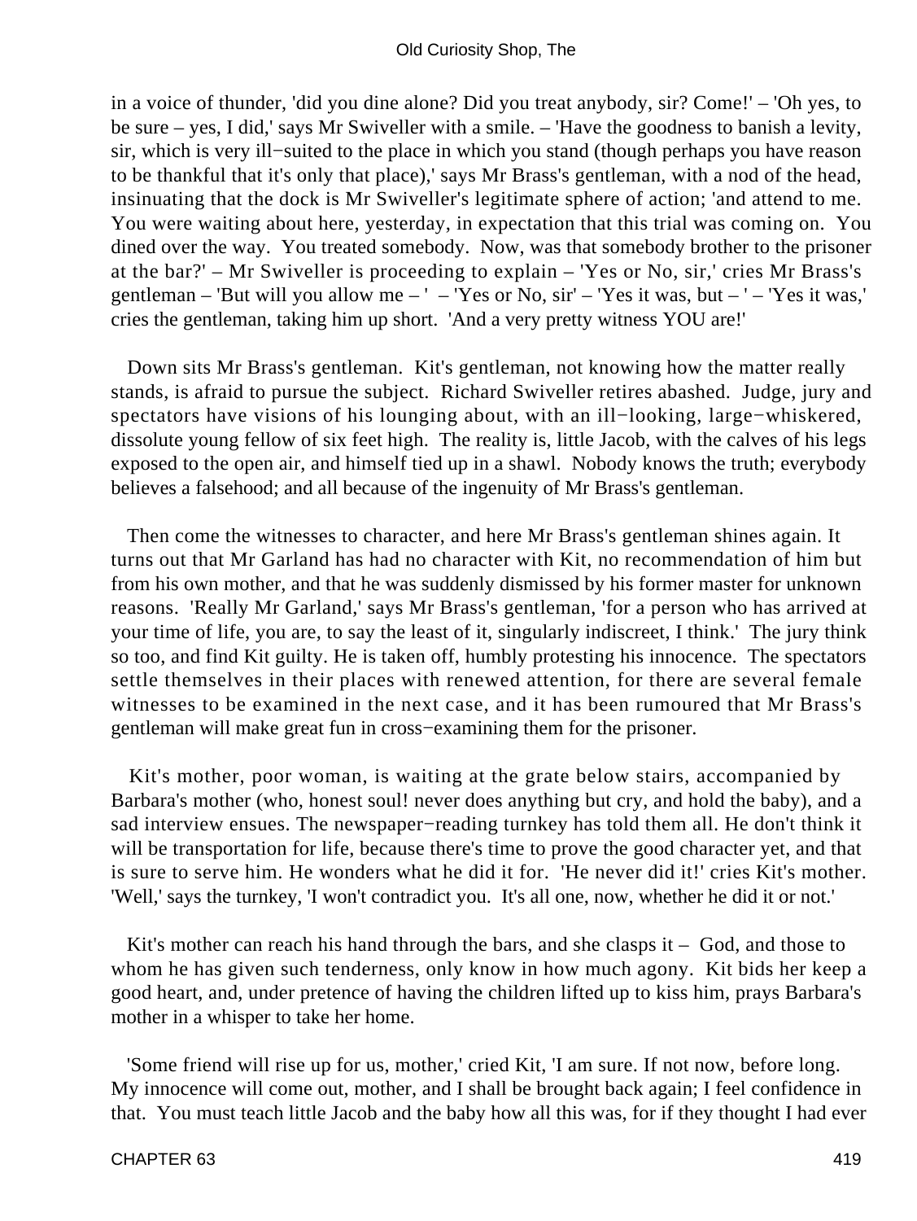in a voice of thunder, 'did you dine alone? Did you treat anybody, sir? Come!' – 'Oh yes, to be sure – yes, I did,' says Mr Swiveller with a smile. – 'Have the goodness to banish a levity, sir, which is very ill−suited to the place in which you stand (though perhaps you have reason to be thankful that it's only that place),' says Mr Brass's gentleman, with a nod of the head, insinuating that the dock is Mr Swiveller's legitimate sphere of action; 'and attend to me. You were waiting about here, yesterday, in expectation that this trial was coming on. You dined over the way. You treated somebody. Now, was that somebody brother to the prisoner at the bar?' – Mr Swiveller is proceeding to explain – 'Yes or No, sir,' cries Mr Brass's gentleman – 'But will you allow me – ' – 'Yes or No, sir' – 'Yes it was, but – ' – 'Yes it was,' cries the gentleman, taking him up short. 'And a very pretty witness YOU are!'

Down sits Mr Brass's gentleman. Kit's gentleman, not knowing how the matter really stands, is afraid to pursue the subject. Richard Swiveller retires abashed. Judge, jury and spectators have visions of his lounging about, with an ill−looking, large−whiskered, dissolute young fellow of six feet high. The reality is, little Jacob, with the calves of his legs exposed to the open air, and himself tied up in a shawl. Nobody knows the truth; everybody believes a falsehood; and all because of the ingenuity of Mr Brass's gentleman.

Then come the witnesses to character, and here Mr Brass's gentleman shines again. It turns out that Mr Garland has had no character with Kit, no recommendation of him but from his own mother, and that he was suddenly dismissed by his former master for unknown reasons. 'Really Mr Garland,' says Mr Brass's gentleman, 'for a person who has arrived at your time of life, you are, to say the least of it, singularly indiscreet, I think.' The jury think so too, and find Kit guilty. He is taken off, humbly protesting his innocence. The spectators settle themselves in their places with renewed attention, for there are several female witnesses to be examined in the next case, and it has been rumoured that Mr Brass's gentleman will make great fun in cross−examining them for the prisoner.

Kit's mother, poor woman, is waiting at the grate below stairs, accompanied by Barbara's mother (who, honest soul! never does anything but cry, and hold the baby), and a sad interview ensues. The newspaper−reading turnkey has told them all. He don't think it will be transportation for life, because there's time to prove the good character yet, and that is sure to serve him. He wonders what he did it for. 'He never did it!' cries Kit's mother. 'Well,' says the turnkey, 'I won't contradict you. It's all one, now, whether he did it or not.'

Kit's mother can reach his hand through the bars, and she clasps it – God, and those to whom he has given such tenderness, only know in how much agony. Kit bids her keep a good heart, and, under pretence of having the children lifted up to kiss him, prays Barbara's mother in a whisper to take her home.

'Some friend will rise up for us, mother,' cried Kit, 'I am sure. If not now, before long. My innocence will come out, mother, and I shall be brought back again; I feel confidence in that. You must teach little Jacob and the baby how all this was, for if they thought I had ever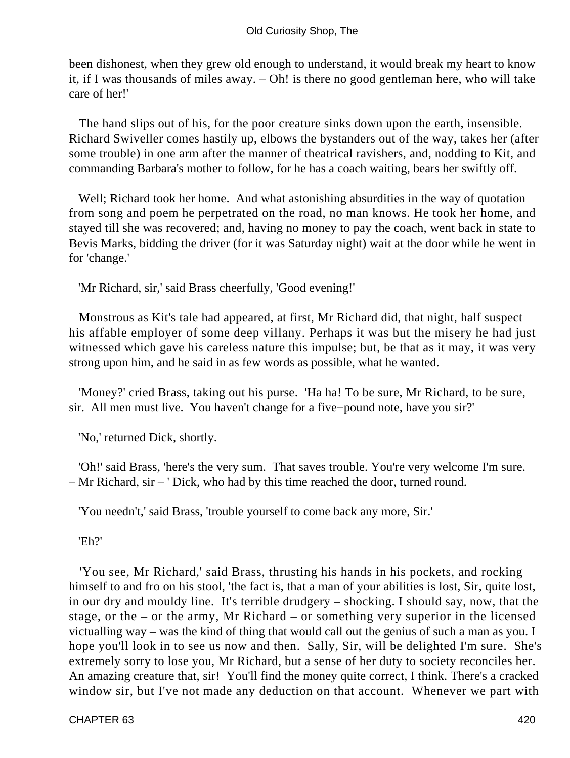been dishonest, when they grew old enough to understand, it would break my heart to know it, if I was thousands of miles away. – Oh! is there no good gentleman here, who will take care of her!'

The hand slips out of his, for the poor creature sinks down upon the earth, insensible. Richard Swiveller comes hastily up, elbows the bystanders out of the way, takes her (after some trouble) in one arm after the manner of theatrical ravishers, and, nodding to Kit, and commanding Barbara's mother to follow, for he has a coach waiting, bears her swiftly off.

Well; Richard took her home. And what astonishing absurdities in the way of quotation from song and poem he perpetrated on the road, no man knows. He took her home, and stayed till she was recovered; and, having no money to pay the coach, went back in state to Bevis Marks, bidding the driver (for it was Saturday night) wait at the door while he went in for 'change.'

'Mr Richard, sir,' said Brass cheerfully, 'Good evening!'

Monstrous as Kit's tale had appeared, at first, Mr Richard did, that night, half suspect his affable employer of some deep villany. Perhaps it was but the misery he had just witnessed which gave his careless nature this impulse; but, be that as it may, it was very strong upon him, and he said in as few words as possible, what he wanted.

'Money?' cried Brass, taking out his purse. 'Ha ha! To be sure, Mr Richard, to be sure, sir. All men must live. You haven't change for a five−pound note, have you sir?'

'No,' returned Dick, shortly.

'Oh!' said Brass, 'here's the very sum. That saves trouble. You're very welcome I'm sure. – Mr Richard, sir – ' Dick, who had by this time reached the door, turned round.

'You needn't,' said Brass, 'trouble yourself to come back any more, Sir.'

'Eh?'

'You see, Mr Richard,' said Brass, thrusting his hands in his pockets, and rocking himself to and fro on his stool, 'the fact is, that a man of your abilities is lost, Sir, quite lost, in our dry and mouldy line. It's terrible drudgery – shocking. I should say, now, that the stage, or the – or the army, Mr Richard – or something very superior in the licensed victualling way – was the kind of thing that would call out the genius of such a man as you. I hope you'll look in to see us now and then. Sally, Sir, will be delighted I'm sure. She's extremely sorry to lose you, Mr Richard, but a sense of her duty to society reconciles her. An amazing creature that, sir! You'll find the money quite correct, I think. There's a cracked window sir, but I've not made any deduction on that account. Whenever we part with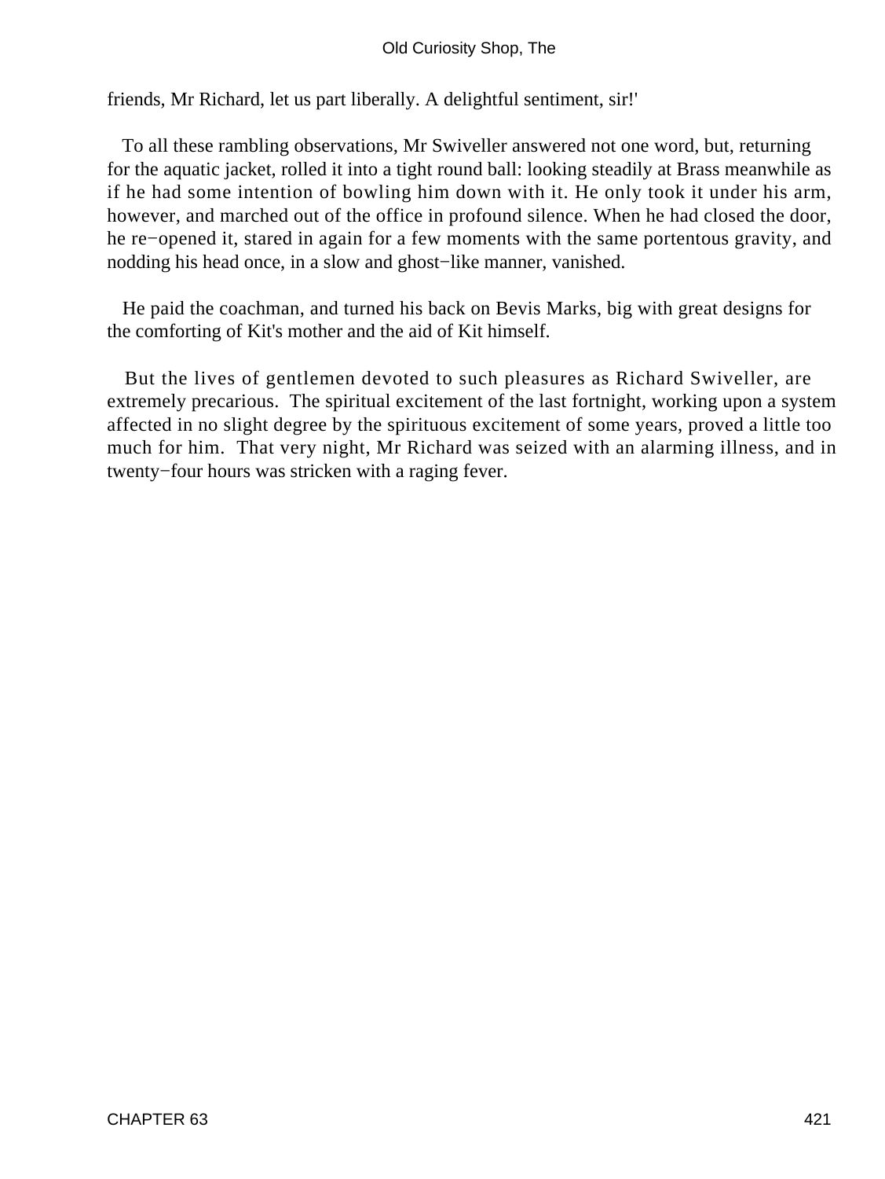friends, Mr Richard, let us part liberally. A delightful sentiment, sir!'

To all these rambling observations, Mr Swiveller answered not one word, but, returning for the aquatic jacket, rolled it into a tight round ball: looking steadily at Brass meanwhile as if he had some intention of bowling him down with it. He only took it under his arm, however, and marched out of the office in profound silence. When he had closed the door, he re−opened it, stared in again for a few moments with the same portentous gravity, and nodding his head once, in a slow and ghost−like manner, vanished.

He paid the coachman, and turned his back on Bevis Marks, big with great designs for the comforting of Kit's mother and the aid of Kit himself.

But the lives of gentlemen devoted to such pleasures as Richard Swiveller, are extremely precarious. The spiritual excitement of the last fortnight, working upon a system affected in no slight degree by the spirituous excitement of some years, proved a little too much for him. That very night, Mr Richard was seized with an alarming illness, and in twenty−four hours was stricken with a raging fever.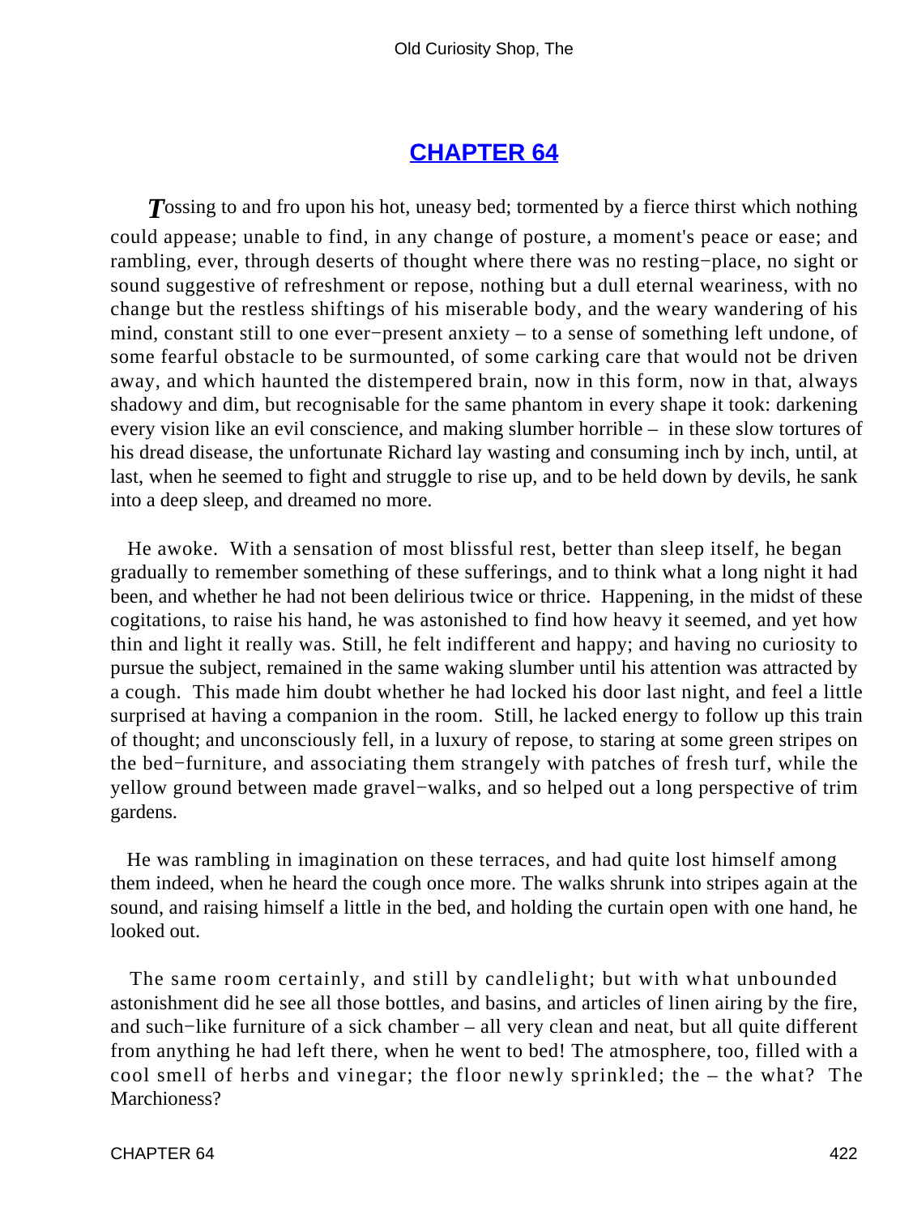## CHAPTER 64

*T*ossing to and fro upon his hot, uneasy bed; tormented by a fierce thirst which nothing could appease; unable to find, in any change of posture, a moment's peace or ease; and rambling, ever, through deserts of thought where there was no resting−place, no sight or sound suggestive of refreshment or repose, nothing but a dull eternal weariness, with no change but the restless shiftings of his miserable body, and the weary wandering of his mind, constant still to one ever−present anxiety – to a sense of something left undone, of some fearful obstacle to be surmounted, of some carking care that would not be driven away, and which haunted the distempered brain, now in this form, now in that, always shadowy and dim, but recognisable for the same phantom in every shape it took: darkening every vision like an evil conscience, and making slumber horrible – in these slow tortures of his dread disease, the unfortunate Richard lay wasting and consuming inch by inch, until, at last, when he seemed to fight and struggle to rise up, and to be held down by devils, he sank into a deep sleep, and dreamed no more.

He awoke. With a sensation of most blissful rest, better than sleep itself, he began gradually to remember something of these sufferings, and to think what a long night it had been, and whether he had not been delirious twice or thrice. Happening, in the midst of these cogitations, to raise his hand, he was astonished to find how heavy it seemed, and yet how thin and light it really was. Still, he felt indifferent and happy; and having no curiosity to pursue the subject, remained in the same waking slumber until his attention was attracted by a cough. This made him doubt whether he had locked his door last night, and feel a little surprised at having a companion in the room. Still, he lacked energy to follow up this train of thought; and unconsciously fell, in a luxury of repose, to staring at some green stripes on the bed−furniture, and associating them strangely with patches of fresh turf, while the yellow ground between made gravel−walks, and so helped out a long perspective of trim gardens.

He was rambling in imagination on these terraces, and had quite lost himself among them indeed, when he heard the cough once more. The walks shrunk into stripes again at the sound, and raising himself a little in the bed, and holding the curtain open with one hand, he looked out.

The same room certainly, and still by candlelight; but with what unbounded astonishment did he see all those bottles, and basins, and articles of linen airing by the fire, and such−like furniture of a sick chamber – all very clean and neat, but all quite different from anything he had left there, when he went to bed! The atmosphere, too, filled with a cool smell of herbs and vinegar; the floor newly sprinkled; the – the what? The Marchioness?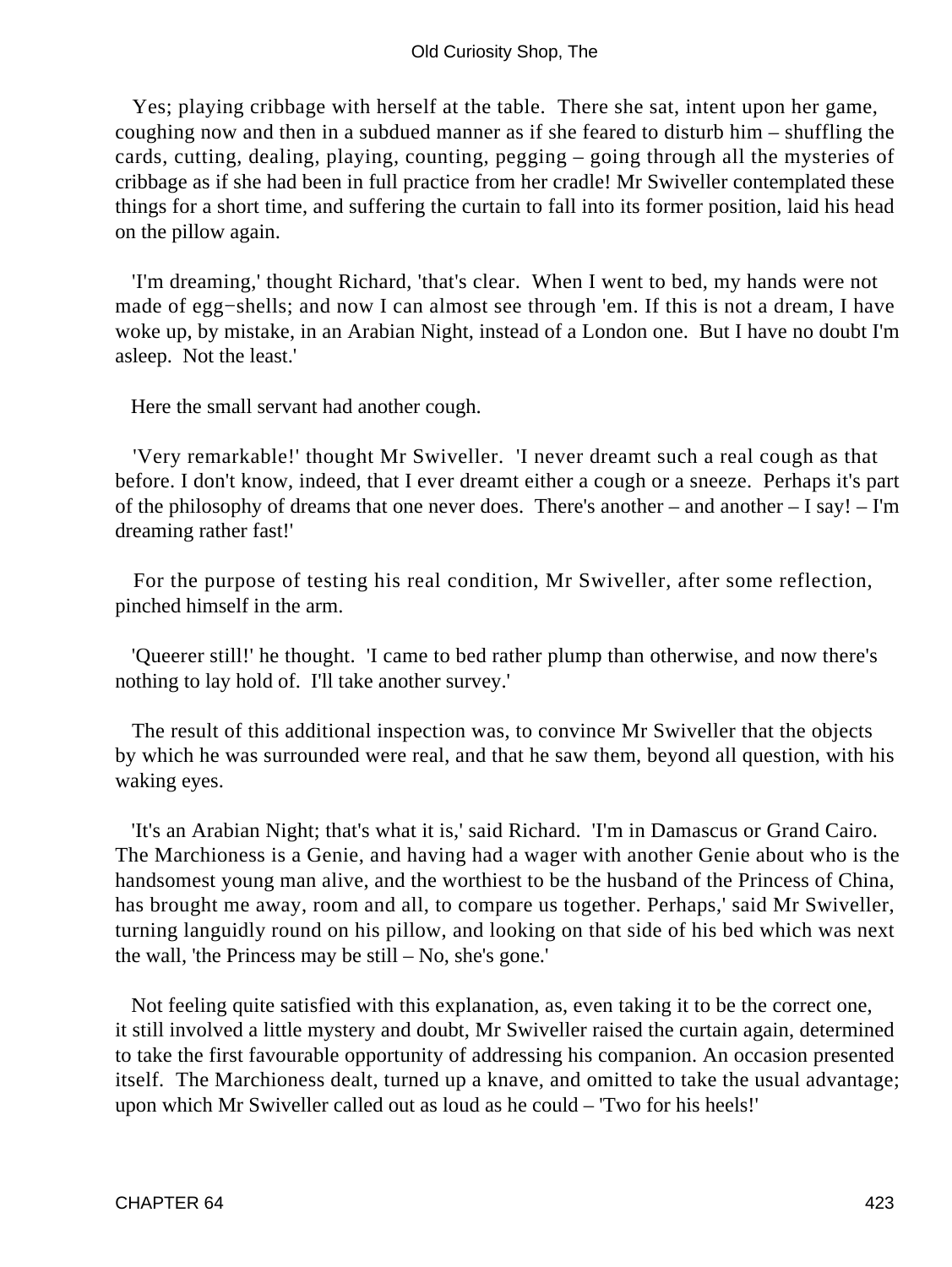Yes; playing cribbage with herself at the table. There she sat, intent upon her game, coughing now and then in a subdued manner as if she feared to disturb him – shuffling the cards, cutting, dealing, playing, counting, pegging – going through all the mysteries of cribbage as if she had been in full practice from her cradle! Mr Swiveller contemplated these things for a short time, and suffering the curtain to fall into its former position, laid his head on the pillow again.

'I'm dreaming,' thought Richard, 'that's clear. When I went to bed, my hands were not made of egg−shells; and now I can almost see through 'em. If this is not a dream, I have woke up, by mistake, in an Arabian Night, instead of a London one. But I have no doubt I'm asleep. Not the least.'

Here the small servant had another cough.

'Very remarkable!' thought Mr Swiveller. 'I never dreamt such a real cough as that before. I don't know, indeed, that I ever dreamt either a cough or a sneeze. Perhaps it's part of the philosophy of dreams that one never does. There's another – and another – I say! – I'm dreaming rather fast!'

For the purpose of testing his real condition, Mr Swiveller, after some reflection, pinched himself in the arm.

'Queerer still!' he thought. 'I came to bed rather plump than otherwise, and now there's nothing to lay hold of. I'll take another survey.'

The result of this additional inspection was, to convince Mr Swiveller that the objects by which he was surrounded were real, and that he saw them, beyond all question, with his waking eyes.

'It's an Arabian Night; that's what it is,' said Richard. 'I'm in Damascus or Grand Cairo. The Marchioness is a Genie, and having had a wager with another Genie about who is the handsomest young man alive, and the worthiest to be the husband of the Princess of China, has brought me away, room and all, to compare us together. Perhaps,' said Mr Swiveller, turning languidly round on his pillow, and looking on that side of his bed which was next the wall, 'the Princess may be still – No, she's gone.'

Not feeling quite satisfied with this explanation, as, even taking it to be the correct one, it still involved a little mystery and doubt, Mr Swiveller raised the curtain again, determined to take the first favourable opportunity of addressing his companion. An occasion presented itself. The Marchioness dealt, turned up a knave, and omitted to take the usual advantage; upon which Mr Swiveller called out as loud as he could – 'Two for his heels!'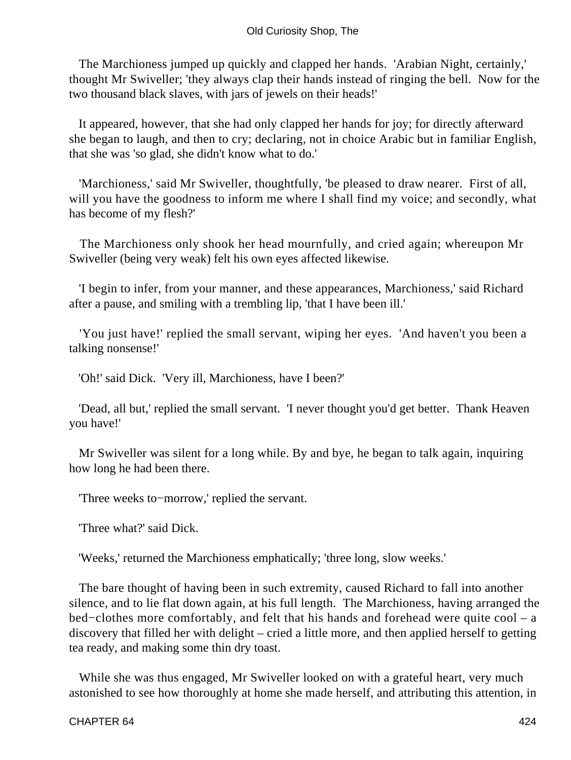The Marchioness jumped up quickly and clapped her hands. 'Arabian Night, certainly,' thought Mr Swiveller; 'they always clap their hands instead of ringing the bell. Now for the two thousand black slaves, with jars of jewels on their heads!'

It appeared, however, that she had only clapped her hands for joy; for directly afterward she began to laugh, and then to cry; declaring, not in choice Arabic but in familiar English, that she was 'so glad, she didn't know what to do.'

'Marchioness,' said Mr Swiveller, thoughtfully, 'be pleased to draw nearer. First of all, will you have the goodness to inform me where I shall find my voice; and secondly, what has become of my flesh?'

The Marchioness only shook her head mournfully, and cried again; whereupon Mr Swiveller (being very weak) felt his own eyes affected likewise.

'I begin to infer, from your manner, and these appearances, Marchioness,' said Richard after a pause, and smiling with a trembling lip, 'that I have been ill.'

'You just have!' replied the small servant, wiping her eyes. 'And haven't you been a talking nonsense!'

'Oh!' said Dick. 'Very ill, Marchioness, have I been?'

'Dead, all but,' replied the small servant. 'I never thought you'd get better. Thank Heaven you have!'

Mr Swiveller was silent for a long while. By and bye, he began to talk again, inquiring how long he had been there.

'Three weeks to−morrow,' replied the servant.

'Three what?' said Dick.

'Weeks,' returned the Marchioness emphatically; 'three long, slow weeks.'

The bare thought of having been in such extremity, caused Richard to fall into another silence, and to lie flat down again, at his full length. The Marchioness, having arranged the bed−clothes more comfortably, and felt that his hands and forehead were quite cool – a discovery that filled her with delight – cried a little more, and then applied herself to getting tea ready, and making some thin dry toast.

While she was thus engaged, Mr Swiveller looked on with a grateful heart, very much astonished to see how thoroughly at home she made herself, and attributing this attention, in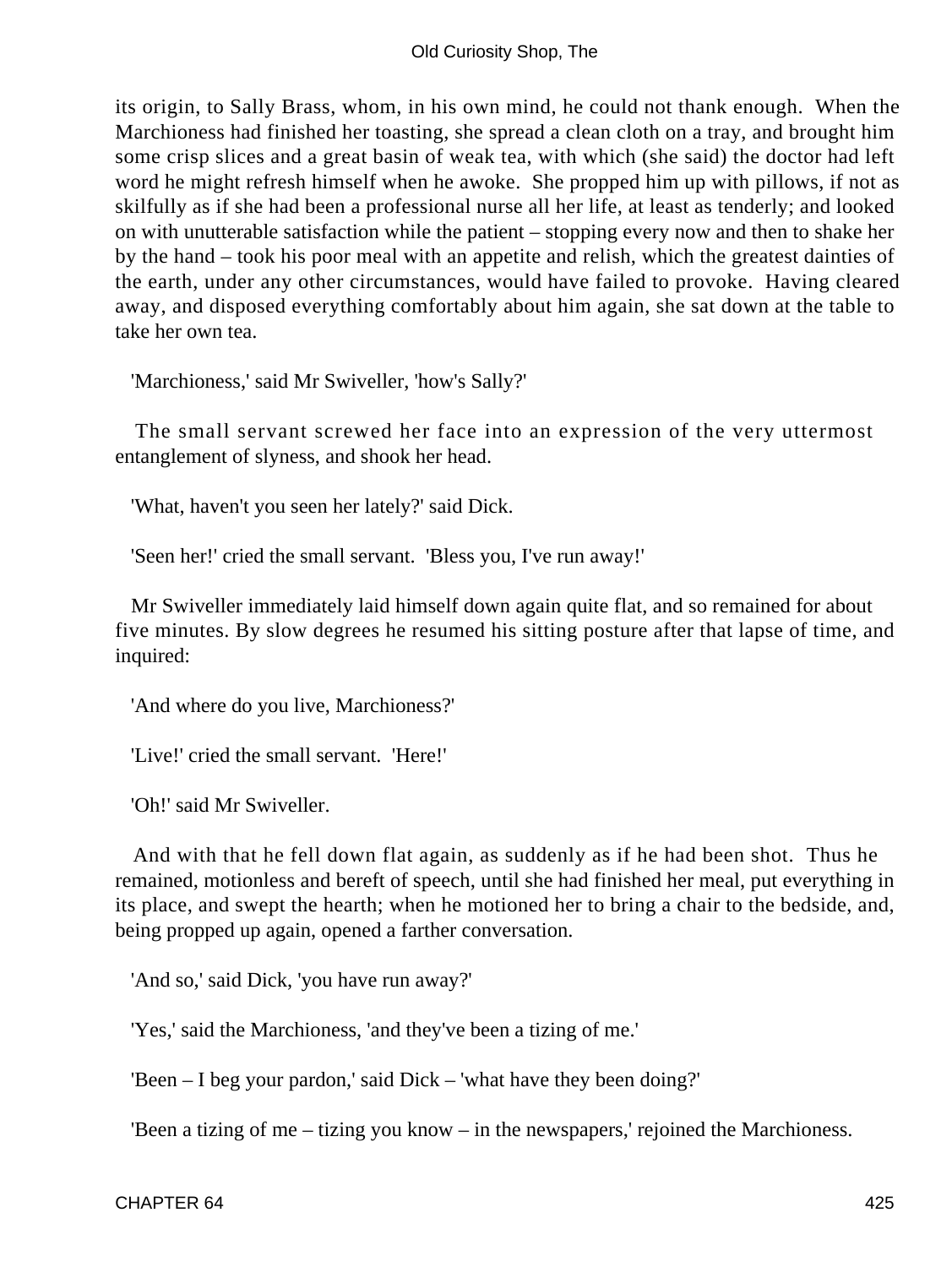its origin, to Sally Brass, whom, in his own mind, he could not thank enough. When the Marchioness had finished her toasting, she spread a clean cloth on a tray, and brought him some crisp slices and a great basin of weak tea, with which (she said) the doctor had left word he might refresh himself when he awoke. She propped him up with pillows, if not as skilfully as if she had been a professional nurse all her life, at least as tenderly; and looked on with unutterable satisfaction while the patient – stopping every now and then to shake her by the hand – took his poor meal with an appetite and relish, which the greatest dainties of the earth, under any other circumstances, would have failed to provoke. Having cleared away, and disposed everything comfortably about him again, she sat down at the table to take her own tea.

'Marchioness,' said Mr Swiveller, 'how's Sally?'

The small servant screwed her face into an expression of the very uttermost entanglement of slyness, and shook her head.

'What, haven't you seen her lately?' said Dick.

'Seen her!' cried the small servant. 'Bless you, I've run away!'

Mr Swiveller immediately laid himself down again quite flat, and so remained for about five minutes. By slow degrees he resumed his sitting posture after that lapse of time, and inquired:

'And where do you live, Marchioness?'

'Live!' cried the small servant. 'Here!'

'Oh!' said Mr Swiveller.

And with that he fell down flat again, as suddenly as if he had been shot. Thus he remained, motionless and bereft of speech, until she had finished her meal, put everything in its place, and swept the hearth; when he motioned her to bring a chair to the bedside, and, being propped up again, opened a farther conversation.

'And so,' said Dick, 'you have run away?'

'Yes,' said the Marchioness, 'and they've been a tizing of me.'

'Been – I beg your pardon,' said Dick – 'what have they been doing?'

'Been a tizing of me – tizing you know – in the newspapers,' rejoined the Marchioness.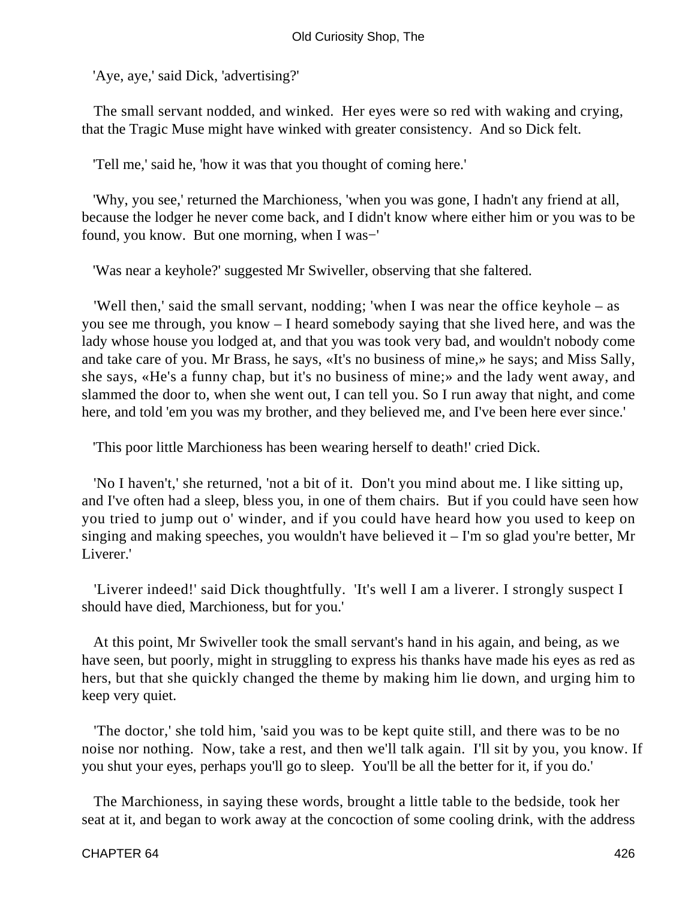'Aye, aye,' said Dick, 'advertising?'

The small servant nodded, and winked. Her eyes were so red with waking and crying, that the Tragic Muse might have winked with greater consistency. And so Dick felt.

'Tell me,' said he, 'how it was that you thought of coming here.'

'Why, you see,' returned the Marchioness, 'when you was gone, I hadn't any friend at all, because the lodger he never come back, and I didn't know where either him or you was to be found, you know. But one morning, when I was−'

'Was near a keyhole?' suggested Mr Swiveller, observing that she faltered.

'Well then,' said the small servant, nodding; 'when I was near the office keyhole – as you see me through, you know – I heard somebody saying that she lived here, and was the lady whose house you lodged at, and that you was took very bad, and wouldn't nobody come and take care of you. Mr Brass, he says, «It's no business of mine,» he says; and Miss Sally, she says, «He's a funny chap, but it's no business of mine;» and the lady went away, and slammed the door to, when she went out, I can tell you. So I run away that night, and come here, and told 'em you was my brother, and they believed me, and I've been here ever since.'

'This poor little Marchioness has been wearing herself to death!' cried Dick.

'No I haven't,' she returned, 'not a bit of it. Don't you mind about me. I like sitting up, and I've often had a sleep, bless you, in one of them chairs. But if you could have seen how you tried to jump out o' winder, and if you could have heard how you used to keep on singing and making speeches, you wouldn't have believed it – I'm so glad you're better, Mr Liverer.'

'Liverer indeed!' said Dick thoughtfully. 'It's well I am a liverer. I strongly suspect I should have died, Marchioness, but for you.'

At this point, Mr Swiveller took the small servant's hand in his again, and being, as we have seen, but poorly, might in struggling to express his thanks have made his eyes as red as hers, but that she quickly changed the theme by making him lie down, and urging him to keep very quiet.

'The doctor,' she told him, 'said you was to be kept quite still, and there was to be no noise nor nothing. Now, take a rest, and then we'll talk again. I'll sit by you, you know. If you shut your eyes, perhaps you'll go to sleep. You'll be all the better for it, if you do.'

The Marchioness, in saying these words, brought a little table to the bedside, took her seat at it, and began to work away at the concoction of some cooling drink, with the address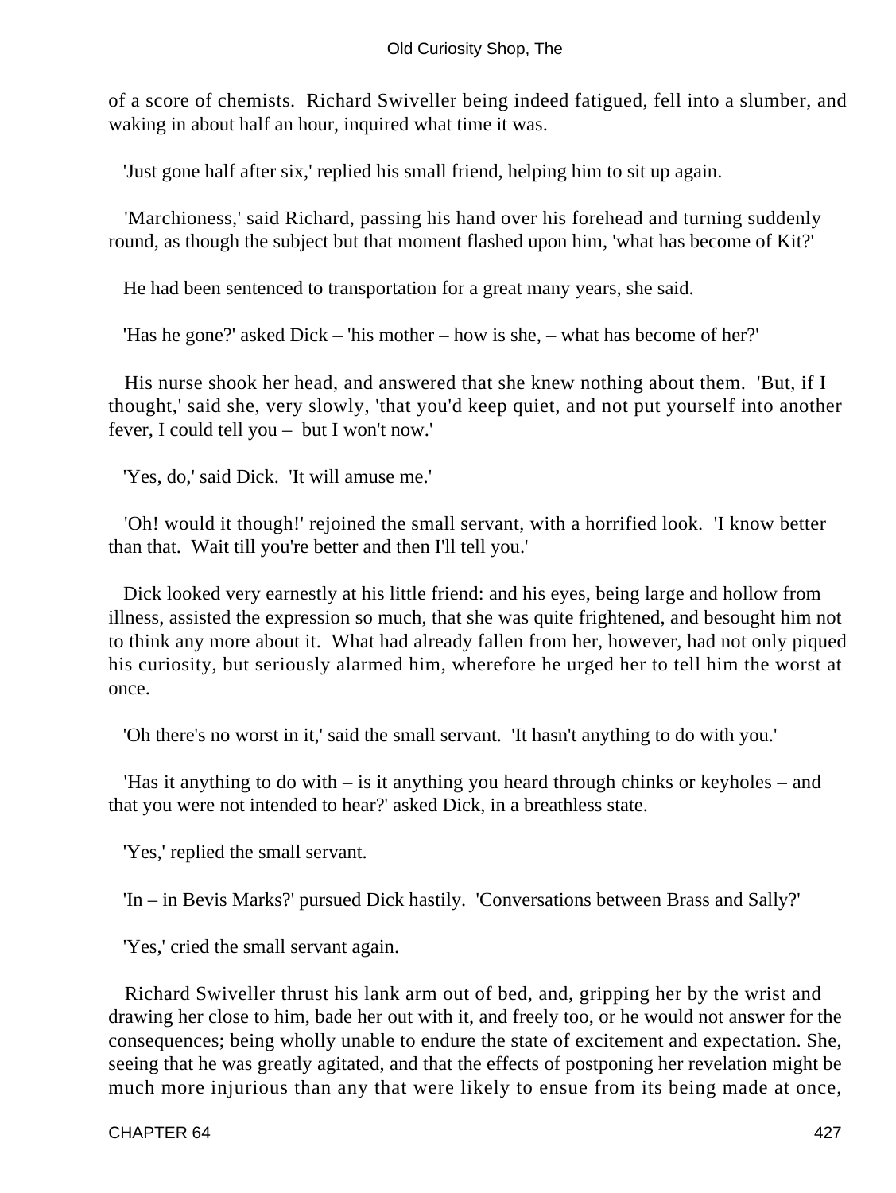of a score of chemists. Richard Swiveller being indeed fatigued, fell into a slumber, and waking in about half an hour, inquired what time it was.

'Just gone half after six,' replied his small friend, helping him to sit up again.

'Marchioness,' said Richard, passing his hand over his forehead and turning suddenly round, as though the subject but that moment flashed upon him, 'what has become of Kit?'

He had been sentenced to transportation for a great many years, she said.

'Has he gone?' asked Dick – 'his mother – how is she, – what has become of her?'

His nurse shook her head, and answered that she knew nothing about them. 'But, if I thought,' said she, very slowly, 'that you'd keep quiet, and not put yourself into another fever, I could tell you – but I won't now.'

'Yes, do,' said Dick. 'It will amuse me.'

'Oh! would it though!' rejoined the small servant, with a horrified look. 'I know better than that. Wait till you're better and then I'll tell you.'

Dick looked very earnestly at his little friend: and his eyes, being large and hollow from illness, assisted the expression so much, that she was quite frightened, and besought him not to think any more about it. What had already fallen from her, however, had not only piqued his curiosity, but seriously alarmed him, wherefore he urged her to tell him the worst at once.

'Oh there's no worst in it,' said the small servant. 'It hasn't anything to do with you.'

'Has it anything to do with – is it anything you heard through chinks or keyholes – and that you were not intended to hear?' asked Dick, in a breathless state.

'Yes,' replied the small servant.

'In – in Bevis Marks?' pursued Dick hastily. 'Conversations between Brass and Sally?'

'Yes,' cried the small servant again.

Richard Swiveller thrust his lank arm out of bed, and, gripping her by the wrist and drawing her close to him, bade her out with it, and freely too, or he would not answer for the consequences; being wholly unable to endure the state of excitement and expectation. She, seeing that he was greatly agitated, and that the effects of postponing her revelation might be much more injurious than any that were likely to ensue from its being made at once,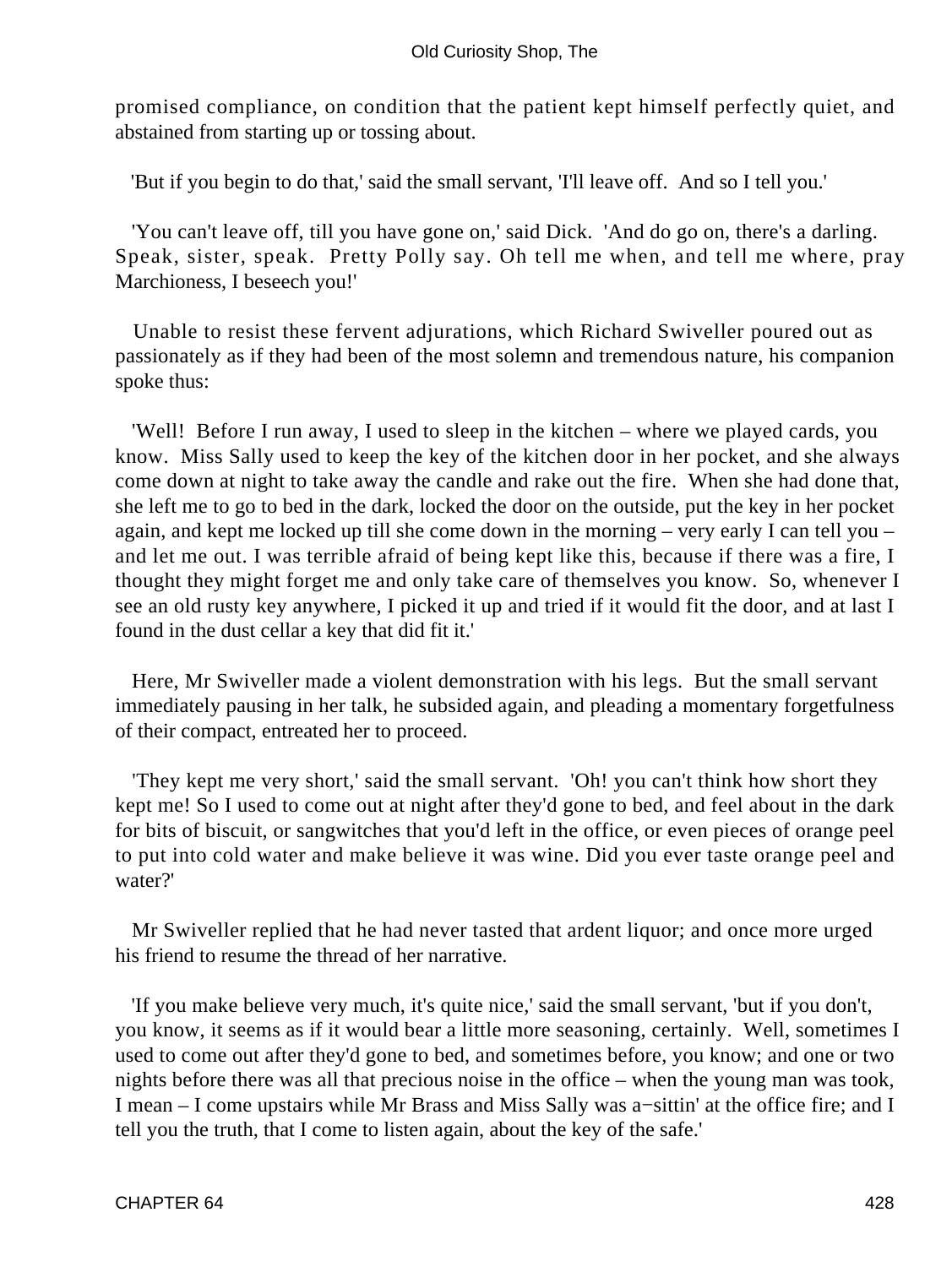promised compliance, on condition that the patient kept himself perfectly quiet, and abstained from starting up or tossing about.

'But if you begin to do that,' said the small servant, 'I'll leave off. And so I tell you.'

'You can't leave off, till you have gone on,' said Dick. 'And do go on, there's a darling. Speak, sister, speak. Pretty Polly say. Oh tell me when, and tell me where, pray Marchioness, I beseech you!'

Unable to resist these fervent adjurations, which Richard Swiveller poured out as passionately as if they had been of the most solemn and tremendous nature, his companion spoke thus:

'Well! Before I run away, I used to sleep in the kitchen – where we played cards, you know. Miss Sally used to keep the key of the kitchen door in her pocket, and she always come down at night to take away the candle and rake out the fire. When she had done that, she left me to go to bed in the dark, locked the door on the outside, put the key in her pocket again, and kept me locked up till she come down in the morning – very early I can tell you – and let me out. I was terrible afraid of being kept like this, because if there was a fire, I thought they might forget me and only take care of themselves you know. So, whenever I see an old rusty key anywhere, I picked it up and tried if it would fit the door, and at last I found in the dust cellar a key that did fit it.'

Here, Mr Swiveller made a violent demonstration with his legs. But the small servant immediately pausing in her talk, he subsided again, and pleading a momentary forgetfulness of their compact, entreated her to proceed.

'They kept me very short,' said the small servant. 'Oh! you can't think how short they kept me! So I used to come out at night after they'd gone to bed, and feel about in the dark for bits of biscuit, or sangwitches that you'd left in the office, or even pieces of orange peel to put into cold water and make believe it was wine. Did you ever taste orange peel and water?'

Mr Swiveller replied that he had never tasted that ardent liquor; and once more urged his friend to resume the thread of her narrative.

'If you make believe very much, it's quite nice,' said the small servant, 'but if you don't, you know, it seems as if it would bear a little more seasoning, certainly. Well, sometimes I used to come out after they'd gone to bed, and sometimes before, you know; and one or two nights before there was all that precious noise in the office – when the young man was took, I mean – I come upstairs while Mr Brass and Miss Sally was a−sittin' at the office fire; and I tell you the truth, that I come to listen again, about the key of the safe.'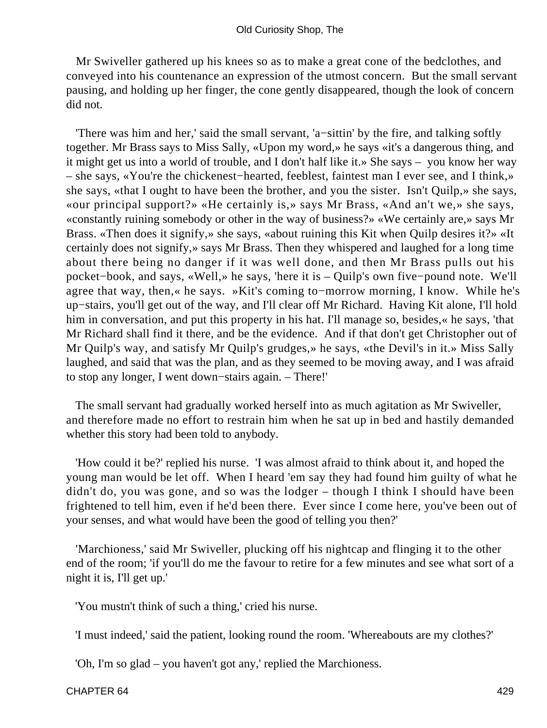Mr Swiveller gathered up his knees so as to make a great cone of the bedclothes, and conveyed into his countenance an expression of the utmost concern. But the small servant pausing, and holding up her finger, the cone gently disappeared, though the look of concern did not.

'There was him and her,' said the small servant, 'a−sittin' by the fire, and talking softly together. Mr Brass says to Miss Sally, «Upon my word,» he says «it's a dangerous thing, and it might get us into a world of trouble, and I don't half like it.» She says – you know her way – she says, «You're the chickenest−hearted, feeblest, faintest man I ever see, and I think,» she says, «that I ought to have been the brother, and you the sister. Isn't Quilp,» she says, «our principal support?» «He certainly is,» says Mr Brass, «And an't we,» she says, «constantly ruining somebody or other in the way of business?» «We certainly are,» says Mr Brass. «Then does it signify,» she says, «about ruining this Kit when Quilp desires it?» «It certainly does not signify,» says Mr Brass. Then they whispered and laughed for a long time about there being no danger if it was well done, and then Mr Brass pulls out his pocket−book, and says, «Well,» he says, 'here it is – Quilp's own five−pound note. We'll agree that way, then,« he says. »Kit's coming to−morrow morning, I know. While he's up−stairs, you'll get out of the way, and I'll clear off Mr Richard. Having Kit alone, I'll hold him in conversation, and put this property in his hat. I'll manage so, besides,« he says, 'that Mr Richard shall find it there, and be the evidence. And if that don't get Christopher out of Mr Quilp's way, and satisfy Mr Quilp's grudges,» he says, «the Devil's in it.» Miss Sally laughed, and said that was the plan, and as they seemed to be moving away, and I was afraid to stop any longer, I went down−stairs again. – There!'

The small servant had gradually worked herself into as much agitation as Mr Swiveller, and therefore made no effort to restrain him when he sat up in bed and hastily demanded whether this story had been told to anybody.

'How could it be?' replied his nurse. 'I was almost afraid to think about it, and hoped the young man would be let off. When I heard 'em say they had found him guilty of what he didn't do, you was gone, and so was the lodger – though I think I should have been frightened to tell him, even if he'd been there. Ever since I come here, you've been out of your senses, and what would have been the good of telling you then?'

'Marchioness,' said Mr Swiveller, plucking off his nightcap and flinging it to the other end of the room; 'if you'll do me the favour to retire for a few minutes and see what sort of a night it is, I'll get up.'

'You mustn't think of such a thing,' cried his nurse.

'I must indeed,' said the patient, looking round the room. 'Whereabouts are my clothes?'

'Oh, I'm so glad – you haven't got any,' replied the Marchioness.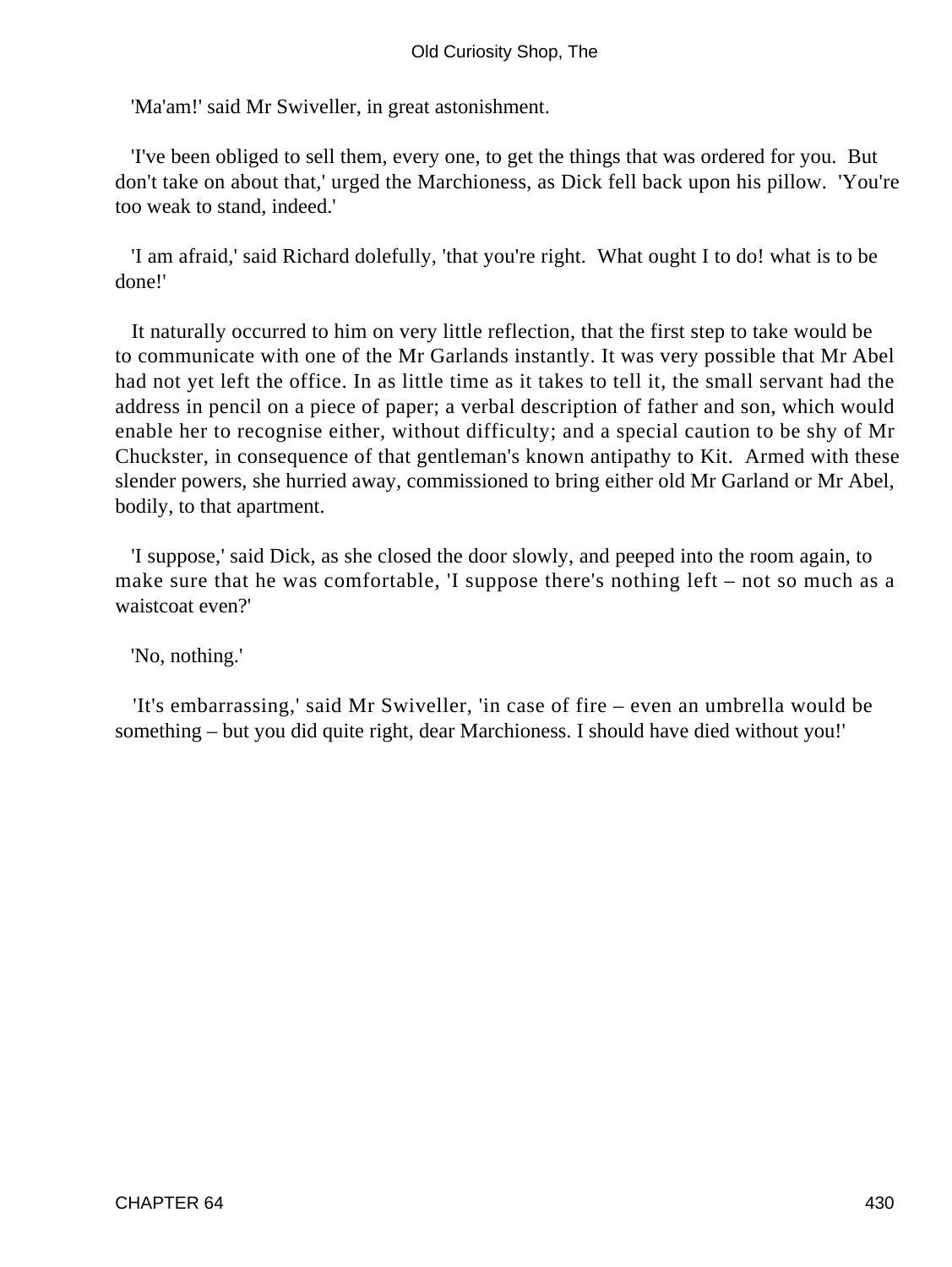'Ma'am!' said Mr Swiveller, in great astonishment.

'I've been obliged to sell them, every one, to get the things that was ordered for you. But don't take on about that,' urged the Marchioness, as Dick fell back upon his pillow. 'You're too weak to stand, indeed.'

'I am afraid,' said Richard dolefully, 'that you're right. What ought I to do! what is to be done!'

It naturally occurred to him on very little reflection, that the first step to take would be to communicate with one of the Mr Garlands instantly. It was very possible that Mr Abel had not yet left the office. In as little time as it takes to tell it, the small servant had the address in pencil on a piece of paper; a verbal description of father and son, which would enable her to recognise either, without difficulty; and a special caution to be shy of Mr Chuckster, in consequence of that gentleman's known antipathy to Kit. Armed with these slender powers, she hurried away, commissioned to bring either old Mr Garland or Mr Abel, bodily, to that apartment.

'I suppose,' said Dick, as she closed the door slowly, and peeped into the room again, to make sure that he was comfortable, 'I suppose there's nothing left – not so much as a waistcoat even?'

'No, nothing.'

'It's embarrassing,' said Mr Swiveller, 'in case of fire – even an umbrella would be something – but you did quite right, dear Marchioness. I should have died without you!'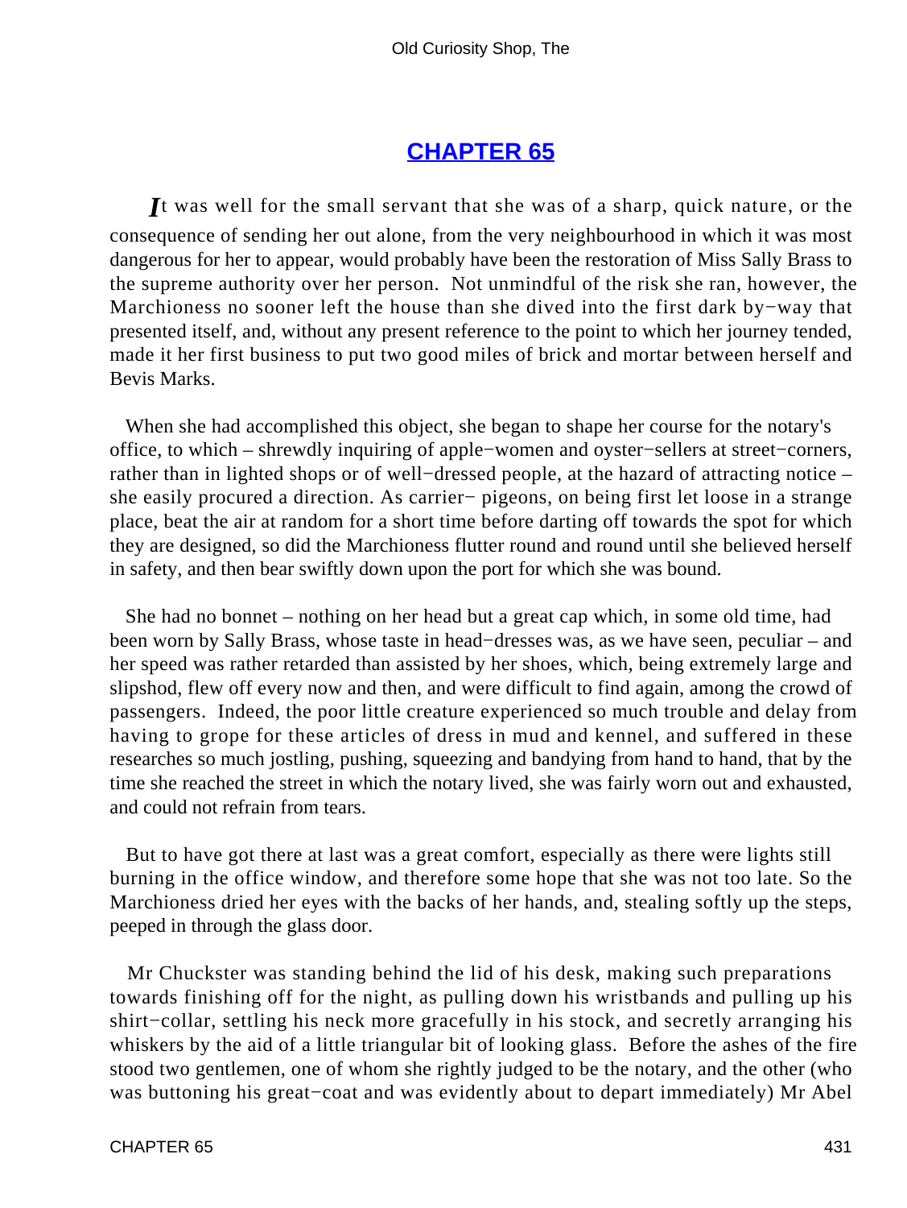## CHAPTER 65

*I*t was well for the small servant that she was of a sharp, quick nature, or the consequence of sending her out alone, from the very neighbourhood in which it was most dangerous for her to appear, would probably have been the restoration of Miss Sally Brass to the supreme authority over her person. Not unmindful of the risk she ran, however, the Marchioness no sooner left the house than she dived into the first dark by−way that presented itself, and, without any present reference to the point to which her journey tended, made it her first business to put two good miles of brick and mortar between herself and Bevis Marks.

When she had accomplished this object, she began to shape her course for the notary's office, to which – shrewdly inquiring of apple−women and oyster−sellers at street−corners, rather than in lighted shops or of well−dressed people, at the hazard of attracting notice – she easily procured a direction. As carrier− pigeons, on being first let loose in a strange place, beat the air at random for a short time before darting off towards the spot for which they are designed, so did the Marchioness flutter round and round until she believed herself in safety, and then bear swiftly down upon the port for which she was bound.

She had no bonnet – nothing on her head but a great cap which, in some old time, had been worn by Sally Brass, whose taste in head−dresses was, as we have seen, peculiar – and her speed was rather retarded than assisted by her shoes, which, being extremely large and slipshod, flew off every now and then, and were difficult to find again, among the crowd of passengers. Indeed, the poor little creature experienced so much trouble and delay from having to grope for these articles of dress in mud and kennel, and suffered in these researches so much jostling, pushing, squeezing and bandying from hand to hand, that by the time she reached the street in which the notary lived, she was fairly worn out and exhausted, and could not refrain from tears.

But to have got there at last was a great comfort, especially as there were lights still burning in the office window, and therefore some hope that she was not too late. So the Marchioness dried her eyes with the backs of her hands, and, stealing softly up the steps, peeped in through the glass door.

Mr Chuckster was standing behind the lid of his desk, making such preparations towards finishing off for the night, as pulling down his wristbands and pulling up his shirt−collar, settling his neck more gracefully in his stock, and secretly arranging his whiskers by the aid of a little triangular bit of looking glass. Before the ashes of the fire stood two gentlemen, one of whom she rightly judged to be the notary, and the other (who was buttoning his great−coat and was evidently about to depart immediately) Mr Abel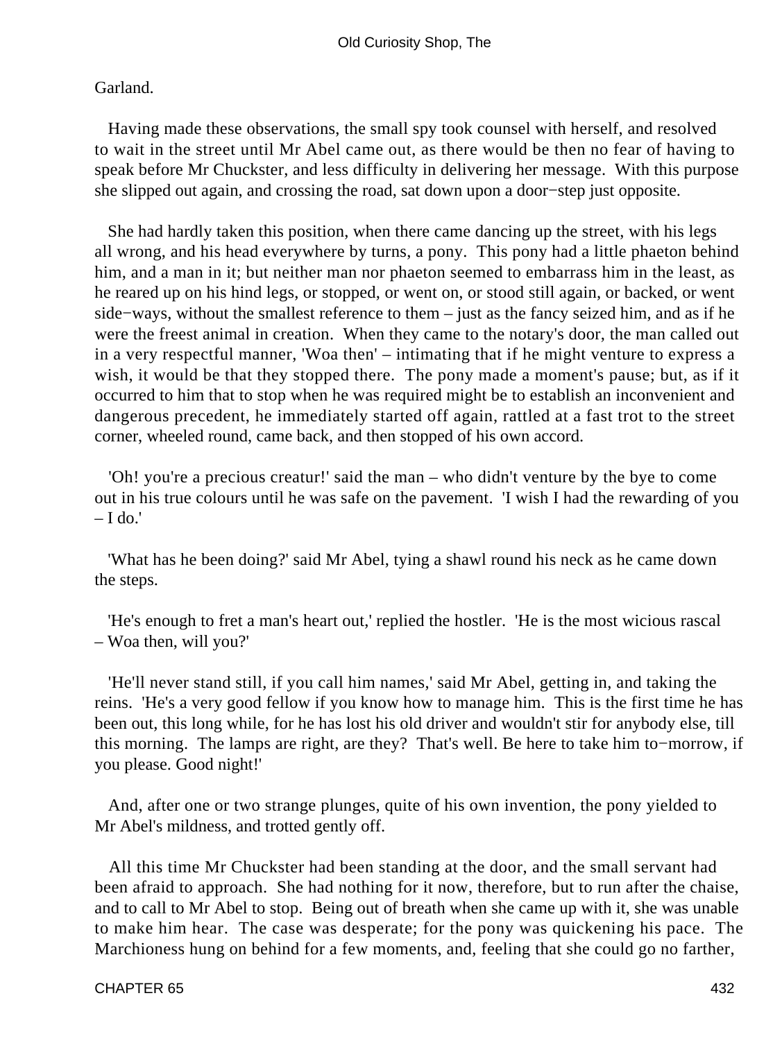Garland.

Having made these observations, the small spy took counsel with herself, and resolved to wait in the street until Mr Abel came out, as there would be then no fear of having to speak before Mr Chuckster, and less difficulty in delivering her message. With this purpose she slipped out again, and crossing the road, sat down upon a door−step just opposite.

She had hardly taken this position, when there came dancing up the street, with his legs all wrong, and his head everywhere by turns, a pony. This pony had a little phaeton behind him, and a man in it; but neither man nor phaeton seemed to embarrass him in the least, as he reared up on his hind legs, or stopped, or went on, or stood still again, or backed, or went side−ways, without the smallest reference to them – just as the fancy seized him, and as if he were the freest animal in creation. When they came to the notary's door, the man called out in a very respectful manner, 'Woa then' – intimating that if he might venture to express a wish, it would be that they stopped there. The pony made a moment's pause; but, as if it occurred to him that to stop when he was required might be to establish an inconvenient and dangerous precedent, he immediately started off again, rattled at a fast trot to the street corner, wheeled round, came back, and then stopped of his own accord.

'Oh! you're a precious creatur!' said the man – who didn't venture by the bye to come out in his true colours until he was safe on the pavement. 'I wish I had the rewarding of you – I do.'

'What has he been doing?' said Mr Abel, tying a shawl round his neck as he came down the steps.

'He's enough to fret a man's heart out,' replied the hostler. 'He is the most wicious rascal – Woa then, will you?'

'He'll never stand still, if you call him names,' said Mr Abel, getting in, and taking the reins. 'He's a very good fellow if you know how to manage him. This is the first time he has been out, this long while, for he has lost his old driver and wouldn't stir for anybody else, till this morning. The lamps are right, are they? That's well. Be here to take him to−morrow, if you please. Good night!'

And, after one or two strange plunges, quite of his own invention, the pony yielded to Mr Abel's mildness, and trotted gently off.

All this time Mr Chuckster had been standing at the door, and the small servant had been afraid to approach. She had nothing for it now, therefore, but to run after the chaise, and to call to Mr Abel to stop. Being out of breath when she came up with it, she was unable to make him hear. The case was desperate; for the pony was quickening his pace. The Marchioness hung on behind for a few moments, and, feeling that she could go no farther,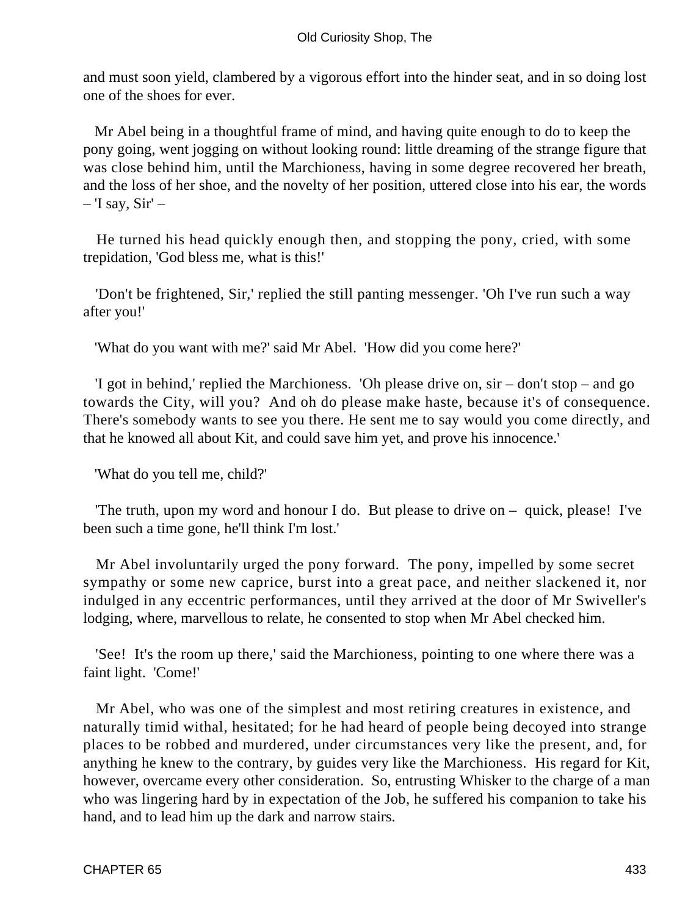and must soon yield, clambered by a vigorous effort into the hinder seat, and in so doing lost one of the shoes for ever.

Mr Abel being in a thoughtful frame of mind, and having quite enough to do to keep the pony going, went jogging on without looking round: little dreaming of the strange figure that was close behind him, until the Marchioness, having in some degree recovered her breath, and the loss of her shoe, and the novelty of her position, uttered close into his ear, the words – 'I say, Sir' –

He turned his head quickly enough then, and stopping the pony, cried, with some trepidation, 'God bless me, what is this!'

'Don't be frightened, Sir,' replied the still panting messenger. 'Oh I've run such a way after you!'

'What do you want with me?' said Mr Abel. 'How did you come here?'

'I got in behind,' replied the Marchioness. 'Oh please drive on, sir – don't stop – and go towards the City, will you? And oh do please make haste, because it's of consequence. There's somebody wants to see you there. He sent me to say would you come directly, and that he knowed all about Kit, and could save him yet, and prove his innocence.'

'What do you tell me, child?'

'The truth, upon my word and honour I do. But please to drive on – quick, please! I've been such a time gone, he'll think I'm lost.'

Mr Abel involuntarily urged the pony forward. The pony, impelled by some secret sympathy or some new caprice, burst into a great pace, and neither slackened it, nor indulged in any eccentric performances, until they arrived at the door of Mr Swiveller's lodging, where, marvellous to relate, he consented to stop when Mr Abel checked him.

'See! It's the room up there,' said the Marchioness, pointing to one where there was a faint light. 'Come!'

Mr Abel, who was one of the simplest and most retiring creatures in existence, and naturally timid withal, hesitated; for he had heard of people being decoyed into strange places to be robbed and murdered, under circumstances very like the present, and, for anything he knew to the contrary, by guides very like the Marchioness. His regard for Kit, however, overcame every other consideration. So, entrusting Whisker to the charge of a man who was lingering hard by in expectation of the Job, he suffered his companion to take his hand, and to lead him up the dark and narrow stairs.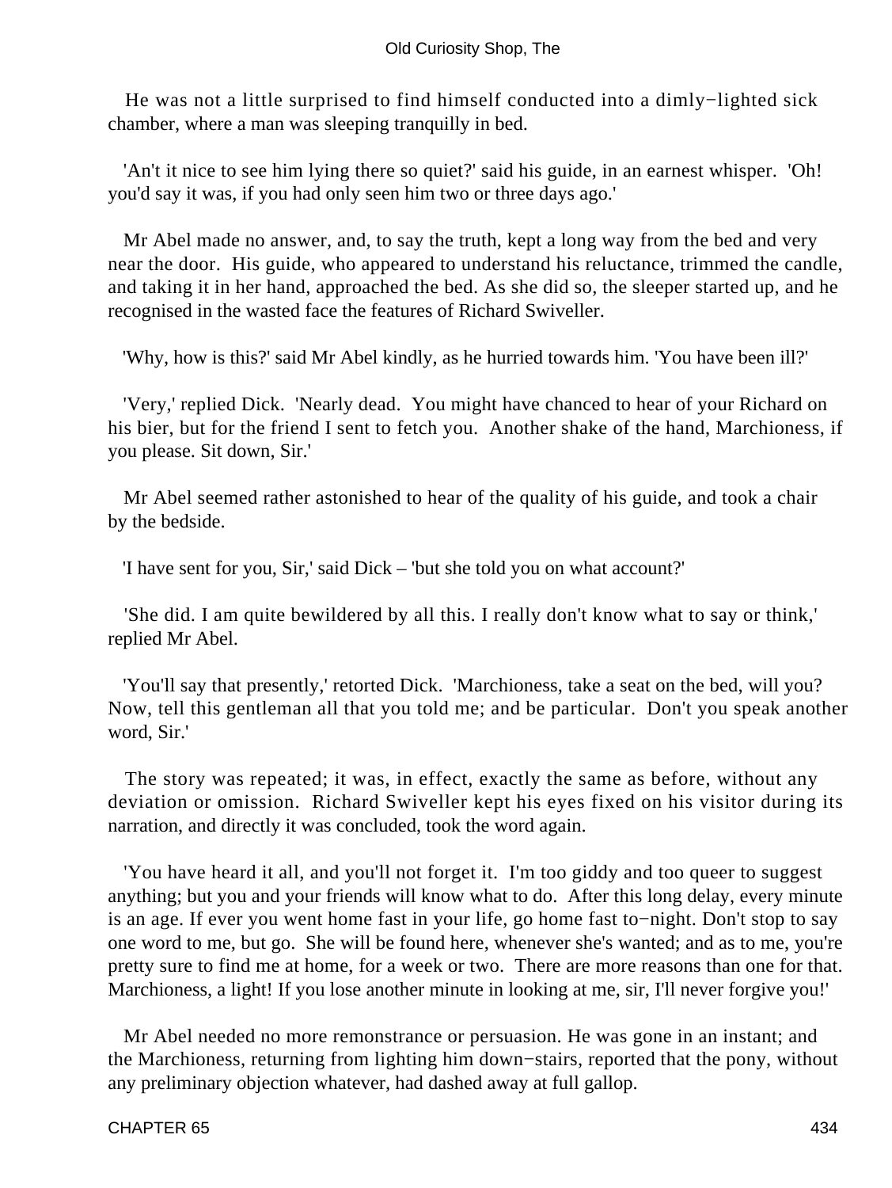He was not a little surprised to find himself conducted into a dimly−lighted sick chamber, where a man was sleeping tranquilly in bed.

'An't it nice to see him lying there so quiet?' said his guide, in an earnest whisper. 'Oh! you'd say it was, if you had only seen him two or three days ago.'

Mr Abel made no answer, and, to say the truth, kept a long way from the bed and very near the door. His guide, who appeared to understand his reluctance, trimmed the candle, and taking it in her hand, approached the bed. As she did so, the sleeper started up, and he recognised in the wasted face the features of Richard Swiveller.

'Why, how is this?' said Mr Abel kindly, as he hurried towards him. 'You have been ill?'

'Very,' replied Dick. 'Nearly dead. You might have chanced to hear of your Richard on his bier, but for the friend I sent to fetch you. Another shake of the hand, Marchioness, if you please. Sit down, Sir.'

Mr Abel seemed rather astonished to hear of the quality of his guide, and took a chair by the bedside.

'I have sent for you, Sir,' said Dick – 'but she told you on what account?'

'She did. I am quite bewildered by all this. I really don't know what to say or think,' replied Mr Abel.

'You'll say that presently,' retorted Dick. 'Marchioness, take a seat on the bed, will you? Now, tell this gentleman all that you told me; and be particular. Don't you speak another word, Sir.'

The story was repeated; it was, in effect, exactly the same as before, without any deviation or omission. Richard Swiveller kept his eyes fixed on his visitor during its narration, and directly it was concluded, took the word again.

'You have heard it all, and you'll not forget it. I'm too giddy and too queer to suggest anything; but you and your friends will know what to do. After this long delay, every minute is an age. If ever you went home fast in your life, go home fast to−night. Don't stop to say one word to me, but go. She will be found here, whenever she's wanted; and as to me, you're pretty sure to find me at home, for a week or two. There are more reasons than one for that. Marchioness, a light! If you lose another minute in looking at me, sir, I'll never forgive you!'

Mr Abel needed no more remonstrance or persuasion. He was gone in an instant; and the Marchioness, returning from lighting him down−stairs, reported that the pony, without any preliminary objection whatever, had dashed away at full gallop.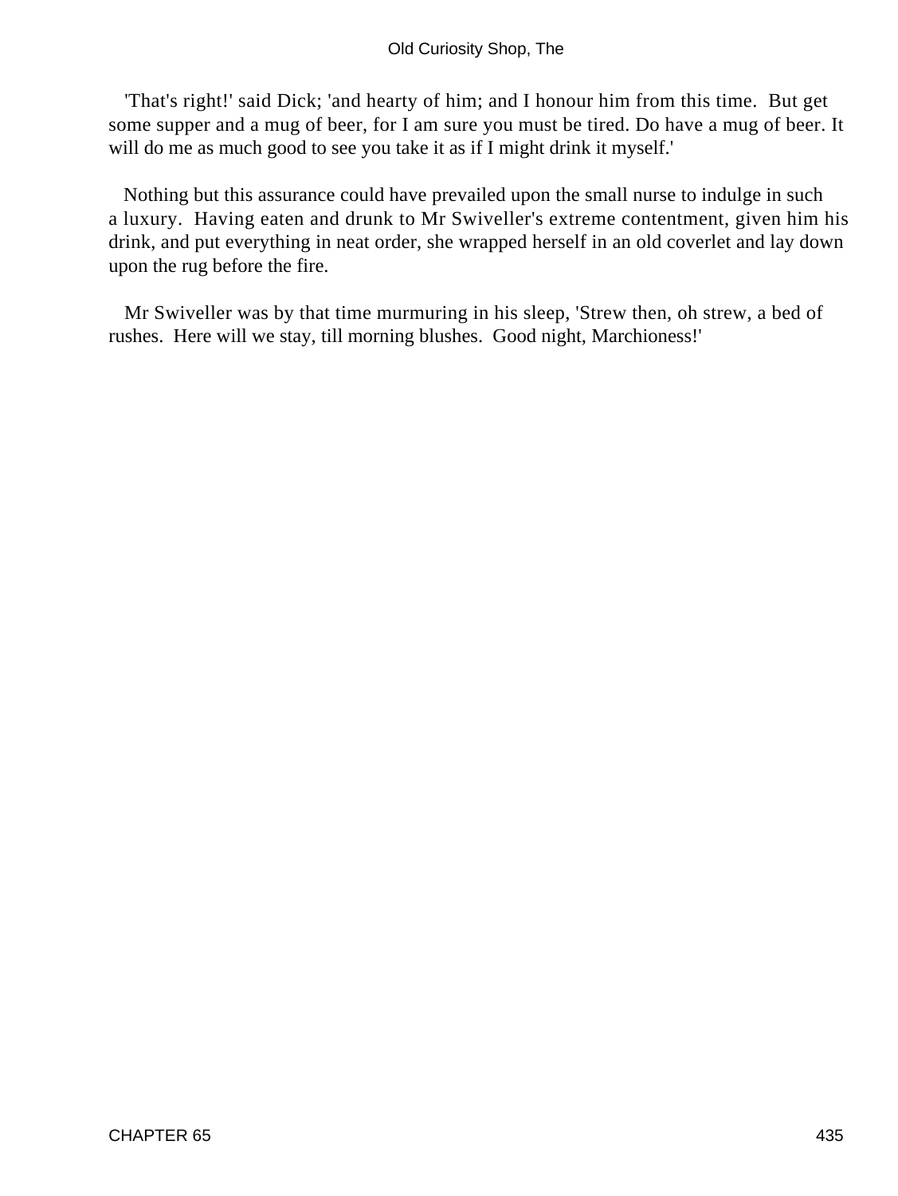'That's right!' said Dick; 'and hearty of him; and I honour him from this time. But get some supper and a mug of beer, for I am sure you must be tired. Do have a mug of beer. It will do me as much good to see you take it as if I might drink it myself.'

Nothing but this assurance could have prevailed upon the small nurse to indulge in such a luxury. Having eaten and drunk to Mr Swiveller's extreme contentment, given him his drink, and put everything in neat order, she wrapped herself in an old coverlet and lay down upon the rug before the fire.

Mr Swiveller was by that time murmuring in his sleep, 'Strew then, oh strew, a bed of rushes. Here will we stay, till morning blushes. Good night, Marchioness!'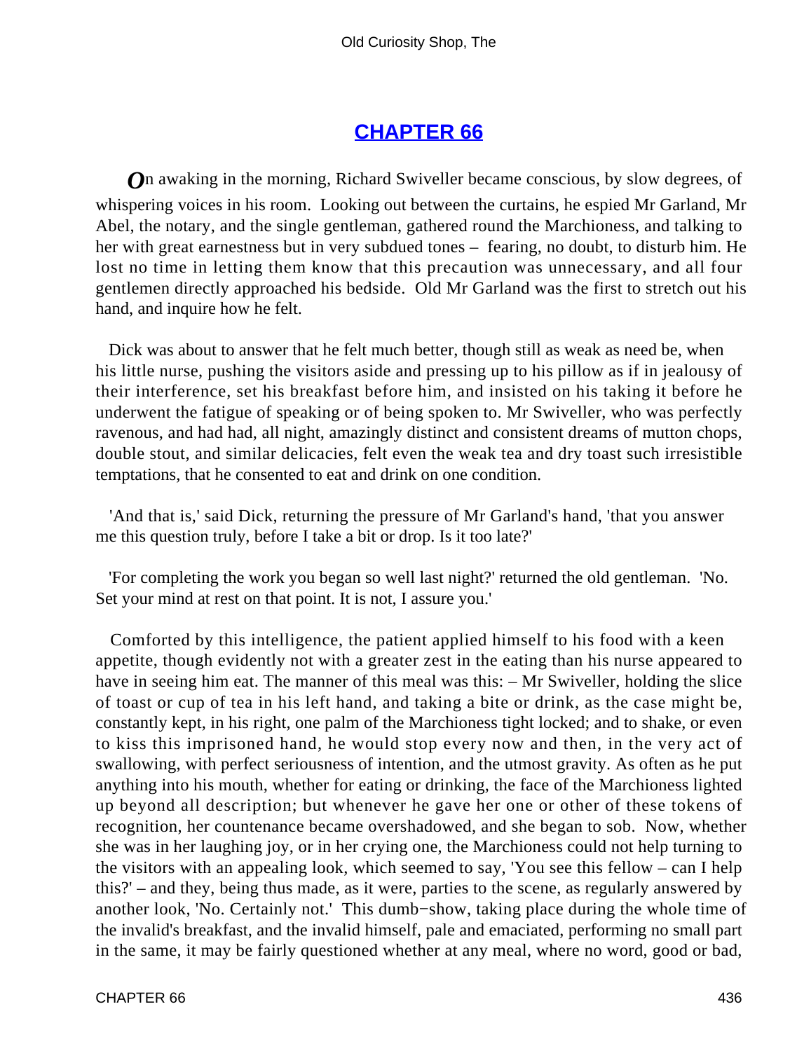# CHAPTER 66

On awaking in the morning, Richard Swiveller became conscious, by slow degrees, of whispering voices in his room. Looking out between the curtains, he espied Mr Garland, Mr Abel, the notary, and the single gentleman, gathered round the Marchioness, and talking to her with great earnestness but in very subdued tones – fearing, no doubt, to disturb him. He lost no time in letting them know that this precaution was unnecessary, and all four gentlemen directly approached his bedside. Old Mr Garland was the first to stretch out his hand, and inquire how he felt.

Dick was about to answer that he felt much better, though still as weak as need be, when his little nurse, pushing the visitors aside and pressing up to his pillow as if in jealousy of their interference, set his breakfast before him, and insisted on his taking it before he underwent the fatigue of speaking or of being spoken to. Mr Swiveller, who was perfectly ravenous, and had had, all night, amazingly distinct and consistent dreams of mutton chops, double stout, and similar delicacies, felt even the weak tea and dry toast such irresistible temptations, that he consented to eat and drink on one condition.

'And that is,' said Dick, returning the pressure of Mr Garland's hand, 'that you answer me this question truly, before I take a bit or drop. Is it too late?'

'For completing the work you began so well last night?' returned the old gentleman. 'No. Set your mind at rest on that point. It is not, I assure you.'

Comforted by this intelligence, the patient applied himself to his food with a keen appetite, though evidently not with a greater zest in the eating than his nurse appeared to have in seeing him eat. The manner of this meal was this: – Mr Swiveller, holding the slice of toast or cup of tea in his left hand, and taking a bite or drink, as the case might be, constantly kept, in his right, one palm of the Marchioness tight locked; and to shake, or even to kiss this imprisoned hand, he would stop every now and then, in the very act of swallowing, with perfect seriousness of intention, and the utmost gravity. As often as he put anything into his mouth, whether for eating or drinking, the face of the Marchioness lighted up beyond all description; but whenever he gave her one or other of these tokens of recognition, her countenance became overshadowed, and she began to sob. Now, whether she was in her laughing joy, or in her crying one, the Marchioness could not help turning to the visitors with an appealing look, which seemed to say, 'You see this fellow – can I help this?' – and they, being thus made, as it were, parties to the scene, as regularly answered by another look, 'No. Certainly not.' This dumb−show, taking place during the whole time of the invalid's breakfast, and the invalid himself, pale and emaciated, performing no small part in the same, it may be fairly questioned whether at any meal, where no word, good or bad,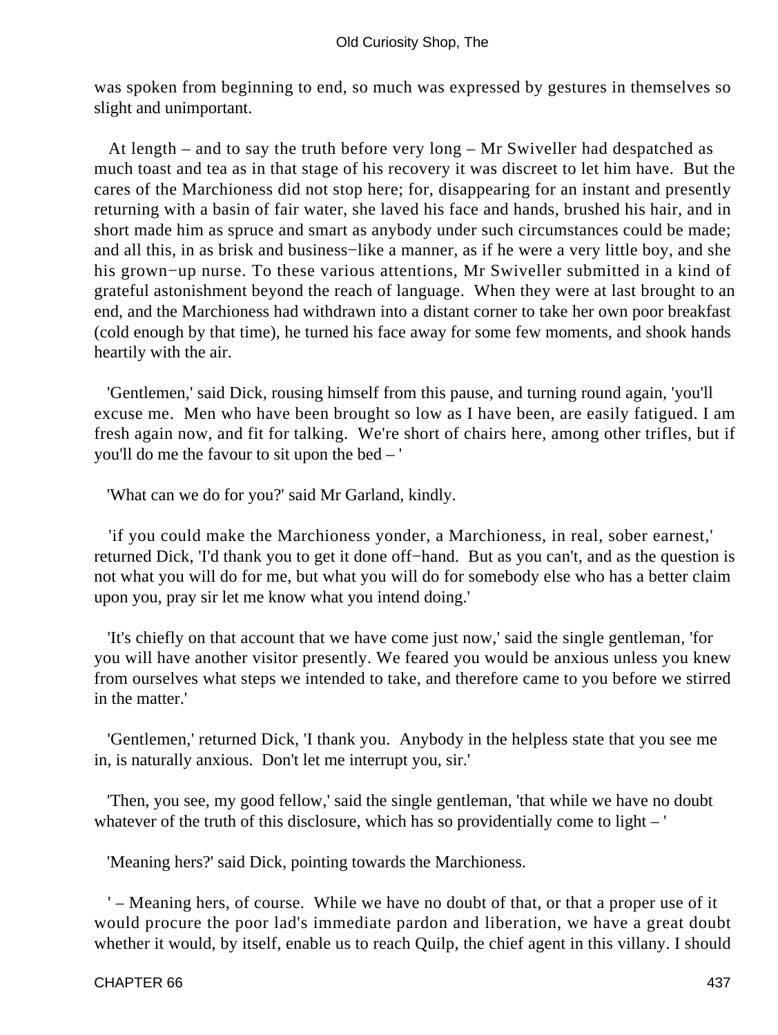was spoken from beginning to end, so much was expressed by gestures in themselves so slight and unimportant.

At length – and to say the truth before very long – Mr Swiveller had despatched as much toast and tea as in that stage of his recovery it was discreet to let him have. But the cares of the Marchioness did not stop here; for, disappearing for an instant and presently returning with a basin of fair water, she laved his face and hands, brushed his hair, and in short made him as spruce and smart as anybody under such circumstances could be made; and all this, in as brisk and business−like a manner, as if he were a very little boy, and she his grown−up nurse. To these various attentions, Mr Swiveller submitted in a kind of grateful astonishment beyond the reach of language. When they were at last brought to an end, and the Marchioness had withdrawn into a distant corner to take her own poor breakfast (cold enough by that time), he turned his face away for some few moments, and shook hands heartily with the air.

'Gentlemen,' said Dick, rousing himself from this pause, and turning round again, 'you'll excuse me. Men who have been brought so low as I have been, are easily fatigued. I am fresh again now, and fit for talking. We're short of chairs here, among other trifles, but if you'll do me the favour to sit upon the bed – '

'What can we do for you?' said Mr Garland, kindly.

'if you could make the Marchioness yonder, a Marchioness, in real, sober earnest,' returned Dick, 'I'd thank you to get it done off−hand. But as you can't, and as the question is not what you will do for me, but what you will do for somebody else who has a better claim upon you, pray sir let me know what you intend doing.'

'It's chiefly on that account that we have come just now,' said the single gentleman, 'for you will have another visitor presently. We feared you would be anxious unless you knew from ourselves what steps we intended to take, and therefore came to you before we stirred in the matter.'

'Gentlemen,' returned Dick, 'I thank you. Anybody in the helpless state that you see me in, is naturally anxious. Don't let me interrupt you, sir.'

'Then, you see, my good fellow,' said the single gentleman, 'that while we have no doubt whatever of the truth of this disclosure, which has so providentially come to light – '

'Meaning hers?' said Dick, pointing towards the Marchioness.

' – Meaning hers, of course. While we have no doubt of that, or that a proper use of it would procure the poor lad's immediate pardon and liberation, we have a great doubt whether it would, by itself, enable us to reach Quilp, the chief agent in this villany. I should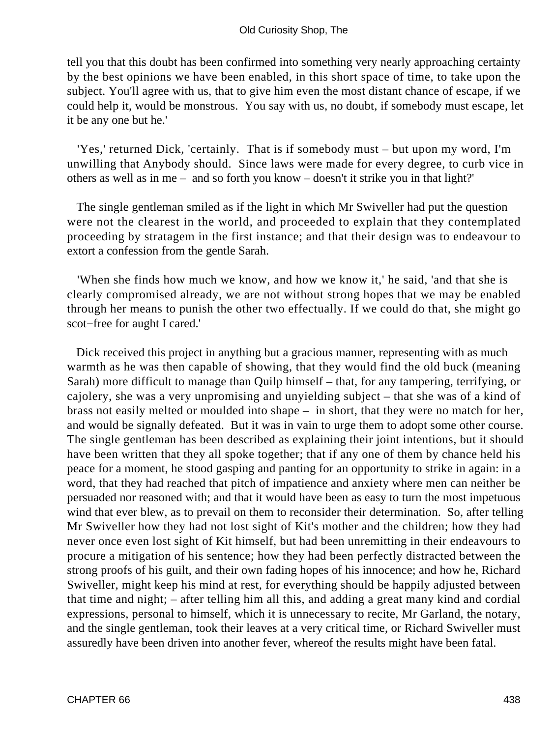tell you that this doubt has been confirmed into something very nearly approaching certainty by the best opinions we have been enabled, in this short space of time, to take upon the subject. You'll agree with us, that to give him even the most distant chance of escape, if we could help it, would be monstrous. You say with us, no doubt, if somebody must escape, let it be any one but he.'

'Yes,' returned Dick, 'certainly. That is if somebody must – but upon my word, I'm unwilling that Anybody should. Since laws were made for every degree, to curb vice in others as well as in me – and so forth you know – doesn't it strike you in that light?'

The single gentleman smiled as if the light in which Mr Swiveller had put the question were not the clearest in the world, and proceeded to explain that they contemplated proceeding by stratagem in the first instance; and that their design was to endeavour to extort a confession from the gentle Sarah.

'When she finds how much we know, and how we know it,' he said, 'and that she is clearly compromised already, we are not without strong hopes that we may be enabled through her means to punish the other two effectually. If we could do that, she might go scot−free for aught I cared.'

Dick received this project in anything but a gracious manner, representing with as much warmth as he was then capable of showing, that they would find the old buck (meaning Sarah) more difficult to manage than Quilp himself – that, for any tampering, terrifying, or cajolery, she was a very unpromising and unyielding subject – that she was of a kind of brass not easily melted or moulded into shape – in short, that they were no match for her, and would be signally defeated. But it was in vain to urge them to adopt some other course. The single gentleman has been described as explaining their joint intentions, but it should have been written that they all spoke together; that if any one of them by chance held his peace for a moment, he stood gasping and panting for an opportunity to strike in again: in a word, that they had reached that pitch of impatience and anxiety where men can neither be persuaded nor reasoned with; and that it would have been as easy to turn the most impetuous wind that ever blew, as to prevail on them to reconsider their determination. So, after telling Mr Swiveller how they had not lost sight of Kit's mother and the children; how they had never once even lost sight of Kit himself, but had been unremitting in their endeavours to procure a mitigation of his sentence; how they had been perfectly distracted between the strong proofs of his guilt, and their own fading hopes of his innocence; and how he, Richard Swiveller, might keep his mind at rest, for everything should be happily adjusted between that time and night; – after telling him all this, and adding a great many kind and cordial expressions, personal to himself, which it is unnecessary to recite, Mr Garland, the notary, and the single gentleman, took their leaves at a very critical time, or Richard Swiveller must assuredly have been driven into another fever, whereof the results might have been fatal.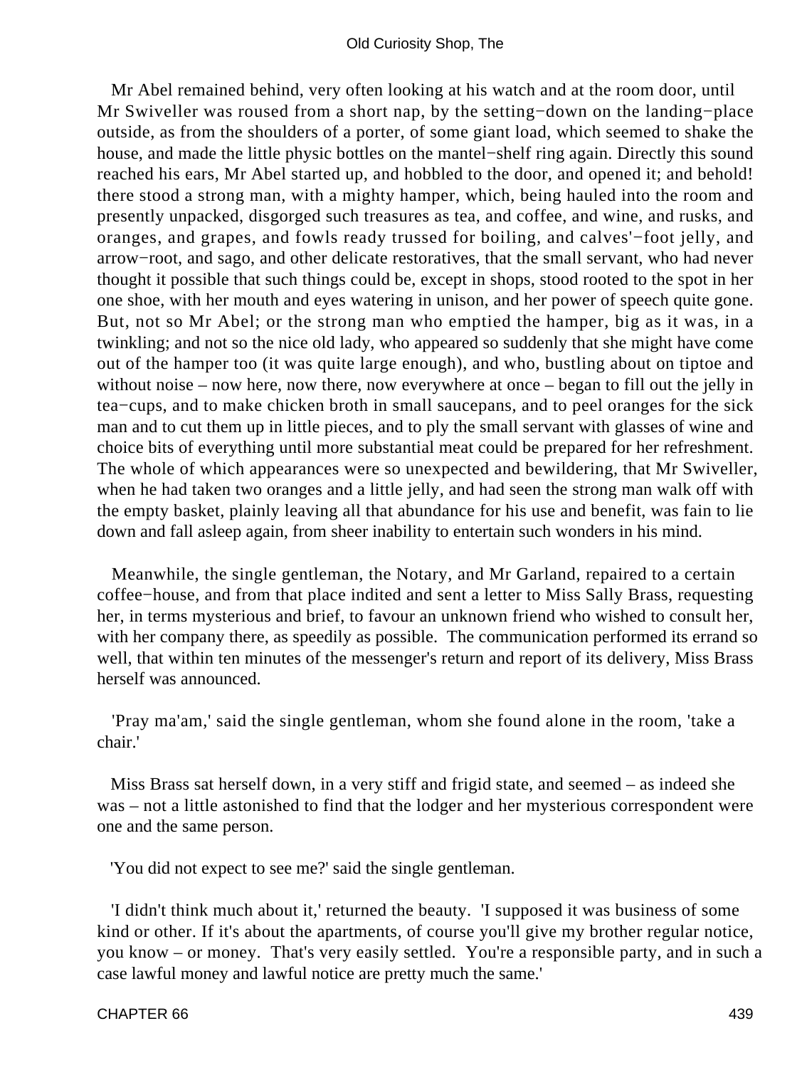Mr Abel remained behind, very often looking at his watch and at the room door, until Mr Swiveller was roused from a short nap, by the setting−down on the landing−place outside, as from the shoulders of a porter, of some giant load, which seemed to shake the house, and made the little physic bottles on the mantel−shelf ring again. Directly this sound reached his ears, Mr Abel started up, and hobbled to the door, and opened it; and behold! there stood a strong man, with a mighty hamper, which, being hauled into the room and presently unpacked, disgorged such treasures as tea, and coffee, and wine, and rusks, and oranges, and grapes, and fowls ready trussed for boiling, and calves'−foot jelly, and arrow−root, and sago, and other delicate restoratives, that the small servant, who had never thought it possible that such things could be, except in shops, stood rooted to the spot in her one shoe, with her mouth and eyes watering in unison, and her power of speech quite gone. But, not so Mr Abel; or the strong man who emptied the hamper, big as it was, in a twinkling; and not so the nice old lady, who appeared so suddenly that she might have come out of the hamper too (it was quite large enough), and who, bustling about on tiptoe and without noise – now here, now there, now everywhere at once – began to fill out the jelly in tea−cups, and to make chicken broth in small saucepans, and to peel oranges for the sick man and to cut them up in little pieces, and to ply the small servant with glasses of wine and choice bits of everything until more substantial meat could be prepared for her refreshment. The whole of which appearances were so unexpected and bewildering, that Mr Swiveller, when he had taken two oranges and a little jelly, and had seen the strong man walk off with the empty basket, plainly leaving all that abundance for his use and benefit, was fain to lie down and fall asleep again, from sheer inability to entertain such wonders in his mind.

Meanwhile, the single gentleman, the Notary, and Mr Garland, repaired to a certain coffee−house, and from that place indited and sent a letter to Miss Sally Brass, requesting her, in terms mysterious and brief, to favour an unknown friend who wished to consult her, with her company there, as speedily as possible. The communication performed its errand so well, that within ten minutes of the messenger's return and report of its delivery, Miss Brass herself was announced.

'Pray ma'am,' said the single gentleman, whom she found alone in the room, 'take a chair.'

Miss Brass sat herself down, in a very stiff and frigid state, and seemed – as indeed she was – not a little astonished to find that the lodger and her mysterious correspondent were one and the same person.

'You did not expect to see me?' said the single gentleman.

'I didn't think much about it,' returned the beauty. 'I supposed it was business of some kind or other. If it's about the apartments, of course you'll give my brother regular notice, you know – or money. That's very easily settled. You're a responsible party, and in such a case lawful money and lawful notice are pretty much the same.'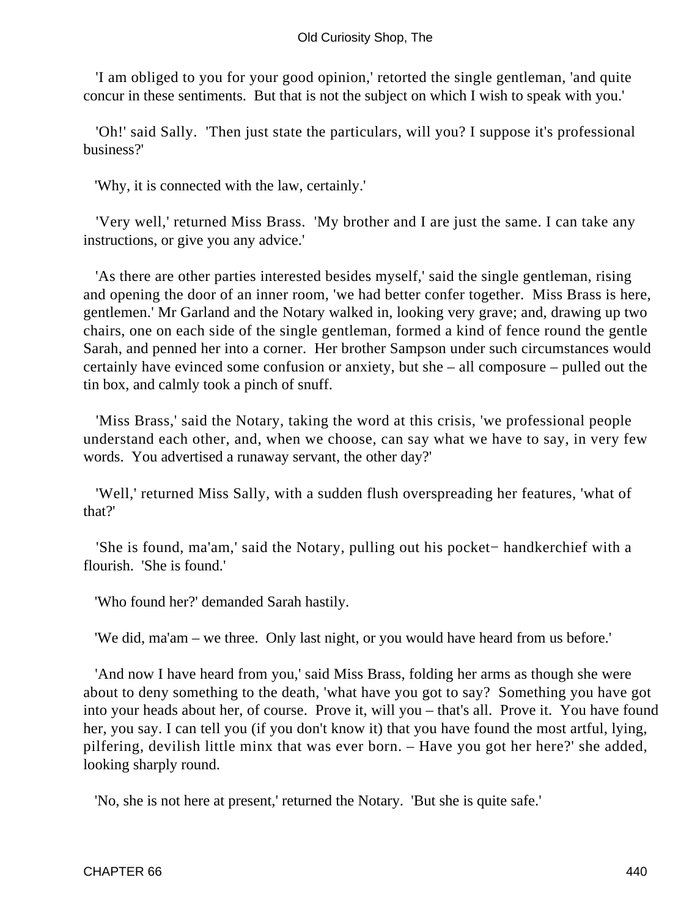'I am obliged to you for your good opinion,' retorted the single gentleman, 'and quite concur in these sentiments. But that is not the subject on which I wish to speak with you.'

'Oh!' said Sally. 'Then just state the particulars, will you? I suppose it's professional business?'

'Why, it is connected with the law, certainly.'

'Very well,' returned Miss Brass. 'My brother and I are just the same. I can take any instructions, or give you any advice.'

'As there are other parties interested besides myself,' said the single gentleman, rising and opening the door of an inner room, 'we had better confer together. Miss Brass is here, gentlemen.' Mr Garland and the Notary walked in, looking very grave; and, drawing up two chairs, one on each side of the single gentleman, formed a kind of fence round the gentle Sarah, and penned her into a corner. Her brother Sampson under such circumstances would certainly have evinced some confusion or anxiety, but she – all composure – pulled out the tin box, and calmly took a pinch of snuff.

'Miss Brass,' said the Notary, taking the word at this crisis, 'we professional people understand each other, and, when we choose, can say what we have to say, in very few words. You advertised a runaway servant, the other day?'

'Well,' returned Miss Sally, with a sudden flush overspreading her features, 'what of that?'

'She is found, ma'am,' said the Notary, pulling out his pocket− handkerchief with a flourish. 'She is found.'

'Who found her?' demanded Sarah hastily.

'We did, ma'am – we three. Only last night, or you would have heard from us before.'

'And now I have heard from you,' said Miss Brass, folding her arms as though she were about to deny something to the death, 'what have you got to say? Something you have got into your heads about her, of course. Prove it, will you – that's all. Prove it. You have found her, you say. I can tell you (if you don't know it) that you have found the most artful, lying, pilfering, devilish little minx that was ever born. – Have you got her here?' she added, looking sharply round.

'No, she is not here at present,' returned the Notary. 'But she is quite safe.'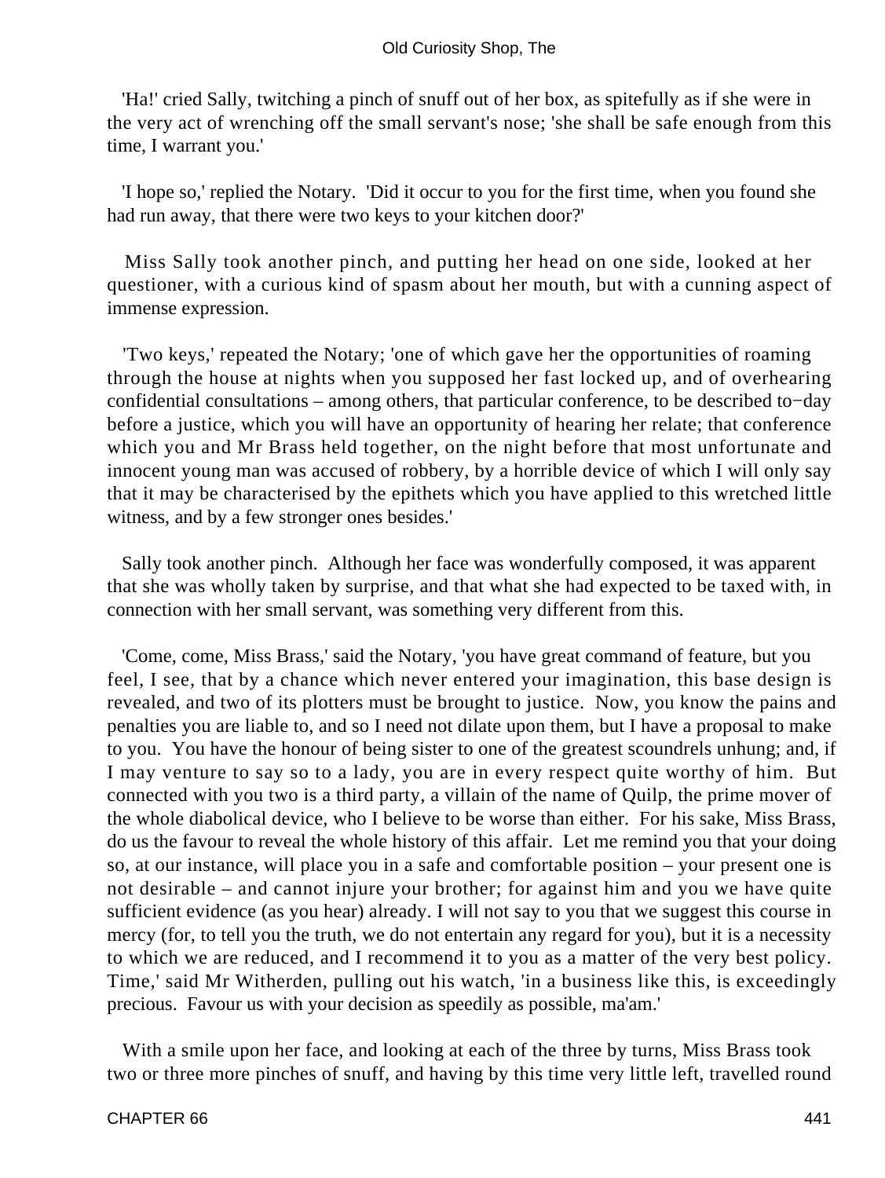'Ha!' cried Sally, twitching a pinch of snuff out of her box, as spitefully as if she were in the very act of wrenching off the small servant's nose; 'she shall be safe enough from this time, I warrant you.'

'I hope so,' replied the Notary. 'Did it occur to you for the first time, when you found she had run away, that there were two keys to your kitchen door?'

Miss Sally took another pinch, and putting her head on one side, looked at her questioner, with a curious kind of spasm about her mouth, but with a cunning aspect of immense expression.

'Two keys,' repeated the Notary; 'one of which gave her the opportunities of roaming through the house at nights when you supposed her fast locked up, and of overhearing confidential consultations – among others, that particular conference, to be described to−day before a justice, which you will have an opportunity of hearing her relate; that conference which you and Mr Brass held together, on the night before that most unfortunate and innocent young man was accused of robbery, by a horrible device of which I will only say that it may be characterised by the epithets which you have applied to this wretched little witness, and by a few stronger ones besides.'

Sally took another pinch. Although her face was wonderfully composed, it was apparent that she was wholly taken by surprise, and that what she had expected to be taxed with, in connection with her small servant, was something very different from this.

'Come, come, Miss Brass,' said the Notary, 'you have great command of feature, but you feel, I see, that by a chance which never entered your imagination, this base design is revealed, and two of its plotters must be brought to justice. Now, you know the pains and penalties you are liable to, and so I need not dilate upon them, but I have a proposal to make to you. You have the honour of being sister to one of the greatest scoundrels unhung; and, if I may venture to say so to a lady, you are in every respect quite worthy of him. But connected with you two is a third party, a villain of the name of Quilp, the prime mover of the whole diabolical device, who I believe to be worse than either. For his sake, Miss Brass, do us the favour to reveal the whole history of this affair. Let me remind you that your doing so, at our instance, will place you in a safe and comfortable position – your present one is not desirable – and cannot injure your brother; for against him and you we have quite sufficient evidence (as you hear) already. I will not say to you that we suggest this course in mercy (for, to tell you the truth, we do not entertain any regard for you), but it is a necessity to which we are reduced, and I recommend it to you as a matter of the very best policy. Time,' said Mr Witherden, pulling out his watch, 'in a business like this, is exceedingly precious. Favour us with your decision as speedily as possible, ma'am.'

With a smile upon her face, and looking at each of the three by turns, Miss Brass took two or three more pinches of snuff, and having by this time very little left, travelled round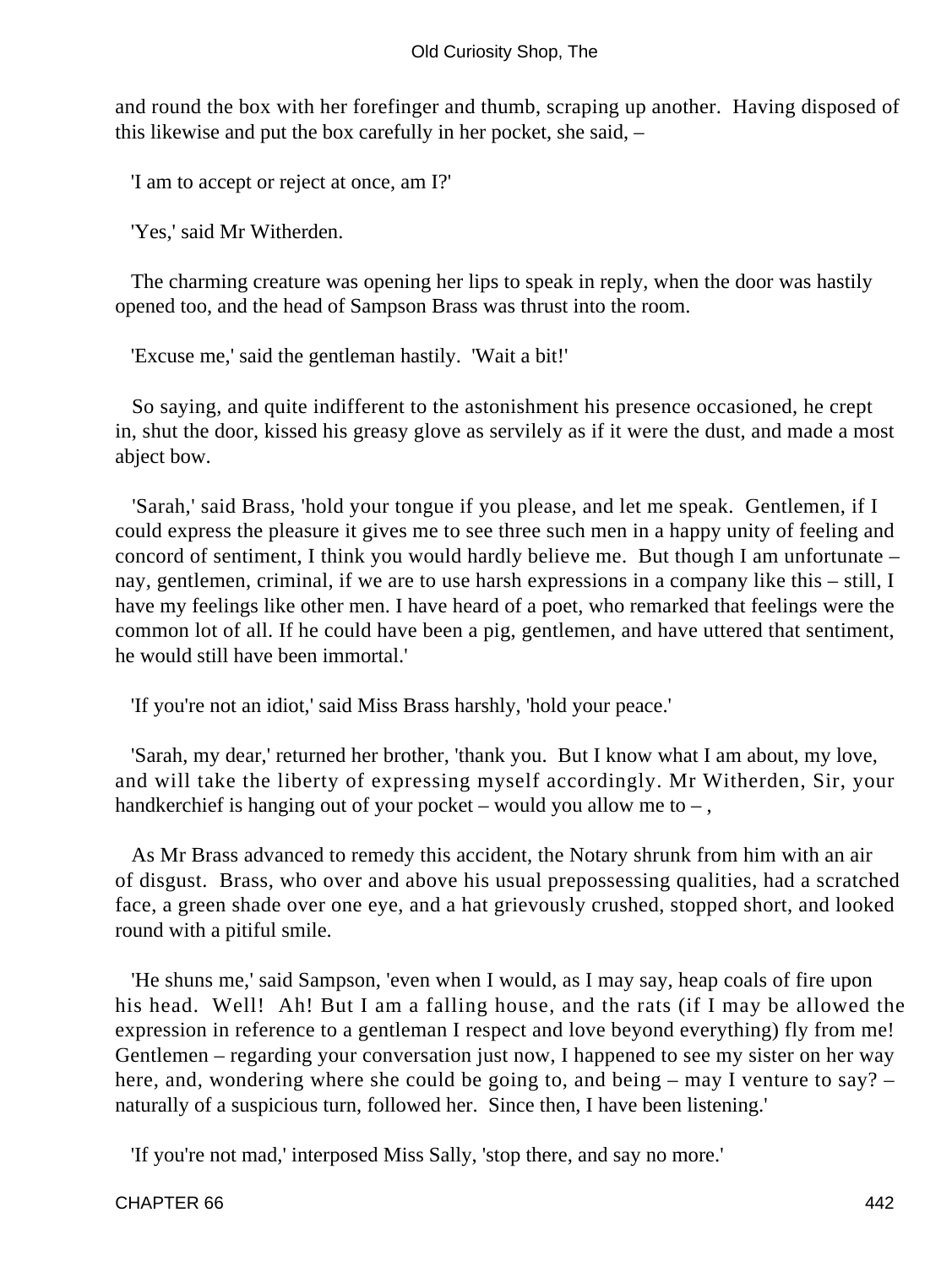and round the box with her forefinger and thumb, scraping up another. Having disposed of this likewise and put the box carefully in her pocket, she said, –

'I am to accept or reject at once, am I?'

'Yes,' said Mr Witherden.

The charming creature was opening her lips to speak in reply, when the door was hastily opened too, and the head of Sampson Brass was thrust into the room.

'Excuse me,' said the gentleman hastily. 'Wait a bit!'

So saying, and quite indifferent to the astonishment his presence occasioned, he crept in, shut the door, kissed his greasy glove as servilely as if it were the dust, and made a most abject bow.

'Sarah,' said Brass, 'hold your tongue if you please, and let me speak. Gentlemen, if I could express the pleasure it gives me to see three such men in a happy unity of feeling and concord of sentiment, I think you would hardly believe me. But though I am unfortunate – nay, gentlemen, criminal, if we are to use harsh expressions in a company like this – still, I have my feelings like other men. I have heard of a poet, who remarked that feelings were the common lot of all. If he could have been a pig, gentlemen, and have uttered that sentiment, he would still have been immortal.'

'If you're not an idiot,' said Miss Brass harshly, 'hold your peace.'

'Sarah, my dear,' returned her brother, 'thank you. But I know what I am about, my love, and will take the liberty of expressing myself accordingly. Mr Witherden, Sir, your handkerchief is hanging out of your pocket – would you allow me to – ,

As Mr Brass advanced to remedy this accident, the Notary shrunk from him with an air of disgust. Brass, who over and above his usual prepossessing qualities, had a scratched face, a green shade over one eye, and a hat grievously crushed, stopped short, and looked round with a pitiful smile.

'He shuns me,' said Sampson, 'even when I would, as I may say, heap coals of fire upon his head. Well! Ah! But I am a falling house, and the rats (if I may be allowed the expression in reference to a gentleman I respect and love beyond everything) fly from me! Gentlemen – regarding your conversation just now, I happened to see my sister on her way here, and, wondering where she could be going to, and being – may I venture to say? – naturally of a suspicious turn, followed her. Since then, I have been listening.'

'If you're not mad,' interposed Miss Sally, 'stop there, and say no more.'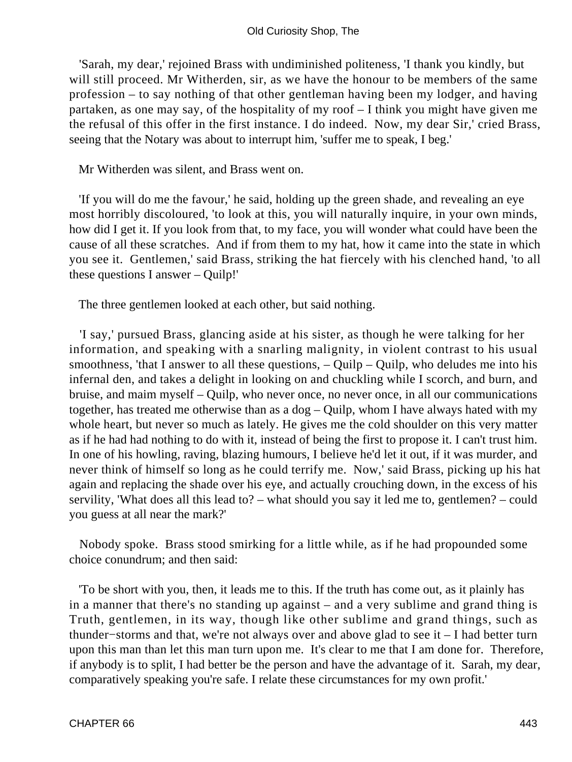'Sarah, my dear,' rejoined Brass with undiminished politeness, 'I thank you kindly, but will still proceed. Mr Witherden, sir, as we have the honour to be members of the same profession – to say nothing of that other gentleman having been my lodger, and having partaken, as one may say, of the hospitality of my roof – I think you might have given me the refusal of this offer in the first instance. I do indeed. Now, my dear Sir,' cried Brass, seeing that the Notary was about to interrupt him, 'suffer me to speak, I beg.'

Mr Witherden was silent, and Brass went on.

'If you will do me the favour,' he said, holding up the green shade, and revealing an eye most horribly discoloured, 'to look at this, you will naturally inquire, in your own minds, how did I get it. If you look from that, to my face, you will wonder what could have been the cause of all these scratches. And if from them to my hat, how it came into the state in which you see it. Gentlemen,' said Brass, striking the hat fiercely with his clenched hand, 'to all these questions I answer – Quilp!'

The three gentlemen looked at each other, but said nothing.

'I say,' pursued Brass, glancing aside at his sister, as though he were talking for her information, and speaking with a snarling malignity, in violent contrast to his usual smoothness, 'that I answer to all these questions, – Quilp – Quilp, who deludes me into his infernal den, and takes a delight in looking on and chuckling while I scorch, and burn, and bruise, and maim myself – Quilp, who never once, no never once, in all our communications together, has treated me otherwise than as a dog – Quilp, whom I have always hated with my whole heart, but never so much as lately. He gives me the cold shoulder on this very matter as if he had had nothing to do with it, instead of being the first to propose it. I can't trust him. In one of his howling, raving, blazing humours, I believe he'd let it out, if it was murder, and never think of himself so long as he could terrify me. Now,' said Brass, picking up his hat again and replacing the shade over his eye, and actually crouching down, in the excess of his servility, 'What does all this lead to? – what should you say it led me to, gentlemen? – could you guess at all near the mark?'

Nobody spoke. Brass stood smirking for a little while, as if he had propounded some choice conundrum; and then said:

'To be short with you, then, it leads me to this. If the truth has come out, as it plainly has in a manner that there's no standing up against – and a very sublime and grand thing is Truth, gentlemen, in its way, though like other sublime and grand things, such as thunder−storms and that, we're not always over and above glad to see it – I had better turn upon this man than let this man turn upon me. It's clear to me that I am done for. Therefore, if anybody is to split, I had better be the person and have the advantage of it. Sarah, my dear, comparatively speaking you're safe. I relate these circumstances for my own profit.'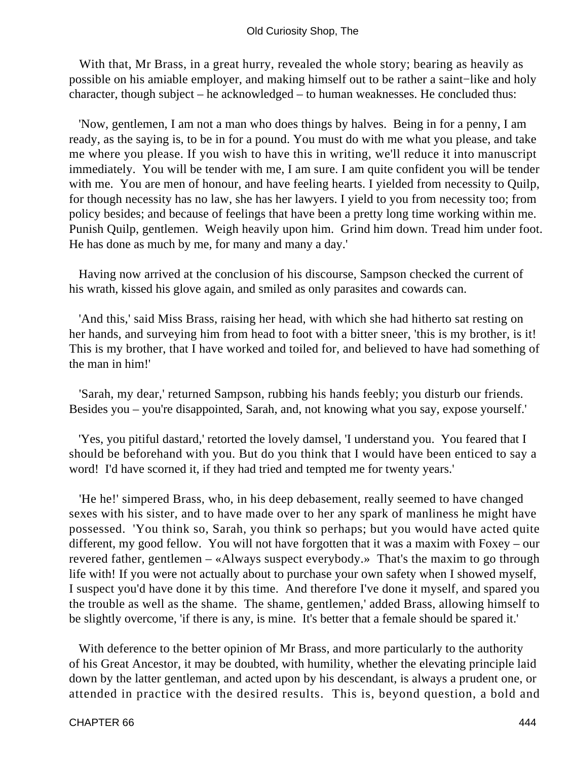With that, Mr Brass, in a great hurry, revealed the whole story; bearing as heavily as possible on his amiable employer, and making himself out to be rather a saint−like and holy character, though subject – he acknowledged – to human weaknesses. He concluded thus:

'Now, gentlemen, I am not a man who does things by halves. Being in for a penny, I am ready, as the saying is, to be in for a pound. You must do with me what you please, and take me where you please. If you wish to have this in writing, we'll reduce it into manuscript immediately. You will be tender with me, I am sure. I am quite confident you will be tender with me. You are men of honour, and have feeling hearts. I yielded from necessity to Quilp, for though necessity has no law, she has her lawyers. I yield to you from necessity too; from policy besides; and because of feelings that have been a pretty long time working within me. Punish Quilp, gentlemen. Weigh heavily upon him. Grind him down. Tread him under foot. He has done as much by me, for many and many a day.'

Having now arrived at the conclusion of his discourse, Sampson checked the current of his wrath, kissed his glove again, and smiled as only parasites and cowards can.

'And this,' said Miss Brass, raising her head, with which she had hitherto sat resting on her hands, and surveying him from head to foot with a bitter sneer, 'this is my brother, is it! This is my brother, that I have worked and toiled for, and believed to have had something of the man in him!'

'Sarah, my dear,' returned Sampson, rubbing his hands feebly; you disturb our friends. Besides you – you're disappointed, Sarah, and, not knowing what you say, expose yourself.'

'Yes, you pitiful dastard,' retorted the lovely damsel, 'I understand you. You feared that I should be beforehand with you. But do you think that I would have been enticed to say a word! I'd have scorned it, if they had tried and tempted me for twenty years.'

'He he!' simpered Brass, who, in his deep debasement, really seemed to have changed sexes with his sister, and to have made over to her any spark of manliness he might have possessed. 'You think so, Sarah, you think so perhaps; but you would have acted quite different, my good fellow. You will not have forgotten that it was a maxim with Foxey – our revered father, gentlemen – «Always suspect everybody.» That's the maxim to go through life with! If you were not actually about to purchase your own safety when I showed myself, I suspect you'd have done it by this time. And therefore I've done it myself, and spared you the trouble as well as the shame. The shame, gentlemen,' added Brass, allowing himself to be slightly overcome, 'if there is any, is mine. It's better that a female should be spared it.'

With deference to the better opinion of Mr Brass, and more particularly to the authority of his Great Ancestor, it may be doubted, with humility, whether the elevating principle laid down by the latter gentleman, and acted upon by his descendant, is always a prudent one, or attended in practice with the desired results. This is, beyond question, a bold and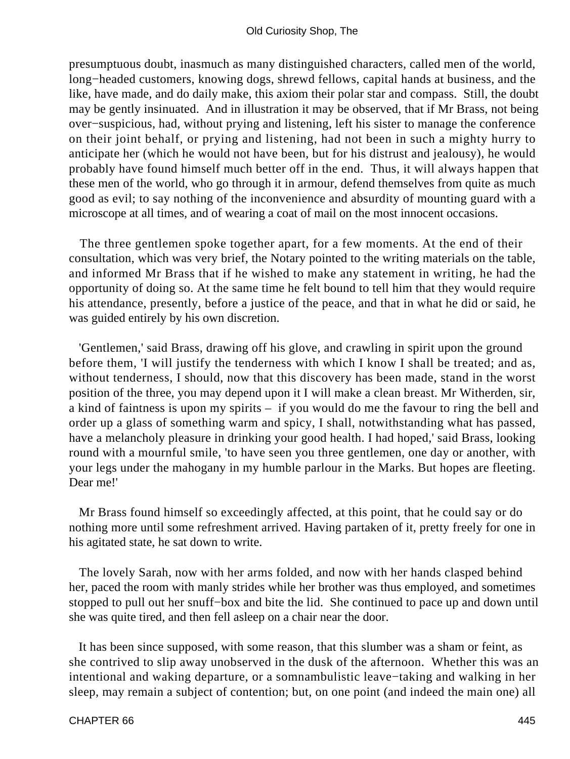presumptuous doubt, inasmuch as many distinguished characters, called men of the world, long−headed customers, knowing dogs, shrewd fellows, capital hands at business, and the like, have made, and do daily make, this axiom their polar star and compass. Still, the doubt may be gently insinuated. And in illustration it may be observed, that if Mr Brass, not being over−suspicious, had, without prying and listening, left his sister to manage the conference on their joint behalf, or prying and listening, had not been in such a mighty hurry to anticipate her (which he would not have been, but for his distrust and jealousy), he would probably have found himself much better off in the end. Thus, it will always happen that these men of the world, who go through it in armour, defend themselves from quite as much good as evil; to say nothing of the inconvenience and absurdity of mounting guard with a microscope at all times, and of wearing a coat of mail on the most innocent occasions.

The three gentlemen spoke together apart, for a few moments. At the end of their consultation, which was very brief, the Notary pointed to the writing materials on the table, and informed Mr Brass that if he wished to make any statement in writing, he had the opportunity of doing so. At the same time he felt bound to tell him that they would require his attendance, presently, before a justice of the peace, and that in what he did or said, he was guided entirely by his own discretion.

'Gentlemen,' said Brass, drawing off his glove, and crawling in spirit upon the ground before them, 'I will justify the tenderness with which I know I shall be treated; and as, without tenderness, I should, now that this discovery has been made, stand in the worst position of the three, you may depend upon it I will make a clean breast. Mr Witherden, sir, a kind of faintness is upon my spirits – if you would do me the favour to ring the bell and order up a glass of something warm and spicy, I shall, notwithstanding what has passed, have a melancholy pleasure in drinking your good health. I had hoped,' said Brass, looking round with a mournful smile, 'to have seen you three gentlemen, one day or another, with your legs under the mahogany in my humble parlour in the Marks. But hopes are fleeting. Dear me!'

Mr Brass found himself so exceedingly affected, at this point, that he could say or do nothing more until some refreshment arrived. Having partaken of it, pretty freely for one in his agitated state, he sat down to write.

The lovely Sarah, now with her arms folded, and now with her hands clasped behind her, paced the room with manly strides while her brother was thus employed, and sometimes stopped to pull out her snuff−box and bite the lid. She continued to pace up and down until she was quite tired, and then fell asleep on a chair near the door.

It has been since supposed, with some reason, that this slumber was a sham or feint, as she contrived to slip away unobserved in the dusk of the afternoon. Whether this was an intentional and waking departure, or a somnambulistic leave−taking and walking in her sleep, may remain a subject of contention; but, on one point (and indeed the main one) all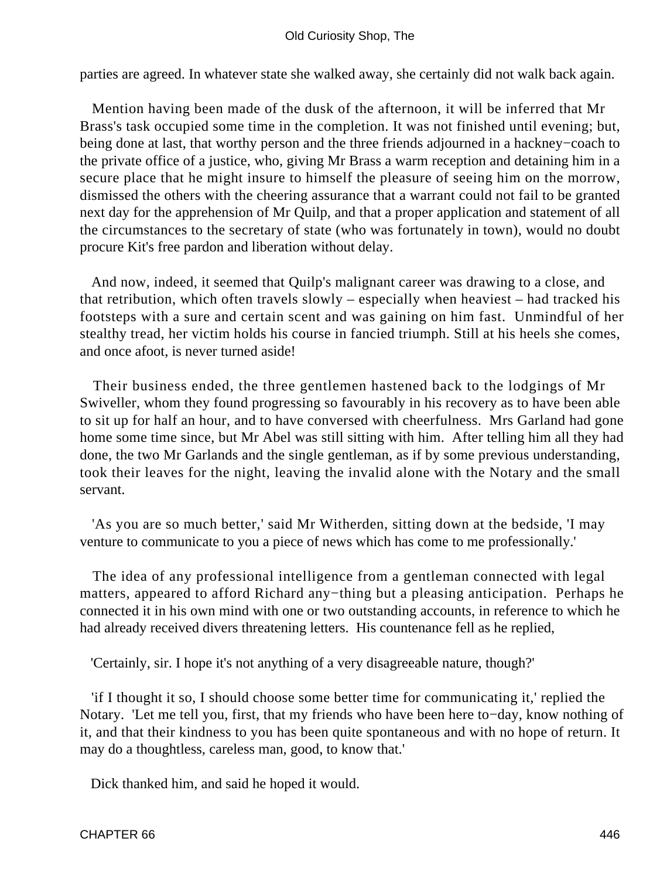parties are agreed. In whatever state she walked away, she certainly did not walk back again.

Mention having been made of the dusk of the afternoon, it will be inferred that Mr Brass's task occupied some time in the completion. It was not finished until evening; but, being done at last, that worthy person and the three friends adjourned in a hackney−coach to the private office of a justice, who, giving Mr Brass a warm reception and detaining him in a secure place that he might insure to himself the pleasure of seeing him on the morrow, dismissed the others with the cheering assurance that a warrant could not fail to be granted next day for the apprehension of Mr Quilp, and that a proper application and statement of all the circumstances to the secretary of state (who was fortunately in town), would no doubt procure Kit's free pardon and liberation without delay.

And now, indeed, it seemed that Quilp's malignant career was drawing to a close, and that retribution, which often travels slowly – especially when heaviest – had tracked his footsteps with a sure and certain scent and was gaining on him fast. Unmindful of her stealthy tread, her victim holds his course in fancied triumph. Still at his heels she comes, and once afoot, is never turned aside!

Their business ended, the three gentlemen hastened back to the lodgings of Mr Swiveller, whom they found progressing so favourably in his recovery as to have been able to sit up for half an hour, and to have conversed with cheerfulness. Mrs Garland had gone home some time since, but Mr Abel was still sitting with him. After telling him all they had done, the two Mr Garlands and the single gentleman, as if by some previous understanding, took their leaves for the night, leaving the invalid alone with the Notary and the small servant.

'As you are so much better,' said Mr Witherden, sitting down at the bedside, 'I may venture to communicate to you a piece of news which has come to me professionally.'

The idea of any professional intelligence from a gentleman connected with legal matters, appeared to afford Richard any−thing but a pleasing anticipation. Perhaps he connected it in his own mind with one or two outstanding accounts, in reference to which he had already received divers threatening letters. His countenance fell as he replied,

'Certainly, sir. I hope it's not anything of a very disagreeable nature, though?'

'if I thought it so, I should choose some better time for communicating it,' replied the Notary. 'Let me tell you, first, that my friends who have been here to−day, know nothing of it, and that their kindness to you has been quite spontaneous and with no hope of return. It may do a thoughtless, careless man, good, to know that.'

Dick thanked him, and said he hoped it would.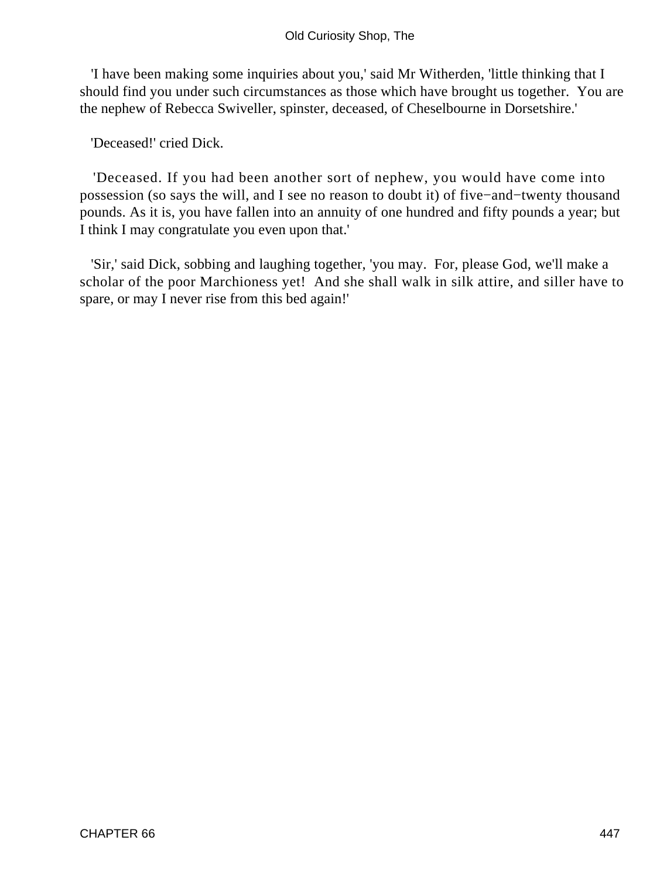'I have been making some inquiries about you,' said Mr Witherden, 'little thinking that I should find you under such circumstances as those which have brought us together. You are the nephew of Rebecca Swiveller, spinster, deceased, of Cheselbourne in Dorsetshire.'

'Deceased!' cried Dick.

'Deceased. If you had been another sort of nephew, you would have come into possession (so says the will, and I see no reason to doubt it) of five−and−twenty thousand pounds. As it is, you have fallen into an annuity of one hundred and fifty pounds a year; but I think I may congratulate you even upon that.'

'Sir,' said Dick, sobbing and laughing together, 'you may. For, please God, we'll make a scholar of the poor Marchioness yet! And she shall walk in silk attire, and siller have to spare, or may I never rise from this bed again!'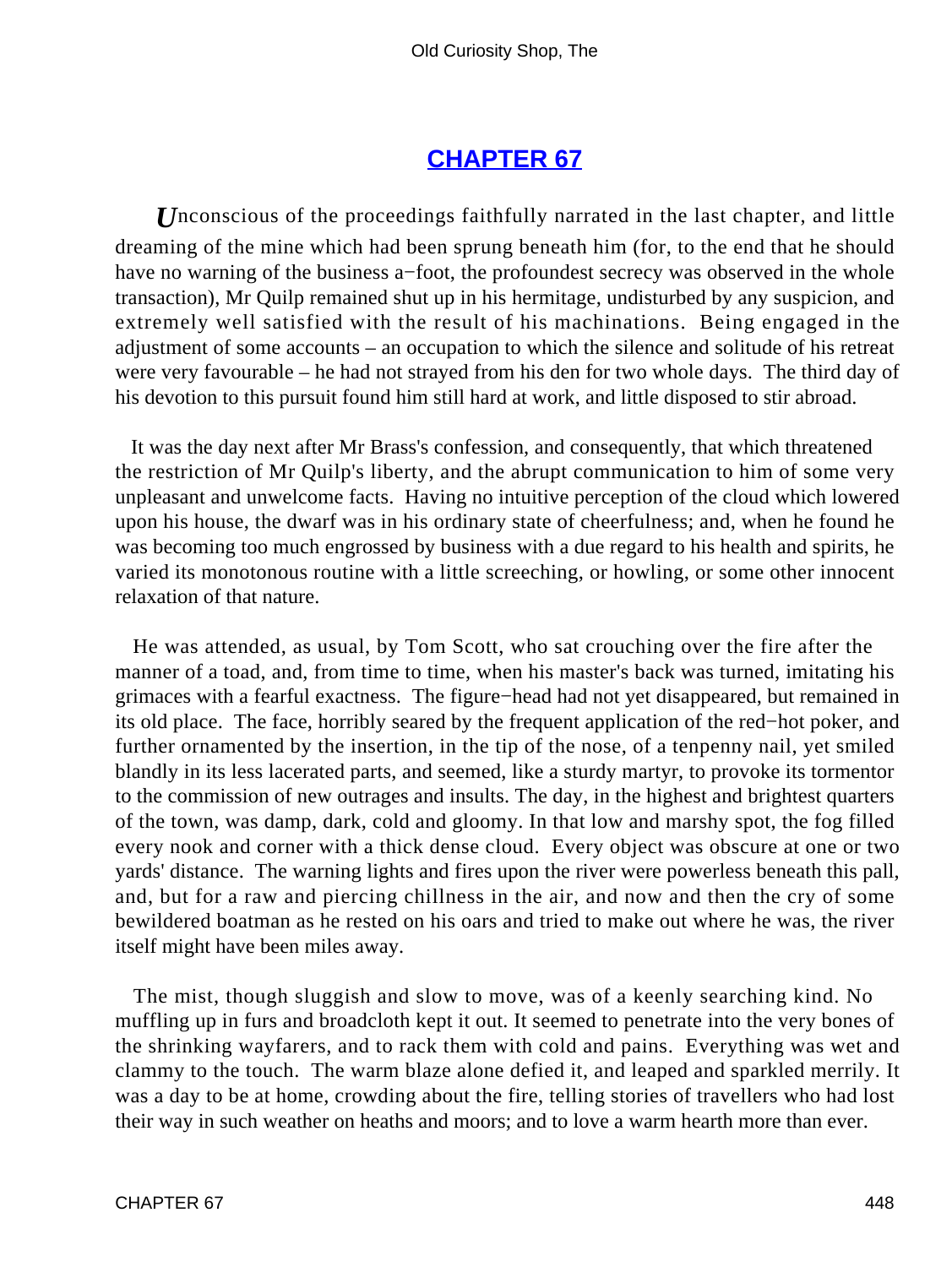## CHAPTER 67

*U*nconscious of the proceedings faithfully narrated in the last chapter, and little dreaming of the mine which had been sprung beneath him (for, to the end that he should have no warning of the business a−foot, the profoundest secrecy was observed in the whole transaction), Mr Quilp remained shut up in his hermitage, undisturbed by any suspicion, and extremely well satisfied with the result of his machinations. Being engaged in the adjustment of some accounts – an occupation to which the silence and solitude of his retreat were very favourable – he had not strayed from his den for two whole days. The third day of his devotion to this pursuit found him still hard at work, and little disposed to stir abroad.

It was the day next after Mr Brass's confession, and consequently, that which threatened the restriction of Mr Quilp's liberty, and the abrupt communication to him of some very unpleasant and unwelcome facts. Having no intuitive perception of the cloud which lowered upon his house, the dwarf was in his ordinary state of cheerfulness; and, when he found he was becoming too much engrossed by business with a due regard to his health and spirits, he varied its monotonous routine with a little screeching, or howling, or some other innocent relaxation of that nature.

He was attended, as usual, by Tom Scott, who sat crouching over the fire after the manner of a toad, and, from time to time, when his master's back was turned, imitating his grimaces with a fearful exactness. The figure−head had not yet disappeared, but remained in its old place. The face, horribly seared by the frequent application of the red−hot poker, and further ornamented by the insertion, in the tip of the nose, of a tenpenny nail, yet smiled blandly in its less lacerated parts, and seemed, like a sturdy martyr, to provoke its tormentor to the commission of new outrages and insults. The day, in the highest and brightest quarters of the town, was damp, dark, cold and gloomy. In that low and marshy spot, the fog filled every nook and corner with a thick dense cloud. Every object was obscure at one or two yards' distance. The warning lights and fires upon the river were powerless beneath this pall, and, but for a raw and piercing chillness in the air, and now and then the cry of some bewildered boatman as he rested on his oars and tried to make out where he was, the river itself might have been miles away.

The mist, though sluggish and slow to move, was of a keenly searching kind. No muffling up in furs and broadcloth kept it out. It seemed to penetrate into the very bones of the shrinking wayfarers, and to rack them with cold and pains. Everything was wet and clammy to the touch. The warm blaze alone defied it, and leaped and sparkled merrily. It was a day to be at home, crowding about the fire, telling stories of travellers who had lost their way in such weather on heaths and moors; and to love a warm hearth more than ever.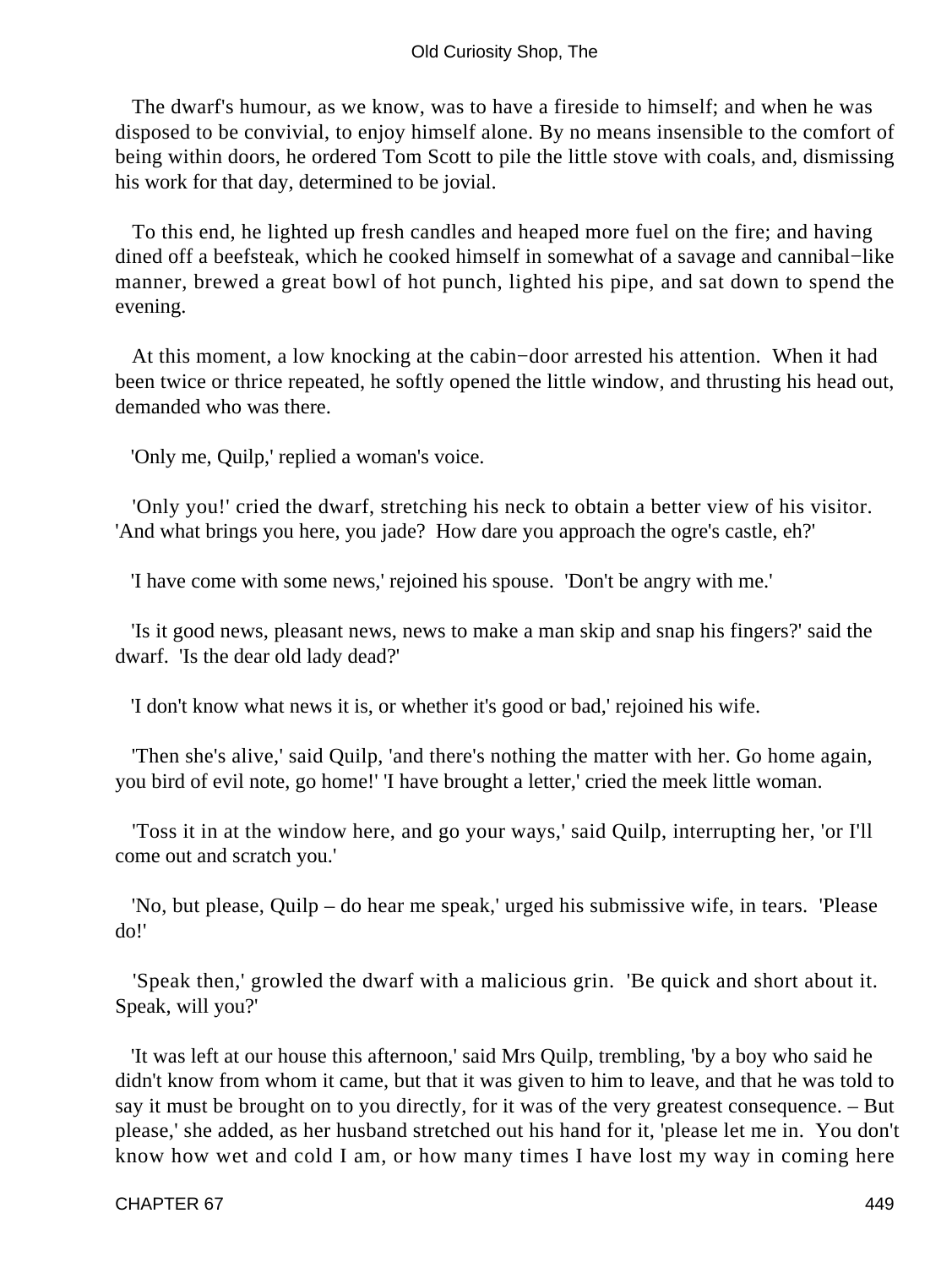The dwarf's humour, as we know, was to have a fireside to himself; and when he was disposed to be convivial, to enjoy himself alone. By no means insensible to the comfort of being within doors, he ordered Tom Scott to pile the little stove with coals, and, dismissing his work for that day, determined to be jovial.

To this end, he lighted up fresh candles and heaped more fuel on the fire; and having dined off a beefsteak, which he cooked himself in somewhat of a savage and cannibal−like manner, brewed a great bowl of hot punch, lighted his pipe, and sat down to spend the evening.

At this moment, a low knocking at the cabin−door arrested his attention. When it had been twice or thrice repeated, he softly opened the little window, and thrusting his head out, demanded who was there.

'Only me, Quilp,' replied a woman's voice.

'Only you!' cried the dwarf, stretching his neck to obtain a better view of his visitor. 'And what brings you here, you jade? How dare you approach the ogre's castle, eh?'

'I have come with some news,' rejoined his spouse. 'Don't be angry with me.'

'Is it good news, pleasant news, news to make a man skip and snap his fingers?' said the dwarf. 'Is the dear old lady dead?'

'I don't know what news it is, or whether it's good or bad,' rejoined his wife.

'Then she's alive,' said Quilp, 'and there's nothing the matter with her. Go home again, you bird of evil note, go home!' 'I have brought a letter,' cried the meek little woman.

'Toss it in at the window here, and go your ways,' said Quilp, interrupting her, 'or I'll come out and scratch you.'

'No, but please, Quilp – do hear me speak,' urged his submissive wife, in tears. 'Please do!'

'Speak then,' growled the dwarf with a malicious grin. 'Be quick and short about it. Speak, will you?'

'It was left at our house this afternoon,' said Mrs Quilp, trembling, 'by a boy who said he didn't know from whom it came, but that it was given to him to leave, and that he was told to say it must be brought on to you directly, for it was of the very greatest consequence. – But please,' she added, as her husband stretched out his hand for it, 'please let me in. You don't know how wet and cold I am, or how many times I have lost my way in coming here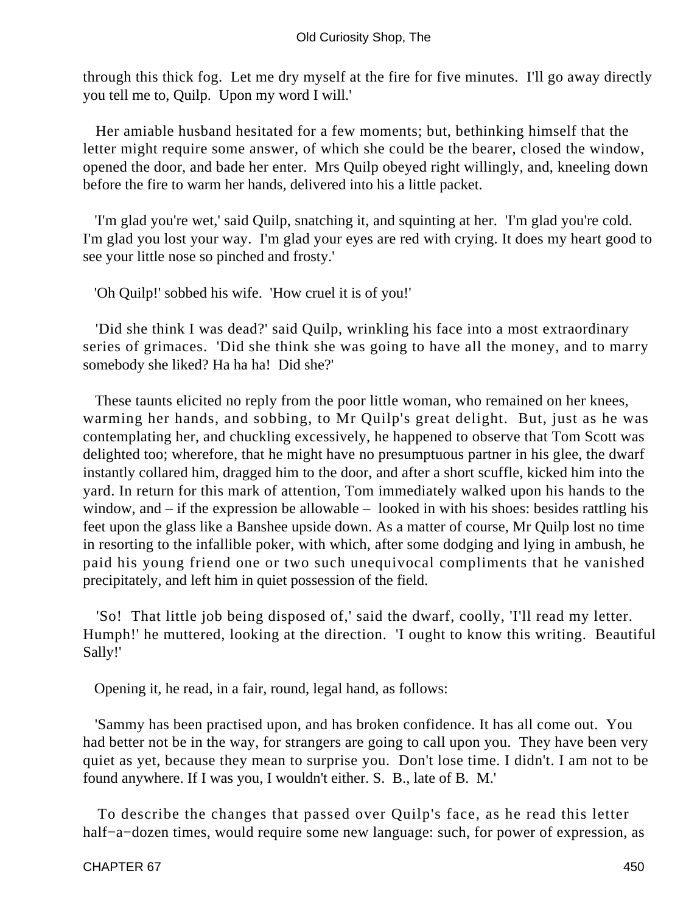through this thick fog. Let me dry myself at the fire for five minutes. I'll go away directly you tell me to, Quilp. Upon my word I will.'

Her amiable husband hesitated for a few moments; but, bethinking himself that the letter might require some answer, of which she could be the bearer, closed the window, opened the door, and bade her enter. Mrs Quilp obeyed right willingly, and, kneeling down before the fire to warm her hands, delivered into his a little packet.

'I'm glad you're wet,' said Quilp, snatching it, and squinting at her. 'I'm glad you're cold. I'm glad you lost your way. I'm glad your eyes are red with crying. It does my heart good to see your little nose so pinched and frosty.'

'Oh Quilp!' sobbed his wife. 'How cruel it is of you!'

'Did she think I was dead?' said Quilp, wrinkling his face into a most extraordinary series of grimaces. 'Did she think she was going to have all the money, and to marry somebody she liked? Ha ha ha! Did she?'

These taunts elicited no reply from the poor little woman, who remained on her knees, warming her hands, and sobbing, to Mr Quilp's great delight. But, just as he was contemplating her, and chuckling excessively, he happened to observe that Tom Scott was delighted too; wherefore, that he might have no presumptuous partner in his glee, the dwarf instantly collared him, dragged him to the door, and after a short scuffle, kicked him into the yard. In return for this mark of attention, Tom immediately walked upon his hands to the window, and – if the expression be allowable – looked in with his shoes: besides rattling his feet upon the glass like a Banshee upside down. As a matter of course, Mr Quilp lost no time in resorting to the infallible poker, with which, after some dodging and lying in ambush, he paid his young friend one or two such unequivocal compliments that he vanished precipitately, and left him in quiet possession of the field.

'So! That little job being disposed of,' said the dwarf, coolly, 'I'll read my letter. Humph!' he muttered, looking at the direction. 'I ought to know this writing. Beautiful Sally!'

Opening it, he read, in a fair, round, legal hand, as follows:

'Sammy has been practised upon, and has broken confidence. It has all come out. You had better not be in the way, for strangers are going to call upon you. They have been very quiet as yet, because they mean to surprise you. Don't lose time. I didn't. I am not to be found anywhere. If I was you, I wouldn't either. S. B., late of B. M.'

To describe the changes that passed over Quilp's face, as he read this letter half-a-dozen times, would require some new language: such, for power of expression, as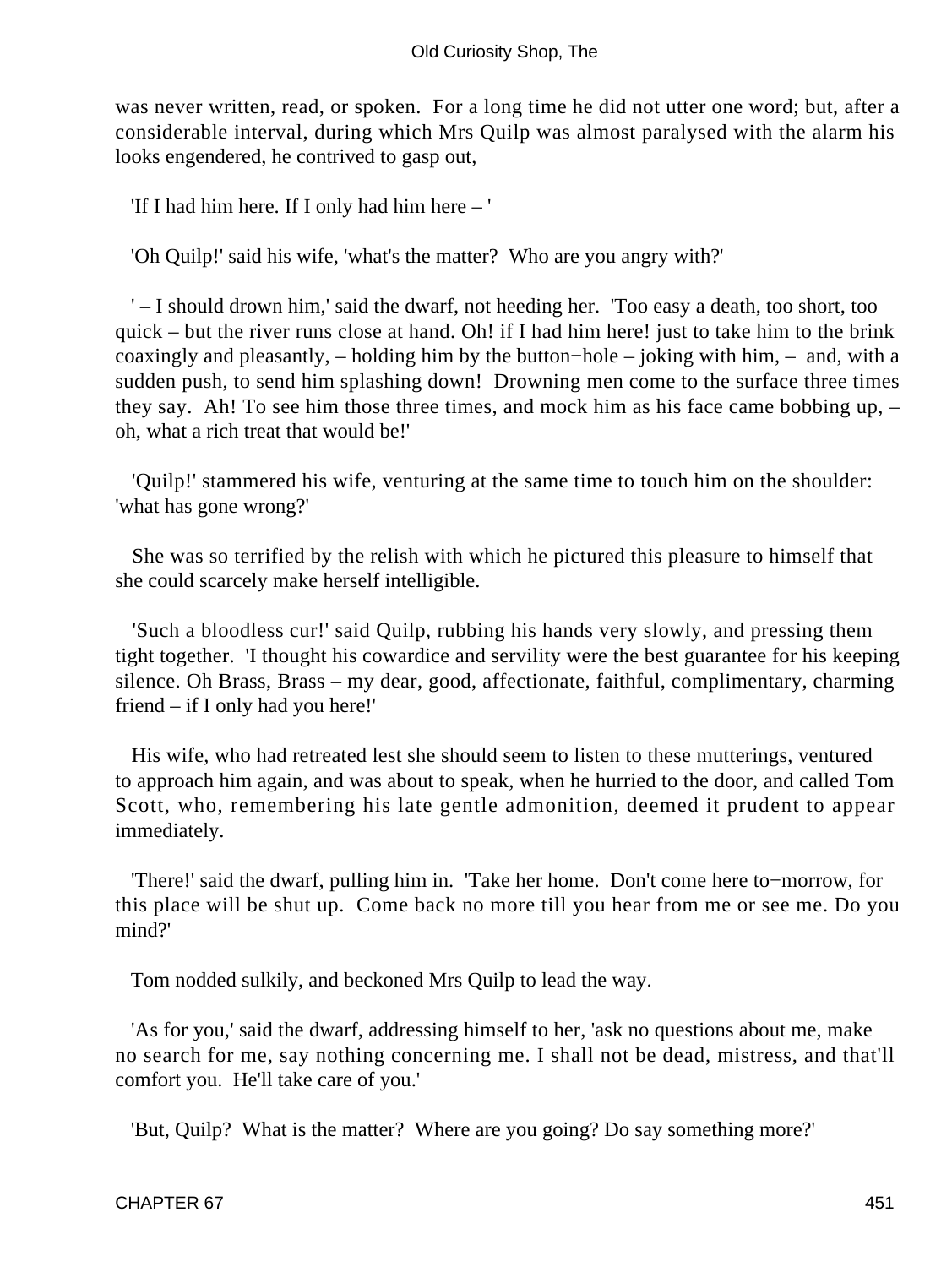was never written, read, or spoken. For a long time he did not utter one word; but, after a considerable interval, during which Mrs Quilp was almost paralysed with the alarm his looks engendered, he contrived to gasp out,

'If I had him here. If I only had him here – '

'Oh Quilp!' said his wife, 'what's the matter? Who are you angry with?'

' – I should drown him,' said the dwarf, not heeding her. 'Too easy a death, too short, too quick – but the river runs close at hand. Oh! if I had him here! just to take him to the brink coaxingly and pleasantly, – holding him by the button−hole – joking with him, – and, with a sudden push, to send him splashing down! Drowning men come to the surface three times they say. Ah! To see him those three times, and mock him as his face came bobbing up, – oh, what a rich treat that would be!'

'Quilp!' stammered his wife, venturing at the same time to touch him on the shoulder: 'what has gone wrong?'

She was so terrified by the relish with which he pictured this pleasure to himself that she could scarcely make herself intelligible.

'Such a bloodless cur!' said Quilp, rubbing his hands very slowly, and pressing them tight together. 'I thought his cowardice and servility were the best guarantee for his keeping silence. Oh Brass, Brass – my dear, good, affectionate, faithful, complimentary, charming friend – if I only had you here!'

His wife, who had retreated lest she should seem to listen to these mutterings, ventured to approach him again, and was about to speak, when he hurried to the door, and called Tom Scott, who, remembering his late gentle admonition, deemed it prudent to appear immediately.

'There!' said the dwarf, pulling him in. 'Take her home. Don't come here to−morrow, for this place will be shut up. Come back no more till you hear from me or see me. Do you mind?'

Tom nodded sulkily, and beckoned Mrs Quilp to lead the way.

'As for you,' said the dwarf, addressing himself to her, 'ask no questions about me, make no search for me, say nothing concerning me. I shall not be dead, mistress, and that'll comfort you. He'll take care of you.'

'But, Quilp? What is the matter? Where are you going? Do say something more?'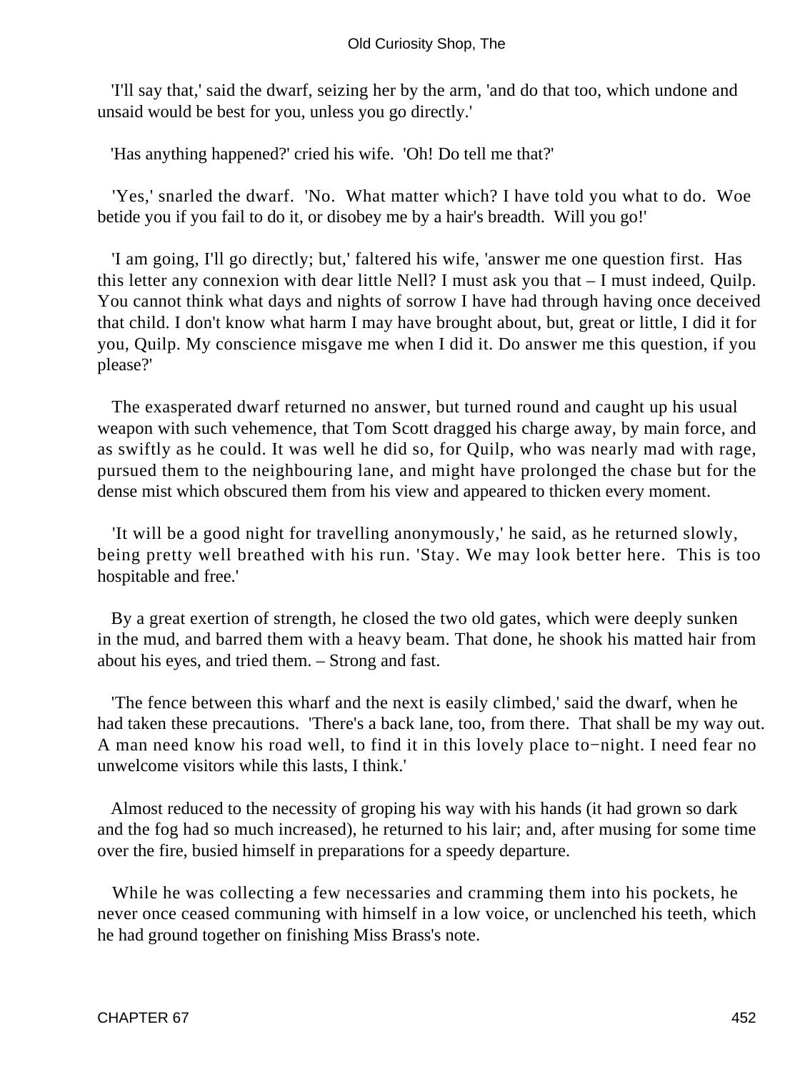'I'll say that,' said the dwarf, seizing her by the arm, 'and do that too, which undone and unsaid would be best for you, unless you go directly.'

'Has anything happened?' cried his wife. 'Oh! Do tell me that?'

'Yes,' snarled the dwarf. 'No. What matter which? I have told you what to do. Woe betide you if you fail to do it, or disobey me by a hair's breadth. Will you go!'

'I am going, I'll go directly; but,' faltered his wife, 'answer me one question first. Has this letter any connexion with dear little Nell? I must ask you that – I must indeed, Quilp. You cannot think what days and nights of sorrow I have had through having once deceived that child. I don't know what harm I may have brought about, but, great or little, I did it for you, Quilp. My conscience misgave me when I did it. Do answer me this question, if you please?'

The exasperated dwarf returned no answer, but turned round and caught up his usual weapon with such vehemence, that Tom Scott dragged his charge away, by main force, and as swiftly as he could. It was well he did so, for Quilp, who was nearly mad with rage, pursued them to the neighbouring lane, and might have prolonged the chase but for the dense mist which obscured them from his view and appeared to thicken every moment.

'It will be a good night for travelling anonymously,' he said, as he returned slowly, being pretty well breathed with his run. 'Stay. We may look better here. This is too hospitable and free.'

By a great exertion of strength, he closed the two old gates, which were deeply sunken in the mud, and barred them with a heavy beam. That done, he shook his matted hair from about his eyes, and tried them. – Strong and fast.

'The fence between this wharf and the next is easily climbed,' said the dwarf, when he had taken these precautions. 'There's a back lane, too, from there. That shall be my way out. A man need know his road well, to find it in this lovely place to−night. I need fear no unwelcome visitors while this lasts, I think.'

Almost reduced to the necessity of groping his way with his hands (it had grown so dark and the fog had so much increased), he returned to his lair; and, after musing for some time over the fire, busied himself in preparations for a speedy departure.

While he was collecting a few necessaries and cramming them into his pockets, he never once ceased communing with himself in a low voice, or unclenched his teeth, which he had ground together on finishing Miss Brass's note.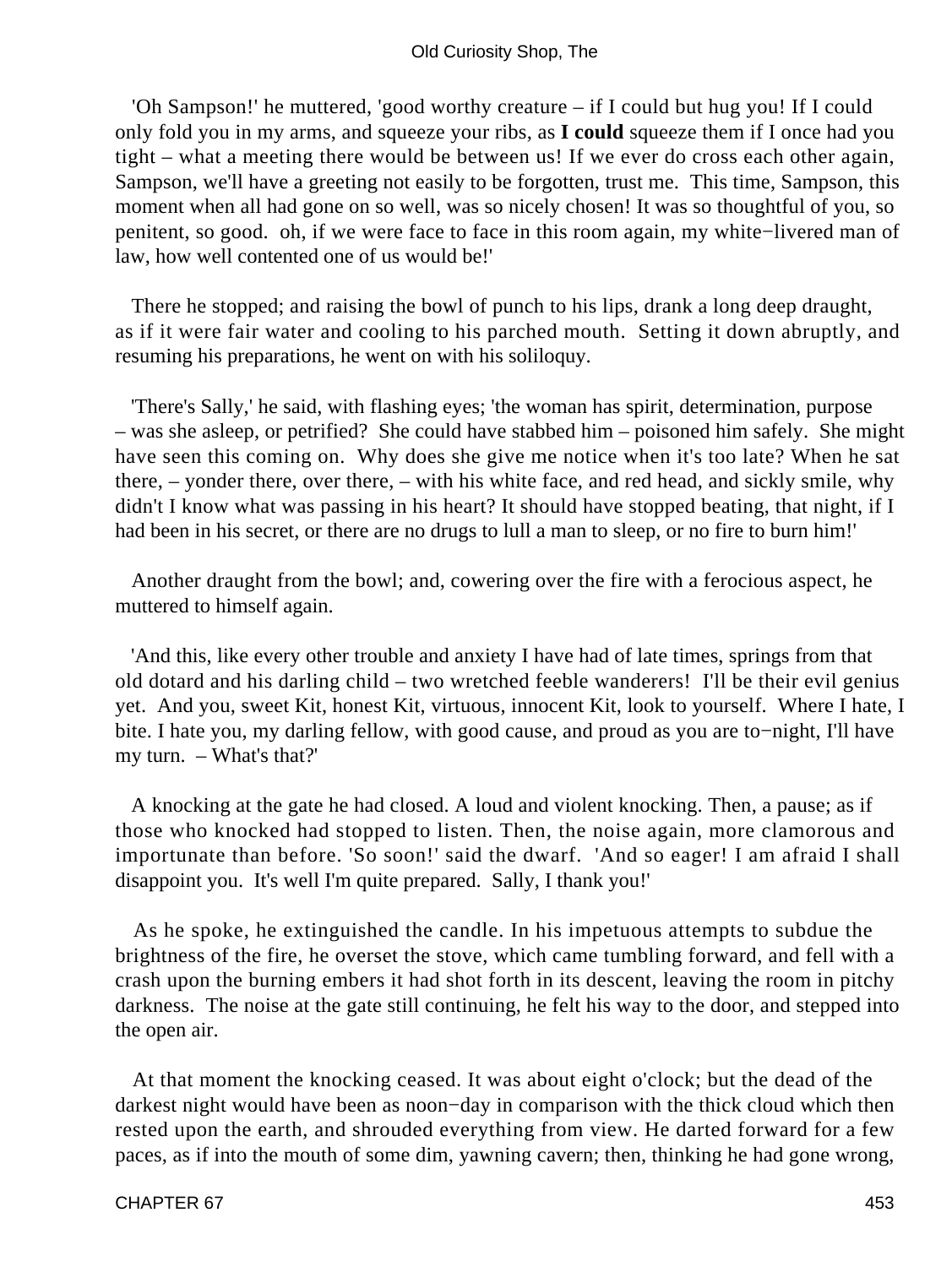'Oh Sampson!' he muttered, 'good worthy creature – if I could but hug you! If I could only fold you in my arms, and squeeze your ribs, as **I could** squeeze them if I once had you tight – what a meeting there would be between us! If we ever do cross each other again, Sampson, we'll have a greeting not easily to be forgotten, trust me. This time, Sampson, this moment when all had gone on so well, was so nicely chosen! It was so thoughtful of you, so penitent, so good. oh, if we were face to face in this room again, my white−livered man of law, how well contented one of us would be!'

There he stopped; and raising the bowl of punch to his lips, drank a long deep draught, as if it were fair water and cooling to his parched mouth. Setting it down abruptly, and resuming his preparations, he went on with his soliloquy.

'There's Sally,' he said, with flashing eyes; 'the woman has spirit, determination, purpose – was she asleep, or petrified? She could have stabbed him – poisoned him safely. She might have seen this coming on. Why does she give me notice when it's too late? When he sat there, – yonder there, over there, – with his white face, and red head, and sickly smile, why didn't I know what was passing in his heart? It should have stopped beating, that night, if I had been in his secret, or there are no drugs to lull a man to sleep, or no fire to burn him!'

Another draught from the bowl; and, cowering over the fire with a ferocious aspect, he muttered to himself again.

'And this, like every other trouble and anxiety I have had of late times, springs from that old dotard and his darling child – two wretched feeble wanderers! I'll be their evil genius yet. And you, sweet Kit, honest Kit, virtuous, innocent Kit, look to yourself. Where I hate, I bite. I hate you, my darling fellow, with good cause, and proud as you are to−night, I'll have my turn. – What's that?'

A knocking at the gate he had closed. A loud and violent knocking. Then, a pause; as if those who knocked had stopped to listen. Then, the noise again, more clamorous and importunate than before. 'So soon!' said the dwarf. 'And so eager! I am afraid I shall disappoint you. It's well I'm quite prepared. Sally, I thank you!'

As he spoke, he extinguished the candle. In his impetuous attempts to subdue the brightness of the fire, he overset the stove, which came tumbling forward, and fell with a crash upon the burning embers it had shot forth in its descent, leaving the room in pitchy darkness. The noise at the gate still continuing, he felt his way to the door, and stepped into the open air.

At that moment the knocking ceased. It was about eight o'clock; but the dead of the darkest night would have been as noon−day in comparison with the thick cloud which then rested upon the earth, and shrouded everything from view. He darted forward for a few paces, as if into the mouth of some dim, yawning cavern; then, thinking he had gone wrong,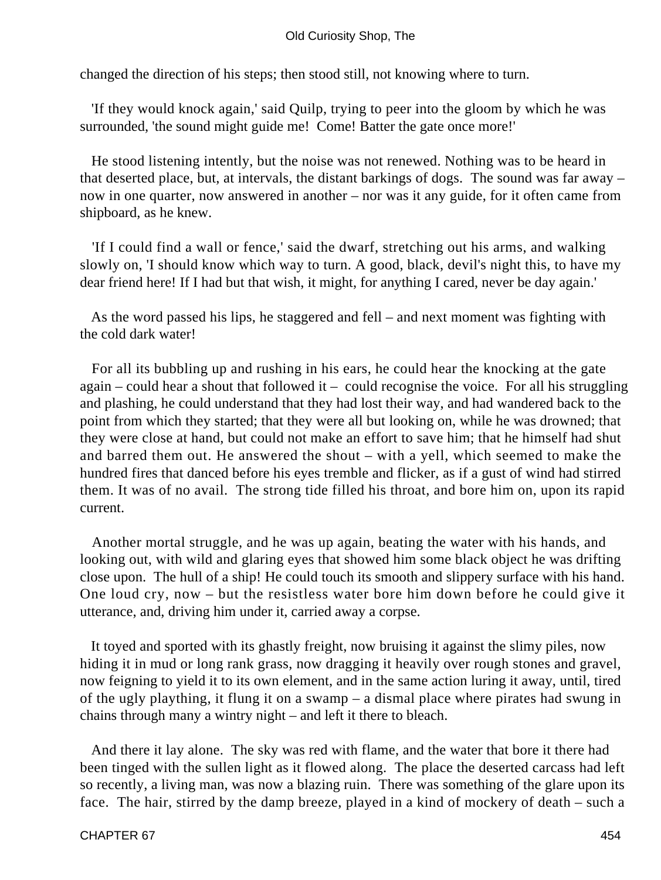changed the direction of his steps; then stood still, not knowing where to turn.

'If they would knock again,' said Quilp, trying to peer into the gloom by which he was surrounded, 'the sound might guide me! Come! Batter the gate once more!'

He stood listening intently, but the noise was not renewed. Nothing was to be heard in that deserted place, but, at intervals, the distant barkings of dogs. The sound was far away – now in one quarter, now answered in another – nor was it any guide, for it often came from shipboard, as he knew.

'If I could find a wall or fence,' said the dwarf, stretching out his arms, and walking slowly on, 'I should know which way to turn. A good, black, devil's night this, to have my dear friend here! If I had but that wish, it might, for anything I cared, never be day again.'

As the word passed his lips, he staggered and fell – and next moment was fighting with the cold dark water!

For all its bubbling up and rushing in his ears, he could hear the knocking at the gate again – could hear a shout that followed it – could recognise the voice. For all his struggling and plashing, he could understand that they had lost their way, and had wandered back to the point from which they started; that they were all but looking on, while he was drowned; that they were close at hand, but could not make an effort to save him; that he himself had shut and barred them out. He answered the shout – with a yell, which seemed to make the hundred fires that danced before his eyes tremble and flicker, as if a gust of wind had stirred them. It was of no avail. The strong tide filled his throat, and bore him on, upon its rapid current.

Another mortal struggle, and he was up again, beating the water with his hands, and looking out, with wild and glaring eyes that showed him some black object he was drifting close upon. The hull of a ship! He could touch its smooth and slippery surface with his hand. One loud cry, now – but the resistless water bore him down before he could give it utterance, and, driving him under it, carried away a corpse.

It toyed and sported with its ghastly freight, now bruising it against the slimy piles, now hiding it in mud or long rank grass, now dragging it heavily over rough stones and gravel, now feigning to yield it to its own element, and in the same action luring it away, until, tired of the ugly plaything, it flung it on a swamp – a dismal place where pirates had swung in chains through many a wintry night – and left it there to bleach.

And there it lay alone. The sky was red with flame, and the water that bore it there had been tinged with the sullen light as it flowed along. The place the deserted carcass had left so recently, a living man, was now a blazing ruin. There was something of the glare upon its face. The hair, stirred by the damp breeze, played in a kind of mockery of death – such a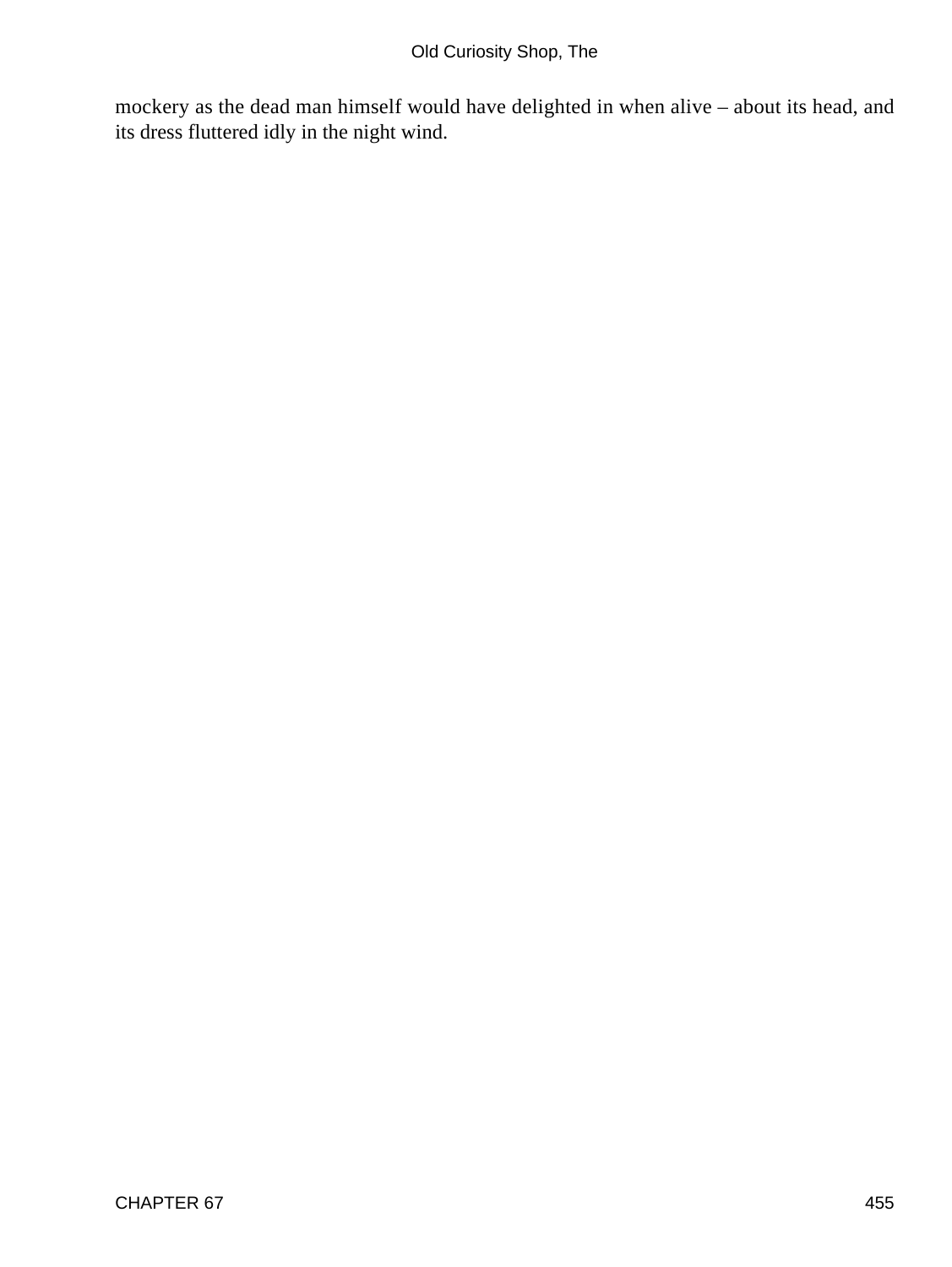mockery as the dead man himself would have delighted in when alive – about its head, and its dress fluttered idly in the night wind.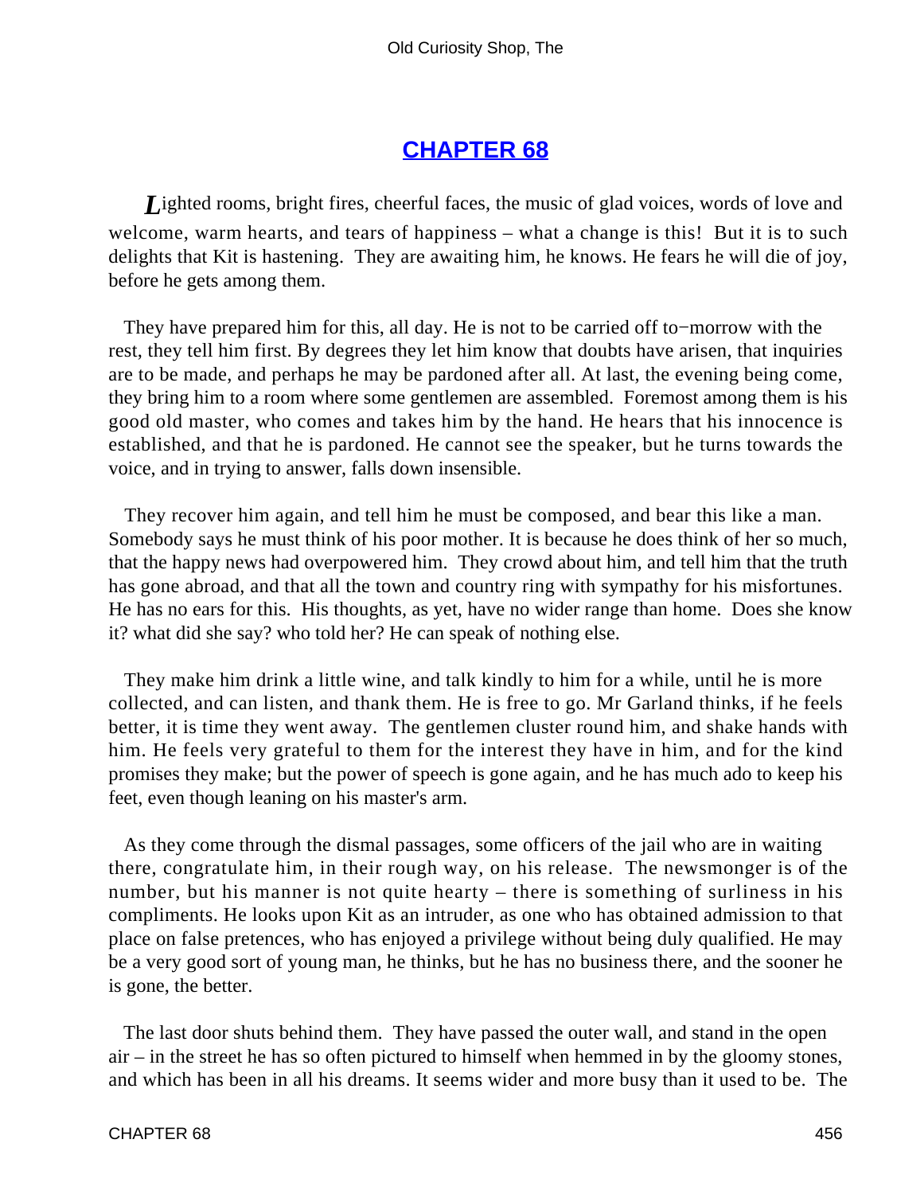## CHAPTER 68

*L*ighted rooms, bright fires, cheerful faces, the music of glad voices, words of love and welcome, warm hearts, and tears of happiness – what a change is this! But it is to such delights that Kit is hastening. They are awaiting him, he knows. He fears he will die of joy, before he gets among them.

They have prepared him for this, all day. He is not to be carried off to−morrow with the rest, they tell him first. By degrees they let him know that doubts have arisen, that inquiries are to be made, and perhaps he may be pardoned after all. At last, the evening being come, they bring him to a room where some gentlemen are assembled. Foremost among them is his good old master, who comes and takes him by the hand. He hears that his innocence is established, and that he is pardoned. He cannot see the speaker, but he turns towards the voice, and in trying to answer, falls down insensible.

They recover him again, and tell him he must be composed, and bear this like a man. Somebody says he must think of his poor mother. It is because he does think of her so much, that the happy news had overpowered him. They crowd about him, and tell him that the truth has gone abroad, and that all the town and country ring with sympathy for his misfortunes. He has no ears for this. His thoughts, as yet, have no wider range than home. Does she know it? what did she say? who told her? He can speak of nothing else.

They make him drink a little wine, and talk kindly to him for a while, until he is more collected, and can listen, and thank them. He is free to go. Mr Garland thinks, if he feels better, it is time they went away. The gentlemen cluster round him, and shake hands with him. He feels very grateful to them for the interest they have in him, and for the kind promises they make; but the power of speech is gone again, and he has much ado to keep his feet, even though leaning on his master's arm.

As they come through the dismal passages, some officers of the jail who are in waiting there, congratulate him, in their rough way, on his release. The newsmonger is of the number, but his manner is not quite hearty – there is something of surliness in his compliments. He looks upon Kit as an intruder, as one who has obtained admission to that place on false pretences, who has enjoyed a privilege without being duly qualified. He may be a very good sort of young man, he thinks, but he has no business there, and the sooner he is gone, the better.

The last door shuts behind them. They have passed the outer wall, and stand in the open air – in the street he has so often pictured to himself when hemmed in by the gloomy stones, and which has been in all his dreams. It seems wider and more busy than it used to be. The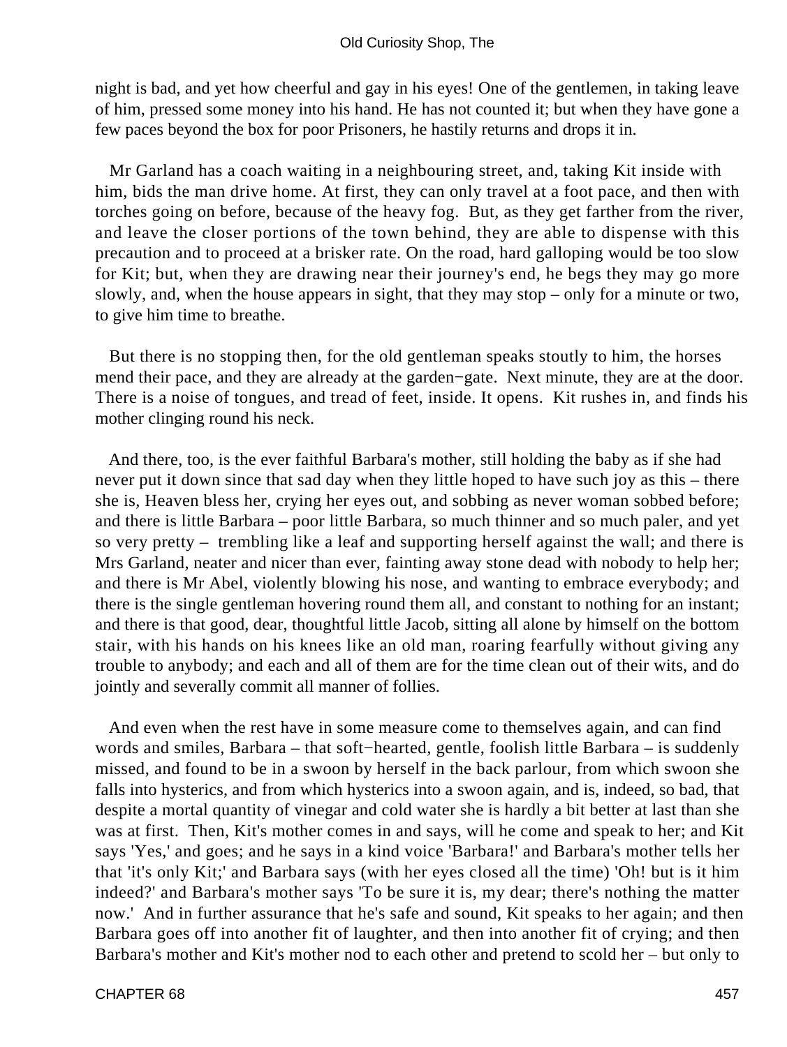night is bad, and yet how cheerful and gay in his eyes! One of the gentlemen, in taking leave of him, pressed some money into his hand. He has not counted it; but when they have gone a few paces beyond the box for poor Prisoners, he hastily returns and drops it in.

Mr Garland has a coach waiting in a neighbouring street, and, taking Kit inside with him, bids the man drive home. At first, they can only travel at a foot pace, and then with torches going on before, because of the heavy fog. But, as they get farther from the river, and leave the closer portions of the town behind, they are able to dispense with this precaution and to proceed at a brisker rate. On the road, hard galloping would be too slow for Kit; but, when they are drawing near their journey's end, he begs they may go more slowly, and, when the house appears in sight, that they may stop – only for a minute or two, to give him time to breathe.

But there is no stopping then, for the old gentleman speaks stoutly to him, the horses mend their pace, and they are already at the garden−gate. Next minute, they are at the door. There is a noise of tongues, and tread of feet, inside. It opens. Kit rushes in, and finds his mother clinging round his neck.

And there, too, is the ever faithful Barbara's mother, still holding the baby as if she had never put it down since that sad day when they little hoped to have such joy as this – there she is, Heaven bless her, crying her eyes out, and sobbing as never woman sobbed before; and there is little Barbara – poor little Barbara, so much thinner and so much paler, and yet so very pretty – trembling like a leaf and supporting herself against the wall; and there is Mrs Garland, neater and nicer than ever, fainting away stone dead with nobody to help her; and there is Mr Abel, violently blowing his nose, and wanting to embrace everybody; and there is the single gentleman hovering round them all, and constant to nothing for an instant; and there is that good, dear, thoughtful little Jacob, sitting all alone by himself on the bottom stair, with his hands on his knees like an old man, roaring fearfully without giving any trouble to anybody; and each and all of them are for the time clean out of their wits, and do jointly and severally commit all manner of follies.

And even when the rest have in some measure come to themselves again, and can find words and smiles, Barbara – that soft−hearted, gentle, foolish little Barbara – is suddenly missed, and found to be in a swoon by herself in the back parlour, from which swoon she falls into hysterics, and from which hysterics into a swoon again, and is, indeed, so bad, that despite a mortal quantity of vinegar and cold water she is hardly a bit better at last than she was at first. Then, Kit's mother comes in and says, will he come and speak to her; and Kit says 'Yes,' and goes; and he says in a kind voice 'Barbara!' and Barbara's mother tells her that 'it's only Kit;' and Barbara says (with her eyes closed all the time) 'Oh! but is it him indeed?' and Barbara's mother says 'To be sure it is, my dear; there's nothing the matter now.' And in further assurance that he's safe and sound, Kit speaks to her again; and then Barbara goes off into another fit of laughter, and then into another fit of crying; and then Barbara's mother and Kit's mother nod to each other and pretend to scold her – but only to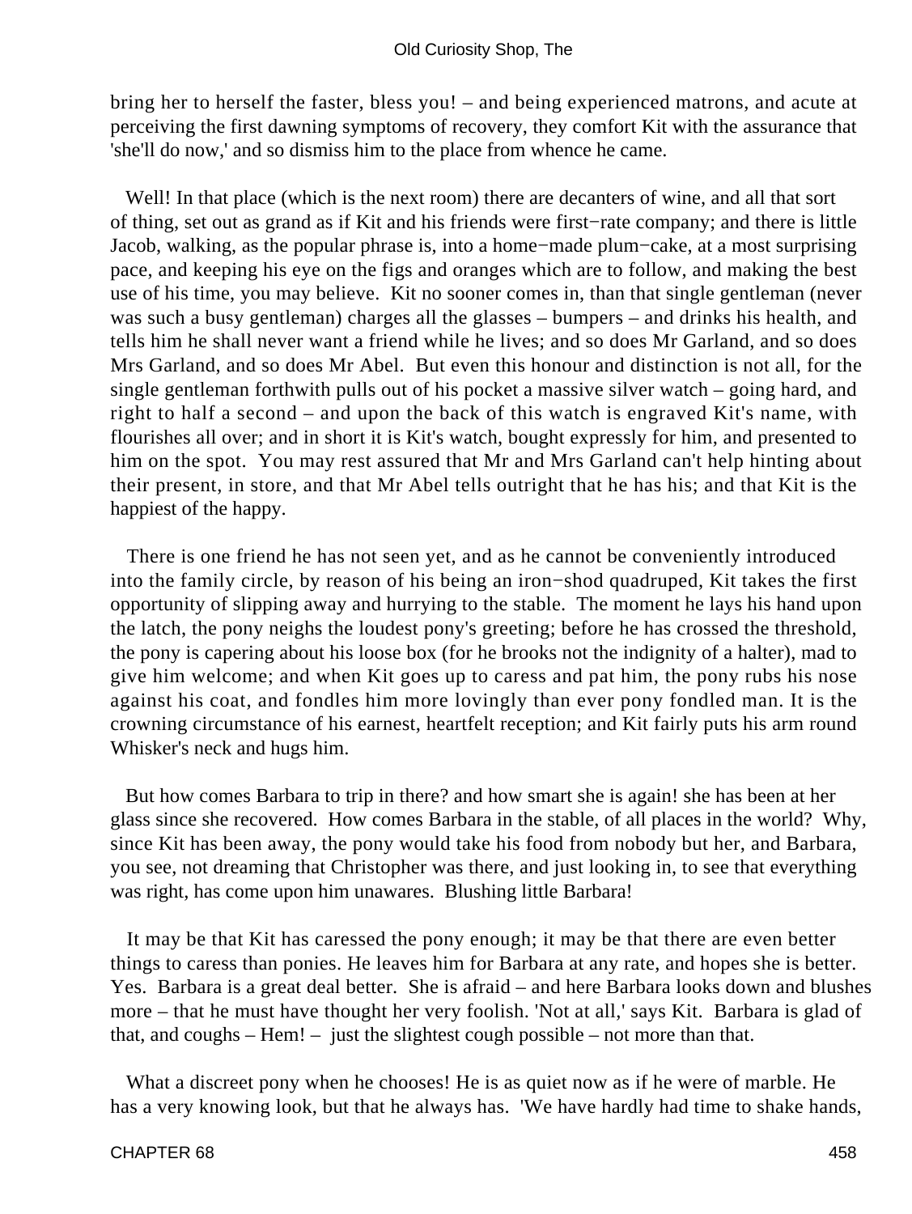bring her to herself the faster, bless you! – and being experienced matrons, and acute at perceiving the first dawning symptoms of recovery, they comfort Kit with the assurance that 'she'll do now,' and so dismiss him to the place from whence he came.

Well! In that place (which is the next room) there are decanters of wine, and all that sort of thing, set out as grand as if Kit and his friends were first−rate company; and there is little Jacob, walking, as the popular phrase is, into a home−made plum−cake, at a most surprising pace, and keeping his eye on the figs and oranges which are to follow, and making the best use of his time, you may believe. Kit no sooner comes in, than that single gentleman (never was such a busy gentleman) charges all the glasses – bumpers – and drinks his health, and tells him he shall never want a friend while he lives; and so does Mr Garland, and so does Mrs Garland, and so does Mr Abel. But even this honour and distinction is not all, for the single gentleman forthwith pulls out of his pocket a massive silver watch – going hard, and right to half a second – and upon the back of this watch is engraved Kit's name, with flourishes all over; and in short it is Kit's watch, bought expressly for him, and presented to him on the spot. You may rest assured that Mr and Mrs Garland can't help hinting about their present, in store, and that Mr Abel tells outright that he has his; and that Kit is the happiest of the happy.

There is one friend he has not seen yet, and as he cannot be conveniently introduced into the family circle, by reason of his being an iron−shod quadruped, Kit takes the first opportunity of slipping away and hurrying to the stable. The moment he lays his hand upon the latch, the pony neighs the loudest pony's greeting; before he has crossed the threshold, the pony is capering about his loose box (for he brooks not the indignity of a halter), mad to give him welcome; and when Kit goes up to caress and pat him, the pony rubs his nose against his coat, and fondles him more lovingly than ever pony fondled man. It is the crowning circumstance of his earnest, heartfelt reception; and Kit fairly puts his arm round Whisker's neck and hugs him.

But how comes Barbara to trip in there? and how smart she is again! she has been at her glass since she recovered. How comes Barbara in the stable, of all places in the world? Why, since Kit has been away, the pony would take his food from nobody but her, and Barbara, you see, not dreaming that Christopher was there, and just looking in, to see that everything was right, has come upon him unawares. Blushing little Barbara!

It may be that Kit has caressed the pony enough; it may be that there are even better things to caress than ponies. He leaves him for Barbara at any rate, and hopes she is better. Yes. Barbara is a great deal better. She is afraid – and here Barbara looks down and blushes more – that he must have thought her very foolish. 'Not at all,' says Kit. Barbara is glad of that, and coughs – Hem! – just the slightest cough possible – not more than that.

What a discreet pony when he chooses! He is as quiet now as if he were of marble. He has a very knowing look, but that he always has. 'We have hardly had time to shake hands,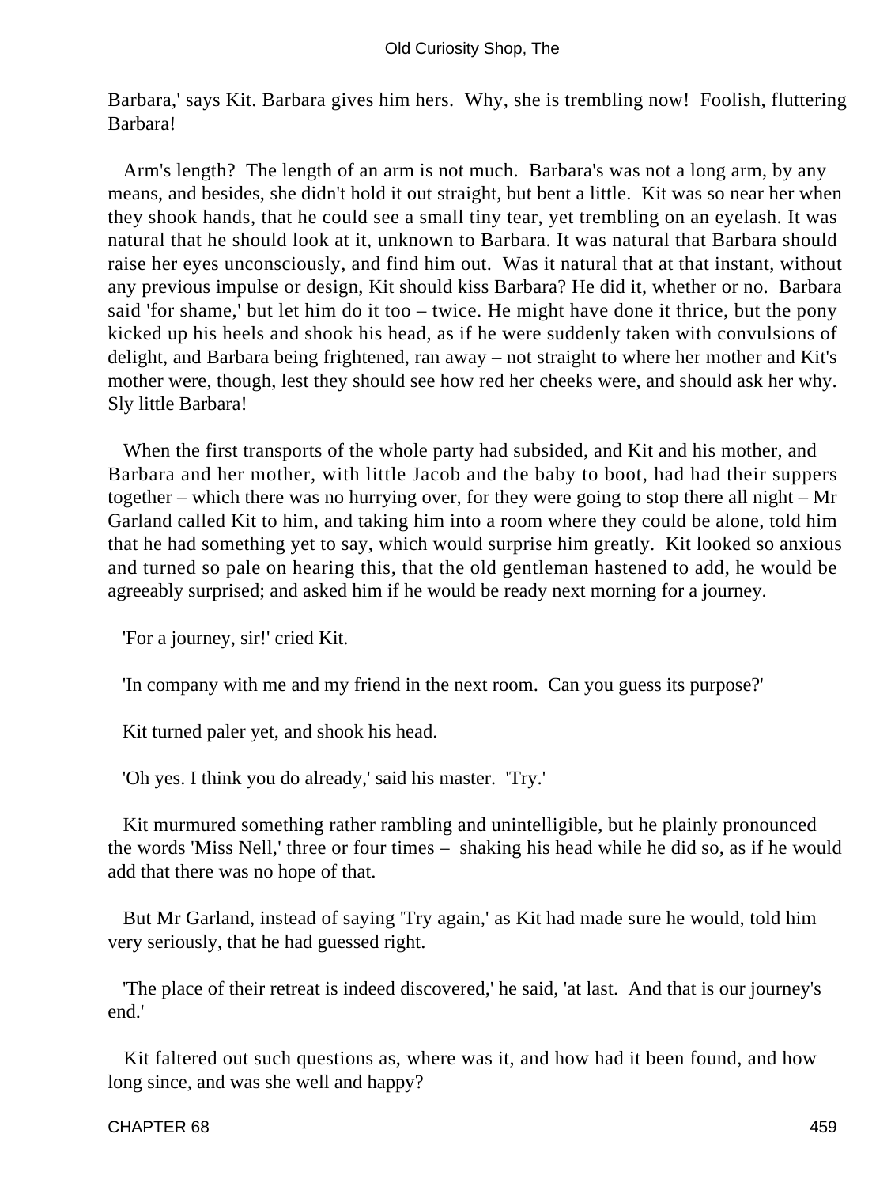Barbara,' says Kit. Barbara gives him hers. Why, she is trembling now! Foolish, fluttering Barbara!

Arm's length? The length of an arm is not much. Barbara's was not a long arm, by any means, and besides, she didn't hold it out straight, but bent a little. Kit was so near her when they shook hands, that he could see a small tiny tear, yet trembling on an eyelash. It was natural that he should look at it, unknown to Barbara. It was natural that Barbara should raise her eyes unconsciously, and find him out. Was it natural that at that instant, without any previous impulse or design, Kit should kiss Barbara? He did it, whether or no. Barbara said 'for shame,' but let him do it too – twice. He might have done it thrice, but the pony kicked up his heels and shook his head, as if he were suddenly taken with convulsions of delight, and Barbara being frightened, ran away – not straight to where her mother and Kit's mother were, though, lest they should see how red her cheeks were, and should ask her why. Sly little Barbara!

When the first transports of the whole party had subsided, and Kit and his mother, and Barbara and her mother, with little Jacob and the baby to boot, had had their suppers together – which there was no hurrying over, for they were going to stop there all night – Mr Garland called Kit to him, and taking him into a room where they could be alone, told him that he had something yet to say, which would surprise him greatly. Kit looked so anxious and turned so pale on hearing this, that the old gentleman hastened to add, he would be agreeably surprised; and asked him if he would be ready next morning for a journey.

'For a journey, sir!' cried Kit.

'In company with me and my friend in the next room. Can you guess its purpose?'

Kit turned paler yet, and shook his head.

'Oh yes. I think you do already,' said his master. 'Try.'

Kit murmured something rather rambling and unintelligible, but he plainly pronounced the words 'Miss Nell,' three or four times – shaking his head while he did so, as if he would add that there was no hope of that.

But Mr Garland, instead of saying 'Try again,' as Kit had made sure he would, told him very seriously, that he had guessed right.

'The place of their retreat is indeed discovered,' he said, 'at last. And that is our journey's end.'

Kit faltered out such questions as, where was it, and how had it been found, and how long since, and was she well and happy?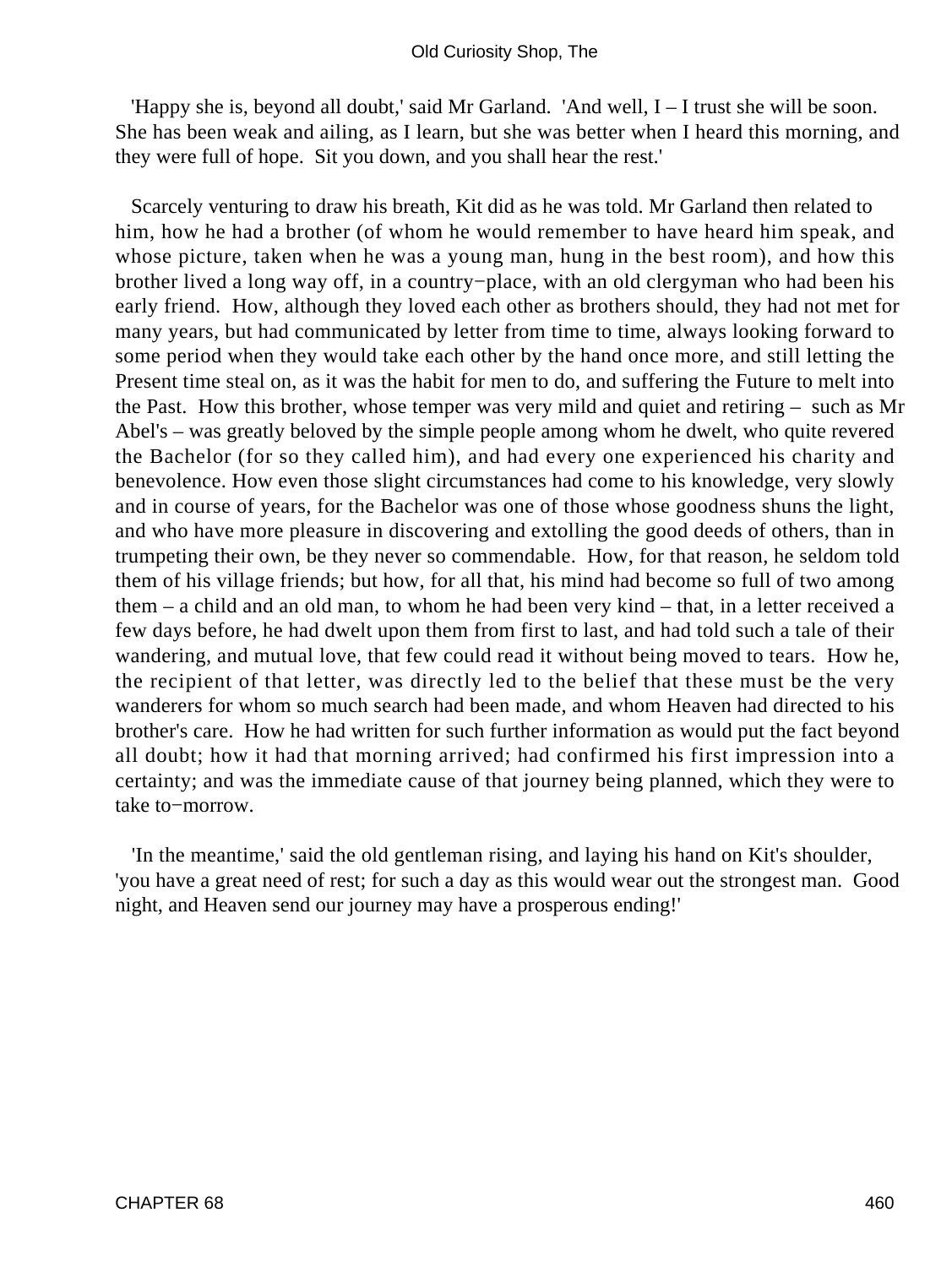'Happy she is, beyond all doubt,' said Mr Garland. 'And well, I – I trust she will be soon. She has been weak and ailing, as I learn, but she was better when I heard this morning, and they were full of hope. Sit you down, and you shall hear the rest.'

Scarcely venturing to draw his breath, Kit did as he was told. Mr Garland then related to him, how he had a brother (of whom he would remember to have heard him speak, and whose picture, taken when he was a young man, hung in the best room), and how this brother lived a long way off, in a country−place, with an old clergyman who had been his early friend. How, although they loved each other as brothers should, they had not met for many years, but had communicated by letter from time to time, always looking forward to some period when they would take each other by the hand once more, and still letting the Present time steal on, as it was the habit for men to do, and suffering the Future to melt into the Past. How this brother, whose temper was very mild and quiet and retiring – such as Mr Abel's – was greatly beloved by the simple people among whom he dwelt, who quite revered the Bachelor (for so they called him), and had every one experienced his charity and benevolence. How even those slight circumstances had come to his knowledge, very slowly and in course of years, for the Bachelor was one of those whose goodness shuns the light, and who have more pleasure in discovering and extolling the good deeds of others, than in trumpeting their own, be they never so commendable. How, for that reason, he seldom told them of his village friends; but how, for all that, his mind had become so full of two among them – a child and an old man, to whom he had been very kind – that, in a letter received a few days before, he had dwelt upon them from first to last, and had told such a tale of their wandering, and mutual love, that few could read it without being moved to tears. How he, the recipient of that letter, was directly led to the belief that these must be the very wanderers for whom so much search had been made, and whom Heaven had directed to his brother's care. How he had written for such further information as would put the fact beyond all doubt; how it had that morning arrived; had confirmed his first impression into a certainty; and was the immediate cause of that journey being planned, which they were to take to−morrow.

'In the meantime,' said the old gentleman rising, and laying his hand on Kit's shoulder, 'you have a great need of rest; for such a day as this would wear out the strongest man. Good night, and Heaven send our journey may have a prosperous ending!'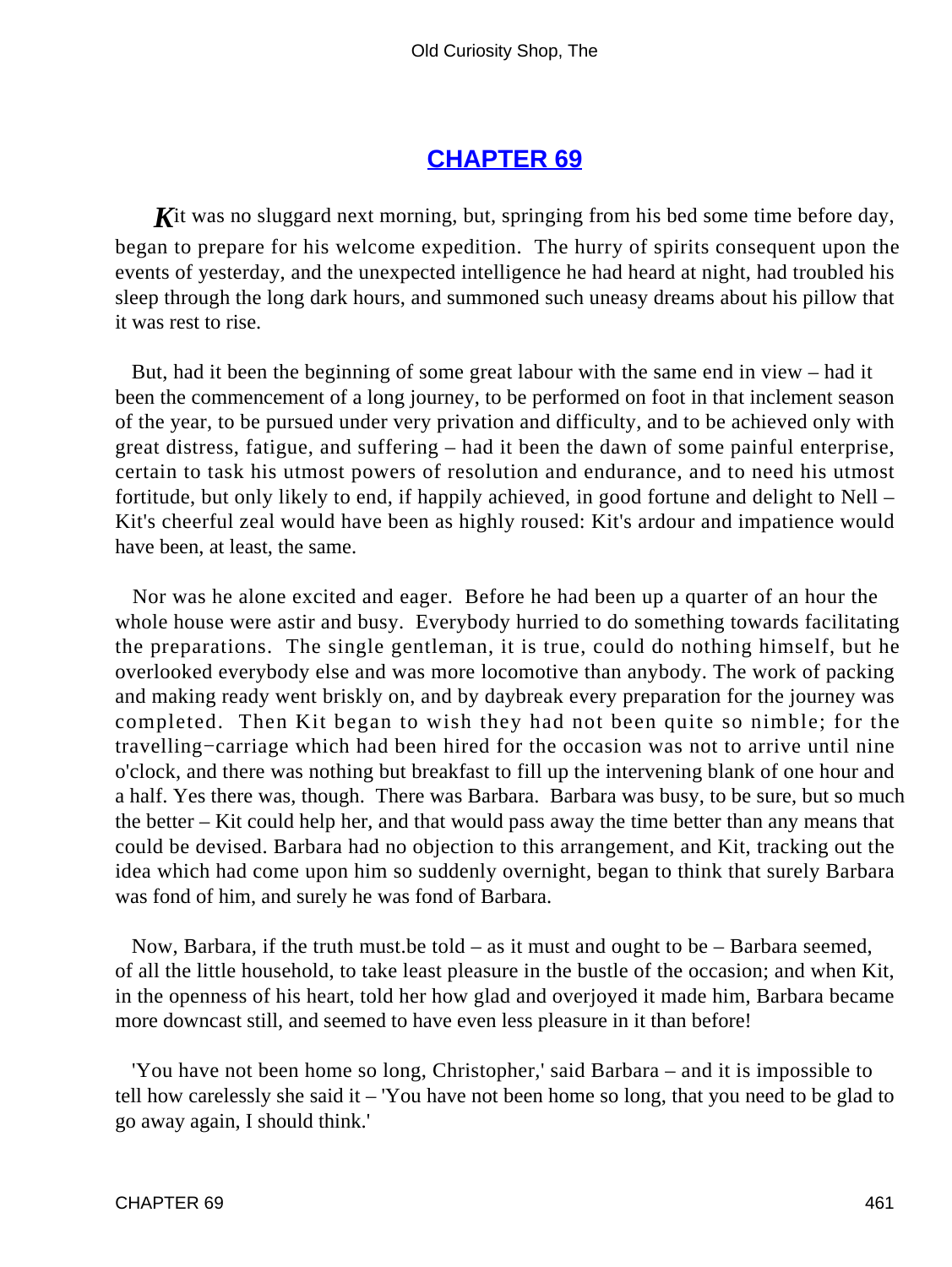## CHAPTER 69

*K*it was no sluggard next morning, but, springing from his bed some time before day, began to prepare for his welcome expedition. The hurry of spirits consequent upon the events of yesterday, and the unexpected intelligence he had heard at night, had troubled his sleep through the long dark hours, and summoned such uneasy dreams about his pillow that it was rest to rise.

But, had it been the beginning of some great labour with the same end in view – had it been the commencement of a long journey, to be performed on foot in that inclement season of the year, to be pursued under very privation and difficulty, and to be achieved only with great distress, fatigue, and suffering – had it been the dawn of some painful enterprise, certain to task his utmost powers of resolution and endurance, and to need his utmost fortitude, but only likely to end, if happily achieved, in good fortune and delight to Nell – Kit's cheerful zeal would have been as highly roused: Kit's ardour and impatience would have been, at least, the same.

Nor was he alone excited and eager. Before he had been up a quarter of an hour the whole house were astir and busy. Everybody hurried to do something towards facilitating the preparations. The single gentleman, it is true, could do nothing himself, but he overlooked everybody else and was more locomotive than anybody. The work of packing and making ready went briskly on, and by daybreak every preparation for the journey was completed. Then Kit began to wish they had not been quite so nimble; for the travelling−carriage which had been hired for the occasion was not to arrive until nine o'clock, and there was nothing but breakfast to fill up the intervening blank of one hour and a half. Yes there was, though. There was Barbara. Barbara was busy, to be sure, but so much the better – Kit could help her, and that would pass away the time better than any means that could be devised. Barbara had no objection to this arrangement, and Kit, tracking out the idea which had come upon him so suddenly overnight, began to think that surely Barbara was fond of him, and surely he was fond of Barbara.

Now, Barbara, if the truth must.be told – as it must and ought to be – Barbara seemed, of all the little household, to take least pleasure in the bustle of the occasion; and when Kit, in the openness of his heart, told her how glad and overjoyed it made him, Barbara became more downcast still, and seemed to have even less pleasure in it than before!

'You have not been home so long, Christopher,' said Barbara – and it is impossible to tell how carelessly she said it – 'You have not been home so long, that you need to be glad to go away again, I should think.'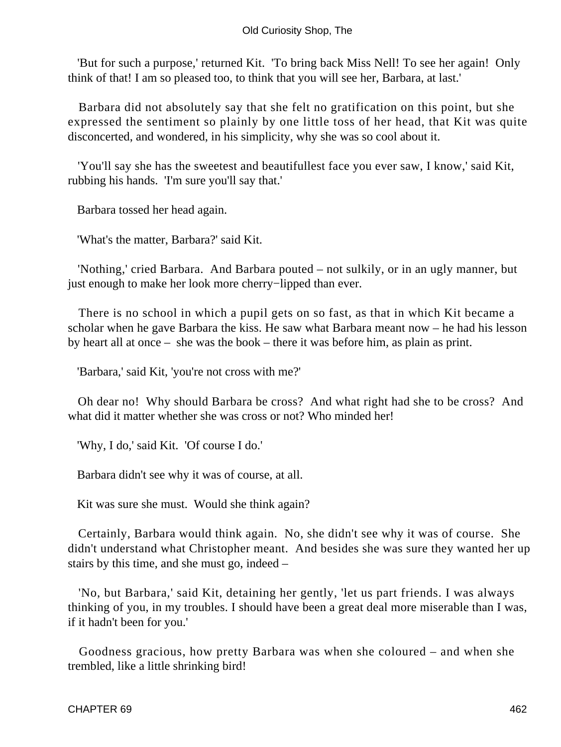'But for such a purpose,' returned Kit. 'To bring back Miss Nell! To see her again! Only think of that! I am so pleased too, to think that you will see her, Barbara, at last.'

Barbara did not absolutely say that she felt no gratification on this point, but she expressed the sentiment so plainly by one little toss of her head, that Kit was quite disconcerted, and wondered, in his simplicity, why she was so cool about it.

'You'll say she has the sweetest and beautifullest face you ever saw, I know,' said Kit, rubbing his hands. 'I'm sure you'll say that.'

Barbara tossed her head again.

'What's the matter, Barbara?' said Kit.

'Nothing,' cried Barbara. And Barbara pouted – not sulkily, or in an ugly manner, but just enough to make her look more cherry−lipped than ever.

There is no school in which a pupil gets on so fast, as that in which Kit became a scholar when he gave Barbara the kiss. He saw what Barbara meant now – he had his lesson by heart all at once – she was the book – there it was before him, as plain as print.

'Barbara,' said Kit, 'you're not cross with me?'

Oh dear no! Why should Barbara be cross? And what right had she to be cross? And what did it matter whether she was cross or not? Who minded her!

'Why, I do,' said Kit. 'Of course I do.'

Barbara didn't see why it was of course, at all.

Kit was sure she must. Would she think again?

Certainly, Barbara would think again. No, she didn't see why it was of course. She didn't understand what Christopher meant. And besides she was sure they wanted her up stairs by this time, and she must go, indeed –

'No, but Barbara,' said Kit, detaining her gently, 'let us part friends. I was always thinking of you, in my troubles. I should have been a great deal more miserable than I was, if it hadn't been for you.'

Goodness gracious, how pretty Barbara was when she coloured – and when she trembled, like a little shrinking bird!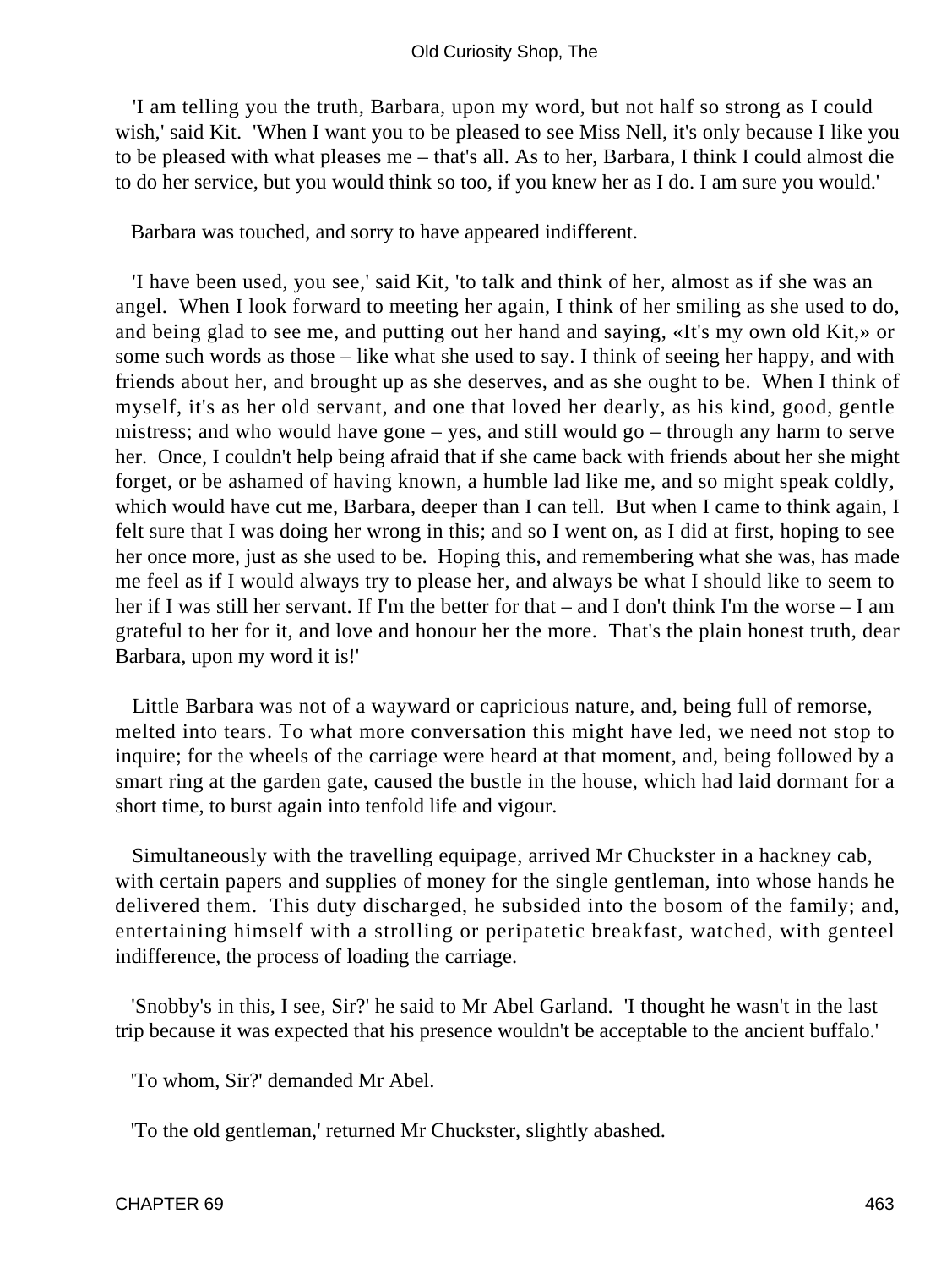'I am telling you the truth, Barbara, upon my word, but not half so strong as I could wish,' said Kit. 'When I want you to be pleased to see Miss Nell, it's only because I like you to be pleased with what pleases me – that's all. As to her, Barbara, I think I could almost die to do her service, but you would think so too, if you knew her as I do. I am sure you would.'

Barbara was touched, and sorry to have appeared indifferent.

'I have been used, you see,' said Kit, 'to talk and think of her, almost as if she was an angel. When I look forward to meeting her again, I think of her smiling as she used to do, and being glad to see me, and putting out her hand and saying, «It's my own old Kit,» or some such words as those – like what she used to say. I think of seeing her happy, and with friends about her, and brought up as she deserves, and as she ought to be. When I think of myself, it's as her old servant, and one that loved her dearly, as his kind, good, gentle mistress; and who would have gone – yes, and still would go – through any harm to serve her. Once, I couldn't help being afraid that if she came back with friends about her she might forget, or be ashamed of having known, a humble lad like me, and so might speak coldly, which would have cut me, Barbara, deeper than I can tell. But when I came to think again, I felt sure that I was doing her wrong in this; and so I went on, as I did at first, hoping to see her once more, just as she used to be. Hoping this, and remembering what she was, has made me feel as if I would always try to please her, and always be what I should like to seem to her if I was still her servant. If I'm the better for that – and I don't think I'm the worse – I am grateful to her for it, and love and honour her the more. That's the plain honest truth, dear Barbara, upon my word it is!'

Little Barbara was not of a wayward or capricious nature, and, being full of remorse, melted into tears. To what more conversation this might have led, we need not stop to inquire; for the wheels of the carriage were heard at that moment, and, being followed by a smart ring at the garden gate, caused the bustle in the house, which had laid dormant for a short time, to burst again into tenfold life and vigour.

Simultaneously with the travelling equipage, arrived Mr Chuckster in a hackney cab, with certain papers and supplies of money for the single gentleman, into whose hands he delivered them. This duty discharged, he subsided into the bosom of the family; and, entertaining himself with a strolling or peripatetic breakfast, watched, with genteel indifference, the process of loading the carriage.

'Snobby's in this, I see, Sir?' he said to Mr Abel Garland. 'I thought he wasn't in the last trip because it was expected that his presence wouldn't be acceptable to the ancient buffalo.'

'To whom, Sir?' demanded Mr Abel.

'To the old gentleman,' returned Mr Chuckster, slightly abashed.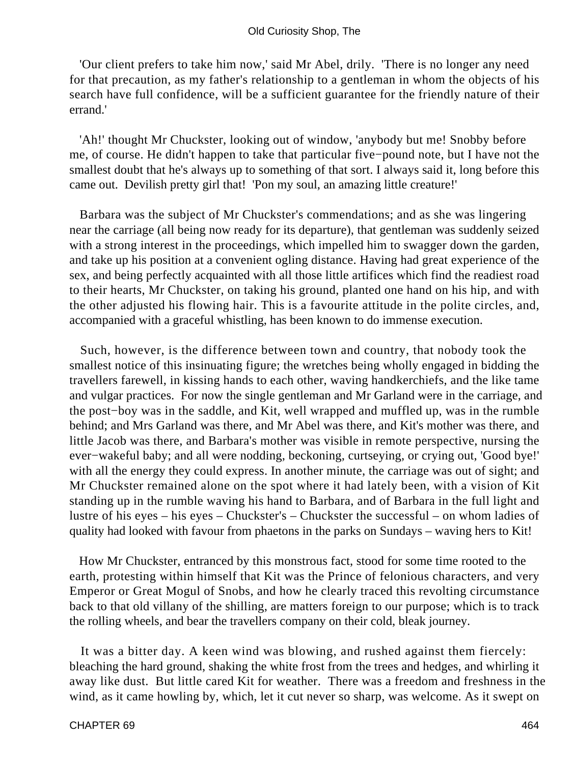'Our client prefers to take him now,' said Mr Abel, drily. 'There is no longer any need for that precaution, as my father's relationship to a gentleman in whom the objects of his search have full confidence, will be a sufficient guarantee for the friendly nature of their errand.'

'Ah!' thought Mr Chuckster, looking out of window, 'anybody but me! Snobby before me, of course. He didn't happen to take that particular five−pound note, but I have not the smallest doubt that he's always up to something of that sort. I always said it, long before this came out. Devilish pretty girl that! 'Pon my soul, an amazing little creature!'

Barbara was the subject of Mr Chuckster's commendations; and as she was lingering near the carriage (all being now ready for its departure), that gentleman was suddenly seized with a strong interest in the proceedings, which impelled him to swagger down the garden, and take up his position at a convenient ogling distance. Having had great experience of the sex, and being perfectly acquainted with all those little artifices which find the readiest road to their hearts, Mr Chuckster, on taking his ground, planted one hand on his hip, and with the other adjusted his flowing hair. This is a favourite attitude in the polite circles, and, accompanied with a graceful whistling, has been known to do immense execution.

Such, however, is the difference between town and country, that nobody took the smallest notice of this insinuating figure; the wretches being wholly engaged in bidding the travellers farewell, in kissing hands to each other, waving handkerchiefs, and the like tame and vulgar practices. For now the single gentleman and Mr Garland were in the carriage, and the post−boy was in the saddle, and Kit, well wrapped and muffled up, was in the rumble behind; and Mrs Garland was there, and Mr Abel was there, and Kit's mother was there, and little Jacob was there, and Barbara's mother was visible in remote perspective, nursing the ever−wakeful baby; and all were nodding, beckoning, curtseying, or crying out, 'Good bye!' with all the energy they could express. In another minute, the carriage was out of sight; and Mr Chuckster remained alone on the spot where it had lately been, with a vision of Kit standing up in the rumble waving his hand to Barbara, and of Barbara in the full light and lustre of his eyes – his eyes – Chuckster's – Chuckster the successful – on whom ladies of quality had looked with favour from phaetons in the parks on Sundays – waving hers to Kit!

How Mr Chuckster, entranced by this monstrous fact, stood for some time rooted to the earth, protesting within himself that Kit was the Prince of felonious characters, and very Emperor or Great Mogul of Snobs, and how he clearly traced this revolting circumstance back to that old villany of the shilling, are matters foreign to our purpose; which is to track the rolling wheels, and bear the travellers company on their cold, bleak journey.

It was a bitter day. A keen wind was blowing, and rushed against them fiercely: bleaching the hard ground, shaking the white frost from the trees and hedges, and whirling it away like dust. But little cared Kit for weather. There was a freedom and freshness in the wind, as it came howling by, which, let it cut never so sharp, was welcome. As it swept on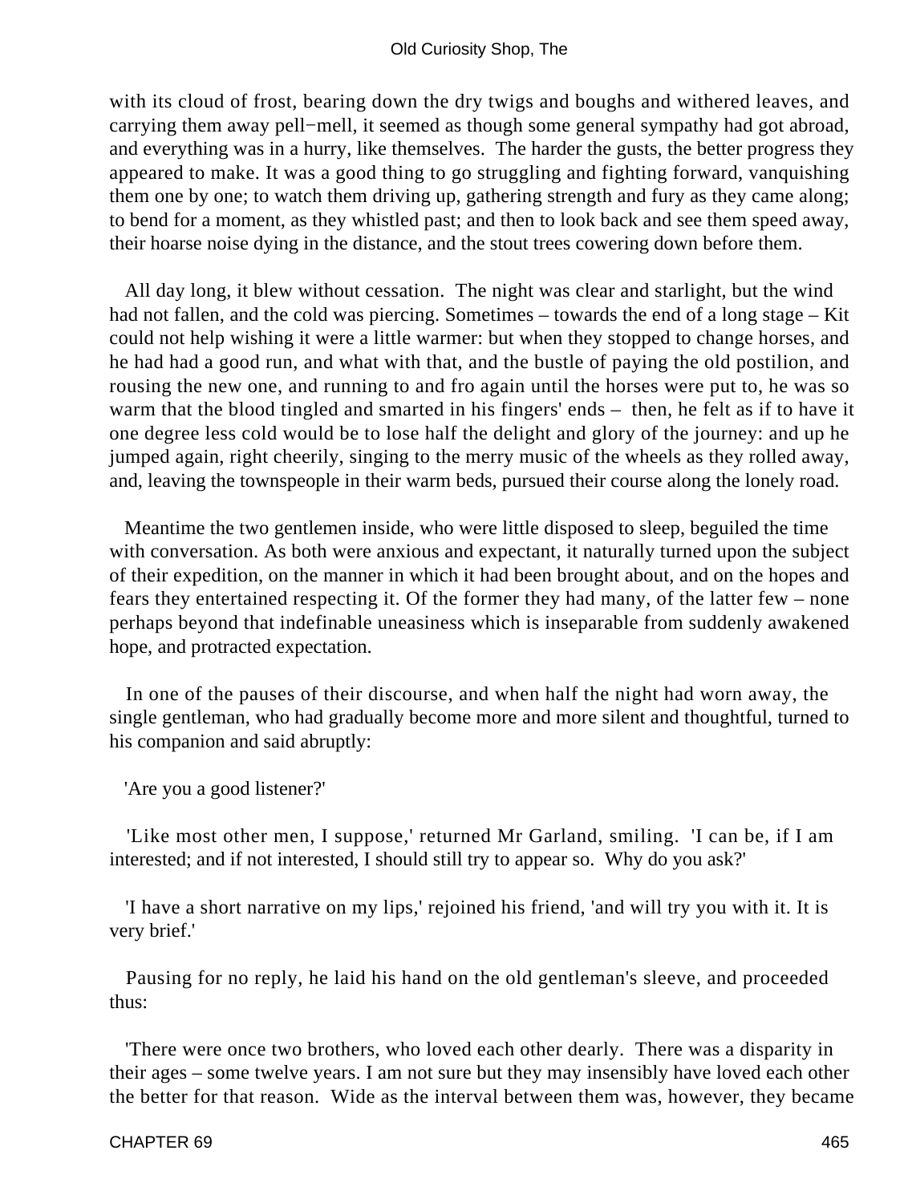with its cloud of frost, bearing down the dry twigs and boughs and withered leaves, and carrying them away pell−mell, it seemed as though some general sympathy had got abroad, and everything was in a hurry, like themselves. The harder the gusts, the better progress they appeared to make. It was a good thing to go struggling and fighting forward, vanquishing them one by one; to watch them driving up, gathering strength and fury as they came along; to bend for a moment, as they whistled past; and then to look back and see them speed away, their hoarse noise dying in the distance, and the stout trees cowering down before them.

All day long, it blew without cessation. The night was clear and starlight, but the wind had not fallen, and the cold was piercing. Sometimes – towards the end of a long stage – Kit could not help wishing it were a little warmer: but when they stopped to change horses, and he had had a good run, and what with that, and the bustle of paying the old postilion, and rousing the new one, and running to and fro again until the horses were put to, he was so warm that the blood tingled and smarted in his fingers' ends – then, he felt as if to have it one degree less cold would be to lose half the delight and glory of the journey: and up he jumped again, right cheerily, singing to the merry music of the wheels as they rolled away, and, leaving the townspeople in their warm beds, pursued their course along the lonely road.

Meantime the two gentlemen inside, who were little disposed to sleep, beguiled the time with conversation. As both were anxious and expectant, it naturally turned upon the subject of their expedition, on the manner in which it had been brought about, and on the hopes and fears they entertained respecting it. Of the former they had many, of the latter few – none perhaps beyond that indefinable uneasiness which is inseparable from suddenly awakened hope, and protracted expectation.

In one of the pauses of their discourse, and when half the night had worn away, the single gentleman, who had gradually become more and more silent and thoughtful, turned to his companion and said abruptly:

'Are you a good listener?'

'Like most other men, I suppose,' returned Mr Garland, smiling. 'I can be, if I am interested; and if not interested, I should still try to appear so. Why do you ask?'

'I have a short narrative on my lips,' rejoined his friend, 'and will try you with it. It is very brief.'

Pausing for no reply, he laid his hand on the old gentleman's sleeve, and proceeded thus:

'There were once two brothers, who loved each other dearly. There was a disparity in their ages – some twelve years. I am not sure but they may insensibly have loved each other the better for that reason. Wide as the interval between them was, however, they became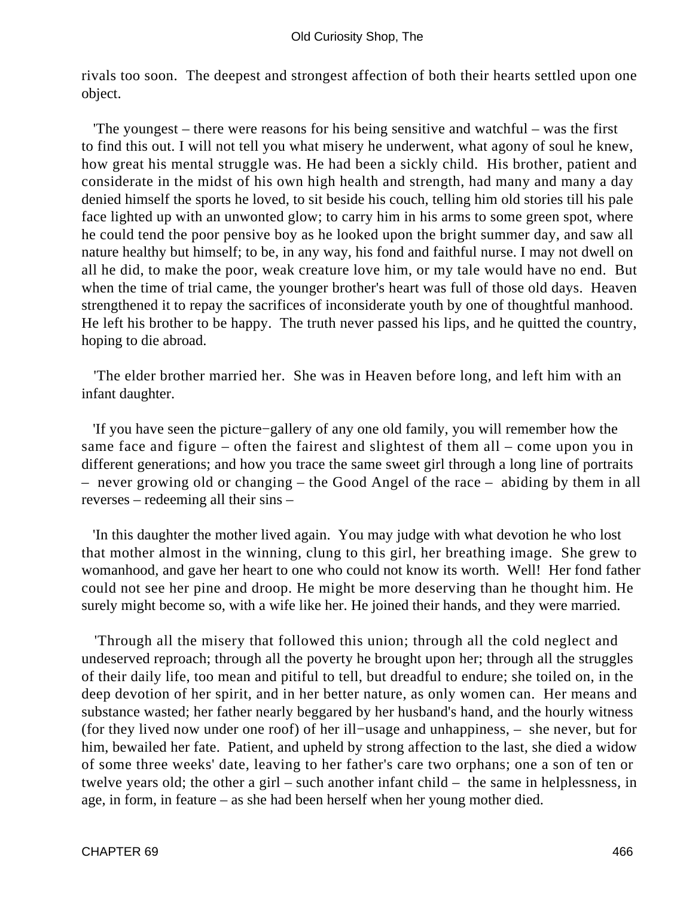rivals too soon. The deepest and strongest affection of both their hearts settled upon one object.

'The youngest – there were reasons for his being sensitive and watchful – was the first to find this out. I will not tell you what misery he underwent, what agony of soul he knew, how great his mental struggle was. He had been a sickly child. His brother, patient and considerate in the midst of his own high health and strength, had many and many a day denied himself the sports he loved, to sit beside his couch, telling him old stories till his pale face lighted up with an unwonted glow; to carry him in his arms to some green spot, where he could tend the poor pensive boy as he looked upon the bright summer day, and saw all nature healthy but himself; to be, in any way, his fond and faithful nurse. I may not dwell on all he did, to make the poor, weak creature love him, or my tale would have no end. But when the time of trial came, the younger brother's heart was full of those old days. Heaven strengthened it to repay the sacrifices of inconsiderate youth by one of thoughtful manhood. He left his brother to be happy. The truth never passed his lips, and he quitted the country, hoping to die abroad.

'The elder brother married her. She was in Heaven before long, and left him with an infant daughter.

'If you have seen the picture−gallery of any one old family, you will remember how the same face and figure – often the fairest and slightest of them all – come upon you in different generations; and how you trace the same sweet girl through a long line of portraits – never growing old or changing – the Good Angel of the race – abiding by them in all reverses – redeeming all their sins –

'In this daughter the mother lived again. You may judge with what devotion he who lost that mother almost in the winning, clung to this girl, her breathing image. She grew to womanhood, and gave her heart to one who could not know its worth. Well! Her fond father could not see her pine and droop. He might be more deserving than he thought him. He surely might become so, with a wife like her. He joined their hands, and they were married.

'Through all the misery that followed this union; through all the cold neglect and undeserved reproach; through all the poverty he brought upon her; through all the struggles of their daily life, too mean and pitiful to tell, but dreadful to endure; she toiled on, in the deep devotion of her spirit, and in her better nature, as only women can. Her means and substance wasted; her father nearly beggared by her husband's hand, and the hourly witness (for they lived now under one roof) of her ill−usage and unhappiness, – she never, but for him, bewailed her fate. Patient, and upheld by strong affection to the last, she died a widow of some three weeks' date, leaving to her father's care two orphans; one a son of ten or twelve years old; the other a girl – such another infant child – the same in helplessness, in age, in form, in feature – as she had been herself when her young mother died.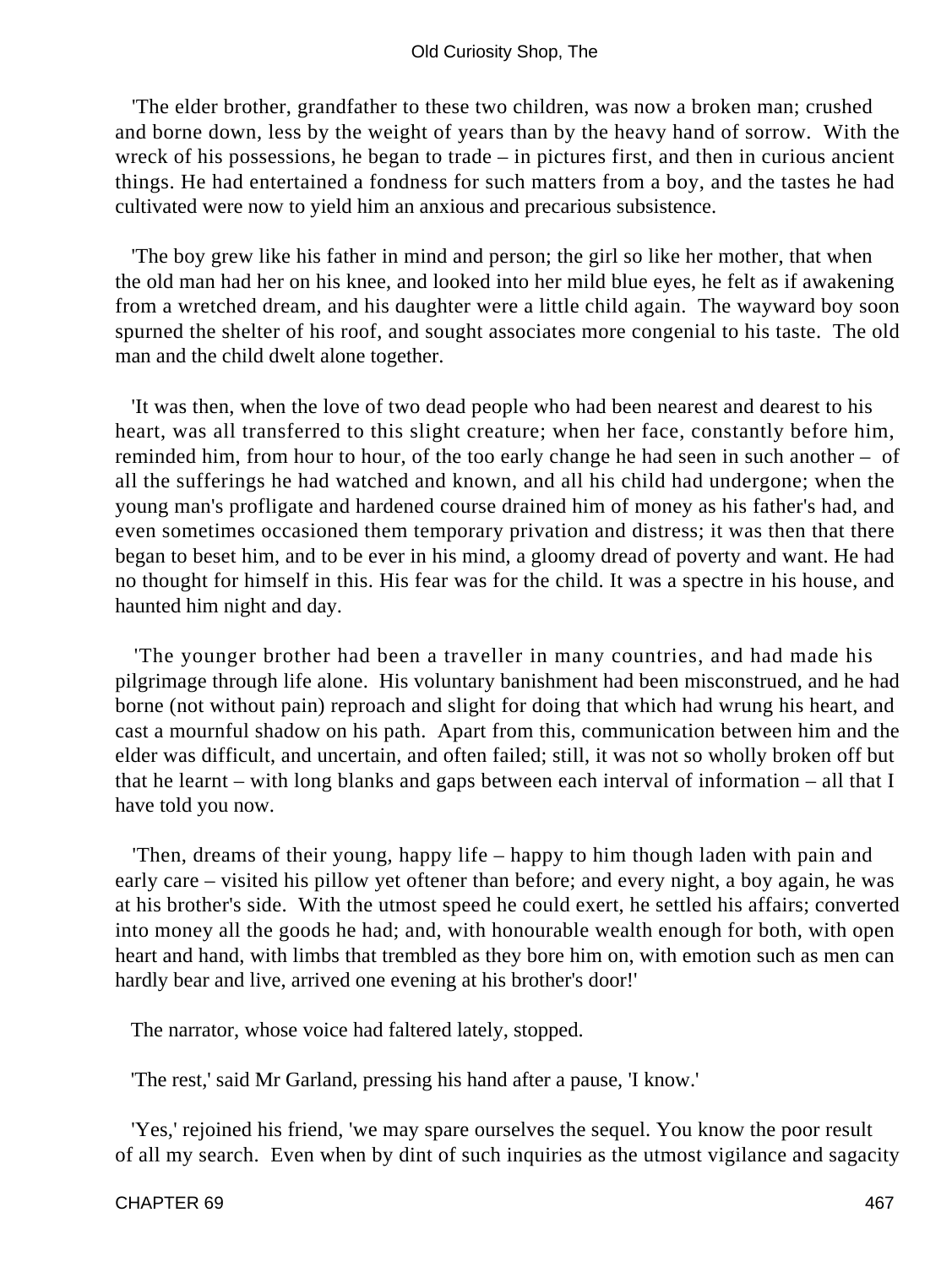'The elder brother, grandfather to these two children, was now a broken man; crushed and borne down, less by the weight of years than by the heavy hand of sorrow. With the wreck of his possessions, he began to trade – in pictures first, and then in curious ancient things. He had entertained a fondness for such matters from a boy, and the tastes he had cultivated were now to yield him an anxious and precarious subsistence.

'The boy grew like his father in mind and person; the girl so like her mother, that when the old man had her on his knee, and looked into her mild blue eyes, he felt as if awakening from a wretched dream, and his daughter were a little child again. The wayward boy soon spurned the shelter of his roof, and sought associates more congenial to his taste. The old man and the child dwelt alone together.

'It was then, when the love of two dead people who had been nearest and dearest to his heart, was all transferred to this slight creature; when her face, constantly before him, reminded him, from hour to hour, of the too early change he had seen in such another – of all the sufferings he had watched and known, and all his child had undergone; when the young man's profligate and hardened course drained him of money as his father's had, and even sometimes occasioned them temporary privation and distress; it was then that there began to beset him, and to be ever in his mind, a gloomy dread of poverty and want. He had no thought for himself in this. His fear was for the child. It was a spectre in his house, and haunted him night and day.

'The younger brother had been a traveller in many countries, and had made his pilgrimage through life alone. His voluntary banishment had been misconstrued, and he had borne (not without pain) reproach and slight for doing that which had wrung his heart, and cast a mournful shadow on his path. Apart from this, communication between him and the elder was difficult, and uncertain, and often failed; still, it was not so wholly broken off but that he learnt – with long blanks and gaps between each interval of information – all that I have told you now.

'Then, dreams of their young, happy life – happy to him though laden with pain and early care – visited his pillow yet oftener than before; and every night, a boy again, he was at his brother's side. With the utmost speed he could exert, he settled his affairs; converted into money all the goods he had; and, with honourable wealth enough for both, with open heart and hand, with limbs that trembled as they bore him on, with emotion such as men can hardly bear and live, arrived one evening at his brother's door!'

The narrator, whose voice had faltered lately, stopped.

'The rest,' said Mr Garland, pressing his hand after a pause, 'I know.'

'Yes,' rejoined his friend, 'we may spare ourselves the sequel. You know the poor result of all my search. Even when by dint of such inquiries as the utmost vigilance and sagacity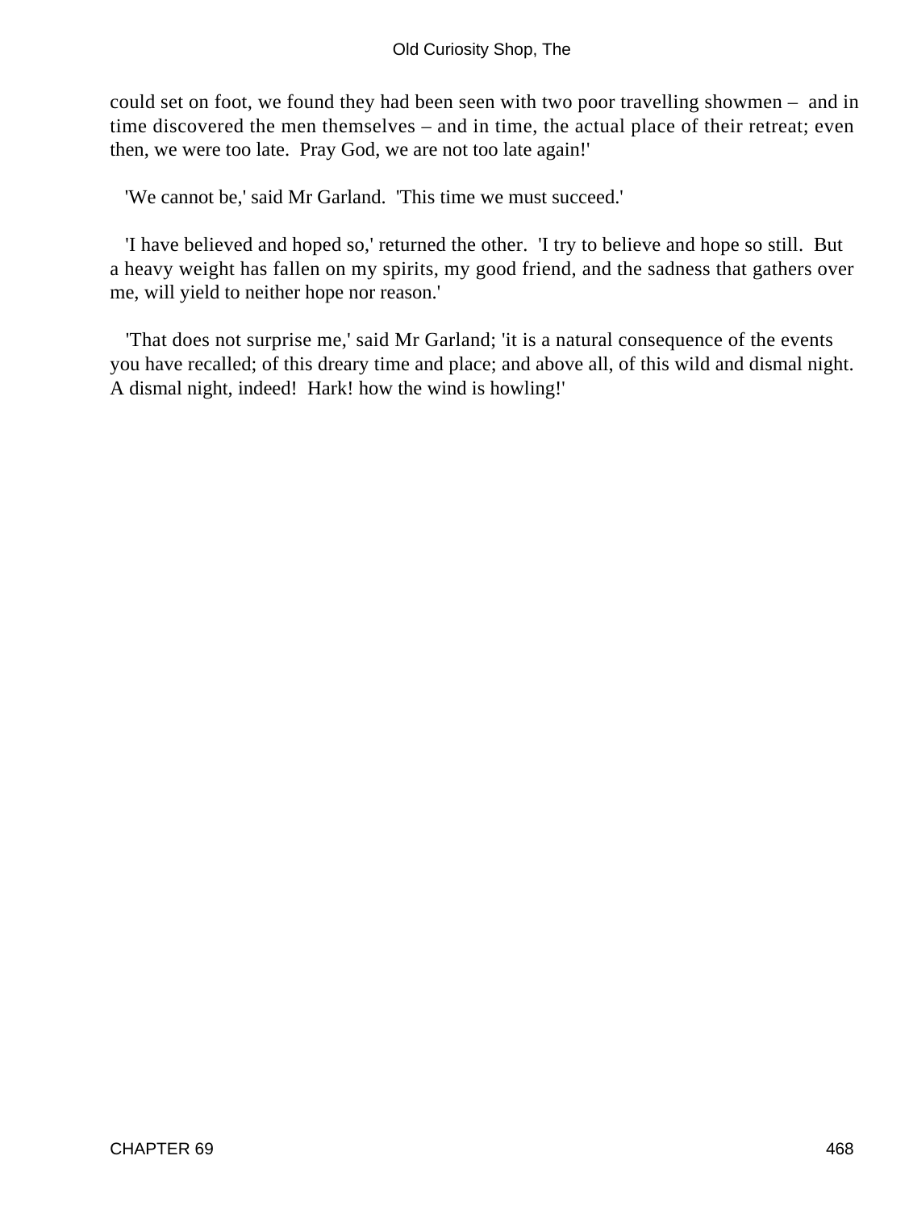could set on foot, we found they had been seen with two poor travelling showmen – and in time discovered the men themselves – and in time, the actual place of their retreat; even then, we were too late. Pray God, we are not too late again!'

'We cannot be,' said Mr Garland. 'This time we must succeed.'

'I have believed and hoped so,' returned the other. 'I try to believe and hope so still. But a heavy weight has fallen on my spirits, my good friend, and the sadness that gathers over me, will yield to neither hope nor reason.'

'That does not surprise me,' said Mr Garland; 'it is a natural consequence of the events you have recalled; of this dreary time and place; and above all, of this wild and dismal night. A dismal night, indeed! Hark! how the wind is howling!'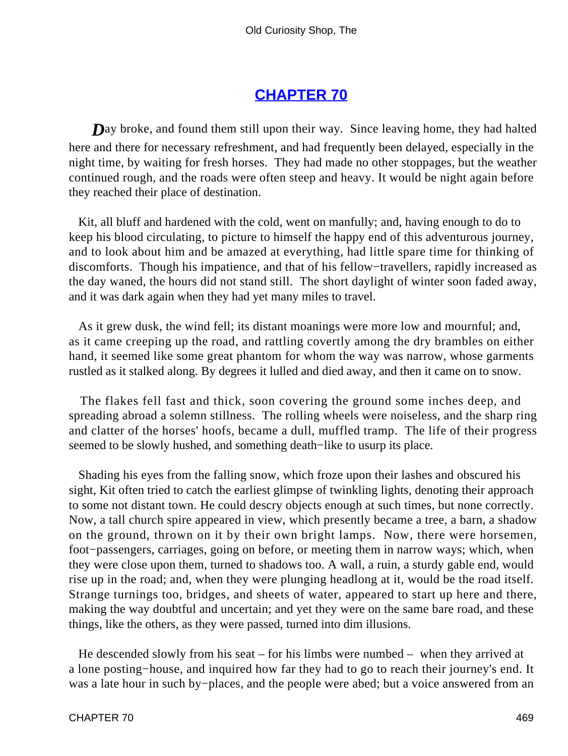## CHAPTER 70

Day broke, and found them still upon their way. Since leaving home, they had halted here and there for necessary refreshment, and had frequently been delayed, especially in the night time, by waiting for fresh horses. They had made no other stoppages, but the weather continued rough, and the roads were often steep and heavy. It would be night again before they reached their place of destination.

Kit, all bluff and hardened with the cold, went on manfully; and, having enough to do to keep his blood circulating, to picture to himself the happy end of this adventurous journey, and to look about him and be amazed at everything, had little spare time for thinking of discomforts. Though his impatience, and that of his fellow−travellers, rapidly increased as the day waned, the hours did not stand still. The short daylight of winter soon faded away, and it was dark again when they had yet many miles to travel.

As it grew dusk, the wind fell; its distant moanings were more low and mournful; and, as it came creeping up the road, and rattling covertly among the dry brambles on either hand, it seemed like some great phantom for whom the way was narrow, whose garments rustled as it stalked along. By degrees it lulled and died away, and then it came on to snow.

The flakes fell fast and thick, soon covering the ground some inches deep, and spreading abroad a solemn stillness. The rolling wheels were noiseless, and the sharp ring and clatter of the horses' hoofs, became a dull, muffled tramp. The life of their progress seemed to be slowly hushed, and something death−like to usurp its place.

Shading his eyes from the falling snow, which froze upon their lashes and obscured his sight, Kit often tried to catch the earliest glimpse of twinkling lights, denoting their approach to some not distant town. He could descry objects enough at such times, but none correctly. Now, a tall church spire appeared in view, which presently became a tree, a barn, a shadow on the ground, thrown on it by their own bright lamps. Now, there were horsemen, foot−passengers, carriages, going on before, or meeting them in narrow ways; which, when they were close upon them, turned to shadows too. A wall, a ruin, a sturdy gable end, would rise up in the road; and, when they were plunging headlong at it, would be the road itself. Strange turnings too, bridges, and sheets of water, appeared to start up here and there, making the way doubtful and uncertain; and yet they were on the same bare road, and these things, like the others, as they were passed, turned into dim illusions.

He descended slowly from his seat – for his limbs were numbed – when they arrived at a lone posting−house, and inquired how far they had to go to reach their journey's end. It was a late hour in such by−places, and the people were abed; but a voice answered from an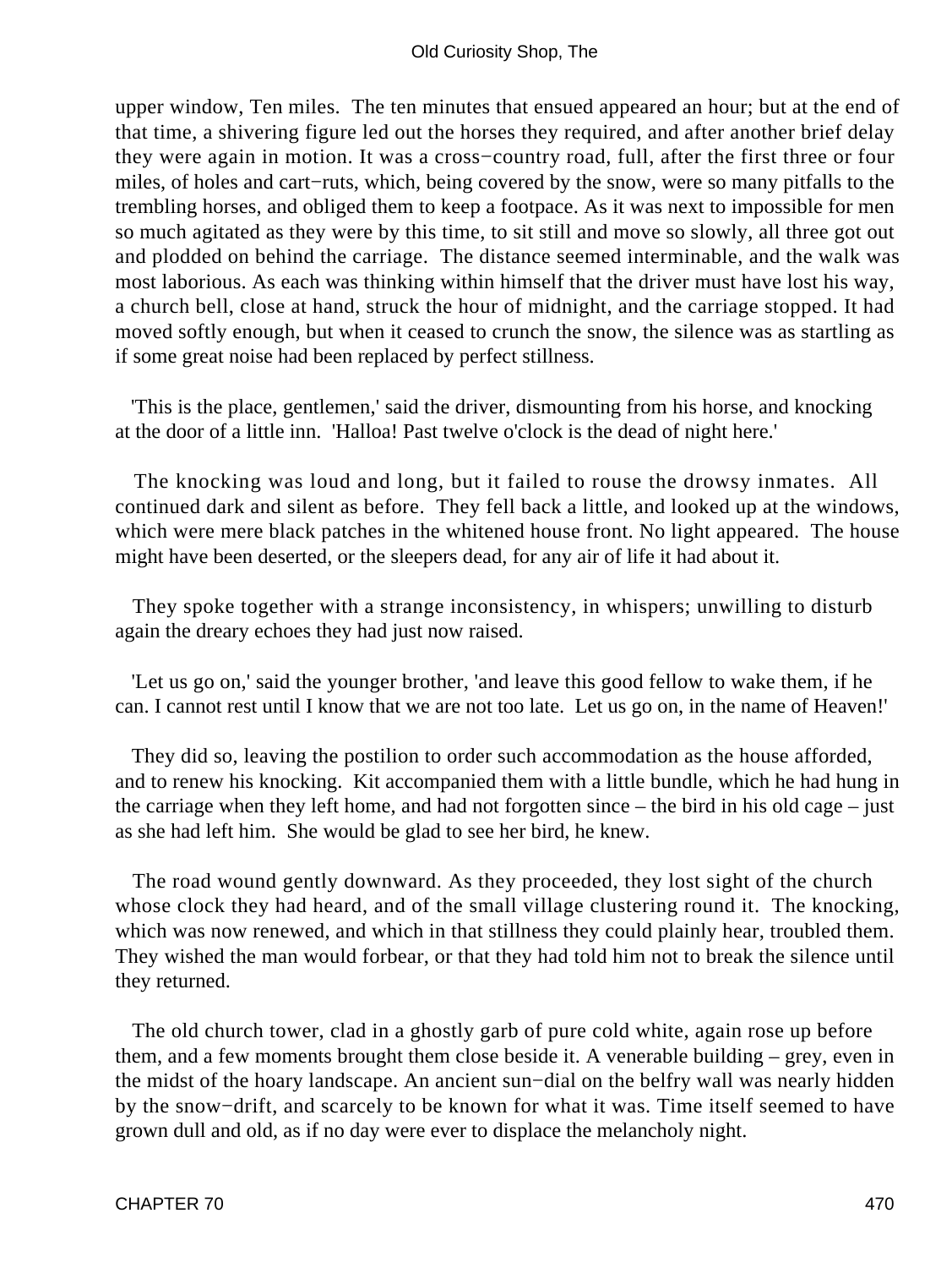upper window, Ten miles. The ten minutes that ensued appeared an hour; but at the end of that time, a shivering figure led out the horses they required, and after another brief delay they were again in motion. It was a cross−country road, full, after the first three or four miles, of holes and cart−ruts, which, being covered by the snow, were so many pitfalls to the trembling horses, and obliged them to keep a footpace. As it was next to impossible for men so much agitated as they were by this time, to sit still and move so slowly, all three got out and plodded on behind the carriage. The distance seemed interminable, and the walk was most laborious. As each was thinking within himself that the driver must have lost his way, a church bell, close at hand, struck the hour of midnight, and the carriage stopped. It had moved softly enough, but when it ceased to crunch the snow, the silence was as startling as if some great noise had been replaced by perfect stillness.

'This is the place, gentlemen,' said the driver, dismounting from his horse, and knocking at the door of a little inn. 'Halloa! Past twelve o'clock is the dead of night here.'

The knocking was loud and long, but it failed to rouse the drowsy inmates. All continued dark and silent as before. They fell back a little, and looked up at the windows, which were mere black patches in the whitened house front. No light appeared. The house might have been deserted, or the sleepers dead, for any air of life it had about it.

They spoke together with a strange inconsistency, in whispers; unwilling to disturb again the dreary echoes they had just now raised.

'Let us go on,' said the younger brother, 'and leave this good fellow to wake them, if he can. I cannot rest until I know that we are not too late. Let us go on, in the name of Heaven!'

They did so, leaving the postilion to order such accommodation as the house afforded, and to renew his knocking. Kit accompanied them with a little bundle, which he had hung in the carriage when they left home, and had not forgotten since – the bird in his old cage – just as she had left him. She would be glad to see her bird, he knew.

The road wound gently downward. As they proceeded, they lost sight of the church whose clock they had heard, and of the small village clustering round it. The knocking, which was now renewed, and which in that stillness they could plainly hear, troubled them. They wished the man would forbear, or that they had told him not to break the silence until they returned.

The old church tower, clad in a ghostly garb of pure cold white, again rose up before them, and a few moments brought them close beside it. A venerable building – grey, even in the midst of the hoary landscape. An ancient sun−dial on the belfry wall was nearly hidden by the snow−drift, and scarcely to be known for what it was. Time itself seemed to have grown dull and old, as if no day were ever to displace the melancholy night.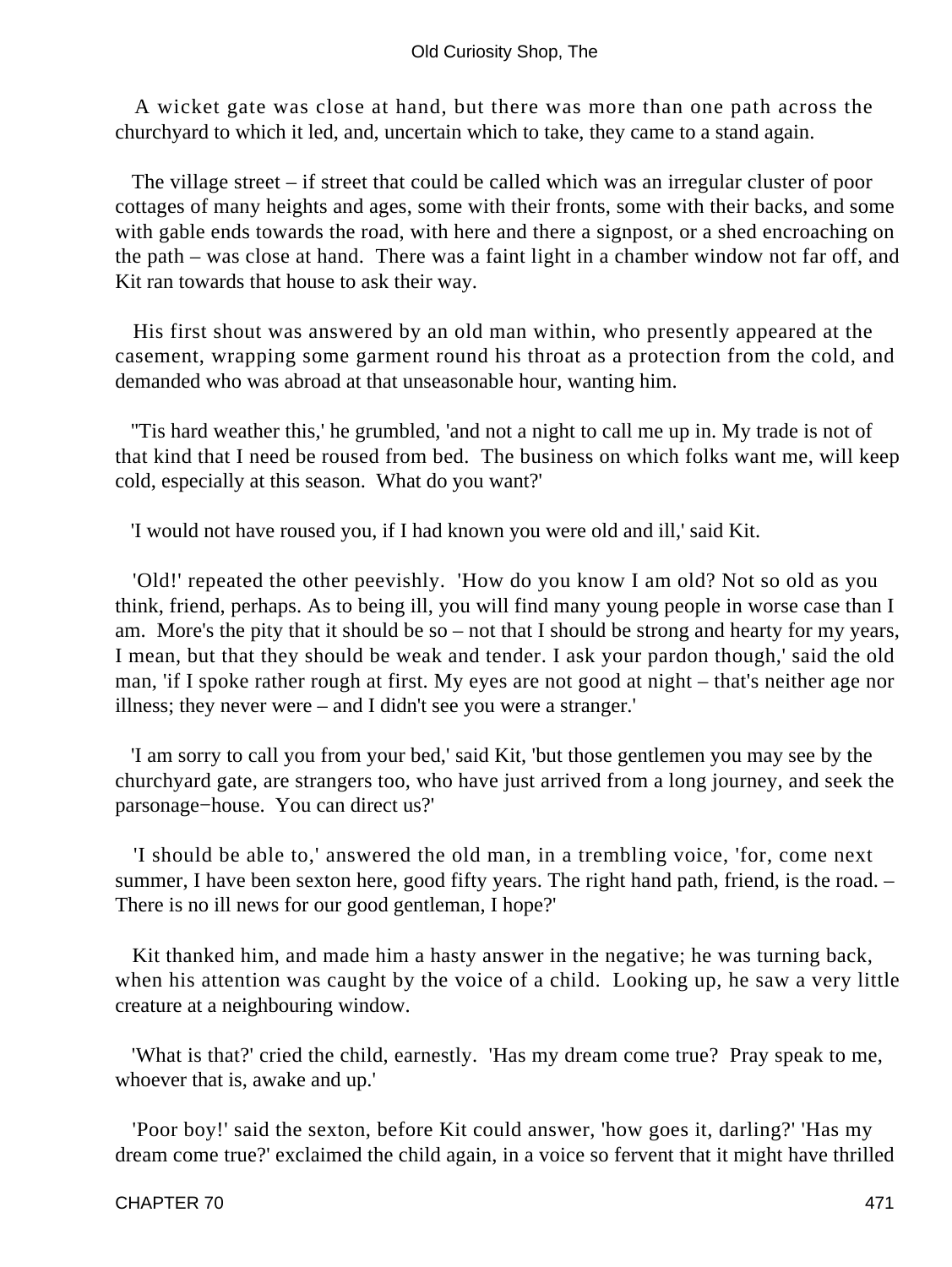A wicket gate was close at hand, but there was more than one path across the churchyard to which it led, and, uncertain which to take, they came to a stand again.

The village street – if street that could be called which was an irregular cluster of poor cottages of many heights and ages, some with their fronts, some with their backs, and some with gable ends towards the road, with here and there a signpost, or a shed encroaching on the path – was close at hand. There was a faint light in a chamber window not far off, and Kit ran towards that house to ask their way.

His first shout was answered by an old man within, who presently appeared at the casement, wrapping some garment round his throat as a protection from the cold, and demanded who was abroad at that unseasonable hour, wanting him.

''Tis hard weather this,' he grumbled, 'and not a night to call me up in. My trade is not of that kind that I need be roused from bed. The business on which folks want me, will keep cold, especially at this season. What do you want?'

'I would not have roused you, if I had known you were old and ill,' said Kit.

'Old!' repeated the other peevishly. 'How do you know I am old? Not so old as you think, friend, perhaps. As to being ill, you will find many young people in worse case than I am. More's the pity that it should be so – not that I should be strong and hearty for my years, I mean, but that they should be weak and tender. I ask your pardon though,' said the old man, 'if I spoke rather rough at first. My eyes are not good at night – that's neither age nor illness; they never were – and I didn't see you were a stranger.'

'I am sorry to call you from your bed,' said Kit, 'but those gentlemen you may see by the churchyard gate, are strangers too, who have just arrived from a long journey, and seek the parsonage−house. You can direct us?'

'I should be able to,' answered the old man, in a trembling voice, 'for, come next summer, I have been sexton here, good fifty years. The right hand path, friend, is the road. – There is no ill news for our good gentleman, I hope?'

Kit thanked him, and made him a hasty answer in the negative; he was turning back, when his attention was caught by the voice of a child. Looking up, he saw a very little creature at a neighbouring window.

'What is that?' cried the child, earnestly. 'Has my dream come true? Pray speak to me, whoever that is, awake and up.'

'Poor boy!' said the sexton, before Kit could answer, 'how goes it, darling?' 'Has my dream come true?' exclaimed the child again, in a voice so fervent that it might have thrilled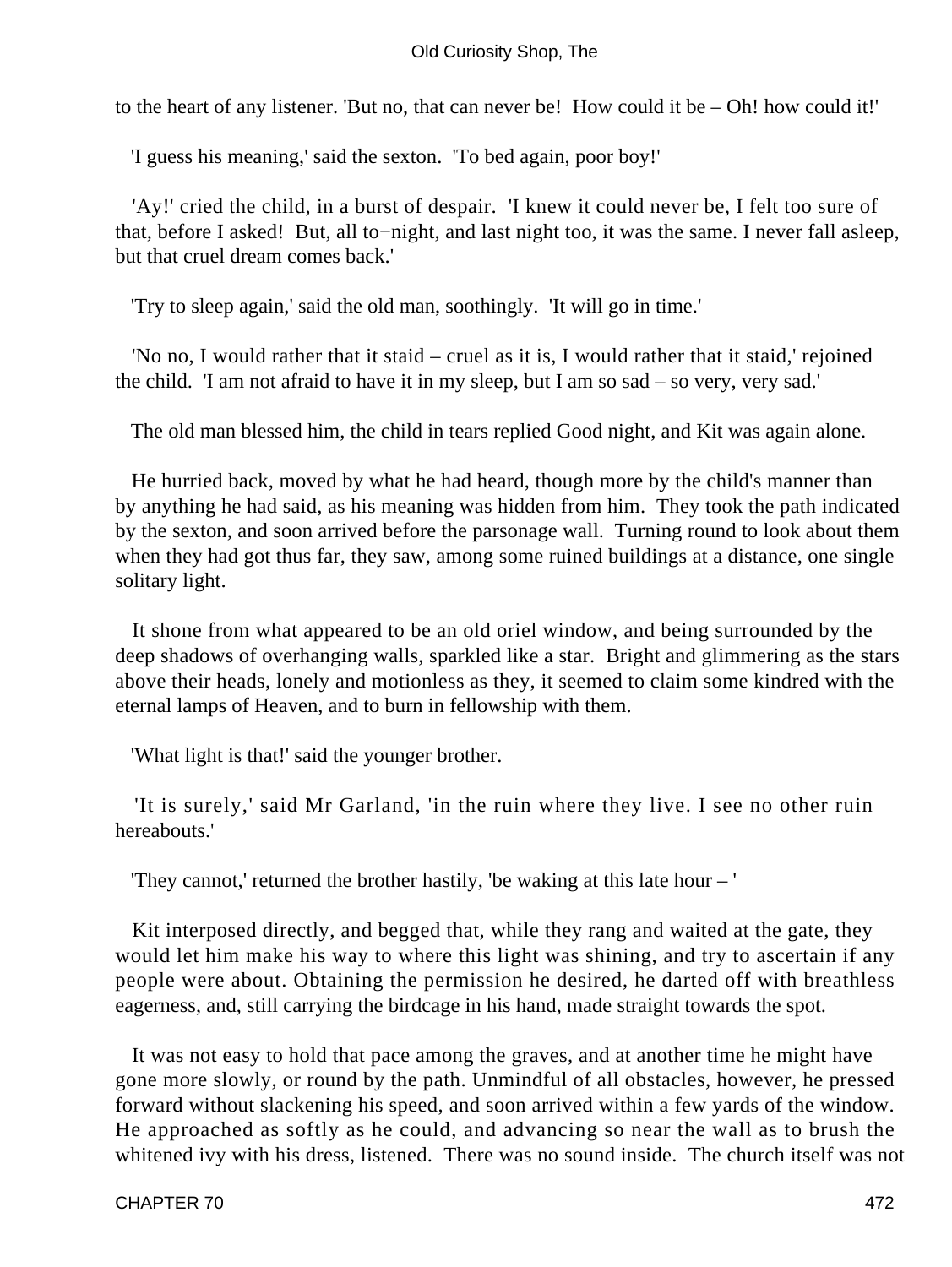to the heart of any listener. 'But no, that can never be! How could it be – Oh! how could it!'

'I guess his meaning,' said the sexton. 'To bed again, poor boy!'

'Ay!' cried the child, in a burst of despair. 'I knew it could never be, I felt too sure of that, before I asked! But, all to−night, and last night too, it was the same. I never fall asleep, but that cruel dream comes back.'

'Try to sleep again,' said the old man, soothingly. 'It will go in time.'

'No no, I would rather that it staid – cruel as it is, I would rather that it staid,' rejoined the child. 'I am not afraid to have it in my sleep, but I am so sad – so very, very sad.'

The old man blessed him, the child in tears replied Good night, and Kit was again alone.

He hurried back, moved by what he had heard, though more by the child's manner than by anything he had said, as his meaning was hidden from him. They took the path indicated by the sexton, and soon arrived before the parsonage wall. Turning round to look about them when they had got thus far, they saw, among some ruined buildings at a distance, one single solitary light.

It shone from what appeared to be an old oriel window, and being surrounded by the deep shadows of overhanging walls, sparkled like a star. Bright and glimmering as the stars above their heads, lonely and motionless as they, it seemed to claim some kindred with the eternal lamps of Heaven, and to burn in fellowship with them.

'What light is that!' said the younger brother.

'It is surely,' said Mr Garland, 'in the ruin where they live. I see no other ruin hereabouts.'

'They cannot,' returned the brother hastily, 'be waking at this late hour – '

Kit interposed directly, and begged that, while they rang and waited at the gate, they would let him make his way to where this light was shining, and try to ascertain if any people were about. Obtaining the permission he desired, he darted off with breathless eagerness, and, still carrying the birdcage in his hand, made straight towards the spot.

It was not easy to hold that pace among the graves, and at another time he might have gone more slowly, or round by the path. Unmindful of all obstacles, however, he pressed forward without slackening his speed, and soon arrived within a few yards of the window. He approached as softly as he could, and advancing so near the wall as to brush the whitened ivy with his dress, listened. There was no sound inside. The church itself was not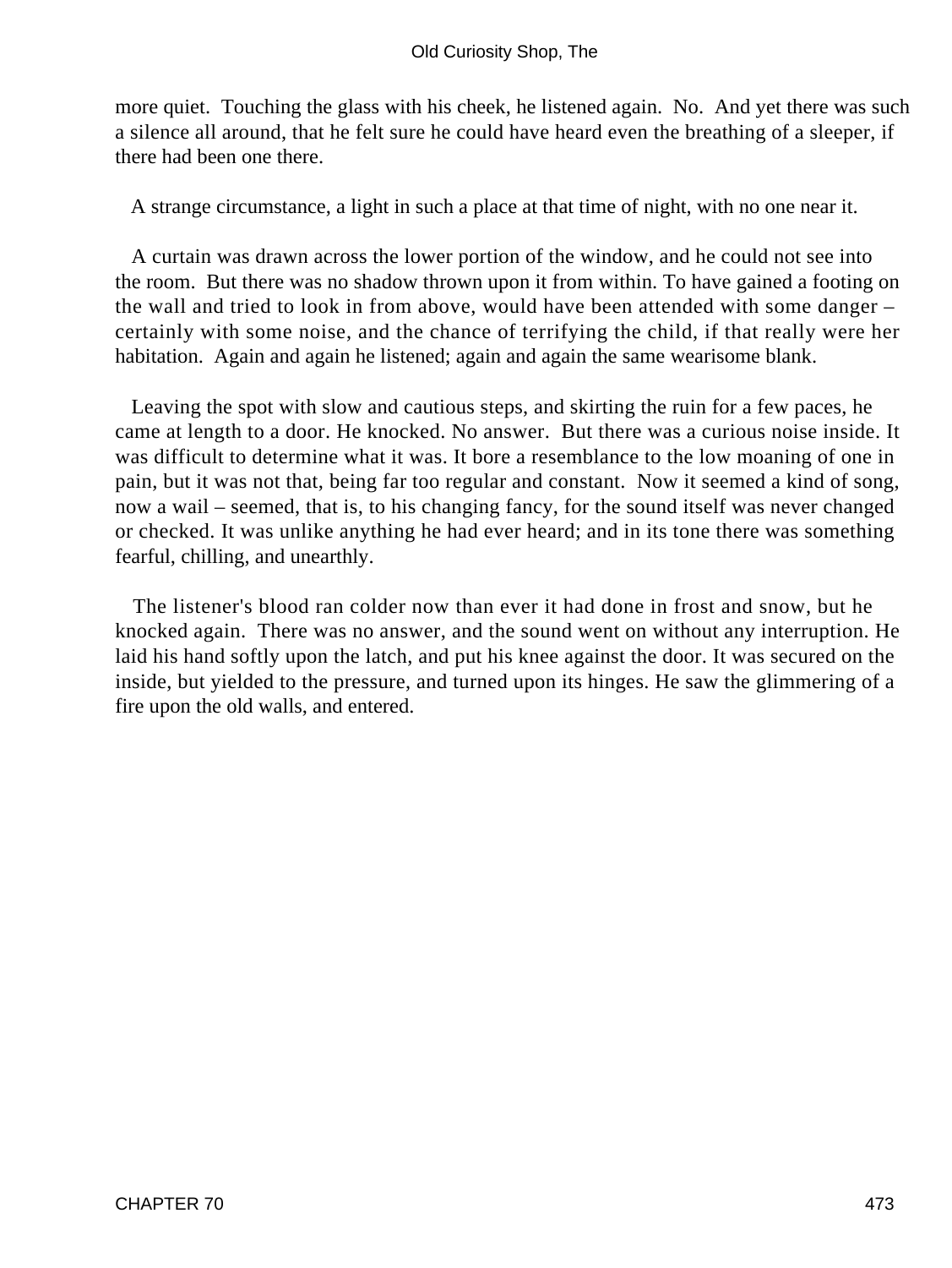more quiet. Touching the glass with his cheek, he listened again. No. And yet there was such a silence all around, that he felt sure he could have heard even the breathing of a sleeper, if there had been one there.

A strange circumstance, a light in such a place at that time of night, with no one near it.

A curtain was drawn across the lower portion of the window, and he could not see into the room. But there was no shadow thrown upon it from within. To have gained a footing on the wall and tried to look in from above, would have been attended with some danger – certainly with some noise, and the chance of terrifying the child, if that really were her habitation. Again and again he listened; again and again the same wearisome blank.

Leaving the spot with slow and cautious steps, and skirting the ruin for a few paces, he came at length to a door. He knocked. No answer. But there was a curious noise inside. It was difficult to determine what it was. It bore a resemblance to the low moaning of one in pain, but it was not that, being far too regular and constant. Now it seemed a kind of song, now a wail – seemed, that is, to his changing fancy, for the sound itself was never changed or checked. It was unlike anything he had ever heard; and in its tone there was something fearful, chilling, and unearthly.

The listener's blood ran colder now than ever it had done in frost and snow, but he knocked again. There was no answer, and the sound went on without any interruption. He laid his hand softly upon the latch, and put his knee against the door. It was secured on the inside, but yielded to the pressure, and turned upon its hinges. He saw the glimmering of a fire upon the old walls, and entered.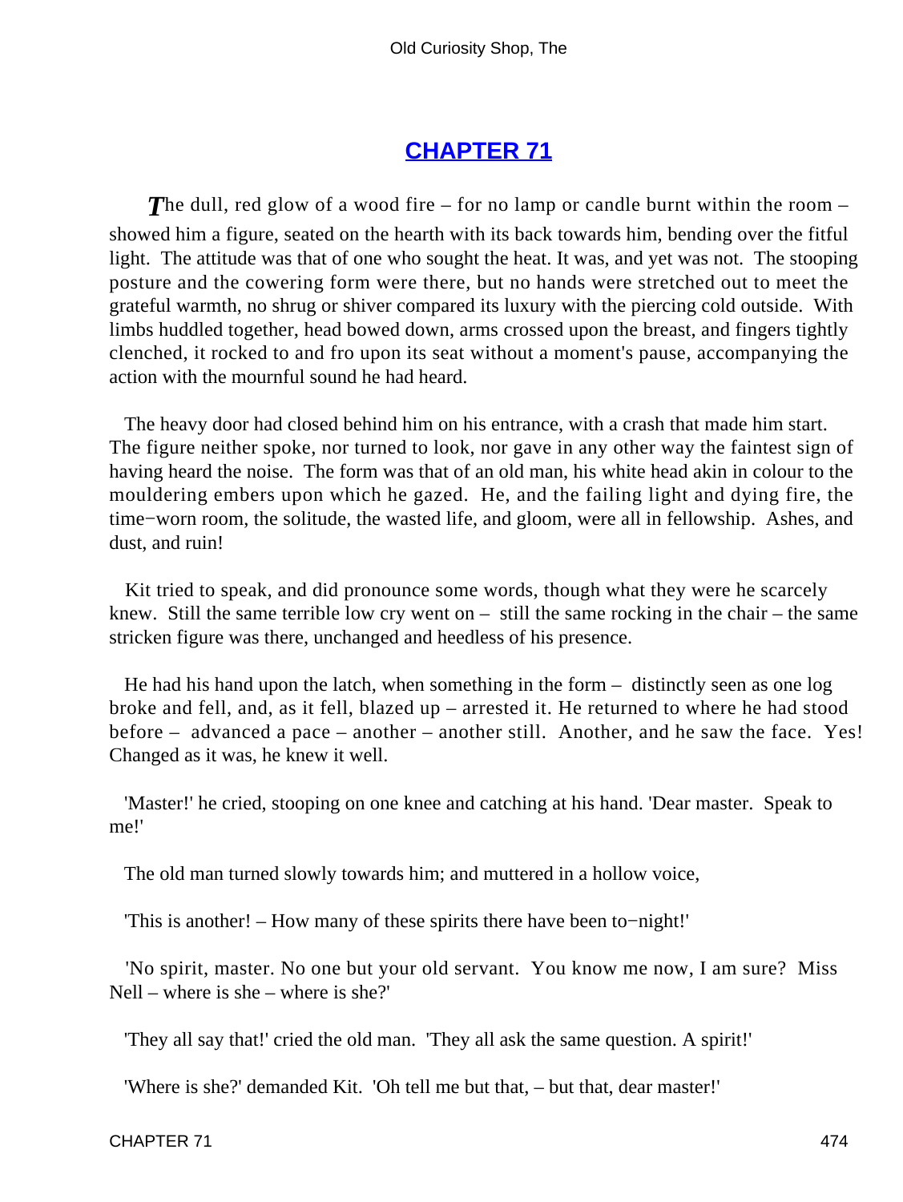## CHAPTER 71

*T*he dull, red glow of a wood fire – for no lamp or candle burnt within the room – showed him a figure, seated on the hearth with its back towards him, bending over the fitful light. The attitude was that of one who sought the heat. It was, and yet was not. The stooping posture and the cowering form were there, but no hands were stretched out to meet the grateful warmth, no shrug or shiver compared its luxury with the piercing cold outside. With limbs huddled together, head bowed down, arms crossed upon the breast, and fingers tightly clenched, it rocked to and fro upon its seat without a moment's pause, accompanying the action with the mournful sound he had heard.

The heavy door had closed behind him on his entrance, with a crash that made him start. The figure neither spoke, nor turned to look, nor gave in any other way the faintest sign of having heard the noise. The form was that of an old man, his white head akin in colour to the mouldering embers upon which he gazed. He, and the failing light and dying fire, the time−worn room, the solitude, the wasted life, and gloom, were all in fellowship. Ashes, and dust, and ruin!

Kit tried to speak, and did pronounce some words, though what they were he scarcely knew. Still the same terrible low cry went on – still the same rocking in the chair – the same stricken figure was there, unchanged and heedless of his presence.

He had his hand upon the latch, when something in the form – distinctly seen as one log broke and fell, and, as it fell, blazed up – arrested it. He returned to where he had stood before – advanced a pace – another – another still. Another, and he saw the face. Yes! Changed as it was, he knew it well.

'Master!' he cried, stooping on one knee and catching at his hand. 'Dear master. Speak to me!'

The old man turned slowly towards him; and muttered in a hollow voice,

'This is another! – How many of these spirits there have been to−night!'

'No spirit, master. No one but your old servant. You know me now, I am sure? Miss Nell – where is she – where is she?'

'They all say that!' cried the old man. 'They all ask the same question. A spirit!'

'Where is she?' demanded Kit. 'Oh tell me but that, – but that, dear master!'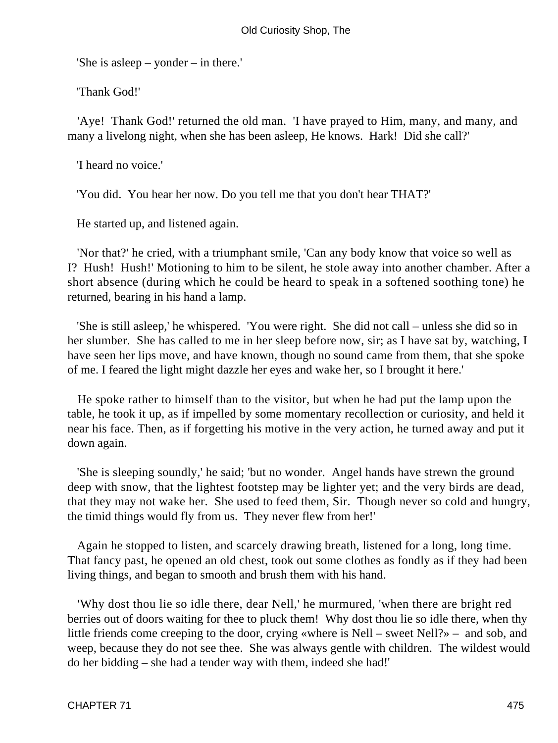'She is asleep – yonder – in there.'

'Thank God!'

'Aye!  Thank God!' returned the old man.  'I have prayed to Him, many, and many, and many a livelong night, when she has been asleep, He knows.  Hark!  Did she call?'

'I heard no voice.'

'You did.  You hear her now. Do you tell me that you don't hear THAT?'

He started up, and listened again.

'Nor that?' he cried, with a triumphant smile, 'Can any body know that voice so well as I?  Hush!  Hush!' Motioning to him to be silent, he stole away into another chamber. After a short absence (during which he could be heard to speak in a softened soothing tone) he returned, bearing in his hand a lamp.

'She is still asleep,' he whispered.  'You were right.  She did not call – unless she did so in her slumber.  She has called to me in her sleep before now, sir; as I have sat by, watching, I have seen her lips move, and have known, though no sound came from them, that she spoke of me. I feared the light might dazzle her eyes and wake her, so I brought it here.'

He spoke rather to himself than to the visitor, but when he had put the lamp upon the table, he took it up, as if impelled by some momentary recollection or curiosity, and held it near his face. Then, as if forgetting his motive in the very action, he turned away and put it down again.

'She is sleeping soundly,' he said; 'but no wonder.  Angel hands have strewn the ground deep with snow, that the lightest footstep may be lighter yet; and the very birds are dead, that they may not wake her.  She used to feed them, Sir.  Though never so cold and hungry, the timid things would fly from us.  They never flew from her!'

Again he stopped to listen, and scarcely drawing breath, listened for a long, long time.  That fancy past, he opened an old chest, took out some clothes as fondly as if they had been living things, and began to smooth and brush them with his hand.

'Why dost thou lie so idle there, dear Nell,' he murmured, 'when there are bright red berries out of doors waiting for thee to pluck them!  Why dost thou lie so idle there, when thy little friends come creeping to the door, crying «where is Nell – sweet Nell?» –  and sob, and weep, because they do not see thee.  She was always gentle with children.  The wildest would do her bidding – she had a tender way with them, indeed she had!'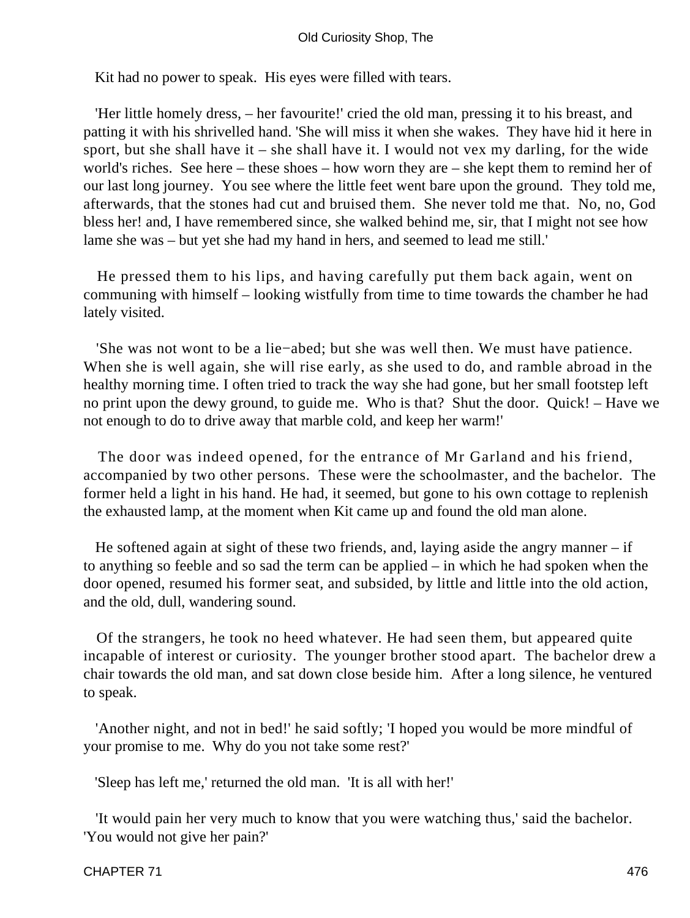Kit had no power to speak. His eyes were filled with tears.

'Her little homely dress, – her favourite!' cried the old man, pressing it to his breast, and patting it with his shrivelled hand. 'She will miss it when she wakes. They have hid it here in sport, but she shall have it – she shall have it. I would not vex my darling, for the wide world's riches. See here – these shoes – how worn they are – she kept them to remind her of our last long journey. You see where the little feet went bare upon the ground. They told me, afterwards, that the stones had cut and bruised them. She never told me that. No, no, God bless her! and, I have remembered since, she walked behind me, sir, that I might not see how lame she was – but yet she had my hand in hers, and seemed to lead me still.'

He pressed them to his lips, and having carefully put them back again, went on communing with himself – looking wistfully from time to time towards the chamber he had lately visited.

'She was not wont to be a lie−abed; but she was well then. We must have patience. When she is well again, she will rise early, as she used to do, and ramble abroad in the healthy morning time. I often tried to track the way she had gone, but her small footstep left no print upon the dewy ground, to guide me. Who is that? Shut the door. Quick! – Have we not enough to do to drive away that marble cold, and keep her warm!'

The door was indeed opened, for the entrance of Mr Garland and his friend, accompanied by two other persons. These were the schoolmaster, and the bachelor. The former held a light in his hand. He had, it seemed, but gone to his own cottage to replenish the exhausted lamp, at the moment when Kit came up and found the old man alone.

He softened again at sight of these two friends, and, laying aside the angry manner – if to anything so feeble and so sad the term can be applied – in which he had spoken when the door opened, resumed his former seat, and subsided, by little and little into the old action, and the old, dull, wandering sound.

Of the strangers, he took no heed whatever. He had seen them, but appeared quite incapable of interest or curiosity. The younger brother stood apart. The bachelor drew a chair towards the old man, and sat down close beside him. After a long silence, he ventured to speak.

'Another night, and not in bed!' he said softly; 'I hoped you would be more mindful of your promise to me. Why do you not take some rest?'

'Sleep has left me,' returned the old man. 'It is all with her!'

'It would pain her very much to know that you were watching thus,' said the bachelor. 'You would not give her pain?'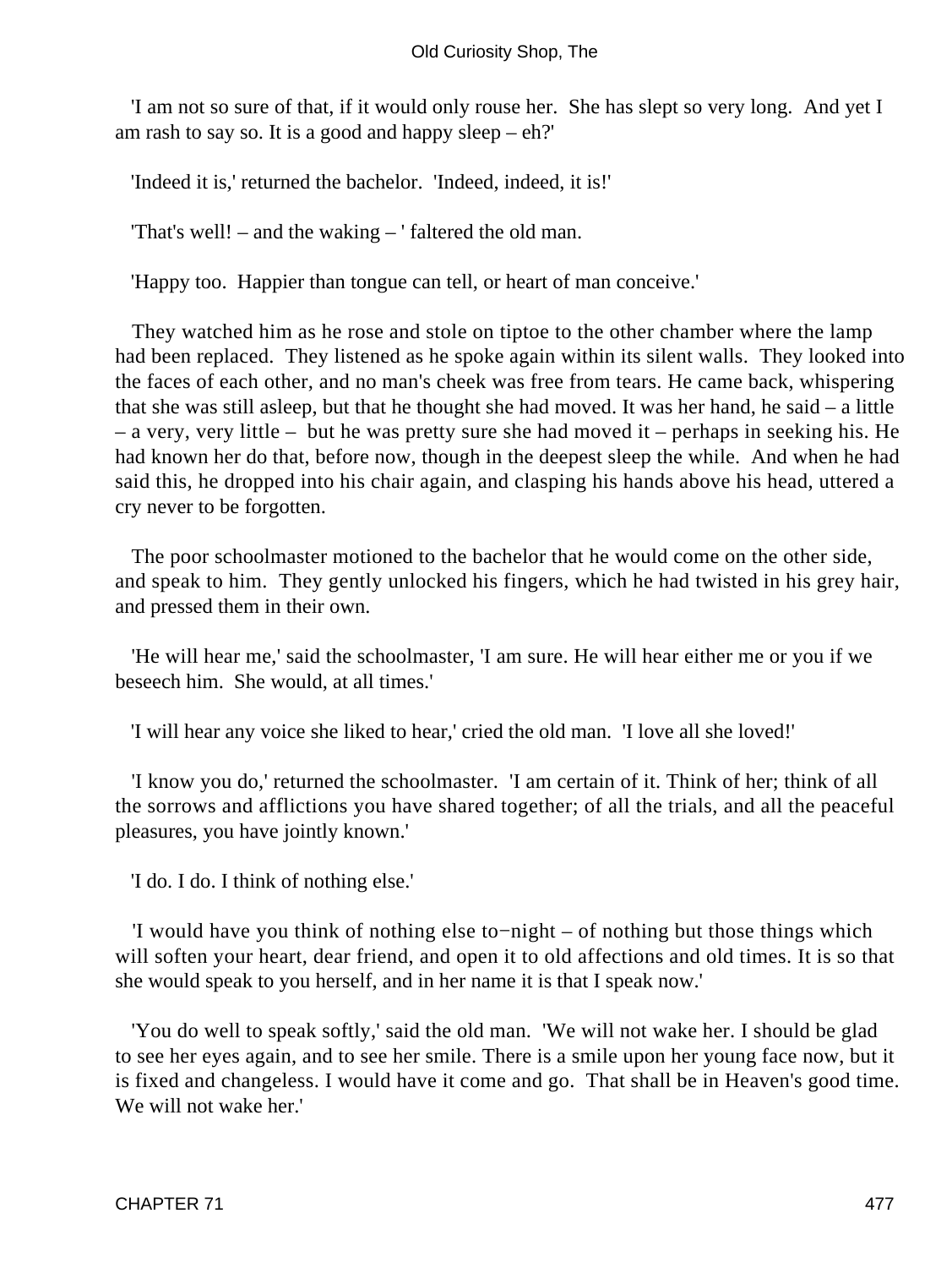'I am not so sure of that, if it would only rouse her. She has slept so very long. And yet I am rash to say so. It is a good and happy sleep – eh?'

'Indeed it is,' returned the bachelor. 'Indeed, indeed, it is!'

'That's well! – and the waking – ' faltered the old man.

'Happy too. Happier than tongue can tell, or heart of man conceive.'

They watched him as he rose and stole on tiptoe to the other chamber where the lamp had been replaced. They listened as he spoke again within its silent walls. They looked into the faces of each other, and no man's cheek was free from tears. He came back, whispering that she was still asleep, but that he thought she had moved. It was her hand, he said – a little – a very, very little – but he was pretty sure she had moved it – perhaps in seeking his. He had known her do that, before now, though in the deepest sleep the while. And when he had said this, he dropped into his chair again, and clasping his hands above his head, uttered a cry never to be forgotten.

The poor schoolmaster motioned to the bachelor that he would come on the other side, and speak to him. They gently unlocked his fingers, which he had twisted in his grey hair, and pressed them in their own.

'He will hear me,' said the schoolmaster, 'I am sure. He will hear either me or you if we beseech him. She would, at all times.'

'I will hear any voice she liked to hear,' cried the old man. 'I love all she loved!'

'I know you do,' returned the schoolmaster. 'I am certain of it. Think of her; think of all the sorrows and afflictions you have shared together; of all the trials, and all the peaceful pleasures, you have jointly known.'

'I do. I do. I think of nothing else.'

'I would have you think of nothing else to-night – of nothing but those things which will soften your heart, dear friend, and open it to old affections and old times. It is so that she would speak to you herself, and in her name it is that I speak now.'

'You do well to speak softly,' said the old man. 'We will not wake her. I should be glad to see her eyes again, and to see her smile. There is a smile upon her young face now, but it is fixed and changeless. I would have it come and go. That shall be in Heaven's good time. We will not wake her.'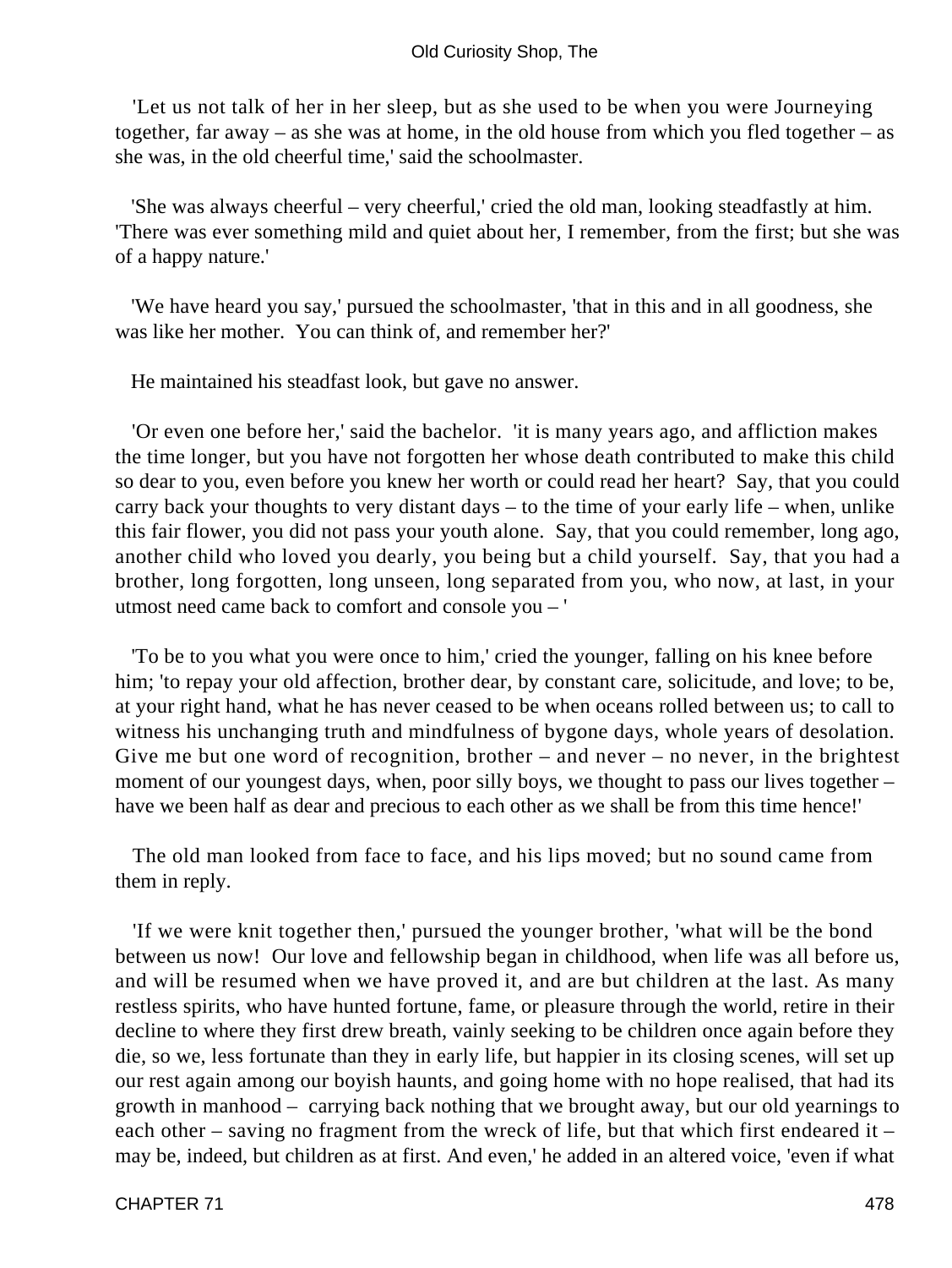'Let us not talk of her in her sleep, but as she used to be when you were Journeying together, far away – as she was at home, in the old house from which you fled together – as she was, in the old cheerful time,' said the schoolmaster.

'She was always cheerful – very cheerful,' cried the old man, looking steadfastly at him. 'There was ever something mild and quiet about her, I remember, from the first; but she was of a happy nature.'

'We have heard you say,' pursued the schoolmaster, 'that in this and in all goodness, she was like her mother. You can think of, and remember her?'

He maintained his steadfast look, but gave no answer.

'Or even one before her,' said the bachelor. 'it is many years ago, and affliction makes the time longer, but you have not forgotten her whose death contributed to make this child so dear to you, even before you knew her worth or could read her heart? Say, that you could carry back your thoughts to very distant days – to the time of your early life – when, unlike this fair flower, you did not pass your youth alone. Say, that you could remember, long ago, another child who loved you dearly, you being but a child yourself. Say, that you had a brother, long forgotten, long unseen, long separated from you, who now, at last, in your utmost need came back to comfort and console you – '

'To be to you what you were once to him,' cried the younger, falling on his knee before him; 'to repay your old affection, brother dear, by constant care, solicitude, and love; to be, at your right hand, what he has never ceased to be when oceans rolled between us; to call to witness his unchanging truth and mindfulness of bygone days, whole years of desolation. Give me but one word of recognition, brother – and never – no never, in the brightest moment of our youngest days, when, poor silly boys, we thought to pass our lives together – have we been half as dear and precious to each other as we shall be from this time hence!'

The old man looked from face to face, and his lips moved; but no sound came from them in reply.

'If we were knit together then,' pursued the younger brother, 'what will be the bond between us now! Our love and fellowship began in childhood, when life was all before us, and will be resumed when we have proved it, and are but children at the last. As many restless spirits, who have hunted fortune, fame, or pleasure through the world, retire in their decline to where they first drew breath, vainly seeking to be children once again before they die, so we, less fortunate than they in early life, but happier in its closing scenes, will set up our rest again among our boyish haunts, and going home with no hope realised, that had its growth in manhood – carrying back nothing that we brought away, but our old yearnings to each other – saving no fragment from the wreck of life, but that which first endeared it – may be, indeed, but children as at first. And even,' he added in an altered voice, 'even if what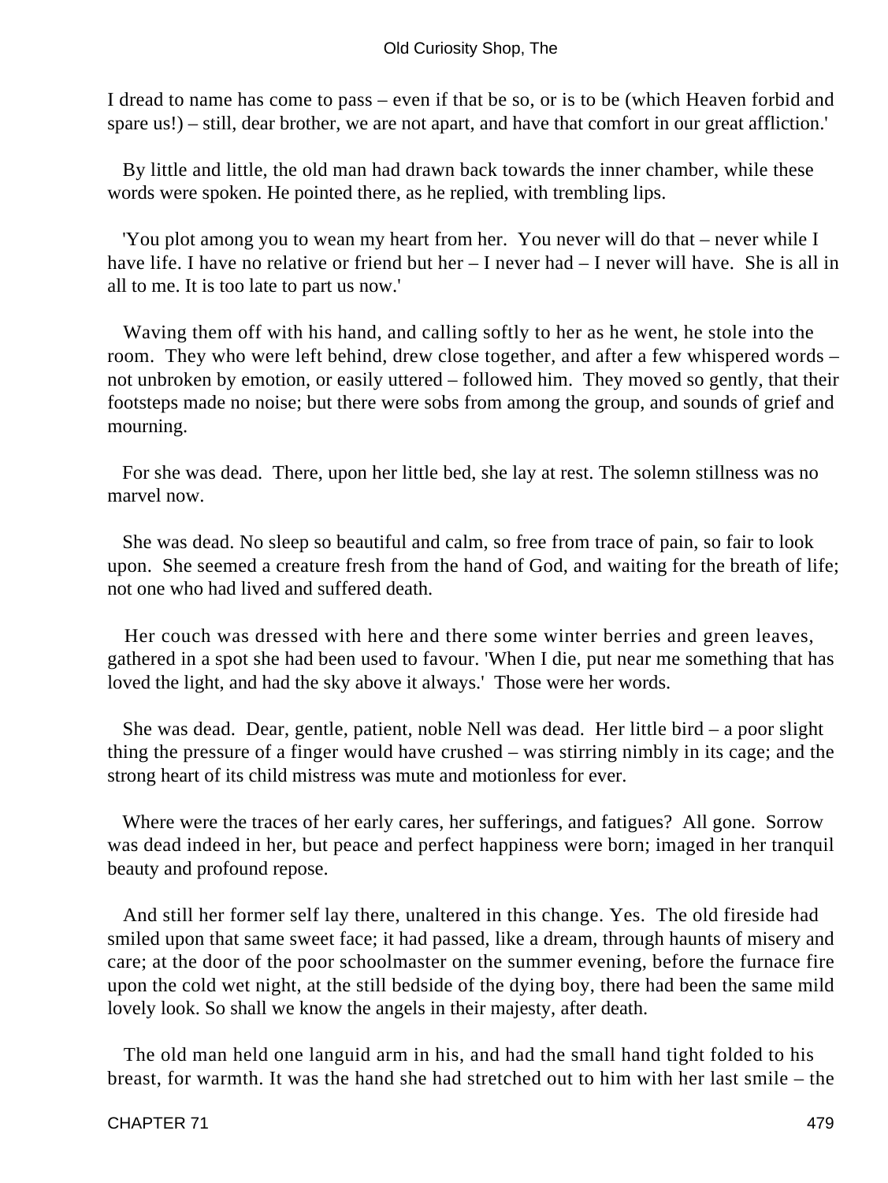I dread to name has come to pass – even if that be so, or is to be (which Heaven forbid and spare us!) – still, dear brother, we are not apart, and have that comfort in our great affliction.'

By little and little, the old man had drawn back towards the inner chamber, while these words were spoken. He pointed there, as he replied, with trembling lips.

'You plot among you to wean my heart from her. You never will do that – never while I have life. I have no relative or friend but her – I never had – I never will have. She is all in all to me. It is too late to part us now.'

Waving them off with his hand, and calling softly to her as he went, he stole into the room. They who were left behind, drew close together, and after a few whispered words – not unbroken by emotion, or easily uttered – followed him. They moved so gently, that their footsteps made no noise; but there were sobs from among the group, and sounds of grief and mourning.

For she was dead. There, upon her little bed, she lay at rest. The solemn stillness was no marvel now.

She was dead. No sleep so beautiful and calm, so free from trace of pain, so fair to look upon. She seemed a creature fresh from the hand of God, and waiting for the breath of life; not one who had lived and suffered death.

Her couch was dressed with here and there some winter berries and green leaves, gathered in a spot she had been used to favour. 'When I die, put near me something that has loved the light, and had the sky above it always.' Those were her words.

She was dead. Dear, gentle, patient, noble Nell was dead. Her little bird – a poor slight thing the pressure of a finger would have crushed – was stirring nimbly in its cage; and the strong heart of its child mistress was mute and motionless for ever.

Where were the traces of her early cares, her sufferings, and fatigues? All gone. Sorrow was dead indeed in her, but peace and perfect happiness were born; imaged in her tranquil beauty and profound repose.

And still her former self lay there, unaltered in this change. Yes. The old fireside had smiled upon that same sweet face; it had passed, like a dream, through haunts of misery and care; at the door of the poor schoolmaster on the summer evening, before the furnace fire upon the cold wet night, at the still bedside of the dying boy, there had been the same mild lovely look. So shall we know the angels in their majesty, after death.

The old man held one languid arm in his, and had the small hand tight folded to his breast, for warmth. It was the hand she had stretched out to him with her last smile – the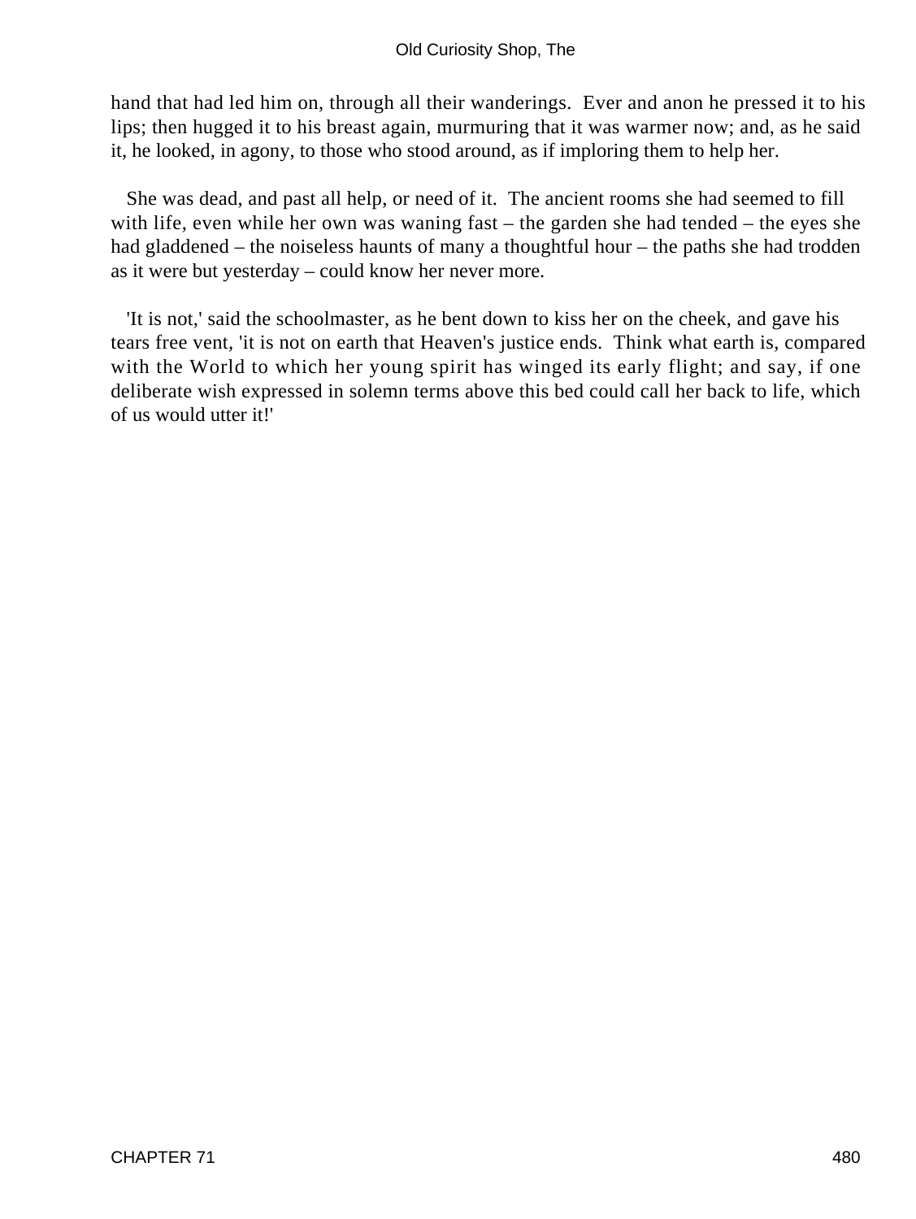hand that had led him on, through all their wanderings. Ever and anon he pressed it to his lips; then hugged it to his breast again, murmuring that it was warmer now; and, as he said it, he looked, in agony, to those who stood around, as if imploring them to help her.

She was dead, and past all help, or need of it. The ancient rooms she had seemed to fill with life, even while her own was waning fast – the garden she had tended – the eyes she had gladdened – the noiseless haunts of many a thoughtful hour – the paths she had trodden as it were but yesterday – could know her never more.

'It is not,' said the schoolmaster, as he bent down to kiss her on the cheek, and gave his tears free vent, 'it is not on earth that Heaven's justice ends. Think what earth is, compared with the World to which her young spirit has winged its early flight; and say, if one deliberate wish expressed in solemn terms above this bed could call her back to life, which of us would utter it!'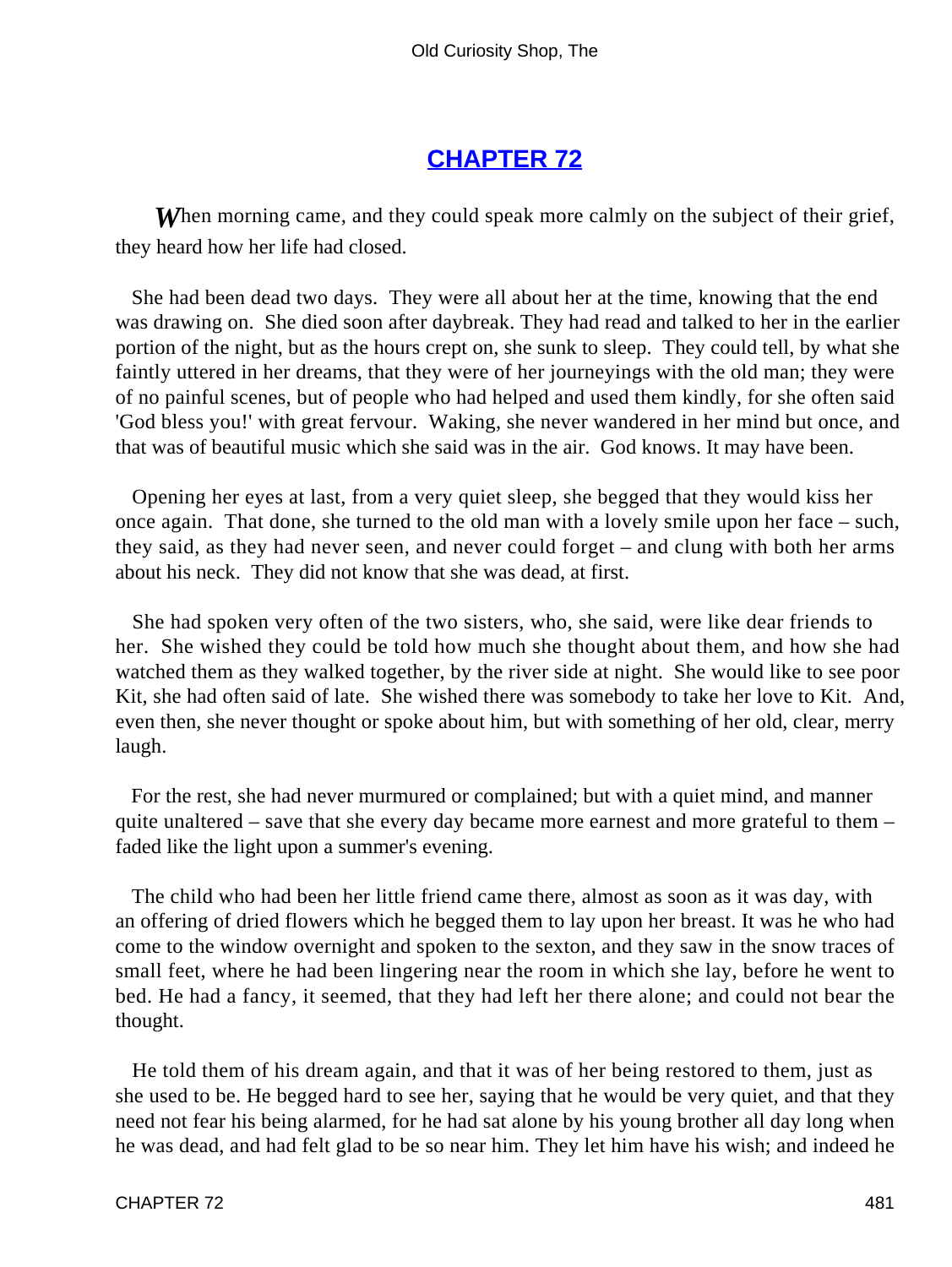## CHAPTER 72

*W*hen morning came, and they could speak more calmly on the subject of their grief, they heard how her life had closed.

She had been dead two days. They were all about her at the time, knowing that the end was drawing on. She died soon after daybreak. They had read and talked to her in the earlier portion of the night, but as the hours crept on, she sunk to sleep. They could tell, by what she faintly uttered in her dreams, that they were of her journeyings with the old man; they were of no painful scenes, but of people who had helped and used them kindly, for she often said 'God bless you!' with great fervour. Waking, she never wandered in her mind but once, and that was of beautiful music which she said was in the air. God knows. It may have been.

Opening her eyes at last, from a very quiet sleep, she begged that they would kiss her once again. That done, she turned to the old man with a lovely smile upon her face – such, they said, as they had never seen, and never could forget – and clung with both her arms about his neck. They did not know that she was dead, at first.

She had spoken very often of the two sisters, who, she said, were like dear friends to her. She wished they could be told how much she thought about them, and how she had watched them as they walked together, by the river side at night. She would like to see poor Kit, she had often said of late. She wished there was somebody to take her love to Kit. And, even then, she never thought or spoke about him, but with something of her old, clear, merry laugh.

For the rest, she had never murmured or complained; but with a quiet mind, and manner quite unaltered – save that she every day became more earnest and more grateful to them – faded like the light upon a summer's evening.

The child who had been her little friend came there, almost as soon as it was day, with an offering of dried flowers which he begged them to lay upon her breast. It was he who had come to the window overnight and spoken to the sexton, and they saw in the snow traces of small feet, where he had been lingering near the room in which she lay, before he went to bed. He had a fancy, it seemed, that they had left her there alone; and could not bear the thought.

He told them of his dream again, and that it was of her being restored to them, just as she used to be. He begged hard to see her, saying that he would be very quiet, and that they need not fear his being alarmed, for he had sat alone by his young brother all day long when he was dead, and had felt glad to be so near him. They let him have his wish; and indeed he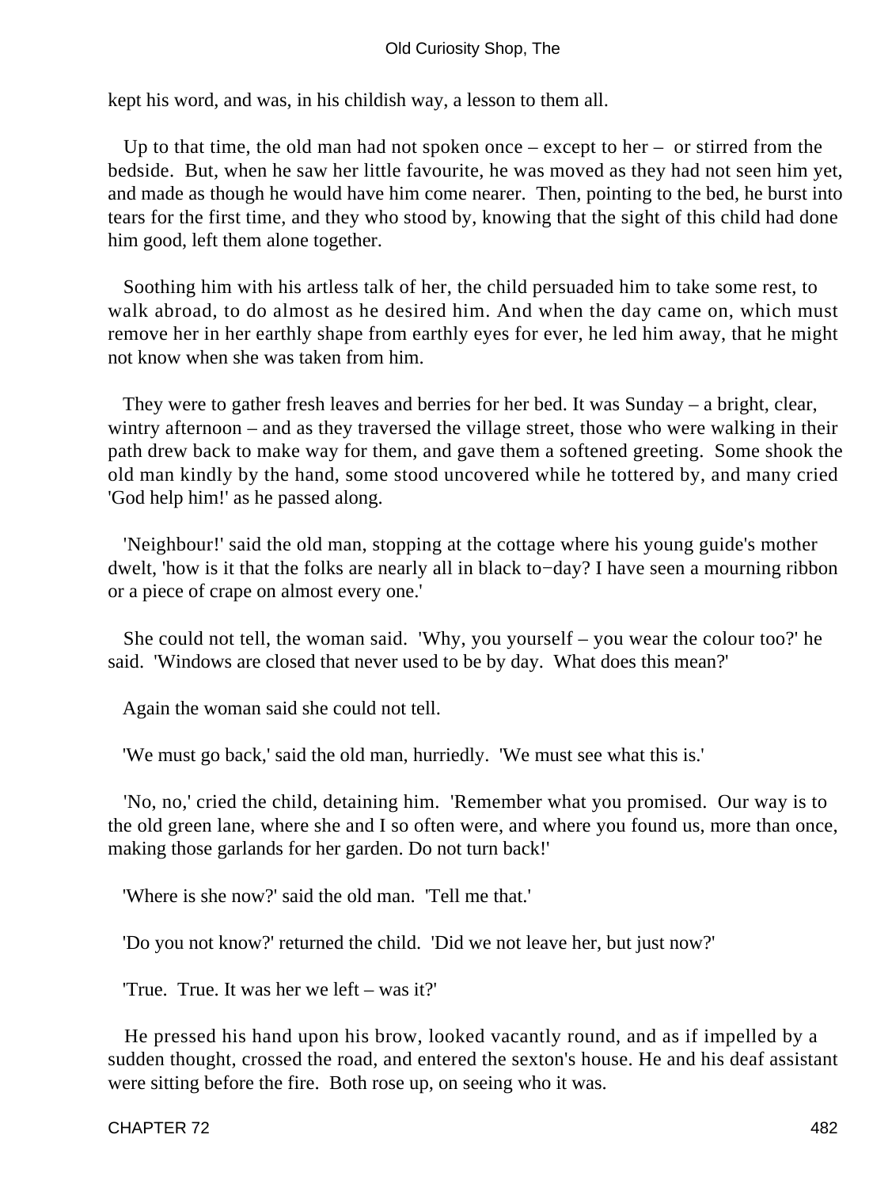kept his word, and was, in his childish way, a lesson to them all.

Up to that time, the old man had not spoken once – except to her – or stirred from the bedside. But, when he saw her little favourite, he was moved as they had not seen him yet, and made as though he would have him come nearer. Then, pointing to the bed, he burst into tears for the first time, and they who stood by, knowing that the sight of this child had done him good, left them alone together.

Soothing him with his artless talk of her, the child persuaded him to take some rest, to walk abroad, to do almost as he desired him. And when the day came on, which must remove her in her earthly shape from earthly eyes for ever, he led him away, that he might not know when she was taken from him.

They were to gather fresh leaves and berries for her bed. It was Sunday – a bright, clear, wintry afternoon – and as they traversed the village street, those who were walking in their path drew back to make way for them, and gave them a softened greeting. Some shook the old man kindly by the hand, some stood uncovered while he tottered by, and many cried 'God help him!' as he passed along.

'Neighbour!' said the old man, stopping at the cottage where his young guide's mother dwelt, 'how is it that the folks are nearly all in black to−day? I have seen a mourning ribbon or a piece of crape on almost every one.'

She could not tell, the woman said. 'Why, you yourself – you wear the colour too?' he said. 'Windows are closed that never used to be by day. What does this mean?'

Again the woman said she could not tell.

'We must go back,' said the old man, hurriedly. 'We must see what this is.'

'No, no,' cried the child, detaining him. 'Remember what you promised. Our way is to the old green lane, where she and I so often were, and where you found us, more than once, making those garlands for her garden. Do not turn back!'

'Where is she now?' said the old man. 'Tell me that.'

'Do you not know?' returned the child. 'Did we not leave her, but just now?'

'True. True. It was her we left – was it?'

He pressed his hand upon his brow, looked vacantly round, and as if impelled by a sudden thought, crossed the road, and entered the sexton's house. He and his deaf assistant were sitting before the fire. Both rose up, on seeing who it was.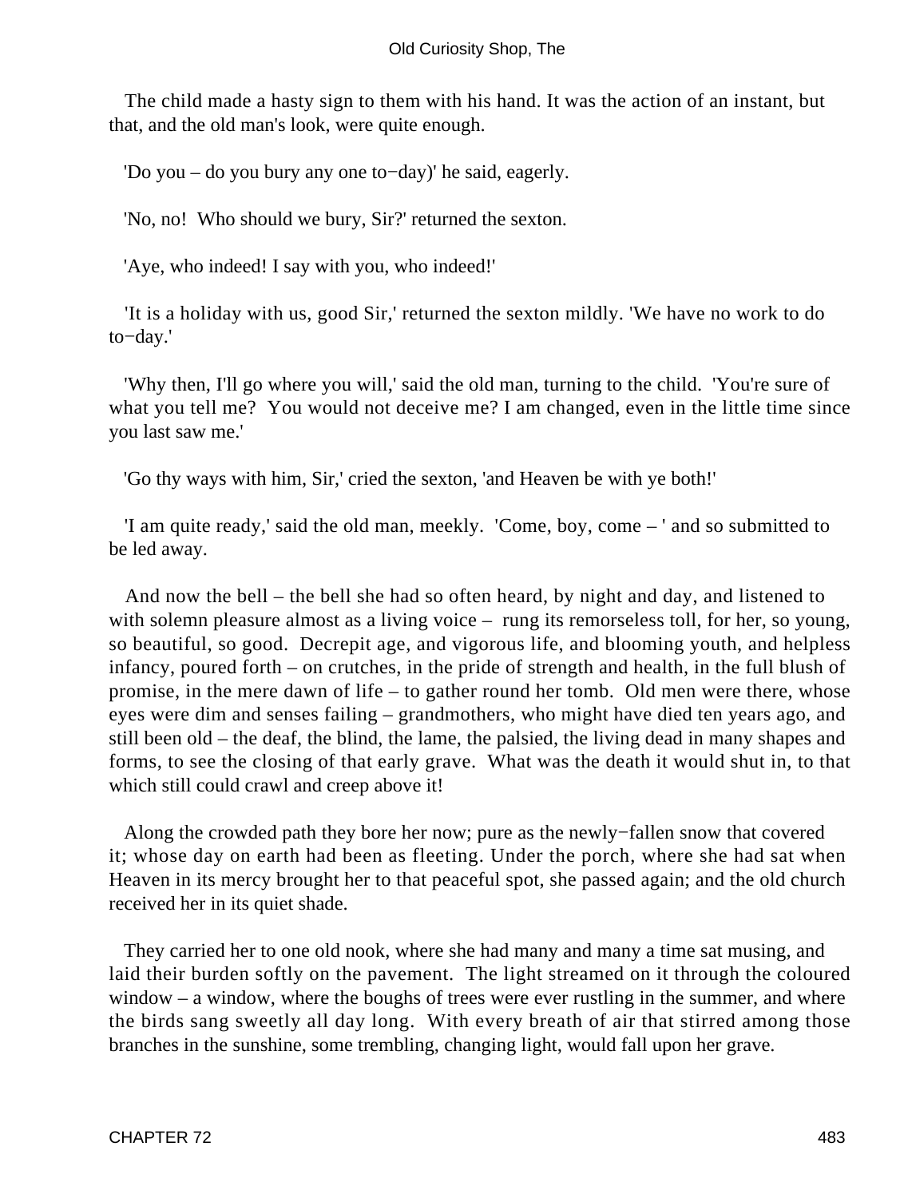The child made a hasty sign to them with his hand. It was the action of an instant, but that, and the old man's look, were quite enough.

'Do you – do you bury any one to−day)' he said, eagerly.

'No, no! Who should we bury, Sir?' returned the sexton.

'Aye, who indeed! I say with you, who indeed!'

'It is a holiday with us, good Sir,' returned the sexton mildly. 'We have no work to do to−day.'

'Why then, I'll go where you will,' said the old man, turning to the child. 'You're sure of what you tell me? You would not deceive me? I am changed, even in the little time since you last saw me.'

'Go thy ways with him, Sir,' cried the sexton, 'and Heaven be with ye both!'

'I am quite ready,' said the old man, meekly. 'Come, boy, come – ' and so submitted to be led away.

And now the bell – the bell she had so often heard, by night and day, and listened to with solemn pleasure almost as a living voice – rung its remorseless toll, for her, so young, so beautiful, so good. Decrepit age, and vigorous life, and blooming youth, and helpless infancy, poured forth – on crutches, in the pride of strength and health, in the full blush of promise, in the mere dawn of life – to gather round her tomb. Old men were there, whose eyes were dim and senses failing – grandmothers, who might have died ten years ago, and still been old – the deaf, the blind, the lame, the palsied, the living dead in many shapes and forms, to see the closing of that early grave. What was the death it would shut in, to that which still could crawl and creep above it!

Along the crowded path they bore her now; pure as the newly−fallen snow that covered it; whose day on earth had been as fleeting. Under the porch, where she had sat when Heaven in its mercy brought her to that peaceful spot, she passed again; and the old church received her in its quiet shade.

They carried her to one old nook, where she had many and many a time sat musing, and laid their burden softly on the pavement. The light streamed on it through the coloured window – a window, where the boughs of trees were ever rustling in the summer, and where the birds sang sweetly all day long. With every breath of air that stirred among those branches in the sunshine, some trembling, changing light, would fall upon her grave.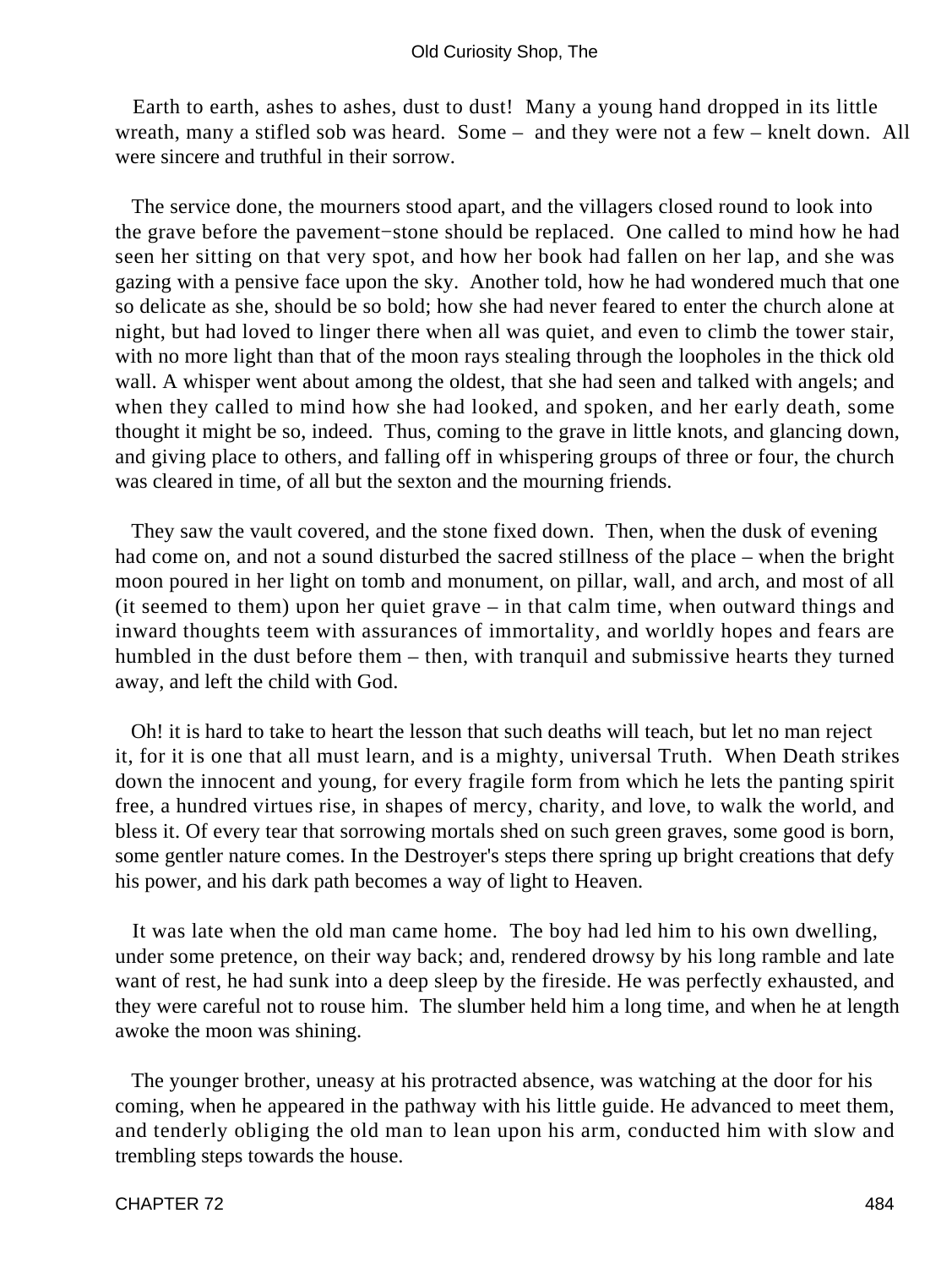Earth to earth, ashes to ashes, dust to dust! Many a young hand dropped in its little wreath, many a stifled sob was heard. Some – and they were not a few – knelt down. All were sincere and truthful in their sorrow.

The service done, the mourners stood apart, and the villagers closed round to look into the grave before the pavement−stone should be replaced. One called to mind how he had seen her sitting on that very spot, and how her book had fallen on her lap, and she was gazing with a pensive face upon the sky. Another told, how he had wondered much that one so delicate as she, should be so bold; how she had never feared to enter the church alone at night, but had loved to linger there when all was quiet, and even to climb the tower stair, with no more light than that of the moon rays stealing through the loopholes in the thick old wall. A whisper went about among the oldest, that she had seen and talked with angels; and when they called to mind how she had looked, and spoken, and her early death, some thought it might be so, indeed. Thus, coming to the grave in little knots, and glancing down, and giving place to others, and falling off in whispering groups of three or four, the church was cleared in time, of all but the sexton and the mourning friends.

They saw the vault covered, and the stone fixed down. Then, when the dusk of evening had come on, and not a sound disturbed the sacred stillness of the place – when the bright moon poured in her light on tomb and monument, on pillar, wall, and arch, and most of all (it seemed to them) upon her quiet grave – in that calm time, when outward things and inward thoughts teem with assurances of immortality, and worldly hopes and fears are humbled in the dust before them – then, with tranquil and submissive hearts they turned away, and left the child with God.

Oh! it is hard to take to heart the lesson that such deaths will teach, but let no man reject it, for it is one that all must learn, and is a mighty, universal Truth. When Death strikes down the innocent and young, for every fragile form from which he lets the panting spirit free, a hundred virtues rise, in shapes of mercy, charity, and love, to walk the world, and bless it. Of every tear that sorrowing mortals shed on such green graves, some good is born, some gentler nature comes. In the Destroyer's steps there spring up bright creations that defy his power, and his dark path becomes a way of light to Heaven.

It was late when the old man came home. The boy had led him to his own dwelling, under some pretence, on their way back; and, rendered drowsy by his long ramble and late want of rest, he had sunk into a deep sleep by the fireside. He was perfectly exhausted, and they were careful not to rouse him. The slumber held him a long time, and when he at length awoke the moon was shining.

The younger brother, uneasy at his protracted absence, was watching at the door for his coming, when he appeared in the pathway with his little guide. He advanced to meet them, and tenderly obliging the old man to lean upon his arm, conducted him with slow and trembling steps towards the house.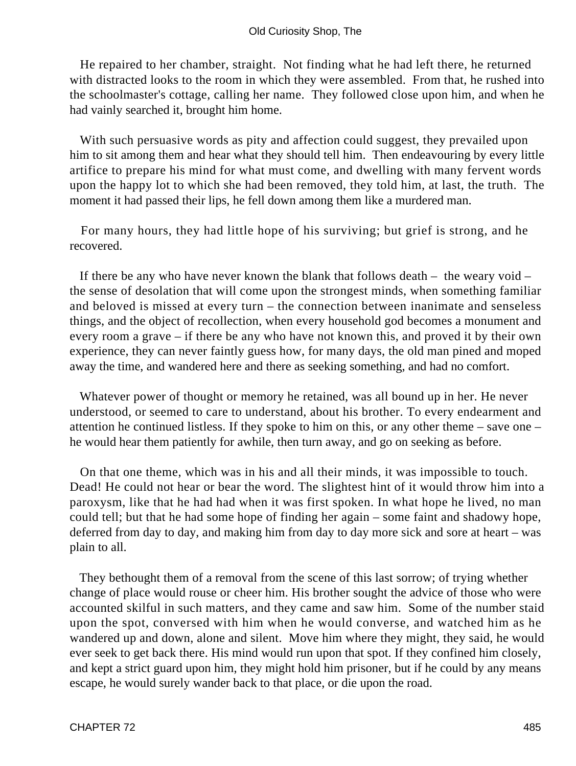He repaired to her chamber, straight. Not finding what he had left there, he returned with distracted looks to the room in which they were assembled. From that, he rushed into the schoolmaster's cottage, calling her name. They followed close upon him, and when he had vainly searched it, brought him home.

With such persuasive words as pity and affection could suggest, they prevailed upon him to sit among them and hear what they should tell him. Then endeavouring by every little artifice to prepare his mind for what must come, and dwelling with many fervent words upon the happy lot to which she had been removed, they told him, at last, the truth. The moment it had passed their lips, he fell down among them like a murdered man.

For many hours, they had little hope of his surviving; but grief is strong, and he recovered.

If there be any who have never known the blank that follows death – the weary void – the sense of desolation that will come upon the strongest minds, when something familiar and beloved is missed at every turn – the connection between inanimate and senseless things, and the object of recollection, when every household god becomes a monument and every room a grave – if there be any who have not known this, and proved it by their own experience, they can never faintly guess how, for many days, the old man pined and moped away the time, and wandered here and there as seeking something, and had no comfort.

Whatever power of thought or memory he retained, was all bound up in her. He never understood, or seemed to care to understand, about his brother. To every endearment and attention he continued listless. If they spoke to him on this, or any other theme – save one – he would hear them patiently for awhile, then turn away, and go on seeking as before.

On that one theme, which was in his and all their minds, it was impossible to touch. Dead! He could not hear or bear the word. The slightest hint of it would throw him into a paroxysm, like that he had had when it was first spoken. In what hope he lived, no man could tell; but that he had some hope of finding her again – some faint and shadowy hope, deferred from day to day, and making him from day to day more sick and sore at heart – was plain to all.

They bethought them of a removal from the scene of this last sorrow; of trying whether change of place would rouse or cheer him. His brother sought the advice of those who were accounted skilful in such matters, and they came and saw him. Some of the number staid upon the spot, conversed with him when he would converse, and watched him as he wandered up and down, alone and silent. Move him where they might, they said, he would ever seek to get back there. His mind would run upon that spot. If they confined him closely, and kept a strict guard upon him, they might hold him prisoner, but if he could by any means escape, he would surely wander back to that place, or die upon the road.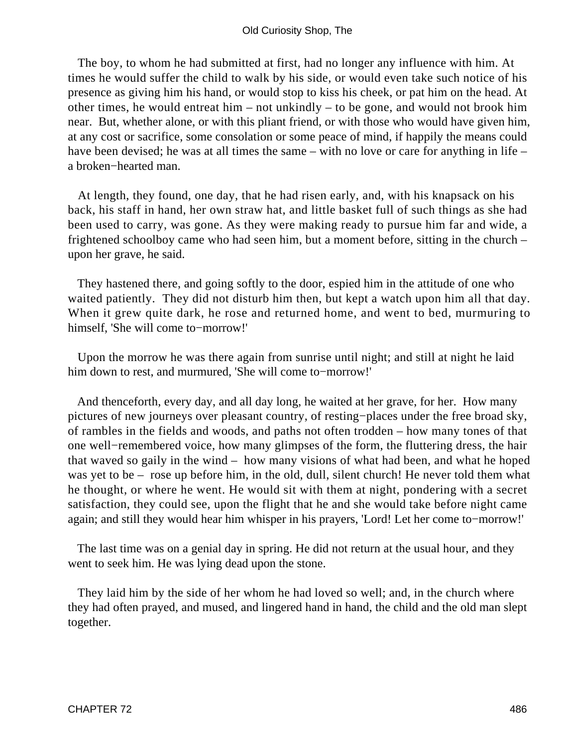The boy, to whom he had submitted at first, had no longer any influence with him. At times he would suffer the child to walk by his side, or would even take such notice of his presence as giving him his hand, or would stop to kiss his cheek, or pat him on the head. At other times, he would entreat him – not unkindly – to be gone, and would not brook him near. But, whether alone, or with this pliant friend, or with those who would have given him, at any cost or sacrifice, some consolation or some peace of mind, if happily the means could have been devised; he was at all times the same – with no love or care for anything in life – a broken−hearted man.

At length, they found, one day, that he had risen early, and, with his knapsack on his back, his staff in hand, her own straw hat, and little basket full of such things as she had been used to carry, was gone. As they were making ready to pursue him far and wide, a frightened schoolboy came who had seen him, but a moment before, sitting in the church – upon her grave, he said.

They hastened there, and going softly to the door, espied him in the attitude of one who waited patiently. They did not disturb him then, but kept a watch upon him all that day. When it grew quite dark, he rose and returned home, and went to bed, murmuring to himself, 'She will come to−morrow!'

Upon the morrow he was there again from sunrise until night; and still at night he laid him down to rest, and murmured, 'She will come to−morrow!'

And thenceforth, every day, and all day long, he waited at her grave, for her. How many pictures of new journeys over pleasant country, of resting−places under the free broad sky, of rambles in the fields and woods, and paths not often trodden – how many tones of that one well−remembered voice, how many glimpses of the form, the fluttering dress, the hair that waved so gaily in the wind – how many visions of what had been, and what he hoped was yet to be – rose up before him, in the old, dull, silent church! He never told them what he thought, or where he went. He would sit with them at night, pondering with a secret satisfaction, they could see, upon the flight that he and she would take before night came again; and still they would hear him whisper in his prayers, 'Lord! Let her come to−morrow!'

The last time was on a genial day in spring. He did not return at the usual hour, and they went to seek him. He was lying dead upon the stone.

They laid him by the side of her whom he had loved so well; and, in the church where they had often prayed, and mused, and lingered hand in hand, the child and the old man slept together.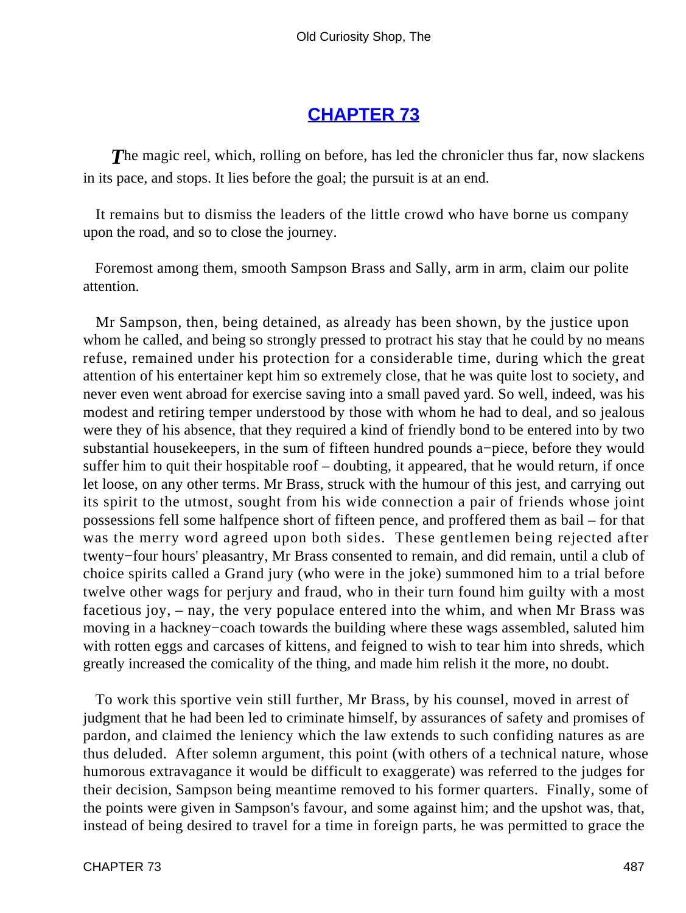# CHAPTER 73

*T*he magic reel, which, rolling on before, has led the chronicler thus far, now slackens in its pace, and stops. It lies before the goal; the pursuit is at an end.

It remains but to dismiss the leaders of the little crowd who have borne us company upon the road, and so to close the journey.

Foremost among them, smooth Sampson Brass and Sally, arm in arm, claim our polite attention.

Mr Sampson, then, being detained, as already has been shown, by the justice upon whom he called, and being so strongly pressed to protract his stay that he could by no means refuse, remained under his protection for a considerable time, during which the great attention of his entertainer kept him so extremely close, that he was quite lost to society, and never even went abroad for exercise saving into a small paved yard. So well, indeed, was his modest and retiring temper understood by those with whom he had to deal, and so jealous were they of his absence, that they required a kind of friendly bond to be entered into by two substantial housekeepers, in the sum of fifteen hundred pounds a−piece, before they would suffer him to quit their hospitable roof – doubting, it appeared, that he would return, if once let loose, on any other terms. Mr Brass, struck with the humour of this jest, and carrying out its spirit to the utmost, sought from his wide connection a pair of friends whose joint possessions fell some halfpence short of fifteen pence, and proffered them as bail – for that was the merry word agreed upon both sides. These gentlemen being rejected after twenty−four hours' pleasantry, Mr Brass consented to remain, and did remain, until a club of choice spirits called a Grand jury (who were in the joke) summoned him to a trial before twelve other wags for perjury and fraud, who in their turn found him guilty with a most facetious joy, – nay, the very populace entered into the whim, and when Mr Brass was moving in a hackney−coach towards the building where these wags assembled, saluted him with rotten eggs and carcases of kittens, and feigned to wish to tear him into shreds, which greatly increased the comicality of the thing, and made him relish it the more, no doubt.

To work this sportive vein still further, Mr Brass, by his counsel, moved in arrest of judgment that he had been led to criminate himself, by assurances of safety and promises of pardon, and claimed the leniency which the law extends to such confiding natures as are thus deluded. After solemn argument, this point (with others of a technical nature, whose humorous extravagance it would be difficult to exaggerate) was referred to the judges for their decision, Sampson being meantime removed to his former quarters. Finally, some of the points were given in Sampson's favour, and some against him; and the upshot was, that, instead of being desired to travel for a time in foreign parts, he was permitted to grace the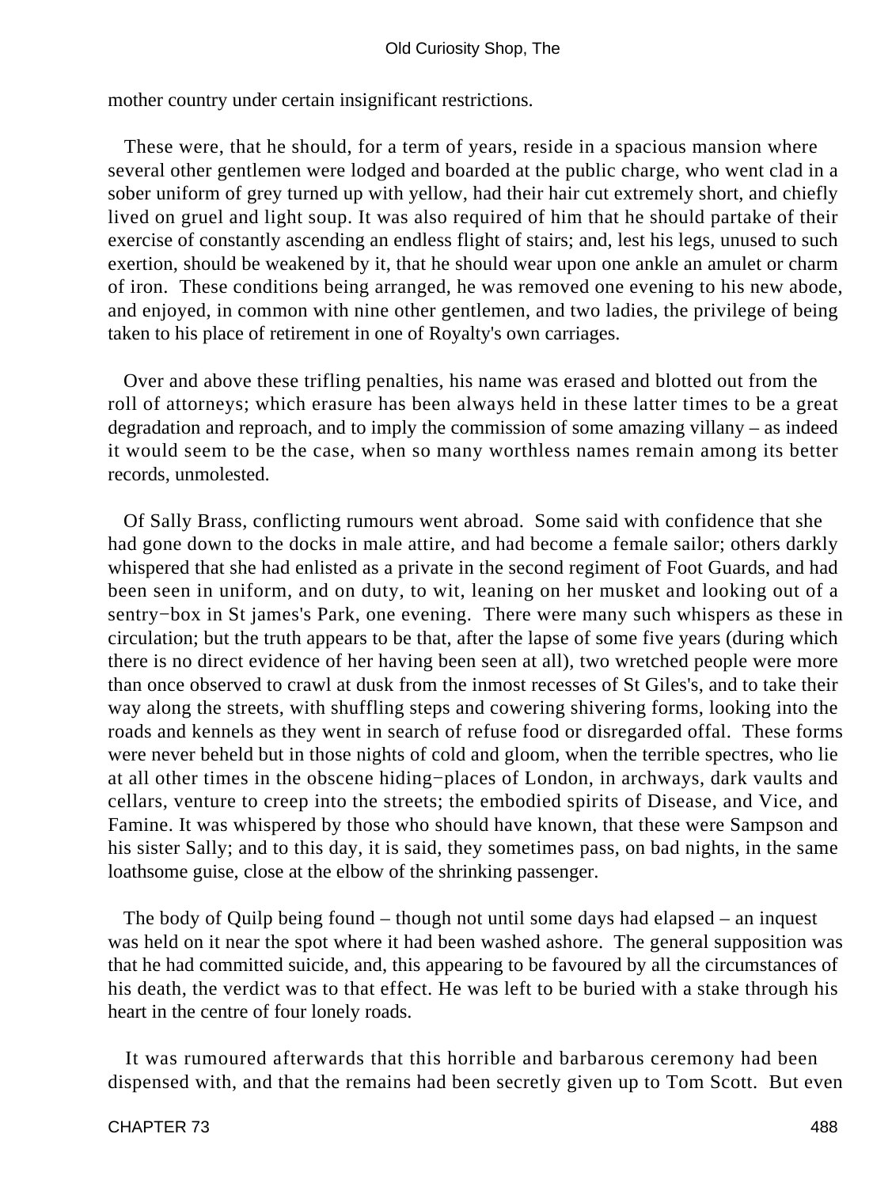mother country under certain insignificant restrictions.

These were, that he should, for a term of years, reside in a spacious mansion where several other gentlemen were lodged and boarded at the public charge, who went clad in a sober uniform of grey turned up with yellow, had their hair cut extremely short, and chiefly lived on gruel and light soup. It was also required of him that he should partake of their exercise of constantly ascending an endless flight of stairs; and, lest his legs, unused to such exertion, should be weakened by it, that he should wear upon one ankle an amulet or charm of iron. These conditions being arranged, he was removed one evening to his new abode, and enjoyed, in common with nine other gentlemen, and two ladies, the privilege of being taken to his place of retirement in one of Royalty's own carriages.

Over and above these trifling penalties, his name was erased and blotted out from the roll of attorneys; which erasure has been always held in these latter times to be a great degradation and reproach, and to imply the commission of some amazing villany – as indeed it would seem to be the case, when so many worthless names remain among its better records, unmolested.

Of Sally Brass, conflicting rumours went abroad. Some said with confidence that she had gone down to the docks in male attire, and had become a female sailor; others darkly whispered that she had enlisted as a private in the second regiment of Foot Guards, and had been seen in uniform, and on duty, to wit, leaning on her musket and looking out of a sentry−box in St james's Park, one evening. There were many such whispers as these in circulation; but the truth appears to be that, after the lapse of some five years (during which there is no direct evidence of her having been seen at all), two wretched people were more than once observed to crawl at dusk from the inmost recesses of St Giles's, and to take their way along the streets, with shuffling steps and cowering shivering forms, looking into the roads and kennels as they went in search of refuse food or disregarded offal. These forms were never beheld but in those nights of cold and gloom, when the terrible spectres, who lie at all other times in the obscene hiding−places of London, in archways, dark vaults and cellars, venture to creep into the streets; the embodied spirits of Disease, and Vice, and Famine. It was whispered by those who should have known, that these were Sampson and his sister Sally; and to this day, it is said, they sometimes pass, on bad nights, in the same loathsome guise, close at the elbow of the shrinking passenger.

The body of Quilp being found – though not until some days had elapsed – an inquest was held on it near the spot where it had been washed ashore. The general supposition was that he had committed suicide, and, this appearing to be favoured by all the circumstances of his death, the verdict was to that effect. He was left to be buried with a stake through his heart in the centre of four lonely roads.

It was rumoured afterwards that this horrible and barbarous ceremony had been dispensed with, and that the remains had been secretly given up to Tom Scott. But even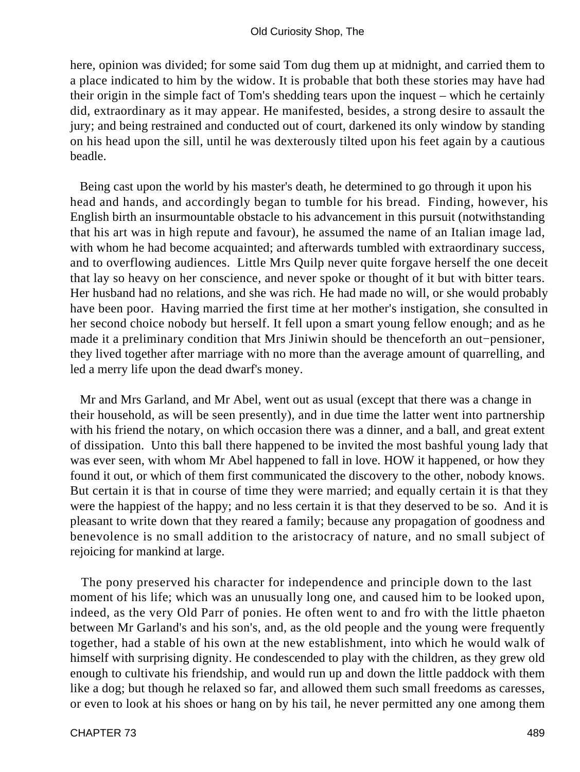here, opinion was divided; for some said Tom dug them up at midnight, and carried them to a place indicated to him by the widow. It is probable that both these stories may have had their origin in the simple fact of Tom's shedding tears upon the inquest – which he certainly did, extraordinary as it may appear. He manifested, besides, a strong desire to assault the jury; and being restrained and conducted out of court, darkened its only window by standing on his head upon the sill, until he was dexterously tilted upon his feet again by a cautious beadle.

Being cast upon the world by his master's death, he determined to go through it upon his head and hands, and accordingly began to tumble for his bread. Finding, however, his English birth an insurmountable obstacle to his advancement in this pursuit (notwithstanding that his art was in high repute and favour), he assumed the name of an Italian image lad, with whom he had become acquainted; and afterwards tumbled with extraordinary success, and to overflowing audiences. Little Mrs Quilp never quite forgave herself the one deceit that lay so heavy on her conscience, and never spoke or thought of it but with bitter tears. Her husband had no relations, and she was rich. He had made no will, or she would probably have been poor. Having married the first time at her mother's instigation, she consulted in her second choice nobody but herself. It fell upon a smart young fellow enough; and as he made it a preliminary condition that Mrs Jiniwin should be thenceforth an out−pensioner, they lived together after marriage with no more than the average amount of quarrelling, and led a merry life upon the dead dwarf's money.

Mr and Mrs Garland, and Mr Abel, went out as usual (except that there was a change in their household, as will be seen presently), and in due time the latter went into partnership with his friend the notary, on which occasion there was a dinner, and a ball, and great extent of dissipation. Unto this ball there happened to be invited the most bashful young lady that was ever seen, with whom Mr Abel happened to fall in love. HOW it happened, or how they found it out, or which of them first communicated the discovery to the other, nobody knows. But certain it is that in course of time they were married; and equally certain it is that they were the happiest of the happy; and no less certain it is that they deserved to be so. And it is pleasant to write down that they reared a family; because any propagation of goodness and benevolence is no small addition to the aristocracy of nature, and no small subject of rejoicing for mankind at large.

The pony preserved his character for independence and principle down to the last moment of his life; which was an unusually long one, and caused him to be looked upon, indeed, as the very Old Parr of ponies. He often went to and fro with the little phaeton between Mr Garland's and his son's, and, as the old people and the young were frequently together, had a stable of his own at the new establishment, into which he would walk of himself with surprising dignity. He condescended to play with the children, as they grew old enough to cultivate his friendship, and would run up and down the little paddock with them like a dog; but though he relaxed so far, and allowed them such small freedoms as caresses, or even to look at his shoes or hang on by his tail, he never permitted any one among them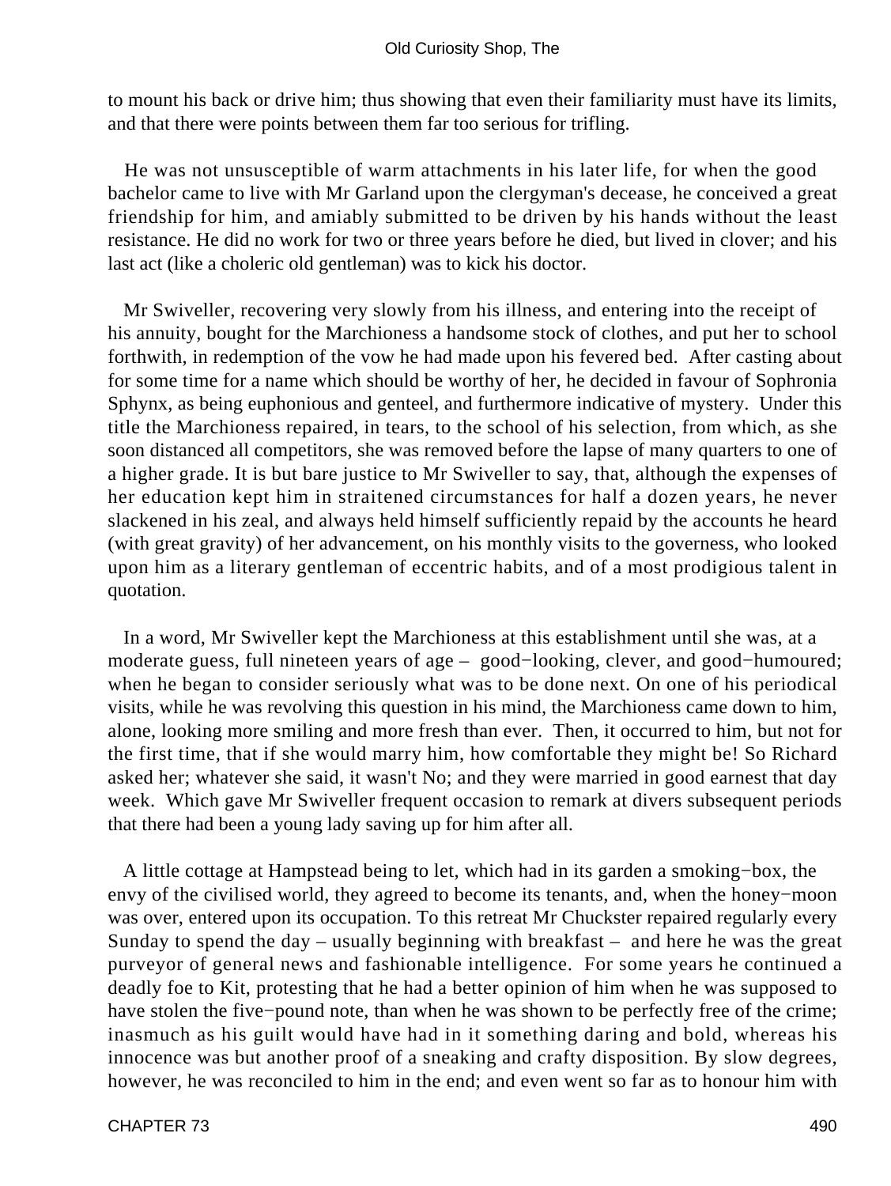to mount his back or drive him; thus showing that even their familiarity must have its limits, and that there were points between them far too serious for trifling.

He was not unsusceptible of warm attachments in his later life, for when the good bachelor came to live with Mr Garland upon the clergyman's decease, he conceived a great friendship for him, and amiably submitted to be driven by his hands without the least resistance. He did no work for two or three years before he died, but lived in clover; and his last act (like a choleric old gentleman) was to kick his doctor.

Mr Swiveller, recovering very slowly from his illness, and entering into the receipt of his annuity, bought for the Marchioness a handsome stock of clothes, and put her to school forthwith, in redemption of the vow he had made upon his fevered bed. After casting about for some time for a name which should be worthy of her, he decided in favour of Sophronia Sphynx, as being euphonious and genteel, and furthermore indicative of mystery. Under this title the Marchioness repaired, in tears, to the school of his selection, from which, as she soon distanced all competitors, she was removed before the lapse of many quarters to one of a higher grade. It is but bare justice to Mr Swiveller to say, that, although the expenses of her education kept him in straitened circumstances for half a dozen years, he never slackened in his zeal, and always held himself sufficiently repaid by the accounts he heard (with great gravity) of her advancement, on his monthly visits to the governess, who looked upon him as a literary gentleman of eccentric habits, and of a most prodigious talent in quotation.

In a word, Mr Swiveller kept the Marchioness at this establishment until she was, at a moderate guess, full nineteen years of age – good−looking, clever, and good−humoured; when he began to consider seriously what was to be done next. On one of his periodical visits, while he was revolving this question in his mind, the Marchioness came down to him, alone, looking more smiling and more fresh than ever. Then, it occurred to him, but not for the first time, that if she would marry him, how comfortable they might be! So Richard asked her; whatever she said, it wasn't No; and they were married in good earnest that day week. Which gave Mr Swiveller frequent occasion to remark at divers subsequent periods that there had been a young lady saving up for him after all.

A little cottage at Hampstead being to let, which had in its garden a smoking−box, the envy of the civilised world, they agreed to become its tenants, and, when the honey−moon was over, entered upon its occupation. To this retreat Mr Chuckster repaired regularly every Sunday to spend the day – usually beginning with breakfast – and here he was the great purveyor of general news and fashionable intelligence. For some years he continued a deadly foe to Kit, protesting that he had a better opinion of him when he was supposed to have stolen the five−pound note, than when he was shown to be perfectly free of the crime; inasmuch as his guilt would have had in it something daring and bold, whereas his innocence was but another proof of a sneaking and crafty disposition. By slow degrees, however, he was reconciled to him in the end; and even went so far as to honour him with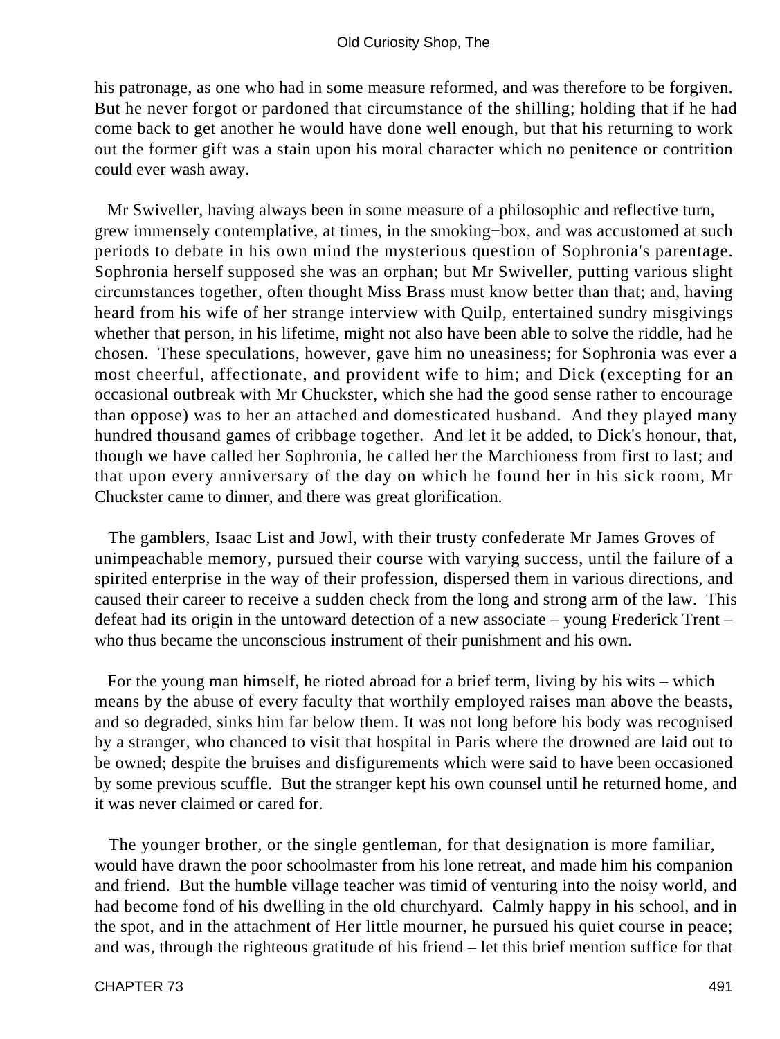his patronage, as one who had in some measure reformed, and was therefore to be forgiven. But he never forgot or pardoned that circumstance of the shilling; holding that if he had come back to get another he would have done well enough, but that his returning to work out the former gift was a stain upon his moral character which no penitence or contrition could ever wash away.

Mr Swiveller, having always been in some measure of a philosophic and reflective turn, grew immensely contemplative, at times, in the smoking−box, and was accustomed at such periods to debate in his own mind the mysterious question of Sophronia's parentage. Sophronia herself supposed she was an orphan; but Mr Swiveller, putting various slight circumstances together, often thought Miss Brass must know better than that; and, having heard from his wife of her strange interview with Quilp, entertained sundry misgivings whether that person, in his lifetime, might not also have been able to solve the riddle, had he chosen. These speculations, however, gave him no uneasiness; for Sophronia was ever a most cheerful, affectionate, and provident wife to him; and Dick (excepting for an occasional outbreak with Mr Chuckster, which she had the good sense rather to encourage than oppose) was to her an attached and domesticated husband. And they played many hundred thousand games of cribbage together. And let it be added, to Dick's honour, that, though we have called her Sophronia, he called her the Marchioness from first to last; and that upon every anniversary of the day on which he found her in his sick room, Mr Chuckster came to dinner, and there was great glorification.

The gamblers, Isaac List and Jowl, with their trusty confederate Mr James Groves of unimpeachable memory, pursued their course with varying success, until the failure of a spirited enterprise in the way of their profession, dispersed them in various directions, and caused their career to receive a sudden check from the long and strong arm of the law. This defeat had its origin in the untoward detection of a new associate – young Frederick Trent – who thus became the unconscious instrument of their punishment and his own.

For the young man himself, he rioted abroad for a brief term, living by his wits – which means by the abuse of every faculty that worthily employed raises man above the beasts, and so degraded, sinks him far below them. It was not long before his body was recognised by a stranger, who chanced to visit that hospital in Paris where the drowned are laid out to be owned; despite the bruises and disfigurements which were said to have been occasioned by some previous scuffle. But the stranger kept his own counsel until he returned home, and it was never claimed or cared for.

The younger brother, or the single gentleman, for that designation is more familiar, would have drawn the poor schoolmaster from his lone retreat, and made him his companion and friend. But the humble village teacher was timid of venturing into the noisy world, and had become fond of his dwelling in the old churchyard. Calmly happy in his school, and in the spot, and in the attachment of Her little mourner, he pursued his quiet course in peace; and was, through the righteous gratitude of his friend – let this brief mention suffice for that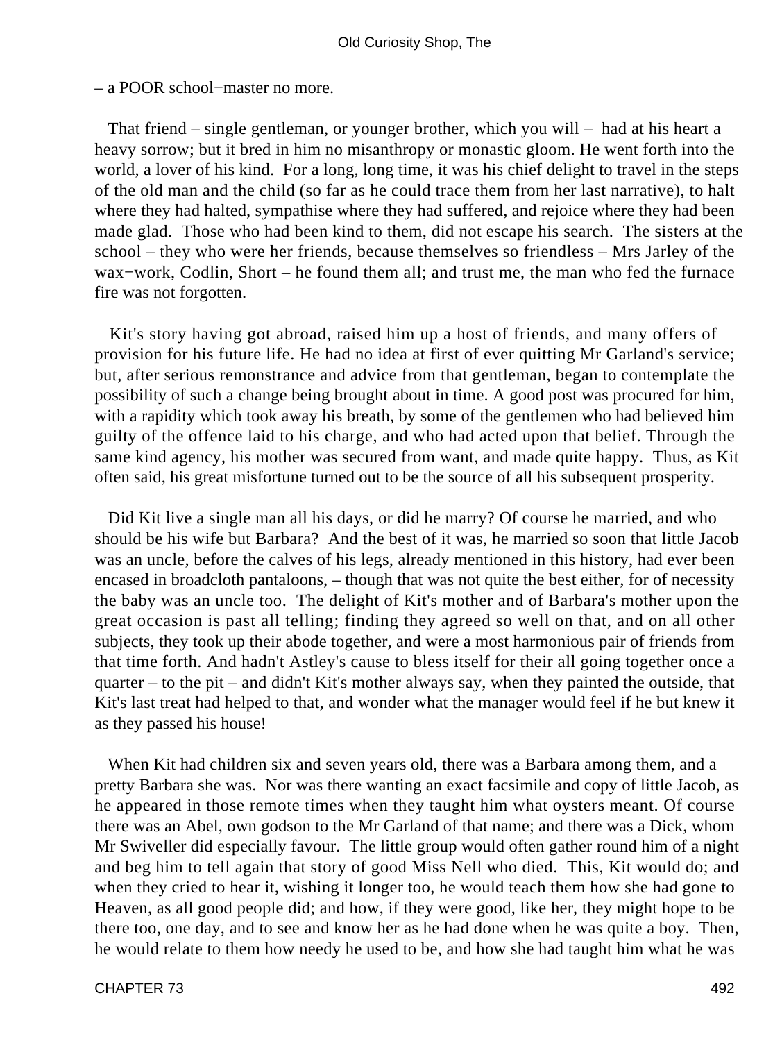– a POOR school−master no more.

That friend – single gentleman, or younger brother, which you will – had at his heart a heavy sorrow; but it bred in him no misanthropy or monastic gloom. He went forth into the world, a lover of his kind. For a long, long time, it was his chief delight to travel in the steps of the old man and the child (so far as he could trace them from her last narrative), to halt where they had halted, sympathise where they had suffered, and rejoice where they had been made glad. Those who had been kind to them, did not escape his search. The sisters at the school – they who were her friends, because themselves so friendless – Mrs Jarley of the wax−work, Codlin, Short – he found them all; and trust me, the man who fed the furnace fire was not forgotten.

Kit's story having got abroad, raised him up a host of friends, and many offers of provision for his future life. He had no idea at first of ever quitting Mr Garland's service; but, after serious remonstrance and advice from that gentleman, began to contemplate the possibility of such a change being brought about in time. A good post was procured for him, with a rapidity which took away his breath, by some of the gentlemen who had believed him guilty of the offence laid to his charge, and who had acted upon that belief. Through the same kind agency, his mother was secured from want, and made quite happy. Thus, as Kit often said, his great misfortune turned out to be the source of all his subsequent prosperity.

Did Kit live a single man all his days, or did he marry? Of course he married, and who should be his wife but Barbara? And the best of it was, he married so soon that little Jacob was an uncle, before the calves of his legs, already mentioned in this history, had ever been encased in broadcloth pantaloons, – though that was not quite the best either, for of necessity the baby was an uncle too. The delight of Kit's mother and of Barbara's mother upon the great occasion is past all telling; finding they agreed so well on that, and on all other subjects, they took up their abode together, and were a most harmonious pair of friends from that time forth. And hadn't Astley's cause to bless itself for their all going together once a quarter – to the pit – and didn't Kit's mother always say, when they painted the outside, that Kit's last treat had helped to that, and wonder what the manager would feel if he but knew it as they passed his house!

When Kit had children six and seven years old, there was a Barbara among them, and a pretty Barbara she was. Nor was there wanting an exact facsimile and copy of little Jacob, as he appeared in those remote times when they taught him what oysters meant. Of course there was an Abel, own godson to the Mr Garland of that name; and there was a Dick, whom Mr Swiveller did especially favour. The little group would often gather round him of a night and beg him to tell again that story of good Miss Nell who died. This, Kit would do; and when they cried to hear it, wishing it longer too, he would teach them how she had gone to Heaven, as all good people did; and how, if they were good, like her, they might hope to be there too, one day, and to see and know her as he had done when he was quite a boy. Then, he would relate to them how needy he used to be, and how she had taught him what he was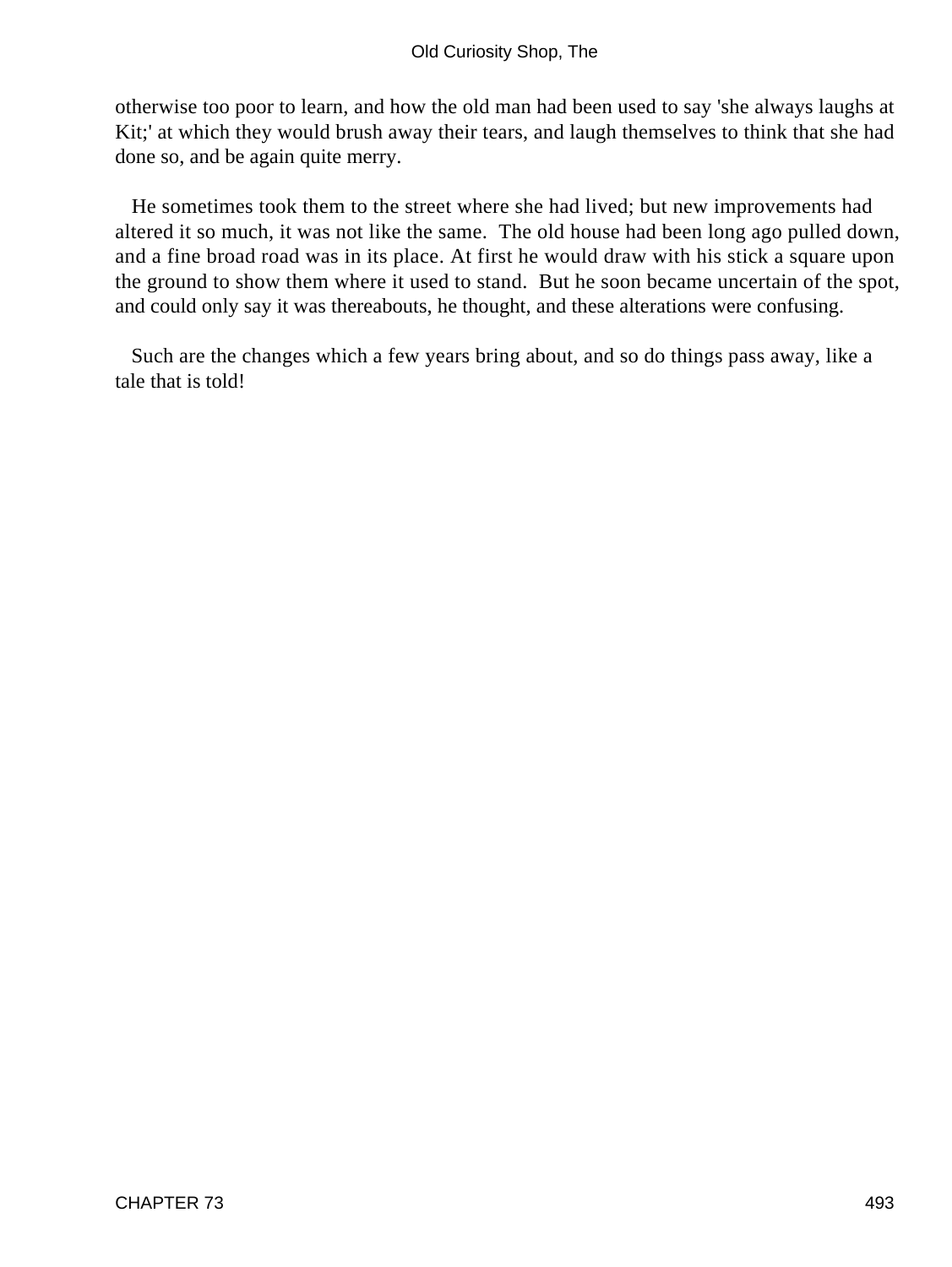otherwise too poor to learn, and how the old man had been used to say 'she always laughs at Kit;' at which they would brush away their tears, and laugh themselves to think that she had done so, and be again quite merry.

He sometimes took them to the street where she had lived; but new improvements had altered it so much, it was not like the same. The old house had been long ago pulled down, and a fine broad road was in its place. At first he would draw with his stick a square upon the ground to show them where it used to stand. But he soon became uncertain of the spot, and could only say it was thereabouts, he thought, and these alterations were confusing.

Such are the changes which a few years bring about, and so do things pass away, like a tale that is told!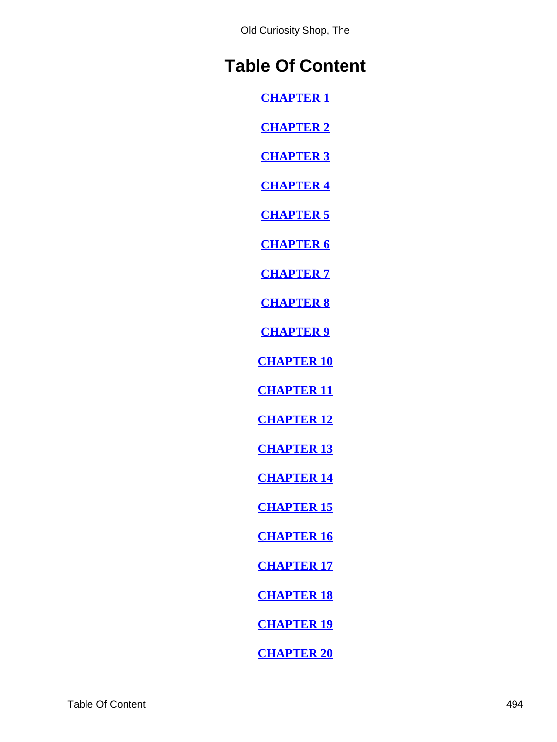# Table Of Content

CHAPTER 1

CHAPTER 2

CHAPTER 3

CHAPTER 4

CHAPTER 5

CHAPTER 6

CHAPTER 7

CHAPTER 8

CHAPTER 9

CHAPTER 10

CHAPTER 11

CHAPTER 12

CHAPTER 13

CHAPTER 14

CHAPTER 15

CHAPTER 16

CHAPTER 17

CHAPTER 18

CHAPTER 19

CHAPTER 20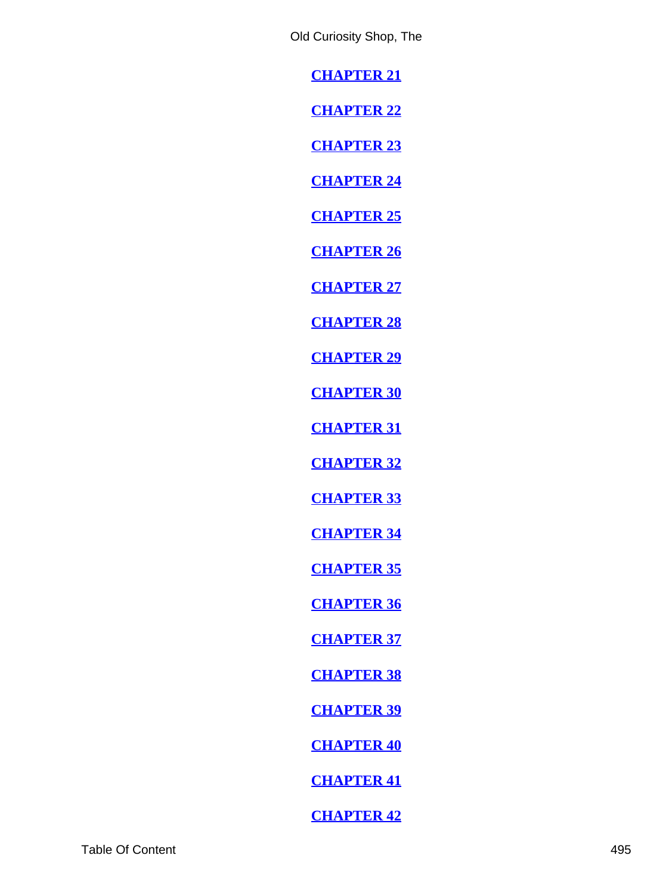**CHAPTER 21**

**CHAPTER 22**

**CHAPTER 23**

**CHAPTER 24**

**CHAPTER 25**

**CHAPTER 26**

**CHAPTER 27**

**CHAPTER 28**

**CHAPTER 29**

**CHAPTER 30**

**CHAPTER 31**

**CHAPTER 32**

**CHAPTER 33**

**CHAPTER 34**

**CHAPTER 35**

**CHAPTER 36**

**CHAPTER 37**

**CHAPTER 38**

**CHAPTER 39**

**CHAPTER 40**

**CHAPTER 41**

**CHAPTER 42**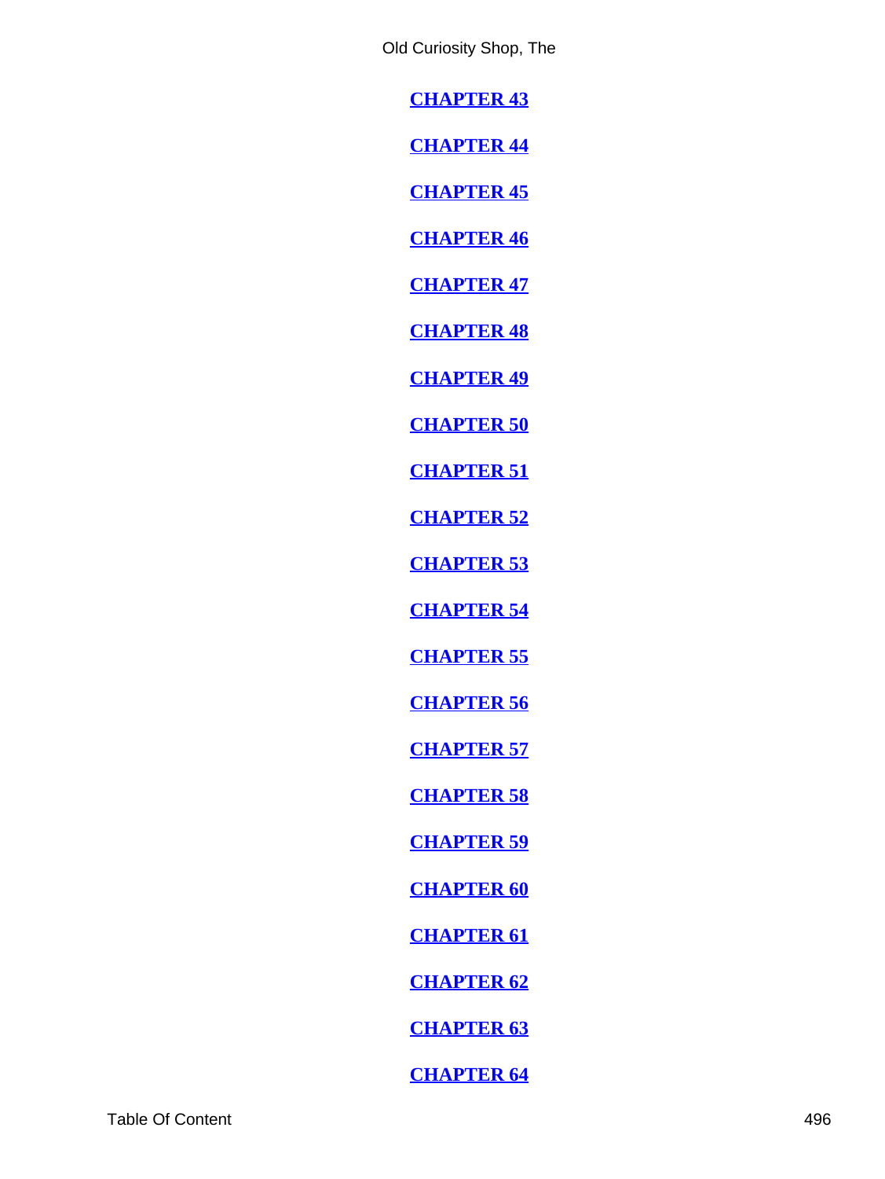**CHAPTER 43**

**CHAPTER 44**

**CHAPTER 45**

**CHAPTER 46**

**CHAPTER 47**

**CHAPTER 48**

**CHAPTER 49**

**CHAPTER 50**

**CHAPTER 51**

**CHAPTER 52**

**CHAPTER 53**

**CHAPTER 54**

**CHAPTER 55**

**CHAPTER 56**

**CHAPTER 57**

**CHAPTER 58**

**CHAPTER 59**

**CHAPTER 60**

**CHAPTER 61**

**CHAPTER 62**

**CHAPTER 63**

**CHAPTER 64**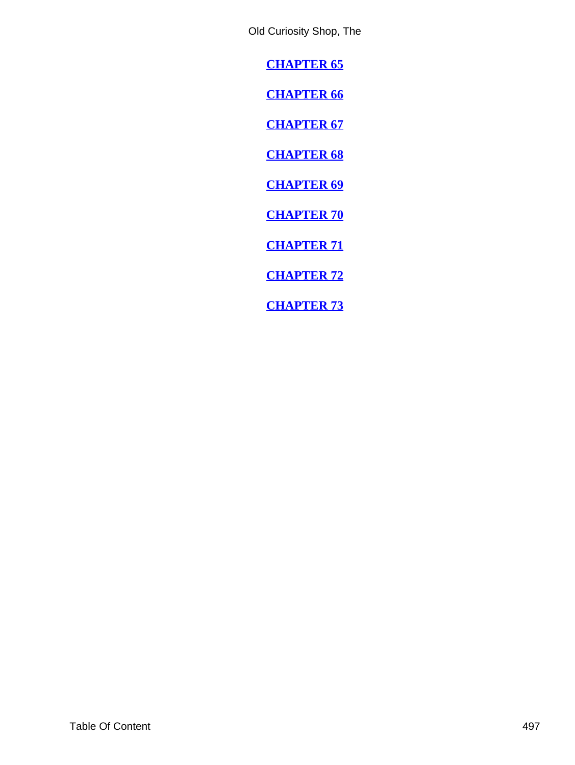**CHAPTER 65**

**CHAPTER 66**

**CHAPTER 67**

**CHAPTER 68**

**CHAPTER 69**

**CHAPTER 70**

**CHAPTER 71**

**CHAPTER 72**

**CHAPTER 73**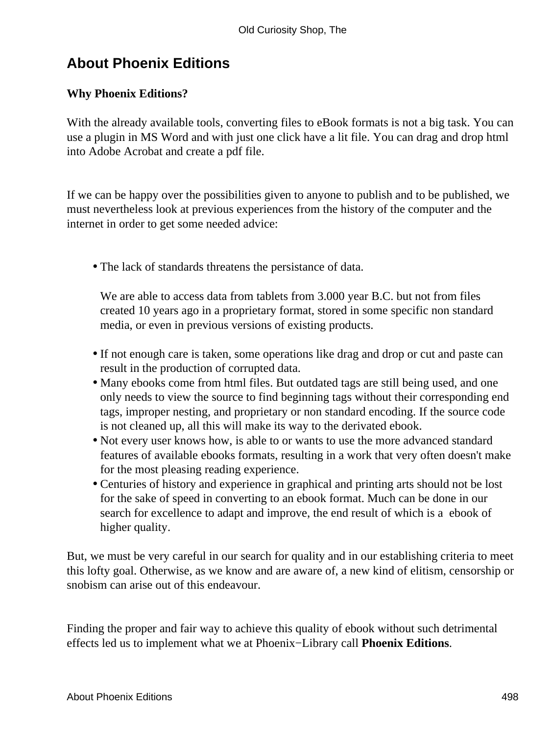## About Phoenix Editions

**Why Phoenix Editions?**

With the already available tools, converting files to eBook formats is not a big task. You can use a plugin in MS Word and with just one click have a lit file. You can drag and drop html into Adobe Acrobat and create a pdf file.

If we can be happy over the possibilities given to anyone to publish and to be published, we must nevertheless look at previous experiences from the history of the computer and the internet in order to get some needed advice:

- The lack of standards threatens the persistance of data.

  We are able to access data from tablets from 3.000 year B.C. but not from files created 10 years ago in a proprietary format, stored in some specific non standard media, or even in previous versions of existing products.
- If not enough care is taken, some operations like drag and drop or cut and paste can result in the production of corrupted data.
- Many ebooks come from html files. But outdated tags are still being used, and one only needs to view the source to find beginning tags without their corresponding end tags, improper nesting, and proprietary or non standard encoding. If the source code is not cleaned up, all this will make its way to the derivated ebook.
- Not every user knows how, is able to or wants to use the more advanced standard features of available ebooks formats, resulting in a work that very often doesn't make for the most pleasing reading experience.
- Centuries of history and experience in graphical and printing arts should not be lost for the sake of speed in converting to an ebook format. Much can be done in our search for excellence to adapt and improve, the end result of which is a ebook of higher quality.

But, we must be very careful in our search for quality and in our establishing criteria to meet this lofty goal. Otherwise, as we know and are aware of, a new kind of elitism, censorship or snobism can arise out of this endeavour.

Finding the proper and fair way to achieve this quality of ebook without such detrimental effects led us to implement what we at Phoenix−Library call **Phoenix Editions**.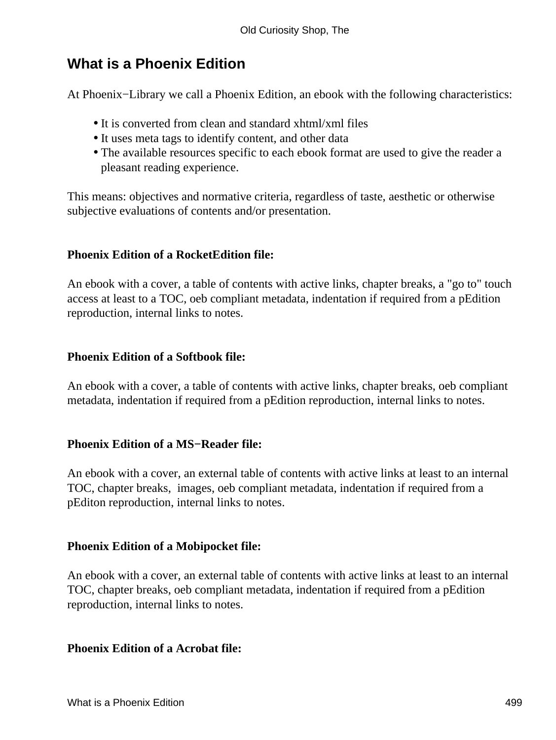## What is a Phoenix Edition

At Phoenix−Library we call a Phoenix Edition, an ebook with the following characteristics:

- It is converted from clean and standard xhtml/xml files
- It uses meta tags to identify content, and other data
- The available resources specific to each ebook format are used to give the reader a pleasant reading experience.

This means: objectives and normative criteria, regardless of taste, aesthetic or otherwise subjective evaluations of contents and/or presentation.

**Phoenix Edition of a RocketEdition file:**

An ebook with a cover, a table of contents with active links, chapter breaks, a "go to" touch access at least to a TOC, oeb compliant metadata, indentation if required from a pEdition reproduction, internal links to notes.

**Phoenix Edition of a Softbook file:**

An ebook with a cover, a table of contents with active links, chapter breaks, oeb compliant metadata, indentation if required from a pEdition reproduction, internal links to notes.

**Phoenix Edition of a MS−Reader file:**

An ebook with a cover, an external table of contents with active links at least to an internal TOC, chapter breaks, images, oeb compliant metadata, indentation if required from a pEditon reproduction, internal links to notes.

**Phoenix Edition of a Mobipocket file:**

An ebook with a cover, an external table of contents with active links at least to an internal TOC, chapter breaks, oeb compliant metadata, indentation if required from a pEdition reproduction, internal links to notes.

**Phoenix Edition of a Acrobat file:**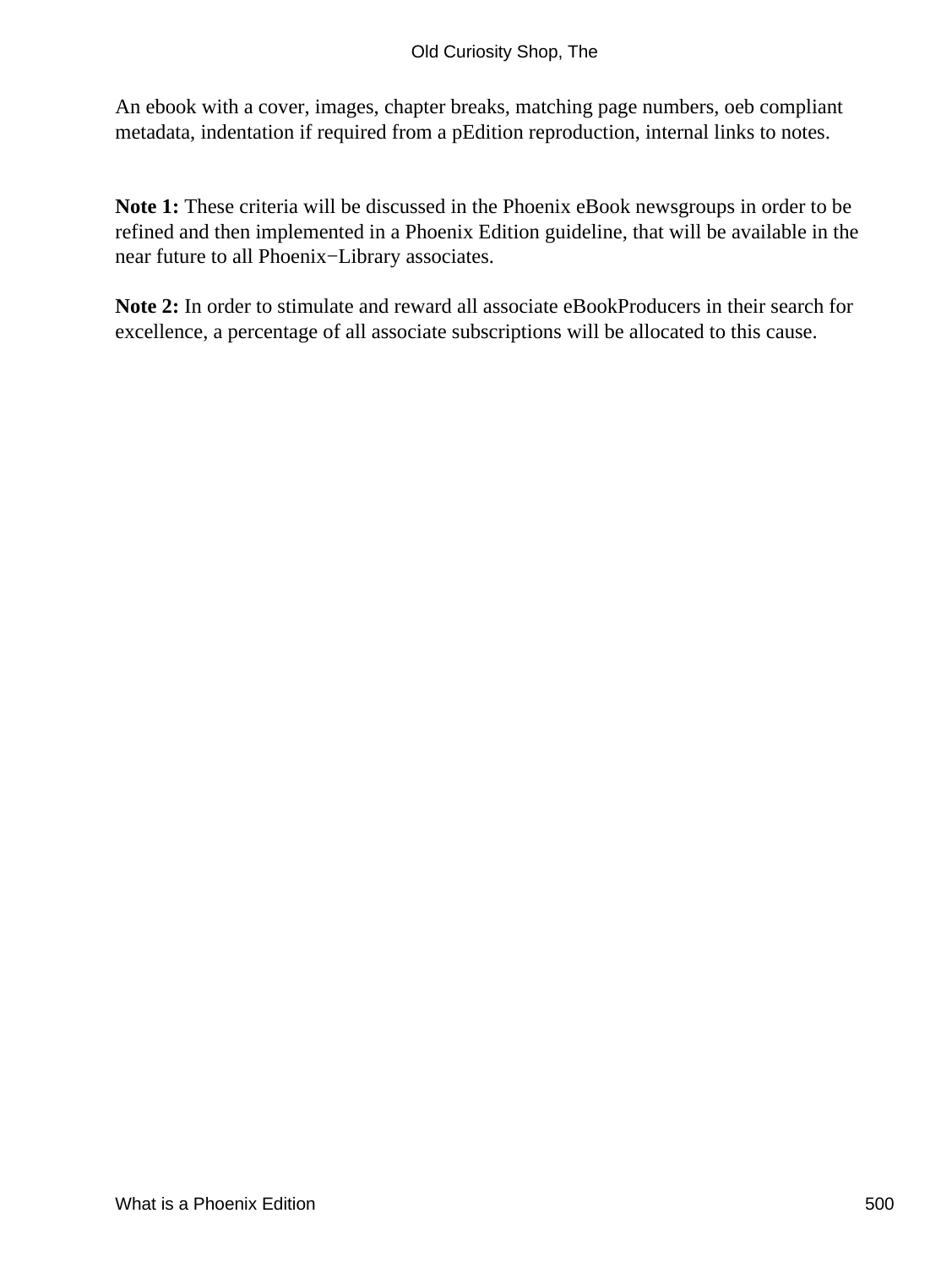An ebook with a cover, images, chapter breaks, matching page numbers, oeb compliant metadata, indentation if required from a pEdition reproduction, internal links to notes.

**Note 1:** These criteria will be discussed in the Phoenix eBook newsgroups in order to be refined and then implemented in a Phoenix Edition guideline, that will be available in the near future to all Phoenix−Library associates.

**Note 2:** In order to stimulate and reward all associate eBookProducers in their search for excellence, a percentage of all associate subscriptions will be allocated to this cause.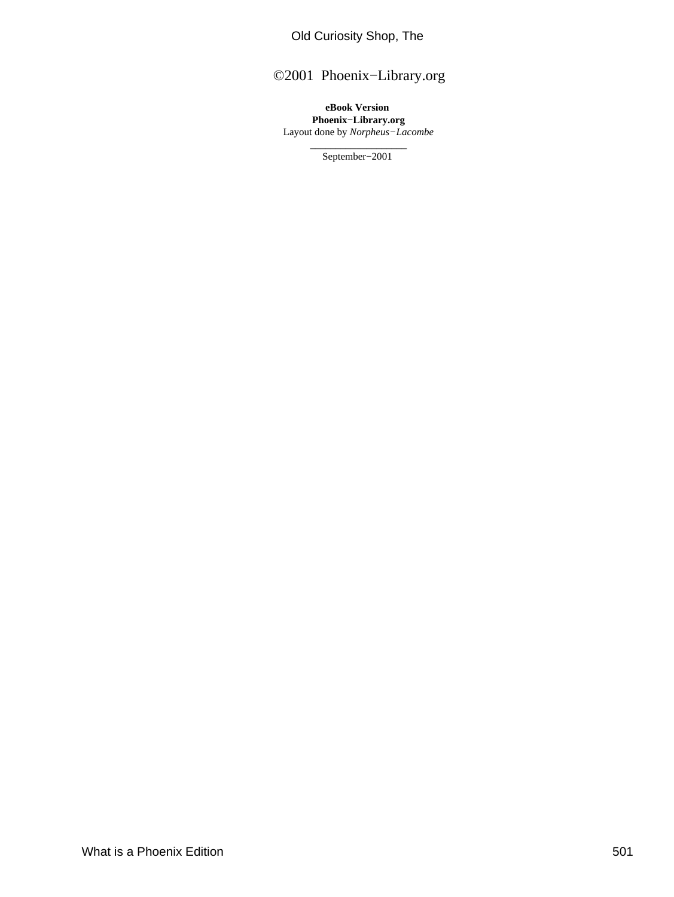©2001 Phoenix−Library.org

**eBook Version**
**Phoenix−Library.org**
Layout done by *Norpheus−Lacombe*

___________________

September−2001